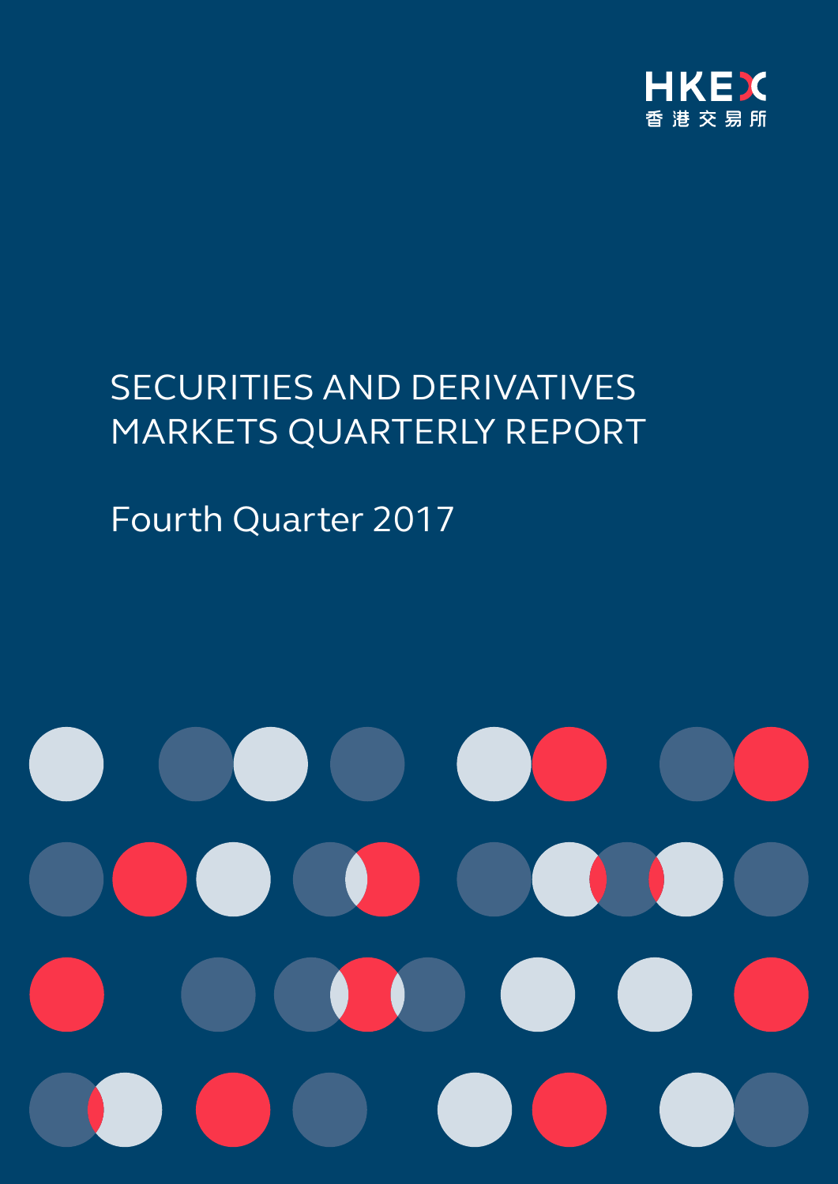HKEX

香港交易所

# SECURITIES AND DERIVATIVES MARKETS QUARTERLY REPORT

## Fourth Quarter 2017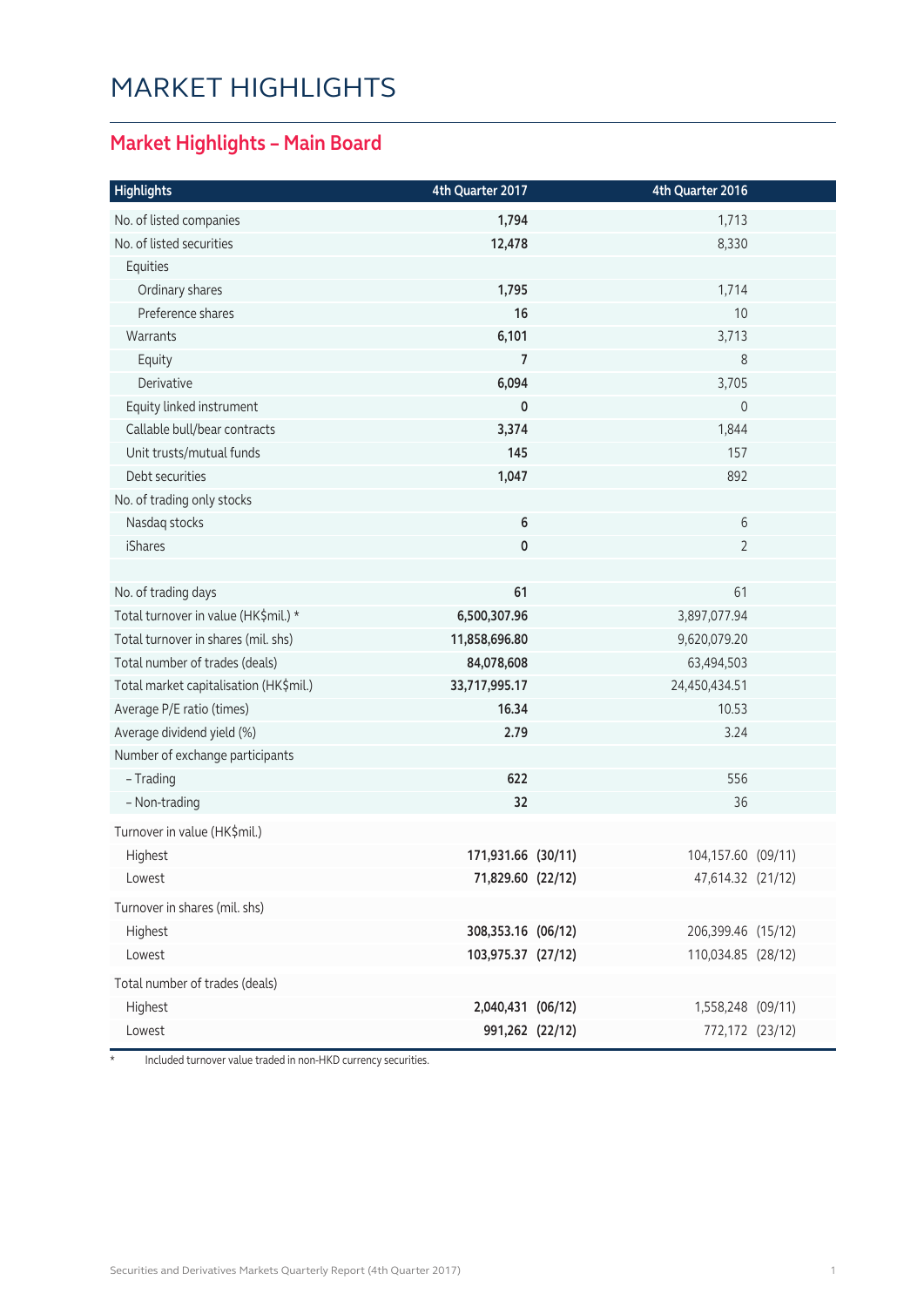# MARKET HIGHLIGHTS

## Market Highlights – Main Board

| Highlights | 4th Quarter 2017 | | 4th Quarter 2016 | |
|---|---|---|---|---|
| No. of listed companies | **1,794** | | 1,713 | |
| No. of listed securities | **12,478** | | 8,330 | |
| Equities | | | | |
| Ordinary shares | **1,795** | | 1,714 | |
| Preference shares | **16** | | 10 | |
| Warrants | **6,101** | | 3,713 | |
| Equity | **7** | | 8 | |
| Derivative | **6,094** | | 3,705 | |
| Equity linked instrument | **0** | | 0 | |
| Callable bull/bear contracts | **3,374** | | 1,844 | |
| Unit trusts/mutual funds | **145** | | 157 | |
| Debt securities | **1,047** | | 892 | |
| No. of trading only stocks | | | | |
| Nasdaq stocks | **6** | | 6 | |
| iShares | **0** | | 2 | |
| | | | | |
| No. of trading days | **61** | | 61 | |
| Total turnover in value (HK$mil.) * | **6,500,307.96** | | 3,897,077.94 | |
| Total turnover in shares (mil. shs) | **11,858,696.80** | | 9,620,079.20 | |
| Total number of trades (deals) | **84,078,608** | | 63,494,503 | |
| Total market capitalisation (HK$mil.) | **33,717,995.17** | | 24,450,434.51 | |
| Average P/E ratio (times) | **16.34** | | 10.53 | |
| Average dividend yield (%) | **2.79** | | 3.24 | |
| Number of exchange participants | | | | |
| – Trading | **622** | | 556 | |
| – Non-trading | **32** | | 36 | |
| Turnover in value (HK$mil.) | | | | |
| Highest | **171,931.66** | **(30/11)** | 104,157.60 | (09/11) |
| Lowest | **71,829.60** | **(22/12)** | 47,614.32 | (21/12) |
| Turnover in shares (mil. shs) | | | | |
| Highest | **308,353.16** | **(06/12)** | 206,399.46 | (15/12) |
| Lowest | **103,975.37** | **(27/12)** | 110,034.85 | (28/12) |
| Total number of trades (deals) | | | | |
| Highest | **2,040,431** | **(06/12)** | 1,558,248 | (09/11) |
| Lowest | **991,262** | **(22/12)** | 772,172 | (23/12) |

* Included turnover value traded in non-HKD currency securities.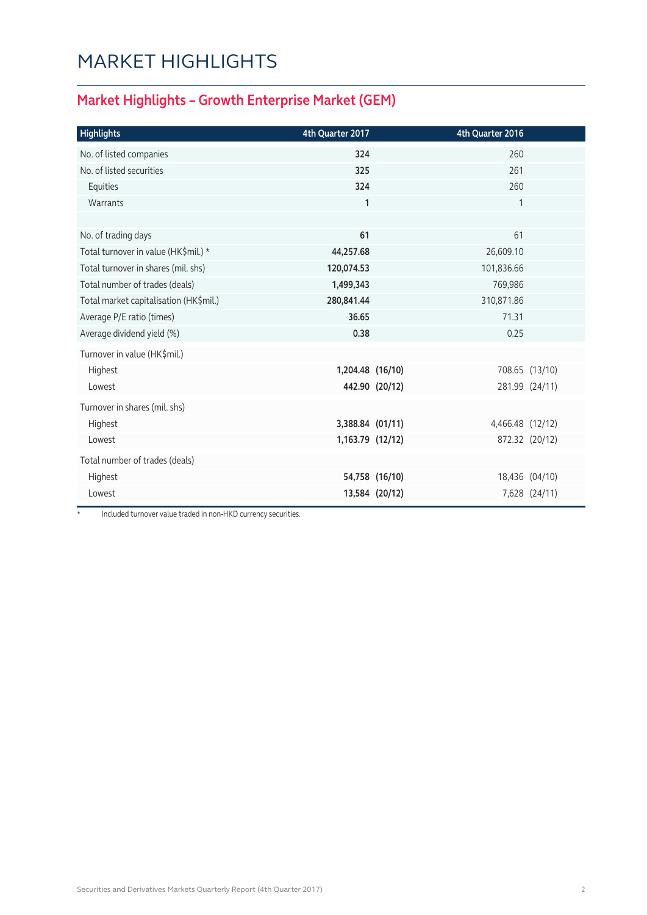# MARKET HIGHLIGHTS

## Market Highlights – Growth Enterprise Market (GEM)

| Highlights | 4th Quarter 2017 | | 4th Quarter 2016 | |
|---|---|---|---|---|
| No. of listed companies | **324** | | 260 | |
| No. of listed securities | **325** | | 261 | |
| Equities | **324** | | 260 | |
| Warrants | **1** | | 1 | |
| | | | | |
| No. of trading days | **61** | | 61 | |
| Total turnover in value (HK$mil.) * | **44,257.68** | | 26,609.10 | |
| Total turnover in shares (mil. shs) | **120,074.53** | | 101,836.66 | |
| Total number of trades (deals) | **1,499,343** | | 769,986 | |
| Total market capitalisation (HK$mil.) | **280,841.44** | | 310,871.86 | |
| Average P/E ratio (times) | **36.65** | | 71.31 | |
| Average dividend yield (%) | **0.38** | | 0.25 | |
| Turnover in value (HK$mil.) | | | | |
| Highest | **1,204.48** | **(16/10)** | 708.65 | (13/10) |
| Lowest | **442.90** | **(20/12)** | 281.99 | (24/11) |
| Turnover in shares (mil. shs) | | | | |
| Highest | **3,388.84** | **(01/11)** | 4,466.48 | (12/12) |
| Lowest | **1,163.79** | **(12/12)** | 872.32 | (20/12) |
| Total number of trades (deals) | | | | |
| Highest | **54,758** | **(16/10)** | 18,436 | (04/10) |
| Lowest | **13,584** | **(20/12)** | 7,628 | (24/11) |

* Included turnover value traded in non-HKD currency securities.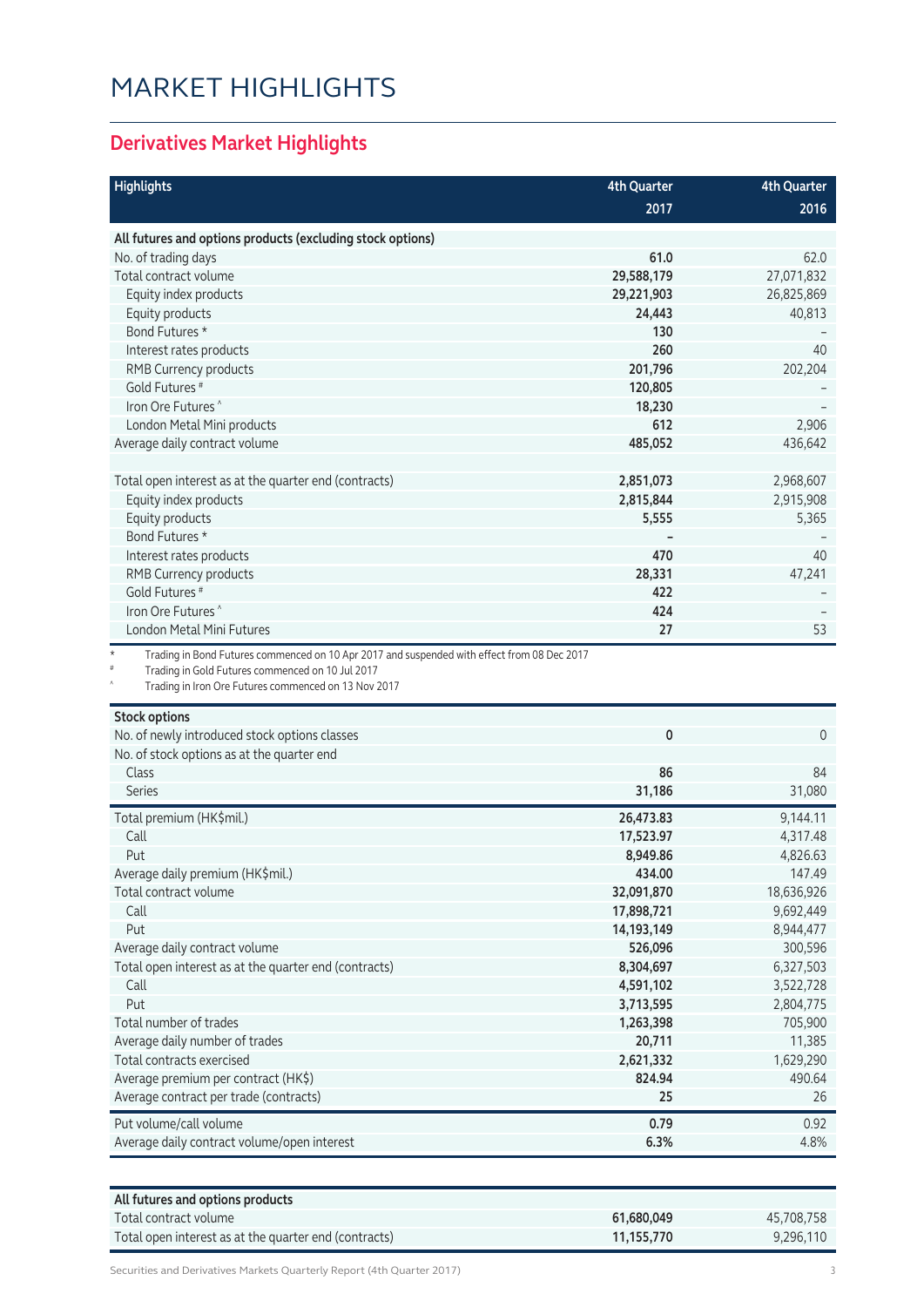# MARKET HIGHLIGHTS

## Derivatives Market Highlights

| Highlights | 4th Quarter 2017 | 4th Quarter 2016 |
|---|---|---|
| **All futures and options products (excluding stock options)** | | |
| No. of trading days | **61.0** | 62.0 |
| Total contract volume | **29,588,179** | 27,071,832 |
| Equity index products | **29,221,903** | 26,825,869 |
| Equity products | **24,443** | 40,813 |
| Bond Futures * | **130** | – |
| Interest rates products | **260** | 40 |
| RMB Currency products | **201,796** | 202,204 |
| Gold Futures # | **120,805** | – |
| Iron Ore Futures ^ | **18,230** | – |
| London Metal Mini products | **612** | 2,906 |
| Average daily contract volume | **485,052** | 436,642 |
| | | |
| Total open interest as at the quarter end (contracts) | **2,851,073** | 2,968,607 |
| Equity index products | **2,815,844** | 2,915,908 |
| Equity products | **5,555** | 5,365 |
| Bond Futures * | **–** | – |
| Interest rates products | **470** | 40 |
| RMB Currency products | **28,331** | 47,241 |
| Gold Futures # | **422** | – |
| Iron Ore Futures ^ | **424** | – |
| London Metal Mini Futures | **27** | 53 |

\* Trading in Bond Futures commenced on 10 Apr 2017 and suspended with effect from 08 Dec 2017

\# Trading in Gold Futures commenced on 10 Jul 2017

^ Trading in Iron Ore Futures commenced on 13 Nov 2017

| Stock options | 4th Quarter 2017 | 4th Quarter 2016 |
|---|---|---|
| No. of newly introduced stock options classes | **0** | 0 |
| No. of stock options as at the quarter end | | |
| Class | **86** | 84 |
| Series | **31,186** | 31,080 |
| Total premium (HK$mil.) | **26,473.83** | 9,144.11 |
| Call | **17,523.97** | 4,317.48 |
| Put | **8,949.86** | 4,826.63 |
| Average daily premium (HK$mil.) | **434.00** | 147.49 |
| Total contract volume | **32,091,870** | 18,636,926 |
| Call | **17,898,721** | 9,692,449 |
| Put | **14,193,149** | 8,944,477 |
| Average daily contract volume | **526,096** | 300,596 |
| Total open interest as at the quarter end (contracts) | **8,304,697** | 6,327,503 |
| Call | **4,591,102** | 3,522,728 |
| Put | **3,713,595** | 2,804,775 |
| Total number of trades | **1,263,398** | 705,900 |
| Average daily number of trades | **20,711** | 11,385 |
| Total contracts exercised | **2,621,332** | 1,629,290 |
| Average premium per contract (HK$) | **824.94** | 490.64 |
| Average contract per trade (contracts) | **25** | 26 |
| Put volume/call volume | **0.79** | 0.92 |
| Average daily contract volume/open interest | **6.3%** | 4.8% |

| All futures and options products | 4th Quarter 2017 | 4th Quarter 2016 |
|---|---|---|
| Total contract volume | **61,680,049** | 45,708,758 |
| Total open interest as at the quarter end (contracts) | **11,155,770** | 9,296,110 |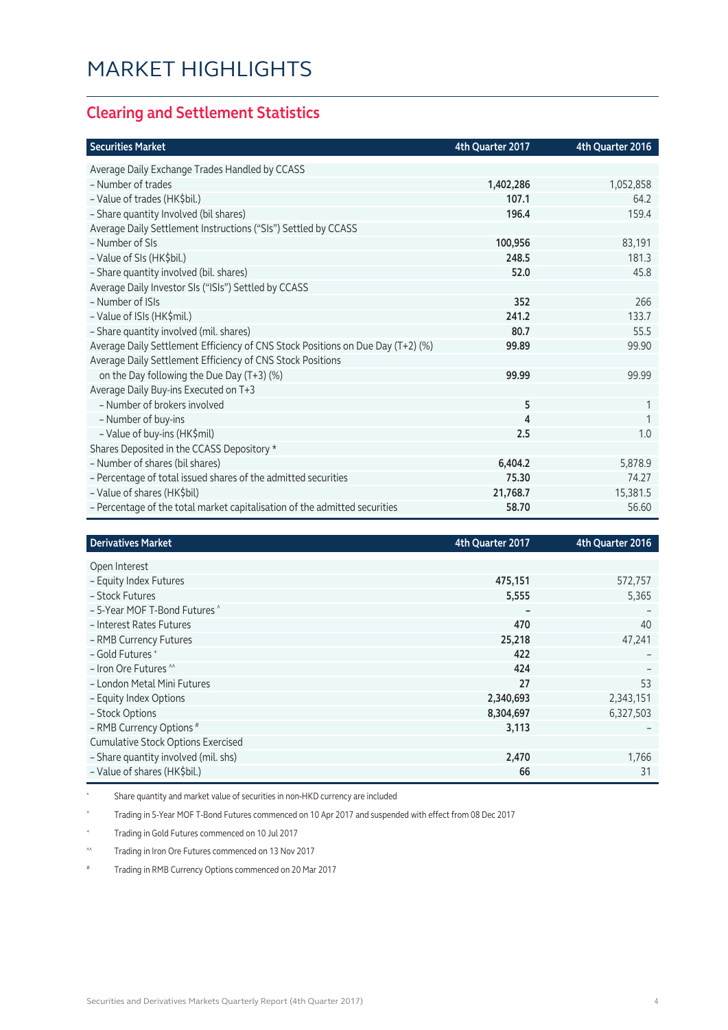# MARKET HIGHLIGHTS

## Clearing and Settlement Statistics

| Securities Market | 4th Quarter 2017 | 4th Quarter 2016 |
|---|---|---|
| Average Daily Exchange Trades Handled by CCASS | | |
| – Number of trades | **1,402,286** | 1,052,858 |
| – Value of trades (HK$bil.) | **107.1** | 64.2 |
| – Share quantity Involved (bil shares) | **196.4** | 159.4 |
| Average Daily Settlement Instructions ("SIs") Settled by CCASS | | |
| – Number of SIs | **100,956** | 83,191 |
| – Value of SIs (HK$bil.) | **248.5** | 181.3 |
| – Share quantity involved (bil. shares) | **52.0** | 45.8 |
| Average Daily Investor SIs ("ISIs") Settled by CCASS | | |
| – Number of ISIs | **352** | 266 |
| – Value of ISIs (HK$mil.) | **241.2** | 133.7 |
| – Share quantity involved (mil. shares) | **80.7** | 55.5 |
| Average Daily Settlement Efficiency of CNS Stock Positions on Due Day (T+2) (%) | **99.89** | 99.90 |
| Average Daily Settlement Efficiency of CNS Stock Positions on the Day following the Due Day (T+3) (%) | **99.99** | 99.99 |
| Average Daily Buy-ins Executed on T+3 | | |
| – Number of brokers involved | **5** | 1 |
| – Number of buy-ins | **4** | 1 |
| – Value of buy-ins (HK$mil) | **2.5** | 1.0 |
| Shares Deposited in the CCASS Depository * | | |
| – Number of shares (bil shares) | **6,404.2** | 5,878.9 |
| – Percentage of total issued shares of the admitted securities | **75.30** | 74.27 |
| – Value of shares (HK$bil) | **21,768.7** | 15,381.5 |
| – Percentage of the total market capitalisation of the admitted securities | **58.70** | 56.60 |

| Derivatives Market | 4th Quarter 2017 | 4th Quarter 2016 |
|---|---|---|
| Open Interest | | |
| – Equity Index Futures | **475,151** | 572,757 |
| – Stock Futures | **5,555** | 5,365 |
| – 5-Year MOF T-Bond Futures ^ | **–** | – |
| – Interest Rates Futures | **470** | 40 |
| – RMB Currency Futures | **25,218** | 47,241 |
| – Gold Futures + | **422** | – |
| – Iron Ore Futures ^^ | **424** | – |
| – London Metal Mini Futures | **27** | 53 |
| – Equity Index Options | **2,340,693** | 2,343,151 |
| – Stock Options | **8,304,697** | 6,327,503 |
| – RMB Currency Options # | **3,113** | – |
| Cumulative Stock Options Exercised | | |
| – Share quantity involved (mil. shs) | **2,470** | 1,766 |
| – Value of shares (HK$bil.) | **66** | 31 |

\* Share quantity and market value of securities in non-HKD currency are included

^ Trading in 5-Year MOF T-Bond Futures commenced on 10 Apr 2017 and suspended with effect from 08 Dec 2017

\+ Trading in Gold Futures commenced on 10 Jul 2017

^^ Trading in Iron Ore Futures commenced on 13 Nov 2017

\# Trading in RMB Currency Options commenced on 20 Mar 2017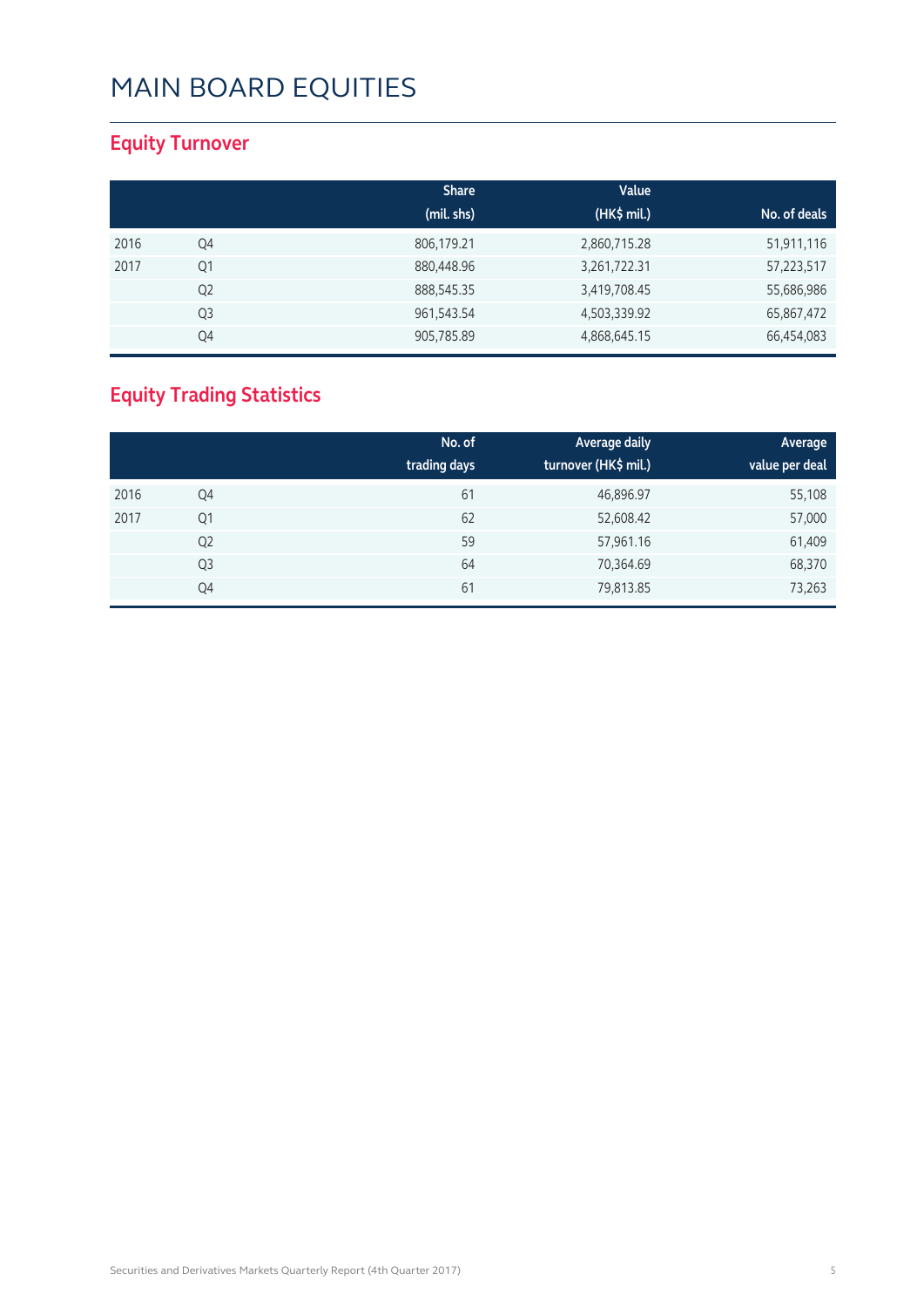# MAIN BOARD EQUITIES

## Equity Turnover

| | | Share (mil. shs) | Value (HK$ mil.) | No. of deals |
|---|---|---|---|---|
| 2016 | Q4 | 806,179.21 | 2,860,715.28 | 51,911,116 |
| 2017 | Q1 | 880,448.96 | 3,261,722.31 | 57,223,517 |
| | Q2 | 888,545.35 | 3,419,708.45 | 55,686,986 |
| | Q3 | 961,543.54 | 4,503,339.92 | 65,867,472 |
| | Q4 | 905,785.89 | 4,868,645.15 | 66,454,083 |

## Equity Trading Statistics

| | | No. of trading days | Average daily turnover (HK$ mil.) | Average value per deal |
|---|---|---|---|---|
| 2016 | Q4 | 61 | 46,896.97 | 55,108 |
| 2017 | Q1 | 62 | 52,608.42 | 57,000 |
| | Q2 | 59 | 57,961.16 | 61,409 |
| | Q3 | 64 | 70,364.69 | 68,370 |
| | Q4 | 61 | 79,813.85 | 73,263 |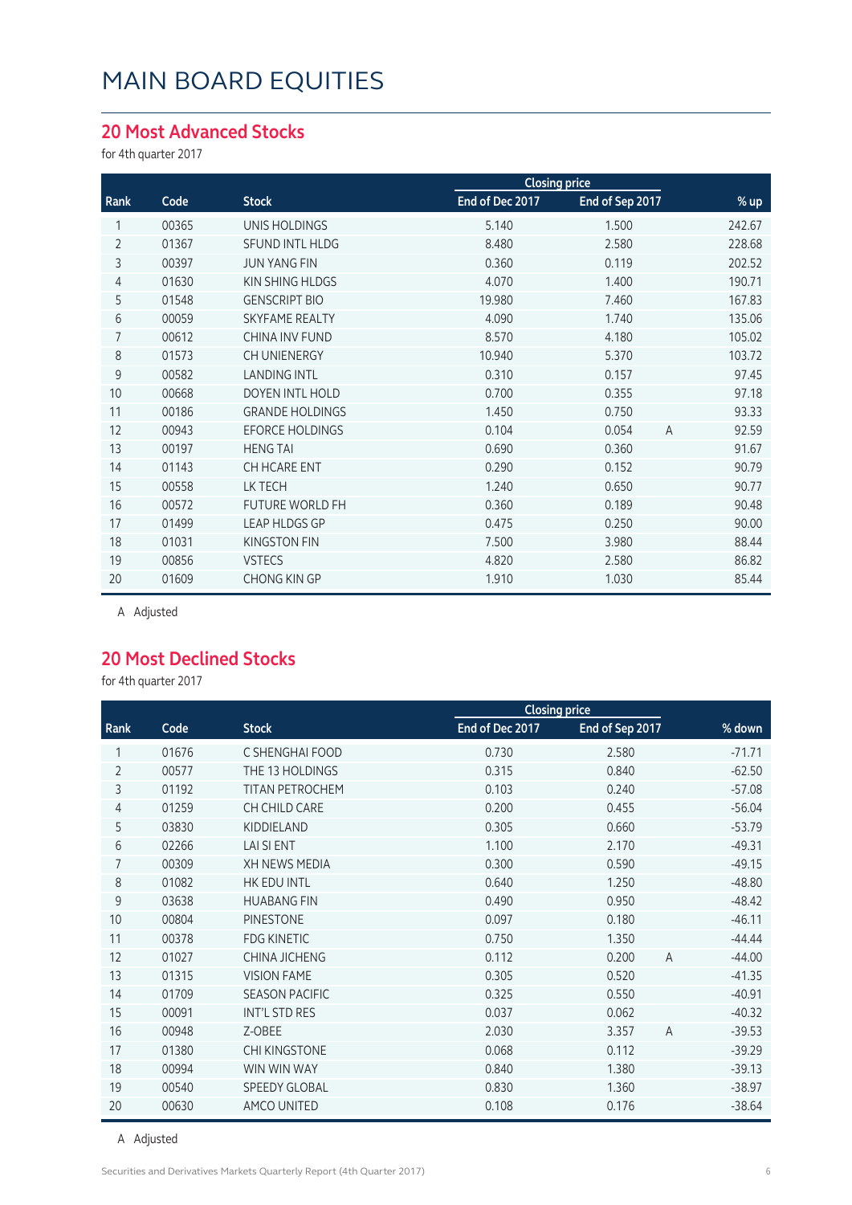# MAIN BOARD EQUITIES

## 20 Most Advanced Stocks

for 4th quarter 2017

| Rank | Code | Stock | Closing price | | | % up |
|---|---|---|---|---|---|---|
| | | | End of Dec 2017 | End of Sep 2017 | | |
| 1 | 00365 | UNIS HOLDINGS | 5.140 | 1.500 | | 242.67 |
| 2 | 01367 | SFUND INTL HLDG | 8.480 | 2.580 | | 228.68 |
| 3 | 00397 | JUN YANG FIN | 0.360 | 0.119 | | 202.52 |
| 4 | 01630 | KIN SHING HLDGS | 4.070 | 1.400 | | 190.71 |
| 5 | 01548 | GENSCRIPT BIO | 19.980 | 7.460 | | 167.83 |
| 6 | 00059 | SKYFAME REALTY | 4.090 | 1.740 | | 135.06 |
| 7 | 00612 | CHINA INV FUND | 8.570 | 4.180 | | 105.02 |
| 8 | 01573 | CH UNIENERGY | 10.940 | 5.370 | | 103.72 |
| 9 | 00582 | LANDING INTL | 0.310 | 0.157 | | 97.45 |
| 10 | 00668 | DOYEN INTL HOLD | 0.700 | 0.355 | | 97.18 |
| 11 | 00186 | GRANDE HOLDINGS | 1.450 | 0.750 | | 93.33 |
| 12 | 00943 | EFORCE HOLDINGS | 0.104 | 0.054 | A | 92.59 |
| 13 | 00197 | HENG TAI | 0.690 | 0.360 | | 91.67 |
| 14 | 01143 | CH HCARE ENT | 0.290 | 0.152 | | 90.79 |
| 15 | 00558 | LK TECH | 1.240 | 0.650 | | 90.77 |
| 16 | 00572 | FUTURE WORLD FH | 0.360 | 0.189 | | 90.48 |
| 17 | 01499 | LEAP HLDGS GP | 0.475 | 0.250 | | 90.00 |
| 18 | 01031 | KINGSTON FIN | 7.500 | 3.980 | | 88.44 |
| 19 | 00856 | VSTECS | 4.820 | 2.580 | | 86.82 |
| 20 | 01609 | CHONG KIN GP | 1.910 | 1.030 | | 85.44 |

A Adjusted

## 20 Most Declined Stocks

for 4th quarter 2017

| Rank | Code | Stock | Closing price | | | % down |
|---|---|---|---|---|---|---|
| | | | End of Dec 2017 | End of Sep 2017 | | |
| 1 | 01676 | C SHENGHAI FOOD | 0.730 | 2.580 | | -71.71 |
| 2 | 00577 | THE 13 HOLDINGS | 0.315 | 0.840 | | -62.50 |
| 3 | 01192 | TITAN PETROCHEM | 0.103 | 0.240 | | -57.08 |
| 4 | 01259 | CH CHILD CARE | 0.200 | 0.455 | | -56.04 |
| 5 | 03830 | KIDDIELAND | 0.305 | 0.660 | | -53.79 |
| 6 | 02266 | LAI SI ENT | 1.100 | 2.170 | | -49.31 |
| 7 | 00309 | XH NEWS MEDIA | 0.300 | 0.590 | | -49.15 |
| 8 | 01082 | HK EDU INTL | 0.640 | 1.250 | | -48.80 |
| 9 | 03638 | HUABANG FIN | 0.490 | 0.950 | | -48.42 |
| 10 | 00804 | PINESTONE | 0.097 | 0.180 | | -46.11 |
| 11 | 00378 | FDG KINETIC | 0.750 | 1.350 | | -44.44 |
| 12 | 01027 | CHINA JICHENG | 0.112 | 0.200 | A | -44.00 |
| 13 | 01315 | VISION FAME | 0.305 | 0.520 | | -41.35 |
| 14 | 01709 | SEASON PACIFIC | 0.325 | 0.550 | | -40.91 |
| 15 | 00091 | INT'L STD RES | 0.037 | 0.062 | | -40.32 |
| 16 | 00948 | Z-OBEE | 2.030 | 3.357 | A | -39.53 |
| 17 | 01380 | CHI KINGSTONE | 0.068 | 0.112 | | -39.29 |
| 18 | 00994 | WIN WIN WAY | 0.840 | 1.380 | | -39.13 |
| 19 | 00540 | SPEEDY GLOBAL | 0.830 | 1.360 | | -38.97 |
| 20 | 00630 | AMCO UNITED | 0.108 | 0.176 | | -38.64 |

A Adjusted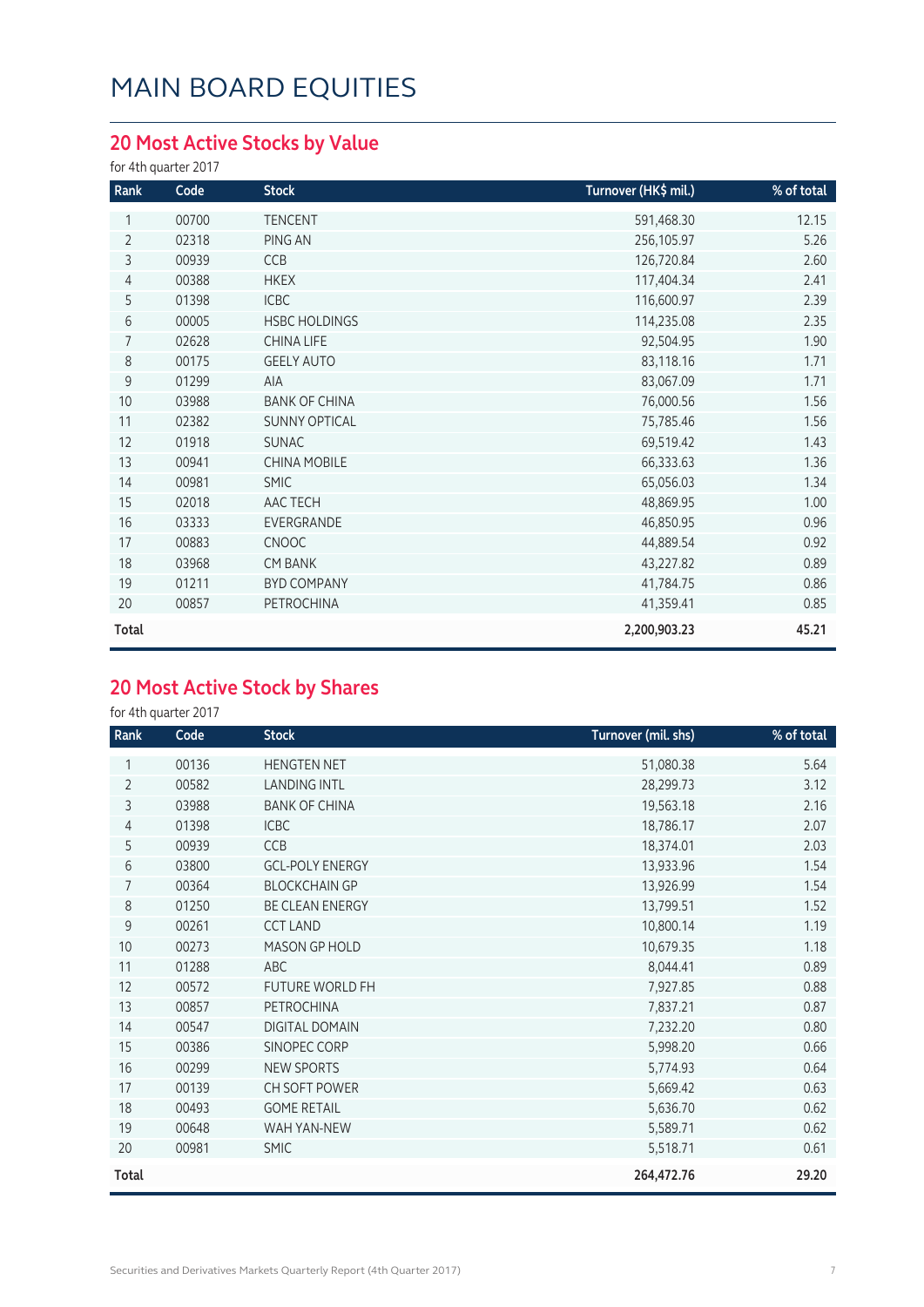# MAIN BOARD EQUITIES

## 20 Most Active Stocks by Value

for 4th quarter 2017

| Rank | Code | Stock | Turnover (HK$ mil.) | % of total |
|---|---|---|---|---|
| 1 | 00700 | TENCENT | 591,468.30 | 12.15 |
| 2 | 02318 | PING AN | 256,105.97 | 5.26 |
| 3 | 00939 | CCB | 126,720.84 | 2.60 |
| 4 | 00388 | HKEX | 117,404.34 | 2.41 |
| 5 | 01398 | ICBC | 116,600.97 | 2.39 |
| 6 | 00005 | HSBC HOLDINGS | 114,235.08 | 2.35 |
| 7 | 02628 | CHINA LIFE | 92,504.95 | 1.90 |
| 8 | 00175 | GEELY AUTO | 83,118.16 | 1.71 |
| 9 | 01299 | AIA | 83,067.09 | 1.71 |
| 10 | 03988 | BANK OF CHINA | 76,000.56 | 1.56 |
| 11 | 02382 | SUNNY OPTICAL | 75,785.46 | 1.56 |
| 12 | 01918 | SUNAC | 69,519.42 | 1.43 |
| 13 | 00941 | CHINA MOBILE | 66,333.63 | 1.36 |
| 14 | 00981 | SMIC | 65,056.03 | 1.34 |
| 15 | 02018 | AAC TECH | 48,869.95 | 1.00 |
| 16 | 03333 | EVERGRANDE | 46,850.95 | 0.96 |
| 17 | 00883 | CNOOC | 44,889.54 | 0.92 |
| 18 | 03968 | CM BANK | 43,227.82 | 0.89 |
| 19 | 01211 | BYD COMPANY | 41,784.75 | 0.86 |
| 20 | 00857 | PETROCHINA | 41,359.41 | 0.85 |
| **Total** | | | **2,200,903.23** | **45.21** |

## 20 Most Active Stock by Shares

for 4th quarter 2017

| Rank | Code | Stock | Turnover (mil. shs) | % of total |
|---|---|---|---|---|
| 1 | 00136 | HENGTEN NET | 51,080.38 | 5.64 |
| 2 | 00582 | LANDING INTL | 28,299.73 | 3.12 |
| 3 | 03988 | BANK OF CHINA | 19,563.18 | 2.16 |
| 4 | 01398 | ICBC | 18,786.17 | 2.07 |
| 5 | 00939 | CCB | 18,374.01 | 2.03 |
| 6 | 03800 | GCL-POLY ENERGY | 13,933.96 | 1.54 |
| 7 | 00364 | BLOCKCHAIN GP | 13,926.99 | 1.54 |
| 8 | 01250 | BE CLEAN ENERGY | 13,799.51 | 1.52 |
| 9 | 00261 | CCT LAND | 10,800.14 | 1.19 |
| 10 | 00273 | MASON GP HOLD | 10,679.35 | 1.18 |
| 11 | 01288 | ABC | 8,044.41 | 0.89 |
| 12 | 00572 | FUTURE WORLD FH | 7,927.85 | 0.88 |
| 13 | 00857 | PETROCHINA | 7,837.21 | 0.87 |
| 14 | 00547 | DIGITAL DOMAIN | 7,232.20 | 0.80 |
| 15 | 00386 | SINOPEC CORP | 5,998.20 | 0.66 |
| 16 | 00299 | NEW SPORTS | 5,774.93 | 0.64 |
| 17 | 00139 | CH SOFT POWER | 5,669.42 | 0.63 |
| 18 | 00493 | GOME RETAIL | 5,636.70 | 0.62 |
| 19 | 00648 | WAH YAN-NEW | 5,589.71 | 0.62 |
| 20 | 00981 | SMIC | 5,518.71 | 0.61 |
| **Total** | | | **264,472.76** | **29.20** |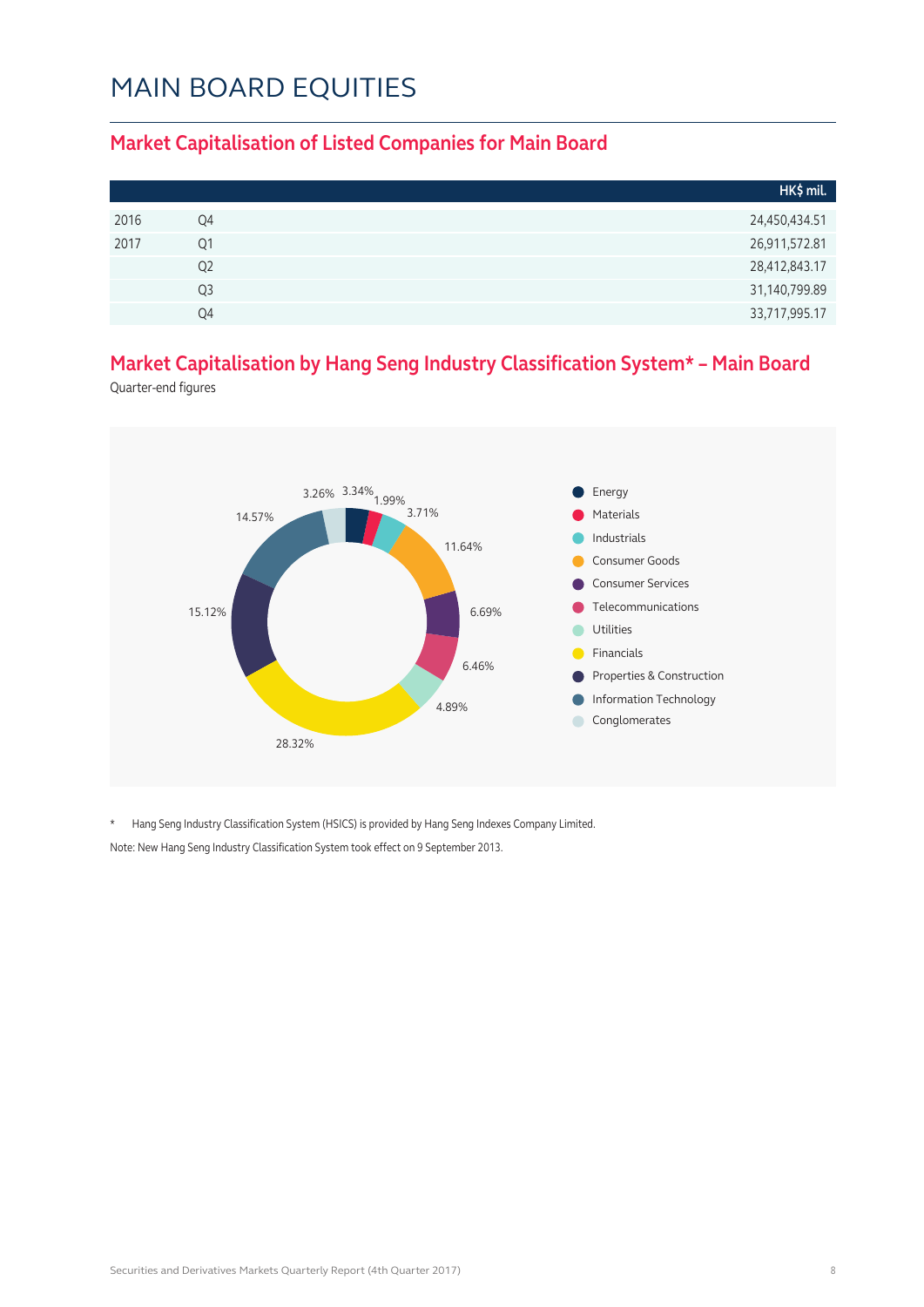# MAIN BOARD EQUITIES

## Market Capitalisation of Listed Companies for Main Board

| | | HK$ mil. |
|---|---|---|
| 2016 | Q4 | 24,450,434.51 |
| 2017 | Q1 | 26,911,572.81 |
| | Q2 | 28,412,843.17 |
| | Q3 | 31,140,799.89 |
| | Q4 | 33,717,995.17 |

## Market Capitalisation by Hang Seng Industry Classification System* – Main Board

Quarter-end figures

| Industry | % |
|---|---|
| Energy | 3.34% |
| Materials | 1.99% |
| Industrials | 3.71% |
| Consumer Goods | 11.64% |
| Consumer Services | 6.69% |
| Telecommunications | 6.46% |
| Utilities | 4.89% |
| Financials | 28.32% |
| Properties & Construction | 15.12% |
| Information Technology | 14.57% |
| Conglomerates | 3.26% |

\* Hang Seng Industry Classification System (HSICS) is provided by Hang Seng Indexes Company Limited.

Note: New Hang Seng Industry Classification System took effect on 9 September 2013.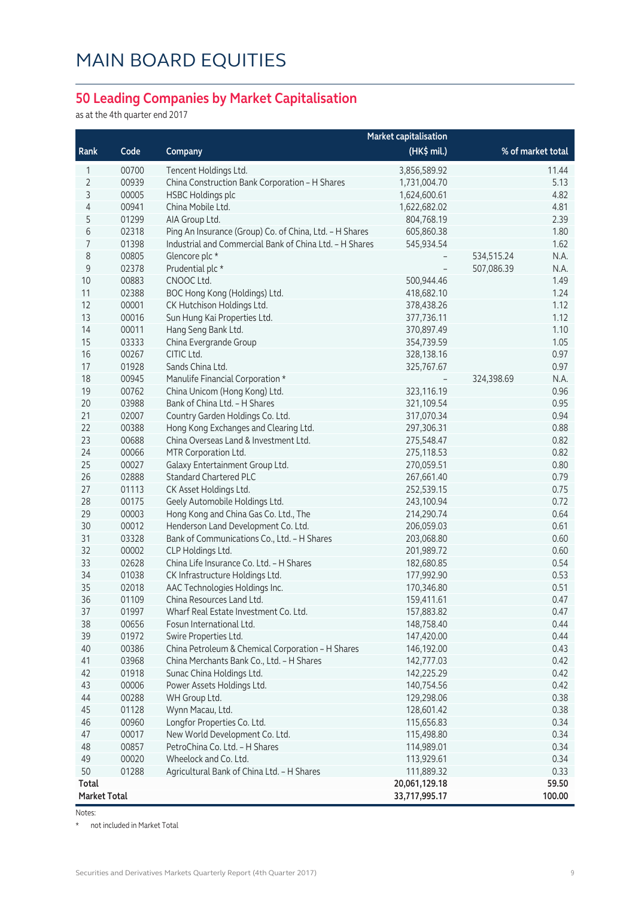# MAIN BOARD EQUITIES

## 50 Leading Companies by Market Capitalisation

as at the 4th quarter end 2017

| Rank | Code | Company | Market capitalisation (HK$ mil.) | | % of market total |
|---|---|---|---|---|---|
| 1 | 00700 | Tencent Holdings Ltd. | 3,856,589.92 | | 11.44 |
| 2 | 00939 | China Construction Bank Corporation - H Shares | 1,731,004.70 | | 5.13 |
| 3 | 00005 | HSBC Holdings plc | 1,624,600.61 | | 4.82 |
| 4 | 00941 | China Mobile Ltd. | 1,622,682.02 | | 4.81 |
| 5 | 01299 | AIA Group Ltd. | 804,768.19 | | 2.39 |
| 6 | 02318 | Ping An Insurance (Group) Co. of China, Ltd. - H Shares | 605,860.38 | | 1.80 |
| 7 | 01398 | Industrial and Commercial Bank of China Ltd. - H Shares | 545,934.54 | | 1.62 |
| 8 | 00805 | Glencore plc * | - | 534,515.24 | N.A. |
| 9 | 02378 | Prudential plc * | - | 507,086.39 | N.A. |
| 10 | 00883 | CNOOC Ltd. | 500,944.46 | | 1.49 |
| 11 | 02388 | BOC Hong Kong (Holdings) Ltd. | 418,682.10 | | 1.24 |
| 12 | 00001 | CK Hutchison Holdings Ltd. | 378,438.26 | | 1.12 |
| 13 | 00016 | Sun Hung Kai Properties Ltd. | 377,736.11 | | 1.12 |
| 14 | 00011 | Hang Seng Bank Ltd. | 370,897.49 | | 1.10 |
| 15 | 03333 | China Evergrande Group | 354,739.59 | | 1.05 |
| 16 | 00267 | CITIC Ltd. | 328,138.16 | | 0.97 |
| 17 | 01928 | Sands China Ltd. | 325,767.67 | | 0.97 |
| 18 | 00945 | Manulife Financial Corporation * | - | 324,398.69 | N.A. |
| 19 | 00762 | China Unicom (Hong Kong) Ltd. | 323,116.19 | | 0.96 |
| 20 | 03988 | Bank of China Ltd. - H Shares | 321,109.54 | | 0.95 |
| 21 | 02007 | Country Garden Holdings Co. Ltd. | 317,070.34 | | 0.94 |
| 22 | 00388 | Hong Kong Exchanges and Clearing Ltd. | 297,306.31 | | 0.88 |
| 23 | 00688 | China Overseas Land & Investment Ltd. | 275,548.47 | | 0.82 |
| 24 | 00066 | MTR Corporation Ltd. | 275,118.53 | | 0.82 |
| 25 | 00027 | Galaxy Entertainment Group Ltd. | 270,059.51 | | 0.80 |
| 26 | 02888 | Standard Chartered PLC | 267,661.40 | | 0.79 |
| 27 | 01113 | CK Asset Holdings Ltd. | 252,539.15 | | 0.75 |
| 28 | 00175 | Geely Automobile Holdings Ltd. | 243,100.94 | | 0.72 |
| 29 | 00003 | Hong Kong and China Gas Co. Ltd., The | 214,290.74 | | 0.64 |
| 30 | 00012 | Henderson Land Development Co. Ltd. | 206,059.03 | | 0.61 |
| 31 | 03328 | Bank of Communications Co., Ltd. - H Shares | 203,068.80 | | 0.60 |
| 32 | 00002 | CLP Holdings Ltd. | 201,989.72 | | 0.60 |
| 33 | 02628 | China Life Insurance Co. Ltd. - H Shares | 182,680.85 | | 0.54 |
| 34 | 01038 | CK Infrastructure Holdings Ltd. | 177,992.90 | | 0.53 |
| 35 | 02018 | AAC Technologies Holdings Inc. | 170,346.80 | | 0.51 |
| 36 | 01109 | China Resources Land Ltd. | 159,411.61 | | 0.47 |
| 37 | 01997 | Wharf Real Estate Investment Co. Ltd. | 157,883.82 | | 0.47 |
| 38 | 00656 | Fosun International Ltd. | 148,758.40 | | 0.44 |
| 39 | 01972 | Swire Properties Ltd. | 147,420.00 | | 0.44 |
| 40 | 00386 | China Petroleum & Chemical Corporation - H Shares | 146,192.00 | | 0.43 |
| 41 | 03968 | China Merchants Bank Co., Ltd. - H Shares | 142,777.03 | | 0.42 |
| 42 | 01918 | Sunac China Holdings Ltd. | 142,225.29 | | 0.42 |
| 43 | 00006 | Power Assets Holdings Ltd. | 140,754.56 | | 0.42 |
| 44 | 00288 | WH Group Ltd. | 129,298.06 | | 0.38 |
| 45 | 01128 | Wynn Macau, Ltd. | 128,601.42 | | 0.38 |
| 46 | 00960 | Longfor Properties Co. Ltd. | 115,656.83 | | 0.34 |
| 47 | 00017 | New World Development Co. Ltd. | 115,498.80 | | 0.34 |
| 48 | 00857 | PetroChina Co. Ltd. - H Shares | 114,989.01 | | 0.34 |
| 49 | 00020 | Wheelock and Co. Ltd. | 113,929.61 | | 0.34 |
| 50 | 01288 | Agricultural Bank of China Ltd. - H Shares | 111,889.32 | | 0.33 |
| **Total** | | | **20,061,129.18** | | **59.50** |
| **Market Total** | | | **33,717,995.17** | | **100.00** |

Notes:

\* not included in Market Total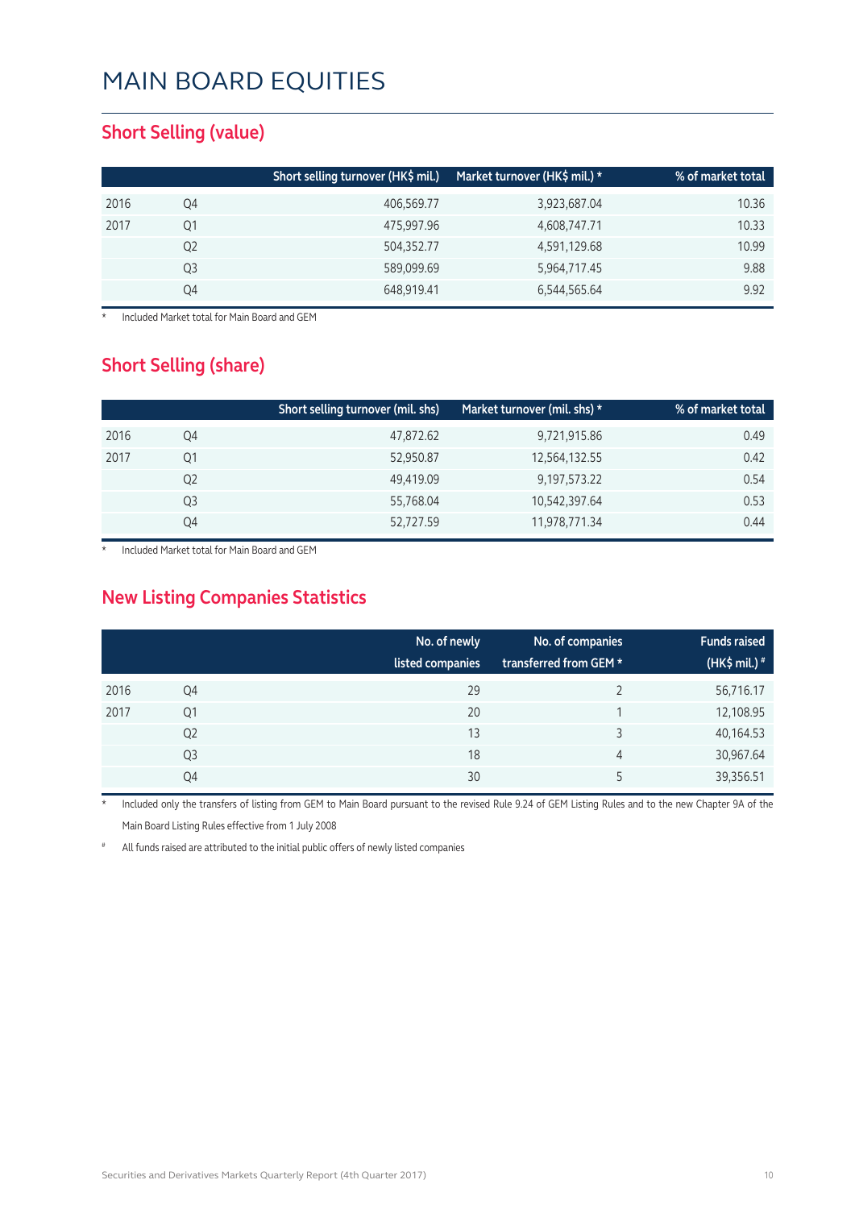# MAIN BOARD EQUITIES

## Short Selling (value)

| | | Short selling turnover (HK$ mil.) | Market turnover (HK$ mil.) * | % of market total |
|---|---|---|---|---|
| 2016 | Q4 | 406,569.77 | 3,923,687.04 | 10.36 |
| 2017 | Q1 | 475,997.96 | 4,608,747.71 | 10.33 |
| | Q2 | 504,352.77 | 4,591,129.68 | 10.99 |
| | Q3 | 589,099.69 | 5,964,717.45 | 9.88 |
| | Q4 | 648,919.41 | 6,544,565.64 | 9.92 |

\* Included Market total for Main Board and GEM

## Short Selling (share)

| | | Short selling turnover (mil. shs) | Market turnover (mil. shs) * | % of market total |
|---|---|---|---|---|
| 2016 | Q4 | 47,872.62 | 9,721,915.86 | 0.49 |
| 2017 | Q1 | 52,950.87 | 12,564,132.55 | 0.42 |
| | Q2 | 49,419.09 | 9,197,573.22 | 0.54 |
| | Q3 | 55,768.04 | 10,542,397.64 | 0.53 |
| | Q4 | 52,727.59 | 11,978,771.34 | 0.44 |

\* Included Market total for Main Board and GEM

## New Listing Companies Statistics

| | | No. of newly listed companies | No. of companies transferred from GEM * | Funds raised (HK$ mil.) # |
|---|---|---|---|---|
| 2016 | Q4 | 29 | 2 | 56,716.17 |
| 2017 | Q1 | 20 | 1 | 12,108.95 |
| | Q2 | 13 | 3 | 40,164.53 |
| | Q3 | 18 | 4 | 30,967.64 |
| | Q4 | 30 | 5 | 39,356.51 |

\* Included only the transfers of listing from GEM to Main Board pursuant to the revised Rule 9.24 of GEM Listing Rules and to the new Chapter 9A of the Main Board Listing Rules effective from 1 July 2008

\# All funds raised are attributed to the initial public offers of newly listed companies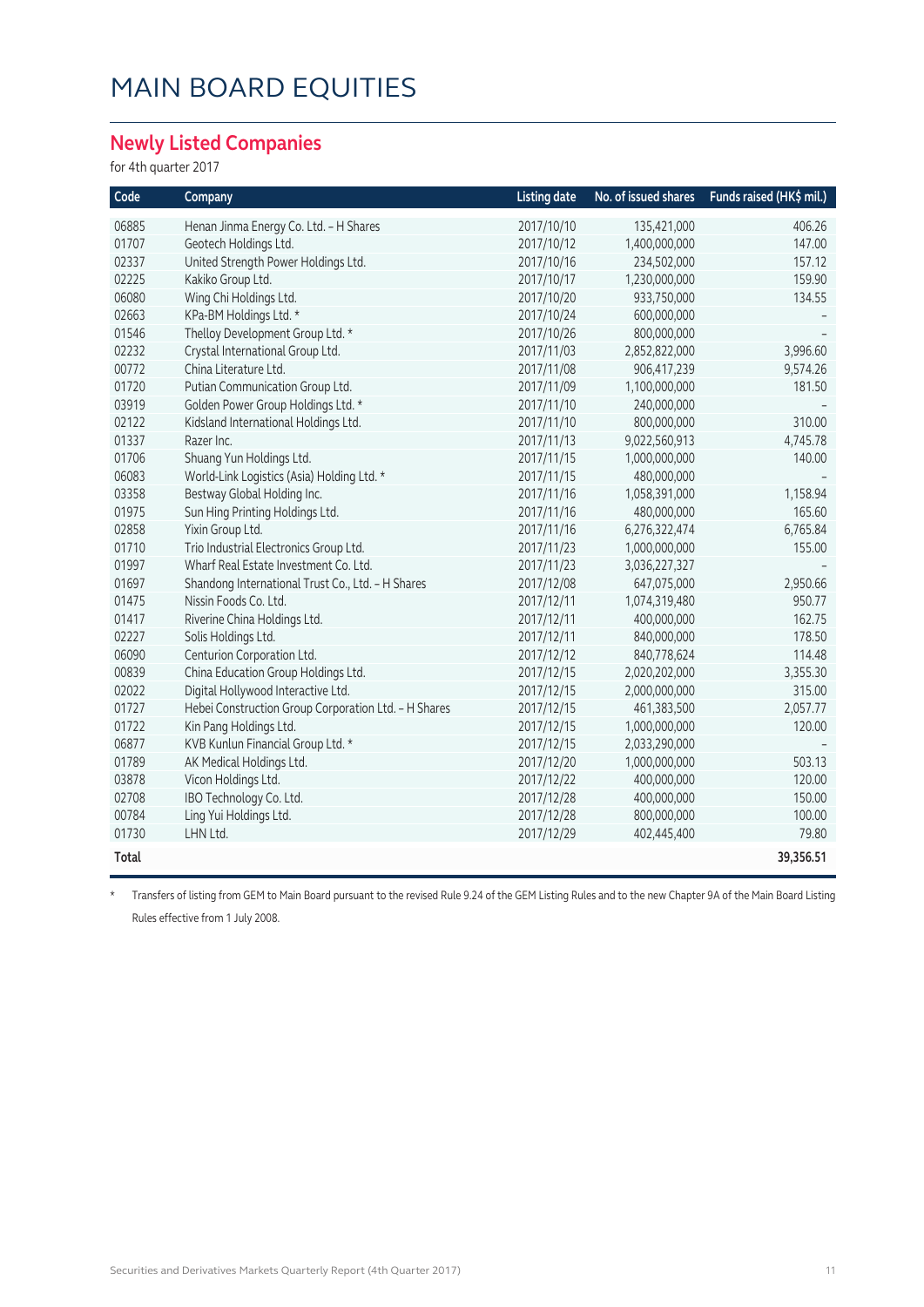# MAIN BOARD EQUITIES

## Newly Listed Companies

for 4th quarter 2017

| Code | Company | Listing date | No. of issued shares | Funds raised (HK$ mil.) |
|---|---|---|---|---|
| 06885 | Henan Jinma Energy Co. Ltd. – H Shares | 2017/10/10 | 135,421,000 | 406.26 |
| 01707 | Geotech Holdings Ltd. | 2017/10/12 | 1,400,000,000 | 147.00 |
| 02337 | United Strength Power Holdings Ltd. | 2017/10/16 | 234,502,000 | 157.12 |
| 02225 | Kakiko Group Ltd. | 2017/10/17 | 1,230,000,000 | 159.90 |
| 06080 | Wing Chi Holdings Ltd. | 2017/10/20 | 933,750,000 | 134.55 |
| 02663 | KPa-BM Holdings Ltd. * | 2017/10/24 | 600,000,000 | – |
| 01546 | Thelloy Development Group Ltd. * | 2017/10/26 | 800,000,000 | – |
| 02232 | Crystal International Group Ltd. | 2017/11/03 | 2,852,822,000 | 3,996.60 |
| 00772 | China Literature Ltd. | 2017/11/08 | 906,417,239 | 9,574.26 |
| 01720 | Putian Communication Group Ltd. | 2017/11/09 | 1,100,000,000 | 181.50 |
| 03919 | Golden Power Group Holdings Ltd. * | 2017/11/10 | 240,000,000 | – |
| 02122 | Kidsland International Holdings Ltd. | 2017/11/10 | 800,000,000 | 310.00 |
| 01337 | Razer Inc. | 2017/11/13 | 9,022,560,913 | 4,745.78 |
| 01706 | Shuang Yun Holdings Ltd. | 2017/11/15 | 1,000,000,000 | 140.00 |
| 06083 | World-Link Logistics (Asia) Holding Ltd. * | 2017/11/15 | 480,000,000 | – |
| 03358 | Bestway Global Holding Inc. | 2017/11/16 | 1,058,391,000 | 1,158.94 |
| 01975 | Sun Hing Printing Holdings Ltd. | 2017/11/16 | 480,000,000 | 165.60 |
| 02858 | Yixin Group Ltd. | 2017/11/16 | 6,276,322,474 | 6,765.84 |
| 01710 | Trio Industrial Electronics Group Ltd. | 2017/11/23 | 1,000,000,000 | 155.00 |
| 01997 | Wharf Real Estate Investment Co. Ltd. | 2017/11/23 | 3,036,227,327 | – |
| 01697 | Shandong International Trust Co., Ltd. – H Shares | 2017/12/08 | 647,075,000 | 2,950.66 |
| 01475 | Nissin Foods Co. Ltd. | 2017/12/11 | 1,074,319,480 | 950.77 |
| 01417 | Riverine China Holdings Ltd. | 2017/12/11 | 400,000,000 | 162.75 |
| 02227 | Solis Holdings Ltd. | 2017/12/11 | 840,000,000 | 178.50 |
| 06090 | Centurion Corporation Ltd. | 2017/12/12 | 840,778,624 | 114.48 |
| 00839 | China Education Group Holdings Ltd. | 2017/12/15 | 2,020,202,000 | 3,355.30 |
| 02022 | Digital Hollywood Interactive Ltd. | 2017/12/15 | 2,000,000,000 | 315.00 |
| 01727 | Hebei Construction Group Corporation Ltd. – H Shares | 2017/12/15 | 461,383,500 | 2,057.77 |
| 01722 | Kin Pang Holdings Ltd. | 2017/12/15 | 1,000,000,000 | 120.00 |
| 06877 | KVB Kunlun Financial Group Ltd. * | 2017/12/15 | 2,033,290,000 | – |
| 01789 | AK Medical Holdings Ltd. | 2017/12/20 | 1,000,000,000 | 503.13 |
| 03878 | Vicon Holdings Ltd. | 2017/12/22 | 400,000,000 | 120.00 |
| 02708 | IBO Technology Co. Ltd. | 2017/12/28 | 400,000,000 | 150.00 |
| 00784 | Ling Yui Holdings Ltd. | 2017/12/28 | 800,000,000 | 100.00 |
| 01730 | LHN Ltd. | 2017/12/29 | 402,445,400 | 79.80 |
| **Total** | | | | **39,356.51** |

\* Transfers of listing from GEM to Main Board pursuant to the revised Rule 9.24 of the GEM Listing Rules and to the new Chapter 9A of the Main Board Listing Rules effective from 1 July 2008.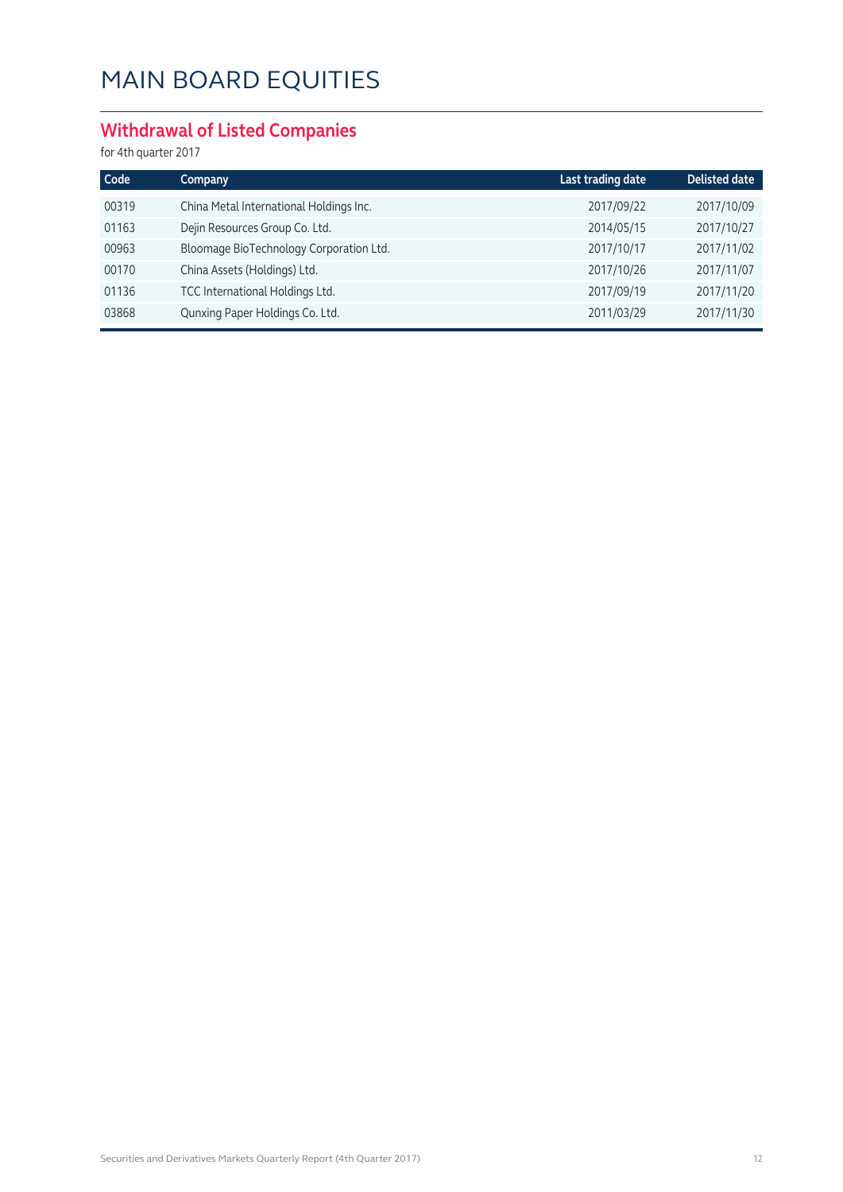# MAIN BOARD EQUITIES

## Withdrawal of Listed Companies

for 4th quarter 2017

| Code | Company | Last trading date | Delisted date |
|---|---|---|---|
| 00319 | China Metal International Holdings Inc. | 2017/09/22 | 2017/10/09 |
| 01163 | Dejin Resources Group Co. Ltd. | 2014/05/15 | 2017/10/27 |
| 00963 | Bloomage BioTechnology Corporation Ltd. | 2017/10/17 | 2017/11/02 |
| 00170 | China Assets (Holdings) Ltd. | 2017/10/26 | 2017/11/07 |
| 01136 | TCC International Holdings Ltd. | 2017/09/19 | 2017/11/20 |
| 03868 | Qunxing Paper Holdings Co. Ltd. | 2011/03/29 | 2017/11/30 |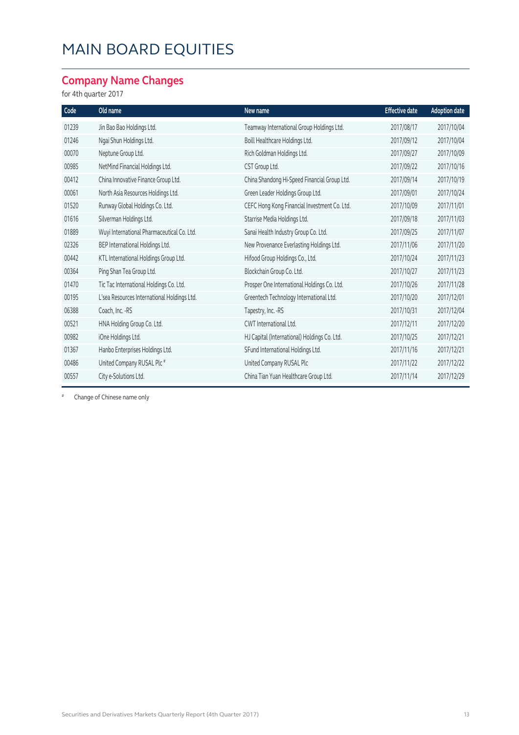# MAIN BOARD EQUITIES

## Company Name Changes

for 4th quarter 2017

| Code | Old name | New name | Effective date | Adoption date |
|---|---|---|---|---|
| 01239 | Jin Bao Bao Holdings Ltd. | Teamway International Group Holdings Ltd. | 2017/08/17 | 2017/10/04 |
| 01246 | Ngai Shun Holdings Ltd. | Boill Healthcare Holdings Ltd. | 2017/09/12 | 2017/10/04 |
| 00070 | Neptune Group Ltd. | Rich Goldman Holdings Ltd. | 2017/09/27 | 2017/10/09 |
| 00985 | NetMind Financial Holdings Ltd. | CST Group Ltd. | 2017/09/22 | 2017/10/16 |
| 00412 | China Innovative Finance Group Ltd. | China Shandong Hi-Speed Financial Group Ltd. | 2017/09/14 | 2017/10/19 |
| 00061 | North Asia Resources Holdings Ltd. | Green Leader Holdings Group Ltd. | 2017/09/01 | 2017/10/24 |
| 01520 | Runway Global Holdings Co. Ltd. | CEFC Hong Kong Financial Investment Co. Ltd. | 2017/10/09 | 2017/11/01 |
| 01616 | Silverman Holdings Ltd. | Starrise Media Holdings Ltd. | 2017/09/18 | 2017/11/03 |
| 01889 | Wuyi International Pharmaceutical Co. Ltd. | Sanai Health Industry Group Co. Ltd. | 2017/09/25 | 2017/11/07 |
| 02326 | BEP International Holdings Ltd. | New Provenance Everlasting Holdings Ltd. | 2017/11/06 | 2017/11/20 |
| 00442 | KTL International Holdings Group Ltd. | Hifood Group Holdings Co., Ltd. | 2017/10/24 | 2017/11/23 |
| 00364 | Ping Shan Tea Group Ltd. | Blockchain Group Co. Ltd. | 2017/10/27 | 2017/11/23 |
| 01470 | Tic Tac International Holdings Co. Ltd. | Prosper One International Holdings Co. Ltd. | 2017/10/26 | 2017/11/28 |
| 00195 | L'sea Resources International Holdings Ltd. | Greentech Technology International Ltd. | 2017/10/20 | 2017/12/01 |
| 06388 | Coach, Inc. -RS | Tapestry, Inc. -RS | 2017/10/31 | 2017/12/04 |
| 00521 | HNA Holding Group Co. Ltd. | CWT International Ltd. | 2017/12/11 | 2017/12/20 |
| 00982 | iOne Holdings Ltd. | HJ Capital (International) Holdings Co. Ltd. | 2017/10/25 | 2017/12/21 |
| 01367 | Hanbo Enterprises Holdings Ltd. | SFund International Holdings Ltd. | 2017/11/16 | 2017/12/21 |
| 00486 | United Company RUSAL Plc # | United Company RUSAL Plc | 2017/11/22 | 2017/12/22 |
| 00557 | City e-Solutions Ltd. | China Tian Yuan Healthcare Group Ltd. | 2017/11/14 | 2017/12/29 |

# Change of Chinese name only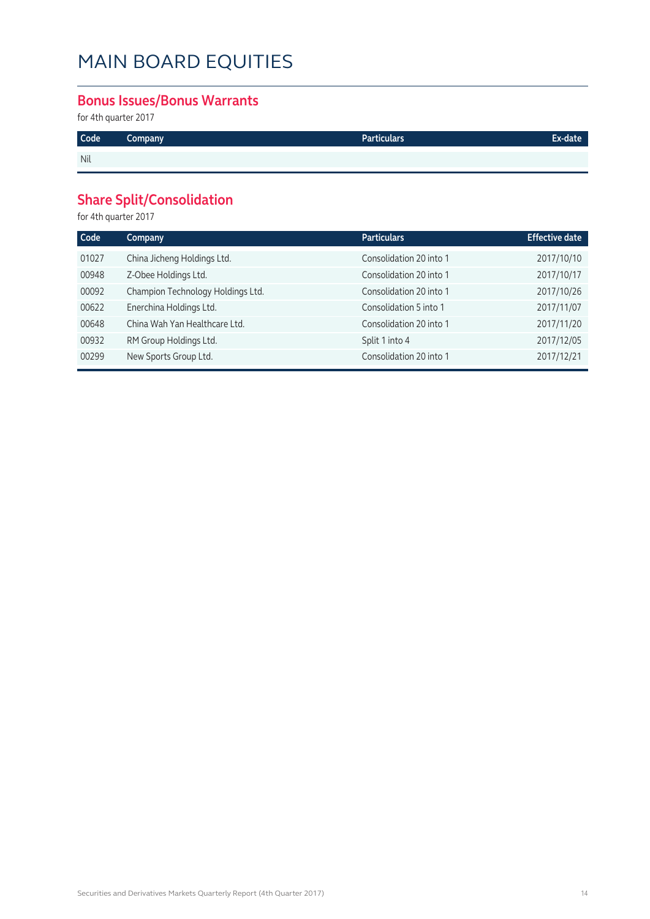# MAIN BOARD EQUITIES

## Bonus Issues/Bonus Warrants

for 4th quarter 2017

| Code | Company | Particulars | Ex-date |
|---|---|---|---|
| Nil | | | |

## Share Split/Consolidation

for 4th quarter 2017

| Code | Company | Particulars | Effective date |
|---|---|---|---|
| 01027 | China Jicheng Holdings Ltd. | Consolidation 20 into 1 | 2017/10/10 |
| 00948 | Z-Obee Holdings Ltd. | Consolidation 20 into 1 | 2017/10/17 |
| 00092 | Champion Technology Holdings Ltd. | Consolidation 20 into 1 | 2017/10/26 |
| 00622 | Enerchina Holdings Ltd. | Consolidation 5 into 1 | 2017/11/07 |
| 00648 | China Wah Yan Healthcare Ltd. | Consolidation 20 into 1 | 2017/11/20 |
| 00932 | RM Group Holdings Ltd. | Split 1 into 4 | 2017/12/05 |
| 00299 | New Sports Group Ltd. | Consolidation 20 into 1 | 2017/12/21 |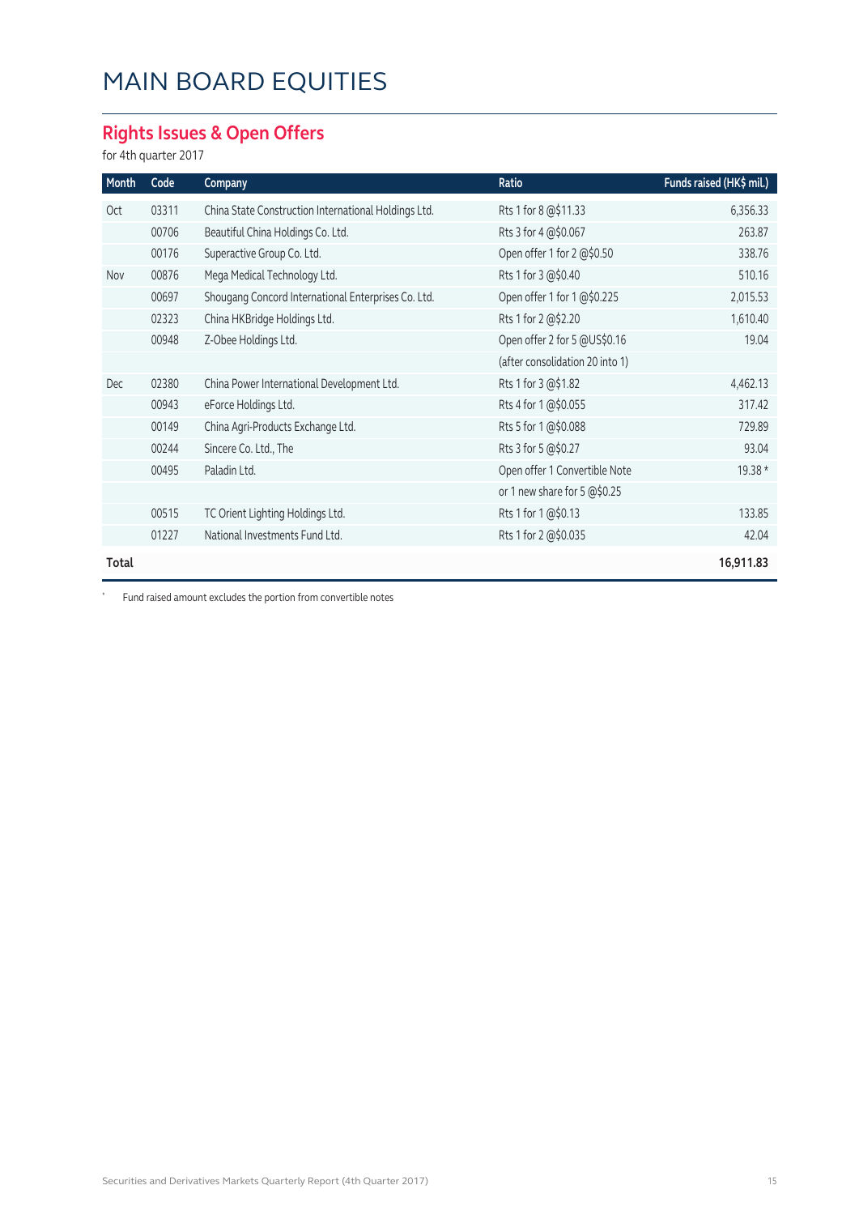# MAIN BOARD EQUITIES

## Rights Issues & Open Offers

for 4th quarter 2017

| Month | Code | Company | Ratio | Funds raised (HK$ mil.) |
|---|---|---|---|---|
| Oct | 03311 | China State Construction International Holdings Ltd. | Rts 1 for 8 @$11.33 | 6,356.33 |
| | 00706 | Beautiful China Holdings Co. Ltd. | Rts 3 for 4 @$0.067 | 263.87 |
| | 00176 | Superactive Group Co. Ltd. | Open offer 1 for 2 @$0.50 | 338.76 |
| Nov | 00876 | Mega Medical Technology Ltd. | Rts 1 for 3 @$0.40 | 510.16 |
| | 00697 | Shougang Concord International Enterprises Co. Ltd. | Open offer 1 for 1 @$0.225 | 2,015.53 |
| | 02323 | China HKBridge Holdings Ltd. | Rts 1 for 2 @$2.20 | 1,610.40 |
| | 00948 | Z-Obee Holdings Ltd. | Open offer 2 for 5 @US$0.16 | 19.04 |
| | | | (after consolidation 20 into 1) | |
| Dec | 02380 | China Power International Development Ltd. | Rts 1 for 3 @$1.82 | 4,462.13 |
| | 00943 | eForce Holdings Ltd. | Rts 4 for 1 @$0.055 | 317.42 |
| | 00149 | China Agri-Products Exchange Ltd. | Rts 5 for 1 @$0.088 | 729.89 |
| | 00244 | Sincere Co. Ltd., The | Rts 3 for 5 @$0.27 | 93.04 |
| | 00495 | Paladin Ltd. | Open offer 1 Convertible Note | 19.38 * |
| | | | or 1 new share for 5 @$0.25 | |
| | 00515 | TC Orient Lighting Holdings Ltd. | Rts 1 for 1 @$0.13 | 133.85 |
| | 01227 | National Investments Fund Ltd. | Rts 1 for 2 @$0.035 | 42.04 |
| **Total** | | | | **16,911.83** |

* Fund raised amount excludes the portion from convertible notes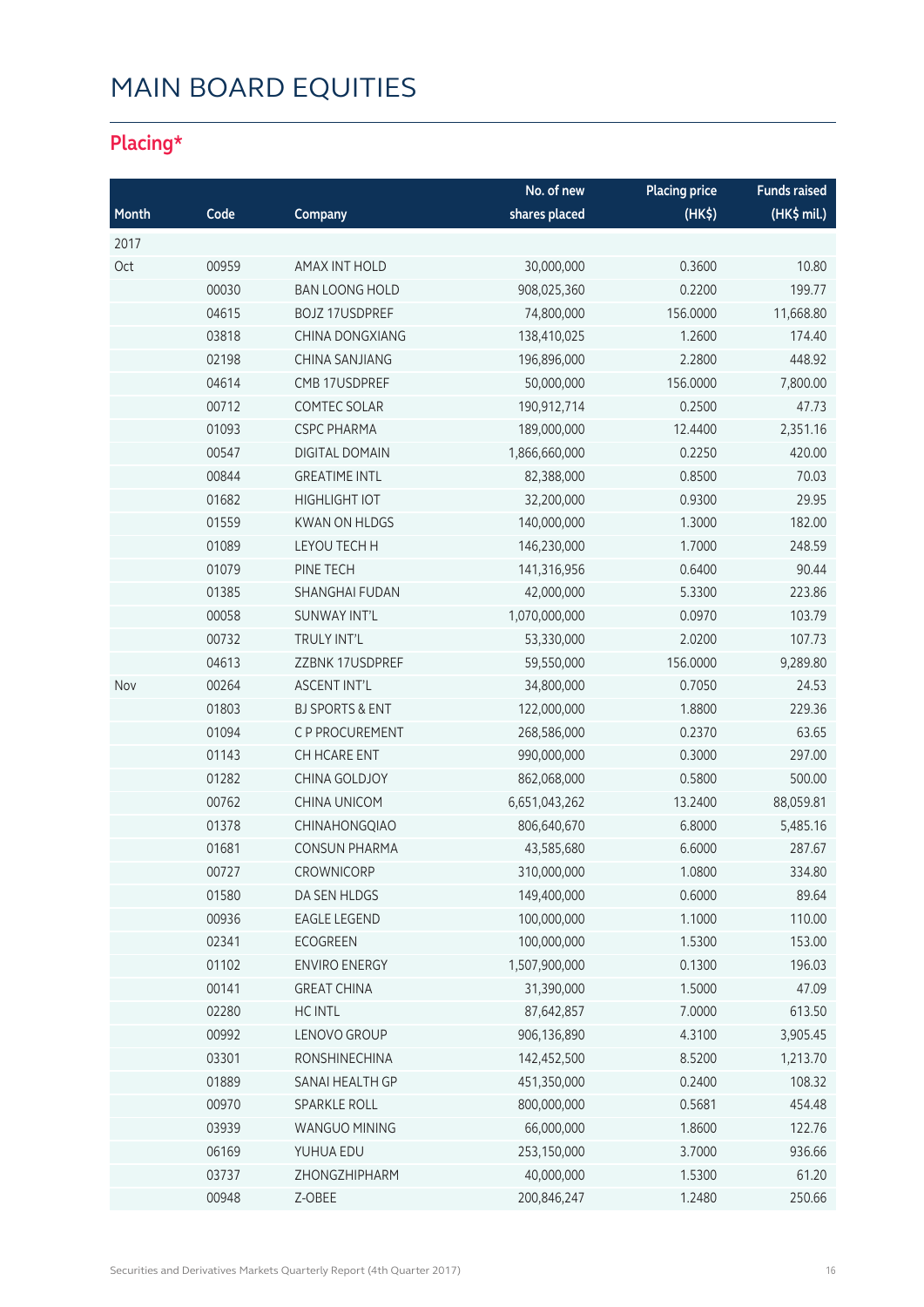# MAIN BOARD EQUITIES

## Placing*

| Month | Code | Company | No. of new shares placed | Placing price (HK$) | Funds raised (HK$ mil.) |
|---|---|---|---|---|---|
| 2017 | | | | | |
| Oct | 00959 | AMAX INT HOLD | 30,000,000 | 0.3600 | 10.80 |
| | 00030 | BAN LOONG HOLD | 908,025,360 | 0.2200 | 199.77 |
| | 04615 | BOJZ 17USDPREF | 74,800,000 | 156.0000 | 11,668.80 |
| | 03818 | CHINA DONGXIANG | 138,410,025 | 1.2600 | 174.40 |
| | 02198 | CHINA SANJIANG | 196,896,000 | 2.2800 | 448.92 |
| | 04614 | CMB 17USDPREF | 50,000,000 | 156.0000 | 7,800.00 |
| | 00712 | COMTEC SOLAR | 190,912,714 | 0.2500 | 47.73 |
| | 01093 | CSPC PHARMA | 189,000,000 | 12.4400 | 2,351.16 |
| | 00547 | DIGITAL DOMAIN | 1,866,660,000 | 0.2250 | 420.00 |
| | 00844 | GREATIME INTL | 82,388,000 | 0.8500 | 70.03 |
| | 01682 | HIGHLIGHT IOT | 32,200,000 | 0.9300 | 29.95 |
| | 01559 | KWAN ON HLDGS | 140,000,000 | 1.3000 | 182.00 |
| | 01089 | LEYOU TECH H | 146,230,000 | 1.7000 | 248.59 |
| | 01079 | PINE TECH | 141,316,956 | 0.6400 | 90.44 |
| | 01385 | SHANGHAI FUDAN | 42,000,000 | 5.3300 | 223.86 |
| | 00058 | SUNWAY INT'L | 1,070,000,000 | 0.0970 | 103.79 |
| | 00732 | TRULY INT'L | 53,330,000 | 2.0200 | 107.73 |
| | 04613 | ZZBNK 17USDPREF | 59,550,000 | 156.0000 | 9,289.80 |
| Nov | 00264 | ASCENT INT'L | 34,800,000 | 0.7050 | 24.53 |
| | 01803 | BJ SPORTS & ENT | 122,000,000 | 1.8800 | 229.36 |
| | 01094 | C P PROCUREMENT | 268,586,000 | 0.2370 | 63.65 |
| | 01143 | CH HCARE ENT | 990,000,000 | 0.3000 | 297.00 |
| | 01282 | CHINA GOLDJOY | 862,068,000 | 0.5800 | 500.00 |
| | 00762 | CHINA UNICOM | 6,651,043,262 | 13.2400 | 88,059.81 |
| | 01378 | CHINAHONGQIAO | 806,640,670 | 6.8000 | 5,485.16 |
| | 01681 | CONSUN PHARMA | 43,585,680 | 6.6000 | 287.67 |
| | 00727 | CROWNICORP | 310,000,000 | 1.0800 | 334.80 |
| | 01580 | DA SEN HLDGS | 149,400,000 | 0.6000 | 89.64 |
| | 00936 | EAGLE LEGEND | 100,000,000 | 1.1000 | 110.00 |
| | 02341 | ECOGREEN | 100,000,000 | 1.5300 | 153.00 |
| | 01102 | ENVIRO ENERGY | 1,507,900,000 | 0.1300 | 196.03 |
| | 00141 | GREAT CHINA | 31,390,000 | 1.5000 | 47.09 |
| | 02280 | HC INTL | 87,642,857 | 7.0000 | 613.50 |
| | 00992 | LENOVO GROUP | 906,136,890 | 4.3100 | 3,905.45 |
| | 03301 | RONSHINECHINA | 142,452,500 | 8.5200 | 1,213.70 |
| | 01889 | SANAI HEALTH GP | 451,350,000 | 0.2400 | 108.32 |
| | 00970 | SPARKLE ROLL | 800,000,000 | 0.5681 | 454.48 |
| | 03939 | WANGUO MINING | 66,000,000 | 1.8600 | 122.76 |
| | 06169 | YUHUA EDU | 253,150,000 | 3.7000 | 936.66 |
| | 03737 | ZHONGZHIPHARM | 40,000,000 | 1.5300 | 61.20 |
| | 00948 | Z-OBEE | 200,846,247 | 1.2480 | 250.66 |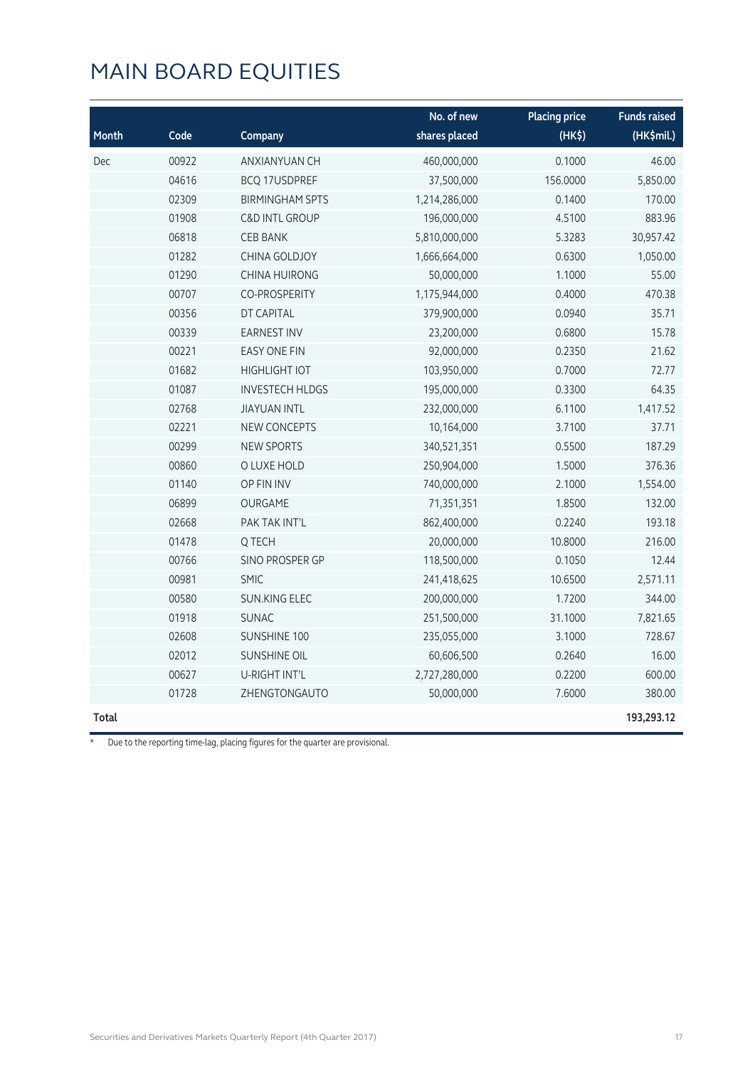# MAIN BOARD EQUITIES

| Month | Code | Company | No. of new shares placed | Placing price (HK$) | Funds raised (HK$mil.) |
|---|---|---|---|---|---|
| Dec | 00922 | ANXIANYUAN CH | 460,000,000 | 0.1000 | 46.00 |
| | 04616 | BCQ 17USDPREF | 37,500,000 | 156.0000 | 5,850.00 |
| | 02309 | BIRMINGHAM SPTS | 1,214,286,000 | 0.1400 | 170.00 |
| | 01908 | C&D INTL GROUP | 196,000,000 | 4.5100 | 883.96 |
| | 06818 | CEB BANK | 5,810,000,000 | 5.3283 | 30,957.42 |
| | 01282 | CHINA GOLDJOY | 1,666,664,000 | 0.6300 | 1,050.00 |
| | 01290 | CHINA HUIRONG | 50,000,000 | 1.1000 | 55.00 |
| | 00707 | CO-PROSPERITY | 1,175,944,000 | 0.4000 | 470.38 |
| | 00356 | DT CAPITAL | 379,900,000 | 0.0940 | 35.71 |
| | 00339 | EARNEST INV | 23,200,000 | 0.6800 | 15.78 |
| | 00221 | EASY ONE FIN | 92,000,000 | 0.2350 | 21.62 |
| | 01682 | HIGHLIGHT IOT | 103,950,000 | 0.7000 | 72.77 |
| | 01087 | INVESTECH HLDGS | 195,000,000 | 0.3300 | 64.35 |
| | 02768 | JIAYUAN INTL | 232,000,000 | 6.1100 | 1,417.52 |
| | 02221 | NEW CONCEPTS | 10,164,000 | 3.7100 | 37.71 |
| | 00299 | NEW SPORTS | 340,521,351 | 0.5500 | 187.29 |
| | 00860 | O LUXE HOLD | 250,904,000 | 1.5000 | 376.36 |
| | 01140 | OP FIN INV | 740,000,000 | 2.1000 | 1,554.00 |
| | 06899 | OURGAME | 71,351,351 | 1.8500 | 132.00 |
| | 02668 | PAK TAK INT'L | 862,400,000 | 0.2240 | 193.18 |
| | 01478 | Q TECH | 20,000,000 | 10.8000 | 216.00 |
| | 00766 | SINO PROSPER GP | 118,500,000 | 0.1050 | 12.44 |
| | 00981 | SMIC | 241,418,625 | 10.6500 | 2,571.11 |
| | 00580 | SUN.KING ELEC | 200,000,000 | 1.7200 | 344.00 |
| | 01918 | SUNAC | 251,500,000 | 31.1000 | 7,821.65 |
| | 02608 | SUNSHINE 100 | 235,055,000 | 3.1000 | 728.67 |
| | 02012 | SUNSHINE OIL | 60,606,500 | 0.2640 | 16.00 |
| | 00627 | U-RIGHT INT'L | 2,727,280,000 | 0.2200 | 600.00 |
| | 01728 | ZHENGTONGAUTO | 50,000,000 | 7.6000 | 380.00 |
| **Total** | | | | | **193,293.12** |

* Due to the reporting time-lag, placing figures for the quarter are provisional.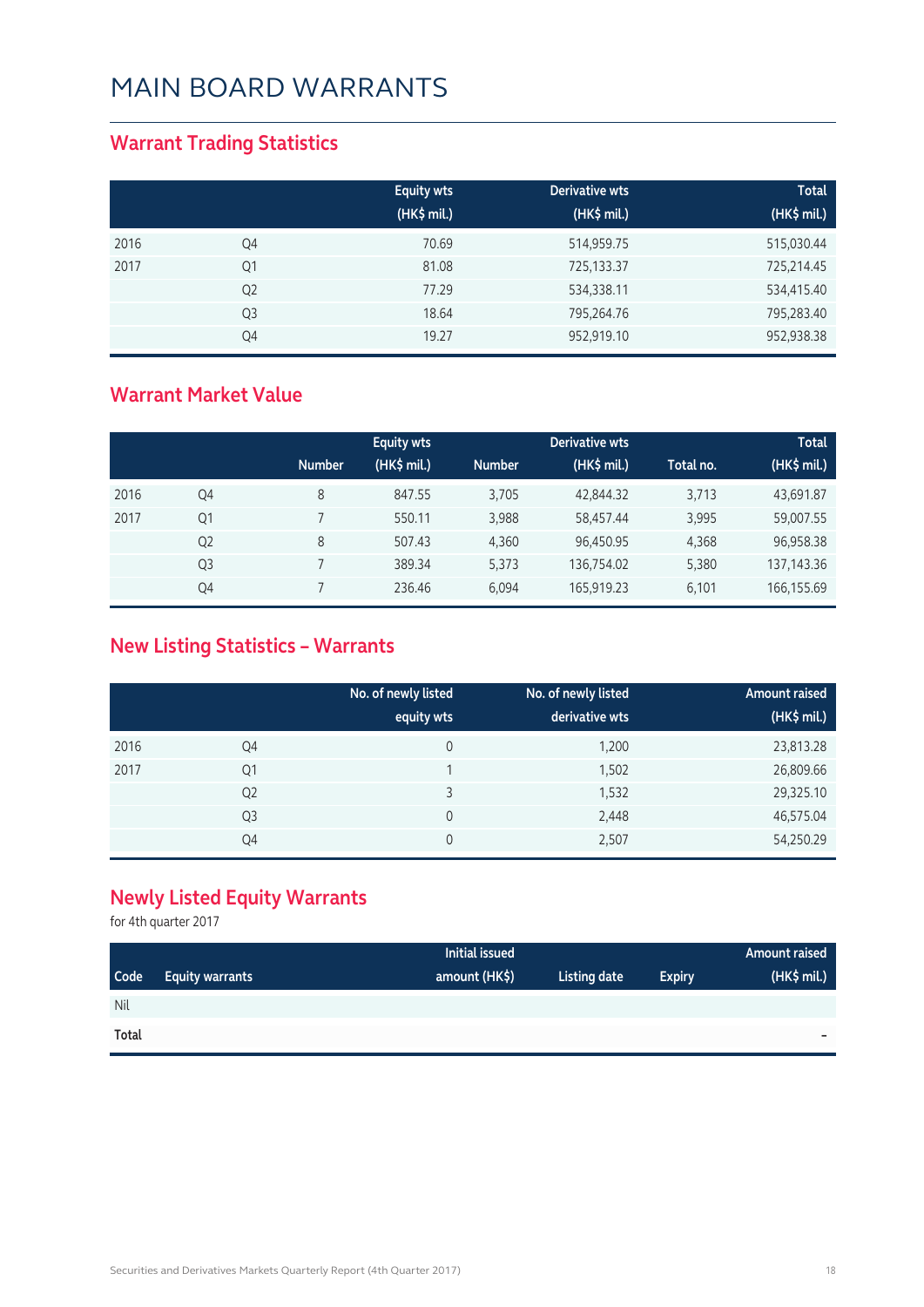# MAIN BOARD WARRANTS

## Warrant Trading Statistics

| | | Equity wts (HK$ mil.) | Derivative wts (HK$ mil.) | Total (HK$ mil.) |
|---|---|---|---|---|
| 2016 | Q4 | 70.69 | 514,959.75 | 515,030.44 |
| 2017 | Q1 | 81.08 | 725,133.37 | 725,214.45 |
| | Q2 | 77.29 | 534,338.11 | 534,415.40 |
| | Q3 | 18.64 | 795,264.76 | 795,283.40 |
| | Q4 | 19.27 | 952,919.10 | 952,938.38 |

## Warrant Market Value

| | | | Equity wts | | Derivative wts | | Total |
|---|---|---|---|---|---|---|---|
| | | Number | (HK$ mil.) | Number | (HK$ mil.) | Total no. | (HK$ mil.) |
| 2016 | Q4 | 8 | 847.55 | 3,705 | 42,844.32 | 3,713 | 43,691.87 |
| 2017 | Q1 | 7 | 550.11 | 3,988 | 58,457.44 | 3,995 | 59,007.55 |
| | Q2 | 8 | 507.43 | 4,360 | 96,450.95 | 4,368 | 96,958.38 |
| | Q3 | 7 | 389.34 | 5,373 | 136,754.02 | 5,380 | 137,143.36 |
| | Q4 | 7 | 236.46 | 6,094 | 165,919.23 | 6,101 | 166,155.69 |

## New Listing Statistics – Warrants

| | | No. of newly listed equity wts | No. of newly listed derivative wts | Amount raised (HK$ mil.) |
|---|---|---|---|---|
| 2016 | Q4 | 0 | 1,200 | 23,813.28 |
| 2017 | Q1 | 1 | 1,502 | 26,809.66 |
| | Q2 | 3 | 1,532 | 29,325.10 |
| | Q3 | 0 | 2,448 | 46,575.04 |
| | Q4 | 0 | 2,507 | 54,250.29 |

## Newly Listed Equity Warrants

for 4th quarter 2017

| Code | Equity warrants | Initial issued amount (HK$) | Listing date | Expiry | Amount raised (HK$ mil.) |
|---|---|---|---|---|---|
| Nil | | | | | |
| **Total** | | | | | - |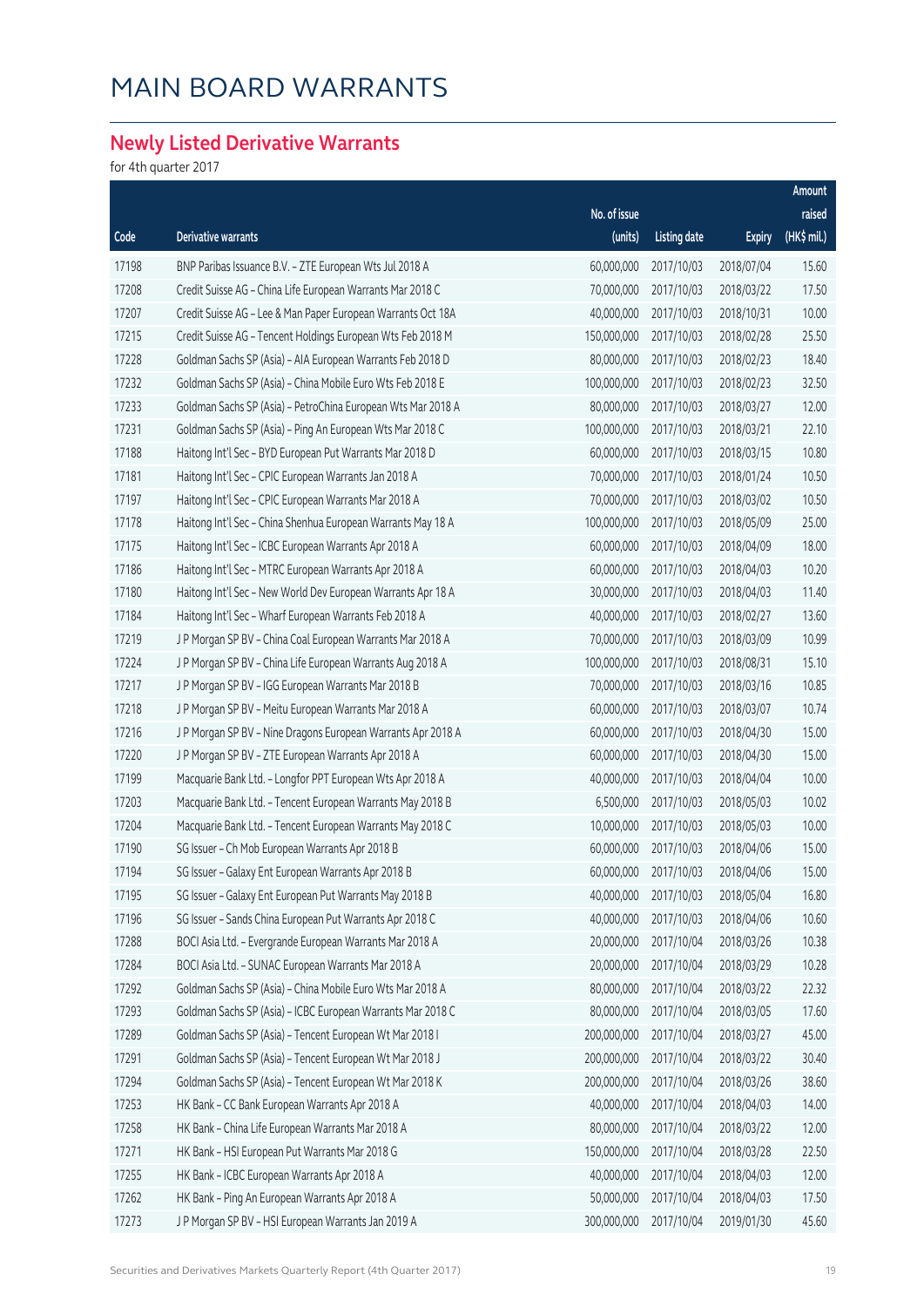# MAIN BOARD WARRANTS

## Newly Listed Derivative Warrants

for 4th quarter 2017

| Code | Derivative warrants | No. of issue (units) | Listing date | Expiry | Amount raised (HK$ mil.) |
|---|---|---|---|---|---|
| 17198 | BNP Paribas Issuance B.V. – ZTE European Wts Jul 2018 A | 60,000,000 | 2017/10/03 | 2018/07/04 | 15.60 |
| 17208 | Credit Suisse AG – China Life European Warrants Mar 2018 C | 70,000,000 | 2017/10/03 | 2018/03/22 | 17.50 |
| 17207 | Credit Suisse AG – Lee & Man Paper European Warrants Oct 18A | 40,000,000 | 2017/10/03 | 2018/10/31 | 10.00 |
| 17215 | Credit Suisse AG – Tencent Holdings European Wts Feb 2018 M | 150,000,000 | 2017/10/03 | 2018/02/28 | 25.50 |
| 17228 | Goldman Sachs SP (Asia) – AIA European Warrants Feb 2018 D | 80,000,000 | 2017/10/03 | 2018/02/23 | 18.40 |
| 17232 | Goldman Sachs SP (Asia) – China Mobile Euro Wts Feb 2018 E | 100,000,000 | 2017/10/03 | 2018/02/23 | 32.50 |
| 17233 | Goldman Sachs SP (Asia) – PetroChina European Wts Mar 2018 A | 80,000,000 | 2017/10/03 | 2018/03/27 | 12.00 |
| 17231 | Goldman Sachs SP (Asia) – Ping An European Wts Mar 2018 C | 100,000,000 | 2017/10/03 | 2018/03/21 | 22.10 |
| 17188 | Haitong Int'l Sec – BYD European Put Warrants Mar 2018 D | 60,000,000 | 2017/10/03 | 2018/03/15 | 10.80 |
| 17181 | Haitong Int'l Sec – CPIC European Warrants Jan 2018 A | 70,000,000 | 2017/10/03 | 2018/01/24 | 10.50 |
| 17197 | Haitong Int'l Sec – CPIC European Warrants Mar 2018 A | 70,000,000 | 2017/10/03 | 2018/03/02 | 10.50 |
| 17178 | Haitong Int'l Sec – China Shenhua European Warrants May 18 A | 100,000,000 | 2017/10/03 | 2018/05/09 | 25.00 |
| 17175 | Haitong Int'l Sec – ICBC European Warrants Apr 2018 A | 60,000,000 | 2017/10/03 | 2018/04/09 | 18.00 |
| 17186 | Haitong Int'l Sec – MTRC European Warrants Apr 2018 A | 60,000,000 | 2017/10/03 | 2018/04/03 | 10.20 |
| 17180 | Haitong Int'l Sec – New World Dev European Warrants Apr 18 A | 30,000,000 | 2017/10/03 | 2018/04/03 | 11.40 |
| 17184 | Haitong Int'l Sec – Wharf European Warrants Feb 2018 A | 40,000,000 | 2017/10/03 | 2018/02/27 | 13.60 |
| 17219 | J P Morgan SP BV – China Coal European Warrants Mar 2018 A | 70,000,000 | 2017/10/03 | 2018/03/09 | 10.99 |
| 17224 | J P Morgan SP BV – China Life European Warrants Aug 2018 A | 100,000,000 | 2017/10/03 | 2018/08/31 | 15.10 |
| 17217 | J P Morgan SP BV – IGG European Warrants Mar 2018 B | 70,000,000 | 2017/10/03 | 2018/03/16 | 10.85 |
| 17218 | J P Morgan SP BV – Meitu European Warrants Mar 2018 A | 60,000,000 | 2017/10/03 | 2018/03/07 | 10.74 |
| 17216 | J P Morgan SP BV – Nine Dragons European Warrants Apr 2018 A | 60,000,000 | 2017/10/03 | 2018/04/30 | 15.00 |
| 17220 | J P Morgan SP BV – ZTE European Warrants Apr 2018 A | 60,000,000 | 2017/10/03 | 2018/04/30 | 15.00 |
| 17199 | Macquarie Bank Ltd. – Longfor PPT European Wts Apr 2018 A | 40,000,000 | 2017/10/03 | 2018/04/04 | 10.00 |
| 17203 | Macquarie Bank Ltd. – Tencent European Warrants May 2018 B | 6,500,000 | 2017/10/03 | 2018/05/03 | 10.02 |
| 17204 | Macquarie Bank Ltd. – Tencent European Warrants May 2018 C | 10,000,000 | 2017/10/03 | 2018/05/03 | 10.00 |
| 17190 | SG Issuer – Ch Mob European Warrants Apr 2018 B | 60,000,000 | 2017/10/03 | 2018/04/06 | 15.00 |
| 17194 | SG Issuer – Galaxy Ent European Warrants Apr 2018 B | 60,000,000 | 2017/10/03 | 2018/04/06 | 15.00 |
| 17195 | SG Issuer – Galaxy Ent European Put Warrants May 2018 B | 40,000,000 | 2017/10/03 | 2018/05/04 | 16.80 |
| 17196 | SG Issuer – Sands China European Put Warrants Apr 2018 C | 40,000,000 | 2017/10/03 | 2018/04/06 | 10.60 |
| 17288 | BOCI Asia Ltd. – Evergrande European Warrants Mar 2018 A | 20,000,000 | 2017/10/04 | 2018/03/26 | 10.38 |
| 17284 | BOCI Asia Ltd. – SUNAC European Warrants Mar 2018 A | 20,000,000 | 2017/10/04 | 2018/03/29 | 10.28 |
| 17292 | Goldman Sachs SP (Asia) – China Mobile Euro Wts Mar 2018 A | 80,000,000 | 2017/10/04 | 2018/03/22 | 22.32 |
| 17293 | Goldman Sachs SP (Asia) – ICBC European Warrants Mar 2018 C | 80,000,000 | 2017/10/04 | 2018/03/05 | 17.60 |
| 17289 | Goldman Sachs SP (Asia) – Tencent European Wt Mar 2018 I | 200,000,000 | 2017/10/04 | 2018/03/27 | 45.00 |
| 17291 | Goldman Sachs SP (Asia) – Tencent European Wt Mar 2018 J | 200,000,000 | 2017/10/04 | 2018/03/22 | 30.40 |
| 17294 | Goldman Sachs SP (Asia) – Tencent European Wt Mar 2018 K | 200,000,000 | 2017/10/04 | 2018/03/26 | 38.60 |
| 17253 | HK Bank – CC Bank European Warrants Apr 2018 A | 40,000,000 | 2017/10/04 | 2018/04/03 | 14.00 |
| 17258 | HK Bank – China Life European Warrants Mar 2018 A | 80,000,000 | 2017/10/04 | 2018/03/22 | 12.00 |
| 17271 | HK Bank – HSI European Put Warrants Mar 2018 G | 150,000,000 | 2017/10/04 | 2018/03/28 | 22.50 |
| 17255 | HK Bank – ICBC European Warrants Apr 2018 A | 40,000,000 | 2017/10/04 | 2018/04/03 | 12.00 |
| 17262 | HK Bank – Ping An European Warrants Apr 2018 A | 50,000,000 | 2017/10/04 | 2018/04/03 | 17.50 |
| 17273 | J P Morgan SP BV – HSI European Warrants Jan 2019 A | 300,000,000 | 2017/10/04 | 2019/01/30 | 45.60 |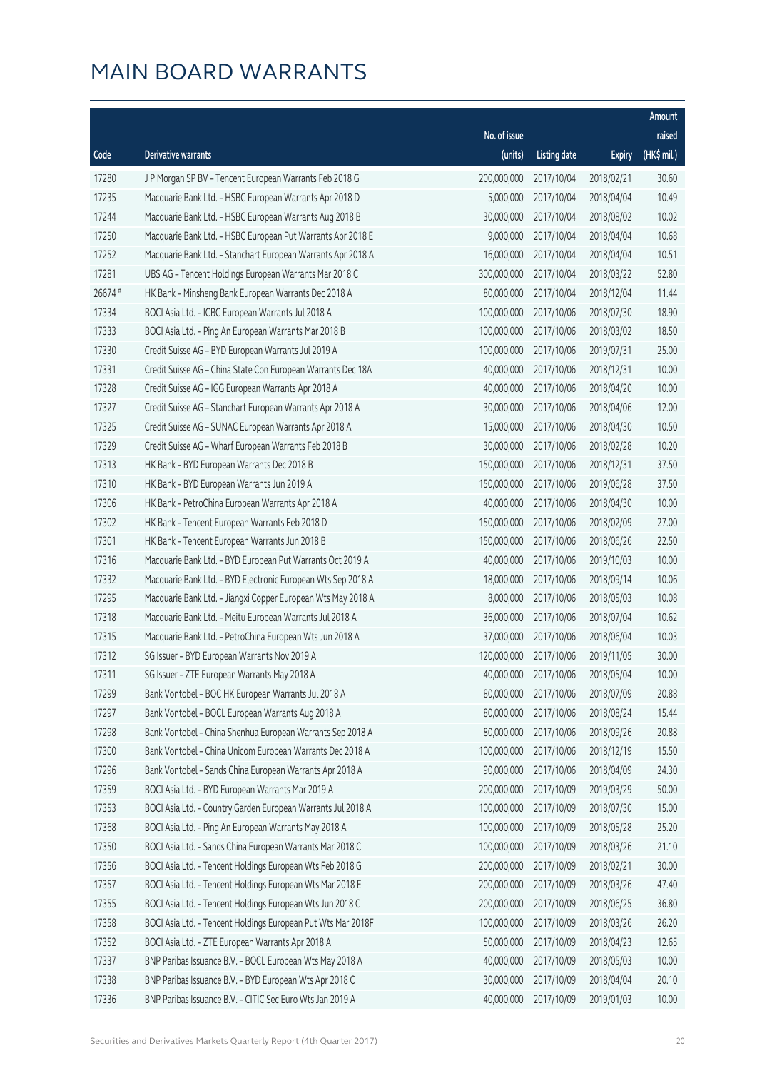# MAIN BOARD WARRANTS

| Code | Derivative warrants | No. of issue (units) | Listing date | Expiry | Amount raised (HK$ mil.) |
|---|---|---|---|---|---|
| 17280 | J P Morgan SP BV - Tencent European Warrants Feb 2018 G | 200,000,000 | 2017/10/04 | 2018/02/21 | 30.60 |
| 17235 | Macquarie Bank Ltd. - HSBC European Warrants Apr 2018 D | 5,000,000 | 2017/10/04 | 2018/04/04 | 10.49 |
| 17244 | Macquarie Bank Ltd. - HSBC European Warrants Aug 2018 B | 30,000,000 | 2017/10/04 | 2018/08/02 | 10.02 |
| 17250 | Macquarie Bank Ltd. - HSBC European Put Warrants Apr 2018 E | 9,000,000 | 2017/10/04 | 2018/04/04 | 10.68 |
| 17252 | Macquarie Bank Ltd. - Stanchart European Warrants Apr 2018 A | 16,000,000 | 2017/10/04 | 2018/04/04 | 10.51 |
| 17281 | UBS AG - Tencent Holdings European Warrants Mar 2018 C | 300,000,000 | 2017/10/04 | 2018/03/22 | 52.80 |
| 26674 # | HK Bank - Minsheng Bank European Warrants Dec 2018 A | 80,000,000 | 2017/10/04 | 2018/12/04 | 11.44 |
| 17334 | BOCI Asia Ltd. - ICBC European Warrants Jul 2018 A | 100,000,000 | 2017/10/06 | 2018/07/30 | 18.90 |
| 17333 | BOCI Asia Ltd. - Ping An European Warrants Mar 2018 B | 100,000,000 | 2017/10/06 | 2018/03/02 | 18.50 |
| 17330 | Credit Suisse AG - BYD European Warrants Jul 2019 A | 100,000,000 | 2017/10/06 | 2019/07/31 | 25.00 |
| 17331 | Credit Suisse AG - China State Con European Warrants Dec 18A | 40,000,000 | 2017/10/06 | 2018/12/31 | 10.00 |
| 17328 | Credit Suisse AG - IGG European Warrants Apr 2018 A | 40,000,000 | 2017/10/06 | 2018/04/20 | 10.00 |
| 17327 | Credit Suisse AG - Stanchart European Warrants Apr 2018 A | 30,000,000 | 2017/10/06 | 2018/04/06 | 12.00 |
| 17325 | Credit Suisse AG - SUNAC European Warrants Apr 2018 A | 15,000,000 | 2017/10/06 | 2018/04/30 | 10.50 |
| 17329 | Credit Suisse AG - Wharf European Warrants Feb 2018 B | 30,000,000 | 2017/10/06 | 2018/02/28 | 10.20 |
| 17313 | HK Bank - BYD European Warrants Dec 2018 B | 150,000,000 | 2017/10/06 | 2018/12/31 | 37.50 |
| 17310 | HK Bank - BYD European Warrants Jun 2019 A | 150,000,000 | 2017/10/06 | 2019/06/28 | 37.50 |
| 17306 | HK Bank - PetroChina European Warrants Apr 2018 A | 40,000,000 | 2017/10/06 | 2018/04/30 | 10.00 |
| 17302 | HK Bank - Tencent European Warrants Feb 2018 D | 150,000,000 | 2017/10/06 | 2018/02/09 | 27.00 |
| 17301 | HK Bank - Tencent European Warrants Jun 2018 B | 150,000,000 | 2017/10/06 | 2018/06/26 | 22.50 |
| 17316 | Macquarie Bank Ltd. - BYD European Put Warrants Oct 2019 A | 40,000,000 | 2017/10/06 | 2019/10/03 | 10.00 |
| 17332 | Macquarie Bank Ltd. - BYD Electronic European Wts Sep 2018 A | 18,000,000 | 2017/10/06 | 2018/09/14 | 10.06 |
| 17295 | Macquarie Bank Ltd. - Jiangxi Copper European Wts May 2018 A | 8,000,000 | 2017/10/06 | 2018/05/03 | 10.08 |
| 17318 | Macquarie Bank Ltd. - Meitu European Warrants Jul 2018 A | 36,000,000 | 2017/10/06 | 2018/07/04 | 10.62 |
| 17315 | Macquarie Bank Ltd. - PetroChina European Wts Jun 2018 A | 37,000,000 | 2017/10/06 | 2018/06/04 | 10.03 |
| 17312 | SG Issuer - BYD European Warrants Nov 2019 A | 120,000,000 | 2017/10/06 | 2019/11/05 | 30.00 |
| 17311 | SG Issuer - ZTE European Warrants May 2018 A | 40,000,000 | 2017/10/06 | 2018/05/04 | 10.00 |
| 17299 | Bank Vontobel - BOC HK European Warrants Jul 2018 A | 80,000,000 | 2017/10/06 | 2018/07/09 | 20.88 |
| 17297 | Bank Vontobel - BOCL European Warrants Aug 2018 A | 80,000,000 | 2017/10/06 | 2018/08/24 | 15.44 |
| 17298 | Bank Vontobel - China Shenhua European Warrants Sep 2018 A | 80,000,000 | 2017/10/06 | 2018/09/26 | 20.88 |
| 17300 | Bank Vontobel - China Unicom European Warrants Dec 2018 A | 100,000,000 | 2017/10/06 | 2018/12/19 | 15.50 |
| 17296 | Bank Vontobel - Sands China European Warrants Apr 2018 A | 90,000,000 | 2017/10/06 | 2018/04/09 | 24.30 |
| 17359 | BOCI Asia Ltd. - BYD European Warrants Mar 2019 A | 200,000,000 | 2017/10/09 | 2019/03/29 | 50.00 |
| 17353 | BOCI Asia Ltd. - Country Garden European Warrants Jul 2018 A | 100,000,000 | 2017/10/09 | 2018/07/30 | 15.00 |
| 17368 | BOCI Asia Ltd. - Ping An European Warrants May 2018 A | 100,000,000 | 2017/10/09 | 2018/05/28 | 25.20 |
| 17350 | BOCI Asia Ltd. - Sands China European Warrants Mar 2018 C | 100,000,000 | 2017/10/09 | 2018/03/26 | 21.10 |
| 17356 | BOCI Asia Ltd. - Tencent Holdings European Wts Feb 2018 G | 200,000,000 | 2017/10/09 | 2018/02/21 | 30.00 |
| 17357 | BOCI Asia Ltd. - Tencent Holdings European Wts Mar 2018 E | 200,000,000 | 2017/10/09 | 2018/03/26 | 47.40 |
| 17355 | BOCI Asia Ltd. - Tencent Holdings European Wts Jun 2018 C | 200,000,000 | 2017/10/09 | 2018/06/25 | 36.80 |
| 17358 | BOCI Asia Ltd. - Tencent Holdings European Put Wts Mar 2018F | 100,000,000 | 2017/10/09 | 2018/03/26 | 26.20 |
| 17352 | BOCI Asia Ltd. - ZTE European Warrants Apr 2018 A | 50,000,000 | 2017/10/09 | 2018/04/23 | 12.65 |
| 17337 | BNP Paribas Issuance B.V. - BOCL European Wts May 2018 A | 40,000,000 | 2017/10/09 | 2018/05/03 | 10.00 |
| 17338 | BNP Paribas Issuance B.V. - BYD European Wts Apr 2018 C | 30,000,000 | 2017/10/09 | 2018/04/04 | 20.10 |
| 17336 | BNP Paribas Issuance B.V. - CITIC Sec Euro Wts Jan 2019 A | 40,000,000 | 2017/10/09 | 2019/01/03 | 10.00 |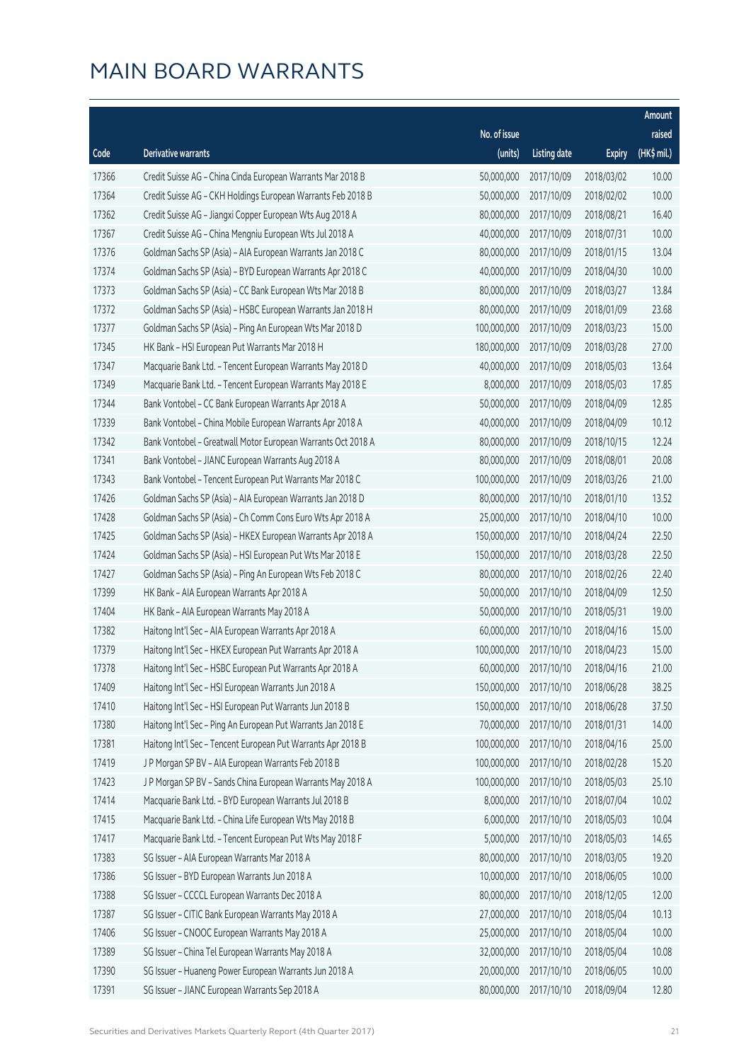# MAIN BOARD WARRANTS

| Code | Derivative warrants | No. of issue (units) | Listing date | Expiry | Amount raised (HK$ mil.) |
|---|---|---|---|---|---|
| 17366 | Credit Suisse AG - China Cinda European Warrants Mar 2018 B | 50,000,000 | 2017/10/09 | 2018/03/02 | 10.00 |
| 17364 | Credit Suisse AG - CKH Holdings European Warrants Feb 2018 B | 50,000,000 | 2017/10/09 | 2018/02/02 | 10.00 |
| 17362 | Credit Suisse AG - Jiangxi Copper European Wts Aug 2018 A | 80,000,000 | 2017/10/09 | 2018/08/21 | 16.40 |
| 17367 | Credit Suisse AG - China Mengniu European Wts Jul 2018 A | 40,000,000 | 2017/10/09 | 2018/07/31 | 10.00 |
| 17376 | Goldman Sachs SP (Asia) - AIA European Warrants Jan 2018 C | 80,000,000 | 2017/10/09 | 2018/01/15 | 13.04 |
| 17374 | Goldman Sachs SP (Asia) - BYD European Warrants Apr 2018 C | 40,000,000 | 2017/10/09 | 2018/04/30 | 10.00 |
| 17373 | Goldman Sachs SP (Asia) - CC Bank European Wts Mar 2018 B | 80,000,000 | 2017/10/09 | 2018/03/27 | 13.84 |
| 17372 | Goldman Sachs SP (Asia) - HSBC European Warrants Jan 2018 H | 80,000,000 | 2017/10/09 | 2018/01/09 | 23.68 |
| 17377 | Goldman Sachs SP (Asia) - Ping An European Wts Mar 2018 D | 100,000,000 | 2017/10/09 | 2018/03/23 | 15.00 |
| 17345 | HK Bank - HSI European Put Warrants Mar 2018 H | 180,000,000 | 2017/10/09 | 2018/03/28 | 27.00 |
| 17347 | Macquarie Bank Ltd. - Tencent European Warrants May 2018 D | 40,000,000 | 2017/10/09 | 2018/05/03 | 13.64 |
| 17349 | Macquarie Bank Ltd. - Tencent European Warrants May 2018 E | 8,000,000 | 2017/10/09 | 2018/05/03 | 17.85 |
| 17344 | Bank Vontobel - CC Bank European Warrants Apr 2018 A | 50,000,000 | 2017/10/09 | 2018/04/09 | 12.85 |
| 17339 | Bank Vontobel - China Mobile European Warrants Apr 2018 A | 40,000,000 | 2017/10/09 | 2018/04/09 | 10.12 |
| 17342 | Bank Vontobel - Greatwall Motor European Warrants Oct 2018 A | 80,000,000 | 2017/10/09 | 2018/10/15 | 12.24 |
| 17341 | Bank Vontobel - JIANC European Warrants Aug 2018 A | 80,000,000 | 2017/10/09 | 2018/08/01 | 20.08 |
| 17343 | Bank Vontobel - Tencent European Put Warrants Mar 2018 C | 100,000,000 | 2017/10/09 | 2018/03/26 | 21.00 |
| 17426 | Goldman Sachs SP (Asia) - AIA European Warrants Jan 2018 D | 80,000,000 | 2017/10/10 | 2018/01/10 | 13.52 |
| 17428 | Goldman Sachs SP (Asia) - Ch Comm Cons Euro Wts Apr 2018 A | 25,000,000 | 2017/10/10 | 2018/04/10 | 10.00 |
| 17425 | Goldman Sachs SP (Asia) - HKEX European Warrants Apr 2018 A | 150,000,000 | 2017/10/10 | 2018/04/24 | 22.50 |
| 17424 | Goldman Sachs SP (Asia) - HSI European Put Wts Mar 2018 E | 150,000,000 | 2017/10/10 | 2018/03/28 | 22.50 |
| 17427 | Goldman Sachs SP (Asia) - Ping An European Wts Feb 2018 C | 80,000,000 | 2017/10/10 | 2018/02/26 | 22.40 |
| 17399 | HK Bank - AIA European Warrants Apr 2018 A | 50,000,000 | 2017/10/10 | 2018/04/09 | 12.50 |
| 17404 | HK Bank - AIA European Warrants May 2018 A | 50,000,000 | 2017/10/10 | 2018/05/31 | 19.00 |
| 17382 | Haitong Int'l Sec - AIA European Warrants Apr 2018 A | 60,000,000 | 2017/10/10 | 2018/04/16 | 15.00 |
| 17379 | Haitong Int'l Sec - HKEX European Put Warrants Apr 2018 A | 100,000,000 | 2017/10/10 | 2018/04/23 | 15.00 |
| 17378 | Haitong Int'l Sec - HSBC European Put Warrants Apr 2018 A | 60,000,000 | 2017/10/10 | 2018/04/16 | 21.00 |
| 17409 | Haitong Int'l Sec - HSI European Warrants Jun 2018 A | 150,000,000 | 2017/10/10 | 2018/06/28 | 38.25 |
| 17410 | Haitong Int'l Sec - HSI European Put Warrants Jun 2018 B | 150,000,000 | 2017/10/10 | 2018/06/28 | 37.50 |
| 17380 | Haitong Int'l Sec - Ping An European Put Warrants Jan 2018 E | 70,000,000 | 2017/10/10 | 2018/01/31 | 14.00 |
| 17381 | Haitong Int'l Sec - Tencent European Put Warrants Apr 2018 B | 100,000,000 | 2017/10/10 | 2018/04/16 | 25.00 |
| 17419 | J P Morgan SP BV - AIA European Warrants Feb 2018 B | 100,000,000 | 2017/10/10 | 2018/02/28 | 15.20 |
| 17423 | J P Morgan SP BV - Sands China European Warrants May 2018 A | 100,000,000 | 2017/10/10 | 2018/05/03 | 25.10 |
| 17414 | Macquarie Bank Ltd. - BYD European Warrants Jul 2018 B | 8,000,000 | 2017/10/10 | 2018/07/04 | 10.02 |
| 17415 | Macquarie Bank Ltd. - China Life European Wts May 2018 B | 6,000,000 | 2017/10/10 | 2018/05/03 | 10.04 |
| 17417 | Macquarie Bank Ltd. - Tencent European Put Wts May 2018 F | 5,000,000 | 2017/10/10 | 2018/05/03 | 14.65 |
| 17383 | SG Issuer - AIA European Warrants Mar 2018 A | 80,000,000 | 2017/10/10 | 2018/03/05 | 19.20 |
| 17386 | SG Issuer - BYD European Warrants Jun 2018 A | 10,000,000 | 2017/10/10 | 2018/06/05 | 10.00 |
| 17388 | SG Issuer - CCCCL European Warrants Dec 2018 A | 80,000,000 | 2017/10/10 | 2018/12/05 | 12.00 |
| 17387 | SG Issuer - CITIC Bank European Warrants May 2018 A | 27,000,000 | 2017/10/10 | 2018/05/04 | 10.13 |
| 17406 | SG Issuer - CNOOC European Warrants May 2018 A | 25,000,000 | 2017/10/10 | 2018/05/04 | 10.00 |
| 17389 | SG Issuer - China Tel European Warrants May 2018 A | 32,000,000 | 2017/10/10 | 2018/05/04 | 10.08 |
| 17390 | SG Issuer - Huaneng Power European Warrants Jun 2018 A | 20,000,000 | 2017/10/10 | 2018/06/05 | 10.00 |
| 17391 | SG Issuer - JIANC European Warrants Sep 2018 A | 80,000,000 | 2017/10/10 | 2018/09/04 | 12.80 |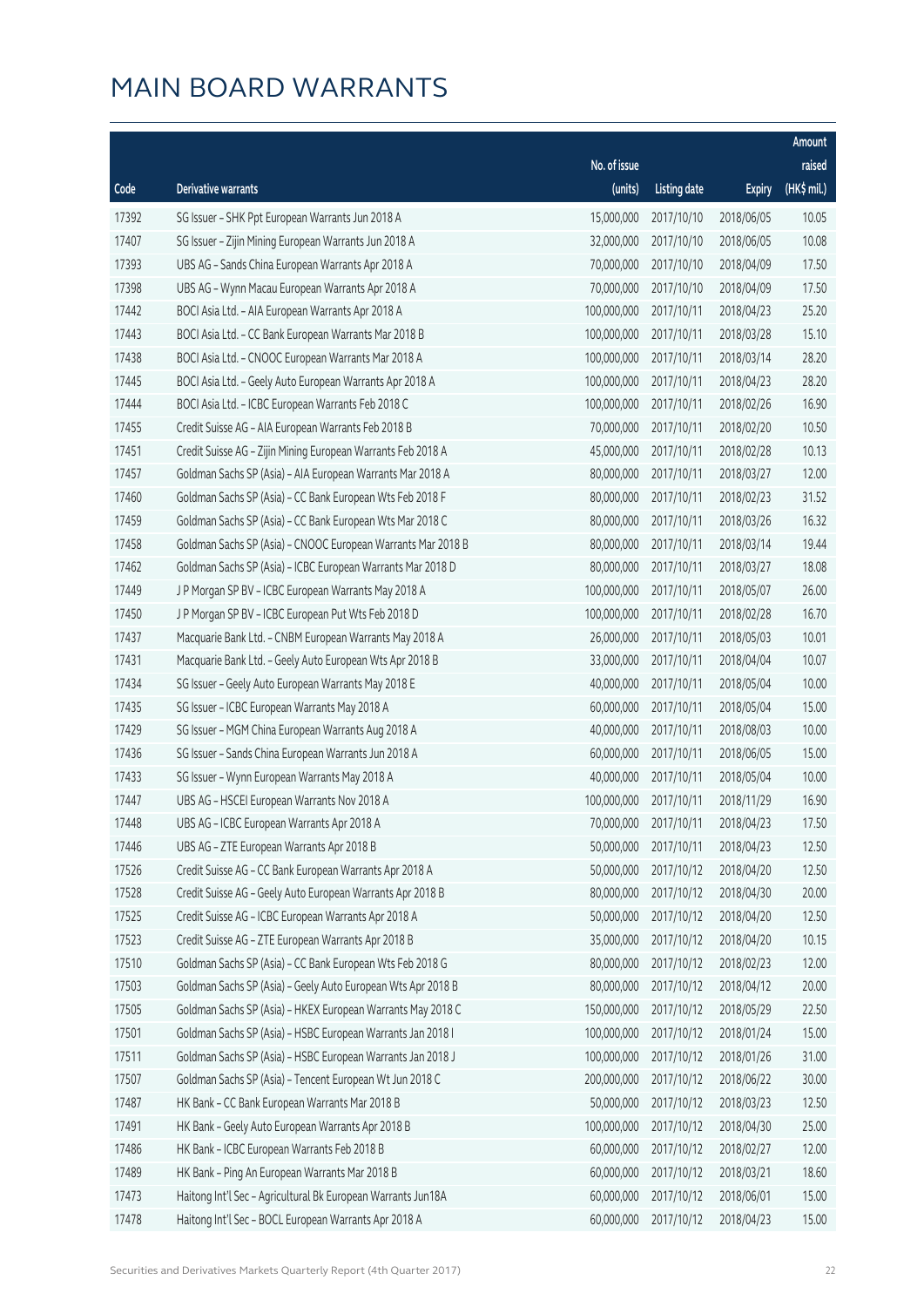# MAIN BOARD WARRANTS

| Code | Derivative warrants | No. of issue (units) | Listing date | Expiry | Amount raised (HK$ mil.) |
|---|---|---|---|---|---|
| 17392 | SG Issuer - SHK Ppt European Warrants Jun 2018 A | 15,000,000 | 2017/10/10 | 2018/06/05 | 10.05 |
| 17407 | SG Issuer - Zijin Mining European Warrants Jun 2018 A | 32,000,000 | 2017/10/10 | 2018/06/05 | 10.08 |
| 17393 | UBS AG - Sands China European Warrants Apr 2018 A | 70,000,000 | 2017/10/10 | 2018/04/09 | 17.50 |
| 17398 | UBS AG - Wynn Macau European Warrants Apr 2018 A | 70,000,000 | 2017/10/10 | 2018/04/09 | 17.50 |
| 17442 | BOCI Asia Ltd. - AIA European Warrants Apr 2018 A | 100,000,000 | 2017/10/11 | 2018/04/23 | 25.20 |
| 17443 | BOCI Asia Ltd. - CC Bank European Warrants Mar 2018 B | 100,000,000 | 2017/10/11 | 2018/03/28 | 15.10 |
| 17438 | BOCI Asia Ltd. - CNOOC European Warrants Mar 2018 A | 100,000,000 | 2017/10/11 | 2018/03/14 | 28.20 |
| 17445 | BOCI Asia Ltd. - Geely Auto European Warrants Apr 2018 A | 100,000,000 | 2017/10/11 | 2018/04/23 | 28.20 |
| 17444 | BOCI Asia Ltd. - ICBC European Warrants Feb 2018 C | 100,000,000 | 2017/10/11 | 2018/02/26 | 16.90 |
| 17455 | Credit Suisse AG - AIA European Warrants Feb 2018 B | 70,000,000 | 2017/10/11 | 2018/02/20 | 10.50 |
| 17451 | Credit Suisse AG - Zijin Mining European Warrants Feb 2018 A | 45,000,000 | 2017/10/11 | 2018/02/28 | 10.13 |
| 17457 | Goldman Sachs SP (Asia) - AIA European Warrants Mar 2018 A | 80,000,000 | 2017/10/11 | 2018/03/27 | 12.00 |
| 17460 | Goldman Sachs SP (Asia) - CC Bank European Wts Feb 2018 F | 80,000,000 | 2017/10/11 | 2018/02/23 | 31.52 |
| 17459 | Goldman Sachs SP (Asia) - CC Bank European Wts Mar 2018 C | 80,000,000 | 2017/10/11 | 2018/03/26 | 16.32 |
| 17458 | Goldman Sachs SP (Asia) - CNOOC European Warrants Mar 2018 B | 80,000,000 | 2017/10/11 | 2018/03/14 | 19.44 |
| 17462 | Goldman Sachs SP (Asia) - ICBC European Warrants Mar 2018 D | 80,000,000 | 2017/10/11 | 2018/03/27 | 18.08 |
| 17449 | J P Morgan SP BV - ICBC European Warrants May 2018 A | 100,000,000 | 2017/10/11 | 2018/05/07 | 26.00 |
| 17450 | J P Morgan SP BV - ICBC European Put Wts Feb 2018 D | 100,000,000 | 2017/10/11 | 2018/02/28 | 16.70 |
| 17437 | Macquarie Bank Ltd. - CNBM European Warrants May 2018 A | 26,000,000 | 2017/10/11 | 2018/05/03 | 10.01 |
| 17431 | Macquarie Bank Ltd. - Geely Auto European Wts Apr 2018 B | 33,000,000 | 2017/10/11 | 2018/04/04 | 10.07 |
| 17434 | SG Issuer - Geely Auto European Warrants May 2018 E | 40,000,000 | 2017/10/11 | 2018/05/04 | 10.00 |
| 17435 | SG Issuer - ICBC European Warrants May 2018 A | 60,000,000 | 2017/10/11 | 2018/05/04 | 15.00 |
| 17429 | SG Issuer - MGM China European Warrants Aug 2018 A | 40,000,000 | 2017/10/11 | 2018/08/03 | 10.00 |
| 17436 | SG Issuer - Sands China European Warrants Jun 2018 A | 60,000,000 | 2017/10/11 | 2018/06/05 | 15.00 |
| 17433 | SG Issuer - Wynn European Warrants May 2018 A | 40,000,000 | 2017/10/11 | 2018/05/04 | 10.00 |
| 17447 | UBS AG - HSCEI European Warrants Nov 2018 A | 100,000,000 | 2017/10/11 | 2018/11/29 | 16.90 |
| 17448 | UBS AG - ICBC European Warrants Apr 2018 A | 70,000,000 | 2017/10/11 | 2018/04/23 | 17.50 |
| 17446 | UBS AG - ZTE European Warrants Apr 2018 B | 50,000,000 | 2017/10/11 | 2018/04/23 | 12.50 |
| 17526 | Credit Suisse AG - CC Bank European Warrants Apr 2018 A | 50,000,000 | 2017/10/12 | 2018/04/20 | 12.50 |
| 17528 | Credit Suisse AG - Geely Auto European Warrants Apr 2018 B | 80,000,000 | 2017/10/12 | 2018/04/30 | 20.00 |
| 17525 | Credit Suisse AG - ICBC European Warrants Apr 2018 A | 50,000,000 | 2017/10/12 | 2018/04/20 | 12.50 |
| 17523 | Credit Suisse AG - ZTE European Warrants Apr 2018 B | 35,000,000 | 2017/10/12 | 2018/04/20 | 10.15 |
| 17510 | Goldman Sachs SP (Asia) - CC Bank European Wts Feb 2018 G | 80,000,000 | 2017/10/12 | 2018/02/23 | 12.00 |
| 17503 | Goldman Sachs SP (Asia) - Geely Auto European Wts Apr 2018 B | 80,000,000 | 2017/10/12 | 2018/04/12 | 20.00 |
| 17505 | Goldman Sachs SP (Asia) - HKEX European Warrants May 2018 C | 150,000,000 | 2017/10/12 | 2018/05/29 | 22.50 |
| 17501 | Goldman Sachs SP (Asia) - HSBC European Warrants Jan 2018 I | 100,000,000 | 2017/10/12 | 2018/01/24 | 15.00 |
| 17511 | Goldman Sachs SP (Asia) - HSBC European Warrants Jan 2018 J | 100,000,000 | 2017/10/12 | 2018/01/26 | 31.00 |
| 17507 | Goldman Sachs SP (Asia) - Tencent European Wt Jun 2018 C | 200,000,000 | 2017/10/12 | 2018/06/22 | 30.00 |
| 17487 | HK Bank - CC Bank European Warrants Mar 2018 B | 50,000,000 | 2017/10/12 | 2018/03/23 | 12.50 |
| 17491 | HK Bank - Geely Auto European Warrants Apr 2018 B | 100,000,000 | 2017/10/12 | 2018/04/30 | 25.00 |
| 17486 | HK Bank - ICBC European Warrants Feb 2018 B | 60,000,000 | 2017/10/12 | 2018/02/27 | 12.00 |
| 17489 | HK Bank - Ping An European Warrants Mar 2018 B | 60,000,000 | 2017/10/12 | 2018/03/21 | 18.60 |
| 17473 | Haitong Int'l Sec - Agricultural Bk European Warrants Jun18A | 60,000,000 | 2017/10/12 | 2018/06/01 | 15.00 |
| 17478 | Haitong Int'l Sec - BOCL European Warrants Apr 2018 A | 60,000,000 | 2017/10/12 | 2018/04/23 | 15.00 |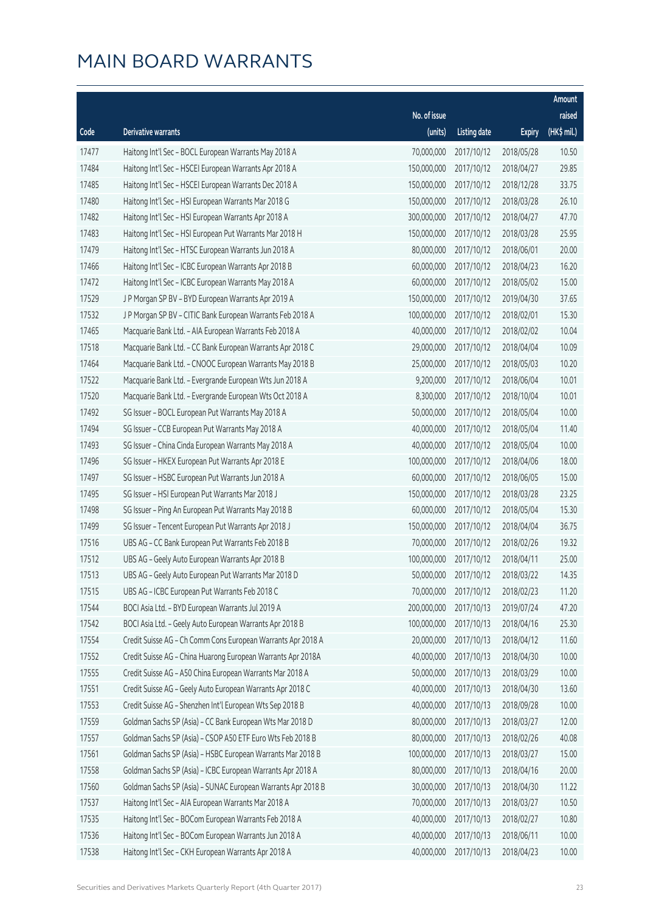# MAIN BOARD WARRANTS

| Code | Derivative warrants | No. of issue (units) | Listing date | Expiry | Amount raised (HK$ mil.) |
|---|---|---|---|---|---|
| 17477 | Haitong Int'l Sec - BOCL European Warrants May 2018 A | 70,000,000 | 2017/10/12 | 2018/05/28 | 10.50 |
| 17484 | Haitong Int'l Sec - HSCEI European Warrants Apr 2018 A | 150,000,000 | 2017/10/12 | 2018/04/27 | 29.85 |
| 17485 | Haitong Int'l Sec - HSCEI European Warrants Dec 2018 A | 150,000,000 | 2017/10/12 | 2018/12/28 | 33.75 |
| 17480 | Haitong Int'l Sec - HSI European Warrants Mar 2018 G | 150,000,000 | 2017/10/12 | 2018/03/28 | 26.10 |
| 17482 | Haitong Int'l Sec - HSI European Warrants Apr 2018 A | 300,000,000 | 2017/10/12 | 2018/04/27 | 47.70 |
| 17483 | Haitong Int'l Sec - HSI European Put Warrants Mar 2018 H | 150,000,000 | 2017/10/12 | 2018/03/28 | 25.95 |
| 17479 | Haitong Int'l Sec - HTSC European Warrants Jun 2018 A | 80,000,000 | 2017/10/12 | 2018/06/01 | 20.00 |
| 17466 | Haitong Int'l Sec - ICBC European Warrants Apr 2018 B | 60,000,000 | 2017/10/12 | 2018/04/23 | 16.20 |
| 17472 | Haitong Int'l Sec - ICBC European Warrants May 2018 A | 60,000,000 | 2017/10/12 | 2018/05/02 | 15.00 |
| 17529 | J P Morgan SP BV - BYD European Warrants Apr 2019 A | 150,000,000 | 2017/10/12 | 2019/04/30 | 37.65 |
| 17532 | J P Morgan SP BV - CITIC Bank European Warrants Feb 2018 A | 100,000,000 | 2017/10/12 | 2018/02/01 | 15.30 |
| 17465 | Macquarie Bank Ltd. - AIA European Warrants Feb 2018 A | 40,000,000 | 2017/10/12 | 2018/02/02 | 10.04 |
| 17518 | Macquarie Bank Ltd. - CC Bank European Warrants Apr 2018 C | 29,000,000 | 2017/10/12 | 2018/04/04 | 10.09 |
| 17464 | Macquarie Bank Ltd. - CNOOC European Warrants May 2018 B | 25,000,000 | 2017/10/12 | 2018/05/03 | 10.20 |
| 17522 | Macquarie Bank Ltd. - Evergrande European Wts Jun 2018 A | 9,200,000 | 2017/10/12 | 2018/06/04 | 10.01 |
| 17520 | Macquarie Bank Ltd. - Evergrande European Wts Oct 2018 A | 8,300,000 | 2017/10/12 | 2018/10/04 | 10.01 |
| 17492 | SG Issuer - BOCL European Put Warrants May 2018 A | 50,000,000 | 2017/10/12 | 2018/05/04 | 10.00 |
| 17494 | SG Issuer - CCB European Put Warrants May 2018 A | 40,000,000 | 2017/10/12 | 2018/05/04 | 11.40 |
| 17493 | SG Issuer - China Cinda European Warrants May 2018 A | 40,000,000 | 2017/10/12 | 2018/05/04 | 10.00 |
| 17496 | SG Issuer - HKEX European Put Warrants Apr 2018 E | 100,000,000 | 2017/10/12 | 2018/04/06 | 18.00 |
| 17497 | SG Issuer - HSBC European Put Warrants Jun 2018 A | 60,000,000 | 2017/10/12 | 2018/06/05 | 15.00 |
| 17495 | SG Issuer - HSI European Put Warrants Mar 2018 J | 150,000,000 | 2017/10/12 | 2018/03/28 | 23.25 |
| 17498 | SG Issuer - Ping An European Put Warrants May 2018 B | 60,000,000 | 2017/10/12 | 2018/05/04 | 15.30 |
| 17499 | SG Issuer - Tencent European Put Warrants Apr 2018 J | 150,000,000 | 2017/10/12 | 2018/04/04 | 36.75 |
| 17516 | UBS AG - CC Bank European Put Warrants Feb 2018 B | 70,000,000 | 2017/10/12 | 2018/02/26 | 19.32 |
| 17512 | UBS AG - Geely Auto European Warrants Apr 2018 B | 100,000,000 | 2017/10/12 | 2018/04/11 | 25.00 |
| 17513 | UBS AG - Geely Auto European Put Warrants Mar 2018 D | 50,000,000 | 2017/10/12 | 2018/03/22 | 14.35 |
| 17515 | UBS AG - ICBC European Put Warrants Feb 2018 C | 70,000,000 | 2017/10/12 | 2018/02/23 | 11.20 |
| 17544 | BOCI Asia Ltd. - BYD European Warrants Jul 2019 A | 200,000,000 | 2017/10/13 | 2019/07/24 | 47.20 |
| 17542 | BOCI Asia Ltd. - Geely Auto European Warrants Apr 2018 B | 100,000,000 | 2017/10/13 | 2018/04/16 | 25.30 |
| 17554 | Credit Suisse AG - Ch Comm Cons European Warrants Apr 2018 A | 20,000,000 | 2017/10/13 | 2018/04/12 | 11.60 |
| 17552 | Credit Suisse AG - China Huarong European Warrants Apr 2018A | 40,000,000 | 2017/10/13 | 2018/04/30 | 10.00 |
| 17555 | Credit Suisse AG - A50 China European Warrants Mar 2018 A | 50,000,000 | 2017/10/13 | 2018/03/29 | 10.00 |
| 17551 | Credit Suisse AG - Geely Auto European Warrants Apr 2018 C | 40,000,000 | 2017/10/13 | 2018/04/30 | 13.60 |
| 17553 | Credit Suisse AG - Shenzhen Int'l European Wts Sep 2018 B | 40,000,000 | 2017/10/13 | 2018/09/28 | 10.00 |
| 17559 | Goldman Sachs SP (Asia) - CC Bank European Wts Mar 2018 D | 80,000,000 | 2017/10/13 | 2018/03/27 | 12.00 |
| 17557 | Goldman Sachs SP (Asia) - CSOP A50 ETF Euro Wts Feb 2018 B | 80,000,000 | 2017/10/13 | 2018/02/26 | 40.08 |
| 17561 | Goldman Sachs SP (Asia) - HSBC European Warrants Mar 2018 B | 100,000,000 | 2017/10/13 | 2018/03/27 | 15.00 |
| 17558 | Goldman Sachs SP (Asia) - ICBC European Warrants Apr 2018 A | 80,000,000 | 2017/10/13 | 2018/04/16 | 20.00 |
| 17560 | Goldman Sachs SP (Asia) - SUNAC European Warrants Apr 2018 B | 30,000,000 | 2017/10/13 | 2018/04/30 | 11.22 |
| 17537 | Haitong Int'l Sec - AIA European Warrants Mar 2018 A | 70,000,000 | 2017/10/13 | 2018/03/27 | 10.50 |
| 17535 | Haitong Int'l Sec - BOCom European Warrants Feb 2018 A | 40,000,000 | 2017/10/13 | 2018/02/27 | 10.80 |
| 17536 | Haitong Int'l Sec - BOCom European Warrants Jun 2018 A | 40,000,000 | 2017/10/13 | 2018/06/11 | 10.00 |
| 17538 | Haitong Int'l Sec - CKH European Warrants Apr 2018 A | 40,000,000 | 2017/10/13 | 2018/04/23 | 10.00 |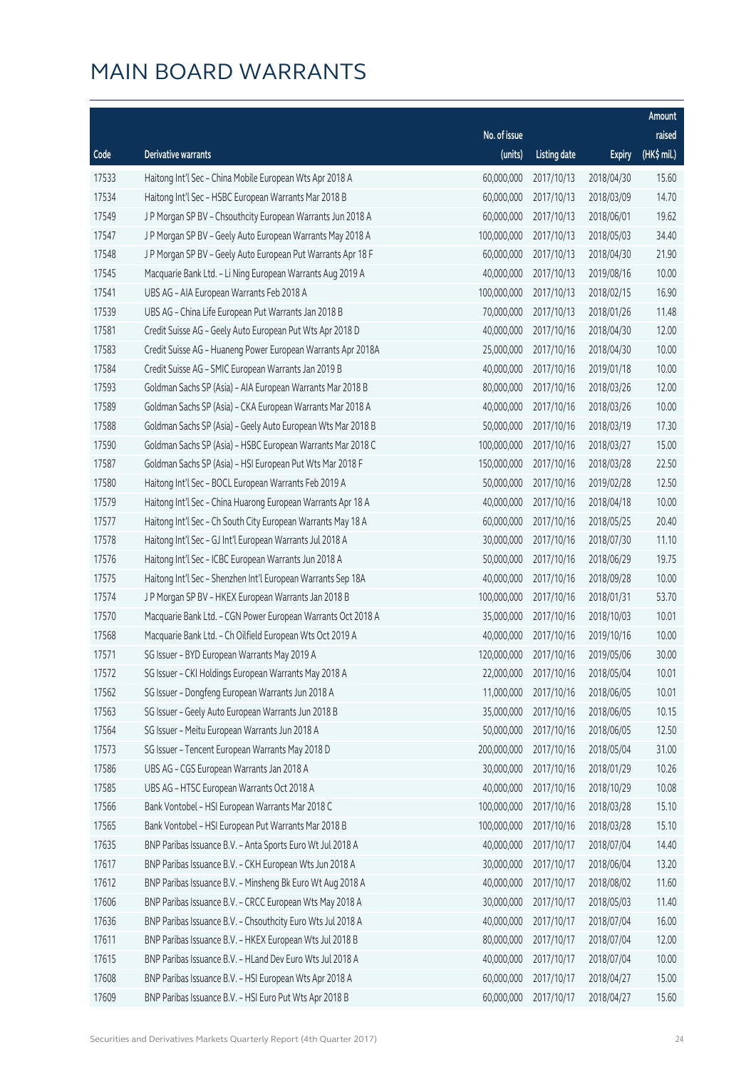# MAIN BOARD WARRANTS

| Code | Derivative warrants | No. of issue (units) | Listing date | Expiry | Amount raised (HK$ mil.) |
|---|---|---|---|---|---|
| 17533 | Haitong Int'l Sec – China Mobile European Wts Apr 2018 A | 60,000,000 | 2017/10/13 | 2018/04/30 | 15.60 |
| 17534 | Haitong Int'l Sec – HSBC European Warrants Mar 2018 B | 60,000,000 | 2017/10/13 | 2018/03/09 | 14.70 |
| 17549 | J P Morgan SP BV – Chsouthcity European Warrants Jun 2018 A | 60,000,000 | 2017/10/13 | 2018/06/01 | 19.62 |
| 17547 | J P Morgan SP BV – Geely Auto European Warrants May 2018 A | 100,000,000 | 2017/10/13 | 2018/05/03 | 34.40 |
| 17548 | J P Morgan SP BV – Geely Auto European Put Warrants Apr 18 F | 60,000,000 | 2017/10/13 | 2018/04/30 | 21.90 |
| 17545 | Macquarie Bank Ltd. – Li Ning European Warrants Aug 2019 A | 40,000,000 | 2017/10/13 | 2019/08/16 | 10.00 |
| 17541 | UBS AG – AIA European Warrants Feb 2018 A | 100,000,000 | 2017/10/13 | 2018/02/15 | 16.90 |
| 17539 | UBS AG – China Life European Put Warrants Jan 2018 B | 70,000,000 | 2017/10/13 | 2018/01/26 | 11.48 |
| 17581 | Credit Suisse AG – Geely Auto European Put Wts Apr 2018 D | 40,000,000 | 2017/10/16 | 2018/04/30 | 12.00 |
| 17583 | Credit Suisse AG – Huaneng Power European Warrants Apr 2018A | 25,000,000 | 2017/10/16 | 2018/04/30 | 10.00 |
| 17584 | Credit Suisse AG – SMIC European Warrants Jan 2019 B | 40,000,000 | 2017/10/16 | 2019/01/18 | 10.00 |
| 17593 | Goldman Sachs SP (Asia) – AIA European Warrants Mar 2018 B | 80,000,000 | 2017/10/16 | 2018/03/26 | 12.00 |
| 17589 | Goldman Sachs SP (Asia) – CKA European Warrants Mar 2018 A | 40,000,000 | 2017/10/16 | 2018/03/26 | 10.00 |
| 17588 | Goldman Sachs SP (Asia) – Geely Auto European Wts Mar 2018 B | 50,000,000 | 2017/10/16 | 2018/03/19 | 17.30 |
| 17590 | Goldman Sachs SP (Asia) – HSBC European Warrants Mar 2018 C | 100,000,000 | 2017/10/16 | 2018/03/27 | 15.00 |
| 17587 | Goldman Sachs SP (Asia) – HSI European Put Wts Mar 2018 F | 150,000,000 | 2017/10/16 | 2018/03/28 | 22.50 |
| 17580 | Haitong Int'l Sec – BOCL European Warrants Feb 2019 A | 50,000,000 | 2017/10/16 | 2019/02/28 | 12.50 |
| 17579 | Haitong Int'l Sec – China Huarong European Warrants Apr 18 A | 40,000,000 | 2017/10/16 | 2018/04/18 | 10.00 |
| 17577 | Haitong Int'l Sec – Ch South City European Warrants May 18 A | 60,000,000 | 2017/10/16 | 2018/05/25 | 20.40 |
| 17578 | Haitong Int'l Sec – GJ Int'l European Warrants Jul 2018 A | 30,000,000 | 2017/10/16 | 2018/07/30 | 11.10 |
| 17576 | Haitong Int'l Sec – ICBC European Warrants Jun 2018 A | 50,000,000 | 2017/10/16 | 2018/06/29 | 19.75 |
| 17575 | Haitong Int'l Sec – Shenzhen Int'l European Warrants Sep 18A | 40,000,000 | 2017/10/16 | 2018/09/28 | 10.00 |
| 17574 | J P Morgan SP BV – HKEX European Warrants Jan 2018 B | 100,000,000 | 2017/10/16 | 2018/01/31 | 53.70 |
| 17570 | Macquarie Bank Ltd. – CGN Power European Warrants Oct 2018 A | 35,000,000 | 2017/10/16 | 2018/10/03 | 10.01 |
| 17568 | Macquarie Bank Ltd. – Ch Oilfield European Wts Oct 2019 A | 40,000,000 | 2017/10/16 | 2019/10/16 | 10.00 |
| 17571 | SG Issuer – BYD European Warrants May 2019 A | 120,000,000 | 2017/10/16 | 2019/05/06 | 30.00 |
| 17572 | SG Issuer – CKI Holdings European Warrants May 2018 A | 22,000,000 | 2017/10/16 | 2018/05/04 | 10.01 |
| 17562 | SG Issuer – Dongfeng European Warrants Jun 2018 A | 11,000,000 | 2017/10/16 | 2018/06/05 | 10.01 |
| 17563 | SG Issuer – Geely Auto European Warrants Jun 2018 B | 35,000,000 | 2017/10/16 | 2018/06/05 | 10.15 |
| 17564 | SG Issuer – Meitu European Warrants Jun 2018 A | 50,000,000 | 2017/10/16 | 2018/06/05 | 12.50 |
| 17573 | SG Issuer – Tencent European Warrants May 2018 D | 200,000,000 | 2017/10/16 | 2018/05/04 | 31.00 |
| 17586 | UBS AG – CGS European Warrants Jan 2018 A | 30,000,000 | 2017/10/16 | 2018/01/29 | 10.26 |
| 17585 | UBS AG – HTSC European Warrants Oct 2018 A | 40,000,000 | 2017/10/16 | 2018/10/29 | 10.08 |
| 17566 | Bank Vontobel – HSI European Warrants Mar 2018 C | 100,000,000 | 2017/10/16 | 2018/03/28 | 15.10 |
| 17565 | Bank Vontobel – HSI European Put Warrants Mar 2018 B | 100,000,000 | 2017/10/16 | 2018/03/28 | 15.10 |
| 17635 | BNP Paribas Issuance B.V. – Anta Sports Euro Wt Jul 2018 A | 40,000,000 | 2017/10/17 | 2018/07/04 | 14.40 |
| 17617 | BNP Paribas Issuance B.V. – CKH European Wts Jun 2018 A | 30,000,000 | 2017/10/17 | 2018/06/04 | 13.20 |
| 17612 | BNP Paribas Issuance B.V. – Minsheng Bk Euro Wt Aug 2018 A | 40,000,000 | 2017/10/17 | 2018/08/02 | 11.60 |
| 17606 | BNP Paribas Issuance B.V. – CRCC European Wts May 2018 A | 30,000,000 | 2017/10/17 | 2018/05/03 | 11.40 |
| 17636 | BNP Paribas Issuance B.V. – Chsouthcity Euro Wts Jul 2018 A | 40,000,000 | 2017/10/17 | 2018/07/04 | 16.00 |
| 17611 | BNP Paribas Issuance B.V. – HKEX European Wts Jul 2018 B | 80,000,000 | 2017/10/17 | 2018/07/04 | 12.00 |
| 17615 | BNP Paribas Issuance B.V. – HLand Dev Euro Wts Jul 2018 A | 40,000,000 | 2017/10/17 | 2018/07/04 | 10.00 |
| 17608 | BNP Paribas Issuance B.V. – HSI European Wts Apr 2018 A | 60,000,000 | 2017/10/17 | 2018/04/27 | 15.00 |
| 17609 | BNP Paribas Issuance B.V. – HSI Euro Put Wts Apr 2018 B | 60,000,000 | 2017/10/17 | 2018/04/27 | 15.60 |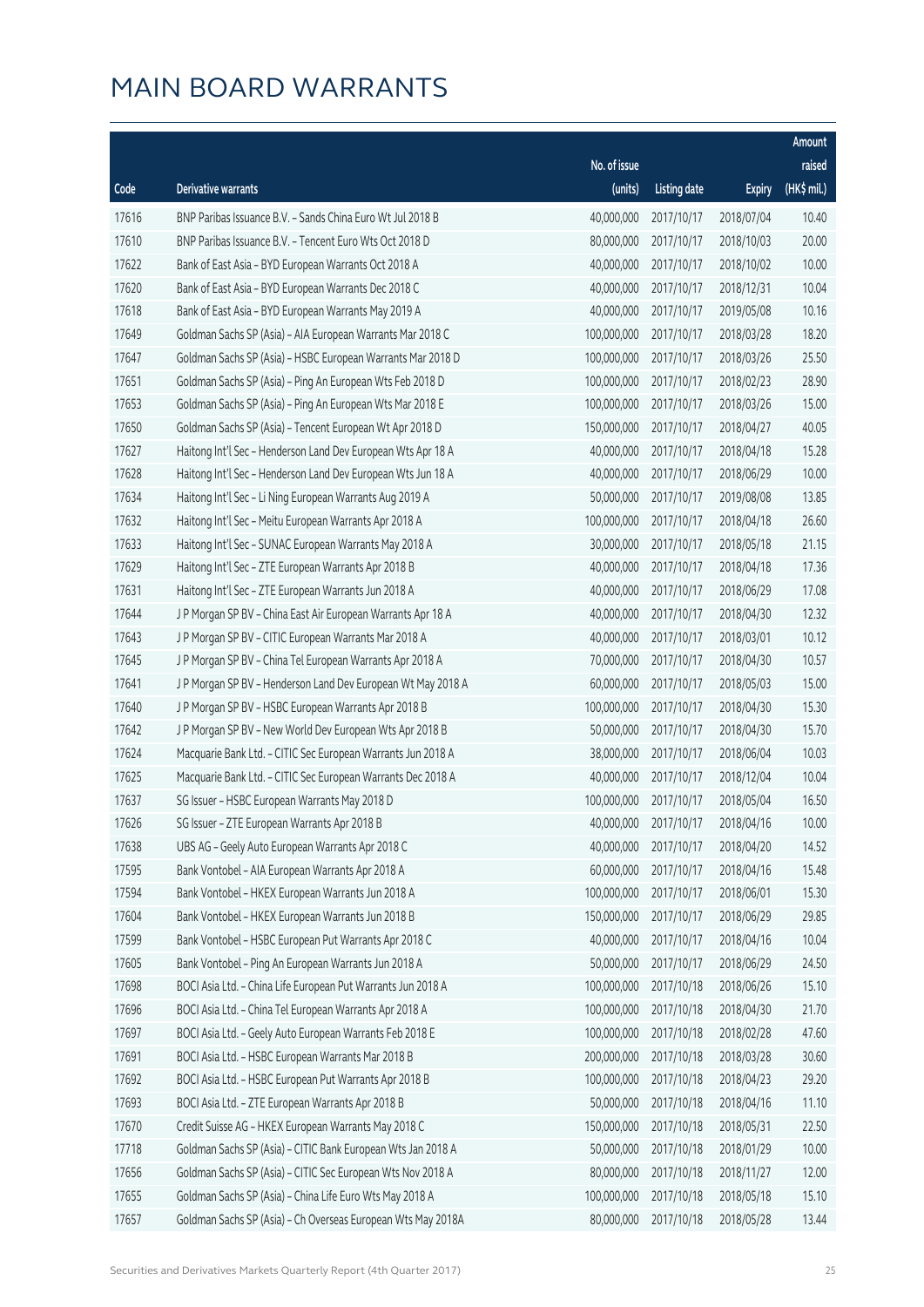# MAIN BOARD WARRANTS

| Code | Derivative warrants | No. of issue (units) | Listing date | Expiry | Amount raised (HK$ mil.) |
|---|---|---|---|---|---|
| 17616 | BNP Paribas Issuance B.V. – Sands China Euro Wt Jul 2018 B | 40,000,000 | 2017/10/17 | 2018/07/04 | 10.40 |
| 17610 | BNP Paribas Issuance B.V. – Tencent Euro Wts Oct 2018 D | 80,000,000 | 2017/10/17 | 2018/10/03 | 20.00 |
| 17622 | Bank of East Asia – BYD European Warrants Oct 2018 A | 40,000,000 | 2017/10/17 | 2018/10/02 | 10.00 |
| 17620 | Bank of East Asia – BYD European Warrants Dec 2018 C | 40,000,000 | 2017/10/17 | 2018/12/31 | 10.04 |
| 17618 | Bank of East Asia – BYD European Warrants May 2019 A | 40,000,000 | 2017/10/17 | 2019/05/08 | 10.16 |
| 17649 | Goldman Sachs SP (Asia) – AIA European Warrants Mar 2018 C | 100,000,000 | 2017/10/17 | 2018/03/28 | 18.20 |
| 17647 | Goldman Sachs SP (Asia) – HSBC European Warrants Mar 2018 D | 100,000,000 | 2017/10/17 | 2018/03/26 | 25.50 |
| 17651 | Goldman Sachs SP (Asia) – Ping An European Wts Feb 2018 D | 100,000,000 | 2017/10/17 | 2018/02/23 | 28.90 |
| 17653 | Goldman Sachs SP (Asia) – Ping An European Wts Mar 2018 E | 100,000,000 | 2017/10/17 | 2018/03/26 | 15.00 |
| 17650 | Goldman Sachs SP (Asia) – Tencent European Wt Apr 2018 D | 150,000,000 | 2017/10/17 | 2018/04/27 | 40.05 |
| 17627 | Haitong Int'l Sec – Henderson Land Dev European Wts Apr 18 A | 40,000,000 | 2017/10/17 | 2018/04/18 | 15.28 |
| 17628 | Haitong Int'l Sec – Henderson Land Dev European Wts Jun 18 A | 40,000,000 | 2017/10/17 | 2018/06/29 | 10.00 |
| 17634 | Haitong Int'l Sec – Li Ning European Warrants Aug 2019 A | 50,000,000 | 2017/10/17 | 2019/08/08 | 13.85 |
| 17632 | Haitong Int'l Sec – Meitu European Warrants Apr 2018 A | 100,000,000 | 2017/10/17 | 2018/04/18 | 26.60 |
| 17633 | Haitong Int'l Sec – SUNAC European Warrants May 2018 A | 30,000,000 | 2017/10/17 | 2018/05/18 | 21.15 |
| 17629 | Haitong Int'l Sec – ZTE European Warrants Apr 2018 B | 40,000,000 | 2017/10/17 | 2018/04/18 | 17.36 |
| 17631 | Haitong Int'l Sec – ZTE European Warrants Jun 2018 A | 40,000,000 | 2017/10/17 | 2018/06/29 | 17.08 |
| 17644 | J P Morgan SP BV – China East Air European Warrants Apr 18 A | 40,000,000 | 2017/10/17 | 2018/04/30 | 12.32 |
| 17643 | J P Morgan SP BV – CITIC European Warrants Mar 2018 A | 40,000,000 | 2017/10/17 | 2018/03/01 | 10.12 |
| 17645 | J P Morgan SP BV – China Tel European Warrants Apr 2018 A | 70,000,000 | 2017/10/17 | 2018/04/30 | 10.57 |
| 17641 | J P Morgan SP BV – Henderson Land Dev European Wt May 2018 A | 60,000,000 | 2017/10/17 | 2018/05/03 | 15.00 |
| 17640 | J P Morgan SP BV – HSBC European Warrants Apr 2018 B | 100,000,000 | 2017/10/17 | 2018/04/30 | 15.30 |
| 17642 | J P Morgan SP BV – New World Dev European Wts Apr 2018 B | 50,000,000 | 2017/10/17 | 2018/04/30 | 15.70 |
| 17624 | Macquarie Bank Ltd. – CITIC Sec European Warrants Jun 2018 A | 38,000,000 | 2017/10/17 | 2018/06/04 | 10.03 |
| 17625 | Macquarie Bank Ltd. – CITIC Sec European Warrants Dec 2018 A | 40,000,000 | 2017/10/17 | 2018/12/04 | 10.04 |
| 17637 | SG Issuer – HSBC European Warrants May 2018 D | 100,000,000 | 2017/10/17 | 2018/05/04 | 16.50 |
| 17626 | SG Issuer – ZTE European Warrants Apr 2018 B | 40,000,000 | 2017/10/17 | 2018/04/16 | 10.00 |
| 17638 | UBS AG – Geely Auto European Warrants Apr 2018 C | 40,000,000 | 2017/10/17 | 2018/04/20 | 14.52 |
| 17595 | Bank Vontobel – AIA European Warrants Apr 2018 A | 60,000,000 | 2017/10/17 | 2018/04/16 | 15.48 |
| 17594 | Bank Vontobel – HKEX European Warrants Jun 2018 A | 100,000,000 | 2017/10/17 | 2018/06/01 | 15.30 |
| 17604 | Bank Vontobel – HKEX European Warrants Jun 2018 B | 150,000,000 | 2017/10/17 | 2018/06/29 | 29.85 |
| 17599 | Bank Vontobel – HSBC European Put Warrants Apr 2018 C | 40,000,000 | 2017/10/17 | 2018/04/16 | 10.04 |
| 17605 | Bank Vontobel – Ping An European Warrants Jun 2018 A | 50,000,000 | 2017/10/17 | 2018/06/29 | 24.50 |
| 17698 | BOCI Asia Ltd. – China Life European Put Warrants Jun 2018 A | 100,000,000 | 2017/10/18 | 2018/06/26 | 15.10 |
| 17696 | BOCI Asia Ltd. – China Tel European Warrants Apr 2018 A | 100,000,000 | 2017/10/18 | 2018/04/30 | 21.70 |
| 17697 | BOCI Asia Ltd. – Geely Auto European Warrants Feb 2018 E | 100,000,000 | 2017/10/18 | 2018/02/28 | 47.60 |
| 17691 | BOCI Asia Ltd. – HSBC European Warrants Mar 2018 B | 200,000,000 | 2017/10/18 | 2018/03/28 | 30.60 |
| 17692 | BOCI Asia Ltd. – HSBC European Put Warrants Apr 2018 B | 100,000,000 | 2017/10/18 | 2018/04/23 | 29.20 |
| 17693 | BOCI Asia Ltd. – ZTE European Warrants Apr 2018 B | 50,000,000 | 2017/10/18 | 2018/04/16 | 11.10 |
| 17670 | Credit Suisse AG – HKEX European Warrants May 2018 C | 150,000,000 | 2017/10/18 | 2018/05/31 | 22.50 |
| 17718 | Goldman Sachs SP (Asia) – CITIC Bank European Wts Jan 2018 A | 50,000,000 | 2017/10/18 | 2018/01/29 | 10.00 |
| 17656 | Goldman Sachs SP (Asia) – CITIC Sec European Wts Nov 2018 A | 80,000,000 | 2017/10/18 | 2018/11/27 | 12.00 |
| 17655 | Goldman Sachs SP (Asia) – China Life Euro Wts May 2018 A | 100,000,000 | 2017/10/18 | 2018/05/18 | 15.10 |
| 17657 | Goldman Sachs SP (Asia) – Ch Overseas European Wts May 2018A | 80,000,000 | 2017/10/18 | 2018/05/28 | 13.44 |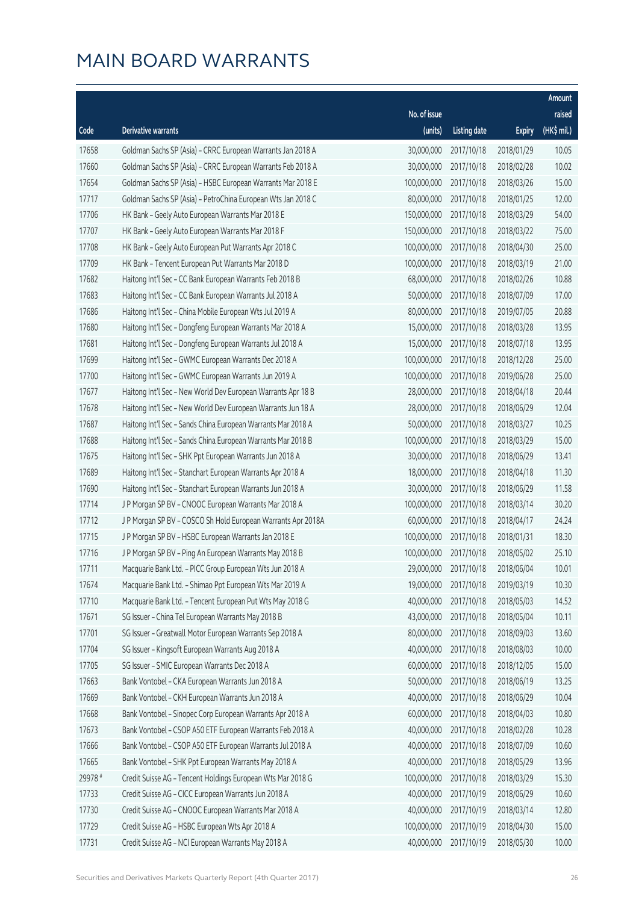# MAIN BOARD WARRANTS

| Code | Derivative warrants | No. of issue (units) | Listing date | Expiry | Amount raised (HK$ mil.) |
|---|---|---|---|---|---|
| 17658 | Goldman Sachs SP (Asia) - CRRC European Warrants Jan 2018 A | 30,000,000 | 2017/10/18 | 2018/01/29 | 10.05 |
| 17660 | Goldman Sachs SP (Asia) - CRRC European Warrants Feb 2018 A | 30,000,000 | 2017/10/18 | 2018/02/28 | 10.02 |
| 17654 | Goldman Sachs SP (Asia) - HSBC European Warrants Mar 2018 E | 100,000,000 | 2017/10/18 | 2018/03/26 | 15.00 |
| 17717 | Goldman Sachs SP (Asia) - PetroChina European Wts Jan 2018 C | 80,000,000 | 2017/10/18 | 2018/01/25 | 12.00 |
| 17706 | HK Bank - Geely Auto European Warrants Mar 2018 E | 150,000,000 | 2017/10/18 | 2018/03/29 | 54.00 |
| 17707 | HK Bank - Geely Auto European Warrants Mar 2018 F | 150,000,000 | 2017/10/18 | 2018/03/22 | 75.00 |
| 17708 | HK Bank - Geely Auto European Put Warrants Apr 2018 C | 100,000,000 | 2017/10/18 | 2018/04/30 | 25.00 |
| 17709 | HK Bank - Tencent European Put Warrants Mar 2018 D | 100,000,000 | 2017/10/18 | 2018/03/19 | 21.00 |
| 17682 | Haitong Int'l Sec - CC Bank European Warrants Feb 2018 B | 68,000,000 | 2017/10/18 | 2018/02/26 | 10.88 |
| 17683 | Haitong Int'l Sec - CC Bank European Warrants Jul 2018 A | 50,000,000 | 2017/10/18 | 2018/07/09 | 17.00 |
| 17686 | Haitong Int'l Sec - China Mobile European Wts Jul 2019 A | 80,000,000 | 2017/10/18 | 2019/07/05 | 20.88 |
| 17680 | Haitong Int'l Sec - Dongfeng European Warrants Mar 2018 A | 15,000,000 | 2017/10/18 | 2018/03/28 | 13.95 |
| 17681 | Haitong Int'l Sec - Dongfeng European Warrants Jul 2018 A | 15,000,000 | 2017/10/18 | 2018/07/18 | 13.95 |
| 17699 | Haitong Int'l Sec - GWMC European Warrants Dec 2018 A | 100,000,000 | 2017/10/18 | 2018/12/28 | 25.00 |
| 17700 | Haitong Int'l Sec - GWMC European Warrants Jun 2019 A | 100,000,000 | 2017/10/18 | 2019/06/28 | 25.00 |
| 17677 | Haitong Int'l Sec - New World Dev European Warrants Apr 18 B | 28,000,000 | 2017/10/18 | 2018/04/18 | 20.44 |
| 17678 | Haitong Int'l Sec - New World Dev European Warrants Jun 18 A | 28,000,000 | 2017/10/18 | 2018/06/29 | 12.04 |
| 17687 | Haitong Int'l Sec - Sands China European Warrants Mar 2018 A | 50,000,000 | 2017/10/18 | 2018/03/27 | 10.25 |
| 17688 | Haitong Int'l Sec - Sands China European Warrants Mar 2018 B | 100,000,000 | 2017/10/18 | 2018/03/29 | 15.00 |
| 17675 | Haitong Int'l Sec - SHK Ppt European Warrants Jun 2018 A | 30,000,000 | 2017/10/18 | 2018/06/29 | 13.41 |
| 17689 | Haitong Int'l Sec - Stanchart European Warrants Apr 2018 A | 18,000,000 | 2017/10/18 | 2018/04/18 | 11.30 |
| 17690 | Haitong Int'l Sec - Stanchart European Warrants Jun 2018 A | 30,000,000 | 2017/10/18 | 2018/06/29 | 11.58 |
| 17714 | J P Morgan SP BV - CNOOC European Warrants Mar 2018 A | 100,000,000 | 2017/10/18 | 2018/03/14 | 30.20 |
| 17712 | J P Morgan SP BV - COSCO Sh Hold European Warrants Apr 2018A | 60,000,000 | 2017/10/18 | 2018/04/17 | 24.24 |
| 17715 | J P Morgan SP BV - HSBC European Warrants Jan 2018 E | 100,000,000 | 2017/10/18 | 2018/01/31 | 18.30 |
| 17716 | J P Morgan SP BV - Ping An European Warrants May 2018 B | 100,000,000 | 2017/10/18 | 2018/05/02 | 25.10 |
| 17711 | Macquarie Bank Ltd. - PICC Group European Wts Jun 2018 A | 29,000,000 | 2017/10/18 | 2018/06/04 | 10.01 |
| 17674 | Macquarie Bank Ltd. - Shimao Ppt European Wts Mar 2019 A | 19,000,000 | 2017/10/18 | 2019/03/19 | 10.30 |
| 17710 | Macquarie Bank Ltd. - Tencent European Put Wts May 2018 G | 40,000,000 | 2017/10/18 | 2018/05/03 | 14.52 |
| 17671 | SG Issuer - China Tel European Warrants May 2018 B | 43,000,000 | 2017/10/18 | 2018/05/04 | 10.11 |
| 17701 | SG Issuer - Greatwall Motor European Warrants Sep 2018 A | 80,000,000 | 2017/10/18 | 2018/09/03 | 13.60 |
| 17704 | SG Issuer - Kingsoft European Warrants Aug 2018 A | 40,000,000 | 2017/10/18 | 2018/08/03 | 10.00 |
| 17705 | SG Issuer - SMIC European Warrants Dec 2018 A | 60,000,000 | 2017/10/18 | 2018/12/05 | 15.00 |
| 17663 | Bank Vontobel - CKA European Warrants Jun 2018 A | 50,000,000 | 2017/10/18 | 2018/06/19 | 13.25 |
| 17669 | Bank Vontobel - CKH European Warrants Jun 2018 A | 40,000,000 | 2017/10/18 | 2018/06/29 | 10.04 |
| 17668 | Bank Vontobel - Sinopec Corp European Warrants Apr 2018 A | 60,000,000 | 2017/10/18 | 2018/04/03 | 10.80 |
| 17673 | Bank Vontobel - CSOP A50 ETF European Warrants Feb 2018 A | 40,000,000 | 2017/10/18 | 2018/02/28 | 10.28 |
| 17666 | Bank Vontobel - CSOP A50 ETF European Warrants Jul 2018 A | 40,000,000 | 2017/10/18 | 2018/07/09 | 10.60 |
| 17665 | Bank Vontobel - SHK Ppt European Warrants May 2018 A | 40,000,000 | 2017/10/18 | 2018/05/29 | 13.96 |
| 29978 # | Credit Suisse AG - Tencent Holdings European Wts Mar 2018 G | 100,000,000 | 2017/10/18 | 2018/03/29 | 15.30 |
| 17733 | Credit Suisse AG - CICC European Warrants Jun 2018 A | 40,000,000 | 2017/10/19 | 2018/06/29 | 10.60 |
| 17730 | Credit Suisse AG - CNOOC European Warrants Mar 2018 A | 40,000,000 | 2017/10/19 | 2018/03/14 | 12.80 |
| 17729 | Credit Suisse AG - HSBC European Wts Apr 2018 A | 100,000,000 | 2017/10/19 | 2018/04/30 | 15.00 |
| 17731 | Credit Suisse AG - NCI European Warrants May 2018 A | 40,000,000 | 2017/10/19 | 2018/05/30 | 10.00 |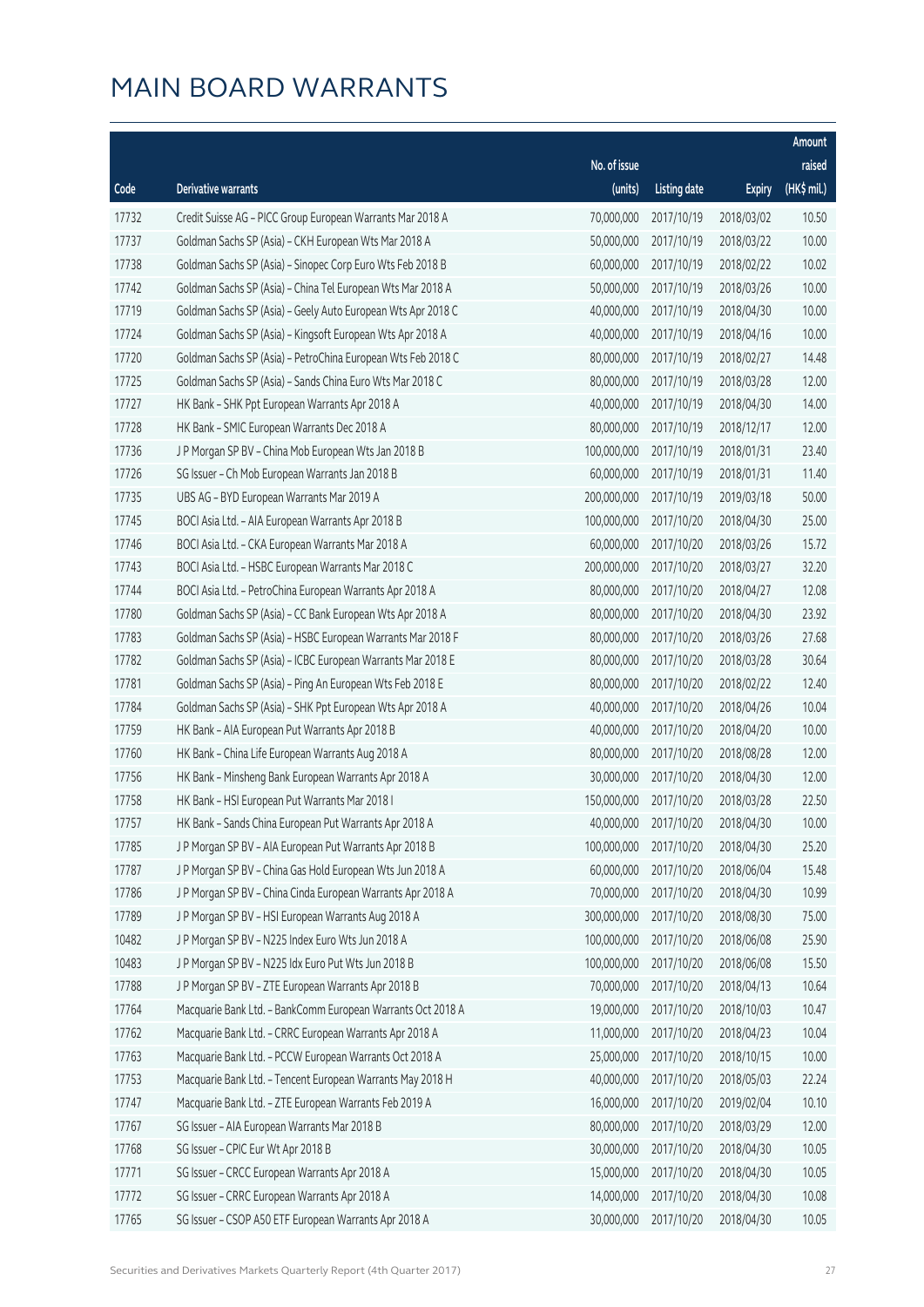# MAIN BOARD WARRANTS

| Code | Derivative warrants | No. of issue (units) | Listing date | Expiry | Amount raised (HK$ mil.) |
|---|---|---|---|---|---|
| 17732 | Credit Suisse AG – PICC Group European Warrants Mar 2018 A | 70,000,000 | 2017/10/19 | 2018/03/02 | 10.50 |
| 17737 | Goldman Sachs SP (Asia) – CKH European Wts Mar 2018 A | 50,000,000 | 2017/10/19 | 2018/03/22 | 10.00 |
| 17738 | Goldman Sachs SP (Asia) – Sinopec Corp Euro Wts Feb 2018 B | 60,000,000 | 2017/10/19 | 2018/02/22 | 10.02 |
| 17742 | Goldman Sachs SP (Asia) – China Tel European Wts Mar 2018 A | 50,000,000 | 2017/10/19 | 2018/03/26 | 10.00 |
| 17719 | Goldman Sachs SP (Asia) – Geely Auto European Wts Apr 2018 C | 40,000,000 | 2017/10/19 | 2018/04/30 | 10.00 |
| 17724 | Goldman Sachs SP (Asia) – Kingsoft European Wts Apr 2018 A | 40,000,000 | 2017/10/19 | 2018/04/16 | 10.00 |
| 17720 | Goldman Sachs SP (Asia) – PetroChina European Wts Feb 2018 C | 80,000,000 | 2017/10/19 | 2018/02/27 | 14.48 |
| 17725 | Goldman Sachs SP (Asia) – Sands China Euro Wts Mar 2018 C | 80,000,000 | 2017/10/19 | 2018/03/28 | 12.00 |
| 17727 | HK Bank – SHK Ppt European Warrants Apr 2018 A | 40,000,000 | 2017/10/19 | 2018/04/30 | 14.00 |
| 17728 | HK Bank – SMIC European Warrants Dec 2018 A | 80,000,000 | 2017/10/19 | 2018/12/17 | 12.00 |
| 17736 | J P Morgan SP BV – China Mob European Wts Jan 2018 B | 100,000,000 | 2017/10/19 | 2018/01/31 | 23.40 |
| 17726 | SG Issuer – Ch Mob European Warrants Jan 2018 B | 60,000,000 | 2017/10/19 | 2018/01/31 | 11.40 |
| 17735 | UBS AG – BYD European Warrants Mar 2019 A | 200,000,000 | 2017/10/19 | 2019/03/18 | 50.00 |
| 17745 | BOCI Asia Ltd. – AIA European Warrants Apr 2018 B | 100,000,000 | 2017/10/20 | 2018/04/30 | 25.00 |
| 17746 | BOCI Asia Ltd. – CKA European Warrants Mar 2018 A | 60,000,000 | 2017/10/20 | 2018/03/26 | 15.72 |
| 17743 | BOCI Asia Ltd. – HSBC European Warrants Mar 2018 C | 200,000,000 | 2017/10/20 | 2018/03/27 | 32.20 |
| 17744 | BOCI Asia Ltd. – PetroChina European Warrants Apr 2018 A | 80,000,000 | 2017/10/20 | 2018/04/27 | 12.08 |
| 17780 | Goldman Sachs SP (Asia) – CC Bank European Wts Apr 2018 A | 80,000,000 | 2017/10/20 | 2018/04/30 | 23.92 |
| 17783 | Goldman Sachs SP (Asia) – HSBC European Warrants Mar 2018 F | 80,000,000 | 2017/10/20 | 2018/03/26 | 27.68 |
| 17782 | Goldman Sachs SP (Asia) – ICBC European Warrants Mar 2018 E | 80,000,000 | 2017/10/20 | 2018/03/28 | 30.64 |
| 17781 | Goldman Sachs SP (Asia) – Ping An European Wts Feb 2018 E | 80,000,000 | 2017/10/20 | 2018/02/22 | 12.40 |
| 17784 | Goldman Sachs SP (Asia) – SHK Ppt European Wts Apr 2018 A | 40,000,000 | 2017/10/20 | 2018/04/26 | 10.04 |
| 17759 | HK Bank – AIA European Put Warrants Apr 2018 B | 40,000,000 | 2017/10/20 | 2018/04/20 | 10.00 |
| 17760 | HK Bank – China Life European Warrants Aug 2018 A | 80,000,000 | 2017/10/20 | 2018/08/28 | 12.00 |
| 17756 | HK Bank – Minsheng Bank European Warrants Apr 2018 A | 30,000,000 | 2017/10/20 | 2018/04/30 | 12.00 |
| 17758 | HK Bank – HSI European Put Warrants Mar 2018 I | 150,000,000 | 2017/10/20 | 2018/03/28 | 22.50 |
| 17757 | HK Bank – Sands China European Put Warrants Apr 2018 A | 40,000,000 | 2017/10/20 | 2018/04/30 | 10.00 |
| 17785 | J P Morgan SP BV – AIA European Put Warrants Apr 2018 B | 100,000,000 | 2017/10/20 | 2018/04/30 | 25.20 |
| 17787 | J P Morgan SP BV – China Gas Hold European Wts Jun 2018 A | 60,000,000 | 2017/10/20 | 2018/06/04 | 15.48 |
| 17786 | J P Morgan SP BV – China Cinda European Warrants Apr 2018 A | 70,000,000 | 2017/10/20 | 2018/04/30 | 10.99 |
| 17789 | J P Morgan SP BV – HSI European Warrants Aug 2018 A | 300,000,000 | 2017/10/20 | 2018/08/30 | 75.00 |
| 10482 | J P Morgan SP BV – N225 Index Euro Wts Jun 2018 A | 100,000,000 | 2017/10/20 | 2018/06/08 | 25.90 |
| 10483 | J P Morgan SP BV – N225 Idx Euro Put Wts Jun 2018 B | 100,000,000 | 2017/10/20 | 2018/06/08 | 15.50 |
| 17788 | J P Morgan SP BV – ZTE European Warrants Apr 2018 B | 70,000,000 | 2017/10/20 | 2018/04/13 | 10.64 |
| 17764 | Macquarie Bank Ltd. – BankComm European Warrants Oct 2018 A | 19,000,000 | 2017/10/20 | 2018/10/03 | 10.47 |
| 17762 | Macquarie Bank Ltd. – CRRC European Warrants Apr 2018 A | 11,000,000 | 2017/10/20 | 2018/04/23 | 10.04 |
| 17763 | Macquarie Bank Ltd. – PCCW European Warrants Oct 2018 A | 25,000,000 | 2017/10/20 | 2018/10/15 | 10.00 |
| 17753 | Macquarie Bank Ltd. – Tencent European Warrants May 2018 H | 40,000,000 | 2017/10/20 | 2018/05/03 | 22.24 |
| 17747 | Macquarie Bank Ltd. – ZTE European Warrants Feb 2019 A | 16,000,000 | 2017/10/20 | 2019/02/04 | 10.10 |
| 17767 | SG Issuer – AIA European Warrants Mar 2018 B | 80,000,000 | 2017/10/20 | 2018/03/29 | 12.00 |
| 17768 | SG Issuer – CPIC Eur Wt Apr 2018 B | 30,000,000 | 2017/10/20 | 2018/04/30 | 10.05 |
| 17771 | SG Issuer – CRCC European Warrants Apr 2018 A | 15,000,000 | 2017/10/20 | 2018/04/30 | 10.05 |
| 17772 | SG Issuer – CRRC European Warrants Apr 2018 A | 14,000,000 | 2017/10/20 | 2018/04/30 | 10.08 |
| 17765 | SG Issuer – CSOP A50 ETF European Warrants Apr 2018 A | 30,000,000 | 2017/10/20 | 2018/04/30 | 10.05 |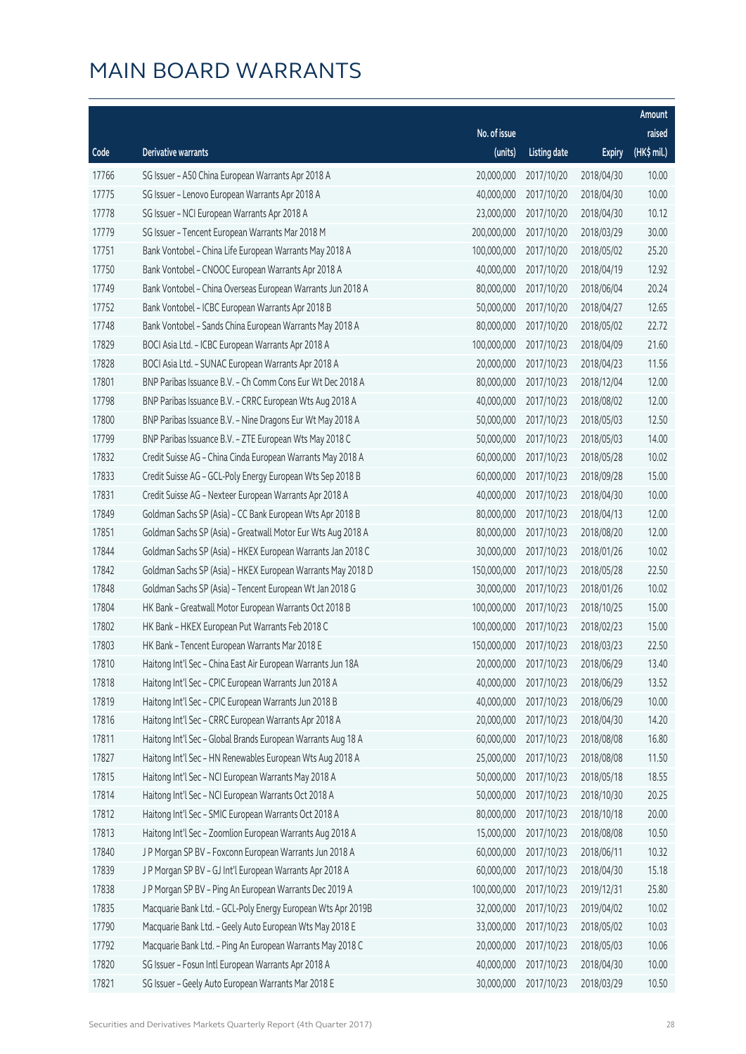# MAIN BOARD WARRANTS

| Code | Derivative warrants | No. of issue (units) | Listing date | Expiry | Amount raised (HK$ mil.) |
|---|---|---|---|---|---|
| 17766 | SG Issuer - A50 China European Warrants Apr 2018 A | 20,000,000 | 2017/10/20 | 2018/04/30 | 10.00 |
| 17775 | SG Issuer - Lenovo European Warrants Apr 2018 A | 40,000,000 | 2017/10/20 | 2018/04/30 | 10.00 |
| 17778 | SG Issuer - NCI European Warrants Apr 2018 A | 23,000,000 | 2017/10/20 | 2018/04/30 | 10.12 |
| 17779 | SG Issuer - Tencent European Warrants Mar 2018 M | 200,000,000 | 2017/10/20 | 2018/03/29 | 30.00 |
| 17751 | Bank Vontobel - China Life European Warrants May 2018 A | 100,000,000 | 2017/10/20 | 2018/05/02 | 25.20 |
| 17750 | Bank Vontobel - CNOOC European Warrants Apr 2018 A | 40,000,000 | 2017/10/20 | 2018/04/19 | 12.92 |
| 17749 | Bank Vontobel - China Overseas European Warrants Jun 2018 A | 80,000,000 | 2017/10/20 | 2018/06/04 | 20.24 |
| 17752 | Bank Vontobel - ICBC European Warrants Apr 2018 B | 50,000,000 | 2017/10/20 | 2018/04/27 | 12.65 |
| 17748 | Bank Vontobel - Sands China European Warrants May 2018 A | 80,000,000 | 2017/10/20 | 2018/05/02 | 22.72 |
| 17829 | BOCI Asia Ltd. - ICBC European Warrants Apr 2018 A | 100,000,000 | 2017/10/23 | 2018/04/09 | 21.60 |
| 17828 | BOCI Asia Ltd. - SUNAC European Warrants Apr 2018 A | 20,000,000 | 2017/10/23 | 2018/04/23 | 11.56 |
| 17801 | BNP Paribas Issuance B.V. - Ch Comm Cons Eur Wt Dec 2018 A | 80,000,000 | 2017/10/23 | 2018/12/04 | 12.00 |
| 17798 | BNP Paribas Issuance B.V. - CRRC European Wts Aug 2018 A | 40,000,000 | 2017/10/23 | 2018/08/02 | 12.00 |
| 17800 | BNP Paribas Issuance B.V. - Nine Dragons Eur Wt May 2018 A | 50,000,000 | 2017/10/23 | 2018/05/03 | 12.50 |
| 17799 | BNP Paribas Issuance B.V. - ZTE European Wts May 2018 C | 50,000,000 | 2017/10/23 | 2018/05/03 | 14.00 |
| 17832 | Credit Suisse AG - China Cinda European Warrants May 2018 A | 60,000,000 | 2017/10/23 | 2018/05/28 | 10.02 |
| 17833 | Credit Suisse AG - GCL-Poly Energy European Wts Sep 2018 B | 60,000,000 | 2017/10/23 | 2018/09/28 | 15.00 |
| 17831 | Credit Suisse AG - Nexteer European Warrants Apr 2018 A | 40,000,000 | 2017/10/23 | 2018/04/30 | 10.00 |
| 17849 | Goldman Sachs SP (Asia) - CC Bank European Wts Apr 2018 B | 80,000,000 | 2017/10/23 | 2018/04/13 | 12.00 |
| 17851 | Goldman Sachs SP (Asia) - Greatwall Motor Eur Wts Aug 2018 A | 80,000,000 | 2017/10/23 | 2018/08/20 | 12.00 |
| 17844 | Goldman Sachs SP (Asia) - HKEX European Warrants Jan 2018 C | 30,000,000 | 2017/10/23 | 2018/01/26 | 10.02 |
| 17842 | Goldman Sachs SP (Asia) - HKEX European Warrants May 2018 D | 150,000,000 | 2017/10/23 | 2018/05/28 | 22.50 |
| 17848 | Goldman Sachs SP (Asia) - Tencent European Wt Jan 2018 G | 30,000,000 | 2017/10/23 | 2018/01/26 | 10.02 |
| 17804 | HK Bank - Greatwall Motor European Warrants Oct 2018 B | 100,000,000 | 2017/10/23 | 2018/10/25 | 15.00 |
| 17802 | HK Bank - HKEX European Put Warrants Feb 2018 C | 100,000,000 | 2017/10/23 | 2018/02/23 | 15.00 |
| 17803 | HK Bank - Tencent European Warrants Mar 2018 E | 150,000,000 | 2017/10/23 | 2018/03/23 | 22.50 |
| 17810 | Haitong Int'l Sec - China East Air European Warrants Jun 18A | 20,000,000 | 2017/10/23 | 2018/06/29 | 13.40 |
| 17818 | Haitong Int'l Sec - CPIC European Warrants Jun 2018 A | 40,000,000 | 2017/10/23 | 2018/06/29 | 13.52 |
| 17819 | Haitong Int'l Sec - CPIC European Warrants Jun 2018 B | 40,000,000 | 2017/10/23 | 2018/06/29 | 10.00 |
| 17816 | Haitong Int'l Sec - CRRC European Warrants Apr 2018 A | 20,000,000 | 2017/10/23 | 2018/04/30 | 14.20 |
| 17811 | Haitong Int'l Sec - Global Brands European Warrants Aug 18 A | 60,000,000 | 2017/10/23 | 2018/08/08 | 16.80 |
| 17827 | Haitong Int'l Sec - HN Renewables European Wts Aug 2018 A | 25,000,000 | 2017/10/23 | 2018/08/08 | 11.50 |
| 17815 | Haitong Int'l Sec - NCI European Warrants May 2018 A | 50,000,000 | 2017/10/23 | 2018/05/18 | 18.55 |
| 17814 | Haitong Int'l Sec - NCI European Warrants Oct 2018 A | 50,000,000 | 2017/10/23 | 2018/10/30 | 20.25 |
| 17812 | Haitong Int'l Sec - SMIC European Warrants Oct 2018 A | 80,000,000 | 2017/10/23 | 2018/10/18 | 20.00 |
| 17813 | Haitong Int'l Sec - Zoomlion European Warrants Aug 2018 A | 15,000,000 | 2017/10/23 | 2018/08/08 | 10.50 |
| 17840 | J P Morgan SP BV - Foxconn European Warrants Jun 2018 A | 60,000,000 | 2017/10/23 | 2018/06/11 | 10.32 |
| 17839 | J P Morgan SP BV - GJ Int'l European Warrants Apr 2018 A | 60,000,000 | 2017/10/23 | 2018/04/30 | 15.18 |
| 17838 | J P Morgan SP BV - Ping An European Warrants Dec 2019 A | 100,000,000 | 2017/10/23 | 2019/12/31 | 25.80 |
| 17835 | Macquarie Bank Ltd. - GCL-Poly Energy European Wts Apr 2019B | 32,000,000 | 2017/10/23 | 2019/04/02 | 10.02 |
| 17790 | Macquarie Bank Ltd. - Geely Auto European Wts May 2018 E | 33,000,000 | 2017/10/23 | 2018/05/02 | 10.03 |
| 17792 | Macquarie Bank Ltd. - Ping An European Warrants May 2018 C | 20,000,000 | 2017/10/23 | 2018/05/03 | 10.06 |
| 17820 | SG Issuer - Fosun Intl European Warrants Apr 2018 A | 40,000,000 | 2017/10/23 | 2018/04/30 | 10.00 |
| 17821 | SG Issuer - Geely Auto European Warrants Mar 2018 E | 30,000,000 | 2017/10/23 | 2018/03/29 | 10.50 |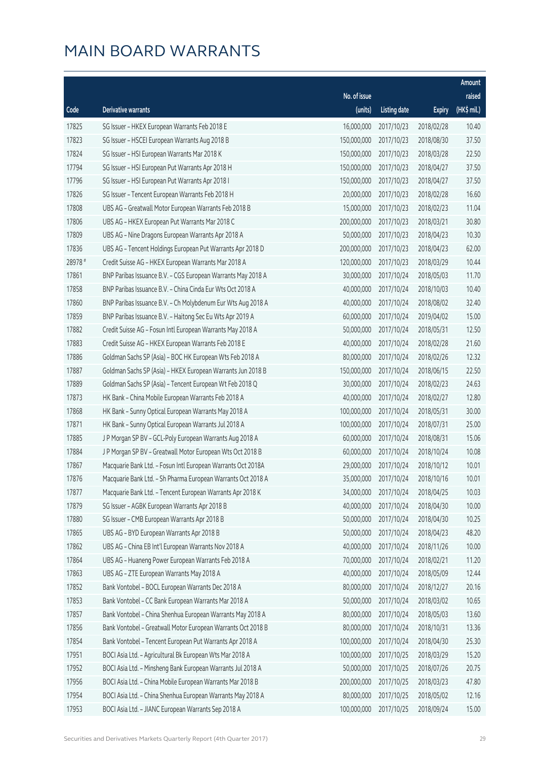# MAIN BOARD WARRANTS

| Code | Derivative warrants | No. of issue (units) | Listing date | Expiry | Amount raised (HK$ mil.) |
|---|---|---|---|---|---|
| 17825 | SG Issuer – HKEX European Warrants Feb 2018 E | 16,000,000 | 2017/10/23 | 2018/02/28 | 10.40 |
| 17823 | SG Issuer – HSCEI European Warrants Aug 2018 B | 150,000,000 | 2017/10/23 | 2018/08/30 | 37.50 |
| 17824 | SG Issuer – HSI European Warrants Mar 2018 K | 150,000,000 | 2017/10/23 | 2018/03/28 | 22.50 |
| 17794 | SG Issuer – HSI European Put Warrants Apr 2018 H | 150,000,000 | 2017/10/23 | 2018/04/27 | 37.50 |
| 17796 | SG Issuer – HSI European Put Warrants Apr 2018 I | 150,000,000 | 2017/10/23 | 2018/04/27 | 37.50 |
| 17826 | SG Issuer – Tencent European Warrants Feb 2018 H | 20,000,000 | 2017/10/23 | 2018/02/28 | 16.60 |
| 17808 | UBS AG – Greatwall Motor European Warrants Feb 2018 B | 15,000,000 | 2017/10/23 | 2018/02/23 | 11.04 |
| 17806 | UBS AG – HKEX European Put Warrants Mar 2018 C | 200,000,000 | 2017/10/23 | 2018/03/21 | 30.80 |
| 17809 | UBS AG – Nine Dragons European Warrants Apr 2018 A | 50,000,000 | 2017/10/23 | 2018/04/23 | 10.30 |
| 17836 | UBS AG – Tencent Holdings European Put Warrants Apr 2018 D | 200,000,000 | 2017/10/23 | 2018/04/23 | 62.00 |
| 28978 # | Credit Suisse AG – HKEX European Warrants Mar 2018 A | 120,000,000 | 2017/10/23 | 2018/03/29 | 10.44 |
| 17861 | BNP Paribas Issuance B.V. – CGS European Warrants May 2018 A | 30,000,000 | 2017/10/24 | 2018/05/03 | 11.70 |
| 17858 | BNP Paribas Issuance B.V. – China Cinda Eur Wts Oct 2018 A | 40,000,000 | 2017/10/24 | 2018/10/03 | 10.40 |
| 17860 | BNP Paribas Issuance B.V. – Ch Molybdenum Eur Wts Aug 2018 A | 40,000,000 | 2017/10/24 | 2018/08/02 | 32.40 |
| 17859 | BNP Paribas Issuance B.V. – Haitong Sec Eu Wts Apr 2019 A | 60,000,000 | 2017/10/24 | 2019/04/02 | 15.00 |
| 17882 | Credit Suisse AG – Fosun Intl European Warrants May 2018 A | 50,000,000 | 2017/10/24 | 2018/05/31 | 12.50 |
| 17883 | Credit Suisse AG – HKEX European Warrants Feb 2018 E | 40,000,000 | 2017/10/24 | 2018/02/28 | 21.60 |
| 17886 | Goldman Sachs SP (Asia) – BOC HK European Wts Feb 2018 A | 80,000,000 | 2017/10/24 | 2018/02/26 | 12.32 |
| 17887 | Goldman Sachs SP (Asia) – HKEX European Warrants Jun 2018 B | 150,000,000 | 2017/10/24 | 2018/06/15 | 22.50 |
| 17889 | Goldman Sachs SP (Asia) – Tencent European Wt Feb 2018 Q | 30,000,000 | 2017/10/24 | 2018/02/23 | 24.63 |
| 17873 | HK Bank – China Mobile European Warrants Feb 2018 A | 40,000,000 | 2017/10/24 | 2018/02/27 | 12.80 |
| 17868 | HK Bank – Sunny Optical European Warrants May 2018 A | 100,000,000 | 2017/10/24 | 2018/05/31 | 30.00 |
| 17871 | HK Bank – Sunny Optical European Warrants Jul 2018 A | 100,000,000 | 2017/10/24 | 2018/07/31 | 25.00 |
| 17885 | J P Morgan SP BV – GCL-Poly European Warrants Aug 2018 A | 60,000,000 | 2017/10/24 | 2018/08/31 | 15.06 |
| 17884 | J P Morgan SP BV – Greatwall Motor European Wts Oct 2018 B | 60,000,000 | 2017/10/24 | 2018/10/24 | 10.08 |
| 17867 | Macquarie Bank Ltd. – Fosun Intl European Warrants Oct 2018A | 29,000,000 | 2017/10/24 | 2018/10/12 | 10.01 |
| 17876 | Macquarie Bank Ltd. – Sh Pharma European Warrants Oct 2018 A | 35,000,000 | 2017/10/24 | 2018/10/16 | 10.01 |
| 17877 | Macquarie Bank Ltd. – Tencent European Warrants Apr 2018 K | 34,000,000 | 2017/10/24 | 2018/04/25 | 10.03 |
| 17879 | SG Issuer – AGBK European Warrants Apr 2018 B | 40,000,000 | 2017/10/24 | 2018/04/30 | 10.00 |
| 17880 | SG Issuer – CMB European Warrants Apr 2018 B | 50,000,000 | 2017/10/24 | 2018/04/30 | 10.25 |
| 17865 | UBS AG – BYD European Warrants Apr 2018 B | 50,000,000 | 2017/10/24 | 2018/04/23 | 48.20 |
| 17862 | UBS AG – China EB Int'l European Warrants Nov 2018 A | 40,000,000 | 2017/10/24 | 2018/11/26 | 10.00 |
| 17864 | UBS AG – Huaneng Power European Warrants Feb 2018 A | 70,000,000 | 2017/10/24 | 2018/02/21 | 11.20 |
| 17863 | UBS AG – ZTE European Warrants May 2018 A | 40,000,000 | 2017/10/24 | 2018/05/09 | 12.44 |
| 17852 | Bank Vontobel – BOCL European Warrants Dec 2018 A | 80,000,000 | 2017/10/24 | 2018/12/27 | 20.16 |
| 17853 | Bank Vontobel – CC Bank European Warrants Mar 2018 A | 50,000,000 | 2017/10/24 | 2018/03/02 | 10.65 |
| 17857 | Bank Vontobel – China Shenhua European Warrants May 2018 A | 80,000,000 | 2017/10/24 | 2018/05/03 | 13.60 |
| 17856 | Bank Vontobel – Greatwall Motor European Warrants Oct 2018 B | 80,000,000 | 2017/10/24 | 2018/10/31 | 13.36 |
| 17854 | Bank Vontobel – Tencent European Put Warrants Apr 2018 A | 100,000,000 | 2017/10/24 | 2018/04/30 | 25.30 |
| 17951 | BOCI Asia Ltd. – Agricultural Bk European Wts Mar 2018 A | 100,000,000 | 2017/10/25 | 2018/03/29 | 15.20 |
| 17952 | BOCI Asia Ltd. – Minsheng Bank European Warrants Jul 2018 A | 50,000,000 | 2017/10/25 | 2018/07/26 | 20.75 |
| 17956 | BOCI Asia Ltd. – China Mobile European Warrants Mar 2018 B | 200,000,000 | 2017/10/25 | 2018/03/23 | 47.80 |
| 17954 | BOCI Asia Ltd. – China Shenhua European Warrants May 2018 A | 80,000,000 | 2017/10/25 | 2018/05/02 | 12.16 |
| 17953 | BOCI Asia Ltd. – JIANC European Warrants Sep 2018 A | 100,000,000 | 2017/10/25 | 2018/09/24 | 15.00 |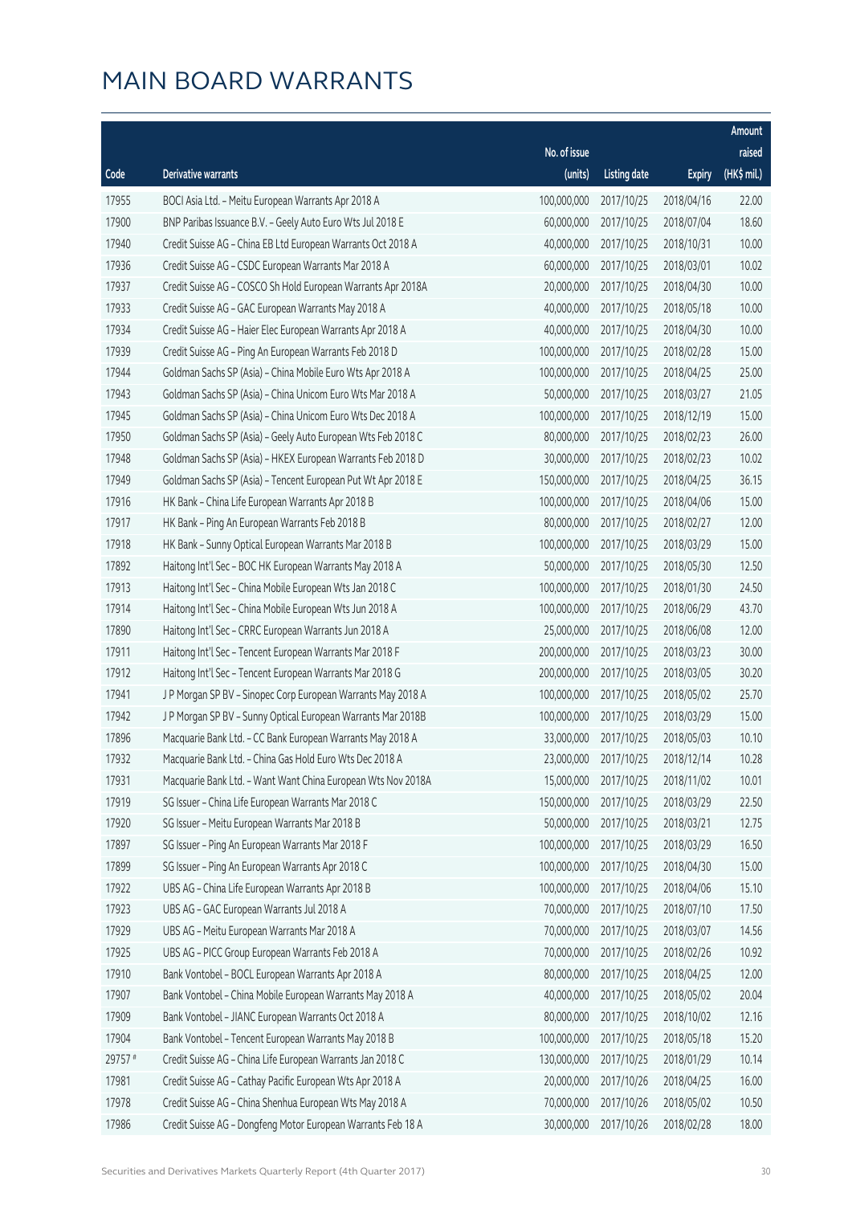# MAIN BOARD WARRANTS

| Code | Derivative warrants | No. of issue (units) | Listing date | Expiry | Amount raised (HK$ mil.) |
|---|---|---|---|---|---|
| 17955 | BOCI Asia Ltd. – Meitu European Warrants Apr 2018 A | 100,000,000 | 2017/10/25 | 2018/04/16 | 22.00 |
| 17900 | BNP Paribas Issuance B.V. – Geely Auto Euro Wts Jul 2018 E | 60,000,000 | 2017/10/25 | 2018/07/04 | 18.60 |
| 17940 | Credit Suisse AG – China EB Ltd European Warrants Oct 2018 A | 40,000,000 | 2017/10/25 | 2018/10/31 | 10.00 |
| 17936 | Credit Suisse AG – CSDC European Warrants Mar 2018 A | 60,000,000 | 2017/10/25 | 2018/03/01 | 10.02 |
| 17937 | Credit Suisse AG – COSCO Sh Hold European Warrants Apr 2018A | 20,000,000 | 2017/10/25 | 2018/04/30 | 10.00 |
| 17933 | Credit Suisse AG – GAC European Warrants May 2018 A | 40,000,000 | 2017/10/25 | 2018/05/18 | 10.00 |
| 17934 | Credit Suisse AG – Haier Elec European Warrants Apr 2018 A | 40,000,000 | 2017/10/25 | 2018/04/30 | 10.00 |
| 17939 | Credit Suisse AG – Ping An European Warrants Feb 2018 D | 100,000,000 | 2017/10/25 | 2018/02/28 | 15.00 |
| 17944 | Goldman Sachs SP (Asia) – China Mobile Euro Wts Apr 2018 A | 100,000,000 | 2017/10/25 | 2018/04/25 | 25.00 |
| 17943 | Goldman Sachs SP (Asia) – China Unicom Euro Wts Mar 2018 A | 50,000,000 | 2017/10/25 | 2018/03/27 | 21.05 |
| 17945 | Goldman Sachs SP (Asia) – China Unicom Euro Wts Dec 2018 A | 100,000,000 | 2017/10/25 | 2018/12/19 | 15.00 |
| 17950 | Goldman Sachs SP (Asia) – Geely Auto European Wts Feb 2018 C | 80,000,000 | 2017/10/25 | 2018/02/23 | 26.00 |
| 17948 | Goldman Sachs SP (Asia) – HKEX European Warrants Feb 2018 D | 30,000,000 | 2017/10/25 | 2018/02/23 | 10.02 |
| 17949 | Goldman Sachs SP (Asia) – Tencent European Put Wt Apr 2018 E | 150,000,000 | 2017/10/25 | 2018/04/25 | 36.15 |
| 17916 | HK Bank – China Life European Warrants Apr 2018 B | 100,000,000 | 2017/10/25 | 2018/04/06 | 15.00 |
| 17917 | HK Bank – Ping An European Warrants Feb 2018 B | 80,000,000 | 2017/10/25 | 2018/02/27 | 12.00 |
| 17918 | HK Bank – Sunny Optical European Warrants Mar 2018 B | 100,000,000 | 2017/10/25 | 2018/03/29 | 15.00 |
| 17892 | Haitong Int'l Sec – BOC HK European Warrants May 2018 A | 50,000,000 | 2017/10/25 | 2018/05/30 | 12.50 |
| 17913 | Haitong Int'l Sec – China Mobile European Wts Jan 2018 C | 100,000,000 | 2017/10/25 | 2018/01/30 | 24.50 |
| 17914 | Haitong Int'l Sec – China Mobile European Wts Jun 2018 A | 100,000,000 | 2017/10/25 | 2018/06/29 | 43.70 |
| 17890 | Haitong Int'l Sec – CRRC European Warrants Jun 2018 A | 25,000,000 | 2017/10/25 | 2018/06/08 | 12.00 |
| 17911 | Haitong Int'l Sec – Tencent European Warrants Mar 2018 F | 200,000,000 | 2017/10/25 | 2018/03/23 | 30.00 |
| 17912 | Haitong Int'l Sec – Tencent European Warrants Mar 2018 G | 200,000,000 | 2017/10/25 | 2018/03/05 | 30.20 |
| 17941 | J P Morgan SP BV – Sinopec Corp European Warrants May 2018 A | 100,000,000 | 2017/10/25 | 2018/05/02 | 25.70 |
| 17942 | J P Morgan SP BV – Sunny Optical European Warrants Mar 2018B | 100,000,000 | 2017/10/25 | 2018/03/29 | 15.00 |
| 17896 | Macquarie Bank Ltd. – CC Bank European Warrants May 2018 A | 33,000,000 | 2017/10/25 | 2018/05/03 | 10.10 |
| 17932 | Macquarie Bank Ltd. – China Gas Hold Euro Wts Dec 2018 A | 23,000,000 | 2017/10/25 | 2018/12/14 | 10.28 |
| 17931 | Macquarie Bank Ltd. – Want Want China European Wts Nov 2018A | 15,000,000 | 2017/10/25 | 2018/11/02 | 10.01 |
| 17919 | SG Issuer – China Life European Warrants Mar 2018 C | 150,000,000 | 2017/10/25 | 2018/03/29 | 22.50 |
| 17920 | SG Issuer – Meitu European Warrants Mar 2018 B | 50,000,000 | 2017/10/25 | 2018/03/21 | 12.75 |
| 17897 | SG Issuer – Ping An European Warrants Mar 2018 F | 100,000,000 | 2017/10/25 | 2018/03/29 | 16.50 |
| 17899 | SG Issuer – Ping An European Warrants Apr 2018 C | 100,000,000 | 2017/10/25 | 2018/04/30 | 15.00 |
| 17922 | UBS AG – China Life European Warrants Apr 2018 B | 100,000,000 | 2017/10/25 | 2018/04/06 | 15.10 |
| 17923 | UBS AG – GAC European Warrants Jul 2018 A | 70,000,000 | 2017/10/25 | 2018/07/10 | 17.50 |
| 17929 | UBS AG – Meitu European Warrants Mar 2018 A | 70,000,000 | 2017/10/25 | 2018/03/07 | 14.56 |
| 17925 | UBS AG – PICC Group European Warrants Feb 2018 A | 70,000,000 | 2017/10/25 | 2018/02/26 | 10.92 |
| 17910 | Bank Vontobel – BOCL European Warrants Apr 2018 A | 80,000,000 | 2017/10/25 | 2018/04/25 | 12.00 |
| 17907 | Bank Vontobel – China Mobile European Warrants May 2018 A | 40,000,000 | 2017/10/25 | 2018/05/02 | 20.04 |
| 17909 | Bank Vontobel – JIANC European Warrants Oct 2018 A | 80,000,000 | 2017/10/25 | 2018/10/02 | 12.16 |
| 17904 | Bank Vontobel – Tencent European Warrants May 2018 B | 100,000,000 | 2017/10/25 | 2018/05/18 | 15.20 |
| 29757 # | Credit Suisse AG – China Life European Warrants Jan 2018 C | 130,000,000 | 2017/10/25 | 2018/01/29 | 10.14 |
| 17981 | Credit Suisse AG – Cathay Pacific European Wts Apr 2018 A | 20,000,000 | 2017/10/26 | 2018/04/25 | 16.00 |
| 17978 | Credit Suisse AG – China Shenhua European Wts May 2018 A | 70,000,000 | 2017/10/26 | 2018/05/02 | 10.50 |
| 17986 | Credit Suisse AG – Dongfeng Motor European Warrants Feb 18 A | 30,000,000 | 2017/10/26 | 2018/02/28 | 18.00 |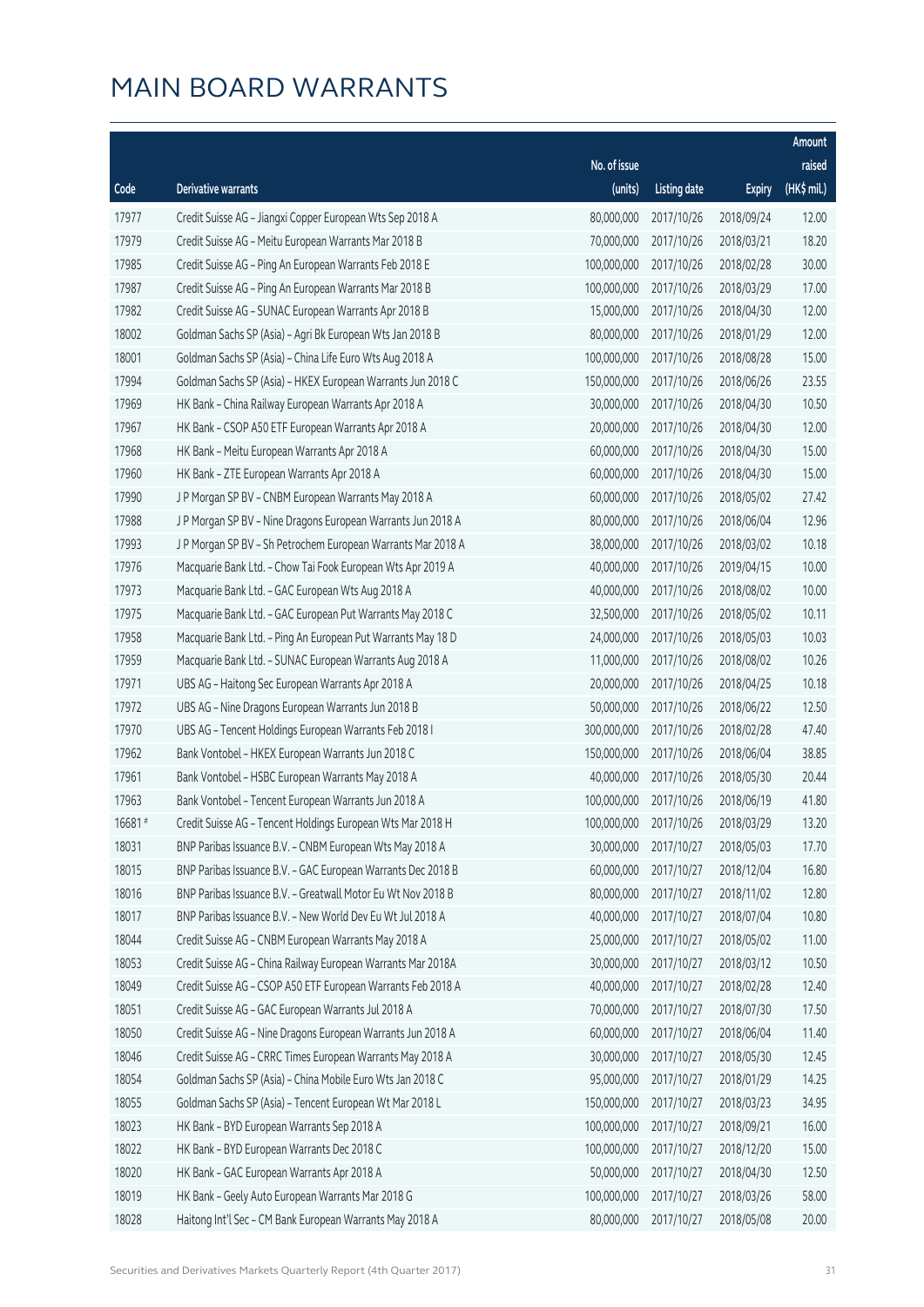# MAIN BOARD WARRANTS

| Code | Derivative warrants | No. of issue (units) | Listing date | Expiry | Amount raised (HK$ mil.) |
|---|---|---|---|---|---|
| 17977 | Credit Suisse AG – Jiangxi Copper European Wts Sep 2018 A | 80,000,000 | 2017/10/26 | 2018/09/24 | 12.00 |
| 17979 | Credit Suisse AG – Meitu European Warrants Mar 2018 B | 70,000,000 | 2017/10/26 | 2018/03/21 | 18.20 |
| 17985 | Credit Suisse AG – Ping An European Warrants Feb 2018 E | 100,000,000 | 2017/10/26 | 2018/02/28 | 30.00 |
| 17987 | Credit Suisse AG – Ping An European Warrants Mar 2018 B | 100,000,000 | 2017/10/26 | 2018/03/29 | 17.00 |
| 17982 | Credit Suisse AG – SUNAC European Warrants Apr 2018 B | 15,000,000 | 2017/10/26 | 2018/04/30 | 12.00 |
| 18002 | Goldman Sachs SP (Asia) – Agri Bk European Wts Jan 2018 B | 80,000,000 | 2017/10/26 | 2018/01/29 | 12.00 |
| 18001 | Goldman Sachs SP (Asia) – China Life Euro Wts Aug 2018 A | 100,000,000 | 2017/10/26 | 2018/08/28 | 15.00 |
| 17994 | Goldman Sachs SP (Asia) – HKEX European Warrants Jun 2018 C | 150,000,000 | 2017/10/26 | 2018/06/26 | 23.55 |
| 17969 | HK Bank – China Railway European Warrants Apr 2018 A | 30,000,000 | 2017/10/26 | 2018/04/30 | 10.50 |
| 17967 | HK Bank – CSOP A50 ETF European Warrants Apr 2018 A | 20,000,000 | 2017/10/26 | 2018/04/30 | 12.00 |
| 17968 | HK Bank – Meitu European Warrants Apr 2018 A | 60,000,000 | 2017/10/26 | 2018/04/30 | 15.00 |
| 17960 | HK Bank – ZTE European Warrants Apr 2018 A | 60,000,000 | 2017/10/26 | 2018/04/30 | 15.00 |
| 17990 | J P Morgan SP BV – CNBM European Warrants May 2018 A | 60,000,000 | 2017/10/26 | 2018/05/02 | 27.42 |
| 17988 | J P Morgan SP BV – Nine Dragons European Warrants Jun 2018 A | 80,000,000 | 2017/10/26 | 2018/06/04 | 12.96 |
| 17993 | J P Morgan SP BV – Sh Petrochem European Warrants Mar 2018 A | 38,000,000 | 2017/10/26 | 2018/03/02 | 10.18 |
| 17976 | Macquarie Bank Ltd. – Chow Tai Fook European Wts Apr 2019 A | 40,000,000 | 2017/10/26 | 2019/04/15 | 10.00 |
| 17973 | Macquarie Bank Ltd. – GAC European Wts Aug 2018 A | 40,000,000 | 2017/10/26 | 2018/08/02 | 10.00 |
| 17975 | Macquarie Bank Ltd. – GAC European Put Warrants May 2018 C | 32,500,000 | 2017/10/26 | 2018/05/02 | 10.11 |
| 17958 | Macquarie Bank Ltd. – Ping An European Put Warrants May 18 D | 24,000,000 | 2017/10/26 | 2018/05/03 | 10.03 |
| 17959 | Macquarie Bank Ltd. – SUNAC European Warrants Aug 2018 A | 11,000,000 | 2017/10/26 | 2018/08/02 | 10.26 |
| 17971 | UBS AG – Haitong Sec European Warrants Apr 2018 A | 20,000,000 | 2017/10/26 | 2018/04/25 | 10.18 |
| 17972 | UBS AG – Nine Dragons European Warrants Jun 2018 B | 50,000,000 | 2017/10/26 | 2018/06/22 | 12.50 |
| 17970 | UBS AG – Tencent Holdings European Warrants Feb 2018 I | 300,000,000 | 2017/10/26 | 2018/02/28 | 47.40 |
| 17962 | Bank Vontobel – HKEX European Warrants Jun 2018 C | 150,000,000 | 2017/10/26 | 2018/06/04 | 38.85 |
| 17961 | Bank Vontobel – HSBC European Warrants May 2018 A | 40,000,000 | 2017/10/26 | 2018/05/30 | 20.44 |
| 17963 | Bank Vontobel – Tencent European Warrants Jun 2018 A | 100,000,000 | 2017/10/26 | 2018/06/19 | 41.80 |
| 16681 # | Credit Suisse AG – Tencent Holdings European Wts Mar 2018 H | 100,000,000 | 2017/10/26 | 2018/03/29 | 13.20 |
| 18031 | BNP Paribas Issuance B.V. – CNBM European Wts May 2018 A | 30,000,000 | 2017/10/27 | 2018/05/03 | 17.70 |
| 18015 | BNP Paribas Issuance B.V. – GAC European Warrants Dec 2018 B | 60,000,000 | 2017/10/27 | 2018/12/04 | 16.80 |
| 18016 | BNP Paribas Issuance B.V. – Greatwall Motor Eu Wt Nov 2018 B | 80,000,000 | 2017/10/27 | 2018/11/02 | 12.80 |
| 18017 | BNP Paribas Issuance B.V. – New World Dev Eu Wt Jul 2018 A | 40,000,000 | 2017/10/27 | 2018/07/04 | 10.80 |
| 18044 | Credit Suisse AG – CNBM European Warrants May 2018 A | 25,000,000 | 2017/10/27 | 2018/05/02 | 11.00 |
| 18053 | Credit Suisse AG – China Railway European Warrants Mar 2018A | 30,000,000 | 2017/10/27 | 2018/03/12 | 10.50 |
| 18049 | Credit Suisse AG – CSOP A50 ETF European Warrants Feb 2018 A | 40,000,000 | 2017/10/27 | 2018/02/28 | 12.40 |
| 18051 | Credit Suisse AG – GAC European Warrants Jul 2018 A | 70,000,000 | 2017/10/27 | 2018/07/30 | 17.50 |
| 18050 | Credit Suisse AG – Nine Dragons European Warrants Jun 2018 A | 60,000,000 | 2017/10/27 | 2018/06/04 | 11.40 |
| 18046 | Credit Suisse AG – CRRC Times European Warrants May 2018 A | 30,000,000 | 2017/10/27 | 2018/05/30 | 12.45 |
| 18054 | Goldman Sachs SP (Asia) – China Mobile Euro Wts Jan 2018 C | 95,000,000 | 2017/10/27 | 2018/01/29 | 14.25 |
| 18055 | Goldman Sachs SP (Asia) – Tencent European Wt Mar 2018 L | 150,000,000 | 2017/10/27 | 2018/03/23 | 34.95 |
| 18023 | HK Bank – BYD European Warrants Sep 2018 A | 100,000,000 | 2017/10/27 | 2018/09/21 | 16.00 |
| 18022 | HK Bank – BYD European Warrants Dec 2018 C | 100,000,000 | 2017/10/27 | 2018/12/20 | 15.00 |
| 18020 | HK Bank – GAC European Warrants Apr 2018 A | 50,000,000 | 2017/10/27 | 2018/04/30 | 12.50 |
| 18019 | HK Bank – Geely Auto European Warrants Mar 2018 G | 100,000,000 | 2017/10/27 | 2018/03/26 | 58.00 |
| 18028 | Haitong Int'l Sec – CM Bank European Warrants May 2018 A | 80,000,000 | 2017/10/27 | 2018/05/08 | 20.00 |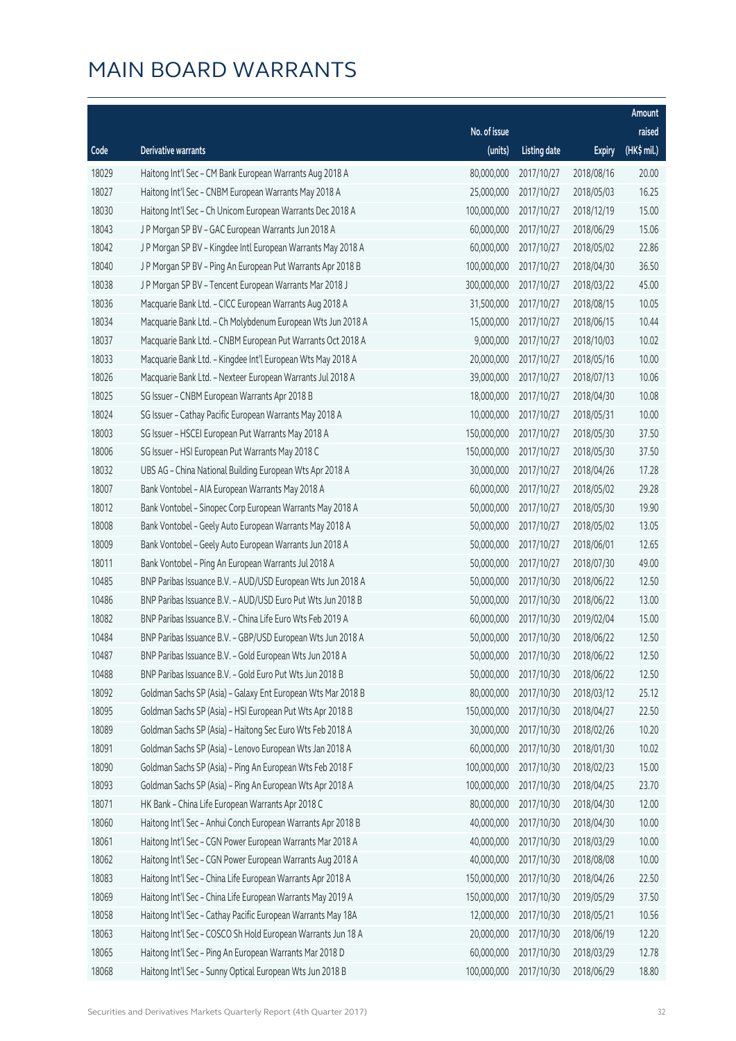# MAIN BOARD WARRANTS

| Code | Derivative warrants | No. of issue (units) | Listing date | Expiry | Amount raised (HK$ mil.) |
|---|---|---|---|---|---|
| 18029 | Haitong Int'l Sec – CM Bank European Warrants Aug 2018 A | 80,000,000 | 2017/10/27 | 2018/08/16 | 20.00 |
| 18027 | Haitong Int'l Sec – CNBM European Warrants May 2018 A | 25,000,000 | 2017/10/27 | 2018/05/03 | 16.25 |
| 18030 | Haitong Int'l Sec – Ch Unicom European Warrants Dec 2018 A | 100,000,000 | 2017/10/27 | 2018/12/19 | 15.00 |
| 18043 | J P Morgan SP BV – GAC European Warrants Jun 2018 A | 60,000,000 | 2017/10/27 | 2018/06/29 | 15.06 |
| 18042 | J P Morgan SP BV – Kingdee Intl European Warrants May 2018 A | 60,000,000 | 2017/10/27 | 2018/05/02 | 22.86 |
| 18040 | J P Morgan SP BV – Ping An European Put Warrants Apr 2018 B | 100,000,000 | 2017/10/27 | 2018/04/30 | 36.50 |
| 18038 | J P Morgan SP BV – Tencent European Warrants Mar 2018 J | 300,000,000 | 2017/10/27 | 2018/03/22 | 45.00 |
| 18036 | Macquarie Bank Ltd. – CICC European Warrants Aug 2018 A | 31,500,000 | 2017/10/27 | 2018/08/15 | 10.05 |
| 18034 | Macquarie Bank Ltd. – Ch Molybdenum European Wts Jun 2018 A | 15,000,000 | 2017/10/27 | 2018/06/15 | 10.44 |
| 18037 | Macquarie Bank Ltd. – CNBM European Put Warrants Oct 2018 A | 9,000,000 | 2017/10/27 | 2018/10/03 | 10.02 |
| 18033 | Macquarie Bank Ltd. – Kingdee Int'l European Wts May 2018 A | 20,000,000 | 2017/10/27 | 2018/05/16 | 10.00 |
| 18026 | Macquarie Bank Ltd. – Nexteer European Warrants Jul 2018 A | 39,000,000 | 2017/10/27 | 2018/07/13 | 10.06 |
| 18025 | SG Issuer – CNBM European Warrants Apr 2018 B | 18,000,000 | 2017/10/27 | 2018/04/30 | 10.08 |
| 18024 | SG Issuer – Cathay Pacific European Warrants May 2018 A | 10,000,000 | 2017/10/27 | 2018/05/31 | 10.00 |
| 18003 | SG Issuer – HSCEI European Put Warrants May 2018 A | 150,000,000 | 2017/10/27 | 2018/05/30 | 37.50 |
| 18006 | SG Issuer – HSI European Put Warrants May 2018 C | 150,000,000 | 2017/10/27 | 2018/05/30 | 37.50 |
| 18032 | UBS AG – China National Building European Wts Apr 2018 A | 30,000,000 | 2017/10/27 | 2018/04/26 | 17.28 |
| 18007 | Bank Vontobel – AIA European Warrants May 2018 A | 60,000,000 | 2017/10/27 | 2018/05/02 | 29.28 |
| 18012 | Bank Vontobel – Sinopec Corp European Warrants May 2018 A | 50,000,000 | 2017/10/27 | 2018/05/30 | 19.90 |
| 18008 | Bank Vontobel – Geely Auto European Warrants May 2018 A | 50,000,000 | 2017/10/27 | 2018/05/02 | 13.05 |
| 18009 | Bank Vontobel – Geely Auto European Warrants Jun 2018 A | 50,000,000 | 2017/10/27 | 2018/06/01 | 12.65 |
| 18011 | Bank Vontobel – Ping An European Warrants Jul 2018 A | 50,000,000 | 2017/10/27 | 2018/07/30 | 49.00 |
| 10485 | BNP Paribas Issuance B.V. – AUD/USD European Wts Jun 2018 A | 50,000,000 | 2017/10/30 | 2018/06/22 | 12.50 |
| 10486 | BNP Paribas Issuance B.V. – AUD/USD Euro Put Wts Jun 2018 B | 50,000,000 | 2017/10/30 | 2018/06/22 | 13.00 |
| 18082 | BNP Paribas Issuance B.V. – China Life Euro Wts Feb 2019 A | 60,000,000 | 2017/10/30 | 2019/02/04 | 15.00 |
| 10484 | BNP Paribas Issuance B.V. – GBP/USD European Wts Jun 2018 A | 50,000,000 | 2017/10/30 | 2018/06/22 | 12.50 |
| 10487 | BNP Paribas Issuance B.V. – Gold European Wts Jun 2018 A | 50,000,000 | 2017/10/30 | 2018/06/22 | 12.50 |
| 10488 | BNP Paribas Issuance B.V. – Gold Euro Put Wts Jun 2018 B | 50,000,000 | 2017/10/30 | 2018/06/22 | 12.50 |
| 18092 | Goldman Sachs SP (Asia) – Galaxy Ent European Wts Mar 2018 B | 80,000,000 | 2017/10/30 | 2018/03/12 | 25.12 |
| 18095 | Goldman Sachs SP (Asia) – HSI European Put Wts Apr 2018 B | 150,000,000 | 2017/10/30 | 2018/04/27 | 22.50 |
| 18089 | Goldman Sachs SP (Asia) – Haitong Sec Euro Wts Feb 2018 A | 30,000,000 | 2017/10/30 | 2018/02/26 | 10.20 |
| 18091 | Goldman Sachs SP (Asia) – Lenovo European Wts Jan 2018 A | 60,000,000 | 2017/10/30 | 2018/01/30 | 10.02 |
| 18090 | Goldman Sachs SP (Asia) – Ping An European Wts Feb 2018 F | 100,000,000 | 2017/10/30 | 2018/02/23 | 15.00 |
| 18093 | Goldman Sachs SP (Asia) – Ping An European Wts Apr 2018 A | 100,000,000 | 2017/10/30 | 2018/04/25 | 23.70 |
| 18071 | HK Bank – China Life European Warrants Apr 2018 C | 80,000,000 | 2017/10/30 | 2018/04/30 | 12.00 |
| 18060 | Haitong Int'l Sec – Anhui Conch European Warrants Apr 2018 B | 40,000,000 | 2017/10/30 | 2018/04/30 | 10.00 |
| 18061 | Haitong Int'l Sec – CGN Power European Warrants Mar 2018 A | 40,000,000 | 2017/10/30 | 2018/03/29 | 10.00 |
| 18062 | Haitong Int'l Sec – CGN Power European Warrants Aug 2018 A | 40,000,000 | 2017/10/30 | 2018/08/08 | 10.00 |
| 18083 | Haitong Int'l Sec – China Life European Warrants Apr 2018 A | 150,000,000 | 2017/10/30 | 2018/04/26 | 22.50 |
| 18069 | Haitong Int'l Sec – China Life European Warrants May 2019 A | 150,000,000 | 2017/10/30 | 2019/05/29 | 37.50 |
| 18058 | Haitong Int'l Sec – Cathay Pacific European Warrants May 18A | 12,000,000 | 2017/10/30 | 2018/05/21 | 10.56 |
| 18063 | Haitong Int'l Sec – COSCO Sh Hold European Warrants Jun 18 A | 20,000,000 | 2017/10/30 | 2018/06/19 | 12.20 |
| 18065 | Haitong Int'l Sec – Ping An European Warrants Mar 2018 D | 60,000,000 | 2017/10/30 | 2018/03/29 | 12.78 |
| 18068 | Haitong Int'l Sec – Sunny Optical European Wts Jun 2018 B | 100,000,000 | 2017/10/30 | 2018/06/29 | 18.80 |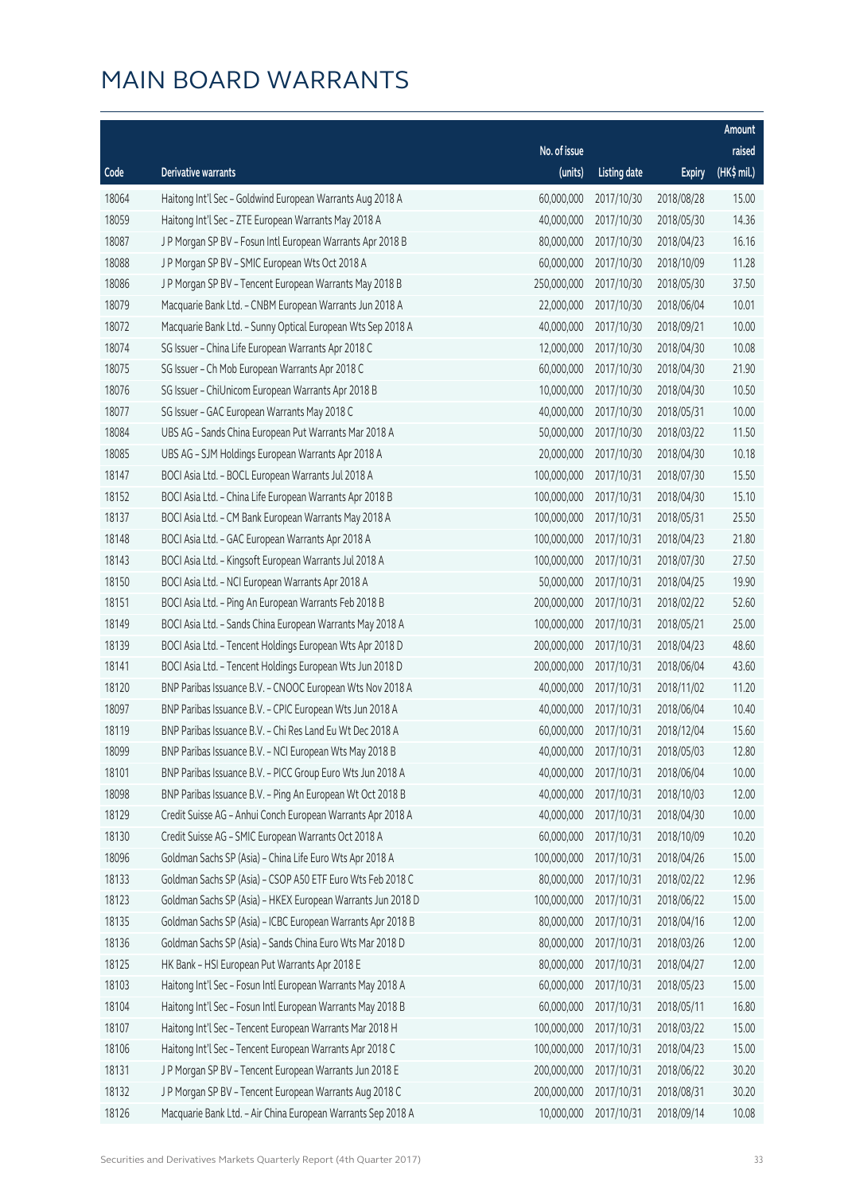# MAIN BOARD WARRANTS

| Code | Derivative warrants | No. of issue (units) | Listing date | Expiry | Amount raised (HK$ mil.) |
|---|---|---|---|---|---|
| 18064 | Haitong Int'l Sec - Goldwind European Warrants Aug 2018 A | 60,000,000 | 2017/10/30 | 2018/08/28 | 15.00 |
| 18059 | Haitong Int'l Sec - ZTE European Warrants May 2018 A | 40,000,000 | 2017/10/30 | 2018/05/30 | 14.36 |
| 18087 | J P Morgan SP BV - Fosun Intl European Warrants Apr 2018 B | 80,000,000 | 2017/10/30 | 2018/04/23 | 16.16 |
| 18088 | J P Morgan SP BV - SMIC European Wts Oct 2018 A | 60,000,000 | 2017/10/30 | 2018/10/09 | 11.28 |
| 18086 | J P Morgan SP BV - Tencent European Warrants May 2018 B | 250,000,000 | 2017/10/30 | 2018/05/30 | 37.50 |
| 18079 | Macquarie Bank Ltd. - CNBM European Warrants Jun 2018 A | 22,000,000 | 2017/10/30 | 2018/06/04 | 10.01 |
| 18072 | Macquarie Bank Ltd. - Sunny Optical European Wts Sep 2018 A | 40,000,000 | 2017/10/30 | 2018/09/21 | 10.00 |
| 18074 | SG Issuer - China Life European Warrants Apr 2018 C | 12,000,000 | 2017/10/30 | 2018/04/30 | 10.08 |
| 18075 | SG Issuer - Ch Mob European Warrants Apr 2018 C | 60,000,000 | 2017/10/30 | 2018/04/30 | 21.90 |
| 18076 | SG Issuer - ChiUnicom European Warrants Apr 2018 B | 10,000,000 | 2017/10/30 | 2018/04/30 | 10.50 |
| 18077 | SG Issuer - GAC European Warrants May 2018 C | 40,000,000 | 2017/10/30 | 2018/05/31 | 10.00 |
| 18084 | UBS AG - Sands China European Put Warrants Mar 2018 A | 50,000,000 | 2017/10/30 | 2018/03/22 | 11.50 |
| 18085 | UBS AG - SJM Holdings European Warrants Apr 2018 A | 20,000,000 | 2017/10/30 | 2018/04/30 | 10.18 |
| 18147 | BOCI Asia Ltd. - BOCL European Warrants Jul 2018 A | 100,000,000 | 2017/10/31 | 2018/07/30 | 15.50 |
| 18152 | BOCI Asia Ltd. - China Life European Warrants Apr 2018 B | 100,000,000 | 2017/10/31 | 2018/04/30 | 15.10 |
| 18137 | BOCI Asia Ltd. - CM Bank European Warrants May 2018 A | 100,000,000 | 2017/10/31 | 2018/05/31 | 25.50 |
| 18148 | BOCI Asia Ltd. - GAC European Warrants Apr 2018 A | 100,000,000 | 2017/10/31 | 2018/04/23 | 21.80 |
| 18143 | BOCI Asia Ltd. - Kingsoft European Warrants Jul 2018 A | 100,000,000 | 2017/10/31 | 2018/07/30 | 27.50 |
| 18150 | BOCI Asia Ltd. - NCI European Warrants Apr 2018 A | 50,000,000 | 2017/10/31 | 2018/04/25 | 19.90 |
| 18151 | BOCI Asia Ltd. - Ping An European Warrants Feb 2018 B | 200,000,000 | 2017/10/31 | 2018/02/22 | 52.60 |
| 18149 | BOCI Asia Ltd. - Sands China European Warrants May 2018 A | 100,000,000 | 2017/10/31 | 2018/05/21 | 25.00 |
| 18139 | BOCI Asia Ltd. - Tencent Holdings European Wts Apr 2018 D | 200,000,000 | 2017/10/31 | 2018/04/23 | 48.60 |
| 18141 | BOCI Asia Ltd. - Tencent Holdings European Wts Jun 2018 D | 200,000,000 | 2017/10/31 | 2018/06/04 | 43.60 |
| 18120 | BNP Paribas Issuance B.V. - CNOOC European Wts Nov 2018 A | 40,000,000 | 2017/10/31 | 2018/11/02 | 11.20 |
| 18097 | BNP Paribas Issuance B.V. - CPIC European Wts Jun 2018 A | 40,000,000 | 2017/10/31 | 2018/06/04 | 10.40 |
| 18119 | BNP Paribas Issuance B.V. - Chi Res Land Eu Wt Dec 2018 A | 60,000,000 | 2017/10/31 | 2018/12/04 | 15.60 |
| 18099 | BNP Paribas Issuance B.V. - NCI European Wts May 2018 B | 40,000,000 | 2017/10/31 | 2018/05/03 | 12.80 |
| 18101 | BNP Paribas Issuance B.V. - PICC Group Euro Wts Jun 2018 A | 40,000,000 | 2017/10/31 | 2018/06/04 | 10.00 |
| 18098 | BNP Paribas Issuance B.V. - Ping An European Wt Oct 2018 B | 40,000,000 | 2017/10/31 | 2018/10/03 | 12.00 |
| 18129 | Credit Suisse AG - Anhui Conch European Warrants Apr 2018 A | 40,000,000 | 2017/10/31 | 2018/04/30 | 10.00 |
| 18130 | Credit Suisse AG - SMIC European Warrants Oct 2018 A | 60,000,000 | 2017/10/31 | 2018/10/09 | 10.20 |
| 18096 | Goldman Sachs SP (Asia) - China Life Euro Wts Apr 2018 A | 100,000,000 | 2017/10/31 | 2018/04/26 | 15.00 |
| 18133 | Goldman Sachs SP (Asia) - CSOP A50 ETF Euro Wts Feb 2018 C | 80,000,000 | 2017/10/31 | 2018/02/22 | 12.96 |
| 18123 | Goldman Sachs SP (Asia) - HKEX European Warrants Jun 2018 D | 100,000,000 | 2017/10/31 | 2018/06/22 | 15.00 |
| 18135 | Goldman Sachs SP (Asia) - ICBC European Warrants Apr 2018 B | 80,000,000 | 2017/10/31 | 2018/04/16 | 12.00 |
| 18136 | Goldman Sachs SP (Asia) - Sands China Euro Wts Mar 2018 D | 80,000,000 | 2017/10/31 | 2018/03/26 | 12.00 |
| 18125 | HK Bank - HSI European Put Warrants Apr 2018 E | 80,000,000 | 2017/10/31 | 2018/04/27 | 12.00 |
| 18103 | Haitong Int'l Sec - Fosun Intl European Warrants May 2018 A | 60,000,000 | 2017/10/31 | 2018/05/23 | 15.00 |
| 18104 | Haitong Int'l Sec - Fosun Intl European Warrants May 2018 B | 60,000,000 | 2017/10/31 | 2018/05/11 | 16.80 |
| 18107 | Haitong Int'l Sec - Tencent European Warrants Mar 2018 H | 100,000,000 | 2017/10/31 | 2018/03/22 | 15.00 |
| 18106 | Haitong Int'l Sec - Tencent European Warrants Apr 2018 C | 100,000,000 | 2017/10/31 | 2018/04/23 | 15.00 |
| 18131 | J P Morgan SP BV - Tencent European Warrants Jun 2018 E | 200,000,000 | 2017/10/31 | 2018/06/22 | 30.20 |
| 18132 | J P Morgan SP BV - Tencent European Warrants Aug 2018 C | 200,000,000 | 2017/10/31 | 2018/08/31 | 30.20 |
| 18126 | Macquarie Bank Ltd. - Air China European Warrants Sep 2018 A | 10,000,000 | 2017/10/31 | 2018/09/14 | 10.08 |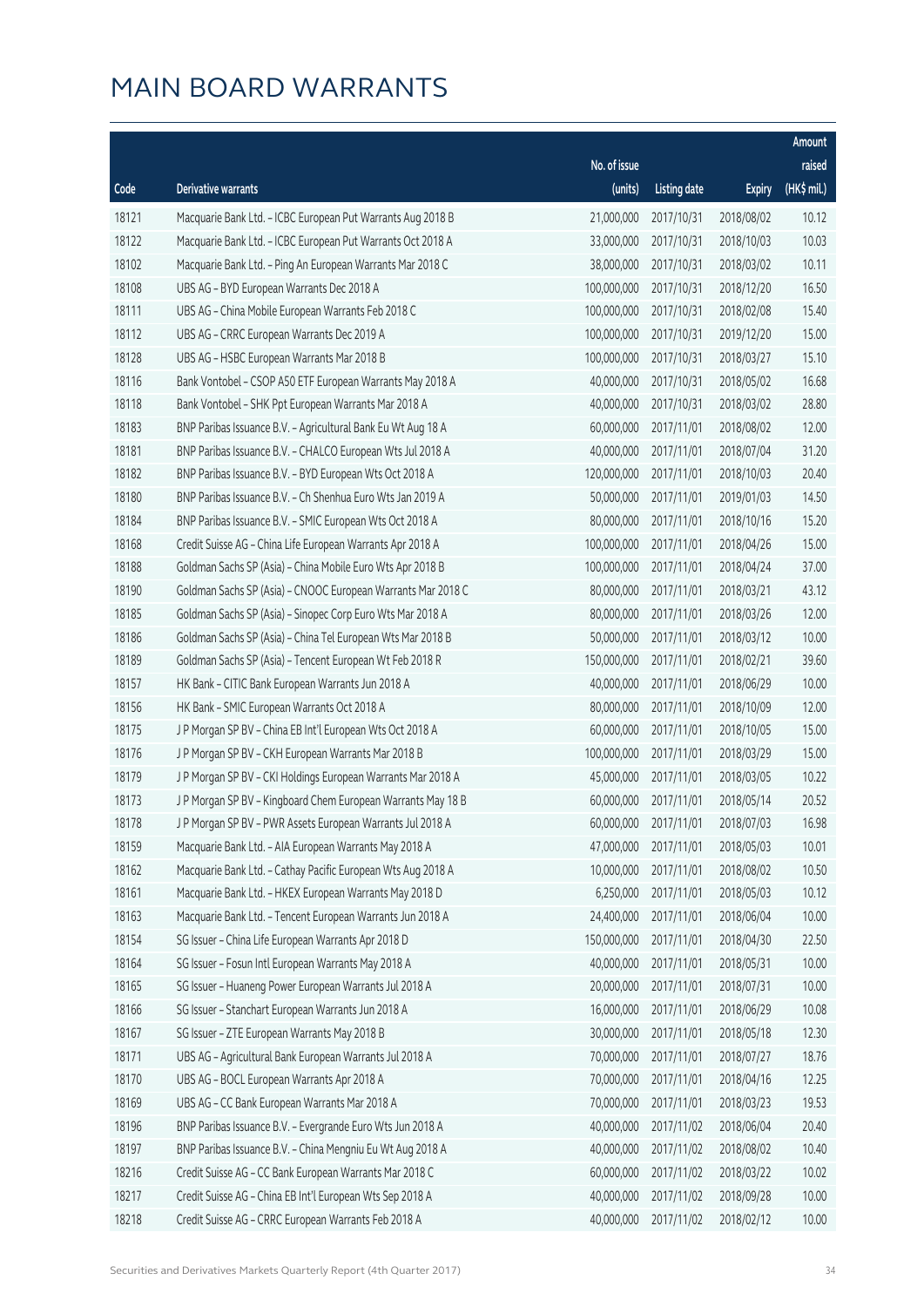# MAIN BOARD WARRANTS

| Code | Derivative warrants | No. of issue (units) | Listing date | Expiry | Amount raised (HK$ mil.) |
|---|---|---|---|---|---|
| 18121 | Macquarie Bank Ltd. - ICBC European Put Warrants Aug 2018 B | 21,000,000 | 2017/10/31 | 2018/08/02 | 10.12 |
| 18122 | Macquarie Bank Ltd. - ICBC European Put Warrants Oct 2018 A | 33,000,000 | 2017/10/31 | 2018/10/03 | 10.03 |
| 18102 | Macquarie Bank Ltd. - Ping An European Warrants Mar 2018 C | 38,000,000 | 2017/10/31 | 2018/03/02 | 10.11 |
| 18108 | UBS AG - BYD European Warrants Dec 2018 A | 100,000,000 | 2017/10/31 | 2018/12/20 | 16.50 |
| 18111 | UBS AG - China Mobile European Warrants Feb 2018 C | 100,000,000 | 2017/10/31 | 2018/02/08 | 15.40 |
| 18112 | UBS AG - CRRC European Warrants Dec 2019 A | 100,000,000 | 2017/10/31 | 2019/12/20 | 15.00 |
| 18128 | UBS AG - HSBC European Warrants Mar 2018 B | 100,000,000 | 2017/10/31 | 2018/03/27 | 15.10 |
| 18116 | Bank Vontobel - CSOP A50 ETF European Warrants May 2018 A | 40,000,000 | 2017/10/31 | 2018/05/02 | 16.68 |
| 18118 | Bank Vontobel - SHK Ppt European Warrants Mar 2018 A | 40,000,000 | 2017/10/31 | 2018/03/02 | 28.80 |
| 18183 | BNP Paribas Issuance B.V. - Agricultural Bank Eu Wt Aug 18 A | 60,000,000 | 2017/11/01 | 2018/08/02 | 12.00 |
| 18181 | BNP Paribas Issuance B.V. - CHALCO European Wts Jul 2018 A | 40,000,000 | 2017/11/01 | 2018/07/04 | 31.20 |
| 18182 | BNP Paribas Issuance B.V. - BYD European Wts Oct 2018 A | 120,000,000 | 2017/11/01 | 2018/10/03 | 20.40 |
| 18180 | BNP Paribas Issuance B.V. - Ch Shenhua Euro Wts Jan 2019 A | 50,000,000 | 2017/11/01 | 2019/01/03 | 14.50 |
| 18184 | BNP Paribas Issuance B.V. - SMIC European Wts Oct 2018 A | 80,000,000 | 2017/11/01 | 2018/10/16 | 15.20 |
| 18168 | Credit Suisse AG - China Life European Warrants Apr 2018 A | 100,000,000 | 2017/11/01 | 2018/04/26 | 15.00 |
| 18188 | Goldman Sachs SP (Asia) - China Mobile Euro Wts Apr 2018 B | 100,000,000 | 2017/11/01 | 2018/04/24 | 37.00 |
| 18190 | Goldman Sachs SP (Asia) - CNOOC European Warrants Mar 2018 C | 80,000,000 | 2017/11/01 | 2018/03/21 | 43.12 |
| 18185 | Goldman Sachs SP (Asia) - Sinopec Corp Euro Wts Mar 2018 A | 80,000,000 | 2017/11/01 | 2018/03/26 | 12.00 |
| 18186 | Goldman Sachs SP (Asia) - China Tel European Wts Mar 2018 B | 50,000,000 | 2017/11/01 | 2018/03/12 | 10.00 |
| 18189 | Goldman Sachs SP (Asia) - Tencent European Wt Feb 2018 R | 150,000,000 | 2017/11/01 | 2018/02/21 | 39.60 |
| 18157 | HK Bank - CITIC Bank European Warrants Jun 2018 A | 40,000,000 | 2017/11/01 | 2018/06/29 | 10.00 |
| 18156 | HK Bank - SMIC European Warrants Oct 2018 A | 80,000,000 | 2017/11/01 | 2018/10/09 | 12.00 |
| 18175 | J P Morgan SP BV - China EB Int'l European Wts Oct 2018 A | 60,000,000 | 2017/11/01 | 2018/10/05 | 15.00 |
| 18176 | J P Morgan SP BV - CKH European Warrants Mar 2018 B | 100,000,000 | 2017/11/01 | 2018/03/29 | 15.00 |
| 18179 | J P Morgan SP BV - CKI Holdings European Warrants Mar 2018 A | 45,000,000 | 2017/11/01 | 2018/03/05 | 10.22 |
| 18173 | J P Morgan SP BV - Kingboard Chem European Warrants May 18 B | 60,000,000 | 2017/11/01 | 2018/05/14 | 20.52 |
| 18178 | J P Morgan SP BV - PWR Assets European Warrants Jul 2018 A | 60,000,000 | 2017/11/01 | 2018/07/03 | 16.98 |
| 18159 | Macquarie Bank Ltd. - AIA European Warrants May 2018 A | 47,000,000 | 2017/11/01 | 2018/05/03 | 10.01 |
| 18162 | Macquarie Bank Ltd. - Cathay Pacific European Wts Aug 2018 A | 10,000,000 | 2017/11/01 | 2018/08/02 | 10.50 |
| 18161 | Macquarie Bank Ltd. - HKEX European Warrants May 2018 D | 6,250,000 | 2017/11/01 | 2018/05/03 | 10.12 |
| 18163 | Macquarie Bank Ltd. - Tencent European Warrants Jun 2018 A | 24,400,000 | 2017/11/01 | 2018/06/04 | 10.00 |
| 18154 | SG Issuer - China Life European Warrants Apr 2018 D | 150,000,000 | 2017/11/01 | 2018/04/30 | 22.50 |
| 18164 | SG Issuer - Fosun Intl European Warrants May 2018 A | 40,000,000 | 2017/11/01 | 2018/05/31 | 10.00 |
| 18165 | SG Issuer - Huaneng Power European Warrants Jul 2018 A | 20,000,000 | 2017/11/01 | 2018/07/31 | 10.00 |
| 18166 | SG Issuer - Stanchart European Warrants Jun 2018 A | 16,000,000 | 2017/11/01 | 2018/06/29 | 10.08 |
| 18167 | SG Issuer - ZTE European Warrants May 2018 B | 30,000,000 | 2017/11/01 | 2018/05/18 | 12.30 |
| 18171 | UBS AG - Agricultural Bank European Warrants Jul 2018 A | 70,000,000 | 2017/11/01 | 2018/07/27 | 18.76 |
| 18170 | UBS AG - BOCL European Warrants Apr 2018 A | 70,000,000 | 2017/11/01 | 2018/04/16 | 12.25 |
| 18169 | UBS AG - CC Bank European Warrants Mar 2018 A | 70,000,000 | 2017/11/01 | 2018/03/23 | 19.53 |
| 18196 | BNP Paribas Issuance B.V. - Evergrande Euro Wts Jun 2018 A | 40,000,000 | 2017/11/02 | 2018/06/04 | 20.40 |
| 18197 | BNP Paribas Issuance B.V. - China Mengniu Eu Wt Aug 2018 A | 40,000,000 | 2017/11/02 | 2018/08/02 | 10.40 |
| 18216 | Credit Suisse AG - CC Bank European Warrants Mar 2018 C | 60,000,000 | 2017/11/02 | 2018/03/22 | 10.02 |
| 18217 | Credit Suisse AG - China EB Int'l European Wts Sep 2018 A | 40,000,000 | 2017/11/02 | 2018/09/28 | 10.00 |
| 18218 | Credit Suisse AG - CRRC European Warrants Feb 2018 A | 40,000,000 | 2017/11/02 | 2018/02/12 | 10.00 |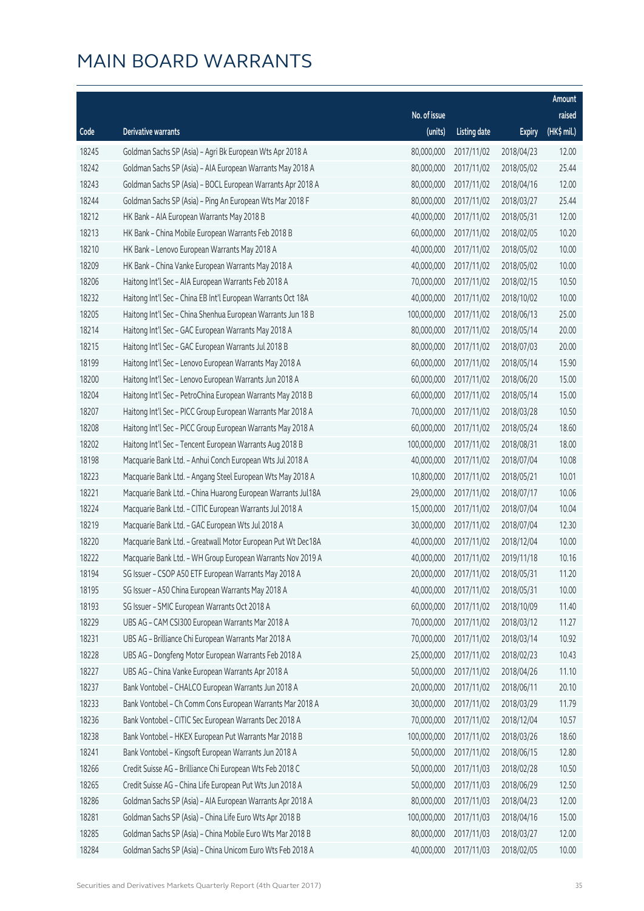# MAIN BOARD WARRANTS

| Code | Derivative warrants | No. of issue (units) | Listing date | Expiry | Amount raised (HK$ mil.) |
|---|---|---|---|---|---|
| 18245 | Goldman Sachs SP (Asia) - Agri Bk European Wts Apr 2018 A | 80,000,000 | 2017/11/02 | 2018/04/23 | 12.00 |
| 18242 | Goldman Sachs SP (Asia) - AIA European Warrants May 2018 A | 80,000,000 | 2017/11/02 | 2018/05/02 | 25.44 |
| 18243 | Goldman Sachs SP (Asia) - BOCL European Warrants Apr 2018 A | 80,000,000 | 2017/11/02 | 2018/04/16 | 12.00 |
| 18244 | Goldman Sachs SP (Asia) - Ping An European Wts Mar 2018 F | 80,000,000 | 2017/11/02 | 2018/03/27 | 25.44 |
| 18212 | HK Bank - AIA European Warrants May 2018 B | 40,000,000 | 2017/11/02 | 2018/05/31 | 12.00 |
| 18213 | HK Bank - China Mobile European Warrants Feb 2018 B | 60,000,000 | 2017/11/02 | 2018/02/05 | 10.20 |
| 18210 | HK Bank - Lenovo European Warrants May 2018 A | 40,000,000 | 2017/11/02 | 2018/05/02 | 10.00 |
| 18209 | HK Bank - China Vanke European Warrants May 2018 A | 40,000,000 | 2017/11/02 | 2018/05/02 | 10.00 |
| 18206 | Haitong Int'l Sec - AIA European Warrants Feb 2018 A | 70,000,000 | 2017/11/02 | 2018/02/15 | 10.50 |
| 18232 | Haitong Int'l Sec - China EB Int'l European Warrants Oct 18A | 40,000,000 | 2017/11/02 | 2018/10/02 | 10.00 |
| 18205 | Haitong Int'l Sec - China Shenhua European Warrants Jun 18 B | 100,000,000 | 2017/11/02 | 2018/06/13 | 25.00 |
| 18214 | Haitong Int'l Sec - GAC European Warrants May 2018 A | 80,000,000 | 2017/11/02 | 2018/05/14 | 20.00 |
| 18215 | Haitong Int'l Sec - GAC European Warrants Jul 2018 B | 80,000,000 | 2017/11/02 | 2018/07/03 | 20.00 |
| 18199 | Haitong Int'l Sec - Lenovo European Warrants May 2018 A | 60,000,000 | 2017/11/02 | 2018/05/14 | 15.90 |
| 18200 | Haitong Int'l Sec - Lenovo European Warrants Jun 2018 A | 60,000,000 | 2017/11/02 | 2018/06/20 | 15.00 |
| 18204 | Haitong Int'l Sec - PetroChina European Warrants May 2018 B | 60,000,000 | 2017/11/02 | 2018/05/14 | 15.00 |
| 18207 | Haitong Int'l Sec - PICC Group European Warrants Mar 2018 A | 70,000,000 | 2017/11/02 | 2018/03/28 | 10.50 |
| 18208 | Haitong Int'l Sec - PICC Group European Warrants May 2018 A | 60,000,000 | 2017/11/02 | 2018/05/24 | 18.60 |
| 18202 | Haitong Int'l Sec - Tencent European Warrants Aug 2018 B | 100,000,000 | 2017/11/02 | 2018/08/31 | 18.00 |
| 18198 | Macquarie Bank Ltd. - Anhui Conch European Wts Jul 2018 A | 40,000,000 | 2017/11/02 | 2018/07/04 | 10.08 |
| 18223 | Macquarie Bank Ltd. - Angang Steel European Wts May 2018 A | 10,800,000 | 2017/11/02 | 2018/05/21 | 10.01 |
| 18221 | Macquarie Bank Ltd. - China Huarong European Warrants Jul18A | 29,000,000 | 2017/11/02 | 2018/07/17 | 10.06 |
| 18224 | Macquarie Bank Ltd. - CITIC European Warrants Jul 2018 A | 15,000,000 | 2017/11/02 | 2018/07/04 | 10.04 |
| 18219 | Macquarie Bank Ltd. - GAC European Wts Jul 2018 A | 30,000,000 | 2017/11/02 | 2018/07/04 | 12.30 |
| 18220 | Macquarie Bank Ltd. - Greatwall Motor European Put Wt Dec18A | 40,000,000 | 2017/11/02 | 2018/12/04 | 10.00 |
| 18222 | Macquarie Bank Ltd. - WH Group European Warrants Nov 2019 A | 40,000,000 | 2017/11/02 | 2019/11/18 | 10.16 |
| 18194 | SG Issuer - CSOP A50 ETF European Warrants May 2018 A | 20,000,000 | 2017/11/02 | 2018/05/31 | 11.20 |
| 18195 | SG Issuer - A50 China European Warrants May 2018 A | 40,000,000 | 2017/11/02 | 2018/05/31 | 10.00 |
| 18193 | SG Issuer - SMIC European Warrants Oct 2018 A | 60,000,000 | 2017/11/02 | 2018/10/09 | 11.40 |
| 18229 | UBS AG - CAM CSI300 European Warrants Mar 2018 A | 70,000,000 | 2017/11/02 | 2018/03/12 | 11.27 |
| 18231 | UBS AG - Brilliance Chi European Warrants Mar 2018 A | 70,000,000 | 2017/11/02 | 2018/03/14 | 10.92 |
| 18228 | UBS AG - Dongfeng Motor European Warrants Feb 2018 A | 25,000,000 | 2017/11/02 | 2018/02/23 | 10.43 |
| 18227 | UBS AG - China Vanke European Warrants Apr 2018 A | 50,000,000 | 2017/11/02 | 2018/04/26 | 11.10 |
| 18237 | Bank Vontobel - CHALCO European Warrants Jun 2018 A | 20,000,000 | 2017/11/02 | 2018/06/11 | 20.10 |
| 18233 | Bank Vontobel - Ch Comm Cons European Warrants Mar 2018 A | 30,000,000 | 2017/11/02 | 2018/03/29 | 11.79 |
| 18236 | Bank Vontobel - CITIC Sec European Warrants Dec 2018 A | 70,000,000 | 2017/11/02 | 2018/12/04 | 10.57 |
| 18238 | Bank Vontobel - HKEX European Put Warrants Mar 2018 B | 100,000,000 | 2017/11/02 | 2018/03/26 | 18.60 |
| 18241 | Bank Vontobel - Kingsoft European Warrants Jun 2018 A | 50,000,000 | 2017/11/02 | 2018/06/15 | 12.80 |
| 18266 | Credit Suisse AG - Brilliance Chi European Wts Feb 2018 C | 50,000,000 | 2017/11/03 | 2018/02/28 | 10.50 |
| 18265 | Credit Suisse AG - China Life European Put Wts Jun 2018 A | 50,000,000 | 2017/11/03 | 2018/06/29 | 12.50 |
| 18286 | Goldman Sachs SP (Asia) - AIA European Warrants Apr 2018 A | 80,000,000 | 2017/11/03 | 2018/04/23 | 12.00 |
| 18281 | Goldman Sachs SP (Asia) - China Life Euro Wts Apr 2018 B | 100,000,000 | 2017/11/03 | 2018/04/16 | 15.00 |
| 18285 | Goldman Sachs SP (Asia) - China Mobile Euro Wts Mar 2018 B | 80,000,000 | 2017/11/03 | 2018/03/27 | 12.00 |
| 18284 | Goldman Sachs SP (Asia) - China Unicom Euro Wts Feb 2018 A | 40,000,000 | 2017/11/03 | 2018/02/05 | 10.00 |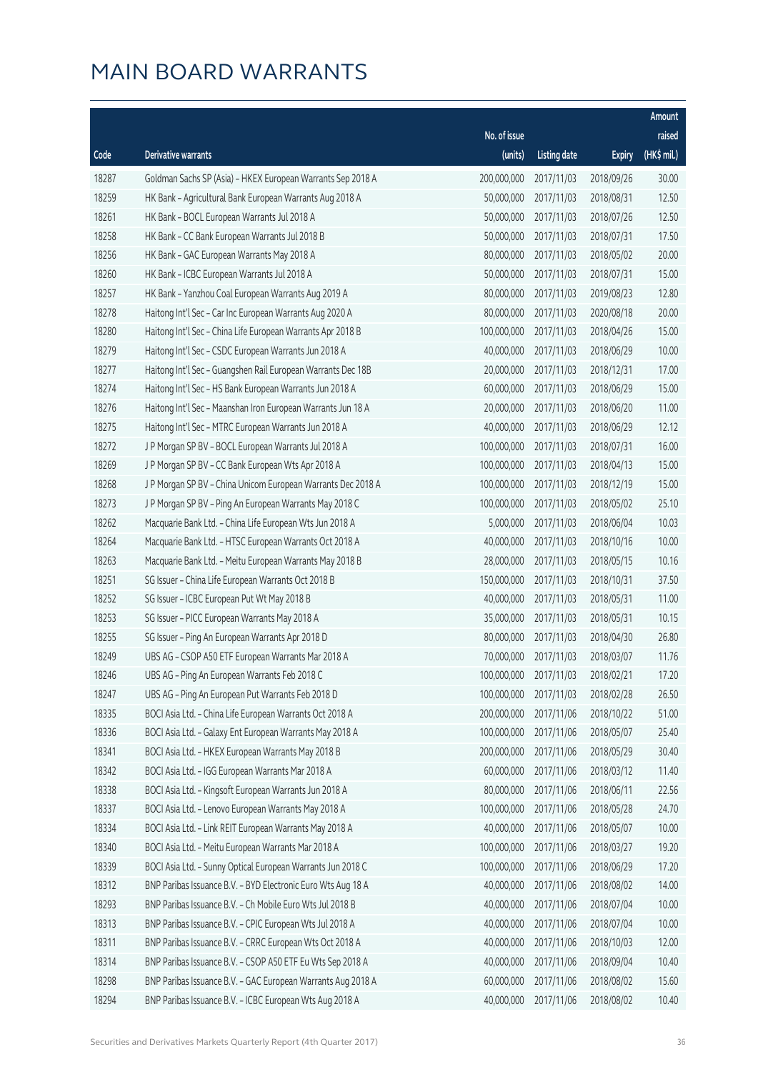# MAIN BOARD WARRANTS

| Code | Derivative warrants | No. of issue (units) | Listing date | Expiry | Amount raised (HK$ mil.) |
|---|---|---|---|---|---|
| 18287 | Goldman Sachs SP (Asia) – HKEX European Warrants Sep 2018 A | 200,000,000 | 2017/11/03 | 2018/09/26 | 30.00 |
| 18259 | HK Bank – Agricultural Bank European Warrants Aug 2018 A | 50,000,000 | 2017/11/03 | 2018/08/31 | 12.50 |
| 18261 | HK Bank – BOCL European Warrants Jul 2018 A | 50,000,000 | 2017/11/03 | 2018/07/26 | 12.50 |
| 18258 | HK Bank – CC Bank European Warrants Jul 2018 B | 50,000,000 | 2017/11/03 | 2018/07/31 | 17.50 |
| 18256 | HK Bank – GAC European Warrants May 2018 A | 80,000,000 | 2017/11/03 | 2018/05/02 | 20.00 |
| 18260 | HK Bank – ICBC European Warrants Jul 2018 A | 50,000,000 | 2017/11/03 | 2018/07/31 | 15.00 |
| 18257 | HK Bank – Yanzhou Coal European Warrants Aug 2019 A | 80,000,000 | 2017/11/03 | 2019/08/23 | 12.80 |
| 18278 | Haitong Int'l Sec – Car Inc European Warrants Aug 2020 A | 80,000,000 | 2017/11/03 | 2020/08/18 | 20.00 |
| 18280 | Haitong Int'l Sec – China Life European Warrants Apr 2018 B | 100,000,000 | 2017/11/03 | 2018/04/26 | 15.00 |
| 18279 | Haitong Int'l Sec – CSDC European Warrants Jun 2018 A | 40,000,000 | 2017/11/03 | 2018/06/29 | 10.00 |
| 18277 | Haitong Int'l Sec – Guangshen Rail European Warrants Dec 18B | 20,000,000 | 2017/11/03 | 2018/12/31 | 17.00 |
| 18274 | Haitong Int'l Sec – HS Bank European Warrants Jun 2018 A | 60,000,000 | 2017/11/03 | 2018/06/29 | 15.00 |
| 18276 | Haitong Int'l Sec – Maanshan Iron European Warrants Jun 18 A | 20,000,000 | 2017/11/03 | 2018/06/20 | 11.00 |
| 18275 | Haitong Int'l Sec – MTRC European Warrants Jun 2018 A | 40,000,000 | 2017/11/03 | 2018/06/29 | 12.12 |
| 18272 | J P Morgan SP BV – BOCL European Warrants Jul 2018 A | 100,000,000 | 2017/11/03 | 2018/07/31 | 16.00 |
| 18269 | J P Morgan SP BV – CC Bank European Wts Apr 2018 A | 100,000,000 | 2017/11/03 | 2018/04/13 | 15.00 |
| 18268 | J P Morgan SP BV – China Unicom European Warrants Dec 2018 A | 100,000,000 | 2017/11/03 | 2018/12/19 | 15.00 |
| 18273 | J P Morgan SP BV – Ping An European Warrants May 2018 C | 100,000,000 | 2017/11/03 | 2018/05/02 | 25.10 |
| 18262 | Macquarie Bank Ltd. – China Life European Wts Jun 2018 A | 5,000,000 | 2017/11/03 | 2018/06/04 | 10.03 |
| 18264 | Macquarie Bank Ltd. – HTSC European Warrants Oct 2018 A | 40,000,000 | 2017/11/03 | 2018/10/16 | 10.00 |
| 18263 | Macquarie Bank Ltd. – Meitu European Warrants May 2018 B | 28,000,000 | 2017/11/03 | 2018/05/15 | 10.16 |
| 18251 | SG Issuer – China Life European Warrants Oct 2018 B | 150,000,000 | 2017/11/03 | 2018/10/31 | 37.50 |
| 18252 | SG Issuer – ICBC European Put Wt May 2018 B | 40,000,000 | 2017/11/03 | 2018/05/31 | 11.00 |
| 18253 | SG Issuer – PICC European Warrants May 2018 A | 35,000,000 | 2017/11/03 | 2018/05/31 | 10.15 |
| 18255 | SG Issuer – Ping An European Warrants Apr 2018 D | 80,000,000 | 2017/11/03 | 2018/04/30 | 26.80 |
| 18249 | UBS AG – CSOP A50 ETF European Warrants Mar 2018 A | 70,000,000 | 2017/11/03 | 2018/03/07 | 11.76 |
| 18246 | UBS AG – Ping An European Warrants Feb 2018 C | 100,000,000 | 2017/11/03 | 2018/02/21 | 17.20 |
| 18247 | UBS AG – Ping An European Put Warrants Feb 2018 D | 100,000,000 | 2017/11/03 | 2018/02/28 | 26.50 |
| 18335 | BOCI Asia Ltd. – China Life European Warrants Oct 2018 A | 200,000,000 | 2017/11/06 | 2018/10/22 | 51.00 |
| 18336 | BOCI Asia Ltd. – Galaxy Ent European Warrants May 2018 A | 100,000,000 | 2017/11/06 | 2018/05/07 | 25.40 |
| 18341 | BOCI Asia Ltd. – HKEX European Warrants May 2018 B | 200,000,000 | 2017/11/06 | 2018/05/29 | 30.40 |
| 18342 | BOCI Asia Ltd. – IGG European Warrants Mar 2018 A | 60,000,000 | 2017/11/06 | 2018/03/12 | 11.40 |
| 18338 | BOCI Asia Ltd. – Kingsoft European Warrants Jun 2018 A | 80,000,000 | 2017/11/06 | 2018/06/11 | 22.56 |
| 18337 | BOCI Asia Ltd. – Lenovo European Warrants May 2018 A | 100,000,000 | 2017/11/06 | 2018/05/28 | 24.70 |
| 18334 | BOCI Asia Ltd. – Link REIT European Warrants May 2018 A | 40,000,000 | 2017/11/06 | 2018/05/07 | 10.00 |
| 18340 | BOCI Asia Ltd. – Meitu European Warrants Mar 2018 A | 100,000,000 | 2017/11/06 | 2018/03/27 | 19.20 |
| 18339 | BOCI Asia Ltd. – Sunny Optical European Warrants Jun 2018 C | 100,000,000 | 2017/11/06 | 2018/06/29 | 17.20 |
| 18312 | BNP Paribas Issuance B.V. – BYD Electronic Euro Wts Aug 18 A | 40,000,000 | 2017/11/06 | 2018/08/02 | 14.00 |
| 18293 | BNP Paribas Issuance B.V. – Ch Mobile Euro Wts Jul 2018 B | 40,000,000 | 2017/11/06 | 2018/07/04 | 10.00 |
| 18313 | BNP Paribas Issuance B.V. – CPIC European Wts Jul 2018 A | 40,000,000 | 2017/11/06 | 2018/07/04 | 10.00 |
| 18311 | BNP Paribas Issuance B.V. – CRRC European Wts Oct 2018 A | 40,000,000 | 2017/11/06 | 2018/10/03 | 12.00 |
| 18314 | BNP Paribas Issuance B.V. – CSOP A50 ETF Eu Wts Sep 2018 A | 40,000,000 | 2017/11/06 | 2018/09/04 | 10.40 |
| 18298 | BNP Paribas Issuance B.V. – GAC European Warrants Aug 2018 A | 60,000,000 | 2017/11/06 | 2018/08/02 | 15.60 |
| 18294 | BNP Paribas Issuance B.V. – ICBC European Wts Aug 2018 A | 40,000,000 | 2017/11/06 | 2018/08/02 | 10.40 |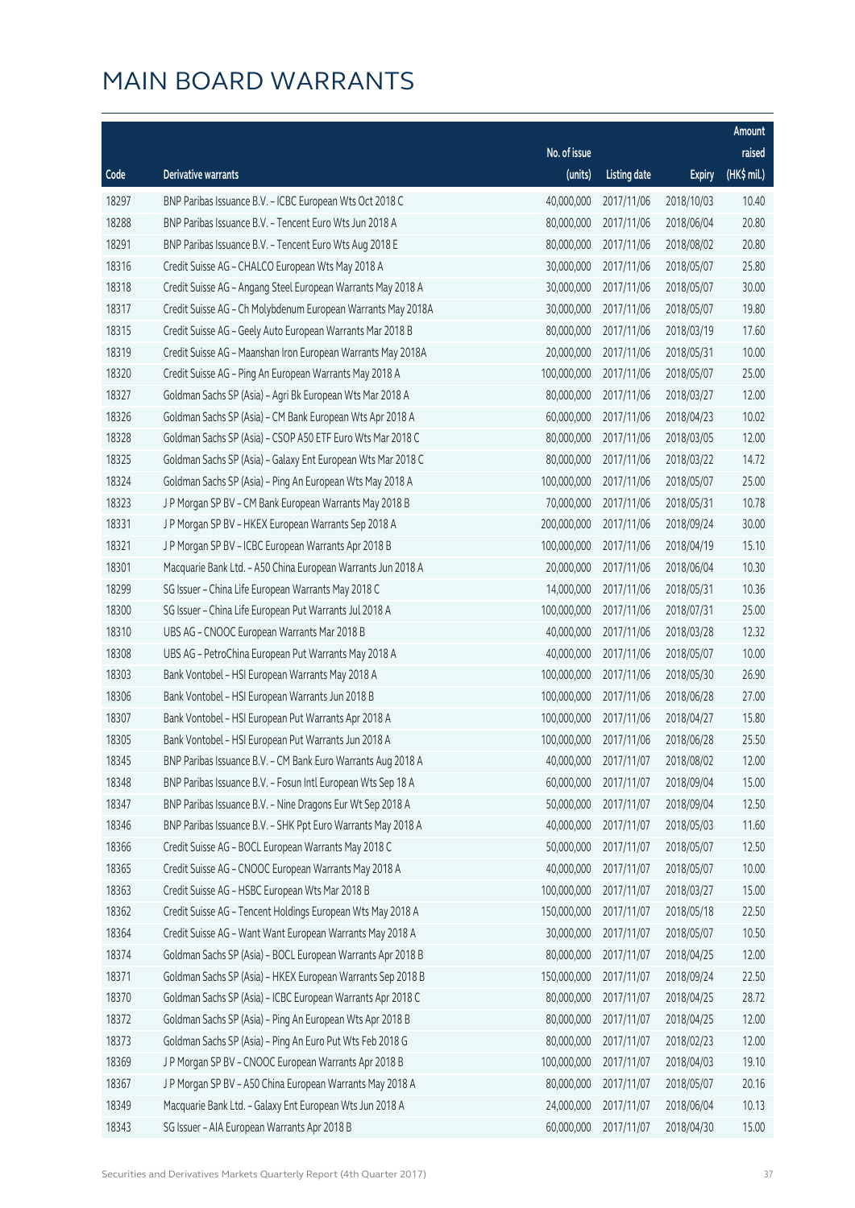# MAIN BOARD WARRANTS

| Code | Derivative warrants | No. of issue (units) | Listing date | Expiry | Amount raised (HK$ mil.) |
|---|---|---|---|---|---|
| 18297 | BNP Paribas Issuance B.V. – ICBC European Wts Oct 2018 C | 40,000,000 | 2017/11/06 | 2018/10/03 | 10.40 |
| 18288 | BNP Paribas Issuance B.V. – Tencent Euro Wts Jun 2018 A | 80,000,000 | 2017/11/06 | 2018/06/04 | 20.80 |
| 18291 | BNP Paribas Issuance B.V. – Tencent Euro Wts Aug 2018 E | 80,000,000 | 2017/11/06 | 2018/08/02 | 20.80 |
| 18316 | Credit Suisse AG – CHALCO European Wts May 2018 A | 30,000,000 | 2017/11/06 | 2018/05/07 | 25.80 |
| 18318 | Credit Suisse AG – Angang Steel European Warrants May 2018 A | 30,000,000 | 2017/11/06 | 2018/05/07 | 30.00 |
| 18317 | Credit Suisse AG – Ch Molybdenum European Warrants May 2018A | 30,000,000 | 2017/11/06 | 2018/05/07 | 19.80 |
| 18315 | Credit Suisse AG – Geely Auto European Warrants Mar 2018 B | 80,000,000 | 2017/11/06 | 2018/03/19 | 17.60 |
| 18319 | Credit Suisse AG – Maanshan Iron European Warrants May 2018A | 20,000,000 | 2017/11/06 | 2018/05/31 | 10.00 |
| 18320 | Credit Suisse AG – Ping An European Warrants May 2018 A | 100,000,000 | 2017/11/06 | 2018/05/07 | 25.00 |
| 18327 | Goldman Sachs SP (Asia) – Agri Bk European Wts Mar 2018 A | 80,000,000 | 2017/11/06 | 2018/03/27 | 12.00 |
| 18326 | Goldman Sachs SP (Asia) – CM Bank European Wts Apr 2018 A | 60,000,000 | 2017/11/06 | 2018/04/23 | 10.02 |
| 18328 | Goldman Sachs SP (Asia) – CSOP A50 ETF Euro Wts Mar 2018 C | 80,000,000 | 2017/11/06 | 2018/03/05 | 12.00 |
| 18325 | Goldman Sachs SP (Asia) – Galaxy Ent European Wts Mar 2018 C | 80,000,000 | 2017/11/06 | 2018/03/22 | 14.72 |
| 18324 | Goldman Sachs SP (Asia) – Ping An European Wts May 2018 A | 100,000,000 | 2017/11/06 | 2018/05/07 | 25.00 |
| 18323 | J P Morgan SP BV – CM Bank European Warrants May 2018 B | 70,000,000 | 2017/11/06 | 2018/05/31 | 10.78 |
| 18331 | J P Morgan SP BV – HKEX European Warrants Sep 2018 A | 200,000,000 | 2017/11/06 | 2018/09/24 | 30.00 |
| 18321 | J P Morgan SP BV – ICBC European Warrants Apr 2018 B | 100,000,000 | 2017/11/06 | 2018/04/19 | 15.10 |
| 18301 | Macquarie Bank Ltd. – A50 China European Warrants Jun 2018 A | 20,000,000 | 2017/11/06 | 2018/06/04 | 10.30 |
| 18299 | SG Issuer – China Life European Warrants May 2018 C | 14,000,000 | 2017/11/06 | 2018/05/31 | 10.36 |
| 18300 | SG Issuer – China Life European Put Warrants Jul 2018 A | 100,000,000 | 2017/11/06 | 2018/07/31 | 25.00 |
| 18310 | UBS AG – CNOOC European Warrants Mar 2018 B | 40,000,000 | 2017/11/06 | 2018/03/28 | 12.32 |
| 18308 | UBS AG – PetroChina European Put Warrants May 2018 A | 40,000,000 | 2017/11/06 | 2018/05/07 | 10.00 |
| 18303 | Bank Vontobel – HSI European Warrants May 2018 A | 100,000,000 | 2017/11/06 | 2018/05/30 | 26.90 |
| 18306 | Bank Vontobel – HSI European Warrants Jun 2018 B | 100,000,000 | 2017/11/06 | 2018/06/28 | 27.00 |
| 18307 | Bank Vontobel – HSI European Put Warrants Apr 2018 A | 100,000,000 | 2017/11/06 | 2018/04/27 | 15.80 |
| 18305 | Bank Vontobel – HSI European Put Warrants Jun 2018 A | 100,000,000 | 2017/11/06 | 2018/06/28 | 25.50 |
| 18345 | BNP Paribas Issuance B.V. – CM Bank Euro Warrants Aug 2018 A | 40,000,000 | 2017/11/07 | 2018/08/02 | 12.00 |
| 18348 | BNP Paribas Issuance B.V. – Fosun Intl European Wts Sep 18 A | 60,000,000 | 2017/11/07 | 2018/09/04 | 15.00 |
| 18347 | BNP Paribas Issuance B.V. – Nine Dragons Eur Wt Sep 2018 A | 50,000,000 | 2017/11/07 | 2018/09/04 | 12.50 |
| 18346 | BNP Paribas Issuance B.V. – SHK Ppt Euro Warrants May 2018 A | 40,000,000 | 2017/11/07 | 2018/05/03 | 11.60 |
| 18366 | Credit Suisse AG – BOCL European Warrants May 2018 C | 50,000,000 | 2017/11/07 | 2018/05/07 | 12.50 |
| 18365 | Credit Suisse AG – CNOOC European Warrants May 2018 A | 40,000,000 | 2017/11/07 | 2018/05/07 | 10.00 |
| 18363 | Credit Suisse AG – HSBC European Wts Mar 2018 B | 100,000,000 | 2017/11/07 | 2018/03/27 | 15.00 |
| 18362 | Credit Suisse AG – Tencent Holdings European Wts May 2018 A | 150,000,000 | 2017/11/07 | 2018/05/18 | 22.50 |
| 18364 | Credit Suisse AG – Want Want European Warrants May 2018 A | 30,000,000 | 2017/11/07 | 2018/05/07 | 10.50 |
| 18374 | Goldman Sachs SP (Asia) – BOCL European Warrants Apr 2018 B | 80,000,000 | 2017/11/07 | 2018/04/25 | 12.00 |
| 18371 | Goldman Sachs SP (Asia) – HKEX European Warrants Sep 2018 B | 150,000,000 | 2017/11/07 | 2018/09/24 | 22.50 |
| 18370 | Goldman Sachs SP (Asia) – ICBC European Warrants Apr 2018 C | 80,000,000 | 2017/11/07 | 2018/04/25 | 28.72 |
| 18372 | Goldman Sachs SP (Asia) – Ping An European Wts Apr 2018 B | 80,000,000 | 2017/11/07 | 2018/04/25 | 12.00 |
| 18373 | Goldman Sachs SP (Asia) – Ping An Euro Put Wts Feb 2018 G | 80,000,000 | 2017/11/07 | 2018/02/23 | 12.00 |
| 18369 | J P Morgan SP BV – CNOOC European Warrants Apr 2018 B | 100,000,000 | 2017/11/07 | 2018/04/03 | 19.10 |
| 18367 | J P Morgan SP BV – A50 China European Warrants May 2018 A | 80,000,000 | 2017/11/07 | 2018/05/07 | 20.16 |
| 18349 | Macquarie Bank Ltd. – Galaxy Ent European Wts Jun 2018 A | 24,000,000 | 2017/11/07 | 2018/06/04 | 10.13 |
| 18343 | SG Issuer – AIA European Warrants Apr 2018 B | 60,000,000 | 2017/11/07 | 2018/04/30 | 15.00 |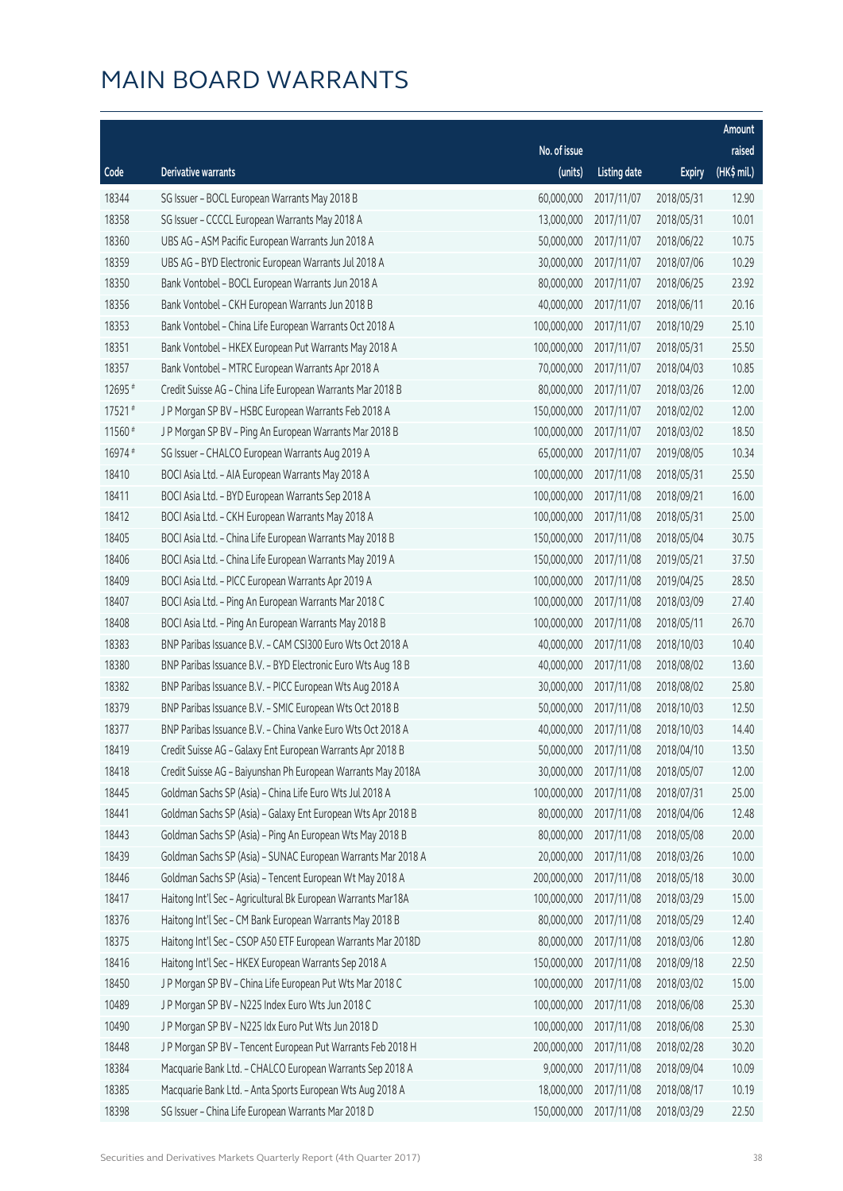# MAIN BOARD WARRANTS

| Code | Derivative warrants | No. of issue (units) | Listing date | Expiry | Amount raised (HK$ mil.) |
|---|---|---|---|---|---|
| 18344 | SG Issuer - BOCL European Warrants May 2018 B | 60,000,000 | 2017/11/07 | 2018/05/31 | 12.90 |
| 18358 | SG Issuer - CCCCL European Warrants May 2018 A | 13,000,000 | 2017/11/07 | 2018/05/31 | 10.01 |
| 18360 | UBS AG - ASM Pacific European Warrants Jun 2018 A | 50,000,000 | 2017/11/07 | 2018/06/22 | 10.75 |
| 18359 | UBS AG - BYD Electronic European Warrants Jul 2018 A | 30,000,000 | 2017/11/07 | 2018/07/06 | 10.29 |
| 18350 | Bank Vontobel - BOCL European Warrants Jun 2018 A | 80,000,000 | 2017/11/07 | 2018/06/25 | 23.92 |
| 18356 | Bank Vontobel - CKH European Warrants Jun 2018 B | 40,000,000 | 2017/11/07 | 2018/06/11 | 20.16 |
| 18353 | Bank Vontobel - China Life European Warrants Oct 2018 A | 100,000,000 | 2017/11/07 | 2018/10/29 | 25.10 |
| 18351 | Bank Vontobel - HKEX European Put Warrants May 2018 A | 100,000,000 | 2017/11/07 | 2018/05/31 | 25.50 |
| 18357 | Bank Vontobel - MTRC European Warrants Apr 2018 A | 70,000,000 | 2017/11/07 | 2018/04/03 | 10.85 |
| 12695 # | Credit Suisse AG - China Life European Warrants Mar 2018 B | 80,000,000 | 2017/11/07 | 2018/03/26 | 12.00 |
| 17521 # | J P Morgan SP BV - HSBC European Warrants Feb 2018 A | 150,000,000 | 2017/11/07 | 2018/02/02 | 12.00 |
| 11560 # | J P Morgan SP BV - Ping An European Warrants Mar 2018 B | 100,000,000 | 2017/11/07 | 2018/03/02 | 18.50 |
| 16974 # | SG Issuer - CHALCO European Warrants Aug 2019 A | 65,000,000 | 2017/11/07 | 2019/08/05 | 10.34 |
| 18410 | BOCI Asia Ltd. - AIA European Warrants May 2018 A | 100,000,000 | 2017/11/08 | 2018/05/31 | 25.50 |
| 18411 | BOCI Asia Ltd. - BYD European Warrants Sep 2018 A | 100,000,000 | 2017/11/08 | 2018/09/21 | 16.00 |
| 18412 | BOCI Asia Ltd. - CKH European Warrants May 2018 A | 100,000,000 | 2017/11/08 | 2018/05/31 | 25.00 |
| 18405 | BOCI Asia Ltd. - China Life European Warrants May 2018 B | 150,000,000 | 2017/11/08 | 2018/05/04 | 30.75 |
| 18406 | BOCI Asia Ltd. - China Life European Warrants May 2019 A | 150,000,000 | 2017/11/08 | 2019/05/21 | 37.50 |
| 18409 | BOCI Asia Ltd. - PICC European Warrants Apr 2019 A | 100,000,000 | 2017/11/08 | 2019/04/25 | 28.50 |
| 18407 | BOCI Asia Ltd. - Ping An European Warrants Mar 2018 C | 100,000,000 | 2017/11/08 | 2018/03/09 | 27.40 |
| 18408 | BOCI Asia Ltd. - Ping An European Warrants May 2018 B | 100,000,000 | 2017/11/08 | 2018/05/11 | 26.70 |
| 18383 | BNP Paribas Issuance B.V. - CAM CSI300 Euro Wts Oct 2018 A | 40,000,000 | 2017/11/08 | 2018/10/03 | 10.40 |
| 18380 | BNP Paribas Issuance B.V. - BYD Electronic Euro Wts Aug 18 B | 40,000,000 | 2017/11/08 | 2018/08/02 | 13.60 |
| 18382 | BNP Paribas Issuance B.V. - PICC European Wts Aug 2018 A | 30,000,000 | 2017/11/08 | 2018/08/02 | 25.80 |
| 18379 | BNP Paribas Issuance B.V. - SMIC European Wts Oct 2018 B | 50,000,000 | 2017/11/08 | 2018/10/03 | 12.50 |
| 18377 | BNP Paribas Issuance B.V. - China Vanke Euro Wts Oct 2018 A | 40,000,000 | 2017/11/08 | 2018/10/03 | 14.40 |
| 18419 | Credit Suisse AG - Galaxy Ent European Warrants Apr 2018 B | 50,000,000 | 2017/11/08 | 2018/04/10 | 13.50 |
| 18418 | Credit Suisse AG - Baiyunshan Ph European Warrants May 2018A | 30,000,000 | 2017/11/08 | 2018/05/07 | 12.00 |
| 18445 | Goldman Sachs SP (Asia) - China Life Euro Wts Jul 2018 A | 100,000,000 | 2017/11/08 | 2018/07/31 | 25.00 |
| 18441 | Goldman Sachs SP (Asia) - Galaxy Ent European Wts Apr 2018 B | 80,000,000 | 2017/11/08 | 2018/04/06 | 12.48 |
| 18443 | Goldman Sachs SP (Asia) - Ping An European Wts May 2018 B | 80,000,000 | 2017/11/08 | 2018/05/08 | 20.00 |
| 18439 | Goldman Sachs SP (Asia) - SUNAC European Warrants Mar 2018 A | 20,000,000 | 2017/11/08 | 2018/03/26 | 10.00 |
| 18446 | Goldman Sachs SP (Asia) - Tencent European Wt May 2018 A | 200,000,000 | 2017/11/08 | 2018/05/18 | 30.00 |
| 18417 | Haitong Int'l Sec - Agricultural Bk European Warrants Mar18A | 100,000,000 | 2017/11/08 | 2018/03/29 | 15.00 |
| 18376 | Haitong Int'l Sec - CM Bank European Warrants May 2018 B | 80,000,000 | 2017/11/08 | 2018/05/29 | 12.40 |
| 18375 | Haitong Int'l Sec - CSOP A50 ETF European Warrants Mar 2018D | 80,000,000 | 2017/11/08 | 2018/03/06 | 12.80 |
| 18416 | Haitong Int'l Sec - HKEX European Warrants Sep 2018 A | 150,000,000 | 2017/11/08 | 2018/09/18 | 22.50 |
| 18450 | J P Morgan SP BV - China Life European Put Wts Mar 2018 C | 100,000,000 | 2017/11/08 | 2018/03/02 | 15.00 |
| 10489 | J P Morgan SP BV - N225 Index Euro Wts Jun 2018 C | 100,000,000 | 2017/11/08 | 2018/06/08 | 25.30 |
| 10490 | J P Morgan SP BV - N225 Idx Euro Put Wts Jun 2018 D | 100,000,000 | 2017/11/08 | 2018/06/08 | 25.30 |
| 18448 | J P Morgan SP BV - Tencent European Put Warrants Feb 2018 H | 200,000,000 | 2017/11/08 | 2018/02/28 | 30.20 |
| 18384 | Macquarie Bank Ltd. - CHALCO European Warrants Sep 2018 A | 9,000,000 | 2017/11/08 | 2018/09/04 | 10.09 |
| 18385 | Macquarie Bank Ltd. - Anta Sports European Wts Aug 2018 A | 18,000,000 | 2017/11/08 | 2018/08/17 | 10.19 |
| 18398 | SG Issuer - China Life European Warrants Mar 2018 D | 150,000,000 | 2017/11/08 | 2018/03/29 | 22.50 |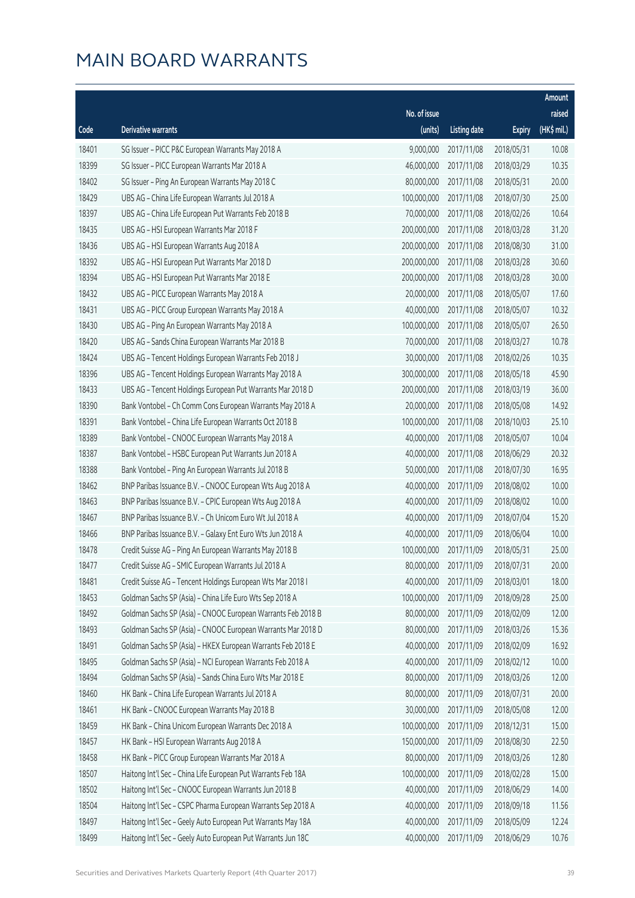# MAIN BOARD WARRANTS

| Code | Derivative warrants | No. of issue (units) | Listing date | Expiry | Amount raised (HK$ mil.) |
|---|---|---|---|---|---|
| 18401 | SG Issuer - PICC P&C European Warrants May 2018 A | 9,000,000 | 2017/11/08 | 2018/05/31 | 10.08 |
| 18399 | SG Issuer - PICC European Warrants Mar 2018 A | 46,000,000 | 2017/11/08 | 2018/03/29 | 10.35 |
| 18402 | SG Issuer - Ping An European Warrants May 2018 C | 80,000,000 | 2017/11/08 | 2018/05/31 | 20.00 |
| 18429 | UBS AG - China Life European Warrants Jul 2018 A | 100,000,000 | 2017/11/08 | 2018/07/30 | 25.00 |
| 18397 | UBS AG - China Life European Put Warrants Feb 2018 B | 70,000,000 | 2017/11/08 | 2018/02/26 | 10.64 |
| 18435 | UBS AG - HSI European Warrants Mar 2018 F | 200,000,000 | 2017/11/08 | 2018/03/28 | 31.20 |
| 18436 | UBS AG - HSI European Warrants Aug 2018 A | 200,000,000 | 2017/11/08 | 2018/08/30 | 31.00 |
| 18392 | UBS AG - HSI European Put Warrants Mar 2018 D | 200,000,000 | 2017/11/08 | 2018/03/28 | 30.60 |
| 18394 | UBS AG - HSI European Put Warrants Mar 2018 E | 200,000,000 | 2017/11/08 | 2018/03/28 | 30.00 |
| 18432 | UBS AG - PICC European Warrants May 2018 A | 20,000,000 | 2017/11/08 | 2018/05/07 | 17.60 |
| 18431 | UBS AG - PICC Group European Warrants May 2018 A | 40,000,000 | 2017/11/08 | 2018/05/07 | 10.32 |
| 18430 | UBS AG - Ping An European Warrants May 2018 A | 100,000,000 | 2017/11/08 | 2018/05/07 | 26.50 |
| 18420 | UBS AG - Sands China European Warrants Mar 2018 B | 70,000,000 | 2017/11/08 | 2018/03/27 | 10.78 |
| 18424 | UBS AG - Tencent Holdings European Warrants Feb 2018 J | 30,000,000 | 2017/11/08 | 2018/02/26 | 10.35 |
| 18396 | UBS AG - Tencent Holdings European Warrants May 2018 A | 300,000,000 | 2017/11/08 | 2018/05/18 | 45.90 |
| 18433 | UBS AG - Tencent Holdings European Put Warrants Mar 2018 D | 200,000,000 | 2017/11/08 | 2018/03/19 | 36.00 |
| 18390 | Bank Vontobel - Ch Comm Cons European Warrants May 2018 A | 20,000,000 | 2017/11/08 | 2018/05/08 | 14.92 |
| 18391 | Bank Vontobel - China Life European Warrants Oct 2018 B | 100,000,000 | 2017/11/08 | 2018/10/03 | 25.10 |
| 18389 | Bank Vontobel - CNOOC European Warrants May 2018 A | 40,000,000 | 2017/11/08 | 2018/05/07 | 10.04 |
| 18387 | Bank Vontobel - HSBC European Put Warrants Jun 2018 A | 40,000,000 | 2017/11/08 | 2018/06/29 | 20.32 |
| 18388 | Bank Vontobel - Ping An European Warrants Jul 2018 B | 50,000,000 | 2017/11/08 | 2018/07/30 | 16.95 |
| 18462 | BNP Paribas Issuance B.V. - CNOOC European Wts Aug 2018 A | 40,000,000 | 2017/11/09 | 2018/08/02 | 10.00 |
| 18463 | BNP Paribas Issuance B.V. - CPIC European Wts Aug 2018 A | 40,000,000 | 2017/11/09 | 2018/08/02 | 10.00 |
| 18467 | BNP Paribas Issuance B.V. - Ch Unicom Euro Wt Jul 2018 A | 40,000,000 | 2017/11/09 | 2018/07/04 | 15.20 |
| 18466 | BNP Paribas Issuance B.V. - Galaxy Ent Euro Wts Jun 2018 A | 40,000,000 | 2017/11/09 | 2018/06/04 | 10.00 |
| 18478 | Credit Suisse AG - Ping An European Warrants May 2018 B | 100,000,000 | 2017/11/09 | 2018/05/31 | 25.00 |
| 18477 | Credit Suisse AG - SMIC European Warrants Jul 2018 A | 80,000,000 | 2017/11/09 | 2018/07/31 | 20.00 |
| 18481 | Credit Suisse AG - Tencent Holdings European Wts Mar 2018 I | 40,000,000 | 2017/11/09 | 2018/03/01 | 18.00 |
| 18453 | Goldman Sachs SP (Asia) - China Life Euro Wts Sep 2018 A | 100,000,000 | 2017/11/09 | 2018/09/28 | 25.00 |
| 18492 | Goldman Sachs SP (Asia) - CNOOC European Warrants Feb 2018 B | 80,000,000 | 2017/11/09 | 2018/02/09 | 12.00 |
| 18493 | Goldman Sachs SP (Asia) - CNOOC European Warrants Mar 2018 D | 80,000,000 | 2017/11/09 | 2018/03/26 | 15.36 |
| 18491 | Goldman Sachs SP (Asia) - HKEX European Warrants Feb 2018 E | 40,000,000 | 2017/11/09 | 2018/02/09 | 16.92 |
| 18495 | Goldman Sachs SP (Asia) - NCI European Warrants Feb 2018 A | 40,000,000 | 2017/11/09 | 2018/02/12 | 10.00 |
| 18494 | Goldman Sachs SP (Asia) - Sands China Euro Wts Mar 2018 E | 80,000,000 | 2017/11/09 | 2018/03/26 | 12.00 |
| 18460 | HK Bank - China Life European Warrants Jul 2018 A | 80,000,000 | 2017/11/09 | 2018/07/31 | 20.00 |
| 18461 | HK Bank - CNOOC European Warrants May 2018 B | 30,000,000 | 2017/11/09 | 2018/05/08 | 12.00 |
| 18459 | HK Bank - China Unicom European Warrants Dec 2018 A | 100,000,000 | 2017/11/09 | 2018/12/31 | 15.00 |
| 18457 | HK Bank - HSI European Warrants Aug 2018 A | 150,000,000 | 2017/11/09 | 2018/08/30 | 22.50 |
| 18458 | HK Bank - PICC Group European Warrants Mar 2018 A | 80,000,000 | 2017/11/09 | 2018/03/26 | 12.80 |
| 18507 | Haitong Int'l Sec - China Life European Put Warrants Feb 18A | 100,000,000 | 2017/11/09 | 2018/02/28 | 15.00 |
| 18502 | Haitong Int'l Sec - CNOOC European Warrants Jun 2018 B | 40,000,000 | 2017/11/09 | 2018/06/29 | 14.00 |
| 18504 | Haitong Int'l Sec - CSPC Pharma European Warrants Sep 2018 A | 40,000,000 | 2017/11/09 | 2018/09/18 | 11.56 |
| 18497 | Haitong Int'l Sec - Geely Auto European Put Warrants May 18A | 40,000,000 | 2017/11/09 | 2018/05/09 | 12.24 |
| 18499 | Haitong Int'l Sec - Geely Auto European Put Warrants Jun 18C | 40,000,000 | 2017/11/09 | 2018/06/29 | 10.76 |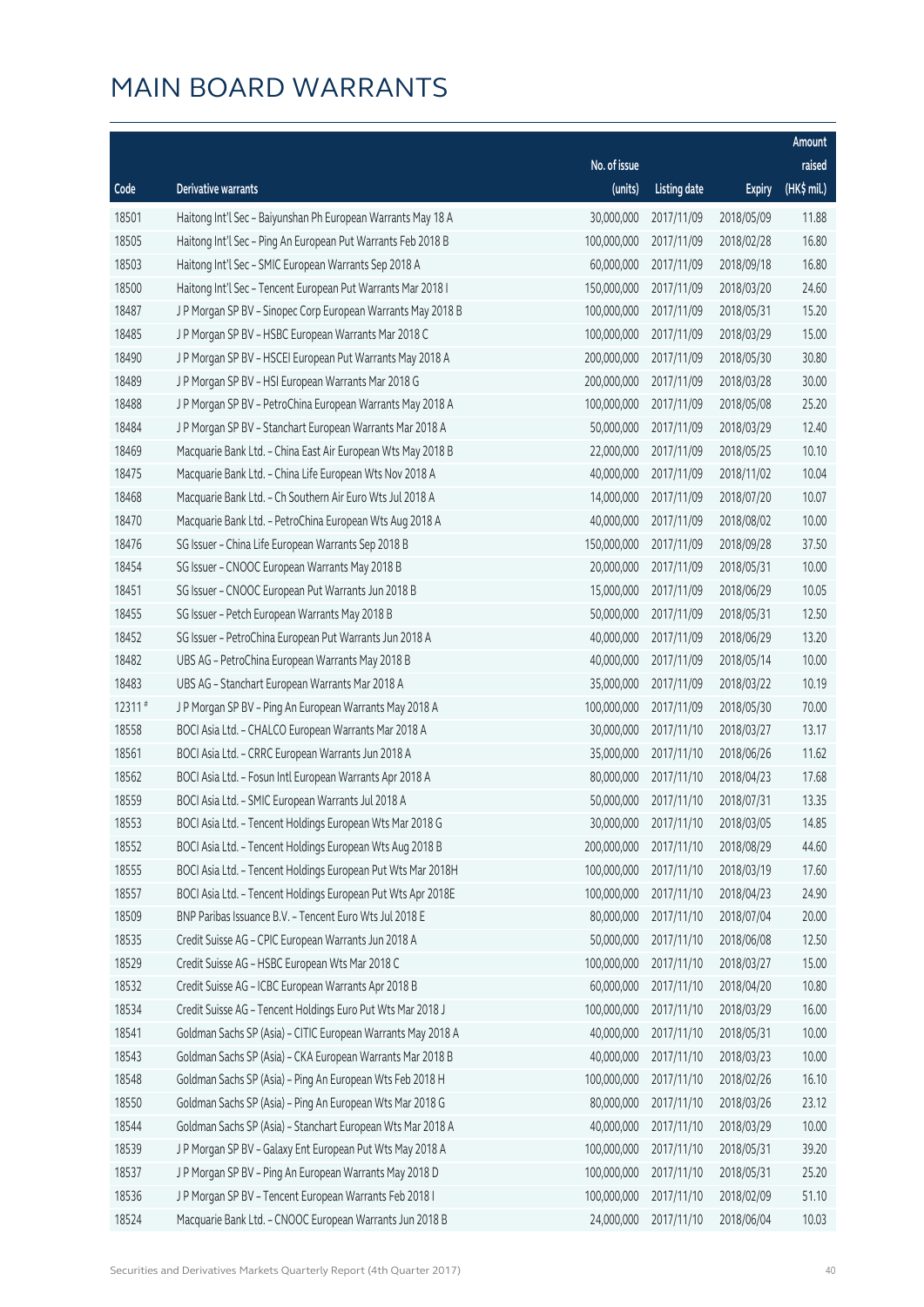# MAIN BOARD WARRANTS

| Code | Derivative warrants | No. of issue (units) | Listing date | Expiry | Amount raised (HK$ mil.) |
|---|---|---|---|---|---|
| 18501 | Haitong Int'l Sec - Baiyunshan Ph European Warrants May 18 A | 30,000,000 | 2017/11/09 | 2018/05/09 | 11.88 |
| 18505 | Haitong Int'l Sec - Ping An European Put Warrants Feb 2018 B | 100,000,000 | 2017/11/09 | 2018/02/28 | 16.80 |
| 18503 | Haitong Int'l Sec - SMIC European Warrants Sep 2018 A | 60,000,000 | 2017/11/09 | 2018/09/18 | 16.80 |
| 18500 | Haitong Int'l Sec - Tencent European Put Warrants Mar 2018 I | 150,000,000 | 2017/11/09 | 2018/03/20 | 24.60 |
| 18487 | J P Morgan SP BV - Sinopec Corp European Warrants May 2018 B | 100,000,000 | 2017/11/09 | 2018/05/31 | 15.20 |
| 18485 | J P Morgan SP BV - HSBC European Warrants Mar 2018 C | 100,000,000 | 2017/11/09 | 2018/03/29 | 15.00 |
| 18490 | J P Morgan SP BV - HSCEI European Put Warrants May 2018 A | 200,000,000 | 2017/11/09 | 2018/05/30 | 30.80 |
| 18489 | J P Morgan SP BV - HSI European Warrants Mar 2018 G | 200,000,000 | 2017/11/09 | 2018/03/28 | 30.00 |
| 18488 | J P Morgan SP BV - PetroChina European Warrants May 2018 A | 100,000,000 | 2017/11/09 | 2018/05/08 | 25.20 |
| 18484 | J P Morgan SP BV - Stanchart European Warrants Mar 2018 A | 50,000,000 | 2017/11/09 | 2018/03/29 | 12.40 |
| 18469 | Macquarie Bank Ltd. - China East Air European Wts May 2018 B | 22,000,000 | 2017/11/09 | 2018/05/25 | 10.10 |
| 18475 | Macquarie Bank Ltd. - China Life European Wts Nov 2018 A | 40,000,000 | 2017/11/09 | 2018/11/02 | 10.04 |
| 18468 | Macquarie Bank Ltd. - Ch Southern Air Euro Wts Jul 2018 A | 14,000,000 | 2017/11/09 | 2018/07/20 | 10.07 |
| 18470 | Macquarie Bank Ltd. - PetroChina European Wts Aug 2018 A | 40,000,000 | 2017/11/09 | 2018/08/02 | 10.00 |
| 18476 | SG Issuer - China Life European Warrants Sep 2018 B | 150,000,000 | 2017/11/09 | 2018/09/28 | 37.50 |
| 18454 | SG Issuer - CNOOC European Warrants May 2018 B | 20,000,000 | 2017/11/09 | 2018/05/31 | 10.00 |
| 18451 | SG Issuer - CNOOC European Put Warrants Jun 2018 B | 15,000,000 | 2017/11/09 | 2018/06/29 | 10.05 |
| 18455 | SG Issuer - Petch European Warrants May 2018 B | 50,000,000 | 2017/11/09 | 2018/05/31 | 12.50 |
| 18452 | SG Issuer - PetroChina European Put Warrants Jun 2018 A | 40,000,000 | 2017/11/09 | 2018/06/29 | 13.20 |
| 18482 | UBS AG - PetroChina European Warrants May 2018 B | 40,000,000 | 2017/11/09 | 2018/05/14 | 10.00 |
| 18483 | UBS AG - Stanchart European Warrants Mar 2018 A | 35,000,000 | 2017/11/09 | 2018/03/22 | 10.19 |
| 12311 # | J P Morgan SP BV - Ping An European Warrants May 2018 A | 100,000,000 | 2017/11/09 | 2018/05/30 | 70.00 |
| 18558 | BOCI Asia Ltd. - CHALCO European Warrants Mar 2018 A | 30,000,000 | 2017/11/10 | 2018/03/27 | 13.17 |
| 18561 | BOCI Asia Ltd. - CRRC European Warrants Jun 2018 A | 35,000,000 | 2017/11/10 | 2018/06/26 | 11.62 |
| 18562 | BOCI Asia Ltd. - Fosun Intl European Warrants Apr 2018 A | 80,000,000 | 2017/11/10 | 2018/04/23 | 17.68 |
| 18559 | BOCI Asia Ltd. - SMIC European Warrants Jul 2018 A | 50,000,000 | 2017/11/10 | 2018/07/31 | 13.35 |
| 18553 | BOCI Asia Ltd. - Tencent Holdings European Wts Mar 2018 G | 30,000,000 | 2017/11/10 | 2018/03/05 | 14.85 |
| 18552 | BOCI Asia Ltd. - Tencent Holdings European Wts Aug 2018 B | 200,000,000 | 2017/11/10 | 2018/08/29 | 44.60 |
| 18555 | BOCI Asia Ltd. - Tencent Holdings European Put Wts Mar 2018H | 100,000,000 | 2017/11/10 | 2018/03/19 | 17.60 |
| 18557 | BOCI Asia Ltd. - Tencent Holdings European Put Wts Apr 2018E | 100,000,000 | 2017/11/10 | 2018/04/23 | 24.90 |
| 18509 | BNP Paribas Issuance B.V. - Tencent Euro Wts Jul 2018 E | 80,000,000 | 2017/11/10 | 2018/07/04 | 20.00 |
| 18535 | Credit Suisse AG - CPIC European Warrants Jun 2018 A | 50,000,000 | 2017/11/10 | 2018/06/08 | 12.50 |
| 18529 | Credit Suisse AG - HSBC European Wts Mar 2018 C | 100,000,000 | 2017/11/10 | 2018/03/27 | 15.00 |
| 18532 | Credit Suisse AG - ICBC European Warrants Apr 2018 B | 60,000,000 | 2017/11/10 | 2018/04/20 | 10.80 |
| 18534 | Credit Suisse AG - Tencent Holdings Euro Put Wts Mar 2018 J | 100,000,000 | 2017/11/10 | 2018/03/29 | 16.00 |
| 18541 | Goldman Sachs SP (Asia) - CITIC European Warrants May 2018 A | 40,000,000 | 2017/11/10 | 2018/05/31 | 10.00 |
| 18543 | Goldman Sachs SP (Asia) - CKA European Warrants Mar 2018 B | 40,000,000 | 2017/11/10 | 2018/03/23 | 10.00 |
| 18548 | Goldman Sachs SP (Asia) - Ping An European Wts Feb 2018 H | 100,000,000 | 2017/11/10 | 2018/02/26 | 16.10 |
| 18550 | Goldman Sachs SP (Asia) - Ping An European Wts Mar 2018 G | 80,000,000 | 2017/11/10 | 2018/03/26 | 23.12 |
| 18544 | Goldman Sachs SP (Asia) - Stanchart European Wts Mar 2018 A | 40,000,000 | 2017/11/10 | 2018/03/29 | 10.00 |
| 18539 | J P Morgan SP BV - Galaxy Ent European Put Wts May 2018 A | 100,000,000 | 2017/11/10 | 2018/05/31 | 39.20 |
| 18537 | J P Morgan SP BV - Ping An European Warrants May 2018 D | 100,000,000 | 2017/11/10 | 2018/05/31 | 25.20 |
| 18536 | J P Morgan SP BV - Tencent European Warrants Feb 2018 I | 100,000,000 | 2017/11/10 | 2018/02/09 | 51.10 |
| 18524 | Macquarie Bank Ltd. - CNOOC European Warrants Jun 2018 B | 24,000,000 | 2017/11/10 | 2018/06/04 | 10.03 |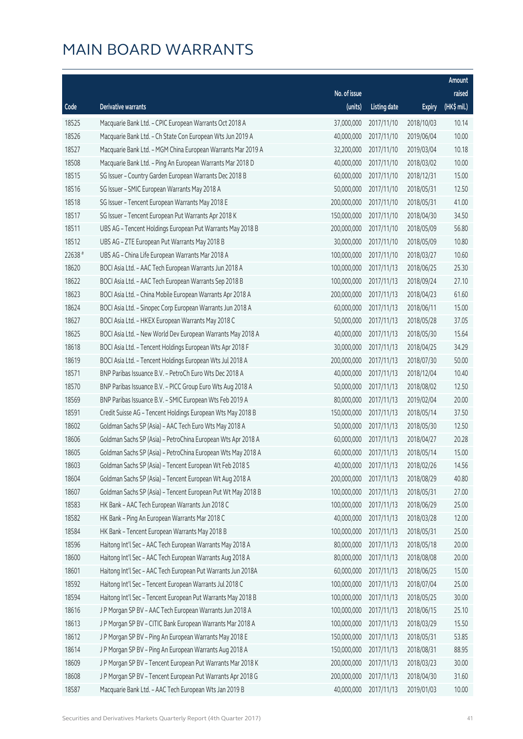# MAIN BOARD WARRANTS

| Code | Derivative warrants | No. of issue (units) | Listing date | Expiry | Amount raised (HK$ mil.) |
|---|---|---|---|---|---|
| 18525 | Macquarie Bank Ltd. – CPIC European Warrants Oct 2018 A | 37,000,000 | 2017/11/10 | 2018/10/03 | 10.14 |
| 18526 | Macquarie Bank Ltd. – Ch State Con European Wts Jun 2019 A | 40,000,000 | 2017/11/10 | 2019/06/04 | 10.00 |
| 18527 | Macquarie Bank Ltd. – MGM China European Warrants Mar 2019 A | 32,200,000 | 2017/11/10 | 2019/03/04 | 10.18 |
| 18508 | Macquarie Bank Ltd. – Ping An European Warrants Mar 2018 D | 40,000,000 | 2017/11/10 | 2018/03/02 | 10.00 |
| 18515 | SG Issuer – Country Garden European Warrants Dec 2018 B | 60,000,000 | 2017/11/10 | 2018/12/31 | 15.00 |
| 18516 | SG Issuer – SMIC European Warrants May 2018 A | 50,000,000 | 2017/11/10 | 2018/05/31 | 12.50 |
| 18518 | SG Issuer – Tencent European Warrants May 2018 E | 200,000,000 | 2017/11/10 | 2018/05/31 | 41.00 |
| 18517 | SG Issuer – Tencent European Put Warrants Apr 2018 K | 150,000,000 | 2017/11/10 | 2018/04/30 | 34.50 |
| 18511 | UBS AG – Tencent Holdings European Put Warrants May 2018 B | 200,000,000 | 2017/11/10 | 2018/05/09 | 56.80 |
| 18512 | UBS AG – ZTE European Put Warrants May 2018 B | 30,000,000 | 2017/11/10 | 2018/05/09 | 10.80 |
| 22638 # | UBS AG – China Life European Warrants Mar 2018 A | 100,000,000 | 2017/11/10 | 2018/03/27 | 10.60 |
| 18620 | BOCI Asia Ltd. – AAC Tech European Warrants Jun 2018 A | 100,000,000 | 2017/11/13 | 2018/06/25 | 25.30 |
| 18622 | BOCI Asia Ltd. – AAC Tech European Warrants Sep 2018 B | 100,000,000 | 2017/11/13 | 2018/09/24 | 27.10 |
| 18623 | BOCI Asia Ltd. – China Mobile European Warrants Apr 2018 A | 200,000,000 | 2017/11/13 | 2018/04/23 | 61.60 |
| 18624 | BOCI Asia Ltd. – Sinopec Corp European Warrants Jun 2018 A | 60,000,000 | 2017/11/13 | 2018/06/11 | 15.00 |
| 18627 | BOCI Asia Ltd. – HKEX European Warrants May 2018 C | 50,000,000 | 2017/11/13 | 2018/05/28 | 37.05 |
| 18625 | BOCI Asia Ltd. – New World Dev European Warrants May 2018 A | 40,000,000 | 2017/11/13 | 2018/05/30 | 15.64 |
| 18618 | BOCI Asia Ltd. – Tencent Holdings European Wts Apr 2018 F | 30,000,000 | 2017/11/13 | 2018/04/25 | 34.29 |
| 18619 | BOCI Asia Ltd. – Tencent Holdings European Wts Jul 2018 A | 200,000,000 | 2017/11/13 | 2018/07/30 | 50.00 |
| 18571 | BNP Paribas Issuance B.V. – PetroCh Euro Wts Dec 2018 A | 40,000,000 | 2017/11/13 | 2018/12/04 | 10.40 |
| 18570 | BNP Paribas Issuance B.V. – PICC Group Euro Wts Aug 2018 A | 50,000,000 | 2017/11/13 | 2018/08/02 | 12.50 |
| 18569 | BNP Paribas Issuance B.V. – SMIC European Wts Feb 2019 A | 80,000,000 | 2017/11/13 | 2019/02/04 | 20.00 |
| 18591 | Credit Suisse AG – Tencent Holdings European Wts May 2018 B | 150,000,000 | 2017/11/13 | 2018/05/14 | 37.50 |
| 18602 | Goldman Sachs SP (Asia) – AAC Tech Euro Wts May 2018 A | 50,000,000 | 2017/11/13 | 2018/05/30 | 12.50 |
| 18606 | Goldman Sachs SP (Asia) – PetroChina European Wts Apr 2018 A | 60,000,000 | 2017/11/13 | 2018/04/27 | 20.28 |
| 18605 | Goldman Sachs SP (Asia) – PetroChina European Wts May 2018 A | 60,000,000 | 2017/11/13 | 2018/05/14 | 15.00 |
| 18603 | Goldman Sachs SP (Asia) – Tencent European Wt Feb 2018 S | 40,000,000 | 2017/11/13 | 2018/02/26 | 14.56 |
| 18604 | Goldman Sachs SP (Asia) – Tencent European Wt Aug 2018 A | 200,000,000 | 2017/11/13 | 2018/08/29 | 40.80 |
| 18607 | Goldman Sachs SP (Asia) – Tencent European Put Wt May 2018 B | 100,000,000 | 2017/11/13 | 2018/05/31 | 27.00 |
| 18583 | HK Bank – AAC Tech European Warrants Jun 2018 C | 100,000,000 | 2017/11/13 | 2018/06/29 | 25.00 |
| 18582 | HK Bank – Ping An European Warrants Mar 2018 C | 40,000,000 | 2017/11/13 | 2018/03/28 | 12.00 |
| 18584 | HK Bank – Tencent European Warrants May 2018 B | 100,000,000 | 2017/11/13 | 2018/05/31 | 25.00 |
| 18596 | Haitong Int'l Sec – AAC Tech European Warrants May 2018 A | 80,000,000 | 2017/11/13 | 2018/05/18 | 20.00 |
| 18600 | Haitong Int'l Sec – AAC Tech European Warrants Aug 2018 A | 80,000,000 | 2017/11/13 | 2018/08/08 | 20.00 |
| 18601 | Haitong Int'l Sec – AAC Tech European Put Warrants Jun 2018A | 60,000,000 | 2017/11/13 | 2018/06/25 | 15.00 |
| 18592 | Haitong Int'l Sec – Tencent European Warrants Jul 2018 C | 100,000,000 | 2017/11/13 | 2018/07/04 | 25.00 |
| 18594 | Haitong Int'l Sec – Tencent European Put Warrants May 2018 B | 100,000,000 | 2017/11/13 | 2018/05/25 | 30.00 |
| 18616 | J P Morgan SP BV – AAC Tech European Warrants Jun 2018 A | 100,000,000 | 2017/11/13 | 2018/06/15 | 25.10 |
| 18613 | J P Morgan SP BV – CITIC Bank European Warrants Mar 2018 A | 100,000,000 | 2017/11/13 | 2018/03/29 | 15.50 |
| 18612 | J P Morgan SP BV – Ping An European Warrants May 2018 E | 150,000,000 | 2017/11/13 | 2018/05/31 | 53.85 |
| 18614 | J P Morgan SP BV – Ping An European Warrants Aug 2018 A | 150,000,000 | 2017/11/13 | 2018/08/31 | 88.95 |
| 18609 | J P Morgan SP BV – Tencent European Put Warrants Mar 2018 K | 200,000,000 | 2017/11/13 | 2018/03/23 | 30.00 |
| 18608 | J P Morgan SP BV – Tencent European Put Warrants Apr 2018 G | 200,000,000 | 2017/11/13 | 2018/04/30 | 31.60 |
| 18587 | Macquarie Bank Ltd. – AAC Tech European Wts Jan 2019 B | 40,000,000 | 2017/11/13 | 2019/01/03 | 10.00 |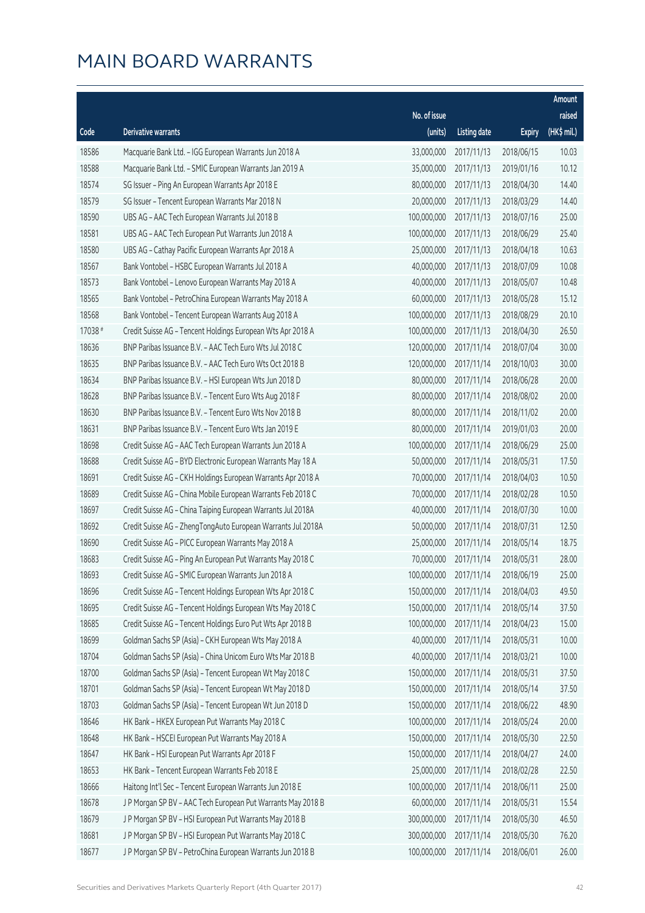# MAIN BOARD WARRANTS

| Code | Derivative warrants | No. of issue (units) | Listing date | Expiry | Amount raised (HK$ mil.) |
|---|---|---|---|---|---|
| 18586 | Macquarie Bank Ltd. - IGG European Warrants Jun 2018 A | 33,000,000 | 2017/11/13 | 2018/06/15 | 10.03 |
| 18588 | Macquarie Bank Ltd. - SMIC European Warrants Jan 2019 A | 35,000,000 | 2017/11/13 | 2019/01/16 | 10.12 |
| 18574 | SG Issuer - Ping An European Warrants Apr 2018 E | 80,000,000 | 2017/11/13 | 2018/04/30 | 14.40 |
| 18579 | SG Issuer - Tencent European Warrants Mar 2018 N | 20,000,000 | 2017/11/13 | 2018/03/29 | 14.40 |
| 18590 | UBS AG - AAC Tech European Warrants Jul 2018 B | 100,000,000 | 2017/11/13 | 2018/07/16 | 25.00 |
| 18581 | UBS AG - AAC Tech European Put Warrants Jun 2018 A | 100,000,000 | 2017/11/13 | 2018/06/29 | 25.40 |
| 18580 | UBS AG - Cathay Pacific European Warrants Apr 2018 A | 25,000,000 | 2017/11/13 | 2018/04/18 | 10.63 |
| 18567 | Bank Vontobel - HSBC European Warrants Jul 2018 A | 40,000,000 | 2017/11/13 | 2018/07/09 | 10.08 |
| 18573 | Bank Vontobel - Lenovo European Warrants May 2018 A | 40,000,000 | 2017/11/13 | 2018/05/07 | 10.48 |
| 18565 | Bank Vontobel - PetroChina European Warrants May 2018 A | 60,000,000 | 2017/11/13 | 2018/05/28 | 15.12 |
| 18568 | Bank Vontobel - Tencent European Warrants Aug 2018 A | 100,000,000 | 2017/11/13 | 2018/08/29 | 20.10 |
| 17038 # | Credit Suisse AG - Tencent Holdings European Wts Apr 2018 A | 100,000,000 | 2017/11/13 | 2018/04/30 | 26.50 |
| 18636 | BNP Paribas Issuance B.V. - AAC Tech Euro Wts Jul 2018 C | 120,000,000 | 2017/11/14 | 2018/07/04 | 30.00 |
| 18635 | BNP Paribas Issuance B.V. - AAC Tech Euro Wts Oct 2018 B | 120,000,000 | 2017/11/14 | 2018/10/03 | 30.00 |
| 18634 | BNP Paribas Issuance B.V. - HSI European Wts Jun 2018 D | 80,000,000 | 2017/11/14 | 2018/06/28 | 20.00 |
| 18628 | BNP Paribas Issuance B.V. - Tencent Euro Wts Aug 2018 F | 80,000,000 | 2017/11/14 | 2018/08/02 | 20.00 |
| 18630 | BNP Paribas Issuance B.V. - Tencent Euro Wts Nov 2018 B | 80,000,000 | 2017/11/14 | 2018/11/02 | 20.00 |
| 18631 | BNP Paribas Issuance B.V. - Tencent Euro Wts Jan 2019 E | 80,000,000 | 2017/11/14 | 2019/01/03 | 20.00 |
| 18698 | Credit Suisse AG - AAC Tech European Warrants Jun 2018 A | 100,000,000 | 2017/11/14 | 2018/06/29 | 25.00 |
| 18688 | Credit Suisse AG - BYD Electronic European Warrants May 18 A | 50,000,000 | 2017/11/14 | 2018/05/31 | 17.50 |
| 18691 | Credit Suisse AG - CKH Holdings European Warrants Apr 2018 A | 70,000,000 | 2017/11/14 | 2018/04/03 | 10.50 |
| 18689 | Credit Suisse AG - China Mobile European Warrants Feb 2018 C | 70,000,000 | 2017/11/14 | 2018/02/28 | 10.50 |
| 18697 | Credit Suisse AG - China Taiping European Warrants Jul 2018A | 40,000,000 | 2017/11/14 | 2018/07/30 | 10.00 |
| 18692 | Credit Suisse AG - ZhengTongAuto European Warrants Jul 2018A | 50,000,000 | 2017/11/14 | 2018/07/31 | 12.50 |
| 18690 | Credit Suisse AG - PICC European Warrants May 2018 A | 25,000,000 | 2017/11/14 | 2018/05/14 | 18.75 |
| 18683 | Credit Suisse AG - Ping An European Put Warrants May 2018 C | 70,000,000 | 2017/11/14 | 2018/05/31 | 28.00 |
| 18693 | Credit Suisse AG - SMIC European Warrants Jun 2018 A | 100,000,000 | 2017/11/14 | 2018/06/19 | 25.00 |
| 18696 | Credit Suisse AG - Tencent Holdings European Wts Apr 2018 C | 150,000,000 | 2017/11/14 | 2018/04/03 | 49.50 |
| 18695 | Credit Suisse AG - Tencent Holdings European Wts May 2018 C | 150,000,000 | 2017/11/14 | 2018/05/14 | 37.50 |
| 18685 | Credit Suisse AG - Tencent Holdings Euro Put Wts Apr 2018 B | 100,000,000 | 2017/11/14 | 2018/04/23 | 15.00 |
| 18699 | Goldman Sachs SP (Asia) - CKH European Wts May 2018 A | 40,000,000 | 2017/11/14 | 2018/05/31 | 10.00 |
| 18704 | Goldman Sachs SP (Asia) - China Unicom Euro Wts Mar 2018 B | 40,000,000 | 2017/11/14 | 2018/03/21 | 10.00 |
| 18700 | Goldman Sachs SP (Asia) - Tencent European Wt May 2018 C | 150,000,000 | 2017/11/14 | 2018/05/31 | 37.50 |
| 18701 | Goldman Sachs SP (Asia) - Tencent European Wt May 2018 D | 150,000,000 | 2017/11/14 | 2018/05/14 | 37.50 |
| 18703 | Goldman Sachs SP (Asia) - Tencent European Wt Jun 2018 D | 150,000,000 | 2017/11/14 | 2018/06/22 | 48.90 |
| 18646 | HK Bank - HKEX European Put Warrants May 2018 C | 100,000,000 | 2017/11/14 | 2018/05/24 | 20.00 |
| 18648 | HK Bank - HSCEI European Put Warrants May 2018 A | 150,000,000 | 2017/11/14 | 2018/05/30 | 22.50 |
| 18647 | HK Bank - HSI European Put Warrants Apr 2018 F | 150,000,000 | 2017/11/14 | 2018/04/27 | 24.00 |
| 18653 | HK Bank - Tencent European Warrants Feb 2018 E | 25,000,000 | 2017/11/14 | 2018/02/28 | 22.50 |
| 18666 | Haitong Int'l Sec - Tencent European Warrants Jun 2018 E | 100,000,000 | 2017/11/14 | 2018/06/11 | 25.00 |
| 18678 | J P Morgan SP BV - AAC Tech European Put Warrants May 2018 B | 60,000,000 | 2017/11/14 | 2018/05/31 | 15.54 |
| 18679 | J P Morgan SP BV - HSI European Put Warrants May 2018 B | 300,000,000 | 2017/11/14 | 2018/05/30 | 46.50 |
| 18681 | J P Morgan SP BV - HSI European Put Warrants May 2018 C | 300,000,000 | 2017/11/14 | 2018/05/30 | 76.20 |
| 18677 | J P Morgan SP BV - PetroChina European Warrants Jun 2018 B | 100,000,000 | 2017/11/14 | 2018/06/01 | 26.00 |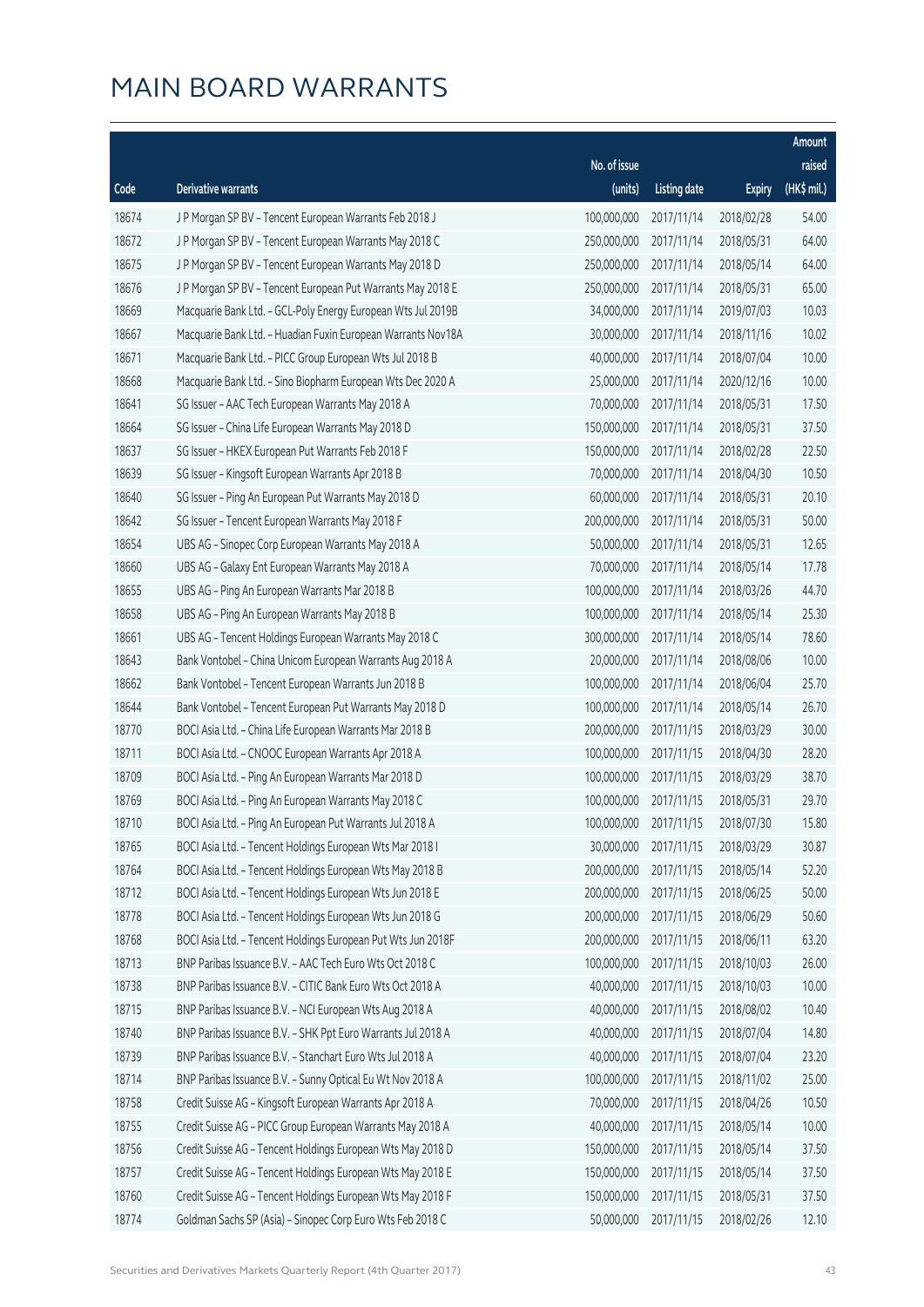# MAIN BOARD WARRANTS

| Code | Derivative warrants | No. of issue (units) | Listing date | Expiry | Amount raised (HK$ mil.) |
|---|---|---|---|---|---|
| 18674 | J P Morgan SP BV - Tencent European Warrants Feb 2018 J | 100,000,000 | 2017/11/14 | 2018/02/28 | 54.00 |
| 18672 | J P Morgan SP BV - Tencent European Warrants May 2018 C | 250,000,000 | 2017/11/14 | 2018/05/31 | 64.00 |
| 18675 | J P Morgan SP BV - Tencent European Warrants May 2018 D | 250,000,000 | 2017/11/14 | 2018/05/14 | 64.00 |
| 18676 | J P Morgan SP BV - Tencent European Put Warrants May 2018 E | 250,000,000 | 2017/11/14 | 2018/05/31 | 65.00 |
| 18669 | Macquarie Bank Ltd. - GCL-Poly Energy European Wts Jul 2019B | 34,000,000 | 2017/11/14 | 2019/07/03 | 10.03 |
| 18667 | Macquarie Bank Ltd. - Huadian Fuxin European Warrants Nov18A | 30,000,000 | 2017/11/14 | 2018/11/16 | 10.02 |
| 18671 | Macquarie Bank Ltd. - PICC Group European Wts Jul 2018 B | 40,000,000 | 2017/11/14 | 2018/07/04 | 10.00 |
| 18668 | Macquarie Bank Ltd. - Sino Biopharm European Wts Dec 2020 A | 25,000,000 | 2017/11/14 | 2020/12/16 | 10.00 |
| 18641 | SG Issuer - AAC Tech European Warrants May 2018 A | 70,000,000 | 2017/11/14 | 2018/05/31 | 17.50 |
| 18664 | SG Issuer - China Life European Warrants May 2018 D | 150,000,000 | 2017/11/14 | 2018/05/31 | 37.50 |
| 18637 | SG Issuer - HKEX European Put Warrants Feb 2018 F | 150,000,000 | 2017/11/14 | 2018/02/28 | 22.50 |
| 18639 | SG Issuer - Kingsoft European Warrants Apr 2018 B | 70,000,000 | 2017/11/14 | 2018/04/30 | 10.50 |
| 18640 | SG Issuer - Ping An European Put Warrants May 2018 D | 60,000,000 | 2017/11/14 | 2018/05/31 | 20.10 |
| 18642 | SG Issuer - Tencent European Warrants May 2018 F | 200,000,000 | 2017/11/14 | 2018/05/31 | 50.00 |
| 18654 | UBS AG - Sinopec Corp European Warrants May 2018 A | 50,000,000 | 2017/11/14 | 2018/05/31 | 12.65 |
| 18660 | UBS AG - Galaxy Ent European Warrants May 2018 A | 70,000,000 | 2017/11/14 | 2018/05/14 | 17.78 |
| 18655 | UBS AG - Ping An European Warrants Mar 2018 B | 100,000,000 | 2017/11/14 | 2018/03/26 | 44.70 |
| 18658 | UBS AG - Ping An European Warrants May 2018 B | 100,000,000 | 2017/11/14 | 2018/05/14 | 25.30 |
| 18661 | UBS AG - Tencent Holdings European Warrants May 2018 C | 300,000,000 | 2017/11/14 | 2018/05/14 | 78.60 |
| 18643 | Bank Vontobel - China Unicom European Warrants Aug 2018 A | 20,000,000 | 2017/11/14 | 2018/08/06 | 10.00 |
| 18662 | Bank Vontobel - Tencent European Warrants Jun 2018 B | 100,000,000 | 2017/11/14 | 2018/06/04 | 25.70 |
| 18644 | Bank Vontobel - Tencent European Put Warrants May 2018 D | 100,000,000 | 2017/11/14 | 2018/05/14 | 26.70 |
| 18770 | BOCI Asia Ltd. - China Life European Warrants Mar 2018 B | 200,000,000 | 2017/11/15 | 2018/03/29 | 30.00 |
| 18711 | BOCI Asia Ltd. - CNOOC European Warrants Apr 2018 A | 100,000,000 | 2017/11/15 | 2018/04/30 | 28.20 |
| 18709 | BOCI Asia Ltd. - Ping An European Warrants Mar 2018 D | 100,000,000 | 2017/11/15 | 2018/03/29 | 38.70 |
| 18769 | BOCI Asia Ltd. - Ping An European Warrants May 2018 C | 100,000,000 | 2017/11/15 | 2018/05/31 | 29.70 |
| 18710 | BOCI Asia Ltd. - Ping An European Put Warrants Jul 2018 A | 100,000,000 | 2017/11/15 | 2018/07/30 | 15.80 |
| 18765 | BOCI Asia Ltd. - Tencent Holdings European Wts Mar 2018 I | 30,000,000 | 2017/11/15 | 2018/03/29 | 30.87 |
| 18764 | BOCI Asia Ltd. - Tencent Holdings European Wts May 2018 B | 200,000,000 | 2017/11/15 | 2018/05/14 | 52.20 |
| 18712 | BOCI Asia Ltd. - Tencent Holdings European Wts Jun 2018 E | 200,000,000 | 2017/11/15 | 2018/06/25 | 50.00 |
| 18778 | BOCI Asia Ltd. - Tencent Holdings European Wts Jun 2018 G | 200,000,000 | 2017/11/15 | 2018/06/29 | 50.60 |
| 18768 | BOCI Asia Ltd. - Tencent Holdings European Put Wts Jun 2018F | 200,000,000 | 2017/11/15 | 2018/06/11 | 63.20 |
| 18713 | BNP Paribas Issuance B.V. - AAC Tech Euro Wts Oct 2018 C | 100,000,000 | 2017/11/15 | 2018/10/03 | 26.00 |
| 18738 | BNP Paribas Issuance B.V. - CITIC Bank Euro Wts Oct 2018 A | 40,000,000 | 2017/11/15 | 2018/10/03 | 10.00 |
| 18715 | BNP Paribas Issuance B.V. - NCI European Wts Aug 2018 A | 40,000,000 | 2017/11/15 | 2018/08/02 | 10.40 |
| 18740 | BNP Paribas Issuance B.V. - SHK Ppt Euro Warrants Jul 2018 A | 40,000,000 | 2017/11/15 | 2018/07/04 | 14.80 |
| 18739 | BNP Paribas Issuance B.V. - Stanchart Euro Wts Jul 2018 A | 40,000,000 | 2017/11/15 | 2018/07/04 | 23.20 |
| 18714 | BNP Paribas Issuance B.V. - Sunny Optical Eu Wt Nov 2018 A | 100,000,000 | 2017/11/15 | 2018/11/02 | 25.00 |
| 18758 | Credit Suisse AG - Kingsoft European Warrants Apr 2018 A | 70,000,000 | 2017/11/15 | 2018/04/26 | 10.50 |
| 18755 | Credit Suisse AG - PICC Group European Warrants May 2018 A | 40,000,000 | 2017/11/15 | 2018/05/14 | 10.00 |
| 18756 | Credit Suisse AG - Tencent Holdings European Wts May 2018 D | 150,000,000 | 2017/11/15 | 2018/05/14 | 37.50 |
| 18757 | Credit Suisse AG - Tencent Holdings European Wts May 2018 E | 150,000,000 | 2017/11/15 | 2018/05/14 | 37.50 |
| 18760 | Credit Suisse AG - Tencent Holdings European Wts May 2018 F | 150,000,000 | 2017/11/15 | 2018/05/31 | 37.50 |
| 18774 | Goldman Sachs SP (Asia) - Sinopec Corp Euro Wts Feb 2018 C | 50,000,000 | 2017/11/15 | 2018/02/26 | 12.10 |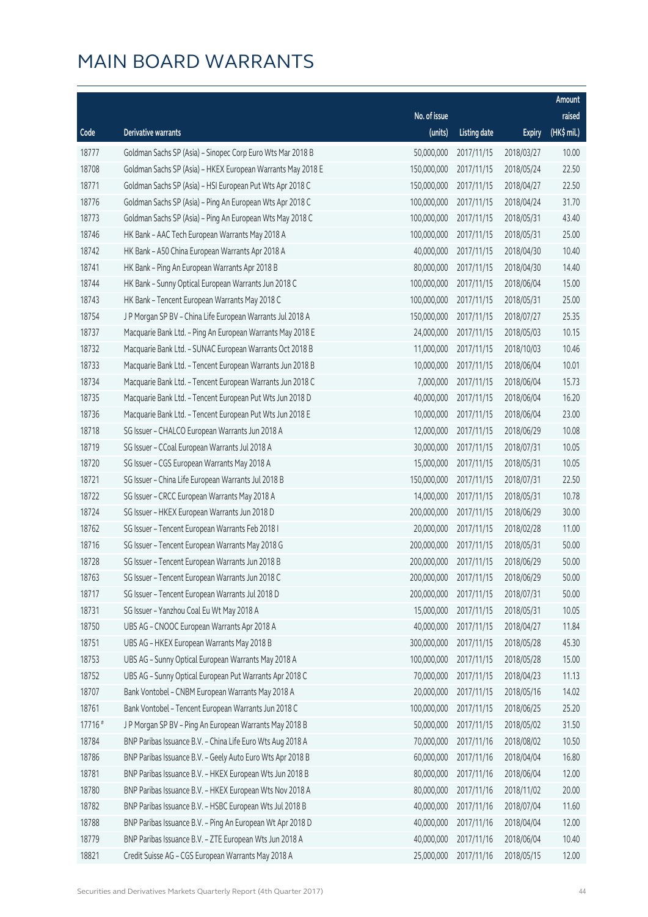# MAIN BOARD WARRANTS

| Code | Derivative warrants | No. of issue (units) | Listing date | Expiry | Amount raised (HK$ mil.) |
|---|---|---|---|---|---|
| 18777 | Goldman Sachs SP (Asia) - Sinopec Corp Euro Wts Mar 2018 B | 50,000,000 | 2017/11/15 | 2018/03/27 | 10.00 |
| 18708 | Goldman Sachs SP (Asia) - HKEX European Warrants May 2018 E | 150,000,000 | 2017/11/15 | 2018/05/24 | 22.50 |
| 18771 | Goldman Sachs SP (Asia) - HSI European Put Wts Apr 2018 C | 150,000,000 | 2017/11/15 | 2018/04/27 | 22.50 |
| 18776 | Goldman Sachs SP (Asia) - Ping An European Wts Apr 2018 C | 100,000,000 | 2017/11/15 | 2018/04/24 | 31.70 |
| 18773 | Goldman Sachs SP (Asia) - Ping An European Wts May 2018 C | 100,000,000 | 2017/11/15 | 2018/05/31 | 43.40 |
| 18746 | HK Bank - AAC Tech European Warrants May 2018 A | 100,000,000 | 2017/11/15 | 2018/05/31 | 25.00 |
| 18742 | HK Bank - A50 China European Warrants Apr 2018 A | 40,000,000 | 2017/11/15 | 2018/04/30 | 10.40 |
| 18741 | HK Bank - Ping An European Warrants Apr 2018 B | 80,000,000 | 2017/11/15 | 2018/04/30 | 14.40 |
| 18744 | HK Bank - Sunny Optical European Warrants Jun 2018 C | 100,000,000 | 2017/11/15 | 2018/06/04 | 15.00 |
| 18743 | HK Bank - Tencent European Warrants May 2018 C | 100,000,000 | 2017/11/15 | 2018/05/31 | 25.00 |
| 18754 | J P Morgan SP BV - China Life European Warrants Jul 2018 A | 150,000,000 | 2017/11/15 | 2018/07/27 | 25.35 |
| 18737 | Macquarie Bank Ltd. - Ping An European Warrants May 2018 E | 24,000,000 | 2017/11/15 | 2018/05/03 | 10.15 |
| 18732 | Macquarie Bank Ltd. - SUNAC European Warrants Oct 2018 B | 11,000,000 | 2017/11/15 | 2018/10/03 | 10.46 |
| 18733 | Macquarie Bank Ltd. - Tencent European Warrants Jun 2018 B | 10,000,000 | 2017/11/15 | 2018/06/04 | 10.01 |
| 18734 | Macquarie Bank Ltd. - Tencent European Warrants Jun 2018 C | 7,000,000 | 2017/11/15 | 2018/06/04 | 15.73 |
| 18735 | Macquarie Bank Ltd. - Tencent European Put Wts Jun 2018 D | 40,000,000 | 2017/11/15 | 2018/06/04 | 16.20 |
| 18736 | Macquarie Bank Ltd. - Tencent European Put Wts Jun 2018 E | 10,000,000 | 2017/11/15 | 2018/06/04 | 23.00 |
| 18718 | SG Issuer - CHALCO European Warrants Jun 2018 A | 12,000,000 | 2017/11/15 | 2018/06/29 | 10.08 |
| 18719 | SG Issuer - CCoal European Warrants Jul 2018 A | 30,000,000 | 2017/11/15 | 2018/07/31 | 10.05 |
| 18720 | SG Issuer - CGS European Warrants May 2018 A | 15,000,000 | 2017/11/15 | 2018/05/31 | 10.05 |
| 18721 | SG Issuer - China Life European Warrants Jul 2018 B | 150,000,000 | 2017/11/15 | 2018/07/31 | 22.50 |
| 18722 | SG Issuer - CRCC European Warrants May 2018 A | 14,000,000 | 2017/11/15 | 2018/05/31 | 10.78 |
| 18724 | SG Issuer - HKEX European Warrants Jun 2018 D | 200,000,000 | 2017/11/15 | 2018/06/29 | 30.00 |
| 18762 | SG Issuer - Tencent European Warrants Feb 2018 I | 20,000,000 | 2017/11/15 | 2018/02/28 | 11.00 |
| 18716 | SG Issuer - Tencent European Warrants May 2018 G | 200,000,000 | 2017/11/15 | 2018/05/31 | 50.00 |
| 18728 | SG Issuer - Tencent European Warrants Jun 2018 B | 200,000,000 | 2017/11/15 | 2018/06/29 | 50.00 |
| 18763 | SG Issuer - Tencent European Warrants Jun 2018 C | 200,000,000 | 2017/11/15 | 2018/06/29 | 50.00 |
| 18717 | SG Issuer - Tencent European Warrants Jul 2018 D | 200,000,000 | 2017/11/15 | 2018/07/31 | 50.00 |
| 18731 | SG Issuer - Yanzhou Coal Eu Wt May 2018 A | 15,000,000 | 2017/11/15 | 2018/05/31 | 10.05 |
| 18750 | UBS AG - CNOOC European Warrants Apr 2018 A | 40,000,000 | 2017/11/15 | 2018/04/27 | 11.84 |
| 18751 | UBS AG - HKEX European Warrants May 2018 B | 300,000,000 | 2017/11/15 | 2018/05/28 | 45.30 |
| 18753 | UBS AG - Sunny Optical European Warrants May 2018 A | 100,000,000 | 2017/11/15 | 2018/05/28 | 15.00 |
| 18752 | UBS AG - Sunny Optical European Put Warrants Apr 2018 C | 70,000,000 | 2017/11/15 | 2018/04/23 | 11.13 |
| 18707 | Bank Vontobel - CNBM European Warrants May 2018 A | 20,000,000 | 2017/11/15 | 2018/05/16 | 14.02 |
| 18761 | Bank Vontobel - Tencent European Warrants Jun 2018 C | 100,000,000 | 2017/11/15 | 2018/06/25 | 25.20 |
| 17716 # | J P Morgan SP BV - Ping An European Warrants May 2018 B | 50,000,000 | 2017/11/15 | 2018/05/02 | 31.50 |
| 18784 | BNP Paribas Issuance B.V. - China Life Euro Wts Aug 2018 A | 70,000,000 | 2017/11/16 | 2018/08/02 | 10.50 |
| 18786 | BNP Paribas Issuance B.V. - Geely Auto Euro Wts Apr 2018 B | 60,000,000 | 2017/11/16 | 2018/04/04 | 16.80 |
| 18781 | BNP Paribas Issuance B.V. - HKEX European Wts Jun 2018 B | 80,000,000 | 2017/11/16 | 2018/06/04 | 12.00 |
| 18780 | BNP Paribas Issuance B.V. - HKEX European Wts Nov 2018 A | 80,000,000 | 2017/11/16 | 2018/11/02 | 20.00 |
| 18782 | BNP Paribas Issuance B.V. - HSBC European Wts Jul 2018 B | 40,000,000 | 2017/11/16 | 2018/07/04 | 11.60 |
| 18788 | BNP Paribas Issuance B.V. - Ping An European Wt Apr 2018 D | 40,000,000 | 2017/11/16 | 2018/04/04 | 12.00 |
| 18779 | BNP Paribas Issuance B.V. - ZTE European Wts Jun 2018 A | 40,000,000 | 2017/11/16 | 2018/06/04 | 10.40 |
| 18821 | Credit Suisse AG - CGS European Warrants May 2018 A | 25,000,000 | 2017/11/16 | 2018/05/15 | 12.00 |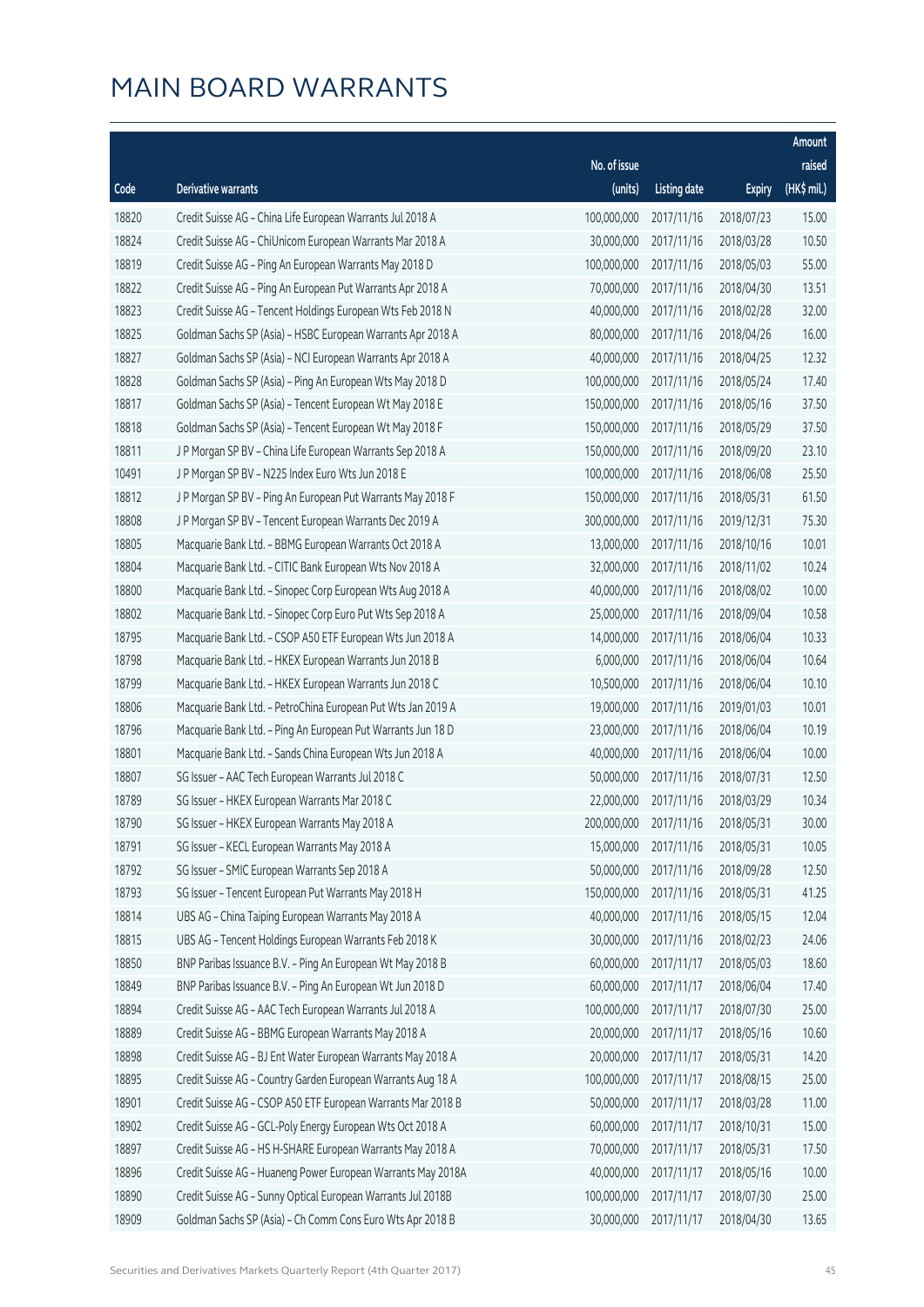# MAIN BOARD WARRANTS

| Code | Derivative warrants | No. of issue (units) | Listing date | Expiry | Amount raised (HK$ mil.) |
|---|---|---|---|---|---|
| 18820 | Credit Suisse AG - China Life European Warrants Jul 2018 A | 100,000,000 | 2017/11/16 | 2018/07/23 | 15.00 |
| 18824 | Credit Suisse AG - ChiUnicom European Warrants Mar 2018 A | 30,000,000 | 2017/11/16 | 2018/03/28 | 10.50 |
| 18819 | Credit Suisse AG - Ping An European Warrants May 2018 D | 100,000,000 | 2017/11/16 | 2018/05/03 | 55.00 |
| 18822 | Credit Suisse AG - Ping An European Put Warrants Apr 2018 A | 70,000,000 | 2017/11/16 | 2018/04/30 | 13.51 |
| 18823 | Credit Suisse AG - Tencent Holdings European Wts Feb 2018 N | 40,000,000 | 2017/11/16 | 2018/02/28 | 32.00 |
| 18825 | Goldman Sachs SP (Asia) - HSBC European Warrants Apr 2018 A | 80,000,000 | 2017/11/16 | 2018/04/26 | 16.00 |
| 18827 | Goldman Sachs SP (Asia) - NCI European Warrants Apr 2018 A | 40,000,000 | 2017/11/16 | 2018/04/25 | 12.32 |
| 18828 | Goldman Sachs SP (Asia) - Ping An European Wts May 2018 D | 100,000,000 | 2017/11/16 | 2018/05/24 | 17.40 |
| 18817 | Goldman Sachs SP (Asia) - Tencent European Wt May 2018 E | 150,000,000 | 2017/11/16 | 2018/05/16 | 37.50 |
| 18818 | Goldman Sachs SP (Asia) - Tencent European Wt May 2018 F | 150,000,000 | 2017/11/16 | 2018/05/29 | 37.50 |
| 18811 | J P Morgan SP BV - China Life European Warrants Sep 2018 A | 150,000,000 | 2017/11/16 | 2018/09/20 | 23.10 |
| 10491 | J P Morgan SP BV - N225 Index Euro Wts Jun 2018 E | 100,000,000 | 2017/11/16 | 2018/06/08 | 25.50 |
| 18812 | J P Morgan SP BV - Ping An European Put Warrants May 2018 F | 150,000,000 | 2017/11/16 | 2018/05/31 | 61.50 |
| 18808 | J P Morgan SP BV - Tencent European Warrants Dec 2019 A | 300,000,000 | 2017/11/16 | 2019/12/31 | 75.30 |
| 18805 | Macquarie Bank Ltd. - BBMG European Warrants Oct 2018 A | 13,000,000 | 2017/11/16 | 2018/10/16 | 10.01 |
| 18804 | Macquarie Bank Ltd. - CITIC Bank European Wts Nov 2018 A | 32,000,000 | 2017/11/16 | 2018/11/02 | 10.24 |
| 18800 | Macquarie Bank Ltd. - Sinopec Corp European Wts Aug 2018 A | 40,000,000 | 2017/11/16 | 2018/08/02 | 10.00 |
| 18802 | Macquarie Bank Ltd. - Sinopec Corp Euro Put Wts Sep 2018 A | 25,000,000 | 2017/11/16 | 2018/09/04 | 10.58 |
| 18795 | Macquarie Bank Ltd. - CSOP A50 ETF European Wts Jun 2018 A | 14,000,000 | 2017/11/16 | 2018/06/04 | 10.33 |
| 18798 | Macquarie Bank Ltd. - HKEX European Warrants Jun 2018 B | 6,000,000 | 2017/11/16 | 2018/06/04 | 10.64 |
| 18799 | Macquarie Bank Ltd. - HKEX European Warrants Jun 2018 C | 10,500,000 | 2017/11/16 | 2018/06/04 | 10.10 |
| 18806 | Macquarie Bank Ltd. - PetroChina European Put Wts Jan 2019 A | 19,000,000 | 2017/11/16 | 2019/01/03 | 10.01 |
| 18796 | Macquarie Bank Ltd. - Ping An European Put Warrants Jun 18 D | 23,000,000 | 2017/11/16 | 2018/06/04 | 10.19 |
| 18801 | Macquarie Bank Ltd. - Sands China European Wts Jun 2018 A | 40,000,000 | 2017/11/16 | 2018/06/04 | 10.00 |
| 18807 | SG Issuer - AAC Tech European Warrants Jul 2018 C | 50,000,000 | 2017/11/16 | 2018/07/31 | 12.50 |
| 18789 | SG Issuer - HKEX European Warrants Mar 2018 C | 22,000,000 | 2017/11/16 | 2018/03/29 | 10.34 |
| 18790 | SG Issuer - HKEX European Warrants May 2018 A | 200,000,000 | 2017/11/16 | 2018/05/31 | 30.00 |
| 18791 | SG Issuer - KECL European Warrants May 2018 A | 15,000,000 | 2017/11/16 | 2018/05/31 | 10.05 |
| 18792 | SG Issuer - SMIC European Warrants Sep 2018 A | 50,000,000 | 2017/11/16 | 2018/09/28 | 12.50 |
| 18793 | SG Issuer - Tencent European Put Warrants May 2018 H | 150,000,000 | 2017/11/16 | 2018/05/31 | 41.25 |
| 18814 | UBS AG - China Taiping European Warrants May 2018 A | 40,000,000 | 2017/11/16 | 2018/05/15 | 12.04 |
| 18815 | UBS AG - Tencent Holdings European Warrants Feb 2018 K | 30,000,000 | 2017/11/16 | 2018/02/23 | 24.06 |
| 18850 | BNP Paribas Issuance B.V. - Ping An European Wt May 2018 B | 60,000,000 | 2017/11/17 | 2018/05/03 | 18.60 |
| 18849 | BNP Paribas Issuance B.V. - Ping An European Wt Jun 2018 D | 60,000,000 | 2017/11/17 | 2018/06/04 | 17.40 |
| 18894 | Credit Suisse AG - AAC Tech European Warrants Jul 2018 A | 100,000,000 | 2017/11/17 | 2018/07/30 | 25.00 |
| 18889 | Credit Suisse AG - BBMG European Warrants May 2018 A | 20,000,000 | 2017/11/17 | 2018/05/16 | 10.60 |
| 18898 | Credit Suisse AG - BJ Ent Water European Warrants May 2018 A | 20,000,000 | 2017/11/17 | 2018/05/31 | 14.20 |
| 18895 | Credit Suisse AG - Country Garden European Warrants Aug 18 A | 100,000,000 | 2017/11/17 | 2018/08/15 | 25.00 |
| 18901 | Credit Suisse AG - CSOP A50 ETF European Warrants Mar 2018 B | 50,000,000 | 2017/11/17 | 2018/03/28 | 11.00 |
| 18902 | Credit Suisse AG - GCL-Poly Energy European Wts Oct 2018 A | 60,000,000 | 2017/11/17 | 2018/10/31 | 15.00 |
| 18897 | Credit Suisse AG - HS H-SHARE European Warrants May 2018 A | 70,000,000 | 2017/11/17 | 2018/05/31 | 17.50 |
| 18896 | Credit Suisse AG - Huaneng Power European Warrants May 2018A | 40,000,000 | 2017/11/17 | 2018/05/16 | 10.00 |
| 18890 | Credit Suisse AG - Sunny Optical European Warrants Jul 2018B | 100,000,000 | 2017/11/17 | 2018/07/30 | 25.00 |
| 18909 | Goldman Sachs SP (Asia) - Ch Comm Cons Euro Wts Apr 2018 B | 30,000,000 | 2017/11/17 | 2018/04/30 | 13.65 |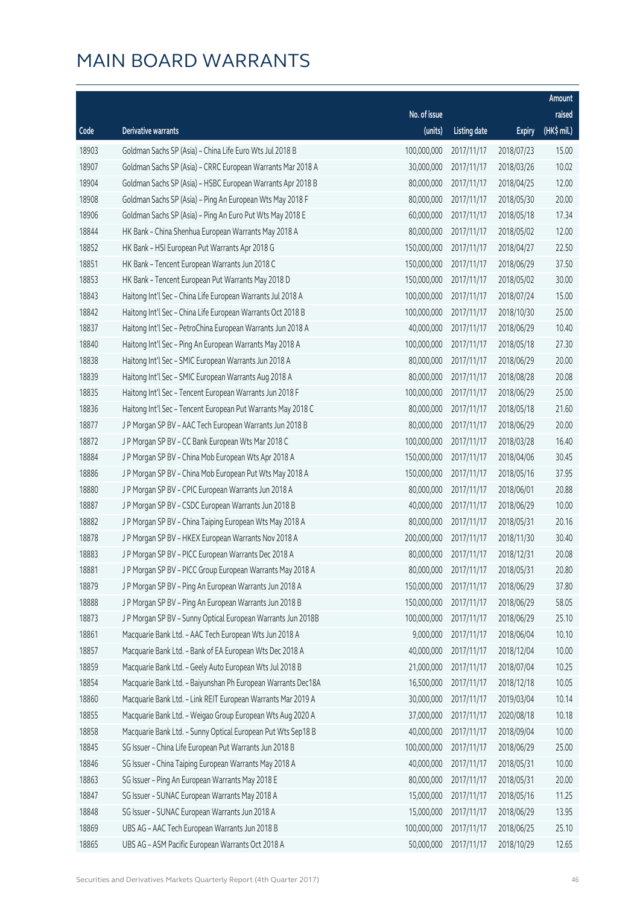# MAIN BOARD WARRANTS

| Code | Derivative warrants | No. of issue (units) | Listing date | Expiry | Amount raised (HK$ mil.) |
|---|---|---|---|---|---|
| 18903 | Goldman Sachs SP (Asia) – China Life Euro Wts Jul 2018 B | 100,000,000 | 2017/11/17 | 2018/07/23 | 15.00 |
| 18907 | Goldman Sachs SP (Asia) – CRRC European Warrants Mar 2018 A | 30,000,000 | 2017/11/17 | 2018/03/26 | 10.02 |
| 18904 | Goldman Sachs SP (Asia) – HSBC European Warrants Apr 2018 B | 80,000,000 | 2017/11/17 | 2018/04/25 | 12.00 |
| 18908 | Goldman Sachs SP (Asia) – Ping An European Wts May 2018 F | 80,000,000 | 2017/11/17 | 2018/05/30 | 20.00 |
| 18906 | Goldman Sachs SP (Asia) – Ping An Euro Put Wts May 2018 E | 60,000,000 | 2017/11/17 | 2018/05/18 | 17.34 |
| 18844 | HK Bank – China Shenhua European Warrants May 2018 A | 80,000,000 | 2017/11/17 | 2018/05/02 | 12.00 |
| 18852 | HK Bank – HSI European Put Warrants Apr 2018 G | 150,000,000 | 2017/11/17 | 2018/04/27 | 22.50 |
| 18851 | HK Bank – Tencent European Warrants Jun 2018 C | 150,000,000 | 2017/11/17 | 2018/06/29 | 37.50 |
| 18853 | HK Bank – Tencent European Put Warrants May 2018 D | 150,000,000 | 2017/11/17 | 2018/05/02 | 30.00 |
| 18843 | Haitong Int'l Sec – China Life European Warrants Jul 2018 A | 100,000,000 | 2017/11/17 | 2018/07/24 | 15.00 |
| 18842 | Haitong Int'l Sec – China Life European Warrants Oct 2018 B | 100,000,000 | 2017/11/17 | 2018/10/30 | 25.00 |
| 18837 | Haitong Int'l Sec – PetroChina European Warrants Jun 2018 A | 40,000,000 | 2017/11/17 | 2018/06/29 | 10.40 |
| 18840 | Haitong Int'l Sec – Ping An European Warrants May 2018 A | 100,000,000 | 2017/11/17 | 2018/05/18 | 27.30 |
| 18838 | Haitong Int'l Sec – SMIC European Warrants Jun 2018 A | 80,000,000 | 2017/11/17 | 2018/06/29 | 20.00 |
| 18839 | Haitong Int'l Sec – SMIC European Warrants Aug 2018 A | 80,000,000 | 2017/11/17 | 2018/08/28 | 20.08 |
| 18835 | Haitong Int'l Sec – Tencent European Warrants Jun 2018 F | 100,000,000 | 2017/11/17 | 2018/06/29 | 25.00 |
| 18836 | Haitong Int'l Sec – Tencent European Put Warrants May 2018 C | 80,000,000 | 2017/11/17 | 2018/05/18 | 21.60 |
| 18877 | J P Morgan SP BV – AAC Tech European Warrants Jun 2018 B | 80,000,000 | 2017/11/17 | 2018/06/29 | 20.00 |
| 18872 | J P Morgan SP BV – CC Bank European Wts Mar 2018 C | 100,000,000 | 2017/11/17 | 2018/03/28 | 16.40 |
| 18884 | J P Morgan SP BV – China Mob European Wts Apr 2018 A | 150,000,000 | 2017/11/17 | 2018/04/06 | 30.45 |
| 18886 | J P Morgan SP BV – China Mob European Put Wts May 2018 A | 150,000,000 | 2017/11/17 | 2018/05/16 | 37.95 |
| 18880 | J P Morgan SP BV – CPIC European Warrants Jun 2018 A | 80,000,000 | 2017/11/17 | 2018/06/01 | 20.88 |
| 18887 | J P Morgan SP BV – CSDC European Warrants Jun 2018 B | 40,000,000 | 2017/11/17 | 2018/06/29 | 10.00 |
| 18882 | J P Morgan SP BV – China Taiping European Wts May 2018 A | 80,000,000 | 2017/11/17 | 2018/05/31 | 20.16 |
| 18878 | J P Morgan SP BV – HKEX European Warrants Nov 2018 A | 200,000,000 | 2017/11/17 | 2018/11/30 | 30.40 |
| 18883 | J P Morgan SP BV – PICC European Warrants Dec 2018 A | 80,000,000 | 2017/11/17 | 2018/12/31 | 20.08 |
| 18881 | J P Morgan SP BV – PICC Group European Warrants May 2018 A | 80,000,000 | 2017/11/17 | 2018/05/31 | 20.80 |
| 18879 | J P Morgan SP BV – Ping An European Warrants Jun 2018 A | 150,000,000 | 2017/11/17 | 2018/06/29 | 37.80 |
| 18888 | J P Morgan SP BV – Ping An European Warrants Jun 2018 B | 150,000,000 | 2017/11/17 | 2018/06/29 | 58.05 |
| 18873 | J P Morgan SP BV – Sunny Optical European Warrants Jun 2018B | 100,000,000 | 2017/11/17 | 2018/06/29 | 25.10 |
| 18861 | Macquarie Bank Ltd. – AAC Tech European Wts Jun 2018 A | 9,000,000 | 2017/11/17 | 2018/06/04 | 10.10 |
| 18857 | Macquarie Bank Ltd. – Bank of EA European Wts Dec 2018 A | 40,000,000 | 2017/11/17 | 2018/12/04 | 10.00 |
| 18859 | Macquarie Bank Ltd. – Geely Auto European Wts Jul 2018 B | 21,000,000 | 2017/11/17 | 2018/07/04 | 10.25 |
| 18854 | Macquarie Bank Ltd. – Baiyunshan Ph European Warrants Dec18A | 16,500,000 | 2017/11/17 | 2018/12/18 | 10.05 |
| 18860 | Macquarie Bank Ltd. – Link REIT European Warrants Mar 2019 A | 30,000,000 | 2017/11/17 | 2019/03/04 | 10.14 |
| 18855 | Macquarie Bank Ltd. – Weigao Group European Wts Aug 2020 A | 37,000,000 | 2017/11/17 | 2020/08/18 | 10.18 |
| 18858 | Macquarie Bank Ltd. – Sunny Optical European Put Wts Sep18 B | 40,000,000 | 2017/11/17 | 2018/09/04 | 10.00 |
| 18845 | SG Issuer – China Life European Put Warrants Jun 2018 B | 100,000,000 | 2017/11/17 | 2018/06/29 | 25.00 |
| 18846 | SG Issuer – China Taiping European Warrants May 2018 A | 40,000,000 | 2017/11/17 | 2018/05/31 | 10.00 |
| 18863 | SG Issuer – Ping An European Warrants May 2018 E | 80,000,000 | 2017/11/17 | 2018/05/31 | 20.00 |
| 18847 | SG Issuer – SUNAC European Warrants May 2018 A | 15,000,000 | 2017/11/17 | 2018/05/16 | 11.25 |
| 18848 | SG Issuer – SUNAC European Warrants Jun 2018 A | 15,000,000 | 2017/11/17 | 2018/06/29 | 13.95 |
| 18869 | UBS AG – AAC Tech European Warrants Jun 2018 B | 100,000,000 | 2017/11/17 | 2018/06/25 | 25.10 |
| 18865 | UBS AG – ASM Pacific European Warrants Oct 2018 A | 50,000,000 | 2017/11/17 | 2018/10/29 | 12.65 |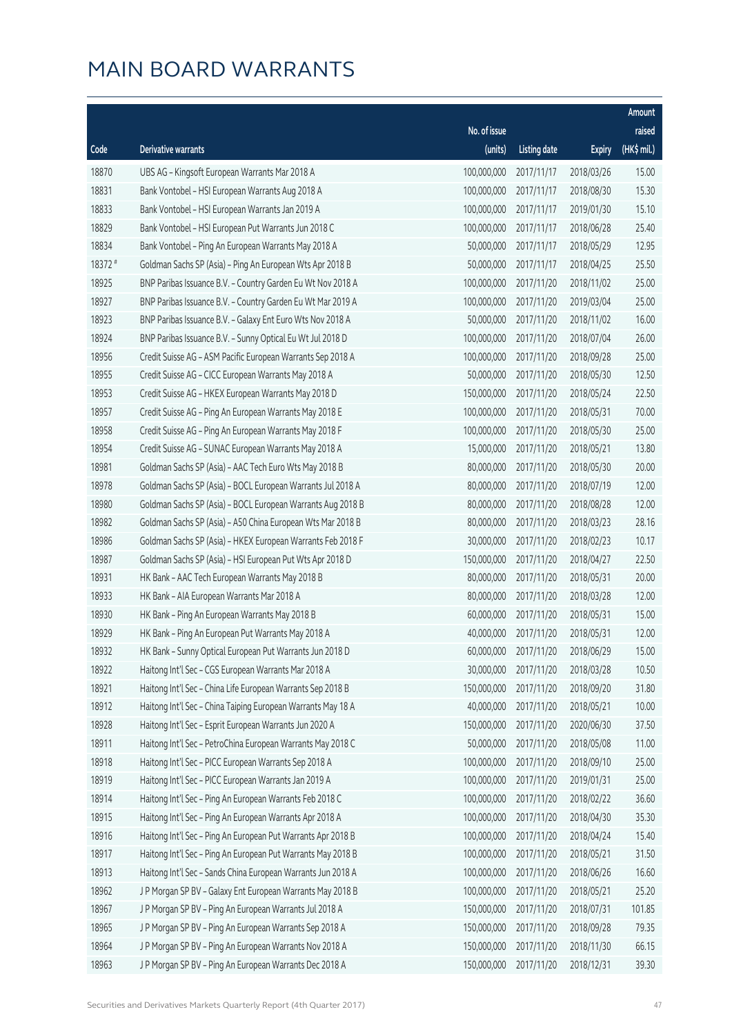# MAIN BOARD WARRANTS

| Code | Derivative warrants | No. of issue (units) | Listing date | Expiry | Amount raised (HK$ mil.) |
|---|---|---|---|---|---|
| 18870 | UBS AG - Kingsoft European Warrants Mar 2018 A | 100,000,000 | 2017/11/17 | 2018/03/26 | 15.00 |
| 18831 | Bank Vontobel - HSI European Warrants Aug 2018 A | 100,000,000 | 2017/11/17 | 2018/08/30 | 15.30 |
| 18833 | Bank Vontobel - HSI European Warrants Jan 2019 A | 100,000,000 | 2017/11/17 | 2019/01/30 | 15.10 |
| 18829 | Bank Vontobel - HSI European Put Warrants Jun 2018 C | 100,000,000 | 2017/11/17 | 2018/06/28 | 25.40 |
| 18834 | Bank Vontobel - Ping An European Warrants May 2018 A | 50,000,000 | 2017/11/17 | 2018/05/29 | 12.95 |
| 18372 # | Goldman Sachs SP (Asia) - Ping An European Wts Apr 2018 B | 50,000,000 | 2017/11/17 | 2018/04/25 | 25.50 |
| 18925 | BNP Paribas Issuance B.V. - Country Garden Eu Wt Nov 2018 A | 100,000,000 | 2017/11/20 | 2018/11/02 | 25.00 |
| 18927 | BNP Paribas Issuance B.V. - Country Garden Eu Wt Mar 2019 A | 100,000,000 | 2017/11/20 | 2019/03/04 | 25.00 |
| 18923 | BNP Paribas Issuance B.V. - Galaxy Ent Euro Wts Nov 2018 A | 50,000,000 | 2017/11/20 | 2018/11/02 | 16.00 |
| 18924 | BNP Paribas Issuance B.V. - Sunny Optical Eu Wt Jul 2018 D | 100,000,000 | 2017/11/20 | 2018/07/04 | 26.00 |
| 18956 | Credit Suisse AG - ASM Pacific European Warrants Sep 2018 A | 100,000,000 | 2017/11/20 | 2018/09/28 | 25.00 |
| 18955 | Credit Suisse AG - CICC European Warrants May 2018 A | 50,000,000 | 2017/11/20 | 2018/05/30 | 12.50 |
| 18953 | Credit Suisse AG - HKEX European Warrants May 2018 D | 150,000,000 | 2017/11/20 | 2018/05/24 | 22.50 |
| 18957 | Credit Suisse AG - Ping An European Warrants May 2018 E | 100,000,000 | 2017/11/20 | 2018/05/31 | 70.00 |
| 18958 | Credit Suisse AG - Ping An European Warrants May 2018 F | 100,000,000 | 2017/11/20 | 2018/05/30 | 25.00 |
| 18954 | Credit Suisse AG - SUNAC European Warrants May 2018 A | 15,000,000 | 2017/11/20 | 2018/05/21 | 13.80 |
| 18981 | Goldman Sachs SP (Asia) - AAC Tech Euro Wts May 2018 B | 80,000,000 | 2017/11/20 | 2018/05/30 | 20.00 |
| 18978 | Goldman Sachs SP (Asia) - BOCL European Warrants Jul 2018 A | 80,000,000 | 2017/11/20 | 2018/07/19 | 12.00 |
| 18980 | Goldman Sachs SP (Asia) - BOCL European Warrants Aug 2018 B | 80,000,000 | 2017/11/20 | 2018/08/28 | 12.00 |
| 18982 | Goldman Sachs SP (Asia) - A50 China European Wts Mar 2018 B | 80,000,000 | 2017/11/20 | 2018/03/23 | 28.16 |
| 18986 | Goldman Sachs SP (Asia) - HKEX European Warrants Feb 2018 F | 30,000,000 | 2017/11/20 | 2018/02/23 | 10.17 |
| 18987 | Goldman Sachs SP (Asia) - HSI European Put Wts Apr 2018 D | 150,000,000 | 2017/11/20 | 2018/04/27 | 22.50 |
| 18931 | HK Bank - AAC Tech European Warrants May 2018 B | 80,000,000 | 2017/11/20 | 2018/05/31 | 20.00 |
| 18933 | HK Bank - AIA European Warrants Mar 2018 A | 80,000,000 | 2017/11/20 | 2018/03/28 | 12.00 |
| 18930 | HK Bank - Ping An European Warrants May 2018 B | 60,000,000 | 2017/11/20 | 2018/05/31 | 15.00 |
| 18929 | HK Bank - Ping An European Put Warrants May 2018 A | 40,000,000 | 2017/11/20 | 2018/05/31 | 12.00 |
| 18932 | HK Bank - Sunny Optical European Put Warrants Jun 2018 D | 60,000,000 | 2017/11/20 | 2018/06/29 | 15.00 |
| 18922 | Haitong Int'l Sec - CGS European Warrants Mar 2018 A | 30,000,000 | 2017/11/20 | 2018/03/28 | 10.50 |
| 18921 | Haitong Int'l Sec - China Life European Warrants Sep 2018 B | 150,000,000 | 2017/11/20 | 2018/09/20 | 31.80 |
| 18912 | Haitong Int'l Sec - China Taiping European Warrants May 18 A | 40,000,000 | 2017/11/20 | 2018/05/21 | 10.00 |
| 18928 | Haitong Int'l Sec - Esprit European Warrants Jun 2020 A | 150,000,000 | 2017/11/20 | 2020/06/30 | 37.50 |
| 18911 | Haitong Int'l Sec - PetroChina European Warrants May 2018 C | 50,000,000 | 2017/11/20 | 2018/05/08 | 11.00 |
| 18918 | Haitong Int'l Sec - PICC European Warrants Sep 2018 A | 100,000,000 | 2017/11/20 | 2018/09/10 | 25.00 |
| 18919 | Haitong Int'l Sec - PICC European Warrants Jan 2019 A | 100,000,000 | 2017/11/20 | 2019/01/31 | 25.00 |
| 18914 | Haitong Int'l Sec - Ping An European Warrants Feb 2018 C | 100,000,000 | 2017/11/20 | 2018/02/22 | 36.60 |
| 18915 | Haitong Int'l Sec - Ping An European Warrants Apr 2018 A | 100,000,000 | 2017/11/20 | 2018/04/30 | 35.30 |
| 18916 | Haitong Int'l Sec - Ping An European Put Warrants Apr 2018 B | 100,000,000 | 2017/11/20 | 2018/04/24 | 15.40 |
| 18917 | Haitong Int'l Sec - Ping An European Put Warrants May 2018 B | 100,000,000 | 2017/11/20 | 2018/05/21 | 31.50 |
| 18913 | Haitong Int'l Sec - Sands China European Warrants Jun 2018 A | 100,000,000 | 2017/11/20 | 2018/06/26 | 16.60 |
| 18962 | J P Morgan SP BV - Galaxy Ent European Warrants May 2018 B | 100,000,000 | 2017/11/20 | 2018/05/21 | 25.20 |
| 18967 | J P Morgan SP BV - Ping An European Warrants Jul 2018 A | 150,000,000 | 2017/11/20 | 2018/07/31 | 101.85 |
| 18965 | J P Morgan SP BV - Ping An European Warrants Sep 2018 A | 150,000,000 | 2017/11/20 | 2018/09/28 | 79.35 |
| 18964 | J P Morgan SP BV - Ping An European Warrants Nov 2018 A | 150,000,000 | 2017/11/20 | 2018/11/30 | 66.15 |
| 18963 | J P Morgan SP BV - Ping An European Warrants Dec 2018 A | 150,000,000 | 2017/11/20 | 2018/12/31 | 39.30 |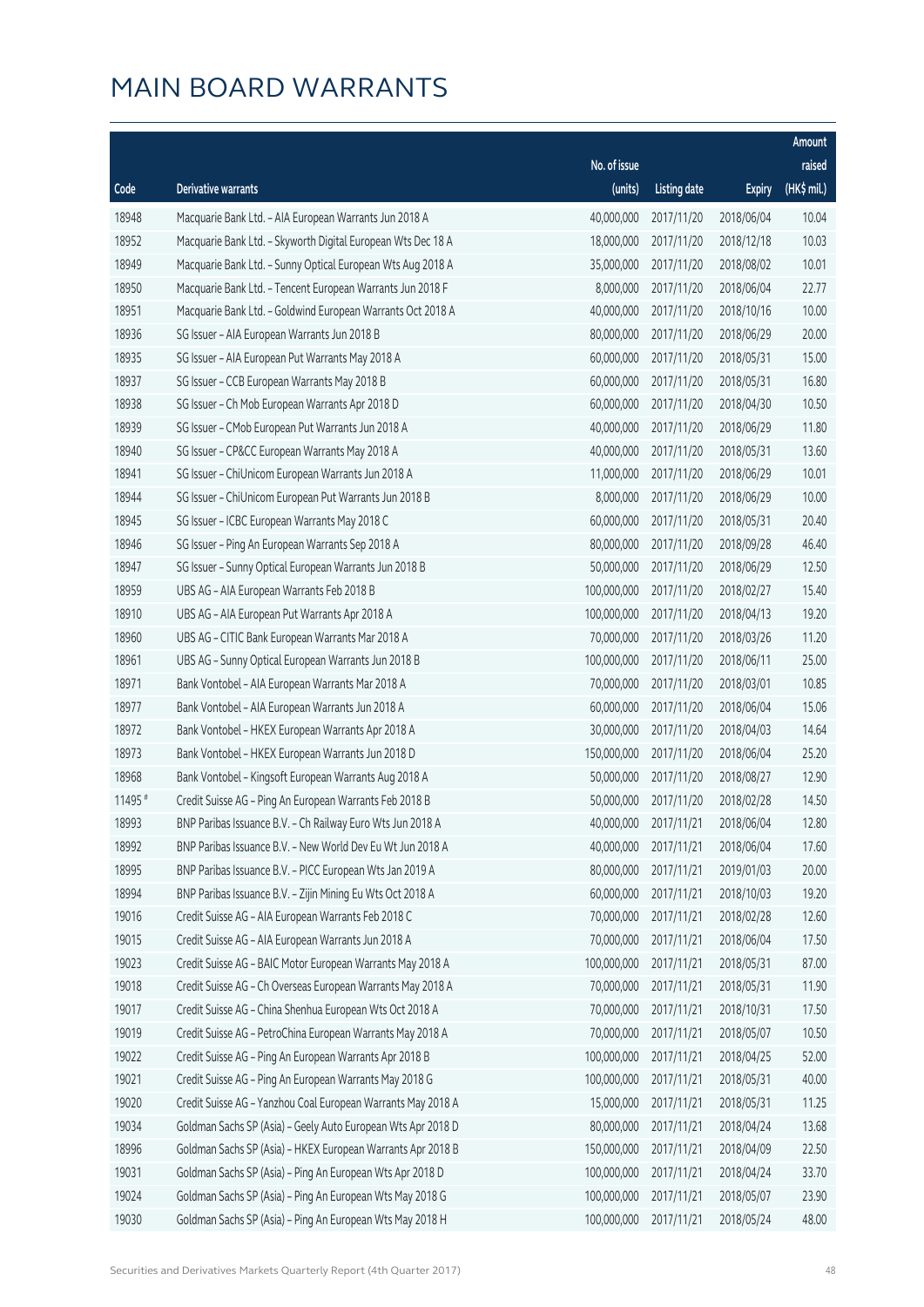# MAIN BOARD WARRANTS

| Code | Derivative warrants | No. of issue (units) | Listing date | Expiry | Amount raised (HK$ mil.) |
|---|---|---|---|---|---|
| 18948 | Macquarie Bank Ltd. - AIA European Warrants Jun 2018 A | 40,000,000 | 2017/11/20 | 2018/06/04 | 10.04 |
| 18952 | Macquarie Bank Ltd. - Skyworth Digital European Wts Dec 18 A | 18,000,000 | 2017/11/20 | 2018/12/18 | 10.03 |
| 18949 | Macquarie Bank Ltd. - Sunny Optical European Wts Aug 2018 A | 35,000,000 | 2017/11/20 | 2018/08/02 | 10.01 |
| 18950 | Macquarie Bank Ltd. - Tencent European Warrants Jun 2018 F | 8,000,000 | 2017/11/20 | 2018/06/04 | 22.77 |
| 18951 | Macquarie Bank Ltd. - Goldwind European Warrants Oct 2018 A | 40,000,000 | 2017/11/20 | 2018/10/16 | 10.00 |
| 18936 | SG Issuer - AIA European Warrants Jun 2018 B | 80,000,000 | 2017/11/20 | 2018/06/29 | 20.00 |
| 18935 | SG Issuer - AIA European Put Warrants May 2018 A | 60,000,000 | 2017/11/20 | 2018/05/31 | 15.00 |
| 18937 | SG Issuer - CCB European Warrants May 2018 B | 60,000,000 | 2017/11/20 | 2018/05/31 | 16.80 |
| 18938 | SG Issuer - Ch Mob European Warrants Apr 2018 D | 60,000,000 | 2017/11/20 | 2018/04/30 | 10.50 |
| 18939 | SG Issuer - CMob European Put Warrants Jun 2018 A | 40,000,000 | 2017/11/20 | 2018/06/29 | 11.80 |
| 18940 | SG Issuer - CP&CC European Warrants May 2018 A | 40,000,000 | 2017/11/20 | 2018/05/31 | 13.60 |
| 18941 | SG Issuer - ChiUnicom European Warrants Jun 2018 A | 11,000,000 | 2017/11/20 | 2018/06/29 | 10.01 |
| 18944 | SG Issuer - ChiUnicom European Put Warrants Jun 2018 B | 8,000,000 | 2017/11/20 | 2018/06/29 | 10.00 |
| 18945 | SG Issuer - ICBC European Warrants May 2018 C | 60,000,000 | 2017/11/20 | 2018/05/31 | 20.40 |
| 18946 | SG Issuer - Ping An European Warrants Sep 2018 A | 80,000,000 | 2017/11/20 | 2018/09/28 | 46.40 |
| 18947 | SG Issuer - Sunny Optical European Warrants Jun 2018 B | 50,000,000 | 2017/11/20 | 2018/06/29 | 12.50 |
| 18959 | UBS AG - AIA European Warrants Feb 2018 B | 100,000,000 | 2017/11/20 | 2018/02/27 | 15.40 |
| 18910 | UBS AG - AIA European Put Warrants Apr 2018 A | 100,000,000 | 2017/11/20 | 2018/04/13 | 19.20 |
| 18960 | UBS AG - CITIC Bank European Warrants Mar 2018 A | 70,000,000 | 2017/11/20 | 2018/03/26 | 11.20 |
| 18961 | UBS AG - Sunny Optical European Warrants Jun 2018 B | 100,000,000 | 2017/11/20 | 2018/06/11 | 25.00 |
| 18971 | Bank Vontobel - AIA European Warrants Mar 2018 A | 70,000,000 | 2017/11/20 | 2018/03/01 | 10.85 |
| 18977 | Bank Vontobel - AIA European Warrants Jun 2018 A | 60,000,000 | 2017/11/20 | 2018/06/04 | 15.06 |
| 18972 | Bank Vontobel - HKEX European Warrants Apr 2018 A | 30,000,000 | 2017/11/20 | 2018/04/03 | 14.64 |
| 18973 | Bank Vontobel - HKEX European Warrants Jun 2018 D | 150,000,000 | 2017/11/20 | 2018/06/04 | 25.20 |
| 18968 | Bank Vontobel - Kingsoft European Warrants Aug 2018 A | 50,000,000 | 2017/11/20 | 2018/08/27 | 12.90 |
| 11495 # | Credit Suisse AG - Ping An European Warrants Feb 2018 B | 50,000,000 | 2017/11/20 | 2018/02/28 | 14.50 |
| 18993 | BNP Paribas Issuance B.V. - Ch Railway Euro Wts Jun 2018 A | 40,000,000 | 2017/11/21 | 2018/06/04 | 12.80 |
| 18992 | BNP Paribas Issuance B.V. - New World Dev Eu Wt Jun 2018 A | 40,000,000 | 2017/11/21 | 2018/06/04 | 17.60 |
| 18995 | BNP Paribas Issuance B.V. - PICC European Wts Jan 2019 A | 80,000,000 | 2017/11/21 | 2019/01/03 | 20.00 |
| 18994 | BNP Paribas Issuance B.V. - Zijin Mining Eu Wts Oct 2018 A | 60,000,000 | 2017/11/21 | 2018/10/03 | 19.20 |
| 19016 | Credit Suisse AG - AIA European Warrants Feb 2018 C | 70,000,000 | 2017/11/21 | 2018/02/28 | 12.60 |
| 19015 | Credit Suisse AG - AIA European Warrants Jun 2018 A | 70,000,000 | 2017/11/21 | 2018/06/04 | 17.50 |
| 19023 | Credit Suisse AG - BAIC Motor European Warrants May 2018 A | 100,000,000 | 2017/11/21 | 2018/05/31 | 87.00 |
| 19018 | Credit Suisse AG - Ch Overseas European Warrants May 2018 A | 70,000,000 | 2017/11/21 | 2018/05/31 | 11.90 |
| 19017 | Credit Suisse AG - China Shenhua European Wts Oct 2018 A | 70,000,000 | 2017/11/21 | 2018/10/31 | 17.50 |
| 19019 | Credit Suisse AG - PetroChina European Warrants May 2018 A | 70,000,000 | 2017/11/21 | 2018/05/07 | 10.50 |
| 19022 | Credit Suisse AG - Ping An European Warrants Apr 2018 B | 100,000,000 | 2017/11/21 | 2018/04/25 | 52.00 |
| 19021 | Credit Suisse AG - Ping An European Warrants May 2018 G | 100,000,000 | 2017/11/21 | 2018/05/31 | 40.00 |
| 19020 | Credit Suisse AG - Yanzhou Coal European Warrants May 2018 A | 15,000,000 | 2017/11/21 | 2018/05/31 | 11.25 |
| 19034 | Goldman Sachs SP (Asia) - Geely Auto European Wts Apr 2018 D | 80,000,000 | 2017/11/21 | 2018/04/24 | 13.68 |
| 18996 | Goldman Sachs SP (Asia) - HKEX European Warrants Apr 2018 B | 150,000,000 | 2017/11/21 | 2018/04/09 | 22.50 |
| 19031 | Goldman Sachs SP (Asia) - Ping An European Wts Apr 2018 D | 100,000,000 | 2017/11/21 | 2018/04/24 | 33.70 |
| 19024 | Goldman Sachs SP (Asia) - Ping An European Wts May 2018 G | 100,000,000 | 2017/11/21 | 2018/05/07 | 23.90 |
| 19030 | Goldman Sachs SP (Asia) - Ping An European Wts May 2018 H | 100,000,000 | 2017/11/21 | 2018/05/24 | 48.00 |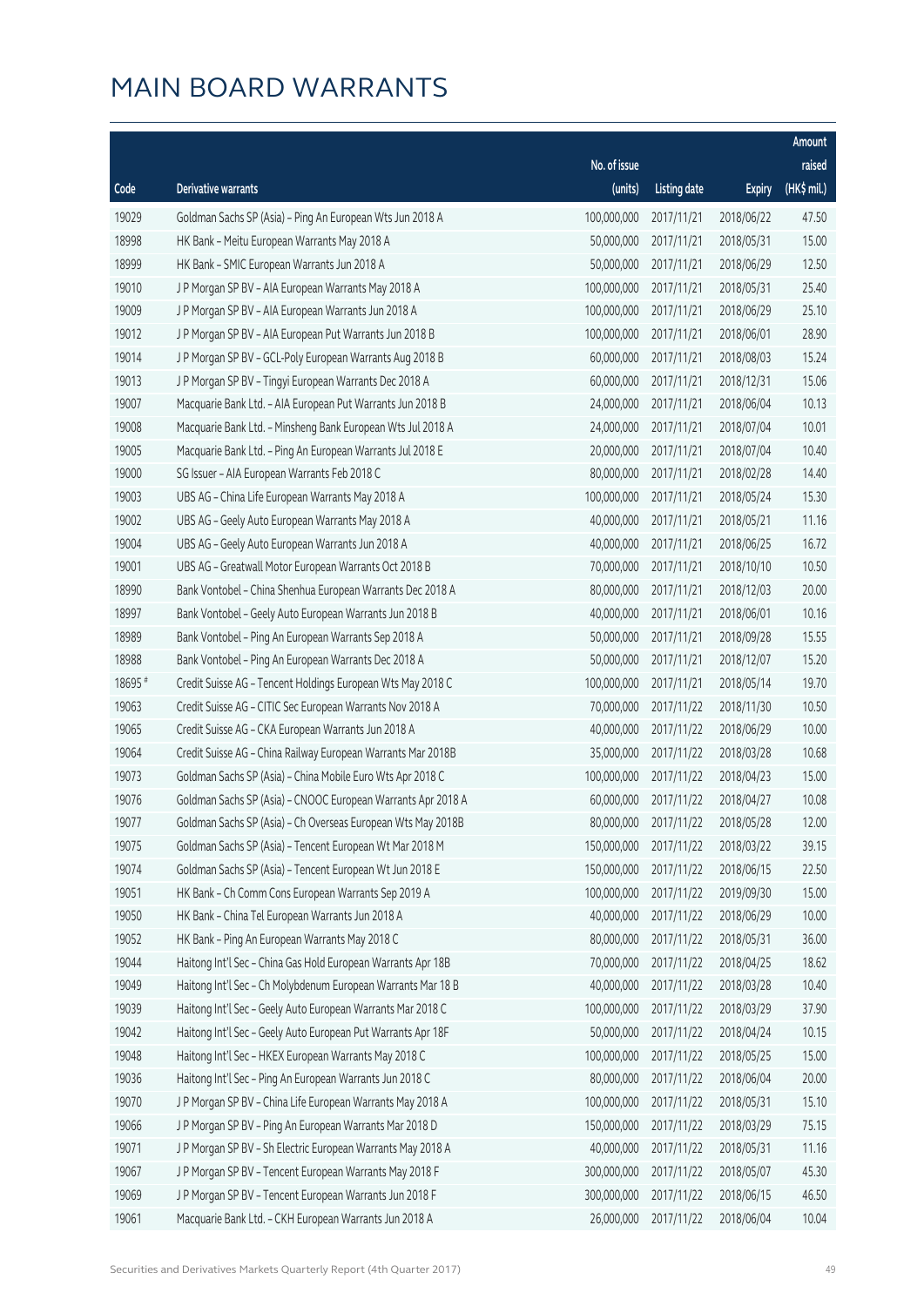# MAIN BOARD WARRANTS

| Code | Derivative warrants | No. of issue (units) | Listing date | Expiry | Amount raised (HK$ mil.) |
|---|---|---|---|---|---|
| 19029 | Goldman Sachs SP (Asia) - Ping An European Wts Jun 2018 A | 100,000,000 | 2017/11/21 | 2018/06/22 | 47.50 |
| 18998 | HK Bank - Meitu European Warrants May 2018 A | 50,000,000 | 2017/11/21 | 2018/05/31 | 15.00 |
| 18999 | HK Bank - SMIC European Warrants Jun 2018 A | 50,000,000 | 2017/11/21 | 2018/06/29 | 12.50 |
| 19010 | J P Morgan SP BV - AIA European Warrants May 2018 A | 100,000,000 | 2017/11/21 | 2018/05/31 | 25.40 |
| 19009 | J P Morgan SP BV - AIA European Warrants Jun 2018 A | 100,000,000 | 2017/11/21 | 2018/06/29 | 25.10 |
| 19012 | J P Morgan SP BV - AIA European Put Warrants Jun 2018 B | 100,000,000 | 2017/11/21 | 2018/06/01 | 28.90 |
| 19014 | J P Morgan SP BV - GCL-Poly European Warrants Aug 2018 B | 60,000,000 | 2017/11/21 | 2018/08/03 | 15.24 |
| 19013 | J P Morgan SP BV - Tingyi European Warrants Dec 2018 A | 60,000,000 | 2017/11/21 | 2018/12/31 | 15.06 |
| 19007 | Macquarie Bank Ltd. - AIA European Put Warrants Jun 2018 B | 24,000,000 | 2017/11/21 | 2018/06/04 | 10.13 |
| 19008 | Macquarie Bank Ltd. - Minsheng Bank European Wts Jul 2018 A | 24,000,000 | 2017/11/21 | 2018/07/04 | 10.01 |
| 19005 | Macquarie Bank Ltd. - Ping An European Warrants Jul 2018 E | 20,000,000 | 2017/11/21 | 2018/07/04 | 10.40 |
| 19000 | SG Issuer - AIA European Warrants Feb 2018 C | 80,000,000 | 2017/11/21 | 2018/02/28 | 14.40 |
| 19003 | UBS AG - China Life European Warrants May 2018 A | 100,000,000 | 2017/11/21 | 2018/05/24 | 15.30 |
| 19002 | UBS AG - Geely Auto European Warrants May 2018 A | 40,000,000 | 2017/11/21 | 2018/05/21 | 11.16 |
| 19004 | UBS AG - Geely Auto European Warrants Jun 2018 A | 40,000,000 | 2017/11/21 | 2018/06/25 | 16.72 |
| 19001 | UBS AG - Greatwall Motor European Warrants Oct 2018 B | 70,000,000 | 2017/11/21 | 2018/10/10 | 10.50 |
| 18990 | Bank Vontobel - China Shenhua European Warrants Dec 2018 A | 80,000,000 | 2017/11/21 | 2018/12/03 | 20.00 |
| 18997 | Bank Vontobel - Geely Auto European Warrants Jun 2018 B | 40,000,000 | 2017/11/21 | 2018/06/01 | 10.16 |
| 18989 | Bank Vontobel - Ping An European Warrants Sep 2018 A | 50,000,000 | 2017/11/21 | 2018/09/28 | 15.55 |
| 18988 | Bank Vontobel - Ping An European Warrants Dec 2018 A | 50,000,000 | 2017/11/21 | 2018/12/07 | 15.20 |
| 18695 # | Credit Suisse AG - Tencent Holdings European Wts May 2018 C | 100,000,000 | 2017/11/21 | 2018/05/14 | 19.70 |
| 19063 | Credit Suisse AG - CITIC Sec European Warrants Nov 2018 A | 70,000,000 | 2017/11/22 | 2018/11/30 | 10.50 |
| 19065 | Credit Suisse AG - CKA European Warrants Jun 2018 A | 40,000,000 | 2017/11/22 | 2018/06/29 | 10.00 |
| 19064 | Credit Suisse AG - China Railway European Warrants Mar 2018B | 35,000,000 | 2017/11/22 | 2018/03/28 | 10.68 |
| 19073 | Goldman Sachs SP (Asia) - China Mobile Euro Wts Apr 2018 C | 100,000,000 | 2017/11/22 | 2018/04/23 | 15.00 |
| 19076 | Goldman Sachs SP (Asia) - CNOOC European Warrants Apr 2018 A | 60,000,000 | 2017/11/22 | 2018/04/27 | 10.08 |
| 19077 | Goldman Sachs SP (Asia) - Ch Overseas European Wts May 2018B | 80,000,000 | 2017/11/22 | 2018/05/28 | 12.00 |
| 19075 | Goldman Sachs SP (Asia) - Tencent European Wt Mar 2018 M | 150,000,000 | 2017/11/22 | 2018/03/22 | 39.15 |
| 19074 | Goldman Sachs SP (Asia) - Tencent European Wt Jun 2018 E | 150,000,000 | 2017/11/22 | 2018/06/15 | 22.50 |
| 19051 | HK Bank - Ch Comm Cons European Warrants Sep 2019 A | 100,000,000 | 2017/11/22 | 2019/09/30 | 15.00 |
| 19050 | HK Bank - China Tel European Warrants Jun 2018 A | 40,000,000 | 2017/11/22 | 2018/06/29 | 10.00 |
| 19052 | HK Bank - Ping An European Warrants May 2018 C | 80,000,000 | 2017/11/22 | 2018/05/31 | 36.00 |
| 19044 | Haitong Int'l Sec - China Gas Hold European Warrants Apr 18B | 70,000,000 | 2017/11/22 | 2018/04/25 | 18.62 |
| 19049 | Haitong Int'l Sec - Ch Molybdenum European Warrants Mar 18 B | 40,000,000 | 2017/11/22 | 2018/03/28 | 10.40 |
| 19039 | Haitong Int'l Sec - Geely Auto European Warrants Mar 2018 C | 100,000,000 | 2017/11/22 | 2018/03/29 | 37.90 |
| 19042 | Haitong Int'l Sec - Geely Auto European Put Warrants Apr 18F | 50,000,000 | 2017/11/22 | 2018/04/24 | 10.15 |
| 19048 | Haitong Int'l Sec - HKEX European Warrants May 2018 C | 100,000,000 | 2017/11/22 | 2018/05/25 | 15.00 |
| 19036 | Haitong Int'l Sec - Ping An European Warrants Jun 2018 C | 80,000,000 | 2017/11/22 | 2018/06/04 | 20.00 |
| 19070 | J P Morgan SP BV - China Life European Warrants May 2018 A | 100,000,000 | 2017/11/22 | 2018/05/31 | 15.10 |
| 19066 | J P Morgan SP BV - Ping An European Warrants Mar 2018 D | 150,000,000 | 2017/11/22 | 2018/03/29 | 75.15 |
| 19071 | J P Morgan SP BV - Sh Electric European Warrants May 2018 A | 40,000,000 | 2017/11/22 | 2018/05/31 | 11.16 |
| 19067 | J P Morgan SP BV - Tencent European Warrants May 2018 F | 300,000,000 | 2017/11/22 | 2018/05/07 | 45.30 |
| 19069 | J P Morgan SP BV - Tencent European Warrants Jun 2018 F | 300,000,000 | 2017/11/22 | 2018/06/15 | 46.50 |
| 19061 | Macquarie Bank Ltd. - CKH European Warrants Jun 2018 A | 26,000,000 | 2017/11/22 | 2018/06/04 | 10.04 |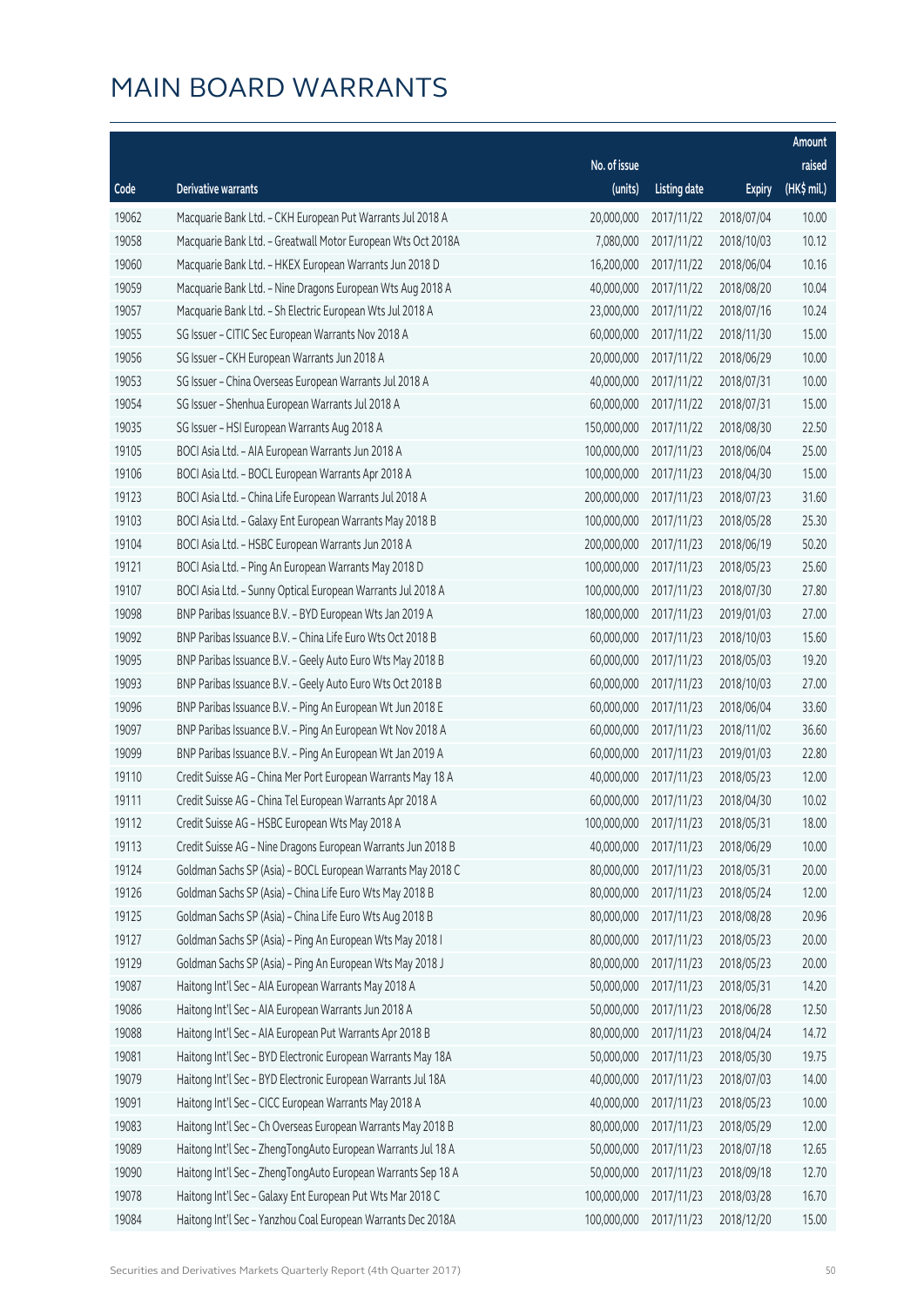# MAIN BOARD WARRANTS

| Code | Derivative warrants | No. of issue (units) | Listing date | Expiry | Amount raised (HK$ mil.) |
|---|---|---|---|---|---|
| 19062 | Macquarie Bank Ltd. - CKH European Put Warrants Jul 2018 A | 20,000,000 | 2017/11/22 | 2018/07/04 | 10.00 |
| 19058 | Macquarie Bank Ltd. - Greatwall Motor European Wts Oct 2018A | 7,080,000 | 2017/11/22 | 2018/10/03 | 10.12 |
| 19060 | Macquarie Bank Ltd. - HKEX European Warrants Jun 2018 D | 16,200,000 | 2017/11/22 | 2018/06/04 | 10.16 |
| 19059 | Macquarie Bank Ltd. - Nine Dragons European Wts Aug 2018 A | 40,000,000 | 2017/11/22 | 2018/08/20 | 10.04 |
| 19057 | Macquarie Bank Ltd. - Sh Electric European Wts Jul 2018 A | 23,000,000 | 2017/11/22 | 2018/07/16 | 10.24 |
| 19055 | SG Issuer - CITIC Sec European Warrants Nov 2018 A | 60,000,000 | 2017/11/22 | 2018/11/30 | 15.00 |
| 19056 | SG Issuer - CKH European Warrants Jun 2018 A | 20,000,000 | 2017/11/22 | 2018/06/29 | 10.00 |
| 19053 | SG Issuer - China Overseas European Warrants Jul 2018 A | 40,000,000 | 2017/11/22 | 2018/07/31 | 10.00 |
| 19054 | SG Issuer - Shenhua European Warrants Jul 2018 A | 60,000,000 | 2017/11/22 | 2018/07/31 | 15.00 |
| 19035 | SG Issuer - HSI European Warrants Aug 2018 A | 150,000,000 | 2017/11/22 | 2018/08/30 | 22.50 |
| 19105 | BOCI Asia Ltd. - AIA European Warrants Jun 2018 A | 100,000,000 | 2017/11/23 | 2018/06/04 | 25.00 |
| 19106 | BOCI Asia Ltd. - BOCL European Warrants Apr 2018 A | 100,000,000 | 2017/11/23 | 2018/04/30 | 15.00 |
| 19123 | BOCI Asia Ltd. - China Life European Warrants Jul 2018 A | 200,000,000 | 2017/11/23 | 2018/07/23 | 31.60 |
| 19103 | BOCI Asia Ltd. - Galaxy Ent European Warrants May 2018 B | 100,000,000 | 2017/11/23 | 2018/05/28 | 25.30 |
| 19104 | BOCI Asia Ltd. - HSBC European Warrants Jun 2018 A | 200,000,000 | 2017/11/23 | 2018/06/19 | 50.20 |
| 19121 | BOCI Asia Ltd. - Ping An European Warrants May 2018 D | 100,000,000 | 2017/11/23 | 2018/05/23 | 25.60 |
| 19107 | BOCI Asia Ltd. - Sunny Optical European Warrants Jul 2018 A | 100,000,000 | 2017/11/23 | 2018/07/30 | 27.80 |
| 19098 | BNP Paribas Issuance B.V. - BYD European Wts Jan 2019 A | 180,000,000 | 2017/11/23 | 2019/01/03 | 27.00 |
| 19092 | BNP Paribas Issuance B.V. - China Life Euro Wts Oct 2018 B | 60,000,000 | 2017/11/23 | 2018/10/03 | 15.60 |
| 19095 | BNP Paribas Issuance B.V. - Geely Auto Euro Wts May 2018 B | 60,000,000 | 2017/11/23 | 2018/05/03 | 19.20 |
| 19093 | BNP Paribas Issuance B.V. - Geely Auto Euro Wts Oct 2018 B | 60,000,000 | 2017/11/23 | 2018/10/03 | 27.00 |
| 19096 | BNP Paribas Issuance B.V. - Ping An European Wt Jun 2018 E | 60,000,000 | 2017/11/23 | 2018/06/04 | 33.60 |
| 19097 | BNP Paribas Issuance B.V. - Ping An European Wt Nov 2018 A | 60,000,000 | 2017/11/23 | 2018/11/02 | 36.60 |
| 19099 | BNP Paribas Issuance B.V. - Ping An European Wt Jan 2019 A | 60,000,000 | 2017/11/23 | 2019/01/03 | 22.80 |
| 19110 | Credit Suisse AG - China Mer Port European Warrants May 18 A | 40,000,000 | 2017/11/23 | 2018/05/23 | 12.00 |
| 19111 | Credit Suisse AG - China Tel European Warrants Apr 2018 A | 60,000,000 | 2017/11/23 | 2018/04/30 | 10.02 |
| 19112 | Credit Suisse AG - HSBC European Wts May 2018 A | 100,000,000 | 2017/11/23 | 2018/05/31 | 18.00 |
| 19113 | Credit Suisse AG - Nine Dragons European Warrants Jun 2018 B | 40,000,000 | 2017/11/23 | 2018/06/29 | 10.00 |
| 19124 | Goldman Sachs SP (Asia) - BOCL European Warrants May 2018 C | 80,000,000 | 2017/11/23 | 2018/05/31 | 20.00 |
| 19126 | Goldman Sachs SP (Asia) - China Life Euro Wts May 2018 B | 80,000,000 | 2017/11/23 | 2018/05/24 | 12.00 |
| 19125 | Goldman Sachs SP (Asia) - China Life Euro Wts Aug 2018 B | 80,000,000 | 2017/11/23 | 2018/08/28 | 20.96 |
| 19127 | Goldman Sachs SP (Asia) - Ping An European Wts May 2018 I | 80,000,000 | 2017/11/23 | 2018/05/23 | 20.00 |
| 19129 | Goldman Sachs SP (Asia) - Ping An European Wts May 2018 J | 80,000,000 | 2017/11/23 | 2018/05/23 | 20.00 |
| 19087 | Haitong Int'l Sec - AIA European Warrants May 2018 A | 50,000,000 | 2017/11/23 | 2018/05/31 | 14.20 |
| 19086 | Haitong Int'l Sec - AIA European Warrants Jun 2018 A | 50,000,000 | 2017/11/23 | 2018/06/28 | 12.50 |
| 19088 | Haitong Int'l Sec - AIA European Put Warrants Apr 2018 B | 80,000,000 | 2017/11/23 | 2018/04/24 | 14.72 |
| 19081 | Haitong Int'l Sec - BYD Electronic European Warrants May 18A | 50,000,000 | 2017/11/23 | 2018/05/30 | 19.75 |
| 19079 | Haitong Int'l Sec - BYD Electronic European Warrants Jul 18A | 40,000,000 | 2017/11/23 | 2018/07/03 | 14.00 |
| 19091 | Haitong Int'l Sec - CICC European Warrants May 2018 A | 40,000,000 | 2017/11/23 | 2018/05/23 | 10.00 |
| 19083 | Haitong Int'l Sec - Ch Overseas European Warrants May 2018 B | 80,000,000 | 2017/11/23 | 2018/05/29 | 12.00 |
| 19089 | Haitong Int'l Sec - ZhengTongAuto European Warrants Jul 18 A | 50,000,000 | 2017/11/23 | 2018/07/18 | 12.65 |
| 19090 | Haitong Int'l Sec - ZhengTongAuto European Warrants Sep 18 A | 50,000,000 | 2017/11/23 | 2018/09/18 | 12.70 |
| 19078 | Haitong Int'l Sec - Galaxy Ent European Put Wts Mar 2018 C | 100,000,000 | 2017/11/23 | 2018/03/28 | 16.70 |
| 19084 | Haitong Int'l Sec - Yanzhou Coal European Warrants Dec 2018A | 100,000,000 | 2017/11/23 | 2018/12/20 | 15.00 |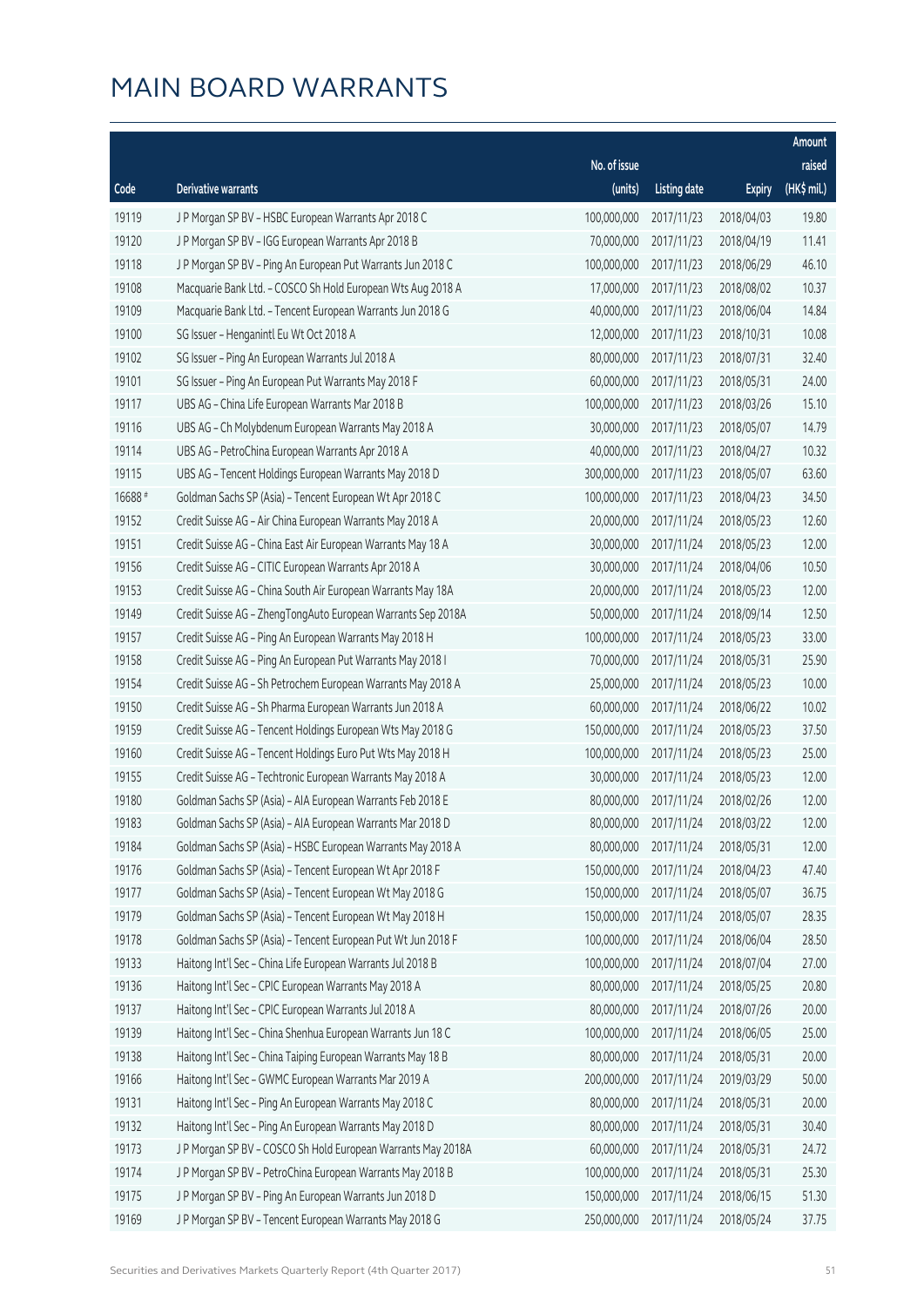# MAIN BOARD WARRANTS

| Code | Derivative warrants | No. of issue (units) | Listing date | Expiry | Amount raised (HK$ mil.) |
|---|---|---|---|---|---|
| 19119 | J P Morgan SP BV – HSBC European Warrants Apr 2018 C | 100,000,000 | 2017/11/23 | 2018/04/03 | 19.80 |
| 19120 | J P Morgan SP BV – IGG European Warrants Apr 2018 B | 70,000,000 | 2017/11/23 | 2018/04/19 | 11.41 |
| 19118 | J P Morgan SP BV – Ping An European Put Warrants Jun 2018 C | 100,000,000 | 2017/11/23 | 2018/06/29 | 46.10 |
| 19108 | Macquarie Bank Ltd. – COSCO Sh Hold European Wts Aug 2018 A | 17,000,000 | 2017/11/23 | 2018/08/02 | 10.37 |
| 19109 | Macquarie Bank Ltd. – Tencent European Warrants Jun 2018 G | 40,000,000 | 2017/11/23 | 2018/06/04 | 14.84 |
| 19100 | SG Issuer – Henganintl Eu Wt Oct 2018 A | 12,000,000 | 2017/11/23 | 2018/10/31 | 10.08 |
| 19102 | SG Issuer – Ping An European Warrants Jul 2018 A | 80,000,000 | 2017/11/23 | 2018/07/31 | 32.40 |
| 19101 | SG Issuer – Ping An European Put Warrants May 2018 F | 60,000,000 | 2017/11/23 | 2018/05/31 | 24.00 |
| 19117 | UBS AG – China Life European Warrants Mar 2018 B | 100,000,000 | 2017/11/23 | 2018/03/26 | 15.10 |
| 19116 | UBS AG – Ch Molybdenum European Warrants May 2018 A | 30,000,000 | 2017/11/23 | 2018/05/07 | 14.79 |
| 19114 | UBS AG – PetroChina European Warrants Apr 2018 A | 40,000,000 | 2017/11/23 | 2018/04/27 | 10.32 |
| 19115 | UBS AG – Tencent Holdings European Warrants May 2018 D | 300,000,000 | 2017/11/23 | 2018/05/07 | 63.60 |
| 16688 # | Goldman Sachs SP (Asia) – Tencent European Wt Apr 2018 C | 100,000,000 | 2017/11/23 | 2018/04/23 | 34.50 |
| 19152 | Credit Suisse AG – Air China European Warrants May 2018 A | 20,000,000 | 2017/11/24 | 2018/05/23 | 12.60 |
| 19151 | Credit Suisse AG – China East Air European Warrants May 18 A | 30,000,000 | 2017/11/24 | 2018/05/23 | 12.00 |
| 19156 | Credit Suisse AG – CITIC European Warrants Apr 2018 A | 30,000,000 | 2017/11/24 | 2018/04/06 | 10.50 |
| 19153 | Credit Suisse AG – China South Air European Warrants May 18A | 20,000,000 | 2017/11/24 | 2018/05/23 | 12.00 |
| 19149 | Credit Suisse AG – ZhengTongAuto European Warrants Sep 2018A | 50,000,000 | 2017/11/24 | 2018/09/14 | 12.50 |
| 19157 | Credit Suisse AG – Ping An European Warrants May 2018 H | 100,000,000 | 2017/11/24 | 2018/05/23 | 33.00 |
| 19158 | Credit Suisse AG – Ping An European Put Warrants May 2018 I | 70,000,000 | 2017/11/24 | 2018/05/31 | 25.90 |
| 19154 | Credit Suisse AG – Sh Petrochem European Warrants May 2018 A | 25,000,000 | 2017/11/24 | 2018/05/23 | 10.00 |
| 19150 | Credit Suisse AG – Sh Pharma European Warrants Jun 2018 A | 60,000,000 | 2017/11/24 | 2018/06/22 | 10.02 |
| 19159 | Credit Suisse AG – Tencent Holdings European Wts May 2018 G | 150,000,000 | 2017/11/24 | 2018/05/23 | 37.50 |
| 19160 | Credit Suisse AG – Tencent Holdings Euro Put Wts May 2018 H | 100,000,000 | 2017/11/24 | 2018/05/23 | 25.00 |
| 19155 | Credit Suisse AG – Techtronic European Warrants May 2018 A | 30,000,000 | 2017/11/24 | 2018/05/23 | 12.00 |
| 19180 | Goldman Sachs SP (Asia) – AIA European Warrants Feb 2018 E | 80,000,000 | 2017/11/24 | 2018/02/26 | 12.00 |
| 19183 | Goldman Sachs SP (Asia) – AIA European Warrants Mar 2018 D | 80,000,000 | 2017/11/24 | 2018/03/22 | 12.00 |
| 19184 | Goldman Sachs SP (Asia) – HSBC European Warrants May 2018 A | 80,000,000 | 2017/11/24 | 2018/05/31 | 12.00 |
| 19176 | Goldman Sachs SP (Asia) – Tencent European Wt Apr 2018 F | 150,000,000 | 2017/11/24 | 2018/04/23 | 47.40 |
| 19177 | Goldman Sachs SP (Asia) – Tencent European Wt May 2018 G | 150,000,000 | 2017/11/24 | 2018/05/07 | 36.75 |
| 19179 | Goldman Sachs SP (Asia) – Tencent European Wt May 2018 H | 150,000,000 | 2017/11/24 | 2018/05/07 | 28.35 |
| 19178 | Goldman Sachs SP (Asia) – Tencent European Put Wt Jun 2018 F | 100,000,000 | 2017/11/24 | 2018/06/04 | 28.50 |
| 19133 | Haitong Int'l Sec – China Life European Warrants Jul 2018 B | 100,000,000 | 2017/11/24 | 2018/07/04 | 27.00 |
| 19136 | Haitong Int'l Sec – CPIC European Warrants May 2018 A | 80,000,000 | 2017/11/24 | 2018/05/25 | 20.80 |
| 19137 | Haitong Int'l Sec – CPIC European Warrants Jul 2018 A | 80,000,000 | 2017/11/24 | 2018/07/26 | 20.00 |
| 19139 | Haitong Int'l Sec – China Shenhua European Warrants Jun 18 C | 100,000,000 | 2017/11/24 | 2018/06/05 | 25.00 |
| 19138 | Haitong Int'l Sec – China Taiping European Warrants May 18 B | 80,000,000 | 2017/11/24 | 2018/05/31 | 20.00 |
| 19166 | Haitong Int'l Sec – GWMC European Warrants Mar 2019 A | 200,000,000 | 2017/11/24 | 2019/03/29 | 50.00 |
| 19131 | Haitong Int'l Sec – Ping An European Warrants May 2018 C | 80,000,000 | 2017/11/24 | 2018/05/31 | 20.00 |
| 19132 | Haitong Int'l Sec – Ping An European Warrants May 2018 D | 80,000,000 | 2017/11/24 | 2018/05/31 | 30.40 |
| 19173 | J P Morgan SP BV – COSCO Sh Hold European Warrants May 2018A | 60,000,000 | 2017/11/24 | 2018/05/31 | 24.72 |
| 19174 | J P Morgan SP BV – PetroChina European Warrants May 2018 B | 100,000,000 | 2017/11/24 | 2018/05/31 | 25.30 |
| 19175 | J P Morgan SP BV – Ping An European Warrants Jun 2018 D | 150,000,000 | 2017/11/24 | 2018/06/15 | 51.30 |
| 19169 | J P Morgan SP BV – Tencent European Warrants May 2018 G | 250,000,000 | 2017/11/24 | 2018/05/24 | 37.75 |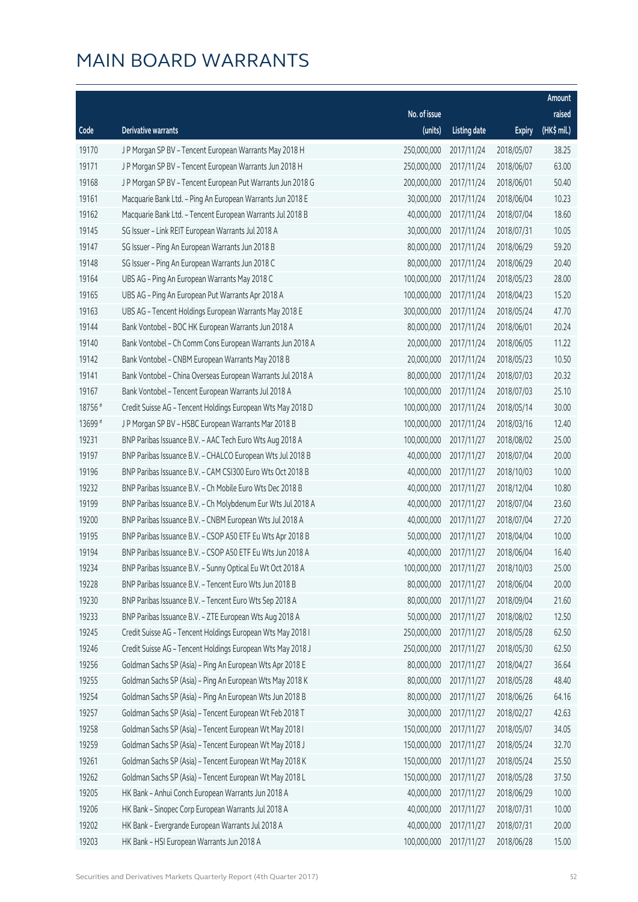# MAIN BOARD WARRANTS

| Code | Derivative warrants | No. of issue (units) | Listing date | Expiry | Amount raised (HK$ mil.) |
|---|---|---|---|---|---|
| 19170 | J P Morgan SP BV - Tencent European Warrants May 2018 H | 250,000,000 | 2017/11/24 | 2018/05/07 | 38.25 |
| 19171 | J P Morgan SP BV - Tencent European Warrants Jun 2018 H | 250,000,000 | 2017/11/24 | 2018/06/07 | 63.00 |
| 19168 | J P Morgan SP BV - Tencent European Put Warrants Jun 2018 G | 200,000,000 | 2017/11/24 | 2018/06/01 | 50.40 |
| 19161 | Macquarie Bank Ltd. - Ping An European Warrants Jun 2018 E | 30,000,000 | 2017/11/24 | 2018/06/04 | 10.23 |
| 19162 | Macquarie Bank Ltd. - Tencent European Warrants Jul 2018 B | 40,000,000 | 2017/11/24 | 2018/07/04 | 18.60 |
| 19145 | SG Issuer - Link REIT European Warrants Jul 2018 A | 30,000,000 | 2017/11/24 | 2018/07/31 | 10.05 |
| 19147 | SG Issuer - Ping An European Warrants Jun 2018 B | 80,000,000 | 2017/11/24 | 2018/06/29 | 59.20 |
| 19148 | SG Issuer - Ping An European Warrants Jun 2018 C | 80,000,000 | 2017/11/24 | 2018/06/29 | 20.40 |
| 19164 | UBS AG - Ping An European Warrants May 2018 C | 100,000,000 | 2017/11/24 | 2018/05/23 | 28.00 |
| 19165 | UBS AG - Ping An European Put Warrants Apr 2018 A | 100,000,000 | 2017/11/24 | 2018/04/23 | 15.20 |
| 19163 | UBS AG - Tencent Holdings European Warrants May 2018 E | 300,000,000 | 2017/11/24 | 2018/05/24 | 47.70 |
| 19144 | Bank Vontobel - BOC HK European Warrants Jun 2018 A | 80,000,000 | 2017/11/24 | 2018/06/01 | 20.24 |
| 19140 | Bank Vontobel - Ch Comm Cons European Warrants Jun 2018 A | 20,000,000 | 2017/11/24 | 2018/06/05 | 11.22 |
| 19142 | Bank Vontobel - CNBM European Warrants May 2018 B | 20,000,000 | 2017/11/24 | 2018/05/23 | 10.50 |
| 19141 | Bank Vontobel - China Overseas European Warrants Jul 2018 A | 80,000,000 | 2017/11/24 | 2018/07/03 | 20.32 |
| 19167 | Bank Vontobel - Tencent European Warrants Jul 2018 A | 100,000,000 | 2017/11/24 | 2018/07/03 | 25.10 |
| 18756 # | Credit Suisse AG - Tencent Holdings European Wts May 2018 D | 100,000,000 | 2017/11/24 | 2018/05/14 | 30.00 |
| 13699 # | J P Morgan SP BV - HSBC European Warrants Mar 2018 B | 100,000,000 | 2017/11/24 | 2018/03/16 | 12.40 |
| 19231 | BNP Paribas Issuance B.V. - AAC Tech Euro Wts Aug 2018 A | 100,000,000 | 2017/11/27 | 2018/08/02 | 25.00 |
| 19197 | BNP Paribas Issuance B.V. - CHALCO European Wts Jul 2018 B | 40,000,000 | 2017/11/27 | 2018/07/04 | 20.00 |
| 19196 | BNP Paribas Issuance B.V. - CAM CSI300 Euro Wts Oct 2018 B | 40,000,000 | 2017/11/27 | 2018/10/03 | 10.00 |
| 19232 | BNP Paribas Issuance B.V. - Ch Mobile Euro Wts Dec 2018 B | 40,000,000 | 2017/11/27 | 2018/12/04 | 10.80 |
| 19199 | BNP Paribas Issuance B.V. - Ch Molybdenum Eur Wts Jul 2018 A | 40,000,000 | 2017/11/27 | 2018/07/04 | 23.60 |
| 19200 | BNP Paribas Issuance B.V. - CNBM European Wts Jul 2018 A | 40,000,000 | 2017/11/27 | 2018/07/04 | 27.20 |
| 19195 | BNP Paribas Issuance B.V. - CSOP A50 ETF Eu Wts Apr 2018 B | 50,000,000 | 2017/11/27 | 2018/04/04 | 10.00 |
| 19194 | BNP Paribas Issuance B.V. - CSOP A50 ETF Eu Wts Jun 2018 A | 40,000,000 | 2017/11/27 | 2018/06/04 | 16.40 |
| 19234 | BNP Paribas Issuance B.V. - Sunny Optical Eu Wt Oct 2018 A | 100,000,000 | 2017/11/27 | 2018/10/03 | 25.00 |
| 19228 | BNP Paribas Issuance B.V. - Tencent Euro Wts Jun 2018 B | 80,000,000 | 2017/11/27 | 2018/06/04 | 20.00 |
| 19230 | BNP Paribas Issuance B.V. - Tencent Euro Wts Sep 2018 A | 80,000,000 | 2017/11/27 | 2018/09/04 | 21.60 |
| 19233 | BNP Paribas Issuance B.V. - ZTE European Wts Aug 2018 A | 50,000,000 | 2017/11/27 | 2018/08/02 | 12.50 |
| 19245 | Credit Suisse AG - Tencent Holdings European Wts May 2018 I | 250,000,000 | 2017/11/27 | 2018/05/28 | 62.50 |
| 19246 | Credit Suisse AG - Tencent Holdings European Wts May 2018 J | 250,000,000 | 2017/11/27 | 2018/05/30 | 62.50 |
| 19256 | Goldman Sachs SP (Asia) - Ping An European Wts Apr 2018 E | 80,000,000 | 2017/11/27 | 2018/04/27 | 36.64 |
| 19255 | Goldman Sachs SP (Asia) - Ping An European Wts May 2018 K | 80,000,000 | 2017/11/27 | 2018/05/28 | 48.40 |
| 19254 | Goldman Sachs SP (Asia) - Ping An European Wts Jun 2018 B | 80,000,000 | 2017/11/27 | 2018/06/26 | 64.16 |
| 19257 | Goldman Sachs SP (Asia) - Tencent European Wt Feb 2018 T | 30,000,000 | 2017/11/27 | 2018/02/27 | 42.63 |
| 19258 | Goldman Sachs SP (Asia) - Tencent European Wt May 2018 I | 150,000,000 | 2017/11/27 | 2018/05/07 | 34.05 |
| 19259 | Goldman Sachs SP (Asia) - Tencent European Wt May 2018 J | 150,000,000 | 2017/11/27 | 2018/05/24 | 32.70 |
| 19261 | Goldman Sachs SP (Asia) - Tencent European Wt May 2018 K | 150,000,000 | 2017/11/27 | 2018/05/24 | 25.50 |
| 19262 | Goldman Sachs SP (Asia) - Tencent European Wt May 2018 L | 150,000,000 | 2017/11/27 | 2018/05/28 | 37.50 |
| 19205 | HK Bank - Anhui Conch European Warrants Jun 2018 A | 40,000,000 | 2017/11/27 | 2018/06/29 | 10.00 |
| 19206 | HK Bank - Sinopec Corp European Warrants Jul 2018 A | 40,000,000 | 2017/11/27 | 2018/07/31 | 10.00 |
| 19202 | HK Bank - Evergrande European Warrants Jul 2018 A | 40,000,000 | 2017/11/27 | 2018/07/31 | 20.00 |
| 19203 | HK Bank - HSI European Warrants Jun 2018 A | 100,000,000 | 2017/11/27 | 2018/06/28 | 15.00 |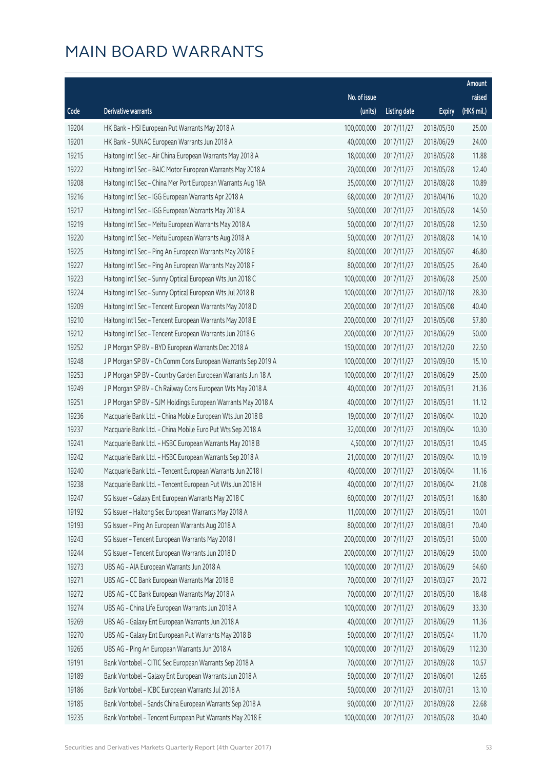# MAIN BOARD WARRANTS

| Code | Derivative warrants | No. of issue (units) | Listing date | Expiry | Amount raised (HK$ mil.) |
|---|---|---|---|---|---|
| 19204 | HK Bank - HSI European Put Warrants May 2018 A | 100,000,000 | 2017/11/27 | 2018/05/30 | 25.00 |
| 19201 | HK Bank - SUNAC European Warrants Jun 2018 A | 40,000,000 | 2017/11/27 | 2018/06/29 | 24.00 |
| 19215 | Haitong Int'l Sec - Air China European Warrants May 2018 A | 18,000,000 | 2017/11/27 | 2018/05/28 | 11.88 |
| 19222 | Haitong Int'l Sec - BAIC Motor European Warrants May 2018 A | 20,000,000 | 2017/11/27 | 2018/05/28 | 12.40 |
| 19208 | Haitong Int'l Sec - China Mer Port European Warrants Aug 18A | 35,000,000 | 2017/11/27 | 2018/08/28 | 10.89 |
| 19216 | Haitong Int'l Sec - IGG European Warrants Apr 2018 A | 68,000,000 | 2017/11/27 | 2018/04/16 | 10.20 |
| 19217 | Haitong Int'l Sec - IGG European Warrants May 2018 A | 50,000,000 | 2017/11/27 | 2018/05/28 | 14.50 |
| 19219 | Haitong Int'l Sec - Meitu European Warrants May 2018 A | 50,000,000 | 2017/11/27 | 2018/05/28 | 12.50 |
| 19220 | Haitong Int'l Sec - Meitu European Warrants Aug 2018 A | 50,000,000 | 2017/11/27 | 2018/08/28 | 14.10 |
| 19225 | Haitong Int'l Sec - Ping An European Warrants May 2018 E | 80,000,000 | 2017/11/27 | 2018/05/07 | 46.80 |
| 19227 | Haitong Int'l Sec - Ping An European Warrants May 2018 F | 80,000,000 | 2017/11/27 | 2018/05/25 | 26.40 |
| 19223 | Haitong Int'l Sec - Sunny Optical European Wts Jun 2018 C | 100,000,000 | 2017/11/27 | 2018/06/28 | 25.00 |
| 19224 | Haitong Int'l Sec - Sunny Optical European Wts Jul 2018 B | 100,000,000 | 2017/11/27 | 2018/07/18 | 28.30 |
| 19209 | Haitong Int'l Sec - Tencent European Warrants May 2018 D | 200,000,000 | 2017/11/27 | 2018/05/08 | 40.40 |
| 19210 | Haitong Int'l Sec - Tencent European Warrants May 2018 E | 200,000,000 | 2017/11/27 | 2018/05/08 | 57.80 |
| 19212 | Haitong Int'l Sec - Tencent European Warrants Jun 2018 G | 200,000,000 | 2017/11/27 | 2018/06/29 | 50.00 |
| 19252 | J P Morgan SP BV - BYD European Warrants Dec 2018 A | 150,000,000 | 2017/11/27 | 2018/12/20 | 22.50 |
| 19248 | J P Morgan SP BV - Ch Comm Cons European Warrants Sep 2019 A | 100,000,000 | 2017/11/27 | 2019/09/30 | 15.10 |
| 19253 | J P Morgan SP BV - Country Garden European Warrants Jun 18 A | 100,000,000 | 2017/11/27 | 2018/06/29 | 25.00 |
| 19249 | J P Morgan SP BV - Ch Railway Cons European Wts May 2018 A | 40,000,000 | 2017/11/27 | 2018/05/31 | 21.36 |
| 19251 | J P Morgan SP BV - SJM Holdings European Warrants May 2018 A | 40,000,000 | 2017/11/27 | 2018/05/31 | 11.12 |
| 19236 | Macquarie Bank Ltd. - China Mobile European Wts Jun 2018 B | 19,000,000 | 2017/11/27 | 2018/06/04 | 10.20 |
| 19237 | Macquarie Bank Ltd. - China Mobile Euro Put Wts Sep 2018 A | 32,000,000 | 2017/11/27 | 2018/09/04 | 10.30 |
| 19241 | Macquarie Bank Ltd. - HSBC European Warrants May 2018 B | 4,500,000 | 2017/11/27 | 2018/05/31 | 10.45 |
| 19242 | Macquarie Bank Ltd. - HSBC European Warrants Sep 2018 A | 21,000,000 | 2017/11/27 | 2018/09/04 | 10.19 |
| 19240 | Macquarie Bank Ltd. - Tencent European Warrants Jun 2018 I | 40,000,000 | 2017/11/27 | 2018/06/04 | 11.16 |
| 19238 | Macquarie Bank Ltd. - Tencent European Put Wts Jun 2018 H | 40,000,000 | 2017/11/27 | 2018/06/04 | 21.08 |
| 19247 | SG Issuer - Galaxy Ent European Warrants May 2018 C | 60,000,000 | 2017/11/27 | 2018/05/31 | 16.80 |
| 19192 | SG Issuer - Haitong Sec European Warrants May 2018 A | 11,000,000 | 2017/11/27 | 2018/05/31 | 10.01 |
| 19193 | SG Issuer - Ping An European Warrants Aug 2018 A | 80,000,000 | 2017/11/27 | 2018/08/31 | 70.40 |
| 19243 | SG Issuer - Tencent European Warrants May 2018 I | 200,000,000 | 2017/11/27 | 2018/05/31 | 50.00 |
| 19244 | SG Issuer - Tencent European Warrants Jun 2018 D | 200,000,000 | 2017/11/27 | 2018/06/29 | 50.00 |
| 19273 | UBS AG - AIA European Warrants Jun 2018 A | 100,000,000 | 2017/11/27 | 2018/06/29 | 64.60 |
| 19271 | UBS AG - CC Bank European Warrants Mar 2018 B | 70,000,000 | 2017/11/27 | 2018/03/27 | 20.72 |
| 19272 | UBS AG - CC Bank European Warrants May 2018 A | 70,000,000 | 2017/11/27 | 2018/05/30 | 18.48 |
| 19274 | UBS AG - China Life European Warrants Jun 2018 A | 100,000,000 | 2017/11/27 | 2018/06/29 | 33.30 |
| 19269 | UBS AG - Galaxy Ent European Warrants Jun 2018 A | 40,000,000 | 2017/11/27 | 2018/06/29 | 11.36 |
| 19270 | UBS AG - Galaxy Ent European Put Warrants May 2018 B | 50,000,000 | 2017/11/27 | 2018/05/24 | 11.70 |
| 19265 | UBS AG - Ping An European Warrants Jun 2018 A | 100,000,000 | 2017/11/27 | 2018/06/29 | 112.30 |
| 19191 | Bank Vontobel - CITIC Sec European Warrants Sep 2018 A | 70,000,000 | 2017/11/27 | 2018/09/28 | 10.57 |
| 19189 | Bank Vontobel - Galaxy Ent European Warrants Jun 2018 A | 50,000,000 | 2017/11/27 | 2018/06/01 | 12.65 |
| 19186 | Bank Vontobel - ICBC European Warrants Jul 2018 A | 50,000,000 | 2017/11/27 | 2018/07/31 | 13.10 |
| 19185 | Bank Vontobel - Sands China European Warrants Sep 2018 A | 90,000,000 | 2017/11/27 | 2018/09/28 | 22.68 |
| 19235 | Bank Vontobel - Tencent European Put Warrants May 2018 E | 100,000,000 | 2017/11/27 | 2018/05/28 | 30.40 |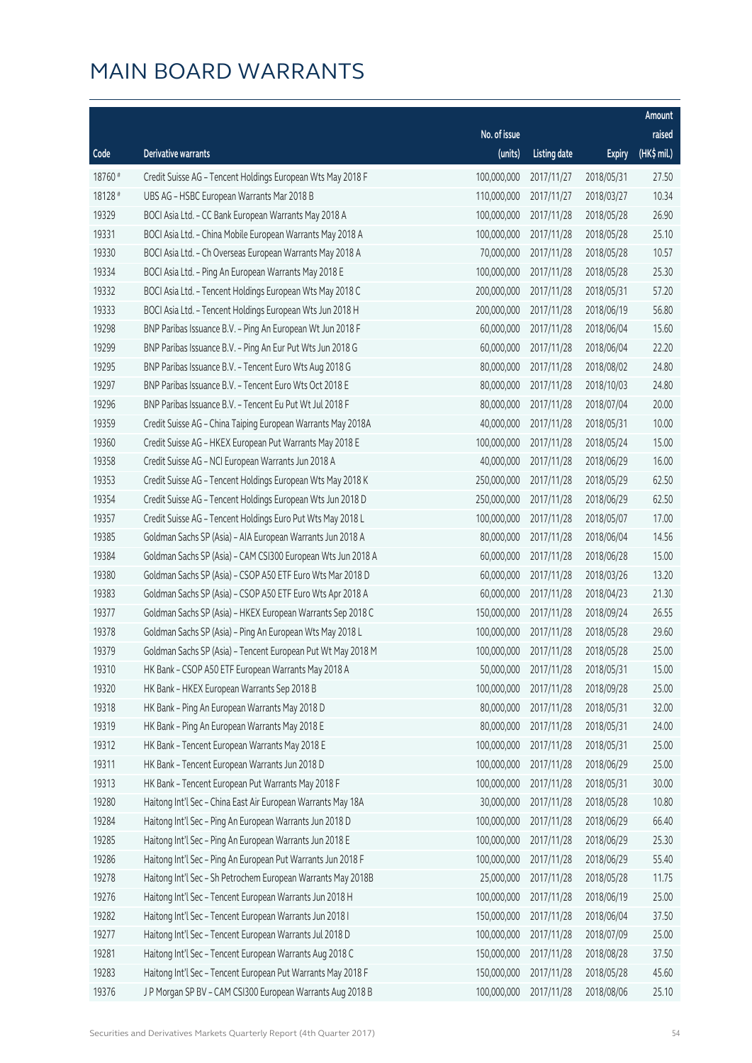# MAIN BOARD WARRANTS

| Code | Derivative warrants | No. of issue (units) | Listing date | Expiry | Amount raised (HK$ mil.) |
|---|---|---|---|---|---|
| 18760 # | Credit Suisse AG – Tencent Holdings European Wts May 2018 F | 100,000,000 | 2017/11/27 | 2018/05/31 | 27.50 |
| 18128 # | UBS AG – HSBC European Warrants Mar 2018 B | 110,000,000 | 2017/11/27 | 2018/03/27 | 10.34 |
| 19329 | BOCI Asia Ltd. – CC Bank European Warrants May 2018 A | 100,000,000 | 2017/11/28 | 2018/05/28 | 26.90 |
| 19331 | BOCI Asia Ltd. – China Mobile European Warrants May 2018 A | 100,000,000 | 2017/11/28 | 2018/05/28 | 25.10 |
| 19330 | BOCI Asia Ltd. – Ch Overseas European Warrants May 2018 A | 70,000,000 | 2017/11/28 | 2018/05/28 | 10.57 |
| 19334 | BOCI Asia Ltd. – Ping An European Warrants May 2018 E | 100,000,000 | 2017/11/28 | 2018/05/28 | 25.30 |
| 19332 | BOCI Asia Ltd. – Tencent Holdings European Wts May 2018 C | 200,000,000 | 2017/11/28 | 2018/05/31 | 57.20 |
| 19333 | BOCI Asia Ltd. – Tencent Holdings European Wts Jun 2018 H | 200,000,000 | 2017/11/28 | 2018/06/19 | 56.80 |
| 19298 | BNP Paribas Issuance B.V. – Ping An European Wt Jun 2018 F | 60,000,000 | 2017/11/28 | 2018/06/04 | 15.60 |
| 19299 | BNP Paribas Issuance B.V. – Ping An Eur Put Wts Jun 2018 G | 60,000,000 | 2017/11/28 | 2018/06/04 | 22.20 |
| 19295 | BNP Paribas Issuance B.V. – Tencent Euro Wts Aug 2018 G | 80,000,000 | 2017/11/28 | 2018/08/02 | 24.80 |
| 19297 | BNP Paribas Issuance B.V. – Tencent Euro Wts Oct 2018 E | 80,000,000 | 2017/11/28 | 2018/10/03 | 24.80 |
| 19296 | BNP Paribas Issuance B.V. – Tencent Eu Put Wt Jul 2018 F | 80,000,000 | 2017/11/28 | 2018/07/04 | 20.00 |
| 19359 | Credit Suisse AG – China Taiping European Warrants May 2018A | 40,000,000 | 2017/11/28 | 2018/05/31 | 10.00 |
| 19360 | Credit Suisse AG – HKEX European Put Warrants May 2018 E | 100,000,000 | 2017/11/28 | 2018/05/24 | 15.00 |
| 19358 | Credit Suisse AG – NCI European Warrants Jun 2018 A | 40,000,000 | 2017/11/28 | 2018/06/29 | 16.00 |
| 19353 | Credit Suisse AG – Tencent Holdings European Wts May 2018 K | 250,000,000 | 2017/11/28 | 2018/05/29 | 62.50 |
| 19354 | Credit Suisse AG – Tencent Holdings European Wts Jun 2018 D | 250,000,000 | 2017/11/28 | 2018/06/29 | 62.50 |
| 19357 | Credit Suisse AG – Tencent Holdings Euro Put Wts May 2018 L | 100,000,000 | 2017/11/28 | 2018/05/07 | 17.00 |
| 19385 | Goldman Sachs SP (Asia) – AIA European Warrants Jun 2018 A | 80,000,000 | 2017/11/28 | 2018/06/04 | 14.56 |
| 19384 | Goldman Sachs SP (Asia) – CAM CSI300 European Wts Jun 2018 A | 60,000,000 | 2017/11/28 | 2018/06/28 | 15.00 |
| 19380 | Goldman Sachs SP (Asia) – CSOP A50 ETF Euro Wts Mar 2018 D | 60,000,000 | 2017/11/28 | 2018/03/26 | 13.20 |
| 19383 | Goldman Sachs SP (Asia) – CSOP A50 ETF Euro Wts Apr 2018 A | 60,000,000 | 2017/11/28 | 2018/04/23 | 21.30 |
| 19377 | Goldman Sachs SP (Asia) – HKEX European Warrants Sep 2018 C | 150,000,000 | 2017/11/28 | 2018/09/24 | 26.55 |
| 19378 | Goldman Sachs SP (Asia) – Ping An European Wts May 2018 L | 100,000,000 | 2017/11/28 | 2018/05/28 | 29.60 |
| 19379 | Goldman Sachs SP (Asia) – Tencent European Put Wt May 2018 M | 100,000,000 | 2017/11/28 | 2018/05/28 | 25.00 |
| 19310 | HK Bank – CSOP A50 ETF European Warrants May 2018 A | 50,000,000 | 2017/11/28 | 2018/05/31 | 15.00 |
| 19320 | HK Bank – HKEX European Warrants Sep 2018 B | 100,000,000 | 2017/11/28 | 2018/09/28 | 25.00 |
| 19318 | HK Bank – Ping An European Warrants May 2018 D | 80,000,000 | 2017/11/28 | 2018/05/31 | 32.00 |
| 19319 | HK Bank – Ping An European Warrants May 2018 E | 80,000,000 | 2017/11/28 | 2018/05/31 | 24.00 |
| 19312 | HK Bank – Tencent European Warrants May 2018 E | 100,000,000 | 2017/11/28 | 2018/05/31 | 25.00 |
| 19311 | HK Bank – Tencent European Warrants Jun 2018 D | 100,000,000 | 2017/11/28 | 2018/06/29 | 25.00 |
| 19313 | HK Bank – Tencent European Put Warrants May 2018 F | 100,000,000 | 2017/11/28 | 2018/05/31 | 30.00 |
| 19280 | Haitong Int'l Sec – China East Air European Warrants May 18A | 30,000,000 | 2017/11/28 | 2018/05/28 | 10.80 |
| 19284 | Haitong Int'l Sec – Ping An European Warrants Jun 2018 D | 100,000,000 | 2017/11/28 | 2018/06/29 | 66.40 |
| 19285 | Haitong Int'l Sec – Ping An European Warrants Jun 2018 E | 100,000,000 | 2017/11/28 | 2018/06/29 | 25.30 |
| 19286 | Haitong Int'l Sec – Ping An European Put Warrants Jun 2018 F | 100,000,000 | 2017/11/28 | 2018/06/29 | 55.40 |
| 19278 | Haitong Int'l Sec – Sh Petrochem European Warrants May 2018B | 25,000,000 | 2017/11/28 | 2018/05/28 | 11.75 |
| 19276 | Haitong Int'l Sec – Tencent European Warrants Jun 2018 H | 100,000,000 | 2017/11/28 | 2018/06/19 | 25.00 |
| 19282 | Haitong Int'l Sec – Tencent European Warrants Jun 2018 I | 150,000,000 | 2017/11/28 | 2018/06/04 | 37.50 |
| 19277 | Haitong Int'l Sec – Tencent European Warrants Jul 2018 D | 100,000,000 | 2017/11/28 | 2018/07/09 | 25.00 |
| 19281 | Haitong Int'l Sec – Tencent European Warrants Aug 2018 C | 150,000,000 | 2017/11/28 | 2018/08/28 | 37.50 |
| 19283 | Haitong Int'l Sec – Tencent European Put Warrants May 2018 F | 150,000,000 | 2017/11/28 | 2018/05/28 | 45.60 |
| 19376 | J P Morgan SP BV – CAM CSI300 European Warrants Aug 2018 B | 100,000,000 | 2017/11/28 | 2018/08/06 | 25.10 |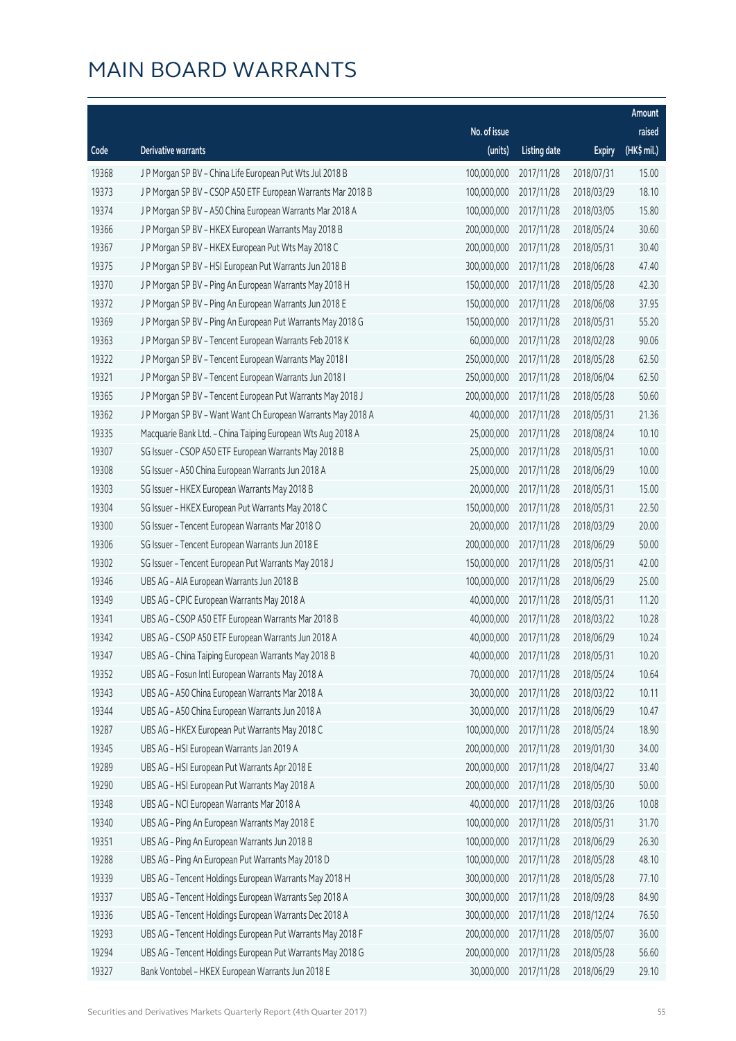# MAIN BOARD WARRANTS

| Code | Derivative warrants | No. of issue (units) | Listing date | Expiry | Amount raised (HK$ mil.) |
|---|---|---|---|---|---|
| 19368 | J P Morgan SP BV - China Life European Put Wts Jul 2018 B | 100,000,000 | 2017/11/28 | 2018/07/31 | 15.00 |
| 19373 | J P Morgan SP BV - CSOP A50 ETF European Warrants Mar 2018 B | 100,000,000 | 2017/11/28 | 2018/03/29 | 18.10 |
| 19374 | J P Morgan SP BV - A50 China European Warrants Mar 2018 A | 100,000,000 | 2017/11/28 | 2018/03/05 | 15.80 |
| 19366 | J P Morgan SP BV - HKEX European Warrants May 2018 B | 200,000,000 | 2017/11/28 | 2018/05/24 | 30.60 |
| 19367 | J P Morgan SP BV - HKEX European Put Wts May 2018 C | 200,000,000 | 2017/11/28 | 2018/05/31 | 30.40 |
| 19375 | J P Morgan SP BV - HSI European Put Warrants Jun 2018 B | 300,000,000 | 2017/11/28 | 2018/06/28 | 47.40 |
| 19370 | J P Morgan SP BV - Ping An European Warrants May 2018 H | 150,000,000 | 2017/11/28 | 2018/05/28 | 42.30 |
| 19372 | J P Morgan SP BV - Ping An European Warrants Jun 2018 E | 150,000,000 | 2017/11/28 | 2018/06/08 | 37.95 |
| 19369 | J P Morgan SP BV - Ping An European Put Warrants May 2018 G | 150,000,000 | 2017/11/28 | 2018/05/31 | 55.20 |
| 19363 | J P Morgan SP BV - Tencent European Warrants Feb 2018 K | 60,000,000 | 2017/11/28 | 2018/02/28 | 90.06 |
| 19322 | J P Morgan SP BV - Tencent European Warrants May 2018 I | 250,000,000 | 2017/11/28 | 2018/05/28 | 62.50 |
| 19321 | J P Morgan SP BV - Tencent European Warrants Jun 2018 I | 250,000,000 | 2017/11/28 | 2018/06/04 | 62.50 |
| 19365 | J P Morgan SP BV - Tencent European Put Warrants May 2018 J | 200,000,000 | 2017/11/28 | 2018/05/28 | 50.60 |
| 19362 | J P Morgan SP BV - Want Want Ch European Warrants May 2018 A | 40,000,000 | 2017/11/28 | 2018/05/31 | 21.36 |
| 19335 | Macquarie Bank Ltd. - China Taiping European Wts Aug 2018 A | 25,000,000 | 2017/11/28 | 2018/08/24 | 10.10 |
| 19307 | SG Issuer - CSOP A50 ETF European Warrants May 2018 B | 25,000,000 | 2017/11/28 | 2018/05/31 | 10.00 |
| 19308 | SG Issuer - A50 China European Warrants Jun 2018 A | 25,000,000 | 2017/11/28 | 2018/06/29 | 10.00 |
| 19303 | SG Issuer - HKEX European Warrants May 2018 B | 20,000,000 | 2017/11/28 | 2018/05/31 | 15.00 |
| 19304 | SG Issuer - HKEX European Put Warrants May 2018 C | 150,000,000 | 2017/11/28 | 2018/05/31 | 22.50 |
| 19300 | SG Issuer - Tencent European Warrants Mar 2018 O | 20,000,000 | 2017/11/28 | 2018/03/29 | 20.00 |
| 19306 | SG Issuer - Tencent European Warrants Jun 2018 E | 200,000,000 | 2017/11/28 | 2018/06/29 | 50.00 |
| 19302 | SG Issuer - Tencent European Put Warrants May 2018 J | 150,000,000 | 2017/11/28 | 2018/05/31 | 42.00 |
| 19346 | UBS AG - AIA European Warrants Jun 2018 B | 100,000,000 | 2017/11/28 | 2018/06/29 | 25.00 |
| 19349 | UBS AG - CPIC European Warrants May 2018 A | 40,000,000 | 2017/11/28 | 2018/05/31 | 11.20 |
| 19341 | UBS AG - CSOP A50 ETF European Warrants Mar 2018 B | 40,000,000 | 2017/11/28 | 2018/03/22 | 10.28 |
| 19342 | UBS AG - CSOP A50 ETF European Warrants Jun 2018 A | 40,000,000 | 2017/11/28 | 2018/06/29 | 10.24 |
| 19347 | UBS AG - China Taiping European Warrants May 2018 B | 40,000,000 | 2017/11/28 | 2018/05/31 | 10.20 |
| 19352 | UBS AG - Fosun Intl European Warrants May 2018 A | 70,000,000 | 2017/11/28 | 2018/05/24 | 10.64 |
| 19343 | UBS AG - A50 China European Warrants Mar 2018 A | 30,000,000 | 2017/11/28 | 2018/03/22 | 10.11 |
| 19344 | UBS AG - A50 China European Warrants Jun 2018 A | 30,000,000 | 2017/11/28 | 2018/06/29 | 10.47 |
| 19287 | UBS AG - HKEX European Put Warrants May 2018 C | 100,000,000 | 2017/11/28 | 2018/05/24 | 18.90 |
| 19345 | UBS AG - HSI European Warrants Jan 2019 A | 200,000,000 | 2017/11/28 | 2019/01/30 | 34.00 |
| 19289 | UBS AG - HSI European Put Warrants Apr 2018 E | 200,000,000 | 2017/11/28 | 2018/04/27 | 33.40 |
| 19290 | UBS AG - HSI European Put Warrants May 2018 A | 200,000,000 | 2017/11/28 | 2018/05/30 | 50.00 |
| 19348 | UBS AG - NCI European Warrants Mar 2018 A | 40,000,000 | 2017/11/28 | 2018/03/26 | 10.08 |
| 19340 | UBS AG - Ping An European Warrants May 2018 E | 100,000,000 | 2017/11/28 | 2018/05/31 | 31.70 |
| 19351 | UBS AG - Ping An European Warrants Jun 2018 B | 100,000,000 | 2017/11/28 | 2018/06/29 | 26.30 |
| 19288 | UBS AG - Ping An European Put Warrants May 2018 D | 100,000,000 | 2017/11/28 | 2018/05/28 | 48.10 |
| 19339 | UBS AG - Tencent Holdings European Warrants May 2018 H | 300,000,000 | 2017/11/28 | 2018/05/28 | 77.10 |
| 19337 | UBS AG - Tencent Holdings European Warrants Sep 2018 A | 300,000,000 | 2017/11/28 | 2018/09/28 | 84.90 |
| 19336 | UBS AG - Tencent Holdings European Warrants Dec 2018 A | 300,000,000 | 2017/11/28 | 2018/12/24 | 76.50 |
| 19293 | UBS AG - Tencent Holdings European Put Warrants May 2018 F | 200,000,000 | 2017/11/28 | 2018/05/07 | 36.00 |
| 19294 | UBS AG - Tencent Holdings European Put Warrants May 2018 G | 200,000,000 | 2017/11/28 | 2018/05/28 | 56.60 |
| 19327 | Bank Vontobel - HKEX European Warrants Jun 2018 E | 30,000,000 | 2017/11/28 | 2018/06/29 | 29.10 |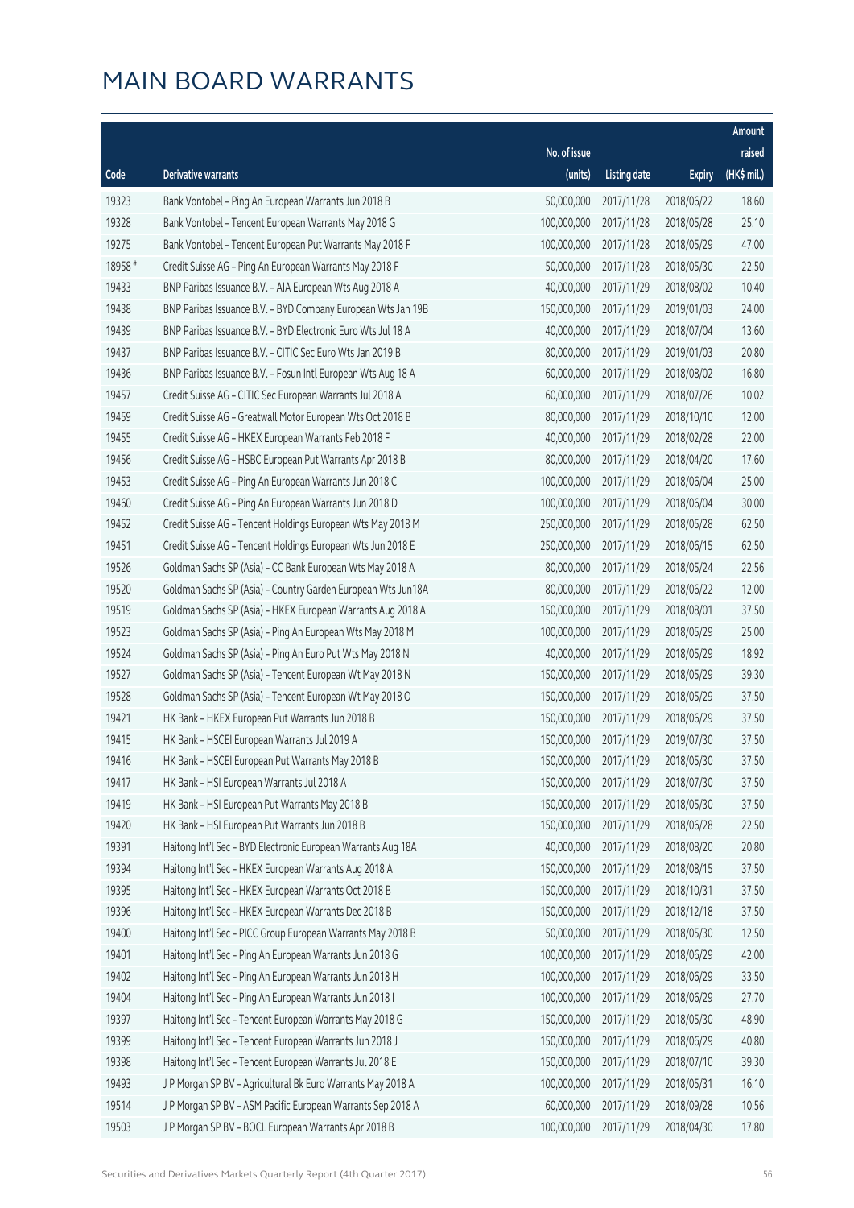# MAIN BOARD WARRANTS

| Code | Derivative warrants | No. of issue (units) | Listing date | Expiry | Amount raised (HK$ mil.) |
|---|---|---|---|---|---|
| 19323 | Bank Vontobel – Ping An European Warrants Jun 2018 B | 50,000,000 | 2017/11/28 | 2018/06/22 | 18.60 |
| 19328 | Bank Vontobel – Tencent European Warrants May 2018 G | 100,000,000 | 2017/11/28 | 2018/05/28 | 25.10 |
| 19275 | Bank Vontobel – Tencent European Put Warrants May 2018 F | 100,000,000 | 2017/11/28 | 2018/05/29 | 47.00 |
| 18958 # | Credit Suisse AG – Ping An European Warrants May 2018 F | 50,000,000 | 2017/11/28 | 2018/05/30 | 22.50 |
| 19433 | BNP Paribas Issuance B.V. – AIA European Wts Aug 2018 A | 40,000,000 | 2017/11/29 | 2018/08/02 | 10.40 |
| 19438 | BNP Paribas Issuance B.V. – BYD Company European Wts Jan 19B | 150,000,000 | 2017/11/29 | 2019/01/03 | 24.00 |
| 19439 | BNP Paribas Issuance B.V. – BYD Electronic Euro Wts Jul 18 A | 40,000,000 | 2017/11/29 | 2018/07/04 | 13.60 |
| 19437 | BNP Paribas Issuance B.V. – CITIC Sec Euro Wts Jan 2019 B | 80,000,000 | 2017/11/29 | 2019/01/03 | 20.80 |
| 19436 | BNP Paribas Issuance B.V. – Fosun Intl European Wts Aug 18 A | 60,000,000 | 2017/11/29 | 2018/08/02 | 16.80 |
| 19457 | Credit Suisse AG – CITIC Sec European Warrants Jul 2018 A | 60,000,000 | 2017/11/29 | 2018/07/26 | 10.02 |
| 19459 | Credit Suisse AG – Greatwall Motor European Wts Oct 2018 B | 80,000,000 | 2017/11/29 | 2018/10/10 | 12.00 |
| 19455 | Credit Suisse AG – HKEX European Warrants Feb 2018 F | 40,000,000 | 2017/11/29 | 2018/02/28 | 22.00 |
| 19456 | Credit Suisse AG – HSBC European Put Warrants Apr 2018 B | 80,000,000 | 2017/11/29 | 2018/04/20 | 17.60 |
| 19453 | Credit Suisse AG – Ping An European Warrants Jun 2018 C | 100,000,000 | 2017/11/29 | 2018/06/04 | 25.00 |
| 19460 | Credit Suisse AG – Ping An European Warrants Jun 2018 D | 100,000,000 | 2017/11/29 | 2018/06/04 | 30.00 |
| 19452 | Credit Suisse AG – Tencent Holdings European Wts May 2018 M | 250,000,000 | 2017/11/29 | 2018/05/28 | 62.50 |
| 19451 | Credit Suisse AG – Tencent Holdings European Wts Jun 2018 E | 250,000,000 | 2017/11/29 | 2018/06/15 | 62.50 |
| 19526 | Goldman Sachs SP (Asia) – CC Bank European Wts May 2018 A | 80,000,000 | 2017/11/29 | 2018/05/24 | 22.56 |
| 19520 | Goldman Sachs SP (Asia) – Country Garden European Wts Jun18A | 80,000,000 | 2017/11/29 | 2018/06/22 | 12.00 |
| 19519 | Goldman Sachs SP (Asia) – HKEX European Warrants Aug 2018 A | 150,000,000 | 2017/11/29 | 2018/08/01 | 37.50 |
| 19523 | Goldman Sachs SP (Asia) – Ping An European Wts May 2018 M | 100,000,000 | 2017/11/29 | 2018/05/29 | 25.00 |
| 19524 | Goldman Sachs SP (Asia) – Ping An Euro Put Wts May 2018 N | 40,000,000 | 2017/11/29 | 2018/05/29 | 18.92 |
| 19527 | Goldman Sachs SP (Asia) – Tencent European Wt May 2018 N | 150,000,000 | 2017/11/29 | 2018/05/29 | 39.30 |
| 19528 | Goldman Sachs SP (Asia) – Tencent European Wt May 2018 O | 150,000,000 | 2017/11/29 | 2018/05/29 | 37.50 |
| 19421 | HK Bank – HKEX European Put Warrants Jun 2018 B | 150,000,000 | 2017/11/29 | 2018/06/29 | 37.50 |
| 19415 | HK Bank – HSCEI European Warrants Jul 2019 A | 150,000,000 | 2017/11/29 | 2019/07/30 | 37.50 |
| 19416 | HK Bank – HSCEI European Put Warrants May 2018 B | 150,000,000 | 2017/11/29 | 2018/05/30 | 37.50 |
| 19417 | HK Bank – HSI European Warrants Jul 2018 A | 150,000,000 | 2017/11/29 | 2018/07/30 | 37.50 |
| 19419 | HK Bank – HSI European Put Warrants May 2018 B | 150,000,000 | 2017/11/29 | 2018/05/30 | 37.50 |
| 19420 | HK Bank – HSI European Put Warrants Jun 2018 B | 150,000,000 | 2017/11/29 | 2018/06/28 | 22.50 |
| 19391 | Haitong Int'l Sec – BYD Electronic European Warrants Aug 18A | 40,000,000 | 2017/11/29 | 2018/08/20 | 20.80 |
| 19394 | Haitong Int'l Sec – HKEX European Warrants Aug 2018 A | 150,000,000 | 2017/11/29 | 2018/08/15 | 37.50 |
| 19395 | Haitong Int'l Sec – HKEX European Warrants Oct 2018 B | 150,000,000 | 2017/11/29 | 2018/10/31 | 37.50 |
| 19396 | Haitong Int'l Sec – HKEX European Warrants Dec 2018 B | 150,000,000 | 2017/11/29 | 2018/12/18 | 37.50 |
| 19400 | Haitong Int'l Sec – PICC Group European Warrants May 2018 B | 50,000,000 | 2017/11/29 | 2018/05/30 | 12.50 |
| 19401 | Haitong Int'l Sec – Ping An European Warrants Jun 2018 G | 100,000,000 | 2017/11/29 | 2018/06/29 | 42.00 |
| 19402 | Haitong Int'l Sec – Ping An European Warrants Jun 2018 H | 100,000,000 | 2017/11/29 | 2018/06/29 | 33.50 |
| 19404 | Haitong Int'l Sec – Ping An European Warrants Jun 2018 I | 100,000,000 | 2017/11/29 | 2018/06/29 | 27.70 |
| 19397 | Haitong Int'l Sec – Tencent European Warrants May 2018 G | 150,000,000 | 2017/11/29 | 2018/05/30 | 48.90 |
| 19399 | Haitong Int'l Sec – Tencent European Warrants Jun 2018 J | 150,000,000 | 2017/11/29 | 2018/06/29 | 40.80 |
| 19398 | Haitong Int'l Sec – Tencent European Warrants Jul 2018 E | 150,000,000 | 2017/11/29 | 2018/07/10 | 39.30 |
| 19493 | J P Morgan SP BV – Agricultural Bk Euro Warrants May 2018 A | 100,000,000 | 2017/11/29 | 2018/05/31 | 16.10 |
| 19514 | J P Morgan SP BV – ASM Pacific European Warrants Sep 2018 A | 60,000,000 | 2017/11/29 | 2018/09/28 | 10.56 |
| 19503 | J P Morgan SP BV – BOCL European Warrants Apr 2018 B | 100,000,000 | 2017/11/29 | 2018/04/30 | 17.80 |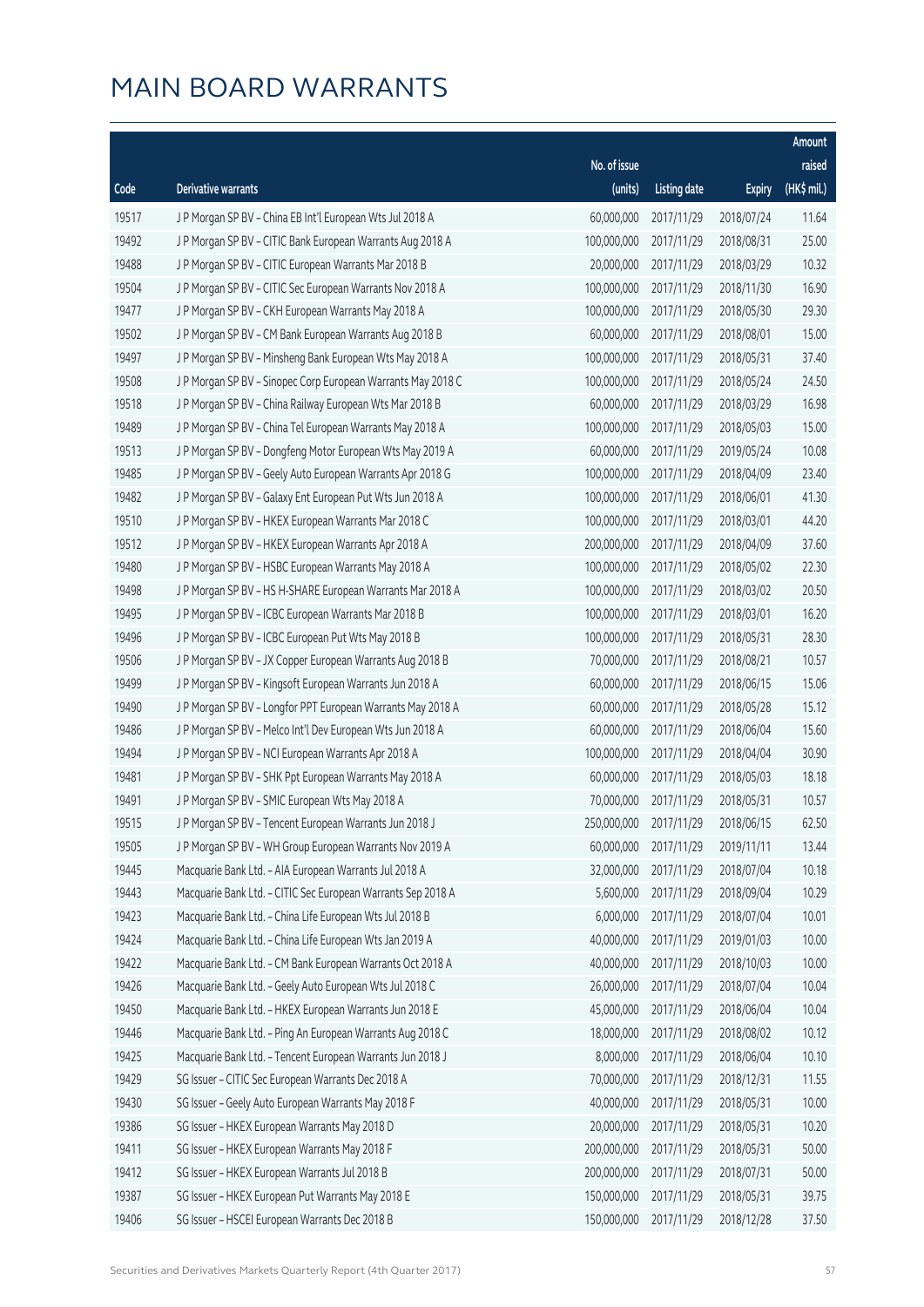# MAIN BOARD WARRANTS

| Code | Derivative warrants | No. of issue (units) | Listing date | Expiry | Amount raised (HK$ mil.) |
|---|---|---|---|---|---|
| 19517 | J P Morgan SP BV – China EB Int'l European Wts Jul 2018 A | 60,000,000 | 2017/11/29 | 2018/07/24 | 11.64 |
| 19492 | J P Morgan SP BV – CITIC Bank European Warrants Aug 2018 A | 100,000,000 | 2017/11/29 | 2018/08/31 | 25.00 |
| 19488 | J P Morgan SP BV – CITIC European Warrants Mar 2018 B | 20,000,000 | 2017/11/29 | 2018/03/29 | 10.32 |
| 19504 | J P Morgan SP BV – CITIC Sec European Warrants Nov 2018 A | 100,000,000 | 2017/11/29 | 2018/11/30 | 16.90 |
| 19477 | J P Morgan SP BV – CKH European Warrants May 2018 A | 100,000,000 | 2017/11/29 | 2018/05/30 | 29.30 |
| 19502 | J P Morgan SP BV – CM Bank European Warrants Aug 2018 B | 60,000,000 | 2017/11/29 | 2018/08/01 | 15.00 |
| 19497 | J P Morgan SP BV – Minsheng Bank European Wts May 2018 A | 100,000,000 | 2017/11/29 | 2018/05/31 | 37.40 |
| 19508 | J P Morgan SP BV – Sinopec Corp European Warrants May 2018 C | 100,000,000 | 2017/11/29 | 2018/05/24 | 24.50 |
| 19518 | J P Morgan SP BV – China Railway European Wts Mar 2018 B | 60,000,000 | 2017/11/29 | 2018/03/29 | 16.98 |
| 19489 | J P Morgan SP BV – China Tel European Warrants May 2018 A | 100,000,000 | 2017/11/29 | 2018/05/03 | 15.00 |
| 19513 | J P Morgan SP BV – Dongfeng Motor European Wts May 2019 A | 60,000,000 | 2017/11/29 | 2019/05/24 | 10.08 |
| 19485 | J P Morgan SP BV – Geely Auto European Warrants Apr 2018 G | 100,000,000 | 2017/11/29 | 2018/04/09 | 23.40 |
| 19482 | J P Morgan SP BV – Galaxy Ent European Put Wts Jun 2018 A | 100,000,000 | 2017/11/29 | 2018/06/01 | 41.30 |
| 19510 | J P Morgan SP BV – HKEX European Warrants Mar 2018 C | 100,000,000 | 2017/11/29 | 2018/03/01 | 44.20 |
| 19512 | J P Morgan SP BV – HKEX European Warrants Apr 2018 A | 200,000,000 | 2017/11/29 | 2018/04/09 | 37.60 |
| 19480 | J P Morgan SP BV – HSBC European Warrants May 2018 A | 100,000,000 | 2017/11/29 | 2018/05/02 | 22.30 |
| 19498 | J P Morgan SP BV – HS H-SHARE European Warrants Mar 2018 A | 100,000,000 | 2017/11/29 | 2018/03/02 | 20.50 |
| 19495 | J P Morgan SP BV – ICBC European Warrants Mar 2018 B | 100,000,000 | 2017/11/29 | 2018/03/01 | 16.20 |
| 19496 | J P Morgan SP BV – ICBC European Put Wts May 2018 B | 100,000,000 | 2017/11/29 | 2018/05/31 | 28.30 |
| 19506 | J P Morgan SP BV – JX Copper European Warrants Aug 2018 B | 70,000,000 | 2017/11/29 | 2018/08/21 | 10.57 |
| 19499 | J P Morgan SP BV – Kingsoft European Warrants Jun 2018 A | 60,000,000 | 2017/11/29 | 2018/06/15 | 15.06 |
| 19490 | J P Morgan SP BV – Longfor PPT European Warrants May 2018 A | 60,000,000 | 2017/11/29 | 2018/05/28 | 15.12 |
| 19486 | J P Morgan SP BV – Melco Int'l Dev European Wts Jun 2018 A | 60,000,000 | 2017/11/29 | 2018/06/04 | 15.60 |
| 19494 | J P Morgan SP BV – NCI European Warrants Apr 2018 A | 100,000,000 | 2017/11/29 | 2018/04/04 | 30.90 |
| 19481 | J P Morgan SP BV – SHK Ppt European Warrants May 2018 A | 60,000,000 | 2017/11/29 | 2018/05/03 | 18.18 |
| 19491 | J P Morgan SP BV – SMIC European Wts May 2018 A | 70,000,000 | 2017/11/29 | 2018/05/31 | 10.57 |
| 19515 | J P Morgan SP BV – Tencent European Warrants Jun 2018 J | 250,000,000 | 2017/11/29 | 2018/06/15 | 62.50 |
| 19505 | J P Morgan SP BV – WH Group European Warrants Nov 2019 A | 60,000,000 | 2017/11/29 | 2019/11/11 | 13.44 |
| 19445 | Macquarie Bank Ltd. – AIA European Warrants Jul 2018 A | 32,000,000 | 2017/11/29 | 2018/07/04 | 10.18 |
| 19443 | Macquarie Bank Ltd. – CITIC Sec European Warrants Sep 2018 A | 5,600,000 | 2017/11/29 | 2018/09/04 | 10.29 |
| 19423 | Macquarie Bank Ltd. – China Life European Wts Jul 2018 B | 6,000,000 | 2017/11/29 | 2018/07/04 | 10.01 |
| 19424 | Macquarie Bank Ltd. – China Life European Wts Jan 2019 A | 40,000,000 | 2017/11/29 | 2019/01/03 | 10.00 |
| 19422 | Macquarie Bank Ltd. – CM Bank European Warrants Oct 2018 A | 40,000,000 | 2017/11/29 | 2018/10/03 | 10.00 |
| 19426 | Macquarie Bank Ltd. – Geely Auto European Wts Jul 2018 C | 26,000,000 | 2017/11/29 | 2018/07/04 | 10.04 |
| 19450 | Macquarie Bank Ltd. – HKEX European Warrants Jun 2018 E | 45,000,000 | 2017/11/29 | 2018/06/04 | 10.04 |
| 19446 | Macquarie Bank Ltd. – Ping An European Warrants Aug 2018 C | 18,000,000 | 2017/11/29 | 2018/08/02 | 10.12 |
| 19425 | Macquarie Bank Ltd. – Tencent European Warrants Jun 2018 J | 8,000,000 | 2017/11/29 | 2018/06/04 | 10.10 |
| 19429 | SG Issuer – CITIC Sec European Warrants Dec 2018 A | 70,000,000 | 2017/11/29 | 2018/12/31 | 11.55 |
| 19430 | SG Issuer – Geely Auto European Warrants May 2018 F | 40,000,000 | 2017/11/29 | 2018/05/31 | 10.00 |
| 19386 | SG Issuer – HKEX European Warrants May 2018 D | 20,000,000 | 2017/11/29 | 2018/05/31 | 10.20 |
| 19411 | SG Issuer – HKEX European Warrants May 2018 F | 200,000,000 | 2017/11/29 | 2018/05/31 | 50.00 |
| 19412 | SG Issuer – HKEX European Warrants Jul 2018 B | 200,000,000 | 2017/11/29 | 2018/07/31 | 50.00 |
| 19387 | SG Issuer – HKEX European Put Warrants May 2018 E | 150,000,000 | 2017/11/29 | 2018/05/31 | 39.75 |
| 19406 | SG Issuer – HSCEI European Warrants Dec 2018 B | 150,000,000 | 2017/11/29 | 2018/12/28 | 37.50 |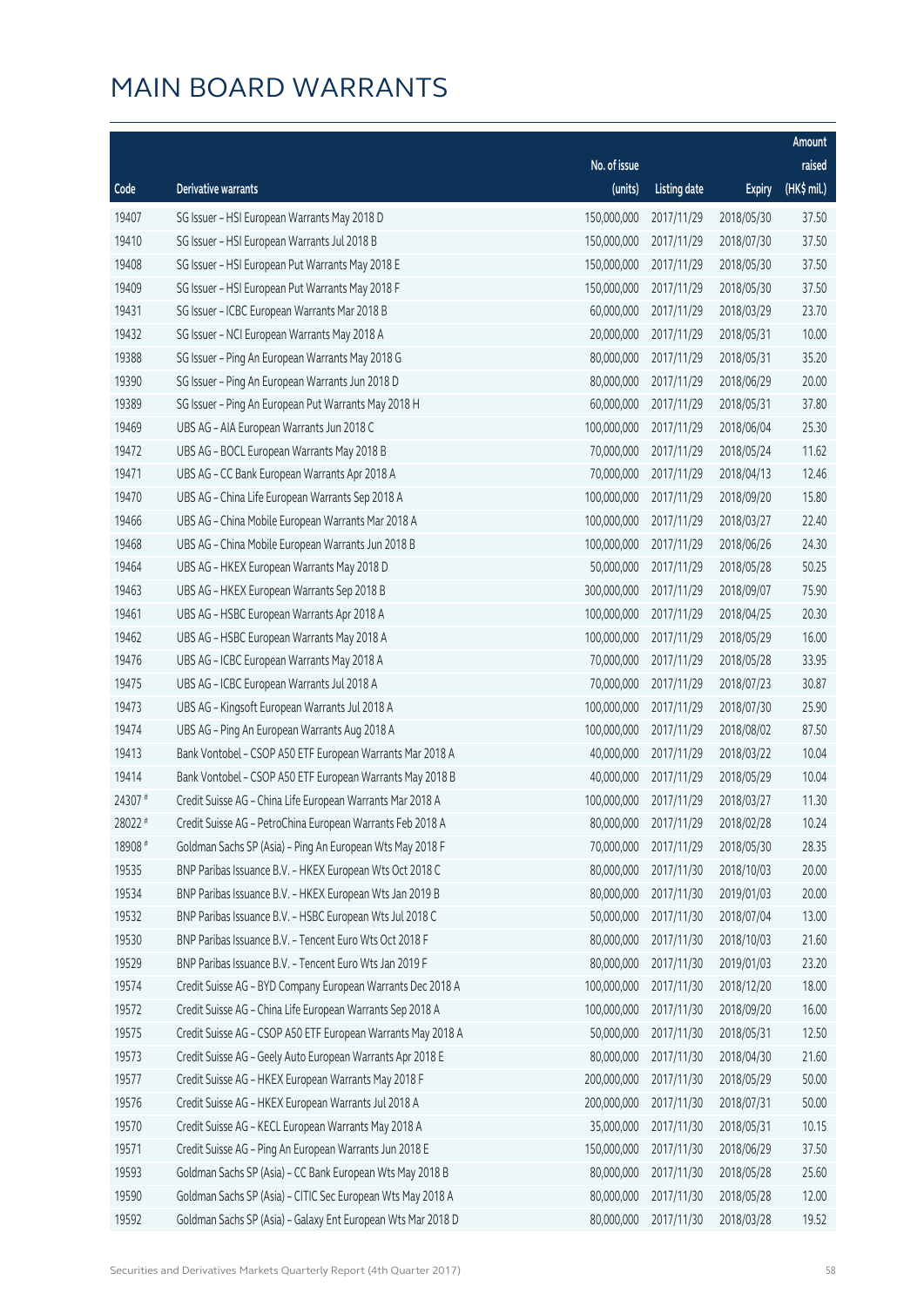# MAIN BOARD WARRANTS

| Code | Derivative warrants | No. of issue (units) | Listing date | Expiry | Amount raised (HK$ mil.) |
|---|---|---|---|---|---|
| 19407 | SG Issuer - HSI European Warrants May 2018 D | 150,000,000 | 2017/11/29 | 2018/05/30 | 37.50 |
| 19410 | SG Issuer - HSI European Warrants Jul 2018 B | 150,000,000 | 2017/11/29 | 2018/07/30 | 37.50 |
| 19408 | SG Issuer - HSI European Put Warrants May 2018 E | 150,000,000 | 2017/11/29 | 2018/05/30 | 37.50 |
| 19409 | SG Issuer - HSI European Put Warrants May 2018 F | 150,000,000 | 2017/11/29 | 2018/05/30 | 37.50 |
| 19431 | SG Issuer - ICBC European Warrants Mar 2018 B | 60,000,000 | 2017/11/29 | 2018/03/29 | 23.70 |
| 19432 | SG Issuer - NCI European Warrants May 2018 A | 20,000,000 | 2017/11/29 | 2018/05/31 | 10.00 |
| 19388 | SG Issuer - Ping An European Warrants May 2018 G | 80,000,000 | 2017/11/29 | 2018/05/31 | 35.20 |
| 19390 | SG Issuer - Ping An European Warrants Jun 2018 D | 80,000,000 | 2017/11/29 | 2018/06/29 | 20.00 |
| 19389 | SG Issuer - Ping An European Put Warrants May 2018 H | 60,000,000 | 2017/11/29 | 2018/05/31 | 37.80 |
| 19469 | UBS AG - AIA European Warrants Jun 2018 C | 100,000,000 | 2017/11/29 | 2018/06/04 | 25.30 |
| 19472 | UBS AG - BOCL European Warrants May 2018 B | 70,000,000 | 2017/11/29 | 2018/05/24 | 11.62 |
| 19471 | UBS AG - CC Bank European Warrants Apr 2018 A | 70,000,000 | 2017/11/29 | 2018/04/13 | 12.46 |
| 19470 | UBS AG - China Life European Warrants Sep 2018 A | 100,000,000 | 2017/11/29 | 2018/09/20 | 15.80 |
| 19466 | UBS AG - China Mobile European Warrants Mar 2018 A | 100,000,000 | 2017/11/29 | 2018/03/27 | 22.40 |
| 19468 | UBS AG - China Mobile European Warrants Jun 2018 B | 100,000,000 | 2017/11/29 | 2018/06/26 | 24.30 |
| 19464 | UBS AG - HKEX European Warrants May 2018 D | 50,000,000 | 2017/11/29 | 2018/05/28 | 50.25 |
| 19463 | UBS AG - HKEX European Warrants Sep 2018 B | 300,000,000 | 2017/11/29 | 2018/09/07 | 75.90 |
| 19461 | UBS AG - HSBC European Warrants Apr 2018 A | 100,000,000 | 2017/11/29 | 2018/04/25 | 20.30 |
| 19462 | UBS AG - HSBC European Warrants May 2018 A | 100,000,000 | 2017/11/29 | 2018/05/29 | 16.00 |
| 19476 | UBS AG - ICBC European Warrants May 2018 A | 70,000,000 | 2017/11/29 | 2018/05/28 | 33.95 |
| 19475 | UBS AG - ICBC European Warrants Jul 2018 A | 70,000,000 | 2017/11/29 | 2018/07/23 | 30.87 |
| 19473 | UBS AG - Kingsoft European Warrants Jul 2018 A | 100,000,000 | 2017/11/29 | 2018/07/30 | 25.90 |
| 19474 | UBS AG - Ping An European Warrants Aug 2018 A | 100,000,000 | 2017/11/29 | 2018/08/02 | 87.50 |
| 19413 | Bank Vontobel - CSOP A50 ETF European Warrants Mar 2018 A | 40,000,000 | 2017/11/29 | 2018/03/22 | 10.04 |
| 19414 | Bank Vontobel - CSOP A50 ETF European Warrants May 2018 B | 40,000,000 | 2017/11/29 | 2018/05/29 | 10.04 |
| 24307 # | Credit Suisse AG - China Life European Warrants Mar 2018 A | 100,000,000 | 2017/11/29 | 2018/03/27 | 11.30 |
| 28022 # | Credit Suisse AG - PetroChina European Warrants Feb 2018 A | 80,000,000 | 2017/11/29 | 2018/02/28 | 10.24 |
| 18908 # | Goldman Sachs SP (Asia) - Ping An European Wts May 2018 F | 70,000,000 | 2017/11/29 | 2018/05/30 | 28.35 |
| 19535 | BNP Paribas Issuance B.V. - HKEX European Wts Oct 2018 C | 80,000,000 | 2017/11/30 | 2018/10/03 | 20.00 |
| 19534 | BNP Paribas Issuance B.V. - HKEX European Wts Jan 2019 B | 80,000,000 | 2017/11/30 | 2019/01/03 | 20.00 |
| 19532 | BNP Paribas Issuance B.V. - HSBC European Wts Jul 2018 C | 50,000,000 | 2017/11/30 | 2018/07/04 | 13.00 |
| 19530 | BNP Paribas Issuance B.V. - Tencent Euro Wts Oct 2018 F | 80,000,000 | 2017/11/30 | 2018/10/03 | 21.60 |
| 19529 | BNP Paribas Issuance B.V. - Tencent Euro Wts Jan 2019 F | 80,000,000 | 2017/11/30 | 2019/01/03 | 23.20 |
| 19574 | Credit Suisse AG - BYD Company European Warrants Dec 2018 A | 100,000,000 | 2017/11/30 | 2018/12/20 | 18.00 |
| 19572 | Credit Suisse AG - China Life European Warrants Sep 2018 A | 100,000,000 | 2017/11/30 | 2018/09/20 | 16.00 |
| 19575 | Credit Suisse AG - CSOP A50 ETF European Warrants May 2018 A | 50,000,000 | 2017/11/30 | 2018/05/31 | 12.50 |
| 19573 | Credit Suisse AG - Geely Auto European Warrants Apr 2018 E | 80,000,000 | 2017/11/30 | 2018/04/30 | 21.60 |
| 19577 | Credit Suisse AG - HKEX European Warrants May 2018 F | 200,000,000 | 2017/11/30 | 2018/05/29 | 50.00 |
| 19576 | Credit Suisse AG - HKEX European Warrants Jul 2018 A | 200,000,000 | 2017/11/30 | 2018/07/31 | 50.00 |
| 19570 | Credit Suisse AG - KECL European Warrants May 2018 A | 35,000,000 | 2017/11/30 | 2018/05/31 | 10.15 |
| 19571 | Credit Suisse AG - Ping An European Warrants Jun 2018 E | 150,000,000 | 2017/11/30 | 2018/06/29 | 37.50 |
| 19593 | Goldman Sachs SP (Asia) - CC Bank European Wts May 2018 B | 80,000,000 | 2017/11/30 | 2018/05/28 | 25.60 |
| 19590 | Goldman Sachs SP (Asia) - CITIC Sec European Wts May 2018 A | 80,000,000 | 2017/11/30 | 2018/05/28 | 12.00 |
| 19592 | Goldman Sachs SP (Asia) - Galaxy Ent European Wts Mar 2018 D | 80,000,000 | 2017/11/30 | 2018/03/28 | 19.52 |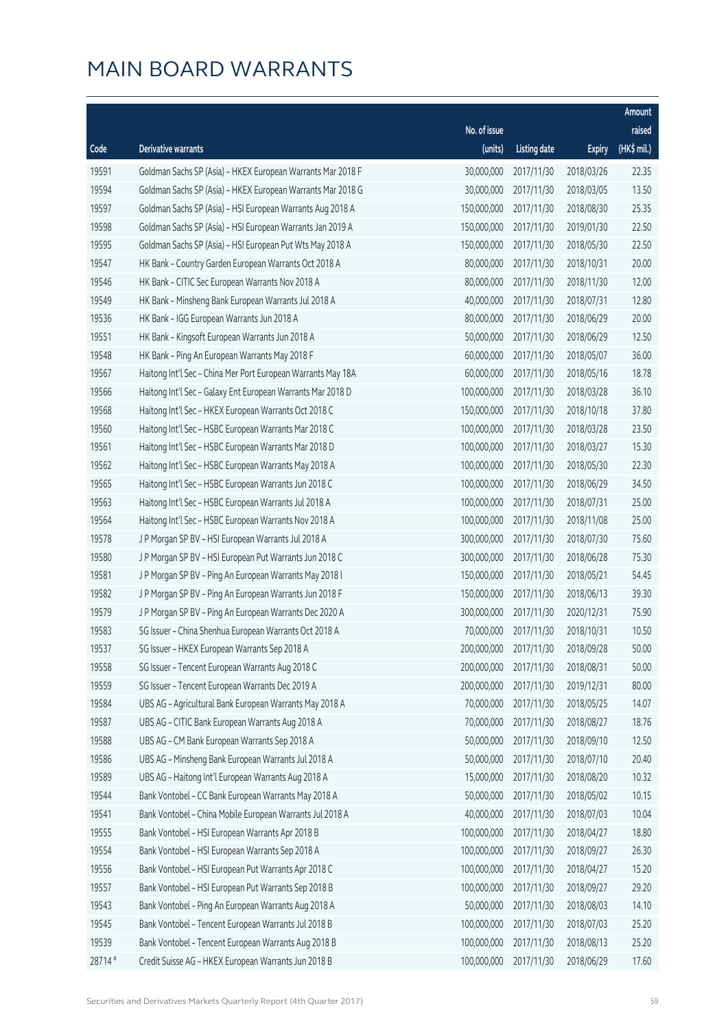# MAIN BOARD WARRANTS

| Code | Derivative warrants | No. of issue (units) | Listing date | Expiry | Amount raised (HK$ mil.) |
|---|---|---|---|---|---|
| 19591 | Goldman Sachs SP (Asia) - HKEX European Warrants Mar 2018 F | 30,000,000 | 2017/11/30 | 2018/03/26 | 22.35 |
| 19594 | Goldman Sachs SP (Asia) - HKEX European Warrants Mar 2018 G | 30,000,000 | 2017/11/30 | 2018/03/05 | 13.50 |
| 19597 | Goldman Sachs SP (Asia) - HSI European Warrants Aug 2018 A | 150,000,000 | 2017/11/30 | 2018/08/30 | 25.35 |
| 19598 | Goldman Sachs SP (Asia) - HSI European Warrants Jan 2019 A | 150,000,000 | 2017/11/30 | 2019/01/30 | 22.50 |
| 19595 | Goldman Sachs SP (Asia) - HSI European Put Wts May 2018 A | 150,000,000 | 2017/11/30 | 2018/05/30 | 22.50 |
| 19547 | HK Bank - Country Garden European Warrants Oct 2018 A | 80,000,000 | 2017/11/30 | 2018/10/31 | 20.00 |
| 19546 | HK Bank - CITIC Sec European Warrants Nov 2018 A | 80,000,000 | 2017/11/30 | 2018/11/30 | 12.00 |
| 19549 | HK Bank - Minsheng Bank European Warrants Jul 2018 A | 40,000,000 | 2017/11/30 | 2018/07/31 | 12.80 |
| 19536 | HK Bank - IGG European Warrants Jun 2018 A | 80,000,000 | 2017/11/30 | 2018/06/29 | 20.00 |
| 19551 | HK Bank - Kingsoft European Warrants Jun 2018 A | 50,000,000 | 2017/11/30 | 2018/06/29 | 12.50 |
| 19548 | HK Bank - Ping An European Warrants May 2018 F | 60,000,000 | 2017/11/30 | 2018/05/07 | 36.00 |
| 19567 | Haitong Int'l Sec - China Mer Port European Warrants May 18A | 60,000,000 | 2017/11/30 | 2018/05/16 | 18.78 |
| 19566 | Haitong Int'l Sec - Galaxy Ent European Warrants Mar 2018 D | 100,000,000 | 2017/11/30 | 2018/03/28 | 36.10 |
| 19568 | Haitong Int'l Sec - HKEX European Warrants Oct 2018 C | 150,000,000 | 2017/11/30 | 2018/10/18 | 37.80 |
| 19560 | Haitong Int'l Sec - HSBC European Warrants Mar 2018 C | 100,000,000 | 2017/11/30 | 2018/03/28 | 23.50 |
| 19561 | Haitong Int'l Sec - HSBC European Warrants Mar 2018 D | 100,000,000 | 2017/11/30 | 2018/03/27 | 15.30 |
| 19562 | Haitong Int'l Sec - HSBC European Warrants May 2018 A | 100,000,000 | 2017/11/30 | 2018/05/30 | 22.30 |
| 19565 | Haitong Int'l Sec - HSBC European Warrants Jun 2018 C | 100,000,000 | 2017/11/30 | 2018/06/29 | 34.50 |
| 19563 | Haitong Int'l Sec - HSBC European Warrants Jul 2018 A | 100,000,000 | 2017/11/30 | 2018/07/31 | 25.00 |
| 19564 | Haitong Int'l Sec - HSBC European Warrants Nov 2018 A | 100,000,000 | 2017/11/30 | 2018/11/08 | 25.00 |
| 19578 | J P Morgan SP BV - HSI European Warrants Jul 2018 A | 300,000,000 | 2017/11/30 | 2018/07/30 | 75.60 |
| 19580 | J P Morgan SP BV - HSI European Put Warrants Jun 2018 C | 300,000,000 | 2017/11/30 | 2018/06/28 | 75.30 |
| 19581 | J P Morgan SP BV - Ping An European Warrants May 2018 I | 150,000,000 | 2017/11/30 | 2018/05/21 | 54.45 |
| 19582 | J P Morgan SP BV - Ping An European Warrants Jun 2018 F | 150,000,000 | 2017/11/30 | 2018/06/13 | 39.30 |
| 19579 | J P Morgan SP BV - Ping An European Warrants Dec 2020 A | 300,000,000 | 2017/11/30 | 2020/12/31 | 75.90 |
| 19583 | SG Issuer - China Shenhua European Warrants Oct 2018 A | 70,000,000 | 2017/11/30 | 2018/10/31 | 10.50 |
| 19537 | SG Issuer - HKEX European Warrants Sep 2018 A | 200,000,000 | 2017/11/30 | 2018/09/28 | 50.00 |
| 19558 | SG Issuer - Tencent European Warrants Aug 2018 C | 200,000,000 | 2017/11/30 | 2018/08/31 | 50.00 |
| 19559 | SG Issuer - Tencent European Warrants Dec 2019 A | 200,000,000 | 2017/11/30 | 2019/12/31 | 80.00 |
| 19584 | UBS AG - Agricultural Bank European Warrants May 2018 A | 70,000,000 | 2017/11/30 | 2018/05/25 | 14.07 |
| 19587 | UBS AG - CITIC Bank European Warrants Aug 2018 A | 70,000,000 | 2017/11/30 | 2018/08/27 | 18.76 |
| 19588 | UBS AG - CM Bank European Warrants Sep 2018 A | 50,000,000 | 2017/11/30 | 2018/09/10 | 12.50 |
| 19586 | UBS AG - Minsheng Bank European Warrants Jul 2018 A | 50,000,000 | 2017/11/30 | 2018/07/10 | 20.40 |
| 19589 | UBS AG - Haitong Int'l European Warrants Aug 2018 A | 15,000,000 | 2017/11/30 | 2018/08/20 | 10.32 |
| 19544 | Bank Vontobel - CC Bank European Warrants May 2018 A | 50,000,000 | 2017/11/30 | 2018/05/02 | 10.15 |
| 19541 | Bank Vontobel - China Mobile European Warrants Jul 2018 A | 40,000,000 | 2017/11/30 | 2018/07/03 | 10.04 |
| 19555 | Bank Vontobel - HSI European Warrants Apr 2018 B | 100,000,000 | 2017/11/30 | 2018/04/27 | 18.80 |
| 19554 | Bank Vontobel - HSI European Warrants Sep 2018 A | 100,000,000 | 2017/11/30 | 2018/09/27 | 26.30 |
| 19556 | Bank Vontobel - HSI European Put Warrants Apr 2018 C | 100,000,000 | 2017/11/30 | 2018/04/27 | 15.20 |
| 19557 | Bank Vontobel - HSI European Put Warrants Sep 2018 B | 100,000,000 | 2017/11/30 | 2018/09/27 | 29.20 |
| 19543 | Bank Vontobel - Ping An European Warrants Aug 2018 A | 50,000,000 | 2017/11/30 | 2018/08/03 | 14.10 |
| 19545 | Bank Vontobel - Tencent European Warrants Jul 2018 B | 100,000,000 | 2017/11/30 | 2018/07/03 | 25.20 |
| 19539 | Bank Vontobel - Tencent European Warrants Aug 2018 B | 100,000,000 | 2017/11/30 | 2018/08/13 | 25.20 |
| 28714 # | Credit Suisse AG - HKEX European Warrants Jun 2018 B | 100,000,000 | 2017/11/30 | 2018/06/29 | 17.60 |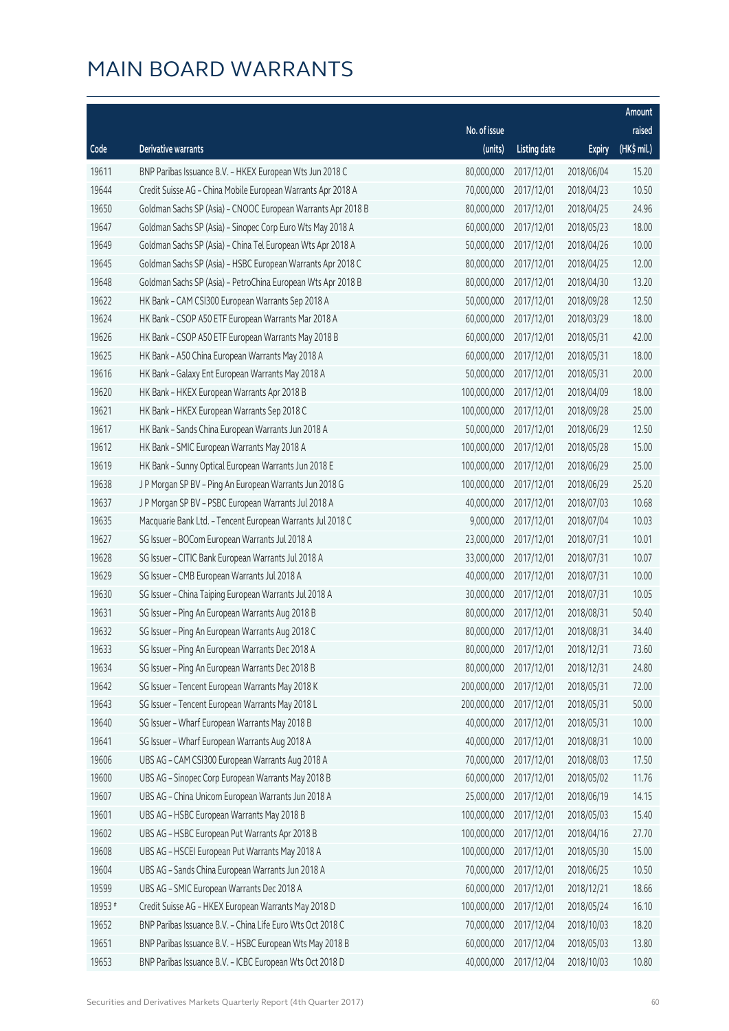# MAIN BOARD WARRANTS

| Code | Derivative warrants | No. of issue (units) | Listing date | Expiry | Amount raised (HK$ mil.) |
|---|---|---|---|---|---|
| 19611 | BNP Paribas Issuance B.V. - HKEX European Wts Jun 2018 C | 80,000,000 | 2017/12/01 | 2018/06/04 | 15.20 |
| 19644 | Credit Suisse AG - China Mobile European Warrants Apr 2018 A | 70,000,000 | 2017/12/01 | 2018/04/23 | 10.50 |
| 19650 | Goldman Sachs SP (Asia) - CNOOC European Warrants Apr 2018 B | 80,000,000 | 2017/12/01 | 2018/04/25 | 24.96 |
| 19647 | Goldman Sachs SP (Asia) - Sinopec Corp Euro Wts May 2018 A | 60,000,000 | 2017/12/01 | 2018/05/23 | 18.00 |
| 19649 | Goldman Sachs SP (Asia) - China Tel European Wts Apr 2018 A | 50,000,000 | 2017/12/01 | 2018/04/26 | 10.00 |
| 19645 | Goldman Sachs SP (Asia) - HSBC European Warrants Apr 2018 C | 80,000,000 | 2017/12/01 | 2018/04/25 | 12.00 |
| 19648 | Goldman Sachs SP (Asia) - PetroChina European Wts Apr 2018 B | 80,000,000 | 2017/12/01 | 2018/04/30 | 13.20 |
| 19622 | HK Bank - CAM CSI300 European Warrants Sep 2018 A | 50,000,000 | 2017/12/01 | 2018/09/28 | 12.50 |
| 19624 | HK Bank - CSOP A50 ETF European Warrants Mar 2018 A | 60,000,000 | 2017/12/01 | 2018/03/29 | 18.00 |
| 19626 | HK Bank - CSOP A50 ETF European Warrants May 2018 B | 60,000,000 | 2017/12/01 | 2018/05/31 | 42.00 |
| 19625 | HK Bank - A50 China European Warrants May 2018 A | 60,000,000 | 2017/12/01 | 2018/05/31 | 18.00 |
| 19616 | HK Bank - Galaxy Ent European Warrants May 2018 A | 50,000,000 | 2017/12/01 | 2018/05/31 | 20.00 |
| 19620 | HK Bank - HKEX European Warrants Apr 2018 B | 100,000,000 | 2017/12/01 | 2018/04/09 | 18.00 |
| 19621 | HK Bank - HKEX European Warrants Sep 2018 C | 100,000,000 | 2017/12/01 | 2018/09/28 | 25.00 |
| 19617 | HK Bank - Sands China European Warrants Jun 2018 A | 50,000,000 | 2017/12/01 | 2018/06/29 | 12.50 |
| 19612 | HK Bank - SMIC European Warrants May 2018 A | 100,000,000 | 2017/12/01 | 2018/05/28 | 15.00 |
| 19619 | HK Bank - Sunny Optical European Warrants Jun 2018 E | 100,000,000 | 2017/12/01 | 2018/06/29 | 25.00 |
| 19638 | J P Morgan SP BV - Ping An European Warrants Jun 2018 G | 100,000,000 | 2017/12/01 | 2018/06/29 | 25.20 |
| 19637 | J P Morgan SP BV - PSBC European Warrants Jul 2018 A | 40,000,000 | 2017/12/01 | 2018/07/03 | 10.68 |
| 19635 | Macquarie Bank Ltd. - Tencent European Warrants Jul 2018 C | 9,000,000 | 2017/12/01 | 2018/07/04 | 10.03 |
| 19627 | SG Issuer - BOCom European Warrants Jul 2018 A | 23,000,000 | 2017/12/01 | 2018/07/31 | 10.01 |
| 19628 | SG Issuer - CITIC Bank European Warrants Jul 2018 A | 33,000,000 | 2017/12/01 | 2018/07/31 | 10.07 |
| 19629 | SG Issuer - CMB European Warrants Jul 2018 A | 40,000,000 | 2017/12/01 | 2018/07/31 | 10.00 |
| 19630 | SG Issuer - China Taiping European Warrants Jul 2018 A | 30,000,000 | 2017/12/01 | 2018/07/31 | 10.05 |
| 19631 | SG Issuer - Ping An European Warrants Aug 2018 B | 80,000,000 | 2017/12/01 | 2018/08/31 | 50.40 |
| 19632 | SG Issuer - Ping An European Warrants Aug 2018 C | 80,000,000 | 2017/12/01 | 2018/08/31 | 34.40 |
| 19633 | SG Issuer - Ping An European Warrants Dec 2018 A | 80,000,000 | 2017/12/01 | 2018/12/31 | 73.60 |
| 19634 | SG Issuer - Ping An European Warrants Dec 2018 B | 80,000,000 | 2017/12/01 | 2018/12/31 | 24.80 |
| 19642 | SG Issuer - Tencent European Warrants May 2018 K | 200,000,000 | 2017/12/01 | 2018/05/31 | 72.00 |
| 19643 | SG Issuer - Tencent European Warrants May 2018 L | 200,000,000 | 2017/12/01 | 2018/05/31 | 50.00 |
| 19640 | SG Issuer - Wharf European Warrants May 2018 B | 40,000,000 | 2017/12/01 | 2018/05/31 | 10.00 |
| 19641 | SG Issuer - Wharf European Warrants Aug 2018 A | 40,000,000 | 2017/12/01 | 2018/08/31 | 10.00 |
| 19606 | UBS AG - CAM CSI300 European Warrants Aug 2018 A | 70,000,000 | 2017/12/01 | 2018/08/03 | 17.50 |
| 19600 | UBS AG - Sinopec Corp European Warrants May 2018 B | 60,000,000 | 2017/12/01 | 2018/05/02 | 11.76 |
| 19607 | UBS AG - China Unicom European Warrants Jun 2018 A | 25,000,000 | 2017/12/01 | 2018/06/19 | 14.15 |
| 19601 | UBS AG - HSBC European Warrants May 2018 B | 100,000,000 | 2017/12/01 | 2018/05/03 | 15.40 |
| 19602 | UBS AG - HSBC European Put Warrants Apr 2018 B | 100,000,000 | 2017/12/01 | 2018/04/16 | 27.70 |
| 19608 | UBS AG - HSCEI European Put Warrants May 2018 A | 100,000,000 | 2017/12/01 | 2018/05/30 | 15.00 |
| 19604 | UBS AG - Sands China European Warrants Jun 2018 A | 70,000,000 | 2017/12/01 | 2018/06/25 | 10.50 |
| 19599 | UBS AG - SMIC European Warrants Dec 2018 A | 60,000,000 | 2017/12/01 | 2018/12/21 | 18.66 |
| 18953 # | Credit Suisse AG - HKEX European Warrants May 2018 D | 100,000,000 | 2017/12/01 | 2018/05/24 | 16.10 |
| 19652 | BNP Paribas Issuance B.V. - China Life Euro Wts Oct 2018 C | 70,000,000 | 2017/12/04 | 2018/10/03 | 18.20 |
| 19651 | BNP Paribas Issuance B.V. - HSBC European Wts May 2018 B | 60,000,000 | 2017/12/04 | 2018/05/03 | 13.80 |
| 19653 | BNP Paribas Issuance B.V. - ICBC European Wts Oct 2018 D | 40,000,000 | 2017/12/04 | 2018/10/03 | 10.80 |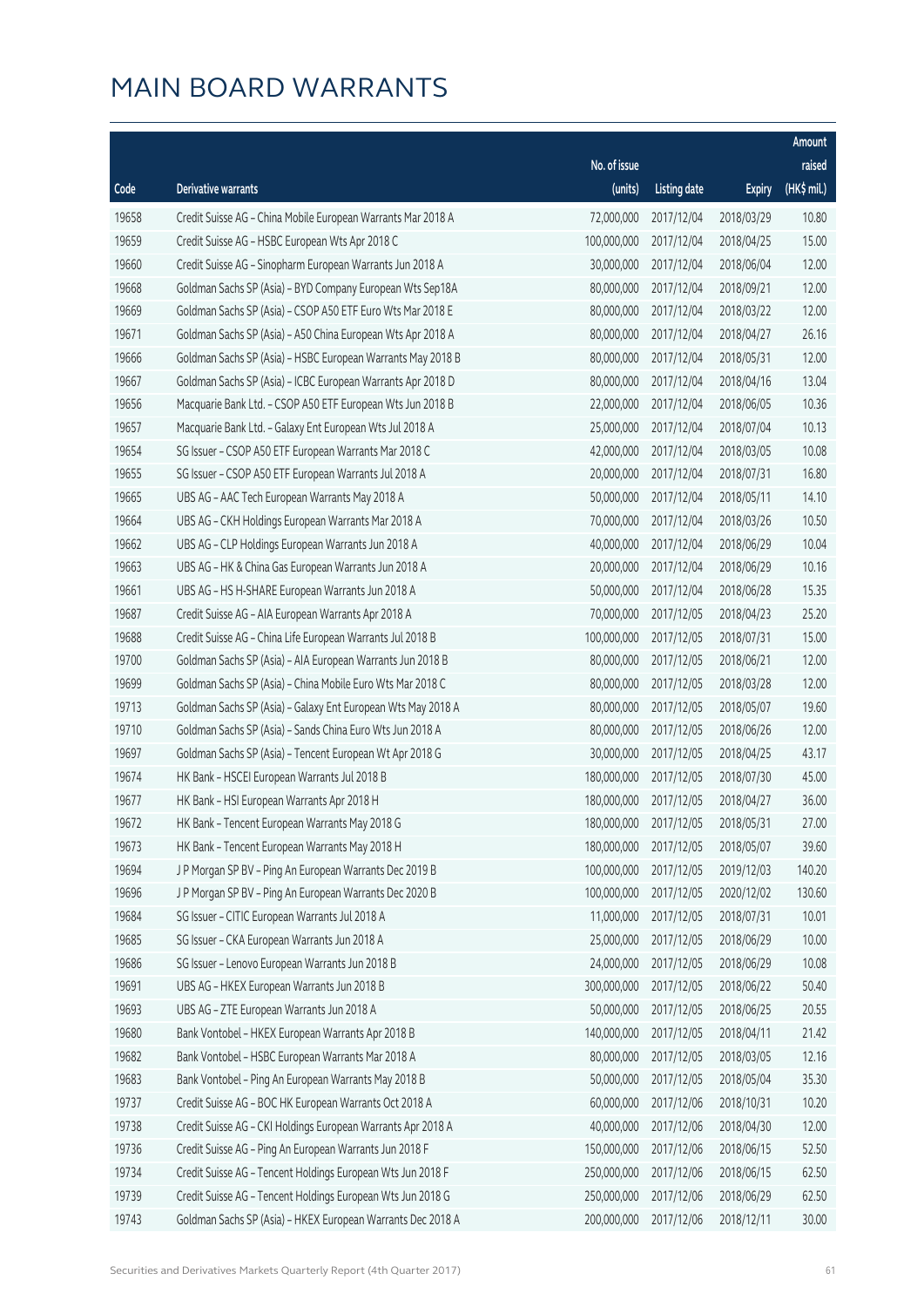# MAIN BOARD WARRANTS

| Code | Derivative warrants | No. of issue (units) | Listing date | Expiry | Amount raised (HK$ mil.) |
|---|---|---|---|---|---|
| 19658 | Credit Suisse AG - China Mobile European Warrants Mar 2018 A | 72,000,000 | 2017/12/04 | 2018/03/29 | 10.80 |
| 19659 | Credit Suisse AG - HSBC European Wts Apr 2018 C | 100,000,000 | 2017/12/04 | 2018/04/25 | 15.00 |
| 19660 | Credit Suisse AG - Sinopharm European Warrants Jun 2018 A | 30,000,000 | 2017/12/04 | 2018/06/04 | 12.00 |
| 19668 | Goldman Sachs SP (Asia) - BYD Company European Wts Sep18A | 80,000,000 | 2017/12/04 | 2018/09/21 | 12.00 |
| 19669 | Goldman Sachs SP (Asia) - CSOP A50 ETF Euro Wts Mar 2018 E | 80,000,000 | 2017/12/04 | 2018/03/22 | 12.00 |
| 19671 | Goldman Sachs SP (Asia) - A50 China European Wts Apr 2018 A | 80,000,000 | 2017/12/04 | 2018/04/27 | 26.16 |
| 19666 | Goldman Sachs SP (Asia) - HSBC European Warrants May 2018 B | 80,000,000 | 2017/12/04 | 2018/05/31 | 12.00 |
| 19667 | Goldman Sachs SP (Asia) - ICBC European Warrants Apr 2018 D | 80,000,000 | 2017/12/04 | 2018/04/16 | 13.04 |
| 19656 | Macquarie Bank Ltd. - CSOP A50 ETF European Wts Jun 2018 B | 22,000,000 | 2017/12/04 | 2018/06/05 | 10.36 |
| 19657 | Macquarie Bank Ltd. - Galaxy Ent European Wts Jul 2018 A | 25,000,000 | 2017/12/04 | 2018/07/04 | 10.13 |
| 19654 | SG Issuer - CSOP A50 ETF European Warrants Mar 2018 C | 42,000,000 | 2017/12/04 | 2018/03/05 | 10.08 |
| 19655 | SG Issuer - CSOP A50 ETF European Warrants Jul 2018 A | 20,000,000 | 2017/12/04 | 2018/07/31 | 16.80 |
| 19665 | UBS AG - AAC Tech European Warrants May 2018 A | 50,000,000 | 2017/12/04 | 2018/05/11 | 14.10 |
| 19664 | UBS AG - CKH Holdings European Warrants Mar 2018 A | 70,000,000 | 2017/12/04 | 2018/03/26 | 10.50 |
| 19662 | UBS AG - CLP Holdings European Warrants Jun 2018 A | 40,000,000 | 2017/12/04 | 2018/06/29 | 10.04 |
| 19663 | UBS AG - HK & China Gas European Warrants Jun 2018 A | 20,000,000 | 2017/12/04 | 2018/06/29 | 10.16 |
| 19661 | UBS AG - HS H-SHARE European Warrants Jun 2018 A | 50,000,000 | 2017/12/04 | 2018/06/28 | 15.35 |
| 19687 | Credit Suisse AG - AIA European Warrants Apr 2018 A | 70,000,000 | 2017/12/05 | 2018/04/23 | 25.20 |
| 19688 | Credit Suisse AG - China Life European Warrants Jul 2018 B | 100,000,000 | 2017/12/05 | 2018/07/31 | 15.00 |
| 19700 | Goldman Sachs SP (Asia) - AIA European Warrants Jun 2018 B | 80,000,000 | 2017/12/05 | 2018/06/21 | 12.00 |
| 19699 | Goldman Sachs SP (Asia) - China Mobile Euro Wts Mar 2018 C | 80,000,000 | 2017/12/05 | 2018/03/28 | 12.00 |
| 19713 | Goldman Sachs SP (Asia) - Galaxy Ent European Wts May 2018 A | 80,000,000 | 2017/12/05 | 2018/05/07 | 19.60 |
| 19710 | Goldman Sachs SP (Asia) - Sands China Euro Wts Jun 2018 A | 80,000,000 | 2017/12/05 | 2018/06/26 | 12.00 |
| 19697 | Goldman Sachs SP (Asia) - Tencent European Wt Apr 2018 G | 30,000,000 | 2017/12/05 | 2018/04/25 | 43.17 |
| 19674 | HK Bank - HSCEI European Warrants Jul 2018 B | 180,000,000 | 2017/12/05 | 2018/07/30 | 45.00 |
| 19677 | HK Bank - HSI European Warrants Apr 2018 H | 180,000,000 | 2017/12/05 | 2018/04/27 | 36.00 |
| 19672 | HK Bank - Tencent European Warrants May 2018 G | 180,000,000 | 2017/12/05 | 2018/05/31 | 27.00 |
| 19673 | HK Bank - Tencent European Warrants May 2018 H | 180,000,000 | 2017/12/05 | 2018/05/07 | 39.60 |
| 19694 | J P Morgan SP BV - Ping An European Warrants Dec 2019 B | 100,000,000 | 2017/12/05 | 2019/12/03 | 140.20 |
| 19696 | J P Morgan SP BV - Ping An European Warrants Dec 2020 B | 100,000,000 | 2017/12/05 | 2020/12/02 | 130.60 |
| 19684 | SG Issuer - CITIC European Warrants Jul 2018 A | 11,000,000 | 2017/12/05 | 2018/07/31 | 10.01 |
| 19685 | SG Issuer - CKA European Warrants Jun 2018 A | 25,000,000 | 2017/12/05 | 2018/06/29 | 10.00 |
| 19686 | SG Issuer - Lenovo European Warrants Jun 2018 B | 24,000,000 | 2017/12/05 | 2018/06/29 | 10.08 |
| 19691 | UBS AG - HKEX European Warrants Jun 2018 B | 300,000,000 | 2017/12/05 | 2018/06/22 | 50.40 |
| 19693 | UBS AG - ZTE European Warrants Jun 2018 A | 50,000,000 | 2017/12/05 | 2018/06/25 | 20.55 |
| 19680 | Bank Vontobel - HKEX European Warrants Apr 2018 B | 140,000,000 | 2017/12/05 | 2018/04/11 | 21.42 |
| 19682 | Bank Vontobel - HSBC European Warrants Mar 2018 A | 80,000,000 | 2017/12/05 | 2018/03/05 | 12.16 |
| 19683 | Bank Vontobel - Ping An European Warrants May 2018 B | 50,000,000 | 2017/12/05 | 2018/05/04 | 35.30 |
| 19737 | Credit Suisse AG - BOC HK European Warrants Oct 2018 A | 60,000,000 | 2017/12/06 | 2018/10/31 | 10.20 |
| 19738 | Credit Suisse AG - CKI Holdings European Warrants Apr 2018 A | 40,000,000 | 2017/12/06 | 2018/04/30 | 12.00 |
| 19736 | Credit Suisse AG - Ping An European Warrants Jun 2018 F | 150,000,000 | 2017/12/06 | 2018/06/15 | 52.50 |
| 19734 | Credit Suisse AG - Tencent Holdings European Wts Jun 2018 F | 250,000,000 | 2017/12/06 | 2018/06/15 | 62.50 |
| 19739 | Credit Suisse AG - Tencent Holdings European Wts Jun 2018 G | 250,000,000 | 2017/12/06 | 2018/06/29 | 62.50 |
| 19743 | Goldman Sachs SP (Asia) - HKEX European Warrants Dec 2018 A | 200,000,000 | 2017/12/06 | 2018/12/11 | 30.00 |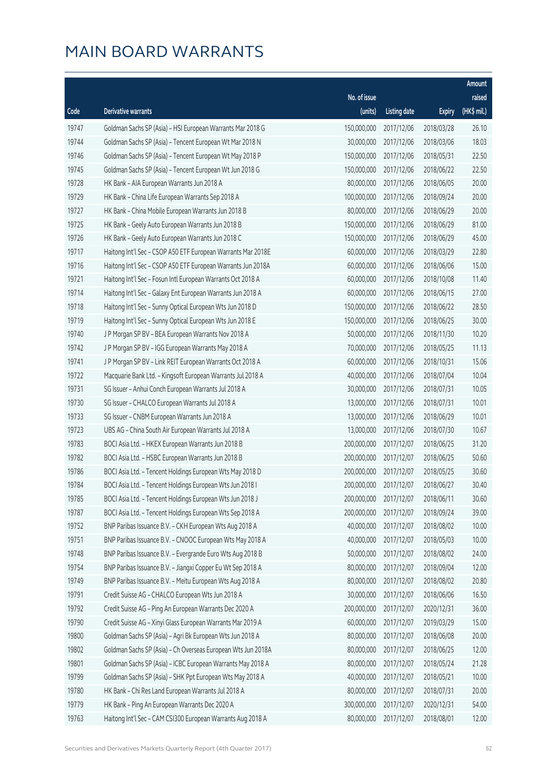# MAIN BOARD WARRANTS

| Code | Derivative warrants | No. of issue (units) | Listing date | Expiry | Amount raised (HK$ mil.) |
|---|---|---|---|---|---|
| 19747 | Goldman Sachs SP (Asia) – HSI European Warrants Mar 2018 G | 150,000,000 | 2017/12/06 | 2018/03/28 | 26.10 |
| 19744 | Goldman Sachs SP (Asia) – Tencent European Wt Mar 2018 N | 30,000,000 | 2017/12/06 | 2018/03/06 | 18.03 |
| 19746 | Goldman Sachs SP (Asia) – Tencent European Wt May 2018 P | 150,000,000 | 2017/12/06 | 2018/05/31 | 22.50 |
| 19745 | Goldman Sachs SP (Asia) – Tencent European Wt Jun 2018 G | 150,000,000 | 2017/12/06 | 2018/06/22 | 22.50 |
| 19728 | HK Bank – AIA European Warrants Jun 2018 A | 80,000,000 | 2017/12/06 | 2018/06/05 | 20.00 |
| 19729 | HK Bank – China Life European Warrants Sep 2018 A | 100,000,000 | 2017/12/06 | 2018/09/24 | 20.00 |
| 19727 | HK Bank – China Mobile European Warrants Jun 2018 B | 80,000,000 | 2017/12/06 | 2018/06/29 | 20.00 |
| 19725 | HK Bank – Geely Auto European Warrants Jun 2018 B | 150,000,000 | 2017/12/06 | 2018/06/29 | 81.00 |
| 19726 | HK Bank – Geely Auto European Warrants Jun 2018 C | 150,000,000 | 2017/12/06 | 2018/06/29 | 45.00 |
| 19717 | Haitong Int'l Sec – CSOP A50 ETF European Warrants Mar 2018E | 60,000,000 | 2017/12/06 | 2018/03/29 | 22.80 |
| 19716 | Haitong Int'l Sec – CSOP A50 ETF European Warrants Jun 2018A | 60,000,000 | 2017/12/06 | 2018/06/06 | 15.00 |
| 19721 | Haitong Int'l Sec – Fosun Intl European Warrants Oct 2018 A | 60,000,000 | 2017/12/06 | 2018/10/08 | 11.40 |
| 19714 | Haitong Int'l Sec – Galaxy Ent European Warrants Jun 2018 A | 60,000,000 | 2017/12/06 | 2018/06/15 | 27.00 |
| 19718 | Haitong Int'l Sec – Sunny Optical European Wts Jun 2018 D | 150,000,000 | 2017/12/06 | 2018/06/22 | 28.50 |
| 19719 | Haitong Int'l Sec – Sunny Optical European Wts Jun 2018 E | 150,000,000 | 2017/12/06 | 2018/06/25 | 30.00 |
| 19740 | J P Morgan SP BV – BEA European Warrants Nov 2018 A | 50,000,000 | 2017/12/06 | 2018/11/30 | 10.20 |
| 19742 | J P Morgan SP BV – IGG European Warrants May 2018 A | 70,000,000 | 2017/12/06 | 2018/05/25 | 11.13 |
| 19741 | J P Morgan SP BV – Link REIT European Warrants Oct 2018 A | 60,000,000 | 2017/12/06 | 2018/10/31 | 15.06 |
| 19722 | Macquarie Bank Ltd. – Kingsoft European Warrants Jul 2018 A | 40,000,000 | 2017/12/06 | 2018/07/04 | 10.04 |
| 19731 | SG Issuer – Anhui Conch European Warrants Jul 2018 A | 30,000,000 | 2017/12/06 | 2018/07/31 | 10.05 |
| 19730 | SG Issuer – CHALCO European Warrants Jul 2018 A | 13,000,000 | 2017/12/06 | 2018/07/31 | 10.01 |
| 19733 | SG Issuer – CNBM European Warrants Jun 2018 A | 13,000,000 | 2017/12/06 | 2018/06/29 | 10.01 |
| 19723 | UBS AG – China South Air European Warrants Jul 2018 A | 13,000,000 | 2017/12/06 | 2018/07/30 | 10.67 |
| 19783 | BOCI Asia Ltd. – HKEX European Warrants Jun 2018 B | 200,000,000 | 2017/12/07 | 2018/06/25 | 31.20 |
| 19782 | BOCI Asia Ltd. – HSBC European Warrants Jun 2018 B | 200,000,000 | 2017/12/07 | 2018/06/25 | 50.60 |
| 19786 | BOCI Asia Ltd. – Tencent Holdings European Wts May 2018 D | 200,000,000 | 2017/12/07 | 2018/05/25 | 30.60 |
| 19784 | BOCI Asia Ltd. – Tencent Holdings European Wts Jun 2018 I | 200,000,000 | 2017/12/07 | 2018/06/27 | 30.40 |
| 19785 | BOCI Asia Ltd. – Tencent Holdings European Wts Jun 2018 J | 200,000,000 | 2017/12/07 | 2018/06/11 | 30.60 |
| 19787 | BOCI Asia Ltd. – Tencent Holdings European Wts Sep 2018 A | 200,000,000 | 2017/12/07 | 2018/09/24 | 39.00 |
| 19752 | BNP Paribas Issuance B.V. – CKH European Wts Aug 2018 A | 40,000,000 | 2017/12/07 | 2018/08/02 | 10.00 |
| 19751 | BNP Paribas Issuance B.V. – CNOOC European Wts May 2018 A | 40,000,000 | 2017/12/07 | 2018/05/03 | 10.00 |
| 19748 | BNP Paribas Issuance B.V. – Evergrande Euro Wts Aug 2018 B | 50,000,000 | 2017/12/07 | 2018/08/02 | 24.00 |
| 19754 | BNP Paribas Issuance B.V. – Jiangxi Copper Eu Wt Sep 2018 A | 80,000,000 | 2017/12/07 | 2018/09/04 | 12.00 |
| 19749 | BNP Paribas Issuance B.V. – Meitu European Wts Aug 2018 A | 80,000,000 | 2017/12/07 | 2018/08/02 | 20.80 |
| 19791 | Credit Suisse AG – CHALCO European Wts Jun 2018 A | 30,000,000 | 2017/12/07 | 2018/06/06 | 16.50 |
| 19792 | Credit Suisse AG – Ping An European Warrants Dec 2020 A | 200,000,000 | 2017/12/07 | 2020/12/31 | 36.00 |
| 19790 | Credit Suisse AG – Xinyi Glass European Warrants Mar 2019 A | 60,000,000 | 2017/12/07 | 2019/03/29 | 15.00 |
| 19800 | Goldman Sachs SP (Asia) – Agri Bk European Wts Jun 2018 A | 80,000,000 | 2017/12/07 | 2018/06/08 | 20.00 |
| 19802 | Goldman Sachs SP (Asia) – Ch Overseas European Wts Jun 2018A | 80,000,000 | 2017/12/07 | 2018/06/25 | 12.00 |
| 19801 | Goldman Sachs SP (Asia) – ICBC European Warrants May 2018 A | 80,000,000 | 2017/12/07 | 2018/05/24 | 21.28 |
| 19799 | Goldman Sachs SP (Asia) – SHK Ppt European Wts May 2018 A | 40,000,000 | 2017/12/07 | 2018/05/21 | 10.00 |
| 19780 | HK Bank – Chi Res Land European Warrants Jul 2018 A | 80,000,000 | 2017/12/07 | 2018/07/31 | 20.00 |
| 19779 | HK Bank – Ping An European Warrants Dec 2020 A | 300,000,000 | 2017/12/07 | 2020/12/31 | 54.00 |
| 19763 | Haitong Int'l Sec – CAM CSI300 European Warrants Aug 2018 A | 80,000,000 | 2017/12/07 | 2018/08/01 | 12.00 |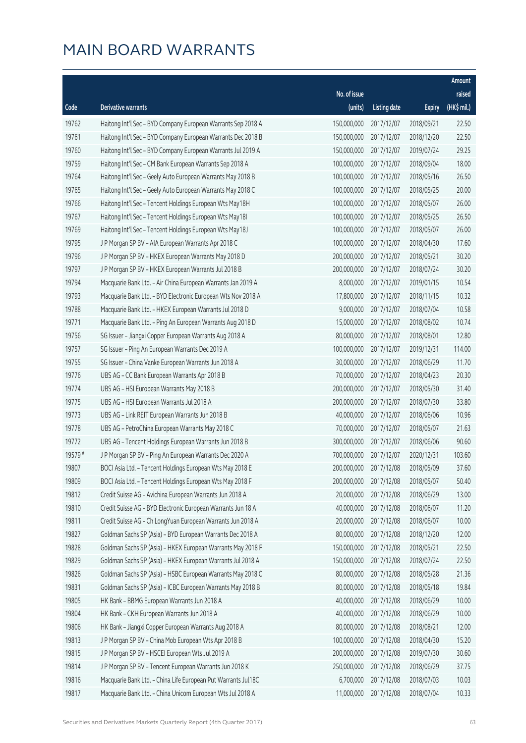# MAIN BOARD WARRANTS

| Code | Derivative warrants | No. of issue (units) | Listing date | Expiry | Amount raised (HK$ mil.) |
|---|---|---|---|---|---|
| 19762 | Haitong Int'l Sec – BYD Company European Warrants Sep 2018 A | 150,000,000 | 2017/12/07 | 2018/09/21 | 22.50 |
| 19761 | Haitong Int'l Sec – BYD Company European Warrants Dec 2018 B | 150,000,000 | 2017/12/07 | 2018/12/20 | 22.50 |
| 19760 | Haitong Int'l Sec – BYD Company European Warrants Jul 2019 A | 150,000,000 | 2017/12/07 | 2019/07/24 | 29.25 |
| 19759 | Haitong Int'l Sec – CM Bank European Warrants Sep 2018 A | 100,000,000 | 2017/12/07 | 2018/09/04 | 18.00 |
| 19764 | Haitong Int'l Sec – Geely Auto European Warrants May 2018 B | 100,000,000 | 2017/12/07 | 2018/05/16 | 26.50 |
| 19765 | Haitong Int'l Sec – Geely Auto European Warrants May 2018 C | 100,000,000 | 2017/12/07 | 2018/05/25 | 20.00 |
| 19766 | Haitong Int'l Sec – Tencent Holdings European Wts May18H | 100,000,000 | 2017/12/07 | 2018/05/07 | 26.00 |
| 19767 | Haitong Int'l Sec – Tencent Holdings European Wts May18I | 100,000,000 | 2017/12/07 | 2018/05/25 | 26.50 |
| 19769 | Haitong Int'l Sec – Tencent Holdings European Wts May18J | 100,000,000 | 2017/12/07 | 2018/05/07 | 26.00 |
| 19795 | J P Morgan SP BV – AIA European Warrants Apr 2018 C | 100,000,000 | 2017/12/07 | 2018/04/30 | 17.60 |
| 19796 | J P Morgan SP BV – HKEX European Warrants May 2018 D | 200,000,000 | 2017/12/07 | 2018/05/21 | 30.20 |
| 19797 | J P Morgan SP BV – HKEX European Warrants Jul 2018 B | 200,000,000 | 2017/12/07 | 2018/07/24 | 30.20 |
| 19794 | Macquarie Bank Ltd. – Air China European Warrants Jan 2019 A | 8,000,000 | 2017/12/07 | 2019/01/15 | 10.54 |
| 19793 | Macquarie Bank Ltd. – BYD Electronic European Wts Nov 2018 A | 17,800,000 | 2017/12/07 | 2018/11/15 | 10.32 |
| 19788 | Macquarie Bank Ltd. – HKEX European Warrants Jul 2018 D | 9,000,000 | 2017/12/07 | 2018/07/04 | 10.58 |
| 19771 | Macquarie Bank Ltd. – Ping An European Warrants Aug 2018 D | 15,000,000 | 2017/12/07 | 2018/08/02 | 10.74 |
| 19756 | SG Issuer – Jiangxi Copper European Warrants Aug 2018 A | 80,000,000 | 2017/12/07 | 2018/08/01 | 12.80 |
| 19757 | SG Issuer – Ping An European Warrants Dec 2019 A | 100,000,000 | 2017/12/07 | 2019/12/31 | 114.00 |
| 19755 | SG Issuer – China Vanke European Warrants Jun 2018 A | 30,000,000 | 2017/12/07 | 2018/06/29 | 11.70 |
| 19776 | UBS AG – CC Bank European Warrants Apr 2018 B | 70,000,000 | 2017/12/07 | 2018/04/23 | 20.30 |
| 19774 | UBS AG – HSI European Warrants May 2018 B | 200,000,000 | 2017/12/07 | 2018/05/30 | 31.40 |
| 19775 | UBS AG – HSI European Warrants Jul 2018 A | 200,000,000 | 2017/12/07 | 2018/07/30 | 33.80 |
| 19773 | UBS AG – Link REIT European Warrants Jun 2018 B | 40,000,000 | 2017/12/07 | 2018/06/06 | 10.96 |
| 19778 | UBS AG – PetroChina European Warrants May 2018 C | 70,000,000 | 2017/12/07 | 2018/05/07 | 21.63 |
| 19772 | UBS AG – Tencent Holdings European Warrants Jun 2018 B | 300,000,000 | 2017/12/07 | 2018/06/06 | 90.60 |
| 19579 # | J P Morgan SP BV – Ping An European Warrants Dec 2020 A | 700,000,000 | 2017/12/07 | 2020/12/31 | 103.60 |
| 19807 | BOCI Asia Ltd. – Tencent Holdings European Wts May 2018 E | 200,000,000 | 2017/12/08 | 2018/05/09 | 37.60 |
| 19809 | BOCI Asia Ltd. – Tencent Holdings European Wts May 2018 F | 200,000,000 | 2017/12/08 | 2018/05/07 | 50.40 |
| 19812 | Credit Suisse AG – Avichina European Warrants Jun 2018 A | 20,000,000 | 2017/12/08 | 2018/06/29 | 13.00 |
| 19810 | Credit Suisse AG – BYD Electronic European Warrants Jun 18 A | 40,000,000 | 2017/12/08 | 2018/06/07 | 11.20 |
| 19811 | Credit Suisse AG – Ch LongYuan European Warrants Jun 2018 A | 20,000,000 | 2017/12/08 | 2018/06/07 | 10.00 |
| 19827 | Goldman Sachs SP (Asia) – BYD European Warrants Dec 2018 A | 80,000,000 | 2017/12/08 | 2018/12/20 | 12.00 |
| 19828 | Goldman Sachs SP (Asia) – HKEX European Warrants May 2018 F | 150,000,000 | 2017/12/08 | 2018/05/21 | 22.50 |
| 19829 | Goldman Sachs SP (Asia) – HKEX European Warrants Jul 2018 A | 150,000,000 | 2017/12/08 | 2018/07/24 | 22.50 |
| 19826 | Goldman Sachs SP (Asia) – HSBC European Warrants May 2018 C | 80,000,000 | 2017/12/08 | 2018/05/28 | 21.36 |
| 19831 | Goldman Sachs SP (Asia) – ICBC European Warrants May 2018 B | 80,000,000 | 2017/12/08 | 2018/05/18 | 19.84 |
| 19805 | HK Bank – BBMG European Warrants Jun 2018 A | 40,000,000 | 2017/12/08 | 2018/06/29 | 10.00 |
| 19804 | HK Bank – CKH European Warrants Jun 2018 A | 40,000,000 | 2017/12/08 | 2018/06/29 | 10.00 |
| 19806 | HK Bank – Jiangxi Copper European Warrants Aug 2018 A | 80,000,000 | 2017/12/08 | 2018/08/21 | 12.00 |
| 19813 | J P Morgan SP BV – China Mob European Wts Apr 2018 B | 100,000,000 | 2017/12/08 | 2018/04/30 | 15.20 |
| 19815 | J P Morgan SP BV – HSCEI European Wts Jul 2019 A | 200,000,000 | 2017/12/08 | 2019/07/30 | 30.60 |
| 19814 | J P Morgan SP BV – Tencent European Warrants Jun 2018 K | 250,000,000 | 2017/12/08 | 2018/06/29 | 37.75 |
| 19816 | Macquarie Bank Ltd. – China Life European Put Warrants Jul18C | 6,700,000 | 2017/12/08 | 2018/07/03 | 10.03 |
| 19817 | Macquarie Bank Ltd. – China Unicom European Wts Jul 2018 A | 11,000,000 | 2017/12/08 | 2018/07/04 | 10.33 |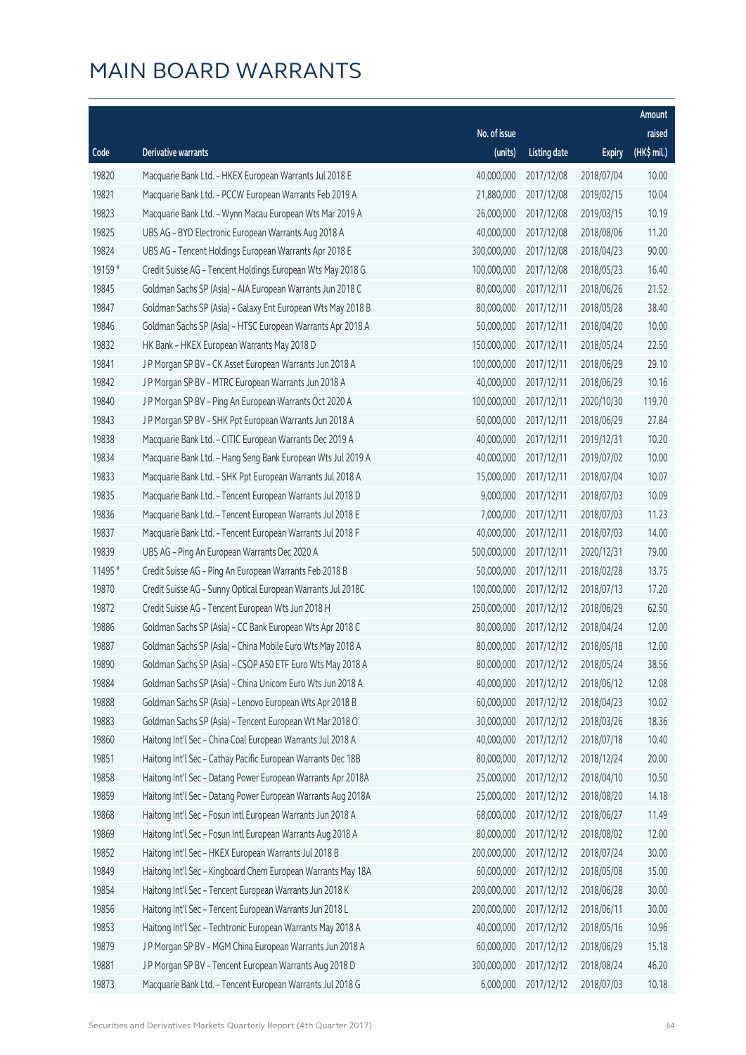# MAIN BOARD WARRANTS

| Code | Derivative warrants | No. of issue (units) | Listing date | Expiry | Amount raised (HK$ mil.) |
|---|---|---|---|---|---|
| 19820 | Macquarie Bank Ltd. - HKEX European Warrants Jul 2018 E | 40,000,000 | 2017/12/08 | 2018/07/04 | 10.00 |
| 19821 | Macquarie Bank Ltd. - PCCW European Warrants Feb 2019 A | 21,880,000 | 2017/12/08 | 2019/02/15 | 10.04 |
| 19823 | Macquarie Bank Ltd. - Wynn Macau European Wts Mar 2019 A | 26,000,000 | 2017/12/08 | 2019/03/15 | 10.19 |
| 19825 | UBS AG - BYD Electronic European Warrants Aug 2018 A | 40,000,000 | 2017/12/08 | 2018/08/06 | 11.20 |
| 19824 | UBS AG - Tencent Holdings European Warrants Apr 2018 E | 300,000,000 | 2017/12/08 | 2018/04/23 | 90.00 |
| 19159 # | Credit Suisse AG - Tencent Holdings European Wts May 2018 G | 100,000,000 | 2017/12/08 | 2018/05/23 | 16.40 |
| 19845 | Goldman Sachs SP (Asia) - AIA European Warrants Jun 2018 C | 80,000,000 | 2017/12/11 | 2018/06/26 | 21.52 |
| 19847 | Goldman Sachs SP (Asia) - Galaxy Ent European Wts May 2018 B | 80,000,000 | 2017/12/11 | 2018/05/28 | 38.40 |
| 19846 | Goldman Sachs SP (Asia) - HTSC European Warrants Apr 2018 A | 50,000,000 | 2017/12/11 | 2018/04/20 | 10.00 |
| 19832 | HK Bank - HKEX European Warrants May 2018 D | 150,000,000 | 2017/12/11 | 2018/05/24 | 22.50 |
| 19841 | J P Morgan SP BV - CK Asset European Warrants Jun 2018 A | 100,000,000 | 2017/12/11 | 2018/06/29 | 29.10 |
| 19842 | J P Morgan SP BV - MTRC European Warrants Jun 2018 A | 40,000,000 | 2017/12/11 | 2018/06/29 | 10.16 |
| 19840 | J P Morgan SP BV - Ping An European Warrants Oct 2020 A | 100,000,000 | 2017/12/11 | 2020/10/30 | 119.70 |
| 19843 | J P Morgan SP BV - SHK Ppt European Warrants Jun 2018 A | 60,000,000 | 2017/12/11 | 2018/06/29 | 27.84 |
| 19838 | Macquarie Bank Ltd. - CITIC European Warrants Dec 2019 A | 40,000,000 | 2017/12/11 | 2019/12/31 | 10.20 |
| 19834 | Macquarie Bank Ltd. - Hang Seng Bank European Wts Jul 2019 A | 40,000,000 | 2017/12/11 | 2019/07/02 | 10.00 |
| 19833 | Macquarie Bank Ltd. - SHK Ppt European Warrants Jul 2018 A | 15,000,000 | 2017/12/11 | 2018/07/04 | 10.07 |
| 19835 | Macquarie Bank Ltd. - Tencent European Warrants Jul 2018 D | 9,000,000 | 2017/12/11 | 2018/07/03 | 10.09 |
| 19836 | Macquarie Bank Ltd. - Tencent European Warrants Jul 2018 E | 7,000,000 | 2017/12/11 | 2018/07/03 | 11.23 |
| 19837 | Macquarie Bank Ltd. - Tencent European Warrants Jul 2018 F | 40,000,000 | 2017/12/11 | 2018/07/03 | 14.00 |
| 19839 | UBS AG - Ping An European Warrants Dec 2020 A | 500,000,000 | 2017/12/11 | 2020/12/31 | 79.00 |
| 11495 # | Credit Suisse AG - Ping An European Warrants Feb 2018 B | 50,000,000 | 2017/12/11 | 2018/02/28 | 13.75 |
| 19870 | Credit Suisse AG - Sunny Optical European Warrants Jul 2018C | 100,000,000 | 2017/12/12 | 2018/07/13 | 17.20 |
| 19872 | Credit Suisse AG - Tencent European Wts Jun 2018 H | 250,000,000 | 2017/12/12 | 2018/06/29 | 62.50 |
| 19886 | Goldman Sachs SP (Asia) - CC Bank European Wts Apr 2018 C | 80,000,000 | 2017/12/12 | 2018/04/24 | 12.00 |
| 19887 | Goldman Sachs SP (Asia) - China Mobile Euro Wts May 2018 A | 80,000,000 | 2017/12/12 | 2018/05/18 | 12.00 |
| 19890 | Goldman Sachs SP (Asia) - CSOP A50 ETF Euro Wts May 2018 A | 80,000,000 | 2017/12/12 | 2018/05/24 | 38.56 |
| 19884 | Goldman Sachs SP (Asia) - China Unicom Euro Wts Jun 2018 A | 40,000,000 | 2017/12/12 | 2018/06/12 | 12.08 |
| 19888 | Goldman Sachs SP (Asia) - Lenovo European Wts Apr 2018 B | 60,000,000 | 2017/12/12 | 2018/04/23 | 10.02 |
| 19883 | Goldman Sachs SP (Asia) - Tencent European Wt Mar 2018 O | 30,000,000 | 2017/12/12 | 2018/03/26 | 18.36 |
| 19860 | Haitong Int'l Sec - China Coal European Warrants Jul 2018 A | 40,000,000 | 2017/12/12 | 2018/07/18 | 10.40 |
| 19851 | Haitong Int'l Sec - Cathay Pacific European Warrants Dec 18B | 80,000,000 | 2017/12/12 | 2018/12/24 | 20.00 |
| 19858 | Haitong Int'l Sec - Datang Power European Warrants Apr 2018A | 25,000,000 | 2017/12/12 | 2018/04/10 | 10.50 |
| 19859 | Haitong Int'l Sec - Datang Power European Warrants Aug 2018A | 25,000,000 | 2017/12/12 | 2018/08/20 | 14.18 |
| 19868 | Haitong Int'l Sec - Fosun Intl European Warrants Jun 2018 A | 68,000,000 | 2017/12/12 | 2018/06/27 | 11.49 |
| 19869 | Haitong Int'l Sec - Fosun Intl European Warrants Aug 2018 A | 80,000,000 | 2017/12/12 | 2018/08/02 | 12.00 |
| 19852 | Haitong Int'l Sec - HKEX European Warrants Jul 2018 B | 200,000,000 | 2017/12/12 | 2018/07/24 | 30.00 |
| 19849 | Haitong Int'l Sec - Kingboard Chem European Warrants May 18A | 60,000,000 | 2017/12/12 | 2018/05/08 | 15.00 |
| 19854 | Haitong Int'l Sec - Tencent European Warrants Jun 2018 K | 200,000,000 | 2017/12/12 | 2018/06/28 | 30.00 |
| 19856 | Haitong Int'l Sec - Tencent European Warrants Jun 2018 L | 200,000,000 | 2017/12/12 | 2018/06/11 | 30.00 |
| 19853 | Haitong Int'l Sec - Techtronic European Warrants May 2018 A | 40,000,000 | 2017/12/12 | 2018/05/16 | 10.96 |
| 19879 | J P Morgan SP BV - MGM China European Warrants Jun 2018 A | 60,000,000 | 2017/12/12 | 2018/06/29 | 15.18 |
| 19881 | J P Morgan SP BV - Tencent European Warrants Aug 2018 D | 300,000,000 | 2017/12/12 | 2018/08/24 | 46.20 |
| 19873 | Macquarie Bank Ltd. - Tencent European Warrants Jul 2018 G | 6,000,000 | 2017/12/12 | 2018/07/03 | 10.18 |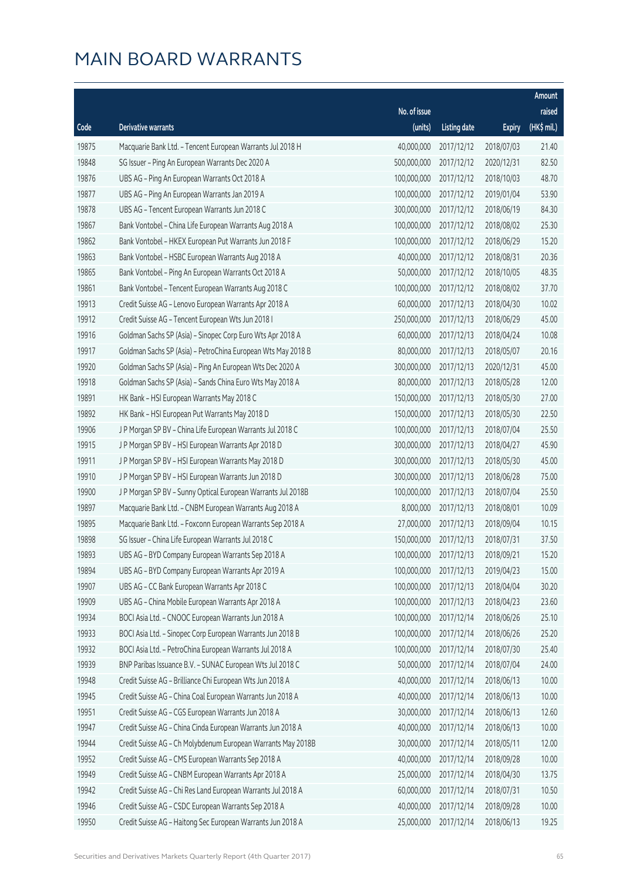# MAIN BOARD WARRANTS

| Code | Derivative warrants | No. of issue (units) | Listing date | Expiry | Amount raised (HK$ mil.) |
|---|---|---|---|---|---|
| 19875 | Macquarie Bank Ltd. - Tencent European Warrants Jul 2018 H | 40,000,000 | 2017/12/12 | 2018/07/03 | 21.40 |
| 19848 | SG Issuer - Ping An European Warrants Dec 2020 A | 500,000,000 | 2017/12/12 | 2020/12/31 | 82.50 |
| 19876 | UBS AG - Ping An European Warrants Oct 2018 A | 100,000,000 | 2017/12/12 | 2018/10/03 | 48.70 |
| 19877 | UBS AG - Ping An European Warrants Jan 2019 A | 100,000,000 | 2017/12/12 | 2019/01/04 | 53.90 |
| 19878 | UBS AG - Tencent European Warrants Jun 2018 C | 300,000,000 | 2017/12/12 | 2018/06/19 | 84.30 |
| 19867 | Bank Vontobel - China Life European Warrants Aug 2018 A | 100,000,000 | 2017/12/12 | 2018/08/02 | 25.30 |
| 19862 | Bank Vontobel - HKEX European Put Warrants Jun 2018 F | 100,000,000 | 2017/12/12 | 2018/06/29 | 15.20 |
| 19863 | Bank Vontobel - HSBC European Warrants Aug 2018 A | 40,000,000 | 2017/12/12 | 2018/08/31 | 20.36 |
| 19865 | Bank Vontobel - Ping An European Warrants Oct 2018 A | 50,000,000 | 2017/12/12 | 2018/10/05 | 48.35 |
| 19861 | Bank Vontobel - Tencent European Warrants Aug 2018 C | 100,000,000 | 2017/12/12 | 2018/08/02 | 37.70 |
| 19913 | Credit Suisse AG - Lenovo European Warrants Apr 2018 A | 60,000,000 | 2017/12/13 | 2018/04/30 | 10.02 |
| 19912 | Credit Suisse AG - Tencent European Wts Jun 2018 I | 250,000,000 | 2017/12/13 | 2018/06/29 | 45.00 |
| 19916 | Goldman Sachs SP (Asia) - Sinopec Corp Euro Wts Apr 2018 A | 60,000,000 | 2017/12/13 | 2018/04/24 | 10.08 |
| 19917 | Goldman Sachs SP (Asia) - PetroChina European Wts May 2018 B | 80,000,000 | 2017/12/13 | 2018/05/07 | 20.16 |
| 19920 | Goldman Sachs SP (Asia) - Ping An European Wts Dec 2020 A | 300,000,000 | 2017/12/13 | 2020/12/31 | 45.00 |
| 19918 | Goldman Sachs SP (Asia) - Sands China Euro Wts May 2018 A | 80,000,000 | 2017/12/13 | 2018/05/28 | 12.00 |
| 19891 | HK Bank - HSI European Warrants May 2018 C | 150,000,000 | 2017/12/13 | 2018/05/30 | 27.00 |
| 19892 | HK Bank - HSI European Put Warrants May 2018 D | 150,000,000 | 2017/12/13 | 2018/05/30 | 22.50 |
| 19906 | J P Morgan SP BV - China Life European Warrants Jul 2018 C | 100,000,000 | 2017/12/13 | 2018/07/04 | 25.50 |
| 19915 | J P Morgan SP BV - HSI European Warrants Apr 2018 D | 300,000,000 | 2017/12/13 | 2018/04/27 | 45.90 |
| 19911 | J P Morgan SP BV - HSI European Warrants May 2018 D | 300,000,000 | 2017/12/13 | 2018/05/30 | 45.00 |
| 19910 | J P Morgan SP BV - HSI European Warrants Jun 2018 D | 300,000,000 | 2017/12/13 | 2018/06/28 | 75.00 |
| 19900 | J P Morgan SP BV - Sunny Optical European Warrants Jul 2018B | 100,000,000 | 2017/12/13 | 2018/07/04 | 25.50 |
| 19897 | Macquarie Bank Ltd. - CNBM European Warrants Aug 2018 A | 8,000,000 | 2017/12/13 | 2018/08/01 | 10.09 |
| 19895 | Macquarie Bank Ltd. - Foxconn European Warrants Sep 2018 A | 27,000,000 | 2017/12/13 | 2018/09/04 | 10.15 |
| 19898 | SG Issuer - China Life European Warrants Jul 2018 C | 150,000,000 | 2017/12/13 | 2018/07/31 | 37.50 |
| 19893 | UBS AG - BYD Company European Warrants Sep 2018 A | 100,000,000 | 2017/12/13 | 2018/09/21 | 15.20 |
| 19894 | UBS AG - BYD Company European Warrants Apr 2019 A | 100,000,000 | 2017/12/13 | 2019/04/23 | 15.00 |
| 19907 | UBS AG - CC Bank European Warrants Apr 2018 C | 100,000,000 | 2017/12/13 | 2018/04/04 | 30.20 |
| 19909 | UBS AG - China Mobile European Warrants Apr 2018 A | 100,000,000 | 2017/12/13 | 2018/04/23 | 23.60 |
| 19934 | BOCI Asia Ltd. - CNOOC European Warrants Jun 2018 A | 100,000,000 | 2017/12/14 | 2018/06/26 | 25.10 |
| 19933 | BOCI Asia Ltd. - Sinopec Corp European Warrants Jun 2018 B | 100,000,000 | 2017/12/14 | 2018/06/26 | 25.20 |
| 19932 | BOCI Asia Ltd. - PetroChina European Warrants Jul 2018 A | 100,000,000 | 2017/12/14 | 2018/07/30 | 25.40 |
| 19939 | BNP Paribas Issuance B.V. - SUNAC European Wts Jul 2018 C | 50,000,000 | 2017/12/14 | 2018/07/04 | 24.00 |
| 19948 | Credit Suisse AG - Brilliance Chi European Wts Jun 2018 A | 40,000,000 | 2017/12/14 | 2018/06/13 | 10.00 |
| 19945 | Credit Suisse AG - China Coal European Warrants Jun 2018 A | 40,000,000 | 2017/12/14 | 2018/06/13 | 10.00 |
| 19951 | Credit Suisse AG - CGS European Warrants Jun 2018 A | 30,000,000 | 2017/12/14 | 2018/06/13 | 12.60 |
| 19947 | Credit Suisse AG - China Cinda European Warrants Jun 2018 A | 40,000,000 | 2017/12/14 | 2018/06/13 | 10.00 |
| 19944 | Credit Suisse AG - Ch Molybdenum European Warrants May 2018B | 30,000,000 | 2017/12/14 | 2018/05/11 | 12.00 |
| 19952 | Credit Suisse AG - CMS European Warrants Sep 2018 A | 40,000,000 | 2017/12/14 | 2018/09/28 | 10.00 |
| 19949 | Credit Suisse AG - CNBM European Warrants Apr 2018 A | 25,000,000 | 2017/12/14 | 2018/04/30 | 13.75 |
| 19942 | Credit Suisse AG - Chi Res Land European Warrants Jul 2018 A | 60,000,000 | 2017/12/14 | 2018/07/31 | 10.50 |
| 19946 | Credit Suisse AG - CSDC European Warrants Sep 2018 A | 40,000,000 | 2017/12/14 | 2018/09/28 | 10.00 |
| 19950 | Credit Suisse AG - Haitong Sec European Warrants Jun 2018 A | 25,000,000 | 2017/12/14 | 2018/06/13 | 19.25 |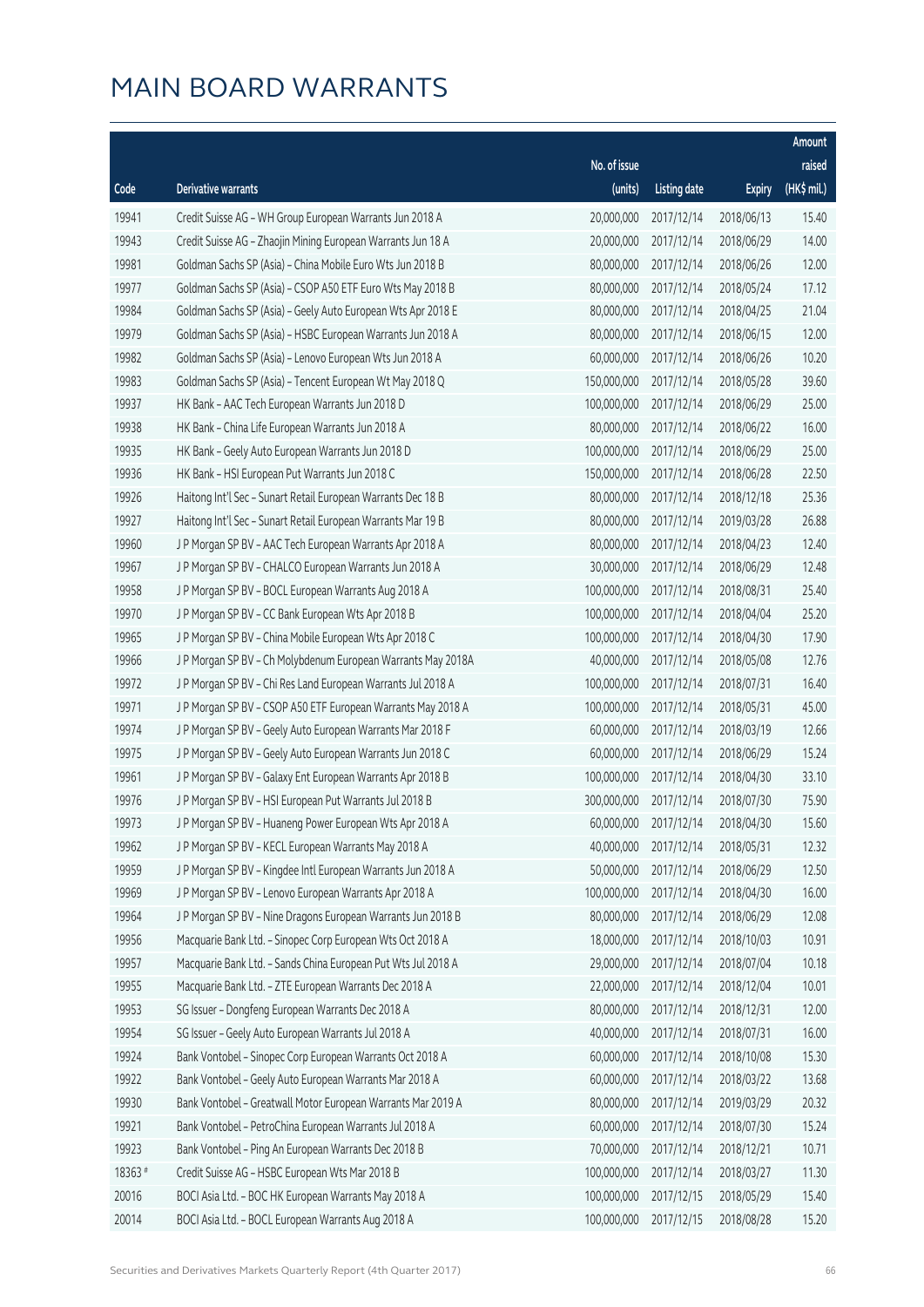# MAIN BOARD WARRANTS

| Code | Derivative warrants | No. of issue (units) | Listing date | Expiry | Amount raised (HK$ mil.) |
|---|---|---|---|---|---|
| 19941 | Credit Suisse AG - WH Group European Warrants Jun 2018 A | 20,000,000 | 2017/12/14 | 2018/06/13 | 15.40 |
| 19943 | Credit Suisse AG - Zhaojin Mining European Warrants Jun 18 A | 20,000,000 | 2017/12/14 | 2018/06/29 | 14.00 |
| 19981 | Goldman Sachs SP (Asia) - China Mobile Euro Wts Jun 2018 B | 80,000,000 | 2017/12/14 | 2018/06/26 | 12.00 |
| 19977 | Goldman Sachs SP (Asia) - CSOP A50 ETF Euro Wts May 2018 B | 80,000,000 | 2017/12/14 | 2018/05/24 | 17.12 |
| 19984 | Goldman Sachs SP (Asia) - Geely Auto European Wts Apr 2018 E | 80,000,000 | 2017/12/14 | 2018/04/25 | 21.04 |
| 19979 | Goldman Sachs SP (Asia) - HSBC European Warrants Jun 2018 A | 80,000,000 | 2017/12/14 | 2018/06/15 | 12.00 |
| 19982 | Goldman Sachs SP (Asia) - Lenovo European Wts Jun 2018 A | 60,000,000 | 2017/12/14 | 2018/06/26 | 10.20 |
| 19983 | Goldman Sachs SP (Asia) - Tencent European Wt May 2018 Q | 150,000,000 | 2017/12/14 | 2018/05/28 | 39.60 |
| 19937 | HK Bank - AAC Tech European Warrants Jun 2018 D | 100,000,000 | 2017/12/14 | 2018/06/29 | 25.00 |
| 19938 | HK Bank - China Life European Warrants Jun 2018 A | 80,000,000 | 2017/12/14 | 2018/06/22 | 16.00 |
| 19935 | HK Bank - Geely Auto European Warrants Jun 2018 D | 100,000,000 | 2017/12/14 | 2018/06/29 | 25.00 |
| 19936 | HK Bank - HSI European Put Warrants Jun 2018 C | 150,000,000 | 2017/12/14 | 2018/06/28 | 22.50 |
| 19926 | Haitong Int'l Sec - Sunart Retail European Warrants Dec 18 B | 80,000,000 | 2017/12/14 | 2018/12/18 | 25.36 |
| 19927 | Haitong Int'l Sec - Sunart Retail European Warrants Mar 19 B | 80,000,000 | 2017/12/14 | 2019/03/28 | 26.88 |
| 19960 | J P Morgan SP BV - AAC Tech European Warrants Apr 2018 A | 80,000,000 | 2017/12/14 | 2018/04/23 | 12.40 |
| 19967 | J P Morgan SP BV - CHALCO European Warrants Jun 2018 A | 30,000,000 | 2017/12/14 | 2018/06/29 | 12.48 |
| 19958 | J P Morgan SP BV - BOCL European Warrants Aug 2018 A | 100,000,000 | 2017/12/14 | 2018/08/31 | 25.40 |
| 19970 | J P Morgan SP BV - CC Bank European Wts Apr 2018 B | 100,000,000 | 2017/12/14 | 2018/04/04 | 25.20 |
| 19965 | J P Morgan SP BV - China Mobile European Wts Apr 2018 C | 100,000,000 | 2017/12/14 | 2018/04/30 | 17.90 |
| 19966 | J P Morgan SP BV - Ch Molybdenum European Warrants May 2018A | 40,000,000 | 2017/12/14 | 2018/05/08 | 12.76 |
| 19972 | J P Morgan SP BV - Chi Res Land European Warrants Jul 2018 A | 100,000,000 | 2017/12/14 | 2018/07/31 | 16.40 |
| 19971 | J P Morgan SP BV - CSOP A50 ETF European Warrants May 2018 A | 100,000,000 | 2017/12/14 | 2018/05/31 | 45.00 |
| 19974 | J P Morgan SP BV - Geely Auto European Warrants Mar 2018 F | 60,000,000 | 2017/12/14 | 2018/03/19 | 12.66 |
| 19975 | J P Morgan SP BV - Geely Auto European Warrants Jun 2018 C | 60,000,000 | 2017/12/14 | 2018/06/29 | 15.24 |
| 19961 | J P Morgan SP BV - Galaxy Ent European Warrants Apr 2018 B | 100,000,000 | 2017/12/14 | 2018/04/30 | 33.10 |
| 19976 | J P Morgan SP BV - HSI European Put Warrants Jul 2018 B | 300,000,000 | 2017/12/14 | 2018/07/30 | 75.90 |
| 19973 | J P Morgan SP BV - Huaneng Power European Wts Apr 2018 A | 60,000,000 | 2017/12/14 | 2018/04/30 | 15.60 |
| 19962 | J P Morgan SP BV - KECL European Warrants May 2018 A | 40,000,000 | 2017/12/14 | 2018/05/31 | 12.32 |
| 19959 | J P Morgan SP BV - Kingdee Intl European Warrants Jun 2018 A | 50,000,000 | 2017/12/14 | 2018/06/29 | 12.50 |
| 19969 | J P Morgan SP BV - Lenovo European Warrants Apr 2018 A | 100,000,000 | 2017/12/14 | 2018/04/30 | 16.00 |
| 19964 | J P Morgan SP BV - Nine Dragons European Warrants Jun 2018 B | 80,000,000 | 2017/12/14 | 2018/06/29 | 12.08 |
| 19956 | Macquarie Bank Ltd. - Sinopec Corp European Wts Oct 2018 A | 18,000,000 | 2017/12/14 | 2018/10/03 | 10.91 |
| 19957 | Macquarie Bank Ltd. - Sands China European Put Wts Jul 2018 A | 29,000,000 | 2017/12/14 | 2018/07/04 | 10.18 |
| 19955 | Macquarie Bank Ltd. - ZTE European Warrants Dec 2018 A | 22,000,000 | 2017/12/14 | 2018/12/04 | 10.01 |
| 19953 | SG Issuer - Dongfeng European Warrants Dec 2018 A | 80,000,000 | 2017/12/14 | 2018/12/31 | 12.00 |
| 19954 | SG Issuer - Geely Auto European Warrants Jul 2018 A | 40,000,000 | 2017/12/14 | 2018/07/31 | 16.00 |
| 19924 | Bank Vontobel - Sinopec Corp European Warrants Oct 2018 A | 60,000,000 | 2017/12/14 | 2018/10/08 | 15.30 |
| 19922 | Bank Vontobel - Geely Auto European Warrants Mar 2018 A | 60,000,000 | 2017/12/14 | 2018/03/22 | 13.68 |
| 19930 | Bank Vontobel - Greatwall Motor European Warrants Mar 2019 A | 80,000,000 | 2017/12/14 | 2019/03/29 | 20.32 |
| 19921 | Bank Vontobel - PetroChina European Warrants Jul 2018 A | 60,000,000 | 2017/12/14 | 2018/07/30 | 15.24 |
| 19923 | Bank Vontobel - Ping An European Warrants Dec 2018 B | 70,000,000 | 2017/12/14 | 2018/12/21 | 10.71 |
| 18363 # | Credit Suisse AG - HSBC European Wts Mar 2018 B | 100,000,000 | 2017/12/14 | 2018/03/27 | 11.30 |
| 20016 | BOCI Asia Ltd. - BOC HK European Warrants May 2018 A | 100,000,000 | 2017/12/15 | 2018/05/29 | 15.40 |
| 20014 | BOCI Asia Ltd. - BOCL European Warrants Aug 2018 A | 100,000,000 | 2017/12/15 | 2018/08/28 | 15.20 |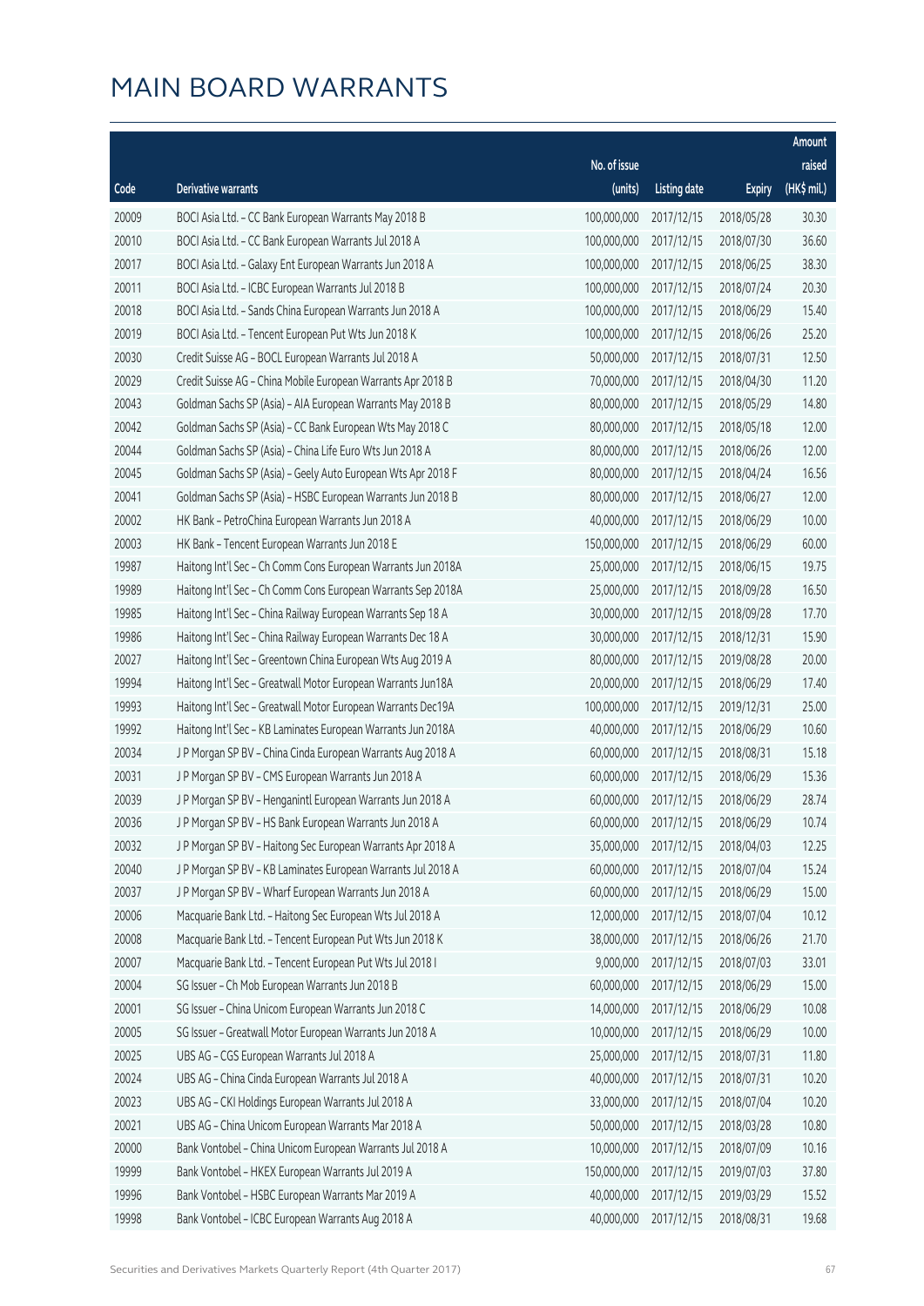# MAIN BOARD WARRANTS

| Code | Derivative warrants | No. of issue (units) | Listing date | Expiry | Amount raised (HK$ mil.) |
|---|---|---|---|---|---|
| 20009 | BOCI Asia Ltd. - CC Bank European Warrants May 2018 B | 100,000,000 | 2017/12/15 | 2018/05/28 | 30.30 |
| 20010 | BOCI Asia Ltd. - CC Bank European Warrants Jul 2018 A | 100,000,000 | 2017/12/15 | 2018/07/30 | 36.60 |
| 20017 | BOCI Asia Ltd. - Galaxy Ent European Warrants Jun 2018 A | 100,000,000 | 2017/12/15 | 2018/06/25 | 38.30 |
| 20011 | BOCI Asia Ltd. - ICBC European Warrants Jul 2018 B | 100,000,000 | 2017/12/15 | 2018/07/24 | 20.30 |
| 20018 | BOCI Asia Ltd. - Sands China European Warrants Jun 2018 A | 100,000,000 | 2017/12/15 | 2018/06/29 | 15.40 |
| 20019 | BOCI Asia Ltd. - Tencent European Put Wts Jun 2018 K | 100,000,000 | 2017/12/15 | 2018/06/26 | 25.20 |
| 20030 | Credit Suisse AG - BOCL European Warrants Jul 2018 A | 50,000,000 | 2017/12/15 | 2018/07/31 | 12.50 |
| 20029 | Credit Suisse AG - China Mobile European Warrants Apr 2018 B | 70,000,000 | 2017/12/15 | 2018/04/30 | 11.20 |
| 20043 | Goldman Sachs SP (Asia) - AIA European Warrants May 2018 B | 80,000,000 | 2017/12/15 | 2018/05/29 | 14.80 |
| 20042 | Goldman Sachs SP (Asia) - CC Bank European Wts May 2018 C | 80,000,000 | 2017/12/15 | 2018/05/18 | 12.00 |
| 20044 | Goldman Sachs SP (Asia) - China Life Euro Wts Jun 2018 A | 80,000,000 | 2017/12/15 | 2018/06/26 | 12.00 |
| 20045 | Goldman Sachs SP (Asia) - Geely Auto European Wts Apr 2018 F | 80,000,000 | 2017/12/15 | 2018/04/24 | 16.56 |
| 20041 | Goldman Sachs SP (Asia) - HSBC European Warrants Jun 2018 B | 80,000,000 | 2017/12/15 | 2018/06/27 | 12.00 |
| 20002 | HK Bank - PetroChina European Warrants Jun 2018 A | 40,000,000 | 2017/12/15 | 2018/06/29 | 10.00 |
| 20003 | HK Bank - Tencent European Warrants Jun 2018 E | 150,000,000 | 2017/12/15 | 2018/06/29 | 60.00 |
| 19987 | Haitong Int'l Sec - Ch Comm Cons European Warrants Jun 2018A | 25,000,000 | 2017/12/15 | 2018/06/15 | 19.75 |
| 19989 | Haitong Int'l Sec - Ch Comm Cons European Warrants Sep 2018A | 25,000,000 | 2017/12/15 | 2018/09/28 | 16.50 |
| 19985 | Haitong Int'l Sec - China Railway European Warrants Sep 18 A | 30,000,000 | 2017/12/15 | 2018/09/28 | 17.70 |
| 19986 | Haitong Int'l Sec - China Railway European Warrants Dec 18 A | 30,000,000 | 2017/12/15 | 2018/12/31 | 15.90 |
| 20027 | Haitong Int'l Sec - Greentown China European Wts Aug 2019 A | 80,000,000 | 2017/12/15 | 2019/08/28 | 20.00 |
| 19994 | Haitong Int'l Sec - Greatwall Motor European Warrants Jun18A | 20,000,000 | 2017/12/15 | 2018/06/29 | 17.40 |
| 19993 | Haitong Int'l Sec - Greatwall Motor European Warrants Dec19A | 100,000,000 | 2017/12/15 | 2019/12/31 | 25.00 |
| 19992 | Haitong Int'l Sec - KB Laminates European Warrants Jun 2018A | 40,000,000 | 2017/12/15 | 2018/06/29 | 10.60 |
| 20034 | J P Morgan SP BV - China Cinda European Warrants Aug 2018 A | 60,000,000 | 2017/12/15 | 2018/08/31 | 15.18 |
| 20031 | J P Morgan SP BV - CMS European Warrants Jun 2018 A | 60,000,000 | 2017/12/15 | 2018/06/29 | 15.36 |
| 20039 | J P Morgan SP BV - Henganintl European Warrants Jun 2018 A | 60,000,000 | 2017/12/15 | 2018/06/29 | 28.74 |
| 20036 | J P Morgan SP BV - HS Bank European Warrants Jun 2018 A | 60,000,000 | 2017/12/15 | 2018/06/29 | 10.74 |
| 20032 | J P Morgan SP BV - Haitong Sec European Warrants Apr 2018 A | 35,000,000 | 2017/12/15 | 2018/04/03 | 12.25 |
| 20040 | J P Morgan SP BV - KB Laminates European Warrants Jul 2018 A | 60,000,000 | 2017/12/15 | 2018/07/04 | 15.24 |
| 20037 | J P Morgan SP BV - Wharf European Warrants Jun 2018 A | 60,000,000 | 2017/12/15 | 2018/06/29 | 15.00 |
| 20006 | Macquarie Bank Ltd. - Haitong Sec European Wts Jul 2018 A | 12,000,000 | 2017/12/15 | 2018/07/04 | 10.12 |
| 20008 | Macquarie Bank Ltd. - Tencent European Put Wts Jun 2018 K | 38,000,000 | 2017/12/15 | 2018/06/26 | 21.70 |
| 20007 | Macquarie Bank Ltd. - Tencent European Put Wts Jul 2018 I | 9,000,000 | 2017/12/15 | 2018/07/03 | 33.01 |
| 20004 | SG Issuer - Ch Mob European Warrants Jun 2018 B | 60,000,000 | 2017/12/15 | 2018/06/29 | 15.00 |
| 20001 | SG Issuer - China Unicom European Warrants Jun 2018 C | 14,000,000 | 2017/12/15 | 2018/06/29 | 10.08 |
| 20005 | SG Issuer - Greatwall Motor European Warrants Jun 2018 A | 10,000,000 | 2017/12/15 | 2018/06/29 | 10.00 |
| 20025 | UBS AG - CGS European Warrants Jul 2018 A | 25,000,000 | 2017/12/15 | 2018/07/31 | 11.80 |
| 20024 | UBS AG - China Cinda European Warrants Jul 2018 A | 40,000,000 | 2017/12/15 | 2018/07/31 | 10.20 |
| 20023 | UBS AG - CKI Holdings European Warrants Jul 2018 A | 33,000,000 | 2017/12/15 | 2018/07/04 | 10.20 |
| 20021 | UBS AG - China Unicom European Warrants Mar 2018 A | 50,000,000 | 2017/12/15 | 2018/03/28 | 10.80 |
| 20000 | Bank Vontobel - China Unicom European Warrants Jul 2018 A | 10,000,000 | 2017/12/15 | 2018/07/09 | 10.16 |
| 19999 | Bank Vontobel - HKEX European Warrants Jul 2019 A | 150,000,000 | 2017/12/15 | 2019/07/03 | 37.80 |
| 19996 | Bank Vontobel - HSBC European Warrants Mar 2019 A | 40,000,000 | 2017/12/15 | 2019/03/29 | 15.52 |
| 19998 | Bank Vontobel - ICBC European Warrants Aug 2018 A | 40,000,000 | 2017/12/15 | 2018/08/31 | 19.68 |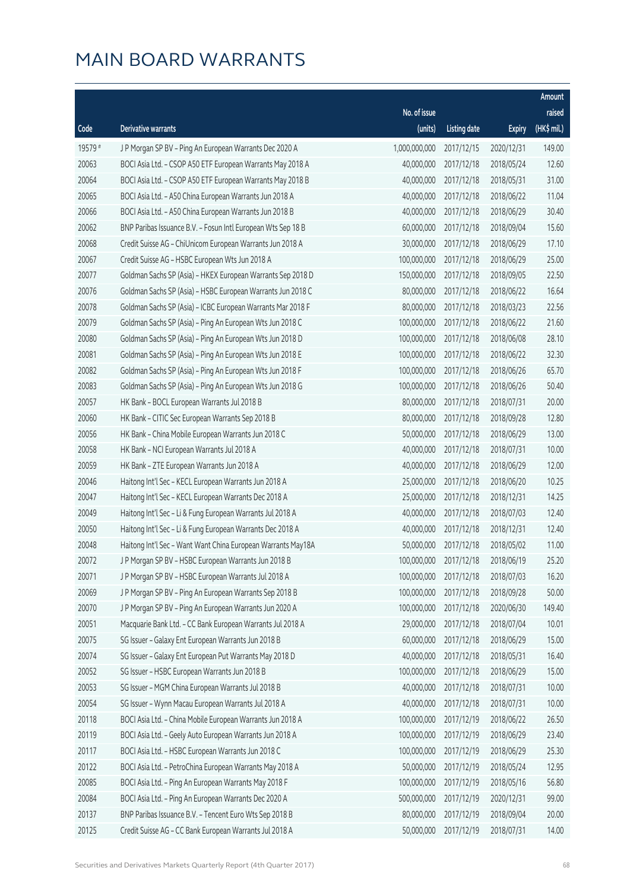# MAIN BOARD WARRANTS

| Code | Derivative warrants | No. of issue (units) | Listing date | Expiry | Amount raised (HK$ mil.) |
|---|---|---|---|---|---|
| 19579 # | J P Morgan SP BV - Ping An European Warrants Dec 2020 A | 1,000,000,000 | 2017/12/15 | 2020/12/31 | 149.00 |
| 20063 | BOCI Asia Ltd. - CSOP A50 ETF European Warrants May 2018 A | 40,000,000 | 2017/12/18 | 2018/05/24 | 12.60 |
| 20064 | BOCI Asia Ltd. - CSOP A50 ETF European Warrants May 2018 B | 40,000,000 | 2017/12/18 | 2018/05/31 | 31.00 |
| 20065 | BOCI Asia Ltd. - A50 China European Warrants Jun 2018 A | 40,000,000 | 2017/12/18 | 2018/06/22 | 11.04 |
| 20066 | BOCI Asia Ltd. - A50 China European Warrants Jun 2018 B | 40,000,000 | 2017/12/18 | 2018/06/29 | 30.40 |
| 20062 | BNP Paribas Issuance B.V. - Fosun Intl European Wts Sep 18 B | 60,000,000 | 2017/12/18 | 2018/09/04 | 15.60 |
| 20068 | Credit Suisse AG - ChiUnicom European Warrants Jun 2018 A | 30,000,000 | 2017/12/18 | 2018/06/29 | 17.10 |
| 20067 | Credit Suisse AG - HSBC European Wts Jun 2018 A | 100,000,000 | 2017/12/18 | 2018/06/29 | 25.00 |
| 20077 | Goldman Sachs SP (Asia) - HKEX European Warrants Sep 2018 D | 150,000,000 | 2017/12/18 | 2018/09/05 | 22.50 |
| 20076 | Goldman Sachs SP (Asia) - HSBC European Warrants Jun 2018 C | 80,000,000 | 2017/12/18 | 2018/06/22 | 16.64 |
| 20078 | Goldman Sachs SP (Asia) - ICBC European Warrants Mar 2018 F | 80,000,000 | 2017/12/18 | 2018/03/23 | 22.56 |
| 20079 | Goldman Sachs SP (Asia) - Ping An European Wts Jun 2018 C | 100,000,000 | 2017/12/18 | 2018/06/22 | 21.60 |
| 20080 | Goldman Sachs SP (Asia) - Ping An European Wts Jun 2018 D | 100,000,000 | 2017/12/18 | 2018/06/08 | 28.10 |
| 20081 | Goldman Sachs SP (Asia) - Ping An European Wts Jun 2018 E | 100,000,000 | 2017/12/18 | 2018/06/22 | 32.30 |
| 20082 | Goldman Sachs SP (Asia) - Ping An European Wts Jun 2018 F | 100,000,000 | 2017/12/18 | 2018/06/26 | 65.70 |
| 20083 | Goldman Sachs SP (Asia) - Ping An European Wts Jun 2018 G | 100,000,000 | 2017/12/18 | 2018/06/26 | 50.40 |
| 20057 | HK Bank - BOCL European Warrants Jul 2018 B | 80,000,000 | 2017/12/18 | 2018/07/31 | 20.00 |
| 20060 | HK Bank - CITIC Sec European Warrants Sep 2018 B | 80,000,000 | 2017/12/18 | 2018/09/28 | 12.80 |
| 20056 | HK Bank - China Mobile European Warrants Jun 2018 C | 50,000,000 | 2017/12/18 | 2018/06/29 | 13.00 |
| 20058 | HK Bank - NCI European Warrants Jul 2018 A | 40,000,000 | 2017/12/18 | 2018/07/31 | 10.00 |
| 20059 | HK Bank - ZTE European Warrants Jun 2018 A | 40,000,000 | 2017/12/18 | 2018/06/29 | 12.00 |
| 20046 | Haitong Int'l Sec - KECL European Warrants Jun 2018 A | 25,000,000 | 2017/12/18 | 2018/06/20 | 10.25 |
| 20047 | Haitong Int'l Sec - KECL European Warrants Dec 2018 A | 25,000,000 | 2017/12/18 | 2018/12/31 | 14.25 |
| 20049 | Haitong Int'l Sec - Li & Fung European Warrants Jul 2018 A | 40,000,000 | 2017/12/18 | 2018/07/03 | 12.40 |
| 20050 | Haitong Int'l Sec - Li & Fung European Warrants Dec 2018 A | 40,000,000 | 2017/12/18 | 2018/12/31 | 12.40 |
| 20048 | Haitong Int'l Sec - Want Want China European Warrants May18A | 50,000,000 | 2017/12/18 | 2018/05/02 | 11.00 |
| 20072 | J P Morgan SP BV - HSBC European Warrants Jun 2018 B | 100,000,000 | 2017/12/18 | 2018/06/19 | 25.20 |
| 20071 | J P Morgan SP BV - HSBC European Warrants Jul 2018 A | 100,000,000 | 2017/12/18 | 2018/07/03 | 16.20 |
| 20069 | J P Morgan SP BV - Ping An European Warrants Sep 2018 B | 100,000,000 | 2017/12/18 | 2018/09/28 | 50.00 |
| 20070 | J P Morgan SP BV - Ping An European Warrants Jun 2020 A | 100,000,000 | 2017/12/18 | 2020/06/30 | 149.40 |
| 20051 | Macquarie Bank Ltd. - CC Bank European Warrants Jul 2018 A | 29,000,000 | 2017/12/18 | 2018/07/04 | 10.01 |
| 20075 | SG Issuer - Galaxy Ent European Warrants Jun 2018 B | 60,000,000 | 2017/12/18 | 2018/06/29 | 15.00 |
| 20074 | SG Issuer - Galaxy Ent European Put Warrants May 2018 D | 40,000,000 | 2017/12/18 | 2018/05/31 | 16.40 |
| 20052 | SG Issuer - HSBC European Warrants Jun 2018 B | 100,000,000 | 2017/12/18 | 2018/06/29 | 15.00 |
| 20053 | SG Issuer - MGM China European Warrants Jul 2018 B | 40,000,000 | 2017/12/18 | 2018/07/31 | 10.00 |
| 20054 | SG Issuer - Wynn Macau European Warrants Jul 2018 A | 40,000,000 | 2017/12/18 | 2018/07/31 | 10.00 |
| 20118 | BOCI Asia Ltd. - China Mobile European Warrants Jun 2018 A | 100,000,000 | 2017/12/19 | 2018/06/22 | 26.50 |
| 20119 | BOCI Asia Ltd. - Geely Auto European Warrants Jun 2018 A | 100,000,000 | 2017/12/19 | 2018/06/29 | 23.40 |
| 20117 | BOCI Asia Ltd. - HSBC European Warrants Jun 2018 C | 100,000,000 | 2017/12/19 | 2018/06/29 | 25.30 |
| 20122 | BOCI Asia Ltd. - PetroChina European Warrants May 2018 A | 50,000,000 | 2017/12/19 | 2018/05/24 | 12.95 |
| 20085 | BOCI Asia Ltd. - Ping An European Warrants May 2018 F | 100,000,000 | 2017/12/19 | 2018/05/16 | 56.80 |
| 20084 | BOCI Asia Ltd. - Ping An European Warrants Dec 2020 A | 500,000,000 | 2017/12/19 | 2020/12/31 | 99.00 |
| 20137 | BNP Paribas Issuance B.V. - Tencent Euro Wts Sep 2018 B | 80,000,000 | 2017/12/19 | 2018/09/04 | 20.00 |
| 20125 | Credit Suisse AG - CC Bank European Warrants Jul 2018 A | 50,000,000 | 2017/12/19 | 2018/07/31 | 14.00 |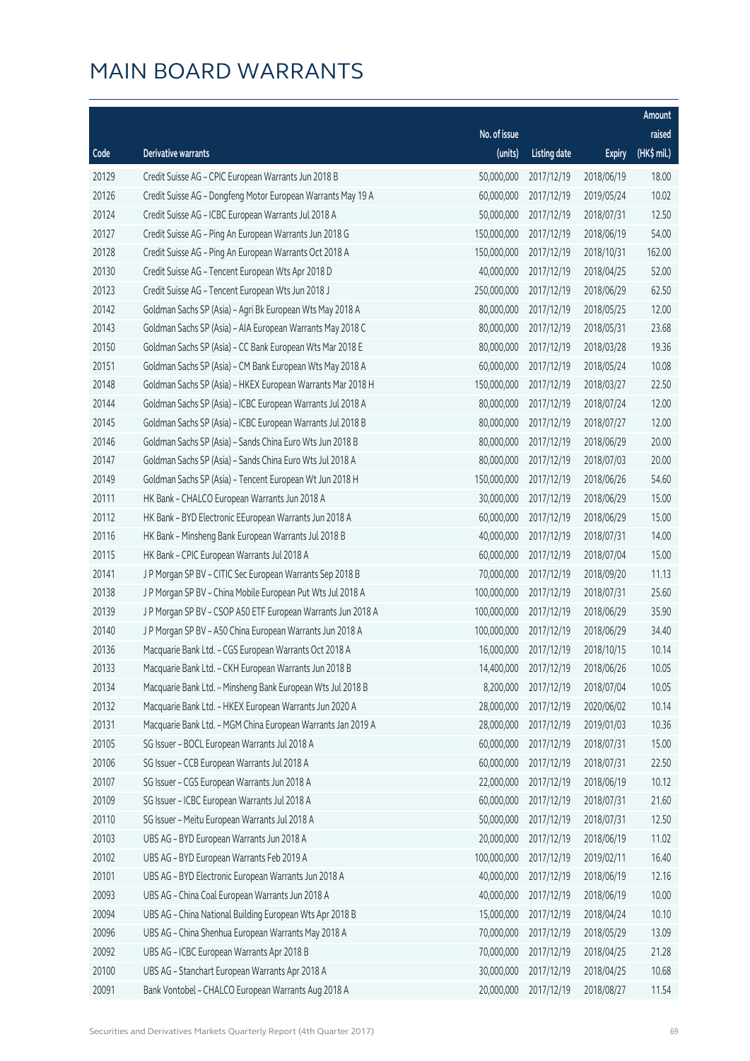# MAIN BOARD WARRANTS

| Code | Derivative warrants | No. of issue (units) | Listing date | Expiry | Amount raised (HK$ mil.) |
|---|---|---|---|---|---|
| 20129 | Credit Suisse AG - CPIC European Warrants Jun 2018 B | 50,000,000 | 2017/12/19 | 2018/06/19 | 18.00 |
| 20126 | Credit Suisse AG - Dongfeng Motor European Warrants May 19 A | 60,000,000 | 2017/12/19 | 2019/05/24 | 10.02 |
| 20124 | Credit Suisse AG - ICBC European Warrants Jul 2018 A | 50,000,000 | 2017/12/19 | 2018/07/31 | 12.50 |
| 20127 | Credit Suisse AG - Ping An European Warrants Jun 2018 G | 150,000,000 | 2017/12/19 | 2018/06/19 | 54.00 |
| 20128 | Credit Suisse AG - Ping An European Warrants Oct 2018 A | 150,000,000 | 2017/12/19 | 2018/10/31 | 162.00 |
| 20130 | Credit Suisse AG - Tencent European Wts Apr 2018 D | 40,000,000 | 2017/12/19 | 2018/04/25 | 52.00 |
| 20123 | Credit Suisse AG - Tencent European Wts Jun 2018 J | 250,000,000 | 2017/12/19 | 2018/06/29 | 62.50 |
| 20142 | Goldman Sachs SP (Asia) - Agri Bk European Wts May 2018 A | 80,000,000 | 2017/12/19 | 2018/05/25 | 12.00 |
| 20143 | Goldman Sachs SP (Asia) - AIA European Warrants May 2018 C | 80,000,000 | 2017/12/19 | 2018/05/31 | 23.68 |
| 20150 | Goldman Sachs SP (Asia) - CC Bank European Wts Mar 2018 E | 80,000,000 | 2017/12/19 | 2018/03/28 | 19.36 |
| 20151 | Goldman Sachs SP (Asia) - CM Bank European Wts May 2018 A | 60,000,000 | 2017/12/19 | 2018/05/24 | 10.08 |
| 20148 | Goldman Sachs SP (Asia) - HKEX European Warrants Mar 2018 H | 150,000,000 | 2017/12/19 | 2018/03/27 | 22.50 |
| 20144 | Goldman Sachs SP (Asia) - ICBC European Warrants Jul 2018 A | 80,000,000 | 2017/12/19 | 2018/07/24 | 12.00 |
| 20145 | Goldman Sachs SP (Asia) - ICBC European Warrants Jul 2018 B | 80,000,000 | 2017/12/19 | 2018/07/27 | 12.00 |
| 20146 | Goldman Sachs SP (Asia) - Sands China Euro Wts Jun 2018 B | 80,000,000 | 2017/12/19 | 2018/06/29 | 20.00 |
| 20147 | Goldman Sachs SP (Asia) - Sands China Euro Wts Jul 2018 A | 80,000,000 | 2017/12/19 | 2018/07/03 | 20.00 |
| 20149 | Goldman Sachs SP (Asia) - Tencent European Wt Jun 2018 H | 150,000,000 | 2017/12/19 | 2018/06/26 | 54.60 |
| 20111 | HK Bank - CHALCO European Warrants Jun 2018 A | 30,000,000 | 2017/12/19 | 2018/06/29 | 15.00 |
| 20112 | HK Bank - BYD Electronic EEuropean Warrants Jun 2018 A | 60,000,000 | 2017/12/19 | 2018/06/29 | 15.00 |
| 20116 | HK Bank - Minsheng Bank European Warrants Jul 2018 B | 40,000,000 | 2017/12/19 | 2018/07/31 | 14.00 |
| 20115 | HK Bank - CPIC European Warrants Jul 2018 A | 60,000,000 | 2017/12/19 | 2018/07/04 | 15.00 |
| 20141 | J P Morgan SP BV - CITIC Sec European Warrants Sep 2018 B | 70,000,000 | 2017/12/19 | 2018/09/20 | 11.13 |
| 20138 | J P Morgan SP BV - China Mobile European Put Wts Jul 2018 A | 100,000,000 | 2017/12/19 | 2018/07/31 | 25.60 |
| 20139 | J P Morgan SP BV - CSOP A50 ETF European Warrants Jun 2018 A | 100,000,000 | 2017/12/19 | 2018/06/29 | 35.90 |
| 20140 | J P Morgan SP BV - A50 China European Warrants Jun 2018 A | 100,000,000 | 2017/12/19 | 2018/06/29 | 34.40 |
| 20136 | Macquarie Bank Ltd. - CGS European Warrants Oct 2018 A | 16,000,000 | 2017/12/19 | 2018/10/15 | 10.14 |
| 20133 | Macquarie Bank Ltd. - CKH European Warrants Jun 2018 B | 14,400,000 | 2017/12/19 | 2018/06/26 | 10.05 |
| 20134 | Macquarie Bank Ltd. - Minsheng Bank European Wts Jul 2018 B | 8,200,000 | 2017/12/19 | 2018/07/04 | 10.05 |
| 20132 | Macquarie Bank Ltd. - HKEX European Warrants Jun 2020 A | 28,000,000 | 2017/12/19 | 2020/06/02 | 10.14 |
| 20131 | Macquarie Bank Ltd. - MGM China European Warrants Jan 2019 A | 28,000,000 | 2017/12/19 | 2019/01/03 | 10.36 |
| 20105 | SG Issuer - BOCL European Warrants Jul 2018 A | 60,000,000 | 2017/12/19 | 2018/07/31 | 15.00 |
| 20106 | SG Issuer - CCB European Warrants Jul 2018 A | 60,000,000 | 2017/12/19 | 2018/07/31 | 22.50 |
| 20107 | SG Issuer - CGS European Warrants Jun 2018 A | 22,000,000 | 2017/12/19 | 2018/06/19 | 10.12 |
| 20109 | SG Issuer - ICBC European Warrants Jul 2018 A | 60,000,000 | 2017/12/19 | 2018/07/31 | 21.60 |
| 20110 | SG Issuer - Meitu European Warrants Jul 2018 A | 50,000,000 | 2017/12/19 | 2018/07/31 | 12.50 |
| 20103 | UBS AG - BYD European Warrants Jun 2018 A | 20,000,000 | 2017/12/19 | 2018/06/19 | 11.02 |
| 20102 | UBS AG - BYD European Warrants Feb 2019 A | 100,000,000 | 2017/12/19 | 2019/02/11 | 16.40 |
| 20101 | UBS AG - BYD Electronic European Warrants Jun 2018 A | 40,000,000 | 2017/12/19 | 2018/06/19 | 12.16 |
| 20093 | UBS AG - China Coal European Warrants Jun 2018 A | 40,000,000 | 2017/12/19 | 2018/06/19 | 10.00 |
| 20094 | UBS AG - China National Building European Wts Apr 2018 B | 15,000,000 | 2017/12/19 | 2018/04/24 | 10.10 |
| 20096 | UBS AG - China Shenhua European Warrants May 2018 A | 70,000,000 | 2017/12/19 | 2018/05/29 | 13.09 |
| 20092 | UBS AG - ICBC European Warrants Apr 2018 B | 70,000,000 | 2017/12/19 | 2018/04/25 | 21.28 |
| 20100 | UBS AG - Stanchart European Warrants Apr 2018 A | 30,000,000 | 2017/12/19 | 2018/04/25 | 10.68 |
| 20091 | Bank Vontobel - CHALCO European Warrants Aug 2018 A | 20,000,000 | 2017/12/19 | 2018/08/27 | 11.54 |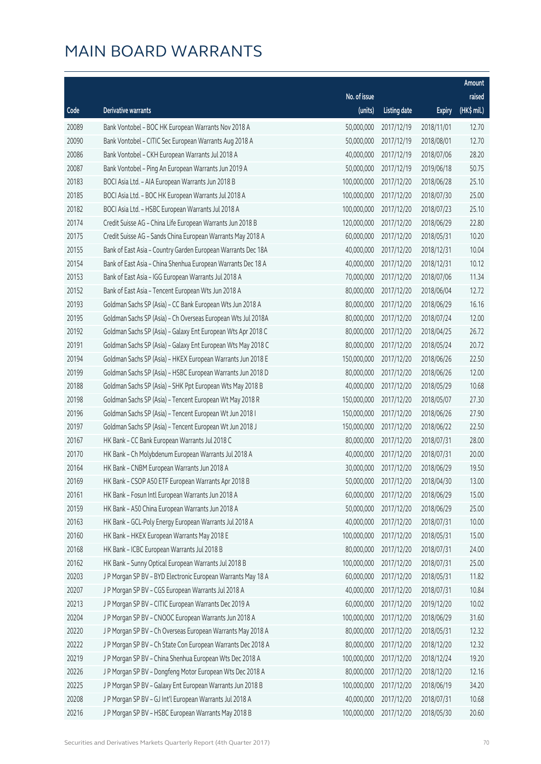# MAIN BOARD WARRANTS

| Code | Derivative warrants | No. of issue (units) | Listing date | Expiry | Amount raised (HK$ mil.) |
|---|---|---|---|---|---|
| 20089 | Bank Vontobel - BOC HK European Warrants Nov 2018 A | 50,000,000 | 2017/12/19 | 2018/11/01 | 12.70 |
| 20090 | Bank Vontobel - CITIC Sec European Warrants Aug 2018 A | 50,000,000 | 2017/12/19 | 2018/08/01 | 12.70 |
| 20086 | Bank Vontobel - CKH European Warrants Jul 2018 A | 40,000,000 | 2017/12/19 | 2018/07/06 | 28.20 |
| 20087 | Bank Vontobel - Ping An European Warrants Jun 2019 A | 50,000,000 | 2017/12/19 | 2019/06/18 | 50.75 |
| 20183 | BOCI Asia Ltd. - AIA European Warrants Jun 2018 B | 100,000,000 | 2017/12/20 | 2018/06/28 | 25.10 |
| 20185 | BOCI Asia Ltd. - BOC HK European Warrants Jul 2018 A | 100,000,000 | 2017/12/20 | 2018/07/30 | 25.00 |
| 20182 | BOCI Asia Ltd. - HSBC European Warrants Jul 2018 A | 100,000,000 | 2017/12/20 | 2018/07/23 | 25.10 |
| 20174 | Credit Suisse AG - China Life European Warrants Jun 2018 B | 120,000,000 | 2017/12/20 | 2018/06/29 | 22.80 |
| 20175 | Credit Suisse AG - Sands China European Warrants May 2018 A | 60,000,000 | 2017/12/20 | 2018/05/31 | 10.20 |
| 20155 | Bank of East Asia - Country Garden European Warrants Dec 18A | 40,000,000 | 2017/12/20 | 2018/12/31 | 10.04 |
| 20154 | Bank of East Asia - China Shenhua European Warrants Dec 18 A | 40,000,000 | 2017/12/20 | 2018/12/31 | 10.12 |
| 20153 | Bank of East Asia - IGG European Warrants Jul 2018 A | 70,000,000 | 2017/12/20 | 2018/07/06 | 11.34 |
| 20152 | Bank of East Asia - Tencent European Wts Jun 2018 A | 80,000,000 | 2017/12/20 | 2018/06/04 | 12.72 |
| 20193 | Goldman Sachs SP (Asia) - CC Bank European Wts Jun 2018 A | 80,000,000 | 2017/12/20 | 2018/06/29 | 16.16 |
| 20195 | Goldman Sachs SP (Asia) - Ch Overseas European Wts Jul 2018A | 80,000,000 | 2017/12/20 | 2018/07/24 | 12.00 |
| 20192 | Goldman Sachs SP (Asia) - Galaxy Ent European Wts Apr 2018 C | 80,000,000 | 2017/12/20 | 2018/04/25 | 26.72 |
| 20191 | Goldman Sachs SP (Asia) - Galaxy Ent European Wts May 2018 C | 80,000,000 | 2017/12/20 | 2018/05/24 | 20.72 |
| 20194 | Goldman Sachs SP (Asia) - HKEX European Warrants Jun 2018 E | 150,000,000 | 2017/12/20 | 2018/06/26 | 22.50 |
| 20199 | Goldman Sachs SP (Asia) - HSBC European Warrants Jun 2018 D | 80,000,000 | 2017/12/20 | 2018/06/26 | 12.00 |
| 20188 | Goldman Sachs SP (Asia) - SHK Ppt European Wts May 2018 B | 40,000,000 | 2017/12/20 | 2018/05/29 | 10.68 |
| 20198 | Goldman Sachs SP (Asia) - Tencent European Wt May 2018 R | 150,000,000 | 2017/12/20 | 2018/05/07 | 27.30 |
| 20196 | Goldman Sachs SP (Asia) - Tencent European Wt Jun 2018 I | 150,000,000 | 2017/12/20 | 2018/06/26 | 27.90 |
| 20197 | Goldman Sachs SP (Asia) - Tencent European Wt Jun 2018 J | 150,000,000 | 2017/12/20 | 2018/06/22 | 22.50 |
| 20167 | HK Bank - CC Bank European Warrants Jul 2018 C | 80,000,000 | 2017/12/20 | 2018/07/31 | 28.00 |
| 20170 | HK Bank - Ch Molybdenum European Warrants Jul 2018 A | 40,000,000 | 2017/12/20 | 2018/07/31 | 20.00 |
| 20164 | HK Bank - CNBM European Warrants Jun 2018 A | 30,000,000 | 2017/12/20 | 2018/06/29 | 19.50 |
| 20169 | HK Bank - CSOP A50 ETF European Warrants Apr 2018 B | 50,000,000 | 2017/12/20 | 2018/04/30 | 13.00 |
| 20161 | HK Bank - Fosun Intl European Warrants Jun 2018 A | 60,000,000 | 2017/12/20 | 2018/06/29 | 15.00 |
| 20159 | HK Bank - A50 China European Warrants Jun 2018 A | 50,000,000 | 2017/12/20 | 2018/06/29 | 25.00 |
| 20163 | HK Bank - GCL-Poly Energy European Warrants Jul 2018 A | 40,000,000 | 2017/12/20 | 2018/07/31 | 10.00 |
| 20160 | HK Bank - HKEX European Warrants May 2018 E | 100,000,000 | 2017/12/20 | 2018/05/31 | 15.00 |
| 20168 | HK Bank - ICBC European Warrants Jul 2018 B | 80,000,000 | 2017/12/20 | 2018/07/31 | 24.00 |
| 20162 | HK Bank - Sunny Optical European Warrants Jul 2018 B | 100,000,000 | 2017/12/20 | 2018/07/31 | 25.00 |
| 20203 | J P Morgan SP BV - BYD Electronic European Warrants May 18 A | 60,000,000 | 2017/12/20 | 2018/05/31 | 11.82 |
| 20207 | J P Morgan SP BV - CGS European Warrants Jul 2018 A | 40,000,000 | 2017/12/20 | 2018/07/31 | 10.84 |
| 20213 | J P Morgan SP BV - CITIC European Warrants Dec 2019 A | 60,000,000 | 2017/12/20 | 2019/12/20 | 10.02 |
| 20204 | J P Morgan SP BV - CNOOC European Warrants Jun 2018 A | 100,000,000 | 2017/12/20 | 2018/06/29 | 31.60 |
| 20220 | J P Morgan SP BV - Ch Overseas European Warrants May 2018 A | 80,000,000 | 2017/12/20 | 2018/05/31 | 12.32 |
| 20222 | J P Morgan SP BV - Ch State Con European Warrants Dec 2018 A | 80,000,000 | 2017/12/20 | 2018/12/20 | 12.32 |
| 20219 | J P Morgan SP BV - China Shenhua European Wts Dec 2018 A | 100,000,000 | 2017/12/20 | 2018/12/24 | 19.20 |
| 20226 | J P Morgan SP BV - Dongfeng Motor European Wts Dec 2018 A | 80,000,000 | 2017/12/20 | 2018/12/20 | 12.16 |
| 20225 | J P Morgan SP BV - Galaxy Ent European Warrants Jun 2018 B | 100,000,000 | 2017/12/20 | 2018/06/19 | 34.20 |
| 20208 | J P Morgan SP BV - GJ Int'l European Warrants Jul 2018 A | 40,000,000 | 2017/12/20 | 2018/07/31 | 10.68 |
| 20216 | J P Morgan SP BV - HSBC European Warrants May 2018 B | 100,000,000 | 2017/12/20 | 2018/05/30 | 20.60 |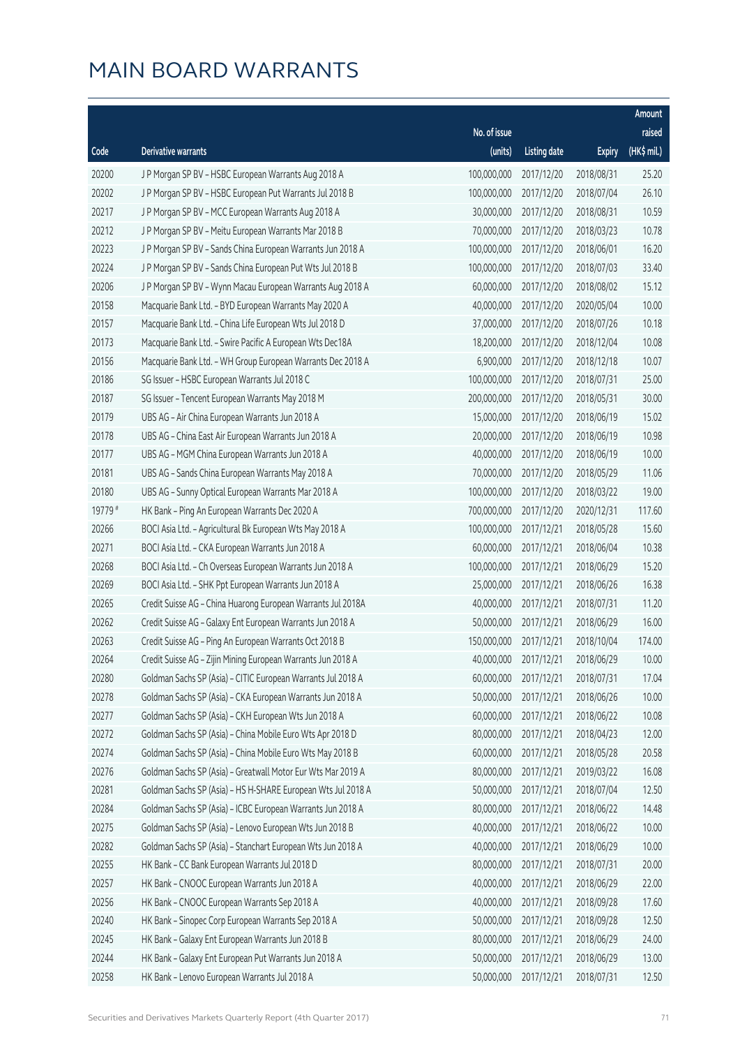# MAIN BOARD WARRANTS

| Code | Derivative warrants | No. of issue (units) | Listing date | Expiry | Amount raised (HK$ mil.) |
|---|---|---|---|---|---|
| 20200 | J P Morgan SP BV - HSBC European Warrants Aug 2018 A | 100,000,000 | 2017/12/20 | 2018/08/31 | 25.20 |
| 20202 | J P Morgan SP BV - HSBC European Put Warrants Jul 2018 B | 100,000,000 | 2017/12/20 | 2018/07/04 | 26.10 |
| 20217 | J P Morgan SP BV - MCC European Warrants Aug 2018 A | 30,000,000 | 2017/12/20 | 2018/08/31 | 10.59 |
| 20212 | J P Morgan SP BV - Meitu European Warrants Mar 2018 B | 70,000,000 | 2017/12/20 | 2018/03/23 | 10.78 |
| 20223 | J P Morgan SP BV - Sands China European Warrants Jun 2018 A | 100,000,000 | 2017/12/20 | 2018/06/01 | 16.20 |
| 20224 | J P Morgan SP BV - Sands China European Put Wts Jul 2018 B | 100,000,000 | 2017/12/20 | 2018/07/03 | 33.40 |
| 20206 | J P Morgan SP BV - Wynn Macau European Warrants Aug 2018 A | 60,000,000 | 2017/12/20 | 2018/08/02 | 15.12 |
| 20158 | Macquarie Bank Ltd. - BYD European Warrants May 2020 A | 40,000,000 | 2017/12/20 | 2020/05/04 | 10.00 |
| 20157 | Macquarie Bank Ltd. - China Life European Wts Jul 2018 D | 37,000,000 | 2017/12/20 | 2018/07/26 | 10.18 |
| 20173 | Macquarie Bank Ltd. - Swire Pacific A European Wts Dec18A | 18,200,000 | 2017/12/20 | 2018/12/04 | 10.08 |
| 20156 | Macquarie Bank Ltd. - WH Group European Warrants Dec 2018 A | 6,900,000 | 2017/12/20 | 2018/12/18 | 10.07 |
| 20186 | SG Issuer - HSBC European Warrants Jul 2018 C | 100,000,000 | 2017/12/20 | 2018/07/31 | 25.00 |
| 20187 | SG Issuer - Tencent European Warrants May 2018 M | 200,000,000 | 2017/12/20 | 2018/05/31 | 30.00 |
| 20179 | UBS AG - Air China European Warrants Jun 2018 A | 15,000,000 | 2017/12/20 | 2018/06/19 | 15.02 |
| 20178 | UBS AG - China East Air European Warrants Jun 2018 A | 20,000,000 | 2017/12/20 | 2018/06/19 | 10.98 |
| 20177 | UBS AG - MGM China European Warrants Jun 2018 A | 40,000,000 | 2017/12/20 | 2018/06/19 | 10.00 |
| 20181 | UBS AG - Sands China European Warrants May 2018 A | 70,000,000 | 2017/12/20 | 2018/05/29 | 11.06 |
| 20180 | UBS AG - Sunny Optical European Warrants Mar 2018 A | 100,000,000 | 2017/12/20 | 2018/03/22 | 19.00 |
| 19779 # | HK Bank - Ping An European Warrants Dec 2020 A | 700,000,000 | 2017/12/20 | 2020/12/31 | 117.60 |
| 20266 | BOCI Asia Ltd. - Agricultural Bk European Wts May 2018 A | 100,000,000 | 2017/12/21 | 2018/05/28 | 15.60 |
| 20271 | BOCI Asia Ltd. - CKA European Warrants Jun 2018 A | 60,000,000 | 2017/12/21 | 2018/06/04 | 10.38 |
| 20268 | BOCI Asia Ltd. - Ch Overseas European Warrants Jun 2018 A | 100,000,000 | 2017/12/21 | 2018/06/29 | 15.20 |
| 20269 | BOCI Asia Ltd. - SHK Ppt European Warrants Jun 2018 A | 25,000,000 | 2017/12/21 | 2018/06/26 | 16.38 |
| 20265 | Credit Suisse AG - China Huarong European Warrants Jul 2018A | 40,000,000 | 2017/12/21 | 2018/07/31 | 11.20 |
| 20262 | Credit Suisse AG - Galaxy Ent European Warrants Jun 2018 A | 50,000,000 | 2017/12/21 | 2018/06/29 | 16.00 |
| 20263 | Credit Suisse AG - Ping An European Warrants Oct 2018 B | 150,000,000 | 2017/12/21 | 2018/10/04 | 174.00 |
| 20264 | Credit Suisse AG - Zijin Mining European Warrants Jun 2018 A | 40,000,000 | 2017/12/21 | 2018/06/29 | 10.00 |
| 20280 | Goldman Sachs SP (Asia) - CITIC European Warrants Jul 2018 A | 60,000,000 | 2017/12/21 | 2018/07/31 | 17.04 |
| 20278 | Goldman Sachs SP (Asia) - CKA European Warrants Jun 2018 A | 50,000,000 | 2017/12/21 | 2018/06/26 | 10.00 |
| 20277 | Goldman Sachs SP (Asia) - CKH European Wts Jun 2018 A | 60,000,000 | 2017/12/21 | 2018/06/22 | 10.08 |
| 20272 | Goldman Sachs SP (Asia) - China Mobile Euro Wts Apr 2018 D | 80,000,000 | 2017/12/21 | 2018/04/23 | 12.00 |
| 20274 | Goldman Sachs SP (Asia) - China Mobile Euro Wts May 2018 B | 60,000,000 | 2017/12/21 | 2018/05/28 | 20.58 |
| 20276 | Goldman Sachs SP (Asia) - Greatwall Motor Eur Wts Mar 2019 A | 80,000,000 | 2017/12/21 | 2019/03/22 | 16.08 |
| 20281 | Goldman Sachs SP (Asia) - HS H-SHARE European Wts Jul 2018 A | 50,000,000 | 2017/12/21 | 2018/07/04 | 12.50 |
| 20284 | Goldman Sachs SP (Asia) - ICBC European Warrants Jun 2018 A | 80,000,000 | 2017/12/21 | 2018/06/22 | 14.48 |
| 20275 | Goldman Sachs SP (Asia) - Lenovo European Wts Jun 2018 B | 40,000,000 | 2017/12/21 | 2018/06/22 | 10.00 |
| 20282 | Goldman Sachs SP (Asia) - Stanchart European Wts Jun 2018 A | 40,000,000 | 2017/12/21 | 2018/06/29 | 10.00 |
| 20255 | HK Bank - CC Bank European Warrants Jul 2018 D | 80,000,000 | 2017/12/21 | 2018/07/31 | 20.00 |
| 20257 | HK Bank - CNOOC European Warrants Jun 2018 A | 40,000,000 | 2017/12/21 | 2018/06/29 | 22.00 |
| 20256 | HK Bank - CNOOC European Warrants Sep 2018 A | 40,000,000 | 2017/12/21 | 2018/09/28 | 17.60 |
| 20240 | HK Bank - Sinopec Corp European Warrants Sep 2018 A | 50,000,000 | 2017/12/21 | 2018/09/28 | 12.50 |
| 20245 | HK Bank - Galaxy Ent European Warrants Jun 2018 B | 80,000,000 | 2017/12/21 | 2018/06/29 | 24.00 |
| 20244 | HK Bank - Galaxy Ent European Put Warrants Jun 2018 A | 50,000,000 | 2017/12/21 | 2018/06/29 | 13.00 |
| 20258 | HK Bank - Lenovo European Warrants Jul 2018 A | 50,000,000 | 2017/12/21 | 2018/07/31 | 12.50 |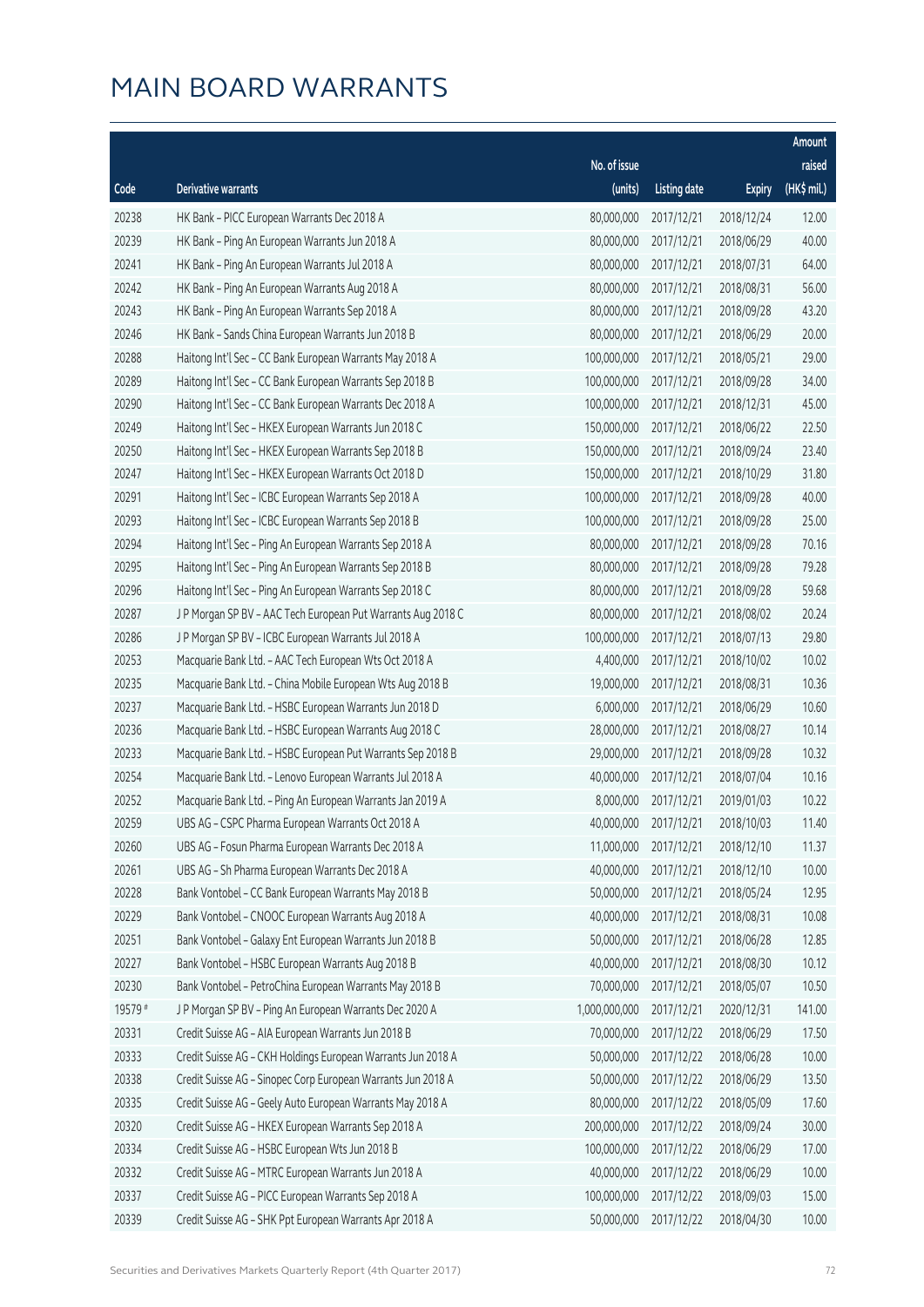# MAIN BOARD WARRANTS

| Code | Derivative warrants | No. of issue (units) | Listing date | Expiry | Amount raised (HK$ mil.) |
|---|---|---|---|---|---|
| 20238 | HK Bank – PICC European Warrants Dec 2018 A | 80,000,000 | 2017/12/21 | 2018/12/24 | 12.00 |
| 20239 | HK Bank – Ping An European Warrants Jun 2018 A | 80,000,000 | 2017/12/21 | 2018/06/29 | 40.00 |
| 20241 | HK Bank – Ping An European Warrants Jul 2018 A | 80,000,000 | 2017/12/21 | 2018/07/31 | 64.00 |
| 20242 | HK Bank – Ping An European Warrants Aug 2018 A | 80,000,000 | 2017/12/21 | 2018/08/31 | 56.00 |
| 20243 | HK Bank – Ping An European Warrants Sep 2018 A | 80,000,000 | 2017/12/21 | 2018/09/28 | 43.20 |
| 20246 | HK Bank – Sands China European Warrants Jun 2018 B | 80,000,000 | 2017/12/21 | 2018/06/29 | 20.00 |
| 20288 | Haitong Int'l Sec – CC Bank European Warrants May 2018 A | 100,000,000 | 2017/12/21 | 2018/05/21 | 29.00 |
| 20289 | Haitong Int'l Sec – CC Bank European Warrants Sep 2018 B | 100,000,000 | 2017/12/21 | 2018/09/28 | 34.00 |
| 20290 | Haitong Int'l Sec – CC Bank European Warrants Dec 2018 A | 100,000,000 | 2017/12/21 | 2018/12/31 | 45.00 |
| 20249 | Haitong Int'l Sec – HKEX European Warrants Jun 2018 C | 150,000,000 | 2017/12/21 | 2018/06/22 | 22.50 |
| 20250 | Haitong Int'l Sec – HKEX European Warrants Sep 2018 B | 150,000,000 | 2017/12/21 | 2018/09/24 | 23.40 |
| 20247 | Haitong Int'l Sec – HKEX European Warrants Oct 2018 D | 150,000,000 | 2017/12/21 | 2018/10/29 | 31.80 |
| 20291 | Haitong Int'l Sec – ICBC European Warrants Sep 2018 A | 100,000,000 | 2017/12/21 | 2018/09/28 | 40.00 |
| 20293 | Haitong Int'l Sec – ICBC European Warrants Sep 2018 B | 100,000,000 | 2017/12/21 | 2018/09/28 | 25.00 |
| 20294 | Haitong Int'l Sec – Ping An European Warrants Sep 2018 A | 80,000,000 | 2017/12/21 | 2018/09/28 | 70.16 |
| 20295 | Haitong Int'l Sec – Ping An European Warrants Sep 2018 B | 80,000,000 | 2017/12/21 | 2018/09/28 | 79.28 |
| 20296 | Haitong Int'l Sec – Ping An European Warrants Sep 2018 C | 80,000,000 | 2017/12/21 | 2018/09/28 | 59.68 |
| 20287 | J P Morgan SP BV – AAC Tech European Put Warrants Aug 2018 C | 80,000,000 | 2017/12/21 | 2018/08/02 | 20.24 |
| 20286 | J P Morgan SP BV – ICBC European Warrants Jul 2018 A | 100,000,000 | 2017/12/21 | 2018/07/13 | 29.80 |
| 20253 | Macquarie Bank Ltd. – AAC Tech European Wts Oct 2018 A | 4,400,000 | 2017/12/21 | 2018/10/02 | 10.02 |
| 20235 | Macquarie Bank Ltd. – China Mobile European Wts Aug 2018 B | 19,000,000 | 2017/12/21 | 2018/08/31 | 10.36 |
| 20237 | Macquarie Bank Ltd. – HSBC European Warrants Jun 2018 D | 6,000,000 | 2017/12/21 | 2018/06/29 | 10.60 |
| 20236 | Macquarie Bank Ltd. – HSBC European Warrants Aug 2018 C | 28,000,000 | 2017/12/21 | 2018/08/27 | 10.14 |
| 20233 | Macquarie Bank Ltd. – HSBC European Put Warrants Sep 2018 B | 29,000,000 | 2017/12/21 | 2018/09/28 | 10.32 |
| 20254 | Macquarie Bank Ltd. – Lenovo European Warrants Jul 2018 A | 40,000,000 | 2017/12/21 | 2018/07/04 | 10.16 |
| 20252 | Macquarie Bank Ltd. – Ping An European Warrants Jan 2019 A | 8,000,000 | 2017/12/21 | 2019/01/03 | 10.22 |
| 20259 | UBS AG – CSPC Pharma European Warrants Oct 2018 A | 40,000,000 | 2017/12/21 | 2018/10/03 | 11.40 |
| 20260 | UBS AG – Fosun Pharma European Warrants Dec 2018 A | 11,000,000 | 2017/12/21 | 2018/12/10 | 11.37 |
| 20261 | UBS AG – Sh Pharma European Warrants Dec 2018 A | 40,000,000 | 2017/12/21 | 2018/12/10 | 10.00 |
| 20228 | Bank Vontobel – CC Bank European Warrants May 2018 B | 50,000,000 | 2017/12/21 | 2018/05/24 | 12.95 |
| 20229 | Bank Vontobel – CNOOC European Warrants Aug 2018 A | 40,000,000 | 2017/12/21 | 2018/08/31 | 10.08 |
| 20251 | Bank Vontobel – Galaxy Ent European Warrants Jun 2018 B | 50,000,000 | 2017/12/21 | 2018/06/28 | 12.85 |
| 20227 | Bank Vontobel – HSBC European Warrants Aug 2018 B | 40,000,000 | 2017/12/21 | 2018/08/30 | 10.12 |
| 20230 | Bank Vontobel – PetroChina European Warrants May 2018 B | 70,000,000 | 2017/12/21 | 2018/05/07 | 10.50 |
| 19579 # | J P Morgan SP BV – Ping An European Warrants Dec 2020 A | 1,000,000,000 | 2017/12/21 | 2020/12/31 | 141.00 |
| 20331 | Credit Suisse AG – AIA European Warrants Jun 2018 B | 70,000,000 | 2017/12/22 | 2018/06/29 | 17.50 |
| 20333 | Credit Suisse AG – CKH Holdings European Warrants Jun 2018 A | 50,000,000 | 2017/12/22 | 2018/06/28 | 10.00 |
| 20338 | Credit Suisse AG – Sinopec Corp European Warrants Jun 2018 A | 50,000,000 | 2017/12/22 | 2018/06/29 | 13.50 |
| 20335 | Credit Suisse AG – Geely Auto European Warrants May 2018 A | 80,000,000 | 2017/12/22 | 2018/05/09 | 17.60 |
| 20320 | Credit Suisse AG – HKEX European Warrants Sep 2018 A | 200,000,000 | 2017/12/22 | 2018/09/24 | 30.00 |
| 20334 | Credit Suisse AG – HSBC European Wts Jun 2018 B | 100,000,000 | 2017/12/22 | 2018/06/29 | 17.00 |
| 20332 | Credit Suisse AG – MTRC European Warrants Jun 2018 A | 40,000,000 | 2017/12/22 | 2018/06/29 | 10.00 |
| 20337 | Credit Suisse AG – PICC European Warrants Sep 2018 A | 100,000,000 | 2017/12/22 | 2018/09/03 | 15.00 |
| 20339 | Credit Suisse AG – SHK Ppt European Warrants Apr 2018 A | 50,000,000 | 2017/12/22 | 2018/04/30 | 10.00 |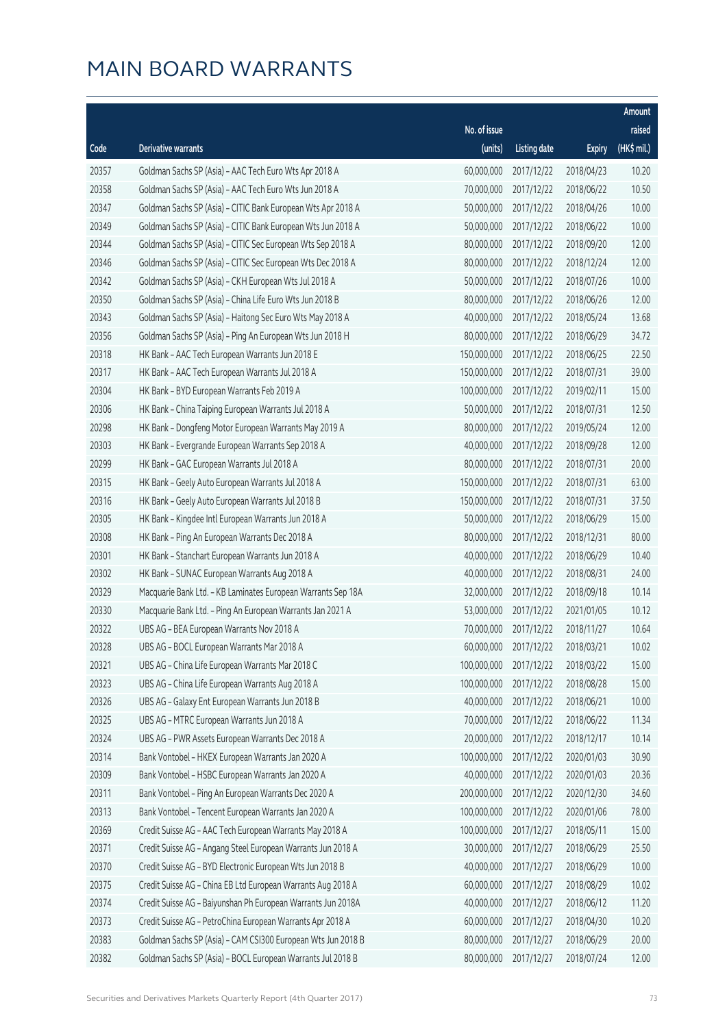# MAIN BOARD WARRANTS

| Code | Derivative warrants | No. of issue (units) | Listing date | Expiry | Amount raised (HK$ mil.) |
|---|---|---|---|---|---|
| 20357 | Goldman Sachs SP (Asia) - AAC Tech Euro Wts Apr 2018 A | 60,000,000 | 2017/12/22 | 2018/04/23 | 10.20 |
| 20358 | Goldman Sachs SP (Asia) - AAC Tech Euro Wts Jun 2018 A | 70,000,000 | 2017/12/22 | 2018/06/22 | 10.50 |
| 20347 | Goldman Sachs SP (Asia) - CITIC Bank European Wts Apr 2018 A | 50,000,000 | 2017/12/22 | 2018/04/26 | 10.00 |
| 20349 | Goldman Sachs SP (Asia) - CITIC Bank European Wts Jun 2018 A | 50,000,000 | 2017/12/22 | 2018/06/22 | 10.00 |
| 20344 | Goldman Sachs SP (Asia) - CITIC Sec European Wts Sep 2018 A | 80,000,000 | 2017/12/22 | 2018/09/20 | 12.00 |
| 20346 | Goldman Sachs SP (Asia) - CITIC Sec European Wts Dec 2018 A | 80,000,000 | 2017/12/22 | 2018/12/24 | 12.00 |
| 20342 | Goldman Sachs SP (Asia) - CKH European Wts Jul 2018 A | 50,000,000 | 2017/12/22 | 2018/07/26 | 10.00 |
| 20350 | Goldman Sachs SP (Asia) - China Life Euro Wts Jun 2018 B | 80,000,000 | 2017/12/22 | 2018/06/26 | 12.00 |
| 20343 | Goldman Sachs SP (Asia) - Haitong Sec Euro Wts May 2018 A | 40,000,000 | 2017/12/22 | 2018/05/24 | 13.68 |
| 20356 | Goldman Sachs SP (Asia) - Ping An European Wts Jun 2018 H | 80,000,000 | 2017/12/22 | 2018/06/29 | 34.72 |
| 20318 | HK Bank - AAC Tech European Warrants Jun 2018 E | 150,000,000 | 2017/12/22 | 2018/06/25 | 22.50 |
| 20317 | HK Bank - AAC Tech European Warrants Jul 2018 A | 150,000,000 | 2017/12/22 | 2018/07/31 | 39.00 |
| 20304 | HK Bank - BYD European Warrants Feb 2019 A | 100,000,000 | 2017/12/22 | 2019/02/11 | 15.00 |
| 20306 | HK Bank - China Taiping European Warrants Jul 2018 A | 50,000,000 | 2017/12/22 | 2018/07/31 | 12.50 |
| 20298 | HK Bank - Dongfeng Motor European Warrants May 2019 A | 80,000,000 | 2017/12/22 | 2019/05/24 | 12.00 |
| 20303 | HK Bank - Evergrande European Warrants Sep 2018 A | 40,000,000 | 2017/12/22 | 2018/09/28 | 12.00 |
| 20299 | HK Bank - GAC European Warrants Jul 2018 A | 80,000,000 | 2017/12/22 | 2018/07/31 | 20.00 |
| 20315 | HK Bank - Geely Auto European Warrants Jul 2018 A | 150,000,000 | 2017/12/22 | 2018/07/31 | 63.00 |
| 20316 | HK Bank - Geely Auto European Warrants Jul 2018 B | 150,000,000 | 2017/12/22 | 2018/07/31 | 37.50 |
| 20305 | HK Bank - Kingdee Intl European Warrants Jun 2018 A | 50,000,000 | 2017/12/22 | 2018/06/29 | 15.00 |
| 20308 | HK Bank - Ping An European Warrants Dec 2018 A | 80,000,000 | 2017/12/22 | 2018/12/31 | 80.00 |
| 20301 | HK Bank - Stanchart European Warrants Jun 2018 A | 40,000,000 | 2017/12/22 | 2018/06/29 | 10.40 |
| 20302 | HK Bank - SUNAC European Warrants Aug 2018 A | 40,000,000 | 2017/12/22 | 2018/08/31 | 24.00 |
| 20329 | Macquarie Bank Ltd. - KB Laminates European Warrants Sep 18A | 32,000,000 | 2017/12/22 | 2018/09/18 | 10.14 |
| 20330 | Macquarie Bank Ltd. - Ping An European Warrants Jan 2021 A | 53,000,000 | 2017/12/22 | 2021/01/05 | 10.12 |
| 20322 | UBS AG - BEA European Warrants Nov 2018 A | 70,000,000 | 2017/12/22 | 2018/11/27 | 10.64 |
| 20328 | UBS AG - BOCL European Warrants Mar 2018 A | 60,000,000 | 2017/12/22 | 2018/03/21 | 10.02 |
| 20321 | UBS AG - China Life European Warrants Mar 2018 C | 100,000,000 | 2017/12/22 | 2018/03/22 | 15.00 |
| 20323 | UBS AG - China Life European Warrants Aug 2018 A | 100,000,000 | 2017/12/22 | 2018/08/28 | 15.00 |
| 20326 | UBS AG - Galaxy Ent European Warrants Jun 2018 B | 40,000,000 | 2017/12/22 | 2018/06/21 | 10.00 |
| 20325 | UBS AG - MTRC European Warrants Jun 2018 A | 70,000,000 | 2017/12/22 | 2018/06/22 | 11.34 |
| 20324 | UBS AG - PWR Assets European Warrants Dec 2018 A | 20,000,000 | 2017/12/22 | 2018/12/17 | 10.14 |
| 20314 | Bank Vontobel - HKEX European Warrants Jan 2020 A | 100,000,000 | 2017/12/22 | 2020/01/03 | 30.90 |
| 20309 | Bank Vontobel - HSBC European Warrants Jan 2020 A | 40,000,000 | 2017/12/22 | 2020/01/03 | 20.36 |
| 20311 | Bank Vontobel - Ping An European Warrants Dec 2020 A | 200,000,000 | 2017/12/22 | 2020/12/30 | 34.60 |
| 20313 | Bank Vontobel - Tencent European Warrants Jan 2020 A | 100,000,000 | 2017/12/22 | 2020/01/06 | 78.00 |
| 20369 | Credit Suisse AG - AAC Tech European Warrants May 2018 A | 100,000,000 | 2017/12/27 | 2018/05/11 | 15.00 |
| 20371 | Credit Suisse AG - Angang Steel European Warrants Jun 2018 A | 30,000,000 | 2017/12/27 | 2018/06/29 | 25.50 |
| 20370 | Credit Suisse AG - BYD Electronic European Wts Jun 2018 B | 40,000,000 | 2017/12/27 | 2018/06/29 | 10.00 |
| 20375 | Credit Suisse AG - China EB Ltd European Warrants Aug 2018 A | 60,000,000 | 2017/12/27 | 2018/08/29 | 10.02 |
| 20374 | Credit Suisse AG - Baiyunshan Ph European Warrants Jun 2018A | 40,000,000 | 2017/12/27 | 2018/06/12 | 11.20 |
| 20373 | Credit Suisse AG - PetroChina European Warrants Apr 2018 A | 60,000,000 | 2017/12/27 | 2018/04/30 | 10.20 |
| 20383 | Goldman Sachs SP (Asia) - CAM CSI300 European Wts Jun 2018 B | 80,000,000 | 2017/12/27 | 2018/06/29 | 20.00 |
| 20382 | Goldman Sachs SP (Asia) - BOCL European Warrants Jul 2018 B | 80,000,000 | 2017/12/27 | 2018/07/24 | 12.00 |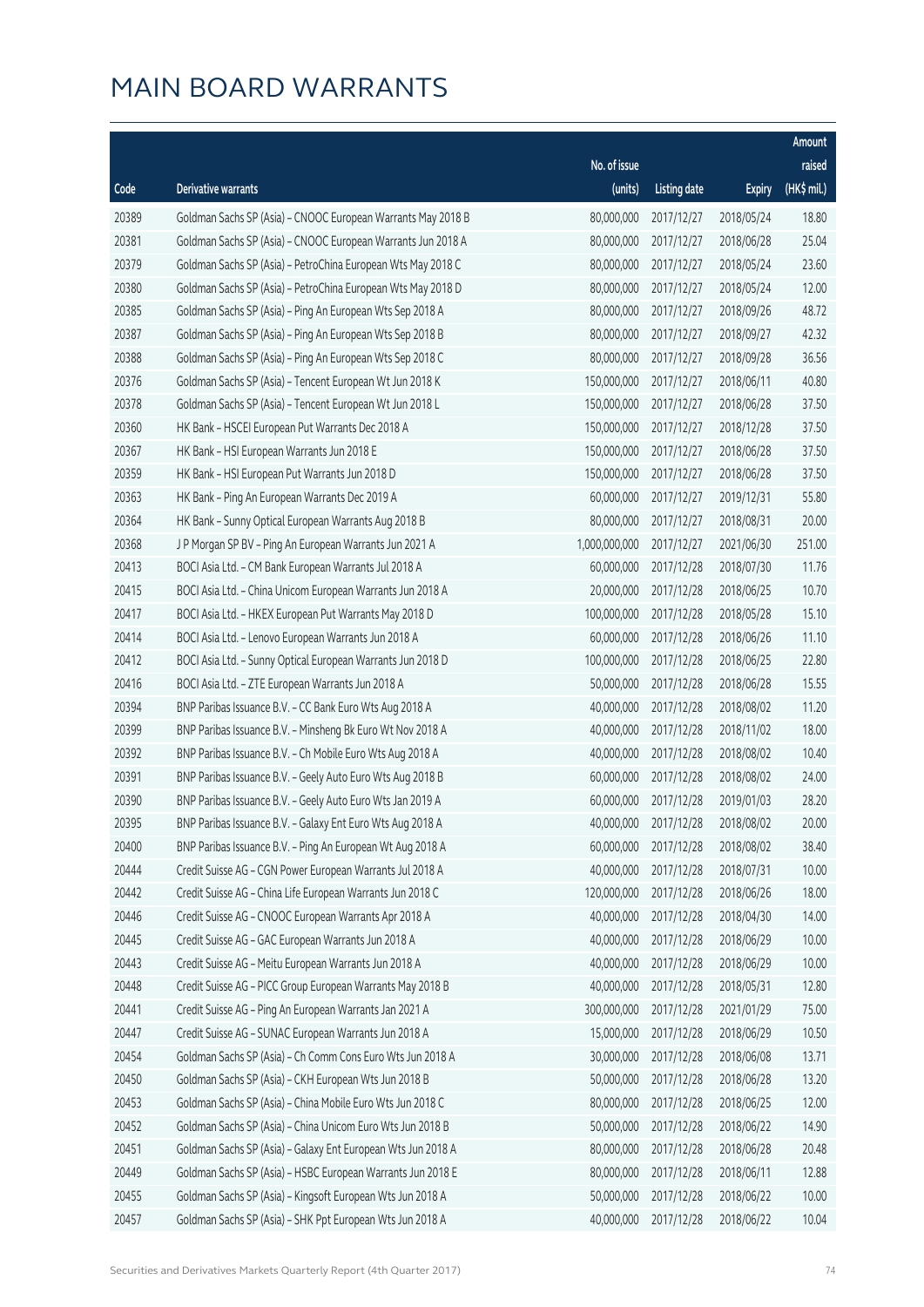# MAIN BOARD WARRANTS

| Code | Derivative warrants | No. of issue (units) | Listing date | Expiry | Amount raised (HK$ mil.) |
|---|---|---|---|---|---|
| 20389 | Goldman Sachs SP (Asia) - CNOOC European Warrants May 2018 B | 80,000,000 | 2017/12/27 | 2018/05/24 | 18.80 |
| 20381 | Goldman Sachs SP (Asia) - CNOOC European Warrants Jun 2018 A | 80,000,000 | 2017/12/27 | 2018/06/28 | 25.04 |
| 20379 | Goldman Sachs SP (Asia) - PetroChina European Wts May 2018 C | 80,000,000 | 2017/12/27 | 2018/05/24 | 23.60 |
| 20380 | Goldman Sachs SP (Asia) - PetroChina European Wts May 2018 D | 80,000,000 | 2017/12/27 | 2018/05/24 | 12.00 |
| 20385 | Goldman Sachs SP (Asia) - Ping An European Wts Sep 2018 A | 80,000,000 | 2017/12/27 | 2018/09/26 | 48.72 |
| 20387 | Goldman Sachs SP (Asia) - Ping An European Wts Sep 2018 B | 80,000,000 | 2017/12/27 | 2018/09/27 | 42.32 |
| 20388 | Goldman Sachs SP (Asia) - Ping An European Wts Sep 2018 C | 80,000,000 | 2017/12/27 | 2018/09/28 | 36.56 |
| 20376 | Goldman Sachs SP (Asia) - Tencent European Wt Jun 2018 K | 150,000,000 | 2017/12/27 | 2018/06/11 | 40.80 |
| 20378 | Goldman Sachs SP (Asia) - Tencent European Wt Jun 2018 L | 150,000,000 | 2017/12/27 | 2018/06/28 | 37.50 |
| 20360 | HK Bank - HSCEI European Put Warrants Dec 2018 A | 150,000,000 | 2017/12/27 | 2018/12/28 | 37.50 |
| 20367 | HK Bank - HSI European Warrants Jun 2018 E | 150,000,000 | 2017/12/27 | 2018/06/28 | 37.50 |
| 20359 | HK Bank - HSI European Put Warrants Jun 2018 D | 150,000,000 | 2017/12/27 | 2018/06/28 | 37.50 |
| 20363 | HK Bank - Ping An European Warrants Dec 2019 A | 60,000,000 | 2017/12/27 | 2019/12/31 | 55.80 |
| 20364 | HK Bank - Sunny Optical European Warrants Aug 2018 B | 80,000,000 | 2017/12/27 | 2018/08/31 | 20.00 |
| 20368 | J P Morgan SP BV - Ping An European Warrants Jun 2021 A | 1,000,000,000 | 2017/12/27 | 2021/06/30 | 251.00 |
| 20413 | BOCI Asia Ltd. - CM Bank European Warrants Jul 2018 A | 60,000,000 | 2017/12/28 | 2018/07/30 | 11.76 |
| 20415 | BOCI Asia Ltd. - China Unicom European Warrants Jun 2018 A | 20,000,000 | 2017/12/28 | 2018/06/25 | 10.70 |
| 20417 | BOCI Asia Ltd. - HKEX European Put Warrants May 2018 D | 100,000,000 | 2017/12/28 | 2018/05/28 | 15.10 |
| 20414 | BOCI Asia Ltd. - Lenovo European Warrants Jun 2018 A | 60,000,000 | 2017/12/28 | 2018/06/26 | 11.10 |
| 20412 | BOCI Asia Ltd. - Sunny Optical European Warrants Jun 2018 D | 100,000,000 | 2017/12/28 | 2018/06/25 | 22.80 |
| 20416 | BOCI Asia Ltd. - ZTE European Warrants Jun 2018 A | 50,000,000 | 2017/12/28 | 2018/06/28 | 15.55 |
| 20394 | BNP Paribas Issuance B.V. - CC Bank Euro Wts Aug 2018 A | 40,000,000 | 2017/12/28 | 2018/08/02 | 11.20 |
| 20399 | BNP Paribas Issuance B.V. - Minsheng Bk Euro Wt Nov 2018 A | 40,000,000 | 2017/12/28 | 2018/11/02 | 18.00 |
| 20392 | BNP Paribas Issuance B.V. - Ch Mobile Euro Wts Aug 2018 A | 40,000,000 | 2017/12/28 | 2018/08/02 | 10.40 |
| 20391 | BNP Paribas Issuance B.V. - Geely Auto Euro Wts Aug 2018 B | 60,000,000 | 2017/12/28 | 2018/08/02 | 24.00 |
| 20390 | BNP Paribas Issuance B.V. - Geely Auto Euro Wts Jan 2019 A | 60,000,000 | 2017/12/28 | 2019/01/03 | 28.20 |
| 20395 | BNP Paribas Issuance B.V. - Galaxy Ent Euro Wts Aug 2018 A | 40,000,000 | 2017/12/28 | 2018/08/02 | 20.00 |
| 20400 | BNP Paribas Issuance B.V. - Ping An European Wt Aug 2018 A | 60,000,000 | 2017/12/28 | 2018/08/02 | 38.40 |
| 20444 | Credit Suisse AG - CGN Power European Warrants Jul 2018 A | 40,000,000 | 2017/12/28 | 2018/07/31 | 10.00 |
| 20442 | Credit Suisse AG - China Life European Warrants Jun 2018 C | 120,000,000 | 2017/12/28 | 2018/06/26 | 18.00 |
| 20446 | Credit Suisse AG - CNOOC European Warrants Apr 2018 A | 40,000,000 | 2017/12/28 | 2018/04/30 | 14.00 |
| 20445 | Credit Suisse AG - GAC European Warrants Jun 2018 A | 40,000,000 | 2017/12/28 | 2018/06/29 | 10.00 |
| 20443 | Credit Suisse AG - Meitu European Warrants Jun 2018 A | 40,000,000 | 2017/12/28 | 2018/06/29 | 10.00 |
| 20448 | Credit Suisse AG - PICC Group European Warrants May 2018 B | 40,000,000 | 2017/12/28 | 2018/05/31 | 12.80 |
| 20441 | Credit Suisse AG - Ping An European Warrants Jan 2021 A | 300,000,000 | 2017/12/28 | 2021/01/29 | 75.00 |
| 20447 | Credit Suisse AG - SUNAC European Warrants Jun 2018 A | 15,000,000 | 2017/12/28 | 2018/06/29 | 10.50 |
| 20454 | Goldman Sachs SP (Asia) - Ch Comm Cons Euro Wts Jun 2018 A | 30,000,000 | 2017/12/28 | 2018/06/08 | 13.71 |
| 20450 | Goldman Sachs SP (Asia) - CKH European Wts Jun 2018 B | 50,000,000 | 2017/12/28 | 2018/06/28 | 13.20 |
| 20453 | Goldman Sachs SP (Asia) - China Mobile Euro Wts Jun 2018 C | 80,000,000 | 2017/12/28 | 2018/06/25 | 12.00 |
| 20452 | Goldman Sachs SP (Asia) - China Unicom Euro Wts Jun 2018 B | 50,000,000 | 2017/12/28 | 2018/06/22 | 14.90 |
| 20451 | Goldman Sachs SP (Asia) - Galaxy Ent European Wts Jun 2018 A | 80,000,000 | 2017/12/28 | 2018/06/28 | 20.48 |
| 20449 | Goldman Sachs SP (Asia) - HSBC European Warrants Jun 2018 E | 80,000,000 | 2017/12/28 | 2018/06/11 | 12.88 |
| 20455 | Goldman Sachs SP (Asia) - Kingsoft European Wts Jun 2018 A | 50,000,000 | 2017/12/28 | 2018/06/22 | 10.00 |
| 20457 | Goldman Sachs SP (Asia) - SHK Ppt European Wts Jun 2018 A | 40,000,000 | 2017/12/28 | 2018/06/22 | 10.04 |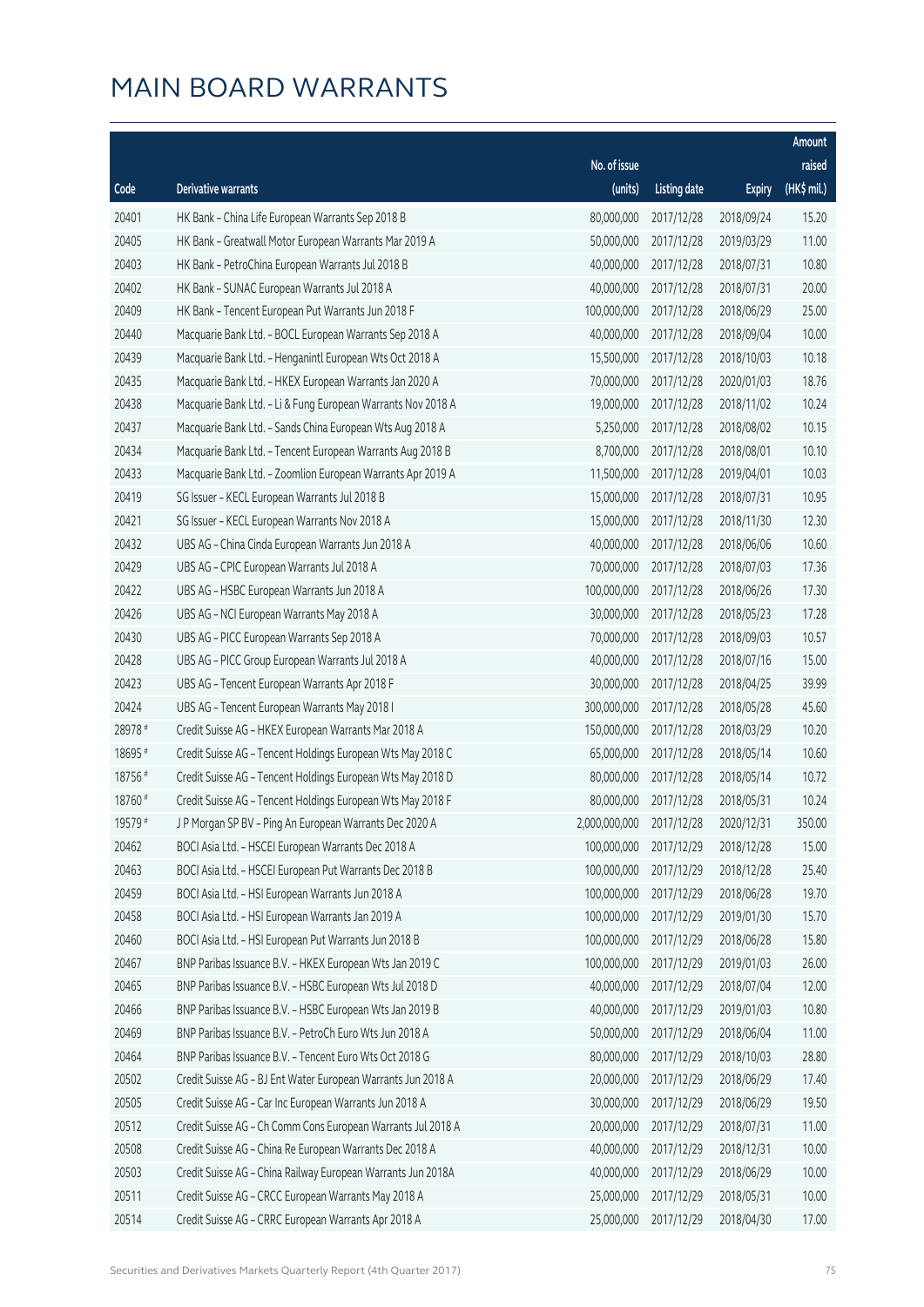# MAIN BOARD WARRANTS

| Code | Derivative warrants | No. of issue (units) | Listing date | Expiry | Amount raised (HK$ mil.) |
|---|---|---|---|---|---|
| 20401 | HK Bank – China Life European Warrants Sep 2018 B | 80,000,000 | 2017/12/28 | 2018/09/24 | 15.20 |
| 20405 | HK Bank – Greatwall Motor European Warrants Mar 2019 A | 50,000,000 | 2017/12/28 | 2019/03/29 | 11.00 |
| 20403 | HK Bank – PetroChina European Warrants Jul 2018 B | 40,000,000 | 2017/12/28 | 2018/07/31 | 10.80 |
| 20402 | HK Bank – SUNAC European Warrants Jul 2018 A | 40,000,000 | 2017/12/28 | 2018/07/31 | 20.00 |
| 20409 | HK Bank – Tencent European Put Warrants Jun 2018 F | 100,000,000 | 2017/12/28 | 2018/06/29 | 25.00 |
| 20440 | Macquarie Bank Ltd. – BOCL European Warrants Sep 2018 A | 40,000,000 | 2017/12/28 | 2018/09/04 | 10.00 |
| 20439 | Macquarie Bank Ltd. – Henganintl European Wts Oct 2018 A | 15,500,000 | 2017/12/28 | 2018/10/03 | 10.18 |
| 20435 | Macquarie Bank Ltd. – HKEX European Warrants Jan 2020 A | 70,000,000 | 2017/12/28 | 2020/01/03 | 18.76 |
| 20438 | Macquarie Bank Ltd. – Li & Fung European Warrants Nov 2018 A | 19,000,000 | 2017/12/28 | 2018/11/02 | 10.24 |
| 20437 | Macquarie Bank Ltd. – Sands China European Wts Aug 2018 A | 5,250,000 | 2017/12/28 | 2018/08/02 | 10.15 |
| 20434 | Macquarie Bank Ltd. – Tencent European Warrants Aug 2018 B | 8,700,000 | 2017/12/28 | 2018/08/01 | 10.10 |
| 20433 | Macquarie Bank Ltd. – Zoomlion European Warrants Apr 2019 A | 11,500,000 | 2017/12/28 | 2019/04/01 | 10.03 |
| 20419 | SG Issuer – KECL European Warrants Jul 2018 B | 15,000,000 | 2017/12/28 | 2018/07/31 | 10.95 |
| 20421 | SG Issuer – KECL European Warrants Nov 2018 A | 15,000,000 | 2017/12/28 | 2018/11/30 | 12.30 |
| 20432 | UBS AG – China Cinda European Warrants Jun 2018 A | 40,000,000 | 2017/12/28 | 2018/06/06 | 10.60 |
| 20429 | UBS AG – CPIC European Warrants Jul 2018 A | 70,000,000 | 2017/12/28 | 2018/07/03 | 17.36 |
| 20422 | UBS AG – HSBC European Warrants Jun 2018 A | 100,000,000 | 2017/12/28 | 2018/06/26 | 17.30 |
| 20426 | UBS AG – NCI European Warrants May 2018 A | 30,000,000 | 2017/12/28 | 2018/05/23 | 17.28 |
| 20430 | UBS AG – PICC European Warrants Sep 2018 A | 70,000,000 | 2017/12/28 | 2018/09/03 | 10.57 |
| 20428 | UBS AG – PICC Group European Warrants Jul 2018 A | 40,000,000 | 2017/12/28 | 2018/07/16 | 15.00 |
| 20423 | UBS AG – Tencent European Warrants Apr 2018 F | 30,000,000 | 2017/12/28 | 2018/04/25 | 39.99 |
| 20424 | UBS AG – Tencent European Warrants May 2018 I | 300,000,000 | 2017/12/28 | 2018/05/28 | 45.60 |
| 28978 # | Credit Suisse AG – HKEX European Warrants Mar 2018 A | 150,000,000 | 2017/12/28 | 2018/03/29 | 10.20 |
| 18695 # | Credit Suisse AG – Tencent Holdings European Wts May 2018 C | 65,000,000 | 2017/12/28 | 2018/05/14 | 10.60 |
| 18756 # | Credit Suisse AG – Tencent Holdings European Wts May 2018 D | 80,000,000 | 2017/12/28 | 2018/05/14 | 10.72 |
| 18760 # | Credit Suisse AG – Tencent Holdings European Wts May 2018 F | 80,000,000 | 2017/12/28 | 2018/05/31 | 10.24 |
| 19579 # | J P Morgan SP BV – Ping An European Warrants Dec 2020 A | 2,000,000,000 | 2017/12/28 | 2020/12/31 | 350.00 |
| 20462 | BOCI Asia Ltd. – HSCEI European Warrants Dec 2018 A | 100,000,000 | 2017/12/29 | 2018/12/28 | 15.00 |
| 20463 | BOCI Asia Ltd. – HSCEI European Put Warrants Dec 2018 B | 100,000,000 | 2017/12/29 | 2018/12/28 | 25.40 |
| 20459 | BOCI Asia Ltd. – HSI European Warrants Jun 2018 A | 100,000,000 | 2017/12/29 | 2018/06/28 | 19.70 |
| 20458 | BOCI Asia Ltd. – HSI European Warrants Jan 2019 A | 100,000,000 | 2017/12/29 | 2019/01/30 | 15.70 |
| 20460 | BOCI Asia Ltd. – HSI European Put Warrants Jun 2018 B | 100,000,000 | 2017/12/29 | 2018/06/28 | 15.80 |
| 20467 | BNP Paribas Issuance B.V. – HKEX European Wts Jan 2019 C | 100,000,000 | 2017/12/29 | 2019/01/03 | 26.00 |
| 20465 | BNP Paribas Issuance B.V. – HSBC European Wts Jul 2018 D | 40,000,000 | 2017/12/29 | 2018/07/04 | 12.00 |
| 20466 | BNP Paribas Issuance B.V. – HSBC European Wts Jan 2019 B | 40,000,000 | 2017/12/29 | 2019/01/03 | 10.80 |
| 20469 | BNP Paribas Issuance B.V. – PetroCh Euro Wts Jun 2018 A | 50,000,000 | 2017/12/29 | 2018/06/04 | 11.00 |
| 20464 | BNP Paribas Issuance B.V. – Tencent Euro Wts Oct 2018 G | 80,000,000 | 2017/12/29 | 2018/10/03 | 28.80 |
| 20502 | Credit Suisse AG – BJ Ent Water European Warrants Jun 2018 A | 20,000,000 | 2017/12/29 | 2018/06/29 | 17.40 |
| 20505 | Credit Suisse AG – Car Inc European Warrants Jun 2018 A | 30,000,000 | 2017/12/29 | 2018/06/29 | 19.50 |
| 20512 | Credit Suisse AG – Ch Comm Cons European Warrants Jul 2018 A | 20,000,000 | 2017/12/29 | 2018/07/31 | 11.00 |
| 20508 | Credit Suisse AG – China Re European Warrants Dec 2018 A | 40,000,000 | 2017/12/29 | 2018/12/31 | 10.00 |
| 20503 | Credit Suisse AG – China Railway European Warrants Jun 2018A | 40,000,000 | 2017/12/29 | 2018/06/29 | 10.00 |
| 20511 | Credit Suisse AG – CRCC European Warrants May 2018 A | 25,000,000 | 2017/12/29 | 2018/05/31 | 10.00 |
| 20514 | Credit Suisse AG – CRRC European Warrants Apr 2018 A | 25,000,000 | 2017/12/29 | 2018/04/30 | 17.00 |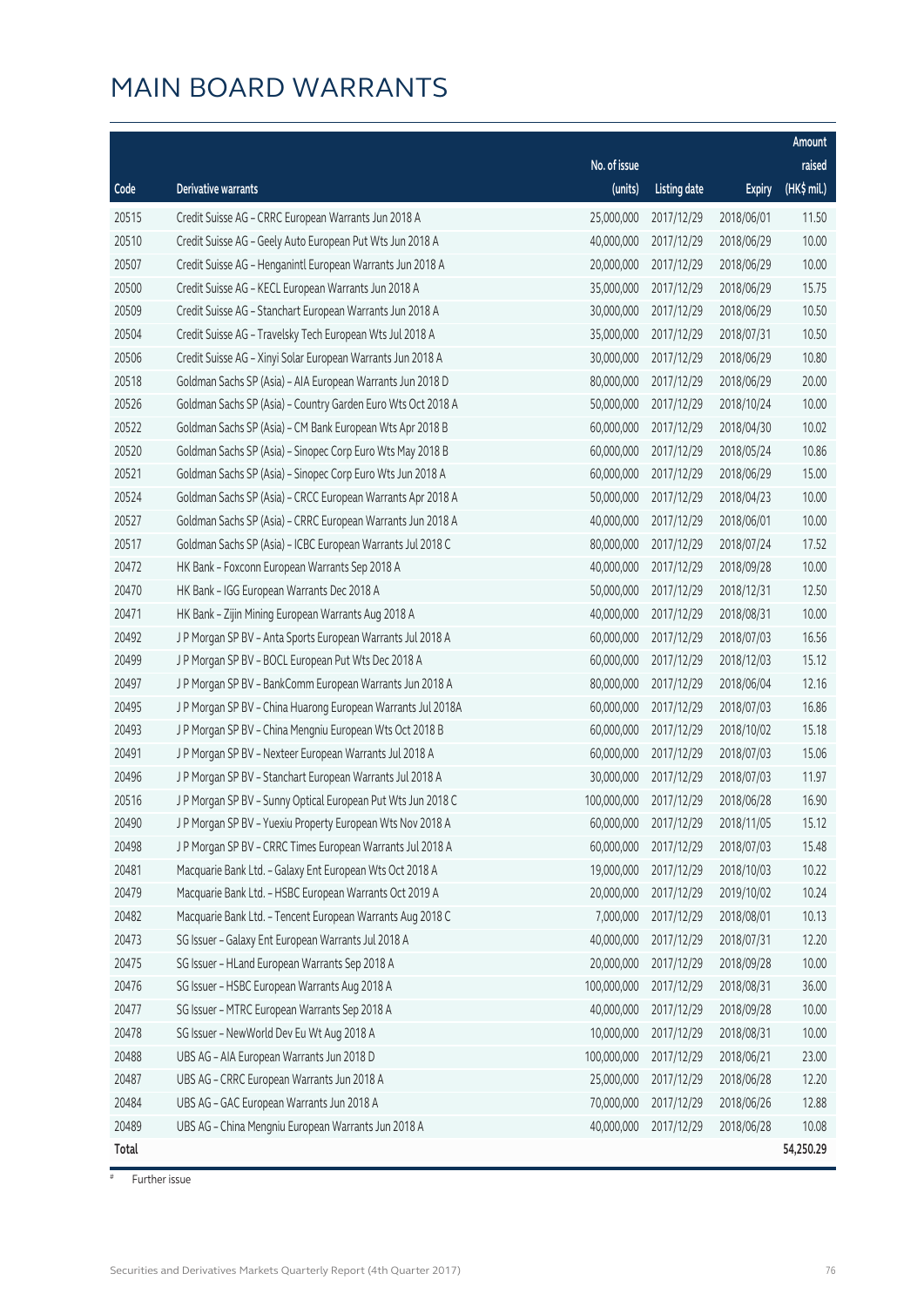# MAIN BOARD WARRANTS

| Code | Derivative warrants | No. of issue (units) | Listing date | Expiry | Amount raised (HK$ mil.) |
|---|---|---|---|---|---|
| 20515 | Credit Suisse AG - CRRC European Warrants Jun 2018 A | 25,000,000 | 2017/12/29 | 2018/06/01 | 11.50 |
| 20510 | Credit Suisse AG - Geely Auto European Put Wts Jun 2018 A | 40,000,000 | 2017/12/29 | 2018/06/29 | 10.00 |
| 20507 | Credit Suisse AG - Henganintl European Warrants Jun 2018 A | 20,000,000 | 2017/12/29 | 2018/06/29 | 10.00 |
| 20500 | Credit Suisse AG - KECL European Warrants Jun 2018 A | 35,000,000 | 2017/12/29 | 2018/06/29 | 15.75 |
| 20509 | Credit Suisse AG - Stanchart European Warrants Jun 2018 A | 30,000,000 | 2017/12/29 | 2018/06/29 | 10.50 |
| 20504 | Credit Suisse AG - Travelsky Tech European Wts Jul 2018 A | 35,000,000 | 2017/12/29 | 2018/07/31 | 10.50 |
| 20506 | Credit Suisse AG - Xinyi Solar European Warrants Jun 2018 A | 30,000,000 | 2017/12/29 | 2018/06/29 | 10.80 |
| 20518 | Goldman Sachs SP (Asia) - AIA European Warrants Jun 2018 D | 80,000,000 | 2017/12/29 | 2018/06/29 | 20.00 |
| 20526 | Goldman Sachs SP (Asia) - Country Garden Euro Wts Oct 2018 A | 50,000,000 | 2017/12/29 | 2018/10/24 | 10.00 |
| 20522 | Goldman Sachs SP (Asia) - CM Bank European Wts Apr 2018 B | 60,000,000 | 2017/12/29 | 2018/04/30 | 10.02 |
| 20520 | Goldman Sachs SP (Asia) - Sinopec Corp Euro Wts May 2018 B | 60,000,000 | 2017/12/29 | 2018/05/24 | 10.86 |
| 20521 | Goldman Sachs SP (Asia) - Sinopec Corp Euro Wts Jun 2018 A | 60,000,000 | 2017/12/29 | 2018/06/29 | 15.00 |
| 20524 | Goldman Sachs SP (Asia) - CRCC European Warrants Apr 2018 A | 50,000,000 | 2017/12/29 | 2018/04/23 | 10.00 |
| 20527 | Goldman Sachs SP (Asia) - CRRC European Warrants Jun 2018 A | 40,000,000 | 2017/12/29 | 2018/06/01 | 10.00 |
| 20517 | Goldman Sachs SP (Asia) - ICBC European Warrants Jul 2018 C | 80,000,000 | 2017/12/29 | 2018/07/24 | 17.52 |
| 20472 | HK Bank - Foxconn European Warrants Sep 2018 A | 40,000,000 | 2017/12/29 | 2018/09/28 | 10.00 |
| 20470 | HK Bank - IGG European Warrants Dec 2018 A | 50,000,000 | 2017/12/29 | 2018/12/31 | 12.50 |
| 20471 | HK Bank - Zijin Mining European Warrants Aug 2018 A | 40,000,000 | 2017/12/29 | 2018/08/31 | 10.00 |
| 20492 | J P Morgan SP BV - Anta Sports European Warrants Jul 2018 A | 60,000,000 | 2017/12/29 | 2018/07/03 | 16.56 |
| 20499 | J P Morgan SP BV - BOCL European Put Wts Dec 2018 A | 60,000,000 | 2017/12/29 | 2018/12/03 | 15.12 |
| 20497 | J P Morgan SP BV - BankComm European Warrants Jun 2018 A | 80,000,000 | 2017/12/29 | 2018/06/04 | 12.16 |
| 20495 | J P Morgan SP BV - China Huarong European Warrants Jul 2018A | 60,000,000 | 2017/12/29 | 2018/07/03 | 16.86 |
| 20493 | J P Morgan SP BV - China Mengniu European Wts Oct 2018 B | 60,000,000 | 2017/12/29 | 2018/10/02 | 15.18 |
| 20491 | J P Morgan SP BV - Nexteer European Warrants Jul 2018 A | 60,000,000 | 2017/12/29 | 2018/07/03 | 15.06 |
| 20496 | J P Morgan SP BV - Stanchart European Warrants Jul 2018 A | 30,000,000 | 2017/12/29 | 2018/07/03 | 11.97 |
| 20516 | J P Morgan SP BV - Sunny Optical European Put Wts Jun 2018 C | 100,000,000 | 2017/12/29 | 2018/06/28 | 16.90 |
| 20490 | J P Morgan SP BV - Yuexiu Property European Wts Nov 2018 A | 60,000,000 | 2017/12/29 | 2018/11/05 | 15.12 |
| 20498 | J P Morgan SP BV - CRRC Times European Warrants Jul 2018 A | 60,000,000 | 2017/12/29 | 2018/07/03 | 15.48 |
| 20481 | Macquarie Bank Ltd. - Galaxy Ent European Wts Oct 2018 A | 19,000,000 | 2017/12/29 | 2018/10/03 | 10.22 |
| 20479 | Macquarie Bank Ltd. - HSBC European Warrants Oct 2019 A | 20,000,000 | 2017/12/29 | 2019/10/02 | 10.24 |
| 20482 | Macquarie Bank Ltd. - Tencent European Warrants Aug 2018 C | 7,000,000 | 2017/12/29 | 2018/08/01 | 10.13 |
| 20473 | SG Issuer - Galaxy Ent European Warrants Jul 2018 A | 40,000,000 | 2017/12/29 | 2018/07/31 | 12.20 |
| 20475 | SG Issuer - HLand European Warrants Sep 2018 A | 20,000,000 | 2017/12/29 | 2018/09/28 | 10.00 |
| 20476 | SG Issuer - HSBC European Warrants Aug 2018 A | 100,000,000 | 2017/12/29 | 2018/08/31 | 36.00 |
| 20477 | SG Issuer - MTRC European Warrants Sep 2018 A | 40,000,000 | 2017/12/29 | 2018/09/28 | 10.00 |
| 20478 | SG Issuer - NewWorld Dev Eu Wt Aug 2018 A | 10,000,000 | 2017/12/29 | 2018/08/31 | 10.00 |
| 20488 | UBS AG - AIA European Warrants Jun 2018 D | 100,000,000 | 2017/12/29 | 2018/06/21 | 23.00 |
| 20487 | UBS AG - CRRC European Warrants Jun 2018 A | 25,000,000 | 2017/12/29 | 2018/06/28 | 12.20 |
| 20484 | UBS AG - GAC European Warrants Jun 2018 A | 70,000,000 | 2017/12/29 | 2018/06/26 | 12.88 |
| 20489 | UBS AG - China Mengniu European Warrants Jun 2018 A | 40,000,000 | 2017/12/29 | 2018/06/28 | 10.08 |
| **Total** | | | | | **54,250.29** |

# Further issue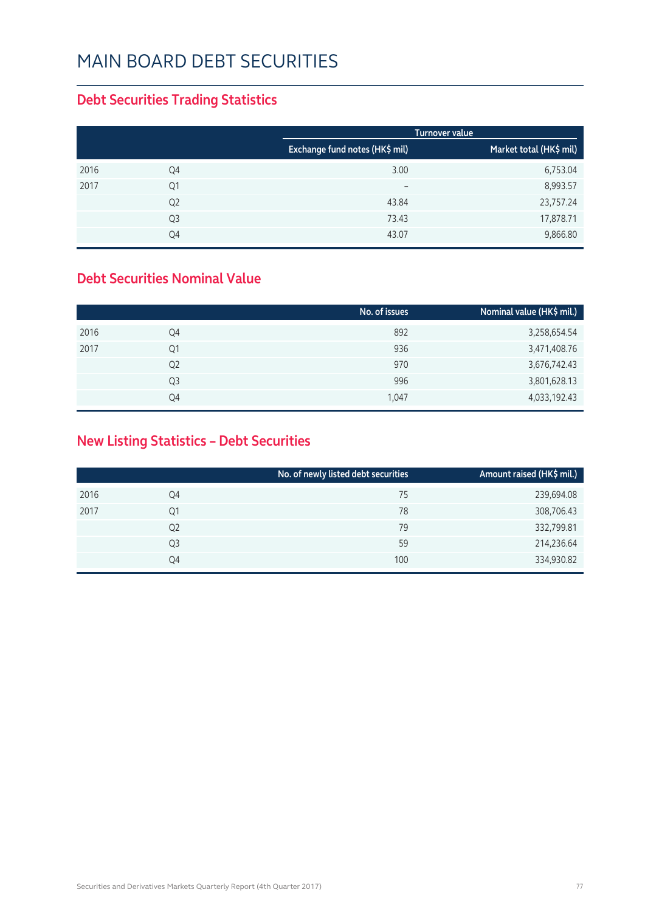# MAIN BOARD DEBT SECURITIES

## Debt Securities Trading Statistics

| | | Turnover value | |
|---|---|---|---|
| | | Exchange fund notes (HK$ mil) | Market total (HK$ mil) |
| 2016 | Q4 | 3.00 | 6,753.04 |
| 2017 | Q1 | – | 8,993.57 |
| | Q2 | 43.84 | 23,757.24 |
| | Q3 | 73.43 | 17,878.71 |
| | Q4 | 43.07 | 9,866.80 |

## Debt Securities Nominal Value

| | | No. of issues | Nominal value (HK$ mil.) |
|---|---|---|---|
| 2016 | Q4 | 892 | 3,258,654.54 |
| 2017 | Q1 | 936 | 3,471,408.76 |
| | Q2 | 970 | 3,676,742.43 |
| | Q3 | 996 | 3,801,628.13 |
| | Q4 | 1,047 | 4,033,192.43 |

## New Listing Statistics – Debt Securities

| | | No. of newly listed debt securities | Amount raised (HK$ mil.) |
|---|---|---|---|
| 2016 | Q4 | 75 | 239,694.08 |
| 2017 | Q1 | 78 | 308,706.43 |
| | Q2 | 79 | 332,799.81 |
| | Q3 | 59 | 214,236.64 |
| | Q4 | 100 | 334,930.82 |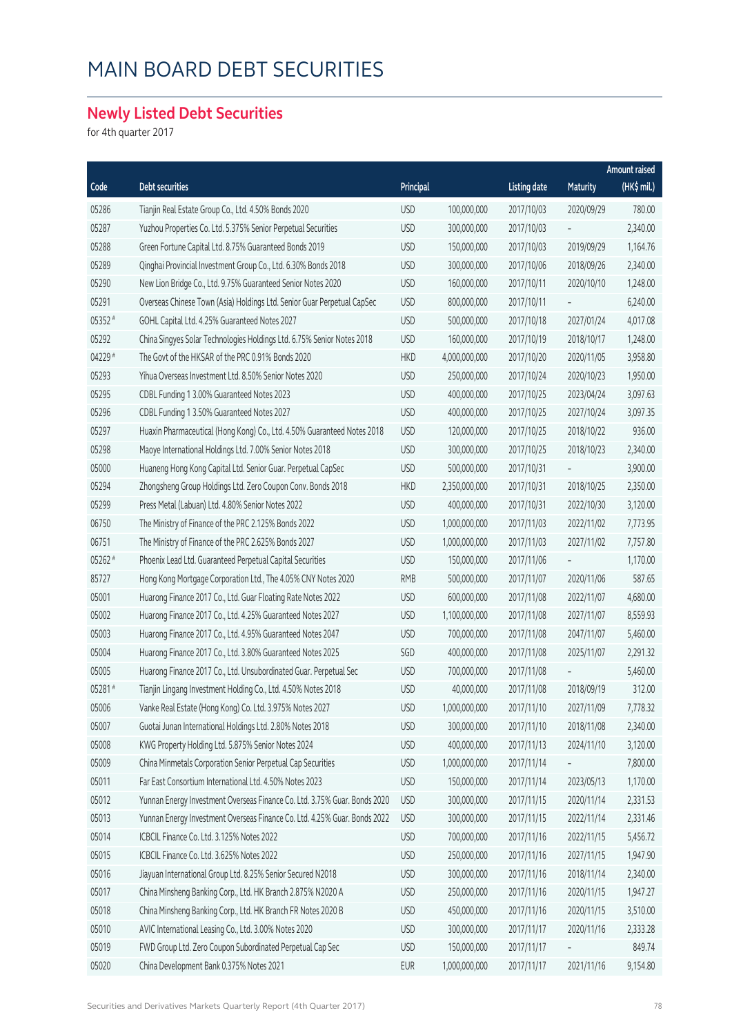# MAIN BOARD DEBT SECURITIES

## Newly Listed Debt Securities

for 4th quarter 2017

| Code | Debt securities | Principal | | Listing date | Maturity | Amount raised (HK$ mil.) |
|---|---|---|---|---|---|---|
| 05286 | Tianjin Real Estate Group Co., Ltd. 4.50% Bonds 2020 | USD | 100,000,000 | 2017/10/03 | 2020/09/29 | 780.00 |
| 05287 | Yuzhou Properties Co. Ltd. 5.375% Senior Perpetual Securities | USD | 300,000,000 | 2017/10/03 | – | 2,340.00 |
| 05288 | Green Fortune Capital Ltd. 8.75% Guaranteed Bonds 2019 | USD | 150,000,000 | 2017/10/03 | 2019/09/29 | 1,164.76 |
| 05289 | Qinghai Provincial Investment Group Co., Ltd. 6.30% Bonds 2018 | USD | 300,000,000 | 2017/10/06 | 2018/09/26 | 2,340.00 |
| 05290 | New Lion Bridge Co., Ltd. 9.75% Guaranteed Senior Notes 2020 | USD | 160,000,000 | 2017/10/11 | 2020/10/10 | 1,248.00 |
| 05291 | Overseas Chinese Town (Asia) Holdings Ltd. Senior Guar Perpetual CapSec | USD | 800,000,000 | 2017/10/11 | – | 6,240.00 |
| 05352 # | GOHL Capital Ltd. 4.25% Guaranteed Notes 2027 | USD | 500,000,000 | 2017/10/18 | 2027/01/24 | 4,017.08 |
| 05292 | China Singyes Solar Technologies Holdings Ltd. 6.75% Senior Notes 2018 | USD | 160,000,000 | 2017/10/19 | 2018/10/17 | 1,248.00 |
| 04229 # | The Govt of the HKSAR of the PRC 0.91% Bonds 2020 | HKD | 4,000,000,000 | 2017/10/20 | 2020/11/05 | 3,958.80 |
| 05293 | Yihua Overseas Investment Ltd. 8.50% Senior Notes 2020 | USD | 250,000,000 | 2017/10/24 | 2020/10/23 | 1,950.00 |
| 05295 | CDBL Funding 1 3.00% Guaranteed Notes 2023 | USD | 400,000,000 | 2017/10/25 | 2023/04/24 | 3,097.63 |
| 05296 | CDBL Funding 1 3.50% Guaranteed Notes 2027 | USD | 400,000,000 | 2017/10/25 | 2027/10/24 | 3,097.35 |
| 05297 | Huaxin Pharmaceutical (Hong Kong) Co., Ltd. 4.50% Guaranteed Notes 2018 | USD | 120,000,000 | 2017/10/25 | 2018/10/22 | 936.00 |
| 05298 | Maoye International Holdings Ltd. 7.00% Senior Notes 2018 | USD | 300,000,000 | 2017/10/25 | 2018/10/23 | 2,340.00 |
| 05000 | Huaneng Hong Kong Capital Ltd. Senior Guar. Perpetual CapSec | USD | 500,000,000 | 2017/10/31 | – | 3,900.00 |
| 05294 | Zhongsheng Group Holdings Ltd. Zero Coupon Conv. Bonds 2018 | HKD | 2,350,000,000 | 2017/10/31 | 2018/10/25 | 2,350.00 |
| 05299 | Press Metal (Labuan) Ltd. 4.80% Senior Notes 2022 | USD | 400,000,000 | 2017/10/31 | 2022/10/30 | 3,120.00 |
| 06750 | The Ministry of Finance of the PRC 2.125% Bonds 2022 | USD | 1,000,000,000 | 2017/11/03 | 2022/11/02 | 7,773.95 |
| 06751 | The Ministry of Finance of the PRC 2.625% Bonds 2027 | USD | 1,000,000,000 | 2017/11/03 | 2027/11/02 | 7,757.80 |
| 05262 # | Phoenix Lead Ltd. Guaranteed Perpetual Capital Securities | USD | 150,000,000 | 2017/11/06 | – | 1,170.00 |
| 85727 | Hong Kong Mortgage Corporation Ltd., The 4.05% CNY Notes 2020 | RMB | 500,000,000 | 2017/11/07 | 2020/11/06 | 587.65 |
| 05001 | Huarong Finance 2017 Co., Ltd. Guar Floating Rate Notes 2022 | USD | 600,000,000 | 2017/11/08 | 2022/11/07 | 4,680.00 |
| 05002 | Huarong Finance 2017 Co., Ltd. 4.25% Guaranteed Notes 2027 | USD | 1,100,000,000 | 2017/11/08 | 2027/11/07 | 8,559.93 |
| 05003 | Huarong Finance 2017 Co., Ltd. 4.95% Guaranteed Notes 2047 | USD | 700,000,000 | 2017/11/08 | 2047/11/07 | 5,460.00 |
| 05004 | Huarong Finance 2017 Co., Ltd. 3.80% Guaranteed Notes 2025 | SGD | 400,000,000 | 2017/11/08 | 2025/11/07 | 2,291.32 |
| 05005 | Huarong Finance 2017 Co., Ltd. Unsubordinated Guar. Perpetual Sec | USD | 700,000,000 | 2017/11/08 | – | 5,460.00 |
| 05281 # | Tianjin Lingang Investment Holding Co., Ltd. 4.50% Notes 2018 | USD | 40,000,000 | 2017/11/08 | 2018/09/19 | 312.00 |
| 05006 | Vanke Real Estate (Hong Kong) Co. Ltd. 3.975% Notes 2027 | USD | 1,000,000,000 | 2017/11/10 | 2027/11/09 | 7,778.32 |
| 05007 | Guotai Junan International Holdings Ltd. 2.80% Notes 2018 | USD | 300,000,000 | 2017/11/10 | 2018/11/08 | 2,340.00 |
| 05008 | KWG Property Holding Ltd. 5.875% Senior Notes 2024 | USD | 400,000,000 | 2017/11/13 | 2024/11/10 | 3,120.00 |
| 05009 | China Minmetals Corporation Senior Perpetual Cap Securities | USD | 1,000,000,000 | 2017/11/14 | – | 7,800.00 |
| 05011 | Far East Consortium International Ltd. 4.50% Notes 2023 | USD | 150,000,000 | 2017/11/14 | 2023/05/13 | 1,170.00 |
| 05012 | Yunnan Energy Investment Overseas Finance Co. Ltd. 3.75% Guar. Bonds 2020 | USD | 300,000,000 | 2017/11/15 | 2020/11/14 | 2,331.53 |
| 05013 | Yunnan Energy Investment Overseas Finance Co. Ltd. 4.25% Guar. Bonds 2022 | USD | 300,000,000 | 2017/11/15 | 2022/11/14 | 2,331.46 |
| 05014 | ICBCIL Finance Co. Ltd. 3.125% Notes 2022 | USD | 700,000,000 | 2017/11/16 | 2022/11/15 | 5,456.72 |
| 05015 | ICBCIL Finance Co. Ltd. 3.625% Notes 2027 | USD | 250,000,000 | 2017/11/16 | 2027/11/15 | 1,947.90 |
| 05016 | Jiayuan International Group Ltd. 8.25% Senior Secured N2018 | USD | 300,000,000 | 2017/11/16 | 2018/11/14 | 2,340.00 |
| 05017 | China Minsheng Banking Corp., Ltd. HK Branch 2.875% N2020 A | USD | 250,000,000 | 2017/11/16 | 2020/11/15 | 1,947.27 |
| 05018 | China Minsheng Banking Corp., Ltd. HK Branch FR Notes 2020 B | USD | 450,000,000 | 2017/11/16 | 2020/11/15 | 3,510.00 |
| 05010 | AVIC International Leasing Co., Ltd. 3.00% Notes 2020 | USD | 300,000,000 | 2017/11/17 | 2020/11/16 | 2,333.28 |
| 05019 | FWD Group Ltd. Zero Coupon Subordinated Perpetual Cap Sec | USD | 150,000,000 | 2017/11/17 | – | 849.74 |
| 05020 | China Development Bank 0.375% Notes 2021 | EUR | 1,000,000,000 | 2017/11/17 | 2021/11/16 | 9,154.80 |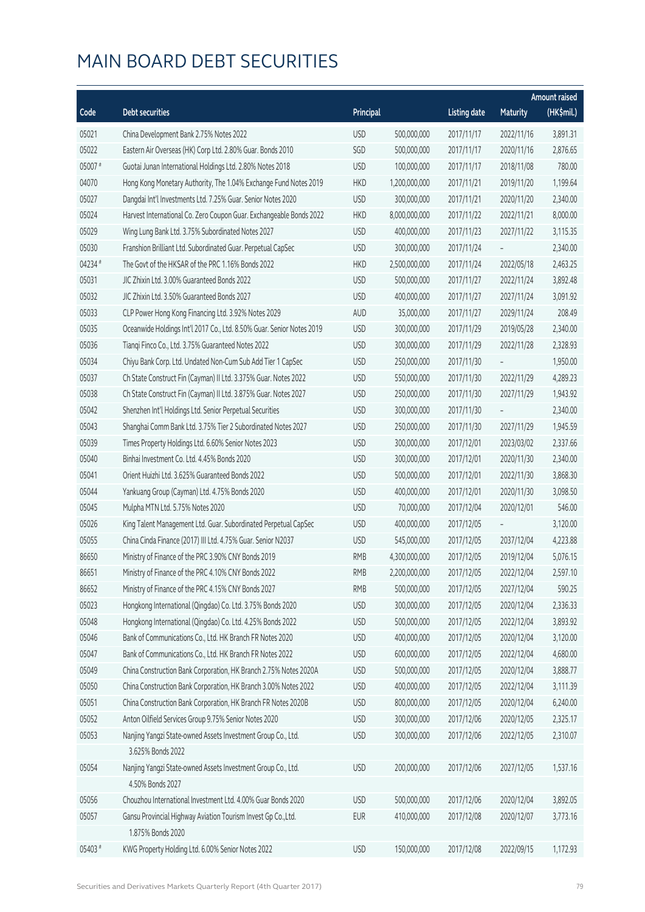# MAIN BOARD DEBT SECURITIES

| Code | Debt securities | Principal | | Listing date | Maturity | Amount raised (HK$mil.) |
|---|---|---|---|---|---|---|
| 05021 | China Development Bank 2.75% Notes 2022 | USD | 500,000,000 | 2017/11/17 | 2022/11/16 | 3,891.31 |
| 05022 | Eastern Air Overseas (HK) Corp Ltd. 2.80% Guar. Bonds 2010 | SGD | 500,000,000 | 2017/11/17 | 2020/11/16 | 2,876.65 |
| 05007 # | Guotai Junan International Holdings Ltd. 2.80% Notes 2018 | USD | 100,000,000 | 2017/11/17 | 2018/11/08 | 780.00 |
| 04070 | Hong Kong Monetary Authority, The 1.04% Exchange Fund Notes 2019 | HKD | 1,200,000,000 | 2017/11/21 | 2019/11/20 | 1,199.64 |
| 05027 | Dangdai Int'l Investments Ltd. 7.25% Guar. Senior Notes 2020 | USD | 300,000,000 | 2017/11/21 | 2020/11/20 | 2,340.00 |
| 05024 | Harvest International Co. Zero Coupon Guar. Exchangeable Bonds 2022 | HKD | 8,000,000,000 | 2017/11/22 | 2022/11/21 | 8,000.00 |
| 05029 | Wing Lung Bank Ltd. 3.75% Subordinated Notes 2027 | USD | 400,000,000 | 2017/11/23 | 2027/11/22 | 3,115.35 |
| 05030 | Franshion Brilliant Ltd. Subordinated Guar. Perpetual CapSec | USD | 300,000,000 | 2017/11/24 | – | 2,340.00 |
| 04234 # | The Govt of the HKSAR of the PRC 1.16% Bonds 2022 | HKD | 2,500,000,000 | 2017/11/24 | 2022/05/18 | 2,463.25 |
| 05031 | JIC Zhixin Ltd. 3.00% Guaranteed Bonds 2022 | USD | 500,000,000 | 2017/11/27 | 2022/11/24 | 3,892.48 |
| 05032 | JIC Zhixin Ltd. 3.50% Guaranteed Bonds 2027 | USD | 400,000,000 | 2017/11/27 | 2027/11/24 | 3,091.92 |
| 05033 | CLP Power Hong Kong Financing Ltd. 3.92% Notes 2029 | AUD | 35,000,000 | 2017/11/27 | 2029/11/24 | 208.49 |
| 05035 | Oceanwide Holdings Int'l 2017 Co., Ltd. 8.50% Guar. Senior Notes 2019 | USD | 300,000,000 | 2017/11/29 | 2019/05/28 | 2,340.00 |
| 05036 | Tianqi Finco Co., Ltd. 3.75% Guaranteed Notes 2022 | USD | 300,000,000 | 2017/11/29 | 2022/11/28 | 2,328.93 |
| 05034 | Chiyu Bank Corp. Ltd. Undated Non-Cum Sub Add Tier 1 CapSec | USD | 250,000,000 | 2017/11/30 | – | 1,950.00 |
| 05037 | Ch State Construct Fin (Cayman) II Ltd. 3.375% Guar. Notes 2022 | USD | 550,000,000 | 2017/11/30 | 2022/11/29 | 4,289.23 |
| 05038 | Ch State Construct Fin (Cayman) II Ltd. 3.875% Guar. Notes 2027 | USD | 250,000,000 | 2017/11/30 | 2027/11/29 | 1,943.92 |
| 05042 | Shenzhen Int'l Holdings Ltd. Senior Perpetual Securities | USD | 300,000,000 | 2017/11/30 | – | 2,340.00 |
| 05043 | Shanghai Comm Bank Ltd. 3.75% Tier 2 Subordinated Notes 2027 | USD | 250,000,000 | 2017/11/30 | 2027/11/29 | 1,945.59 |
| 05039 | Times Property Holdings Ltd. 6.60% Senior Notes 2023 | USD | 300,000,000 | 2017/12/01 | 2023/03/02 | 2,337.66 |
| 05040 | Binhai Investment Co. Ltd. 4.45% Bonds 2020 | USD | 300,000,000 | 2017/12/01 | 2020/11/30 | 2,340.00 |
| 05041 | Orient Huizhi Ltd. 3.625% Guaranteed Bonds 2022 | USD | 500,000,000 | 2017/12/01 | 2022/11/30 | 3,868.30 |
| 05044 | Yankuang Group (Cayman) Ltd. 4.75% Bonds 2020 | USD | 400,000,000 | 2017/12/01 | 2020/11/30 | 3,098.50 |
| 05045 | Mulpha MTN Ltd. 5.75% Notes 2020 | USD | 70,000,000 | 2017/12/04 | 2020/12/01 | 546.00 |
| 05026 | King Talent Management Ltd. Guar. Subordinated Perpetual CapSec | USD | 400,000,000 | 2017/12/05 | – | 3,120.00 |
| 05055 | China Cinda Finance (2017) III Ltd. 4.75% Guar. Senior N2037 | USD | 545,000,000 | 2017/12/05 | 2037/12/04 | 4,223.88 |
| 86650 | Ministry of Finance of the PRC 3.90% CNY Bonds 2019 | RMB | 4,300,000,000 | 2017/12/05 | 2019/12/04 | 5,076.15 |
| 86651 | Ministry of Finance of the PRC 4.10% CNY Bonds 2022 | RMB | 2,200,000,000 | 2017/12/05 | 2022/12/04 | 2,597.10 |
| 86652 | Ministry of Finance of the PRC 4.15% CNY Bonds 2027 | RMB | 500,000,000 | 2017/12/05 | 2027/12/04 | 590.25 |
| 05023 | Hongkong International (Qingdao) Co. Ltd. 3.75% Bonds 2020 | USD | 300,000,000 | 2017/12/05 | 2020/12/04 | 2,336.33 |
| 05048 | Hongkong International (Qingdao) Co. Ltd. 4.25% Bonds 2022 | USD | 500,000,000 | 2017/12/05 | 2022/12/04 | 3,893.92 |
| 05046 | Bank of Communications Co., Ltd. HK Branch FR Notes 2020 | USD | 400,000,000 | 2017/12/05 | 2020/12/04 | 3,120.00 |
| 05047 | Bank of Communications Co., Ltd. HK Branch FR Notes 2022 | USD | 600,000,000 | 2017/12/05 | 2022/12/04 | 4,680.00 |
| 05049 | China Construction Bank Corporation, HK Branch 2.75% Notes 2020A | USD | 500,000,000 | 2017/12/05 | 2020/12/04 | 3,888.77 |
| 05050 | China Construction Bank Corporation, HK Branch 3.00% Notes 2022 | USD | 400,000,000 | 2017/12/05 | 2022/12/04 | 3,111.39 |
| 05051 | China Construction Bank Corporation, HK Branch FR Notes 2020B | USD | 800,000,000 | 2017/12/05 | 2020/12/04 | 6,240.00 |
| 05052 | Anton Oilfield Services Group 9.75% Senior Notes 2020 | USD | 300,000,000 | 2017/12/06 | 2020/12/05 | 2,325.17 |
| 05053 | Nanjing Yangzi State-owned Assets Investment Group Co., Ltd. 3.625% Bonds 2022 | USD | 300,000,000 | 2017/12/06 | 2022/12/05 | 2,310.07 |
| 05054 | Nanjing Yangzi State-owned Assets Investment Group Co., Ltd. 4.50% Bonds 2027 | USD | 200,000,000 | 2017/12/06 | 2027/12/05 | 1,537.16 |
| 05056 | Chouzhou International Investment Ltd. 4.00% Guar Bonds 2020 | USD | 500,000,000 | 2017/12/06 | 2020/12/04 | 3,892.05 |
| 05057 | Gansu Provincial Highway Aviation Tourism Invest Gp Co.,Ltd. 1.875% Bonds 2020 | EUR | 410,000,000 | 2017/12/08 | 2020/12/07 | 3,773.16 |
| 05403 # | KWG Property Holding Ltd. 6.00% Senior Notes 2022 | USD | 150,000,000 | 2017/12/08 | 2022/09/15 | 1,172.93 |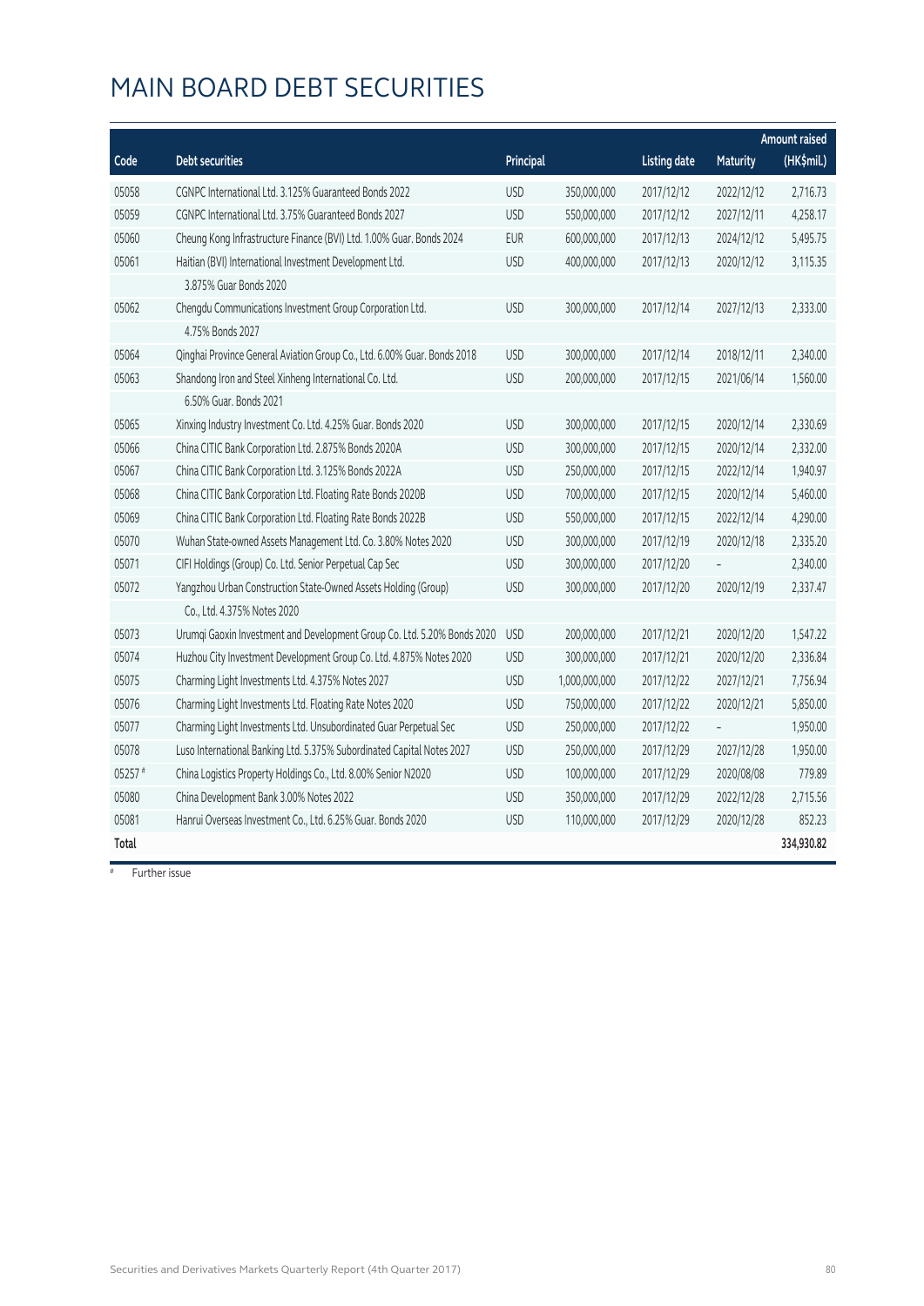# MAIN BOARD DEBT SECURITIES

| Code | Debt securities | Principal | | Listing date | Maturity | Amount raised (HK$mil.) |
|---|---|---|---|---|---|---|
| 05058 | CGNPC International Ltd. 3.125% Guaranteed Bonds 2022 | USD | 350,000,000 | 2017/12/12 | 2022/12/12 | 2,716.73 |
| 05059 | CGNPC International Ltd. 3.75% Guaranteed Bonds 2027 | USD | 550,000,000 | 2017/12/12 | 2027/12/11 | 4,258.17 |
| 05060 | Cheung Kong Infrastructure Finance (BVI) Ltd. 1.00% Guar. Bonds 2024 | EUR | 600,000,000 | 2017/12/13 | 2024/12/12 | 5,495.75 |
| 05061 | Haitian (BVI) International Investment Development Ltd. 3.875% Guar Bonds 2020 | USD | 400,000,000 | 2017/12/13 | 2020/12/12 | 3,115.35 |
| 05062 | Chengdu Communications Investment Group Corporation Ltd. 4.75% Bonds 2027 | USD | 300,000,000 | 2017/12/14 | 2027/12/13 | 2,333.00 |
| 05064 | Qinghai Province General Aviation Group Co., Ltd. 6.00% Guar. Bonds 2018 | USD | 300,000,000 | 2017/12/14 | 2018/12/11 | 2,340.00 |
| 05063 | Shandong Iron and Steel Xinheng International Co. Ltd. 6.50% Guar. Bonds 2021 | USD | 200,000,000 | 2017/12/15 | 2021/06/14 | 1,560.00 |
| 05065 | Xinxing Industry Investment Co. Ltd. 4.25% Guar. Bonds 2020 | USD | 300,000,000 | 2017/12/15 | 2020/12/14 | 2,330.69 |
| 05066 | China CITIC Bank Corporation Ltd. 2.875% Bonds 2020A | USD | 300,000,000 | 2017/12/15 | 2020/12/14 | 2,332.00 |
| 05067 | China CITIC Bank Corporation Ltd. 3.125% Bonds 2022A | USD | 250,000,000 | 2017/12/15 | 2022/12/14 | 1,940.97 |
| 05068 | China CITIC Bank Corporation Ltd. Floating Rate Bonds 2020B | USD | 700,000,000 | 2017/12/15 | 2020/12/14 | 5,460.00 |
| 05069 | China CITIC Bank Corporation Ltd. Floating Rate Bonds 2022B | USD | 550,000,000 | 2017/12/15 | 2022/12/14 | 4,290.00 |
| 05070 | Wuhan State-owned Assets Management Ltd. Co. 3.80% Notes 2020 | USD | 300,000,000 | 2017/12/19 | 2020/12/18 | 2,335.20 |
| 05071 | CIFI Holdings (Group) Co. Ltd. Senior Perpetual Cap Sec | USD | 300,000,000 | 2017/12/20 | – | 2,340.00 |
| 05072 | Yangzhou Urban Construction State-Owned Assets Holding (Group) Co., Ltd. 4.375% Notes 2020 | USD | 300,000,000 | 2017/12/20 | 2020/12/19 | 2,337.47 |
| 05073 | Urumqi Gaoxin Investment and Development Group Co. Ltd. 5.20% Bonds 2020 | USD | 200,000,000 | 2017/12/21 | 2020/12/20 | 1,547.22 |
| 05074 | Huzhou City Investment Development Group Co. Ltd. 4.875% Notes 2020 | USD | 300,000,000 | 2017/12/21 | 2020/12/20 | 2,336.84 |
| 05075 | Charming Light Investments Ltd. 4.375% Notes 2027 | USD | 1,000,000,000 | 2017/12/22 | 2027/12/21 | 7,756.94 |
| 05076 | Charming Light Investments Ltd. Floating Rate Notes 2020 | USD | 750,000,000 | 2017/12/22 | 2020/12/21 | 5,850.00 |
| 05077 | Charming Light Investments Ltd. Unsubordinated Guar Perpetual Sec | USD | 250,000,000 | 2017/12/22 | – | 1,950.00 |
| 05078 | Luso International Banking Ltd. 5.375% Subordinated Capital Notes 2027 | USD | 250,000,000 | 2017/12/29 | 2027/12/28 | 1,950.00 |
| 05257 # | China Logistics Property Holdings Co., Ltd. 8.00% Senior N2020 | USD | 100,000,000 | 2017/12/29 | 2020/08/08 | 779.89 |
| 05080 | China Development Bank 3.00% Notes 2022 | USD | 350,000,000 | 2017/12/29 | 2022/12/28 | 2,715.56 |
| 05081 | Hanrui Overseas Investment Co., Ltd. 6.25% Guar. Bonds 2020 | USD | 110,000,000 | 2017/12/29 | 2020/12/28 | 852.23 |
| **Total** | | | | | | **334,930.82** |

# Further issue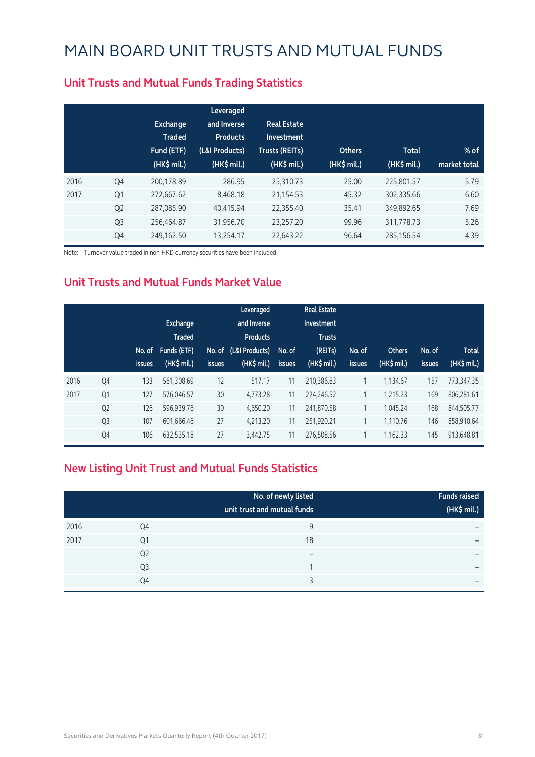# MAIN BOARD UNIT TRUSTS AND MUTUAL FUNDS

## Unit Trusts and Mutual Funds Trading Statistics

| | | Exchange Traded Fund (ETF) (HK$ mil.) | Leveraged and Inverse Products (L&I Products) (HK$ mil.) | Real Estate Investment Trusts (REITs) (HK$ mil.) | Others (HK$ mil.) | Total (HK$ mil.) | % of market total |
|---|---|---|---|---|---|---|---|
| 2016 | Q4 | 200,178.89 | 286.95 | 25,310.73 | 25.00 | 225,801.57 | 5.79 |
| 2017 | Q1 | 272,667.62 | 8,468.18 | 21,154.53 | 45.32 | 302,335.66 | 6.60 |
| | Q2 | 287,085.90 | 40,415.94 | 22,355.40 | 35.41 | 349,892.65 | 7.69 |
| | Q3 | 256,464.87 | 31,956.70 | 23,257.20 | 99.96 | 311,778.73 | 5.26 |
| | Q4 | 249,162.50 | 13,254.17 | 22,643.22 | 96.64 | 285,156.54 | 4.39 |

Note: Turnover value traded in non-HKD currency securities have been included

## Unit Trusts and Mutual Funds Market Value

| | | No. of issues | Exchange Traded Funds (ETF) (HK$ mil.) | No. of issues | Leveraged and Inverse Products (L&I Products) (HK$ mil.) | No. of issues | Real Estate Investment Trusts (REITs) (HK$ mil.) | No. of issues | Others (HK$ mil.) | No. of issues | Total (HK$ mil.) |
|---|---|---|---|---|---|---|---|---|---|---|---|
| 2016 | Q4 | 133 | 561,308.69 | 12 | 517.17 | 11 | 210,386.83 | 1 | 1,134.67 | 157 | 773,347.35 |
| 2017 | Q1 | 127 | 576,046.57 | 30 | 4,773.28 | 11 | 224,246.52 | 1 | 1,215.23 | 169 | 806,281.61 |
| | Q2 | 126 | 596,939.76 | 30 | 4,650.20 | 11 | 241,870.58 | 1 | 1,045.24 | 168 | 844,505.77 |
| | Q3 | 107 | 601,666.46 | 27 | 4,213.20 | 11 | 251,920.21 | 1 | 1,110.76 | 146 | 858,910.64 |
| | Q4 | 106 | 632,535.18 | 27 | 3,442.75 | 11 | 276,508.56 | 1 | 1,162.33 | 145 | 913,648.81 |

## New Listing Unit Trust and Mutual Funds Statistics

| | | No. of newly listed unit trust and mutual funds | Funds raised (HK$ mil.) |
|---|---|---|---|
| 2016 | Q4 | 9 | – |
| 2017 | Q1 | 18 | – |
| | Q2 | – | – |
| | Q3 | 1 | – |
| | Q4 | 3 | – |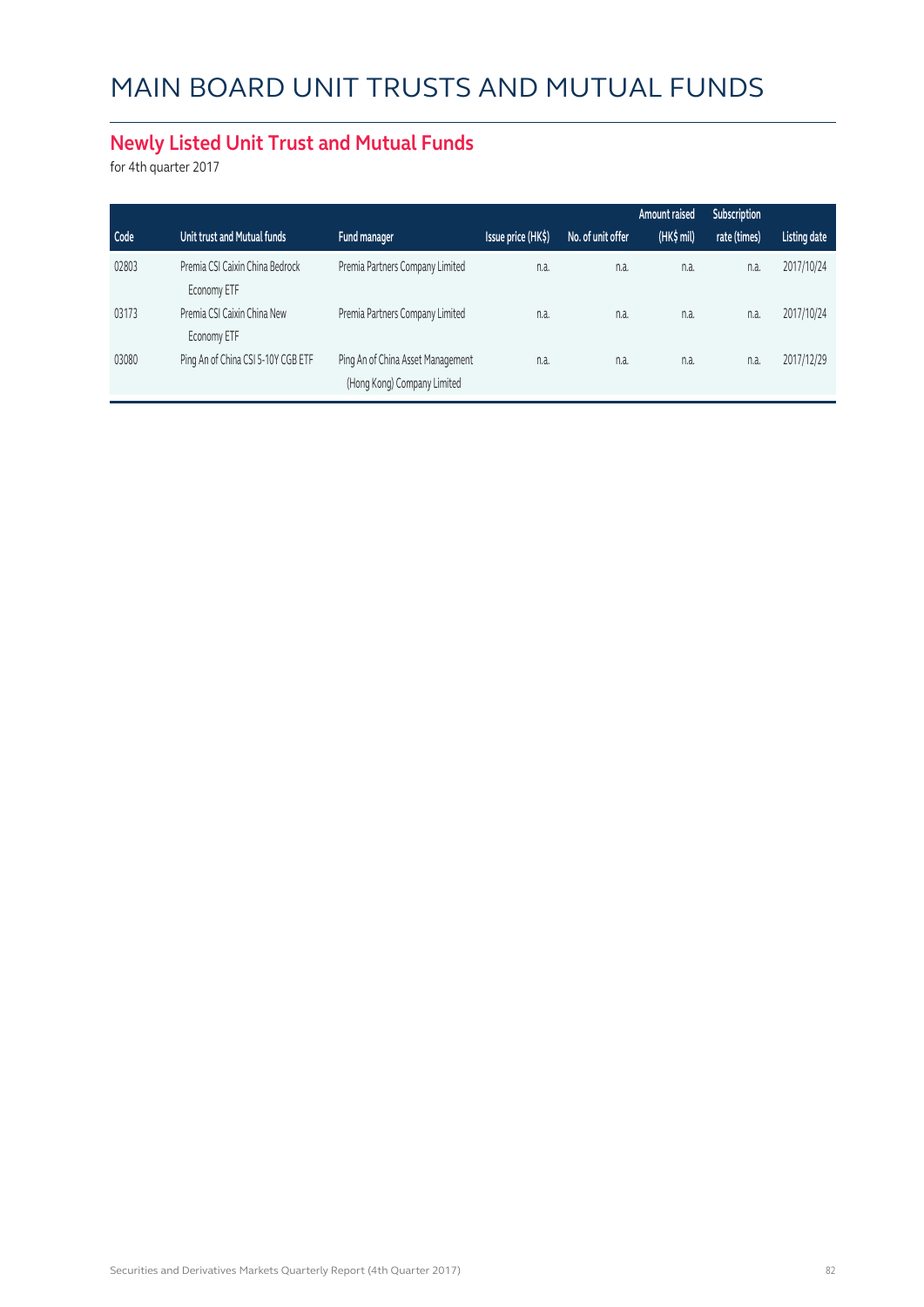# MAIN BOARD UNIT TRUSTS AND MUTUAL FUNDS

## Newly Listed Unit Trust and Mutual Funds

for 4th quarter 2017

| Code | Unit trust and Mutual funds | Fund manager | Issue price (HK$) | No. of unit offer | Amount raised (HK$ mil) | Subscription rate (times) | Listing date |
|---|---|---|---|---|---|---|---|
| 02803 | Premia CSI Caixin China Bedrock Economy ETF | Premia Partners Company Limited | n.a. | n.a. | n.a. | n.a. | 2017/10/24 |
| 03173 | Premia CSI Caixin China New Economy ETF | Premia Partners Company Limited | n.a. | n.a. | n.a. | n.a. | 2017/10/24 |
| 03080 | Ping An of China CSI 5-10Y CGB ETF | Ping An of China Asset Management (Hong Kong) Company Limited | n.a. | n.a. | n.a. | n.a. | 2017/12/29 |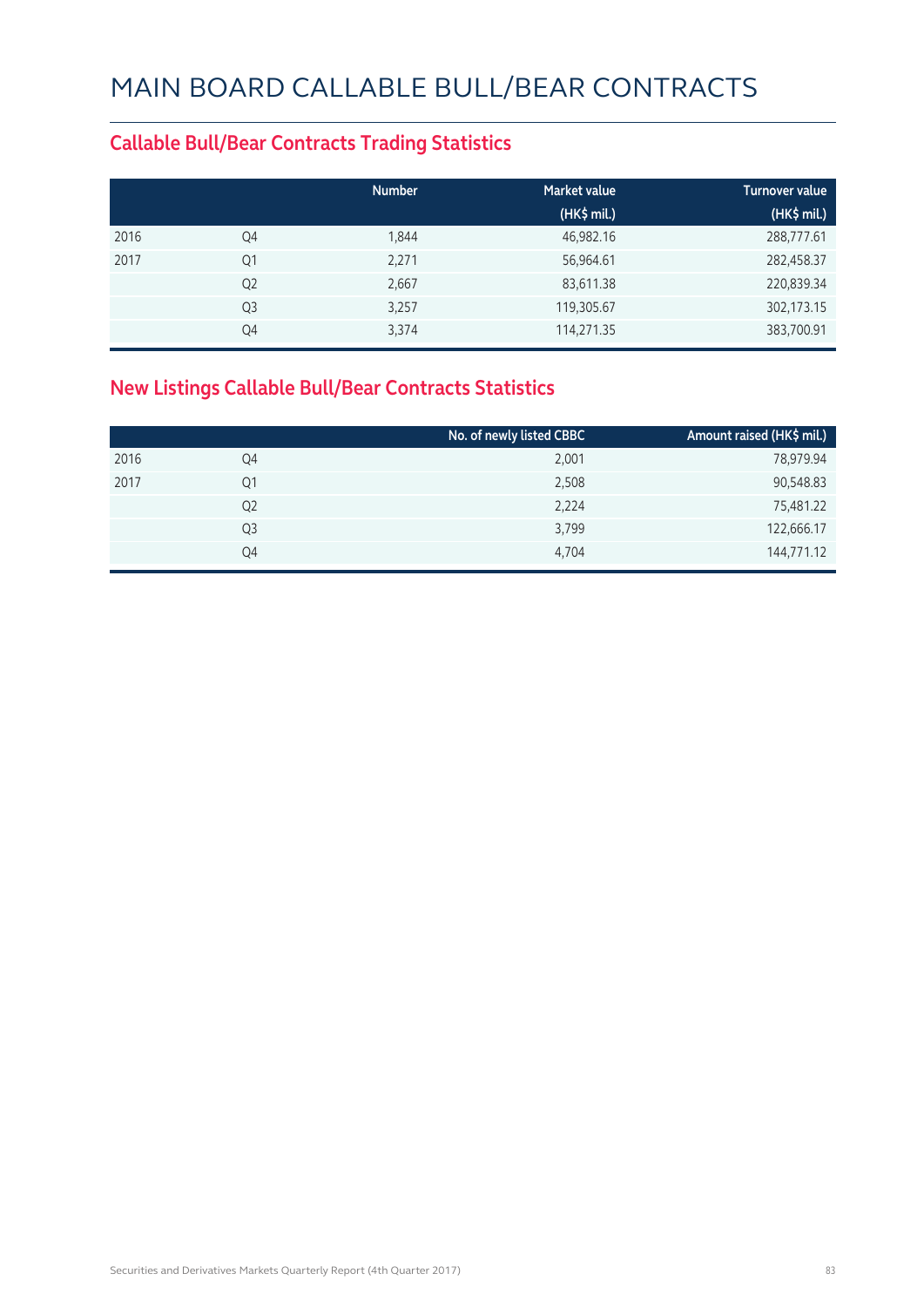# MAIN BOARD CALLABLE BULL/BEAR CONTRACTS

## Callable Bull/Bear Contracts Trading Statistics

| | | Number | Market value (HK$ mil.) | Turnover value (HK$ mil.) |
|---|---|---|---|---|
| 2016 | Q4 | 1,844 | 46,982.16 | 288,777.61 |
| 2017 | Q1 | 2,271 | 56,964.61 | 282,458.37 |
| | Q2 | 2,667 | 83,611.38 | 220,839.34 |
| | Q3 | 3,257 | 119,305.67 | 302,173.15 |
| | Q4 | 3,374 | 114,271.35 | 383,700.91 |

## New Listings Callable Bull/Bear Contracts Statistics

| | | No. of newly listed CBBC | Amount raised (HK$ mil.) |
|---|---|---|---|
| 2016 | Q4 | 2,001 | 78,979.94 |
| 2017 | Q1 | 2,508 | 90,548.83 |
| | Q2 | 2,224 | 75,481.22 |
| | Q3 | 3,799 | 122,666.17 |
| | Q4 | 4,704 | 144,771.12 |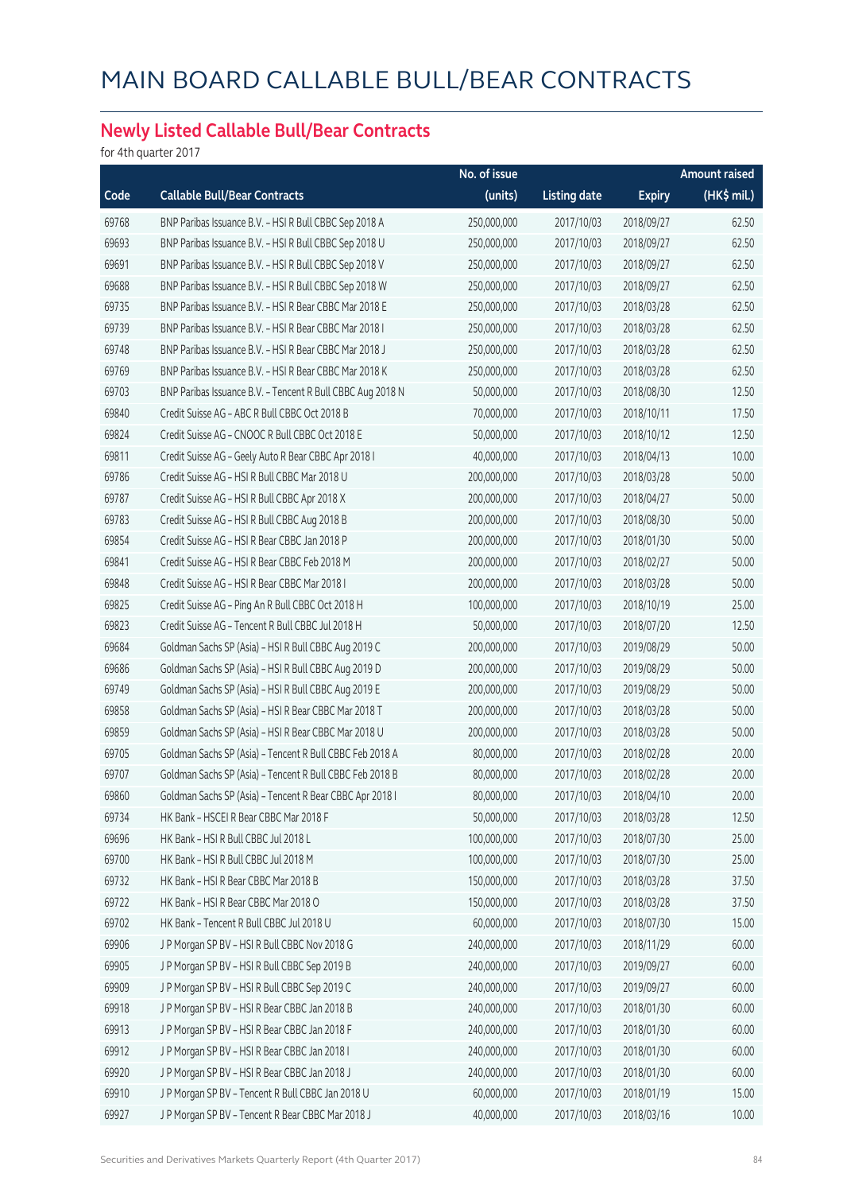# MAIN BOARD CALLABLE BULL/BEAR CONTRACTS

## Newly Listed Callable Bull/Bear Contracts

for 4th quarter 2017

| Code | Callable Bull/Bear Contracts | No. of issue (units) | Listing date | Expiry | Amount raised (HK$ mil.) |
|---|---|---|---|---|---|
| 69768 | BNP Paribas Issuance B.V. – HSI R Bull CBBC Sep 2018 A | 250,000,000 | 2017/10/03 | 2018/09/27 | 62.50 |
| 69693 | BNP Paribas Issuance B.V. – HSI R Bull CBBC Sep 2018 U | 250,000,000 | 2017/10/03 | 2018/09/27 | 62.50 |
| 69691 | BNP Paribas Issuance B.V. – HSI R Bull CBBC Sep 2018 V | 250,000,000 | 2017/10/03 | 2018/09/27 | 62.50 |
| 69688 | BNP Paribas Issuance B.V. – HSI R Bull CBBC Sep 2018 W | 250,000,000 | 2017/10/03 | 2018/09/27 | 62.50 |
| 69735 | BNP Paribas Issuance B.V. – HSI R Bear CBBC Mar 2018 E | 250,000,000 | 2017/10/03 | 2018/03/28 | 62.50 |
| 69739 | BNP Paribas Issuance B.V. – HSI R Bear CBBC Mar 2018 I | 250,000,000 | 2017/10/03 | 2018/03/28 | 62.50 |
| 69748 | BNP Paribas Issuance B.V. – HSI R Bear CBBC Mar 2018 J | 250,000,000 | 2017/10/03 | 2018/03/28 | 62.50 |
| 69769 | BNP Paribas Issuance B.V. – HSI R Bear CBBC Mar 2018 K | 250,000,000 | 2017/10/03 | 2018/03/28 | 62.50 |
| 69703 | BNP Paribas Issuance B.V. – Tencent R Bull CBBC Aug 2018 N | 50,000,000 | 2017/10/03 | 2018/08/30 | 12.50 |
| 69840 | Credit Suisse AG – ABC R Bull CBBC Oct 2018 B | 70,000,000 | 2017/10/03 | 2018/10/11 | 17.50 |
| 69824 | Credit Suisse AG – CNOOC R Bull CBBC Oct 2018 E | 50,000,000 | 2017/10/03 | 2018/10/12 | 12.50 |
| 69811 | Credit Suisse AG – Geely Auto R Bear CBBC Apr 2018 I | 40,000,000 | 2017/10/03 | 2018/04/13 | 10.00 |
| 69786 | Credit Suisse AG – HSI R Bull CBBC Mar 2018 U | 200,000,000 | 2017/10/03 | 2018/03/28 | 50.00 |
| 69787 | Credit Suisse AG – HSI R Bull CBBC Apr 2018 X | 200,000,000 | 2017/10/03 | 2018/04/27 | 50.00 |
| 69783 | Credit Suisse AG – HSI R Bull CBBC Aug 2018 B | 200,000,000 | 2017/10/03 | 2018/08/30 | 50.00 |
| 69854 | Credit Suisse AG – HSI R Bear CBBC Jan 2018 P | 200,000,000 | 2017/10/03 | 2018/01/30 | 50.00 |
| 69841 | Credit Suisse AG – HSI R Bear CBBC Feb 2018 M | 200,000,000 | 2017/10/03 | 2018/02/27 | 50.00 |
| 69848 | Credit Suisse AG – HSI R Bear CBBC Mar 2018 I | 200,000,000 | 2017/10/03 | 2018/03/28 | 50.00 |
| 69825 | Credit Suisse AG – Ping An R Bull CBBC Oct 2018 H | 100,000,000 | 2017/10/03 | 2018/10/19 | 25.00 |
| 69823 | Credit Suisse AG – Tencent R Bull CBBC Jul 2018 H | 50,000,000 | 2017/10/03 | 2018/07/20 | 12.50 |
| 69684 | Goldman Sachs SP (Asia) – HSI R Bull CBBC Aug 2019 C | 200,000,000 | 2017/10/03 | 2019/08/29 | 50.00 |
| 69686 | Goldman Sachs SP (Asia) – HSI R Bull CBBC Aug 2019 D | 200,000,000 | 2017/10/03 | 2019/08/29 | 50.00 |
| 69749 | Goldman Sachs SP (Asia) – HSI R Bull CBBC Aug 2019 E | 200,000,000 | 2017/10/03 | 2019/08/29 | 50.00 |
| 69858 | Goldman Sachs SP (Asia) – HSI R Bear CBBC Mar 2018 T | 200,000,000 | 2017/10/03 | 2018/03/28 | 50.00 |
| 69859 | Goldman Sachs SP (Asia) – HSI R Bear CBBC Mar 2018 U | 200,000,000 | 2017/10/03 | 2018/03/28 | 50.00 |
| 69705 | Goldman Sachs SP (Asia) – Tencent R Bull CBBC Feb 2018 A | 80,000,000 | 2017/10/03 | 2018/02/28 | 20.00 |
| 69707 | Goldman Sachs SP (Asia) – Tencent R Bull CBBC Feb 2018 B | 80,000,000 | 2017/10/03 | 2018/02/28 | 20.00 |
| 69860 | Goldman Sachs SP (Asia) – Tencent R Bear CBBC Apr 2018 I | 80,000,000 | 2017/10/03 | 2018/04/10 | 20.00 |
| 69734 | HK Bank – HSCEI R Bear CBBC Mar 2018 F | 50,000,000 | 2017/10/03 | 2018/03/28 | 12.50 |
| 69696 | HK Bank – HSI R Bull CBBC Jul 2018 L | 100,000,000 | 2017/10/03 | 2018/07/30 | 25.00 |
| 69700 | HK Bank – HSI R Bull CBBC Jul 2018 M | 100,000,000 | 2017/10/03 | 2018/07/30 | 25.00 |
| 69732 | HK Bank – HSI R Bear CBBC Mar 2018 B | 150,000,000 | 2017/10/03 | 2018/03/28 | 37.50 |
| 69722 | HK Bank – HSI R Bear CBBC Mar 2018 O | 150,000,000 | 2017/10/03 | 2018/03/28 | 37.50 |
| 69702 | HK Bank – Tencent R Bull CBBC Jul 2018 U | 60,000,000 | 2017/10/03 | 2018/07/30 | 15.00 |
| 69906 | J P Morgan SP BV – HSI R Bull CBBC Nov 2018 G | 240,000,000 | 2017/10/03 | 2018/11/29 | 60.00 |
| 69905 | J P Morgan SP BV – HSI R Bull CBBC Sep 2019 B | 240,000,000 | 2017/10/03 | 2019/09/27 | 60.00 |
| 69909 | J P Morgan SP BV – HSI R Bull CBBC Sep 2019 C | 240,000,000 | 2017/10/03 | 2019/09/27 | 60.00 |
| 69918 | J P Morgan SP BV – HSI R Bear CBBC Jan 2018 B | 240,000,000 | 2017/10/03 | 2018/01/30 | 60.00 |
| 69913 | J P Morgan SP BV – HSI R Bear CBBC Jan 2018 F | 240,000,000 | 2017/10/03 | 2018/01/30 | 60.00 |
| 69912 | J P Morgan SP BV – HSI R Bear CBBC Jan 2018 I | 240,000,000 | 2017/10/03 | 2018/01/30 | 60.00 |
| 69920 | J P Morgan SP BV – HSI R Bear CBBC Jan 2018 J | 240,000,000 | 2017/10/03 | 2018/01/30 | 60.00 |
| 69910 | J P Morgan SP BV – Tencent R Bull CBBC Jan 2018 U | 60,000,000 | 2017/10/03 | 2018/01/19 | 15.00 |
| 69927 | J P Morgan SP BV – Tencent R Bear CBBC Mar 2018 J | 40,000,000 | 2017/10/03 | 2018/03/16 | 10.00 |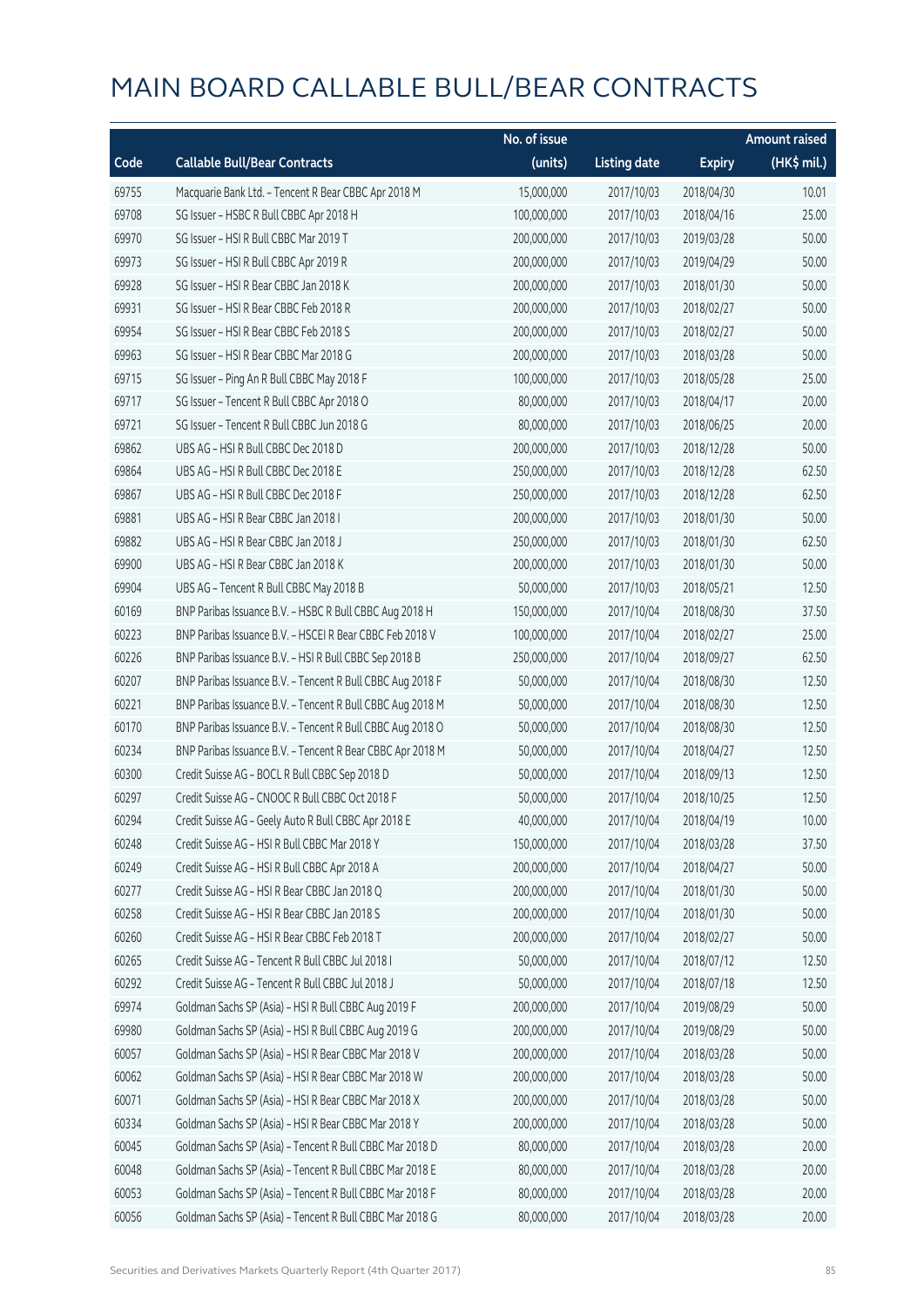# MAIN BOARD CALLABLE BULL/BEAR CONTRACTS

| Code | Callable Bull/Bear Contracts | No. of issue (units) | Listing date | Expiry | Amount raised (HK$ mil.) |
|---|---|---|---|---|---|
| 69755 | Macquarie Bank Ltd. – Tencent R Bear CBBC Apr 2018 M | 15,000,000 | 2017/10/03 | 2018/04/30 | 10.01 |
| 69708 | SG Issuer – HSBC R Bull CBBC Apr 2018 H | 100,000,000 | 2017/10/03 | 2018/04/16 | 25.00 |
| 69970 | SG Issuer – HSI R Bull CBBC Mar 2019 T | 200,000,000 | 2017/10/03 | 2019/03/28 | 50.00 |
| 69973 | SG Issuer – HSI R Bull CBBC Apr 2019 R | 200,000,000 | 2017/10/03 | 2019/04/29 | 50.00 |
| 69928 | SG Issuer – HSI R Bear CBBC Jan 2018 K | 200,000,000 | 2017/10/03 | 2018/01/30 | 50.00 |
| 69931 | SG Issuer – HSI R Bear CBBC Feb 2018 R | 200,000,000 | 2017/10/03 | 2018/02/27 | 50.00 |
| 69954 | SG Issuer – HSI R Bear CBBC Feb 2018 S | 200,000,000 | 2017/10/03 | 2018/02/27 | 50.00 |
| 69963 | SG Issuer – HSI R Bear CBBC Mar 2018 G | 200,000,000 | 2017/10/03 | 2018/03/28 | 50.00 |
| 69715 | SG Issuer – Ping An R Bull CBBC May 2018 F | 100,000,000 | 2017/10/03 | 2018/05/28 | 25.00 |
| 69717 | SG Issuer – Tencent R Bull CBBC Apr 2018 O | 80,000,000 | 2017/10/03 | 2018/04/17 | 20.00 |
| 69721 | SG Issuer – Tencent R Bull CBBC Jun 2018 G | 80,000,000 | 2017/10/03 | 2018/06/25 | 20.00 |
| 69862 | UBS AG – HSI R Bull CBBC Dec 2018 D | 200,000,000 | 2017/10/03 | 2018/12/28 | 50.00 |
| 69864 | UBS AG – HSI R Bull CBBC Dec 2018 E | 250,000,000 | 2017/10/03 | 2018/12/28 | 62.50 |
| 69867 | UBS AG – HSI R Bull CBBC Dec 2018 F | 250,000,000 | 2017/10/03 | 2018/12/28 | 62.50 |
| 69881 | UBS AG – HSI R Bear CBBC Jan 2018 I | 200,000,000 | 2017/10/03 | 2018/01/30 | 50.00 |
| 69882 | UBS AG – HSI R Bear CBBC Jan 2018 J | 250,000,000 | 2017/10/03 | 2018/01/30 | 62.50 |
| 69900 | UBS AG – HSI R Bear CBBC Jan 2018 K | 200,000,000 | 2017/10/03 | 2018/01/30 | 50.00 |
| 69904 | UBS AG – Tencent R Bull CBBC May 2018 B | 50,000,000 | 2017/10/03 | 2018/05/21 | 12.50 |
| 60169 | BNP Paribas Issuance B.V. – HSBC R Bull CBBC Aug 2018 H | 150,000,000 | 2017/10/04 | 2018/08/30 | 37.50 |
| 60223 | BNP Paribas Issuance B.V. – HSCEI R Bear CBBC Feb 2018 V | 100,000,000 | 2017/10/04 | 2018/02/27 | 25.00 |
| 60226 | BNP Paribas Issuance B.V. – HSI R Bull CBBC Sep 2018 B | 250,000,000 | 2017/10/04 | 2018/09/27 | 62.50 |
| 60207 | BNP Paribas Issuance B.V. – Tencent R Bull CBBC Aug 2018 F | 50,000,000 | 2017/10/04 | 2018/08/30 | 12.50 |
| 60221 | BNP Paribas Issuance B.V. – Tencent R Bull CBBC Aug 2018 M | 50,000,000 | 2017/10/04 | 2018/08/30 | 12.50 |
| 60170 | BNP Paribas Issuance B.V. – Tencent R Bull CBBC Aug 2018 O | 50,000,000 | 2017/10/04 | 2018/08/30 | 12.50 |
| 60234 | BNP Paribas Issuance B.V. – Tencent R Bear CBBC Apr 2018 M | 50,000,000 | 2017/10/04 | 2018/04/27 | 12.50 |
| 60300 | Credit Suisse AG – BOCL R Bull CBBC Sep 2018 D | 50,000,000 | 2017/10/04 | 2018/09/13 | 12.50 |
| 60297 | Credit Suisse AG – CNOOC R Bull CBBC Oct 2018 F | 50,000,000 | 2017/10/04 | 2018/10/25 | 12.50 |
| 60294 | Credit Suisse AG – Geely Auto R Bull CBBC Apr 2018 E | 40,000,000 | 2017/10/04 | 2018/04/19 | 10.00 |
| 60248 | Credit Suisse AG – HSI R Bull CBBC Mar 2018 Y | 150,000,000 | 2017/10/04 | 2018/03/28 | 37.50 |
| 60249 | Credit Suisse AG – HSI R Bull CBBC Apr 2018 A | 200,000,000 | 2017/10/04 | 2018/04/27 | 50.00 |
| 60277 | Credit Suisse AG – HSI R Bear CBBC Jan 2018 Q | 200,000,000 | 2017/10/04 | 2018/01/30 | 50.00 |
| 60258 | Credit Suisse AG – HSI R Bear CBBC Jan 2018 S | 200,000,000 | 2017/10/04 | 2018/01/30 | 50.00 |
| 60260 | Credit Suisse AG – HSI R Bear CBBC Feb 2018 T | 200,000,000 | 2017/10/04 | 2018/02/27 | 50.00 |
| 60265 | Credit Suisse AG – Tencent R Bull CBBC Jul 2018 I | 50,000,000 | 2017/10/04 | 2018/07/12 | 12.50 |
| 60292 | Credit Suisse AG – Tencent R Bull CBBC Jul 2018 J | 50,000,000 | 2017/10/04 | 2018/07/18 | 12.50 |
| 69974 | Goldman Sachs SP (Asia) – HSI R Bull CBBC Aug 2019 F | 200,000,000 | 2017/10/04 | 2019/08/29 | 50.00 |
| 69980 | Goldman Sachs SP (Asia) – HSI R Bull CBBC Aug 2019 G | 200,000,000 | 2017/10/04 | 2019/08/29 | 50.00 |
| 60057 | Goldman Sachs SP (Asia) – HSI R Bear CBBC Mar 2018 V | 200,000,000 | 2017/10/04 | 2018/03/28 | 50.00 |
| 60062 | Goldman Sachs SP (Asia) – HSI R Bear CBBC Mar 2018 W | 200,000,000 | 2017/10/04 | 2018/03/28 | 50.00 |
| 60071 | Goldman Sachs SP (Asia) – HSI R Bear CBBC Mar 2018 X | 200,000,000 | 2017/10/04 | 2018/03/28 | 50.00 |
| 60334 | Goldman Sachs SP (Asia) – HSI R Bear CBBC Mar 2018 Y | 200,000,000 | 2017/10/04 | 2018/03/28 | 50.00 |
| 60045 | Goldman Sachs SP (Asia) – Tencent R Bull CBBC Mar 2018 D | 80,000,000 | 2017/10/04 | 2018/03/28 | 20.00 |
| 60048 | Goldman Sachs SP (Asia) – Tencent R Bull CBBC Mar 2018 E | 80,000,000 | 2017/10/04 | 2018/03/28 | 20.00 |
| 60053 | Goldman Sachs SP (Asia) – Tencent R Bull CBBC Mar 2018 F | 80,000,000 | 2017/10/04 | 2018/03/28 | 20.00 |
| 60056 | Goldman Sachs SP (Asia) – Tencent R Bull CBBC Mar 2018 G | 80,000,000 | 2017/10/04 | 2018/03/28 | 20.00 |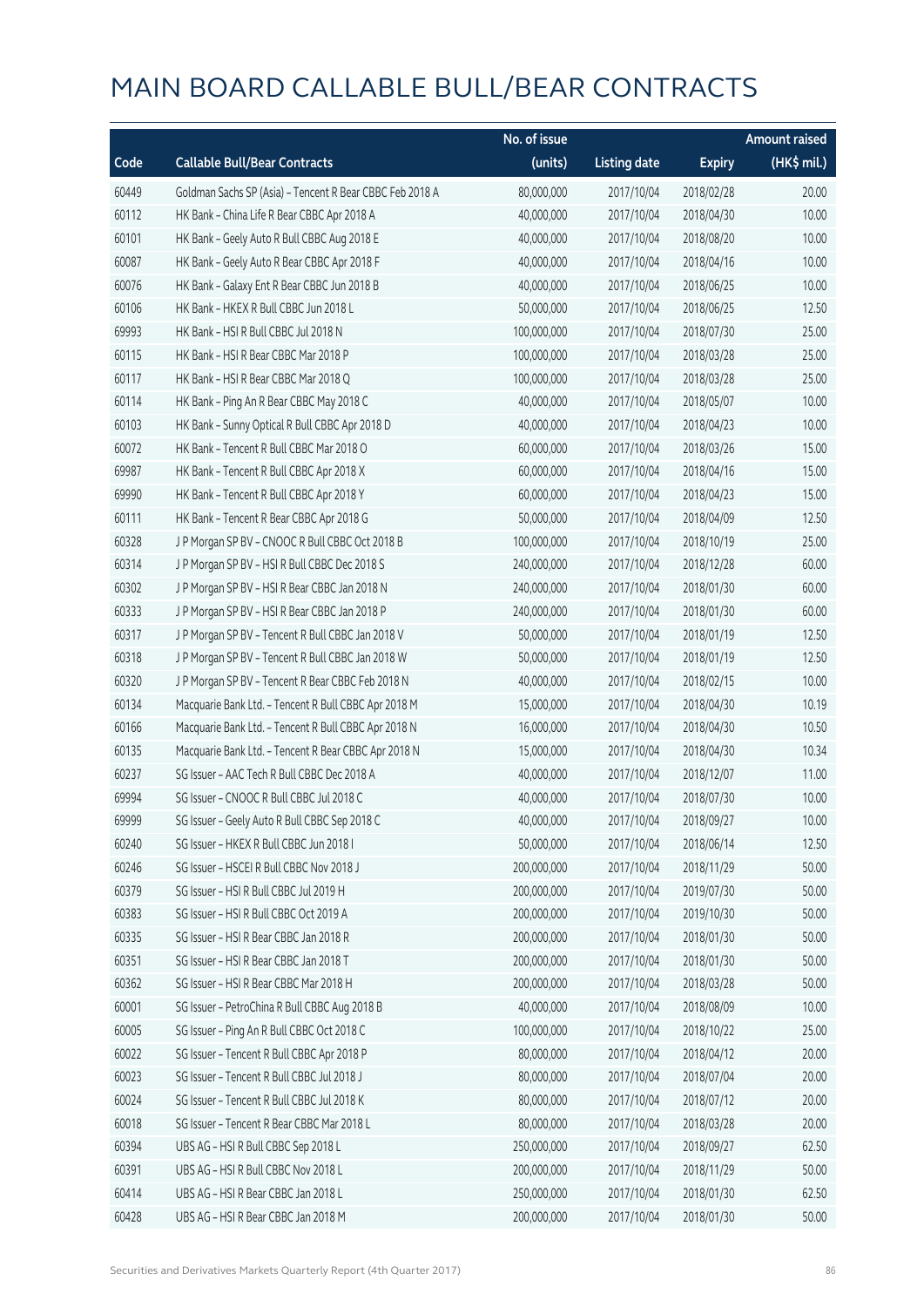# MAIN BOARD CALLABLE BULL/BEAR CONTRACTS

| Code | Callable Bull/Bear Contracts | No. of issue (units) | Listing date | Expiry | Amount raised (HK$ mil.) |
|---|---|---|---|---|---|
| 60449 | Goldman Sachs SP (Asia) – Tencent R Bear CBBC Feb 2018 A | 80,000,000 | 2017/10/04 | 2018/02/28 | 20.00 |
| 60112 | HK Bank – China Life R Bear CBBC Apr 2018 A | 40,000,000 | 2017/10/04 | 2018/04/30 | 10.00 |
| 60101 | HK Bank – Geely Auto R Bull CBBC Aug 2018 E | 40,000,000 | 2017/10/04 | 2018/08/20 | 10.00 |
| 60087 | HK Bank – Geely Auto R Bear CBBC Apr 2018 F | 40,000,000 | 2017/10/04 | 2018/04/16 | 10.00 |
| 60076 | HK Bank – Galaxy Ent R Bear CBBC Jun 2018 B | 40,000,000 | 2017/10/04 | 2018/06/25 | 10.00 |
| 60106 | HK Bank – HKEX R Bull CBBC Jun 2018 L | 50,000,000 | 2017/10/04 | 2018/06/25 | 12.50 |
| 69993 | HK Bank – HSI R Bull CBBC Jul 2018 N | 100,000,000 | 2017/10/04 | 2018/07/30 | 25.00 |
| 60115 | HK Bank – HSI R Bear CBBC Mar 2018 P | 100,000,000 | 2017/10/04 | 2018/03/28 | 25.00 |
| 60117 | HK Bank – HSI R Bear CBBC Mar 2018 Q | 100,000,000 | 2017/10/04 | 2018/03/28 | 25.00 |
| 60114 | HK Bank – Ping An R Bear CBBC May 2018 C | 40,000,000 | 2017/10/04 | 2018/05/07 | 10.00 |
| 60103 | HK Bank – Sunny Optical R Bull CBBC Apr 2018 D | 40,000,000 | 2017/10/04 | 2018/04/23 | 10.00 |
| 60072 | HK Bank – Tencent R Bull CBBC Mar 2018 O | 60,000,000 | 2017/10/04 | 2018/03/26 | 15.00 |
| 69987 | HK Bank – Tencent R Bull CBBC Apr 2018 X | 60,000,000 | 2017/10/04 | 2018/04/16 | 15.00 |
| 69990 | HK Bank – Tencent R Bull CBBC Apr 2018 Y | 60,000,000 | 2017/10/04 | 2018/04/23 | 15.00 |
| 60111 | HK Bank – Tencent R Bear CBBC Apr 2018 G | 50,000,000 | 2017/10/04 | 2018/04/09 | 12.50 |
| 60328 | J P Morgan SP BV – CNOOC R Bull CBBC Oct 2018 B | 100,000,000 | 2017/10/04 | 2018/10/19 | 25.00 |
| 60314 | J P Morgan SP BV – HSI R Bull CBBC Dec 2018 S | 240,000,000 | 2017/10/04 | 2018/12/28 | 60.00 |
| 60302 | J P Morgan SP BV – HSI R Bear CBBC Jan 2018 N | 240,000,000 | 2017/10/04 | 2018/01/30 | 60.00 |
| 60333 | J P Morgan SP BV – HSI R Bear CBBC Jan 2018 P | 240,000,000 | 2017/10/04 | 2018/01/30 | 60.00 |
| 60317 | J P Morgan SP BV – Tencent R Bull CBBC Jan 2018 V | 50,000,000 | 2017/10/04 | 2018/01/19 | 12.50 |
| 60318 | J P Morgan SP BV – Tencent R Bull CBBC Jan 2018 W | 50,000,000 | 2017/10/04 | 2018/01/19 | 12.50 |
| 60320 | J P Morgan SP BV – Tencent R Bear CBBC Feb 2018 N | 40,000,000 | 2017/10/04 | 2018/02/15 | 10.00 |
| 60134 | Macquarie Bank Ltd. – Tencent R Bull CBBC Apr 2018 M | 15,000,000 | 2017/10/04 | 2018/04/30 | 10.19 |
| 60166 | Macquarie Bank Ltd. – Tencent R Bull CBBC Apr 2018 N | 16,000,000 | 2017/10/04 | 2018/04/30 | 10.50 |
| 60135 | Macquarie Bank Ltd. – Tencent R Bear CBBC Apr 2018 N | 15,000,000 | 2017/10/04 | 2018/04/30 | 10.34 |
| 60237 | SG Issuer – AAC Tech R Bull CBBC Dec 2018 A | 40,000,000 | 2017/10/04 | 2018/12/07 | 11.00 |
| 69994 | SG Issuer – CNOOC R Bull CBBC Jul 2018 C | 40,000,000 | 2017/10/04 | 2018/07/30 | 10.00 |
| 69999 | SG Issuer – Geely Auto R Bull CBBC Sep 2018 C | 40,000,000 | 2017/10/04 | 2018/09/27 | 10.00 |
| 60240 | SG Issuer – HKEX R Bull CBBC Jun 2018 I | 50,000,000 | 2017/10/04 | 2018/06/14 | 12.50 |
| 60246 | SG Issuer – HSCEI R Bull CBBC Nov 2018 J | 200,000,000 | 2017/10/04 | 2018/11/29 | 50.00 |
| 60379 | SG Issuer – HSI R Bull CBBC Jul 2019 H | 200,000,000 | 2017/10/04 | 2019/07/30 | 50.00 |
| 60383 | SG Issuer – HSI R Bull CBBC Oct 2019 A | 200,000,000 | 2017/10/04 | 2019/10/30 | 50.00 |
| 60335 | SG Issuer – HSI R Bear CBBC Jan 2018 R | 200,000,000 | 2017/10/04 | 2018/01/30 | 50.00 |
| 60351 | SG Issuer – HSI R Bear CBBC Jan 2018 T | 200,000,000 | 2017/10/04 | 2018/01/30 | 50.00 |
| 60362 | SG Issuer – HSI R Bear CBBC Mar 2018 H | 200,000,000 | 2017/10/04 | 2018/03/28 | 50.00 |
| 60001 | SG Issuer – PetroChina R Bull CBBC Aug 2018 B | 40,000,000 | 2017/10/04 | 2018/08/09 | 10.00 |
| 60005 | SG Issuer – Ping An R Bull CBBC Oct 2018 C | 100,000,000 | 2017/10/04 | 2018/10/22 | 25.00 |
| 60022 | SG Issuer – Tencent R Bull CBBC Apr 2018 P | 80,000,000 | 2017/10/04 | 2018/04/12 | 20.00 |
| 60023 | SG Issuer – Tencent R Bull CBBC Jul 2018 J | 80,000,000 | 2017/10/04 | 2018/07/04 | 20.00 |
| 60024 | SG Issuer – Tencent R Bull CBBC Jul 2018 K | 80,000,000 | 2017/10/04 | 2018/07/12 | 20.00 |
| 60018 | SG Issuer – Tencent R Bear CBBC Mar 2018 L | 80,000,000 | 2017/10/04 | 2018/03/28 | 20.00 |
| 60394 | UBS AG – HSI R Bull CBBC Sep 2018 L | 250,000,000 | 2017/10/04 | 2018/09/27 | 62.50 |
| 60391 | UBS AG – HSI R Bull CBBC Nov 2018 L | 200,000,000 | 2017/10/04 | 2018/11/29 | 50.00 |
| 60414 | UBS AG – HSI R Bear CBBC Jan 2018 L | 250,000,000 | 2017/10/04 | 2018/01/30 | 62.50 |
| 60428 | UBS AG – HSI R Bear CBBC Jan 2018 M | 200,000,000 | 2017/10/04 | 2018/01/30 | 50.00 |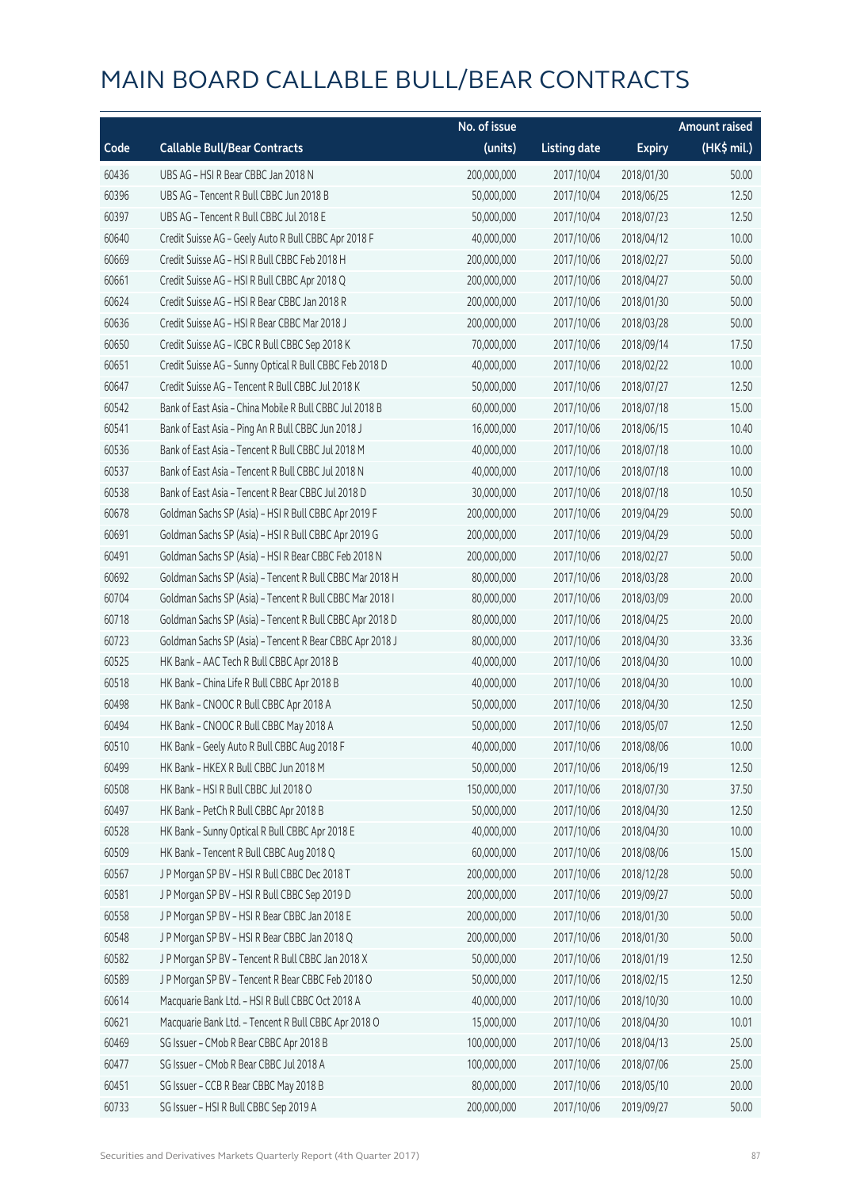# MAIN BOARD CALLABLE BULL/BEAR CONTRACTS

| Code | Callable Bull/Bear Contracts | No. of issue (units) | Listing date | Expiry | Amount raised (HK$ mil.) |
|---|---|---|---|---|---|
| 60436 | UBS AG – HSI R Bear CBBC Jan 2018 N | 200,000,000 | 2017/10/04 | 2018/01/30 | 50.00 |
| 60396 | UBS AG – Tencent R Bull CBBC Jun 2018 B | 50,000,000 | 2017/10/04 | 2018/06/25 | 12.50 |
| 60397 | UBS AG – Tencent R Bull CBBC Jul 2018 E | 50,000,000 | 2017/10/04 | 2018/07/23 | 12.50 |
| 60640 | Credit Suisse AG – Geely Auto R Bull CBBC Apr 2018 F | 40,000,000 | 2017/10/06 | 2018/04/12 | 10.00 |
| 60669 | Credit Suisse AG – HSI R Bull CBBC Feb 2018 H | 200,000,000 | 2017/10/06 | 2018/02/27 | 50.00 |
| 60661 | Credit Suisse AG – HSI R Bull CBBC Apr 2018 Q | 200,000,000 | 2017/10/06 | 2018/04/27 | 50.00 |
| 60624 | Credit Suisse AG – HSI R Bear CBBC Jan 2018 R | 200,000,000 | 2017/10/06 | 2018/01/30 | 50.00 |
| 60636 | Credit Suisse AG – HSI R Bear CBBC Mar 2018 J | 200,000,000 | 2017/10/06 | 2018/03/28 | 50.00 |
| 60650 | Credit Suisse AG – ICBC R Bull CBBC Sep 2018 K | 70,000,000 | 2017/10/06 | 2018/09/14 | 17.50 |
| 60651 | Credit Suisse AG – Sunny Optical R Bull CBBC Feb 2018 D | 40,000,000 | 2017/10/06 | 2018/02/22 | 10.00 |
| 60647 | Credit Suisse AG – Tencent R Bull CBBC Jul 2018 K | 50,000,000 | 2017/10/06 | 2018/07/27 | 12.50 |
| 60542 | Bank of East Asia – China Mobile R Bull CBBC Jul 2018 B | 60,000,000 | 2017/10/06 | 2018/07/18 | 15.00 |
| 60541 | Bank of East Asia – Ping An R Bull CBBC Jun 2018 J | 16,000,000 | 2017/10/06 | 2018/06/15 | 10.40 |
| 60536 | Bank of East Asia – Tencent R Bull CBBC Jul 2018 M | 40,000,000 | 2017/10/06 | 2018/07/18 | 10.00 |
| 60537 | Bank of East Asia – Tencent R Bull CBBC Jul 2018 N | 40,000,000 | 2017/10/06 | 2018/07/18 | 10.00 |
| 60538 | Bank of East Asia – Tencent R Bear CBBC Jul 2018 D | 30,000,000 | 2017/10/06 | 2018/07/18 | 10.50 |
| 60678 | Goldman Sachs SP (Asia) – HSI R Bull CBBC Apr 2019 F | 200,000,000 | 2017/10/06 | 2019/04/29 | 50.00 |
| 60691 | Goldman Sachs SP (Asia) – HSI R Bull CBBC Apr 2019 G | 200,000,000 | 2017/10/06 | 2019/04/29 | 50.00 |
| 60491 | Goldman Sachs SP (Asia) – HSI R Bear CBBC Feb 2018 N | 200,000,000 | 2017/10/06 | 2018/02/27 | 50.00 |
| 60692 | Goldman Sachs SP (Asia) – Tencent R Bull CBBC Mar 2018 H | 80,000,000 | 2017/10/06 | 2018/03/28 | 20.00 |
| 60704 | Goldman Sachs SP (Asia) – Tencent R Bull CBBC Mar 2018 I | 80,000,000 | 2017/10/06 | 2018/03/09 | 20.00 |
| 60718 | Goldman Sachs SP (Asia) – Tencent R Bull CBBC Apr 2018 D | 80,000,000 | 2017/10/06 | 2018/04/25 | 20.00 |
| 60723 | Goldman Sachs SP (Asia) – Tencent R Bear CBBC Apr 2018 J | 80,000,000 | 2017/10/06 | 2018/04/30 | 33.36 |
| 60525 | HK Bank – AAC Tech R Bull CBBC Apr 2018 B | 40,000,000 | 2017/10/06 | 2018/04/30 | 10.00 |
| 60518 | HK Bank – China Life R Bull CBBC Apr 2018 B | 40,000,000 | 2017/10/06 | 2018/04/30 | 10.00 |
| 60498 | HK Bank – CNOOC R Bull CBBC Apr 2018 A | 50,000,000 | 2017/10/06 | 2018/04/30 | 12.50 |
| 60494 | HK Bank – CNOOC R Bull CBBC May 2018 A | 50,000,000 | 2017/10/06 | 2018/05/07 | 12.50 |
| 60510 | HK Bank – Geely Auto R Bull CBBC Aug 2018 F | 40,000,000 | 2017/10/06 | 2018/08/06 | 10.00 |
| 60499 | HK Bank – HKEX R Bull CBBC Jun 2018 M | 50,000,000 | 2017/10/06 | 2018/06/19 | 12.50 |
| 60508 | HK Bank – HSI R Bull CBBC Jul 2018 O | 150,000,000 | 2017/10/06 | 2018/07/30 | 37.50 |
| 60497 | HK Bank – PetCh R Bull CBBC Apr 2018 B | 50,000,000 | 2017/10/06 | 2018/04/30 | 12.50 |
| 60528 | HK Bank – Sunny Optical R Bull CBBC Apr 2018 E | 40,000,000 | 2017/10/06 | 2018/04/30 | 10.00 |
| 60509 | HK Bank – Tencent R Bull CBBC Aug 2018 Q | 60,000,000 | 2017/10/06 | 2018/08/06 | 15.00 |
| 60567 | J P Morgan SP BV – HSI R Bull CBBC Dec 2018 T | 200,000,000 | 2017/10/06 | 2018/12/28 | 50.00 |
| 60581 | J P Morgan SP BV – HSI R Bull CBBC Sep 2019 D | 200,000,000 | 2017/10/06 | 2019/09/27 | 50.00 |
| 60558 | J P Morgan SP BV – HSI R Bear CBBC Jan 2018 E | 200,000,000 | 2017/10/06 | 2018/01/30 | 50.00 |
| 60548 | J P Morgan SP BV – HSI R Bear CBBC Jan 2018 Q | 200,000,000 | 2017/10/06 | 2018/01/30 | 50.00 |
| 60582 | J P Morgan SP BV – Tencent R Bull CBBC Jan 2018 X | 50,000,000 | 2017/10/06 | 2018/01/19 | 12.50 |
| 60589 | J P Morgan SP BV – Tencent R Bear CBBC Feb 2018 O | 50,000,000 | 2017/10/06 | 2018/02/15 | 12.50 |
| 60614 | Macquarie Bank Ltd. – HSI R Bull CBBC Oct 2018 A | 40,000,000 | 2017/10/06 | 2018/10/30 | 10.00 |
| 60621 | Macquarie Bank Ltd. – Tencent R Bull CBBC Apr 2018 O | 15,000,000 | 2017/10/06 | 2018/04/30 | 10.01 |
| 60469 | SG Issuer – CMob R Bear CBBC Apr 2018 B | 100,000,000 | 2017/10/06 | 2018/04/13 | 25.00 |
| 60477 | SG Issuer – CMob R Bear CBBC Jul 2018 A | 100,000,000 | 2017/10/06 | 2018/07/06 | 25.00 |
| 60451 | SG Issuer – CCB R Bear CBBC May 2018 B | 80,000,000 | 2017/10/06 | 2018/05/10 | 20.00 |
| 60733 | SG Issuer – HSI R Bull CBBC Sep 2019 A | 200,000,000 | 2017/10/06 | 2019/09/27 | 50.00 |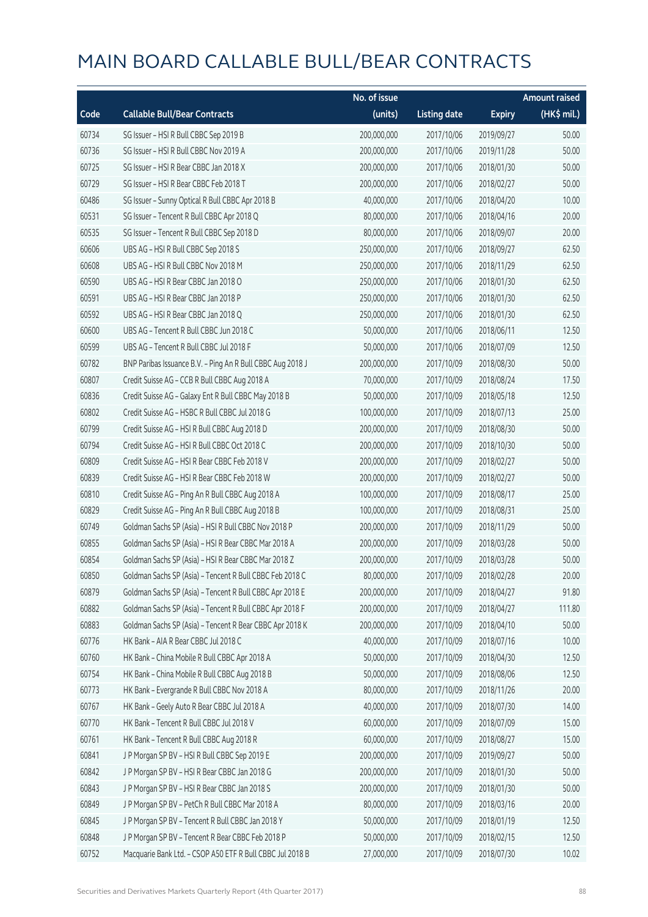# MAIN BOARD CALLABLE BULL/BEAR CONTRACTS

| Code | Callable Bull/Bear Contracts | No. of issue (units) | Listing date | Expiry | Amount raised (HK$ mil.) |
|---|---|---|---|---|---|
| 60734 | SG Issuer – HSI R Bull CBBC Sep 2019 B | 200,000,000 | 2017/10/06 | 2019/09/27 | 50.00 |
| 60736 | SG Issuer – HSI R Bull CBBC Nov 2019 A | 200,000,000 | 2017/10/06 | 2019/11/28 | 50.00 |
| 60725 | SG Issuer – HSI R Bear CBBC Jan 2018 X | 200,000,000 | 2017/10/06 | 2018/01/30 | 50.00 |
| 60729 | SG Issuer – HSI R Bear CBBC Feb 2018 T | 200,000,000 | 2017/10/06 | 2018/02/27 | 50.00 |
| 60486 | SG Issuer – Sunny Optical R Bull CBBC Apr 2018 B | 40,000,000 | 2017/10/06 | 2018/04/20 | 10.00 |
| 60531 | SG Issuer – Tencent R Bull CBBC Apr 2018 Q | 80,000,000 | 2017/10/06 | 2018/04/16 | 20.00 |
| 60535 | SG Issuer – Tencent R Bull CBBC Sep 2018 D | 80,000,000 | 2017/10/06 | 2018/09/07 | 20.00 |
| 60606 | UBS AG – HSI R Bull CBBC Sep 2018 S | 250,000,000 | 2017/10/06 | 2018/09/27 | 62.50 |
| 60608 | UBS AG – HSI R Bull CBBC Nov 2018 M | 250,000,000 | 2017/10/06 | 2018/11/29 | 62.50 |
| 60590 | UBS AG – HSI R Bear CBBC Jan 2018 O | 250,000,000 | 2017/10/06 | 2018/01/30 | 62.50 |
| 60591 | UBS AG – HSI R Bear CBBC Jan 2018 P | 250,000,000 | 2017/10/06 | 2018/01/30 | 62.50 |
| 60592 | UBS AG – HSI R Bear CBBC Jan 2018 Q | 250,000,000 | 2017/10/06 | 2018/01/30 | 62.50 |
| 60600 | UBS AG – Tencent R Bull CBBC Jun 2018 C | 50,000,000 | 2017/10/06 | 2018/06/11 | 12.50 |
| 60599 | UBS AG – Tencent R Bull CBBC Jul 2018 F | 50,000,000 | 2017/10/06 | 2018/07/09 | 12.50 |
| 60782 | BNP Paribas Issuance B.V. – Ping An R Bull CBBC Aug 2018 J | 200,000,000 | 2017/10/09 | 2018/08/30 | 50.00 |
| 60807 | Credit Suisse AG – CCB R Bull CBBC Aug 2018 A | 70,000,000 | 2017/10/09 | 2018/08/24 | 17.50 |
| 60836 | Credit Suisse AG – Galaxy Ent R Bull CBBC May 2018 B | 50,000,000 | 2017/10/09 | 2018/05/18 | 12.50 |
| 60802 | Credit Suisse AG – HSBC R Bull CBBC Jul 2018 G | 100,000,000 | 2017/10/09 | 2018/07/13 | 25.00 |
| 60799 | Credit Suisse AG – HSI R Bull CBBC Aug 2018 D | 200,000,000 | 2017/10/09 | 2018/08/30 | 50.00 |
| 60794 | Credit Suisse AG – HSI R Bull CBBC Oct 2018 C | 200,000,000 | 2017/10/09 | 2018/10/30 | 50.00 |
| 60809 | Credit Suisse AG – HSI R Bear CBBC Feb 2018 V | 200,000,000 | 2017/10/09 | 2018/02/27 | 50.00 |
| 60839 | Credit Suisse AG – HSI R Bear CBBC Feb 2018 W | 200,000,000 | 2017/10/09 | 2018/02/27 | 50.00 |
| 60810 | Credit Suisse AG – Ping An R Bull CBBC Aug 2018 A | 100,000,000 | 2017/10/09 | 2018/08/17 | 25.00 |
| 60829 | Credit Suisse AG – Ping An R Bull CBBC Aug 2018 B | 100,000,000 | 2017/10/09 | 2018/08/31 | 25.00 |
| 60749 | Goldman Sachs SP (Asia) – HSI R Bull CBBC Nov 2018 P | 200,000,000 | 2017/10/09 | 2018/11/29 | 50.00 |
| 60855 | Goldman Sachs SP (Asia) – HSI R Bear CBBC Mar 2018 A | 200,000,000 | 2017/10/09 | 2018/03/28 | 50.00 |
| 60854 | Goldman Sachs SP (Asia) – HSI R Bear CBBC Mar 2018 Z | 200,000,000 | 2017/10/09 | 2018/03/28 | 50.00 |
| 60850 | Goldman Sachs SP (Asia) – Tencent R Bull CBBC Feb 2018 C | 80,000,000 | 2017/10/09 | 2018/02/28 | 20.00 |
| 60879 | Goldman Sachs SP (Asia) – Tencent R Bull CBBC Apr 2018 E | 200,000,000 | 2017/10/09 | 2018/04/27 | 91.80 |
| 60882 | Goldman Sachs SP (Asia) – Tencent R Bull CBBC Apr 2018 F | 200,000,000 | 2017/10/09 | 2018/04/27 | 111.80 |
| 60883 | Goldman Sachs SP (Asia) – Tencent R Bear CBBC Apr 2018 K | 200,000,000 | 2017/10/09 | 2018/04/10 | 50.00 |
| 60776 | HK Bank – AIA R Bear CBBC Jul 2018 C | 40,000,000 | 2017/10/09 | 2018/07/16 | 10.00 |
| 60760 | HK Bank – China Mobile R Bull CBBC Apr 2018 A | 50,000,000 | 2017/10/09 | 2018/04/30 | 12.50 |
| 60754 | HK Bank – China Mobile R Bull CBBC Aug 2018 B | 50,000,000 | 2017/10/09 | 2018/08/06 | 12.50 |
| 60773 | HK Bank – Evergrande R Bull CBBC Nov 2018 A | 80,000,000 | 2017/10/09 | 2018/11/26 | 20.00 |
| 60767 | HK Bank – Geely Auto R Bear CBBC Jul 2018 A | 40,000,000 | 2017/10/09 | 2018/07/30 | 14.00 |
| 60770 | HK Bank – Tencent R Bull CBBC Jul 2018 V | 60,000,000 | 2017/10/09 | 2018/07/09 | 15.00 |
| 60761 | HK Bank – Tencent R Bull CBBC Aug 2018 R | 60,000,000 | 2017/10/09 | 2018/08/27 | 15.00 |
| 60841 | J P Morgan SP BV – HSI R Bull CBBC Sep 2019 E | 200,000,000 | 2017/10/09 | 2019/09/27 | 50.00 |
| 60842 | J P Morgan SP BV – HSI R Bear CBBC Jan 2018 G | 200,000,000 | 2017/10/09 | 2018/01/30 | 50.00 |
| 60843 | J P Morgan SP BV – HSI R Bear CBBC Jan 2018 S | 200,000,000 | 2017/10/09 | 2018/01/30 | 50.00 |
| 60849 | J P Morgan SP BV – PetCh R Bull CBBC Mar 2018 A | 80,000,000 | 2017/10/09 | 2018/03/16 | 20.00 |
| 60845 | J P Morgan SP BV – Tencent R Bull CBBC Jan 2018 Y | 50,000,000 | 2017/10/09 | 2018/01/19 | 12.50 |
| 60848 | J P Morgan SP BV – Tencent R Bear CBBC Feb 2018 P | 50,000,000 | 2017/10/09 | 2018/02/15 | 12.50 |
| 60752 | Macquarie Bank Ltd. – CSOP A50 ETF R Bull CBBC Jul 2018 B | 27,000,000 | 2017/10/09 | 2018/07/30 | 10.02 |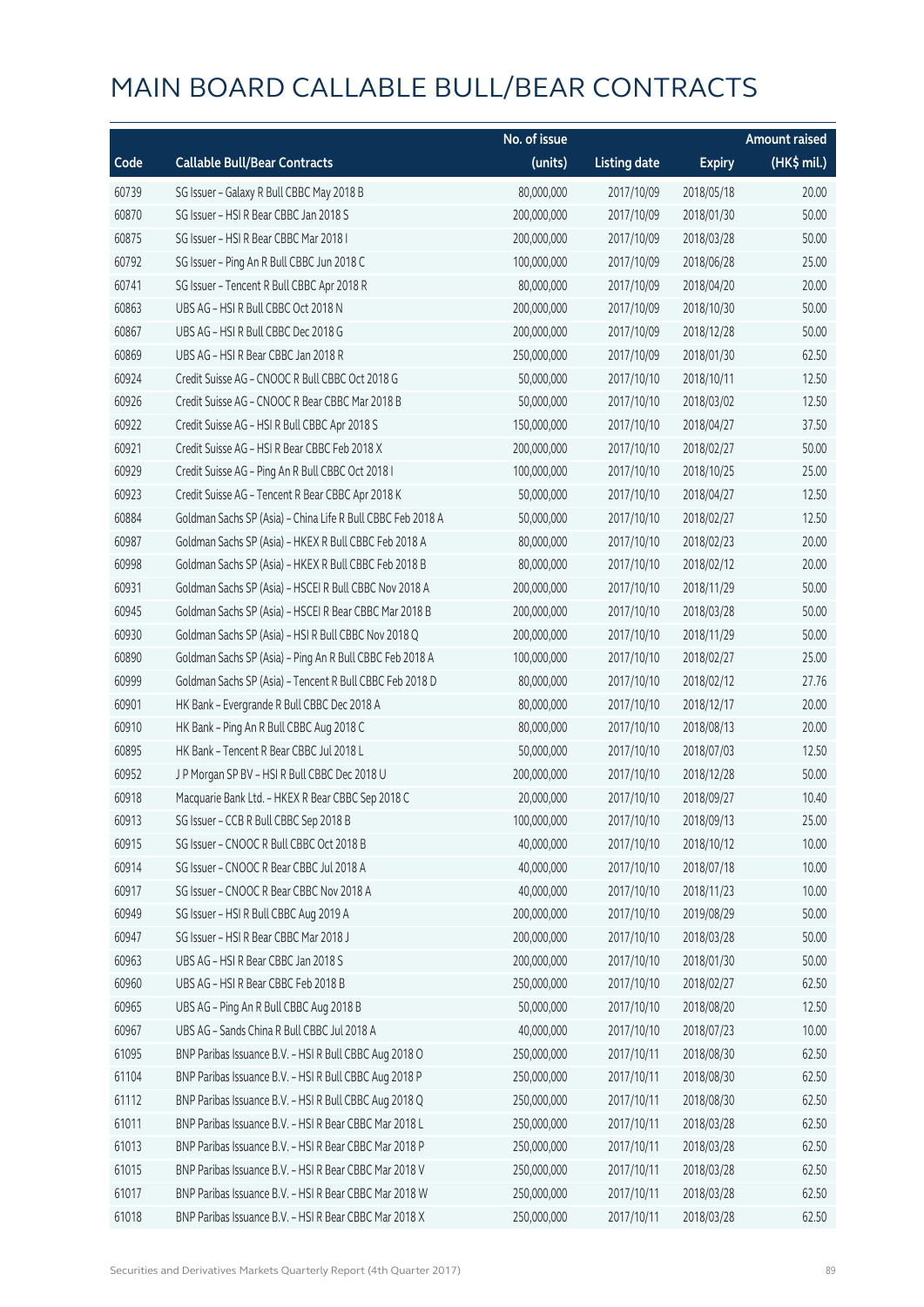# MAIN BOARD CALLABLE BULL/BEAR CONTRACTS

| Code | Callable Bull/Bear Contracts | No. of issue (units) | Listing date | Expiry | Amount raised (HK$ mil.) |
|---|---|---|---|---|---|
| 60739 | SG Issuer – Galaxy R Bull CBBC May 2018 B | 80,000,000 | 2017/10/09 | 2018/05/18 | 20.00 |
| 60870 | SG Issuer – HSI R Bear CBBC Jan 2018 S | 200,000,000 | 2017/10/09 | 2018/01/30 | 50.00 |
| 60875 | SG Issuer – HSI R Bear CBBC Mar 2018 I | 200,000,000 | 2017/10/09 | 2018/03/28 | 50.00 |
| 60792 | SG Issuer – Ping An R Bull CBBC Jun 2018 C | 100,000,000 | 2017/10/09 | 2018/06/28 | 25.00 |
| 60741 | SG Issuer – Tencent R Bull CBBC Apr 2018 R | 80,000,000 | 2017/10/09 | 2018/04/20 | 20.00 |
| 60863 | UBS AG – HSI R Bull CBBC Oct 2018 N | 200,000,000 | 2017/10/09 | 2018/10/30 | 50.00 |
| 60867 | UBS AG – HSI R Bull CBBC Dec 2018 G | 200,000,000 | 2017/10/09 | 2018/12/28 | 50.00 |
| 60869 | UBS AG – HSI R Bear CBBC Jan 2018 R | 250,000,000 | 2017/10/09 | 2018/01/30 | 62.50 |
| 60924 | Credit Suisse AG – CNOOC R Bull CBBC Oct 2018 G | 50,000,000 | 2017/10/10 | 2018/10/11 | 12.50 |
| 60926 | Credit Suisse AG – CNOOC R Bear CBBC Mar 2018 B | 50,000,000 | 2017/10/10 | 2018/03/02 | 12.50 |
| 60922 | Credit Suisse AG – HSI R Bull CBBC Apr 2018 S | 150,000,000 | 2017/10/10 | 2018/04/27 | 37.50 |
| 60921 | Credit Suisse AG – HSI R Bear CBBC Feb 2018 X | 200,000,000 | 2017/10/10 | 2018/02/27 | 50.00 |
| 60929 | Credit Suisse AG – Ping An R Bull CBBC Oct 2018 I | 100,000,000 | 2017/10/10 | 2018/10/25 | 25.00 |
| 60923 | Credit Suisse AG – Tencent R Bear CBBC Apr 2018 K | 50,000,000 | 2017/10/10 | 2018/04/27 | 12.50 |
| 60884 | Goldman Sachs SP (Asia) – China Life R Bull CBBC Feb 2018 A | 50,000,000 | 2017/10/10 | 2018/02/27 | 12.50 |
| 60987 | Goldman Sachs SP (Asia) – HKEX R Bull CBBC Feb 2018 A | 80,000,000 | 2017/10/10 | 2018/02/23 | 20.00 |
| 60998 | Goldman Sachs SP (Asia) – HKEX R Bull CBBC Feb 2018 B | 80,000,000 | 2017/10/10 | 2018/02/12 | 20.00 |
| 60931 | Goldman Sachs SP (Asia) – HSCEI R Bull CBBC Nov 2018 A | 200,000,000 | 2017/10/10 | 2018/11/29 | 50.00 |
| 60945 | Goldman Sachs SP (Asia) – HSCEI R Bear CBBC Mar 2018 B | 200,000,000 | 2017/10/10 | 2018/03/28 | 50.00 |
| 60930 | Goldman Sachs SP (Asia) – HSI R Bull CBBC Nov 2018 Q | 200,000,000 | 2017/10/10 | 2018/11/29 | 50.00 |
| 60890 | Goldman Sachs SP (Asia) – Ping An R Bull CBBC Feb 2018 A | 100,000,000 | 2017/10/10 | 2018/02/27 | 25.00 |
| 60999 | Goldman Sachs SP (Asia) – Tencent R Bull CBBC Feb 2018 D | 80,000,000 | 2017/10/10 | 2018/02/12 | 27.76 |
| 60901 | HK Bank – Evergrande R Bull CBBC Dec 2018 A | 80,000,000 | 2017/10/10 | 2018/12/17 | 20.00 |
| 60910 | HK Bank – Ping An R Bull CBBC Aug 2018 C | 80,000,000 | 2017/10/10 | 2018/08/13 | 20.00 |
| 60895 | HK Bank – Tencent R Bear CBBC Jul 2018 L | 50,000,000 | 2017/10/10 | 2018/07/03 | 12.50 |
| 60952 | J P Morgan SP BV – HSI R Bull CBBC Dec 2018 U | 200,000,000 | 2017/10/10 | 2018/12/28 | 50.00 |
| 60918 | Macquarie Bank Ltd. – HKEX R Bear CBBC Sep 2018 C | 20,000,000 | 2017/10/10 | 2018/09/27 | 10.40 |
| 60913 | SG Issuer – CCB R Bull CBBC Sep 2018 B | 100,000,000 | 2017/10/10 | 2018/09/13 | 25.00 |
| 60915 | SG Issuer – CNOOC R Bull CBBC Oct 2018 B | 40,000,000 | 2017/10/10 | 2018/10/12 | 10.00 |
| 60914 | SG Issuer – CNOOC R Bear CBBC Jul 2018 A | 40,000,000 | 2017/10/10 | 2018/07/18 | 10.00 |
| 60917 | SG Issuer – CNOOC R Bear CBBC Nov 2018 A | 40,000,000 | 2017/10/10 | 2018/11/23 | 10.00 |
| 60949 | SG Issuer – HSI R Bull CBBC Aug 2019 A | 200,000,000 | 2017/10/10 | 2019/08/29 | 50.00 |
| 60947 | SG Issuer – HSI R Bear CBBC Mar 2018 J | 200,000,000 | 2017/10/10 | 2018/03/28 | 50.00 |
| 60963 | UBS AG – HSI R Bear CBBC Jan 2018 S | 200,000,000 | 2017/10/10 | 2018/01/30 | 50.00 |
| 60960 | UBS AG – HSI R Bear CBBC Feb 2018 B | 250,000,000 | 2017/10/10 | 2018/02/27 | 62.50 |
| 60965 | UBS AG – Ping An R Bull CBBC Aug 2018 B | 50,000,000 | 2017/10/10 | 2018/08/20 | 12.50 |
| 60967 | UBS AG – Sands China R Bull CBBC Jul 2018 A | 40,000,000 | 2017/10/10 | 2018/07/23 | 10.00 |
| 61095 | BNP Paribas Issuance B.V. – HSI R Bull CBBC Aug 2018 O | 250,000,000 | 2017/10/11 | 2018/08/30 | 62.50 |
| 61104 | BNP Paribas Issuance B.V. – HSI R Bull CBBC Aug 2018 P | 250,000,000 | 2017/10/11 | 2018/08/30 | 62.50 |
| 61112 | BNP Paribas Issuance B.V. – HSI R Bull CBBC Aug 2018 Q | 250,000,000 | 2017/10/11 | 2018/08/30 | 62.50 |
| 61011 | BNP Paribas Issuance B.V. – HSI R Bear CBBC Mar 2018 L | 250,000,000 | 2017/10/11 | 2018/03/28 | 62.50 |
| 61013 | BNP Paribas Issuance B.V. – HSI R Bear CBBC Mar 2018 P | 250,000,000 | 2017/10/11 | 2018/03/28 | 62.50 |
| 61015 | BNP Paribas Issuance B.V. – HSI R Bear CBBC Mar 2018 V | 250,000,000 | 2017/10/11 | 2018/03/28 | 62.50 |
| 61017 | BNP Paribas Issuance B.V. – HSI R Bear CBBC Mar 2018 W | 250,000,000 | 2017/10/11 | 2018/03/28 | 62.50 |
| 61018 | BNP Paribas Issuance B.V. – HSI R Bear CBBC Mar 2018 X | 250,000,000 | 2017/10/11 | 2018/03/28 | 62.50 |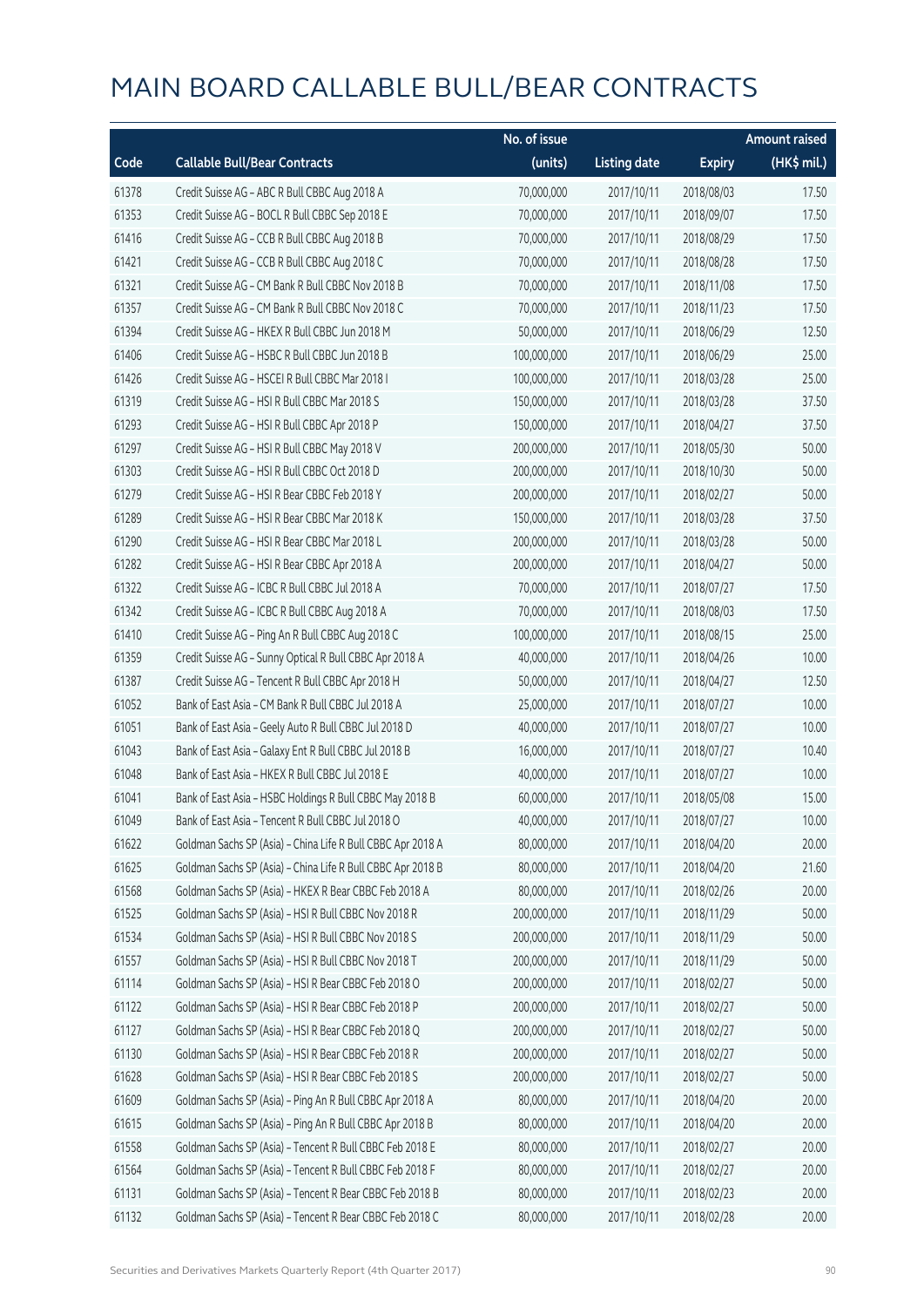# MAIN BOARD CALLABLE BULL/BEAR CONTRACTS

| Code | Callable Bull/Bear Contracts | No. of issue (units) | Listing date | Expiry | Amount raised (HK$ mil.) |
|---|---|---|---|---|---|
| 61378 | Credit Suisse AG – ABC R Bull CBBC Aug 2018 A | 70,000,000 | 2017/10/11 | 2018/08/03 | 17.50 |
| 61353 | Credit Suisse AG – BOCL R Bull CBBC Sep 2018 E | 70,000,000 | 2017/10/11 | 2018/09/07 | 17.50 |
| 61416 | Credit Suisse AG – CCB R Bull CBBC Aug 2018 B | 70,000,000 | 2017/10/11 | 2018/08/29 | 17.50 |
| 61421 | Credit Suisse AG – CCB R Bull CBBC Aug 2018 C | 70,000,000 | 2017/10/11 | 2018/08/28 | 17.50 |
| 61321 | Credit Suisse AG – CM Bank R Bull CBBC Nov 2018 B | 70,000,000 | 2017/10/11 | 2018/11/08 | 17.50 |
| 61357 | Credit Suisse AG – CM Bank R Bull CBBC Nov 2018 C | 70,000,000 | 2017/10/11 | 2018/11/23 | 17.50 |
| 61394 | Credit Suisse AG – HKEX R Bull CBBC Jun 2018 M | 50,000,000 | 2017/10/11 | 2018/06/29 | 12.50 |
| 61406 | Credit Suisse AG – HSBC R Bull CBBC Jun 2018 B | 100,000,000 | 2017/10/11 | 2018/06/29 | 25.00 |
| 61426 | Credit Suisse AG – HSCEI R Bull CBBC Mar 2018 I | 100,000,000 | 2017/10/11 | 2018/03/28 | 25.00 |
| 61319 | Credit Suisse AG – HSI R Bull CBBC Mar 2018 S | 150,000,000 | 2017/10/11 | 2018/03/28 | 37.50 |
| 61293 | Credit Suisse AG – HSI R Bull CBBC Apr 2018 P | 150,000,000 | 2017/10/11 | 2018/04/27 | 37.50 |
| 61297 | Credit Suisse AG – HSI R Bull CBBC May 2018 V | 200,000,000 | 2017/10/11 | 2018/05/30 | 50.00 |
| 61303 | Credit Suisse AG – HSI R Bull CBBC Oct 2018 D | 200,000,000 | 2017/10/11 | 2018/10/30 | 50.00 |
| 61279 | Credit Suisse AG – HSI R Bear CBBC Feb 2018 Y | 200,000,000 | 2017/10/11 | 2018/02/27 | 50.00 |
| 61289 | Credit Suisse AG – HSI R Bear CBBC Mar 2018 K | 150,000,000 | 2017/10/11 | 2018/03/28 | 37.50 |
| 61290 | Credit Suisse AG – HSI R Bear CBBC Mar 2018 L | 200,000,000 | 2017/10/11 | 2018/03/28 | 50.00 |
| 61282 | Credit Suisse AG – HSI R Bear CBBC Apr 2018 A | 200,000,000 | 2017/10/11 | 2018/04/27 | 50.00 |
| 61322 | Credit Suisse AG – ICBC R Bull CBBC Jul 2018 A | 70,000,000 | 2017/10/11 | 2018/07/27 | 17.50 |
| 61342 | Credit Suisse AG – ICBC R Bull CBBC Aug 2018 A | 70,000,000 | 2017/10/11 | 2018/08/03 | 17.50 |
| 61410 | Credit Suisse AG – Ping An R Bull CBBC Aug 2018 C | 100,000,000 | 2017/10/11 | 2018/08/15 | 25.00 |
| 61359 | Credit Suisse AG – Sunny Optical R Bull CBBC Apr 2018 A | 40,000,000 | 2017/10/11 | 2018/04/26 | 10.00 |
| 61387 | Credit Suisse AG – Tencent R Bull CBBC Apr 2018 H | 50,000,000 | 2017/10/11 | 2018/04/27 | 12.50 |
| 61052 | Bank of East Asia – CM Bank R Bull CBBC Jul 2018 A | 25,000,000 | 2017/10/11 | 2018/07/27 | 10.00 |
| 61051 | Bank of East Asia – Geely Auto R Bull CBBC Jul 2018 D | 40,000,000 | 2017/10/11 | 2018/07/27 | 10.00 |
| 61043 | Bank of East Asia – Galaxy Ent R Bull CBBC Jul 2018 B | 16,000,000 | 2017/10/11 | 2018/07/27 | 10.40 |
| 61048 | Bank of East Asia – HKEX R Bull CBBC Jul 2018 E | 40,000,000 | 2017/10/11 | 2018/07/27 | 10.00 |
| 61041 | Bank of East Asia – HSBC Holdings R Bull CBBC May 2018 B | 60,000,000 | 2017/10/11 | 2018/05/08 | 15.00 |
| 61049 | Bank of East Asia – Tencent R Bull CBBC Jul 2018 O | 40,000,000 | 2017/10/11 | 2018/07/27 | 10.00 |
| 61622 | Goldman Sachs SP (Asia) – China Life R Bull CBBC Apr 2018 A | 80,000,000 | 2017/10/11 | 2018/04/20 | 20.00 |
| 61625 | Goldman Sachs SP (Asia) – China Life R Bull CBBC Apr 2018 B | 80,000,000 | 2017/10/11 | 2018/04/20 | 21.60 |
| 61568 | Goldman Sachs SP (Asia) – HKEX R Bear CBBC Feb 2018 A | 80,000,000 | 2017/10/11 | 2018/02/26 | 20.00 |
| 61525 | Goldman Sachs SP (Asia) – HSI R Bull CBBC Nov 2018 R | 200,000,000 | 2017/10/11 | 2018/11/29 | 50.00 |
| 61534 | Goldman Sachs SP (Asia) – HSI R Bull CBBC Nov 2018 S | 200,000,000 | 2017/10/11 | 2018/11/29 | 50.00 |
| 61557 | Goldman Sachs SP (Asia) – HSI R Bull CBBC Nov 2018 T | 200,000,000 | 2017/10/11 | 2018/11/29 | 50.00 |
| 61114 | Goldman Sachs SP (Asia) – HSI R Bear CBBC Feb 2018 O | 200,000,000 | 2017/10/11 | 2018/02/27 | 50.00 |
| 61122 | Goldman Sachs SP (Asia) – HSI R Bear CBBC Feb 2018 P | 200,000,000 | 2017/10/11 | 2018/02/27 | 50.00 |
| 61127 | Goldman Sachs SP (Asia) – HSI R Bear CBBC Feb 2018 Q | 200,000,000 | 2017/10/11 | 2018/02/27 | 50.00 |
| 61130 | Goldman Sachs SP (Asia) – HSI R Bear CBBC Feb 2018 R | 200,000,000 | 2017/10/11 | 2018/02/27 | 50.00 |
| 61628 | Goldman Sachs SP (Asia) – HSI R Bear CBBC Feb 2018 S | 200,000,000 | 2017/10/11 | 2018/02/27 | 50.00 |
| 61609 | Goldman Sachs SP (Asia) – Ping An R Bull CBBC Apr 2018 A | 80,000,000 | 2017/10/11 | 2018/04/20 | 20.00 |
| 61615 | Goldman Sachs SP (Asia) – Ping An R Bull CBBC Apr 2018 B | 80,000,000 | 2017/10/11 | 2018/04/20 | 20.00 |
| 61558 | Goldman Sachs SP (Asia) – Tencent R Bull CBBC Feb 2018 E | 80,000,000 | 2017/10/11 | 2018/02/27 | 20.00 |
| 61564 | Goldman Sachs SP (Asia) – Tencent R Bull CBBC Feb 2018 F | 80,000,000 | 2017/10/11 | 2018/02/27 | 20.00 |
| 61131 | Goldman Sachs SP (Asia) – Tencent R Bear CBBC Feb 2018 B | 80,000,000 | 2017/10/11 | 2018/02/23 | 20.00 |
| 61132 | Goldman Sachs SP (Asia) – Tencent R Bear CBBC Feb 2018 C | 80,000,000 | 2017/10/11 | 2018/02/28 | 20.00 |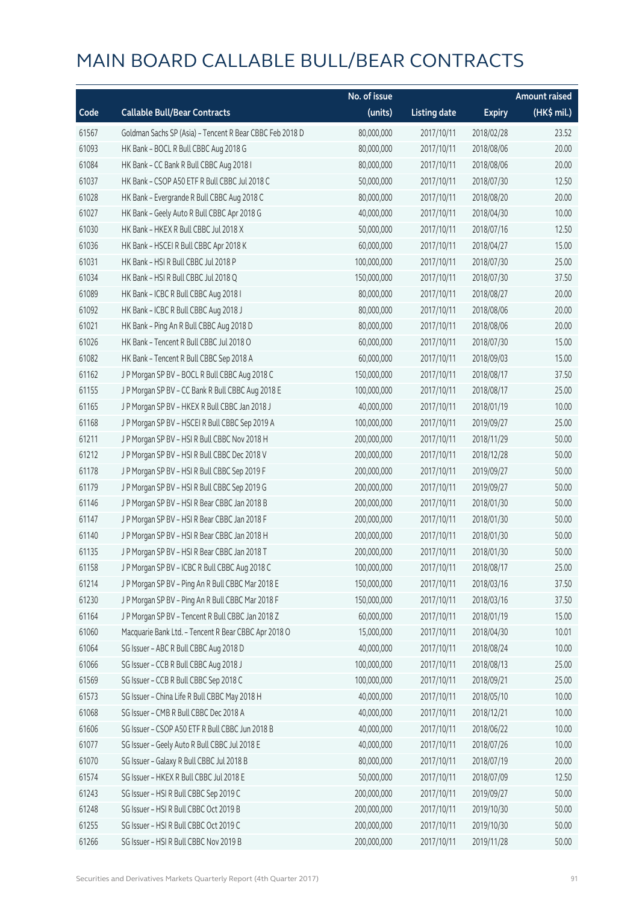# MAIN BOARD CALLABLE BULL/BEAR CONTRACTS

| Code | Callable Bull/Bear Contracts | No. of issue (units) | Listing date | Expiry | Amount raised (HK$ mil.) |
|---|---|---|---|---|---|
| 61567 | Goldman Sachs SP (Asia) - Tencent R Bear CBBC Feb 2018 D | 80,000,000 | 2017/10/11 | 2018/02/28 | 23.52 |
| 61093 | HK Bank - BOCL R Bull CBBC Aug 2018 G | 80,000,000 | 2017/10/11 | 2018/08/06 | 20.00 |
| 61084 | HK Bank - CC Bank R Bull CBBC Aug 2018 I | 80,000,000 | 2017/10/11 | 2018/08/06 | 20.00 |
| 61037 | HK Bank - CSOP A50 ETF R Bull CBBC Jul 2018 C | 50,000,000 | 2017/10/11 | 2018/07/30 | 12.50 |
| 61028 | HK Bank - Evergrande R Bull CBBC Aug 2018 C | 80,000,000 | 2017/10/11 | 2018/08/20 | 20.00 |
| 61027 | HK Bank - Geely Auto R Bull CBBC Apr 2018 G | 40,000,000 | 2017/10/11 | 2018/04/30 | 10.00 |
| 61030 | HK Bank - HKEX R Bull CBBC Jul 2018 X | 50,000,000 | 2017/10/11 | 2018/07/16 | 12.50 |
| 61036 | HK Bank - HSCEI R Bull CBBC Apr 2018 K | 60,000,000 | 2017/10/11 | 2018/04/27 | 15.00 |
| 61031 | HK Bank - HSI R Bull CBBC Jul 2018 P | 100,000,000 | 2017/10/11 | 2018/07/30 | 25.00 |
| 61034 | HK Bank - HSI R Bull CBBC Jul 2018 Q | 150,000,000 | 2017/10/11 | 2018/07/30 | 37.50 |
| 61089 | HK Bank - ICBC R Bull CBBC Aug 2018 I | 80,000,000 | 2017/10/11 | 2018/08/27 | 20.00 |
| 61092 | HK Bank - ICBC R Bull CBBC Aug 2018 J | 80,000,000 | 2017/10/11 | 2018/08/06 | 20.00 |
| 61021 | HK Bank - Ping An R Bull CBBC Aug 2018 D | 80,000,000 | 2017/10/11 | 2018/08/06 | 20.00 |
| 61026 | HK Bank - Tencent R Bull CBBC Jul 2018 O | 60,000,000 | 2017/10/11 | 2018/07/30 | 15.00 |
| 61082 | HK Bank - Tencent R Bull CBBC Sep 2018 A | 60,000,000 | 2017/10/11 | 2018/09/03 | 15.00 |
| 61162 | J P Morgan SP BV - BOCL R Bull CBBC Aug 2018 C | 150,000,000 | 2017/10/11 | 2018/08/17 | 37.50 |
| 61155 | J P Morgan SP BV - CC Bank R Bull CBBC Aug 2018 E | 100,000,000 | 2017/10/11 | 2018/08/17 | 25.00 |
| 61165 | J P Morgan SP BV - HKEX R Bull CBBC Jan 2018 J | 40,000,000 | 2017/10/11 | 2018/01/19 | 10.00 |
| 61168 | J P Morgan SP BV - HSCEI R Bull CBBC Sep 2019 A | 100,000,000 | 2017/10/11 | 2019/09/27 | 25.00 |
| 61211 | J P Morgan SP BV - HSI R Bull CBBC Nov 2018 H | 200,000,000 | 2017/10/11 | 2018/11/29 | 50.00 |
| 61212 | J P Morgan SP BV - HSI R Bull CBBC Dec 2018 V | 200,000,000 | 2017/10/11 | 2018/12/28 | 50.00 |
| 61178 | J P Morgan SP BV - HSI R Bull CBBC Sep 2019 F | 200,000,000 | 2017/10/11 | 2019/09/27 | 50.00 |
| 61179 | J P Morgan SP BV - HSI R Bull CBBC Sep 2019 G | 200,000,000 | 2017/10/11 | 2019/09/27 | 50.00 |
| 61146 | J P Morgan SP BV - HSI R Bear CBBC Jan 2018 B | 200,000,000 | 2017/10/11 | 2018/01/30 | 50.00 |
| 61147 | J P Morgan SP BV - HSI R Bear CBBC Jan 2018 F | 200,000,000 | 2017/10/11 | 2018/01/30 | 50.00 |
| 61140 | J P Morgan SP BV - HSI R Bear CBBC Jan 2018 H | 200,000,000 | 2017/10/11 | 2018/01/30 | 50.00 |
| 61135 | J P Morgan SP BV - HSI R Bear CBBC Jan 2018 T | 200,000,000 | 2017/10/11 | 2018/01/30 | 50.00 |
| 61158 | J P Morgan SP BV - ICBC R Bull CBBC Aug 2018 C | 100,000,000 | 2017/10/11 | 2018/08/17 | 25.00 |
| 61214 | J P Morgan SP BV - Ping An R Bull CBBC Mar 2018 E | 150,000,000 | 2017/10/11 | 2018/03/16 | 37.50 |
| 61230 | J P Morgan SP BV - Ping An R Bull CBBC Mar 2018 F | 150,000,000 | 2017/10/11 | 2018/03/16 | 37.50 |
| 61164 | J P Morgan SP BV - Tencent R Bull CBBC Jan 2018 Z | 60,000,000 | 2017/10/11 | 2018/01/19 | 15.00 |
| 61060 | Macquarie Bank Ltd. - Tencent R Bear CBBC Apr 2018 O | 15,000,000 | 2017/10/11 | 2018/04/30 | 10.01 |
| 61064 | SG Issuer - ABC R Bull CBBC Aug 2018 D | 40,000,000 | 2017/10/11 | 2018/08/24 | 10.00 |
| 61066 | SG Issuer - CCB R Bull CBBC Aug 2018 J | 100,000,000 | 2017/10/11 | 2018/08/13 | 25.00 |
| 61569 | SG Issuer - CCB R Bull CBBC Sep 2018 C | 100,000,000 | 2017/10/11 | 2018/09/21 | 25.00 |
| 61573 | SG Issuer - China Life R Bull CBBC May 2018 H | 40,000,000 | 2017/10/11 | 2018/05/10 | 10.00 |
| 61068 | SG Issuer - CMB R Bull CBBC Dec 2018 A | 40,000,000 | 2017/10/11 | 2018/12/21 | 10.00 |
| 61606 | SG Issuer - CSOP A50 ETF R Bull CBBC Jun 2018 B | 40,000,000 | 2017/10/11 | 2018/06/22 | 10.00 |
| 61077 | SG Issuer - Geely Auto R Bull CBBC Jul 2018 E | 40,000,000 | 2017/10/11 | 2018/07/26 | 10.00 |
| 61070 | SG Issuer - Galaxy R Bull CBBC Jul 2018 B | 80,000,000 | 2017/10/11 | 2018/07/19 | 20.00 |
| 61574 | SG Issuer - HKEX R Bull CBBC Jul 2018 E | 50,000,000 | 2017/10/11 | 2018/07/09 | 12.50 |
| 61243 | SG Issuer - HSI R Bull CBBC Sep 2019 C | 200,000,000 | 2017/10/11 | 2019/09/27 | 50.00 |
| 61248 | SG Issuer - HSI R Bull CBBC Oct 2019 B | 200,000,000 | 2017/10/11 | 2019/10/30 | 50.00 |
| 61255 | SG Issuer - HSI R Bull CBBC Oct 2019 C | 200,000,000 | 2017/10/11 | 2019/10/30 | 50.00 |
| 61266 | SG Issuer - HSI R Bull CBBC Nov 2019 B | 200,000,000 | 2017/10/11 | 2019/11/28 | 50.00 |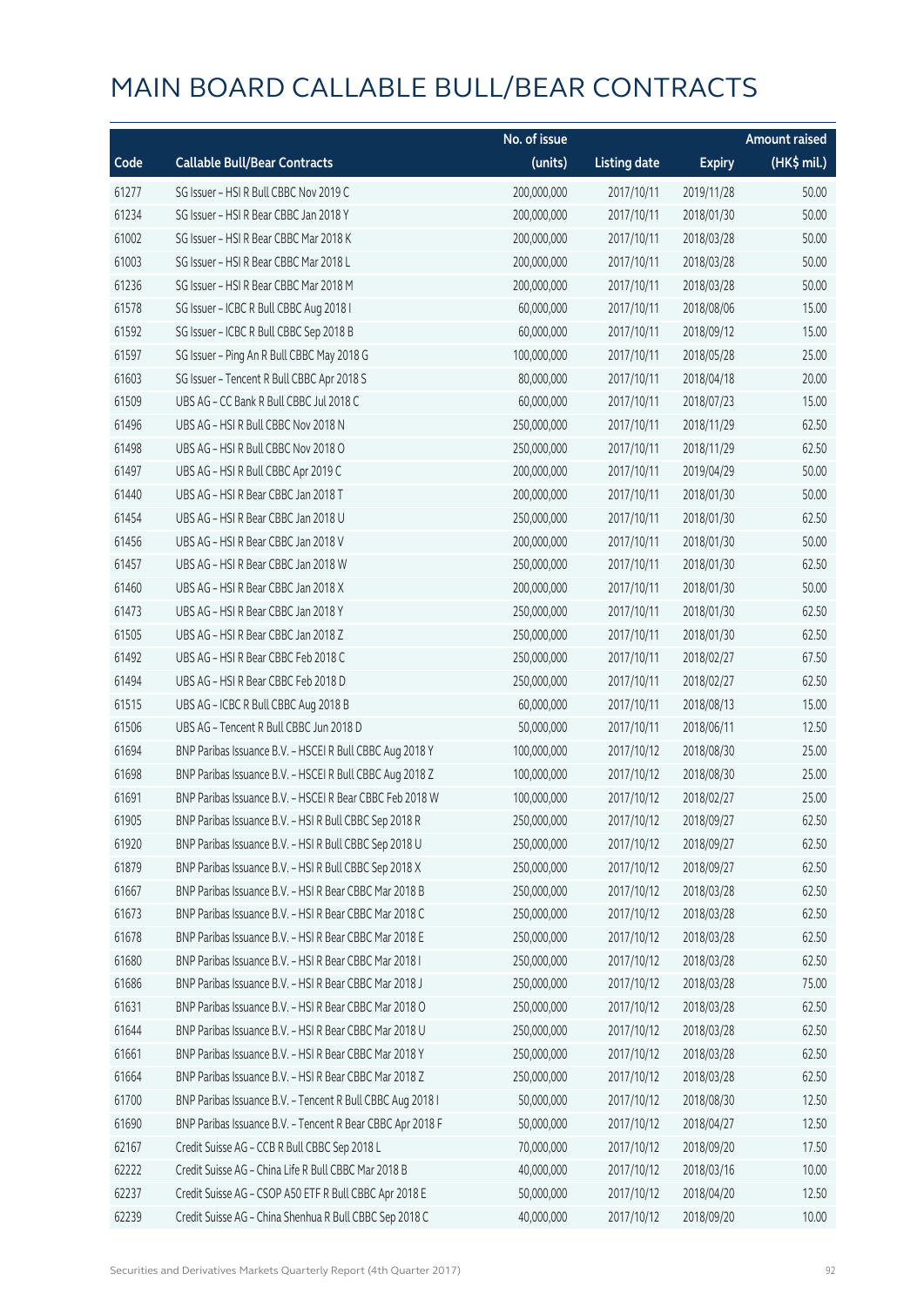# MAIN BOARD CALLABLE BULL/BEAR CONTRACTS

| Code | Callable Bull/Bear Contracts | No. of issue (units) | Listing date | Expiry | Amount raised (HK$ mil.) |
|---|---|---|---|---|---|
| 61277 | SG Issuer – HSI R Bull CBBC Nov 2019 C | 200,000,000 | 2017/10/11 | 2019/11/28 | 50.00 |
| 61234 | SG Issuer – HSI R Bear CBBC Jan 2018 Y | 200,000,000 | 2017/10/11 | 2018/01/30 | 50.00 |
| 61002 | SG Issuer – HSI R Bear CBBC Mar 2018 K | 200,000,000 | 2017/10/11 | 2018/03/28 | 50.00 |
| 61003 | SG Issuer – HSI R Bear CBBC Mar 2018 L | 200,000,000 | 2017/10/11 | 2018/03/28 | 50.00 |
| 61236 | SG Issuer – HSI R Bear CBBC Mar 2018 M | 200,000,000 | 2017/10/11 | 2018/03/28 | 50.00 |
| 61578 | SG Issuer – ICBC R Bull CBBC Aug 2018 I | 60,000,000 | 2017/10/11 | 2018/08/06 | 15.00 |
| 61592 | SG Issuer – ICBC R Bull CBBC Sep 2018 B | 60,000,000 | 2017/10/11 | 2018/09/12 | 15.00 |
| 61597 | SG Issuer – Ping An R Bull CBBC May 2018 G | 100,000,000 | 2017/10/11 | 2018/05/28 | 25.00 |
| 61603 | SG Issuer – Tencent R Bull CBBC Apr 2018 S | 80,000,000 | 2017/10/11 | 2018/04/18 | 20.00 |
| 61509 | UBS AG – CC Bank R Bull CBBC Jul 2018 C | 60,000,000 | 2017/10/11 | 2018/07/23 | 15.00 |
| 61496 | UBS AG – HSI R Bull CBBC Nov 2018 N | 250,000,000 | 2017/10/11 | 2018/11/29 | 62.50 |
| 61498 | UBS AG – HSI R Bull CBBC Nov 2018 O | 250,000,000 | 2017/10/11 | 2018/11/29 | 62.50 |
| 61497 | UBS AG – HSI R Bull CBBC Apr 2019 C | 200,000,000 | 2017/10/11 | 2019/04/29 | 50.00 |
| 61440 | UBS AG – HSI R Bear CBBC Jan 2018 T | 200,000,000 | 2017/10/11 | 2018/01/30 | 50.00 |
| 61454 | UBS AG – HSI R Bear CBBC Jan 2018 U | 250,000,000 | 2017/10/11 | 2018/01/30 | 62.50 |
| 61456 | UBS AG – HSI R Bear CBBC Jan 2018 V | 200,000,000 | 2017/10/11 | 2018/01/30 | 50.00 |
| 61457 | UBS AG – HSI R Bear CBBC Jan 2018 W | 250,000,000 | 2017/10/11 | 2018/01/30 | 62.50 |
| 61460 | UBS AG – HSI R Bear CBBC Jan 2018 X | 200,000,000 | 2017/10/11 | 2018/01/30 | 50.00 |
| 61473 | UBS AG – HSI R Bear CBBC Jan 2018 Y | 250,000,000 | 2017/10/11 | 2018/01/30 | 62.50 |
| 61505 | UBS AG – HSI R Bear CBBC Jan 2018 Z | 250,000,000 | 2017/10/11 | 2018/01/30 | 62.50 |
| 61492 | UBS AG – HSI R Bear CBBC Feb 2018 C | 250,000,000 | 2017/10/11 | 2018/02/27 | 67.50 |
| 61494 | UBS AG – HSI R Bear CBBC Feb 2018 D | 250,000,000 | 2017/10/11 | 2018/02/27 | 62.50 |
| 61515 | UBS AG – ICBC R Bull CBBC Aug 2018 B | 60,000,000 | 2017/10/11 | 2018/08/13 | 15.00 |
| 61506 | UBS AG – Tencent R Bull CBBC Jun 2018 D | 50,000,000 | 2017/10/11 | 2018/06/11 | 12.50 |
| 61694 | BNP Paribas Issuance B.V. – HSCEI R Bull CBBC Aug 2018 Y | 100,000,000 | 2017/10/12 | 2018/08/30 | 25.00 |
| 61698 | BNP Paribas Issuance B.V. – HSCEI R Bull CBBC Aug 2018 Z | 100,000,000 | 2017/10/12 | 2018/08/30 | 25.00 |
| 61691 | BNP Paribas Issuance B.V. – HSCEI R Bear CBBC Feb 2018 W | 100,000,000 | 2017/10/12 | 2018/02/27 | 25.00 |
| 61905 | BNP Paribas Issuance B.V. – HSI R Bull CBBC Sep 2018 R | 250,000,000 | 2017/10/12 | 2018/09/27 | 62.50 |
| 61920 | BNP Paribas Issuance B.V. – HSI R Bull CBBC Sep 2018 U | 250,000,000 | 2017/10/12 | 2018/09/27 | 62.50 |
| 61879 | BNP Paribas Issuance B.V. – HSI R Bull CBBC Sep 2018 X | 250,000,000 | 2017/10/12 | 2018/09/27 | 62.50 |
| 61667 | BNP Paribas Issuance B.V. – HSI R Bear CBBC Mar 2018 B | 250,000,000 | 2017/10/12 | 2018/03/28 | 62.50 |
| 61673 | BNP Paribas Issuance B.V. – HSI R Bear CBBC Mar 2018 C | 250,000,000 | 2017/10/12 | 2018/03/28 | 62.50 |
| 61678 | BNP Paribas Issuance B.V. – HSI R Bear CBBC Mar 2018 E | 250,000,000 | 2017/10/12 | 2018/03/28 | 62.50 |
| 61680 | BNP Paribas Issuance B.V. – HSI R Bear CBBC Mar 2018 I | 250,000,000 | 2017/10/12 | 2018/03/28 | 62.50 |
| 61686 | BNP Paribas Issuance B.V. – HSI R Bear CBBC Mar 2018 J | 250,000,000 | 2017/10/12 | 2018/03/28 | 75.00 |
| 61631 | BNP Paribas Issuance B.V. – HSI R Bear CBBC Mar 2018 O | 250,000,000 | 2017/10/12 | 2018/03/28 | 62.50 |
| 61644 | BNP Paribas Issuance B.V. – HSI R Bear CBBC Mar 2018 U | 250,000,000 | 2017/10/12 | 2018/03/28 | 62.50 |
| 61661 | BNP Paribas Issuance B.V. – HSI R Bear CBBC Mar 2018 Y | 250,000,000 | 2017/10/12 | 2018/03/28 | 62.50 |
| 61664 | BNP Paribas Issuance B.V. – HSI R Bear CBBC Mar 2018 Z | 250,000,000 | 2017/10/12 | 2018/03/28 | 62.50 |
| 61700 | BNP Paribas Issuance B.V. – Tencent R Bull CBBC Aug 2018 I | 50,000,000 | 2017/10/12 | 2018/08/30 | 12.50 |
| 61690 | BNP Paribas Issuance B.V. – Tencent R Bear CBBC Apr 2018 F | 50,000,000 | 2017/10/12 | 2018/04/27 | 12.50 |
| 62167 | Credit Suisse AG – CCB R Bull CBBC Sep 2018 L | 70,000,000 | 2017/10/12 | 2018/09/20 | 17.50 |
| 62222 | Credit Suisse AG – China Life R Bull CBBC Mar 2018 B | 40,000,000 | 2017/10/12 | 2018/03/16 | 10.00 |
| 62237 | Credit Suisse AG – CSOP A50 ETF R Bull CBBC Apr 2018 E | 50,000,000 | 2017/10/12 | 2018/04/20 | 12.50 |
| 62239 | Credit Suisse AG – China Shenhua R Bull CBBC Sep 2018 C | 40,000,000 | 2017/10/12 | 2018/09/20 | 10.00 |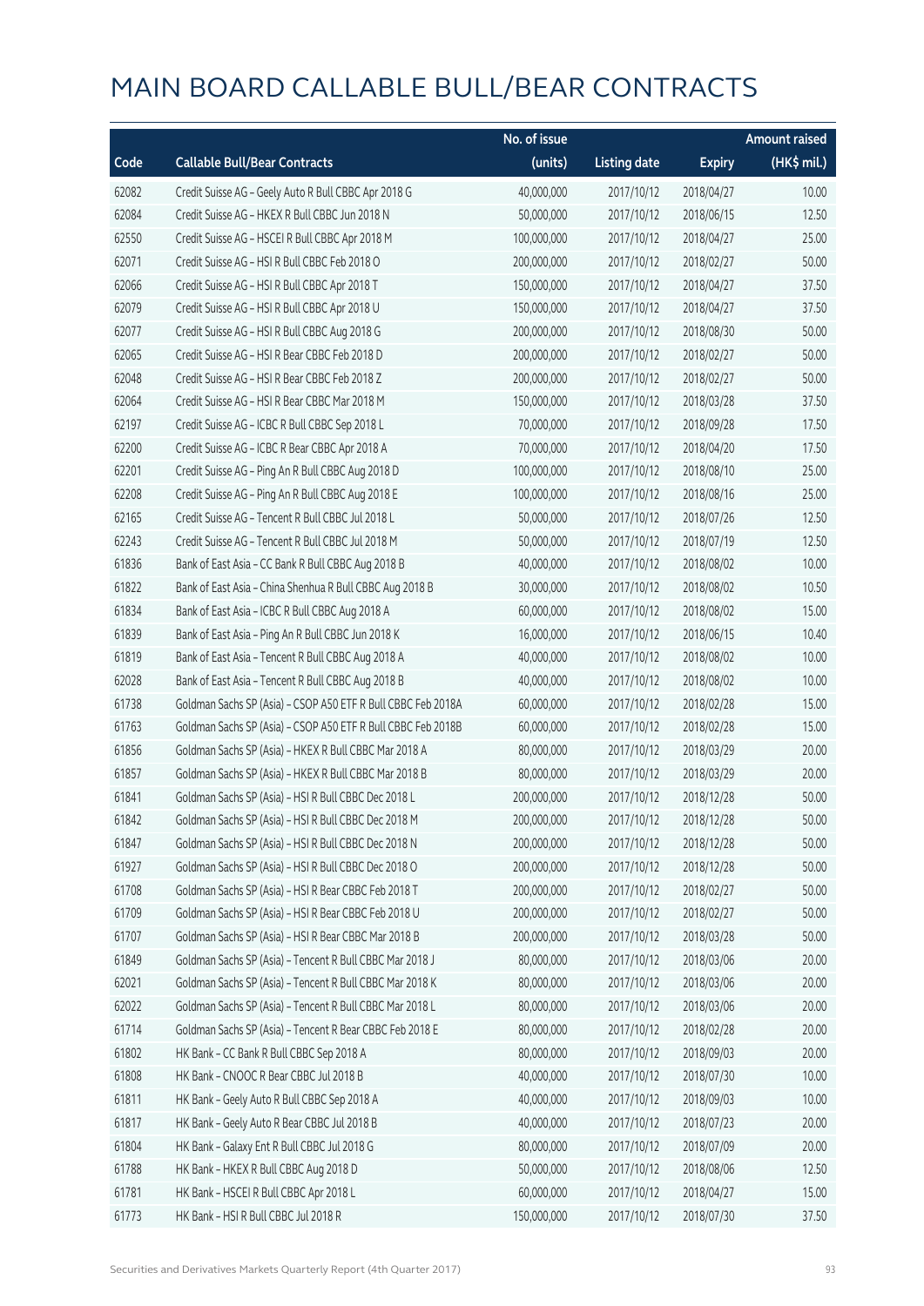# MAIN BOARD CALLABLE BULL/BEAR CONTRACTS

| Code | Callable Bull/Bear Contracts | No. of issue (units) | Listing date | Expiry | Amount raised (HK$ mil.) |
|---|---|---|---|---|---|
| 62082 | Credit Suisse AG – Geely Auto R Bull CBBC Apr 2018 G | 40,000,000 | 2017/10/12 | 2018/04/27 | 10.00 |
| 62084 | Credit Suisse AG – HKEX R Bull CBBC Jun 2018 N | 50,000,000 | 2017/10/12 | 2018/06/15 | 12.50 |
| 62550 | Credit Suisse AG – HSCEI R Bull CBBC Apr 2018 M | 100,000,000 | 2017/10/12 | 2018/04/27 | 25.00 |
| 62071 | Credit Suisse AG – HSI R Bull CBBC Feb 2018 O | 200,000,000 | 2017/10/12 | 2018/02/27 | 50.00 |
| 62066 | Credit Suisse AG – HSI R Bull CBBC Apr 2018 T | 150,000,000 | 2017/10/12 | 2018/04/27 | 37.50 |
| 62079 | Credit Suisse AG – HSI R Bull CBBC Apr 2018 U | 150,000,000 | 2017/10/12 | 2018/04/27 | 37.50 |
| 62077 | Credit Suisse AG – HSI R Bull CBBC Aug 2018 G | 200,000,000 | 2017/10/12 | 2018/08/30 | 50.00 |
| 62065 | Credit Suisse AG – HSI R Bear CBBC Feb 2018 D | 200,000,000 | 2017/10/12 | 2018/02/27 | 50.00 |
| 62048 | Credit Suisse AG – HSI R Bear CBBC Feb 2018 Z | 200,000,000 | 2017/10/12 | 2018/02/27 | 50.00 |
| 62064 | Credit Suisse AG – HSI R Bear CBBC Mar 2018 M | 150,000,000 | 2017/10/12 | 2018/03/28 | 37.50 |
| 62197 | Credit Suisse AG – ICBC R Bull CBBC Sep 2018 L | 70,000,000 | 2017/10/12 | 2018/09/28 | 17.50 |
| 62200 | Credit Suisse AG – ICBC R Bear CBBC Apr 2018 A | 70,000,000 | 2017/10/12 | 2018/04/20 | 17.50 |
| 62201 | Credit Suisse AG – Ping An R Bull CBBC Aug 2018 D | 100,000,000 | 2017/10/12 | 2018/08/10 | 25.00 |
| 62208 | Credit Suisse AG – Ping An R Bull CBBC Aug 2018 E | 100,000,000 | 2017/10/12 | 2018/08/16 | 25.00 |
| 62165 | Credit Suisse AG – Tencent R Bull CBBC Jul 2018 L | 50,000,000 | 2017/10/12 | 2018/07/26 | 12.50 |
| 62243 | Credit Suisse AG – Tencent R Bull CBBC Jul 2018 M | 50,000,000 | 2017/10/12 | 2018/07/19 | 12.50 |
| 61836 | Bank of East Asia – CC Bank R Bull CBBC Aug 2018 B | 40,000,000 | 2017/10/12 | 2018/08/02 | 10.00 |
| 61822 | Bank of East Asia – China Shenhua R Bull CBBC Aug 2018 B | 30,000,000 | 2017/10/12 | 2018/08/02 | 10.50 |
| 61834 | Bank of East Asia – ICBC R Bull CBBC Aug 2018 A | 60,000,000 | 2017/10/12 | 2018/08/02 | 15.00 |
| 61839 | Bank of East Asia – Ping An R Bull CBBC Jun 2018 K | 16,000,000 | 2017/10/12 | 2018/06/15 | 10.40 |
| 61819 | Bank of East Asia – Tencent R Bull CBBC Aug 2018 A | 40,000,000 | 2017/10/12 | 2018/08/02 | 10.00 |
| 62028 | Bank of East Asia – Tencent R Bull CBBC Aug 2018 B | 40,000,000 | 2017/10/12 | 2018/08/02 | 10.00 |
| 61738 | Goldman Sachs SP (Asia) – CSOP A50 ETF R Bull CBBC Feb 2018A | 60,000,000 | 2017/10/12 | 2018/02/28 | 15.00 |
| 61763 | Goldman Sachs SP (Asia) – CSOP A50 ETF R Bull CBBC Feb 2018B | 60,000,000 | 2017/10/12 | 2018/02/28 | 15.00 |
| 61856 | Goldman Sachs SP (Asia) – HKEX R Bull CBBC Mar 2018 A | 80,000,000 | 2017/10/12 | 2018/03/29 | 20.00 |
| 61857 | Goldman Sachs SP (Asia) – HKEX R Bull CBBC Mar 2018 B | 80,000,000 | 2017/10/12 | 2018/03/29 | 20.00 |
| 61841 | Goldman Sachs SP (Asia) – HSI R Bull CBBC Dec 2018 L | 200,000,000 | 2017/10/12 | 2018/12/28 | 50.00 |
| 61842 | Goldman Sachs SP (Asia) – HSI R Bull CBBC Dec 2018 M | 200,000,000 | 2017/10/12 | 2018/12/28 | 50.00 |
| 61847 | Goldman Sachs SP (Asia) – HSI R Bull CBBC Dec 2018 N | 200,000,000 | 2017/10/12 | 2018/12/28 | 50.00 |
| 61927 | Goldman Sachs SP (Asia) – HSI R Bull CBBC Dec 2018 O | 200,000,000 | 2017/10/12 | 2018/12/28 | 50.00 |
| 61708 | Goldman Sachs SP (Asia) – HSI R Bear CBBC Feb 2018 T | 200,000,000 | 2017/10/12 | 2018/02/27 | 50.00 |
| 61709 | Goldman Sachs SP (Asia) – HSI R Bear CBBC Feb 2018 U | 200,000,000 | 2017/10/12 | 2018/02/27 | 50.00 |
| 61707 | Goldman Sachs SP (Asia) – HSI R Bear CBBC Mar 2018 B | 200,000,000 | 2017/10/12 | 2018/03/28 | 50.00 |
| 61849 | Goldman Sachs SP (Asia) – Tencent R Bull CBBC Mar 2018 J | 80,000,000 | 2017/10/12 | 2018/03/06 | 20.00 |
| 62021 | Goldman Sachs SP (Asia) – Tencent R Bull CBBC Mar 2018 K | 80,000,000 | 2017/10/12 | 2018/03/06 | 20.00 |
| 62022 | Goldman Sachs SP (Asia) – Tencent R Bull CBBC Mar 2018 L | 80,000,000 | 2017/10/12 | 2018/03/06 | 20.00 |
| 61714 | Goldman Sachs SP (Asia) – Tencent R Bear CBBC Feb 2018 E | 80,000,000 | 2017/10/12 | 2018/02/28 | 20.00 |
| 61802 | HK Bank – CC Bank R Bull CBBC Sep 2018 A | 80,000,000 | 2017/10/12 | 2018/09/03 | 20.00 |
| 61808 | HK Bank – CNOOC R Bear CBBC Jul 2018 B | 40,000,000 | 2017/10/12 | 2018/07/30 | 10.00 |
| 61811 | HK Bank – Geely Auto R Bull CBBC Sep 2018 A | 40,000,000 | 2017/10/12 | 2018/09/03 | 10.00 |
| 61817 | HK Bank – Geely Auto R Bear CBBC Jul 2018 B | 40,000,000 | 2017/10/12 | 2018/07/23 | 20.00 |
| 61804 | HK Bank – Galaxy Ent R Bull CBBC Jul 2018 G | 80,000,000 | 2017/10/12 | 2018/07/09 | 20.00 |
| 61788 | HK Bank – HKEX R Bull CBBC Aug 2018 D | 50,000,000 | 2017/10/12 | 2018/08/06 | 12.50 |
| 61781 | HK Bank – HSCEI R Bull CBBC Apr 2018 L | 60,000,000 | 2017/10/12 | 2018/04/27 | 15.00 |
| 61773 | HK Bank – HSI R Bull CBBC Jul 2018 R | 150,000,000 | 2017/10/12 | 2018/07/30 | 37.50 |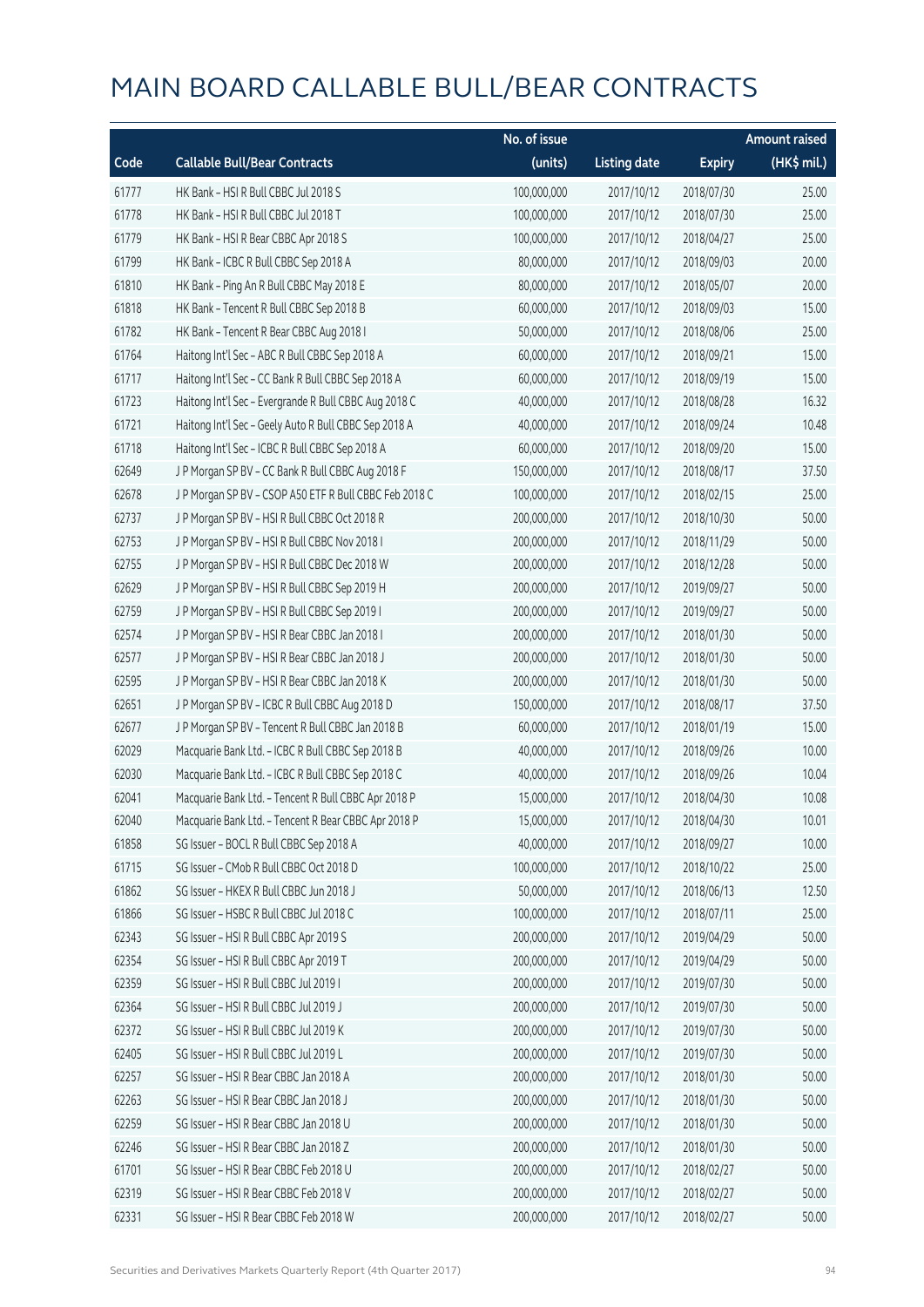# MAIN BOARD CALLABLE BULL/BEAR CONTRACTS

| Code | Callable Bull/Bear Contracts | No. of issue (units) | Listing date | Expiry | Amount raised (HK$ mil.) |
|---|---|---|---|---|---|
| 61777 | HK Bank – HSI R Bull CBBC Jul 2018 S | 100,000,000 | 2017/10/12 | 2018/07/30 | 25.00 |
| 61778 | HK Bank – HSI R Bull CBBC Jul 2018 T | 100,000,000 | 2017/10/12 | 2018/07/30 | 25.00 |
| 61779 | HK Bank – HSI R Bear CBBC Apr 2018 S | 100,000,000 | 2017/10/12 | 2018/04/27 | 25.00 |
| 61799 | HK Bank – ICBC R Bull CBBC Sep 2018 A | 80,000,000 | 2017/10/12 | 2018/09/03 | 20.00 |
| 61810 | HK Bank – Ping An R Bull CBBC May 2018 E | 80,000,000 | 2017/10/12 | 2018/05/07 | 20.00 |
| 61818 | HK Bank – Tencent R Bull CBBC Sep 2018 B | 60,000,000 | 2017/10/12 | 2018/09/03 | 15.00 |
| 61782 | HK Bank – Tencent R Bear CBBC Aug 2018 I | 50,000,000 | 2017/10/12 | 2018/08/06 | 25.00 |
| 61764 | Haitong Int'l Sec – ABC R Bull CBBC Sep 2018 A | 60,000,000 | 2017/10/12 | 2018/09/21 | 15.00 |
| 61717 | Haitong Int'l Sec – CC Bank R Bull CBBC Sep 2018 A | 60,000,000 | 2017/10/12 | 2018/09/19 | 15.00 |
| 61723 | Haitong Int'l Sec – Evergrande R Bull CBBC Aug 2018 C | 40,000,000 | 2017/10/12 | 2018/08/28 | 16.32 |
| 61721 | Haitong Int'l Sec – Geely Auto R Bull CBBC Sep 2018 A | 40,000,000 | 2017/10/12 | 2018/09/24 | 10.48 |
| 61718 | Haitong Int'l Sec – ICBC R Bull CBBC Sep 2018 A | 60,000,000 | 2017/10/12 | 2018/09/20 | 15.00 |
| 62649 | J P Morgan SP BV – CC Bank R Bull CBBC Aug 2018 F | 150,000,000 | 2017/10/12 | 2018/08/17 | 37.50 |
| 62678 | J P Morgan SP BV – CSOP A50 ETF R Bull CBBC Feb 2018 C | 100,000,000 | 2017/10/12 | 2018/02/15 | 25.00 |
| 62737 | J P Morgan SP BV – HSI R Bull CBBC Oct 2018 R | 200,000,000 | 2017/10/12 | 2018/10/30 | 50.00 |
| 62753 | J P Morgan SP BV – HSI R Bull CBBC Nov 2018 I | 200,000,000 | 2017/10/12 | 2018/11/29 | 50.00 |
| 62755 | J P Morgan SP BV – HSI R Bull CBBC Dec 2018 W | 200,000,000 | 2017/10/12 | 2018/12/28 | 50.00 |
| 62629 | J P Morgan SP BV – HSI R Bull CBBC Sep 2019 H | 200,000,000 | 2017/10/12 | 2019/09/27 | 50.00 |
| 62759 | J P Morgan SP BV – HSI R Bull CBBC Sep 2019 I | 200,000,000 | 2017/10/12 | 2019/09/27 | 50.00 |
| 62574 | J P Morgan SP BV – HSI R Bear CBBC Jan 2018 I | 200,000,000 | 2017/10/12 | 2018/01/30 | 50.00 |
| 62577 | J P Morgan SP BV – HSI R Bear CBBC Jan 2018 J | 200,000,000 | 2017/10/12 | 2018/01/30 | 50.00 |
| 62595 | J P Morgan SP BV – HSI R Bear CBBC Jan 2018 K | 200,000,000 | 2017/10/12 | 2018/01/30 | 50.00 |
| 62651 | J P Morgan SP BV – ICBC R Bull CBBC Aug 2018 D | 150,000,000 | 2017/10/12 | 2018/08/17 | 37.50 |
| 62677 | J P Morgan SP BV – Tencent R Bull CBBC Jan 2018 B | 60,000,000 | 2017/10/12 | 2018/01/19 | 15.00 |
| 62029 | Macquarie Bank Ltd. – ICBC R Bull CBBC Sep 2018 B | 40,000,000 | 2017/10/12 | 2018/09/26 | 10.00 |
| 62030 | Macquarie Bank Ltd. – ICBC R Bull CBBC Sep 2018 C | 40,000,000 | 2017/10/12 | 2018/09/26 | 10.04 |
| 62041 | Macquarie Bank Ltd. – Tencent R Bull CBBC Apr 2018 P | 15,000,000 | 2017/10/12 | 2018/04/30 | 10.08 |
| 62040 | Macquarie Bank Ltd. – Tencent R Bear CBBC Apr 2018 P | 15,000,000 | 2017/10/12 | 2018/04/30 | 10.01 |
| 61858 | SG Issuer – BOCL R Bull CBBC Sep 2018 A | 40,000,000 | 2017/10/12 | 2018/09/27 | 10.00 |
| 61715 | SG Issuer – CMob R Bull CBBC Oct 2018 D | 100,000,000 | 2017/10/12 | 2018/10/22 | 25.00 |
| 61862 | SG Issuer – HKEX R Bull CBBC Jun 2018 J | 50,000,000 | 2017/10/12 | 2018/06/13 | 12.50 |
| 61866 | SG Issuer – HSBC R Bull CBBC Jul 2018 C | 100,000,000 | 2017/10/12 | 2018/07/11 | 25.00 |
| 62343 | SG Issuer – HSI R Bull CBBC Apr 2019 S | 200,000,000 | 2017/10/12 | 2019/04/29 | 50.00 |
| 62354 | SG Issuer – HSI R Bull CBBC Apr 2019 T | 200,000,000 | 2017/10/12 | 2019/04/29 | 50.00 |
| 62359 | SG Issuer – HSI R Bull CBBC Jul 2019 I | 200,000,000 | 2017/10/12 | 2019/07/30 | 50.00 |
| 62364 | SG Issuer – HSI R Bull CBBC Jul 2019 J | 200,000,000 | 2017/10/12 | 2019/07/30 | 50.00 |
| 62372 | SG Issuer – HSI R Bull CBBC Jul 2019 K | 200,000,000 | 2017/10/12 | 2019/07/30 | 50.00 |
| 62405 | SG Issuer – HSI R Bull CBBC Jul 2019 L | 200,000,000 | 2017/10/12 | 2019/07/30 | 50.00 |
| 62257 | SG Issuer – HSI R Bear CBBC Jan 2018 A | 200,000,000 | 2017/10/12 | 2018/01/30 | 50.00 |
| 62263 | SG Issuer – HSI R Bear CBBC Jan 2018 J | 200,000,000 | 2017/10/12 | 2018/01/30 | 50.00 |
| 62259 | SG Issuer – HSI R Bear CBBC Jan 2018 U | 200,000,000 | 2017/10/12 | 2018/01/30 | 50.00 |
| 62246 | SG Issuer – HSI R Bear CBBC Jan 2018 Z | 200,000,000 | 2017/10/12 | 2018/01/30 | 50.00 |
| 61701 | SG Issuer – HSI R Bear CBBC Feb 2018 U | 200,000,000 | 2017/10/12 | 2018/02/27 | 50.00 |
| 62319 | SG Issuer – HSI R Bear CBBC Feb 2018 V | 200,000,000 | 2017/10/12 | 2018/02/27 | 50.00 |
| 62331 | SG Issuer – HSI R Bear CBBC Feb 2018 W | 200,000,000 | 2017/10/12 | 2018/02/27 | 50.00 |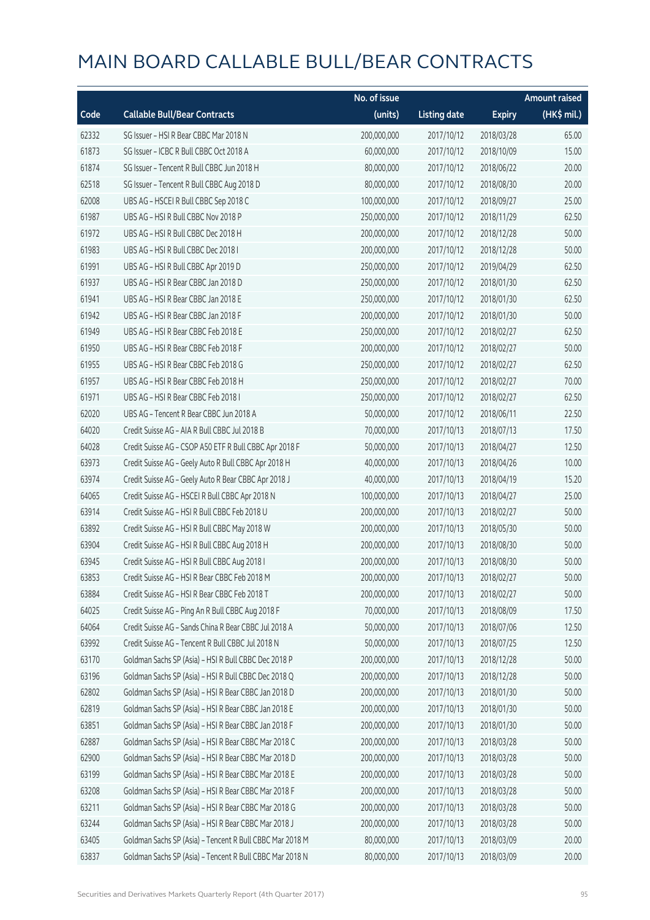# MAIN BOARD CALLABLE BULL/BEAR CONTRACTS

| Code | Callable Bull/Bear Contracts | No. of issue (units) | Listing date | Expiry | Amount raised (HK$ mil.) |
|---|---|---|---|---|---|
| 62332 | SG Issuer – HSI R Bear CBBC Mar 2018 N | 200,000,000 | 2017/10/12 | 2018/03/28 | 65.00 |
| 61873 | SG Issuer – ICBC R Bull CBBC Oct 2018 A | 60,000,000 | 2017/10/12 | 2018/10/09 | 15.00 |
| 61874 | SG Issuer – Tencent R Bull CBBC Jun 2018 H | 80,000,000 | 2017/10/12 | 2018/06/22 | 20.00 |
| 62518 | SG Issuer – Tencent R Bull CBBC Aug 2018 D | 80,000,000 | 2017/10/12 | 2018/08/30 | 20.00 |
| 62008 | UBS AG – HSCEI R Bull CBBC Sep 2018 C | 100,000,000 | 2017/10/12 | 2018/09/27 | 25.00 |
| 61987 | UBS AG – HSI R Bull CBBC Nov 2018 P | 250,000,000 | 2017/10/12 | 2018/11/29 | 62.50 |
| 61972 | UBS AG – HSI R Bull CBBC Dec 2018 H | 200,000,000 | 2017/10/12 | 2018/12/28 | 50.00 |
| 61983 | UBS AG – HSI R Bull CBBC Dec 2018 I | 200,000,000 | 2017/10/12 | 2018/12/28 | 50.00 |
| 61991 | UBS AG – HSI R Bull CBBC Apr 2019 D | 250,000,000 | 2017/10/12 | 2019/04/29 | 62.50 |
| 61937 | UBS AG – HSI R Bear CBBC Jan 2018 D | 250,000,000 | 2017/10/12 | 2018/01/30 | 62.50 |
| 61941 | UBS AG – HSI R Bear CBBC Jan 2018 E | 250,000,000 | 2017/10/12 | 2018/01/30 | 62.50 |
| 61942 | UBS AG – HSI R Bear CBBC Jan 2018 F | 200,000,000 | 2017/10/12 | 2018/01/30 | 50.00 |
| 61949 | UBS AG – HSI R Bear CBBC Feb 2018 E | 250,000,000 | 2017/10/12 | 2018/02/27 | 62.50 |
| 61950 | UBS AG – HSI R Bear CBBC Feb 2018 F | 200,000,000 | 2017/10/12 | 2018/02/27 | 50.00 |
| 61955 | UBS AG – HSI R Bear CBBC Feb 2018 G | 250,000,000 | 2017/10/12 | 2018/02/27 | 62.50 |
| 61957 | UBS AG – HSI R Bear CBBC Feb 2018 H | 250,000,000 | 2017/10/12 | 2018/02/27 | 70.00 |
| 61971 | UBS AG – HSI R Bear CBBC Feb 2018 I | 250,000,000 | 2017/10/12 | 2018/02/27 | 62.50 |
| 62020 | UBS AG – Tencent R Bear CBBC Jun 2018 A | 50,000,000 | 2017/10/12 | 2018/06/11 | 22.50 |
| 64020 | Credit Suisse AG – AIA R Bull CBBC Jul 2018 B | 70,000,000 | 2017/10/13 | 2018/07/13 | 17.50 |
| 64028 | Credit Suisse AG – CSOP A50 ETF R Bull CBBC Apr 2018 F | 50,000,000 | 2017/10/13 | 2018/04/27 | 12.50 |
| 63973 | Credit Suisse AG – Geely Auto R Bull CBBC Apr 2018 H | 40,000,000 | 2017/10/13 | 2018/04/26 | 10.00 |
| 63974 | Credit Suisse AG – Geely Auto R Bear CBBC Apr 2018 J | 40,000,000 | 2017/10/13 | 2018/04/19 | 15.20 |
| 64065 | Credit Suisse AG – HSCEI R Bull CBBC Apr 2018 N | 100,000,000 | 2017/10/13 | 2018/04/27 | 25.00 |
| 63914 | Credit Suisse AG – HSI R Bull CBBC Feb 2018 U | 200,000,000 | 2017/10/13 | 2018/02/27 | 50.00 |
| 63892 | Credit Suisse AG – HSI R Bull CBBC May 2018 W | 200,000,000 | 2017/10/13 | 2018/05/30 | 50.00 |
| 63904 | Credit Suisse AG – HSI R Bull CBBC Aug 2018 H | 200,000,000 | 2017/10/13 | 2018/08/30 | 50.00 |
| 63945 | Credit Suisse AG – HSI R Bull CBBC Aug 2018 I | 200,000,000 | 2017/10/13 | 2018/08/30 | 50.00 |
| 63853 | Credit Suisse AG – HSI R Bear CBBC Feb 2018 M | 200,000,000 | 2017/10/13 | 2018/02/27 | 50.00 |
| 63884 | Credit Suisse AG – HSI R Bear CBBC Feb 2018 T | 200,000,000 | 2017/10/13 | 2018/02/27 | 50.00 |
| 64025 | Credit Suisse AG – Ping An R Bull CBBC Aug 2018 F | 70,000,000 | 2017/10/13 | 2018/08/09 | 17.50 |
| 64064 | Credit Suisse AG – Sands China R Bear CBBC Jul 2018 A | 50,000,000 | 2017/10/13 | 2018/07/06 | 12.50 |
| 63992 | Credit Suisse AG – Tencent R Bull CBBC Jul 2018 N | 50,000,000 | 2017/10/13 | 2018/07/25 | 12.50 |
| 63170 | Goldman Sachs SP (Asia) – HSI R Bull CBBC Dec 2018 P | 200,000,000 | 2017/10/13 | 2018/12/28 | 50.00 |
| 63196 | Goldman Sachs SP (Asia) – HSI R Bull CBBC Dec 2018 Q | 200,000,000 | 2017/10/13 | 2018/12/28 | 50.00 |
| 62802 | Goldman Sachs SP (Asia) – HSI R Bear CBBC Jan 2018 D | 200,000,000 | 2017/10/13 | 2018/01/30 | 50.00 |
| 62819 | Goldman Sachs SP (Asia) – HSI R Bear CBBC Jan 2018 E | 200,000,000 | 2017/10/13 | 2018/01/30 | 50.00 |
| 63851 | Goldman Sachs SP (Asia) – HSI R Bear CBBC Jan 2018 F | 200,000,000 | 2017/10/13 | 2018/01/30 | 50.00 |
| 62887 | Goldman Sachs SP (Asia) – HSI R Bear CBBC Mar 2018 C | 200,000,000 | 2017/10/13 | 2018/03/28 | 50.00 |
| 62900 | Goldman Sachs SP (Asia) – HSI R Bear CBBC Mar 2018 D | 200,000,000 | 2017/10/13 | 2018/03/28 | 50.00 |
| 63199 | Goldman Sachs SP (Asia) – HSI R Bear CBBC Mar 2018 E | 200,000,000 | 2017/10/13 | 2018/03/28 | 50.00 |
| 63208 | Goldman Sachs SP (Asia) – HSI R Bear CBBC Mar 2018 F | 200,000,000 | 2017/10/13 | 2018/03/28 | 50.00 |
| 63211 | Goldman Sachs SP (Asia) – HSI R Bear CBBC Mar 2018 G | 200,000,000 | 2017/10/13 | 2018/03/28 | 50.00 |
| 63244 | Goldman Sachs SP (Asia) – HSI R Bear CBBC Mar 2018 J | 200,000,000 | 2017/10/13 | 2018/03/28 | 50.00 |
| 63405 | Goldman Sachs SP (Asia) – Tencent R Bull CBBC Mar 2018 M | 80,000,000 | 2017/10/13 | 2018/03/09 | 20.00 |
| 63837 | Goldman Sachs SP (Asia) – Tencent R Bull CBBC Mar 2018 N | 80,000,000 | 2017/10/13 | 2018/03/09 | 20.00 |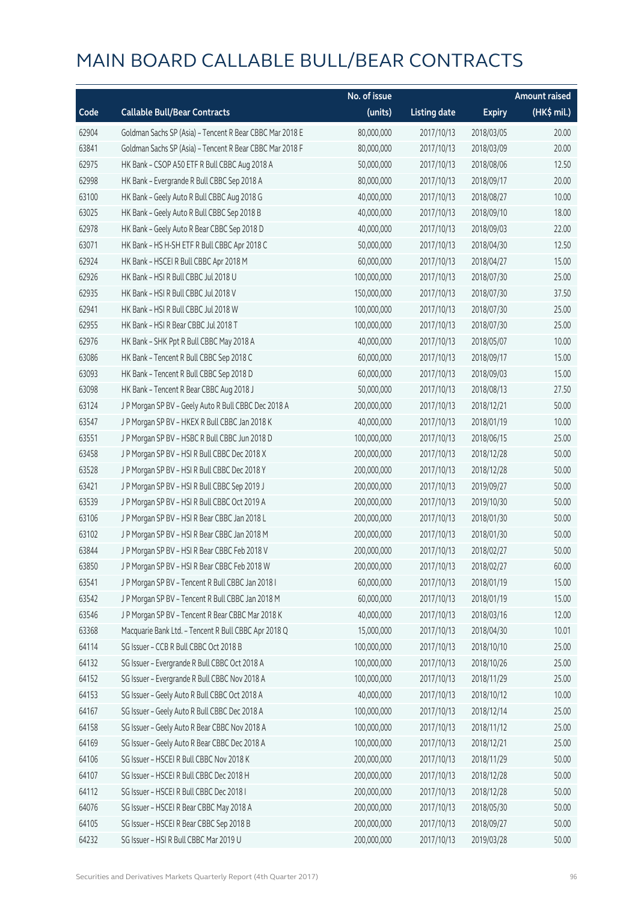# MAIN BOARD CALLABLE BULL/BEAR CONTRACTS

| Code | Callable Bull/Bear Contracts | No. of issue (units) | Listing date | Expiry | Amount raised (HK$ mil.) |
|---|---|---|---|---|---|
| 62904 | Goldman Sachs SP (Asia) - Tencent R Bear CBBC Mar 2018 E | 80,000,000 | 2017/10/13 | 2018/03/05 | 20.00 |
| 63841 | Goldman Sachs SP (Asia) - Tencent R Bear CBBC Mar 2018 F | 80,000,000 | 2017/10/13 | 2018/03/09 | 20.00 |
| 62975 | HK Bank - CSOP A50 ETF R Bull CBBC Aug 2018 A | 50,000,000 | 2017/10/13 | 2018/08/06 | 12.50 |
| 62998 | HK Bank - Evergrande R Bull CBBC Sep 2018 A | 80,000,000 | 2017/10/13 | 2018/09/17 | 20.00 |
| 63100 | HK Bank - Geely Auto R Bull CBBC Aug 2018 G | 40,000,000 | 2017/10/13 | 2018/08/27 | 10.00 |
| 63025 | HK Bank - Geely Auto R Bull CBBC Sep 2018 B | 40,000,000 | 2017/10/13 | 2018/09/10 | 18.00 |
| 62978 | HK Bank - Geely Auto R Bear CBBC Sep 2018 D | 40,000,000 | 2017/10/13 | 2018/09/03 | 22.00 |
| 63071 | HK Bank - HS H-SH ETF R Bull CBBC Apr 2018 C | 50,000,000 | 2017/10/13 | 2018/04/30 | 12.50 |
| 62924 | HK Bank - HSCEI R Bull CBBC Apr 2018 M | 60,000,000 | 2017/10/13 | 2018/04/27 | 15.00 |
| 62926 | HK Bank - HSI R Bull CBBC Jul 2018 U | 100,000,000 | 2017/10/13 | 2018/07/30 | 25.00 |
| 62935 | HK Bank - HSI R Bull CBBC Jul 2018 V | 150,000,000 | 2017/10/13 | 2018/07/30 | 37.50 |
| 62941 | HK Bank - HSI R Bull CBBC Jul 2018 W | 100,000,000 | 2017/10/13 | 2018/07/30 | 25.00 |
| 62955 | HK Bank - HSI R Bear CBBC Jul 2018 T | 100,000,000 | 2017/10/13 | 2018/07/30 | 25.00 |
| 62976 | HK Bank - SHK Ppt R Bull CBBC May 2018 A | 40,000,000 | 2017/10/13 | 2018/05/07 | 10.00 |
| 63086 | HK Bank - Tencent R Bull CBBC Sep 2018 C | 60,000,000 | 2017/10/13 | 2018/09/17 | 15.00 |
| 63093 | HK Bank - Tencent R Bull CBBC Sep 2018 D | 60,000,000 | 2017/10/13 | 2018/09/03 | 15.00 |
| 63098 | HK Bank - Tencent R Bear CBBC Aug 2018 J | 50,000,000 | 2017/10/13 | 2018/08/13 | 27.50 |
| 63124 | J P Morgan SP BV - Geely Auto R Bull CBBC Dec 2018 A | 200,000,000 | 2017/10/13 | 2018/12/21 | 50.00 |
| 63547 | J P Morgan SP BV - HKEX R Bull CBBC Jan 2018 K | 40,000,000 | 2017/10/13 | 2018/01/19 | 10.00 |
| 63551 | J P Morgan SP BV - HSBC R Bull CBBC Jun 2018 D | 100,000,000 | 2017/10/13 | 2018/06/15 | 25.00 |
| 63458 | J P Morgan SP BV - HSI R Bull CBBC Dec 2018 X | 200,000,000 | 2017/10/13 | 2018/12/28 | 50.00 |
| 63528 | J P Morgan SP BV - HSI R Bull CBBC Dec 2018 Y | 200,000,000 | 2017/10/13 | 2018/12/28 | 50.00 |
| 63421 | J P Morgan SP BV - HSI R Bull CBBC Sep 2019 J | 200,000,000 | 2017/10/13 | 2019/09/27 | 50.00 |
| 63539 | J P Morgan SP BV - HSI R Bull CBBC Oct 2019 A | 200,000,000 | 2017/10/13 | 2019/10/30 | 50.00 |
| 63106 | J P Morgan SP BV - HSI R Bear CBBC Jan 2018 L | 200,000,000 | 2017/10/13 | 2018/01/30 | 50.00 |
| 63102 | J P Morgan SP BV - HSI R Bear CBBC Jan 2018 M | 200,000,000 | 2017/10/13 | 2018/01/30 | 50.00 |
| 63844 | J P Morgan SP BV - HSI R Bear CBBC Feb 2018 V | 200,000,000 | 2017/10/13 | 2018/02/27 | 50.00 |
| 63850 | J P Morgan SP BV - HSI R Bear CBBC Feb 2018 W | 200,000,000 | 2017/10/13 | 2018/02/27 | 60.00 |
| 63541 | J P Morgan SP BV - Tencent R Bull CBBC Jan 2018 I | 60,000,000 | 2017/10/13 | 2018/01/19 | 15.00 |
| 63542 | J P Morgan SP BV - Tencent R Bull CBBC Jan 2018 M | 60,000,000 | 2017/10/13 | 2018/01/19 | 15.00 |
| 63546 | J P Morgan SP BV - Tencent R Bear CBBC Mar 2018 K | 40,000,000 | 2017/10/13 | 2018/03/16 | 12.00 |
| 63368 | Macquarie Bank Ltd. - Tencent R Bull CBBC Apr 2018 Q | 15,000,000 | 2017/10/13 | 2018/04/30 | 10.01 |
| 64114 | SG Issuer - CCB R Bull CBBC Oct 2018 B | 100,000,000 | 2017/10/13 | 2018/10/10 | 25.00 |
| 64132 | SG Issuer - Evergrande R Bull CBBC Oct 2018 A | 100,000,000 | 2017/10/13 | 2018/10/26 | 25.00 |
| 64152 | SG Issuer - Evergrande R Bull CBBC Nov 2018 A | 100,000,000 | 2017/10/13 | 2018/11/29 | 25.00 |
| 64153 | SG Issuer - Geely Auto R Bull CBBC Oct 2018 A | 40,000,000 | 2017/10/13 | 2018/10/12 | 10.00 |
| 64167 | SG Issuer - Geely Auto R Bull CBBC Dec 2018 A | 100,000,000 | 2017/10/13 | 2018/12/14 | 25.00 |
| 64158 | SG Issuer - Geely Auto R Bear CBBC Nov 2018 A | 100,000,000 | 2017/10/13 | 2018/11/12 | 25.00 |
| 64169 | SG Issuer - Geely Auto R Bear CBBC Dec 2018 A | 100,000,000 | 2017/10/13 | 2018/12/21 | 25.00 |
| 64106 | SG Issuer - HSCEI R Bull CBBC Nov 2018 K | 200,000,000 | 2017/10/13 | 2018/11/29 | 50.00 |
| 64107 | SG Issuer - HSCEI R Bull CBBC Dec 2018 H | 200,000,000 | 2017/10/13 | 2018/12/28 | 50.00 |
| 64112 | SG Issuer - HSCEI R Bull CBBC Dec 2018 I | 200,000,000 | 2017/10/13 | 2018/12/28 | 50.00 |
| 64076 | SG Issuer - HSCEI R Bear CBBC May 2018 A | 200,000,000 | 2017/10/13 | 2018/05/30 | 50.00 |
| 64105 | SG Issuer - HSCEI R Bear CBBC Sep 2018 B | 200,000,000 | 2017/10/13 | 2018/09/27 | 50.00 |
| 64232 | SG Issuer - HSI R Bull CBBC Mar 2019 U | 200,000,000 | 2017/10/13 | 2019/03/28 | 50.00 |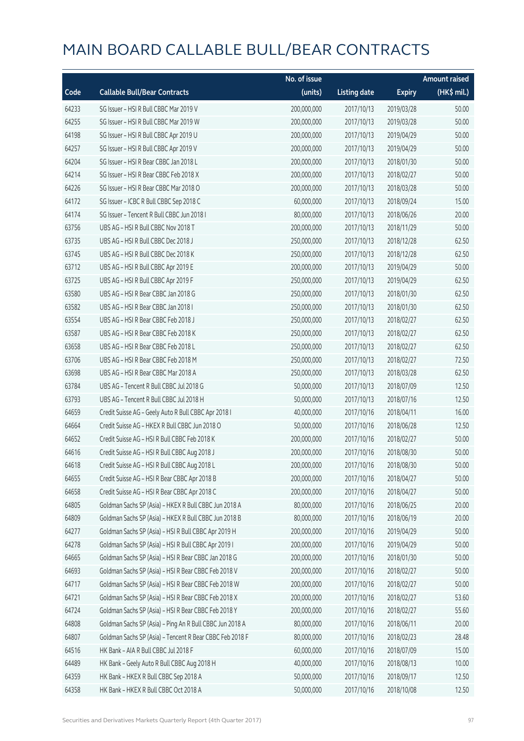# MAIN BOARD CALLABLE BULL/BEAR CONTRACTS

| Code | Callable Bull/Bear Contracts | No. of issue (units) | Listing date | Expiry | Amount raised (HK$ mil.) |
|---|---|---|---|---|---|
| 64233 | SG Issuer – HSI R Bull CBBC Mar 2019 V | 200,000,000 | 2017/10/13 | 2019/03/28 | 50.00 |
| 64255 | SG Issuer – HSI R Bull CBBC Mar 2019 W | 200,000,000 | 2017/10/13 | 2019/03/28 | 50.00 |
| 64198 | SG Issuer – HSI R Bull CBBC Apr 2019 U | 200,000,000 | 2017/10/13 | 2019/04/29 | 50.00 |
| 64257 | SG Issuer – HSI R Bull CBBC Apr 2019 V | 200,000,000 | 2017/10/13 | 2019/04/29 | 50.00 |
| 64204 | SG Issuer – HSI R Bear CBBC Jan 2018 L | 200,000,000 | 2017/10/13 | 2018/01/30 | 50.00 |
| 64214 | SG Issuer – HSI R Bear CBBC Feb 2018 X | 200,000,000 | 2017/10/13 | 2018/02/27 | 50.00 |
| 64226 | SG Issuer – HSI R Bear CBBC Mar 2018 O | 200,000,000 | 2017/10/13 | 2018/03/28 | 50.00 |
| 64172 | SG Issuer – ICBC R Bull CBBC Sep 2018 C | 60,000,000 | 2017/10/13 | 2018/09/24 | 15.00 |
| 64174 | SG Issuer – Tencent R Bull CBBC Jun 2018 I | 80,000,000 | 2017/10/13 | 2018/06/26 | 20.00 |
| 63756 | UBS AG – HSI R Bull CBBC Nov 2018 T | 200,000,000 | 2017/10/13 | 2018/11/29 | 50.00 |
| 63735 | UBS AG – HSI R Bull CBBC Dec 2018 J | 250,000,000 | 2017/10/13 | 2018/12/28 | 62.50 |
| 63745 | UBS AG – HSI R Bull CBBC Dec 2018 K | 250,000,000 | 2017/10/13 | 2018/12/28 | 62.50 |
| 63712 | UBS AG – HSI R Bull CBBC Apr 2019 E | 200,000,000 | 2017/10/13 | 2019/04/29 | 50.00 |
| 63725 | UBS AG – HSI R Bull CBBC Apr 2019 F | 250,000,000 | 2017/10/13 | 2019/04/29 | 62.50 |
| 63580 | UBS AG – HSI R Bear CBBC Jan 2018 G | 250,000,000 | 2017/10/13 | 2018/01/30 | 62.50 |
| 63582 | UBS AG – HSI R Bear CBBC Jan 2018 I | 250,000,000 | 2017/10/13 | 2018/01/30 | 62.50 |
| 63554 | UBS AG – HSI R Bear CBBC Feb 2018 J | 250,000,000 | 2017/10/13 | 2018/02/27 | 62.50 |
| 63587 | UBS AG – HSI R Bear CBBC Feb 2018 K | 250,000,000 | 2017/10/13 | 2018/02/27 | 62.50 |
| 63658 | UBS AG – HSI R Bear CBBC Feb 2018 L | 250,000,000 | 2017/10/13 | 2018/02/27 | 62.50 |
| 63706 | UBS AG – HSI R Bear CBBC Feb 2018 M | 250,000,000 | 2017/10/13 | 2018/02/27 | 72.50 |
| 63698 | UBS AG – HSI R Bear CBBC Mar 2018 A | 250,000,000 | 2017/10/13 | 2018/03/28 | 62.50 |
| 63784 | UBS AG – Tencent R Bull CBBC Jul 2018 G | 50,000,000 | 2017/10/13 | 2018/07/09 | 12.50 |
| 63793 | UBS AG – Tencent R Bull CBBC Jul 2018 H | 50,000,000 | 2017/10/13 | 2018/07/16 | 12.50 |
| 64659 | Credit Suisse AG – Geely Auto R Bull CBBC Apr 2018 I | 40,000,000 | 2017/10/16 | 2018/04/11 | 16.00 |
| 64664 | Credit Suisse AG – HKEX R Bull CBBC Jun 2018 O | 50,000,000 | 2017/10/16 | 2018/06/28 | 12.50 |
| 64652 | Credit Suisse AG – HSI R Bull CBBC Feb 2018 K | 200,000,000 | 2017/10/16 | 2018/02/27 | 50.00 |
| 64616 | Credit Suisse AG – HSI R Bull CBBC Aug 2018 J | 200,000,000 | 2017/10/16 | 2018/08/30 | 50.00 |
| 64618 | Credit Suisse AG – HSI R Bull CBBC Aug 2018 L | 200,000,000 | 2017/10/16 | 2018/08/30 | 50.00 |
| 64655 | Credit Suisse AG – HSI R Bear CBBC Apr 2018 B | 200,000,000 | 2017/10/16 | 2018/04/27 | 50.00 |
| 64658 | Credit Suisse AG – HSI R Bear CBBC Apr 2018 C | 200,000,000 | 2017/10/16 | 2018/04/27 | 50.00 |
| 64805 | Goldman Sachs SP (Asia) – HKEX R Bull CBBC Jun 2018 A | 80,000,000 | 2017/10/16 | 2018/06/25 | 20.00 |
| 64809 | Goldman Sachs SP (Asia) – HKEX R Bull CBBC Jun 2018 B | 80,000,000 | 2017/10/16 | 2018/06/19 | 20.00 |
| 64277 | Goldman Sachs SP (Asia) – HSI R Bull CBBC Apr 2019 H | 200,000,000 | 2017/10/16 | 2019/04/29 | 50.00 |
| 64278 | Goldman Sachs SP (Asia) – HSI R Bull CBBC Apr 2019 I | 200,000,000 | 2017/10/16 | 2019/04/29 | 50.00 |
| 64665 | Goldman Sachs SP (Asia) – HSI R Bear CBBC Jan 2018 G | 200,000,000 | 2017/10/16 | 2018/01/30 | 50.00 |
| 64693 | Goldman Sachs SP (Asia) – HSI R Bear CBBC Feb 2018 V | 200,000,000 | 2017/10/16 | 2018/02/27 | 50.00 |
| 64717 | Goldman Sachs SP (Asia) – HSI R Bear CBBC Feb 2018 W | 200,000,000 | 2017/10/16 | 2018/02/27 | 50.00 |
| 64721 | Goldman Sachs SP (Asia) – HSI R Bear CBBC Feb 2018 X | 200,000,000 | 2017/10/16 | 2018/02/27 | 53.60 |
| 64724 | Goldman Sachs SP (Asia) – HSI R Bear CBBC Feb 2018 Y | 200,000,000 | 2017/10/16 | 2018/02/27 | 55.60 |
| 64808 | Goldman Sachs SP (Asia) – Ping An R Bull CBBC Jun 2018 A | 80,000,000 | 2017/10/16 | 2018/06/11 | 20.00 |
| 64807 | Goldman Sachs SP (Asia) – Tencent R Bear CBBC Feb 2018 F | 80,000,000 | 2017/10/16 | 2018/02/23 | 28.48 |
| 64516 | HK Bank – AIA R Bull CBBC Jul 2018 F | 60,000,000 | 2017/10/16 | 2018/07/09 | 15.00 |
| 64489 | HK Bank – Geely Auto R Bull CBBC Aug 2018 H | 40,000,000 | 2017/10/16 | 2018/08/13 | 10.00 |
| 64359 | HK Bank – HKEX R Bull CBBC Sep 2018 A | 50,000,000 | 2017/10/16 | 2018/09/17 | 12.50 |
| 64358 | HK Bank – HKEX R Bull CBBC Oct 2018 A | 50,000,000 | 2017/10/16 | 2018/10/08 | 12.50 |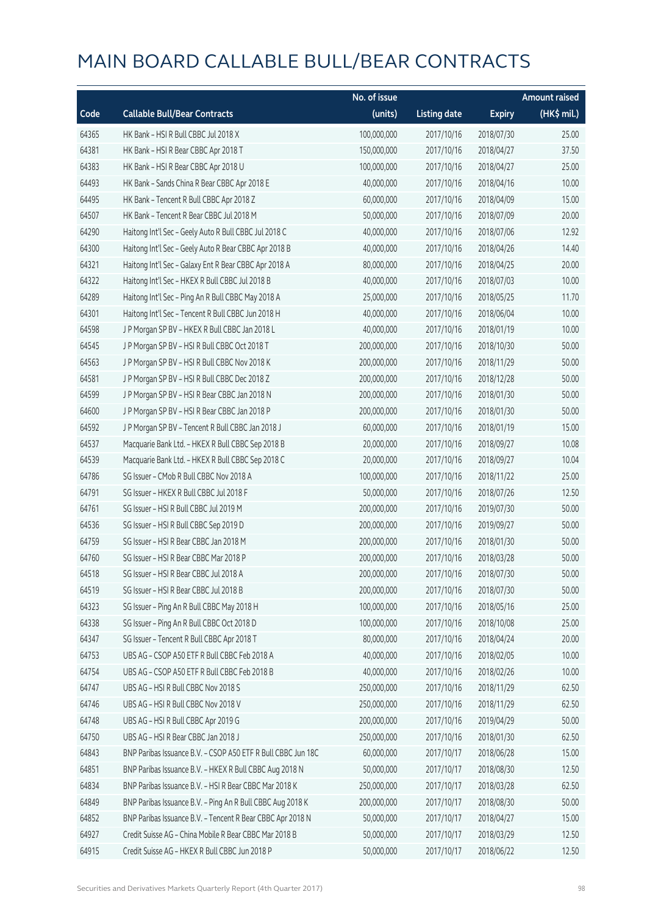# MAIN BOARD CALLABLE BULL/BEAR CONTRACTS

| Code | Callable Bull/Bear Contracts | No. of issue (units) | Listing date | Expiry | Amount raised (HK$ mil.) |
|---|---|---|---|---|---|
| 64365 | HK Bank – HSI R Bull CBBC Jul 2018 X | 100,000,000 | 2017/10/16 | 2018/07/30 | 25.00 |
| 64381 | HK Bank – HSI R Bear CBBC Apr 2018 T | 150,000,000 | 2017/10/16 | 2018/04/27 | 37.50 |
| 64383 | HK Bank – HSI R Bear CBBC Apr 2018 U | 100,000,000 | 2017/10/16 | 2018/04/27 | 25.00 |
| 64493 | HK Bank – Sands China R Bear CBBC Apr 2018 E | 40,000,000 | 2017/10/16 | 2018/04/16 | 10.00 |
| 64495 | HK Bank – Tencent R Bull CBBC Apr 2018 Z | 60,000,000 | 2017/10/16 | 2018/04/09 | 15.00 |
| 64507 | HK Bank – Tencent R Bear CBBC Jul 2018 M | 50,000,000 | 2017/10/16 | 2018/07/09 | 20.00 |
| 64290 | Haitong Int'l Sec – Geely Auto R Bull CBBC Jul 2018 C | 40,000,000 | 2017/10/16 | 2018/07/06 | 12.92 |
| 64300 | Haitong Int'l Sec – Geely Auto R Bear CBBC Apr 2018 B | 40,000,000 | 2017/10/16 | 2018/04/26 | 14.40 |
| 64321 | Haitong Int'l Sec – Galaxy Ent R Bear CBBC Apr 2018 A | 80,000,000 | 2017/10/16 | 2018/04/25 | 20.00 |
| 64322 | Haitong Int'l Sec – HKEX R Bull CBBC Jul 2018 B | 40,000,000 | 2017/10/16 | 2018/07/03 | 10.00 |
| 64289 | Haitong Int'l Sec – Ping An R Bull CBBC May 2018 A | 25,000,000 | 2017/10/16 | 2018/05/25 | 11.70 |
| 64301 | Haitong Int'l Sec – Tencent R Bull CBBC Jun 2018 H | 40,000,000 | 2017/10/16 | 2018/06/04 | 10.00 |
| 64598 | J P Morgan SP BV – HKEX R Bull CBBC Jan 2018 L | 40,000,000 | 2017/10/16 | 2018/01/19 | 10.00 |
| 64545 | J P Morgan SP BV – HSI R Bull CBBC Oct 2018 T | 200,000,000 | 2017/10/16 | 2018/10/30 | 50.00 |
| 64563 | J P Morgan SP BV – HSI R Bull CBBC Nov 2018 K | 200,000,000 | 2017/10/16 | 2018/11/29 | 50.00 |
| 64581 | J P Morgan SP BV – HSI R Bull CBBC Dec 2018 Z | 200,000,000 | 2017/10/16 | 2018/12/28 | 50.00 |
| 64599 | J P Morgan SP BV – HSI R Bear CBBC Jan 2018 N | 200,000,000 | 2017/10/16 | 2018/01/30 | 50.00 |
| 64600 | J P Morgan SP BV – HSI R Bear CBBC Jan 2018 P | 200,000,000 | 2017/10/16 | 2018/01/30 | 50.00 |
| 64592 | J P Morgan SP BV – Tencent R Bull CBBC Jan 2018 J | 60,000,000 | 2017/10/16 | 2018/01/19 | 15.00 |
| 64537 | Macquarie Bank Ltd. – HKEX R Bull CBBC Sep 2018 B | 20,000,000 | 2017/10/16 | 2018/09/27 | 10.08 |
| 64539 | Macquarie Bank Ltd. – HKEX R Bull CBBC Sep 2018 C | 20,000,000 | 2017/10/16 | 2018/09/27 | 10.04 |
| 64786 | SG Issuer – CMob R Bull CBBC Nov 2018 A | 100,000,000 | 2017/10/16 | 2018/11/22 | 25.00 |
| 64791 | SG Issuer – HKEX R Bull CBBC Jul 2018 F | 50,000,000 | 2017/10/16 | 2018/07/26 | 12.50 |
| 64761 | SG Issuer – HSI R Bull CBBC Jul 2019 M | 200,000,000 | 2017/10/16 | 2019/07/30 | 50.00 |
| 64536 | SG Issuer – HSI R Bull CBBC Sep 2019 D | 200,000,000 | 2017/10/16 | 2019/09/27 | 50.00 |
| 64759 | SG Issuer – HSI R Bear CBBC Jan 2018 M | 200,000,000 | 2017/10/16 | 2018/01/30 | 50.00 |
| 64760 | SG Issuer – HSI R Bear CBBC Mar 2018 P | 200,000,000 | 2017/10/16 | 2018/03/28 | 50.00 |
| 64518 | SG Issuer – HSI R Bear CBBC Jul 2018 A | 200,000,000 | 2017/10/16 | 2018/07/30 | 50.00 |
| 64519 | SG Issuer – HSI R Bear CBBC Jul 2018 B | 200,000,000 | 2017/10/16 | 2018/07/30 | 50.00 |
| 64323 | SG Issuer – Ping An R Bull CBBC May 2018 H | 100,000,000 | 2017/10/16 | 2018/05/16 | 25.00 |
| 64338 | SG Issuer – Ping An R Bull CBBC Oct 2018 D | 100,000,000 | 2017/10/16 | 2018/10/08 | 25.00 |
| 64347 | SG Issuer – Tencent R Bull CBBC Apr 2018 T | 80,000,000 | 2017/10/16 | 2018/04/24 | 20.00 |
| 64753 | UBS AG – CSOP A50 ETF R Bull CBBC Feb 2018 A | 40,000,000 | 2017/10/16 | 2018/02/05 | 10.00 |
| 64754 | UBS AG – CSOP A50 ETF R Bull CBBC Feb 2018 B | 40,000,000 | 2017/10/16 | 2018/02/26 | 10.00 |
| 64747 | UBS AG – HSI R Bull CBBC Nov 2018 S | 250,000,000 | 2017/10/16 | 2018/11/29 | 62.50 |
| 64746 | UBS AG – HSI R Bull CBBC Nov 2018 V | 250,000,000 | 2017/10/16 | 2018/11/29 | 62.50 |
| 64748 | UBS AG – HSI R Bull CBBC Apr 2019 G | 200,000,000 | 2017/10/16 | 2019/04/29 | 50.00 |
| 64750 | UBS AG – HSI R Bear CBBC Jan 2018 J | 250,000,000 | 2017/10/16 | 2018/01/30 | 62.50 |
| 64843 | BNP Paribas Issuance B.V. – CSOP A50 ETF R Bull CBBC Jun 18C | 60,000,000 | 2017/10/17 | 2018/06/28 | 15.00 |
| 64851 | BNP Paribas Issuance B.V. – HKEX R Bull CBBC Aug 2018 N | 50,000,000 | 2017/10/17 | 2018/08/30 | 12.50 |
| 64834 | BNP Paribas Issuance B.V. – HSI R Bear CBBC Mar 2018 K | 250,000,000 | 2017/10/17 | 2018/03/28 | 62.50 |
| 64849 | BNP Paribas Issuance B.V. – Ping An R Bull CBBC Aug 2018 K | 200,000,000 | 2017/10/17 | 2018/08/30 | 50.00 |
| 64852 | BNP Paribas Issuance B.V. – Tencent R Bear CBBC Apr 2018 N | 50,000,000 | 2017/10/17 | 2018/04/27 | 15.00 |
| 64927 | Credit Suisse AG – China Mobile R Bear CBBC Mar 2018 B | 50,000,000 | 2017/10/17 | 2018/03/29 | 12.50 |
| 64915 | Credit Suisse AG – HKEX R Bull CBBC Jun 2018 P | 50,000,000 | 2017/10/17 | 2018/06/22 | 12.50 |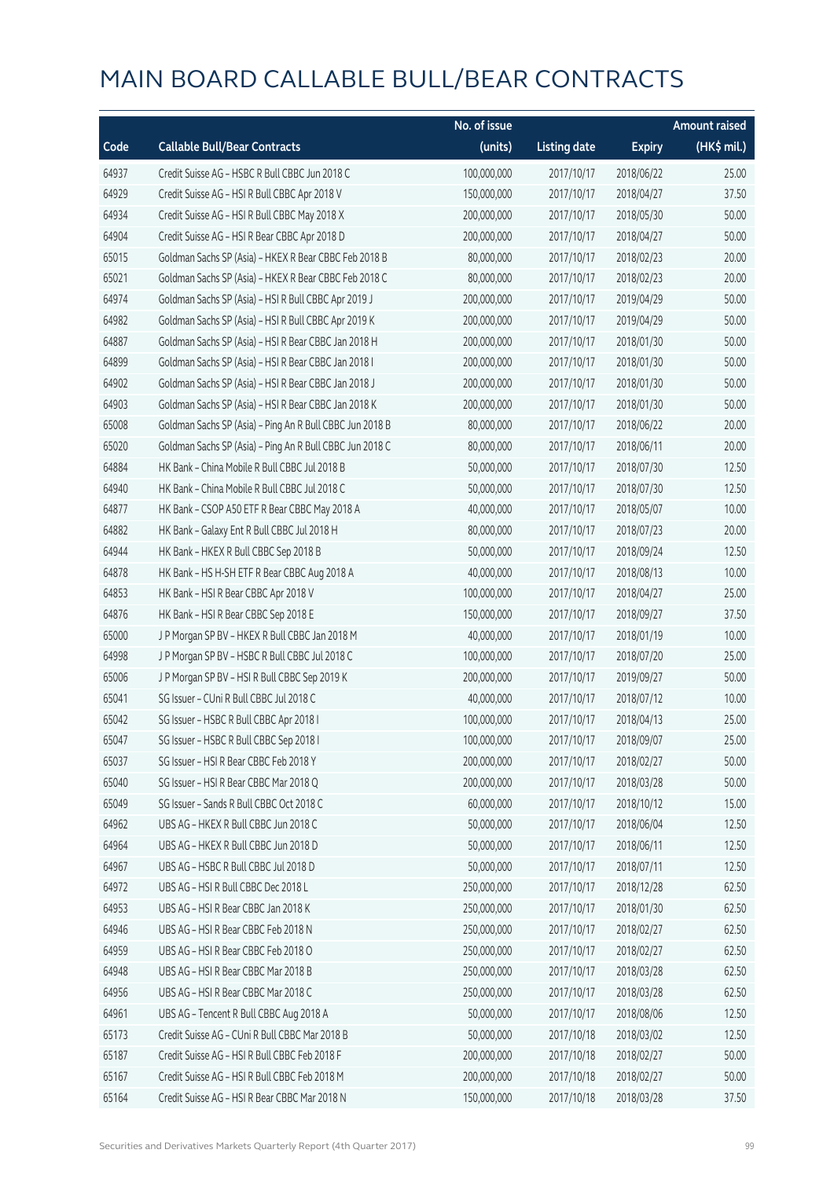# MAIN BOARD CALLABLE BULL/BEAR CONTRACTS

| Code | Callable Bull/Bear Contracts | No. of issue (units) | Listing date | Expiry | Amount raised (HK$ mil.) |
|---|---|---|---|---|---|
| 64937 | Credit Suisse AG – HSBC R Bull CBBC Jun 2018 C | 100,000,000 | 2017/10/17 | 2018/06/22 | 25.00 |
| 64929 | Credit Suisse AG – HSI R Bull CBBC Apr 2018 V | 150,000,000 | 2017/10/17 | 2018/04/27 | 37.50 |
| 64934 | Credit Suisse AG – HSI R Bull CBBC May 2018 X | 200,000,000 | 2017/10/17 | 2018/05/30 | 50.00 |
| 64904 | Credit Suisse AG – HSI R Bear CBBC Apr 2018 D | 200,000,000 | 2017/10/17 | 2018/04/27 | 50.00 |
| 65015 | Goldman Sachs SP (Asia) – HKEX R Bear CBBC Feb 2018 B | 80,000,000 | 2017/10/17 | 2018/02/23 | 20.00 |
| 65021 | Goldman Sachs SP (Asia) – HKEX R Bear CBBC Feb 2018 C | 80,000,000 | 2017/10/17 | 2018/02/23 | 20.00 |
| 64974 | Goldman Sachs SP (Asia) – HSI R Bull CBBC Apr 2019 J | 200,000,000 | 2017/10/17 | 2019/04/29 | 50.00 |
| 64982 | Goldman Sachs SP (Asia) – HSI R Bull CBBC Apr 2019 K | 200,000,000 | 2017/10/17 | 2019/04/29 | 50.00 |
| 64887 | Goldman Sachs SP (Asia) – HSI R Bear CBBC Jan 2018 H | 200,000,000 | 2017/10/17 | 2018/01/30 | 50.00 |
| 64899 | Goldman Sachs SP (Asia) – HSI R Bear CBBC Jan 2018 I | 200,000,000 | 2017/10/17 | 2018/01/30 | 50.00 |
| 64902 | Goldman Sachs SP (Asia) – HSI R Bear CBBC Jan 2018 J | 200,000,000 | 2017/10/17 | 2018/01/30 | 50.00 |
| 64903 | Goldman Sachs SP (Asia) – HSI R Bear CBBC Jan 2018 K | 200,000,000 | 2017/10/17 | 2018/01/30 | 50.00 |
| 65008 | Goldman Sachs SP (Asia) – Ping An R Bull CBBC Jun 2018 B | 80,000,000 | 2017/10/17 | 2018/06/22 | 20.00 |
| 65020 | Goldman Sachs SP (Asia) – Ping An R Bull CBBC Jun 2018 C | 80,000,000 | 2017/10/17 | 2018/06/11 | 20.00 |
| 64884 | HK Bank – China Mobile R Bull CBBC Jul 2018 B | 50,000,000 | 2017/10/17 | 2018/07/30 | 12.50 |
| 64940 | HK Bank – China Mobile R Bull CBBC Jul 2018 C | 50,000,000 | 2017/10/17 | 2018/07/30 | 12.50 |
| 64877 | HK Bank – CSOP A50 ETF R Bear CBBC May 2018 A | 40,000,000 | 2017/10/17 | 2018/05/07 | 10.00 |
| 64882 | HK Bank – Galaxy Ent R Bull CBBC Jul 2018 H | 80,000,000 | 2017/10/17 | 2018/07/23 | 20.00 |
| 64944 | HK Bank – HKEX R Bull CBBC Sep 2018 B | 50,000,000 | 2017/10/17 | 2018/09/24 | 12.50 |
| 64878 | HK Bank – HS H-SH ETF R Bear CBBC Aug 2018 A | 40,000,000 | 2017/10/17 | 2018/08/13 | 10.00 |
| 64853 | HK Bank – HSI R Bear CBBC Apr 2018 V | 100,000,000 | 2017/10/17 | 2018/04/27 | 25.00 |
| 64876 | HK Bank – HSI R Bear CBBC Sep 2018 E | 150,000,000 | 2017/10/17 | 2018/09/27 | 37.50 |
| 65000 | J P Morgan SP BV – HKEX R Bull CBBC Jan 2018 M | 40,000,000 | 2017/10/17 | 2018/01/19 | 10.00 |
| 64998 | J P Morgan SP BV – HSBC R Bull CBBC Jul 2018 C | 100,000,000 | 2017/10/17 | 2018/07/20 | 25.00 |
| 65006 | J P Morgan SP BV – HSI R Bull CBBC Sep 2019 K | 200,000,000 | 2017/10/17 | 2019/09/27 | 50.00 |
| 65041 | SG Issuer – CUni R Bull CBBC Jul 2018 C | 40,000,000 | 2017/10/17 | 2018/07/12 | 10.00 |
| 65042 | SG Issuer – HSBC R Bull CBBC Apr 2018 I | 100,000,000 | 2017/10/17 | 2018/04/13 | 25.00 |
| 65047 | SG Issuer – HSBC R Bull CBBC Sep 2018 I | 100,000,000 | 2017/10/17 | 2018/09/07 | 25.00 |
| 65037 | SG Issuer – HSI R Bear CBBC Feb 2018 Y | 200,000,000 | 2017/10/17 | 2018/02/27 | 50.00 |
| 65040 | SG Issuer – HSI R Bear CBBC Mar 2018 Q | 200,000,000 | 2017/10/17 | 2018/03/28 | 50.00 |
| 65049 | SG Issuer – Sands R Bull CBBC Oct 2018 C | 60,000,000 | 2017/10/17 | 2018/10/12 | 15.00 |
| 64962 | UBS AG – HKEX R Bull CBBC Jun 2018 C | 50,000,000 | 2017/10/17 | 2018/06/04 | 12.50 |
| 64964 | UBS AG – HKEX R Bull CBBC Jun 2018 D | 50,000,000 | 2017/10/17 | 2018/06/11 | 12.50 |
| 64967 | UBS AG – HSBC R Bull CBBC Jul 2018 D | 50,000,000 | 2017/10/17 | 2018/07/11 | 12.50 |
| 64972 | UBS AG – HSI R Bull CBBC Dec 2018 L | 250,000,000 | 2017/10/17 | 2018/12/28 | 62.50 |
| 64953 | UBS AG – HSI R Bear CBBC Jan 2018 K | 250,000,000 | 2017/10/17 | 2018/01/30 | 62.50 |
| 64946 | UBS AG – HSI R Bear CBBC Feb 2018 N | 250,000,000 | 2017/10/17 | 2018/02/27 | 62.50 |
| 64959 | UBS AG – HSI R Bear CBBC Feb 2018 O | 250,000,000 | 2017/10/17 | 2018/02/27 | 62.50 |
| 64948 | UBS AG – HSI R Bear CBBC Mar 2018 B | 250,000,000 | 2017/10/17 | 2018/03/28 | 62.50 |
| 64956 | UBS AG – HSI R Bear CBBC Mar 2018 C | 250,000,000 | 2017/10/17 | 2018/03/28 | 62.50 |
| 64961 | UBS AG – Tencent R Bull CBBC Aug 2018 A | 50,000,000 | 2017/10/17 | 2018/08/06 | 12.50 |
| 65173 | Credit Suisse AG – CUni R Bull CBBC Mar 2018 B | 50,000,000 | 2017/10/18 | 2018/03/02 | 12.50 |
| 65187 | Credit Suisse AG – HSI R Bull CBBC Feb 2018 F | 200,000,000 | 2017/10/18 | 2018/02/27 | 50.00 |
| 65167 | Credit Suisse AG – HSI R Bull CBBC Feb 2018 M | 200,000,000 | 2017/10/18 | 2018/02/27 | 50.00 |
| 65164 | Credit Suisse AG – HSI R Bear CBBC Mar 2018 N | 150,000,000 | 2017/10/18 | 2018/03/28 | 37.50 |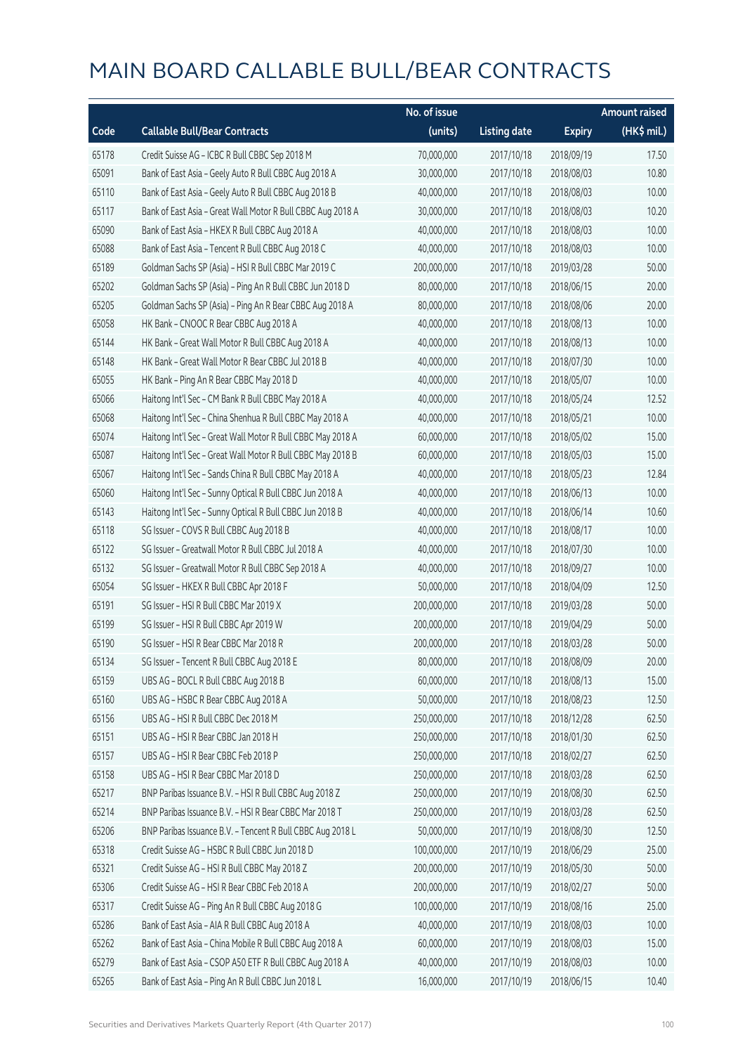# MAIN BOARD CALLABLE BULL/BEAR CONTRACTS

| Code | Callable Bull/Bear Contracts | No. of issue (units) | Listing date | Expiry | Amount raised (HK$ mil.) |
|---|---|---|---|---|---|
| 65178 | Credit Suisse AG – ICBC R Bull CBBC Sep 2018 M | 70,000,000 | 2017/10/18 | 2018/09/19 | 17.50 |
| 65091 | Bank of East Asia – Geely Auto R Bull CBBC Aug 2018 A | 30,000,000 | 2017/10/18 | 2018/08/03 | 10.80 |
| 65110 | Bank of East Asia – Geely Auto R Bull CBBC Aug 2018 B | 40,000,000 | 2017/10/18 | 2018/08/03 | 10.00 |
| 65117 | Bank of East Asia – Great Wall Motor R Bull CBBC Aug 2018 A | 30,000,000 | 2017/10/18 | 2018/08/03 | 10.20 |
| 65090 | Bank of East Asia – HKEX R Bull CBBC Aug 2018 A | 40,000,000 | 2017/10/18 | 2018/08/03 | 10.00 |
| 65088 | Bank of East Asia – Tencent R Bull CBBC Aug 2018 C | 40,000,000 | 2017/10/18 | 2018/08/03 | 10.00 |
| 65189 | Goldman Sachs SP (Asia) – HSI R Bull CBBC Mar 2019 C | 200,000,000 | 2017/10/18 | 2019/03/28 | 50.00 |
| 65202 | Goldman Sachs SP (Asia) – Ping An R Bull CBBC Jun 2018 D | 80,000,000 | 2017/10/18 | 2018/06/15 | 20.00 |
| 65205 | Goldman Sachs SP (Asia) – Ping An R Bear CBBC Aug 2018 A | 80,000,000 | 2017/10/18 | 2018/08/06 | 20.00 |
| 65058 | HK Bank – CNOOC R Bear CBBC Aug 2018 A | 40,000,000 | 2017/10/18 | 2018/08/13 | 10.00 |
| 65144 | HK Bank – Great Wall Motor R Bull CBBC Aug 2018 A | 40,000,000 | 2017/10/18 | 2018/08/13 | 10.00 |
| 65148 | HK Bank – Great Wall Motor R Bear CBBC Jul 2018 B | 40,000,000 | 2017/10/18 | 2018/07/30 | 10.00 |
| 65055 | HK Bank – Ping An R Bear CBBC May 2018 D | 40,000,000 | 2017/10/18 | 2018/05/07 | 10.00 |
| 65066 | Haitong Int'l Sec – CM Bank R Bull CBBC May 2018 A | 40,000,000 | 2017/10/18 | 2018/05/24 | 12.52 |
| 65068 | Haitong Int'l Sec – China Shenhua R Bull CBBC May 2018 A | 40,000,000 | 2017/10/18 | 2018/05/21 | 10.00 |
| 65074 | Haitong Int'l Sec – Great Wall Motor R Bull CBBC May 2018 A | 60,000,000 | 2017/10/18 | 2018/05/02 | 15.00 |
| 65087 | Haitong Int'l Sec – Great Wall Motor R Bull CBBC May 2018 B | 60,000,000 | 2017/10/18 | 2018/05/03 | 15.00 |
| 65067 | Haitong Int'l Sec – Sands China R Bull CBBC May 2018 A | 40,000,000 | 2017/10/18 | 2018/05/23 | 12.84 |
| 65060 | Haitong Int'l Sec – Sunny Optical R Bull CBBC Jun 2018 A | 40,000,000 | 2017/10/18 | 2018/06/13 | 10.00 |
| 65143 | Haitong Int'l Sec – Sunny Optical R Bull CBBC Jun 2018 B | 40,000,000 | 2017/10/18 | 2018/06/14 | 10.60 |
| 65118 | SG Issuer – COVS R Bull CBBC Aug 2018 B | 40,000,000 | 2017/10/18 | 2018/08/17 | 10.00 |
| 65122 | SG Issuer – Greatwall Motor R Bull CBBC Jul 2018 A | 40,000,000 | 2017/10/18 | 2018/07/30 | 10.00 |
| 65132 | SG Issuer – Greatwall Motor R Bull CBBC Sep 2018 A | 40,000,000 | 2017/10/18 | 2018/09/27 | 10.00 |
| 65054 | SG Issuer – HKEX R Bull CBBC Apr 2018 F | 50,000,000 | 2017/10/18 | 2018/04/09 | 12.50 |
| 65191 | SG Issuer – HSI R Bull CBBC Mar 2019 X | 200,000,000 | 2017/10/18 | 2019/03/28 | 50.00 |
| 65199 | SG Issuer – HSI R Bull CBBC Apr 2019 W | 200,000,000 | 2017/10/18 | 2019/04/29 | 50.00 |
| 65190 | SG Issuer – HSI R Bear CBBC Mar 2018 R | 200,000,000 | 2017/10/18 | 2018/03/28 | 50.00 |
| 65134 | SG Issuer – Tencent R Bull CBBC Aug 2018 E | 80,000,000 | 2017/10/18 | 2018/08/09 | 20.00 |
| 65159 | UBS AG – BOCL R Bull CBBC Aug 2018 B | 60,000,000 | 2017/10/18 | 2018/08/13 | 15.00 |
| 65160 | UBS AG – HSBC R Bear CBBC Aug 2018 A | 50,000,000 | 2017/10/18 | 2018/08/23 | 12.50 |
| 65156 | UBS AG – HSI R Bull CBBC Dec 2018 M | 250,000,000 | 2017/10/18 | 2018/12/28 | 62.50 |
| 65151 | UBS AG – HSI R Bear CBBC Jan 2018 H | 250,000,000 | 2017/10/18 | 2018/01/30 | 62.50 |
| 65157 | UBS AG – HSI R Bear CBBC Feb 2018 P | 250,000,000 | 2017/10/18 | 2018/02/27 | 62.50 |
| 65158 | UBS AG – HSI R Bear CBBC Mar 2018 D | 250,000,000 | 2017/10/18 | 2018/03/28 | 62.50 |
| 65217 | BNP Paribas Issuance B.V. – HSI R Bull CBBC Aug 2018 Z | 250,000,000 | 2017/10/19 | 2018/08/30 | 62.50 |
| 65214 | BNP Paribas Issuance B.V. – HSI R Bear CBBC Mar 2018 T | 250,000,000 | 2017/10/19 | 2018/03/28 | 62.50 |
| 65206 | BNP Paribas Issuance B.V. – Tencent R Bull CBBC Aug 2018 L | 50,000,000 | 2017/10/19 | 2018/08/30 | 12.50 |
| 65318 | Credit Suisse AG – HSBC R Bull CBBC Jun 2018 D | 100,000,000 | 2017/10/19 | 2018/06/29 | 25.00 |
| 65321 | Credit Suisse AG – HSI R Bull CBBC May 2018 Z | 200,000,000 | 2017/10/19 | 2018/05/30 | 50.00 |
| 65306 | Credit Suisse AG – HSI R Bear CBBC Feb 2018 A | 200,000,000 | 2017/10/19 | 2018/02/27 | 50.00 |
| 65317 | Credit Suisse AG – Ping An R Bull CBBC Aug 2018 G | 100,000,000 | 2017/10/19 | 2018/08/16 | 25.00 |
| 65286 | Bank of East Asia – AIA R Bull CBBC Aug 2018 A | 40,000,000 | 2017/10/19 | 2018/08/03 | 10.00 |
| 65262 | Bank of East Asia – China Mobile R Bull CBBC Aug 2018 A | 60,000,000 | 2017/10/19 | 2018/08/03 | 15.00 |
| 65279 | Bank of East Asia – CSOP A50 ETF R Bull CBBC Aug 2018 A | 40,000,000 | 2017/10/19 | 2018/08/03 | 10.00 |
| 65265 | Bank of East Asia – Ping An R Bull CBBC Jun 2018 L | 16,000,000 | 2017/10/19 | 2018/06/15 | 10.40 |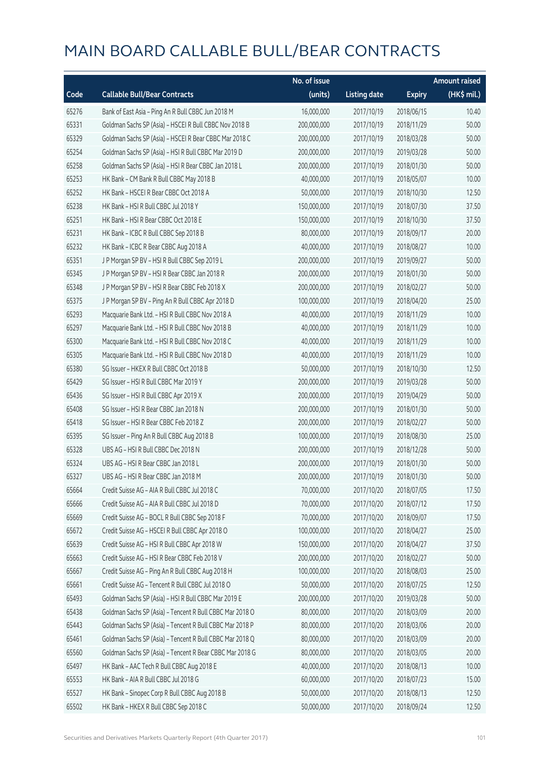# MAIN BOARD CALLABLE BULL/BEAR CONTRACTS

| Code | Callable Bull/Bear Contracts | No. of issue (units) | Listing date | Expiry | Amount raised (HK$ mil.) |
|---|---|---|---|---|---|
| 65276 | Bank of East Asia – Ping An R Bull CBBC Jun 2018 M | 16,000,000 | 2017/10/19 | 2018/06/15 | 10.40 |
| 65331 | Goldman Sachs SP (Asia) – HSCEI R Bull CBBC Nov 2018 B | 200,000,000 | 2017/10/19 | 2018/11/29 | 50.00 |
| 65329 | Goldman Sachs SP (Asia) – HSCEI R Bear CBBC Mar 2018 C | 200,000,000 | 2017/10/19 | 2018/03/28 | 50.00 |
| 65254 | Goldman Sachs SP (Asia) – HSI R Bull CBBC Mar 2019 D | 200,000,000 | 2017/10/19 | 2019/03/28 | 50.00 |
| 65258 | Goldman Sachs SP (Asia) – HSI R Bear CBBC Jan 2018 L | 200,000,000 | 2017/10/19 | 2018/01/30 | 50.00 |
| 65253 | HK Bank – CM Bank R Bull CBBC May 2018 B | 40,000,000 | 2017/10/19 | 2018/05/07 | 10.00 |
| 65252 | HK Bank – HSCEI R Bear CBBC Oct 2018 A | 50,000,000 | 2017/10/19 | 2018/10/30 | 12.50 |
| 65238 | HK Bank – HSI R Bull CBBC Jul 2018 Y | 150,000,000 | 2017/10/19 | 2018/07/30 | 37.50 |
| 65251 | HK Bank – HSI R Bear CBBC Oct 2018 E | 150,000,000 | 2017/10/19 | 2018/10/30 | 37.50 |
| 65231 | HK Bank – ICBC R Bull CBBC Sep 2018 B | 80,000,000 | 2017/10/19 | 2018/09/17 | 20.00 |
| 65232 | HK Bank – ICBC R Bear CBBC Aug 2018 A | 40,000,000 | 2017/10/19 | 2018/08/27 | 10.00 |
| 65351 | J P Morgan SP BV – HSI R Bull CBBC Sep 2019 L | 200,000,000 | 2017/10/19 | 2019/09/27 | 50.00 |
| 65345 | J P Morgan SP BV – HSI R Bear CBBC Jan 2018 R | 200,000,000 | 2017/10/19 | 2018/01/30 | 50.00 |
| 65348 | J P Morgan SP BV – HSI R Bear CBBC Feb 2018 X | 200,000,000 | 2017/10/19 | 2018/02/27 | 50.00 |
| 65375 | J P Morgan SP BV – Ping An R Bull CBBC Apr 2018 D | 100,000,000 | 2017/10/19 | 2018/04/20 | 25.00 |
| 65293 | Macquarie Bank Ltd. – HSI R Bull CBBC Nov 2018 A | 40,000,000 | 2017/10/19 | 2018/11/29 | 10.00 |
| 65297 | Macquarie Bank Ltd. – HSI R Bull CBBC Nov 2018 B | 40,000,000 | 2017/10/19 | 2018/11/29 | 10.00 |
| 65300 | Macquarie Bank Ltd. – HSI R Bull CBBC Nov 2018 C | 40,000,000 | 2017/10/19 | 2018/11/29 | 10.00 |
| 65305 | Macquarie Bank Ltd. – HSI R Bull CBBC Nov 2018 D | 40,000,000 | 2017/10/19 | 2018/11/29 | 10.00 |
| 65380 | SG Issuer – HKEX R Bull CBBC Oct 2018 B | 50,000,000 | 2017/10/19 | 2018/10/30 | 12.50 |
| 65429 | SG Issuer – HSI R Bull CBBC Mar 2019 Y | 200,000,000 | 2017/10/19 | 2019/03/28 | 50.00 |
| 65436 | SG Issuer – HSI R Bull CBBC Apr 2019 X | 200,000,000 | 2017/10/19 | 2019/04/29 | 50.00 |
| 65408 | SG Issuer – HSI R Bear CBBC Jan 2018 N | 200,000,000 | 2017/10/19 | 2018/01/30 | 50.00 |
| 65418 | SG Issuer – HSI R Bear CBBC Feb 2018 Z | 200,000,000 | 2017/10/19 | 2018/02/27 | 50.00 |
| 65395 | SG Issuer – Ping An R Bull CBBC Aug 2018 B | 100,000,000 | 2017/10/19 | 2018/08/30 | 25.00 |
| 65328 | UBS AG – HSI R Bull CBBC Dec 2018 N | 200,000,000 | 2017/10/19 | 2018/12/28 | 50.00 |
| 65324 | UBS AG – HSI R Bear CBBC Jan 2018 L | 200,000,000 | 2017/10/19 | 2018/01/30 | 50.00 |
| 65327 | UBS AG – HSI R Bear CBBC Jan 2018 M | 200,000,000 | 2017/10/19 | 2018/01/30 | 50.00 |
| 65664 | Credit Suisse AG – AIA R Bull CBBC Jul 2018 C | 70,000,000 | 2017/10/20 | 2018/07/05 | 17.50 |
| 65666 | Credit Suisse AG – AIA R Bull CBBC Jul 2018 D | 70,000,000 | 2017/10/20 | 2018/07/12 | 17.50 |
| 65669 | Credit Suisse AG – BOCL R Bull CBBC Sep 2018 F | 70,000,000 | 2017/10/20 | 2018/09/07 | 17.50 |
| 65672 | Credit Suisse AG – HSCEI R Bull CBBC Apr 2018 O | 100,000,000 | 2017/10/20 | 2018/04/27 | 25.00 |
| 65639 | Credit Suisse AG – HSI R Bull CBBC Apr 2018 W | 150,000,000 | 2017/10/20 | 2018/04/27 | 37.50 |
| 65663 | Credit Suisse AG – HSI R Bear CBBC Feb 2018 V | 200,000,000 | 2017/10/20 | 2018/02/27 | 50.00 |
| 65667 | Credit Suisse AG – Ping An R Bull CBBC Aug 2018 H | 100,000,000 | 2017/10/20 | 2018/08/03 | 25.00 |
| 65661 | Credit Suisse AG – Tencent R Bull CBBC Jul 2018 O | 50,000,000 | 2017/10/20 | 2018/07/25 | 12.50 |
| 65493 | Goldman Sachs SP (Asia) – HSI R Bull CBBC Mar 2019 E | 200,000,000 | 2017/10/20 | 2019/03/28 | 50.00 |
| 65438 | Goldman Sachs SP (Asia) – Tencent R Bull CBBC Mar 2018 O | 80,000,000 | 2017/10/20 | 2018/03/09 | 20.00 |
| 65443 | Goldman Sachs SP (Asia) – Tencent R Bull CBBC Mar 2018 P | 80,000,000 | 2017/10/20 | 2018/03/06 | 20.00 |
| 65461 | Goldman Sachs SP (Asia) – Tencent R Bull CBBC Mar 2018 Q | 80,000,000 | 2017/10/20 | 2018/03/09 | 20.00 |
| 65560 | Goldman Sachs SP (Asia) – Tencent R Bear CBBC Mar 2018 G | 80,000,000 | 2017/10/20 | 2018/03/05 | 20.00 |
| 65497 | HK Bank – AAC Tech R Bull CBBC Aug 2018 E | 40,000,000 | 2017/10/20 | 2018/08/13 | 10.00 |
| 65553 | HK Bank – AIA R Bull CBBC Jul 2018 G | 60,000,000 | 2017/10/20 | 2018/07/23 | 15.00 |
| 65527 | HK Bank – Sinopec Corp R Bull CBBC Aug 2018 B | 50,000,000 | 2017/10/20 | 2018/08/13 | 12.50 |
| 65502 | HK Bank – HKEX R Bull CBBC Sep 2018 C | 50,000,000 | 2017/10/20 | 2018/09/24 | 12.50 |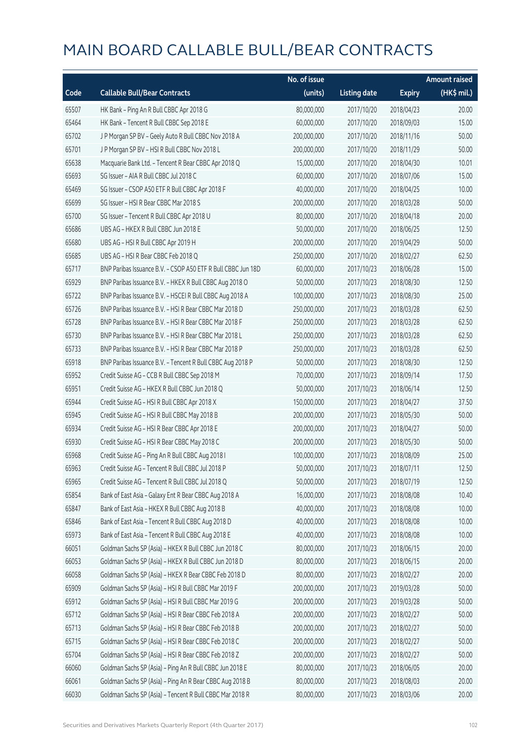# MAIN BOARD CALLABLE BULL/BEAR CONTRACTS

| Code | Callable Bull/Bear Contracts | No. of issue (units) | Listing date | Expiry | Amount raised (HK$ mil.) |
|---|---|---|---|---|---|
| 65507 | HK Bank – Ping An R Bull CBBC Apr 2018 G | 80,000,000 | 2017/10/20 | 2018/04/23 | 20.00 |
| 65464 | HK Bank – Tencent R Bull CBBC Sep 2018 E | 60,000,000 | 2017/10/20 | 2018/09/03 | 15.00 |
| 65702 | J P Morgan SP BV – Geely Auto R Bull CBBC Nov 2018 A | 200,000,000 | 2017/10/20 | 2018/11/16 | 50.00 |
| 65701 | J P Morgan SP BV – HSI R Bull CBBC Nov 2018 L | 200,000,000 | 2017/10/20 | 2018/11/29 | 50.00 |
| 65638 | Macquarie Bank Ltd. – Tencent R Bear CBBC Apr 2018 Q | 15,000,000 | 2017/10/20 | 2018/04/30 | 10.01 |
| 65693 | SG Issuer – AIA R Bull CBBC Jul 2018 C | 60,000,000 | 2017/10/20 | 2018/07/06 | 15.00 |
| 65469 | SG Issuer – CSOP A50 ETF R Bull CBBC Apr 2018 F | 40,000,000 | 2017/10/20 | 2018/04/25 | 10.00 |
| 65699 | SG Issuer – HSI R Bear CBBC Mar 2018 S | 200,000,000 | 2017/10/20 | 2018/03/28 | 50.00 |
| 65700 | SG Issuer – Tencent R Bull CBBC Apr 2018 U | 80,000,000 | 2017/10/20 | 2018/04/18 | 20.00 |
| 65686 | UBS AG – HKEX R Bull CBBC Jun 2018 E | 50,000,000 | 2017/10/20 | 2018/06/25 | 12.50 |
| 65680 | UBS AG – HSI R Bull CBBC Apr 2019 H | 200,000,000 | 2017/10/20 | 2019/04/29 | 50.00 |
| 65685 | UBS AG – HSI R Bear CBBC Feb 2018 Q | 250,000,000 | 2017/10/20 | 2018/02/27 | 62.50 |
| 65717 | BNP Paribas Issuance B.V. – CSOP A50 ETF R Bull CBBC Jun 18D | 60,000,000 | 2017/10/23 | 2018/06/28 | 15.00 |
| 65929 | BNP Paribas Issuance B.V. – HKEX R Bull CBBC Aug 2018 O | 50,000,000 | 2017/10/23 | 2018/08/30 | 12.50 |
| 65722 | BNP Paribas Issuance B.V. – HSCEI R Bull CBBC Aug 2018 A | 100,000,000 | 2017/10/23 | 2018/08/30 | 25.00 |
| 65726 | BNP Paribas Issuance B.V. – HSI R Bear CBBC Mar 2018 D | 250,000,000 | 2017/10/23 | 2018/03/28 | 62.50 |
| 65728 | BNP Paribas Issuance B.V. – HSI R Bear CBBC Mar 2018 F | 250,000,000 | 2017/10/23 | 2018/03/28 | 62.50 |
| 65730 | BNP Paribas Issuance B.V. – HSI R Bear CBBC Mar 2018 L | 250,000,000 | 2017/10/23 | 2018/03/28 | 62.50 |
| 65733 | BNP Paribas Issuance B.V. – HSI R Bear CBBC Mar 2018 P | 250,000,000 | 2017/10/23 | 2018/03/28 | 62.50 |
| 65918 | BNP Paribas Issuance B.V. – Tencent R Bull CBBC Aug 2018 P | 50,000,000 | 2017/10/23 | 2018/08/30 | 12.50 |
| 65952 | Credit Suisse AG – CCB R Bull CBBC Sep 2018 M | 70,000,000 | 2017/10/23 | 2018/09/14 | 17.50 |
| 65951 | Credit Suisse AG – HKEX R Bull CBBC Jun 2018 Q | 50,000,000 | 2017/10/23 | 2018/06/14 | 12.50 |
| 65944 | Credit Suisse AG – HSI R Bull CBBC Apr 2018 X | 150,000,000 | 2017/10/23 | 2018/04/27 | 37.50 |
| 65945 | Credit Suisse AG – HSI R Bull CBBC May 2018 B | 200,000,000 | 2017/10/23 | 2018/05/30 | 50.00 |
| 65934 | Credit Suisse AG – HSI R Bear CBBC Apr 2018 E | 200,000,000 | 2017/10/23 | 2018/04/27 | 50.00 |
| 65930 | Credit Suisse AG – HSI R Bear CBBC May 2018 C | 200,000,000 | 2017/10/23 | 2018/05/30 | 50.00 |
| 65968 | Credit Suisse AG – Ping An R Bull CBBC Aug 2018 I | 100,000,000 | 2017/10/23 | 2018/08/09 | 25.00 |
| 65963 | Credit Suisse AG – Tencent R Bull CBBC Jul 2018 P | 50,000,000 | 2017/10/23 | 2018/07/11 | 12.50 |
| 65965 | Credit Suisse AG – Tencent R Bull CBBC Jul 2018 Q | 50,000,000 | 2017/10/23 | 2018/07/19 | 12.50 |
| 65854 | Bank of East Asia – Galaxy Ent R Bear CBBC Aug 2018 A | 16,000,000 | 2017/10/23 | 2018/08/08 | 10.40 |
| 65847 | Bank of East Asia – HKEX R Bull CBBC Aug 2018 B | 40,000,000 | 2017/10/23 | 2018/08/08 | 10.00 |
| 65846 | Bank of East Asia – Tencent R Bull CBBC Aug 2018 D | 40,000,000 | 2017/10/23 | 2018/08/08 | 10.00 |
| 65973 | Bank of East Asia – Tencent R Bull CBBC Aug 2018 E | 40,000,000 | 2017/10/23 | 2018/08/08 | 10.00 |
| 66051 | Goldman Sachs SP (Asia) – HKEX R Bull CBBC Jun 2018 C | 80,000,000 | 2017/10/23 | 2018/06/15 | 20.00 |
| 66053 | Goldman Sachs SP (Asia) – HKEX R Bull CBBC Jun 2018 D | 80,000,000 | 2017/10/23 | 2018/06/15 | 20.00 |
| 66058 | Goldman Sachs SP (Asia) – HKEX R Bear CBBC Feb 2018 D | 80,000,000 | 2017/10/23 | 2018/02/27 | 20.00 |
| 65909 | Goldman Sachs SP (Asia) – HSI R Bull CBBC Mar 2019 F | 200,000,000 | 2017/10/23 | 2019/03/28 | 50.00 |
| 65912 | Goldman Sachs SP (Asia) – HSI R Bull CBBC Mar 2019 G | 200,000,000 | 2017/10/23 | 2019/03/28 | 50.00 |
| 65712 | Goldman Sachs SP (Asia) – HSI R Bear CBBC Feb 2018 A | 200,000,000 | 2017/10/23 | 2018/02/27 | 50.00 |
| 65713 | Goldman Sachs SP (Asia) – HSI R Bear CBBC Feb 2018 B | 200,000,000 | 2017/10/23 | 2018/02/27 | 50.00 |
| 65715 | Goldman Sachs SP (Asia) – HSI R Bear CBBC Feb 2018 C | 200,000,000 | 2017/10/23 | 2018/02/27 | 50.00 |
| 65704 | Goldman Sachs SP (Asia) – HSI R Bear CBBC Feb 2018 Z | 200,000,000 | 2017/10/23 | 2018/02/27 | 50.00 |
| 66060 | Goldman Sachs SP (Asia) – Ping An R Bull CBBC Jun 2018 E | 80,000,000 | 2017/10/23 | 2018/06/05 | 20.00 |
| 66061 | Goldman Sachs SP (Asia) – Ping An R Bear CBBC Aug 2018 B | 80,000,000 | 2017/10/23 | 2018/08/03 | 20.00 |
| 66030 | Goldman Sachs SP (Asia) – Tencent R Bull CBBC Mar 2018 R | 80,000,000 | 2017/10/23 | 2018/03/06 | 20.00 |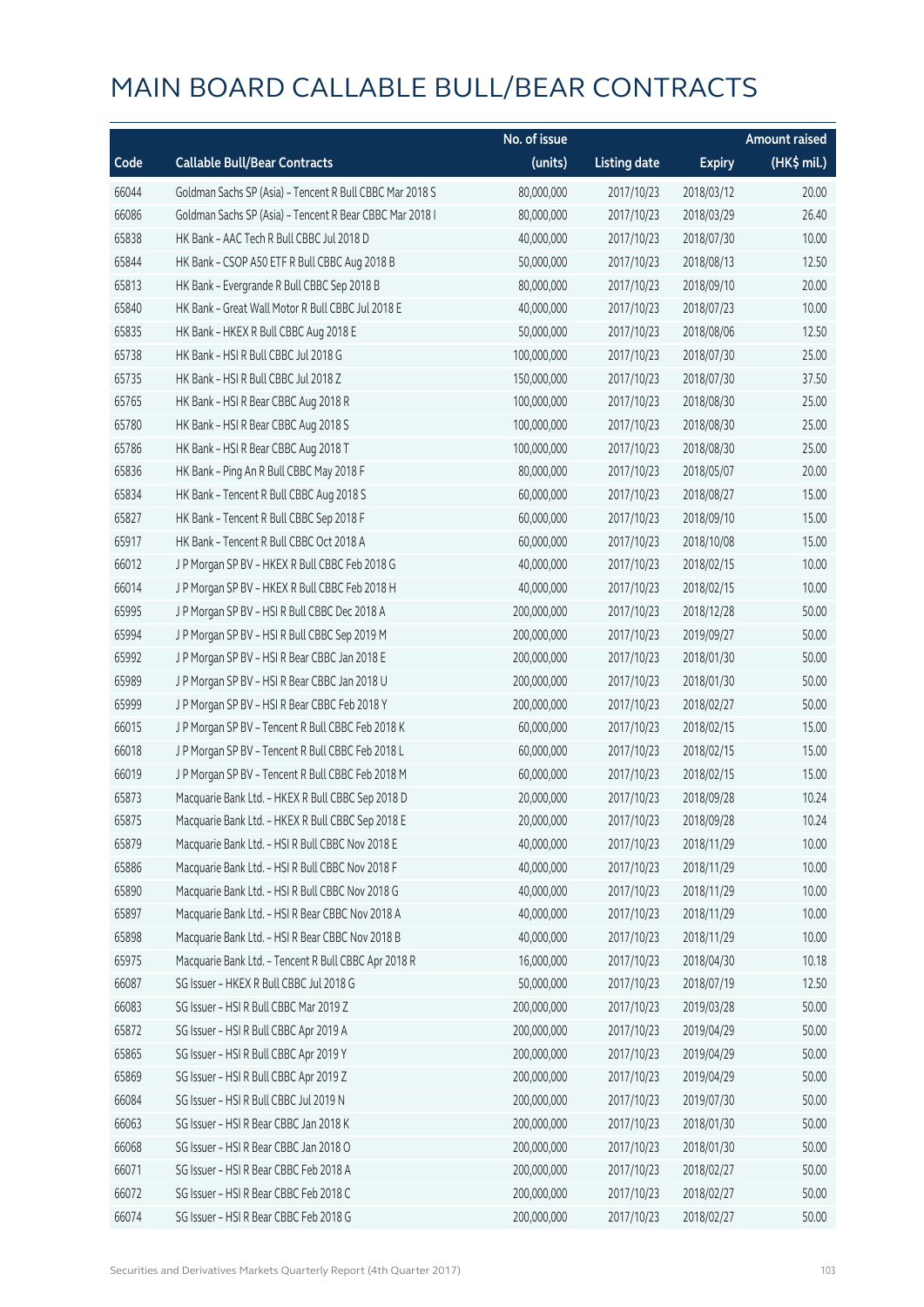# MAIN BOARD CALLABLE BULL/BEAR CONTRACTS

| Code | Callable Bull/Bear Contracts | No. of issue (units) | Listing date | Expiry | Amount raised (HK$ mil.) |
|---|---|---|---|---|---|
| 66044 | Goldman Sachs SP (Asia) – Tencent R Bull CBBC Mar 2018 S | 80,000,000 | 2017/10/23 | 2018/03/12 | 20.00 |
| 66086 | Goldman Sachs SP (Asia) – Tencent R Bear CBBC Mar 2018 I | 80,000,000 | 2017/10/23 | 2018/03/29 | 26.40 |
| 65838 | HK Bank – AAC Tech R Bull CBBC Jul 2018 D | 40,000,000 | 2017/10/23 | 2018/07/30 | 10.00 |
| 65844 | HK Bank – CSOP A50 ETF R Bull CBBC Aug 2018 B | 50,000,000 | 2017/10/23 | 2018/08/13 | 12.50 |
| 65813 | HK Bank – Evergrande R Bull CBBC Sep 2018 B | 80,000,000 | 2017/10/23 | 2018/09/10 | 20.00 |
| 65840 | HK Bank – Great Wall Motor R Bull CBBC Jul 2018 E | 40,000,000 | 2017/10/23 | 2018/07/23 | 10.00 |
| 65835 | HK Bank – HKEX R Bull CBBC Aug 2018 E | 50,000,000 | 2017/10/23 | 2018/08/06 | 12.50 |
| 65738 | HK Bank – HSI R Bull CBBC Jul 2018 G | 100,000,000 | 2017/10/23 | 2018/07/30 | 25.00 |
| 65735 | HK Bank – HSI R Bull CBBC Jul 2018 Z | 150,000,000 | 2017/10/23 | 2018/07/30 | 37.50 |
| 65765 | HK Bank – HSI R Bear CBBC Aug 2018 R | 100,000,000 | 2017/10/23 | 2018/08/30 | 25.00 |
| 65780 | HK Bank – HSI R Bear CBBC Aug 2018 S | 100,000,000 | 2017/10/23 | 2018/08/30 | 25.00 |
| 65786 | HK Bank – HSI R Bear CBBC Aug 2018 T | 100,000,000 | 2017/10/23 | 2018/08/30 | 25.00 |
| 65836 | HK Bank – Ping An R Bull CBBC May 2018 F | 80,000,000 | 2017/10/23 | 2018/05/07 | 20.00 |
| 65834 | HK Bank – Tencent R Bull CBBC Aug 2018 S | 60,000,000 | 2017/10/23 | 2018/08/27 | 15.00 |
| 65827 | HK Bank – Tencent R Bull CBBC Sep 2018 F | 60,000,000 | 2017/10/23 | 2018/09/10 | 15.00 |
| 65917 | HK Bank – Tencent R Bull CBBC Oct 2018 A | 60,000,000 | 2017/10/23 | 2018/10/08 | 15.00 |
| 66012 | J P Morgan SP BV – HKEX R Bull CBBC Feb 2018 G | 40,000,000 | 2017/10/23 | 2018/02/15 | 10.00 |
| 66014 | J P Morgan SP BV – HKEX R Bull CBBC Feb 2018 H | 40,000,000 | 2017/10/23 | 2018/02/15 | 10.00 |
| 65995 | J P Morgan SP BV – HSI R Bull CBBC Dec 2018 A | 200,000,000 | 2017/10/23 | 2018/12/28 | 50.00 |
| 65994 | J P Morgan SP BV – HSI R Bull CBBC Sep 2019 M | 200,000,000 | 2017/10/23 | 2019/09/27 | 50.00 |
| 65992 | J P Morgan SP BV – HSI R Bear CBBC Jan 2018 E | 200,000,000 | 2017/10/23 | 2018/01/30 | 50.00 |
| 65989 | J P Morgan SP BV – HSI R Bear CBBC Jan 2018 U | 200,000,000 | 2017/10/23 | 2018/01/30 | 50.00 |
| 65999 | J P Morgan SP BV – HSI R Bear CBBC Feb 2018 Y | 200,000,000 | 2017/10/23 | 2018/02/27 | 50.00 |
| 66015 | J P Morgan SP BV – Tencent R Bull CBBC Feb 2018 K | 60,000,000 | 2017/10/23 | 2018/02/15 | 15.00 |
| 66018 | J P Morgan SP BV – Tencent R Bull CBBC Feb 2018 L | 60,000,000 | 2017/10/23 | 2018/02/15 | 15.00 |
| 66019 | J P Morgan SP BV – Tencent R Bull CBBC Feb 2018 M | 60,000,000 | 2017/10/23 | 2018/02/15 | 15.00 |
| 65873 | Macquarie Bank Ltd. – HKEX R Bull CBBC Sep 2018 D | 20,000,000 | 2017/10/23 | 2018/09/28 | 10.24 |
| 65875 | Macquarie Bank Ltd. – HKEX R Bull CBBC Sep 2018 E | 20,000,000 | 2017/10/23 | 2018/09/28 | 10.24 |
| 65879 | Macquarie Bank Ltd. – HSI R Bull CBBC Nov 2018 E | 40,000,000 | 2017/10/23 | 2018/11/29 | 10.00 |
| 65886 | Macquarie Bank Ltd. – HSI R Bull CBBC Nov 2018 F | 40,000,000 | 2017/10/23 | 2018/11/29 | 10.00 |
| 65890 | Macquarie Bank Ltd. – HSI R Bull CBBC Nov 2018 G | 40,000,000 | 2017/10/23 | 2018/11/29 | 10.00 |
| 65897 | Macquarie Bank Ltd. – HSI R Bear CBBC Nov 2018 A | 40,000,000 | 2017/10/23 | 2018/11/29 | 10.00 |
| 65898 | Macquarie Bank Ltd. – HSI R Bear CBBC Nov 2018 B | 40,000,000 | 2017/10/23 | 2018/11/29 | 10.00 |
| 65975 | Macquarie Bank Ltd. – Tencent R Bull CBBC Apr 2018 R | 16,000,000 | 2017/10/23 | 2018/04/30 | 10.18 |
| 66087 | SG Issuer – HKEX R Bull CBBC Jul 2018 G | 50,000,000 | 2017/10/23 | 2018/07/19 | 12.50 |
| 66083 | SG Issuer – HSI R Bull CBBC Mar 2019 Z | 200,000,000 | 2017/10/23 | 2019/03/28 | 50.00 |
| 65872 | SG Issuer – HSI R Bull CBBC Apr 2019 A | 200,000,000 | 2017/10/23 | 2019/04/29 | 50.00 |
| 65865 | SG Issuer – HSI R Bull CBBC Apr 2019 Y | 200,000,000 | 2017/10/23 | 2019/04/29 | 50.00 |
| 65869 | SG Issuer – HSI R Bull CBBC Apr 2019 Z | 200,000,000 | 2017/10/23 | 2019/04/29 | 50.00 |
| 66084 | SG Issuer – HSI R Bull CBBC Jul 2019 N | 200,000,000 | 2017/10/23 | 2019/07/30 | 50.00 |
| 66063 | SG Issuer – HSI R Bear CBBC Jan 2018 K | 200,000,000 | 2017/10/23 | 2018/01/30 | 50.00 |
| 66068 | SG Issuer – HSI R Bear CBBC Jan 2018 O | 200,000,000 | 2017/10/23 | 2018/01/30 | 50.00 |
| 66071 | SG Issuer – HSI R Bear CBBC Feb 2018 A | 200,000,000 | 2017/10/23 | 2018/02/27 | 50.00 |
| 66072 | SG Issuer – HSI R Bear CBBC Feb 2018 C | 200,000,000 | 2017/10/23 | 2018/02/27 | 50.00 |
| 66074 | SG Issuer – HSI R Bear CBBC Feb 2018 G | 200,000,000 | 2017/10/23 | 2018/02/27 | 50.00 |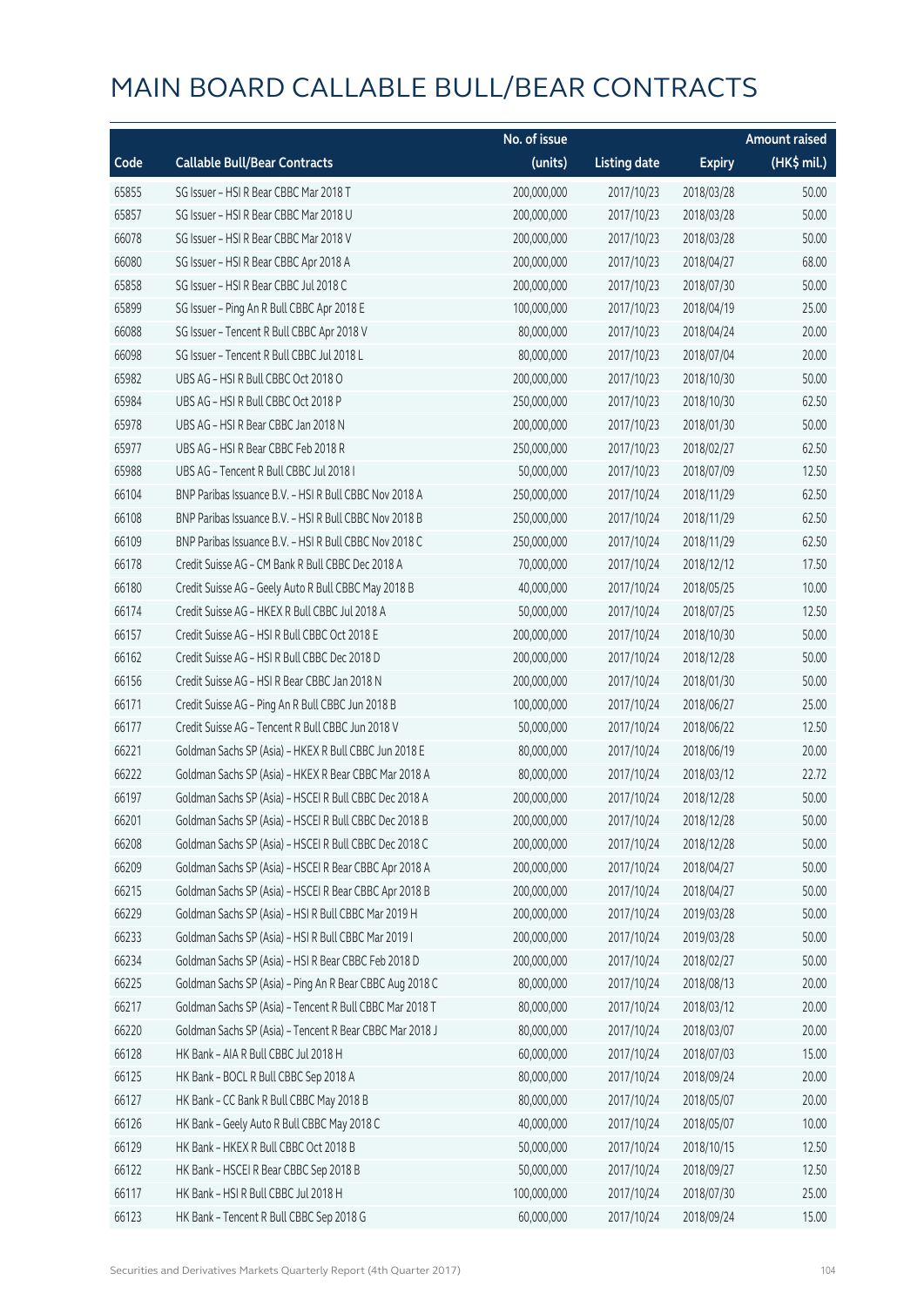# MAIN BOARD CALLABLE BULL/BEAR CONTRACTS

| Code | Callable Bull/Bear Contracts | No. of issue (units) | Listing date | Expiry | Amount raised (HK$ mil.) |
|---|---|---|---|---|---|
| 65855 | SG Issuer – HSI R Bear CBBC Mar 2018 T | 200,000,000 | 2017/10/23 | 2018/03/28 | 50.00 |
| 65857 | SG Issuer – HSI R Bear CBBC Mar 2018 U | 200,000,000 | 2017/10/23 | 2018/03/28 | 50.00 |
| 66078 | SG Issuer – HSI R Bear CBBC Mar 2018 V | 200,000,000 | 2017/10/23 | 2018/03/28 | 50.00 |
| 66080 | SG Issuer – HSI R Bear CBBC Apr 2018 A | 200,000,000 | 2017/10/23 | 2018/04/27 | 68.00 |
| 65858 | SG Issuer – HSI R Bear CBBC Jul 2018 C | 200,000,000 | 2017/10/23 | 2018/07/30 | 50.00 |
| 65899 | SG Issuer – Ping An R Bull CBBC Apr 2018 E | 100,000,000 | 2017/10/23 | 2018/04/19 | 25.00 |
| 66088 | SG Issuer – Tencent R Bull CBBC Apr 2018 V | 80,000,000 | 2017/10/23 | 2018/04/24 | 20.00 |
| 66098 | SG Issuer – Tencent R Bull CBBC Jul 2018 L | 80,000,000 | 2017/10/23 | 2018/07/04 | 20.00 |
| 65982 | UBS AG – HSI R Bull CBBC Oct 2018 O | 200,000,000 | 2017/10/23 | 2018/10/30 | 50.00 |
| 65984 | UBS AG – HSI R Bull CBBC Oct 2018 P | 250,000,000 | 2017/10/23 | 2018/10/30 | 62.50 |
| 65978 | UBS AG – HSI R Bear CBBC Jan 2018 N | 200,000,000 | 2017/10/23 | 2018/01/30 | 50.00 |
| 65977 | UBS AG – HSI R Bear CBBC Feb 2018 R | 250,000,000 | 2017/10/23 | 2018/02/27 | 62.50 |
| 65988 | UBS AG – Tencent R Bull CBBC Jul 2018 I | 50,000,000 | 2017/10/23 | 2018/07/09 | 12.50 |
| 66104 | BNP Paribas Issuance B.V. – HSI R Bull CBBC Nov 2018 A | 250,000,000 | 2017/10/24 | 2018/11/29 | 62.50 |
| 66108 | BNP Paribas Issuance B.V. – HSI R Bull CBBC Nov 2018 B | 250,000,000 | 2017/10/24 | 2018/11/29 | 62.50 |
| 66109 | BNP Paribas Issuance B.V. – HSI R Bull CBBC Nov 2018 C | 250,000,000 | 2017/10/24 | 2018/11/29 | 62.50 |
| 66178 | Credit Suisse AG – CM Bank R Bull CBBC Dec 2018 A | 70,000,000 | 2017/10/24 | 2018/12/12 | 17.50 |
| 66180 | Credit Suisse AG – Geely Auto R Bull CBBC May 2018 B | 40,000,000 | 2017/10/24 | 2018/05/25 | 10.00 |
| 66174 | Credit Suisse AG – HKEX R Bull CBBC Jul 2018 A | 50,000,000 | 2017/10/24 | 2018/07/25 | 12.50 |
| 66157 | Credit Suisse AG – HSI R Bull CBBC Oct 2018 E | 200,000,000 | 2017/10/24 | 2018/10/30 | 50.00 |
| 66162 | Credit Suisse AG – HSI R Bull CBBC Dec 2018 D | 200,000,000 | 2017/10/24 | 2018/12/28 | 50.00 |
| 66156 | Credit Suisse AG – HSI R Bear CBBC Jan 2018 N | 200,000,000 | 2017/10/24 | 2018/01/30 | 50.00 |
| 66171 | Credit Suisse AG – Ping An R Bull CBBC Jun 2018 B | 100,000,000 | 2017/10/24 | 2018/06/27 | 25.00 |
| 66177 | Credit Suisse AG – Tencent R Bull CBBC Jun 2018 V | 50,000,000 | 2017/10/24 | 2018/06/22 | 12.50 |
| 66221 | Goldman Sachs SP (Asia) – HKEX R Bull CBBC Jun 2018 E | 80,000,000 | 2017/10/24 | 2018/06/19 | 20.00 |
| 66222 | Goldman Sachs SP (Asia) – HKEX R Bear CBBC Mar 2018 A | 80,000,000 | 2017/10/24 | 2018/03/12 | 22.72 |
| 66197 | Goldman Sachs SP (Asia) – HSCEI R Bull CBBC Dec 2018 A | 200,000,000 | 2017/10/24 | 2018/12/28 | 50.00 |
| 66201 | Goldman Sachs SP (Asia) – HSCEI R Bull CBBC Dec 2018 B | 200,000,000 | 2017/10/24 | 2018/12/28 | 50.00 |
| 66208 | Goldman Sachs SP (Asia) – HSCEI R Bull CBBC Dec 2018 C | 200,000,000 | 2017/10/24 | 2018/12/28 | 50.00 |
| 66209 | Goldman Sachs SP (Asia) – HSCEI R Bear CBBC Apr 2018 A | 200,000,000 | 2017/10/24 | 2018/04/27 | 50.00 |
| 66215 | Goldman Sachs SP (Asia) – HSCEI R Bear CBBC Apr 2018 B | 200,000,000 | 2017/10/24 | 2018/04/27 | 50.00 |
| 66229 | Goldman Sachs SP (Asia) – HSI R Bull CBBC Mar 2019 H | 200,000,000 | 2017/10/24 | 2019/03/28 | 50.00 |
| 66233 | Goldman Sachs SP (Asia) – HSI R Bull CBBC Mar 2019 I | 200,000,000 | 2017/10/24 | 2019/03/28 | 50.00 |
| 66234 | Goldman Sachs SP (Asia) – HSI R Bear CBBC Feb 2018 D | 200,000,000 | 2017/10/24 | 2018/02/27 | 50.00 |
| 66225 | Goldman Sachs SP (Asia) – Ping An R Bear CBBC Aug 2018 C | 80,000,000 | 2017/10/24 | 2018/08/13 | 20.00 |
| 66217 | Goldman Sachs SP (Asia) – Tencent R Bull CBBC Mar 2018 T | 80,000,000 | 2017/10/24 | 2018/03/12 | 20.00 |
| 66220 | Goldman Sachs SP (Asia) – Tencent R Bear CBBC Mar 2018 J | 80,000,000 | 2017/10/24 | 2018/03/07 | 20.00 |
| 66128 | HK Bank – AIA R Bull CBBC Jul 2018 H | 60,000,000 | 2017/10/24 | 2018/07/03 | 15.00 |
| 66125 | HK Bank – BOCL R Bull CBBC Sep 2018 A | 80,000,000 | 2017/10/24 | 2018/09/24 | 20.00 |
| 66127 | HK Bank – CC Bank R Bull CBBC May 2018 B | 80,000,000 | 2017/10/24 | 2018/05/07 | 20.00 |
| 66126 | HK Bank – Geely Auto R Bull CBBC May 2018 C | 40,000,000 | 2017/10/24 | 2018/05/07 | 10.00 |
| 66129 | HK Bank – HKEX R Bull CBBC Oct 2018 B | 50,000,000 | 2017/10/24 | 2018/10/15 | 12.50 |
| 66122 | HK Bank – HSCEI R Bear CBBC Sep 2018 B | 50,000,000 | 2017/10/24 | 2018/09/27 | 12.50 |
| 66117 | HK Bank – HSI R Bull CBBC Jul 2018 H | 100,000,000 | 2017/10/24 | 2018/07/30 | 25.00 |
| 66123 | HK Bank – Tencent R Bull CBBC Sep 2018 G | 60,000,000 | 2017/10/24 | 2018/09/24 | 15.00 |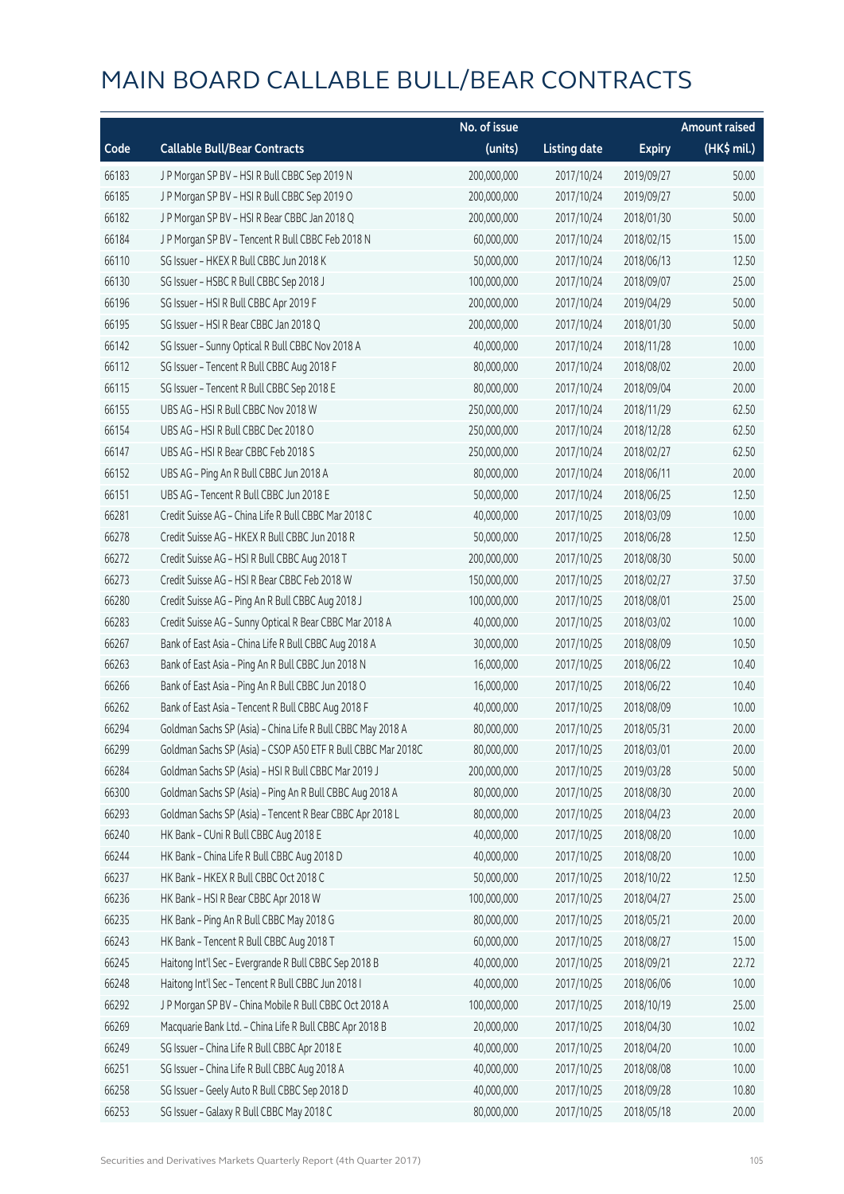# MAIN BOARD CALLABLE BULL/BEAR CONTRACTS

| Code | Callable Bull/Bear Contracts | No. of issue (units) | Listing date | Expiry | Amount raised (HK$ mil.) |
|---|---|---|---|---|---|
| 66183 | J P Morgan SP BV – HSI R Bull CBBC Sep 2019 N | 200,000,000 | 2017/10/24 | 2019/09/27 | 50.00 |
| 66185 | J P Morgan SP BV – HSI R Bull CBBC Sep 2019 O | 200,000,000 | 2017/10/24 | 2019/09/27 | 50.00 |
| 66182 | J P Morgan SP BV – HSI R Bear CBBC Jan 2018 Q | 200,000,000 | 2017/10/24 | 2018/01/30 | 50.00 |
| 66184 | J P Morgan SP BV – Tencent R Bull CBBC Feb 2018 N | 60,000,000 | 2017/10/24 | 2018/02/15 | 15.00 |
| 66110 | SG Issuer – HKEX R Bull CBBC Jun 2018 K | 50,000,000 | 2017/10/24 | 2018/06/13 | 12.50 |
| 66130 | SG Issuer – HSBC R Bull CBBC Sep 2018 J | 100,000,000 | 2017/10/24 | 2018/09/07 | 25.00 |
| 66196 | SG Issuer – HSI R Bull CBBC Apr 2019 F | 200,000,000 | 2017/10/24 | 2019/04/29 | 50.00 |
| 66195 | SG Issuer – HSI R Bear CBBC Jan 2018 Q | 200,000,000 | 2017/10/24 | 2018/01/30 | 50.00 |
| 66142 | SG Issuer – Sunny Optical R Bull CBBC Nov 2018 A | 40,000,000 | 2017/10/24 | 2018/11/28 | 10.00 |
| 66112 | SG Issuer – Tencent R Bull CBBC Aug 2018 F | 80,000,000 | 2017/10/24 | 2018/08/02 | 20.00 |
| 66115 | SG Issuer – Tencent R Bull CBBC Sep 2018 E | 80,000,000 | 2017/10/24 | 2018/09/04 | 20.00 |
| 66155 | UBS AG – HSI R Bull CBBC Nov 2018 W | 250,000,000 | 2017/10/24 | 2018/11/29 | 62.50 |
| 66154 | UBS AG – HSI R Bull CBBC Dec 2018 O | 250,000,000 | 2017/10/24 | 2018/12/28 | 62.50 |
| 66147 | UBS AG – HSI R Bear CBBC Feb 2018 S | 250,000,000 | 2017/10/24 | 2018/02/27 | 62.50 |
| 66152 | UBS AG – Ping An R Bull CBBC Jun 2018 A | 80,000,000 | 2017/10/24 | 2018/06/11 | 20.00 |
| 66151 | UBS AG – Tencent R Bull CBBC Jun 2018 E | 50,000,000 | 2017/10/24 | 2018/06/25 | 12.50 |
| 66281 | Credit Suisse AG – China Life R Bull CBBC Mar 2018 C | 40,000,000 | 2017/10/25 | 2018/03/09 | 10.00 |
| 66278 | Credit Suisse AG – HKEX R Bull CBBC Jun 2018 R | 50,000,000 | 2017/10/25 | 2018/06/28 | 12.50 |
| 66272 | Credit Suisse AG – HSI R Bull CBBC Aug 2018 T | 200,000,000 | 2017/10/25 | 2018/08/30 | 50.00 |
| 66273 | Credit Suisse AG – HSI R Bear CBBC Feb 2018 W | 150,000,000 | 2017/10/25 | 2018/02/27 | 37.50 |
| 66280 | Credit Suisse AG – Ping An R Bull CBBC Aug 2018 J | 100,000,000 | 2017/10/25 | 2018/08/01 | 25.00 |
| 66283 | Credit Suisse AG – Sunny Optical R Bear CBBC Mar 2018 A | 40,000,000 | 2017/10/25 | 2018/03/02 | 10.00 |
| 66267 | Bank of East Asia – China Life R Bull CBBC Aug 2018 A | 30,000,000 | 2017/10/25 | 2018/08/09 | 10.50 |
| 66263 | Bank of East Asia – Ping An R Bull CBBC Jun 2018 N | 16,000,000 | 2017/10/25 | 2018/06/22 | 10.40 |
| 66266 | Bank of East Asia – Ping An R Bull CBBC Jun 2018 O | 16,000,000 | 2017/10/25 | 2018/06/22 | 10.40 |
| 66262 | Bank of East Asia – Tencent R Bull CBBC Aug 2018 F | 40,000,000 | 2017/10/25 | 2018/08/09 | 10.00 |
| 66294 | Goldman Sachs SP (Asia) – China Life R Bull CBBC May 2018 A | 80,000,000 | 2017/10/25 | 2018/05/31 | 20.00 |
| 66299 | Goldman Sachs SP (Asia) – CSOP A50 ETF R Bull CBBC Mar 2018C | 80,000,000 | 2017/10/25 | 2018/03/01 | 20.00 |
| 66284 | Goldman Sachs SP (Asia) – HSI R Bull CBBC Mar 2019 J | 200,000,000 | 2017/10/25 | 2019/03/28 | 50.00 |
| 66300 | Goldman Sachs SP (Asia) – Ping An R Bull CBBC Aug 2018 A | 80,000,000 | 2017/10/25 | 2018/08/30 | 20.00 |
| 66293 | Goldman Sachs SP (Asia) – Tencent R Bear CBBC Apr 2018 L | 80,000,000 | 2017/10/25 | 2018/04/23 | 20.00 |
| 66240 | HK Bank – CUni R Bull CBBC Aug 2018 E | 40,000,000 | 2017/10/25 | 2018/08/20 | 10.00 |
| 66244 | HK Bank – China Life R Bull CBBC Aug 2018 D | 40,000,000 | 2017/10/25 | 2018/08/20 | 10.00 |
| 66237 | HK Bank – HKEX R Bull CBBC Oct 2018 C | 50,000,000 | 2017/10/25 | 2018/10/22 | 12.50 |
| 66236 | HK Bank – HSI R Bear CBBC Apr 2018 W | 100,000,000 | 2017/10/25 | 2018/04/27 | 25.00 |
| 66235 | HK Bank – Ping An R Bull CBBC May 2018 G | 80,000,000 | 2017/10/25 | 2018/05/21 | 20.00 |
| 66243 | HK Bank – Tencent R Bull CBBC Aug 2018 T | 60,000,000 | 2017/10/25 | 2018/08/27 | 15.00 |
| 66245 | Haitong Int'l Sec – Evergrande R Bull CBBC Sep 2018 B | 40,000,000 | 2017/10/25 | 2018/09/21 | 22.72 |
| 66248 | Haitong Int'l Sec – Tencent R Bull CBBC Jun 2018 I | 40,000,000 | 2017/10/25 | 2018/06/06 | 10.00 |
| 66292 | J P Morgan SP BV – China Mobile R Bull CBBC Oct 2018 A | 100,000,000 | 2017/10/25 | 2018/10/19 | 25.00 |
| 66269 | Macquarie Bank Ltd. – China Life R Bull CBBC Apr 2018 B | 20,000,000 | 2017/10/25 | 2018/04/30 | 10.02 |
| 66249 | SG Issuer – China Life R Bull CBBC Apr 2018 E | 40,000,000 | 2017/10/25 | 2018/04/20 | 10.00 |
| 66251 | SG Issuer – China Life R Bull CBBC Aug 2018 A | 40,000,000 | 2017/10/25 | 2018/08/08 | 10.00 |
| 66258 | SG Issuer – Geely Auto R Bull CBBC Sep 2018 D | 40,000,000 | 2017/10/25 | 2018/09/28 | 10.80 |
| 66253 | SG Issuer – Galaxy R Bull CBBC May 2018 C | 80,000,000 | 2017/10/25 | 2018/05/18 | 20.00 |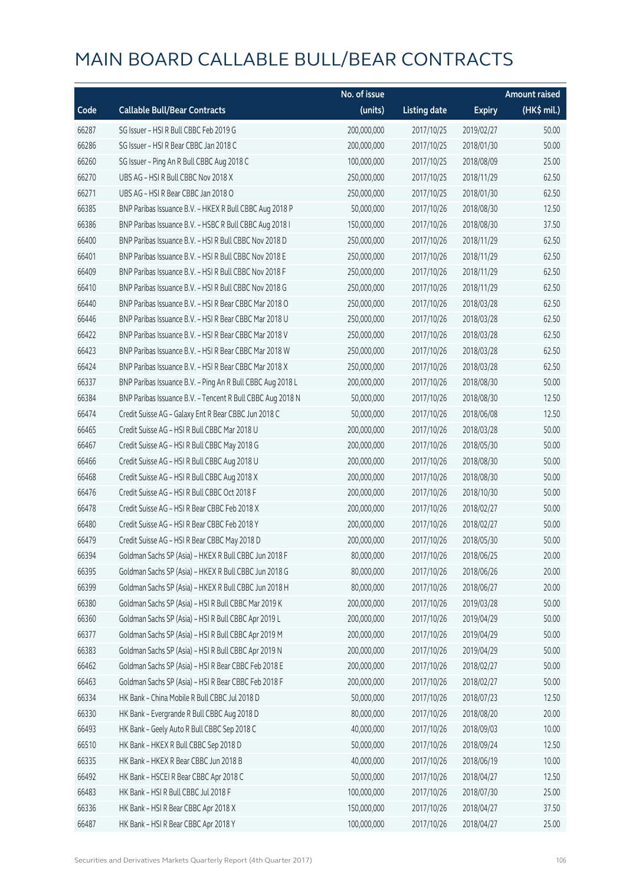# MAIN BOARD CALLABLE BULL/BEAR CONTRACTS

| Code | Callable Bull/Bear Contracts | No. of issue (units) | Listing date | Expiry | Amount raised (HK$ mil.) |
|---|---|---|---|---|---|
| 66287 | SG Issuer – HSI R Bull CBBC Feb 2019 G | 200,000,000 | 2017/10/25 | 2019/02/27 | 50.00 |
| 66286 | SG Issuer – HSI R Bear CBBC Jan 2018 C | 200,000,000 | 2017/10/25 | 2018/01/30 | 50.00 |
| 66260 | SG Issuer – Ping An R Bull CBBC Aug 2018 C | 100,000,000 | 2017/10/25 | 2018/08/09 | 25.00 |
| 66270 | UBS AG – HSI R Bull CBBC Nov 2018 X | 250,000,000 | 2017/10/25 | 2018/11/29 | 62.50 |
| 66271 | UBS AG – HSI R Bear CBBC Jan 2018 O | 250,000,000 | 2017/10/25 | 2018/01/30 | 62.50 |
| 66385 | BNP Paribas Issuance B.V. – HKEX R Bull CBBC Aug 2018 P | 50,000,000 | 2017/10/26 | 2018/08/30 | 12.50 |
| 66386 | BNP Paribas Issuance B.V. – HSBC R Bull CBBC Aug 2018 I | 150,000,000 | 2017/10/26 | 2018/08/30 | 37.50 |
| 66400 | BNP Paribas Issuance B.V. – HSI R Bull CBBC Nov 2018 D | 250,000,000 | 2017/10/26 | 2018/11/29 | 62.50 |
| 66401 | BNP Paribas Issuance B.V. – HSI R Bull CBBC Nov 2018 E | 250,000,000 | 2017/10/26 | 2018/11/29 | 62.50 |
| 66409 | BNP Paribas Issuance B.V. – HSI R Bull CBBC Nov 2018 F | 250,000,000 | 2017/10/26 | 2018/11/29 | 62.50 |
| 66410 | BNP Paribas Issuance B.V. – HSI R Bull CBBC Nov 2018 G | 250,000,000 | 2017/10/26 | 2018/11/29 | 62.50 |
| 66440 | BNP Paribas Issuance B.V. – HSI R Bear CBBC Mar 2018 O | 250,000,000 | 2017/10/26 | 2018/03/28 | 62.50 |
| 66446 | BNP Paribas Issuance B.V. – HSI R Bear CBBC Mar 2018 U | 250,000,000 | 2017/10/26 | 2018/03/28 | 62.50 |
| 66422 | BNP Paribas Issuance B.V. – HSI R Bear CBBC Mar 2018 V | 250,000,000 | 2017/10/26 | 2018/03/28 | 62.50 |
| 66423 | BNP Paribas Issuance B.V. – HSI R Bear CBBC Mar 2018 W | 250,000,000 | 2017/10/26 | 2018/03/28 | 62.50 |
| 66424 | BNP Paribas Issuance B.V. – HSI R Bear CBBC Mar 2018 X | 250,000,000 | 2017/10/26 | 2018/03/28 | 62.50 |
| 66337 | BNP Paribas Issuance B.V. – Ping An R Bull CBBC Aug 2018 L | 200,000,000 | 2017/10/26 | 2018/08/30 | 50.00 |
| 66384 | BNP Paribas Issuance B.V. – Tencent R Bull CBBC Aug 2018 N | 50,000,000 | 2017/10/26 | 2018/08/30 | 12.50 |
| 66474 | Credit Suisse AG – Galaxy Ent R Bear CBBC Jun 2018 C | 50,000,000 | 2017/10/26 | 2018/06/08 | 12.50 |
| 66465 | Credit Suisse AG – HSI R Bull CBBC Mar 2018 U | 200,000,000 | 2017/10/26 | 2018/03/28 | 50.00 |
| 66467 | Credit Suisse AG – HSI R Bull CBBC May 2018 G | 200,000,000 | 2017/10/26 | 2018/05/30 | 50.00 |
| 66466 | Credit Suisse AG – HSI R Bull CBBC Aug 2018 U | 200,000,000 | 2017/10/26 | 2018/08/30 | 50.00 |
| 66468 | Credit Suisse AG – HSI R Bull CBBC Aug 2018 X | 200,000,000 | 2017/10/26 | 2018/08/30 | 50.00 |
| 66476 | Credit Suisse AG – HSI R Bull CBBC Oct 2018 F | 200,000,000 | 2017/10/26 | 2018/10/30 | 50.00 |
| 66478 | Credit Suisse AG – HSI R Bear CBBC Feb 2018 X | 200,000,000 | 2017/10/26 | 2018/02/27 | 50.00 |
| 66480 | Credit Suisse AG – HSI R Bear CBBC Feb 2018 Y | 200,000,000 | 2017/10/26 | 2018/02/27 | 50.00 |
| 66479 | Credit Suisse AG – HSI R Bear CBBC May 2018 D | 200,000,000 | 2017/10/26 | 2018/05/30 | 50.00 |
| 66394 | Goldman Sachs SP (Asia) – HKEX R Bull CBBC Jun 2018 F | 80,000,000 | 2017/10/26 | 2018/06/25 | 20.00 |
| 66395 | Goldman Sachs SP (Asia) – HKEX R Bull CBBC Jun 2018 G | 80,000,000 | 2017/10/26 | 2018/06/26 | 20.00 |
| 66399 | Goldman Sachs SP (Asia) – HKEX R Bull CBBC Jun 2018 H | 80,000,000 | 2017/10/26 | 2018/06/27 | 20.00 |
| 66380 | Goldman Sachs SP (Asia) – HSI R Bull CBBC Mar 2019 K | 200,000,000 | 2017/10/26 | 2019/03/28 | 50.00 |
| 66360 | Goldman Sachs SP (Asia) – HSI R Bull CBBC Apr 2019 L | 200,000,000 | 2017/10/26 | 2019/04/29 | 50.00 |
| 66377 | Goldman Sachs SP (Asia) – HSI R Bull CBBC Apr 2019 M | 200,000,000 | 2017/10/26 | 2019/04/29 | 50.00 |
| 66383 | Goldman Sachs SP (Asia) – HSI R Bull CBBC Apr 2019 N | 200,000,000 | 2017/10/26 | 2019/04/29 | 50.00 |
| 66462 | Goldman Sachs SP (Asia) – HSI R Bear CBBC Feb 2018 E | 200,000,000 | 2017/10/26 | 2018/02/27 | 50.00 |
| 66463 | Goldman Sachs SP (Asia) – HSI R Bear CBBC Feb 2018 F | 200,000,000 | 2017/10/26 | 2018/02/27 | 50.00 |
| 66334 | HK Bank – China Mobile R Bull CBBC Jul 2018 D | 50,000,000 | 2017/10/26 | 2018/07/23 | 12.50 |
| 66330 | HK Bank – Evergrande R Bull CBBC Aug 2018 D | 80,000,000 | 2017/10/26 | 2018/08/20 | 20.00 |
| 66493 | HK Bank – Geely Auto R Bull CBBC Sep 2018 C | 40,000,000 | 2017/10/26 | 2018/09/03 | 10.00 |
| 66510 | HK Bank – HKEX R Bull CBBC Sep 2018 D | 50,000,000 | 2017/10/26 | 2018/09/24 | 12.50 |
| 66335 | HK Bank – HKEX R Bear CBBC Jun 2018 B | 40,000,000 | 2017/10/26 | 2018/06/19 | 10.00 |
| 66492 | HK Bank – HSCEI R Bear CBBC Apr 2018 C | 50,000,000 | 2017/10/26 | 2018/04/27 | 12.50 |
| 66483 | HK Bank – HSI R Bull CBBC Jul 2018 F | 100,000,000 | 2017/10/26 | 2018/07/30 | 25.00 |
| 66336 | HK Bank – HSI R Bear CBBC Apr 2018 X | 150,000,000 | 2017/10/26 | 2018/04/27 | 37.50 |
| 66487 | HK Bank – HSI R Bear CBBC Apr 2018 Y | 100,000,000 | 2017/10/26 | 2018/04/27 | 25.00 |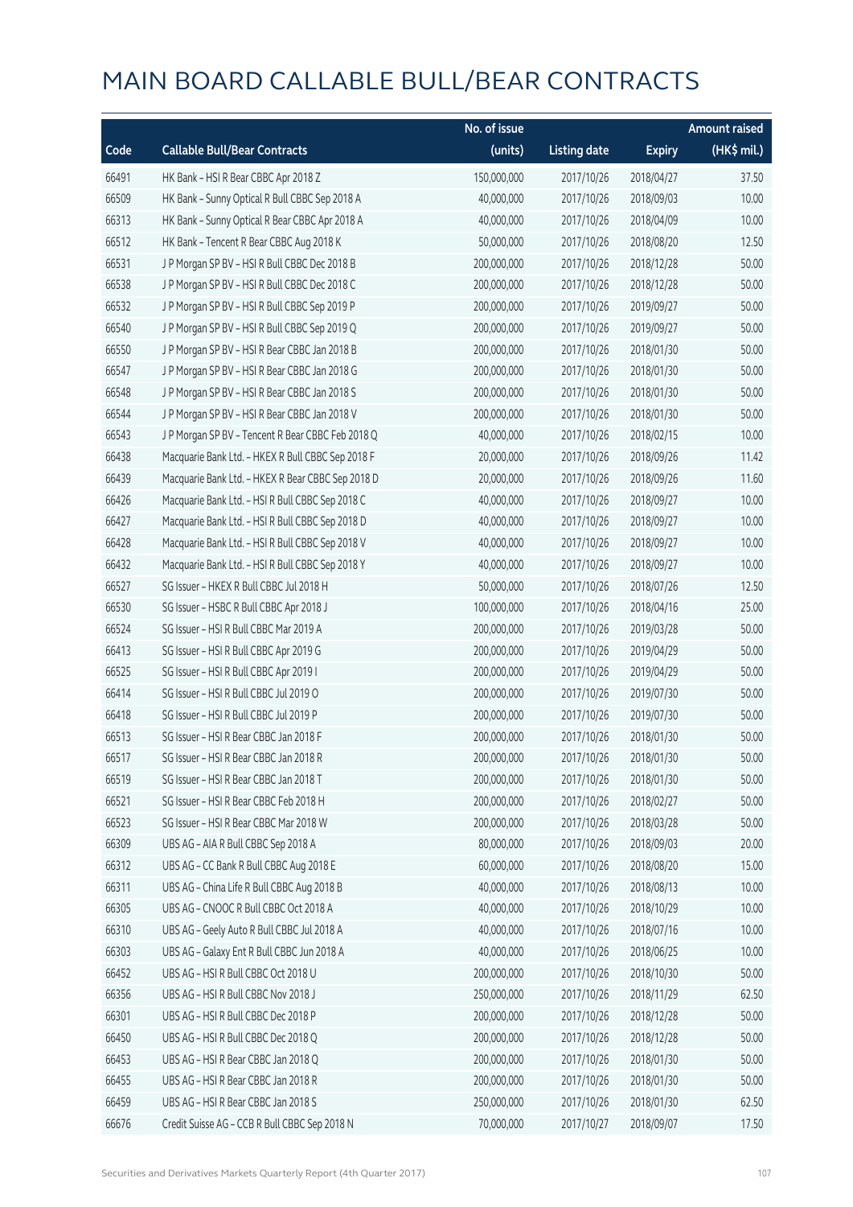# MAIN BOARD CALLABLE BULL/BEAR CONTRACTS

| Code | Callable Bull/Bear Contracts | No. of issue (units) | Listing date | Expiry | Amount raised (HK$ mil.) |
|---|---|---|---|---|---|
| 66491 | HK Bank – HSI R Bear CBBC Apr 2018 Z | 150,000,000 | 2017/10/26 | 2018/04/27 | 37.50 |
| 66509 | HK Bank – Sunny Optical R Bull CBBC Sep 2018 A | 40,000,000 | 2017/10/26 | 2018/09/03 | 10.00 |
| 66313 | HK Bank – Sunny Optical R Bear CBBC Apr 2018 A | 40,000,000 | 2017/10/26 | 2018/04/09 | 10.00 |
| 66512 | HK Bank – Tencent R Bear CBBC Aug 2018 K | 50,000,000 | 2017/10/26 | 2018/08/20 | 12.50 |
| 66531 | J P Morgan SP BV – HSI R Bull CBBC Dec 2018 B | 200,000,000 | 2017/10/26 | 2018/12/28 | 50.00 |
| 66538 | J P Morgan SP BV – HSI R Bull CBBC Dec 2018 C | 200,000,000 | 2017/10/26 | 2018/12/28 | 50.00 |
| 66532 | J P Morgan SP BV – HSI R Bull CBBC Sep 2019 P | 200,000,000 | 2017/10/26 | 2019/09/27 | 50.00 |
| 66540 | J P Morgan SP BV – HSI R Bull CBBC Sep 2019 Q | 200,000,000 | 2017/10/26 | 2019/09/27 | 50.00 |
| 66550 | J P Morgan SP BV – HSI R Bear CBBC Jan 2018 B | 200,000,000 | 2017/10/26 | 2018/01/30 | 50.00 |
| 66547 | J P Morgan SP BV – HSI R Bear CBBC Jan 2018 G | 200,000,000 | 2017/10/26 | 2018/01/30 | 50.00 |
| 66548 | J P Morgan SP BV – HSI R Bear CBBC Jan 2018 S | 200,000,000 | 2017/10/26 | 2018/01/30 | 50.00 |
| 66544 | J P Morgan SP BV – HSI R Bear CBBC Jan 2018 V | 200,000,000 | 2017/10/26 | 2018/01/30 | 50.00 |
| 66543 | J P Morgan SP BV – Tencent R Bear CBBC Feb 2018 Q | 40,000,000 | 2017/10/26 | 2018/02/15 | 10.00 |
| 66438 | Macquarie Bank Ltd. – HKEX R Bull CBBC Sep 2018 F | 20,000,000 | 2017/10/26 | 2018/09/26 | 11.42 |
| 66439 | Macquarie Bank Ltd. – HKEX R Bear CBBC Sep 2018 D | 20,000,000 | 2017/10/26 | 2018/09/26 | 11.60 |
| 66426 | Macquarie Bank Ltd. – HSI R Bull CBBC Sep 2018 C | 40,000,000 | 2017/10/26 | 2018/09/27 | 10.00 |
| 66427 | Macquarie Bank Ltd. – HSI R Bull CBBC Sep 2018 D | 40,000,000 | 2017/10/26 | 2018/09/27 | 10.00 |
| 66428 | Macquarie Bank Ltd. – HSI R Bull CBBC Sep 2018 V | 40,000,000 | 2017/10/26 | 2018/09/27 | 10.00 |
| 66432 | Macquarie Bank Ltd. – HSI R Bull CBBC Sep 2018 Y | 40,000,000 | 2017/10/26 | 2018/09/27 | 10.00 |
| 66527 | SG Issuer – HKEX R Bull CBBC Jul 2018 H | 50,000,000 | 2017/10/26 | 2018/07/26 | 12.50 |
| 66530 | SG Issuer – HSBC R Bull CBBC Apr 2018 J | 100,000,000 | 2017/10/26 | 2018/04/16 | 25.00 |
| 66524 | SG Issuer – HSI R Bull CBBC Mar 2019 A | 200,000,000 | 2017/10/26 | 2019/03/28 | 50.00 |
| 66413 | SG Issuer – HSI R Bull CBBC Apr 2019 G | 200,000,000 | 2017/10/26 | 2019/04/29 | 50.00 |
| 66525 | SG Issuer – HSI R Bull CBBC Apr 2019 I | 200,000,000 | 2017/10/26 | 2019/04/29 | 50.00 |
| 66414 | SG Issuer – HSI R Bull CBBC Jul 2019 O | 200,000,000 | 2017/10/26 | 2019/07/30 | 50.00 |
| 66418 | SG Issuer – HSI R Bull CBBC Jul 2019 P | 200,000,000 | 2017/10/26 | 2019/07/30 | 50.00 |
| 66513 | SG Issuer – HSI R Bear CBBC Jan 2018 F | 200,000,000 | 2017/10/26 | 2018/01/30 | 50.00 |
| 66517 | SG Issuer – HSI R Bear CBBC Jan 2018 R | 200,000,000 | 2017/10/26 | 2018/01/30 | 50.00 |
| 66519 | SG Issuer – HSI R Bear CBBC Jan 2018 T | 200,000,000 | 2017/10/26 | 2018/01/30 | 50.00 |
| 66521 | SG Issuer – HSI R Bear CBBC Feb 2018 H | 200,000,000 | 2017/10/26 | 2018/02/27 | 50.00 |
| 66523 | SG Issuer – HSI R Bear CBBC Mar 2018 W | 200,000,000 | 2017/10/26 | 2018/03/28 | 50.00 |
| 66309 | UBS AG – AIA R Bull CBBC Sep 2018 A | 80,000,000 | 2017/10/26 | 2018/09/03 | 20.00 |
| 66312 | UBS AG – CC Bank R Bull CBBC Aug 2018 E | 60,000,000 | 2017/10/26 | 2018/08/20 | 15.00 |
| 66311 | UBS AG – China Life R Bull CBBC Aug 2018 B | 40,000,000 | 2017/10/26 | 2018/08/13 | 10.00 |
| 66305 | UBS AG – CNOOC R Bull CBBC Oct 2018 A | 40,000,000 | 2017/10/26 | 2018/10/29 | 10.00 |
| 66310 | UBS AG – Geely Auto R Bull CBBC Jul 2018 A | 40,000,000 | 2017/10/26 | 2018/07/16 | 10.00 |
| 66303 | UBS AG – Galaxy Ent R Bull CBBC Jun 2018 A | 40,000,000 | 2017/10/26 | 2018/06/25 | 10.00 |
| 66452 | UBS AG – HSI R Bull CBBC Oct 2018 U | 200,000,000 | 2017/10/26 | 2018/10/30 | 50.00 |
| 66356 | UBS AG – HSI R Bull CBBC Nov 2018 J | 250,000,000 | 2017/10/26 | 2018/11/29 | 62.50 |
| 66301 | UBS AG – HSI R Bull CBBC Dec 2018 P | 200,000,000 | 2017/10/26 | 2018/12/28 | 50.00 |
| 66450 | UBS AG – HSI R Bull CBBC Dec 2018 Q | 200,000,000 | 2017/10/26 | 2018/12/28 | 50.00 |
| 66453 | UBS AG – HSI R Bear CBBC Jan 2018 Q | 200,000,000 | 2017/10/26 | 2018/01/30 | 50.00 |
| 66455 | UBS AG – HSI R Bear CBBC Jan 2018 R | 200,000,000 | 2017/10/26 | 2018/01/30 | 50.00 |
| 66459 | UBS AG – HSI R Bear CBBC Jan 2018 S | 250,000,000 | 2017/10/26 | 2018/01/30 | 62.50 |
| 66676 | Credit Suisse AG – CCB R Bull CBBC Sep 2018 N | 70,000,000 | 2017/10/27 | 2018/09/07 | 17.50 |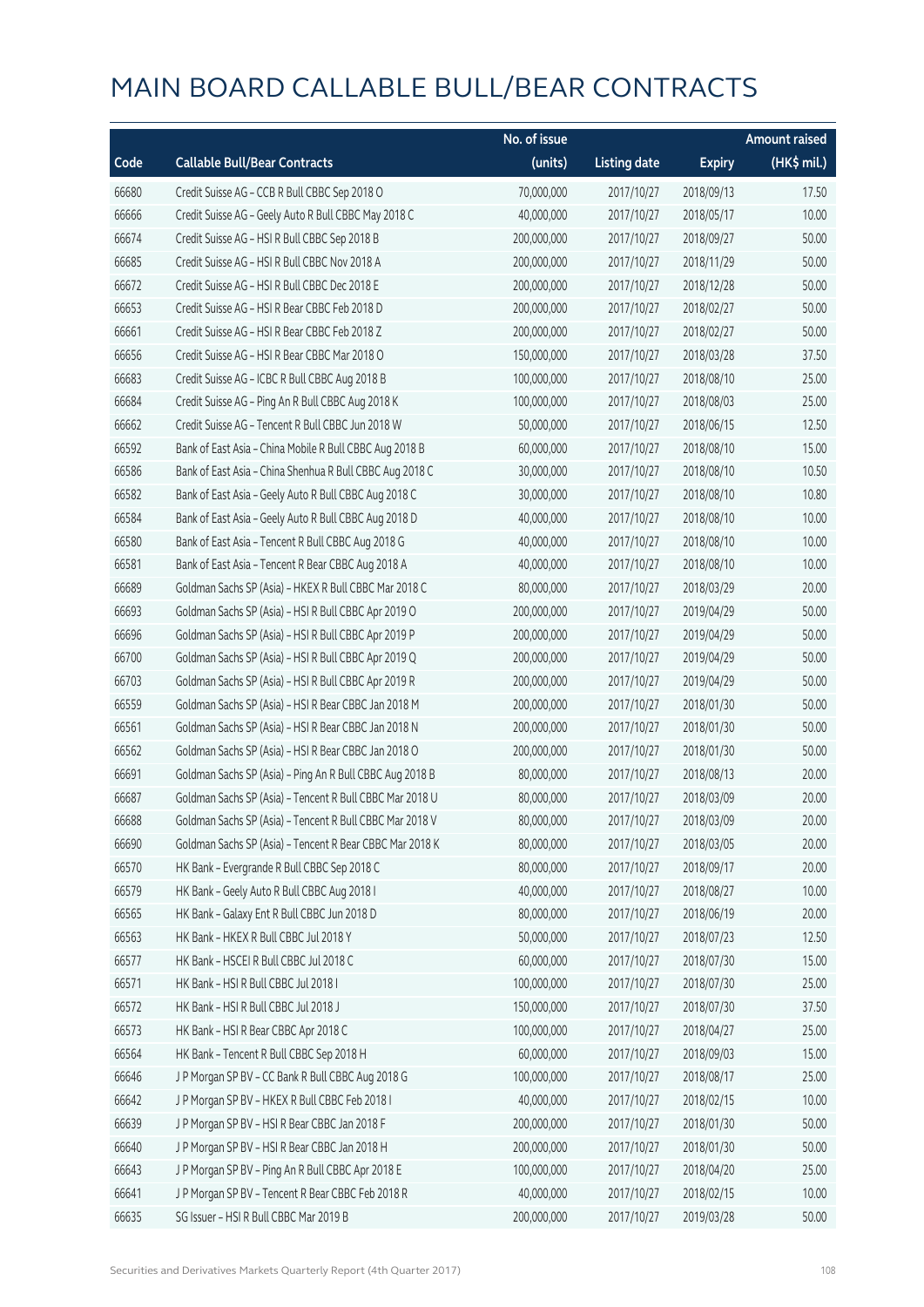# MAIN BOARD CALLABLE BULL/BEAR CONTRACTS

| Code | Callable Bull/Bear Contracts | No. of issue (units) | Listing date | Expiry | Amount raised (HK$ mil.) |
|---|---|---|---|---|---|
| 66680 | Credit Suisse AG - CCB R Bull CBBC Sep 2018 O | 70,000,000 | 2017/10/27 | 2018/09/13 | 17.50 |
| 66666 | Credit Suisse AG - Geely Auto R Bull CBBC May 2018 C | 40,000,000 | 2017/10/27 | 2018/05/17 | 10.00 |
| 66674 | Credit Suisse AG - HSI R Bull CBBC Sep 2018 B | 200,000,000 | 2017/10/27 | 2018/09/27 | 50.00 |
| 66685 | Credit Suisse AG - HSI R Bull CBBC Nov 2018 A | 200,000,000 | 2017/10/27 | 2018/11/29 | 50.00 |
| 66672 | Credit Suisse AG - HSI R Bull CBBC Dec 2018 E | 200,000,000 | 2017/10/27 | 2018/12/28 | 50.00 |
| 66653 | Credit Suisse AG - HSI R Bear CBBC Feb 2018 D | 200,000,000 | 2017/10/27 | 2018/02/27 | 50.00 |
| 66661 | Credit Suisse AG - HSI R Bear CBBC Feb 2018 Z | 200,000,000 | 2017/10/27 | 2018/02/27 | 50.00 |
| 66656 | Credit Suisse AG - HSI R Bear CBBC Mar 2018 O | 150,000,000 | 2017/10/27 | 2018/03/28 | 37.50 |
| 66683 | Credit Suisse AG - ICBC R Bull CBBC Aug 2018 B | 100,000,000 | 2017/10/27 | 2018/08/10 | 25.00 |
| 66684 | Credit Suisse AG - Ping An R Bull CBBC Aug 2018 K | 100,000,000 | 2017/10/27 | 2018/08/03 | 25.00 |
| 66662 | Credit Suisse AG - Tencent R Bull CBBC Jun 2018 W | 50,000,000 | 2017/10/27 | 2018/06/15 | 12.50 |
| 66592 | Bank of East Asia - China Mobile R Bull CBBC Aug 2018 B | 60,000,000 | 2017/10/27 | 2018/08/10 | 15.00 |
| 66586 | Bank of East Asia - China Shenhua R Bull CBBC Aug 2018 C | 30,000,000 | 2017/10/27 | 2018/08/10 | 10.50 |
| 66582 | Bank of East Asia - Geely Auto R Bull CBBC Aug 2018 C | 30,000,000 | 2017/10/27 | 2018/08/10 | 10.80 |
| 66584 | Bank of East Asia - Geely Auto R Bull CBBC Aug 2018 D | 40,000,000 | 2017/10/27 | 2018/08/10 | 10.00 |
| 66580 | Bank of East Asia - Tencent R Bull CBBC Aug 2018 G | 40,000,000 | 2017/10/27 | 2018/08/10 | 10.00 |
| 66581 | Bank of East Asia - Tencent R Bear CBBC Aug 2018 A | 40,000,000 | 2017/10/27 | 2018/08/10 | 10.00 |
| 66689 | Goldman Sachs SP (Asia) - HKEX R Bull CBBC Mar 2018 C | 80,000,000 | 2017/10/27 | 2018/03/29 | 20.00 |
| 66693 | Goldman Sachs SP (Asia) - HSI R Bull CBBC Apr 2019 O | 200,000,000 | 2017/10/27 | 2019/04/29 | 50.00 |
| 66696 | Goldman Sachs SP (Asia) - HSI R Bull CBBC Apr 2019 P | 200,000,000 | 2017/10/27 | 2019/04/29 | 50.00 |
| 66700 | Goldman Sachs SP (Asia) - HSI R Bull CBBC Apr 2019 Q | 200,000,000 | 2017/10/27 | 2019/04/29 | 50.00 |
| 66703 | Goldman Sachs SP (Asia) - HSI R Bull CBBC Apr 2019 R | 200,000,000 | 2017/10/27 | 2019/04/29 | 50.00 |
| 66559 | Goldman Sachs SP (Asia) - HSI R Bear CBBC Jan 2018 M | 200,000,000 | 2017/10/27 | 2018/01/30 | 50.00 |
| 66561 | Goldman Sachs SP (Asia) - HSI R Bear CBBC Jan 2018 N | 200,000,000 | 2017/10/27 | 2018/01/30 | 50.00 |
| 66562 | Goldman Sachs SP (Asia) - HSI R Bear CBBC Jan 2018 O | 200,000,000 | 2017/10/27 | 2018/01/30 | 50.00 |
| 66691 | Goldman Sachs SP (Asia) - Ping An R Bull CBBC Aug 2018 B | 80,000,000 | 2017/10/27 | 2018/08/13 | 20.00 |
| 66687 | Goldman Sachs SP (Asia) - Tencent R Bull CBBC Mar 2018 U | 80,000,000 | 2017/10/27 | 2018/03/09 | 20.00 |
| 66688 | Goldman Sachs SP (Asia) - Tencent R Bull CBBC Mar 2018 V | 80,000,000 | 2017/10/27 | 2018/03/09 | 20.00 |
| 66690 | Goldman Sachs SP (Asia) - Tencent R Bear CBBC Mar 2018 K | 80,000,000 | 2017/10/27 | 2018/03/05 | 20.00 |
| 66570 | HK Bank - Evergrande R Bull CBBC Sep 2018 C | 80,000,000 | 2017/10/27 | 2018/09/17 | 20.00 |
| 66579 | HK Bank - Geely Auto R Bull CBBC Aug 2018 I | 40,000,000 | 2017/10/27 | 2018/08/27 | 10.00 |
| 66565 | HK Bank - Galaxy Ent R Bull CBBC Jun 2018 D | 80,000,000 | 2017/10/27 | 2018/06/19 | 20.00 |
| 66563 | HK Bank - HKEX R Bull CBBC Jul 2018 Y | 50,000,000 | 2017/10/27 | 2018/07/23 | 12.50 |
| 66577 | HK Bank - HSCEI R Bull CBBC Jul 2018 C | 60,000,000 | 2017/10/27 | 2018/07/30 | 15.00 |
| 66571 | HK Bank - HSI R Bull CBBC Jul 2018 I | 100,000,000 | 2017/10/27 | 2018/07/30 | 25.00 |
| 66572 | HK Bank - HSI R Bull CBBC Jul 2018 J | 150,000,000 | 2017/10/27 | 2018/07/30 | 37.50 |
| 66573 | HK Bank - HSI R Bear CBBC Apr 2018 C | 100,000,000 | 2017/10/27 | 2018/04/27 | 25.00 |
| 66564 | HK Bank - Tencent R Bull CBBC Sep 2018 H | 60,000,000 | 2017/10/27 | 2018/09/03 | 15.00 |
| 66646 | J P Morgan SP BV - CC Bank R Bull CBBC Aug 2018 G | 100,000,000 | 2017/10/27 | 2018/08/17 | 25.00 |
| 66642 | J P Morgan SP BV - HKEX R Bull CBBC Feb 2018 I | 40,000,000 | 2017/10/27 | 2018/02/15 | 10.00 |
| 66639 | J P Morgan SP BV - HSI R Bear CBBC Jan 2018 F | 200,000,000 | 2017/10/27 | 2018/01/30 | 50.00 |
| 66640 | J P Morgan SP BV - HSI R Bear CBBC Jan 2018 H | 200,000,000 | 2017/10/27 | 2018/01/30 | 50.00 |
| 66643 | J P Morgan SP BV - Ping An R Bull CBBC Apr 2018 E | 100,000,000 | 2017/10/27 | 2018/04/20 | 25.00 |
| 66641 | J P Morgan SP BV - Tencent R Bear CBBC Feb 2018 R | 40,000,000 | 2017/10/27 | 2018/02/15 | 10.00 |
| 66635 | SG Issuer - HSI R Bull CBBC Mar 2019 B | 200,000,000 | 2017/10/27 | 2019/03/28 | 50.00 |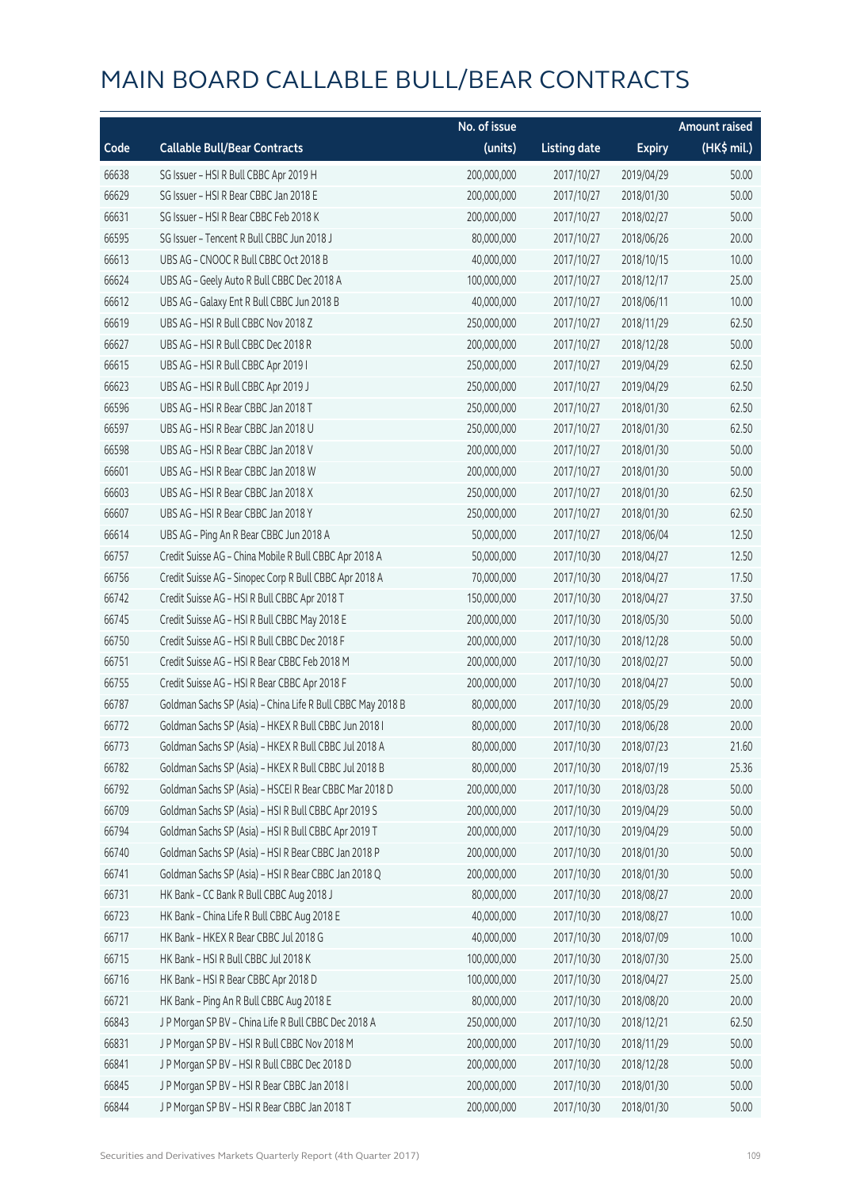# MAIN BOARD CALLABLE BULL/BEAR CONTRACTS

| Code | Callable Bull/Bear Contracts | No. of issue (units) | Listing date | Expiry | Amount raised (HK$ mil.) |
|---|---|---|---|---|---|
| 66638 | SG Issuer – HSI R Bull CBBC Apr 2019 H | 200,000,000 | 2017/10/27 | 2019/04/29 | 50.00 |
| 66629 | SG Issuer – HSI R Bear CBBC Jan 2018 E | 200,000,000 | 2017/10/27 | 2018/01/30 | 50.00 |
| 66631 | SG Issuer – HSI R Bear CBBC Feb 2018 K | 200,000,000 | 2017/10/27 | 2018/02/27 | 50.00 |
| 66595 | SG Issuer – Tencent R Bull CBBC Jun 2018 J | 80,000,000 | 2017/10/27 | 2018/06/26 | 20.00 |
| 66613 | UBS AG – CNOOC R Bull CBBC Oct 2018 B | 40,000,000 | 2017/10/27 | 2018/10/15 | 10.00 |
| 66624 | UBS AG – Geely Auto R Bull CBBC Dec 2018 A | 100,000,000 | 2017/10/27 | 2018/12/17 | 25.00 |
| 66612 | UBS AG – Galaxy Ent R Bull CBBC Jun 2018 B | 40,000,000 | 2017/10/27 | 2018/06/11 | 10.00 |
| 66619 | UBS AG – HSI R Bull CBBC Nov 2018 Z | 250,000,000 | 2017/10/27 | 2018/11/29 | 62.50 |
| 66627 | UBS AG – HSI R Bull CBBC Dec 2018 R | 200,000,000 | 2017/10/27 | 2018/12/28 | 50.00 |
| 66615 | UBS AG – HSI R Bull CBBC Apr 2019 I | 250,000,000 | 2017/10/27 | 2019/04/29 | 62.50 |
| 66623 | UBS AG – HSI R Bull CBBC Apr 2019 J | 250,000,000 | 2017/10/27 | 2019/04/29 | 62.50 |
| 66596 | UBS AG – HSI R Bear CBBC Jan 2018 T | 250,000,000 | 2017/10/27 | 2018/01/30 | 62.50 |
| 66597 | UBS AG – HSI R Bear CBBC Jan 2018 U | 250,000,000 | 2017/10/27 | 2018/01/30 | 62.50 |
| 66598 | UBS AG – HSI R Bear CBBC Jan 2018 V | 200,000,000 | 2017/10/27 | 2018/01/30 | 50.00 |
| 66601 | UBS AG – HSI R Bear CBBC Jan 2018 W | 200,000,000 | 2017/10/27 | 2018/01/30 | 50.00 |
| 66603 | UBS AG – HSI R Bear CBBC Jan 2018 X | 250,000,000 | 2017/10/27 | 2018/01/30 | 62.50 |
| 66607 | UBS AG – HSI R Bear CBBC Jan 2018 Y | 250,000,000 | 2017/10/27 | 2018/01/30 | 62.50 |
| 66614 | UBS AG – Ping An R Bear CBBC Jun 2018 A | 50,000,000 | 2017/10/27 | 2018/06/04 | 12.50 |
| 66757 | Credit Suisse AG – China Mobile R Bull CBBC Apr 2018 A | 50,000,000 | 2017/10/30 | 2018/04/27 | 12.50 |
| 66756 | Credit Suisse AG – Sinopec Corp R Bull CBBC Apr 2018 A | 70,000,000 | 2017/10/30 | 2018/04/27 | 17.50 |
| 66742 | Credit Suisse AG – HSI R Bull CBBC Apr 2018 T | 150,000,000 | 2017/10/30 | 2018/04/27 | 37.50 |
| 66745 | Credit Suisse AG – HSI R Bull CBBC May 2018 E | 200,000,000 | 2017/10/30 | 2018/05/30 | 50.00 |
| 66750 | Credit Suisse AG – HSI R Bull CBBC Dec 2018 F | 200,000,000 | 2017/10/30 | 2018/12/28 | 50.00 |
| 66751 | Credit Suisse AG – HSI R Bear CBBC Feb 2018 M | 200,000,000 | 2017/10/30 | 2018/02/27 | 50.00 |
| 66755 | Credit Suisse AG – HSI R Bear CBBC Apr 2018 F | 200,000,000 | 2017/10/30 | 2018/04/27 | 50.00 |
| 66787 | Goldman Sachs SP (Asia) – China Life R Bull CBBC May 2018 B | 80,000,000 | 2017/10/30 | 2018/05/29 | 20.00 |
| 66772 | Goldman Sachs SP (Asia) – HKEX R Bull CBBC Jun 2018 I | 80,000,000 | 2017/10/30 | 2018/06/28 | 20.00 |
| 66773 | Goldman Sachs SP (Asia) – HKEX R Bull CBBC Jul 2018 A | 80,000,000 | 2017/10/30 | 2018/07/23 | 21.60 |
| 66782 | Goldman Sachs SP (Asia) – HKEX R Bull CBBC Jul 2018 B | 80,000,000 | 2017/10/30 | 2018/07/19 | 25.36 |
| 66792 | Goldman Sachs SP (Asia) – HSCEI R Bear CBBC Mar 2018 D | 200,000,000 | 2017/10/30 | 2018/03/28 | 50.00 |
| 66709 | Goldman Sachs SP (Asia) – HSI R Bull CBBC Apr 2019 S | 200,000,000 | 2017/10/30 | 2019/04/29 | 50.00 |
| 66794 | Goldman Sachs SP (Asia) – HSI R Bull CBBC Apr 2019 T | 200,000,000 | 2017/10/30 | 2019/04/29 | 50.00 |
| 66740 | Goldman Sachs SP (Asia) – HSI R Bear CBBC Jan 2018 P | 200,000,000 | 2017/10/30 | 2018/01/30 | 50.00 |
| 66741 | Goldman Sachs SP (Asia) – HSI R Bear CBBC Jan 2018 Q | 200,000,000 | 2017/10/30 | 2018/01/30 | 50.00 |
| 66731 | HK Bank – CC Bank R Bull CBBC Aug 2018 J | 80,000,000 | 2017/10/30 | 2018/08/27 | 20.00 |
| 66723 | HK Bank – China Life R Bull CBBC Aug 2018 E | 40,000,000 | 2017/10/30 | 2018/08/27 | 10.00 |
| 66717 | HK Bank – HKEX R Bear CBBC Jul 2018 G | 40,000,000 | 2017/10/30 | 2018/07/09 | 10.00 |
| 66715 | HK Bank – HSI R Bull CBBC Jul 2018 K | 100,000,000 | 2017/10/30 | 2018/07/30 | 25.00 |
| 66716 | HK Bank – HSI R Bear CBBC Apr 2018 D | 100,000,000 | 2017/10/30 | 2018/04/27 | 25.00 |
| 66721 | HK Bank – Ping An R Bull CBBC Aug 2018 E | 80,000,000 | 2017/10/30 | 2018/08/20 | 20.00 |
| 66843 | J P Morgan SP BV – China Life R Bull CBBC Dec 2018 A | 250,000,000 | 2017/10/30 | 2018/12/21 | 62.50 |
| 66831 | J P Morgan SP BV – HSI R Bull CBBC Nov 2018 M | 200,000,000 | 2017/10/30 | 2018/11/29 | 50.00 |
| 66841 | J P Morgan SP BV – HSI R Bull CBBC Dec 2018 D | 200,000,000 | 2017/10/30 | 2018/12/28 | 50.00 |
| 66845 | J P Morgan SP BV – HSI R Bear CBBC Jan 2018 I | 200,000,000 | 2017/10/30 | 2018/01/30 | 50.00 |
| 66844 | J P Morgan SP BV – HSI R Bear CBBC Jan 2018 T | 200,000,000 | 2017/10/30 | 2018/01/30 | 50.00 |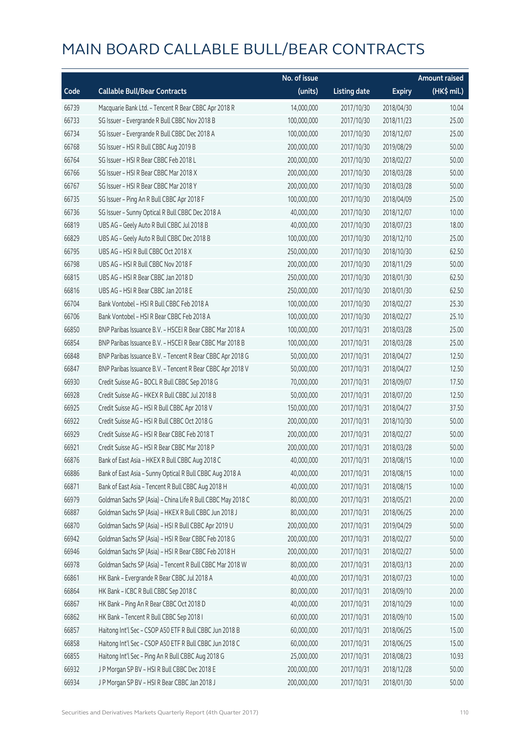# MAIN BOARD CALLABLE BULL/BEAR CONTRACTS

| Code | Callable Bull/Bear Contracts | No. of issue (units) | Listing date | Expiry | Amount raised (HK$ mil.) |
|---|---|---|---|---|---|
| 66739 | Macquarie Bank Ltd. – Tencent R Bear CBBC Apr 2018 R | 14,000,000 | 2017/10/30 | 2018/04/30 | 10.04 |
| 66733 | SG Issuer – Evergrande R Bull CBBC Nov 2018 B | 100,000,000 | 2017/10/30 | 2018/11/23 | 25.00 |
| 66734 | SG Issuer – Evergrande R Bull CBBC Dec 2018 A | 100,000,000 | 2017/10/30 | 2018/12/07 | 25.00 |
| 66768 | SG Issuer – HSI R Bull CBBC Aug 2019 B | 200,000,000 | 2017/10/30 | 2019/08/29 | 50.00 |
| 66764 | SG Issuer – HSI R Bear CBBC Feb 2018 L | 200,000,000 | 2017/10/30 | 2018/02/27 | 50.00 |
| 66766 | SG Issuer – HSI R Bear CBBC Mar 2018 X | 200,000,000 | 2017/10/30 | 2018/03/28 | 50.00 |
| 66767 | SG Issuer – HSI R Bear CBBC Mar 2018 Y | 200,000,000 | 2017/10/30 | 2018/03/28 | 50.00 |
| 66735 | SG Issuer – Ping An R Bull CBBC Apr 2018 F | 100,000,000 | 2017/10/30 | 2018/04/09 | 25.00 |
| 66736 | SG Issuer – Sunny Optical R Bull CBBC Dec 2018 A | 40,000,000 | 2017/10/30 | 2018/12/07 | 10.00 |
| 66819 | UBS AG – Geely Auto R Bull CBBC Jul 2018 B | 40,000,000 | 2017/10/30 | 2018/07/23 | 18.00 |
| 66829 | UBS AG – Geely Auto R Bull CBBC Dec 2018 B | 100,000,000 | 2017/10/30 | 2018/12/10 | 25.00 |
| 66795 | UBS AG – HSI R Bull CBBC Oct 2018 X | 250,000,000 | 2017/10/30 | 2018/10/30 | 62.50 |
| 66798 | UBS AG – HSI R Bull CBBC Nov 2018 F | 200,000,000 | 2017/10/30 | 2018/11/29 | 50.00 |
| 66815 | UBS AG – HSI R Bear CBBC Jan 2018 D | 250,000,000 | 2017/10/30 | 2018/01/30 | 62.50 |
| 66816 | UBS AG – HSI R Bear CBBC Jan 2018 E | 250,000,000 | 2017/10/30 | 2018/01/30 | 62.50 |
| 66704 | Bank Vontobel – HSI R Bull CBBC Feb 2018 A | 100,000,000 | 2017/10/30 | 2018/02/27 | 25.30 |
| 66706 | Bank Vontobel – HSI R Bear CBBC Feb 2018 A | 100,000,000 | 2017/10/30 | 2018/02/27 | 25.10 |
| 66850 | BNP Paribas Issuance B.V. – HSCEI R Bear CBBC Mar 2018 A | 100,000,000 | 2017/10/31 | 2018/03/28 | 25.00 |
| 66854 | BNP Paribas Issuance B.V. – HSCEI R Bear CBBC Mar 2018 B | 100,000,000 | 2017/10/31 | 2018/03/28 | 25.00 |
| 66848 | BNP Paribas Issuance B.V. – Tencent R Bear CBBC Apr 2018 G | 50,000,000 | 2017/10/31 | 2018/04/27 | 12.50 |
| 66847 | BNP Paribas Issuance B.V. – Tencent R Bear CBBC Apr 2018 V | 50,000,000 | 2017/10/31 | 2018/04/27 | 12.50 |
| 66930 | Credit Suisse AG – BOCL R Bull CBBC Sep 2018 G | 70,000,000 | 2017/10/31 | 2018/09/07 | 17.50 |
| 66928 | Credit Suisse AG – HKEX R Bull CBBC Jul 2018 B | 50,000,000 | 2017/10/31 | 2018/07/20 | 12.50 |
| 66925 | Credit Suisse AG – HSI R Bull CBBC Apr 2018 V | 150,000,000 | 2017/10/31 | 2018/04/27 | 37.50 |
| 66922 | Credit Suisse AG – HSI R Bull CBBC Oct 2018 G | 200,000,000 | 2017/10/31 | 2018/10/30 | 50.00 |
| 66929 | Credit Suisse AG – HSI R Bear CBBC Feb 2018 T | 200,000,000 | 2017/10/31 | 2018/02/27 | 50.00 |
| 66921 | Credit Suisse AG – HSI R Bear CBBC Mar 2018 P | 200,000,000 | 2017/10/31 | 2018/03/28 | 50.00 |
| 66876 | Bank of East Asia – HKEX R Bull CBBC Aug 2018 C | 40,000,000 | 2017/10/31 | 2018/08/15 | 10.00 |
| 66886 | Bank of East Asia – Sunny Optical R Bull CBBC Aug 2018 A | 40,000,000 | 2017/10/31 | 2018/08/15 | 10.00 |
| 66871 | Bank of East Asia – Tencent R Bull CBBC Aug 2018 H | 40,000,000 | 2017/10/31 | 2018/08/15 | 10.00 |
| 66979 | Goldman Sachs SP (Asia) – China Life R Bull CBBC May 2018 C | 80,000,000 | 2017/10/31 | 2018/05/21 | 20.00 |
| 66887 | Goldman Sachs SP (Asia) – HKEX R Bull CBBC Jun 2018 J | 80,000,000 | 2017/10/31 | 2018/06/25 | 20.00 |
| 66870 | Goldman Sachs SP (Asia) – HSI R Bull CBBC Apr 2019 U | 200,000,000 | 2017/10/31 | 2019/04/29 | 50.00 |
| 66942 | Goldman Sachs SP (Asia) – HSI R Bear CBBC Feb 2018 G | 200,000,000 | 2017/10/31 | 2018/02/27 | 50.00 |
| 66946 | Goldman Sachs SP (Asia) – HSI R Bear CBBC Feb 2018 H | 200,000,000 | 2017/10/31 | 2018/02/27 | 50.00 |
| 66978 | Goldman Sachs SP (Asia) – Tencent R Bull CBBC Mar 2018 W | 80,000,000 | 2017/10/31 | 2018/03/13 | 20.00 |
| 66861 | HK Bank – Evergrande R Bear CBBC Jul 2018 A | 40,000,000 | 2017/10/31 | 2018/07/23 | 10.00 |
| 66864 | HK Bank – ICBC R Bull CBBC Sep 2018 C | 80,000,000 | 2017/10/31 | 2018/09/10 | 20.00 |
| 66867 | HK Bank – Ping An R Bear CBBC Oct 2018 D | 40,000,000 | 2017/10/31 | 2018/10/29 | 10.00 |
| 66862 | HK Bank – Tencent R Bull CBBC Sep 2018 I | 60,000,000 | 2017/10/31 | 2018/09/10 | 15.00 |
| 66857 | Haitong Int'l Sec – CSOP A50 ETF R Bull CBBC Jun 2018 B | 60,000,000 | 2017/10/31 | 2018/06/25 | 15.00 |
| 66858 | Haitong Int'l Sec – CSOP A50 ETF R Bull CBBC Jun 2018 C | 60,000,000 | 2017/10/31 | 2018/06/25 | 15.00 |
| 66855 | Haitong Int'l Sec – Ping An R Bull CBBC Aug 2018 G | 25,000,000 | 2017/10/31 | 2018/08/23 | 10.93 |
| 66932 | J P Morgan SP BV – HSI R Bull CBBC Dec 2018 E | 200,000,000 | 2017/10/31 | 2018/12/28 | 50.00 |
| 66934 | J P Morgan SP BV – HSI R Bear CBBC Jan 2018 J | 200,000,000 | 2017/10/31 | 2018/01/30 | 50.00 |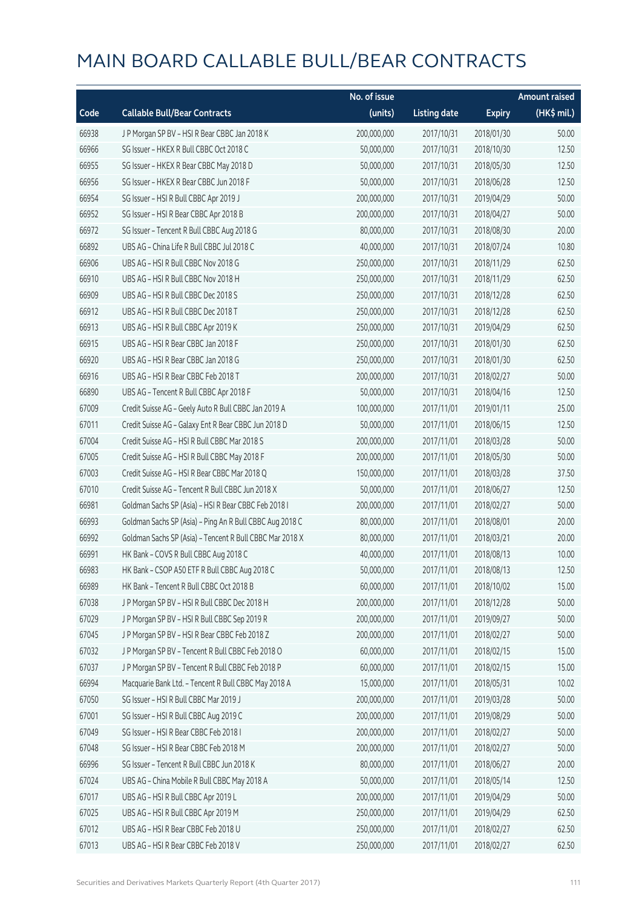# MAIN BOARD CALLABLE BULL/BEAR CONTRACTS

| Code | Callable Bull/Bear Contracts | No. of issue (units) | Listing date | Expiry | Amount raised (HK$ mil.) |
|---|---|---|---|---|---|
| 66938 | J P Morgan SP BV – HSI R Bear CBBC Jan 2018 K | 200,000,000 | 2017/10/31 | 2018/01/30 | 50.00 |
| 66966 | SG Issuer – HKEX R Bull CBBC Oct 2018 C | 50,000,000 | 2017/10/31 | 2018/10/30 | 12.50 |
| 66955 | SG Issuer – HKEX R Bear CBBC May 2018 D | 50,000,000 | 2017/10/31 | 2018/05/30 | 12.50 |
| 66956 | SG Issuer – HKEX R Bear CBBC Jun 2018 F | 50,000,000 | 2017/10/31 | 2018/06/28 | 12.50 |
| 66954 | SG Issuer – HSI R Bull CBBC Apr 2019 J | 200,000,000 | 2017/10/31 | 2019/04/29 | 50.00 |
| 66952 | SG Issuer – HSI R Bear CBBC Apr 2018 B | 200,000,000 | 2017/10/31 | 2018/04/27 | 50.00 |
| 66972 | SG Issuer – Tencent R Bull CBBC Aug 2018 G | 80,000,000 | 2017/10/31 | 2018/08/30 | 20.00 |
| 66892 | UBS AG – China Life R Bull CBBC Jul 2018 C | 40,000,000 | 2017/10/31 | 2018/07/24 | 10.80 |
| 66906 | UBS AG – HSI R Bull CBBC Nov 2018 G | 250,000,000 | 2017/10/31 | 2018/11/29 | 62.50 |
| 66910 | UBS AG – HSI R Bull CBBC Nov 2018 H | 250,000,000 | 2017/10/31 | 2018/11/29 | 62.50 |
| 66909 | UBS AG – HSI R Bull CBBC Dec 2018 S | 250,000,000 | 2017/10/31 | 2018/12/28 | 62.50 |
| 66912 | UBS AG – HSI R Bull CBBC Dec 2018 T | 250,000,000 | 2017/10/31 | 2018/12/28 | 62.50 |
| 66913 | UBS AG – HSI R Bull CBBC Apr 2019 K | 250,000,000 | 2017/10/31 | 2019/04/29 | 62.50 |
| 66915 | UBS AG – HSI R Bear CBBC Jan 2018 F | 250,000,000 | 2017/10/31 | 2018/01/30 | 62.50 |
| 66920 | UBS AG – HSI R Bear CBBC Jan 2018 G | 250,000,000 | 2017/10/31 | 2018/01/30 | 62.50 |
| 66916 | UBS AG – HSI R Bear CBBC Feb 2018 T | 200,000,000 | 2017/10/31 | 2018/02/27 | 50.00 |
| 66890 | UBS AG – Tencent R Bull CBBC Apr 2018 F | 50,000,000 | 2017/10/31 | 2018/04/16 | 12.50 |
| 67009 | Credit Suisse AG – Geely Auto R Bull CBBC Jan 2019 A | 100,000,000 | 2017/11/01 | 2019/01/11 | 25.00 |
| 67011 | Credit Suisse AG – Galaxy Ent R Bear CBBC Jun 2018 D | 50,000,000 | 2017/11/01 | 2018/06/15 | 12.50 |
| 67004 | Credit Suisse AG – HSI R Bull CBBC Mar 2018 S | 200,000,000 | 2017/11/01 | 2018/03/28 | 50.00 |
| 67005 | Credit Suisse AG – HSI R Bull CBBC May 2018 F | 200,000,000 | 2017/11/01 | 2018/05/30 | 50.00 |
| 67003 | Credit Suisse AG – HSI R Bear CBBC Mar 2018 Q | 150,000,000 | 2017/11/01 | 2018/03/28 | 37.50 |
| 67010 | Credit Suisse AG – Tencent R Bull CBBC Jun 2018 X | 50,000,000 | 2017/11/01 | 2018/06/27 | 12.50 |
| 66981 | Goldman Sachs SP (Asia) – HSI R Bear CBBC Feb 2018 I | 200,000,000 | 2017/11/01 | 2018/02/27 | 50.00 |
| 66993 | Goldman Sachs SP (Asia) – Ping An R Bull CBBC Aug 2018 C | 80,000,000 | 2017/11/01 | 2018/08/01 | 20.00 |
| 66992 | Goldman Sachs SP (Asia) – Tencent R Bull CBBC Mar 2018 X | 80,000,000 | 2017/11/01 | 2018/03/21 | 20.00 |
| 66991 | HK Bank – COVS R Bull CBBC Aug 2018 C | 40,000,000 | 2017/11/01 | 2018/08/13 | 10.00 |
| 66983 | HK Bank – CSOP A50 ETF R Bull CBBC Aug 2018 C | 50,000,000 | 2017/11/01 | 2018/08/13 | 12.50 |
| 66989 | HK Bank – Tencent R Bull CBBC Oct 2018 B | 60,000,000 | 2017/11/01 | 2018/10/02 | 15.00 |
| 67038 | J P Morgan SP BV – HSI R Bull CBBC Dec 2018 H | 200,000,000 | 2017/11/01 | 2018/12/28 | 50.00 |
| 67029 | J P Morgan SP BV – HSI R Bull CBBC Sep 2019 R | 200,000,000 | 2017/11/01 | 2019/09/27 | 50.00 |
| 67045 | J P Morgan SP BV – HSI R Bear CBBC Feb 2018 Z | 200,000,000 | 2017/11/01 | 2018/02/27 | 50.00 |
| 67032 | J P Morgan SP BV – Tencent R Bull CBBC Feb 2018 O | 60,000,000 | 2017/11/01 | 2018/02/15 | 15.00 |
| 67037 | J P Morgan SP BV – Tencent R Bull CBBC Feb 2018 P | 60,000,000 | 2017/11/01 | 2018/02/15 | 15.00 |
| 66994 | Macquarie Bank Ltd. – Tencent R Bull CBBC May 2018 A | 15,000,000 | 2017/11/01 | 2018/05/31 | 10.02 |
| 67050 | SG Issuer – HSI R Bull CBBC Mar 2019 J | 200,000,000 | 2017/11/01 | 2019/03/28 | 50.00 |
| 67001 | SG Issuer – HSI R Bull CBBC Aug 2019 C | 200,000,000 | 2017/11/01 | 2019/08/29 | 50.00 |
| 67049 | SG Issuer – HSI R Bear CBBC Feb 2018 I | 200,000,000 | 2017/11/01 | 2018/02/27 | 50.00 |
| 67048 | SG Issuer – HSI R Bear CBBC Feb 2018 M | 200,000,000 | 2017/11/01 | 2018/02/27 | 50.00 |
| 66996 | SG Issuer – Tencent R Bull CBBC Jun 2018 K | 80,000,000 | 2017/11/01 | 2018/06/27 | 20.00 |
| 67024 | UBS AG – China Mobile R Bull CBBC May 2018 A | 50,000,000 | 2017/11/01 | 2018/05/14 | 12.50 |
| 67017 | UBS AG – HSI R Bull CBBC Apr 2019 L | 200,000,000 | 2017/11/01 | 2019/04/29 | 50.00 |
| 67025 | UBS AG – HSI R Bull CBBC Apr 2019 M | 250,000,000 | 2017/11/01 | 2019/04/29 | 62.50 |
| 67012 | UBS AG – HSI R Bear CBBC Feb 2018 U | 250,000,000 | 2017/11/01 | 2018/02/27 | 62.50 |
| 67013 | UBS AG – HSI R Bear CBBC Feb 2018 V | 250,000,000 | 2017/11/01 | 2018/02/27 | 62.50 |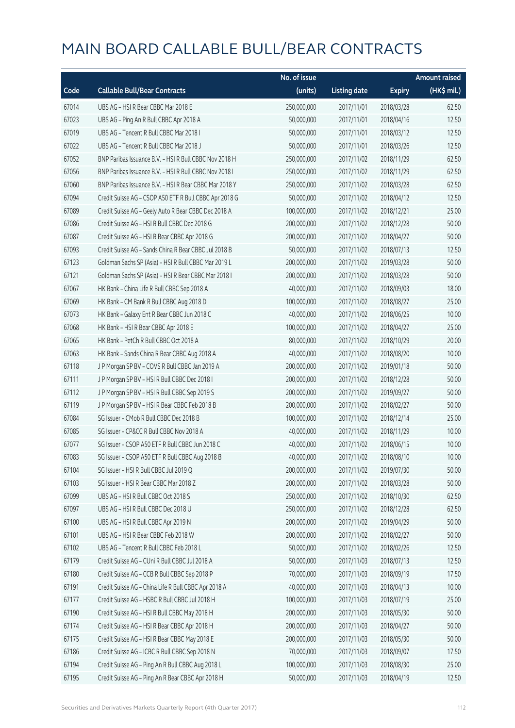# MAIN BOARD CALLABLE BULL/BEAR CONTRACTS

| Code | Callable Bull/Bear Contracts | No. of issue (units) | Listing date | Expiry | Amount raised (HK$ mil.) |
|---|---|---|---|---|---|
| 67014 | UBS AG - HSI R Bear CBBC Mar 2018 E | 250,000,000 | 2017/11/01 | 2018/03/28 | 62.50 |
| 67023 | UBS AG - Ping An R Bull CBBC Apr 2018 A | 50,000,000 | 2017/11/01 | 2018/04/16 | 12.50 |
| 67019 | UBS AG - Tencent R Bull CBBC Mar 2018 I | 50,000,000 | 2017/11/01 | 2018/03/12 | 12.50 |
| 67022 | UBS AG - Tencent R Bull CBBC Mar 2018 J | 50,000,000 | 2017/11/01 | 2018/03/26 | 12.50 |
| 67052 | BNP Paribas Issuance B.V. - HSI R Bull CBBC Nov 2018 H | 250,000,000 | 2017/11/02 | 2018/11/29 | 62.50 |
| 67056 | BNP Paribas Issuance B.V. - HSI R Bull CBBC Nov 2018 I | 250,000,000 | 2017/11/02 | 2018/11/29 | 62.50 |
| 67060 | BNP Paribas Issuance B.V. - HSI R Bear CBBC Mar 2018 Y | 250,000,000 | 2017/11/02 | 2018/03/28 | 62.50 |
| 67094 | Credit Suisse AG - CSOP A50 ETF R Bull CBBC Apr 2018 G | 50,000,000 | 2017/11/02 | 2018/04/12 | 12.50 |
| 67089 | Credit Suisse AG - Geely Auto R Bear CBBC Dec 2018 A | 100,000,000 | 2017/11/02 | 2018/12/21 | 25.00 |
| 67086 | Credit Suisse AG - HSI R Bull CBBC Dec 2018 G | 200,000,000 | 2017/11/02 | 2018/12/28 | 50.00 |
| 67087 | Credit Suisse AG - HSI R Bear CBBC Apr 2018 G | 200,000,000 | 2017/11/02 | 2018/04/27 | 50.00 |
| 67093 | Credit Suisse AG - Sands China R Bear CBBC Jul 2018 B | 50,000,000 | 2017/11/02 | 2018/07/13 | 12.50 |
| 67123 | Goldman Sachs SP (Asia) - HSI R Bull CBBC Mar 2019 L | 200,000,000 | 2017/11/02 | 2019/03/28 | 50.00 |
| 67121 | Goldman Sachs SP (Asia) - HSI R Bear CBBC Mar 2018 I | 200,000,000 | 2017/11/02 | 2018/03/28 | 50.00 |
| 67067 | HK Bank - China Life R Bull CBBC Sep 2018 A | 40,000,000 | 2017/11/02 | 2018/09/03 | 18.00 |
| 67069 | HK Bank - CM Bank R Bull CBBC Aug 2018 D | 100,000,000 | 2017/11/02 | 2018/08/27 | 25.00 |
| 67073 | HK Bank - Galaxy Ent R Bear CBBC Jun 2018 C | 40,000,000 | 2017/11/02 | 2018/06/25 | 10.00 |
| 67068 | HK Bank - HSI R Bear CBBC Apr 2018 E | 100,000,000 | 2017/11/02 | 2018/04/27 | 25.00 |
| 67065 | HK Bank - PetCh R Bull CBBC Oct 2018 A | 80,000,000 | 2017/11/02 | 2018/10/29 | 20.00 |
| 67063 | HK Bank - Sands China R Bear CBBC Aug 2018 A | 40,000,000 | 2017/11/02 | 2018/08/20 | 10.00 |
| 67118 | J P Morgan SP BV - COVS R Bull CBBC Jan 2019 A | 200,000,000 | 2017/11/02 | 2019/01/18 | 50.00 |
| 67111 | J P Morgan SP BV - HSI R Bull CBBC Dec 2018 I | 200,000,000 | 2017/11/02 | 2018/12/28 | 50.00 |
| 67112 | J P Morgan SP BV - HSI R Bull CBBC Sep 2019 S | 200,000,000 | 2017/11/02 | 2019/09/27 | 50.00 |
| 67119 | J P Morgan SP BV - HSI R Bear CBBC Feb 2018 B | 200,000,000 | 2017/11/02 | 2018/02/27 | 50.00 |
| 67084 | SG Issuer - CMob R Bull CBBC Dec 2018 B | 100,000,000 | 2017/11/02 | 2018/12/14 | 25.00 |
| 67085 | SG Issuer - CP&CC R Bull CBBC Nov 2018 A | 40,000,000 | 2017/11/02 | 2018/11/29 | 10.00 |
| 67077 | SG Issuer - CSOP A50 ETF R Bull CBBC Jun 2018 C | 40,000,000 | 2017/11/02 | 2018/06/15 | 10.00 |
| 67083 | SG Issuer - CSOP A50 ETF R Bull CBBC Aug 2018 B | 40,000,000 | 2017/11/02 | 2018/08/10 | 10.00 |
| 67104 | SG Issuer - HSI R Bull CBBC Jul 2019 Q | 200,000,000 | 2017/11/02 | 2019/07/30 | 50.00 |
| 67103 | SG Issuer - HSI R Bear CBBC Mar 2018 Z | 200,000,000 | 2017/11/02 | 2018/03/28 | 50.00 |
| 67099 | UBS AG - HSI R Bull CBBC Oct 2018 S | 250,000,000 | 2017/11/02 | 2018/10/30 | 62.50 |
| 67097 | UBS AG - HSI R Bull CBBC Dec 2018 U | 250,000,000 | 2017/11/02 | 2018/12/28 | 62.50 |
| 67100 | UBS AG - HSI R Bull CBBC Apr 2019 N | 200,000,000 | 2017/11/02 | 2019/04/29 | 50.00 |
| 67101 | UBS AG - HSI R Bear CBBC Feb 2018 W | 200,000,000 | 2017/11/02 | 2018/02/27 | 50.00 |
| 67102 | UBS AG - Tencent R Bull CBBC Feb 2018 L | 50,000,000 | 2017/11/02 | 2018/02/26 | 12.50 |
| 67179 | Credit Suisse AG - CUni R Bull CBBC Jul 2018 A | 50,000,000 | 2017/11/03 | 2018/07/13 | 12.50 |
| 67180 | Credit Suisse AG - CCB R Bull CBBC Sep 2018 P | 70,000,000 | 2017/11/03 | 2018/09/19 | 17.50 |
| 67191 | Credit Suisse AG - China Life R Bull CBBC Apr 2018 A | 40,000,000 | 2017/11/03 | 2018/04/13 | 10.00 |
| 67177 | Credit Suisse AG - HSBC R Bull CBBC Jul 2018 H | 100,000,000 | 2017/11/03 | 2018/07/19 | 25.00 |
| 67190 | Credit Suisse AG - HSI R Bull CBBC May 2018 H | 200,000,000 | 2017/11/03 | 2018/05/30 | 50.00 |
| 67174 | Credit Suisse AG - HSI R Bear CBBC Apr 2018 H | 200,000,000 | 2017/11/03 | 2018/04/27 | 50.00 |
| 67175 | Credit Suisse AG - HSI R Bear CBBC May 2018 E | 200,000,000 | 2017/11/03 | 2018/05/30 | 50.00 |
| 67186 | Credit Suisse AG - ICBC R Bull CBBC Sep 2018 N | 70,000,000 | 2017/11/03 | 2018/09/07 | 17.50 |
| 67194 | Credit Suisse AG - Ping An R Bull CBBC Aug 2018 L | 100,000,000 | 2017/11/03 | 2018/08/30 | 25.00 |
| 67195 | Credit Suisse AG - Ping An R Bear CBBC Apr 2018 H | 50,000,000 | 2017/11/03 | 2018/04/19 | 12.50 |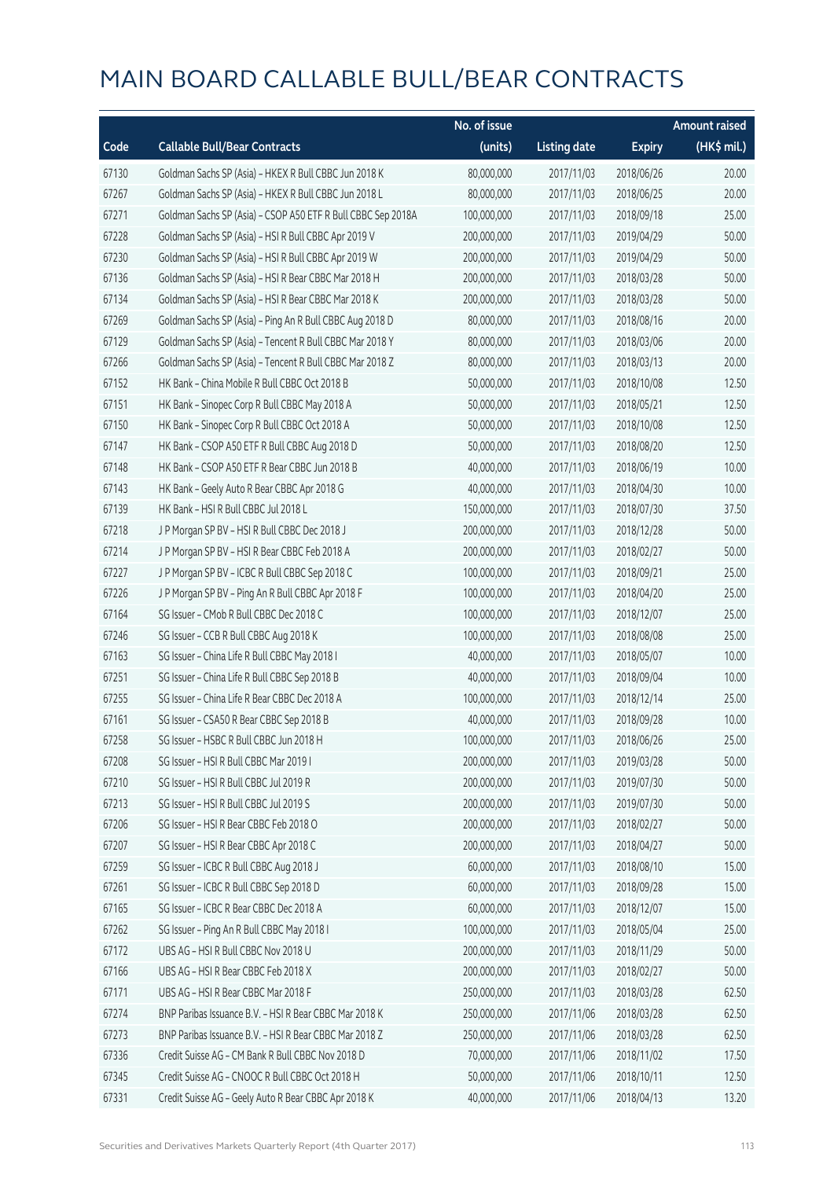# MAIN BOARD CALLABLE BULL/BEAR CONTRACTS

| Code | Callable Bull/Bear Contracts | No. of issue (units) | Listing date | Expiry | Amount raised (HK$ mil.) |
|---|---|---|---|---|---|
| 67130 | Goldman Sachs SP (Asia) - HKEX R Bull CBBC Jun 2018 K | 80,000,000 | 2017/11/03 | 2018/06/26 | 20.00 |
| 67267 | Goldman Sachs SP (Asia) - HKEX R Bull CBBC Jun 2018 L | 80,000,000 | 2017/11/03 | 2018/06/25 | 20.00 |
| 67271 | Goldman Sachs SP (Asia) - CSOP A50 ETF R Bull CBBC Sep 2018A | 100,000,000 | 2017/11/03 | 2018/09/18 | 25.00 |
| 67228 | Goldman Sachs SP (Asia) - HSI R Bull CBBC Apr 2019 V | 200,000,000 | 2017/11/03 | 2019/04/29 | 50.00 |
| 67230 | Goldman Sachs SP (Asia) - HSI R Bull CBBC Apr 2019 W | 200,000,000 | 2017/11/03 | 2019/04/29 | 50.00 |
| 67136 | Goldman Sachs SP (Asia) - HSI R Bear CBBC Mar 2018 H | 200,000,000 | 2017/11/03 | 2018/03/28 | 50.00 |
| 67134 | Goldman Sachs SP (Asia) - HSI R Bear CBBC Mar 2018 K | 200,000,000 | 2017/11/03 | 2018/03/28 | 50.00 |
| 67269 | Goldman Sachs SP (Asia) - Ping An R Bull CBBC Aug 2018 D | 80,000,000 | 2017/11/03 | 2018/08/16 | 20.00 |
| 67129 | Goldman Sachs SP (Asia) - Tencent R Bull CBBC Mar 2018 Y | 80,000,000 | 2017/11/03 | 2018/03/06 | 20.00 |
| 67266 | Goldman Sachs SP (Asia) - Tencent R Bull CBBC Mar 2018 Z | 80,000,000 | 2017/11/03 | 2018/03/13 | 20.00 |
| 67152 | HK Bank - China Mobile R Bull CBBC Oct 2018 B | 50,000,000 | 2017/11/03 | 2018/10/08 | 12.50 |
| 67151 | HK Bank - Sinopec Corp R Bull CBBC May 2018 A | 50,000,000 | 2017/11/03 | 2018/05/21 | 12.50 |
| 67150 | HK Bank - Sinopec Corp R Bull CBBC Oct 2018 A | 50,000,000 | 2017/11/03 | 2018/10/08 | 12.50 |
| 67147 | HK Bank - CSOP A50 ETF R Bull CBBC Aug 2018 D | 50,000,000 | 2017/11/03 | 2018/08/20 | 12.50 |
| 67148 | HK Bank - CSOP A50 ETF R Bear CBBC Jun 2018 B | 40,000,000 | 2017/11/03 | 2018/06/19 | 10.00 |
| 67143 | HK Bank - Geely Auto R Bear CBBC Apr 2018 G | 40,000,000 | 2017/11/03 | 2018/04/30 | 10.00 |
| 67139 | HK Bank - HSI R Bull CBBC Jul 2018 L | 150,000,000 | 2017/11/03 | 2018/07/30 | 37.50 |
| 67218 | J P Morgan SP BV - HSI R Bull CBBC Dec 2018 J | 200,000,000 | 2017/11/03 | 2018/12/28 | 50.00 |
| 67214 | J P Morgan SP BV - HSI R Bear CBBC Feb 2018 A | 200,000,000 | 2017/11/03 | 2018/02/27 | 50.00 |
| 67227 | J P Morgan SP BV - ICBC R Bull CBBC Sep 2018 C | 100,000,000 | 2017/11/03 | 2018/09/21 | 25.00 |
| 67226 | J P Morgan SP BV - Ping An R Bull CBBC Apr 2018 F | 100,000,000 | 2017/11/03 | 2018/04/20 | 25.00 |
| 67164 | SG Issuer - CMob R Bull CBBC Dec 2018 C | 100,000,000 | 2017/11/03 | 2018/12/07 | 25.00 |
| 67246 | SG Issuer - CCB R Bull CBBC Aug 2018 K | 100,000,000 | 2017/11/03 | 2018/08/08 | 25.00 |
| 67163 | SG Issuer - China Life R Bull CBBC May 2018 I | 40,000,000 | 2017/11/03 | 2018/05/07 | 10.00 |
| 67251 | SG Issuer - China Life R Bull CBBC Sep 2018 B | 40,000,000 | 2017/11/03 | 2018/09/04 | 10.00 |
| 67255 | SG Issuer - China Life R Bear CBBC Dec 2018 A | 100,000,000 | 2017/11/03 | 2018/12/14 | 25.00 |
| 67161 | SG Issuer - CSA50 R Bear CBBC Sep 2018 B | 40,000,000 | 2017/11/03 | 2018/09/28 | 10.00 |
| 67258 | SG Issuer - HSBC R Bull CBBC Jun 2018 H | 100,000,000 | 2017/11/03 | 2018/06/26 | 25.00 |
| 67208 | SG Issuer - HSI R Bull CBBC Mar 2019 I | 200,000,000 | 2017/11/03 | 2019/03/28 | 50.00 |
| 67210 | SG Issuer - HSI R Bull CBBC Jul 2019 R | 200,000,000 | 2017/11/03 | 2019/07/30 | 50.00 |
| 67213 | SG Issuer - HSI R Bull CBBC Jul 2019 S | 200,000,000 | 2017/11/03 | 2019/07/30 | 50.00 |
| 67206 | SG Issuer - HSI R Bear CBBC Feb 2018 O | 200,000,000 | 2017/11/03 | 2018/02/27 | 50.00 |
| 67207 | SG Issuer - HSI R Bear CBBC Apr 2018 C | 200,000,000 | 2017/11/03 | 2018/04/27 | 50.00 |
| 67259 | SG Issuer - ICBC R Bull CBBC Aug 2018 J | 60,000,000 | 2017/11/03 | 2018/08/10 | 15.00 |
| 67261 | SG Issuer - ICBC R Bull CBBC Sep 2018 D | 60,000,000 | 2017/11/03 | 2018/09/28 | 15.00 |
| 67165 | SG Issuer - ICBC R Bear CBBC Dec 2018 A | 60,000,000 | 2017/11/03 | 2018/12/07 | 15.00 |
| 67262 | SG Issuer - Ping An R Bull CBBC May 2018 I | 100,000,000 | 2017/11/03 | 2018/05/04 | 25.00 |
| 67172 | UBS AG - HSI R Bull CBBC Nov 2018 U | 200,000,000 | 2017/11/03 | 2018/11/29 | 50.00 |
| 67166 | UBS AG - HSI R Bear CBBC Feb 2018 X | 200,000,000 | 2017/11/03 | 2018/02/27 | 50.00 |
| 67171 | UBS AG - HSI R Bear CBBC Mar 2018 F | 250,000,000 | 2017/11/03 | 2018/03/28 | 62.50 |
| 67274 | BNP Paribas Issuance B.V. - HSI R Bear CBBC Mar 2018 K | 250,000,000 | 2017/11/06 | 2018/03/28 | 62.50 |
| 67273 | BNP Paribas Issuance B.V. - HSI R Bear CBBC Mar 2018 Z | 250,000,000 | 2017/11/06 | 2018/03/28 | 62.50 |
| 67336 | Credit Suisse AG - CM Bank R Bull CBBC Nov 2018 D | 70,000,000 | 2017/11/06 | 2018/11/02 | 17.50 |
| 67345 | Credit Suisse AG - CNOOC R Bull CBBC Oct 2018 H | 50,000,000 | 2017/11/06 | 2018/10/11 | 12.50 |
| 67331 | Credit Suisse AG - Geely Auto R Bear CBBC Apr 2018 K | 40,000,000 | 2017/11/06 | 2018/04/13 | 13.20 |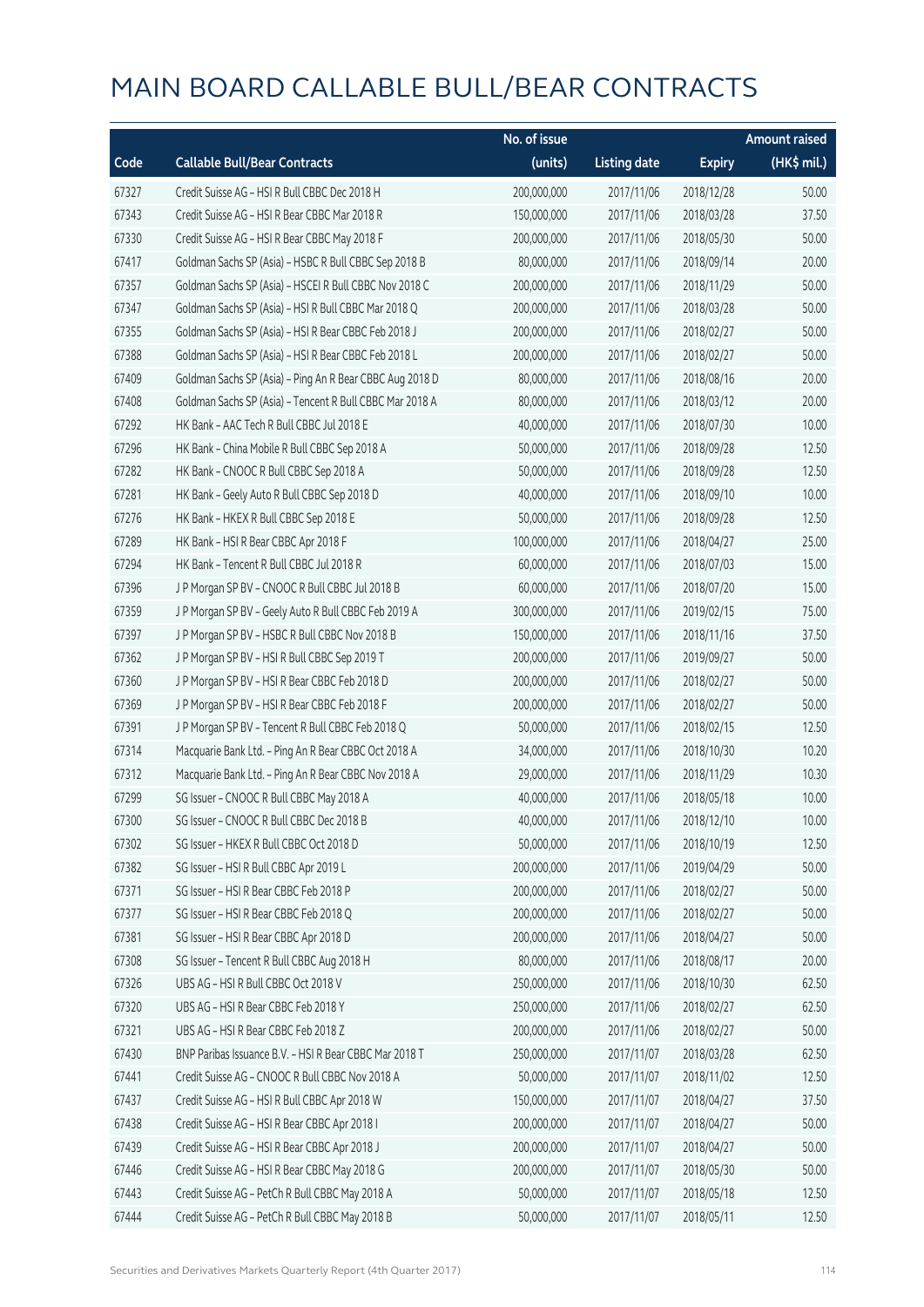# MAIN BOARD CALLABLE BULL/BEAR CONTRACTS

| Code | Callable Bull/Bear Contracts | No. of issue (units) | Listing date | Expiry | Amount raised (HK$ mil.) |
|---|---|---|---|---|---|
| 67327 | Credit Suisse AG – HSI R Bull CBBC Dec 2018 H | 200,000,000 | 2017/11/06 | 2018/12/28 | 50.00 |
| 67343 | Credit Suisse AG – HSI R Bear CBBC Mar 2018 R | 150,000,000 | 2017/11/06 | 2018/03/28 | 37.50 |
| 67330 | Credit Suisse AG – HSI R Bear CBBC May 2018 F | 200,000,000 | 2017/11/06 | 2018/05/30 | 50.00 |
| 67417 | Goldman Sachs SP (Asia) – HSBC R Bull CBBC Sep 2018 B | 80,000,000 | 2017/11/06 | 2018/09/14 | 20.00 |
| 67357 | Goldman Sachs SP (Asia) – HSCEI R Bull CBBC Nov 2018 C | 200,000,000 | 2017/11/06 | 2018/11/29 | 50.00 |
| 67347 | Goldman Sachs SP (Asia) – HSI R Bull CBBC Mar 2018 Q | 200,000,000 | 2017/11/06 | 2018/03/28 | 50.00 |
| 67355 | Goldman Sachs SP (Asia) – HSI R Bear CBBC Feb 2018 J | 200,000,000 | 2017/11/06 | 2018/02/27 | 50.00 |
| 67388 | Goldman Sachs SP (Asia) – HSI R Bear CBBC Feb 2018 L | 200,000,000 | 2017/11/06 | 2018/02/27 | 50.00 |
| 67409 | Goldman Sachs SP (Asia) – Ping An R Bear CBBC Aug 2018 D | 80,000,000 | 2017/11/06 | 2018/08/16 | 20.00 |
| 67408 | Goldman Sachs SP (Asia) – Tencent R Bull CBBC Mar 2018 A | 80,000,000 | 2017/11/06 | 2018/03/12 | 20.00 |
| 67292 | HK Bank – AAC Tech R Bull CBBC Jul 2018 E | 40,000,000 | 2017/11/06 | 2018/07/30 | 10.00 |
| 67296 | HK Bank – China Mobile R Bull CBBC Sep 2018 A | 50,000,000 | 2017/11/06 | 2018/09/28 | 12.50 |
| 67282 | HK Bank – CNOOC R Bull CBBC Sep 2018 A | 50,000,000 | 2017/11/06 | 2018/09/28 | 12.50 |
| 67281 | HK Bank – Geely Auto R Bull CBBC Sep 2018 D | 40,000,000 | 2017/11/06 | 2018/09/10 | 10.00 |
| 67276 | HK Bank – HKEX R Bull CBBC Sep 2018 E | 50,000,000 | 2017/11/06 | 2018/09/28 | 12.50 |
| 67289 | HK Bank – HSI R Bear CBBC Apr 2018 F | 100,000,000 | 2017/11/06 | 2018/04/27 | 25.00 |
| 67294 | HK Bank – Tencent R Bull CBBC Jul 2018 R | 60,000,000 | 2017/11/06 | 2018/07/03 | 15.00 |
| 67396 | J P Morgan SP BV – CNOOC R Bull CBBC Jul 2018 B | 60,000,000 | 2017/11/06 | 2018/07/20 | 15.00 |
| 67359 | J P Morgan SP BV – Geely Auto R Bull CBBC Feb 2019 A | 300,000,000 | 2017/11/06 | 2019/02/15 | 75.00 |
| 67397 | J P Morgan SP BV – HSBC R Bull CBBC Nov 2018 B | 150,000,000 | 2017/11/06 | 2018/11/16 | 37.50 |
| 67362 | J P Morgan SP BV – HSI R Bull CBBC Sep 2019 T | 200,000,000 | 2017/11/06 | 2019/09/27 | 50.00 |
| 67360 | J P Morgan SP BV – HSI R Bear CBBC Feb 2018 D | 200,000,000 | 2017/11/06 | 2018/02/27 | 50.00 |
| 67369 | J P Morgan SP BV – HSI R Bear CBBC Feb 2018 F | 200,000,000 | 2017/11/06 | 2018/02/27 | 50.00 |
| 67391 | J P Morgan SP BV – Tencent R Bull CBBC Feb 2018 Q | 50,000,000 | 2017/11/06 | 2018/02/15 | 12.50 |
| 67314 | Macquarie Bank Ltd. – Ping An R Bear CBBC Oct 2018 A | 34,000,000 | 2017/11/06 | 2018/10/30 | 10.20 |
| 67312 | Macquarie Bank Ltd. – Ping An R Bear CBBC Nov 2018 A | 29,000,000 | 2017/11/06 | 2018/11/29 | 10.30 |
| 67299 | SG Issuer – CNOOC R Bull CBBC May 2018 A | 40,000,000 | 2017/11/06 | 2018/05/18 | 10.00 |
| 67300 | SG Issuer – CNOOC R Bull CBBC Dec 2018 B | 40,000,000 | 2017/11/06 | 2018/12/10 | 10.00 |
| 67302 | SG Issuer – HKEX R Bull CBBC Oct 2018 D | 50,000,000 | 2017/11/06 | 2018/10/19 | 12.50 |
| 67382 | SG Issuer – HSI R Bull CBBC Apr 2019 L | 200,000,000 | 2017/11/06 | 2019/04/29 | 50.00 |
| 67371 | SG Issuer – HSI R Bear CBBC Feb 2018 P | 200,000,000 | 2017/11/06 | 2018/02/27 | 50.00 |
| 67377 | SG Issuer – HSI R Bear CBBC Feb 2018 Q | 200,000,000 | 2017/11/06 | 2018/02/27 | 50.00 |
| 67381 | SG Issuer – HSI R Bear CBBC Apr 2018 D | 200,000,000 | 2017/11/06 | 2018/04/27 | 50.00 |
| 67308 | SG Issuer – Tencent R Bull CBBC Aug 2018 H | 80,000,000 | 2017/11/06 | 2018/08/17 | 20.00 |
| 67326 | UBS AG – HSI R Bull CBBC Oct 2018 V | 250,000,000 | 2017/11/06 | 2018/10/30 | 62.50 |
| 67320 | UBS AG – HSI R Bear CBBC Feb 2018 Y | 250,000,000 | 2017/11/06 | 2018/02/27 | 62.50 |
| 67321 | UBS AG – HSI R Bear CBBC Feb 2018 Z | 200,000,000 | 2017/11/06 | 2018/02/27 | 50.00 |
| 67430 | BNP Paribas Issuance B.V. – HSI R Bear CBBC Mar 2018 T | 250,000,000 | 2017/11/07 | 2018/03/28 | 62.50 |
| 67441 | Credit Suisse AG – CNOOC R Bull CBBC Nov 2018 A | 50,000,000 | 2017/11/07 | 2018/11/02 | 12.50 |
| 67437 | Credit Suisse AG – HSI R Bull CBBC Apr 2018 W | 150,000,000 | 2017/11/07 | 2018/04/27 | 37.50 |
| 67438 | Credit Suisse AG – HSI R Bear CBBC Apr 2018 I | 200,000,000 | 2017/11/07 | 2018/04/27 | 50.00 |
| 67439 | Credit Suisse AG – HSI R Bear CBBC Apr 2018 J | 200,000,000 | 2017/11/07 | 2018/04/27 | 50.00 |
| 67446 | Credit Suisse AG – HSI R Bear CBBC May 2018 G | 200,000,000 | 2017/11/07 | 2018/05/30 | 50.00 |
| 67443 | Credit Suisse AG – PetCh R Bull CBBC May 2018 A | 50,000,000 | 2017/11/07 | 2018/05/18 | 12.50 |
| 67444 | Credit Suisse AG – PetCh R Bull CBBC May 2018 B | 50,000,000 | 2017/11/07 | 2018/05/11 | 12.50 |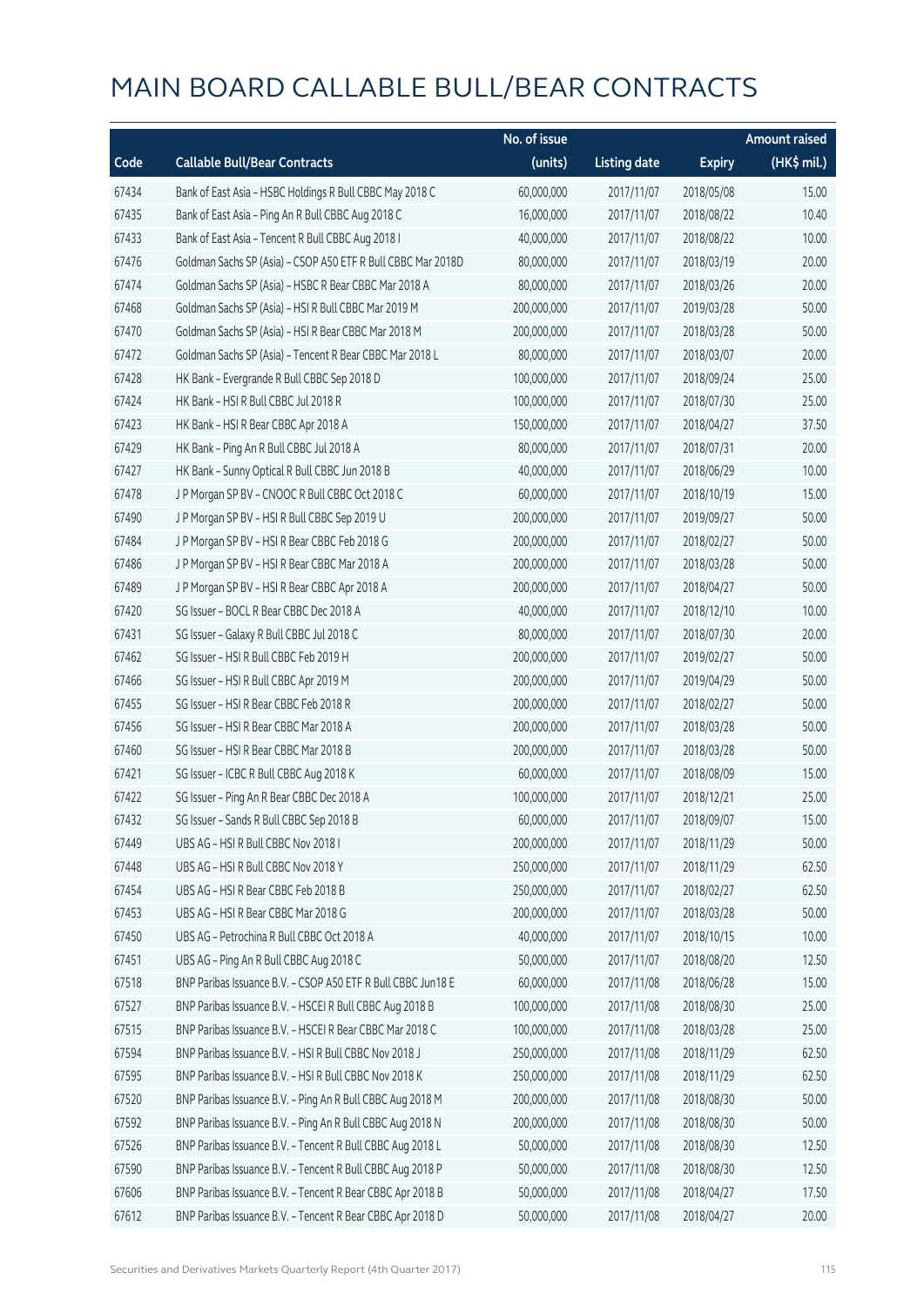# MAIN BOARD CALLABLE BULL/BEAR CONTRACTS

| Code | Callable Bull/Bear Contracts | No. of issue (units) | Listing date | Expiry | Amount raised (HK$ mil.) |
|---|---|---|---|---|---|
| 67434 | Bank of East Asia - HSBC Holdings R Bull CBBC May 2018 C | 60,000,000 | 2017/11/07 | 2018/05/08 | 15.00 |
| 67435 | Bank of East Asia - Ping An R Bull CBBC Aug 2018 C | 16,000,000 | 2017/11/07 | 2018/08/22 | 10.40 |
| 67433 | Bank of East Asia - Tencent R Bull CBBC Aug 2018 I | 40,000,000 | 2017/11/07 | 2018/08/22 | 10.00 |
| 67476 | Goldman Sachs SP (Asia) - CSOP A50 ETF R Bull CBBC Mar 2018D | 80,000,000 | 2017/11/07 | 2018/03/19 | 20.00 |
| 67474 | Goldman Sachs SP (Asia) - HSBC R Bear CBBC Mar 2018 A | 80,000,000 | 2017/11/07 | 2018/03/26 | 20.00 |
| 67468 | Goldman Sachs SP (Asia) - HSI R Bull CBBC Mar 2019 M | 200,000,000 | 2017/11/07 | 2019/03/28 | 50.00 |
| 67470 | Goldman Sachs SP (Asia) - HSI R Bear CBBC Mar 2018 M | 200,000,000 | 2017/11/07 | 2018/03/28 | 50.00 |
| 67472 | Goldman Sachs SP (Asia) - Tencent R Bear CBBC Mar 2018 L | 80,000,000 | 2017/11/07 | 2018/03/07 | 20.00 |
| 67428 | HK Bank - Evergrande R Bull CBBC Sep 2018 D | 100,000,000 | 2017/11/07 | 2018/09/24 | 25.00 |
| 67424 | HK Bank - HSI R Bull CBBC Jul 2018 R | 100,000,000 | 2017/11/07 | 2018/07/30 | 25.00 |
| 67423 | HK Bank - HSI R Bear CBBC Apr 2018 A | 150,000,000 | 2017/11/07 | 2018/04/27 | 37.50 |
| 67429 | HK Bank - Ping An R Bull CBBC Jul 2018 A | 80,000,000 | 2017/11/07 | 2018/07/31 | 20.00 |
| 67427 | HK Bank - Sunny Optical R Bull CBBC Jun 2018 B | 40,000,000 | 2017/11/07 | 2018/06/29 | 10.00 |
| 67478 | J P Morgan SP BV - CNOOC R Bull CBBC Oct 2018 C | 60,000,000 | 2017/11/07 | 2018/10/19 | 15.00 |
| 67490 | J P Morgan SP BV - HSI R Bull CBBC Sep 2019 U | 200,000,000 | 2017/11/07 | 2019/09/27 | 50.00 |
| 67484 | J P Morgan SP BV - HSI R Bear CBBC Feb 2018 G | 200,000,000 | 2017/11/07 | 2018/02/27 | 50.00 |
| 67486 | J P Morgan SP BV - HSI R Bear CBBC Mar 2018 A | 200,000,000 | 2017/11/07 | 2018/03/28 | 50.00 |
| 67489 | J P Morgan SP BV - HSI R Bear CBBC Apr 2018 A | 200,000,000 | 2017/11/07 | 2018/04/27 | 50.00 |
| 67420 | SG Issuer - BOCL R Bear CBBC Dec 2018 A | 40,000,000 | 2017/11/07 | 2018/12/10 | 10.00 |
| 67431 | SG Issuer - Galaxy R Bull CBBC Jul 2018 C | 80,000,000 | 2017/11/07 | 2018/07/30 | 20.00 |
| 67462 | SG Issuer - HSI R Bull CBBC Feb 2019 H | 200,000,000 | 2017/11/07 | 2019/02/27 | 50.00 |
| 67466 | SG Issuer - HSI R Bull CBBC Apr 2019 M | 200,000,000 | 2017/11/07 | 2019/04/29 | 50.00 |
| 67455 | SG Issuer - HSI R Bear CBBC Feb 2018 R | 200,000,000 | 2017/11/07 | 2018/02/27 | 50.00 |
| 67456 | SG Issuer - HSI R Bear CBBC Mar 2018 A | 200,000,000 | 2017/11/07 | 2018/03/28 | 50.00 |
| 67460 | SG Issuer - HSI R Bear CBBC Mar 2018 B | 200,000,000 | 2017/11/07 | 2018/03/28 | 50.00 |
| 67421 | SG Issuer - ICBC R Bull CBBC Aug 2018 K | 60,000,000 | 2017/11/07 | 2018/08/09 | 15.00 |
| 67422 | SG Issuer - Ping An R Bear CBBC Dec 2018 A | 100,000,000 | 2017/11/07 | 2018/12/21 | 25.00 |
| 67432 | SG Issuer - Sands R Bull CBBC Sep 2018 B | 60,000,000 | 2017/11/07 | 2018/09/07 | 15.00 |
| 67449 | UBS AG - HSI R Bull CBBC Nov 2018 I | 200,000,000 | 2017/11/07 | 2018/11/29 | 50.00 |
| 67448 | UBS AG - HSI R Bull CBBC Nov 2018 Y | 250,000,000 | 2017/11/07 | 2018/11/29 | 62.50 |
| 67454 | UBS AG - HSI R Bear CBBC Feb 2018 B | 250,000,000 | 2017/11/07 | 2018/02/27 | 62.50 |
| 67453 | UBS AG - HSI R Bear CBBC Mar 2018 G | 200,000,000 | 2017/11/07 | 2018/03/28 | 50.00 |
| 67450 | UBS AG - Petrochina R Bull CBBC Oct 2018 A | 40,000,000 | 2017/11/07 | 2018/10/15 | 10.00 |
| 67451 | UBS AG - Ping An R Bull CBBC Aug 2018 C | 50,000,000 | 2017/11/07 | 2018/08/20 | 12.50 |
| 67518 | BNP Paribas Issuance B.V. - CSOP A50 ETF R Bull CBBC Jun18 E | 60,000,000 | 2017/11/08 | 2018/06/28 | 15.00 |
| 67527 | BNP Paribas Issuance B.V. - HSCEI R Bull CBBC Aug 2018 B | 100,000,000 | 2017/11/08 | 2018/08/30 | 25.00 |
| 67515 | BNP Paribas Issuance B.V. - HSCEI R Bear CBBC Mar 2018 C | 100,000,000 | 2017/11/08 | 2018/03/28 | 25.00 |
| 67594 | BNP Paribas Issuance B.V. - HSI R Bull CBBC Nov 2018 J | 250,000,000 | 2017/11/08 | 2018/11/29 | 62.50 |
| 67595 | BNP Paribas Issuance B.V. - HSI R Bull CBBC Nov 2018 K | 250,000,000 | 2017/11/08 | 2018/11/29 | 62.50 |
| 67520 | BNP Paribas Issuance B.V. - Ping An R Bull CBBC Aug 2018 M | 200,000,000 | 2017/11/08 | 2018/08/30 | 50.00 |
| 67592 | BNP Paribas Issuance B.V. - Ping An R Bull CBBC Aug 2018 N | 200,000,000 | 2017/11/08 | 2018/08/30 | 50.00 |
| 67526 | BNP Paribas Issuance B.V. - Tencent R Bull CBBC Aug 2018 L | 50,000,000 | 2017/11/08 | 2018/08/30 | 12.50 |
| 67590 | BNP Paribas Issuance B.V. - Tencent R Bull CBBC Aug 2018 P | 50,000,000 | 2017/11/08 | 2018/08/30 | 12.50 |
| 67606 | BNP Paribas Issuance B.V. - Tencent R Bear CBBC Apr 2018 B | 50,000,000 | 2017/11/08 | 2018/04/27 | 17.50 |
| 67612 | BNP Paribas Issuance B.V. - Tencent R Bear CBBC Apr 2018 D | 50,000,000 | 2017/11/08 | 2018/04/27 | 20.00 |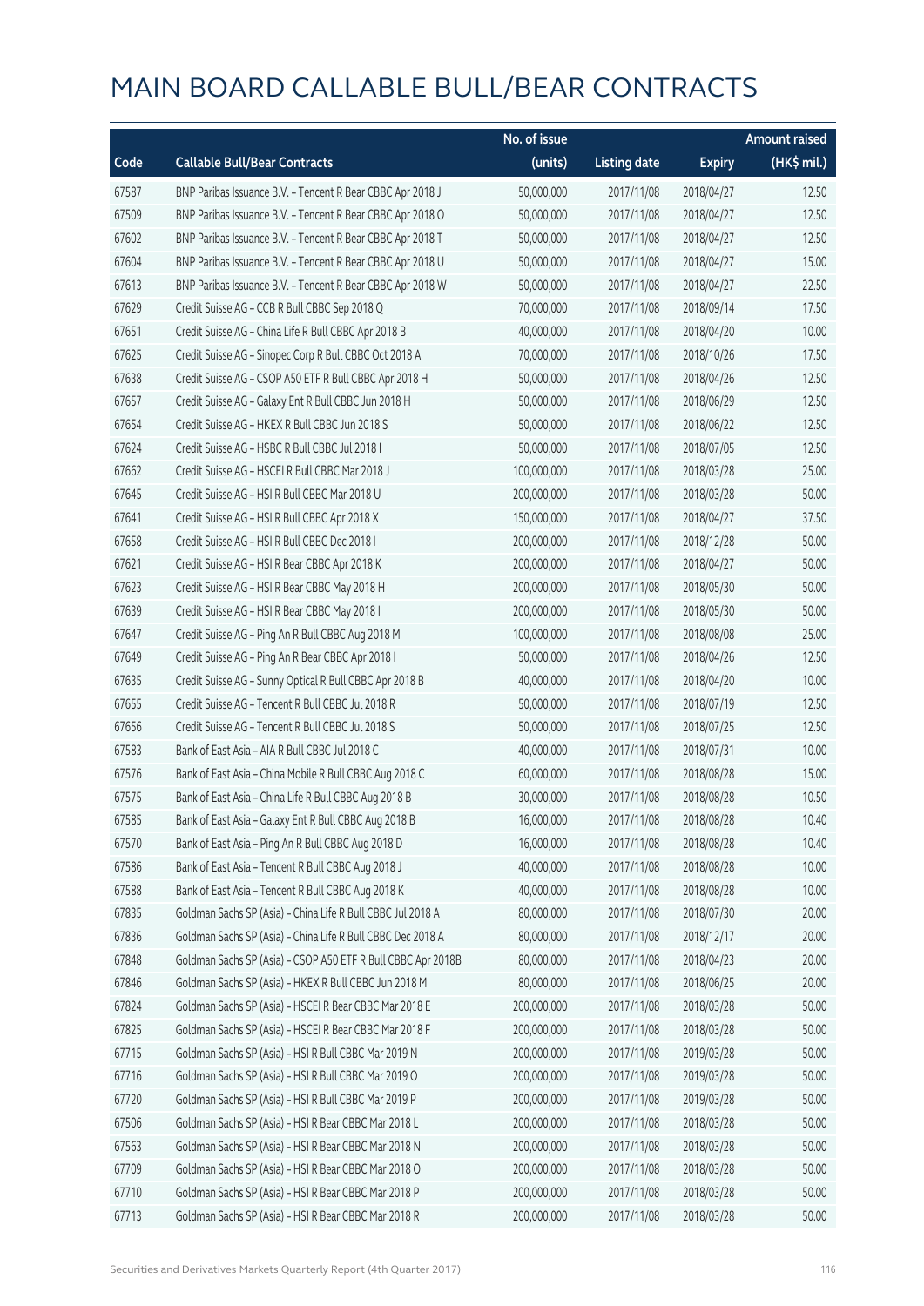# MAIN BOARD CALLABLE BULL/BEAR CONTRACTS

| Code | Callable Bull/Bear Contracts | No. of issue (units) | Listing date | Expiry | Amount raised (HK$ mil.) |
|---|---|---|---|---|---|
| 67587 | BNP Paribas Issuance B.V. – Tencent R Bear CBBC Apr 2018 J | 50,000,000 | 2017/11/08 | 2018/04/27 | 12.50 |
| 67509 | BNP Paribas Issuance B.V. – Tencent R Bear CBBC Apr 2018 O | 50,000,000 | 2017/11/08 | 2018/04/27 | 12.50 |
| 67602 | BNP Paribas Issuance B.V. – Tencent R Bear CBBC Apr 2018 T | 50,000,000 | 2017/11/08 | 2018/04/27 | 12.50 |
| 67604 | BNP Paribas Issuance B.V. – Tencent R Bear CBBC Apr 2018 U | 50,000,000 | 2017/11/08 | 2018/04/27 | 15.00 |
| 67613 | BNP Paribas Issuance B.V. – Tencent R Bear CBBC Apr 2018 W | 50,000,000 | 2017/11/08 | 2018/04/27 | 22.50 |
| 67629 | Credit Suisse AG – CCB R Bull CBBC Sep 2018 Q | 70,000,000 | 2017/11/08 | 2018/09/14 | 17.50 |
| 67651 | Credit Suisse AG – China Life R Bull CBBC Apr 2018 B | 40,000,000 | 2017/11/08 | 2018/04/20 | 10.00 |
| 67625 | Credit Suisse AG – Sinopec Corp R Bull CBBC Oct 2018 A | 70,000,000 | 2017/11/08 | 2018/10/26 | 17.50 |
| 67638 | Credit Suisse AG – CSOP A50 ETF R Bull CBBC Apr 2018 H | 50,000,000 | 2017/11/08 | 2018/04/26 | 12.50 |
| 67657 | Credit Suisse AG – Galaxy Ent R Bull CBBC Jun 2018 H | 50,000,000 | 2017/11/08 | 2018/06/29 | 12.50 |
| 67654 | Credit Suisse AG – HKEX R Bull CBBC Jun 2018 S | 50,000,000 | 2017/11/08 | 2018/06/22 | 12.50 |
| 67624 | Credit Suisse AG – HSBC R Bull CBBC Jul 2018 I | 50,000,000 | 2017/11/08 | 2018/07/05 | 12.50 |
| 67662 | Credit Suisse AG – HSCEI R Bull CBBC Mar 2018 J | 100,000,000 | 2017/11/08 | 2018/03/28 | 25.00 |
| 67645 | Credit Suisse AG – HSI R Bull CBBC Mar 2018 U | 200,000,000 | 2017/11/08 | 2018/03/28 | 50.00 |
| 67641 | Credit Suisse AG – HSI R Bull CBBC Apr 2018 X | 150,000,000 | 2017/11/08 | 2018/04/27 | 37.50 |
| 67658 | Credit Suisse AG – HSI R Bull CBBC Dec 2018 I | 200,000,000 | 2017/11/08 | 2018/12/28 | 50.00 |
| 67621 | Credit Suisse AG – HSI R Bear CBBC Apr 2018 K | 200,000,000 | 2017/11/08 | 2018/04/27 | 50.00 |
| 67623 | Credit Suisse AG – HSI R Bear CBBC May 2018 H | 200,000,000 | 2017/11/08 | 2018/05/30 | 50.00 |
| 67639 | Credit Suisse AG – HSI R Bear CBBC May 2018 I | 200,000,000 | 2017/11/08 | 2018/05/30 | 50.00 |
| 67647 | Credit Suisse AG – Ping An R Bull CBBC Aug 2018 M | 100,000,000 | 2017/11/08 | 2018/08/08 | 25.00 |
| 67649 | Credit Suisse AG – Ping An R Bear CBBC Apr 2018 I | 50,000,000 | 2017/11/08 | 2018/04/26 | 12.50 |
| 67635 | Credit Suisse AG – Sunny Optical R Bull CBBC Apr 2018 B | 40,000,000 | 2017/11/08 | 2018/04/20 | 10.00 |
| 67655 | Credit Suisse AG – Tencent R Bull CBBC Jul 2018 R | 50,000,000 | 2017/11/08 | 2018/07/19 | 12.50 |
| 67656 | Credit Suisse AG – Tencent R Bull CBBC Jul 2018 S | 50,000,000 | 2017/11/08 | 2018/07/25 | 12.50 |
| 67583 | Bank of East Asia – AIA R Bull CBBC Jul 2018 C | 40,000,000 | 2017/11/08 | 2018/07/31 | 10.00 |
| 67576 | Bank of East Asia – China Mobile R Bull CBBC Aug 2018 C | 60,000,000 | 2017/11/08 | 2018/08/28 | 15.00 |
| 67575 | Bank of East Asia – China Life R Bull CBBC Aug 2018 B | 30,000,000 | 2017/11/08 | 2018/08/28 | 10.50 |
| 67585 | Bank of East Asia – Galaxy Ent R Bull CBBC Aug 2018 B | 16,000,000 | 2017/11/08 | 2018/08/28 | 10.40 |
| 67570 | Bank of East Asia – Ping An R Bull CBBC Aug 2018 D | 16,000,000 | 2017/11/08 | 2018/08/28 | 10.40 |
| 67586 | Bank of East Asia – Tencent R Bull CBBC Aug 2018 J | 40,000,000 | 2017/11/08 | 2018/08/28 | 10.00 |
| 67588 | Bank of East Asia – Tencent R Bull CBBC Aug 2018 K | 40,000,000 | 2017/11/08 | 2018/08/28 | 10.00 |
| 67835 | Goldman Sachs SP (Asia) – China Life R Bull CBBC Jul 2018 A | 80,000,000 | 2017/11/08 | 2018/07/30 | 20.00 |
| 67836 | Goldman Sachs SP (Asia) – China Life R Bull CBBC Dec 2018 A | 80,000,000 | 2017/11/08 | 2018/12/17 | 20.00 |
| 67848 | Goldman Sachs SP (Asia) – CSOP A50 ETF R Bull CBBC Apr 2018B | 80,000,000 | 2017/11/08 | 2018/04/23 | 20.00 |
| 67846 | Goldman Sachs SP (Asia) – HKEX R Bull CBBC Jun 2018 M | 80,000,000 | 2017/11/08 | 2018/06/25 | 20.00 |
| 67824 | Goldman Sachs SP (Asia) – HSCEI R Bear CBBC Mar 2018 E | 200,000,000 | 2017/11/08 | 2018/03/28 | 50.00 |
| 67825 | Goldman Sachs SP (Asia) – HSCEI R Bear CBBC Mar 2018 F | 200,000,000 | 2017/11/08 | 2018/03/28 | 50.00 |
| 67715 | Goldman Sachs SP (Asia) – HSI R Bull CBBC Mar 2019 N | 200,000,000 | 2017/11/08 | 2019/03/28 | 50.00 |
| 67716 | Goldman Sachs SP (Asia) – HSI R Bull CBBC Mar 2019 O | 200,000,000 | 2017/11/08 | 2019/03/28 | 50.00 |
| 67720 | Goldman Sachs SP (Asia) – HSI R Bull CBBC Mar 2019 P | 200,000,000 | 2017/11/08 | 2019/03/28 | 50.00 |
| 67506 | Goldman Sachs SP (Asia) – HSI R Bear CBBC Mar 2018 L | 200,000,000 | 2017/11/08 | 2018/03/28 | 50.00 |
| 67563 | Goldman Sachs SP (Asia) – HSI R Bear CBBC Mar 2018 N | 200,000,000 | 2017/11/08 | 2018/03/28 | 50.00 |
| 67709 | Goldman Sachs SP (Asia) – HSI R Bear CBBC Mar 2018 O | 200,000,000 | 2017/11/08 | 2018/03/28 | 50.00 |
| 67710 | Goldman Sachs SP (Asia) – HSI R Bear CBBC Mar 2018 P | 200,000,000 | 2017/11/08 | 2018/03/28 | 50.00 |
| 67713 | Goldman Sachs SP (Asia) – HSI R Bear CBBC Mar 2018 R | 200,000,000 | 2017/11/08 | 2018/03/28 | 50.00 |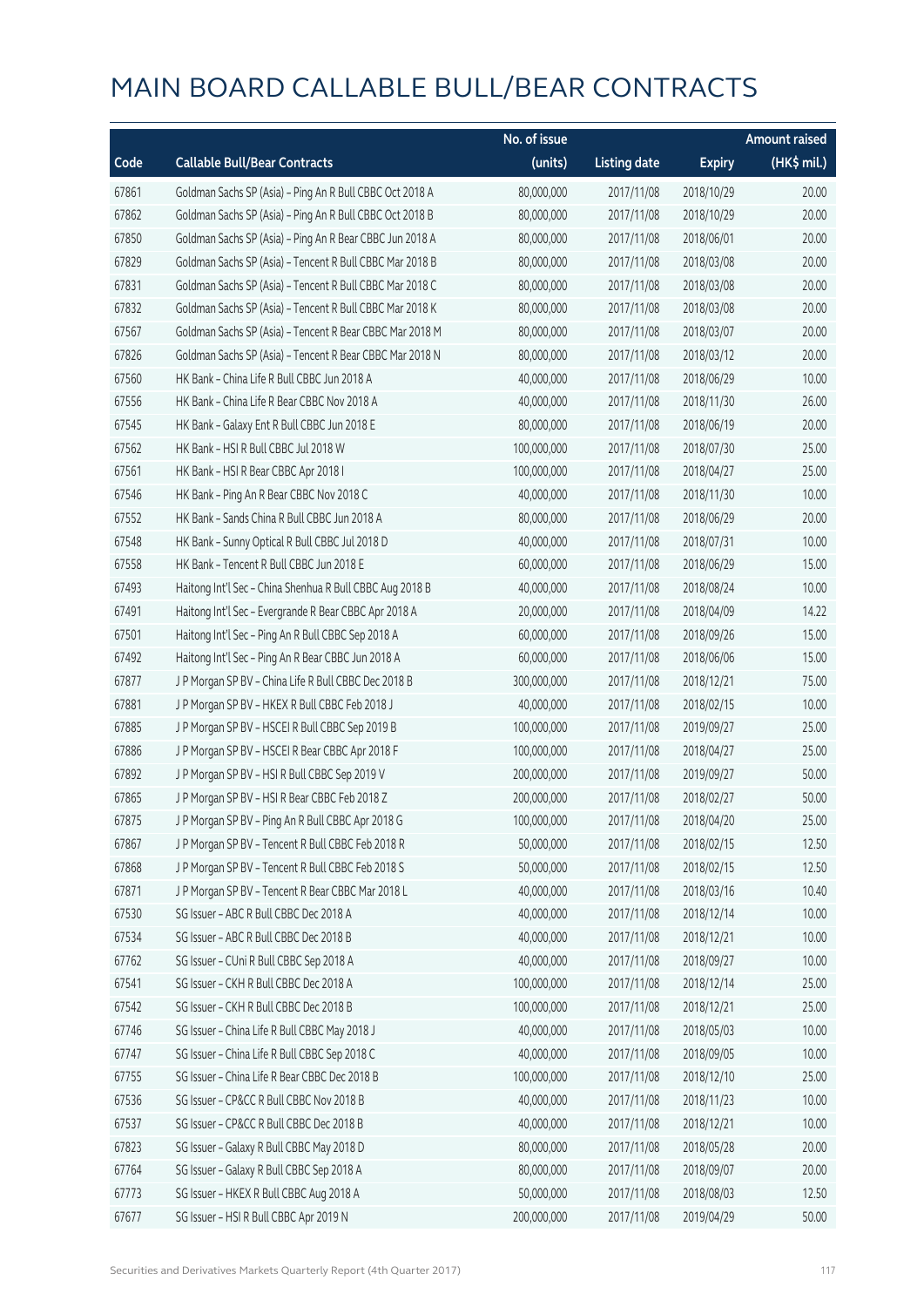# MAIN BOARD CALLABLE BULL/BEAR CONTRACTS

| Code | Callable Bull/Bear Contracts | No. of issue (units) | Listing date | Expiry | Amount raised (HK$ mil.) |
|---|---|---|---|---|---|
| 67861 | Goldman Sachs SP (Asia) - Ping An R Bull CBBC Oct 2018 A | 80,000,000 | 2017/11/08 | 2018/10/29 | 20.00 |
| 67862 | Goldman Sachs SP (Asia) - Ping An R Bull CBBC Oct 2018 B | 80,000,000 | 2017/11/08 | 2018/10/29 | 20.00 |
| 67850 | Goldman Sachs SP (Asia) - Ping An R Bear CBBC Jun 2018 A | 80,000,000 | 2017/11/08 | 2018/06/01 | 20.00 |
| 67829 | Goldman Sachs SP (Asia) - Tencent R Bull CBBC Mar 2018 B | 80,000,000 | 2017/11/08 | 2018/03/08 | 20.00 |
| 67831 | Goldman Sachs SP (Asia) - Tencent R Bull CBBC Mar 2018 C | 80,000,000 | 2017/11/08 | 2018/03/08 | 20.00 |
| 67832 | Goldman Sachs SP (Asia) - Tencent R Bull CBBC Mar 2018 K | 80,000,000 | 2017/11/08 | 2018/03/08 | 20.00 |
| 67567 | Goldman Sachs SP (Asia) - Tencent R Bear CBBC Mar 2018 M | 80,000,000 | 2017/11/08 | 2018/03/07 | 20.00 |
| 67826 | Goldman Sachs SP (Asia) - Tencent R Bear CBBC Mar 2018 N | 80,000,000 | 2017/11/08 | 2018/03/12 | 20.00 |
| 67560 | HK Bank - China Life R Bull CBBC Jun 2018 A | 40,000,000 | 2017/11/08 | 2018/06/29 | 10.00 |
| 67556 | HK Bank - China Life R Bear CBBC Nov 2018 A | 40,000,000 | 2017/11/08 | 2018/11/30 | 26.00 |
| 67545 | HK Bank - Galaxy Ent R Bull CBBC Jun 2018 E | 80,000,000 | 2017/11/08 | 2018/06/19 | 20.00 |
| 67562 | HK Bank - HSI R Bull CBBC Jul 2018 W | 100,000,000 | 2017/11/08 | 2018/07/30 | 25.00 |
| 67561 | HK Bank - HSI R Bear CBBC Apr 2018 I | 100,000,000 | 2017/11/08 | 2018/04/27 | 25.00 |
| 67546 | HK Bank - Ping An R Bear CBBC Nov 2018 C | 40,000,000 | 2017/11/08 | 2018/11/30 | 10.00 |
| 67552 | HK Bank - Sands China R Bull CBBC Jun 2018 A | 80,000,000 | 2017/11/08 | 2018/06/29 | 20.00 |
| 67548 | HK Bank - Sunny Optical R Bull CBBC Jul 2018 D | 40,000,000 | 2017/11/08 | 2018/07/31 | 10.00 |
| 67558 | HK Bank - Tencent R Bull CBBC Jun 2018 E | 60,000,000 | 2017/11/08 | 2018/06/29 | 15.00 |
| 67493 | Haitong Int'l Sec - China Shenhua R Bull CBBC Aug 2018 B | 40,000,000 | 2017/11/08 | 2018/08/24 | 10.00 |
| 67491 | Haitong Int'l Sec - Evergrande R Bear CBBC Apr 2018 A | 20,000,000 | 2017/11/08 | 2018/04/09 | 14.22 |
| 67501 | Haitong Int'l Sec - Ping An R Bull CBBC Sep 2018 A | 60,000,000 | 2017/11/08 | 2018/09/26 | 15.00 |
| 67492 | Haitong Int'l Sec - Ping An R Bear CBBC Jun 2018 A | 60,000,000 | 2017/11/08 | 2018/06/06 | 15.00 |
| 67877 | J P Morgan SP BV - China Life R Bull CBBC Dec 2018 B | 300,000,000 | 2017/11/08 | 2018/12/21 | 75.00 |
| 67881 | J P Morgan SP BV - HKEX R Bull CBBC Feb 2018 J | 40,000,000 | 2017/11/08 | 2018/02/15 | 10.00 |
| 67885 | J P Morgan SP BV - HSCEI R Bull CBBC Sep 2019 B | 100,000,000 | 2017/11/08 | 2019/09/27 | 25.00 |
| 67886 | J P Morgan SP BV - HSCEI R Bear CBBC Apr 2018 F | 100,000,000 | 2017/11/08 | 2018/04/27 | 25.00 |
| 67892 | J P Morgan SP BV - HSI R Bull CBBC Sep 2019 V | 200,000,000 | 2017/11/08 | 2019/09/27 | 50.00 |
| 67865 | J P Morgan SP BV - HSI R Bear CBBC Feb 2018 Z | 200,000,000 | 2017/11/08 | 2018/02/27 | 50.00 |
| 67875 | J P Morgan SP BV - Ping An R Bull CBBC Apr 2018 G | 100,000,000 | 2017/11/08 | 2018/04/20 | 25.00 |
| 67867 | J P Morgan SP BV - Tencent R Bull CBBC Feb 2018 R | 50,000,000 | 2017/11/08 | 2018/02/15 | 12.50 |
| 67868 | J P Morgan SP BV - Tencent R Bull CBBC Feb 2018 S | 50,000,000 | 2017/11/08 | 2018/02/15 | 12.50 |
| 67871 | J P Morgan SP BV - Tencent R Bear CBBC Mar 2018 L | 40,000,000 | 2017/11/08 | 2018/03/16 | 10.40 |
| 67530 | SG Issuer - ABC R Bull CBBC Dec 2018 A | 40,000,000 | 2017/11/08 | 2018/12/14 | 10.00 |
| 67534 | SG Issuer - ABC R Bull CBBC Dec 2018 B | 40,000,000 | 2017/11/08 | 2018/12/21 | 10.00 |
| 67762 | SG Issuer - CUni R Bull CBBC Sep 2018 A | 40,000,000 | 2017/11/08 | 2018/09/27 | 10.00 |
| 67541 | SG Issuer - CKH R Bull CBBC Dec 2018 A | 100,000,000 | 2017/11/08 | 2018/12/14 | 25.00 |
| 67542 | SG Issuer - CKH R Bull CBBC Dec 2018 B | 100,000,000 | 2017/11/08 | 2018/12/21 | 25.00 |
| 67746 | SG Issuer - China Life R Bull CBBC May 2018 J | 40,000,000 | 2017/11/08 | 2018/05/03 | 10.00 |
| 67747 | SG Issuer - China Life R Bull CBBC Sep 2018 C | 40,000,000 | 2017/11/08 | 2018/09/05 | 10.00 |
| 67755 | SG Issuer - China Life R Bear CBBC Dec 2018 B | 100,000,000 | 2017/11/08 | 2018/12/10 | 25.00 |
| 67536 | SG Issuer - CP&CC R Bull CBBC Nov 2018 B | 40,000,000 | 2017/11/08 | 2018/11/23 | 10.00 |
| 67537 | SG Issuer - CP&CC R Bull CBBC Dec 2018 B | 40,000,000 | 2017/11/08 | 2018/12/21 | 10.00 |
| 67823 | SG Issuer - Galaxy R Bull CBBC May 2018 D | 80,000,000 | 2017/11/08 | 2018/05/28 | 20.00 |
| 67764 | SG Issuer - Galaxy R Bull CBBC Sep 2018 A | 80,000,000 | 2017/11/08 | 2018/09/07 | 20.00 |
| 67773 | SG Issuer - HKEX R Bull CBBC Aug 2018 A | 50,000,000 | 2017/11/08 | 2018/08/03 | 12.50 |
| 67677 | SG Issuer - HSI R Bull CBBC Apr 2019 N | 200,000,000 | 2017/11/08 | 2019/04/29 | 50.00 |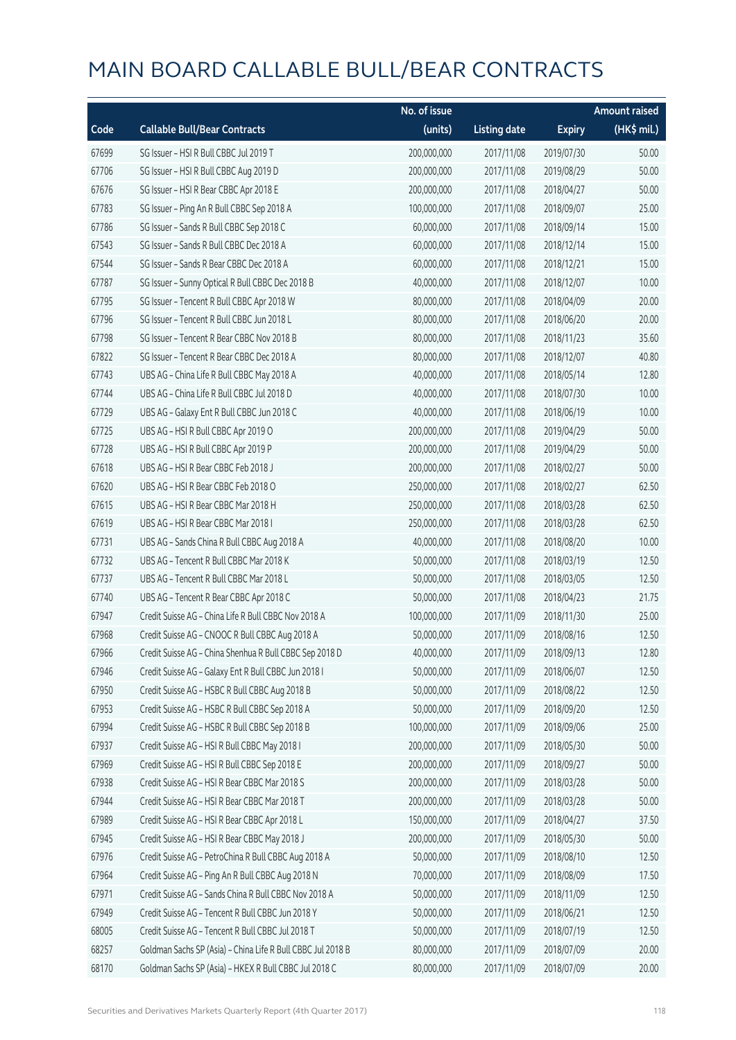# MAIN BOARD CALLABLE BULL/BEAR CONTRACTS

| Code | Callable Bull/Bear Contracts | No. of issue (units) | Listing date | Expiry | Amount raised (HK$ mil.) |
|---|---|---|---|---|---|
| 67699 | SG Issuer – HSI R Bull CBBC Jul 2019 T | 200,000,000 | 2017/11/08 | 2019/07/30 | 50.00 |
| 67706 | SG Issuer – HSI R Bull CBBC Aug 2019 D | 200,000,000 | 2017/11/08 | 2019/08/29 | 50.00 |
| 67676 | SG Issuer – HSI R Bear CBBC Apr 2018 E | 200,000,000 | 2017/11/08 | 2018/04/27 | 50.00 |
| 67783 | SG Issuer – Ping An R Bull CBBC Sep 2018 A | 100,000,000 | 2017/11/08 | 2018/09/07 | 25.00 |
| 67786 | SG Issuer – Sands R Bull CBBC Sep 2018 C | 60,000,000 | 2017/11/08 | 2018/09/14 | 15.00 |
| 67543 | SG Issuer – Sands R Bull CBBC Dec 2018 A | 60,000,000 | 2017/11/08 | 2018/12/14 | 15.00 |
| 67544 | SG Issuer – Sands R Bear CBBC Dec 2018 A | 60,000,000 | 2017/11/08 | 2018/12/21 | 15.00 |
| 67787 | SG Issuer – Sunny Optical R Bull CBBC Dec 2018 B | 40,000,000 | 2017/11/08 | 2018/12/07 | 10.00 |
| 67795 | SG Issuer – Tencent R Bull CBBC Apr 2018 W | 80,000,000 | 2017/11/08 | 2018/04/09 | 20.00 |
| 67796 | SG Issuer – Tencent R Bull CBBC Jun 2018 L | 80,000,000 | 2017/11/08 | 2018/06/20 | 20.00 |
| 67798 | SG Issuer – Tencent R Bear CBBC Nov 2018 B | 80,000,000 | 2017/11/08 | 2018/11/23 | 35.60 |
| 67822 | SG Issuer – Tencent R Bear CBBC Dec 2018 A | 80,000,000 | 2017/11/08 | 2018/12/07 | 40.80 |
| 67743 | UBS AG – China Life R Bull CBBC May 2018 A | 40,000,000 | 2017/11/08 | 2018/05/14 | 12.80 |
| 67744 | UBS AG – China Life R Bull CBBC Jul 2018 D | 40,000,000 | 2017/11/08 | 2018/07/30 | 10.00 |
| 67729 | UBS AG – Galaxy Ent R Bull CBBC Jun 2018 C | 40,000,000 | 2017/11/08 | 2018/06/19 | 10.00 |
| 67725 | UBS AG – HSI R Bull CBBC Apr 2019 O | 200,000,000 | 2017/11/08 | 2019/04/29 | 50.00 |
| 67728 | UBS AG – HSI R Bull CBBC Apr 2019 P | 200,000,000 | 2017/11/08 | 2019/04/29 | 50.00 |
| 67618 | UBS AG – HSI R Bear CBBC Feb 2018 J | 200,000,000 | 2017/11/08 | 2018/02/27 | 50.00 |
| 67620 | UBS AG – HSI R Bear CBBC Feb 2018 O | 250,000,000 | 2017/11/08 | 2018/02/27 | 62.50 |
| 67615 | UBS AG – HSI R Bear CBBC Mar 2018 H | 250,000,000 | 2017/11/08 | 2018/03/28 | 62.50 |
| 67619 | UBS AG – HSI R Bear CBBC Mar 2018 I | 250,000,000 | 2017/11/08 | 2018/03/28 | 62.50 |
| 67731 | UBS AG – Sands China R Bull CBBC Aug 2018 A | 40,000,000 | 2017/11/08 | 2018/08/20 | 10.00 |
| 67732 | UBS AG – Tencent R Bull CBBC Mar 2018 K | 50,000,000 | 2017/11/08 | 2018/03/19 | 12.50 |
| 67737 | UBS AG – Tencent R Bull CBBC Mar 2018 L | 50,000,000 | 2017/11/08 | 2018/03/05 | 12.50 |
| 67740 | UBS AG – Tencent R Bear CBBC Apr 2018 C | 50,000,000 | 2017/11/08 | 2018/04/23 | 21.75 |
| 67947 | Credit Suisse AG – China Life R Bull CBBC Nov 2018 A | 100,000,000 | 2017/11/09 | 2018/11/30 | 25.00 |
| 67968 | Credit Suisse AG – CNOOC R Bull CBBC Aug 2018 A | 50,000,000 | 2017/11/09 | 2018/08/16 | 12.50 |
| 67966 | Credit Suisse AG – China Shenhua R Bull CBBC Sep 2018 D | 40,000,000 | 2017/11/09 | 2018/09/13 | 12.80 |
| 67946 | Credit Suisse AG – Galaxy Ent R Bull CBBC Jun 2018 I | 50,000,000 | 2017/11/09 | 2018/06/07 | 12.50 |
| 67950 | Credit Suisse AG – HSBC R Bull CBBC Aug 2018 B | 50,000,000 | 2017/11/09 | 2018/08/22 | 12.50 |
| 67953 | Credit Suisse AG – HSBC R Bull CBBC Sep 2018 A | 50,000,000 | 2017/11/09 | 2018/09/20 | 12.50 |
| 67994 | Credit Suisse AG – HSBC R Bull CBBC Sep 2018 B | 100,000,000 | 2017/11/09 | 2018/09/06 | 25.00 |
| 67937 | Credit Suisse AG – HSI R Bull CBBC May 2018 I | 200,000,000 | 2017/11/09 | 2018/05/30 | 50.00 |
| 67969 | Credit Suisse AG – HSI R Bull CBBC Sep 2018 E | 200,000,000 | 2017/11/09 | 2018/09/27 | 50.00 |
| 67938 | Credit Suisse AG – HSI R Bear CBBC Mar 2018 S | 200,000,000 | 2017/11/09 | 2018/03/28 | 50.00 |
| 67944 | Credit Suisse AG – HSI R Bear CBBC Mar 2018 T | 200,000,000 | 2017/11/09 | 2018/03/28 | 50.00 |
| 67989 | Credit Suisse AG – HSI R Bear CBBC Apr 2018 L | 150,000,000 | 2017/11/09 | 2018/04/27 | 37.50 |
| 67945 | Credit Suisse AG – HSI R Bear CBBC May 2018 J | 200,000,000 | 2017/11/09 | 2018/05/30 | 50.00 |
| 67976 | Credit Suisse AG – PetroChina R Bull CBBC Aug 2018 A | 50,000,000 | 2017/11/09 | 2018/08/10 | 12.50 |
| 67964 | Credit Suisse AG – Ping An R Bull CBBC Aug 2018 N | 70,000,000 | 2017/11/09 | 2018/08/09 | 17.50 |
| 67971 | Credit Suisse AG – Sands China R Bull CBBC Nov 2018 A | 50,000,000 | 2017/11/09 | 2018/11/09 | 12.50 |
| 67949 | Credit Suisse AG – Tencent R Bull CBBC Jun 2018 Y | 50,000,000 | 2017/11/09 | 2018/06/21 | 12.50 |
| 68005 | Credit Suisse AG – Tencent R Bull CBBC Jul 2018 T | 50,000,000 | 2017/11/09 | 2018/07/19 | 12.50 |
| 68257 | Goldman Sachs SP (Asia) – China Life R Bull CBBC Jul 2018 B | 80,000,000 | 2017/11/09 | 2018/07/09 | 20.00 |
| 68170 | Goldman Sachs SP (Asia) – HKEX R Bull CBBC Jul 2018 C | 80,000,000 | 2017/11/09 | 2018/07/09 | 20.00 |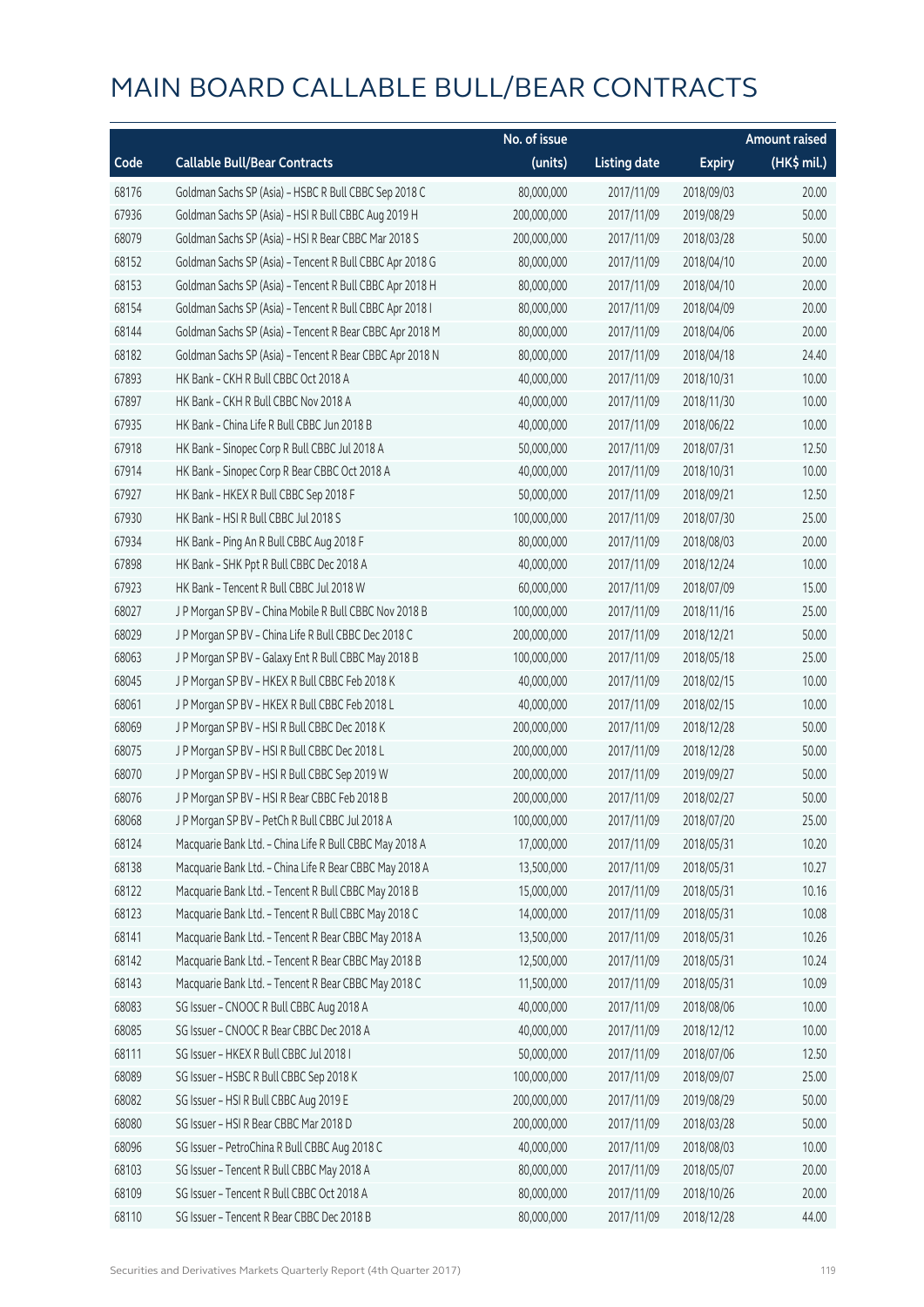# MAIN BOARD CALLABLE BULL/BEAR CONTRACTS

| Code | Callable Bull/Bear Contracts | No. of issue (units) | Listing date | Expiry | Amount raised (HK$ mil.) |
|---|---|---|---|---|---|
| 68176 | Goldman Sachs SP (Asia) - HSBC R Bull CBBC Sep 2018 C | 80,000,000 | 2017/11/09 | 2018/09/03 | 20.00 |
| 67936 | Goldman Sachs SP (Asia) - HSI R Bull CBBC Aug 2019 H | 200,000,000 | 2017/11/09 | 2019/08/29 | 50.00 |
| 68079 | Goldman Sachs SP (Asia) - HSI R Bear CBBC Mar 2018 S | 200,000,000 | 2017/11/09 | 2018/03/28 | 50.00 |
| 68152 | Goldman Sachs SP (Asia) - Tencent R Bull CBBC Apr 2018 G | 80,000,000 | 2017/11/09 | 2018/04/10 | 20.00 |
| 68153 | Goldman Sachs SP (Asia) - Tencent R Bull CBBC Apr 2018 H | 80,000,000 | 2017/11/09 | 2018/04/10 | 20.00 |
| 68154 | Goldman Sachs SP (Asia) - Tencent R Bull CBBC Apr 2018 I | 80,000,000 | 2017/11/09 | 2018/04/09 | 20.00 |
| 68144 | Goldman Sachs SP (Asia) - Tencent R Bear CBBC Apr 2018 M | 80,000,000 | 2017/11/09 | 2018/04/06 | 20.00 |
| 68182 | Goldman Sachs SP (Asia) - Tencent R Bear CBBC Apr 2018 N | 80,000,000 | 2017/11/09 | 2018/04/18 | 24.40 |
| 67893 | HK Bank - CKH R Bull CBBC Oct 2018 A | 40,000,000 | 2017/11/09 | 2018/10/31 | 10.00 |
| 67897 | HK Bank - CKH R Bull CBBC Nov 2018 A | 40,000,000 | 2017/11/09 | 2018/11/30 | 10.00 |
| 67935 | HK Bank - China Life R Bull CBBC Jun 2018 B | 40,000,000 | 2017/11/09 | 2018/06/22 | 10.00 |
| 67918 | HK Bank - Sinopec Corp R Bull CBBC Jul 2018 A | 50,000,000 | 2017/11/09 | 2018/07/31 | 12.50 |
| 67914 | HK Bank - Sinopec Corp R Bear CBBC Oct 2018 A | 40,000,000 | 2017/11/09 | 2018/10/31 | 10.00 |
| 67927 | HK Bank - HKEX R Bull CBBC Sep 2018 F | 50,000,000 | 2017/11/09 | 2018/09/21 | 12.50 |
| 67930 | HK Bank - HSI R Bull CBBC Jul 2018 S | 100,000,000 | 2017/11/09 | 2018/07/30 | 25.00 |
| 67934 | HK Bank - Ping An R Bull CBBC Aug 2018 F | 80,000,000 | 2017/11/09 | 2018/08/03 | 20.00 |
| 67898 | HK Bank - SHK Ppt R Bull CBBC Dec 2018 A | 40,000,000 | 2017/11/09 | 2018/12/24 | 10.00 |
| 67923 | HK Bank - Tencent R Bull CBBC Jul 2018 W | 60,000,000 | 2017/11/09 | 2018/07/09 | 15.00 |
| 68027 | J P Morgan SP BV - China Mobile R Bull CBBC Nov 2018 B | 100,000,000 | 2017/11/09 | 2018/11/16 | 25.00 |
| 68029 | J P Morgan SP BV - China Life R Bull CBBC Dec 2018 C | 200,000,000 | 2017/11/09 | 2018/12/21 | 50.00 |
| 68063 | J P Morgan SP BV - Galaxy Ent R Bull CBBC May 2018 B | 100,000,000 | 2017/11/09 | 2018/05/18 | 25.00 |
| 68045 | J P Morgan SP BV - HKEX R Bull CBBC Feb 2018 K | 40,000,000 | 2017/11/09 | 2018/02/15 | 10.00 |
| 68061 | J P Morgan SP BV - HKEX R Bull CBBC Feb 2018 L | 40,000,000 | 2017/11/09 | 2018/02/15 | 10.00 |
| 68069 | J P Morgan SP BV - HSI R Bull CBBC Dec 2018 K | 200,000,000 | 2017/11/09 | 2018/12/28 | 50.00 |
| 68075 | J P Morgan SP BV - HSI R Bull CBBC Dec 2018 L | 200,000,000 | 2017/11/09 | 2018/12/28 | 50.00 |
| 68070 | J P Morgan SP BV - HSI R Bull CBBC Sep 2019 W | 200,000,000 | 2017/11/09 | 2019/09/27 | 50.00 |
| 68076 | J P Morgan SP BV - HSI R Bear CBBC Feb 2018 B | 200,000,000 | 2017/11/09 | 2018/02/27 | 50.00 |
| 68068 | J P Morgan SP BV - PetCh R Bull CBBC Jul 2018 A | 100,000,000 | 2017/11/09 | 2018/07/20 | 25.00 |
| 68124 | Macquarie Bank Ltd. - China Life R Bull CBBC May 2018 A | 17,000,000 | 2017/11/09 | 2018/05/31 | 10.20 |
| 68138 | Macquarie Bank Ltd. - China Life R Bear CBBC May 2018 A | 13,500,000 | 2017/11/09 | 2018/05/31 | 10.27 |
| 68122 | Macquarie Bank Ltd. - Tencent R Bull CBBC May 2018 B | 15,000,000 | 2017/11/09 | 2018/05/31 | 10.16 |
| 68123 | Macquarie Bank Ltd. - Tencent R Bull CBBC May 2018 C | 14,000,000 | 2017/11/09 | 2018/05/31 | 10.08 |
| 68141 | Macquarie Bank Ltd. - Tencent R Bear CBBC May 2018 A | 13,500,000 | 2017/11/09 | 2018/05/31 | 10.26 |
| 68142 | Macquarie Bank Ltd. - Tencent R Bear CBBC May 2018 B | 12,500,000 | 2017/11/09 | 2018/05/31 | 10.24 |
| 68143 | Macquarie Bank Ltd. - Tencent R Bear CBBC May 2018 C | 11,500,000 | 2017/11/09 | 2018/05/31 | 10.09 |
| 68083 | SG Issuer - CNOOC R Bull CBBC Aug 2018 A | 40,000,000 | 2017/11/09 | 2018/08/06 | 10.00 |
| 68085 | SG Issuer - CNOOC R Bear CBBC Dec 2018 A | 40,000,000 | 2017/11/09 | 2018/12/12 | 10.00 |
| 68111 | SG Issuer - HKEX R Bull CBBC Jul 2018 I | 50,000,000 | 2017/11/09 | 2018/07/06 | 12.50 |
| 68089 | SG Issuer - HSBC R Bull CBBC Sep 2018 K | 100,000,000 | 2017/11/09 | 2018/09/07 | 25.00 |
| 68082 | SG Issuer - HSI R Bull CBBC Aug 2019 E | 200,000,000 | 2017/11/09 | 2019/08/29 | 50.00 |
| 68080 | SG Issuer - HSI R Bear CBBC Mar 2018 D | 200,000,000 | 2017/11/09 | 2018/03/28 | 50.00 |
| 68096 | SG Issuer - PetroChina R Bull CBBC Aug 2018 C | 40,000,000 | 2017/11/09 | 2018/08/03 | 10.00 |
| 68103 | SG Issuer - Tencent R Bull CBBC May 2018 A | 80,000,000 | 2017/11/09 | 2018/05/07 | 20.00 |
| 68109 | SG Issuer - Tencent R Bull CBBC Oct 2018 A | 80,000,000 | 2017/11/09 | 2018/10/26 | 20.00 |
| 68110 | SG Issuer - Tencent R Bear CBBC Dec 2018 B | 80,000,000 | 2017/11/09 | 2018/12/28 | 44.00 |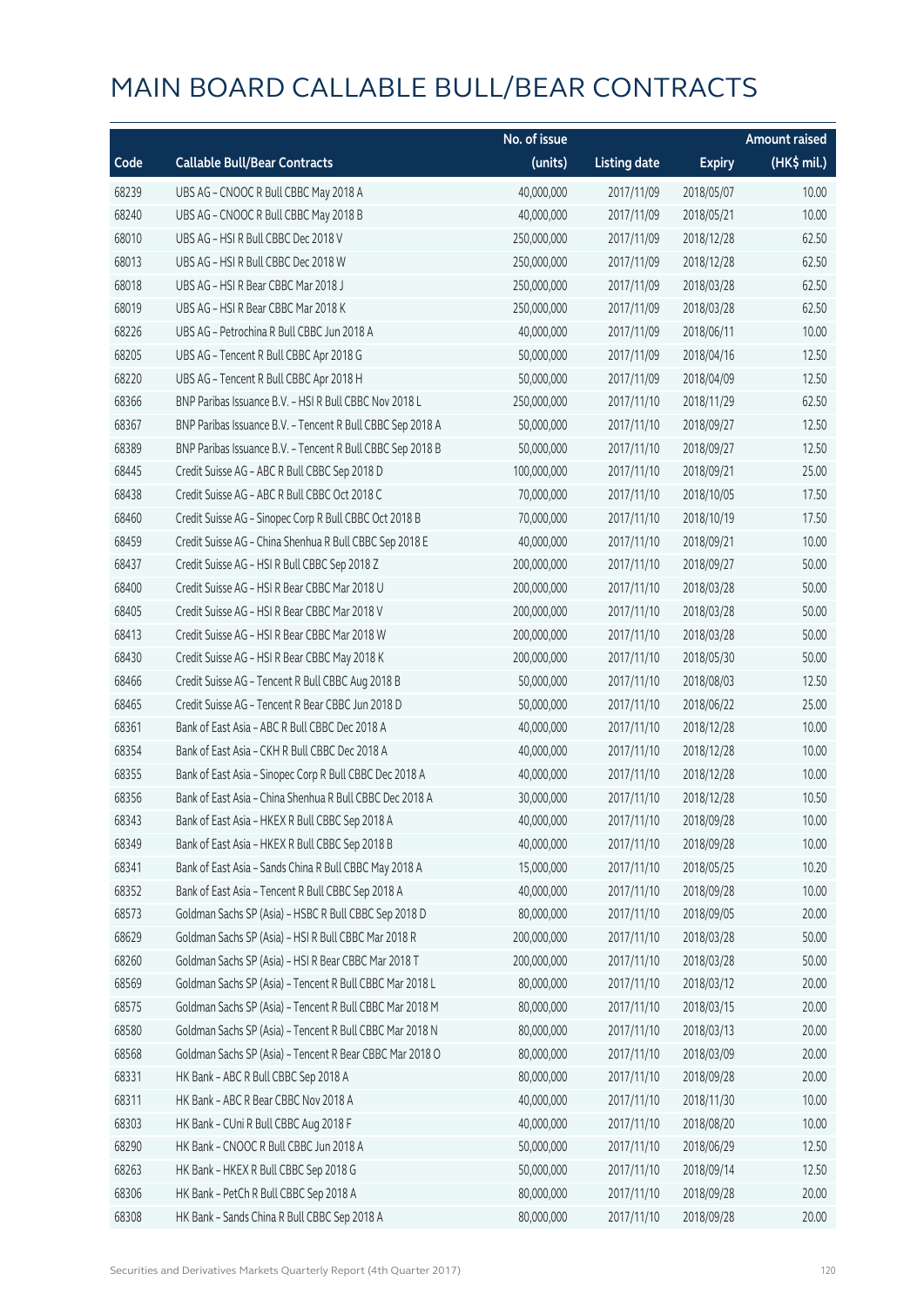# MAIN BOARD CALLABLE BULL/BEAR CONTRACTS

| Code | Callable Bull/Bear Contracts | No. of issue (units) | Listing date | Expiry | Amount raised (HK$ mil.) |
|---|---|---|---|---|---|
| 68239 | UBS AG – CNOOC R Bull CBBC May 2018 A | 40,000,000 | 2017/11/09 | 2018/05/07 | 10.00 |
| 68240 | UBS AG – CNOOC R Bull CBBC May 2018 B | 40,000,000 | 2017/11/09 | 2018/05/21 | 10.00 |
| 68010 | UBS AG – HSI R Bull CBBC Dec 2018 V | 250,000,000 | 2017/11/09 | 2018/12/28 | 62.50 |
| 68013 | UBS AG – HSI R Bull CBBC Dec 2018 W | 250,000,000 | 2017/11/09 | 2018/12/28 | 62.50 |
| 68018 | UBS AG – HSI R Bear CBBC Mar 2018 J | 250,000,000 | 2017/11/09 | 2018/03/28 | 62.50 |
| 68019 | UBS AG – HSI R Bear CBBC Mar 2018 K | 250,000,000 | 2017/11/09 | 2018/03/28 | 62.50 |
| 68226 | UBS AG – Petrochina R Bull CBBC Jun 2018 A | 40,000,000 | 2017/11/09 | 2018/06/11 | 10.00 |
| 68205 | UBS AG – Tencent R Bull CBBC Apr 2018 G | 50,000,000 | 2017/11/09 | 2018/04/16 | 12.50 |
| 68220 | UBS AG – Tencent R Bull CBBC Apr 2018 H | 50,000,000 | 2017/11/09 | 2018/04/09 | 12.50 |
| 68366 | BNP Paribas Issuance B.V. – HSI R Bull CBBC Nov 2018 L | 250,000,000 | 2017/11/10 | 2018/11/29 | 62.50 |
| 68367 | BNP Paribas Issuance B.V. – Tencent R Bull CBBC Sep 2018 A | 50,000,000 | 2017/11/10 | 2018/09/27 | 12.50 |
| 68389 | BNP Paribas Issuance B.V. – Tencent R Bull CBBC Sep 2018 B | 50,000,000 | 2017/11/10 | 2018/09/27 | 12.50 |
| 68445 | Credit Suisse AG – ABC R Bull CBBC Sep 2018 D | 100,000,000 | 2017/11/10 | 2018/09/21 | 25.00 |
| 68438 | Credit Suisse AG – ABC R Bull CBBC Oct 2018 C | 70,000,000 | 2017/11/10 | 2018/10/05 | 17.50 |
| 68460 | Credit Suisse AG – Sinopec Corp R Bull CBBC Oct 2018 B | 70,000,000 | 2017/11/10 | 2018/10/19 | 17.50 |
| 68459 | Credit Suisse AG – China Shenhua R Bull CBBC Sep 2018 E | 40,000,000 | 2017/11/10 | 2018/09/21 | 10.00 |
| 68437 | Credit Suisse AG – HSI R Bull CBBC Sep 2018 Z | 200,000,000 | 2017/11/10 | 2018/09/27 | 50.00 |
| 68400 | Credit Suisse AG – HSI R Bear CBBC Mar 2018 U | 200,000,000 | 2017/11/10 | 2018/03/28 | 50.00 |
| 68405 | Credit Suisse AG – HSI R Bear CBBC Mar 2018 V | 200,000,000 | 2017/11/10 | 2018/03/28 | 50.00 |
| 68413 | Credit Suisse AG – HSI R Bear CBBC Mar 2018 W | 200,000,000 | 2017/11/10 | 2018/03/28 | 50.00 |
| 68430 | Credit Suisse AG – HSI R Bear CBBC May 2018 K | 200,000,000 | 2017/11/10 | 2018/05/30 | 50.00 |
| 68466 | Credit Suisse AG – Tencent R Bull CBBC Aug 2018 B | 50,000,000 | 2017/11/10 | 2018/08/03 | 12.50 |
| 68465 | Credit Suisse AG – Tencent R Bear CBBC Jun 2018 D | 50,000,000 | 2017/11/10 | 2018/06/22 | 25.00 |
| 68361 | Bank of East Asia – ABC R Bull CBBC Dec 2018 A | 40,000,000 | 2017/11/10 | 2018/12/28 | 10.00 |
| 68354 | Bank of East Asia – CKH R Bull CBBC Dec 2018 A | 40,000,000 | 2017/11/10 | 2018/12/28 | 10.00 |
| 68355 | Bank of East Asia – Sinopec Corp R Bull CBBC Dec 2018 A | 40,000,000 | 2017/11/10 | 2018/12/28 | 10.00 |
| 68356 | Bank of East Asia – China Shenhua R Bull CBBC Dec 2018 A | 30,000,000 | 2017/11/10 | 2018/12/28 | 10.50 |
| 68343 | Bank of East Asia – HKEX R Bull CBBC Sep 2018 A | 40,000,000 | 2017/11/10 | 2018/09/28 | 10.00 |
| 68349 | Bank of East Asia – HKEX R Bull CBBC Sep 2018 B | 40,000,000 | 2017/11/10 | 2018/09/28 | 10.00 |
| 68341 | Bank of East Asia – Sands China R Bull CBBC May 2018 A | 15,000,000 | 2017/11/10 | 2018/05/25 | 10.20 |
| 68352 | Bank of East Asia – Tencent R Bull CBBC Sep 2018 A | 40,000,000 | 2017/11/10 | 2018/09/28 | 10.00 |
| 68573 | Goldman Sachs SP (Asia) – HSBC R Bull CBBC Sep 2018 D | 80,000,000 | 2017/11/10 | 2018/09/05 | 20.00 |
| 68629 | Goldman Sachs SP (Asia) – HSI R Bull CBBC Mar 2018 R | 200,000,000 | 2017/11/10 | 2018/03/28 | 50.00 |
| 68260 | Goldman Sachs SP (Asia) – HSI R Bear CBBC Mar 2018 T | 200,000,000 | 2017/11/10 | 2018/03/28 | 50.00 |
| 68569 | Goldman Sachs SP (Asia) – Tencent R Bull CBBC Mar 2018 L | 80,000,000 | 2017/11/10 | 2018/03/12 | 20.00 |
| 68575 | Goldman Sachs SP (Asia) – Tencent R Bull CBBC Mar 2018 M | 80,000,000 | 2017/11/10 | 2018/03/15 | 20.00 |
| 68580 | Goldman Sachs SP (Asia) – Tencent R Bull CBBC Mar 2018 N | 80,000,000 | 2017/11/10 | 2018/03/13 | 20.00 |
| 68568 | Goldman Sachs SP (Asia) – Tencent R Bear CBBC Mar 2018 O | 80,000,000 | 2017/11/10 | 2018/03/09 | 20.00 |
| 68331 | HK Bank – ABC R Bull CBBC Sep 2018 A | 80,000,000 | 2017/11/10 | 2018/09/28 | 20.00 |
| 68311 | HK Bank – ABC R Bear CBBC Nov 2018 A | 40,000,000 | 2017/11/10 | 2018/11/30 | 10.00 |
| 68303 | HK Bank – CUni R Bull CBBC Aug 2018 F | 40,000,000 | 2017/11/10 | 2018/08/20 | 10.00 |
| 68290 | HK Bank – CNOOC R Bull CBBC Jun 2018 A | 50,000,000 | 2017/11/10 | 2018/06/29 | 12.50 |
| 68263 | HK Bank – HKEX R Bull CBBC Sep 2018 G | 50,000,000 | 2017/11/10 | 2018/09/14 | 12.50 |
| 68306 | HK Bank – PetCh R Bull CBBC Sep 2018 A | 80,000,000 | 2017/11/10 | 2018/09/28 | 20.00 |
| 68308 | HK Bank – Sands China R Bull CBBC Sep 2018 A | 80,000,000 | 2017/11/10 | 2018/09/28 | 20.00 |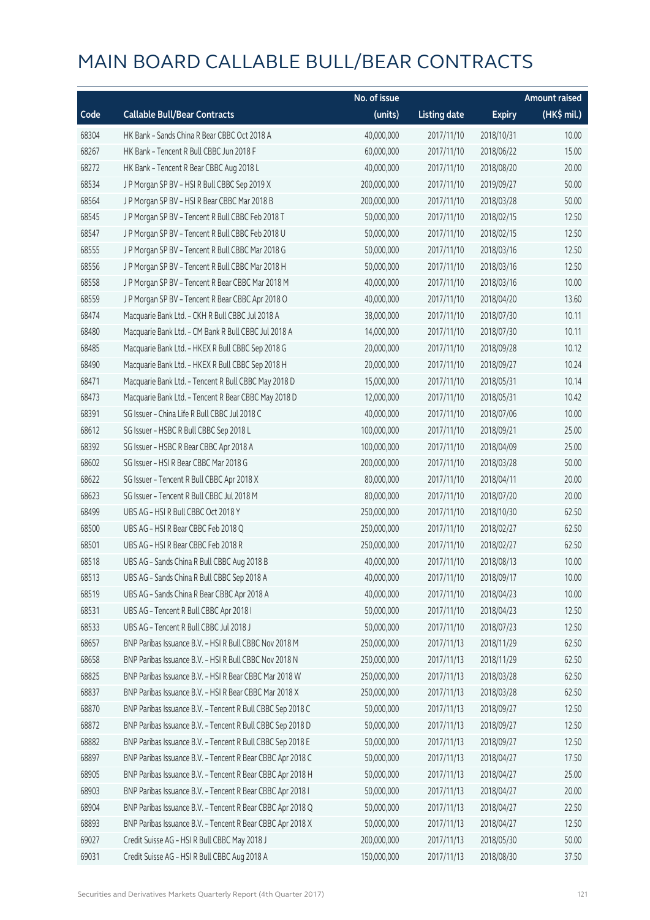# MAIN BOARD CALLABLE BULL/BEAR CONTRACTS

| Code | Callable Bull/Bear Contracts | No. of issue (units) | Listing date | Expiry | Amount raised (HK$ mil.) |
|---|---|---|---|---|---|
| 68304 | HK Bank – Sands China R Bear CBBC Oct 2018 A | 40,000,000 | 2017/11/10 | 2018/10/31 | 10.00 |
| 68267 | HK Bank – Tencent R Bull CBBC Jun 2018 F | 60,000,000 | 2017/11/10 | 2018/06/22 | 15.00 |
| 68272 | HK Bank – Tencent R Bear CBBC Aug 2018 L | 40,000,000 | 2017/11/10 | 2018/08/20 | 20.00 |
| 68534 | J P Morgan SP BV – HSI R Bull CBBC Sep 2019 X | 200,000,000 | 2017/11/10 | 2019/09/27 | 50.00 |
| 68564 | J P Morgan SP BV – HSI R Bear CBBC Mar 2018 B | 200,000,000 | 2017/11/10 | 2018/03/28 | 50.00 |
| 68545 | J P Morgan SP BV – Tencent R Bull CBBC Feb 2018 T | 50,000,000 | 2017/11/10 | 2018/02/15 | 12.50 |
| 68547 | J P Morgan SP BV – Tencent R Bull CBBC Feb 2018 U | 50,000,000 | 2017/11/10 | 2018/02/15 | 12.50 |
| 68555 | J P Morgan SP BV – Tencent R Bull CBBC Mar 2018 G | 50,000,000 | 2017/11/10 | 2018/03/16 | 12.50 |
| 68556 | J P Morgan SP BV – Tencent R Bull CBBC Mar 2018 H | 50,000,000 | 2017/11/10 | 2018/03/16 | 12.50 |
| 68558 | J P Morgan SP BV – Tencent R Bear CBBC Mar 2018 M | 40,000,000 | 2017/11/10 | 2018/03/16 | 10.00 |
| 68559 | J P Morgan SP BV – Tencent R Bear CBBC Apr 2018 O | 40,000,000 | 2017/11/10 | 2018/04/20 | 13.60 |
| 68474 | Macquarie Bank Ltd. – CKH R Bull CBBC Jul 2018 A | 38,000,000 | 2017/11/10 | 2018/07/30 | 10.11 |
| 68480 | Macquarie Bank Ltd. – CM Bank R Bull CBBC Jul 2018 A | 14,000,000 | 2017/11/10 | 2018/07/30 | 10.11 |
| 68485 | Macquarie Bank Ltd. – HKEX R Bull CBBC Sep 2018 G | 20,000,000 | 2017/11/10 | 2018/09/28 | 10.12 |
| 68490 | Macquarie Bank Ltd. – HKEX R Bull CBBC Sep 2018 H | 20,000,000 | 2017/11/10 | 2018/09/27 | 10.24 |
| 68471 | Macquarie Bank Ltd. – Tencent R Bull CBBC May 2018 D | 15,000,000 | 2017/11/10 | 2018/05/31 | 10.14 |
| 68473 | Macquarie Bank Ltd. – Tencent R Bear CBBC May 2018 D | 12,000,000 | 2017/11/10 | 2018/05/31 | 10.42 |
| 68391 | SG Issuer – China Life R Bull CBBC Jul 2018 C | 40,000,000 | 2017/11/10 | 2018/07/06 | 10.00 |
| 68612 | SG Issuer – HSBC R Bull CBBC Sep 2018 L | 100,000,000 | 2017/11/10 | 2018/09/21 | 25.00 |
| 68392 | SG Issuer – HSBC R Bear CBBC Apr 2018 A | 100,000,000 | 2017/11/10 | 2018/04/09 | 25.00 |
| 68602 | SG Issuer – HSI R Bear CBBC Mar 2018 G | 200,000,000 | 2017/11/10 | 2018/03/28 | 50.00 |
| 68622 | SG Issuer – Tencent R Bull CBBC Apr 2018 X | 80,000,000 | 2017/11/10 | 2018/04/11 | 20.00 |
| 68623 | SG Issuer – Tencent R Bull CBBC Jul 2018 M | 80,000,000 | 2017/11/10 | 2018/07/20 | 20.00 |
| 68499 | UBS AG – HSI R Bull CBBC Oct 2018 Y | 250,000,000 | 2017/11/10 | 2018/10/30 | 62.50 |
| 68500 | UBS AG – HSI R Bear CBBC Feb 2018 Q | 250,000,000 | 2017/11/10 | 2018/02/27 | 62.50 |
| 68501 | UBS AG – HSI R Bear CBBC Feb 2018 R | 250,000,000 | 2017/11/10 | 2018/02/27 | 62.50 |
| 68518 | UBS AG – Sands China R Bull CBBC Aug 2018 B | 40,000,000 | 2017/11/10 | 2018/08/13 | 10.00 |
| 68513 | UBS AG – Sands China R Bull CBBC Sep 2018 A | 40,000,000 | 2017/11/10 | 2018/09/17 | 10.00 |
| 68519 | UBS AG – Sands China R Bear CBBC Apr 2018 A | 40,000,000 | 2017/11/10 | 2018/04/23 | 10.00 |
| 68531 | UBS AG – Tencent R Bull CBBC Apr 2018 I | 50,000,000 | 2017/11/10 | 2018/04/23 | 12.50 |
| 68533 | UBS AG – Tencent R Bull CBBC Jul 2018 J | 50,000,000 | 2017/11/10 | 2018/07/23 | 12.50 |
| 68657 | BNP Paribas Issuance B.V. – HSI R Bull CBBC Nov 2018 M | 250,000,000 | 2017/11/13 | 2018/11/29 | 62.50 |
| 68658 | BNP Paribas Issuance B.V. – HSI R Bull CBBC Nov 2018 N | 250,000,000 | 2017/11/13 | 2018/11/29 | 62.50 |
| 68825 | BNP Paribas Issuance B.V. – HSI R Bear CBBC Mar 2018 W | 250,000,000 | 2017/11/13 | 2018/03/28 | 62.50 |
| 68837 | BNP Paribas Issuance B.V. – HSI R Bear CBBC Mar 2018 X | 250,000,000 | 2017/11/13 | 2018/03/28 | 62.50 |
| 68870 | BNP Paribas Issuance B.V. – Tencent R Bull CBBC Sep 2018 C | 50,000,000 | 2017/11/13 | 2018/09/27 | 12.50 |
| 68872 | BNP Paribas Issuance B.V. – Tencent R Bull CBBC Sep 2018 D | 50,000,000 | 2017/11/13 | 2018/09/27 | 12.50 |
| 68882 | BNP Paribas Issuance B.V. – Tencent R Bull CBBC Sep 2018 E | 50,000,000 | 2017/11/13 | 2018/09/27 | 12.50 |
| 68897 | BNP Paribas Issuance B.V. – Tencent R Bear CBBC Apr 2018 C | 50,000,000 | 2017/11/13 | 2018/04/27 | 17.50 |
| 68905 | BNP Paribas Issuance B.V. – Tencent R Bear CBBC Apr 2018 H | 50,000,000 | 2017/11/13 | 2018/04/27 | 25.00 |
| 68903 | BNP Paribas Issuance B.V. – Tencent R Bear CBBC Apr 2018 I | 50,000,000 | 2017/11/13 | 2018/04/27 | 20.00 |
| 68904 | BNP Paribas Issuance B.V. – Tencent R Bear CBBC Apr 2018 Q | 50,000,000 | 2017/11/13 | 2018/04/27 | 22.50 |
| 68893 | BNP Paribas Issuance B.V. – Tencent R Bear CBBC Apr 2018 X | 50,000,000 | 2017/11/13 | 2018/04/27 | 12.50 |
| 69027 | Credit Suisse AG – HSI R Bull CBBC May 2018 J | 200,000,000 | 2017/11/13 | 2018/05/30 | 50.00 |
| 69031 | Credit Suisse AG – HSI R Bull CBBC Aug 2018 A | 150,000,000 | 2017/11/13 | 2018/08/30 | 37.50 |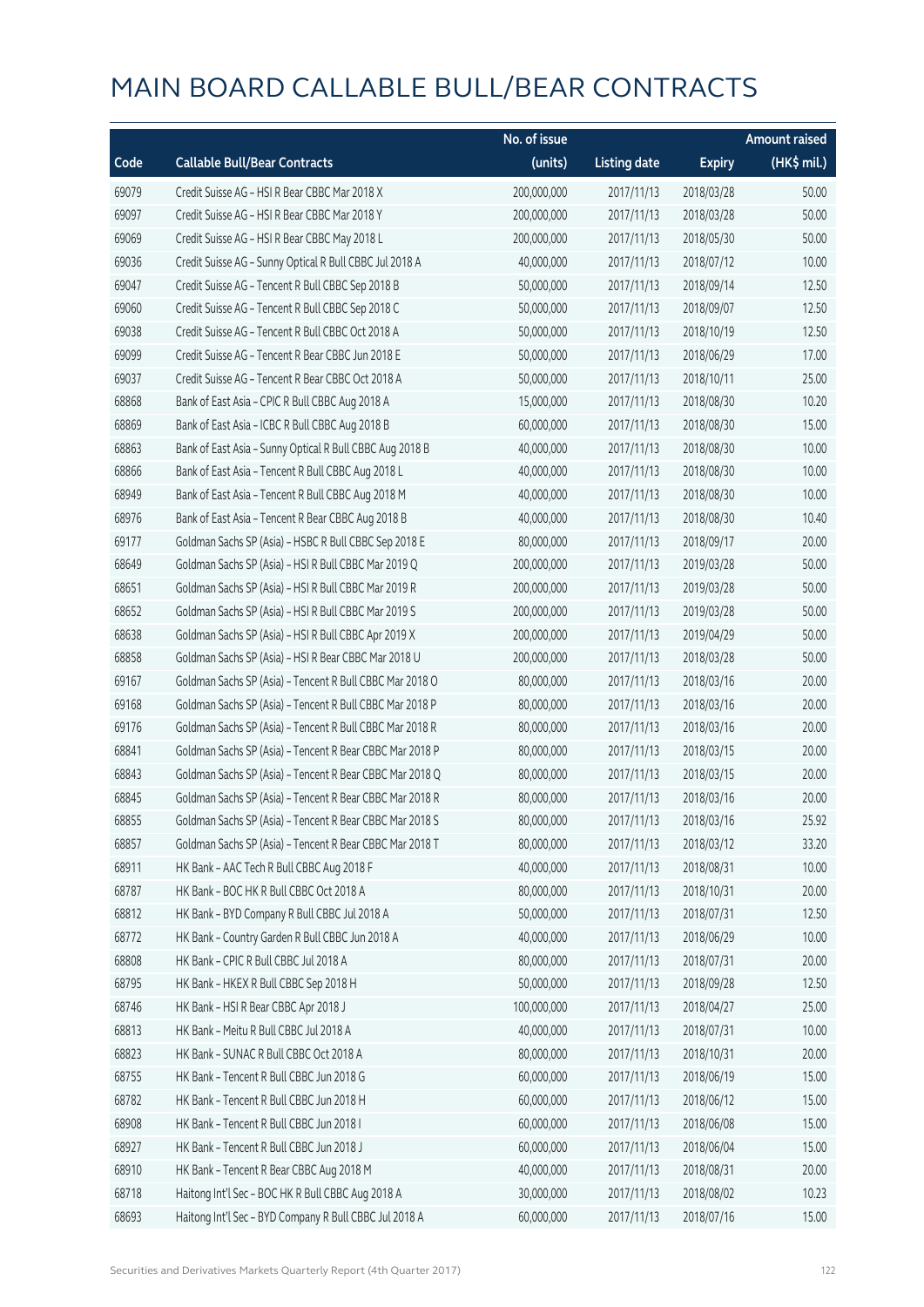# MAIN BOARD CALLABLE BULL/BEAR CONTRACTS

| Code | Callable Bull/Bear Contracts | No. of issue (units) | Listing date | Expiry | Amount raised (HK$ mil.) |
|---|---|---|---|---|---|
| 69079 | Credit Suisse AG – HSI R Bear CBBC Mar 2018 X | 200,000,000 | 2017/11/13 | 2018/03/28 | 50.00 |
| 69097 | Credit Suisse AG – HSI R Bear CBBC Mar 2018 Y | 200,000,000 | 2017/11/13 | 2018/03/28 | 50.00 |
| 69069 | Credit Suisse AG – HSI R Bear CBBC May 2018 L | 200,000,000 | 2017/11/13 | 2018/05/30 | 50.00 |
| 69036 | Credit Suisse AG – Sunny Optical R Bull CBBC Jul 2018 A | 40,000,000 | 2017/11/13 | 2018/07/12 | 10.00 |
| 69047 | Credit Suisse AG – Tencent R Bull CBBC Sep 2018 B | 50,000,000 | 2017/11/13 | 2018/09/14 | 12.50 |
| 69060 | Credit Suisse AG – Tencent R Bull CBBC Sep 2018 C | 50,000,000 | 2017/11/13 | 2018/09/07 | 12.50 |
| 69038 | Credit Suisse AG – Tencent R Bull CBBC Oct 2018 A | 50,000,000 | 2017/11/13 | 2018/10/19 | 12.50 |
| 69099 | Credit Suisse AG – Tencent R Bear CBBC Jun 2018 E | 50,000,000 | 2017/11/13 | 2018/06/29 | 17.00 |
| 69037 | Credit Suisse AG – Tencent R Bear CBBC Oct 2018 A | 50,000,000 | 2017/11/13 | 2018/10/11 | 25.00 |
| 68868 | Bank of East Asia – CPIC R Bull CBBC Aug 2018 A | 15,000,000 | 2017/11/13 | 2018/08/30 | 10.20 |
| 68869 | Bank of East Asia – ICBC R Bull CBBC Aug 2018 B | 60,000,000 | 2017/11/13 | 2018/08/30 | 15.00 |
| 68863 | Bank of East Asia – Sunny Optical R Bull CBBC Aug 2018 B | 40,000,000 | 2017/11/13 | 2018/08/30 | 10.00 |
| 68866 | Bank of East Asia – Tencent R Bull CBBC Aug 2018 L | 40,000,000 | 2017/11/13 | 2018/08/30 | 10.00 |
| 68949 | Bank of East Asia – Tencent R Bull CBBC Aug 2018 M | 40,000,000 | 2017/11/13 | 2018/08/30 | 10.00 |
| 68976 | Bank of East Asia – Tencent R Bear CBBC Aug 2018 B | 40,000,000 | 2017/11/13 | 2018/08/30 | 10.40 |
| 69177 | Goldman Sachs SP (Asia) – HSBC R Bull CBBC Sep 2018 E | 80,000,000 | 2017/11/13 | 2018/09/17 | 20.00 |
| 68649 | Goldman Sachs SP (Asia) – HSI R Bull CBBC Mar 2019 Q | 200,000,000 | 2017/11/13 | 2019/03/28 | 50.00 |
| 68651 | Goldman Sachs SP (Asia) – HSI R Bull CBBC Mar 2019 R | 200,000,000 | 2017/11/13 | 2019/03/28 | 50.00 |
| 68652 | Goldman Sachs SP (Asia) – HSI R Bull CBBC Mar 2019 S | 200,000,000 | 2017/11/13 | 2019/03/28 | 50.00 |
| 68638 | Goldman Sachs SP (Asia) – HSI R Bull CBBC Apr 2019 X | 200,000,000 | 2017/11/13 | 2019/04/29 | 50.00 |
| 68858 | Goldman Sachs SP (Asia) – HSI R Bear CBBC Mar 2018 U | 200,000,000 | 2017/11/13 | 2018/03/28 | 50.00 |
| 69167 | Goldman Sachs SP (Asia) – Tencent R Bull CBBC Mar 2018 O | 80,000,000 | 2017/11/13 | 2018/03/16 | 20.00 |
| 69168 | Goldman Sachs SP (Asia) – Tencent R Bull CBBC Mar 2018 P | 80,000,000 | 2017/11/13 | 2018/03/16 | 20.00 |
| 69176 | Goldman Sachs SP (Asia) – Tencent R Bull CBBC Mar 2018 R | 80,000,000 | 2017/11/13 | 2018/03/16 | 20.00 |
| 68841 | Goldman Sachs SP (Asia) – Tencent R Bear CBBC Mar 2018 P | 80,000,000 | 2017/11/13 | 2018/03/15 | 20.00 |
| 68843 | Goldman Sachs SP (Asia) – Tencent R Bear CBBC Mar 2018 Q | 80,000,000 | 2017/11/13 | 2018/03/15 | 20.00 |
| 68845 | Goldman Sachs SP (Asia) – Tencent R Bear CBBC Mar 2018 R | 80,000,000 | 2017/11/13 | 2018/03/16 | 20.00 |
| 68855 | Goldman Sachs SP (Asia) – Tencent R Bear CBBC Mar 2018 S | 80,000,000 | 2017/11/13 | 2018/03/16 | 25.92 |
| 68857 | Goldman Sachs SP (Asia) – Tencent R Bear CBBC Mar 2018 T | 80,000,000 | 2017/11/13 | 2018/03/12 | 33.20 |
| 68911 | HK Bank – AAC Tech R Bull CBBC Aug 2018 F | 40,000,000 | 2017/11/13 | 2018/08/31 | 10.00 |
| 68787 | HK Bank – BOC HK R Bull CBBC Oct 2018 A | 80,000,000 | 2017/11/13 | 2018/10/31 | 20.00 |
| 68812 | HK Bank – BYD Company R Bull CBBC Jul 2018 A | 50,000,000 | 2017/11/13 | 2018/07/31 | 12.50 |
| 68772 | HK Bank – Country Garden R Bull CBBC Jun 2018 A | 40,000,000 | 2017/11/13 | 2018/06/29 | 10.00 |
| 68808 | HK Bank – CPIC R Bull CBBC Jul 2018 A | 80,000,000 | 2017/11/13 | 2018/07/31 | 20.00 |
| 68795 | HK Bank – HKEX R Bull CBBC Sep 2018 H | 50,000,000 | 2017/11/13 | 2018/09/28 | 12.50 |
| 68746 | HK Bank – HSI R Bear CBBC Apr 2018 J | 100,000,000 | 2017/11/13 | 2018/04/27 | 25.00 |
| 68813 | HK Bank – Meitu R Bull CBBC Jul 2018 A | 40,000,000 | 2017/11/13 | 2018/07/31 | 10.00 |
| 68823 | HK Bank – SUNAC R Bull CBBC Oct 2018 A | 80,000,000 | 2017/11/13 | 2018/10/31 | 20.00 |
| 68755 | HK Bank – Tencent R Bull CBBC Jun 2018 G | 60,000,000 | 2017/11/13 | 2018/06/19 | 15.00 |
| 68782 | HK Bank – Tencent R Bull CBBC Jun 2018 H | 60,000,000 | 2017/11/13 | 2018/06/12 | 15.00 |
| 68908 | HK Bank – Tencent R Bull CBBC Jun 2018 I | 60,000,000 | 2017/11/13 | 2018/06/08 | 15.00 |
| 68927 | HK Bank – Tencent R Bull CBBC Jun 2018 J | 60,000,000 | 2017/11/13 | 2018/06/04 | 15.00 |
| 68910 | HK Bank – Tencent R Bear CBBC Aug 2018 M | 40,000,000 | 2017/11/13 | 2018/08/31 | 20.00 |
| 68718 | Haitong Int'l Sec – BOC HK R Bull CBBC Aug 2018 A | 30,000,000 | 2017/11/13 | 2018/08/02 | 10.23 |
| 68693 | Haitong Int'l Sec – BYD Company R Bull CBBC Jul 2018 A | 60,000,000 | 2017/11/13 | 2018/07/16 | 15.00 |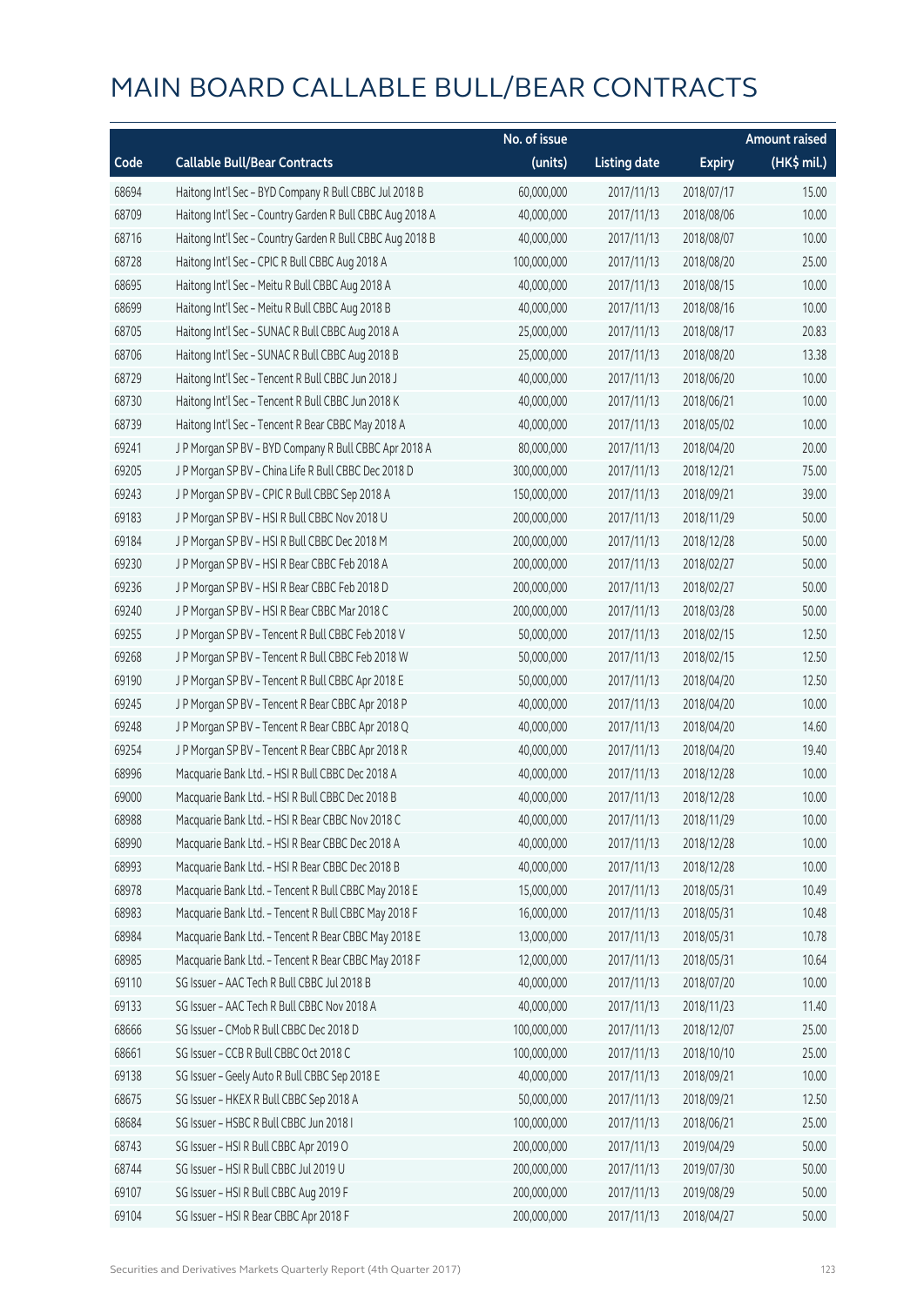# MAIN BOARD CALLABLE BULL/BEAR CONTRACTS

| Code | Callable Bull/Bear Contracts | No. of issue (units) | Listing date | Expiry | Amount raised (HK$ mil.) |
|---|---|---|---|---|---|
| 68694 | Haitong Int'l Sec – BYD Company R Bull CBBC Jul 2018 B | 60,000,000 | 2017/11/13 | 2018/07/17 | 15.00 |
| 68709 | Haitong Int'l Sec – Country Garden R Bull CBBC Aug 2018 A | 40,000,000 | 2017/11/13 | 2018/08/06 | 10.00 |
| 68716 | Haitong Int'l Sec – Country Garden R Bull CBBC Aug 2018 B | 40,000,000 | 2017/11/13 | 2018/08/07 | 10.00 |
| 68728 | Haitong Int'l Sec – CPIC R Bull CBBC Aug 2018 A | 100,000,000 | 2017/11/13 | 2018/08/20 | 25.00 |
| 68695 | Haitong Int'l Sec – Meitu R Bull CBBC Aug 2018 A | 40,000,000 | 2017/11/13 | 2018/08/15 | 10.00 |
| 68699 | Haitong Int'l Sec – Meitu R Bull CBBC Aug 2018 B | 40,000,000 | 2017/11/13 | 2018/08/16 | 10.00 |
| 68705 | Haitong Int'l Sec – SUNAC R Bull CBBC Aug 2018 A | 25,000,000 | 2017/11/13 | 2018/08/17 | 20.83 |
| 68706 | Haitong Int'l Sec – SUNAC R Bull CBBC Aug 2018 B | 25,000,000 | 2017/11/13 | 2018/08/20 | 13.38 |
| 68729 | Haitong Int'l Sec – Tencent R Bull CBBC Jun 2018 J | 40,000,000 | 2017/11/13 | 2018/06/20 | 10.00 |
| 68730 | Haitong Int'l Sec – Tencent R Bull CBBC Jun 2018 K | 40,000,000 | 2017/11/13 | 2018/06/21 | 10.00 |
| 68739 | Haitong Int'l Sec – Tencent R Bear CBBC May 2018 A | 40,000,000 | 2017/11/13 | 2018/05/02 | 10.00 |
| 69241 | J P Morgan SP BV – BYD Company R Bull CBBC Apr 2018 A | 80,000,000 | 2017/11/13 | 2018/04/20 | 20.00 |
| 69205 | J P Morgan SP BV – China Life R Bull CBBC Dec 2018 D | 300,000,000 | 2017/11/13 | 2018/12/21 | 75.00 |
| 69243 | J P Morgan SP BV – CPIC R Bull CBBC Sep 2018 A | 150,000,000 | 2017/11/13 | 2018/09/21 | 39.00 |
| 69183 | J P Morgan SP BV – HSI R Bull CBBC Nov 2018 U | 200,000,000 | 2017/11/13 | 2018/11/29 | 50.00 |
| 69184 | J P Morgan SP BV – HSI R Bull CBBC Dec 2018 M | 200,000,000 | 2017/11/13 | 2018/12/28 | 50.00 |
| 69230 | J P Morgan SP BV – HSI R Bear CBBC Feb 2018 A | 200,000,000 | 2017/11/13 | 2018/02/27 | 50.00 |
| 69236 | J P Morgan SP BV – HSI R Bear CBBC Feb 2018 D | 200,000,000 | 2017/11/13 | 2018/02/27 | 50.00 |
| 69240 | J P Morgan SP BV – HSI R Bear CBBC Mar 2018 C | 200,000,000 | 2017/11/13 | 2018/03/28 | 50.00 |
| 69255 | J P Morgan SP BV – Tencent R Bull CBBC Feb 2018 V | 50,000,000 | 2017/11/13 | 2018/02/15 | 12.50 |
| 69268 | J P Morgan SP BV – Tencent R Bull CBBC Feb 2018 W | 50,000,000 | 2017/11/13 | 2018/02/15 | 12.50 |
| 69190 | J P Morgan SP BV – Tencent R Bull CBBC Apr 2018 E | 50,000,000 | 2017/11/13 | 2018/04/20 | 12.50 |
| 69245 | J P Morgan SP BV – Tencent R Bear CBBC Apr 2018 P | 40,000,000 | 2017/11/13 | 2018/04/20 | 10.00 |
| 69248 | J P Morgan SP BV – Tencent R Bear CBBC Apr 2018 Q | 40,000,000 | 2017/11/13 | 2018/04/20 | 14.60 |
| 69254 | J P Morgan SP BV – Tencent R Bear CBBC Apr 2018 R | 40,000,000 | 2017/11/13 | 2018/04/20 | 19.40 |
| 68996 | Macquarie Bank Ltd. – HSI R Bull CBBC Dec 2018 A | 40,000,000 | 2017/11/13 | 2018/12/28 | 10.00 |
| 69000 | Macquarie Bank Ltd. – HSI R Bull CBBC Dec 2018 B | 40,000,000 | 2017/11/13 | 2018/12/28 | 10.00 |
| 68988 | Macquarie Bank Ltd. – HSI R Bear CBBC Nov 2018 C | 40,000,000 | 2017/11/13 | 2018/11/29 | 10.00 |
| 68990 | Macquarie Bank Ltd. – HSI R Bear CBBC Dec 2018 A | 40,000,000 | 2017/11/13 | 2018/12/28 | 10.00 |
| 68993 | Macquarie Bank Ltd. – HSI R Bear CBBC Dec 2018 B | 40,000,000 | 2017/11/13 | 2018/12/28 | 10.00 |
| 68978 | Macquarie Bank Ltd. – Tencent R Bull CBBC May 2018 E | 15,000,000 | 2017/11/13 | 2018/05/31 | 10.49 |
| 68983 | Macquarie Bank Ltd. – Tencent R Bull CBBC May 2018 F | 16,000,000 | 2017/11/13 | 2018/05/31 | 10.48 |
| 68984 | Macquarie Bank Ltd. – Tencent R Bear CBBC May 2018 E | 13,000,000 | 2017/11/13 | 2018/05/31 | 10.78 |
| 68985 | Macquarie Bank Ltd. – Tencent R Bear CBBC May 2018 F | 12,000,000 | 2017/11/13 | 2018/05/31 | 10.64 |
| 69110 | SG Issuer – AAC Tech R Bull CBBC Jul 2018 B | 40,000,000 | 2017/11/13 | 2018/07/20 | 10.00 |
| 69133 | SG Issuer – AAC Tech R Bull CBBC Nov 2018 A | 40,000,000 | 2017/11/13 | 2018/11/23 | 11.40 |
| 68666 | SG Issuer – CMob R Bull CBBC Dec 2018 D | 100,000,000 | 2017/11/13 | 2018/12/07 | 25.00 |
| 68661 | SG Issuer – CCB R Bull CBBC Oct 2018 C | 100,000,000 | 2017/11/13 | 2018/10/10 | 25.00 |
| 69138 | SG Issuer – Geely Auto R Bull CBBC Sep 2018 E | 40,000,000 | 2017/11/13 | 2018/09/21 | 10.00 |
| 68675 | SG Issuer – HKEX R Bull CBBC Sep 2018 A | 50,000,000 | 2017/11/13 | 2018/09/21 | 12.50 |
| 68684 | SG Issuer – HSBC R Bull CBBC Jun 2018 I | 100,000,000 | 2017/11/13 | 2018/06/21 | 25.00 |
| 68743 | SG Issuer – HSI R Bull CBBC Apr 2019 O | 200,000,000 | 2017/11/13 | 2019/04/29 | 50.00 |
| 68744 | SG Issuer – HSI R Bull CBBC Jul 2019 U | 200,000,000 | 2017/11/13 | 2019/07/30 | 50.00 |
| 69107 | SG Issuer – HSI R Bull CBBC Aug 2019 F | 200,000,000 | 2017/11/13 | 2019/08/29 | 50.00 |
| 69104 | SG Issuer – HSI R Bear CBBC Apr 2018 F | 200,000,000 | 2017/11/13 | 2018/04/27 | 50.00 |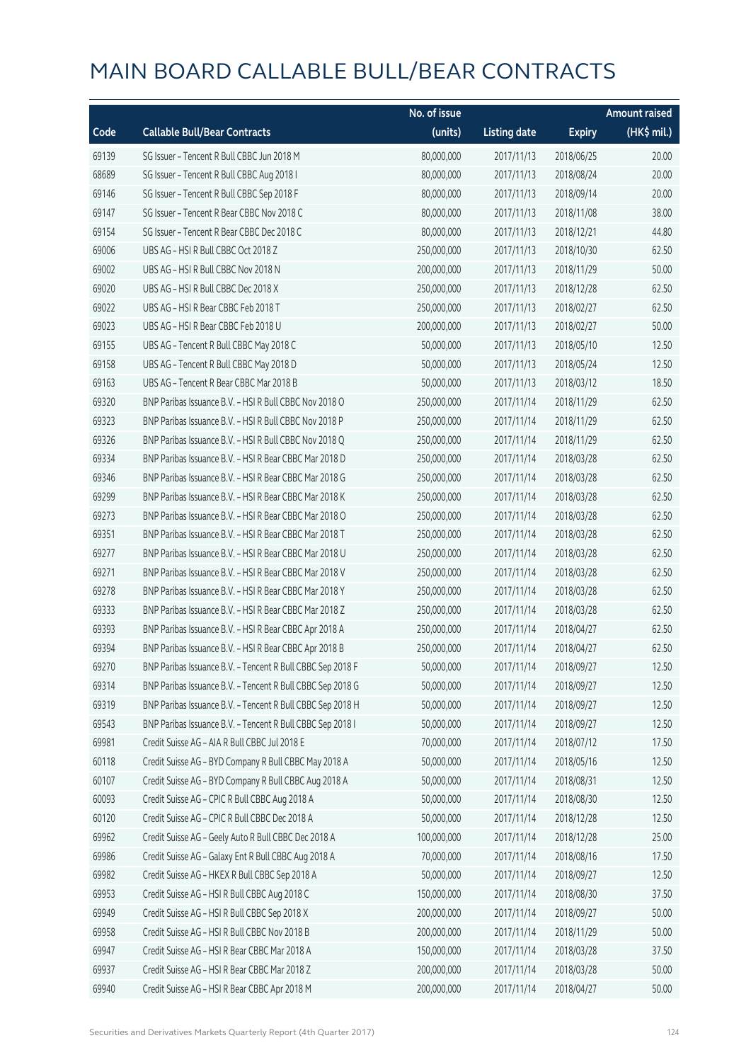# MAIN BOARD CALLABLE BULL/BEAR CONTRACTS

| Code | Callable Bull/Bear Contracts | No. of issue (units) | Listing date | Expiry | Amount raised (HK$ mil.) |
|---|---|---|---|---|---|
| 69139 | SG Issuer – Tencent R Bull CBBC Jun 2018 M | 80,000,000 | 2017/11/13 | 2018/06/25 | 20.00 |
| 68689 | SG Issuer – Tencent R Bull CBBC Aug 2018 I | 80,000,000 | 2017/11/13 | 2018/08/24 | 20.00 |
| 69146 | SG Issuer – Tencent R Bull CBBC Sep 2018 F | 80,000,000 | 2017/11/13 | 2018/09/14 | 20.00 |
| 69147 | SG Issuer – Tencent R Bear CBBC Nov 2018 C | 80,000,000 | 2017/11/13 | 2018/11/08 | 38.00 |
| 69154 | SG Issuer – Tencent R Bear CBBC Dec 2018 C | 80,000,000 | 2017/11/13 | 2018/12/21 | 44.80 |
| 69006 | UBS AG – HSI R Bull CBBC Oct 2018 Z | 250,000,000 | 2017/11/13 | 2018/10/30 | 62.50 |
| 69002 | UBS AG – HSI R Bull CBBC Nov 2018 N | 200,000,000 | 2017/11/13 | 2018/11/29 | 50.00 |
| 69020 | UBS AG – HSI R Bull CBBC Dec 2018 X | 250,000,000 | 2017/11/13 | 2018/12/28 | 62.50 |
| 69022 | UBS AG – HSI R Bear CBBC Feb 2018 T | 250,000,000 | 2017/11/13 | 2018/02/27 | 62.50 |
| 69023 | UBS AG – HSI R Bear CBBC Feb 2018 U | 200,000,000 | 2017/11/13 | 2018/02/27 | 50.00 |
| 69155 | UBS AG – Tencent R Bull CBBC May 2018 C | 50,000,000 | 2017/11/13 | 2018/05/10 | 12.50 |
| 69158 | UBS AG – Tencent R Bull CBBC May 2018 D | 50,000,000 | 2017/11/13 | 2018/05/24 | 12.50 |
| 69163 | UBS AG – Tencent R Bear CBBC Mar 2018 B | 50,000,000 | 2017/11/13 | 2018/03/12 | 18.50 |
| 69320 | BNP Paribas Issuance B.V. – HSI R Bull CBBC Nov 2018 O | 250,000,000 | 2017/11/14 | 2018/11/29 | 62.50 |
| 69323 | BNP Paribas Issuance B.V. – HSI R Bull CBBC Nov 2018 P | 250,000,000 | 2017/11/14 | 2018/11/29 | 62.50 |
| 69326 | BNP Paribas Issuance B.V. – HSI R Bull CBBC Nov 2018 Q | 250,000,000 | 2017/11/14 | 2018/11/29 | 62.50 |
| 69334 | BNP Paribas Issuance B.V. – HSI R Bear CBBC Mar 2018 D | 250,000,000 | 2017/11/14 | 2018/03/28 | 62.50 |
| 69346 | BNP Paribas Issuance B.V. – HSI R Bear CBBC Mar 2018 G | 250,000,000 | 2017/11/14 | 2018/03/28 | 62.50 |
| 69299 | BNP Paribas Issuance B.V. – HSI R Bear CBBC Mar 2018 K | 250,000,000 | 2017/11/14 | 2018/03/28 | 62.50 |
| 69273 | BNP Paribas Issuance B.V. – HSI R Bear CBBC Mar 2018 O | 250,000,000 | 2017/11/14 | 2018/03/28 | 62.50 |
| 69351 | BNP Paribas Issuance B.V. – HSI R Bear CBBC Mar 2018 T | 250,000,000 | 2017/11/14 | 2018/03/28 | 62.50 |
| 69277 | BNP Paribas Issuance B.V. – HSI R Bear CBBC Mar 2018 U | 250,000,000 | 2017/11/14 | 2018/03/28 | 62.50 |
| 69271 | BNP Paribas Issuance B.V. – HSI R Bear CBBC Mar 2018 V | 250,000,000 | 2017/11/14 | 2018/03/28 | 62.50 |
| 69278 | BNP Paribas Issuance B.V. – HSI R Bear CBBC Mar 2018 Y | 250,000,000 | 2017/11/14 | 2018/03/28 | 62.50 |
| 69333 | BNP Paribas Issuance B.V. – HSI R Bear CBBC Mar 2018 Z | 250,000,000 | 2017/11/14 | 2018/03/28 | 62.50 |
| 69393 | BNP Paribas Issuance B.V. – HSI R Bear CBBC Apr 2018 A | 250,000,000 | 2017/11/14 | 2018/04/27 | 62.50 |
| 69394 | BNP Paribas Issuance B.V. – HSI R Bear CBBC Apr 2018 B | 250,000,000 | 2017/11/14 | 2018/04/27 | 62.50 |
| 69270 | BNP Paribas Issuance B.V. – Tencent R Bull CBBC Sep 2018 F | 50,000,000 | 2017/11/14 | 2018/09/27 | 12.50 |
| 69314 | BNP Paribas Issuance B.V. – Tencent R Bull CBBC Sep 2018 G | 50,000,000 | 2017/11/14 | 2018/09/27 | 12.50 |
| 69319 | BNP Paribas Issuance B.V. – Tencent R Bull CBBC Sep 2018 H | 50,000,000 | 2017/11/14 | 2018/09/27 | 12.50 |
| 69543 | BNP Paribas Issuance B.V. – Tencent R Bull CBBC Sep 2018 I | 50,000,000 | 2017/11/14 | 2018/09/27 | 12.50 |
| 69981 | Credit Suisse AG – AIA R Bull CBBC Jul 2018 E | 70,000,000 | 2017/11/14 | 2018/07/12 | 17.50 |
| 60118 | Credit Suisse AG – BYD Company R Bull CBBC May 2018 A | 50,000,000 | 2017/11/14 | 2018/05/16 | 12.50 |
| 60107 | Credit Suisse AG – BYD Company R Bull CBBC Aug 2018 A | 50,000,000 | 2017/11/14 | 2018/08/31 | 12.50 |
| 60093 | Credit Suisse AG – CPIC R Bull CBBC Aug 2018 A | 50,000,000 | 2017/11/14 | 2018/08/30 | 12.50 |
| 60120 | Credit Suisse AG – CPIC R Bull CBBC Dec 2018 A | 50,000,000 | 2017/11/14 | 2018/12/28 | 12.50 |
| 69962 | Credit Suisse AG – Geely Auto R Bull CBBC Dec 2018 A | 100,000,000 | 2017/11/14 | 2018/12/28 | 25.00 |
| 69986 | Credit Suisse AG – Galaxy Ent R Bull CBBC Aug 2018 A | 70,000,000 | 2017/11/14 | 2018/08/16 | 17.50 |
| 69982 | Credit Suisse AG – HKEX R Bull CBBC Sep 2018 A | 50,000,000 | 2017/11/14 | 2018/09/27 | 12.50 |
| 69953 | Credit Suisse AG – HSI R Bull CBBC Aug 2018 C | 150,000,000 | 2017/11/14 | 2018/08/30 | 37.50 |
| 69949 | Credit Suisse AG – HSI R Bull CBBC Sep 2018 X | 200,000,000 | 2017/11/14 | 2018/09/27 | 50.00 |
| 69958 | Credit Suisse AG – HSI R Bull CBBC Nov 2018 B | 200,000,000 | 2017/11/14 | 2018/11/29 | 50.00 |
| 69947 | Credit Suisse AG – HSI R Bear CBBC Mar 2018 A | 150,000,000 | 2017/11/14 | 2018/03/28 | 37.50 |
| 69937 | Credit Suisse AG – HSI R Bear CBBC Mar 2018 Z | 200,000,000 | 2017/11/14 | 2018/03/28 | 50.00 |
| 69940 | Credit Suisse AG – HSI R Bear CBBC Apr 2018 M | 200,000,000 | 2017/11/14 | 2018/04/27 | 50.00 |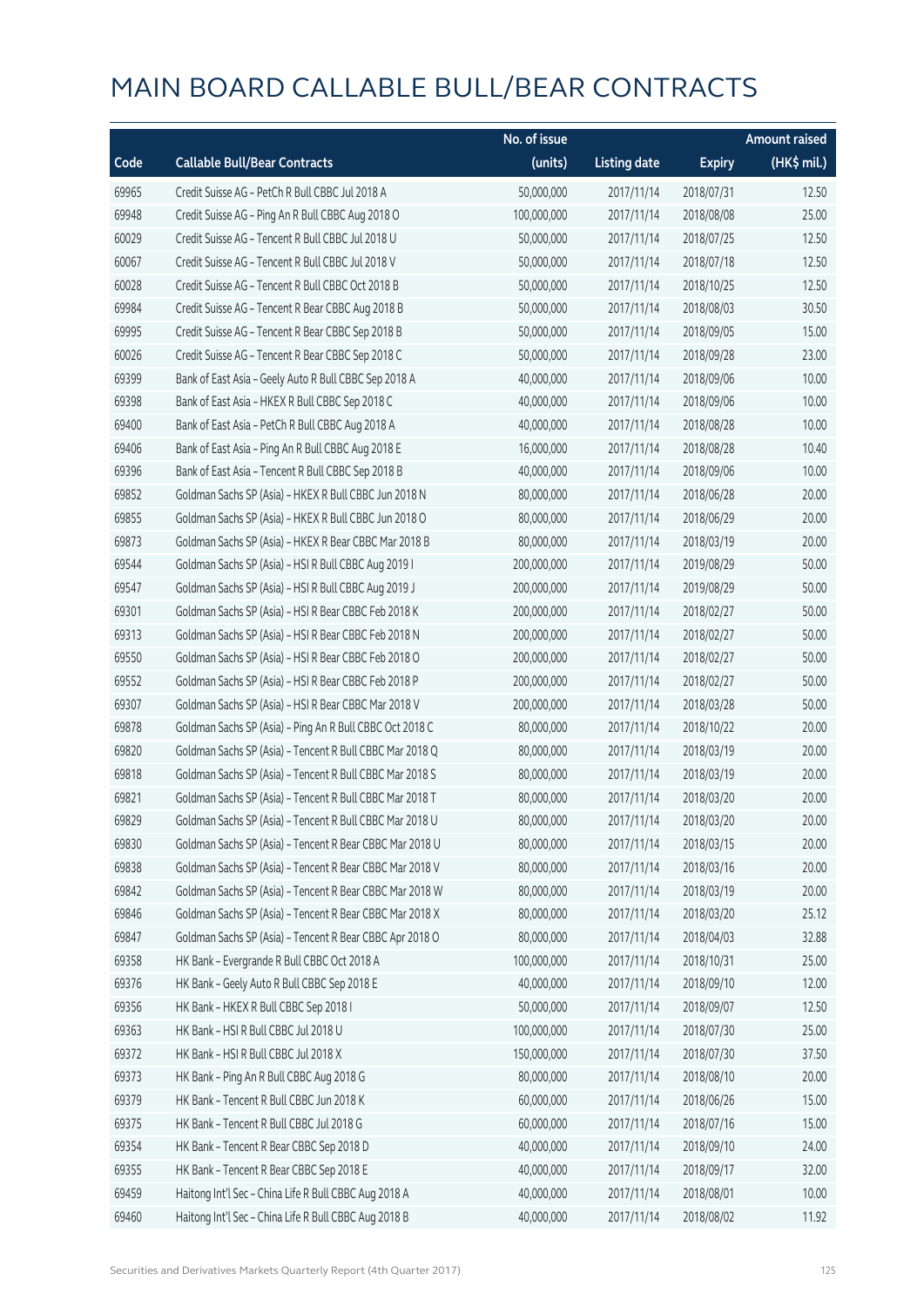# MAIN BOARD CALLABLE BULL/BEAR CONTRACTS

| Code | Callable Bull/Bear Contracts | No. of issue (units) | Listing date | Expiry | Amount raised (HK$ mil.) |
|---|---|---|---|---|---|
| 69965 | Credit Suisse AG – PetCh R Bull CBBC Jul 2018 A | 50,000,000 | 2017/11/14 | 2018/07/31 | 12.50 |
| 69948 | Credit Suisse AG – Ping An R Bull CBBC Aug 2018 O | 100,000,000 | 2017/11/14 | 2018/08/08 | 25.00 |
| 60029 | Credit Suisse AG – Tencent R Bull CBBC Jul 2018 U | 50,000,000 | 2017/11/14 | 2018/07/25 | 12.50 |
| 60067 | Credit Suisse AG – Tencent R Bull CBBC Jul 2018 V | 50,000,000 | 2017/11/14 | 2018/07/18 | 12.50 |
| 60028 | Credit Suisse AG – Tencent R Bull CBBC Oct 2018 B | 50,000,000 | 2017/11/14 | 2018/10/25 | 12.50 |
| 69984 | Credit Suisse AG – Tencent R Bear CBBC Aug 2018 B | 50,000,000 | 2017/11/14 | 2018/08/03 | 30.50 |
| 69995 | Credit Suisse AG – Tencent R Bear CBBC Sep 2018 B | 50,000,000 | 2017/11/14 | 2018/09/05 | 15.00 |
| 60026 | Credit Suisse AG – Tencent R Bear CBBC Sep 2018 C | 50,000,000 | 2017/11/14 | 2018/09/28 | 23.00 |
| 69399 | Bank of East Asia – Geely Auto R Bull CBBC Sep 2018 A | 40,000,000 | 2017/11/14 | 2018/09/06 | 10.00 |
| 69398 | Bank of East Asia – HKEX R Bull CBBC Sep 2018 C | 40,000,000 | 2017/11/14 | 2018/09/06 | 10.00 |
| 69400 | Bank of East Asia – PetCh R Bull CBBC Aug 2018 A | 40,000,000 | 2017/11/14 | 2018/08/28 | 10.00 |
| 69406 | Bank of East Asia – Ping An R Bull CBBC Aug 2018 E | 16,000,000 | 2017/11/14 | 2018/08/28 | 10.40 |
| 69396 | Bank of East Asia – Tencent R Bull CBBC Sep 2018 B | 40,000,000 | 2017/11/14 | 2018/09/06 | 10.00 |
| 69852 | Goldman Sachs SP (Asia) – HKEX R Bull CBBC Jun 2018 N | 80,000,000 | 2017/11/14 | 2018/06/28 | 20.00 |
| 69855 | Goldman Sachs SP (Asia) – HKEX R Bull CBBC Jun 2018 O | 80,000,000 | 2017/11/14 | 2018/06/29 | 20.00 |
| 69873 | Goldman Sachs SP (Asia) – HKEX R Bear CBBC Mar 2018 B | 80,000,000 | 2017/11/14 | 2018/03/19 | 20.00 |
| 69544 | Goldman Sachs SP (Asia) – HSI R Bull CBBC Aug 2019 I | 200,000,000 | 2017/11/14 | 2019/08/29 | 50.00 |
| 69547 | Goldman Sachs SP (Asia) – HSI R Bull CBBC Aug 2019 J | 200,000,000 | 2017/11/14 | 2019/08/29 | 50.00 |
| 69301 | Goldman Sachs SP (Asia) – HSI R Bear CBBC Feb 2018 K | 200,000,000 | 2017/11/14 | 2018/02/27 | 50.00 |
| 69313 | Goldman Sachs SP (Asia) – HSI R Bear CBBC Feb 2018 N | 200,000,000 | 2017/11/14 | 2018/02/27 | 50.00 |
| 69550 | Goldman Sachs SP (Asia) – HSI R Bear CBBC Feb 2018 O | 200,000,000 | 2017/11/14 | 2018/02/27 | 50.00 |
| 69552 | Goldman Sachs SP (Asia) – HSI R Bear CBBC Feb 2018 P | 200,000,000 | 2017/11/14 | 2018/02/27 | 50.00 |
| 69307 | Goldman Sachs SP (Asia) – HSI R Bear CBBC Mar 2018 V | 200,000,000 | 2017/11/14 | 2018/03/28 | 50.00 |
| 69878 | Goldman Sachs SP (Asia) – Ping An R Bull CBBC Oct 2018 C | 80,000,000 | 2017/11/14 | 2018/10/22 | 20.00 |
| 69820 | Goldman Sachs SP (Asia) – Tencent R Bull CBBC Mar 2018 Q | 80,000,000 | 2017/11/14 | 2018/03/19 | 20.00 |
| 69818 | Goldman Sachs SP (Asia) – Tencent R Bull CBBC Mar 2018 S | 80,000,000 | 2017/11/14 | 2018/03/19 | 20.00 |
| 69821 | Goldman Sachs SP (Asia) – Tencent R Bull CBBC Mar 2018 T | 80,000,000 | 2017/11/14 | 2018/03/20 | 20.00 |
| 69829 | Goldman Sachs SP (Asia) – Tencent R Bull CBBC Mar 2018 U | 80,000,000 | 2017/11/14 | 2018/03/20 | 20.00 |
| 69830 | Goldman Sachs SP (Asia) – Tencent R Bear CBBC Mar 2018 U | 80,000,000 | 2017/11/14 | 2018/03/15 | 20.00 |
| 69838 | Goldman Sachs SP (Asia) – Tencent R Bear CBBC Mar 2018 V | 80,000,000 | 2017/11/14 | 2018/03/16 | 20.00 |
| 69842 | Goldman Sachs SP (Asia) – Tencent R Bear CBBC Mar 2018 W | 80,000,000 | 2017/11/14 | 2018/03/19 | 20.00 |
| 69846 | Goldman Sachs SP (Asia) – Tencent R Bear CBBC Mar 2018 X | 80,000,000 | 2017/11/14 | 2018/03/20 | 25.12 |
| 69847 | Goldman Sachs SP (Asia) – Tencent R Bear CBBC Apr 2018 O | 80,000,000 | 2017/11/14 | 2018/04/03 | 32.88 |
| 69358 | HK Bank – Evergrande R Bull CBBC Oct 2018 A | 100,000,000 | 2017/11/14 | 2018/10/31 | 25.00 |
| 69376 | HK Bank – Geely Auto R Bull CBBC Sep 2018 E | 40,000,000 | 2017/11/14 | 2018/09/10 | 12.00 |
| 69356 | HK Bank – HKEX R Bull CBBC Sep 2018 I | 50,000,000 | 2017/11/14 | 2018/09/07 | 12.50 |
| 69363 | HK Bank – HSI R Bull CBBC Jul 2018 U | 100,000,000 | 2017/11/14 | 2018/07/30 | 25.00 |
| 69372 | HK Bank – HSI R Bull CBBC Jul 2018 X | 150,000,000 | 2017/11/14 | 2018/07/30 | 37.50 |
| 69373 | HK Bank – Ping An R Bull CBBC Aug 2018 G | 80,000,000 | 2017/11/14 | 2018/08/10 | 20.00 |
| 69379 | HK Bank – Tencent R Bull CBBC Jun 2018 K | 60,000,000 | 2017/11/14 | 2018/06/26 | 15.00 |
| 69375 | HK Bank – Tencent R Bull CBBC Jul 2018 G | 60,000,000 | 2017/11/14 | 2018/07/16 | 15.00 |
| 69354 | HK Bank – Tencent R Bear CBBC Sep 2018 D | 40,000,000 | 2017/11/14 | 2018/09/10 | 24.00 |
| 69355 | HK Bank – Tencent R Bear CBBC Sep 2018 E | 40,000,000 | 2017/11/14 | 2018/09/17 | 32.00 |
| 69459 | Haitong Int'l Sec – China Life R Bull CBBC Aug 2018 A | 40,000,000 | 2017/11/14 | 2018/08/01 | 10.00 |
| 69460 | Haitong Int'l Sec – China Life R Bull CBBC Aug 2018 B | 40,000,000 | 2017/11/14 | 2018/08/02 | 11.92 |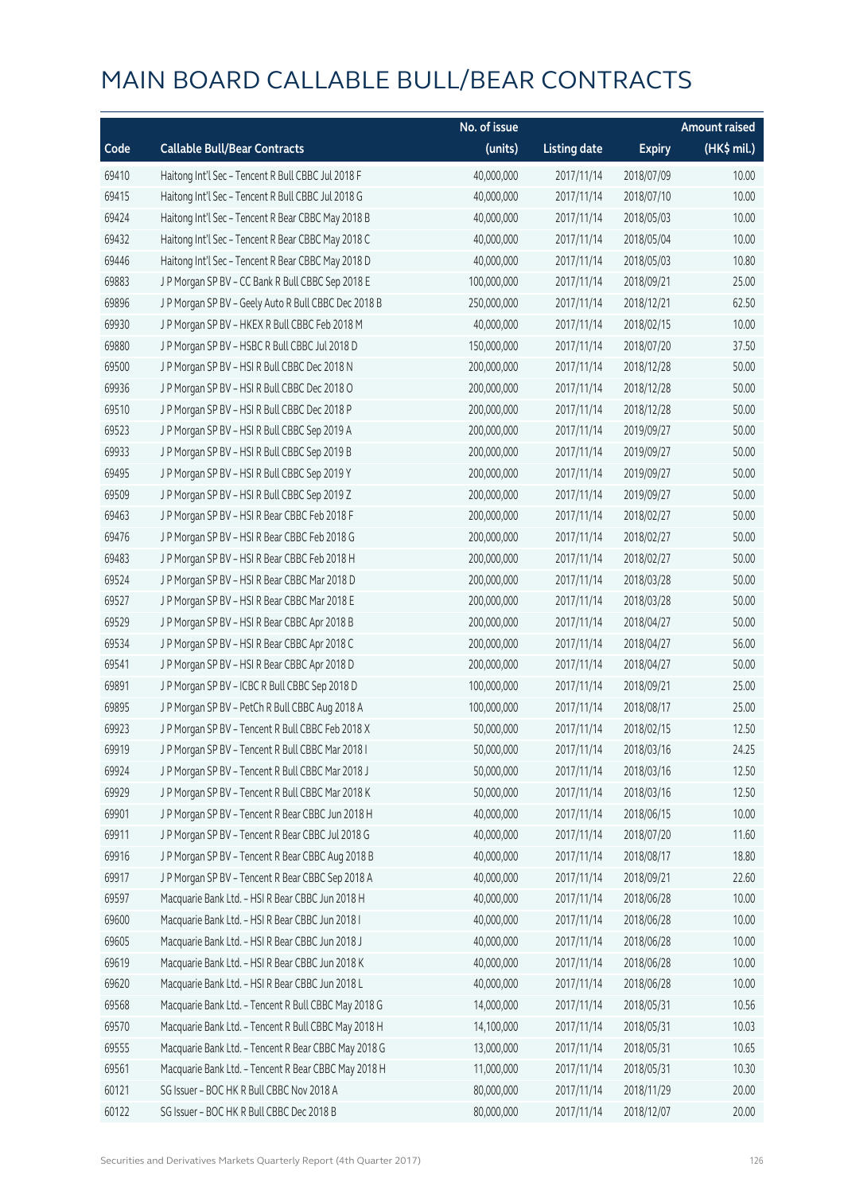# MAIN BOARD CALLABLE BULL/BEAR CONTRACTS

| Code | Callable Bull/Bear Contracts | No. of issue (units) | Listing date | Expiry | Amount raised (HK$ mil.) |
|---|---|---|---|---|---|
| 69410 | Haitong Int'l Sec – Tencent R Bull CBBC Jul 2018 F | 40,000,000 | 2017/11/14 | 2018/07/09 | 10.00 |
| 69415 | Haitong Int'l Sec – Tencent R Bull CBBC Jul 2018 G | 40,000,000 | 2017/11/14 | 2018/07/10 | 10.00 |
| 69424 | Haitong Int'l Sec – Tencent R Bear CBBC May 2018 B | 40,000,000 | 2017/11/14 | 2018/05/03 | 10.00 |
| 69432 | Haitong Int'l Sec – Tencent R Bear CBBC May 2018 C | 40,000,000 | 2017/11/14 | 2018/05/04 | 10.00 |
| 69446 | Haitong Int'l Sec – Tencent R Bear CBBC May 2018 D | 40,000,000 | 2017/11/14 | 2018/05/03 | 10.80 |
| 69883 | J P Morgan SP BV – CC Bank R Bull CBBC Sep 2018 E | 100,000,000 | 2017/11/14 | 2018/09/21 | 25.00 |
| 69896 | J P Morgan SP BV – Geely Auto R Bull CBBC Dec 2018 B | 250,000,000 | 2017/11/14 | 2018/12/21 | 62.50 |
| 69930 | J P Morgan SP BV – HKEX R Bull CBBC Feb 2018 M | 40,000,000 | 2017/11/14 | 2018/02/15 | 10.00 |
| 69880 | J P Morgan SP BV – HSBC R Bull CBBC Jul 2018 D | 150,000,000 | 2017/11/14 | 2018/07/20 | 37.50 |
| 69500 | J P Morgan SP BV – HSI R Bull CBBC Dec 2018 N | 200,000,000 | 2017/11/14 | 2018/12/28 | 50.00 |
| 69936 | J P Morgan SP BV – HSI R Bull CBBC Dec 2018 O | 200,000,000 | 2017/11/14 | 2018/12/28 | 50.00 |
| 69510 | J P Morgan SP BV – HSI R Bull CBBC Dec 2018 P | 200,000,000 | 2017/11/14 | 2018/12/28 | 50.00 |
| 69523 | J P Morgan SP BV – HSI R Bull CBBC Sep 2019 A | 200,000,000 | 2017/11/14 | 2019/09/27 | 50.00 |
| 69933 | J P Morgan SP BV – HSI R Bull CBBC Sep 2019 B | 200,000,000 | 2017/11/14 | 2019/09/27 | 50.00 |
| 69495 | J P Morgan SP BV – HSI R Bull CBBC Sep 2019 Y | 200,000,000 | 2017/11/14 | 2019/09/27 | 50.00 |
| 69509 | J P Morgan SP BV – HSI R Bull CBBC Sep 2019 Z | 200,000,000 | 2017/11/14 | 2019/09/27 | 50.00 |
| 69463 | J P Morgan SP BV – HSI R Bear CBBC Feb 2018 F | 200,000,000 | 2017/11/14 | 2018/02/27 | 50.00 |
| 69476 | J P Morgan SP BV – HSI R Bear CBBC Feb 2018 G | 200,000,000 | 2017/11/14 | 2018/02/27 | 50.00 |
| 69483 | J P Morgan SP BV – HSI R Bear CBBC Feb 2018 H | 200,000,000 | 2017/11/14 | 2018/02/27 | 50.00 |
| 69524 | J P Morgan SP BV – HSI R Bear CBBC Mar 2018 D | 200,000,000 | 2017/11/14 | 2018/03/28 | 50.00 |
| 69527 | J P Morgan SP BV – HSI R Bear CBBC Mar 2018 E | 200,000,000 | 2017/11/14 | 2018/03/28 | 50.00 |
| 69529 | J P Morgan SP BV – HSI R Bear CBBC Apr 2018 B | 200,000,000 | 2017/11/14 | 2018/04/27 | 50.00 |
| 69534 | J P Morgan SP BV – HSI R Bear CBBC Apr 2018 C | 200,000,000 | 2017/11/14 | 2018/04/27 | 56.00 |
| 69541 | J P Morgan SP BV – HSI R Bear CBBC Apr 2018 D | 200,000,000 | 2017/11/14 | 2018/04/27 | 50.00 |
| 69891 | J P Morgan SP BV – ICBC R Bull CBBC Sep 2018 D | 100,000,000 | 2017/11/14 | 2018/09/21 | 25.00 |
| 69895 | J P Morgan SP BV – PetCh R Bull CBBC Aug 2018 A | 100,000,000 | 2017/11/14 | 2018/08/17 | 25.00 |
| 69923 | J P Morgan SP BV – Tencent R Bull CBBC Feb 2018 X | 50,000,000 | 2017/11/14 | 2018/02/15 | 12.50 |
| 69919 | J P Morgan SP BV – Tencent R Bull CBBC Mar 2018 I | 50,000,000 | 2017/11/14 | 2018/03/16 | 24.25 |
| 69924 | J P Morgan SP BV – Tencent R Bull CBBC Mar 2018 J | 50,000,000 | 2017/11/14 | 2018/03/16 | 12.50 |
| 69929 | J P Morgan SP BV – Tencent R Bull CBBC Mar 2018 K | 50,000,000 | 2017/11/14 | 2018/03/16 | 12.50 |
| 69901 | J P Morgan SP BV – Tencent R Bear CBBC Jun 2018 H | 40,000,000 | 2017/11/14 | 2018/06/15 | 10.00 |
| 69911 | J P Morgan SP BV – Tencent R Bear CBBC Jul 2018 G | 40,000,000 | 2017/11/14 | 2018/07/20 | 11.60 |
| 69916 | J P Morgan SP BV – Tencent R Bear CBBC Aug 2018 B | 40,000,000 | 2017/11/14 | 2018/08/17 | 18.80 |
| 69917 | J P Morgan SP BV – Tencent R Bear CBBC Sep 2018 A | 40,000,000 | 2017/11/14 | 2018/09/21 | 22.60 |
| 69597 | Macquarie Bank Ltd. – HSI R Bear CBBC Jun 2018 H | 40,000,000 | 2017/11/14 | 2018/06/28 | 10.00 |
| 69600 | Macquarie Bank Ltd. – HSI R Bear CBBC Jun 2018 I | 40,000,000 | 2017/11/14 | 2018/06/28 | 10.00 |
| 69605 | Macquarie Bank Ltd. – HSI R Bear CBBC Jun 2018 J | 40,000,000 | 2017/11/14 | 2018/06/28 | 10.00 |
| 69619 | Macquarie Bank Ltd. – HSI R Bear CBBC Jun 2018 K | 40,000,000 | 2017/11/14 | 2018/06/28 | 10.00 |
| 69620 | Macquarie Bank Ltd. – HSI R Bear CBBC Jun 2018 L | 40,000,000 | 2017/11/14 | 2018/06/28 | 10.00 |
| 69568 | Macquarie Bank Ltd. – Tencent R Bull CBBC May 2018 G | 14,000,000 | 2017/11/14 | 2018/05/31 | 10.56 |
| 69570 | Macquarie Bank Ltd. – Tencent R Bull CBBC May 2018 H | 14,100,000 | 2017/11/14 | 2018/05/31 | 10.03 |
| 69555 | Macquarie Bank Ltd. – Tencent R Bear CBBC May 2018 G | 13,000,000 | 2017/11/14 | 2018/05/31 | 10.65 |
| 69561 | Macquarie Bank Ltd. – Tencent R Bear CBBC May 2018 H | 11,000,000 | 2017/11/14 | 2018/05/31 | 10.30 |
| 60121 | SG Issuer – BOC HK R Bull CBBC Nov 2018 A | 80,000,000 | 2017/11/14 | 2018/11/29 | 20.00 |
| 60122 | SG Issuer – BOC HK R Bull CBBC Dec 2018 B | 80,000,000 | 2017/11/14 | 2018/12/07 | 20.00 |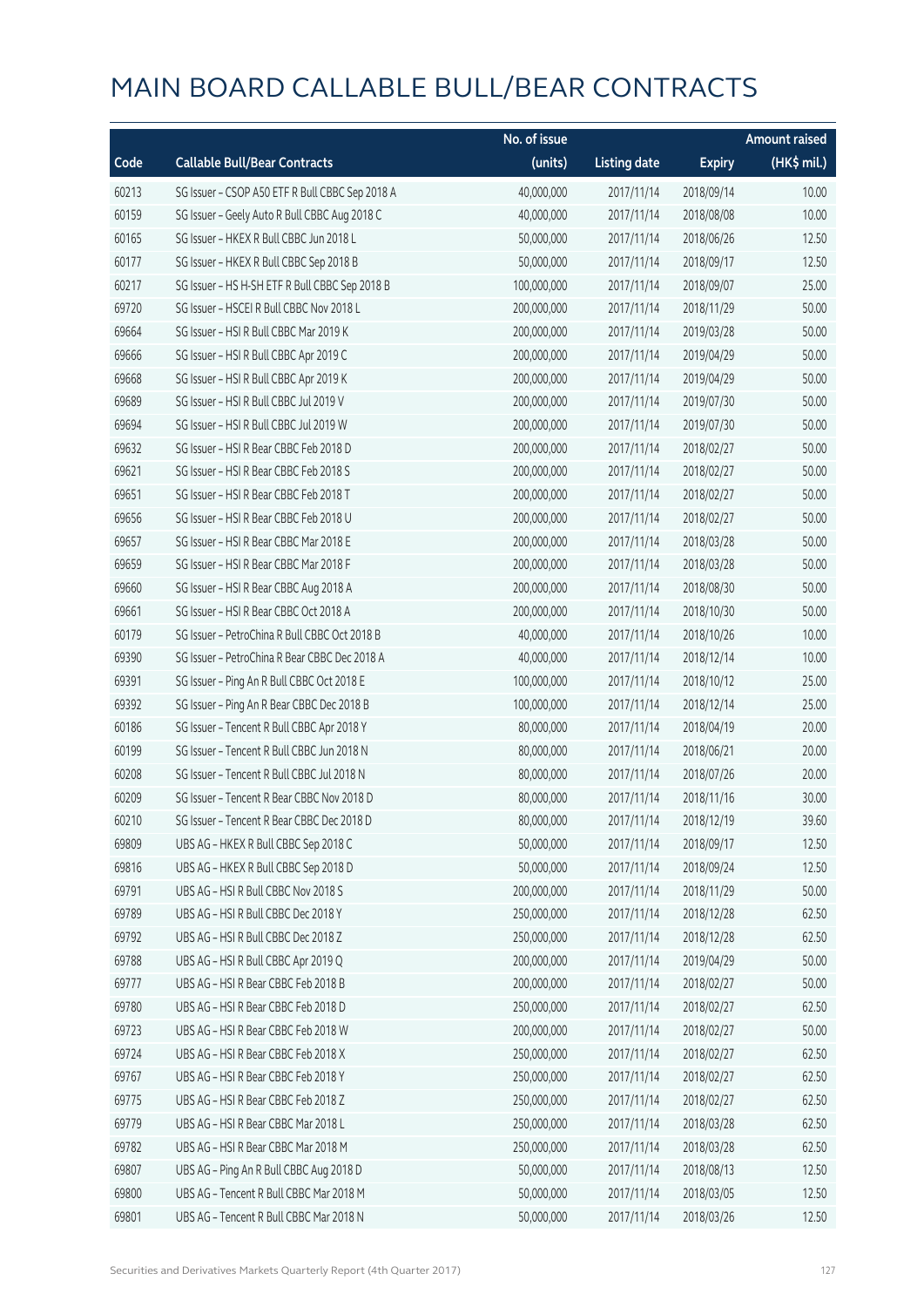# MAIN BOARD CALLABLE BULL/BEAR CONTRACTS

| Code | Callable Bull/Bear Contracts | No. of issue (units) | Listing date | Expiry | Amount raised (HK$ mil.) |
|---|---|---|---|---|---|
| 60213 | SG Issuer – CSOP A50 ETF R Bull CBBC Sep 2018 A | 40,000,000 | 2017/11/14 | 2018/09/14 | 10.00 |
| 60159 | SG Issuer – Geely Auto R Bull CBBC Aug 2018 C | 40,000,000 | 2017/11/14 | 2018/08/08 | 10.00 |
| 60165 | SG Issuer – HKEX R Bull CBBC Jun 2018 L | 50,000,000 | 2017/11/14 | 2018/06/26 | 12.50 |
| 60177 | SG Issuer – HKEX R Bull CBBC Sep 2018 B | 50,000,000 | 2017/11/14 | 2018/09/17 | 12.50 |
| 60217 | SG Issuer – HS H-SH ETF R Bull CBBC Sep 2018 B | 100,000,000 | 2017/11/14 | 2018/09/07 | 25.00 |
| 69720 | SG Issuer – HSCEI R Bull CBBC Nov 2018 L | 200,000,000 | 2017/11/14 | 2018/11/29 | 50.00 |
| 69664 | SG Issuer – HSI R Bull CBBC Mar 2019 K | 200,000,000 | 2017/11/14 | 2019/03/28 | 50.00 |
| 69666 | SG Issuer – HSI R Bull CBBC Apr 2019 C | 200,000,000 | 2017/11/14 | 2019/04/29 | 50.00 |
| 69668 | SG Issuer – HSI R Bull CBBC Apr 2019 K | 200,000,000 | 2017/11/14 | 2019/04/29 | 50.00 |
| 69689 | SG Issuer – HSI R Bull CBBC Jul 2019 V | 200,000,000 | 2017/11/14 | 2019/07/30 | 50.00 |
| 69694 | SG Issuer – HSI R Bull CBBC Jul 2019 W | 200,000,000 | 2017/11/14 | 2019/07/30 | 50.00 |
| 69632 | SG Issuer – HSI R Bear CBBC Feb 2018 D | 200,000,000 | 2017/11/14 | 2018/02/27 | 50.00 |
| 69621 | SG Issuer – HSI R Bear CBBC Feb 2018 S | 200,000,000 | 2017/11/14 | 2018/02/27 | 50.00 |
| 69651 | SG Issuer – HSI R Bear CBBC Feb 2018 T | 200,000,000 | 2017/11/14 | 2018/02/27 | 50.00 |
| 69656 | SG Issuer – HSI R Bear CBBC Feb 2018 U | 200,000,000 | 2017/11/14 | 2018/02/27 | 50.00 |
| 69657 | SG Issuer – HSI R Bear CBBC Mar 2018 E | 200,000,000 | 2017/11/14 | 2018/03/28 | 50.00 |
| 69659 | SG Issuer – HSI R Bear CBBC Mar 2018 F | 200,000,000 | 2017/11/14 | 2018/03/28 | 50.00 |
| 69660 | SG Issuer – HSI R Bear CBBC Aug 2018 A | 200,000,000 | 2017/11/14 | 2018/08/30 | 50.00 |
| 69661 | SG Issuer – HSI R Bear CBBC Oct 2018 A | 200,000,000 | 2017/11/14 | 2018/10/30 | 50.00 |
| 60179 | SG Issuer – PetroChina R Bull CBBC Oct 2018 B | 40,000,000 | 2017/11/14 | 2018/10/26 | 10.00 |
| 69390 | SG Issuer – PetroChina R Bear CBBC Dec 2018 A | 40,000,000 | 2017/11/14 | 2018/12/14 | 10.00 |
| 69391 | SG Issuer – Ping An R Bull CBBC Oct 2018 E | 100,000,000 | 2017/11/14 | 2018/10/12 | 25.00 |
| 69392 | SG Issuer – Ping An R Bear CBBC Dec 2018 B | 100,000,000 | 2017/11/14 | 2018/12/14 | 25.00 |
| 60186 | SG Issuer – Tencent R Bull CBBC Apr 2018 Y | 80,000,000 | 2017/11/14 | 2018/04/19 | 20.00 |
| 60199 | SG Issuer – Tencent R Bull CBBC Jun 2018 N | 80,000,000 | 2017/11/14 | 2018/06/21 | 20.00 |
| 60208 | SG Issuer – Tencent R Bull CBBC Jul 2018 N | 80,000,000 | 2017/11/14 | 2018/07/26 | 20.00 |
| 60209 | SG Issuer – Tencent R Bear CBBC Nov 2018 D | 80,000,000 | 2017/11/14 | 2018/11/16 | 30.00 |
| 60210 | SG Issuer – Tencent R Bear CBBC Dec 2018 D | 80,000,000 | 2017/11/14 | 2018/12/19 | 39.60 |
| 69809 | UBS AG – HKEX R Bull CBBC Sep 2018 C | 50,000,000 | 2017/11/14 | 2018/09/17 | 12.50 |
| 69816 | UBS AG – HKEX R Bull CBBC Sep 2018 D | 50,000,000 | 2017/11/14 | 2018/09/24 | 12.50 |
| 69791 | UBS AG – HSI R Bull CBBC Nov 2018 S | 200,000,000 | 2017/11/14 | 2018/11/29 | 50.00 |
| 69789 | UBS AG – HSI R Bull CBBC Dec 2018 Y | 250,000,000 | 2017/11/14 | 2018/12/28 | 62.50 |
| 69792 | UBS AG – HSI R Bull CBBC Dec 2018 Z | 250,000,000 | 2017/11/14 | 2018/12/28 | 62.50 |
| 69788 | UBS AG – HSI R Bull CBBC Apr 2019 Q | 200,000,000 | 2017/11/14 | 2019/04/29 | 50.00 |
| 69777 | UBS AG – HSI R Bear CBBC Feb 2018 B | 200,000,000 | 2017/11/14 | 2018/02/27 | 50.00 |
| 69780 | UBS AG – HSI R Bear CBBC Feb 2018 D | 250,000,000 | 2017/11/14 | 2018/02/27 | 62.50 |
| 69723 | UBS AG – HSI R Bear CBBC Feb 2018 W | 200,000,000 | 2017/11/14 | 2018/02/27 | 50.00 |
| 69724 | UBS AG – HSI R Bear CBBC Feb 2018 X | 250,000,000 | 2017/11/14 | 2018/02/27 | 62.50 |
| 69767 | UBS AG – HSI R Bear CBBC Feb 2018 Y | 250,000,000 | 2017/11/14 | 2018/02/27 | 62.50 |
| 69775 | UBS AG – HSI R Bear CBBC Feb 2018 Z | 250,000,000 | 2017/11/14 | 2018/02/27 | 62.50 |
| 69779 | UBS AG – HSI R Bear CBBC Mar 2018 L | 250,000,000 | 2017/11/14 | 2018/03/28 | 62.50 |
| 69782 | UBS AG – HSI R Bear CBBC Mar 2018 M | 250,000,000 | 2017/11/14 | 2018/03/28 | 62.50 |
| 69807 | UBS AG – Ping An R Bull CBBC Aug 2018 D | 50,000,000 | 2017/11/14 | 2018/08/13 | 12.50 |
| 69800 | UBS AG – Tencent R Bull CBBC Mar 2018 M | 50,000,000 | 2017/11/14 | 2018/03/05 | 12.50 |
| 69801 | UBS AG – Tencent R Bull CBBC Mar 2018 N | 50,000,000 | 2017/11/14 | 2018/03/26 | 12.50 |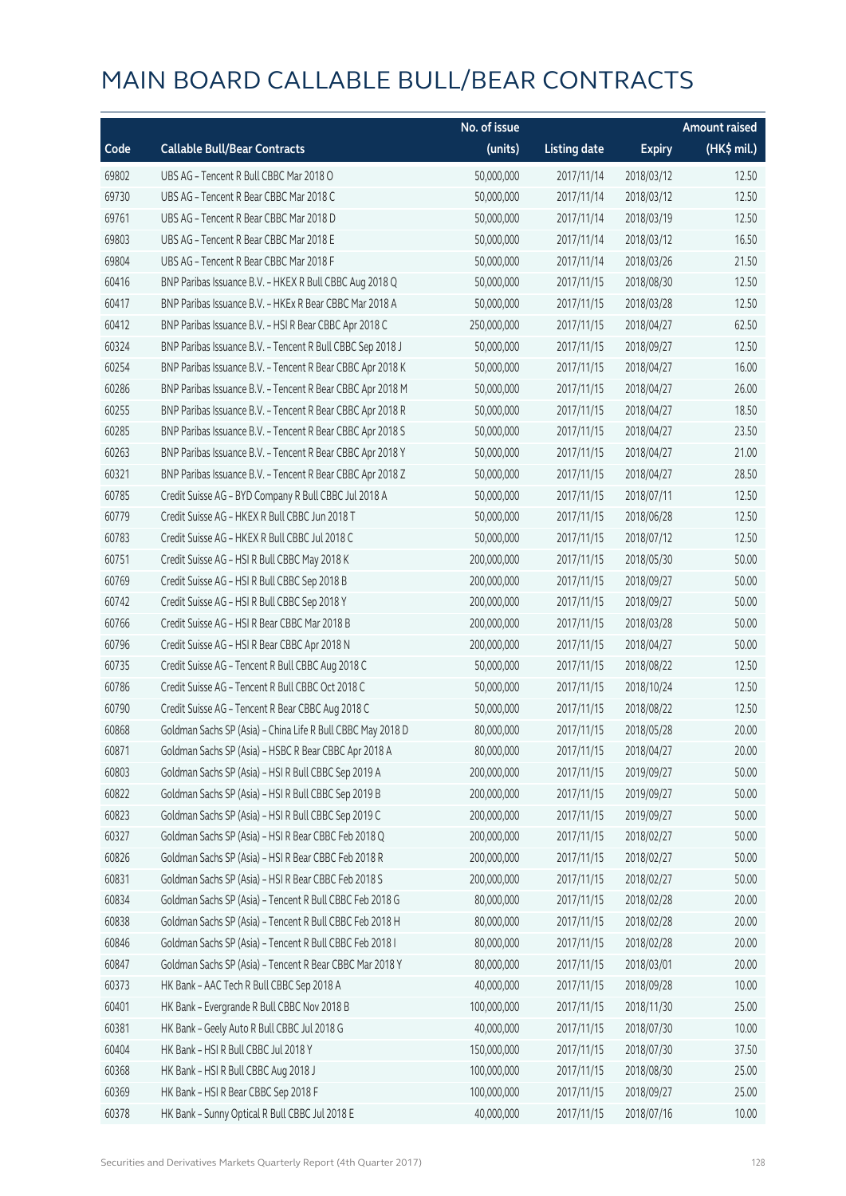# MAIN BOARD CALLABLE BULL/BEAR CONTRACTS

| Code | Callable Bull/Bear Contracts | No. of issue (units) | Listing date | Expiry | Amount raised (HK$ mil.) |
|---|---|---|---|---|---|
| 69802 | UBS AG – Tencent R Bull CBBC Mar 2018 O | 50,000,000 | 2017/11/14 | 2018/03/12 | 12.50 |
| 69730 | UBS AG – Tencent R Bear CBBC Mar 2018 C | 50,000,000 | 2017/11/14 | 2018/03/12 | 12.50 |
| 69761 | UBS AG – Tencent R Bear CBBC Mar 2018 D | 50,000,000 | 2017/11/14 | 2018/03/19 | 12.50 |
| 69803 | UBS AG – Tencent R Bear CBBC Mar 2018 E | 50,000,000 | 2017/11/14 | 2018/03/12 | 16.50 |
| 69804 | UBS AG – Tencent R Bear CBBC Mar 2018 F | 50,000,000 | 2017/11/14 | 2018/03/26 | 21.50 |
| 60416 | BNP Paribas Issuance B.V. – HKEX R Bull CBBC Aug 2018 Q | 50,000,000 | 2017/11/15 | 2018/08/30 | 12.50 |
| 60417 | BNP Paribas Issuance B.V. – HKEx R Bear CBBC Mar 2018 A | 50,000,000 | 2017/11/15 | 2018/03/28 | 12.50 |
| 60412 | BNP Paribas Issuance B.V. – HSI R Bear CBBC Apr 2018 C | 250,000,000 | 2017/11/15 | 2018/04/27 | 62.50 |
| 60324 | BNP Paribas Issuance B.V. – Tencent R Bull CBBC Sep 2018 J | 50,000,000 | 2017/11/15 | 2018/09/27 | 12.50 |
| 60254 | BNP Paribas Issuance B.V. – Tencent R Bear CBBC Apr 2018 K | 50,000,000 | 2017/11/15 | 2018/04/27 | 16.00 |
| 60286 | BNP Paribas Issuance B.V. – Tencent R Bear CBBC Apr 2018 M | 50,000,000 | 2017/11/15 | 2018/04/27 | 26.00 |
| 60255 | BNP Paribas Issuance B.V. – Tencent R Bear CBBC Apr 2018 R | 50,000,000 | 2017/11/15 | 2018/04/27 | 18.50 |
| 60285 | BNP Paribas Issuance B.V. – Tencent R Bear CBBC Apr 2018 S | 50,000,000 | 2017/11/15 | 2018/04/27 | 23.50 |
| 60263 | BNP Paribas Issuance B.V. – Tencent R Bear CBBC Apr 2018 Y | 50,000,000 | 2017/11/15 | 2018/04/27 | 21.00 |
| 60321 | BNP Paribas Issuance B.V. – Tencent R Bear CBBC Apr 2018 Z | 50,000,000 | 2017/11/15 | 2018/04/27 | 28.50 |
| 60785 | Credit Suisse AG – BYD Company R Bull CBBC Jul 2018 A | 50,000,000 | 2017/11/15 | 2018/07/11 | 12.50 |
| 60779 | Credit Suisse AG – HKEX R Bull CBBC Jun 2018 T | 50,000,000 | 2017/11/15 | 2018/06/28 | 12.50 |
| 60783 | Credit Suisse AG – HKEX R Bull CBBC Jul 2018 C | 50,000,000 | 2017/11/15 | 2018/07/12 | 12.50 |
| 60751 | Credit Suisse AG – HSI R Bull CBBC May 2018 K | 200,000,000 | 2017/11/15 | 2018/05/30 | 50.00 |
| 60769 | Credit Suisse AG – HSI R Bull CBBC Sep 2018 B | 200,000,000 | 2017/11/15 | 2018/09/27 | 50.00 |
| 60742 | Credit Suisse AG – HSI R Bull CBBC Sep 2018 Y | 200,000,000 | 2017/11/15 | 2018/09/27 | 50.00 |
| 60766 | Credit Suisse AG – HSI R Bear CBBC Mar 2018 B | 200,000,000 | 2017/11/15 | 2018/03/28 | 50.00 |
| 60796 | Credit Suisse AG – HSI R Bear CBBC Apr 2018 N | 200,000,000 | 2017/11/15 | 2018/04/27 | 50.00 |
| 60735 | Credit Suisse AG – Tencent R Bull CBBC Aug 2018 C | 50,000,000 | 2017/11/15 | 2018/08/22 | 12.50 |
| 60786 | Credit Suisse AG – Tencent R Bull CBBC Oct 2018 C | 50,000,000 | 2017/11/15 | 2018/10/24 | 12.50 |
| 60790 | Credit Suisse AG – Tencent R Bear CBBC Aug 2018 C | 50,000,000 | 2017/11/15 | 2018/08/22 | 12.50 |
| 60868 | Goldman Sachs SP (Asia) – China Life R Bull CBBC May 2018 D | 80,000,000 | 2017/11/15 | 2018/05/28 | 20.00 |
| 60871 | Goldman Sachs SP (Asia) – HSBC R Bear CBBC Apr 2018 A | 80,000,000 | 2017/11/15 | 2018/04/27 | 20.00 |
| 60803 | Goldman Sachs SP (Asia) – HSI R Bull CBBC Sep 2019 A | 200,000,000 | 2017/11/15 | 2019/09/27 | 50.00 |
| 60822 | Goldman Sachs SP (Asia) – HSI R Bull CBBC Sep 2019 B | 200,000,000 | 2017/11/15 | 2019/09/27 | 50.00 |
| 60823 | Goldman Sachs SP (Asia) – HSI R Bull CBBC Sep 2019 C | 200,000,000 | 2017/11/15 | 2019/09/27 | 50.00 |
| 60327 | Goldman Sachs SP (Asia) – HSI R Bear CBBC Feb 2018 Q | 200,000,000 | 2017/11/15 | 2018/02/27 | 50.00 |
| 60826 | Goldman Sachs SP (Asia) – HSI R Bear CBBC Feb 2018 R | 200,000,000 | 2017/11/15 | 2018/02/27 | 50.00 |
| 60831 | Goldman Sachs SP (Asia) – HSI R Bear CBBC Feb 2018 S | 200,000,000 | 2017/11/15 | 2018/02/27 | 50.00 |
| 60834 | Goldman Sachs SP (Asia) – Tencent R Bull CBBC Feb 2018 G | 80,000,000 | 2017/11/15 | 2018/02/28 | 20.00 |
| 60838 | Goldman Sachs SP (Asia) – Tencent R Bull CBBC Feb 2018 H | 80,000,000 | 2017/11/15 | 2018/02/28 | 20.00 |
| 60846 | Goldman Sachs SP (Asia) – Tencent R Bull CBBC Feb 2018 I | 80,000,000 | 2017/11/15 | 2018/02/28 | 20.00 |
| 60847 | Goldman Sachs SP (Asia) – Tencent R Bear CBBC Mar 2018 Y | 80,000,000 | 2017/11/15 | 2018/03/01 | 20.00 |
| 60373 | HK Bank – AAC Tech R Bull CBBC Sep 2018 A | 40,000,000 | 2017/11/15 | 2018/09/28 | 10.00 |
| 60401 | HK Bank – Evergrande R Bull CBBC Nov 2018 B | 100,000,000 | 2017/11/15 | 2018/11/30 | 25.00 |
| 60381 | HK Bank – Geely Auto R Bull CBBC Jul 2018 G | 40,000,000 | 2017/11/15 | 2018/07/30 | 10.00 |
| 60404 | HK Bank – HSI R Bull CBBC Jul 2018 Y | 150,000,000 | 2017/11/15 | 2018/07/30 | 37.50 |
| 60368 | HK Bank – HSI R Bull CBBC Aug 2018 J | 100,000,000 | 2017/11/15 | 2018/08/30 | 25.00 |
| 60369 | HK Bank – HSI R Bear CBBC Sep 2018 F | 100,000,000 | 2017/11/15 | 2018/09/27 | 25.00 |
| 60378 | HK Bank – Sunny Optical R Bull CBBC Jul 2018 E | 40,000,000 | 2017/11/15 | 2018/07/16 | 10.00 |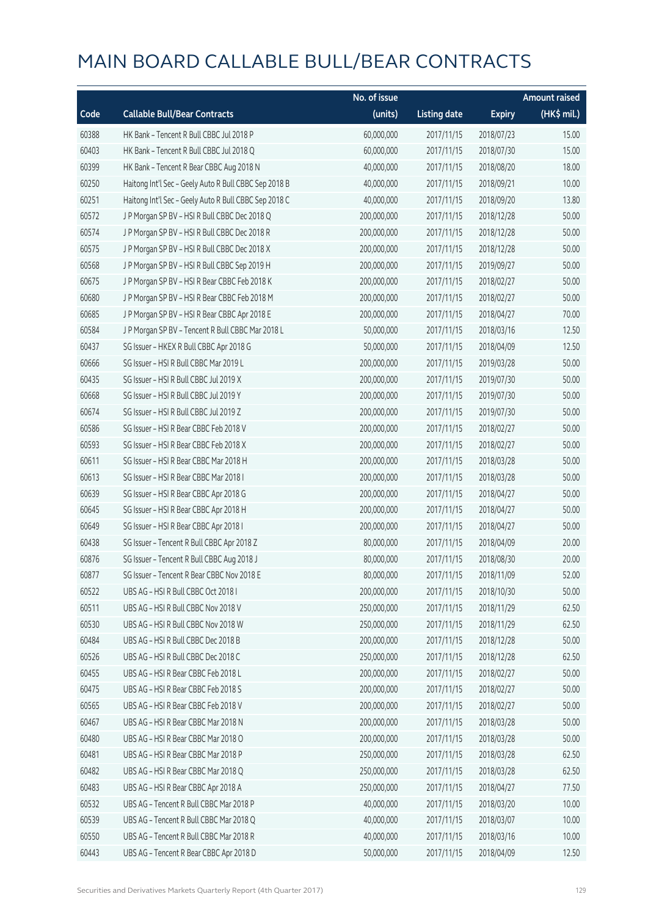# MAIN BOARD CALLABLE BULL/BEAR CONTRACTS

| Code | Callable Bull/Bear Contracts | No. of issue (units) | Listing date | Expiry | Amount raised (HK$ mil.) |
|---|---|---|---|---|---|
| 60388 | HK Bank – Tencent R Bull CBBC Jul 2018 P | 60,000,000 | 2017/11/15 | 2018/07/23 | 15.00 |
| 60403 | HK Bank – Tencent R Bull CBBC Jul 2018 Q | 60,000,000 | 2017/11/15 | 2018/07/30 | 15.00 |
| 60399 | HK Bank – Tencent R Bear CBBC Aug 2018 N | 40,000,000 | 2017/11/15 | 2018/08/20 | 18.00 |
| 60250 | Haitong Int'l Sec – Geely Auto R Bull CBBC Sep 2018 B | 40,000,000 | 2017/11/15 | 2018/09/21 | 10.00 |
| 60251 | Haitong Int'l Sec – Geely Auto R Bull CBBC Sep 2018 C | 40,000,000 | 2017/11/15 | 2018/09/20 | 13.80 |
| 60572 | J P Morgan SP BV – HSI R Bull CBBC Dec 2018 Q | 200,000,000 | 2017/11/15 | 2018/12/28 | 50.00 |
| 60574 | J P Morgan SP BV – HSI R Bull CBBC Dec 2018 R | 200,000,000 | 2017/11/15 | 2018/12/28 | 50.00 |
| 60575 | J P Morgan SP BV – HSI R Bull CBBC Dec 2018 X | 200,000,000 | 2017/11/15 | 2018/12/28 | 50.00 |
| 60568 | J P Morgan SP BV – HSI R Bull CBBC Sep 2019 H | 200,000,000 | 2017/11/15 | 2019/09/27 | 50.00 |
| 60675 | J P Morgan SP BV – HSI R Bear CBBC Feb 2018 K | 200,000,000 | 2017/11/15 | 2018/02/27 | 50.00 |
| 60680 | J P Morgan SP BV – HSI R Bear CBBC Feb 2018 M | 200,000,000 | 2017/11/15 | 2018/02/27 | 50.00 |
| 60685 | J P Morgan SP BV – HSI R Bear CBBC Apr 2018 E | 200,000,000 | 2017/11/15 | 2018/04/27 | 70.00 |
| 60584 | J P Morgan SP BV – Tencent R Bull CBBC Mar 2018 L | 50,000,000 | 2017/11/15 | 2018/03/16 | 12.50 |
| 60437 | SG Issuer – HKEX R Bull CBBC Apr 2018 G | 50,000,000 | 2017/11/15 | 2018/04/09 | 12.50 |
| 60666 | SG Issuer – HSI R Bull CBBC Mar 2019 L | 200,000,000 | 2017/11/15 | 2019/03/28 | 50.00 |
| 60435 | SG Issuer – HSI R Bull CBBC Jul 2019 X | 200,000,000 | 2017/11/15 | 2019/07/30 | 50.00 |
| 60668 | SG Issuer – HSI R Bull CBBC Jul 2019 Y | 200,000,000 | 2017/11/15 | 2019/07/30 | 50.00 |
| 60674 | SG Issuer – HSI R Bull CBBC Jul 2019 Z | 200,000,000 | 2017/11/15 | 2019/07/30 | 50.00 |
| 60586 | SG Issuer – HSI R Bear CBBC Feb 2018 V | 200,000,000 | 2017/11/15 | 2018/02/27 | 50.00 |
| 60593 | SG Issuer – HSI R Bear CBBC Feb 2018 X | 200,000,000 | 2017/11/15 | 2018/02/27 | 50.00 |
| 60611 | SG Issuer – HSI R Bear CBBC Mar 2018 H | 200,000,000 | 2017/11/15 | 2018/03/28 | 50.00 |
| 60613 | SG Issuer – HSI R Bear CBBC Mar 2018 I | 200,000,000 | 2017/11/15 | 2018/03/28 | 50.00 |
| 60639 | SG Issuer – HSI R Bear CBBC Apr 2018 G | 200,000,000 | 2017/11/15 | 2018/04/27 | 50.00 |
| 60645 | SG Issuer – HSI R Bear CBBC Apr 2018 H | 200,000,000 | 2017/11/15 | 2018/04/27 | 50.00 |
| 60649 | SG Issuer – HSI R Bear CBBC Apr 2018 I | 200,000,000 | 2017/11/15 | 2018/04/27 | 50.00 |
| 60438 | SG Issuer – Tencent R Bull CBBC Apr 2018 Z | 80,000,000 | 2017/11/15 | 2018/04/09 | 20.00 |
| 60876 | SG Issuer – Tencent R Bull CBBC Aug 2018 J | 80,000,000 | 2017/11/15 | 2018/08/30 | 20.00 |
| 60877 | SG Issuer – Tencent R Bear CBBC Nov 2018 E | 80,000,000 | 2017/11/15 | 2018/11/09 | 52.00 |
| 60522 | UBS AG – HSI R Bull CBBC Oct 2018 I | 200,000,000 | 2017/11/15 | 2018/10/30 | 50.00 |
| 60511 | UBS AG – HSI R Bull CBBC Nov 2018 V | 250,000,000 | 2017/11/15 | 2018/11/29 | 62.50 |
| 60530 | UBS AG – HSI R Bull CBBC Nov 2018 W | 250,000,000 | 2017/11/15 | 2018/11/29 | 62.50 |
| 60484 | UBS AG – HSI R Bull CBBC Dec 2018 B | 200,000,000 | 2017/11/15 | 2018/12/28 | 50.00 |
| 60526 | UBS AG – HSI R Bull CBBC Dec 2018 C | 250,000,000 | 2017/11/15 | 2018/12/28 | 62.50 |
| 60455 | UBS AG – HSI R Bear CBBC Feb 2018 L | 200,000,000 | 2017/11/15 | 2018/02/27 | 50.00 |
| 60475 | UBS AG – HSI R Bear CBBC Feb 2018 S | 200,000,000 | 2017/11/15 | 2018/02/27 | 50.00 |
| 60565 | UBS AG – HSI R Bear CBBC Feb 2018 V | 200,000,000 | 2017/11/15 | 2018/02/27 | 50.00 |
| 60467 | UBS AG – HSI R Bear CBBC Mar 2018 N | 200,000,000 | 2017/11/15 | 2018/03/28 | 50.00 |
| 60480 | UBS AG – HSI R Bear CBBC Mar 2018 O | 200,000,000 | 2017/11/15 | 2018/03/28 | 50.00 |
| 60481 | UBS AG – HSI R Bear CBBC Mar 2018 P | 250,000,000 | 2017/11/15 | 2018/03/28 | 62.50 |
| 60482 | UBS AG – HSI R Bear CBBC Mar 2018 Q | 250,000,000 | 2017/11/15 | 2018/03/28 | 62.50 |
| 60483 | UBS AG – HSI R Bear CBBC Apr 2018 A | 250,000,000 | 2017/11/15 | 2018/04/27 | 77.50 |
| 60532 | UBS AG – Tencent R Bull CBBC Mar 2018 P | 40,000,000 | 2017/11/15 | 2018/03/20 | 10.00 |
| 60539 | UBS AG – Tencent R Bull CBBC Mar 2018 Q | 40,000,000 | 2017/11/15 | 2018/03/07 | 10.00 |
| 60550 | UBS AG – Tencent R Bull CBBC Mar 2018 R | 40,000,000 | 2017/11/15 | 2018/03/16 | 10.00 |
| 60443 | UBS AG – Tencent R Bear CBBC Apr 2018 D | 50,000,000 | 2017/11/15 | 2018/04/09 | 12.50 |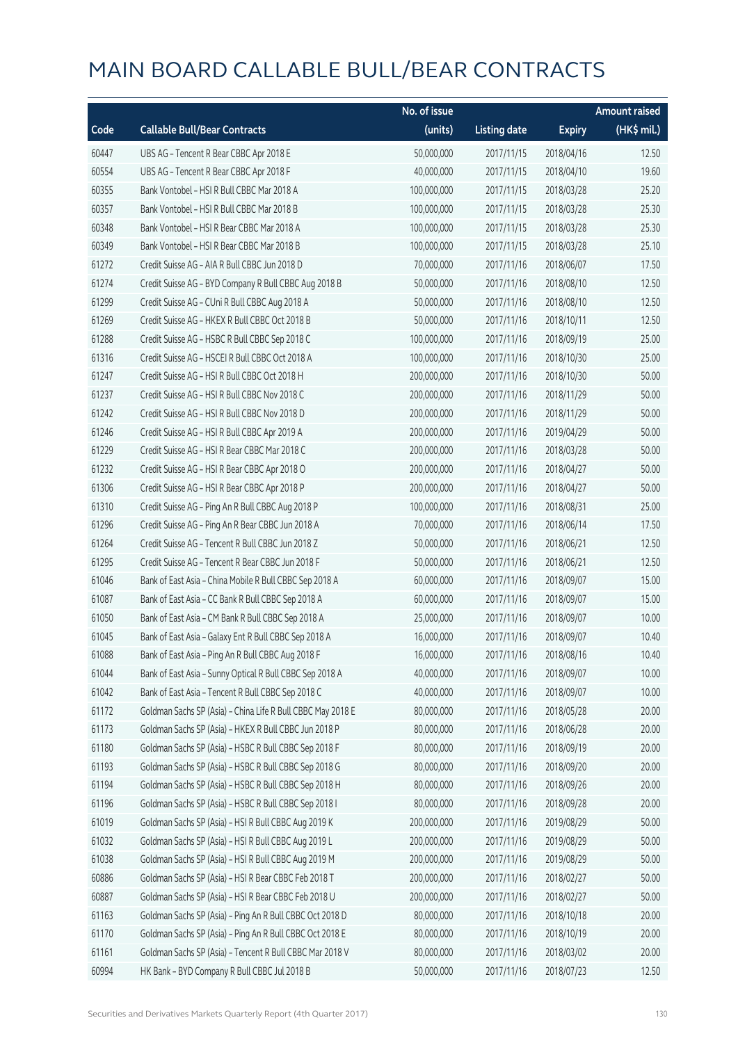# MAIN BOARD CALLABLE BULL/BEAR CONTRACTS

| Code | Callable Bull/Bear Contracts | No. of issue (units) | Listing date | Expiry | Amount raised (HK$ mil.) |
|---|---|---|---|---|---|
| 60447 | UBS AG – Tencent R Bear CBBC Apr 2018 E | 50,000,000 | 2017/11/15 | 2018/04/16 | 12.50 |
| 60554 | UBS AG – Tencent R Bear CBBC Apr 2018 F | 40,000,000 | 2017/11/15 | 2018/04/10 | 19.60 |
| 60355 | Bank Vontobel – HSI R Bull CBBC Mar 2018 A | 100,000,000 | 2017/11/15 | 2018/03/28 | 25.20 |
| 60357 | Bank Vontobel – HSI R Bull CBBC Mar 2018 B | 100,000,000 | 2017/11/15 | 2018/03/28 | 25.30 |
| 60348 | Bank Vontobel – HSI R Bear CBBC Mar 2018 A | 100,000,000 | 2017/11/15 | 2018/03/28 | 25.30 |
| 60349 | Bank Vontobel – HSI R Bear CBBC Mar 2018 B | 100,000,000 | 2017/11/15 | 2018/03/28 | 25.10 |
| 61272 | Credit Suisse AG – AIA R Bull CBBC Jun 2018 D | 70,000,000 | 2017/11/16 | 2018/06/07 | 17.50 |
| 61274 | Credit Suisse AG – BYD Company R Bull CBBC Aug 2018 B | 50,000,000 | 2017/11/16 | 2018/08/10 | 12.50 |
| 61299 | Credit Suisse AG – CUni R Bull CBBC Aug 2018 A | 50,000,000 | 2017/11/16 | 2018/08/10 | 12.50 |
| 61269 | Credit Suisse AG – HKEX R Bull CBBC Oct 2018 B | 50,000,000 | 2017/11/16 | 2018/10/11 | 12.50 |
| 61288 | Credit Suisse AG – HSBC R Bull CBBC Sep 2018 C | 100,000,000 | 2017/11/16 | 2018/09/19 | 25.00 |
| 61316 | Credit Suisse AG – HSCEI R Bull CBBC Oct 2018 A | 100,000,000 | 2017/11/16 | 2018/10/30 | 25.00 |
| 61247 | Credit Suisse AG – HSI R Bull CBBC Oct 2018 H | 200,000,000 | 2017/11/16 | 2018/10/30 | 50.00 |
| 61237 | Credit Suisse AG – HSI R Bull CBBC Nov 2018 C | 200,000,000 | 2017/11/16 | 2018/11/29 | 50.00 |
| 61242 | Credit Suisse AG – HSI R Bull CBBC Nov 2018 D | 200,000,000 | 2017/11/16 | 2018/11/29 | 50.00 |
| 61246 | Credit Suisse AG – HSI R Bull CBBC Apr 2019 A | 200,000,000 | 2017/11/16 | 2019/04/29 | 50.00 |
| 61229 | Credit Suisse AG – HSI R Bear CBBC Mar 2018 C | 200,000,000 | 2017/11/16 | 2018/03/28 | 50.00 |
| 61232 | Credit Suisse AG – HSI R Bear CBBC Apr 2018 O | 200,000,000 | 2017/11/16 | 2018/04/27 | 50.00 |
| 61306 | Credit Suisse AG – HSI R Bear CBBC Apr 2018 P | 200,000,000 | 2017/11/16 | 2018/04/27 | 50.00 |
| 61310 | Credit Suisse AG – Ping An R Bull CBBC Aug 2018 P | 100,000,000 | 2017/11/16 | 2018/08/31 | 25.00 |
| 61296 | Credit Suisse AG – Ping An R Bear CBBC Jun 2018 A | 70,000,000 | 2017/11/16 | 2018/06/14 | 17.50 |
| 61264 | Credit Suisse AG – Tencent R Bull CBBC Jun 2018 Z | 50,000,000 | 2017/11/16 | 2018/06/21 | 12.50 |
| 61295 | Credit Suisse AG – Tencent R Bear CBBC Jun 2018 F | 50,000,000 | 2017/11/16 | 2018/06/21 | 12.50 |
| 61046 | Bank of East Asia – China Mobile R Bull CBBC Sep 2018 A | 60,000,000 | 2017/11/16 | 2018/09/07 | 15.00 |
| 61087 | Bank of East Asia – CC Bank R Bull CBBC Sep 2018 A | 60,000,000 | 2017/11/16 | 2018/09/07 | 15.00 |
| 61050 | Bank of East Asia – CM Bank R Bull CBBC Sep 2018 A | 25,000,000 | 2017/11/16 | 2018/09/07 | 10.00 |
| 61045 | Bank of East Asia – Galaxy Ent R Bull CBBC Sep 2018 A | 16,000,000 | 2017/11/16 | 2018/09/07 | 10.40 |
| 61088 | Bank of East Asia – Ping An R Bull CBBC Aug 2018 F | 16,000,000 | 2017/11/16 | 2018/08/16 | 10.40 |
| 61044 | Bank of East Asia – Sunny Optical R Bull CBBC Sep 2018 A | 40,000,000 | 2017/11/16 | 2018/09/07 | 10.00 |
| 61042 | Bank of East Asia – Tencent R Bull CBBC Sep 2018 C | 40,000,000 | 2017/11/16 | 2018/09/07 | 10.00 |
| 61172 | Goldman Sachs SP (Asia) – China Life R Bull CBBC May 2018 E | 80,000,000 | 2017/11/16 | 2018/05/28 | 20.00 |
| 61173 | Goldman Sachs SP (Asia) – HKEX R Bull CBBC Jun 2018 P | 80,000,000 | 2017/11/16 | 2018/06/28 | 20.00 |
| 61180 | Goldman Sachs SP (Asia) – HSBC R Bull CBBC Sep 2018 F | 80,000,000 | 2017/11/16 | 2018/09/19 | 20.00 |
| 61193 | Goldman Sachs SP (Asia) – HSBC R Bull CBBC Sep 2018 G | 80,000,000 | 2017/11/16 | 2018/09/20 | 20.00 |
| 61194 | Goldman Sachs SP (Asia) – HSBC R Bull CBBC Sep 2018 H | 80,000,000 | 2017/11/16 | 2018/09/26 | 20.00 |
| 61196 | Goldman Sachs SP (Asia) – HSBC R Bull CBBC Sep 2018 I | 80,000,000 | 2017/11/16 | 2018/09/28 | 20.00 |
| 61019 | Goldman Sachs SP (Asia) – HSI R Bull CBBC Aug 2019 K | 200,000,000 | 2017/11/16 | 2019/08/29 | 50.00 |
| 61032 | Goldman Sachs SP (Asia) – HSI R Bull CBBC Aug 2019 L | 200,000,000 | 2017/11/16 | 2019/08/29 | 50.00 |
| 61038 | Goldman Sachs SP (Asia) – HSI R Bull CBBC Aug 2019 M | 200,000,000 | 2017/11/16 | 2019/08/29 | 50.00 |
| 60886 | Goldman Sachs SP (Asia) – HSI R Bear CBBC Feb 2018 T | 200,000,000 | 2017/11/16 | 2018/02/27 | 50.00 |
| 60887 | Goldman Sachs SP (Asia) – HSI R Bear CBBC Feb 2018 U | 200,000,000 | 2017/11/16 | 2018/02/27 | 50.00 |
| 61163 | Goldman Sachs SP (Asia) – Ping An R Bull CBBC Oct 2018 D | 80,000,000 | 2017/11/16 | 2018/10/18 | 20.00 |
| 61170 | Goldman Sachs SP (Asia) – Ping An R Bull CBBC Oct 2018 E | 80,000,000 | 2017/11/16 | 2018/10/19 | 20.00 |
| 61161 | Goldman Sachs SP (Asia) – Tencent R Bull CBBC Mar 2018 V | 80,000,000 | 2017/11/16 | 2018/03/02 | 20.00 |
| 60994 | HK Bank – BYD Company R Bull CBBC Jul 2018 B | 50,000,000 | 2017/11/16 | 2018/07/23 | 12.50 |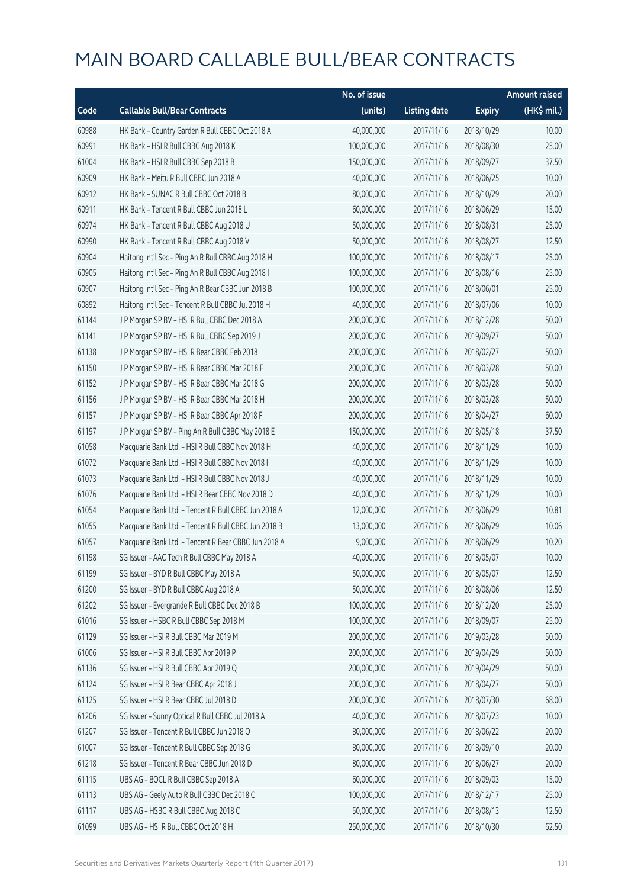# MAIN BOARD CALLABLE BULL/BEAR CONTRACTS

| Code | Callable Bull/Bear Contracts | No. of issue (units) | Listing date | Expiry | Amount raised (HK$ mil.) |
|---|---|---|---|---|---|
| 60988 | HK Bank – Country Garden R Bull CBBC Oct 2018 A | 40,000,000 | 2017/11/16 | 2018/10/29 | 10.00 |
| 60991 | HK Bank – HSI R Bull CBBC Aug 2018 K | 100,000,000 | 2017/11/16 | 2018/08/30 | 25.00 |
| 61004 | HK Bank – HSI R Bull CBBC Sep 2018 B | 150,000,000 | 2017/11/16 | 2018/09/27 | 37.50 |
| 60909 | HK Bank – Meitu R Bull CBBC Jun 2018 A | 40,000,000 | 2017/11/16 | 2018/06/25 | 10.00 |
| 60912 | HK Bank – SUNAC R Bull CBBC Oct 2018 B | 80,000,000 | 2017/11/16 | 2018/10/29 | 20.00 |
| 60911 | HK Bank – Tencent R Bull CBBC Jun 2018 L | 60,000,000 | 2017/11/16 | 2018/06/29 | 15.00 |
| 60974 | HK Bank – Tencent R Bull CBBC Aug 2018 U | 50,000,000 | 2017/11/16 | 2018/08/31 | 25.00 |
| 60990 | HK Bank – Tencent R Bull CBBC Aug 2018 V | 50,000,000 | 2017/11/16 | 2018/08/27 | 12.50 |
| 60904 | Haitong Int'l Sec – Ping An R Bull CBBC Aug 2018 H | 100,000,000 | 2017/11/16 | 2018/08/17 | 25.00 |
| 60905 | Haitong Int'l Sec – Ping An R Bull CBBC Aug 2018 I | 100,000,000 | 2017/11/16 | 2018/08/16 | 25.00 |
| 60907 | Haitong Int'l Sec – Ping An R Bear CBBC Jun 2018 B | 100,000,000 | 2017/11/16 | 2018/06/01 | 25.00 |
| 60892 | Haitong Int'l Sec – Tencent R Bull CBBC Jul 2018 H | 40,000,000 | 2017/11/16 | 2018/07/06 | 10.00 |
| 61144 | J P Morgan SP BV – HSI R Bull CBBC Dec 2018 A | 200,000,000 | 2017/11/16 | 2018/12/28 | 50.00 |
| 61141 | J P Morgan SP BV – HSI R Bull CBBC Sep 2019 J | 200,000,000 | 2017/11/16 | 2019/09/27 | 50.00 |
| 61138 | J P Morgan SP BV – HSI R Bear CBBC Feb 2018 I | 200,000,000 | 2017/11/16 | 2018/02/27 | 50.00 |
| 61150 | J P Morgan SP BV – HSI R Bear CBBC Mar 2018 F | 200,000,000 | 2017/11/16 | 2018/03/28 | 50.00 |
| 61152 | J P Morgan SP BV – HSI R Bear CBBC Mar 2018 G | 200,000,000 | 2017/11/16 | 2018/03/28 | 50.00 |
| 61156 | J P Morgan SP BV – HSI R Bear CBBC Mar 2018 H | 200,000,000 | 2017/11/16 | 2018/03/28 | 50.00 |
| 61157 | J P Morgan SP BV – HSI R Bear CBBC Apr 2018 F | 200,000,000 | 2017/11/16 | 2018/04/27 | 60.00 |
| 61197 | J P Morgan SP BV – Ping An R Bull CBBC May 2018 E | 150,000,000 | 2017/11/16 | 2018/05/18 | 37.50 |
| 61058 | Macquarie Bank Ltd. – HSI R Bull CBBC Nov 2018 H | 40,000,000 | 2017/11/16 | 2018/11/29 | 10.00 |
| 61072 | Macquarie Bank Ltd. – HSI R Bull CBBC Nov 2018 I | 40,000,000 | 2017/11/16 | 2018/11/29 | 10.00 |
| 61073 | Macquarie Bank Ltd. – HSI R Bull CBBC Nov 2018 J | 40,000,000 | 2017/11/16 | 2018/11/29 | 10.00 |
| 61076 | Macquarie Bank Ltd. – HSI R Bear CBBC Nov 2018 D | 40,000,000 | 2017/11/16 | 2018/11/29 | 10.00 |
| 61054 | Macquarie Bank Ltd. – Tencent R Bull CBBC Jun 2018 A | 12,000,000 | 2017/11/16 | 2018/06/29 | 10.81 |
| 61055 | Macquarie Bank Ltd. – Tencent R Bull CBBC Jun 2018 B | 13,000,000 | 2017/11/16 | 2018/06/29 | 10.06 |
| 61057 | Macquarie Bank Ltd. – Tencent R Bear CBBC Jun 2018 A | 9,000,000 | 2017/11/16 | 2018/06/29 | 10.20 |
| 61198 | SG Issuer – AAC Tech R Bull CBBC May 2018 A | 40,000,000 | 2017/11/16 | 2018/05/07 | 10.00 |
| 61199 | SG Issuer – BYD R Bull CBBC May 2018 A | 50,000,000 | 2017/11/16 | 2018/05/07 | 12.50 |
| 61200 | SG Issuer – BYD R Bull CBBC Aug 2018 A | 50,000,000 | 2017/11/16 | 2018/08/06 | 12.50 |
| 61202 | SG Issuer – Evergrande R Bull CBBC Dec 2018 B | 100,000,000 | 2017/11/16 | 2018/12/20 | 25.00 |
| 61016 | SG Issuer – HSBC R Bull CBBC Sep 2018 M | 100,000,000 | 2017/11/16 | 2018/09/07 | 25.00 |
| 61129 | SG Issuer – HSI R Bull CBBC Mar 2019 M | 200,000,000 | 2017/11/16 | 2019/03/28 | 50.00 |
| 61006 | SG Issuer – HSI R Bull CBBC Apr 2019 P | 200,000,000 | 2017/11/16 | 2019/04/29 | 50.00 |
| 61136 | SG Issuer – HSI R Bull CBBC Apr 2019 Q | 200,000,000 | 2017/11/16 | 2019/04/29 | 50.00 |
| 61124 | SG Issuer – HSI R Bear CBBC Apr 2018 J | 200,000,000 | 2017/11/16 | 2018/04/27 | 50.00 |
| 61125 | SG Issuer – HSI R Bear CBBC Jul 2018 D | 200,000,000 | 2017/11/16 | 2018/07/30 | 68.00 |
| 61206 | SG Issuer – Sunny Optical R Bull CBBC Jul 2018 A | 40,000,000 | 2017/11/16 | 2018/07/23 | 10.00 |
| 61207 | SG Issuer – Tencent R Bull CBBC Jun 2018 O | 80,000,000 | 2017/11/16 | 2018/06/22 | 20.00 |
| 61007 | SG Issuer – Tencent R Bull CBBC Sep 2018 G | 80,000,000 | 2017/11/16 | 2018/09/10 | 20.00 |
| 61218 | SG Issuer – Tencent R Bear CBBC Jun 2018 D | 80,000,000 | 2017/11/16 | 2018/06/27 | 20.00 |
| 61115 | UBS AG – BOCL R Bull CBBC Sep 2018 A | 60,000,000 | 2017/11/16 | 2018/09/03 | 15.00 |
| 61113 | UBS AG – Geely Auto R Bull CBBC Dec 2018 C | 100,000,000 | 2017/11/16 | 2018/12/17 | 25.00 |
| 61117 | UBS AG – HSBC R Bull CBBC Aug 2018 C | 50,000,000 | 2017/11/16 | 2018/08/13 | 12.50 |
| 61099 | UBS AG – HSI R Bull CBBC Oct 2018 H | 250,000,000 | 2017/11/16 | 2018/10/30 | 62.50 |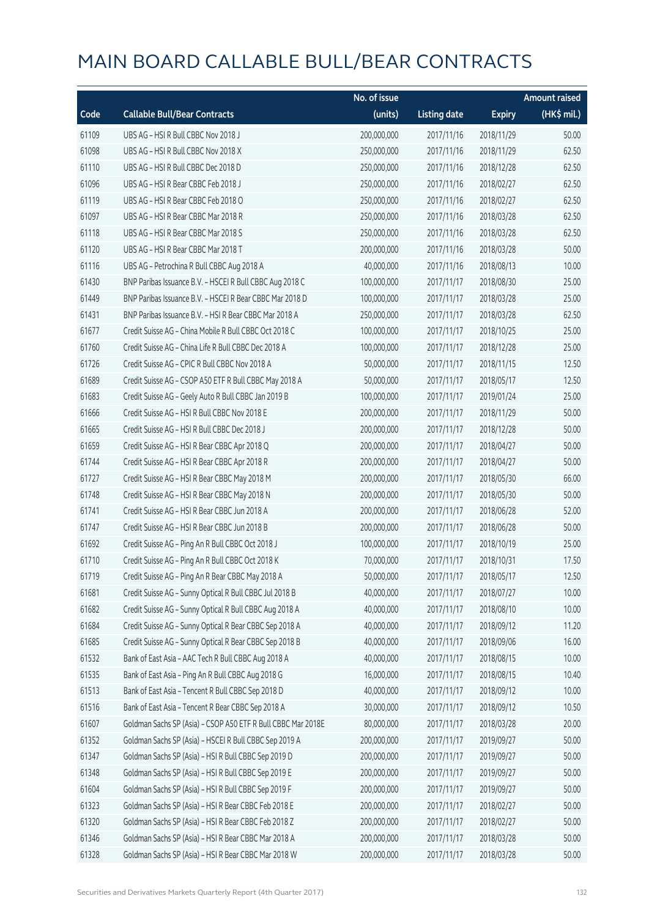# MAIN BOARD CALLABLE BULL/BEAR CONTRACTS

| Code | Callable Bull/Bear Contracts | No. of issue (units) | Listing date | Expiry | Amount raised (HK$ mil.) |
|---|---|---|---|---|---|
| 61109 | UBS AG – HSI R Bull CBBC Nov 2018 J | 200,000,000 | 2017/11/16 | 2018/11/29 | 50.00 |
| 61098 | UBS AG – HSI R Bull CBBC Nov 2018 X | 250,000,000 | 2017/11/16 | 2018/11/29 | 62.50 |
| 61110 | UBS AG – HSI R Bull CBBC Dec 2018 D | 250,000,000 | 2017/11/16 | 2018/12/28 | 62.50 |
| 61096 | UBS AG – HSI R Bear CBBC Feb 2018 J | 250,000,000 | 2017/11/16 | 2018/02/27 | 62.50 |
| 61119 | UBS AG – HSI R Bear CBBC Feb 2018 O | 250,000,000 | 2017/11/16 | 2018/02/27 | 62.50 |
| 61097 | UBS AG – HSI R Bear CBBC Mar 2018 R | 250,000,000 | 2017/11/16 | 2018/03/28 | 62.50 |
| 61118 | UBS AG – HSI R Bear CBBC Mar 2018 S | 250,000,000 | 2017/11/16 | 2018/03/28 | 62.50 |
| 61120 | UBS AG – HSI R Bear CBBC Mar 2018 T | 200,000,000 | 2017/11/16 | 2018/03/28 | 50.00 |
| 61116 | UBS AG – Petrochina R Bull CBBC Aug 2018 A | 40,000,000 | 2017/11/16 | 2018/08/13 | 10.00 |
| 61430 | BNP Paribas Issuance B.V. – HSCEI R Bull CBBC Aug 2018 C | 100,000,000 | 2017/11/17 | 2018/08/30 | 25.00 |
| 61449 | BNP Paribas Issuance B.V. – HSCEI R Bear CBBC Mar 2018 D | 100,000,000 | 2017/11/17 | 2018/03/28 | 25.00 |
| 61431 | BNP Paribas Issuance B.V. – HSI R Bear CBBC Mar 2018 A | 250,000,000 | 2017/11/17 | 2018/03/28 | 62.50 |
| 61677 | Credit Suisse AG – China Mobile R Bull CBBC Oct 2018 C | 100,000,000 | 2017/11/17 | 2018/10/25 | 25.00 |
| 61760 | Credit Suisse AG – China Life R Bull CBBC Dec 2018 A | 100,000,000 | 2017/11/17 | 2018/12/28 | 25.00 |
| 61726 | Credit Suisse AG – CPIC R Bull CBBC Nov 2018 A | 50,000,000 | 2017/11/17 | 2018/11/15 | 12.50 |
| 61689 | Credit Suisse AG – CSOP A50 ETF R Bull CBBC May 2018 A | 50,000,000 | 2017/11/17 | 2018/05/17 | 12.50 |
| 61683 | Credit Suisse AG – Geely Auto R Bull CBBC Jan 2019 B | 100,000,000 | 2017/11/17 | 2019/01/24 | 25.00 |
| 61666 | Credit Suisse AG – HSI R Bull CBBC Nov 2018 E | 200,000,000 | 2017/11/17 | 2018/11/29 | 50.00 |
| 61665 | Credit Suisse AG – HSI R Bull CBBC Dec 2018 J | 200,000,000 | 2017/11/17 | 2018/12/28 | 50.00 |
| 61659 | Credit Suisse AG – HSI R Bear CBBC Apr 2018 Q | 200,000,000 | 2017/11/17 | 2018/04/27 | 50.00 |
| 61744 | Credit Suisse AG – HSI R Bear CBBC Apr 2018 R | 200,000,000 | 2017/11/17 | 2018/04/27 | 50.00 |
| 61727 | Credit Suisse AG – HSI R Bear CBBC May 2018 M | 200,000,000 | 2017/11/17 | 2018/05/30 | 66.00 |
| 61748 | Credit Suisse AG – HSI R Bear CBBC May 2018 N | 200,000,000 | 2017/11/17 | 2018/05/30 | 50.00 |
| 61741 | Credit Suisse AG – HSI R Bear CBBC Jun 2018 A | 200,000,000 | 2017/11/17 | 2018/06/28 | 52.00 |
| 61747 | Credit Suisse AG – HSI R Bear CBBC Jun 2018 B | 200,000,000 | 2017/11/17 | 2018/06/28 | 50.00 |
| 61692 | Credit Suisse AG – Ping An R Bull CBBC Oct 2018 J | 100,000,000 | 2017/11/17 | 2018/10/19 | 25.00 |
| 61710 | Credit Suisse AG – Ping An R Bull CBBC Oct 2018 K | 70,000,000 | 2017/11/17 | 2018/10/31 | 17.50 |
| 61719 | Credit Suisse AG – Ping An R Bear CBBC May 2018 A | 50,000,000 | 2017/11/17 | 2018/05/17 | 12.50 |
| 61681 | Credit Suisse AG – Sunny Optical R Bull CBBC Jul 2018 B | 40,000,000 | 2017/11/17 | 2018/07/27 | 10.00 |
| 61682 | Credit Suisse AG – Sunny Optical R Bull CBBC Aug 2018 A | 40,000,000 | 2017/11/17 | 2018/08/10 | 10.00 |
| 61684 | Credit Suisse AG – Sunny Optical R Bear CBBC Sep 2018 A | 40,000,000 | 2017/11/17 | 2018/09/12 | 11.20 |
| 61685 | Credit Suisse AG – Sunny Optical R Bear CBBC Sep 2018 B | 40,000,000 | 2017/11/17 | 2018/09/06 | 16.00 |
| 61532 | Bank of East Asia – AAC Tech R Bull CBBC Aug 2018 A | 40,000,000 | 2017/11/17 | 2018/08/15 | 10.00 |
| 61535 | Bank of East Asia – Ping An R Bull CBBC Aug 2018 G | 16,000,000 | 2017/11/17 | 2018/08/15 | 10.40 |
| 61513 | Bank of East Asia – Tencent R Bull CBBC Sep 2018 D | 40,000,000 | 2017/11/17 | 2018/09/12 | 10.00 |
| 61516 | Bank of East Asia – Tencent R Bear CBBC Sep 2018 A | 30,000,000 | 2017/11/17 | 2018/09/12 | 10.50 |
| 61607 | Goldman Sachs SP (Asia) – CSOP A50 ETF R Bull CBBC Mar 2018E | 80,000,000 | 2017/11/17 | 2018/03/28 | 20.00 |
| 61352 | Goldman Sachs SP (Asia) – HSCEI R Bull CBBC Sep 2019 A | 200,000,000 | 2017/11/17 | 2019/09/27 | 50.00 |
| 61347 | Goldman Sachs SP (Asia) – HSI R Bull CBBC Sep 2019 D | 200,000,000 | 2017/11/17 | 2019/09/27 | 50.00 |
| 61348 | Goldman Sachs SP (Asia) – HSI R Bull CBBC Sep 2019 E | 200,000,000 | 2017/11/17 | 2019/09/27 | 50.00 |
| 61604 | Goldman Sachs SP (Asia) – HSI R Bull CBBC Sep 2019 F | 200,000,000 | 2017/11/17 | 2019/09/27 | 50.00 |
| 61323 | Goldman Sachs SP (Asia) – HSI R Bear CBBC Feb 2018 E | 200,000,000 | 2017/11/17 | 2018/02/27 | 50.00 |
| 61320 | Goldman Sachs SP (Asia) – HSI R Bear CBBC Feb 2018 Z | 200,000,000 | 2017/11/17 | 2018/02/27 | 50.00 |
| 61346 | Goldman Sachs SP (Asia) – HSI R Bear CBBC Mar 2018 A | 200,000,000 | 2017/11/17 | 2018/03/28 | 50.00 |
| 61328 | Goldman Sachs SP (Asia) – HSI R Bear CBBC Mar 2018 W | 200,000,000 | 2017/11/17 | 2018/03/28 | 50.00 |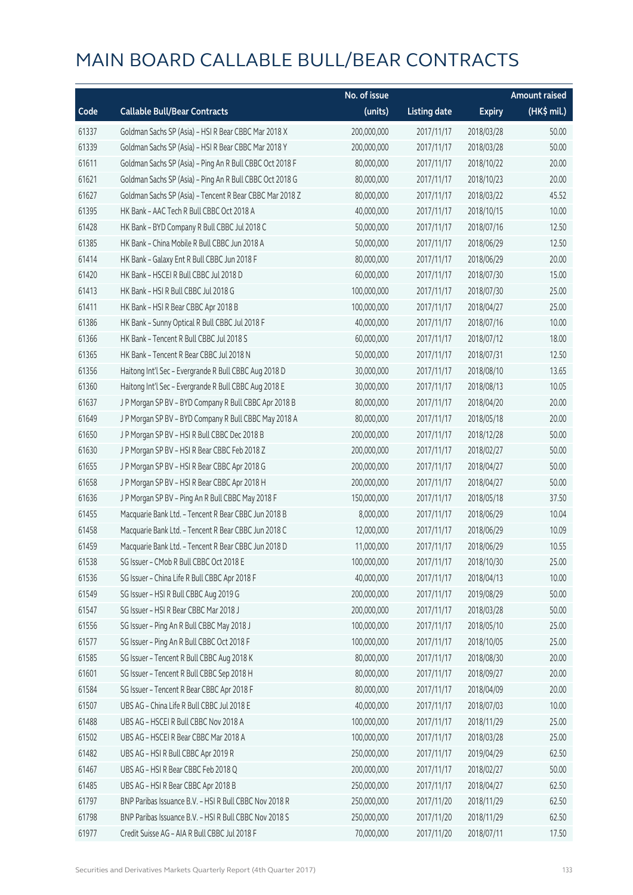# MAIN BOARD CALLABLE BULL/BEAR CONTRACTS

| Code | Callable Bull/Bear Contracts | No. of issue (units) | Listing date | Expiry | Amount raised (HK$ mil.) |
|---|---|---|---|---|---|
| 61337 | Goldman Sachs SP (Asia) – HSI R Bear CBBC Mar 2018 X | 200,000,000 | 2017/11/17 | 2018/03/28 | 50.00 |
| 61339 | Goldman Sachs SP (Asia) – HSI R Bear CBBC Mar 2018 Y | 200,000,000 | 2017/11/17 | 2018/03/28 | 50.00 |
| 61611 | Goldman Sachs SP (Asia) – Ping An R Bull CBBC Oct 2018 F | 80,000,000 | 2017/11/17 | 2018/10/22 | 20.00 |
| 61621 | Goldman Sachs SP (Asia) – Ping An R Bull CBBC Oct 2018 G | 80,000,000 | 2017/11/17 | 2018/10/23 | 20.00 |
| 61627 | Goldman Sachs SP (Asia) – Tencent R Bear CBBC Mar 2018 Z | 80,000,000 | 2017/11/17 | 2018/03/22 | 45.52 |
| 61395 | HK Bank – AAC Tech R Bull CBBC Oct 2018 A | 40,000,000 | 2017/11/17 | 2018/10/15 | 10.00 |
| 61428 | HK Bank – BYD Company R Bull CBBC Jul 2018 C | 50,000,000 | 2017/11/17 | 2018/07/16 | 12.50 |
| 61385 | HK Bank – China Mobile R Bull CBBC Jun 2018 A | 50,000,000 | 2017/11/17 | 2018/06/29 | 12.50 |
| 61414 | HK Bank – Galaxy Ent R Bull CBBC Jun 2018 F | 80,000,000 | 2017/11/17 | 2018/06/29 | 20.00 |
| 61420 | HK Bank – HSCEI R Bull CBBC Jul 2018 D | 60,000,000 | 2017/11/17 | 2018/07/30 | 15.00 |
| 61413 | HK Bank – HSI R Bull CBBC Jul 2018 G | 100,000,000 | 2017/11/17 | 2018/07/30 | 25.00 |
| 61411 | HK Bank – HSI R Bear CBBC Apr 2018 B | 100,000,000 | 2017/11/17 | 2018/04/27 | 25.00 |
| 61386 | HK Bank – Sunny Optical R Bull CBBC Jul 2018 F | 40,000,000 | 2017/11/17 | 2018/07/16 | 10.00 |
| 61366 | HK Bank – Tencent R Bull CBBC Jul 2018 S | 60,000,000 | 2017/11/17 | 2018/07/12 | 18.00 |
| 61365 | HK Bank – Tencent R Bear CBBC Jul 2018 N | 50,000,000 | 2017/11/17 | 2018/07/31 | 12.50 |
| 61356 | Haitong Int'l Sec – Evergrande R Bull CBBC Aug 2018 D | 30,000,000 | 2017/11/17 | 2018/08/10 | 13.65 |
| 61360 | Haitong Int'l Sec – Evergrande R Bull CBBC Aug 2018 E | 30,000,000 | 2017/11/17 | 2018/08/13 | 10.05 |
| 61637 | J P Morgan SP BV – BYD Company R Bull CBBC Apr 2018 B | 80,000,000 | 2017/11/17 | 2018/04/20 | 20.00 |
| 61649 | J P Morgan SP BV – BYD Company R Bull CBBC May 2018 A | 80,000,000 | 2017/11/17 | 2018/05/18 | 20.00 |
| 61650 | J P Morgan SP BV – HSI R Bull CBBC Dec 2018 B | 200,000,000 | 2017/11/17 | 2018/12/28 | 50.00 |
| 61630 | J P Morgan SP BV – HSI R Bear CBBC Feb 2018 Z | 200,000,000 | 2017/11/17 | 2018/02/27 | 50.00 |
| 61655 | J P Morgan SP BV – HSI R Bear CBBC Apr 2018 G | 200,000,000 | 2017/11/17 | 2018/04/27 | 50.00 |
| 61658 | J P Morgan SP BV – HSI R Bear CBBC Apr 2018 H | 200,000,000 | 2017/11/17 | 2018/04/27 | 50.00 |
| 61636 | J P Morgan SP BV – Ping An R Bull CBBC May 2018 F | 150,000,000 | 2017/11/17 | 2018/05/18 | 37.50 |
| 61455 | Macquarie Bank Ltd. – Tencent R Bear CBBC Jun 2018 B | 8,000,000 | 2017/11/17 | 2018/06/29 | 10.04 |
| 61458 | Macquarie Bank Ltd. – Tencent R Bear CBBC Jun 2018 C | 12,000,000 | 2017/11/17 | 2018/06/29 | 10.09 |
| 61459 | Macquarie Bank Ltd. – Tencent R Bear CBBC Jun 2018 D | 11,000,000 | 2017/11/17 | 2018/06/29 | 10.55 |
| 61538 | SG Issuer – CMob R Bull CBBC Oct 2018 E | 100,000,000 | 2017/11/17 | 2018/10/30 | 25.00 |
| 61536 | SG Issuer – China Life R Bull CBBC Apr 2018 F | 40,000,000 | 2017/11/17 | 2018/04/13 | 10.00 |
| 61549 | SG Issuer – HSI R Bull CBBC Aug 2019 G | 200,000,000 | 2017/11/17 | 2019/08/29 | 50.00 |
| 61547 | SG Issuer – HSI R Bear CBBC Mar 2018 J | 200,000,000 | 2017/11/17 | 2018/03/28 | 50.00 |
| 61556 | SG Issuer – Ping An R Bull CBBC May 2018 J | 100,000,000 | 2017/11/17 | 2018/05/10 | 25.00 |
| 61577 | SG Issuer – Ping An R Bull CBBC Oct 2018 F | 100,000,000 | 2017/11/17 | 2018/10/05 | 25.00 |
| 61585 | SG Issuer – Tencent R Bull CBBC Aug 2018 K | 80,000,000 | 2017/11/17 | 2018/08/30 | 20.00 |
| 61601 | SG Issuer – Tencent R Bull CBBC Sep 2018 H | 80,000,000 | 2017/11/17 | 2018/09/27 | 20.00 |
| 61584 | SG Issuer – Tencent R Bear CBBC Apr 2018 F | 80,000,000 | 2017/11/17 | 2018/04/09 | 20.00 |
| 61507 | UBS AG – China Life R Bull CBBC Jul 2018 E | 40,000,000 | 2017/11/17 | 2018/07/03 | 10.00 |
| 61488 | UBS AG – HSCEI R Bull CBBC Nov 2018 A | 100,000,000 | 2017/11/17 | 2018/11/29 | 25.00 |
| 61502 | UBS AG – HSCEI R Bear CBBC Mar 2018 A | 100,000,000 | 2017/11/17 | 2018/03/28 | 25.00 |
| 61482 | UBS AG – HSI R Bull CBBC Apr 2019 R | 250,000,000 | 2017/11/17 | 2019/04/29 | 62.50 |
| 61467 | UBS AG – HSI R Bear CBBC Feb 2018 Q | 200,000,000 | 2017/11/17 | 2018/02/27 | 50.00 |
| 61485 | UBS AG – HSI R Bear CBBC Apr 2018 B | 250,000,000 | 2017/11/17 | 2018/04/27 | 62.50 |
| 61797 | BNP Paribas Issuance B.V. – HSI R Bull CBBC Nov 2018 R | 250,000,000 | 2017/11/20 | 2018/11/29 | 62.50 |
| 61798 | BNP Paribas Issuance B.V. – HSI R Bull CBBC Nov 2018 S | 250,000,000 | 2017/11/20 | 2018/11/29 | 62.50 |
| 61977 | Credit Suisse AG – AIA R Bull CBBC Jul 2018 F | 70,000,000 | 2017/11/20 | 2018/07/11 | 17.50 |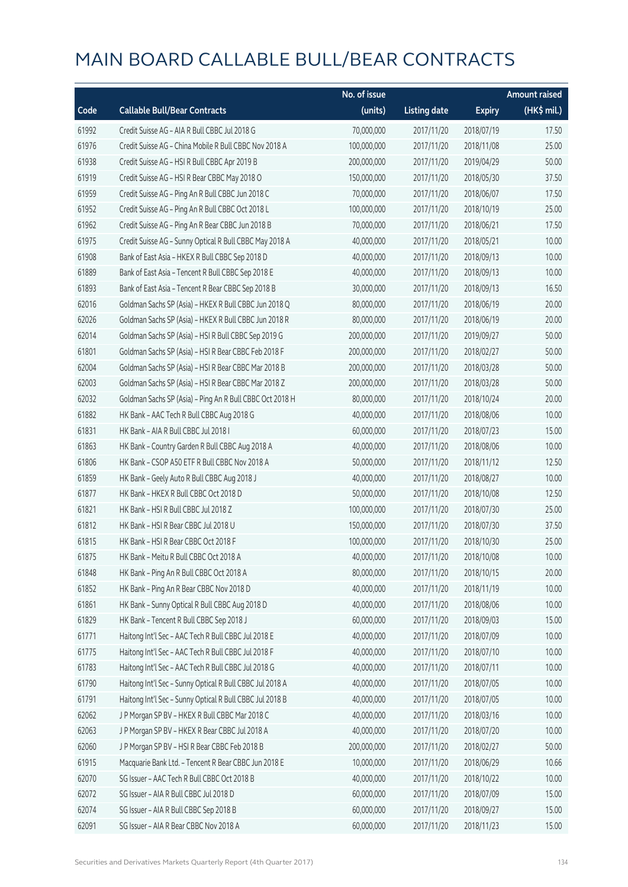# MAIN BOARD CALLABLE BULL/BEAR CONTRACTS

| Code | Callable Bull/Bear Contracts | No. of issue (units) | Listing date | Expiry | Amount raised (HK$ mil.) |
|---|---|---|---|---|---|
| 61992 | Credit Suisse AG – AIA R Bull CBBC Jul 2018 G | 70,000,000 | 2017/11/20 | 2018/07/19 | 17.50 |
| 61976 | Credit Suisse AG – China Mobile R Bull CBBC Nov 2018 A | 100,000,000 | 2017/11/20 | 2018/11/08 | 25.00 |
| 61938 | Credit Suisse AG – HSI R Bull CBBC Apr 2019 B | 200,000,000 | 2017/11/20 | 2019/04/29 | 50.00 |
| 61919 | Credit Suisse AG – HSI R Bear CBBC May 2018 O | 150,000,000 | 2017/11/20 | 2018/05/30 | 37.50 |
| 61959 | Credit Suisse AG – Ping An R Bull CBBC Jun 2018 C | 70,000,000 | 2017/11/20 | 2018/06/07 | 17.50 |
| 61952 | Credit Suisse AG – Ping An R Bull CBBC Oct 2018 L | 100,000,000 | 2017/11/20 | 2018/10/19 | 25.00 |
| 61962 | Credit Suisse AG – Ping An R Bear CBBC Jun 2018 B | 70,000,000 | 2017/11/20 | 2018/06/21 | 17.50 |
| 61975 | Credit Suisse AG – Sunny Optical R Bull CBBC May 2018 A | 40,000,000 | 2017/11/20 | 2018/05/21 | 10.00 |
| 61908 | Bank of East Asia – HKEX R Bull CBBC Sep 2018 D | 40,000,000 | 2017/11/20 | 2018/09/13 | 10.00 |
| 61889 | Bank of East Asia – Tencent R Bull CBBC Sep 2018 E | 40,000,000 | 2017/11/20 | 2018/09/13 | 10.00 |
| 61893 | Bank of East Asia – Tencent R Bear CBBC Sep 2018 B | 30,000,000 | 2017/11/20 | 2018/09/13 | 16.50 |
| 62016 | Goldman Sachs SP (Asia) – HKEX R Bull CBBC Jun 2018 Q | 80,000,000 | 2017/11/20 | 2018/06/19 | 20.00 |
| 62026 | Goldman Sachs SP (Asia) – HKEX R Bull CBBC Jun 2018 R | 80,000,000 | 2017/11/20 | 2018/06/19 | 20.00 |
| 62014 | Goldman Sachs SP (Asia) – HSI R Bull CBBC Sep 2019 G | 200,000,000 | 2017/11/20 | 2019/09/27 | 50.00 |
| 61801 | Goldman Sachs SP (Asia) – HSI R Bear CBBC Feb 2018 F | 200,000,000 | 2017/11/20 | 2018/02/27 | 50.00 |
| 62004 | Goldman Sachs SP (Asia) – HSI R Bear CBBC Mar 2018 B | 200,000,000 | 2017/11/20 | 2018/03/28 | 50.00 |
| 62003 | Goldman Sachs SP (Asia) – HSI R Bear CBBC Mar 2018 Z | 200,000,000 | 2017/11/20 | 2018/03/28 | 50.00 |
| 62032 | Goldman Sachs SP (Asia) – Ping An R Bull CBBC Oct 2018 H | 80,000,000 | 2017/11/20 | 2018/10/24 | 20.00 |
| 61882 | HK Bank – AAC Tech R Bull CBBC Aug 2018 G | 40,000,000 | 2017/11/20 | 2018/08/06 | 10.00 |
| 61831 | HK Bank – AIA R Bull CBBC Jul 2018 I | 60,000,000 | 2017/11/20 | 2018/07/23 | 15.00 |
| 61863 | HK Bank – Country Garden R Bull CBBC Aug 2018 A | 40,000,000 | 2017/11/20 | 2018/08/06 | 10.00 |
| 61806 | HK Bank – CSOP A50 ETF R Bull CBBC Nov 2018 A | 50,000,000 | 2017/11/20 | 2018/11/12 | 12.50 |
| 61859 | HK Bank – Geely Auto R Bull CBBC Aug 2018 J | 40,000,000 | 2017/11/20 | 2018/08/27 | 10.00 |
| 61877 | HK Bank – HKEX R Bull CBBC Oct 2018 D | 50,000,000 | 2017/11/20 | 2018/10/08 | 12.50 |
| 61821 | HK Bank – HSI R Bull CBBC Jul 2018 Z | 100,000,000 | 2017/11/20 | 2018/07/30 | 25.00 |
| 61812 | HK Bank – HSI R Bear CBBC Jul 2018 U | 150,000,000 | 2017/11/20 | 2018/07/30 | 37.50 |
| 61815 | HK Bank – HSI R Bear CBBC Oct 2018 F | 100,000,000 | 2017/11/20 | 2018/10/30 | 25.00 |
| 61875 | HK Bank – Meitu R Bull CBBC Oct 2018 A | 40,000,000 | 2017/11/20 | 2018/10/08 | 10.00 |
| 61848 | HK Bank – Ping An R Bull CBBC Oct 2018 A | 80,000,000 | 2017/11/20 | 2018/10/15 | 20.00 |
| 61852 | HK Bank – Ping An R Bear CBBC Nov 2018 D | 40,000,000 | 2017/11/20 | 2018/11/19 | 10.00 |
| 61861 | HK Bank – Sunny Optical R Bull CBBC Aug 2018 D | 40,000,000 | 2017/11/20 | 2018/08/06 | 10.00 |
| 61829 | HK Bank – Tencent R Bull CBBC Sep 2018 J | 60,000,000 | 2017/11/20 | 2018/09/03 | 15.00 |
| 61771 | Haitong Int'l Sec – AAC Tech R Bull CBBC Jul 2018 E | 40,000,000 | 2017/11/20 | 2018/07/09 | 10.00 |
| 61775 | Haitong Int'l Sec – AAC Tech R Bull CBBC Jul 2018 F | 40,000,000 | 2017/11/20 | 2018/07/10 | 10.00 |
| 61783 | Haitong Int'l Sec – AAC Tech R Bull CBBC Jul 2018 G | 40,000,000 | 2017/11/20 | 2018/07/11 | 10.00 |
| 61790 | Haitong Int'l Sec – Sunny Optical R Bull CBBC Jul 2018 A | 40,000,000 | 2017/11/20 | 2018/07/05 | 10.00 |
| 61791 | Haitong Int'l Sec – Sunny Optical R Bull CBBC Jul 2018 B | 40,000,000 | 2017/11/20 | 2018/07/05 | 10.00 |
| 62062 | J P Morgan SP BV – HKEX R Bull CBBC Mar 2018 C | 40,000,000 | 2017/11/20 | 2018/03/16 | 10.00 |
| 62063 | J P Morgan SP BV – HKEX R Bear CBBC Jul 2018 A | 40,000,000 | 2017/11/20 | 2018/07/20 | 10.00 |
| 62060 | J P Morgan SP BV – HSI R Bear CBBC Feb 2018 B | 200,000,000 | 2017/11/20 | 2018/02/27 | 50.00 |
| 61915 | Macquarie Bank Ltd. – Tencent R Bear CBBC Jun 2018 E | 10,000,000 | 2017/11/20 | 2018/06/29 | 10.66 |
| 62070 | SG Issuer – AAC Tech R Bull CBBC Oct 2018 B | 40,000,000 | 2017/11/20 | 2018/10/22 | 10.00 |
| 62072 | SG Issuer – AIA R Bull CBBC Jul 2018 D | 60,000,000 | 2017/11/20 | 2018/07/09 | 15.00 |
| 62074 | SG Issuer – AIA R Bull CBBC Sep 2018 B | 60,000,000 | 2017/11/20 | 2018/09/27 | 15.00 |
| 62091 | SG Issuer – AIA R Bear CBBC Nov 2018 A | 60,000,000 | 2017/11/20 | 2018/11/23 | 15.00 |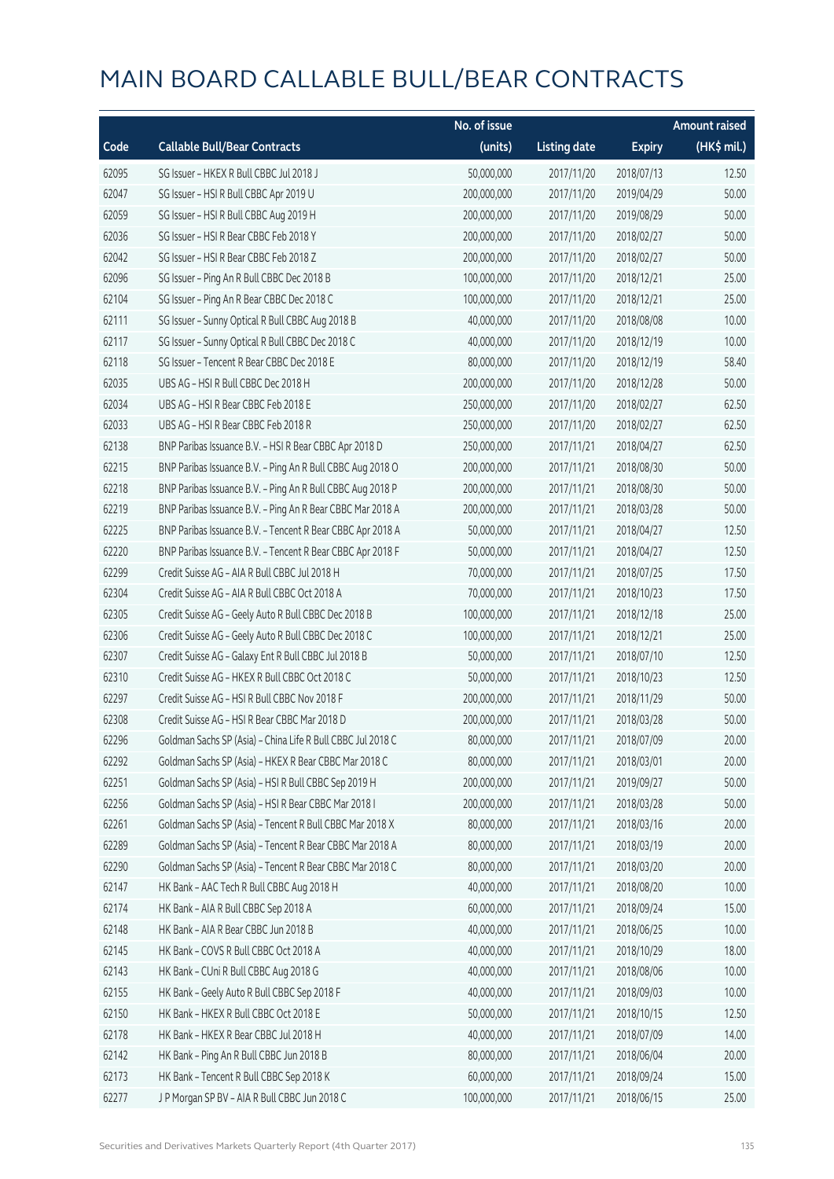# MAIN BOARD CALLABLE BULL/BEAR CONTRACTS

| Code | Callable Bull/Bear Contracts | No. of issue (units) | Listing date | Expiry | Amount raised (HK$ mil.) |
|---|---|---|---|---|---|
| 62095 | SG Issuer – HKEX R Bull CBBC Jul 2018 J | 50,000,000 | 2017/11/20 | 2018/07/13 | 12.50 |
| 62047 | SG Issuer – HSI R Bull CBBC Apr 2019 U | 200,000,000 | 2017/11/20 | 2019/04/29 | 50.00 |
| 62059 | SG Issuer – HSI R Bull CBBC Aug 2019 H | 200,000,000 | 2017/11/20 | 2019/08/29 | 50.00 |
| 62036 | SG Issuer – HSI R Bear CBBC Feb 2018 Y | 200,000,000 | 2017/11/20 | 2018/02/27 | 50.00 |
| 62042 | SG Issuer – HSI R Bear CBBC Feb 2018 Z | 200,000,000 | 2017/11/20 | 2018/02/27 | 50.00 |
| 62096 | SG Issuer – Ping An R Bull CBBC Dec 2018 B | 100,000,000 | 2017/11/20 | 2018/12/21 | 25.00 |
| 62104 | SG Issuer – Ping An R Bear CBBC Dec 2018 C | 100,000,000 | 2017/11/20 | 2018/12/21 | 25.00 |
| 62111 | SG Issuer – Sunny Optical R Bull CBBC Aug 2018 B | 40,000,000 | 2017/11/20 | 2018/08/08 | 10.00 |
| 62117 | SG Issuer – Sunny Optical R Bull CBBC Dec 2018 C | 40,000,000 | 2017/11/20 | 2018/12/19 | 10.00 |
| 62118 | SG Issuer – Tencent R Bear CBBC Dec 2018 E | 80,000,000 | 2017/11/20 | 2018/12/19 | 58.40 |
| 62035 | UBS AG – HSI R Bull CBBC Dec 2018 H | 200,000,000 | 2017/11/20 | 2018/12/28 | 50.00 |
| 62034 | UBS AG – HSI R Bear CBBC Feb 2018 E | 250,000,000 | 2017/11/20 | 2018/02/27 | 62.50 |
| 62033 | UBS AG – HSI R Bear CBBC Feb 2018 R | 250,000,000 | 2017/11/20 | 2018/02/27 | 62.50 |
| 62138 | BNP Paribas Issuance B.V. – HSI R Bear CBBC Apr 2018 D | 250,000,000 | 2017/11/21 | 2018/04/27 | 62.50 |
| 62215 | BNP Paribas Issuance B.V. – Ping An R Bull CBBC Aug 2018 O | 200,000,000 | 2017/11/21 | 2018/08/30 | 50.00 |
| 62218 | BNP Paribas Issuance B.V. – Ping An R Bull CBBC Aug 2018 P | 200,000,000 | 2017/11/21 | 2018/08/30 | 50.00 |
| 62219 | BNP Paribas Issuance B.V. – Ping An R Bear CBBC Mar 2018 A | 200,000,000 | 2017/11/21 | 2018/03/28 | 50.00 |
| 62225 | BNP Paribas Issuance B.V. – Tencent R Bear CBBC Apr 2018 A | 50,000,000 | 2017/11/21 | 2018/04/27 | 12.50 |
| 62220 | BNP Paribas Issuance B.V. – Tencent R Bear CBBC Apr 2018 F | 50,000,000 | 2017/11/21 | 2018/04/27 | 12.50 |
| 62299 | Credit Suisse AG – AIA R Bull CBBC Jul 2018 H | 70,000,000 | 2017/11/21 | 2018/07/25 | 17.50 |
| 62304 | Credit Suisse AG – AIA R Bull CBBC Oct 2018 A | 70,000,000 | 2017/11/21 | 2018/10/23 | 17.50 |
| 62305 | Credit Suisse AG – Geely Auto R Bull CBBC Dec 2018 B | 100,000,000 | 2017/11/21 | 2018/12/18 | 25.00 |
| 62306 | Credit Suisse AG – Geely Auto R Bull CBBC Dec 2018 C | 100,000,000 | 2017/11/21 | 2018/12/21 | 25.00 |
| 62307 | Credit Suisse AG – Galaxy Ent R Bull CBBC Jul 2018 B | 50,000,000 | 2017/11/21 | 2018/07/10 | 12.50 |
| 62310 | Credit Suisse AG – HKEX R Bull CBBC Oct 2018 C | 50,000,000 | 2017/11/21 | 2018/10/23 | 12.50 |
| 62297 | Credit Suisse AG – HSI R Bull CBBC Nov 2018 F | 200,000,000 | 2017/11/21 | 2018/11/29 | 50.00 |
| 62308 | Credit Suisse AG – HSI R Bear CBBC Mar 2018 D | 200,000,000 | 2017/11/21 | 2018/03/28 | 50.00 |
| 62296 | Goldman Sachs SP (Asia) – China Life R Bull CBBC Jul 2018 C | 80,000,000 | 2017/11/21 | 2018/07/09 | 20.00 |
| 62292 | Goldman Sachs SP (Asia) – HKEX R Bear CBBC Mar 2018 C | 80,000,000 | 2017/11/21 | 2018/03/01 | 20.00 |
| 62251 | Goldman Sachs SP (Asia) – HSI R Bull CBBC Sep 2019 H | 200,000,000 | 2017/11/21 | 2019/09/27 | 50.00 |
| 62256 | Goldman Sachs SP (Asia) – HSI R Bear CBBC Mar 2018 I | 200,000,000 | 2017/11/21 | 2018/03/28 | 50.00 |
| 62261 | Goldman Sachs SP (Asia) – Tencent R Bull CBBC Mar 2018 X | 80,000,000 | 2017/11/21 | 2018/03/16 | 20.00 |
| 62289 | Goldman Sachs SP (Asia) – Tencent R Bear CBBC Mar 2018 A | 80,000,000 | 2017/11/21 | 2018/03/19 | 20.00 |
| 62290 | Goldman Sachs SP (Asia) – Tencent R Bear CBBC Mar 2018 C | 80,000,000 | 2017/11/21 | 2018/03/20 | 20.00 |
| 62147 | HK Bank – AAC Tech R Bull CBBC Aug 2018 H | 40,000,000 | 2017/11/21 | 2018/08/20 | 10.00 |
| 62174 | HK Bank – AIA R Bull CBBC Sep 2018 A | 60,000,000 | 2017/11/21 | 2018/09/24 | 15.00 |
| 62148 | HK Bank – AIA R Bear CBBC Jun 2018 B | 40,000,000 | 2017/11/21 | 2018/06/25 | 10.00 |
| 62145 | HK Bank – COVS R Bull CBBC Oct 2018 A | 40,000,000 | 2017/11/21 | 2018/10/29 | 18.00 |
| 62143 | HK Bank – CUni R Bull CBBC Aug 2018 G | 40,000,000 | 2017/11/21 | 2018/08/06 | 10.00 |
| 62155 | HK Bank – Geely Auto R Bull CBBC Sep 2018 F | 40,000,000 | 2017/11/21 | 2018/09/03 | 10.00 |
| 62150 | HK Bank – HKEX R Bull CBBC Oct 2018 E | 50,000,000 | 2017/11/21 | 2018/10/15 | 12.50 |
| 62178 | HK Bank – HKEX R Bear CBBC Jul 2018 H | 40,000,000 | 2017/11/21 | 2018/07/09 | 14.00 |
| 62142 | HK Bank – Ping An R Bull CBBC Jun 2018 B | 80,000,000 | 2017/11/21 | 2018/06/04 | 20.00 |
| 62173 | HK Bank – Tencent R Bull CBBC Sep 2018 K | 60,000,000 | 2017/11/21 | 2018/09/24 | 15.00 |
| 62277 | J P Morgan SP BV – AIA R Bull CBBC Jun 2018 C | 100,000,000 | 2017/11/21 | 2018/06/15 | 25.00 |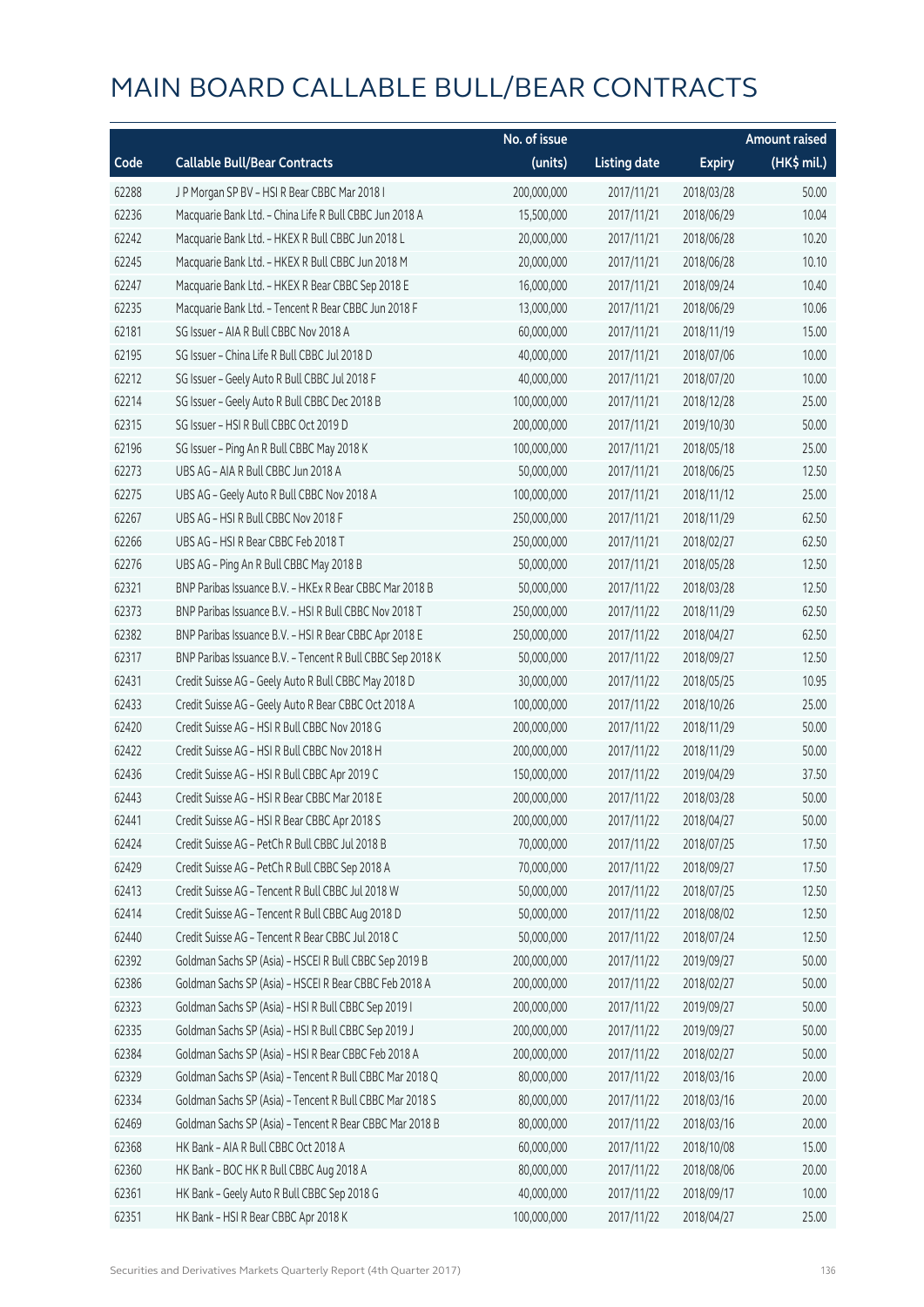# MAIN BOARD CALLABLE BULL/BEAR CONTRACTS

| Code | Callable Bull/Bear Contracts | No. of issue (units) | Listing date | Expiry | Amount raised (HK$ mil.) |
|---|---|---|---|---|---|
| 62288 | J P Morgan SP BV – HSI R Bear CBBC Mar 2018 I | 200,000,000 | 2017/11/21 | 2018/03/28 | 50.00 |
| 62236 | Macquarie Bank Ltd. – China Life R Bull CBBC Jun 2018 A | 15,500,000 | 2017/11/21 | 2018/06/29 | 10.04 |
| 62242 | Macquarie Bank Ltd. – HKEX R Bull CBBC Jun 2018 L | 20,000,000 | 2017/11/21 | 2018/06/28 | 10.20 |
| 62245 | Macquarie Bank Ltd. – HKEX R Bull CBBC Jun 2018 M | 20,000,000 | 2017/11/21 | 2018/06/28 | 10.10 |
| 62247 | Macquarie Bank Ltd. – HKEX R Bear CBBC Sep 2018 E | 16,000,000 | 2017/11/21 | 2018/09/24 | 10.40 |
| 62235 | Macquarie Bank Ltd. – Tencent R Bear CBBC Jun 2018 F | 13,000,000 | 2017/11/21 | 2018/06/29 | 10.06 |
| 62181 | SG Issuer – AIA R Bull CBBC Nov 2018 A | 60,000,000 | 2017/11/21 | 2018/11/19 | 15.00 |
| 62195 | SG Issuer – China Life R Bull CBBC Jul 2018 D | 40,000,000 | 2017/11/21 | 2018/07/06 | 10.00 |
| 62212 | SG Issuer – Geely Auto R Bull CBBC Jul 2018 F | 40,000,000 | 2017/11/21 | 2018/07/20 | 10.00 |
| 62214 | SG Issuer – Geely Auto R Bull CBBC Dec 2018 B | 100,000,000 | 2017/11/21 | 2018/12/28 | 25.00 |
| 62315 | SG Issuer – HSI R Bull CBBC Oct 2019 D | 200,000,000 | 2017/11/21 | 2019/10/30 | 50.00 |
| 62196 | SG Issuer – Ping An R Bull CBBC May 2018 K | 100,000,000 | 2017/11/21 | 2018/05/18 | 25.00 |
| 62273 | UBS AG – AIA R Bull CBBC Jun 2018 A | 50,000,000 | 2017/11/21 | 2018/06/25 | 12.50 |
| 62275 | UBS AG – Geely Auto R Bull CBBC Nov 2018 A | 100,000,000 | 2017/11/21 | 2018/11/12 | 25.00 |
| 62267 | UBS AG – HSI R Bull CBBC Nov 2018 F | 250,000,000 | 2017/11/21 | 2018/11/29 | 62.50 |
| 62266 | UBS AG – HSI R Bear CBBC Feb 2018 T | 250,000,000 | 2017/11/21 | 2018/02/27 | 62.50 |
| 62276 | UBS AG – Ping An R Bull CBBC May 2018 B | 50,000,000 | 2017/11/21 | 2018/05/28 | 12.50 |
| 62321 | BNP Paribas Issuance B.V. – HKEx R Bear CBBC Mar 2018 B | 50,000,000 | 2017/11/22 | 2018/03/28 | 12.50 |
| 62373 | BNP Paribas Issuance B.V. – HSI R Bull CBBC Nov 2018 T | 250,000,000 | 2017/11/22 | 2018/11/29 | 62.50 |
| 62382 | BNP Paribas Issuance B.V. – HSI R Bear CBBC Apr 2018 E | 250,000,000 | 2017/11/22 | 2018/04/27 | 62.50 |
| 62317 | BNP Paribas Issuance B.V. – Tencent R Bull CBBC Sep 2018 K | 50,000,000 | 2017/11/22 | 2018/09/27 | 12.50 |
| 62431 | Credit Suisse AG – Geely Auto R Bull CBBC May 2018 D | 30,000,000 | 2017/11/22 | 2018/05/25 | 10.95 |
| 62433 | Credit Suisse AG – Geely Auto R Bear CBBC Oct 2018 A | 100,000,000 | 2017/11/22 | 2018/10/26 | 25.00 |
| 62420 | Credit Suisse AG – HSI R Bull CBBC Nov 2018 G | 200,000,000 | 2017/11/22 | 2018/11/29 | 50.00 |
| 62422 | Credit Suisse AG – HSI R Bull CBBC Nov 2018 H | 200,000,000 | 2017/11/22 | 2018/11/29 | 50.00 |
| 62436 | Credit Suisse AG – HSI R Bull CBBC Apr 2019 C | 150,000,000 | 2017/11/22 | 2019/04/29 | 37.50 |
| 62443 | Credit Suisse AG – HSI R Bear CBBC Mar 2018 E | 200,000,000 | 2017/11/22 | 2018/03/28 | 50.00 |
| 62441 | Credit Suisse AG – HSI R Bear CBBC Apr 2018 S | 200,000,000 | 2017/11/22 | 2018/04/27 | 50.00 |
| 62424 | Credit Suisse AG – PetCh R Bull CBBC Jul 2018 B | 70,000,000 | 2017/11/22 | 2018/07/25 | 17.50 |
| 62429 | Credit Suisse AG – PetCh R Bull CBBC Sep 2018 A | 70,000,000 | 2017/11/22 | 2018/09/27 | 17.50 |
| 62413 | Credit Suisse AG – Tencent R Bull CBBC Jul 2018 W | 50,000,000 | 2017/11/22 | 2018/07/25 | 12.50 |
| 62414 | Credit Suisse AG – Tencent R Bull CBBC Aug 2018 D | 50,000,000 | 2017/11/22 | 2018/08/02 | 12.50 |
| 62440 | Credit Suisse AG – Tencent R Bear CBBC Jul 2018 C | 50,000,000 | 2017/11/22 | 2018/07/24 | 12.50 |
| 62392 | Goldman Sachs SP (Asia) – HSCEI R Bull CBBC Sep 2019 B | 200,000,000 | 2017/11/22 | 2019/09/27 | 50.00 |
| 62386 | Goldman Sachs SP (Asia) – HSCEI R Bear CBBC Feb 2018 A | 200,000,000 | 2017/11/22 | 2018/02/27 | 50.00 |
| 62323 | Goldman Sachs SP (Asia) – HSI R Bull CBBC Sep 2019 I | 200,000,000 | 2017/11/22 | 2019/09/27 | 50.00 |
| 62335 | Goldman Sachs SP (Asia) – HSI R Bull CBBC Sep 2019 J | 200,000,000 | 2017/11/22 | 2019/09/27 | 50.00 |
| 62384 | Goldman Sachs SP (Asia) – HSI R Bear CBBC Feb 2018 A | 200,000,000 | 2017/11/22 | 2018/02/27 | 50.00 |
| 62329 | Goldman Sachs SP (Asia) – Tencent R Bull CBBC Mar 2018 Q | 80,000,000 | 2017/11/22 | 2018/03/16 | 20.00 |
| 62334 | Goldman Sachs SP (Asia) – Tencent R Bull CBBC Mar 2018 S | 80,000,000 | 2017/11/22 | 2018/03/16 | 20.00 |
| 62469 | Goldman Sachs SP (Asia) – Tencent R Bear CBBC Mar 2018 B | 80,000,000 | 2017/11/22 | 2018/03/16 | 20.00 |
| 62368 | HK Bank – AIA R Bull CBBC Oct 2018 A | 60,000,000 | 2017/11/22 | 2018/10/08 | 15.00 |
| 62360 | HK Bank – BOC HK R Bull CBBC Aug 2018 A | 80,000,000 | 2017/11/22 | 2018/08/06 | 20.00 |
| 62361 | HK Bank – Geely Auto R Bull CBBC Sep 2018 G | 40,000,000 | 2017/11/22 | 2018/09/17 | 10.00 |
| 62351 | HK Bank – HSI R Bear CBBC Apr 2018 K | 100,000,000 | 2017/11/22 | 2018/04/27 | 25.00 |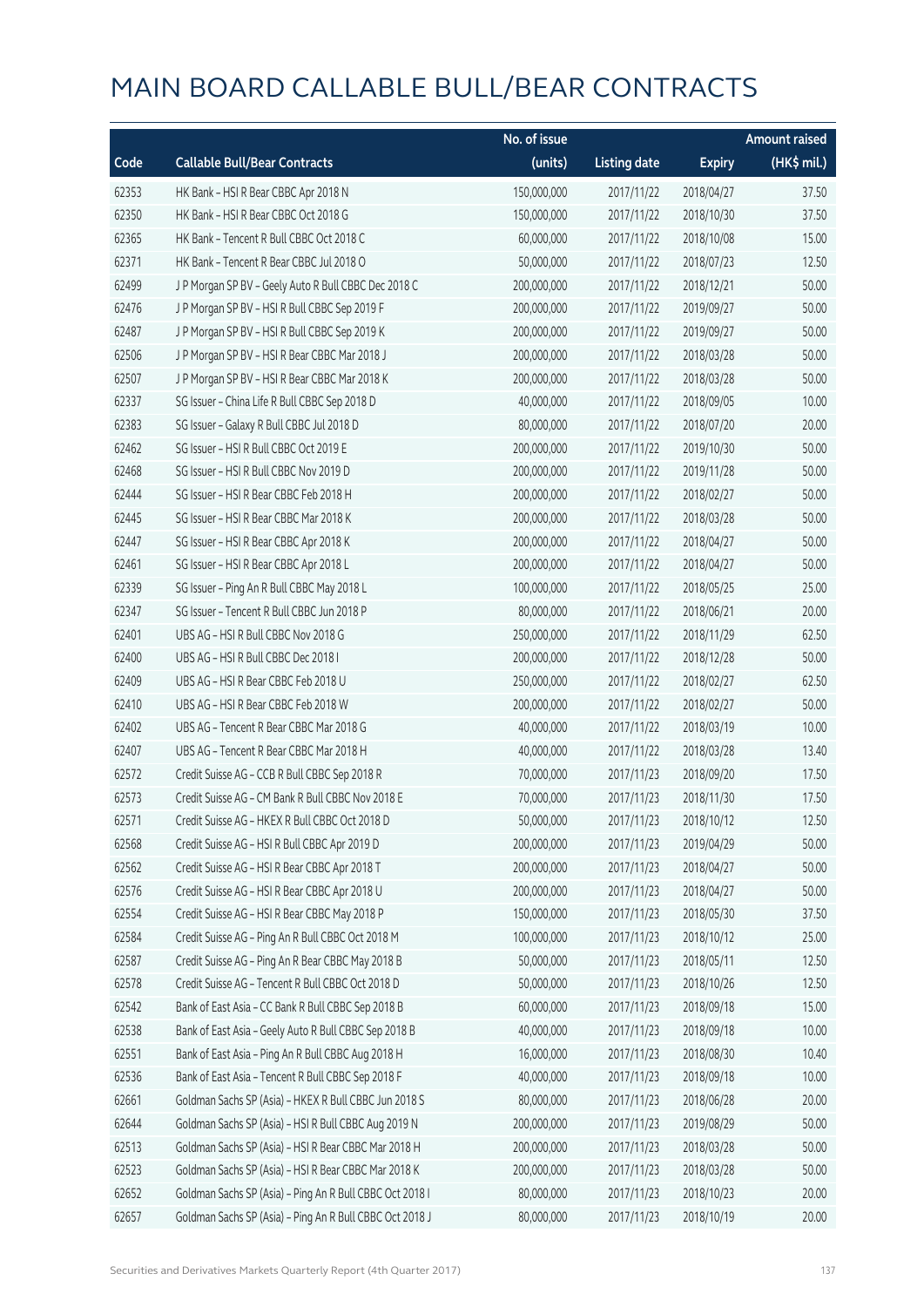# MAIN BOARD CALLABLE BULL/BEAR CONTRACTS

| Code | Callable Bull/Bear Contracts | No. of issue (units) | Listing date | Expiry | Amount raised (HK$ mil.) |
|---|---|---|---|---|---|
| 62353 | HK Bank – HSI R Bear CBBC Apr 2018 N | 150,000,000 | 2017/11/22 | 2018/04/27 | 37.50 |
| 62350 | HK Bank – HSI R Bear CBBC Oct 2018 G | 150,000,000 | 2017/11/22 | 2018/10/30 | 37.50 |
| 62365 | HK Bank – Tencent R Bull CBBC Oct 2018 C | 60,000,000 | 2017/11/22 | 2018/10/08 | 15.00 |
| 62371 | HK Bank – Tencent R Bear CBBC Jul 2018 O | 50,000,000 | 2017/11/22 | 2018/07/23 | 12.50 |
| 62499 | J P Morgan SP BV – Geely Auto R Bull CBBC Dec 2018 C | 200,000,000 | 2017/11/22 | 2018/12/21 | 50.00 |
| 62476 | J P Morgan SP BV – HSI R Bull CBBC Sep 2019 F | 200,000,000 | 2017/11/22 | 2019/09/27 | 50.00 |
| 62487 | J P Morgan SP BV – HSI R Bull CBBC Sep 2019 K | 200,000,000 | 2017/11/22 | 2019/09/27 | 50.00 |
| 62506 | J P Morgan SP BV – HSI R Bear CBBC Mar 2018 J | 200,000,000 | 2017/11/22 | 2018/03/28 | 50.00 |
| 62507 | J P Morgan SP BV – HSI R Bear CBBC Mar 2018 K | 200,000,000 | 2017/11/22 | 2018/03/28 | 50.00 |
| 62337 | SG Issuer – China Life R Bull CBBC Sep 2018 D | 40,000,000 | 2017/11/22 | 2018/09/05 | 10.00 |
| 62383 | SG Issuer – Galaxy R Bull CBBC Jul 2018 D | 80,000,000 | 2017/11/22 | 2018/07/20 | 20.00 |
| 62462 | SG Issuer – HSI R Bull CBBC Oct 2019 E | 200,000,000 | 2017/11/22 | 2019/10/30 | 50.00 |
| 62468 | SG Issuer – HSI R Bull CBBC Nov 2019 D | 200,000,000 | 2017/11/22 | 2019/11/28 | 50.00 |
| 62444 | SG Issuer – HSI R Bear CBBC Feb 2018 H | 200,000,000 | 2017/11/22 | 2018/02/27 | 50.00 |
| 62445 | SG Issuer – HSI R Bear CBBC Mar 2018 K | 200,000,000 | 2017/11/22 | 2018/03/28 | 50.00 |
| 62447 | SG Issuer – HSI R Bear CBBC Apr 2018 K | 200,000,000 | 2017/11/22 | 2018/04/27 | 50.00 |
| 62461 | SG Issuer – HSI R Bear CBBC Apr 2018 L | 200,000,000 | 2017/11/22 | 2018/04/27 | 50.00 |
| 62339 | SG Issuer – Ping An R Bull CBBC May 2018 L | 100,000,000 | 2017/11/22 | 2018/05/25 | 25.00 |
| 62347 | SG Issuer – Tencent R Bull CBBC Jun 2018 P | 80,000,000 | 2017/11/22 | 2018/06/21 | 20.00 |
| 62401 | UBS AG – HSI R Bull CBBC Nov 2018 G | 250,000,000 | 2017/11/22 | 2018/11/29 | 62.50 |
| 62400 | UBS AG – HSI R Bull CBBC Dec 2018 I | 200,000,000 | 2017/11/22 | 2018/12/28 | 50.00 |
| 62409 | UBS AG – HSI R Bear CBBC Feb 2018 U | 250,000,000 | 2017/11/22 | 2018/02/27 | 62.50 |
| 62410 | UBS AG – HSI R Bear CBBC Feb 2018 W | 200,000,000 | 2017/11/22 | 2018/02/27 | 50.00 |
| 62402 | UBS AG – Tencent R Bear CBBC Mar 2018 G | 40,000,000 | 2017/11/22 | 2018/03/19 | 10.00 |
| 62407 | UBS AG – Tencent R Bear CBBC Mar 2018 H | 40,000,000 | 2017/11/22 | 2018/03/28 | 13.40 |
| 62572 | Credit Suisse AG – CCB R Bull CBBC Sep 2018 R | 70,000,000 | 2017/11/23 | 2018/09/20 | 17.50 |
| 62573 | Credit Suisse AG – CM Bank R Bull CBBC Nov 2018 E | 70,000,000 | 2017/11/23 | 2018/11/30 | 17.50 |
| 62571 | Credit Suisse AG – HKEX R Bull CBBC Oct 2018 D | 50,000,000 | 2017/11/23 | 2018/10/12 | 12.50 |
| 62568 | Credit Suisse AG – HSI R Bull CBBC Apr 2019 D | 200,000,000 | 2017/11/23 | 2019/04/29 | 50.00 |
| 62562 | Credit Suisse AG – HSI R Bear CBBC Apr 2018 T | 200,000,000 | 2017/11/23 | 2018/04/27 | 50.00 |
| 62576 | Credit Suisse AG – HSI R Bear CBBC Apr 2018 U | 200,000,000 | 2017/11/23 | 2018/04/27 | 50.00 |
| 62554 | Credit Suisse AG – HSI R Bear CBBC May 2018 P | 150,000,000 | 2017/11/23 | 2018/05/30 | 37.50 |
| 62584 | Credit Suisse AG – Ping An R Bull CBBC Oct 2018 M | 100,000,000 | 2017/11/23 | 2018/10/12 | 25.00 |
| 62587 | Credit Suisse AG – Ping An R Bear CBBC May 2018 B | 50,000,000 | 2017/11/23 | 2018/05/11 | 12.50 |
| 62578 | Credit Suisse AG – Tencent R Bull CBBC Oct 2018 D | 50,000,000 | 2017/11/23 | 2018/10/26 | 12.50 |
| 62542 | Bank of East Asia – CC Bank R Bull CBBC Sep 2018 B | 60,000,000 | 2017/11/23 | 2018/09/18 | 15.00 |
| 62538 | Bank of East Asia – Geely Auto R Bull CBBC Sep 2018 B | 40,000,000 | 2017/11/23 | 2018/09/18 | 10.00 |
| 62551 | Bank of East Asia – Ping An R Bull CBBC Aug 2018 H | 16,000,000 | 2017/11/23 | 2018/08/30 | 10.40 |
| 62536 | Bank of East Asia – Tencent R Bull CBBC Sep 2018 F | 40,000,000 | 2017/11/23 | 2018/09/18 | 10.00 |
| 62661 | Goldman Sachs SP (Asia) – HKEX R Bull CBBC Jun 2018 S | 80,000,000 | 2017/11/23 | 2018/06/28 | 20.00 |
| 62644 | Goldman Sachs SP (Asia) – HSI R Bull CBBC Aug 2019 N | 200,000,000 | 2017/11/23 | 2019/08/29 | 50.00 |
| 62513 | Goldman Sachs SP (Asia) – HSI R Bear CBBC Mar 2018 H | 200,000,000 | 2017/11/23 | 2018/03/28 | 50.00 |
| 62523 | Goldman Sachs SP (Asia) – HSI R Bear CBBC Mar 2018 K | 200,000,000 | 2017/11/23 | 2018/03/28 | 50.00 |
| 62652 | Goldman Sachs SP (Asia) – Ping An R Bull CBBC Oct 2018 I | 80,000,000 | 2017/11/23 | 2018/10/23 | 20.00 |
| 62657 | Goldman Sachs SP (Asia) – Ping An R Bull CBBC Oct 2018 J | 80,000,000 | 2017/11/23 | 2018/10/19 | 20.00 |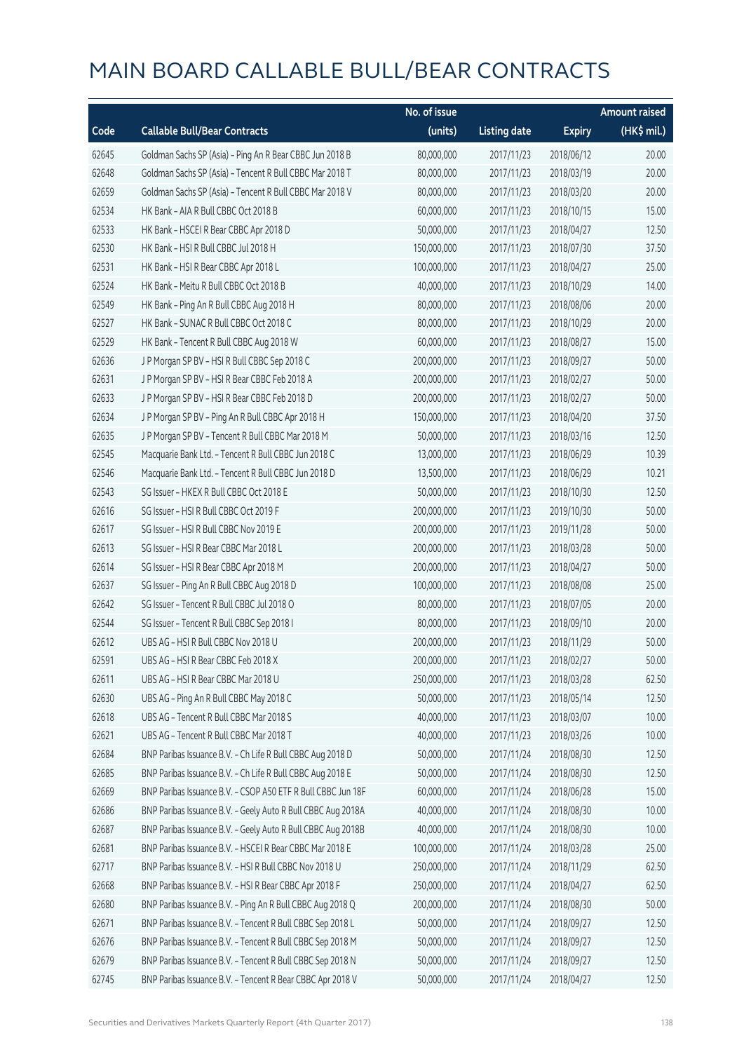# MAIN BOARD CALLABLE BULL/BEAR CONTRACTS

| Code | Callable Bull/Bear Contracts | No. of issue (units) | Listing date | Expiry | Amount raised (HK$ mil.) |
|---|---|---|---|---|---|
| 62645 | Goldman Sachs SP (Asia) - Ping An R Bear CBBC Jun 2018 B | 80,000,000 | 2017/11/23 | 2018/06/12 | 20.00 |
| 62648 | Goldman Sachs SP (Asia) - Tencent R Bull CBBC Mar 2018 T | 80,000,000 | 2017/11/23 | 2018/03/19 | 20.00 |
| 62659 | Goldman Sachs SP (Asia) - Tencent R Bull CBBC Mar 2018 V | 80,000,000 | 2017/11/23 | 2018/03/20 | 20.00 |
| 62534 | HK Bank - AIA R Bull CBBC Oct 2018 B | 60,000,000 | 2017/11/23 | 2018/10/15 | 15.00 |
| 62533 | HK Bank - HSCEI R Bear CBBC Apr 2018 D | 50,000,000 | 2017/11/23 | 2018/04/27 | 12.50 |
| 62530 | HK Bank - HSI R Bull CBBC Jul 2018 H | 150,000,000 | 2017/11/23 | 2018/07/30 | 37.50 |
| 62531 | HK Bank - HSI R Bear CBBC Apr 2018 L | 100,000,000 | 2017/11/23 | 2018/04/27 | 25.00 |
| 62524 | HK Bank - Meitu R Bull CBBC Oct 2018 B | 40,000,000 | 2017/11/23 | 2018/10/29 | 14.00 |
| 62549 | HK Bank - Ping An R Bull CBBC Aug 2018 H | 80,000,000 | 2017/11/23 | 2018/08/06 | 20.00 |
| 62527 | HK Bank - SUNAC R Bull CBBC Oct 2018 C | 80,000,000 | 2017/11/23 | 2018/10/29 | 20.00 |
| 62529 | HK Bank - Tencent R Bull CBBC Aug 2018 W | 60,000,000 | 2017/11/23 | 2018/08/27 | 15.00 |
| 62636 | J P Morgan SP BV - HSI R Bull CBBC Sep 2018 C | 200,000,000 | 2017/11/23 | 2018/09/27 | 50.00 |
| 62631 | J P Morgan SP BV - HSI R Bear CBBC Feb 2018 A | 200,000,000 | 2017/11/23 | 2018/02/27 | 50.00 |
| 62633 | J P Morgan SP BV - HSI R Bear CBBC Feb 2018 D | 200,000,000 | 2017/11/23 | 2018/02/27 | 50.00 |
| 62634 | J P Morgan SP BV - Ping An R Bull CBBC Apr 2018 H | 150,000,000 | 2017/11/23 | 2018/04/20 | 37.50 |
| 62635 | J P Morgan SP BV - Tencent R Bull CBBC Mar 2018 M | 50,000,000 | 2017/11/23 | 2018/03/16 | 12.50 |
| 62545 | Macquarie Bank Ltd. - Tencent R Bull CBBC Jun 2018 C | 13,000,000 | 2017/11/23 | 2018/06/29 | 10.39 |
| 62546 | Macquarie Bank Ltd. - Tencent R Bull CBBC Jun 2018 D | 13,500,000 | 2017/11/23 | 2018/06/29 | 10.21 |
| 62543 | SG Issuer - HKEX R Bull CBBC Oct 2018 E | 50,000,000 | 2017/11/23 | 2018/10/30 | 12.50 |
| 62616 | SG Issuer - HSI R Bull CBBC Oct 2019 F | 200,000,000 | 2017/11/23 | 2019/10/30 | 50.00 |
| 62617 | SG Issuer - HSI R Bull CBBC Nov 2019 E | 200,000,000 | 2017/11/23 | 2019/11/28 | 50.00 |
| 62613 | SG Issuer - HSI R Bear CBBC Mar 2018 L | 200,000,000 | 2017/11/23 | 2018/03/28 | 50.00 |
| 62614 | SG Issuer - HSI R Bear CBBC Apr 2018 M | 200,000,000 | 2017/11/23 | 2018/04/27 | 50.00 |
| 62637 | SG Issuer - Ping An R Bull CBBC Aug 2018 D | 100,000,000 | 2017/11/23 | 2018/08/08 | 25.00 |
| 62642 | SG Issuer - Tencent R Bull CBBC Jul 2018 O | 80,000,000 | 2017/11/23 | 2018/07/05 | 20.00 |
| 62544 | SG Issuer - Tencent R Bull CBBC Sep 2018 I | 80,000,000 | 2017/11/23 | 2018/09/10 | 20.00 |
| 62612 | UBS AG - HSI R Bull CBBC Nov 2018 U | 200,000,000 | 2017/11/23 | 2018/11/29 | 50.00 |
| 62591 | UBS AG - HSI R Bear CBBC Feb 2018 X | 200,000,000 | 2017/11/23 | 2018/02/27 | 50.00 |
| 62611 | UBS AG - HSI R Bear CBBC Mar 2018 U | 250,000,000 | 2017/11/23 | 2018/03/28 | 62.50 |
| 62630 | UBS AG - Ping An R Bull CBBC May 2018 C | 50,000,000 | 2017/11/23 | 2018/05/14 | 12.50 |
| 62618 | UBS AG - Tencent R Bull CBBC Mar 2018 S | 40,000,000 | 2017/11/23 | 2018/03/07 | 10.00 |
| 62621 | UBS AG - Tencent R Bull CBBC Mar 2018 T | 40,000,000 | 2017/11/23 | 2018/03/26 | 10.00 |
| 62684 | BNP Paribas Issuance B.V. - Ch Life R Bull CBBC Aug 2018 D | 50,000,000 | 2017/11/24 | 2018/08/30 | 12.50 |
| 62685 | BNP Paribas Issuance B.V. - Ch Life R Bull CBBC Aug 2018 E | 50,000,000 | 2017/11/24 | 2018/08/30 | 12.50 |
| 62669 | BNP Paribas Issuance B.V. - CSOP A50 ETF R Bull CBBC Jun 18F | 60,000,000 | 2017/11/24 | 2018/06/28 | 15.00 |
| 62686 | BNP Paribas Issuance B.V. - Geely Auto R Bull CBBC Aug 2018A | 40,000,000 | 2017/11/24 | 2018/08/30 | 10.00 |
| 62687 | BNP Paribas Issuance B.V. - Geely Auto R Bull CBBC Aug 2018B | 40,000,000 | 2017/11/24 | 2018/08/30 | 10.00 |
| 62681 | BNP Paribas Issuance B.V. - HSCEI R Bear CBBC Mar 2018 E | 100,000,000 | 2017/11/24 | 2018/03/28 | 25.00 |
| 62717 | BNP Paribas Issuance B.V. - HSI R Bull CBBC Nov 2018 U | 250,000,000 | 2017/11/24 | 2018/11/29 | 62.50 |
| 62668 | BNP Paribas Issuance B.V. - HSI R Bear CBBC Apr 2018 F | 250,000,000 | 2017/11/24 | 2018/04/27 | 62.50 |
| 62680 | BNP Paribas Issuance B.V. - Ping An R Bull CBBC Aug 2018 Q | 200,000,000 | 2017/11/24 | 2018/08/30 | 50.00 |
| 62671 | BNP Paribas Issuance B.V. - Tencent R Bull CBBC Sep 2018 L | 50,000,000 | 2017/11/24 | 2018/09/27 | 12.50 |
| 62676 | BNP Paribas Issuance B.V. - Tencent R Bull CBBC Sep 2018 M | 50,000,000 | 2017/11/24 | 2018/09/27 | 12.50 |
| 62679 | BNP Paribas Issuance B.V. - Tencent R Bull CBBC Sep 2018 N | 50,000,000 | 2017/11/24 | 2018/09/27 | 12.50 |
| 62745 | BNP Paribas Issuance B.V. - Tencent R Bear CBBC Apr 2018 V | 50,000,000 | 2017/11/24 | 2018/04/27 | 12.50 |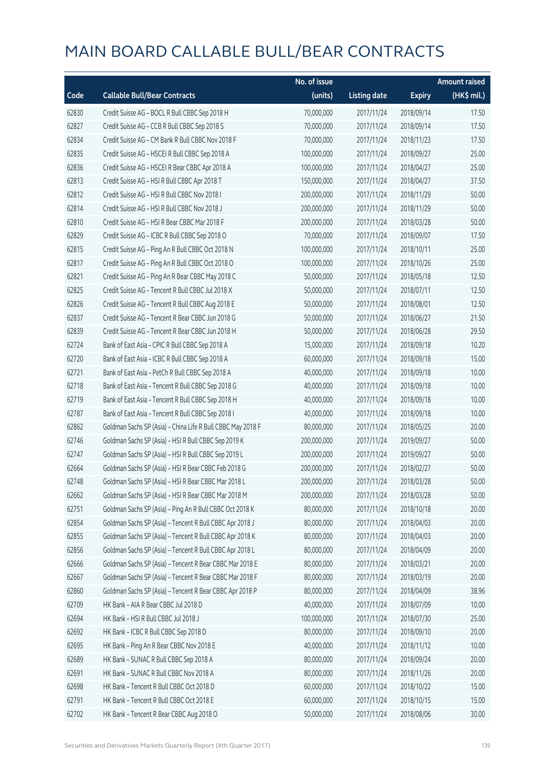# MAIN BOARD CALLABLE BULL/BEAR CONTRACTS

| Code | Callable Bull/Bear Contracts | No. of issue (units) | Listing date | Expiry | Amount raised (HK$ mil.) |
|---|---|---|---|---|---|
| 62830 | Credit Suisse AG – BOCL R Bull CBBC Sep 2018 H | 70,000,000 | 2017/11/24 | 2018/09/14 | 17.50 |
| 62827 | Credit Suisse AG – CCB R Bull CBBC Sep 2018 S | 70,000,000 | 2017/11/24 | 2018/09/14 | 17.50 |
| 62834 | Credit Suisse AG – CM Bank R Bull CBBC Nov 2018 F | 70,000,000 | 2017/11/24 | 2018/11/23 | 17.50 |
| 62835 | Credit Suisse AG – HSCEI R Bull CBBC Sep 2018 A | 100,000,000 | 2017/11/24 | 2018/09/27 | 25.00 |
| 62836 | Credit Suisse AG – HSCEI R Bear CBBC Apr 2018 A | 100,000,000 | 2017/11/24 | 2018/04/27 | 25.00 |
| 62813 | Credit Suisse AG – HSI R Bull CBBC Apr 2018 T | 150,000,000 | 2017/11/24 | 2018/04/27 | 37.50 |
| 62812 | Credit Suisse AG – HSI R Bull CBBC Nov 2018 I | 200,000,000 | 2017/11/24 | 2018/11/29 | 50.00 |
| 62814 | Credit Suisse AG – HSI R Bull CBBC Nov 2018 J | 200,000,000 | 2017/11/24 | 2018/11/29 | 50.00 |
| 62810 | Credit Suisse AG – HSI R Bear CBBC Mar 2018 F | 200,000,000 | 2017/11/24 | 2018/03/28 | 50.00 |
| 62829 | Credit Suisse AG – ICBC R Bull CBBC Sep 2018 O | 70,000,000 | 2017/11/24 | 2018/09/07 | 17.50 |
| 62815 | Credit Suisse AG – Ping An R Bull CBBC Oct 2018 N | 100,000,000 | 2017/11/24 | 2018/10/11 | 25.00 |
| 62817 | Credit Suisse AG – Ping An R Bull CBBC Oct 2018 O | 100,000,000 | 2017/11/24 | 2018/10/26 | 25.00 |
| 62821 | Credit Suisse AG – Ping An R Bear CBBC May 2018 C | 50,000,000 | 2017/11/24 | 2018/05/18 | 12.50 |
| 62825 | Credit Suisse AG – Tencent R Bull CBBC Jul 2018 X | 50,000,000 | 2017/11/24 | 2018/07/11 | 12.50 |
| 62826 | Credit Suisse AG – Tencent R Bull CBBC Aug 2018 E | 50,000,000 | 2017/11/24 | 2018/08/01 | 12.50 |
| 62837 | Credit Suisse AG – Tencent R Bear CBBC Jun 2018 G | 50,000,000 | 2017/11/24 | 2018/06/27 | 21.50 |
| 62839 | Credit Suisse AG – Tencent R Bear CBBC Jun 2018 H | 50,000,000 | 2017/11/24 | 2018/06/28 | 29.50 |
| 62724 | Bank of East Asia – CPIC R Bull CBBC Sep 2018 A | 15,000,000 | 2017/11/24 | 2018/09/18 | 10.20 |
| 62720 | Bank of East Asia – ICBC R Bull CBBC Sep 2018 A | 60,000,000 | 2017/11/24 | 2018/09/18 | 15.00 |
| 62721 | Bank of East Asia – PetCh R Bull CBBC Sep 2018 A | 40,000,000 | 2017/11/24 | 2018/09/18 | 10.00 |
| 62718 | Bank of East Asia – Tencent R Bull CBBC Sep 2018 G | 40,000,000 | 2017/11/24 | 2018/09/18 | 10.00 |
| 62719 | Bank of East Asia – Tencent R Bull CBBC Sep 2018 H | 40,000,000 | 2017/11/24 | 2018/09/18 | 10.00 |
| 62787 | Bank of East Asia – Tencent R Bull CBBC Sep 2018 I | 40,000,000 | 2017/11/24 | 2018/09/18 | 10.00 |
| 62862 | Goldman Sachs SP (Asia) – China Life R Bull CBBC May 2018 F | 80,000,000 | 2017/11/24 | 2018/05/25 | 20.00 |
| 62746 | Goldman Sachs SP (Asia) – HSI R Bull CBBC Sep 2019 K | 200,000,000 | 2017/11/24 | 2019/09/27 | 50.00 |
| 62747 | Goldman Sachs SP (Asia) – HSI R Bull CBBC Sep 2019 L | 200,000,000 | 2017/11/24 | 2019/09/27 | 50.00 |
| 62664 | Goldman Sachs SP (Asia) – HSI R Bear CBBC Feb 2018 G | 200,000,000 | 2017/11/24 | 2018/02/27 | 50.00 |
| 62748 | Goldman Sachs SP (Asia) – HSI R Bear CBBC Mar 2018 L | 200,000,000 | 2017/11/24 | 2018/03/28 | 50.00 |
| 62662 | Goldman Sachs SP (Asia) – HSI R Bear CBBC Mar 2018 M | 200,000,000 | 2017/11/24 | 2018/03/28 | 50.00 |
| 62751 | Goldman Sachs SP (Asia) – Ping An R Bull CBBC Oct 2018 K | 80,000,000 | 2017/11/24 | 2018/10/18 | 20.00 |
| 62854 | Goldman Sachs SP (Asia) – Tencent R Bull CBBC Apr 2018 J | 80,000,000 | 2017/11/24 | 2018/04/03 | 20.00 |
| 62855 | Goldman Sachs SP (Asia) – Tencent R Bull CBBC Apr 2018 K | 80,000,000 | 2017/11/24 | 2018/04/03 | 20.00 |
| 62856 | Goldman Sachs SP (Asia) – Tencent R Bull CBBC Apr 2018 L | 80,000,000 | 2017/11/24 | 2018/04/09 | 20.00 |
| 62666 | Goldman Sachs SP (Asia) – Tencent R Bear CBBC Mar 2018 E | 80,000,000 | 2017/11/24 | 2018/03/21 | 20.00 |
| 62667 | Goldman Sachs SP (Asia) – Tencent R Bear CBBC Mar 2018 F | 80,000,000 | 2017/11/24 | 2018/03/19 | 20.00 |
| 62860 | Goldman Sachs SP (Asia) – Tencent R Bear CBBC Apr 2018 P | 80,000,000 | 2017/11/24 | 2018/04/09 | 38.96 |
| 62709 | HK Bank – AIA R Bear CBBC Jul 2018 D | 40,000,000 | 2017/11/24 | 2018/07/09 | 10.00 |
| 62694 | HK Bank – HSI R Bull CBBC Jul 2018 J | 100,000,000 | 2017/11/24 | 2018/07/30 | 25.00 |
| 62692 | HK Bank – ICBC R Bull CBBC Sep 2018 D | 80,000,000 | 2017/11/24 | 2018/09/10 | 20.00 |
| 62695 | HK Bank – Ping An R Bear CBBC Nov 2018 E | 40,000,000 | 2017/11/24 | 2018/11/12 | 10.00 |
| 62689 | HK Bank – SUNAC R Bull CBBC Sep 2018 A | 80,000,000 | 2017/11/24 | 2018/09/24 | 20.00 |
| 62691 | HK Bank – SUNAC R Bull CBBC Nov 2018 A | 80,000,000 | 2017/11/24 | 2018/11/26 | 20.00 |
| 62698 | HK Bank – Tencent R Bull CBBC Oct 2018 D | 60,000,000 | 2017/11/24 | 2018/10/22 | 15.00 |
| 62791 | HK Bank – Tencent R Bull CBBC Oct 2018 E | 60,000,000 | 2017/11/24 | 2018/10/15 | 15.00 |
| 62702 | HK Bank – Tencent R Bear CBBC Aug 2018 O | 50,000,000 | 2017/11/24 | 2018/08/06 | 30.00 |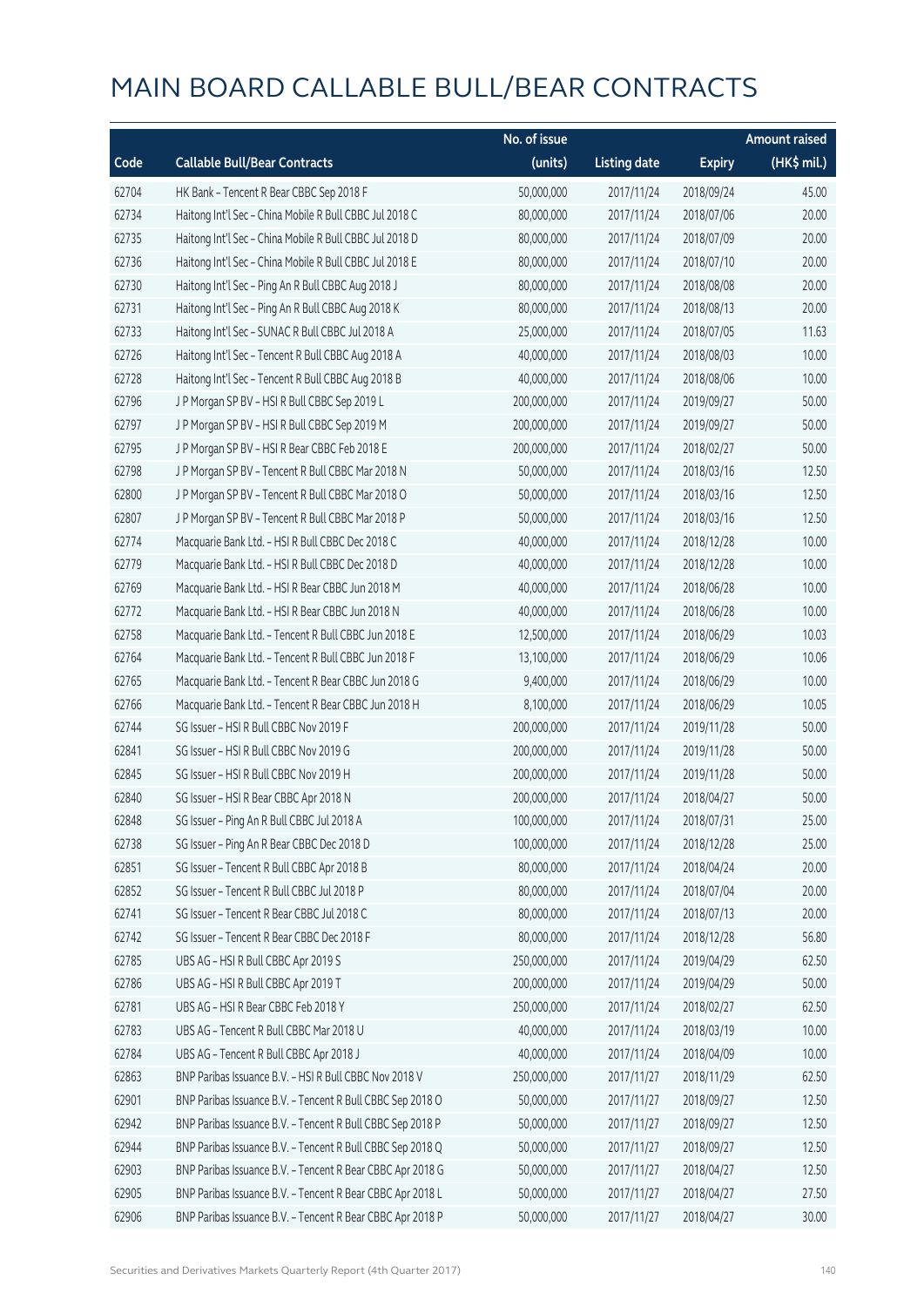# MAIN BOARD CALLABLE BULL/BEAR CONTRACTS

| Code | Callable Bull/Bear Contracts | No. of issue (units) | Listing date | Expiry | Amount raised (HK$ mil.) |
|---|---|---|---|---|---|
| 62704 | HK Bank – Tencent R Bear CBBC Sep 2018 F | 50,000,000 | 2017/11/24 | 2018/09/24 | 45.00 |
| 62734 | Haitong Int'l Sec – China Mobile R Bull CBBC Jul 2018 C | 80,000,000 | 2017/11/24 | 2018/07/06 | 20.00 |
| 62735 | Haitong Int'l Sec – China Mobile R Bull CBBC Jul 2018 D | 80,000,000 | 2017/11/24 | 2018/07/09 | 20.00 |
| 62736 | Haitong Int'l Sec – China Mobile R Bull CBBC Jul 2018 E | 80,000,000 | 2017/11/24 | 2018/07/10 | 20.00 |
| 62730 | Haitong Int'l Sec – Ping An R Bull CBBC Aug 2018 J | 80,000,000 | 2017/11/24 | 2018/08/08 | 20.00 |
| 62731 | Haitong Int'l Sec – Ping An R Bull CBBC Aug 2018 K | 80,000,000 | 2017/11/24 | 2018/08/13 | 20.00 |
| 62733 | Haitong Int'l Sec – SUNAC R Bull CBBC Jul 2018 A | 25,000,000 | 2017/11/24 | 2018/07/05 | 11.63 |
| 62726 | Haitong Int'l Sec – Tencent R Bull CBBC Aug 2018 A | 40,000,000 | 2017/11/24 | 2018/08/03 | 10.00 |
| 62728 | Haitong Int'l Sec – Tencent R Bull CBBC Aug 2018 B | 40,000,000 | 2017/11/24 | 2018/08/06 | 10.00 |
| 62796 | J P Morgan SP BV – HSI R Bull CBBC Sep 2019 L | 200,000,000 | 2017/11/24 | 2019/09/27 | 50.00 |
| 62797 | J P Morgan SP BV – HSI R Bull CBBC Sep 2019 M | 200,000,000 | 2017/11/24 | 2019/09/27 | 50.00 |
| 62795 | J P Morgan SP BV – HSI R Bear CBBC Feb 2018 E | 200,000,000 | 2017/11/24 | 2018/02/27 | 50.00 |
| 62798 | J P Morgan SP BV – Tencent R Bull CBBC Mar 2018 N | 50,000,000 | 2017/11/24 | 2018/03/16 | 12.50 |
| 62800 | J P Morgan SP BV – Tencent R Bull CBBC Mar 2018 O | 50,000,000 | 2017/11/24 | 2018/03/16 | 12.50 |
| 62807 | J P Morgan SP BV – Tencent R Bull CBBC Mar 2018 P | 50,000,000 | 2017/11/24 | 2018/03/16 | 12.50 |
| 62774 | Macquarie Bank Ltd. – HSI R Bull CBBC Dec 2018 C | 40,000,000 | 2017/11/24 | 2018/12/28 | 10.00 |
| 62779 | Macquarie Bank Ltd. – HSI R Bull CBBC Dec 2018 D | 40,000,000 | 2017/11/24 | 2018/12/28 | 10.00 |
| 62769 | Macquarie Bank Ltd. – HSI R Bear CBBC Jun 2018 M | 40,000,000 | 2017/11/24 | 2018/06/28 | 10.00 |
| 62772 | Macquarie Bank Ltd. – HSI R Bear CBBC Jun 2018 N | 40,000,000 | 2017/11/24 | 2018/06/28 | 10.00 |
| 62758 | Macquarie Bank Ltd. – Tencent R Bull CBBC Jun 2018 E | 12,500,000 | 2017/11/24 | 2018/06/29 | 10.03 |
| 62764 | Macquarie Bank Ltd. – Tencent R Bull CBBC Jun 2018 F | 13,100,000 | 2017/11/24 | 2018/06/29 | 10.06 |
| 62765 | Macquarie Bank Ltd. – Tencent R Bear CBBC Jun 2018 G | 9,400,000 | 2017/11/24 | 2018/06/29 | 10.00 |
| 62766 | Macquarie Bank Ltd. – Tencent R Bear CBBC Jun 2018 H | 8,100,000 | 2017/11/24 | 2018/06/29 | 10.05 |
| 62744 | SG Issuer – HSI R Bull CBBC Nov 2019 F | 200,000,000 | 2017/11/24 | 2019/11/28 | 50.00 |
| 62841 | SG Issuer – HSI R Bull CBBC Nov 2019 G | 200,000,000 | 2017/11/24 | 2019/11/28 | 50.00 |
| 62845 | SG Issuer – HSI R Bull CBBC Nov 2019 H | 200,000,000 | 2017/11/24 | 2019/11/28 | 50.00 |
| 62840 | SG Issuer – HSI R Bear CBBC Apr 2018 N | 200,000,000 | 2017/11/24 | 2018/04/27 | 50.00 |
| 62848 | SG Issuer – Ping An R Bull CBBC Jul 2018 A | 100,000,000 | 2017/11/24 | 2018/07/31 | 25.00 |
| 62738 | SG Issuer – Ping An R Bear CBBC Dec 2018 D | 100,000,000 | 2017/11/24 | 2018/12/28 | 25.00 |
| 62851 | SG Issuer – Tencent R Bull CBBC Apr 2018 B | 80,000,000 | 2017/11/24 | 2018/04/24 | 20.00 |
| 62852 | SG Issuer – Tencent R Bull CBBC Jul 2018 P | 80,000,000 | 2017/11/24 | 2018/07/04 | 20.00 |
| 62741 | SG Issuer – Tencent R Bear CBBC Jul 2018 C | 80,000,000 | 2017/11/24 | 2018/07/13 | 20.00 |
| 62742 | SG Issuer – Tencent R Bear CBBC Dec 2018 F | 80,000,000 | 2017/11/24 | 2018/12/28 | 56.80 |
| 62785 | UBS AG – HSI R Bull CBBC Apr 2019 S | 250,000,000 | 2017/11/24 | 2019/04/29 | 62.50 |
| 62786 | UBS AG – HSI R Bull CBBC Apr 2019 T | 200,000,000 | 2017/11/24 | 2019/04/29 | 50.00 |
| 62781 | UBS AG – HSI R Bear CBBC Feb 2018 Y | 250,000,000 | 2017/11/24 | 2018/02/27 | 62.50 |
| 62783 | UBS AG – Tencent R Bull CBBC Mar 2018 U | 40,000,000 | 2017/11/24 | 2018/03/19 | 10.00 |
| 62784 | UBS AG – Tencent R Bull CBBC Apr 2018 J | 40,000,000 | 2017/11/24 | 2018/04/09 | 10.00 |
| 62863 | BNP Paribas Issuance B.V. – HSI R Bull CBBC Nov 2018 V | 250,000,000 | 2017/11/27 | 2018/11/29 | 62.50 |
| 62901 | BNP Paribas Issuance B.V. – Tencent R Bull CBBC Sep 2018 O | 50,000,000 | 2017/11/27 | 2018/09/27 | 12.50 |
| 62942 | BNP Paribas Issuance B.V. – Tencent R Bull CBBC Sep 2018 P | 50,000,000 | 2017/11/27 | 2018/09/27 | 12.50 |
| 62944 | BNP Paribas Issuance B.V. – Tencent R Bull CBBC Sep 2018 Q | 50,000,000 | 2017/11/27 | 2018/09/27 | 12.50 |
| 62903 | BNP Paribas Issuance B.V. – Tencent R Bear CBBC Apr 2018 G | 50,000,000 | 2017/11/27 | 2018/04/27 | 12.50 |
| 62905 | BNP Paribas Issuance B.V. – Tencent R Bear CBBC Apr 2018 L | 50,000,000 | 2017/11/27 | 2018/04/27 | 27.50 |
| 62906 | BNP Paribas Issuance B.V. – Tencent R Bear CBBC Apr 2018 P | 50,000,000 | 2017/11/27 | 2018/04/27 | 30.00 |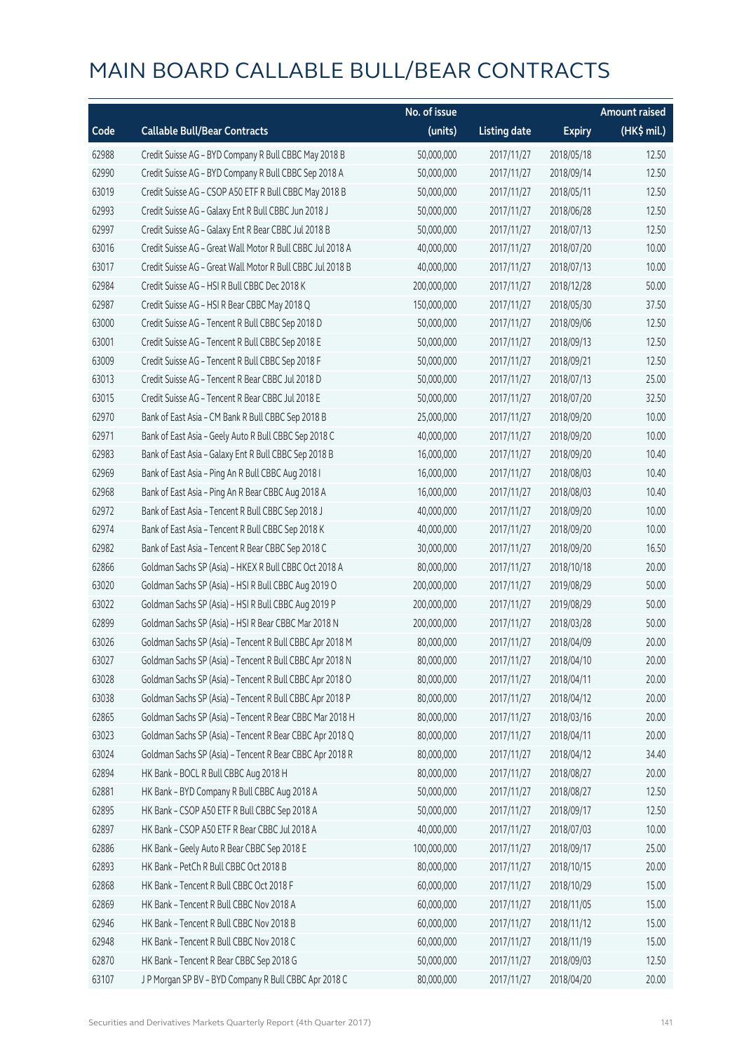# MAIN BOARD CALLABLE BULL/BEAR CONTRACTS

| Code | Callable Bull/Bear Contracts | No. of issue (units) | Listing date | Expiry | Amount raised (HK$ mil.) |
|---|---|---|---|---|---|
| 62988 | Credit Suisse AG – BYD Company R Bull CBBC May 2018 B | 50,000,000 | 2017/11/27 | 2018/05/18 | 12.50 |
| 62990 | Credit Suisse AG – BYD Company R Bull CBBC Sep 2018 A | 50,000,000 | 2017/11/27 | 2018/09/14 | 12.50 |
| 63019 | Credit Suisse AG – CSOP A50 ETF R Bull CBBC May 2018 B | 50,000,000 | 2017/11/27 | 2018/05/11 | 12.50 |
| 62993 | Credit Suisse AG – Galaxy Ent R Bull CBBC Jun 2018 J | 50,000,000 | 2017/11/27 | 2018/06/28 | 12.50 |
| 62997 | Credit Suisse AG – Galaxy Ent R Bear CBBC Jul 2018 B | 50,000,000 | 2017/11/27 | 2018/07/13 | 12.50 |
| 63016 | Credit Suisse AG – Great Wall Motor R Bull CBBC Jul 2018 A | 40,000,000 | 2017/11/27 | 2018/07/20 | 10.00 |
| 63017 | Credit Suisse AG – Great Wall Motor R Bull CBBC Jul 2018 B | 40,000,000 | 2017/11/27 | 2018/07/13 | 10.00 |
| 62984 | Credit Suisse AG – HSI R Bull CBBC Dec 2018 K | 200,000,000 | 2017/11/27 | 2018/12/28 | 50.00 |
| 62987 | Credit Suisse AG – HSI R Bear CBBC May 2018 Q | 150,000,000 | 2017/11/27 | 2018/05/30 | 37.50 |
| 63000 | Credit Suisse AG – Tencent R Bull CBBC Sep 2018 D | 50,000,000 | 2017/11/27 | 2018/09/06 | 12.50 |
| 63001 | Credit Suisse AG – Tencent R Bull CBBC Sep 2018 E | 50,000,000 | 2017/11/27 | 2018/09/13 | 12.50 |
| 63009 | Credit Suisse AG – Tencent R Bull CBBC Sep 2018 F | 50,000,000 | 2017/11/27 | 2018/09/21 | 12.50 |
| 63013 | Credit Suisse AG – Tencent R Bear CBBC Jul 2018 D | 50,000,000 | 2017/11/27 | 2018/07/13 | 25.00 |
| 63015 | Credit Suisse AG – Tencent R Bear CBBC Jul 2018 E | 50,000,000 | 2017/11/27 | 2018/07/20 | 32.50 |
| 62970 | Bank of East Asia – CM Bank R Bull CBBC Sep 2018 B | 25,000,000 | 2017/11/27 | 2018/09/20 | 10.00 |
| 62971 | Bank of East Asia – Geely Auto R Bull CBBC Sep 2018 C | 40,000,000 | 2017/11/27 | 2018/09/20 | 10.00 |
| 62983 | Bank of East Asia – Galaxy Ent R Bull CBBC Sep 2018 B | 16,000,000 | 2017/11/27 | 2018/09/20 | 10.40 |
| 62969 | Bank of East Asia – Ping An R Bull CBBC Aug 2018 I | 16,000,000 | 2017/11/27 | 2018/08/03 | 10.40 |
| 62968 | Bank of East Asia – Ping An R Bear CBBC Aug 2018 A | 16,000,000 | 2017/11/27 | 2018/08/03 | 10.40 |
| 62972 | Bank of East Asia – Tencent R Bull CBBC Sep 2018 J | 40,000,000 | 2017/11/27 | 2018/09/20 | 10.00 |
| 62974 | Bank of East Asia – Tencent R Bull CBBC Sep 2018 K | 40,000,000 | 2017/11/27 | 2018/09/20 | 10.00 |
| 62982 | Bank of East Asia – Tencent R Bear CBBC Sep 2018 C | 30,000,000 | 2017/11/27 | 2018/09/20 | 16.50 |
| 62866 | Goldman Sachs SP (Asia) – HKEX R Bull CBBC Oct 2018 A | 80,000,000 | 2017/11/27 | 2018/10/18 | 20.00 |
| 63020 | Goldman Sachs SP (Asia) – HSI R Bull CBBC Aug 2019 O | 200,000,000 | 2017/11/27 | 2019/08/29 | 50.00 |
| 63022 | Goldman Sachs SP (Asia) – HSI R Bull CBBC Aug 2019 P | 200,000,000 | 2017/11/27 | 2019/08/29 | 50.00 |
| 62899 | Goldman Sachs SP (Asia) – HSI R Bear CBBC Mar 2018 N | 200,000,000 | 2017/11/27 | 2018/03/28 | 50.00 |
| 63026 | Goldman Sachs SP (Asia) – Tencent R Bull CBBC Apr 2018 M | 80,000,000 | 2017/11/27 | 2018/04/09 | 20.00 |
| 63027 | Goldman Sachs SP (Asia) – Tencent R Bull CBBC Apr 2018 N | 80,000,000 | 2017/11/27 | 2018/04/10 | 20.00 |
| 63028 | Goldman Sachs SP (Asia) – Tencent R Bull CBBC Apr 2018 O | 80,000,000 | 2017/11/27 | 2018/04/11 | 20.00 |
| 63038 | Goldman Sachs SP (Asia) – Tencent R Bull CBBC Apr 2018 P | 80,000,000 | 2017/11/27 | 2018/04/12 | 20.00 |
| 62865 | Goldman Sachs SP (Asia) – Tencent R Bear CBBC Mar 2018 H | 80,000,000 | 2017/11/27 | 2018/03/16 | 20.00 |
| 63023 | Goldman Sachs SP (Asia) – Tencent R Bear CBBC Apr 2018 Q | 80,000,000 | 2017/11/27 | 2018/04/11 | 20.00 |
| 63024 | Goldman Sachs SP (Asia) – Tencent R Bear CBBC Apr 2018 R | 80,000,000 | 2017/11/27 | 2018/04/12 | 34.40 |
| 62894 | HK Bank – BOCL R Bull CBBC Aug 2018 H | 80,000,000 | 2017/11/27 | 2018/08/27 | 20.00 |
| 62881 | HK Bank – BYD Company R Bull CBBC Aug 2018 A | 50,000,000 | 2017/11/27 | 2018/08/27 | 12.50 |
| 62895 | HK Bank – CSOP A50 ETF R Bull CBBC Sep 2018 A | 50,000,000 | 2017/11/27 | 2018/09/17 | 12.50 |
| 62897 | HK Bank – CSOP A50 ETF R Bear CBBC Jul 2018 A | 40,000,000 | 2017/11/27 | 2018/07/03 | 10.00 |
| 62886 | HK Bank – Geely Auto R Bear CBBC Sep 2018 E | 100,000,000 | 2017/11/27 | 2018/09/17 | 25.00 |
| 62893 | HK Bank – PetCh R Bull CBBC Oct 2018 B | 80,000,000 | 2017/11/27 | 2018/10/15 | 20.00 |
| 62868 | HK Bank – Tencent R Bull CBBC Oct 2018 F | 60,000,000 | 2017/11/27 | 2018/10/29 | 15.00 |
| 62869 | HK Bank – Tencent R Bull CBBC Nov 2018 A | 60,000,000 | 2017/11/27 | 2018/11/05 | 15.00 |
| 62946 | HK Bank – Tencent R Bull CBBC Nov 2018 B | 60,000,000 | 2017/11/27 | 2018/11/12 | 15.00 |
| 62948 | HK Bank – Tencent R Bull CBBC Nov 2018 C | 60,000,000 | 2017/11/27 | 2018/11/19 | 15.00 |
| 62870 | HK Bank – Tencent R Bear CBBC Sep 2018 G | 50,000,000 | 2017/11/27 | 2018/09/03 | 12.50 |
| 63107 | J P Morgan SP BV – BYD Company R Bull CBBC Apr 2018 C | 80,000,000 | 2017/11/27 | 2018/04/20 | 20.00 |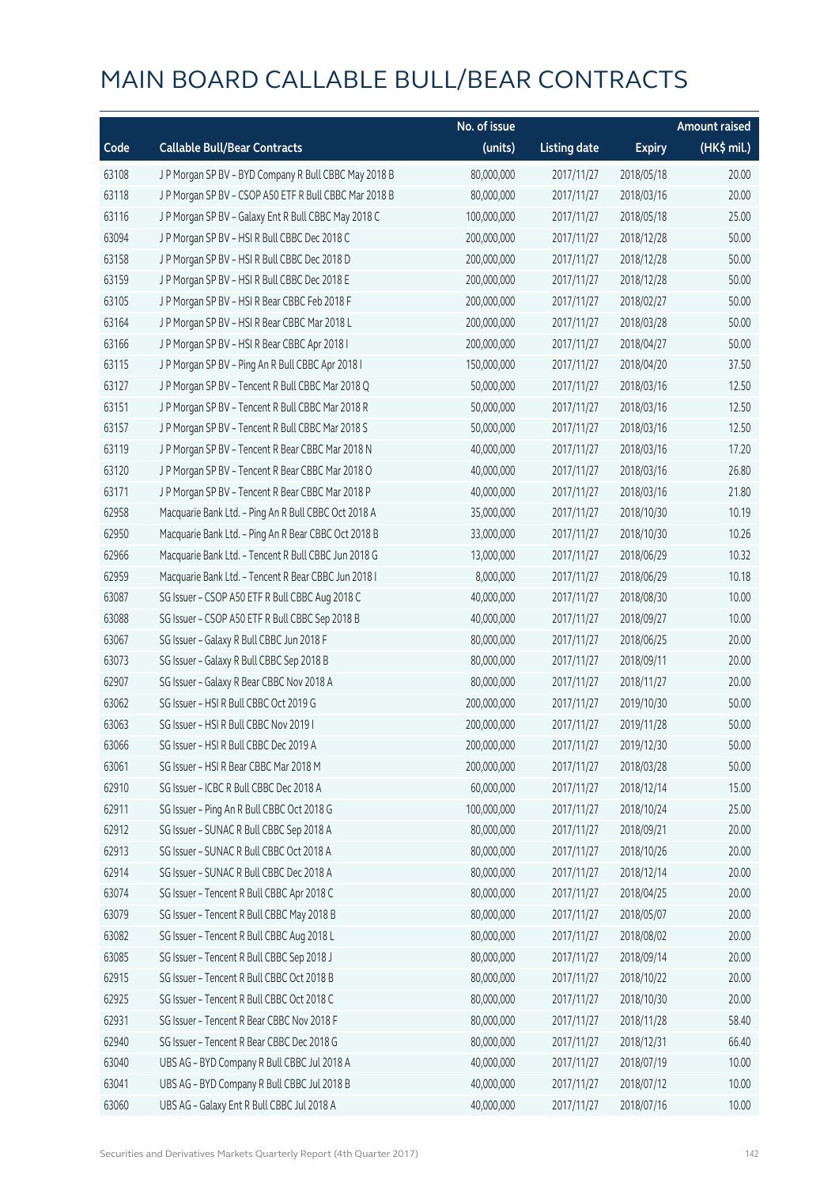# MAIN BOARD CALLABLE BULL/BEAR CONTRACTS

| Code | Callable Bull/Bear Contracts | No. of issue (units) | Listing date | Expiry | Amount raised (HK$ mil.) |
|---|---|---|---|---|---|
| 63108 | J P Morgan SP BV – BYD Company R Bull CBBC May 2018 B | 80,000,000 | 2017/11/27 | 2018/05/18 | 20.00 |
| 63118 | J P Morgan SP BV – CSOP A50 ETF R Bull CBBC Mar 2018 B | 80,000,000 | 2017/11/27 | 2018/03/16 | 20.00 |
| 63116 | J P Morgan SP BV – Galaxy Ent R Bull CBBC May 2018 C | 100,000,000 | 2017/11/27 | 2018/05/18 | 25.00 |
| 63094 | J P Morgan SP BV – HSI R Bull CBBC Dec 2018 C | 200,000,000 | 2017/11/27 | 2018/12/28 | 50.00 |
| 63158 | J P Morgan SP BV – HSI R Bull CBBC Dec 2018 D | 200,000,000 | 2017/11/27 | 2018/12/28 | 50.00 |
| 63159 | J P Morgan SP BV – HSI R Bull CBBC Dec 2018 E | 200,000,000 | 2017/11/27 | 2018/12/28 | 50.00 |
| 63105 | J P Morgan SP BV – HSI R Bear CBBC Feb 2018 F | 200,000,000 | 2017/11/27 | 2018/02/27 | 50.00 |
| 63164 | J P Morgan SP BV – HSI R Bear CBBC Mar 2018 L | 200,000,000 | 2017/11/27 | 2018/03/28 | 50.00 |
| 63166 | J P Morgan SP BV – HSI R Bear CBBC Apr 2018 I | 200,000,000 | 2017/11/27 | 2018/04/27 | 50.00 |
| 63115 | J P Morgan SP BV – Ping An R Bull CBBC Apr 2018 I | 150,000,000 | 2017/11/27 | 2018/04/20 | 37.50 |
| 63127 | J P Morgan SP BV – Tencent R Bull CBBC Mar 2018 Q | 50,000,000 | 2017/11/27 | 2018/03/16 | 12.50 |
| 63151 | J P Morgan SP BV – Tencent R Bull CBBC Mar 2018 R | 50,000,000 | 2017/11/27 | 2018/03/16 | 12.50 |
| 63157 | J P Morgan SP BV – Tencent R Bull CBBC Mar 2018 S | 50,000,000 | 2017/11/27 | 2018/03/16 | 12.50 |
| 63119 | J P Morgan SP BV – Tencent R Bear CBBC Mar 2018 N | 40,000,000 | 2017/11/27 | 2018/03/16 | 17.20 |
| 63120 | J P Morgan SP BV – Tencent R Bear CBBC Mar 2018 O | 40,000,000 | 2017/11/27 | 2018/03/16 | 26.80 |
| 63171 | J P Morgan SP BV – Tencent R Bear CBBC Mar 2018 P | 40,000,000 | 2017/11/27 | 2018/03/16 | 21.80 |
| 62958 | Macquarie Bank Ltd. – Ping An R Bull CBBC Oct 2018 A | 35,000,000 | 2017/11/27 | 2018/10/30 | 10.19 |
| 62950 | Macquarie Bank Ltd. – Ping An R Bear CBBC Oct 2018 B | 33,000,000 | 2017/11/27 | 2018/10/30 | 10.26 |
| 62966 | Macquarie Bank Ltd. – Tencent R Bull CBBC Jun 2018 G | 13,000,000 | 2017/11/27 | 2018/06/29 | 10.32 |
| 62959 | Macquarie Bank Ltd. – Tencent R Bear CBBC Jun 2018 I | 8,000,000 | 2017/11/27 | 2018/06/29 | 10.18 |
| 63087 | SG Issuer – CSOP A50 ETF R Bull CBBC Aug 2018 C | 40,000,000 | 2017/11/27 | 2018/08/30 | 10.00 |
| 63088 | SG Issuer – CSOP A50 ETF R Bull CBBC Sep 2018 B | 40,000,000 | 2017/11/27 | 2018/09/27 | 10.00 |
| 63067 | SG Issuer – Galaxy R Bull CBBC Jun 2018 F | 80,000,000 | 2017/11/27 | 2018/06/25 | 20.00 |
| 63073 | SG Issuer – Galaxy R Bull CBBC Sep 2018 B | 80,000,000 | 2017/11/27 | 2018/09/11 | 20.00 |
| 62907 | SG Issuer – Galaxy R Bear CBBC Nov 2018 A | 80,000,000 | 2017/11/27 | 2018/11/27 | 20.00 |
| 63062 | SG Issuer – HSI R Bull CBBC Oct 2019 G | 200,000,000 | 2017/11/27 | 2019/10/30 | 50.00 |
| 63063 | SG Issuer – HSI R Bull CBBC Nov 2019 I | 200,000,000 | 2017/11/27 | 2019/11/28 | 50.00 |
| 63066 | SG Issuer – HSI R Bull CBBC Dec 2019 A | 200,000,000 | 2017/11/27 | 2019/12/30 | 50.00 |
| 63061 | SG Issuer – HSI R Bear CBBC Mar 2018 M | 200,000,000 | 2017/11/27 | 2018/03/28 | 50.00 |
| 62910 | SG Issuer – ICBC R Bull CBBC Dec 2018 A | 60,000,000 | 2017/11/27 | 2018/12/14 | 15.00 |
| 62911 | SG Issuer – Ping An R Bull CBBC Oct 2018 G | 100,000,000 | 2017/11/27 | 2018/10/24 | 25.00 |
| 62912 | SG Issuer – SUNAC R Bull CBBC Sep 2018 A | 80,000,000 | 2017/11/27 | 2018/09/21 | 20.00 |
| 62913 | SG Issuer – SUNAC R Bull CBBC Oct 2018 A | 80,000,000 | 2017/11/27 | 2018/10/26 | 20.00 |
| 62914 | SG Issuer – SUNAC R Bull CBBC Dec 2018 A | 80,000,000 | 2017/11/27 | 2018/12/14 | 20.00 |
| 63074 | SG Issuer – Tencent R Bull CBBC Apr 2018 C | 80,000,000 | 2017/11/27 | 2018/04/25 | 20.00 |
| 63079 | SG Issuer – Tencent R Bull CBBC May 2018 B | 80,000,000 | 2017/11/27 | 2018/05/07 | 20.00 |
| 63082 | SG Issuer – Tencent R Bull CBBC Aug 2018 L | 80,000,000 | 2017/11/27 | 2018/08/02 | 20.00 |
| 63085 | SG Issuer – Tencent R Bull CBBC Sep 2018 J | 80,000,000 | 2017/11/27 | 2018/09/14 | 20.00 |
| 62915 | SG Issuer – Tencent R Bull CBBC Oct 2018 B | 80,000,000 | 2017/11/27 | 2018/10/22 | 20.00 |
| 62925 | SG Issuer – Tencent R Bull CBBC Oct 2018 C | 80,000,000 | 2017/11/27 | 2018/10/30 | 20.00 |
| 62931 | SG Issuer – Tencent R Bear CBBC Nov 2018 F | 80,000,000 | 2017/11/27 | 2018/11/28 | 58.40 |
| 62940 | SG Issuer – Tencent R Bear CBBC Dec 2018 G | 80,000,000 | 2017/11/27 | 2018/12/31 | 66.40 |
| 63040 | UBS AG – BYD Company R Bull CBBC Jul 2018 A | 40,000,000 | 2017/11/27 | 2018/07/19 | 10.00 |
| 63041 | UBS AG – BYD Company R Bull CBBC Jul 2018 B | 40,000,000 | 2017/11/27 | 2018/07/12 | 10.00 |
| 63060 | UBS AG – Galaxy Ent R Bull CBBC Jul 2018 A | 40,000,000 | 2017/11/27 | 2018/07/16 | 10.00 |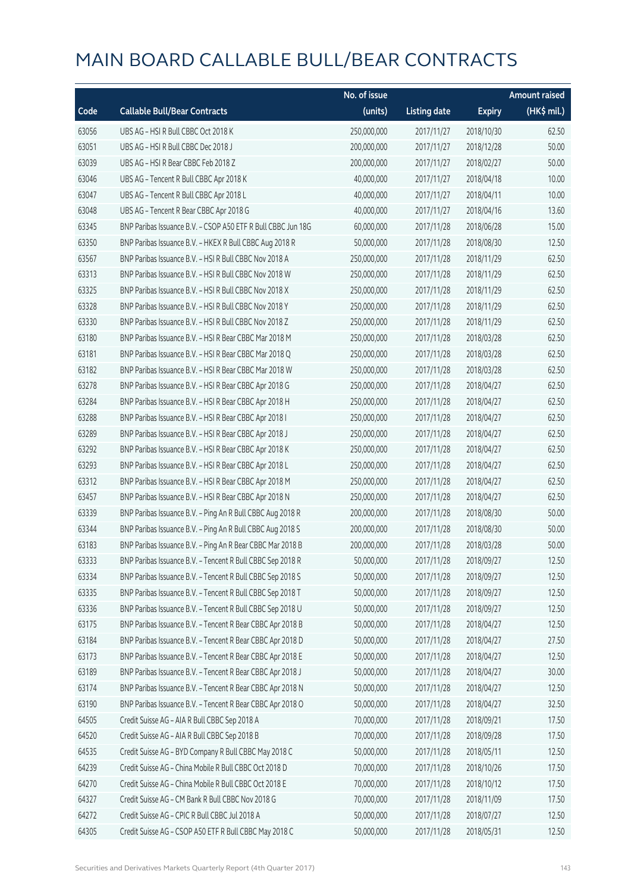# MAIN BOARD CALLABLE BULL/BEAR CONTRACTS

| Code | Callable Bull/Bear Contracts | No. of issue (units) | Listing date | Expiry | Amount raised (HK$ mil.) |
|---|---|---|---|---|---|
| 63056 | UBS AG – HSI R Bull CBBC Oct 2018 K | 250,000,000 | 2017/11/27 | 2018/10/30 | 62.50 |
| 63051 | UBS AG – HSI R Bull CBBC Dec 2018 J | 200,000,000 | 2017/11/27 | 2018/12/28 | 50.00 |
| 63039 | UBS AG – HSI R Bear CBBC Feb 2018 Z | 200,000,000 | 2017/11/27 | 2018/02/27 | 50.00 |
| 63046 | UBS AG – Tencent R Bull CBBC Apr 2018 K | 40,000,000 | 2017/11/27 | 2018/04/18 | 10.00 |
| 63047 | UBS AG – Tencent R Bull CBBC Apr 2018 L | 40,000,000 | 2017/11/27 | 2018/04/11 | 10.00 |
| 63048 | UBS AG – Tencent R Bear CBBC Apr 2018 G | 40,000,000 | 2017/11/27 | 2018/04/16 | 13.60 |
| 63345 | BNP Paribas Issuance B.V. – CSOP A50 ETF R Bull CBBC Jun 18G | 60,000,000 | 2017/11/28 | 2018/06/28 | 15.00 |
| 63350 | BNP Paribas Issuance B.V. – HKEX R Bull CBBC Aug 2018 R | 50,000,000 | 2017/11/28 | 2018/08/30 | 12.50 |
| 63567 | BNP Paribas Issuance B.V. – HSI R Bull CBBC Nov 2018 A | 250,000,000 | 2017/11/28 | 2018/11/29 | 62.50 |
| 63313 | BNP Paribas Issuance B.V. – HSI R Bull CBBC Nov 2018 W | 250,000,000 | 2017/11/28 | 2018/11/29 | 62.50 |
| 63325 | BNP Paribas Issuance B.V. – HSI R Bull CBBC Nov 2018 X | 250,000,000 | 2017/11/28 | 2018/11/29 | 62.50 |
| 63328 | BNP Paribas Issuance B.V. – HSI R Bull CBBC Nov 2018 Y | 250,000,000 | 2017/11/28 | 2018/11/29 | 62.50 |
| 63330 | BNP Paribas Issuance B.V. – HSI R Bull CBBC Nov 2018 Z | 250,000,000 | 2017/11/28 | 2018/11/29 | 62.50 |
| 63180 | BNP Paribas Issuance B.V. – HSI R Bear CBBC Mar 2018 M | 250,000,000 | 2017/11/28 | 2018/03/28 | 62.50 |
| 63181 | BNP Paribas Issuance B.V. – HSI R Bear CBBC Mar 2018 Q | 250,000,000 | 2017/11/28 | 2018/03/28 | 62.50 |
| 63182 | BNP Paribas Issuance B.V. – HSI R Bear CBBC Mar 2018 W | 250,000,000 | 2017/11/28 | 2018/03/28 | 62.50 |
| 63278 | BNP Paribas Issuance B.V. – HSI R Bear CBBC Apr 2018 G | 250,000,000 | 2017/11/28 | 2018/04/27 | 62.50 |
| 63284 | BNP Paribas Issuance B.V. – HSI R Bear CBBC Apr 2018 H | 250,000,000 | 2017/11/28 | 2018/04/27 | 62.50 |
| 63288 | BNP Paribas Issuance B.V. – HSI R Bear CBBC Apr 2018 I | 250,000,000 | 2017/11/28 | 2018/04/27 | 62.50 |
| 63289 | BNP Paribas Issuance B.V. – HSI R Bear CBBC Apr 2018 J | 250,000,000 | 2017/11/28 | 2018/04/27 | 62.50 |
| 63292 | BNP Paribas Issuance B.V. – HSI R Bear CBBC Apr 2018 K | 250,000,000 | 2017/11/28 | 2018/04/27 | 62.50 |
| 63293 | BNP Paribas Issuance B.V. – HSI R Bear CBBC Apr 2018 L | 250,000,000 | 2017/11/28 | 2018/04/27 | 62.50 |
| 63312 | BNP Paribas Issuance B.V. – HSI R Bear CBBC Apr 2018 M | 250,000,000 | 2017/11/28 | 2018/04/27 | 62.50 |
| 63457 | BNP Paribas Issuance B.V. – HSI R Bear CBBC Apr 2018 N | 250,000,000 | 2017/11/28 | 2018/04/27 | 62.50 |
| 63339 | BNP Paribas Issuance B.V. – Ping An R Bull CBBC Aug 2018 R | 200,000,000 | 2017/11/28 | 2018/08/30 | 50.00 |
| 63344 | BNP Paribas Issuance B.V. – Ping An R Bull CBBC Aug 2018 S | 200,000,000 | 2017/11/28 | 2018/08/30 | 50.00 |
| 63183 | BNP Paribas Issuance B.V. – Ping An R Bear CBBC Mar 2018 B | 200,000,000 | 2017/11/28 | 2018/03/28 | 50.00 |
| 63333 | BNP Paribas Issuance B.V. – Tencent R Bull CBBC Sep 2018 R | 50,000,000 | 2017/11/28 | 2018/09/27 | 12.50 |
| 63334 | BNP Paribas Issuance B.V. – Tencent R Bull CBBC Sep 2018 S | 50,000,000 | 2017/11/28 | 2018/09/27 | 12.50 |
| 63335 | BNP Paribas Issuance B.V. – Tencent R Bull CBBC Sep 2018 T | 50,000,000 | 2017/11/28 | 2018/09/27 | 12.50 |
| 63336 | BNP Paribas Issuance B.V. – Tencent R Bull CBBC Sep 2018 U | 50,000,000 | 2017/11/28 | 2018/09/27 | 12.50 |
| 63175 | BNP Paribas Issuance B.V. – Tencent R Bear CBBC Apr 2018 B | 50,000,000 | 2017/11/28 | 2018/04/27 | 12.50 |
| 63184 | BNP Paribas Issuance B.V. – Tencent R Bear CBBC Apr 2018 D | 50,000,000 | 2017/11/28 | 2018/04/27 | 27.50 |
| 63173 | BNP Paribas Issuance B.V. – Tencent R Bear CBBC Apr 2018 E | 50,000,000 | 2017/11/28 | 2018/04/27 | 12.50 |
| 63189 | BNP Paribas Issuance B.V. – Tencent R Bear CBBC Apr 2018 J | 50,000,000 | 2017/11/28 | 2018/04/27 | 30.00 |
| 63174 | BNP Paribas Issuance B.V. – Tencent R Bear CBBC Apr 2018 N | 50,000,000 | 2017/11/28 | 2018/04/27 | 12.50 |
| 63190 | BNP Paribas Issuance B.V. – Tencent R Bear CBBC Apr 2018 O | 50,000,000 | 2017/11/28 | 2018/04/27 | 32.50 |
| 64505 | Credit Suisse AG – AIA R Bull CBBC Sep 2018 A | 70,000,000 | 2017/11/28 | 2018/09/21 | 17.50 |
| 64520 | Credit Suisse AG – AIA R Bull CBBC Sep 2018 B | 70,000,000 | 2017/11/28 | 2018/09/28 | 17.50 |
| 64535 | Credit Suisse AG – BYD Company R Bull CBBC May 2018 C | 50,000,000 | 2017/11/28 | 2018/05/11 | 12.50 |
| 64239 | Credit Suisse AG – China Mobile R Bull CBBC Oct 2018 D | 70,000,000 | 2017/11/28 | 2018/10/26 | 17.50 |
| 64270 | Credit Suisse AG – China Mobile R Bull CBBC Oct 2018 E | 70,000,000 | 2017/11/28 | 2018/10/12 | 17.50 |
| 64327 | Credit Suisse AG – CM Bank R Bull CBBC Nov 2018 G | 70,000,000 | 2017/11/28 | 2018/11/09 | 17.50 |
| 64272 | Credit Suisse AG – CPIC R Bull CBBC Jul 2018 A | 50,000,000 | 2017/11/28 | 2018/07/27 | 12.50 |
| 64305 | Credit Suisse AG – CSOP A50 ETF R Bull CBBC May 2018 C | 50,000,000 | 2017/11/28 | 2018/05/31 | 12.50 |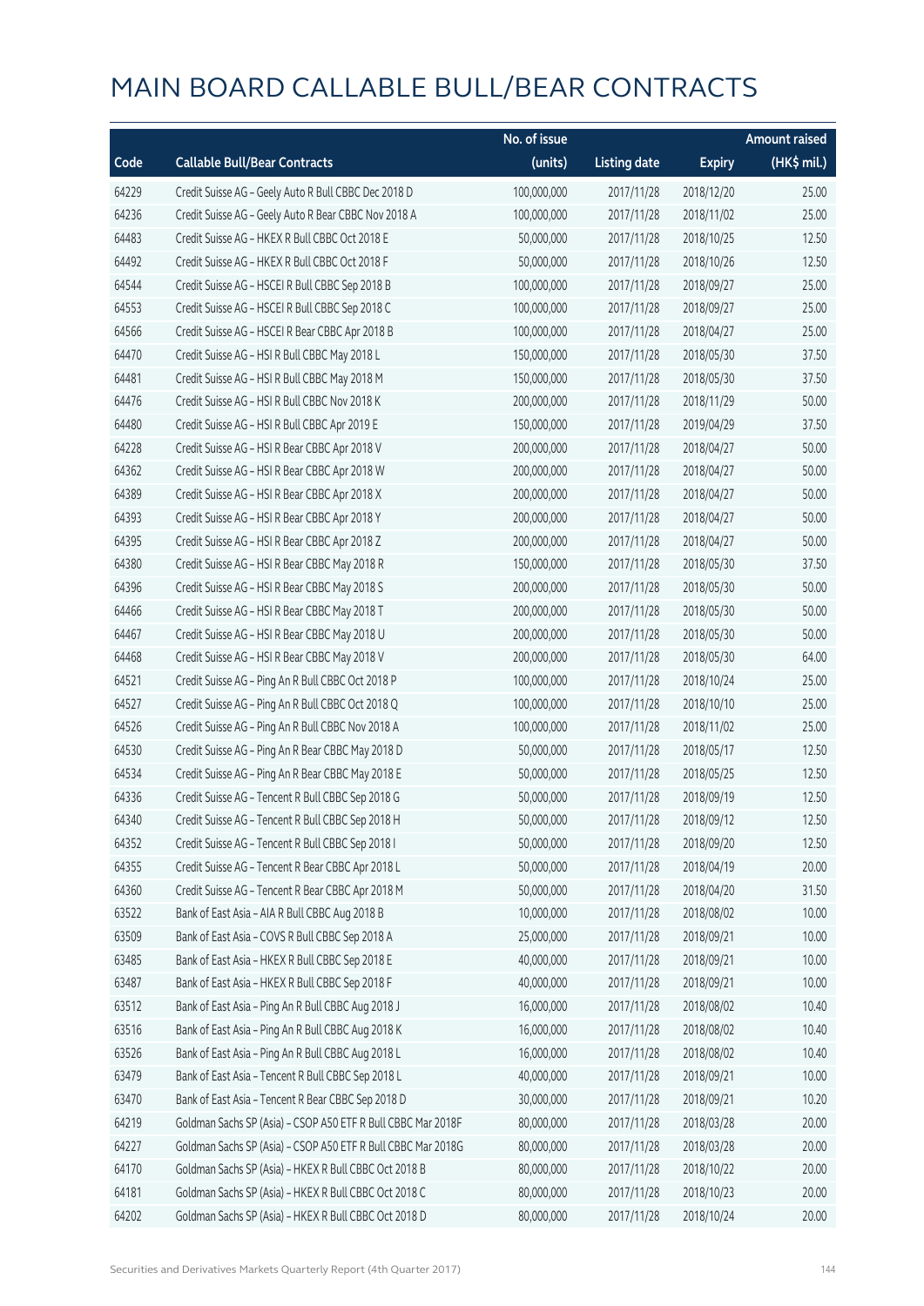# MAIN BOARD CALLABLE BULL/BEAR CONTRACTS

| Code | Callable Bull/Bear Contracts | No. of issue (units) | Listing date | Expiry | Amount raised (HK$ mil.) |
|---|---|---|---|---|---|
| 64229 | Credit Suisse AG – Geely Auto R Bull CBBC Dec 2018 D | 100,000,000 | 2017/11/28 | 2018/12/20 | 25.00 |
| 64236 | Credit Suisse AG – Geely Auto R Bear CBBC Nov 2018 A | 100,000,000 | 2017/11/28 | 2018/11/02 | 25.00 |
| 64483 | Credit Suisse AG – HKEX R Bull CBBC Oct 2018 E | 50,000,000 | 2017/11/28 | 2018/10/25 | 12.50 |
| 64492 | Credit Suisse AG – HKEX R Bull CBBC Oct 2018 F | 50,000,000 | 2017/11/28 | 2018/10/26 | 12.50 |
| 64544 | Credit Suisse AG – HSCEI R Bull CBBC Sep 2018 B | 100,000,000 | 2017/11/28 | 2018/09/27 | 25.00 |
| 64553 | Credit Suisse AG – HSCEI R Bull CBBC Sep 2018 C | 100,000,000 | 2017/11/28 | 2018/09/27 | 25.00 |
| 64566 | Credit Suisse AG – HSCEI R Bear CBBC Apr 2018 B | 100,000,000 | 2017/11/28 | 2018/04/27 | 25.00 |
| 64470 | Credit Suisse AG – HSI R Bull CBBC May 2018 L | 150,000,000 | 2017/11/28 | 2018/05/30 | 37.50 |
| 64481 | Credit Suisse AG – HSI R Bull CBBC May 2018 M | 150,000,000 | 2017/11/28 | 2018/05/30 | 37.50 |
| 64476 | Credit Suisse AG – HSI R Bull CBBC Nov 2018 K | 200,000,000 | 2017/11/28 | 2018/11/29 | 50.00 |
| 64480 | Credit Suisse AG – HSI R Bull CBBC Apr 2019 E | 150,000,000 | 2017/11/28 | 2019/04/29 | 37.50 |
| 64228 | Credit Suisse AG – HSI R Bear CBBC Apr 2018 V | 200,000,000 | 2017/11/28 | 2018/04/27 | 50.00 |
| 64362 | Credit Suisse AG – HSI R Bear CBBC Apr 2018 W | 200,000,000 | 2017/11/28 | 2018/04/27 | 50.00 |
| 64389 | Credit Suisse AG – HSI R Bear CBBC Apr 2018 X | 200,000,000 | 2017/11/28 | 2018/04/27 | 50.00 |
| 64393 | Credit Suisse AG – HSI R Bear CBBC Apr 2018 Y | 200,000,000 | 2017/11/28 | 2018/04/27 | 50.00 |
| 64395 | Credit Suisse AG – HSI R Bear CBBC Apr 2018 Z | 200,000,000 | 2017/11/28 | 2018/04/27 | 50.00 |
| 64380 | Credit Suisse AG – HSI R Bear CBBC May 2018 R | 150,000,000 | 2017/11/28 | 2018/05/30 | 37.50 |
| 64396 | Credit Suisse AG – HSI R Bear CBBC May 2018 S | 200,000,000 | 2017/11/28 | 2018/05/30 | 50.00 |
| 64466 | Credit Suisse AG – HSI R Bear CBBC May 2018 T | 200,000,000 | 2017/11/28 | 2018/05/30 | 50.00 |
| 64467 | Credit Suisse AG – HSI R Bear CBBC May 2018 U | 200,000,000 | 2017/11/28 | 2018/05/30 | 50.00 |
| 64468 | Credit Suisse AG – HSI R Bear CBBC May 2018 V | 200,000,000 | 2017/11/28 | 2018/05/30 | 64.00 |
| 64521 | Credit Suisse AG – Ping An R Bull CBBC Oct 2018 P | 100,000,000 | 2017/11/28 | 2018/10/24 | 25.00 |
| 64527 | Credit Suisse AG – Ping An R Bull CBBC Oct 2018 Q | 100,000,000 | 2017/11/28 | 2018/10/10 | 25.00 |
| 64526 | Credit Suisse AG – Ping An R Bull CBBC Nov 2018 A | 100,000,000 | 2017/11/28 | 2018/11/02 | 25.00 |
| 64530 | Credit Suisse AG – Ping An R Bear CBBC May 2018 D | 50,000,000 | 2017/11/28 | 2018/05/17 | 12.50 |
| 64534 | Credit Suisse AG – Ping An R Bear CBBC May 2018 E | 50,000,000 | 2017/11/28 | 2018/05/25 | 12.50 |
| 64336 | Credit Suisse AG – Tencent R Bull CBBC Sep 2018 G | 50,000,000 | 2017/11/28 | 2018/09/19 | 12.50 |
| 64340 | Credit Suisse AG – Tencent R Bull CBBC Sep 2018 H | 50,000,000 | 2017/11/28 | 2018/09/12 | 12.50 |
| 64352 | Credit Suisse AG – Tencent R Bull CBBC Sep 2018 I | 50,000,000 | 2017/11/28 | 2018/09/20 | 12.50 |
| 64355 | Credit Suisse AG – Tencent R Bear CBBC Apr 2018 L | 50,000,000 | 2017/11/28 | 2018/04/19 | 20.00 |
| 64360 | Credit Suisse AG – Tencent R Bear CBBC Apr 2018 M | 50,000,000 | 2017/11/28 | 2018/04/20 | 31.50 |
| 63522 | Bank of East Asia – AIA R Bull CBBC Aug 2018 B | 10,000,000 | 2017/11/28 | 2018/08/02 | 10.00 |
| 63509 | Bank of East Asia – COVS R Bull CBBC Sep 2018 A | 25,000,000 | 2017/11/28 | 2018/09/21 | 10.00 |
| 63485 | Bank of East Asia – HKEX R Bull CBBC Sep 2018 E | 40,000,000 | 2017/11/28 | 2018/09/21 | 10.00 |
| 63487 | Bank of East Asia – HKEX R Bull CBBC Sep 2018 F | 40,000,000 | 2017/11/28 | 2018/09/21 | 10.00 |
| 63512 | Bank of East Asia – Ping An R Bull CBBC Aug 2018 J | 16,000,000 | 2017/11/28 | 2018/08/02 | 10.40 |
| 63516 | Bank of East Asia – Ping An R Bull CBBC Aug 2018 K | 16,000,000 | 2017/11/28 | 2018/08/02 | 10.40 |
| 63526 | Bank of East Asia – Ping An R Bull CBBC Aug 2018 L | 16,000,000 | 2017/11/28 | 2018/08/02 | 10.40 |
| 63479 | Bank of East Asia – Tencent R Bull CBBC Sep 2018 L | 40,000,000 | 2017/11/28 | 2018/09/21 | 10.00 |
| 63470 | Bank of East Asia – Tencent R Bear CBBC Sep 2018 D | 30,000,000 | 2017/11/28 | 2018/09/21 | 10.20 |
| 64219 | Goldman Sachs SP (Asia) – CSOP A50 ETF R Bull CBBC Mar 2018F | 80,000,000 | 2017/11/28 | 2018/03/28 | 20.00 |
| 64227 | Goldman Sachs SP (Asia) – CSOP A50 ETF R Bull CBBC Mar 2018G | 80,000,000 | 2017/11/28 | 2018/03/28 | 20.00 |
| 64170 | Goldman Sachs SP (Asia) – HKEX R Bull CBBC Oct 2018 B | 80,000,000 | 2017/11/28 | 2018/10/22 | 20.00 |
| 64181 | Goldman Sachs SP (Asia) – HKEX R Bull CBBC Oct 2018 C | 80,000,000 | 2017/11/28 | 2018/10/23 | 20.00 |
| 64202 | Goldman Sachs SP (Asia) – HKEX R Bull CBBC Oct 2018 D | 80,000,000 | 2017/11/28 | 2018/10/24 | 20.00 |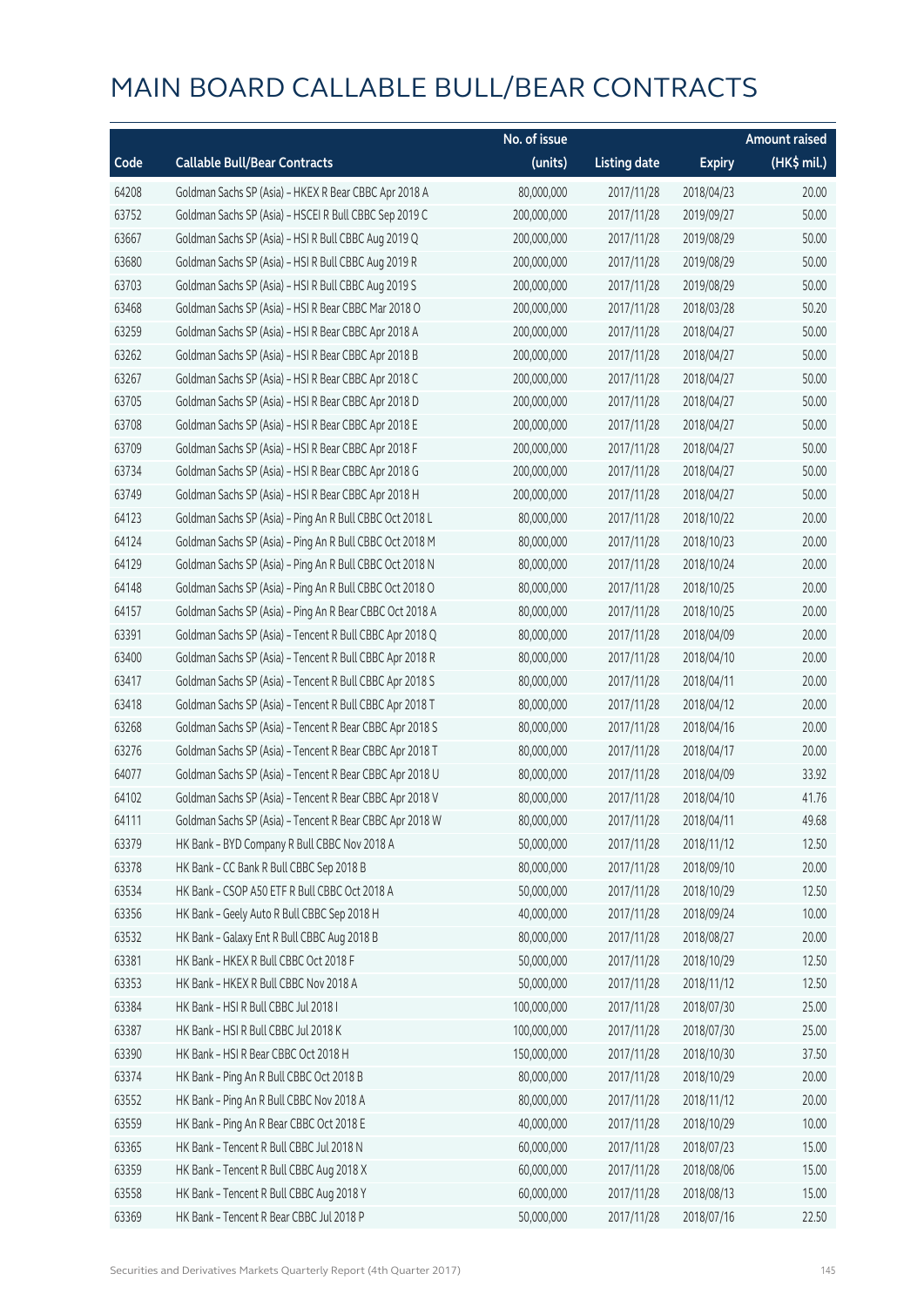# MAIN BOARD CALLABLE BULL/BEAR CONTRACTS

| Code | Callable Bull/Bear Contracts | No. of issue (units) | Listing date | Expiry | Amount raised (HK$ mil.) |
|---|---|---|---|---|---|
| 64208 | Goldman Sachs SP (Asia) - HKEX R Bear CBBC Apr 2018 A | 80,000,000 | 2017/11/28 | 2018/04/23 | 20.00 |
| 63752 | Goldman Sachs SP (Asia) - HSCEI R Bull CBBC Sep 2019 C | 200,000,000 | 2017/11/28 | 2019/09/27 | 50.00 |
| 63667 | Goldman Sachs SP (Asia) - HSI R Bull CBBC Aug 2019 Q | 200,000,000 | 2017/11/28 | 2019/08/29 | 50.00 |
| 63680 | Goldman Sachs SP (Asia) - HSI R Bull CBBC Aug 2019 R | 200,000,000 | 2017/11/28 | 2019/08/29 | 50.00 |
| 63703 | Goldman Sachs SP (Asia) - HSI R Bull CBBC Aug 2019 S | 200,000,000 | 2017/11/28 | 2019/08/29 | 50.00 |
| 63468 | Goldman Sachs SP (Asia) - HSI R Bear CBBC Mar 2018 O | 200,000,000 | 2017/11/28 | 2018/03/28 | 50.20 |
| 63259 | Goldman Sachs SP (Asia) - HSI R Bear CBBC Apr 2018 A | 200,000,000 | 2017/11/28 | 2018/04/27 | 50.00 |
| 63262 | Goldman Sachs SP (Asia) - HSI R Bear CBBC Apr 2018 B | 200,000,000 | 2017/11/28 | 2018/04/27 | 50.00 |
| 63267 | Goldman Sachs SP (Asia) - HSI R Bear CBBC Apr 2018 C | 200,000,000 | 2017/11/28 | 2018/04/27 | 50.00 |
| 63705 | Goldman Sachs SP (Asia) - HSI R Bear CBBC Apr 2018 D | 200,000,000 | 2017/11/28 | 2018/04/27 | 50.00 |
| 63708 | Goldman Sachs SP (Asia) - HSI R Bear CBBC Apr 2018 E | 200,000,000 | 2017/11/28 | 2018/04/27 | 50.00 |
| 63709 | Goldman Sachs SP (Asia) - HSI R Bear CBBC Apr 2018 F | 200,000,000 | 2017/11/28 | 2018/04/27 | 50.00 |
| 63734 | Goldman Sachs SP (Asia) - HSI R Bear CBBC Apr 2018 G | 200,000,000 | 2017/11/28 | 2018/04/27 | 50.00 |
| 63749 | Goldman Sachs SP (Asia) - HSI R Bear CBBC Apr 2018 H | 200,000,000 | 2017/11/28 | 2018/04/27 | 50.00 |
| 64123 | Goldman Sachs SP (Asia) - Ping An R Bull CBBC Oct 2018 L | 80,000,000 | 2017/11/28 | 2018/10/22 | 20.00 |
| 64124 | Goldman Sachs SP (Asia) - Ping An R Bull CBBC Oct 2018 M | 80,000,000 | 2017/11/28 | 2018/10/23 | 20.00 |
| 64129 | Goldman Sachs SP (Asia) - Ping An R Bull CBBC Oct 2018 N | 80,000,000 | 2017/11/28 | 2018/10/24 | 20.00 |
| 64148 | Goldman Sachs SP (Asia) - Ping An R Bull CBBC Oct 2018 O | 80,000,000 | 2017/11/28 | 2018/10/25 | 20.00 |
| 64157 | Goldman Sachs SP (Asia) - Ping An R Bear CBBC Oct 2018 A | 80,000,000 | 2017/11/28 | 2018/10/25 | 20.00 |
| 63391 | Goldman Sachs SP (Asia) - Tencent R Bull CBBC Apr 2018 Q | 80,000,000 | 2017/11/28 | 2018/04/09 | 20.00 |
| 63400 | Goldman Sachs SP (Asia) - Tencent R Bull CBBC Apr 2018 R | 80,000,000 | 2017/11/28 | 2018/04/10 | 20.00 |
| 63417 | Goldman Sachs SP (Asia) - Tencent R Bull CBBC Apr 2018 S | 80,000,000 | 2017/11/28 | 2018/04/11 | 20.00 |
| 63418 | Goldman Sachs SP (Asia) - Tencent R Bull CBBC Apr 2018 T | 80,000,000 | 2017/11/28 | 2018/04/12 | 20.00 |
| 63268 | Goldman Sachs SP (Asia) - Tencent R Bear CBBC Apr 2018 S | 80,000,000 | 2017/11/28 | 2018/04/16 | 20.00 |
| 63276 | Goldman Sachs SP (Asia) - Tencent R Bear CBBC Apr 2018 T | 80,000,000 | 2017/11/28 | 2018/04/17 | 20.00 |
| 64077 | Goldman Sachs SP (Asia) - Tencent R Bear CBBC Apr 2018 U | 80,000,000 | 2017/11/28 | 2018/04/09 | 33.92 |
| 64102 | Goldman Sachs SP (Asia) - Tencent R Bear CBBC Apr 2018 V | 80,000,000 | 2017/11/28 | 2018/04/10 | 41.76 |
| 64111 | Goldman Sachs SP (Asia) - Tencent R Bear CBBC Apr 2018 W | 80,000,000 | 2017/11/28 | 2018/04/11 | 49.68 |
| 63379 | HK Bank - BYD Company R Bull CBBC Nov 2018 A | 50,000,000 | 2017/11/28 | 2018/11/12 | 12.50 |
| 63378 | HK Bank - CC Bank R Bull CBBC Sep 2018 B | 80,000,000 | 2017/11/28 | 2018/09/10 | 20.00 |
| 63534 | HK Bank - CSOP A50 ETF R Bull CBBC Oct 2018 A | 50,000,000 | 2017/11/28 | 2018/10/29 | 12.50 |
| 63356 | HK Bank - Geely Auto R Bull CBBC Sep 2018 H | 40,000,000 | 2017/11/28 | 2018/09/24 | 10.00 |
| 63532 | HK Bank - Galaxy Ent R Bull CBBC Aug 2018 B | 80,000,000 | 2017/11/28 | 2018/08/27 | 20.00 |
| 63381 | HK Bank - HKEX R Bull CBBC Oct 2018 F | 50,000,000 | 2017/11/28 | 2018/10/29 | 12.50 |
| 63353 | HK Bank - HKEX R Bull CBBC Nov 2018 A | 50,000,000 | 2017/11/28 | 2018/11/12 | 12.50 |
| 63384 | HK Bank - HSI R Bull CBBC Jul 2018 I | 100,000,000 | 2017/11/28 | 2018/07/30 | 25.00 |
| 63387 | HK Bank - HSI R Bull CBBC Jul 2018 K | 100,000,000 | 2017/11/28 | 2018/07/30 | 25.00 |
| 63390 | HK Bank - HSI R Bear CBBC Oct 2018 H | 150,000,000 | 2017/11/28 | 2018/10/30 | 37.50 |
| 63374 | HK Bank - Ping An R Bull CBBC Oct 2018 B | 80,000,000 | 2017/11/28 | 2018/10/29 | 20.00 |
| 63552 | HK Bank - Ping An R Bull CBBC Nov 2018 A | 80,000,000 | 2017/11/28 | 2018/11/12 | 20.00 |
| 63559 | HK Bank - Ping An R Bear CBBC Oct 2018 E | 40,000,000 | 2017/11/28 | 2018/10/29 | 10.00 |
| 63365 | HK Bank - Tencent R Bull CBBC Jul 2018 N | 60,000,000 | 2017/11/28 | 2018/07/23 | 15.00 |
| 63359 | HK Bank - Tencent R Bull CBBC Aug 2018 X | 60,000,000 | 2017/11/28 | 2018/08/06 | 15.00 |
| 63558 | HK Bank - Tencent R Bull CBBC Aug 2018 Y | 60,000,000 | 2017/11/28 | 2018/08/13 | 15.00 |
| 63369 | HK Bank - Tencent R Bear CBBC Jul 2018 P | 50,000,000 | 2017/11/28 | 2018/07/16 | 22.50 |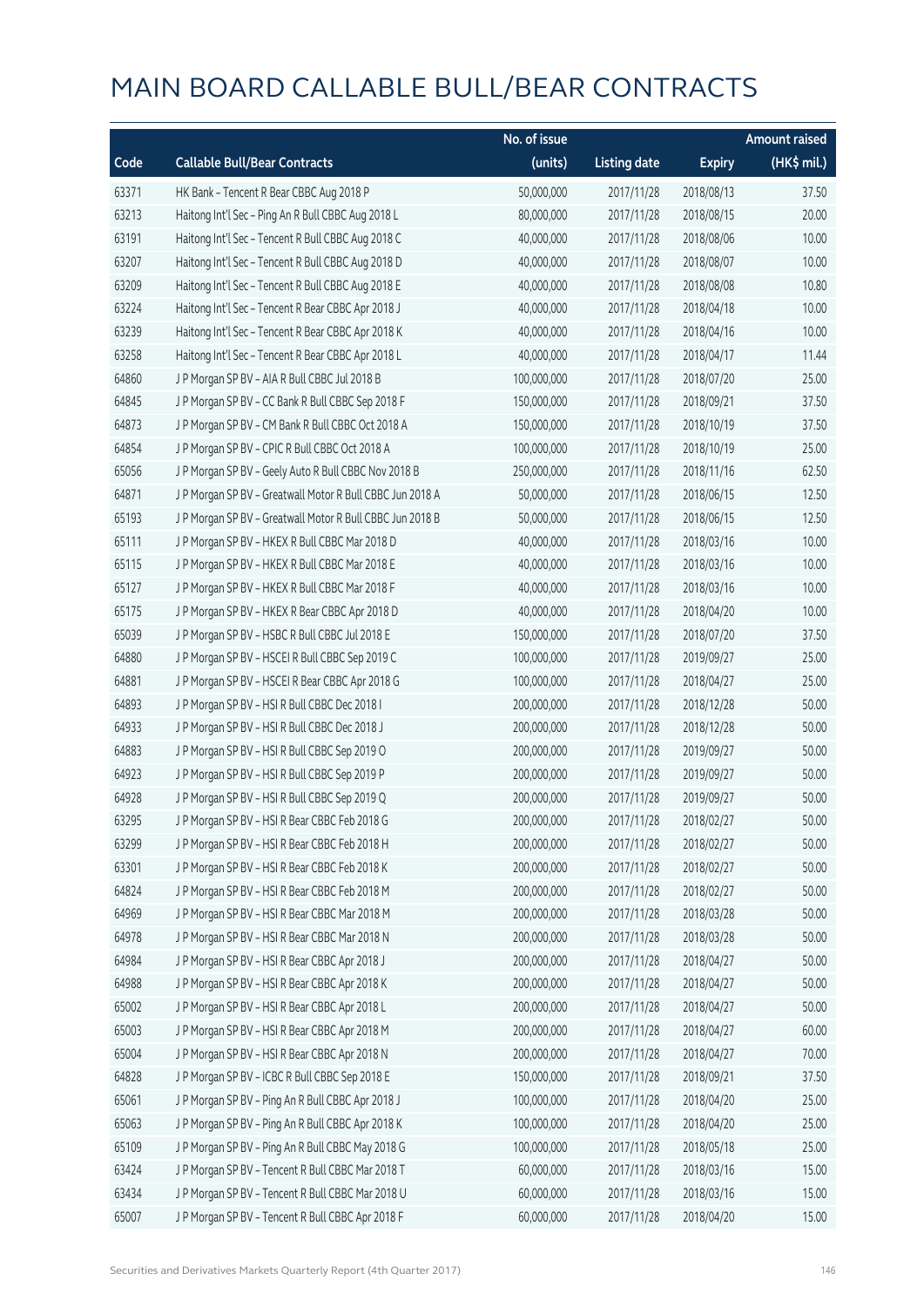# MAIN BOARD CALLABLE BULL/BEAR CONTRACTS

| Code | Callable Bull/Bear Contracts | No. of issue (units) | Listing date | Expiry | Amount raised (HK$ mil.) |
|---|---|---|---|---|---|
| 63371 | HK Bank – Tencent R Bear CBBC Aug 2018 P | 50,000,000 | 2017/11/28 | 2018/08/13 | 37.50 |
| 63213 | Haitong Int'l Sec – Ping An R Bull CBBC Aug 2018 L | 80,000,000 | 2017/11/28 | 2018/08/15 | 20.00 |
| 63191 | Haitong Int'l Sec – Tencent R Bull CBBC Aug 2018 C | 40,000,000 | 2017/11/28 | 2018/08/06 | 10.00 |
| 63207 | Haitong Int'l Sec – Tencent R Bull CBBC Aug 2018 D | 40,000,000 | 2017/11/28 | 2018/08/07 | 10.00 |
| 63209 | Haitong Int'l Sec – Tencent R Bull CBBC Aug 2018 E | 40,000,000 | 2017/11/28 | 2018/08/08 | 10.80 |
| 63224 | Haitong Int'l Sec – Tencent R Bear CBBC Apr 2018 J | 40,000,000 | 2017/11/28 | 2018/04/18 | 10.00 |
| 63239 | Haitong Int'l Sec – Tencent R Bear CBBC Apr 2018 K | 40,000,000 | 2017/11/28 | 2018/04/16 | 10.00 |
| 63258 | Haitong Int'l Sec – Tencent R Bear CBBC Apr 2018 L | 40,000,000 | 2017/11/28 | 2018/04/17 | 11.44 |
| 64860 | J P Morgan SP BV – AIA R Bull CBBC Jul 2018 B | 100,000,000 | 2017/11/28 | 2018/07/20 | 25.00 |
| 64845 | J P Morgan SP BV – CC Bank R Bull CBBC Sep 2018 F | 150,000,000 | 2017/11/28 | 2018/09/21 | 37.50 |
| 64873 | J P Morgan SP BV – CM Bank R Bull CBBC Oct 2018 A | 150,000,000 | 2017/11/28 | 2018/10/19 | 37.50 |
| 64854 | J P Morgan SP BV – CPIC R Bull CBBC Oct 2018 A | 100,000,000 | 2017/11/28 | 2018/10/19 | 25.00 |
| 65056 | J P Morgan SP BV – Geely Auto R Bull CBBC Nov 2018 B | 250,000,000 | 2017/11/28 | 2018/11/16 | 62.50 |
| 64871 | J P Morgan SP BV – Greatwall Motor R Bull CBBC Jun 2018 A | 50,000,000 | 2017/11/28 | 2018/06/15 | 12.50 |
| 65193 | J P Morgan SP BV – Greatwall Motor R Bull CBBC Jun 2018 B | 50,000,000 | 2017/11/28 | 2018/06/15 | 12.50 |
| 65111 | J P Morgan SP BV – HKEX R Bull CBBC Mar 2018 D | 40,000,000 | 2017/11/28 | 2018/03/16 | 10.00 |
| 65115 | J P Morgan SP BV – HKEX R Bull CBBC Mar 2018 E | 40,000,000 | 2017/11/28 | 2018/03/16 | 10.00 |
| 65127 | J P Morgan SP BV – HKEX R Bull CBBC Mar 2018 F | 40,000,000 | 2017/11/28 | 2018/03/16 | 10.00 |
| 65175 | J P Morgan SP BV – HKEX R Bear CBBC Apr 2018 D | 40,000,000 | 2017/11/28 | 2018/04/20 | 10.00 |
| 65039 | J P Morgan SP BV – HSBC R Bull CBBC Jul 2018 E | 150,000,000 | 2017/11/28 | 2018/07/20 | 37.50 |
| 64880 | J P Morgan SP BV – HSCEI R Bull CBBC Sep 2019 C | 100,000,000 | 2017/11/28 | 2019/09/27 | 25.00 |
| 64881 | J P Morgan SP BV – HSCEI R Bear CBBC Apr 2018 G | 100,000,000 | 2017/11/28 | 2018/04/27 | 25.00 |
| 64893 | J P Morgan SP BV – HSI R Bull CBBC Dec 2018 I | 200,000,000 | 2017/11/28 | 2018/12/28 | 50.00 |
| 64933 | J P Morgan SP BV – HSI R Bull CBBC Dec 2018 J | 200,000,000 | 2017/11/28 | 2018/12/28 | 50.00 |
| 64883 | J P Morgan SP BV – HSI R Bull CBBC Sep 2019 O | 200,000,000 | 2017/11/28 | 2019/09/27 | 50.00 |
| 64923 | J P Morgan SP BV – HSI R Bull CBBC Sep 2019 P | 200,000,000 | 2017/11/28 | 2019/09/27 | 50.00 |
| 64928 | J P Morgan SP BV – HSI R Bull CBBC Sep 2019 Q | 200,000,000 | 2017/11/28 | 2019/09/27 | 50.00 |
| 63295 | J P Morgan SP BV – HSI R Bear CBBC Feb 2018 G | 200,000,000 | 2017/11/28 | 2018/02/27 | 50.00 |
| 63299 | J P Morgan SP BV – HSI R Bear CBBC Feb 2018 H | 200,000,000 | 2017/11/28 | 2018/02/27 | 50.00 |
| 63301 | J P Morgan SP BV – HSI R Bear CBBC Feb 2018 K | 200,000,000 | 2017/11/28 | 2018/02/27 | 50.00 |
| 64824 | J P Morgan SP BV – HSI R Bear CBBC Feb 2018 M | 200,000,000 | 2017/11/28 | 2018/02/27 | 50.00 |
| 64969 | J P Morgan SP BV – HSI R Bear CBBC Mar 2018 M | 200,000,000 | 2017/11/28 | 2018/03/28 | 50.00 |
| 64978 | J P Morgan SP BV – HSI R Bear CBBC Mar 2018 N | 200,000,000 | 2017/11/28 | 2018/03/28 | 50.00 |
| 64984 | J P Morgan SP BV – HSI R Bear CBBC Apr 2018 J | 200,000,000 | 2017/11/28 | 2018/04/27 | 50.00 |
| 64988 | J P Morgan SP BV – HSI R Bear CBBC Apr 2018 K | 200,000,000 | 2017/11/28 | 2018/04/27 | 50.00 |
| 65002 | J P Morgan SP BV – HSI R Bear CBBC Apr 2018 L | 200,000,000 | 2017/11/28 | 2018/04/27 | 50.00 |
| 65003 | J P Morgan SP BV – HSI R Bear CBBC Apr 2018 M | 200,000,000 | 2017/11/28 | 2018/04/27 | 60.00 |
| 65004 | J P Morgan SP BV – HSI R Bear CBBC Apr 2018 N | 200,000,000 | 2017/11/28 | 2018/04/27 | 70.00 |
| 64828 | J P Morgan SP BV – ICBC R Bull CBBC Sep 2018 E | 150,000,000 | 2017/11/28 | 2018/09/21 | 37.50 |
| 65061 | J P Morgan SP BV – Ping An R Bull CBBC Apr 2018 J | 100,000,000 | 2017/11/28 | 2018/04/20 | 25.00 |
| 65063 | J P Morgan SP BV – Ping An R Bull CBBC Apr 2018 K | 100,000,000 | 2017/11/28 | 2018/04/20 | 25.00 |
| 65109 | J P Morgan SP BV – Ping An R Bull CBBC May 2018 G | 100,000,000 | 2017/11/28 | 2018/05/18 | 25.00 |
| 63424 | J P Morgan SP BV – Tencent R Bull CBBC Mar 2018 T | 60,000,000 | 2017/11/28 | 2018/03/16 | 15.00 |
| 63434 | J P Morgan SP BV – Tencent R Bull CBBC Mar 2018 U | 60,000,000 | 2017/11/28 | 2018/03/16 | 15.00 |
| 65007 | J P Morgan SP BV – Tencent R Bull CBBC Apr 2018 F | 60,000,000 | 2017/11/28 | 2018/04/20 | 15.00 |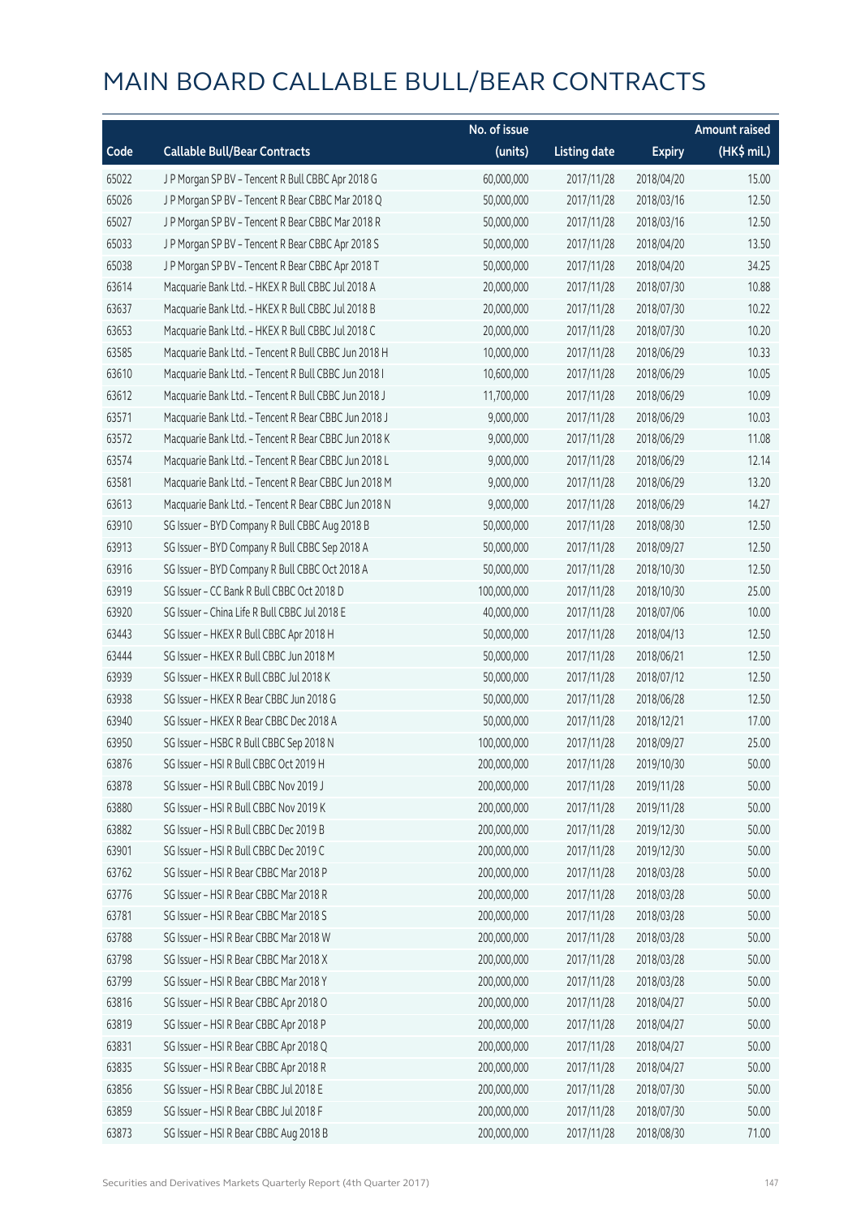# MAIN BOARD CALLABLE BULL/BEAR CONTRACTS

| Code | Callable Bull/Bear Contracts | No. of issue (units) | Listing date | Expiry | Amount raised (HK$ mil.) |
|---|---|---|---|---|---|
| 65022 | J P Morgan SP BV – Tencent R Bull CBBC Apr 2018 G | 60,000,000 | 2017/11/28 | 2018/04/20 | 15.00 |
| 65026 | J P Morgan SP BV – Tencent R Bear CBBC Mar 2018 Q | 50,000,000 | 2017/11/28 | 2018/03/16 | 12.50 |
| 65027 | J P Morgan SP BV – Tencent R Bear CBBC Mar 2018 R | 50,000,000 | 2017/11/28 | 2018/03/16 | 12.50 |
| 65033 | J P Morgan SP BV – Tencent R Bear CBBC Apr 2018 S | 50,000,000 | 2017/11/28 | 2018/04/20 | 13.50 |
| 65038 | J P Morgan SP BV – Tencent R Bear CBBC Apr 2018 T | 50,000,000 | 2017/11/28 | 2018/04/20 | 34.25 |
| 63614 | Macquarie Bank Ltd. – HKEX R Bull CBBC Jul 2018 A | 20,000,000 | 2017/11/28 | 2018/07/30 | 10.88 |
| 63637 | Macquarie Bank Ltd. – HKEX R Bull CBBC Jul 2018 B | 20,000,000 | 2017/11/28 | 2018/07/30 | 10.22 |
| 63653 | Macquarie Bank Ltd. – HKEX R Bull CBBC Jul 2018 C | 20,000,000 | 2017/11/28 | 2018/07/30 | 10.20 |
| 63585 | Macquarie Bank Ltd. – Tencent R Bull CBBC Jun 2018 H | 10,000,000 | 2017/11/28 | 2018/06/29 | 10.33 |
| 63610 | Macquarie Bank Ltd. – Tencent R Bull CBBC Jun 2018 I | 10,600,000 | 2017/11/28 | 2018/06/29 | 10.05 |
| 63612 | Macquarie Bank Ltd. – Tencent R Bull CBBC Jun 2018 J | 11,700,000 | 2017/11/28 | 2018/06/29 | 10.09 |
| 63571 | Macquarie Bank Ltd. – Tencent R Bear CBBC Jun 2018 J | 9,000,000 | 2017/11/28 | 2018/06/29 | 10.03 |
| 63572 | Macquarie Bank Ltd. – Tencent R Bear CBBC Jun 2018 K | 9,000,000 | 2017/11/28 | 2018/06/29 | 11.08 |
| 63574 | Macquarie Bank Ltd. – Tencent R Bear CBBC Jun 2018 L | 9,000,000 | 2017/11/28 | 2018/06/29 | 12.14 |
| 63581 | Macquarie Bank Ltd. – Tencent R Bear CBBC Jun 2018 M | 9,000,000 | 2017/11/28 | 2018/06/29 | 13.20 |
| 63613 | Macquarie Bank Ltd. – Tencent R Bear CBBC Jun 2018 N | 9,000,000 | 2017/11/28 | 2018/06/29 | 14.27 |
| 63910 | SG Issuer – BYD Company R Bull CBBC Aug 2018 B | 50,000,000 | 2017/11/28 | 2018/08/30 | 12.50 |
| 63913 | SG Issuer – BYD Company R Bull CBBC Sep 2018 A | 50,000,000 | 2017/11/28 | 2018/09/27 | 12.50 |
| 63916 | SG Issuer – BYD Company R Bull CBBC Oct 2018 A | 50,000,000 | 2017/11/28 | 2018/10/30 | 12.50 |
| 63919 | SG Issuer – CC Bank R Bull CBBC Oct 2018 D | 100,000,000 | 2017/11/28 | 2018/10/30 | 25.00 |
| 63920 | SG Issuer – China Life R Bull CBBC Jul 2018 E | 40,000,000 | 2017/11/28 | 2018/07/06 | 10.00 |
| 63443 | SG Issuer – HKEX R Bull CBBC Apr 2018 H | 50,000,000 | 2017/11/28 | 2018/04/13 | 12.50 |
| 63444 | SG Issuer – HKEX R Bull CBBC Jun 2018 M | 50,000,000 | 2017/11/28 | 2018/06/21 | 12.50 |
| 63939 | SG Issuer – HKEX R Bull CBBC Jul 2018 K | 50,000,000 | 2017/11/28 | 2018/07/12 | 12.50 |
| 63938 | SG Issuer – HKEX R Bear CBBC Jun 2018 G | 50,000,000 | 2017/11/28 | 2018/06/28 | 12.50 |
| 63940 | SG Issuer – HKEX R Bear CBBC Dec 2018 A | 50,000,000 | 2017/11/28 | 2018/12/21 | 17.00 |
| 63950 | SG Issuer – HSBC R Bull CBBC Sep 2018 N | 100,000,000 | 2017/11/28 | 2018/09/27 | 25.00 |
| 63876 | SG Issuer – HSI R Bull CBBC Oct 2019 H | 200,000,000 | 2017/11/28 | 2019/10/30 | 50.00 |
| 63878 | SG Issuer – HSI R Bull CBBC Nov 2019 J | 200,000,000 | 2017/11/28 | 2019/11/28 | 50.00 |
| 63880 | SG Issuer – HSI R Bull CBBC Nov 2019 K | 200,000,000 | 2017/11/28 | 2019/11/28 | 50.00 |
| 63882 | SG Issuer – HSI R Bull CBBC Dec 2019 B | 200,000,000 | 2017/11/28 | 2019/12/30 | 50.00 |
| 63901 | SG Issuer – HSI R Bull CBBC Dec 2019 C | 200,000,000 | 2017/11/28 | 2019/12/30 | 50.00 |
| 63762 | SG Issuer – HSI R Bear CBBC Mar 2018 P | 200,000,000 | 2017/11/28 | 2018/03/28 | 50.00 |
| 63776 | SG Issuer – HSI R Bear CBBC Mar 2018 R | 200,000,000 | 2017/11/28 | 2018/03/28 | 50.00 |
| 63781 | SG Issuer – HSI R Bear CBBC Mar 2018 S | 200,000,000 | 2017/11/28 | 2018/03/28 | 50.00 |
| 63788 | SG Issuer – HSI R Bear CBBC Mar 2018 W | 200,000,000 | 2017/11/28 | 2018/03/28 | 50.00 |
| 63798 | SG Issuer – HSI R Bear CBBC Mar 2018 X | 200,000,000 | 2017/11/28 | 2018/03/28 | 50.00 |
| 63799 | SG Issuer – HSI R Bear CBBC Mar 2018 Y | 200,000,000 | 2017/11/28 | 2018/03/28 | 50.00 |
| 63816 | SG Issuer – HSI R Bear CBBC Apr 2018 O | 200,000,000 | 2017/11/28 | 2018/04/27 | 50.00 |
| 63819 | SG Issuer – HSI R Bear CBBC Apr 2018 P | 200,000,000 | 2017/11/28 | 2018/04/27 | 50.00 |
| 63831 | SG Issuer – HSI R Bear CBBC Apr 2018 Q | 200,000,000 | 2017/11/28 | 2018/04/27 | 50.00 |
| 63835 | SG Issuer – HSI R Bear CBBC Apr 2018 R | 200,000,000 | 2017/11/28 | 2018/04/27 | 50.00 |
| 63856 | SG Issuer – HSI R Bear CBBC Jul 2018 E | 200,000,000 | 2017/11/28 | 2018/07/30 | 50.00 |
| 63859 | SG Issuer – HSI R Bear CBBC Jul 2018 F | 200,000,000 | 2017/11/28 | 2018/07/30 | 50.00 |
| 63873 | SG Issuer – HSI R Bear CBBC Aug 2018 B | 200,000,000 | 2017/11/28 | 2018/08/30 | 71.00 |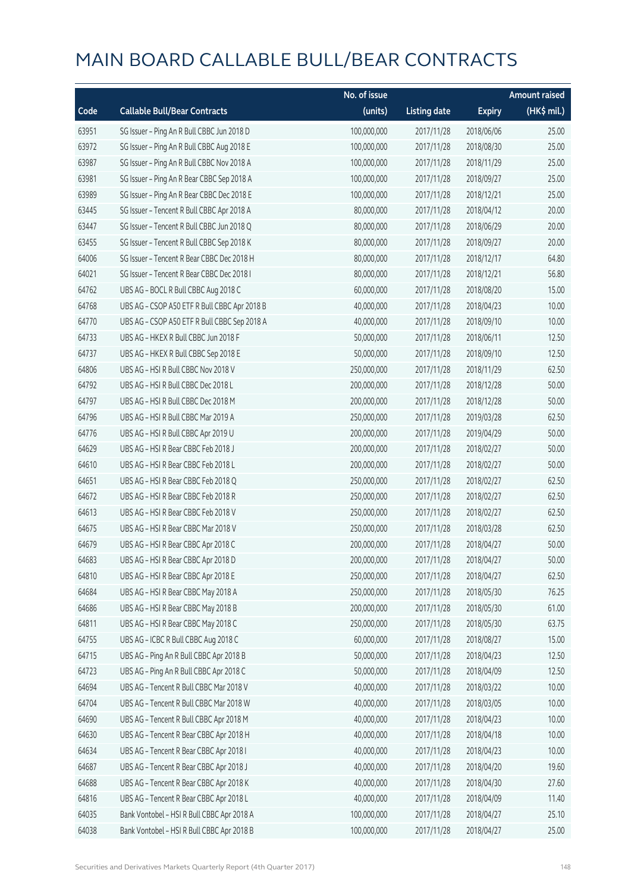# MAIN BOARD CALLABLE BULL/BEAR CONTRACTS

| Code | Callable Bull/Bear Contracts | No. of issue (units) | Listing date | Expiry | Amount raised (HK$ mil.) |
|---|---|---|---|---|---|
| 63951 | SG Issuer – Ping An R Bull CBBC Jun 2018 D | 100,000,000 | 2017/11/28 | 2018/06/06 | 25.00 |
| 63972 | SG Issuer – Ping An R Bull CBBC Aug 2018 E | 100,000,000 | 2017/11/28 | 2018/08/30 | 25.00 |
| 63987 | SG Issuer – Ping An R Bull CBBC Nov 2018 A | 100,000,000 | 2017/11/28 | 2018/11/29 | 25.00 |
| 63981 | SG Issuer – Ping An R Bear CBBC Sep 2018 A | 100,000,000 | 2017/11/28 | 2018/09/27 | 25.00 |
| 63989 | SG Issuer – Ping An R Bear CBBC Dec 2018 E | 100,000,000 | 2017/11/28 | 2018/12/21 | 25.00 |
| 63445 | SG Issuer – Tencent R Bull CBBC Apr 2018 A | 80,000,000 | 2017/11/28 | 2018/04/12 | 20.00 |
| 63447 | SG Issuer – Tencent R Bull CBBC Jun 2018 Q | 80,000,000 | 2017/11/28 | 2018/06/29 | 20.00 |
| 63455 | SG Issuer – Tencent R Bull CBBC Sep 2018 K | 80,000,000 | 2017/11/28 | 2018/09/27 | 20.00 |
| 64006 | SG Issuer – Tencent R Bear CBBC Dec 2018 H | 80,000,000 | 2017/11/28 | 2018/12/17 | 64.80 |
| 64021 | SG Issuer – Tencent R Bear CBBC Dec 2018 I | 80,000,000 | 2017/11/28 | 2018/12/21 | 56.80 |
| 64762 | UBS AG – BOCL R Bull CBBC Aug 2018 C | 60,000,000 | 2017/11/28 | 2018/08/20 | 15.00 |
| 64768 | UBS AG – CSOP A50 ETF R Bull CBBC Apr 2018 B | 40,000,000 | 2017/11/28 | 2018/04/23 | 10.00 |
| 64770 | UBS AG – CSOP A50 ETF R Bull CBBC Sep 2018 A | 40,000,000 | 2017/11/28 | 2018/09/10 | 10.00 |
| 64733 | UBS AG – HKEX R Bull CBBC Jun 2018 F | 50,000,000 | 2017/11/28 | 2018/06/11 | 12.50 |
| 64737 | UBS AG – HKEX R Bull CBBC Sep 2018 E | 50,000,000 | 2017/11/28 | 2018/09/10 | 12.50 |
| 64806 | UBS AG – HSI R Bull CBBC Nov 2018 V | 250,000,000 | 2017/11/28 | 2018/11/29 | 62.50 |
| 64792 | UBS AG – HSI R Bull CBBC Dec 2018 L | 200,000,000 | 2017/11/28 | 2018/12/28 | 50.00 |
| 64797 | UBS AG – HSI R Bull CBBC Dec 2018 M | 200,000,000 | 2017/11/28 | 2018/12/28 | 50.00 |
| 64796 | UBS AG – HSI R Bull CBBC Mar 2019 A | 250,000,000 | 2017/11/28 | 2019/03/28 | 62.50 |
| 64776 | UBS AG – HSI R Bull CBBC Apr 2019 U | 200,000,000 | 2017/11/28 | 2019/04/29 | 50.00 |
| 64629 | UBS AG – HSI R Bear CBBC Feb 2018 J | 200,000,000 | 2017/11/28 | 2018/02/27 | 50.00 |
| 64610 | UBS AG – HSI R Bear CBBC Feb 2018 L | 200,000,000 | 2017/11/28 | 2018/02/27 | 50.00 |
| 64651 | UBS AG – HSI R Bear CBBC Feb 2018 Q | 250,000,000 | 2017/11/28 | 2018/02/27 | 62.50 |
| 64672 | UBS AG – HSI R Bear CBBC Feb 2018 R | 250,000,000 | 2017/11/28 | 2018/02/27 | 62.50 |
| 64613 | UBS AG – HSI R Bear CBBC Feb 2018 V | 250,000,000 | 2017/11/28 | 2018/02/27 | 62.50 |
| 64675 | UBS AG – HSI R Bear CBBC Mar 2018 V | 250,000,000 | 2017/11/28 | 2018/03/28 | 62.50 |
| 64679 | UBS AG – HSI R Bear CBBC Apr 2018 C | 200,000,000 | 2017/11/28 | 2018/04/27 | 50.00 |
| 64683 | UBS AG – HSI R Bear CBBC Apr 2018 D | 200,000,000 | 2017/11/28 | 2018/04/27 | 50.00 |
| 64810 | UBS AG – HSI R Bear CBBC Apr 2018 E | 250,000,000 | 2017/11/28 | 2018/04/27 | 62.50 |
| 64684 | UBS AG – HSI R Bear CBBC May 2018 A | 250,000,000 | 2017/11/28 | 2018/05/30 | 76.25 |
| 64686 | UBS AG – HSI R Bear CBBC May 2018 B | 200,000,000 | 2017/11/28 | 2018/05/30 | 61.00 |
| 64811 | UBS AG – HSI R Bear CBBC May 2018 C | 250,000,000 | 2017/11/28 | 2018/05/30 | 63.75 |
| 64755 | UBS AG – ICBC R Bull CBBC Aug 2018 C | 60,000,000 | 2017/11/28 | 2018/08/27 | 15.00 |
| 64715 | UBS AG – Ping An R Bull CBBC Apr 2018 B | 50,000,000 | 2017/11/28 | 2018/04/23 | 12.50 |
| 64723 | UBS AG – Ping An R Bull CBBC Apr 2018 C | 50,000,000 | 2017/11/28 | 2018/04/09 | 12.50 |
| 64694 | UBS AG – Tencent R Bull CBBC Mar 2018 V | 40,000,000 | 2017/11/28 | 2018/03/22 | 10.00 |
| 64704 | UBS AG – Tencent R Bull CBBC Mar 2018 W | 40,000,000 | 2017/11/28 | 2018/03/05 | 10.00 |
| 64690 | UBS AG – Tencent R Bull CBBC Apr 2018 M | 40,000,000 | 2017/11/28 | 2018/04/23 | 10.00 |
| 64630 | UBS AG – Tencent R Bear CBBC Apr 2018 H | 40,000,000 | 2017/11/28 | 2018/04/18 | 10.00 |
| 64634 | UBS AG – Tencent R Bear CBBC Apr 2018 I | 40,000,000 | 2017/11/28 | 2018/04/23 | 10.00 |
| 64687 | UBS AG – Tencent R Bear CBBC Apr 2018 J | 40,000,000 | 2017/11/28 | 2018/04/20 | 19.60 |
| 64688 | UBS AG – Tencent R Bear CBBC Apr 2018 K | 40,000,000 | 2017/11/28 | 2018/04/30 | 27.60 |
| 64816 | UBS AG – Tencent R Bear CBBC Apr 2018 L | 40,000,000 | 2017/11/28 | 2018/04/09 | 11.40 |
| 64035 | Bank Vontobel – HSI R Bull CBBC Apr 2018 A | 100,000,000 | 2017/11/28 | 2018/04/27 | 25.10 |
| 64038 | Bank Vontobel – HSI R Bull CBBC Apr 2018 B | 100,000,000 | 2017/11/28 | 2018/04/27 | 25.00 |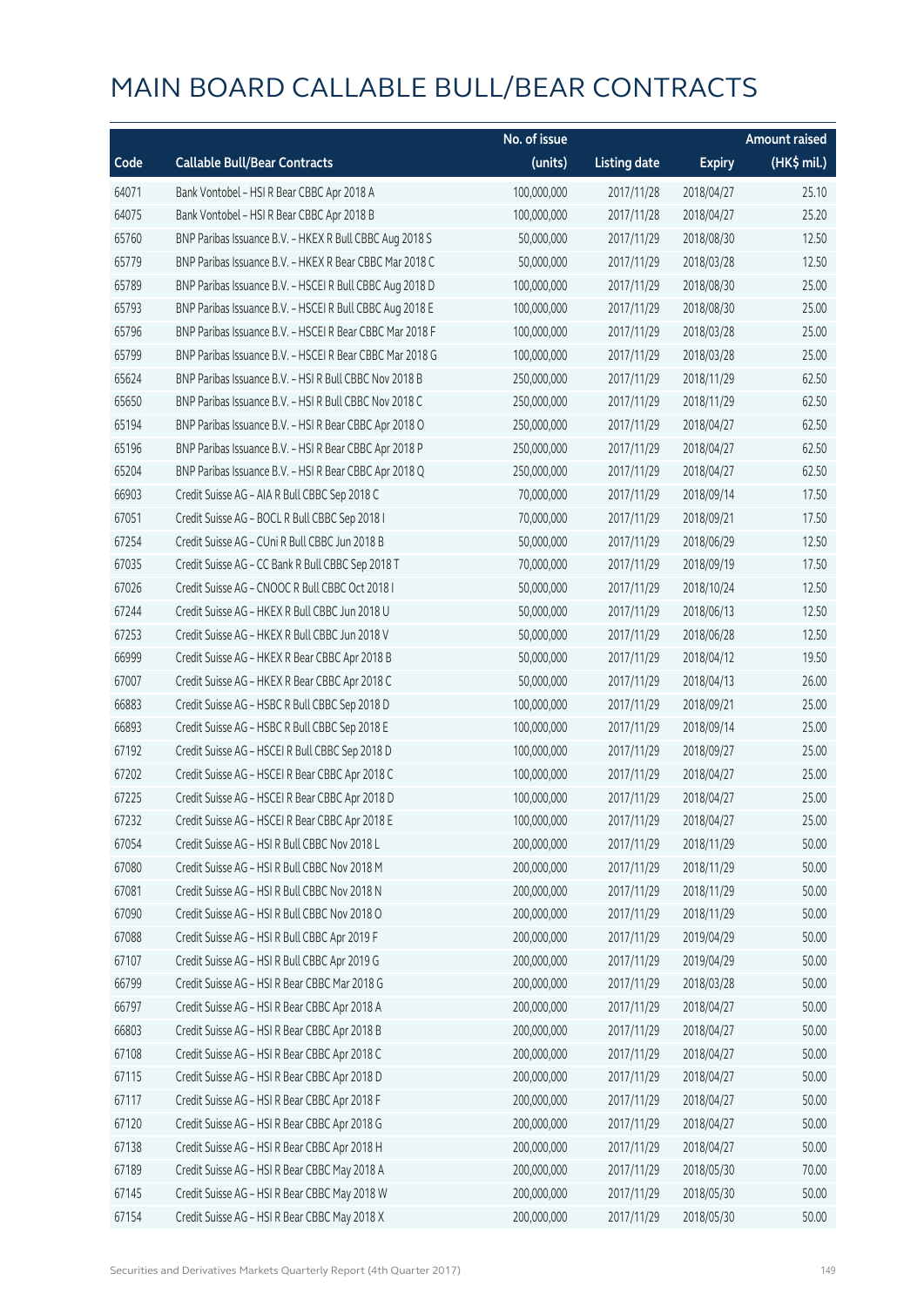# MAIN BOARD CALLABLE BULL/BEAR CONTRACTS

| Code | Callable Bull/Bear Contracts | No. of issue (units) | Listing date | Expiry | Amount raised (HK$ mil.) |
|---|---|---|---|---|---|
| 64071 | Bank Vontobel – HSI R Bear CBBC Apr 2018 A | 100,000,000 | 2017/11/28 | 2018/04/27 | 25.10 |
| 64075 | Bank Vontobel – HSI R Bear CBBC Apr 2018 B | 100,000,000 | 2017/11/28 | 2018/04/27 | 25.20 |
| 65760 | BNP Paribas Issuance B.V. – HKEX R Bull CBBC Aug 2018 S | 50,000,000 | 2017/11/29 | 2018/08/30 | 12.50 |
| 65779 | BNP Paribas Issuance B.V. – HKEX R Bear CBBC Mar 2018 C | 50,000,000 | 2017/11/29 | 2018/03/28 | 12.50 |
| 65789 | BNP Paribas Issuance B.V. – HSCEI R Bull CBBC Aug 2018 D | 100,000,000 | 2017/11/29 | 2018/08/30 | 25.00 |
| 65793 | BNP Paribas Issuance B.V. – HSCEI R Bull CBBC Aug 2018 E | 100,000,000 | 2017/11/29 | 2018/08/30 | 25.00 |
| 65796 | BNP Paribas Issuance B.V. – HSCEI R Bear CBBC Mar 2018 F | 100,000,000 | 2017/11/29 | 2018/03/28 | 25.00 |
| 65799 | BNP Paribas Issuance B.V. – HSCEI R Bear CBBC Mar 2018 G | 100,000,000 | 2017/11/29 | 2018/03/28 | 25.00 |
| 65624 | BNP Paribas Issuance B.V. – HSI R Bull CBBC Nov 2018 B | 250,000,000 | 2017/11/29 | 2018/11/29 | 62.50 |
| 65650 | BNP Paribas Issuance B.V. – HSI R Bull CBBC Nov 2018 C | 250,000,000 | 2017/11/29 | 2018/11/29 | 62.50 |
| 65194 | BNP Paribas Issuance B.V. – HSI R Bear CBBC Apr 2018 O | 250,000,000 | 2017/11/29 | 2018/04/27 | 62.50 |
| 65196 | BNP Paribas Issuance B.V. – HSI R Bear CBBC Apr 2018 P | 250,000,000 | 2017/11/29 | 2018/04/27 | 62.50 |
| 65204 | BNP Paribas Issuance B.V. – HSI R Bear CBBC Apr 2018 Q | 250,000,000 | 2017/11/29 | 2018/04/27 | 62.50 |
| 66903 | Credit Suisse AG – AIA R Bull CBBC Sep 2018 C | 70,000,000 | 2017/11/29 | 2018/09/14 | 17.50 |
| 67051 | Credit Suisse AG – BOCL R Bull CBBC Sep 2018 I | 70,000,000 | 2017/11/29 | 2018/09/21 | 17.50 |
| 67254 | Credit Suisse AG – CUni R Bull CBBC Jun 2018 B | 50,000,000 | 2017/11/29 | 2018/06/29 | 12.50 |
| 67035 | Credit Suisse AG – CC Bank R Bull CBBC Sep 2018 T | 70,000,000 | 2017/11/29 | 2018/09/19 | 17.50 |
| 67026 | Credit Suisse AG – CNOOC R Bull CBBC Oct 2018 I | 50,000,000 | 2017/11/29 | 2018/10/24 | 12.50 |
| 67244 | Credit Suisse AG – HKEX R Bull CBBC Jun 2018 U | 50,000,000 | 2017/11/29 | 2018/06/13 | 12.50 |
| 67253 | Credit Suisse AG – HKEX R Bull CBBC Jun 2018 V | 50,000,000 | 2017/11/29 | 2018/06/28 | 12.50 |
| 66999 | Credit Suisse AG – HKEX R Bear CBBC Apr 2018 B | 50,000,000 | 2017/11/29 | 2018/04/12 | 19.50 |
| 67007 | Credit Suisse AG – HKEX R Bear CBBC Apr 2018 C | 50,000,000 | 2017/11/29 | 2018/04/13 | 26.00 |
| 66883 | Credit Suisse AG – HSBC R Bull CBBC Sep 2018 D | 100,000,000 | 2017/11/29 | 2018/09/21 | 25.00 |
| 66893 | Credit Suisse AG – HSBC R Bull CBBC Sep 2018 E | 100,000,000 | 2017/11/29 | 2018/09/14 | 25.00 |
| 67192 | Credit Suisse AG – HSCEI R Bull CBBC Sep 2018 D | 100,000,000 | 2017/11/29 | 2018/09/27 | 25.00 |
| 67202 | Credit Suisse AG – HSCEI R Bear CBBC Apr 2018 C | 100,000,000 | 2017/11/29 | 2018/04/27 | 25.00 |
| 67225 | Credit Suisse AG – HSCEI R Bear CBBC Apr 2018 D | 100,000,000 | 2017/11/29 | 2018/04/27 | 25.00 |
| 67232 | Credit Suisse AG – HSCEI R Bear CBBC Apr 2018 E | 100,000,000 | 2017/11/29 | 2018/04/27 | 25.00 |
| 67054 | Credit Suisse AG – HSI R Bull CBBC Nov 2018 L | 200,000,000 | 2017/11/29 | 2018/11/29 | 50.00 |
| 67080 | Credit Suisse AG – HSI R Bull CBBC Nov 2018 M | 200,000,000 | 2017/11/29 | 2018/11/29 | 50.00 |
| 67081 | Credit Suisse AG – HSI R Bull CBBC Nov 2018 N | 200,000,000 | 2017/11/29 | 2018/11/29 | 50.00 |
| 67090 | Credit Suisse AG – HSI R Bull CBBC Nov 2018 O | 200,000,000 | 2017/11/29 | 2018/11/29 | 50.00 |
| 67088 | Credit Suisse AG – HSI R Bull CBBC Apr 2019 F | 200,000,000 | 2017/11/29 | 2019/04/29 | 50.00 |
| 67107 | Credit Suisse AG – HSI R Bull CBBC Apr 2019 G | 200,000,000 | 2017/11/29 | 2019/04/29 | 50.00 |
| 66799 | Credit Suisse AG – HSI R Bear CBBC Mar 2018 G | 200,000,000 | 2017/11/29 | 2018/03/28 | 50.00 |
| 66797 | Credit Suisse AG – HSI R Bear CBBC Apr 2018 A | 200,000,000 | 2017/11/29 | 2018/04/27 | 50.00 |
| 66803 | Credit Suisse AG – HSI R Bear CBBC Apr 2018 B | 200,000,000 | 2017/11/29 | 2018/04/27 | 50.00 |
| 67108 | Credit Suisse AG – HSI R Bear CBBC Apr 2018 C | 200,000,000 | 2017/11/29 | 2018/04/27 | 50.00 |
| 67115 | Credit Suisse AG – HSI R Bear CBBC Apr 2018 D | 200,000,000 | 2017/11/29 | 2018/04/27 | 50.00 |
| 67117 | Credit Suisse AG – HSI R Bear CBBC Apr 2018 F | 200,000,000 | 2017/11/29 | 2018/04/27 | 50.00 |
| 67120 | Credit Suisse AG – HSI R Bear CBBC Apr 2018 G | 200,000,000 | 2017/11/29 | 2018/04/27 | 50.00 |
| 67138 | Credit Suisse AG – HSI R Bear CBBC Apr 2018 H | 200,000,000 | 2017/11/29 | 2018/04/27 | 50.00 |
| 67189 | Credit Suisse AG – HSI R Bear CBBC May 2018 A | 200,000,000 | 2017/11/29 | 2018/05/30 | 70.00 |
| 67145 | Credit Suisse AG – HSI R Bear CBBC May 2018 W | 200,000,000 | 2017/11/29 | 2018/05/30 | 50.00 |
| 67154 | Credit Suisse AG – HSI R Bear CBBC May 2018 X | 200,000,000 | 2017/11/29 | 2018/05/30 | 50.00 |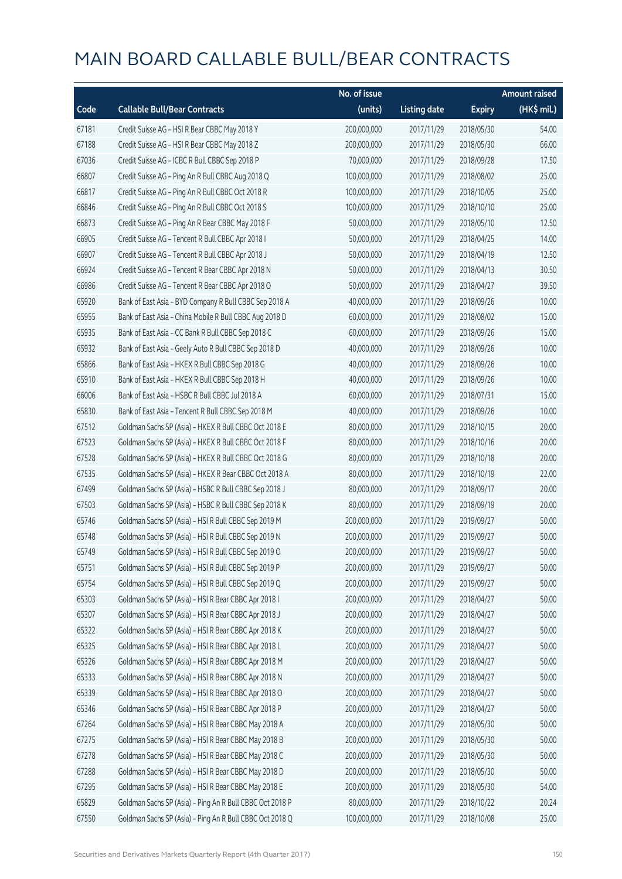# MAIN BOARD CALLABLE BULL/BEAR CONTRACTS

| Code | Callable Bull/Bear Contracts | No. of issue (units) | Listing date | Expiry | Amount raised (HK$ mil.) |
|---|---|---|---|---|---|
| 67181 | Credit Suisse AG – HSI R Bear CBBC May 2018 Y | 200,000,000 | 2017/11/29 | 2018/05/30 | 54.00 |
| 67188 | Credit Suisse AG – HSI R Bear CBBC May 2018 Z | 200,000,000 | 2017/11/29 | 2018/05/30 | 66.00 |
| 67036 | Credit Suisse AG – ICBC R Bull CBBC Sep 2018 P | 70,000,000 | 2017/11/29 | 2018/09/28 | 17.50 |
| 66807 | Credit Suisse AG – Ping An R Bull CBBC Aug 2018 Q | 100,000,000 | 2017/11/29 | 2018/08/02 | 25.00 |
| 66817 | Credit Suisse AG – Ping An R Bull CBBC Oct 2018 R | 100,000,000 | 2017/11/29 | 2018/10/05 | 25.00 |
| 66846 | Credit Suisse AG – Ping An R Bull CBBC Oct 2018 S | 100,000,000 | 2017/11/29 | 2018/10/10 | 25.00 |
| 66873 | Credit Suisse AG – Ping An R Bear CBBC May 2018 F | 50,000,000 | 2017/11/29 | 2018/05/10 | 12.50 |
| 66905 | Credit Suisse AG – Tencent R Bull CBBC Apr 2018 I | 50,000,000 | 2017/11/29 | 2018/04/25 | 14.00 |
| 66907 | Credit Suisse AG – Tencent R Bull CBBC Apr 2018 J | 50,000,000 | 2017/11/29 | 2018/04/19 | 12.50 |
| 66924 | Credit Suisse AG – Tencent R Bear CBBC Apr 2018 N | 50,000,000 | 2017/11/29 | 2018/04/13 | 30.50 |
| 66986 | Credit Suisse AG – Tencent R Bear CBBC Apr 2018 O | 50,000,000 | 2017/11/29 | 2018/04/27 | 39.50 |
| 65920 | Bank of East Asia – BYD Company R Bull CBBC Sep 2018 A | 40,000,000 | 2017/11/29 | 2018/09/26 | 10.00 |
| 65955 | Bank of East Asia – China Mobile R Bull CBBC Aug 2018 D | 60,000,000 | 2017/11/29 | 2018/08/02 | 15.00 |
| 65935 | Bank of East Asia – CC Bank R Bull CBBC Sep 2018 C | 60,000,000 | 2017/11/29 | 2018/09/26 | 15.00 |
| 65932 | Bank of East Asia – Geely Auto R Bull CBBC Sep 2018 D | 40,000,000 | 2017/11/29 | 2018/09/26 | 10.00 |
| 65866 | Bank of East Asia – HKEX R Bull CBBC Sep 2018 G | 40,000,000 | 2017/11/29 | 2018/09/26 | 10.00 |
| 65910 | Bank of East Asia – HKEX R Bull CBBC Sep 2018 H | 40,000,000 | 2017/11/29 | 2018/09/26 | 10.00 |
| 66006 | Bank of East Asia – HSBC R Bull CBBC Jul 2018 A | 60,000,000 | 2017/11/29 | 2018/07/31 | 15.00 |
| 65830 | Bank of East Asia – Tencent R Bull CBBC Sep 2018 M | 40,000,000 | 2017/11/29 | 2018/09/26 | 10.00 |
| 67512 | Goldman Sachs SP (Asia) – HKEX R Bull CBBC Oct 2018 E | 80,000,000 | 2017/11/29 | 2018/10/15 | 20.00 |
| 67523 | Goldman Sachs SP (Asia) – HKEX R Bull CBBC Oct 2018 F | 80,000,000 | 2017/11/29 | 2018/10/16 | 20.00 |
| 67528 | Goldman Sachs SP (Asia) – HKEX R Bull CBBC Oct 2018 G | 80,000,000 | 2017/11/29 | 2018/10/18 | 20.00 |
| 67535 | Goldman Sachs SP (Asia) – HKEX R Bear CBBC Oct 2018 A | 80,000,000 | 2017/11/29 | 2018/10/19 | 22.00 |
| 67499 | Goldman Sachs SP (Asia) – HSBC R Bull CBBC Sep 2018 J | 80,000,000 | 2017/11/29 | 2018/09/17 | 20.00 |
| 67503 | Goldman Sachs SP (Asia) – HSBC R Bull CBBC Sep 2018 K | 80,000,000 | 2017/11/29 | 2018/09/19 | 20.00 |
| 65746 | Goldman Sachs SP (Asia) – HSI R Bull CBBC Sep 2019 M | 200,000,000 | 2017/11/29 | 2019/09/27 | 50.00 |
| 65748 | Goldman Sachs SP (Asia) – HSI R Bull CBBC Sep 2019 N | 200,000,000 | 2017/11/29 | 2019/09/27 | 50.00 |
| 65749 | Goldman Sachs SP (Asia) – HSI R Bull CBBC Sep 2019 O | 200,000,000 | 2017/11/29 | 2019/09/27 | 50.00 |
| 65751 | Goldman Sachs SP (Asia) – HSI R Bull CBBC Sep 2019 P | 200,000,000 | 2017/11/29 | 2019/09/27 | 50.00 |
| 65754 | Goldman Sachs SP (Asia) – HSI R Bull CBBC Sep 2019 Q | 200,000,000 | 2017/11/29 | 2019/09/27 | 50.00 |
| 65303 | Goldman Sachs SP (Asia) – HSI R Bear CBBC Apr 2018 I | 200,000,000 | 2017/11/29 | 2018/04/27 | 50.00 |
| 65307 | Goldman Sachs SP (Asia) – HSI R Bear CBBC Apr 2018 J | 200,000,000 | 2017/11/29 | 2018/04/27 | 50.00 |
| 65322 | Goldman Sachs SP (Asia) – HSI R Bear CBBC Apr 2018 K | 200,000,000 | 2017/11/29 | 2018/04/27 | 50.00 |
| 65325 | Goldman Sachs SP (Asia) – HSI R Bear CBBC Apr 2018 L | 200,000,000 | 2017/11/29 | 2018/04/27 | 50.00 |
| 65326 | Goldman Sachs SP (Asia) – HSI R Bear CBBC Apr 2018 M | 200,000,000 | 2017/11/29 | 2018/04/27 | 50.00 |
| 65333 | Goldman Sachs SP (Asia) – HSI R Bear CBBC Apr 2018 N | 200,000,000 | 2017/11/29 | 2018/04/27 | 50.00 |
| 65339 | Goldman Sachs SP (Asia) – HSI R Bear CBBC Apr 2018 O | 200,000,000 | 2017/11/29 | 2018/04/27 | 50.00 |
| 65346 | Goldman Sachs SP (Asia) – HSI R Bear CBBC Apr 2018 P | 200,000,000 | 2017/11/29 | 2018/04/27 | 50.00 |
| 67264 | Goldman Sachs SP (Asia) – HSI R Bear CBBC May 2018 A | 200,000,000 | 2017/11/29 | 2018/05/30 | 50.00 |
| 67275 | Goldman Sachs SP (Asia) – HSI R Bear CBBC May 2018 B | 200,000,000 | 2017/11/29 | 2018/05/30 | 50.00 |
| 67278 | Goldman Sachs SP (Asia) – HSI R Bear CBBC May 2018 C | 200,000,000 | 2017/11/29 | 2018/05/30 | 50.00 |
| 67288 | Goldman Sachs SP (Asia) – HSI R Bear CBBC May 2018 D | 200,000,000 | 2017/11/29 | 2018/05/30 | 50.00 |
| 67295 | Goldman Sachs SP (Asia) – HSI R Bear CBBC May 2018 E | 200,000,000 | 2017/11/29 | 2018/05/30 | 54.00 |
| 65829 | Goldman Sachs SP (Asia) – Ping An R Bull CBBC Oct 2018 P | 80,000,000 | 2017/11/29 | 2018/10/22 | 20.24 |
| 67550 | Goldman Sachs SP (Asia) – Ping An R Bull CBBC Oct 2018 Q | 100,000,000 | 2017/11/29 | 2018/10/08 | 25.00 |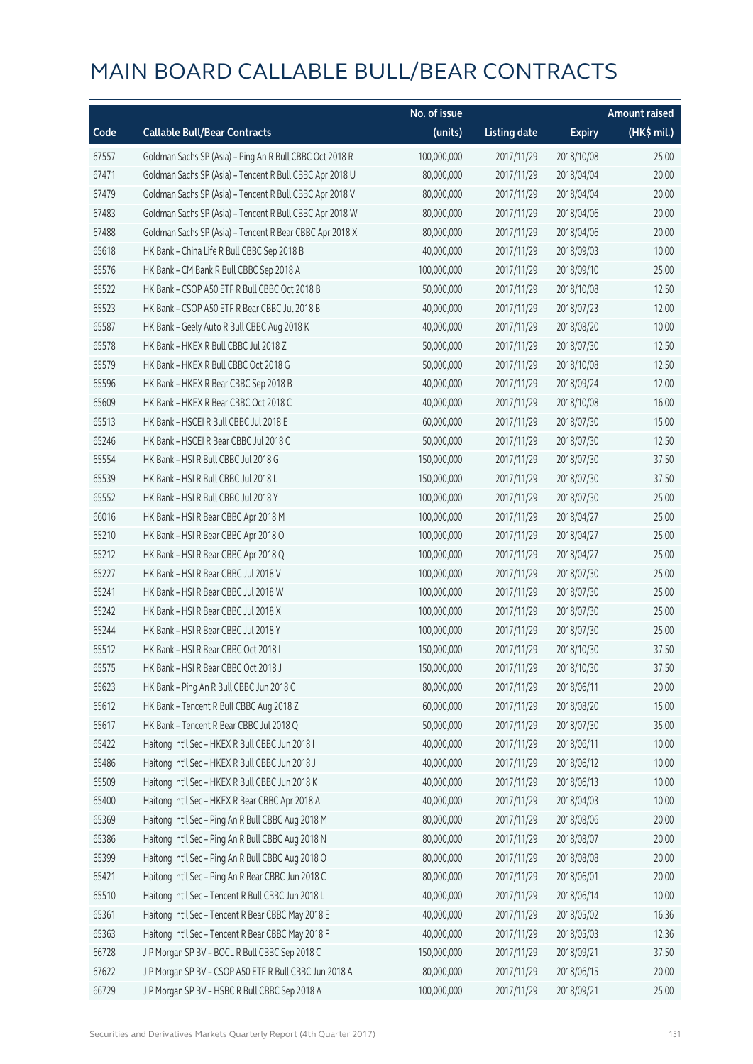# MAIN BOARD CALLABLE BULL/BEAR CONTRACTS

| Code | Callable Bull/Bear Contracts | No. of issue (units) | Listing date | Expiry | Amount raised (HK$ mil.) |
|---|---|---|---|---|---|
| 67557 | Goldman Sachs SP (Asia) - Ping An R Bull CBBC Oct 2018 R | 100,000,000 | 2017/11/29 | 2018/10/08 | 25.00 |
| 67471 | Goldman Sachs SP (Asia) - Tencent R Bull CBBC Apr 2018 U | 80,000,000 | 2017/11/29 | 2018/04/04 | 20.00 |
| 67479 | Goldman Sachs SP (Asia) - Tencent R Bull CBBC Apr 2018 V | 80,000,000 | 2017/11/29 | 2018/04/04 | 20.00 |
| 67483 | Goldman Sachs SP (Asia) - Tencent R Bull CBBC Apr 2018 W | 80,000,000 | 2017/11/29 | 2018/04/06 | 20.00 |
| 67488 | Goldman Sachs SP (Asia) - Tencent R Bear CBBC Apr 2018 X | 80,000,000 | 2017/11/29 | 2018/04/06 | 20.00 |
| 65618 | HK Bank - China Life R Bull CBBC Sep 2018 B | 40,000,000 | 2017/11/29 | 2018/09/03 | 10.00 |
| 65576 | HK Bank - CM Bank R Bull CBBC Sep 2018 A | 100,000,000 | 2017/11/29 | 2018/09/10 | 25.00 |
| 65522 | HK Bank - CSOP A50 ETF R Bull CBBC Oct 2018 B | 50,000,000 | 2017/11/29 | 2018/10/08 | 12.50 |
| 65523 | HK Bank - CSOP A50 ETF R Bear CBBC Jul 2018 B | 40,000,000 | 2017/11/29 | 2018/07/23 | 12.00 |
| 65587 | HK Bank - Geely Auto R Bull CBBC Aug 2018 K | 40,000,000 | 2017/11/29 | 2018/08/20 | 10.00 |
| 65578 | HK Bank - HKEX R Bull CBBC Jul 2018 Z | 50,000,000 | 2017/11/29 | 2018/07/30 | 12.50 |
| 65579 | HK Bank - HKEX R Bull CBBC Oct 2018 G | 50,000,000 | 2017/11/29 | 2018/10/08 | 12.50 |
| 65596 | HK Bank - HKEX R Bear CBBC Sep 2018 B | 40,000,000 | 2017/11/29 | 2018/09/24 | 12.00 |
| 65609 | HK Bank - HKEX R Bear CBBC Oct 2018 C | 40,000,000 | 2017/11/29 | 2018/10/08 | 16.00 |
| 65513 | HK Bank - HSCEI R Bull CBBC Jul 2018 E | 60,000,000 | 2017/11/29 | 2018/07/30 | 15.00 |
| 65246 | HK Bank - HSCEI R Bear CBBC Jul 2018 C | 50,000,000 | 2017/11/29 | 2018/07/30 | 12.50 |
| 65554 | HK Bank - HSI R Bull CBBC Jul 2018 G | 150,000,000 | 2017/11/29 | 2018/07/30 | 37.50 |
| 65539 | HK Bank - HSI R Bull CBBC Jul 2018 L | 150,000,000 | 2017/11/29 | 2018/07/30 | 37.50 |
| 65552 | HK Bank - HSI R Bull CBBC Jul 2018 Y | 100,000,000 | 2017/11/29 | 2018/07/30 | 25.00 |
| 66016 | HK Bank - HSI R Bear CBBC Apr 2018 M | 100,000,000 | 2017/11/29 | 2018/04/27 | 25.00 |
| 65210 | HK Bank - HSI R Bear CBBC Apr 2018 O | 100,000,000 | 2017/11/29 | 2018/04/27 | 25.00 |
| 65212 | HK Bank - HSI R Bear CBBC Apr 2018 Q | 100,000,000 | 2017/11/29 | 2018/04/27 | 25.00 |
| 65227 | HK Bank - HSI R Bear CBBC Jul 2018 V | 100,000,000 | 2017/11/29 | 2018/07/30 | 25.00 |
| 65241 | HK Bank - HSI R Bear CBBC Jul 2018 W | 100,000,000 | 2017/11/29 | 2018/07/30 | 25.00 |
| 65242 | HK Bank - HSI R Bear CBBC Jul 2018 X | 100,000,000 | 2017/11/29 | 2018/07/30 | 25.00 |
| 65244 | HK Bank - HSI R Bear CBBC Jul 2018 Y | 100,000,000 | 2017/11/29 | 2018/07/30 | 25.00 |
| 65512 | HK Bank - HSI R Bear CBBC Oct 2018 I | 150,000,000 | 2017/11/29 | 2018/10/30 | 37.50 |
| 65575 | HK Bank - HSI R Bear CBBC Oct 2018 J | 150,000,000 | 2017/11/29 | 2018/10/30 | 37.50 |
| 65623 | HK Bank - Ping An R Bull CBBC Jun 2018 C | 80,000,000 | 2017/11/29 | 2018/06/11 | 20.00 |
| 65612 | HK Bank - Tencent R Bull CBBC Aug 2018 Z | 60,000,000 | 2017/11/29 | 2018/08/20 | 15.00 |
| 65617 | HK Bank - Tencent R Bear CBBC Jul 2018 Q | 50,000,000 | 2017/11/29 | 2018/07/30 | 35.00 |
| 65422 | Haitong Int'l Sec - HKEX R Bull CBBC Jun 2018 I | 40,000,000 | 2017/11/29 | 2018/06/11 | 10.00 |
| 65486 | Haitong Int'l Sec - HKEX R Bull CBBC Jun 2018 J | 40,000,000 | 2017/11/29 | 2018/06/12 | 10.00 |
| 65509 | Haitong Int'l Sec - HKEX R Bull CBBC Jun 2018 K | 40,000,000 | 2017/11/29 | 2018/06/13 | 10.00 |
| 65400 | Haitong Int'l Sec - HKEX R Bear CBBC Apr 2018 A | 40,000,000 | 2017/11/29 | 2018/04/03 | 10.00 |
| 65369 | Haitong Int'l Sec - Ping An R Bull CBBC Aug 2018 M | 80,000,000 | 2017/11/29 | 2018/08/06 | 20.00 |
| 65386 | Haitong Int'l Sec - Ping An R Bull CBBC Aug 2018 N | 80,000,000 | 2017/11/29 | 2018/08/07 | 20.00 |
| 65399 | Haitong Int'l Sec - Ping An R Bull CBBC Aug 2018 O | 80,000,000 | 2017/11/29 | 2018/08/08 | 20.00 |
| 65421 | Haitong Int'l Sec - Ping An R Bear CBBC Jun 2018 C | 80,000,000 | 2017/11/29 | 2018/06/01 | 20.00 |
| 65510 | Haitong Int'l Sec - Tencent R Bull CBBC Jun 2018 L | 40,000,000 | 2017/11/29 | 2018/06/14 | 10.00 |
| 65361 | Haitong Int'l Sec - Tencent R Bear CBBC May 2018 E | 40,000,000 | 2017/11/29 | 2018/05/02 | 16.36 |
| 65363 | Haitong Int'l Sec - Tencent R Bear CBBC May 2018 F | 40,000,000 | 2017/11/29 | 2018/05/03 | 12.36 |
| 66728 | J P Morgan SP BV - BOCL R Bull CBBC Sep 2018 C | 150,000,000 | 2017/11/29 | 2018/09/21 | 37.50 |
| 67622 | J P Morgan SP BV - CSOP A50 ETF R Bull CBBC Jun 2018 A | 80,000,000 | 2017/11/29 | 2018/06/15 | 20.00 |
| 66729 | J P Morgan SP BV - HSBC R Bull CBBC Sep 2018 A | 100,000,000 | 2017/11/29 | 2018/09/21 | 25.00 |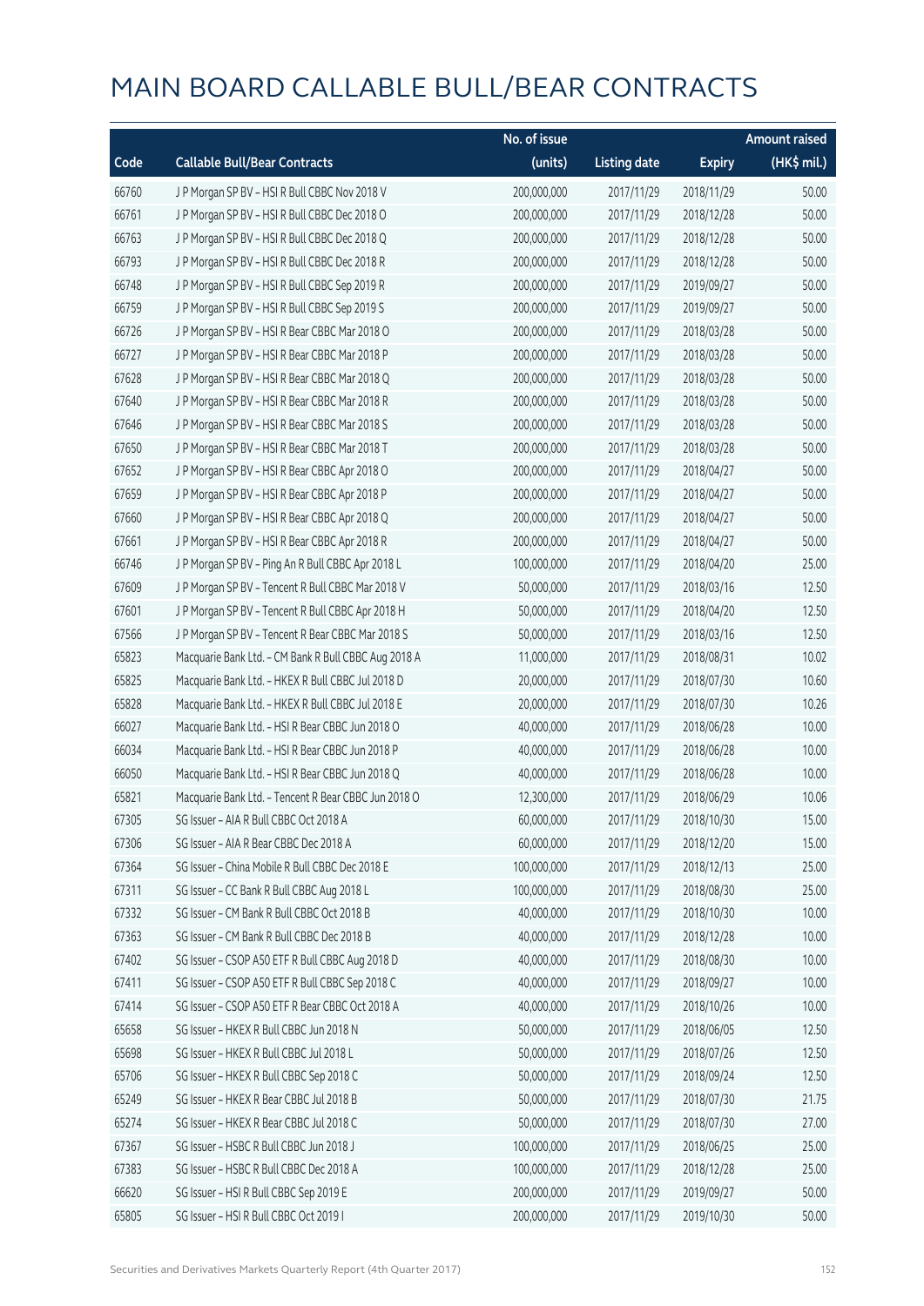# MAIN BOARD CALLABLE BULL/BEAR CONTRACTS

| Code | Callable Bull/Bear Contracts | No. of issue (units) | Listing date | Expiry | Amount raised (HK$ mil.) |
|---|---|---|---|---|---|
| 66760 | J P Morgan SP BV – HSI R Bull CBBC Nov 2018 V | 200,000,000 | 2017/11/29 | 2018/11/29 | 50.00 |
| 66761 | J P Morgan SP BV – HSI R Bull CBBC Dec 2018 O | 200,000,000 | 2017/11/29 | 2018/12/28 | 50.00 |
| 66763 | J P Morgan SP BV – HSI R Bull CBBC Dec 2018 Q | 200,000,000 | 2017/11/29 | 2018/12/28 | 50.00 |
| 66793 | J P Morgan SP BV – HSI R Bull CBBC Dec 2018 R | 200,000,000 | 2017/11/29 | 2018/12/28 | 50.00 |
| 66748 | J P Morgan SP BV – HSI R Bull CBBC Sep 2019 R | 200,000,000 | 2017/11/29 | 2019/09/27 | 50.00 |
| 66759 | J P Morgan SP BV – HSI R Bull CBBC Sep 2019 S | 200,000,000 | 2017/11/29 | 2019/09/27 | 50.00 |
| 66726 | J P Morgan SP BV – HSI R Bear CBBC Mar 2018 O | 200,000,000 | 2017/11/29 | 2018/03/28 | 50.00 |
| 66727 | J P Morgan SP BV – HSI R Bear CBBC Mar 2018 P | 200,000,000 | 2017/11/29 | 2018/03/28 | 50.00 |
| 67628 | J P Morgan SP BV – HSI R Bear CBBC Mar 2018 Q | 200,000,000 | 2017/11/29 | 2018/03/28 | 50.00 |
| 67640 | J P Morgan SP BV – HSI R Bear CBBC Mar 2018 R | 200,000,000 | 2017/11/29 | 2018/03/28 | 50.00 |
| 67646 | J P Morgan SP BV – HSI R Bear CBBC Mar 2018 S | 200,000,000 | 2017/11/29 | 2018/03/28 | 50.00 |
| 67650 | J P Morgan SP BV – HSI R Bear CBBC Mar 2018 T | 200,000,000 | 2017/11/29 | 2018/03/28 | 50.00 |
| 67652 | J P Morgan SP BV – HSI R Bear CBBC Apr 2018 O | 200,000,000 | 2017/11/29 | 2018/04/27 | 50.00 |
| 67659 | J P Morgan SP BV – HSI R Bear CBBC Apr 2018 P | 200,000,000 | 2017/11/29 | 2018/04/27 | 50.00 |
| 67660 | J P Morgan SP BV – HSI R Bear CBBC Apr 2018 Q | 200,000,000 | 2017/11/29 | 2018/04/27 | 50.00 |
| 67661 | J P Morgan SP BV – HSI R Bear CBBC Apr 2018 R | 200,000,000 | 2017/11/29 | 2018/04/27 | 50.00 |
| 66746 | J P Morgan SP BV – Ping An R Bull CBBC Apr 2018 L | 100,000,000 | 2017/11/29 | 2018/04/20 | 25.00 |
| 67609 | J P Morgan SP BV – Tencent R Bull CBBC Mar 2018 V | 50,000,000 | 2017/11/29 | 2018/03/16 | 12.50 |
| 67601 | J P Morgan SP BV – Tencent R Bull CBBC Apr 2018 H | 50,000,000 | 2017/11/29 | 2018/04/20 | 12.50 |
| 67566 | J P Morgan SP BV – Tencent R Bear CBBC Mar 2018 S | 50,000,000 | 2017/11/29 | 2018/03/16 | 12.50 |
| 65823 | Macquarie Bank Ltd. – CM Bank R Bull CBBC Aug 2018 A | 11,000,000 | 2017/11/29 | 2018/08/31 | 10.02 |
| 65825 | Macquarie Bank Ltd. – HKEX R Bull CBBC Jul 2018 D | 20,000,000 | 2017/11/29 | 2018/07/30 | 10.60 |
| 65828 | Macquarie Bank Ltd. – HKEX R Bull CBBC Jul 2018 E | 20,000,000 | 2017/11/29 | 2018/07/30 | 10.26 |
| 66027 | Macquarie Bank Ltd. – HSI R Bear CBBC Jun 2018 O | 40,000,000 | 2017/11/29 | 2018/06/28 | 10.00 |
| 66034 | Macquarie Bank Ltd. – HSI R Bear CBBC Jun 2018 P | 40,000,000 | 2017/11/29 | 2018/06/28 | 10.00 |
| 66050 | Macquarie Bank Ltd. – HSI R Bear CBBC Jun 2018 Q | 40,000,000 | 2017/11/29 | 2018/06/28 | 10.00 |
| 65821 | Macquarie Bank Ltd. – Tencent R Bear CBBC Jun 2018 O | 12,300,000 | 2017/11/29 | 2018/06/29 | 10.06 |
| 67305 | SG Issuer – AIA R Bull CBBC Oct 2018 A | 60,000,000 | 2017/11/29 | 2018/10/30 | 15.00 |
| 67306 | SG Issuer – AIA R Bear CBBC Dec 2018 A | 60,000,000 | 2017/11/29 | 2018/12/20 | 15.00 |
| 67364 | SG Issuer – China Mobile R Bull CBBC Dec 2018 E | 100,000,000 | 2017/11/29 | 2018/12/13 | 25.00 |
| 67311 | SG Issuer – CC Bank R Bull CBBC Aug 2018 L | 100,000,000 | 2017/11/29 | 2018/08/30 | 25.00 |
| 67332 | SG Issuer – CM Bank R Bull CBBC Oct 2018 B | 40,000,000 | 2017/11/29 | 2018/10/30 | 10.00 |
| 67363 | SG Issuer – CM Bank R Bull CBBC Dec 2018 B | 40,000,000 | 2017/11/29 | 2018/12/28 | 10.00 |
| 67402 | SG Issuer – CSOP A50 ETF R Bull CBBC Aug 2018 D | 40,000,000 | 2017/11/29 | 2018/08/30 | 10.00 |
| 67411 | SG Issuer – CSOP A50 ETF R Bull CBBC Sep 2018 C | 40,000,000 | 2017/11/29 | 2018/09/27 | 10.00 |
| 67414 | SG Issuer – CSOP A50 ETF R Bear CBBC Oct 2018 A | 40,000,000 | 2017/11/29 | 2018/10/26 | 10.00 |
| 65658 | SG Issuer – HKEX R Bull CBBC Jun 2018 N | 50,000,000 | 2017/11/29 | 2018/06/05 | 12.50 |
| 65698 | SG Issuer – HKEX R Bull CBBC Jul 2018 L | 50,000,000 | 2017/11/29 | 2018/07/26 | 12.50 |
| 65706 | SG Issuer – HKEX R Bull CBBC Sep 2018 C | 50,000,000 | 2017/11/29 | 2018/09/24 | 12.50 |
| 65249 | SG Issuer – HKEX R Bear CBBC Jul 2018 B | 50,000,000 | 2017/11/29 | 2018/07/30 | 21.75 |
| 65274 | SG Issuer – HKEX R Bear CBBC Jul 2018 C | 50,000,000 | 2017/11/29 | 2018/07/30 | 27.00 |
| 67367 | SG Issuer – HSBC R Bull CBBC Jun 2018 J | 100,000,000 | 2017/11/29 | 2018/06/25 | 25.00 |
| 67383 | SG Issuer – HSBC R Bull CBBC Dec 2018 A | 100,000,000 | 2017/11/29 | 2018/12/28 | 25.00 |
| 66620 | SG Issuer – HSI R Bull CBBC Sep 2019 E | 200,000,000 | 2017/11/29 | 2019/09/27 | 50.00 |
| 65805 | SG Issuer – HSI R Bull CBBC Oct 2019 I | 200,000,000 | 2017/11/29 | 2019/10/30 | 50.00 |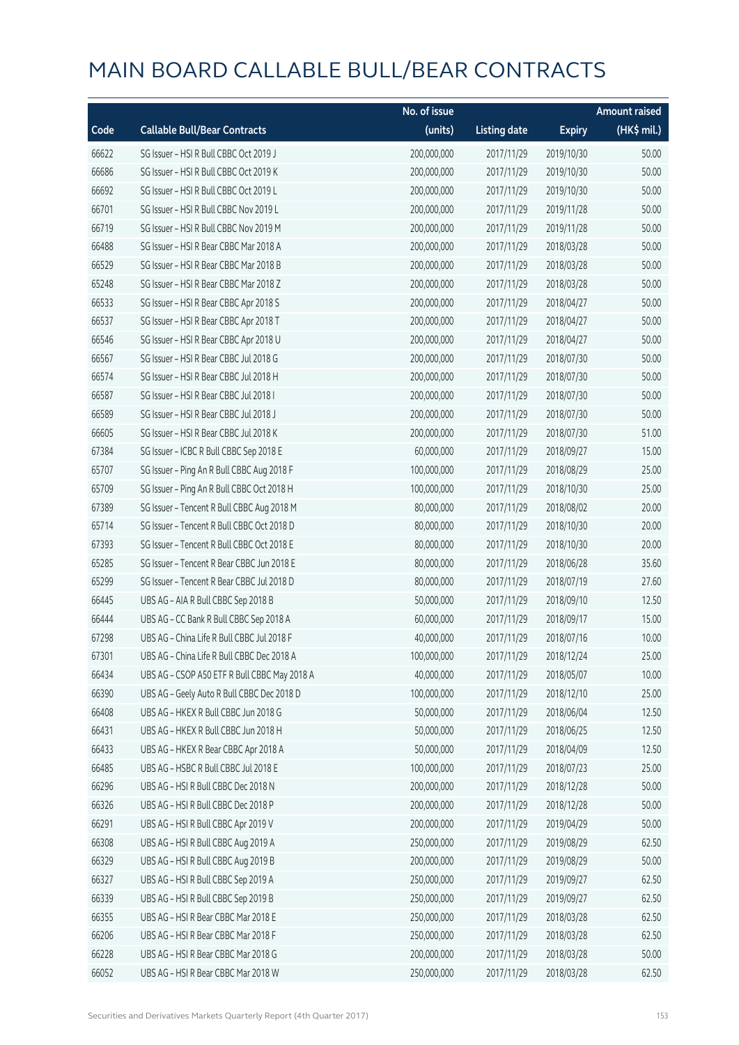# MAIN BOARD CALLABLE BULL/BEAR CONTRACTS

| Code | Callable Bull/Bear Contracts | No. of issue (units) | Listing date | Expiry | Amount raised (HK$ mil.) |
|---|---|---|---|---|---|
| 66622 | SG Issuer – HSI R Bull CBBC Oct 2019 J | 200,000,000 | 2017/11/29 | 2019/10/30 | 50.00 |
| 66686 | SG Issuer – HSI R Bull CBBC Oct 2019 K | 200,000,000 | 2017/11/29 | 2019/10/30 | 50.00 |
| 66692 | SG Issuer – HSI R Bull CBBC Oct 2019 L | 200,000,000 | 2017/11/29 | 2019/10/30 | 50.00 |
| 66701 | SG Issuer – HSI R Bull CBBC Nov 2019 L | 200,000,000 | 2017/11/29 | 2019/11/28 | 50.00 |
| 66719 | SG Issuer – HSI R Bull CBBC Nov 2019 M | 200,000,000 | 2017/11/29 | 2019/11/28 | 50.00 |
| 66488 | SG Issuer – HSI R Bear CBBC Mar 2018 A | 200,000,000 | 2017/11/29 | 2018/03/28 | 50.00 |
| 66529 | SG Issuer – HSI R Bear CBBC Mar 2018 B | 200,000,000 | 2017/11/29 | 2018/03/28 | 50.00 |
| 65248 | SG Issuer – HSI R Bear CBBC Mar 2018 Z | 200,000,000 | 2017/11/29 | 2018/03/28 | 50.00 |
| 66533 | SG Issuer – HSI R Bear CBBC Apr 2018 S | 200,000,000 | 2017/11/29 | 2018/04/27 | 50.00 |
| 66537 | SG Issuer – HSI R Bear CBBC Apr 2018 T | 200,000,000 | 2017/11/29 | 2018/04/27 | 50.00 |
| 66546 | SG Issuer – HSI R Bear CBBC Apr 2018 U | 200,000,000 | 2017/11/29 | 2018/04/27 | 50.00 |
| 66567 | SG Issuer – HSI R Bear CBBC Jul 2018 G | 200,000,000 | 2017/11/29 | 2018/07/30 | 50.00 |
| 66574 | SG Issuer – HSI R Bear CBBC Jul 2018 H | 200,000,000 | 2017/11/29 | 2018/07/30 | 50.00 |
| 66587 | SG Issuer – HSI R Bear CBBC Jul 2018 I | 200,000,000 | 2017/11/29 | 2018/07/30 | 50.00 |
| 66589 | SG Issuer – HSI R Bear CBBC Jul 2018 J | 200,000,000 | 2017/11/29 | 2018/07/30 | 50.00 |
| 66605 | SG Issuer – HSI R Bear CBBC Jul 2018 K | 200,000,000 | 2017/11/29 | 2018/07/30 | 51.00 |
| 67384 | SG Issuer – ICBC R Bull CBBC Sep 2018 E | 60,000,000 | 2017/11/29 | 2018/09/27 | 15.00 |
| 65707 | SG Issuer – Ping An R Bull CBBC Aug 2018 F | 100,000,000 | 2017/11/29 | 2018/08/29 | 25.00 |
| 65709 | SG Issuer – Ping An R Bull CBBC Oct 2018 H | 100,000,000 | 2017/11/29 | 2018/10/30 | 25.00 |
| 67389 | SG Issuer – Tencent R Bull CBBC Aug 2018 M | 80,000,000 | 2017/11/29 | 2018/08/02 | 20.00 |
| 65714 | SG Issuer – Tencent R Bull CBBC Oct 2018 D | 80,000,000 | 2017/11/29 | 2018/10/30 | 20.00 |
| 67393 | SG Issuer – Tencent R Bull CBBC Oct 2018 E | 80,000,000 | 2017/11/29 | 2018/10/30 | 20.00 |
| 65285 | SG Issuer – Tencent R Bear CBBC Jun 2018 E | 80,000,000 | 2017/11/29 | 2018/06/28 | 35.60 |
| 65299 | SG Issuer – Tencent R Bear CBBC Jul 2018 D | 80,000,000 | 2017/11/29 | 2018/07/19 | 27.60 |
| 66445 | UBS AG – AIA R Bull CBBC Sep 2018 B | 50,000,000 | 2017/11/29 | 2018/09/10 | 12.50 |
| 66444 | UBS AG – CC Bank R Bull CBBC Sep 2018 A | 60,000,000 | 2017/11/29 | 2018/09/17 | 15.00 |
| 67298 | UBS AG – China Life R Bull CBBC Jul 2018 F | 40,000,000 | 2017/11/29 | 2018/07/16 | 10.00 |
| 67301 | UBS AG – China Life R Bull CBBC Dec 2018 A | 100,000,000 | 2017/11/29 | 2018/12/24 | 25.00 |
| 66434 | UBS AG – CSOP A50 ETF R Bull CBBC May 2018 A | 40,000,000 | 2017/11/29 | 2018/05/07 | 10.00 |
| 66390 | UBS AG – Geely Auto R Bull CBBC Dec 2018 D | 100,000,000 | 2017/11/29 | 2018/12/10 | 25.00 |
| 66408 | UBS AG – HKEX R Bull CBBC Jun 2018 G | 50,000,000 | 2017/11/29 | 2018/06/04 | 12.50 |
| 66431 | UBS AG – HKEX R Bull CBBC Jun 2018 H | 50,000,000 | 2017/11/29 | 2018/06/25 | 12.50 |
| 66433 | UBS AG – HKEX R Bear CBBC Apr 2018 A | 50,000,000 | 2017/11/29 | 2018/04/09 | 12.50 |
| 66485 | UBS AG – HSBC R Bull CBBC Jul 2018 E | 100,000,000 | 2017/11/29 | 2018/07/23 | 25.00 |
| 66296 | UBS AG – HSI R Bull CBBC Dec 2018 N | 200,000,000 | 2017/11/29 | 2018/12/28 | 50.00 |
| 66326 | UBS AG – HSI R Bull CBBC Dec 2018 P | 200,000,000 | 2017/11/29 | 2018/12/28 | 50.00 |
| 66291 | UBS AG – HSI R Bull CBBC Apr 2019 V | 200,000,000 | 2017/11/29 | 2019/04/29 | 50.00 |
| 66308 | UBS AG – HSI R Bull CBBC Aug 2019 A | 250,000,000 | 2017/11/29 | 2019/08/29 | 62.50 |
| 66329 | UBS AG – HSI R Bull CBBC Aug 2019 B | 200,000,000 | 2017/11/29 | 2019/08/29 | 50.00 |
| 66327 | UBS AG – HSI R Bull CBBC Sep 2019 A | 250,000,000 | 2017/11/29 | 2019/09/27 | 62.50 |
| 66339 | UBS AG – HSI R Bull CBBC Sep 2019 B | 250,000,000 | 2017/11/29 | 2019/09/27 | 62.50 |
| 66355 | UBS AG – HSI R Bear CBBC Mar 2018 E | 250,000,000 | 2017/11/29 | 2018/03/28 | 62.50 |
| 66206 | UBS AG – HSI R Bear CBBC Mar 2018 F | 250,000,000 | 2017/11/29 | 2018/03/28 | 62.50 |
| 66228 | UBS AG – HSI R Bear CBBC Mar 2018 G | 200,000,000 | 2017/11/29 | 2018/03/28 | 50.00 |
| 66052 | UBS AG – HSI R Bear CBBC Mar 2018 W | 250,000,000 | 2017/11/29 | 2018/03/28 | 62.50 |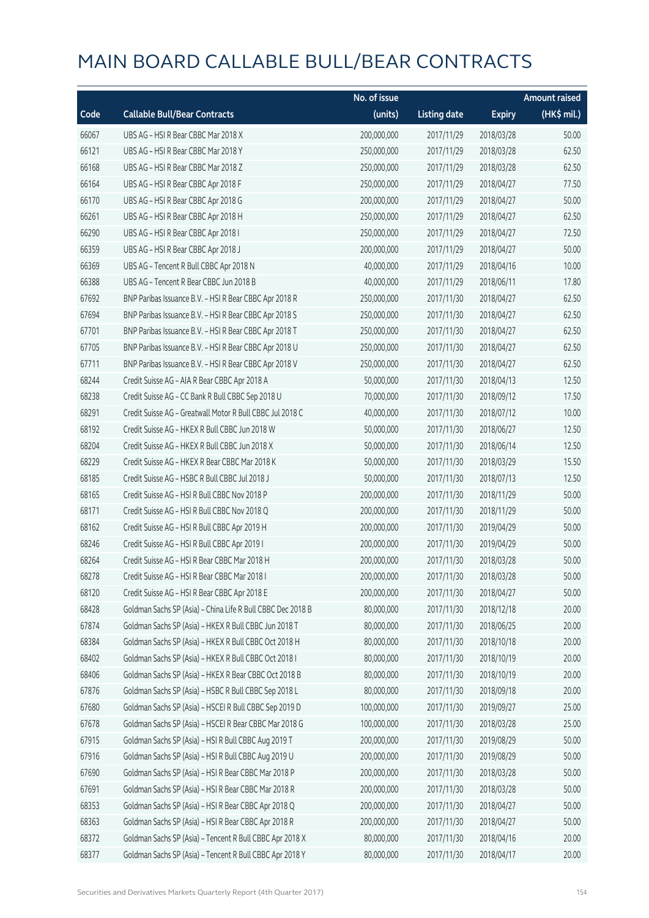# MAIN BOARD CALLABLE BULL/BEAR CONTRACTS

| Code | Callable Bull/Bear Contracts | No. of issue (units) | Listing date | Expiry | Amount raised (HK$ mil.) |
|---|---|---|---|---|---|
| 66067 | UBS AG – HSI R Bear CBBC Mar 2018 X | 200,000,000 | 2017/11/29 | 2018/03/28 | 50.00 |
| 66121 | UBS AG – HSI R Bear CBBC Mar 2018 Y | 250,000,000 | 2017/11/29 | 2018/03/28 | 62.50 |
| 66168 | UBS AG – HSI R Bear CBBC Mar 2018 Z | 250,000,000 | 2017/11/29 | 2018/03/28 | 62.50 |
| 66164 | UBS AG – HSI R Bear CBBC Apr 2018 F | 250,000,000 | 2017/11/29 | 2018/04/27 | 77.50 |
| 66170 | UBS AG – HSI R Bear CBBC Apr 2018 G | 200,000,000 | 2017/11/29 | 2018/04/27 | 50.00 |
| 66261 | UBS AG – HSI R Bear CBBC Apr 2018 H | 250,000,000 | 2017/11/29 | 2018/04/27 | 62.50 |
| 66290 | UBS AG – HSI R Bear CBBC Apr 2018 I | 250,000,000 | 2017/11/29 | 2018/04/27 | 72.50 |
| 66359 | UBS AG – HSI R Bear CBBC Apr 2018 J | 200,000,000 | 2017/11/29 | 2018/04/27 | 50.00 |
| 66369 | UBS AG – Tencent R Bull CBBC Apr 2018 N | 40,000,000 | 2017/11/29 | 2018/04/16 | 10.00 |
| 66388 | UBS AG – Tencent R Bear CBBC Jun 2018 B | 40,000,000 | 2017/11/29 | 2018/06/11 | 17.80 |
| 67692 | BNP Paribas Issuance B.V. – HSI R Bear CBBC Apr 2018 R | 250,000,000 | 2017/11/30 | 2018/04/27 | 62.50 |
| 67694 | BNP Paribas Issuance B.V. – HSI R Bear CBBC Apr 2018 S | 250,000,000 | 2017/11/30 | 2018/04/27 | 62.50 |
| 67701 | BNP Paribas Issuance B.V. – HSI R Bear CBBC Apr 2018 T | 250,000,000 | 2017/11/30 | 2018/04/27 | 62.50 |
| 67705 | BNP Paribas Issuance B.V. – HSI R Bear CBBC Apr 2018 U | 250,000,000 | 2017/11/30 | 2018/04/27 | 62.50 |
| 67711 | BNP Paribas Issuance B.V. – HSI R Bear CBBC Apr 2018 V | 250,000,000 | 2017/11/30 | 2018/04/27 | 62.50 |
| 68244 | Credit Suisse AG – AIA R Bear CBBC Apr 2018 A | 50,000,000 | 2017/11/30 | 2018/04/13 | 12.50 |
| 68238 | Credit Suisse AG – CC Bank R Bull CBBC Sep 2018 U | 70,000,000 | 2017/11/30 | 2018/09/12 | 17.50 |
| 68291 | Credit Suisse AG – Greatwall Motor R Bull CBBC Jul 2018 C | 40,000,000 | 2017/11/30 | 2018/07/12 | 10.00 |
| 68192 | Credit Suisse AG – HKEX R Bull CBBC Jun 2018 W | 50,000,000 | 2017/11/30 | 2018/06/27 | 12.50 |
| 68204 | Credit Suisse AG – HKEX R Bull CBBC Jun 2018 X | 50,000,000 | 2017/11/30 | 2018/06/14 | 12.50 |
| 68229 | Credit Suisse AG – HKEX R Bear CBBC Mar 2018 K | 50,000,000 | 2017/11/30 | 2018/03/29 | 15.50 |
| 68185 | Credit Suisse AG – HSBC R Bull CBBC Jul 2018 J | 50,000,000 | 2017/11/30 | 2018/07/13 | 12.50 |
| 68165 | Credit Suisse AG – HSI R Bull CBBC Nov 2018 P | 200,000,000 | 2017/11/30 | 2018/11/29 | 50.00 |
| 68171 | Credit Suisse AG – HSI R Bull CBBC Nov 2018 Q | 200,000,000 | 2017/11/30 | 2018/11/29 | 50.00 |
| 68162 | Credit Suisse AG – HSI R Bull CBBC Apr 2019 H | 200,000,000 | 2017/11/30 | 2019/04/29 | 50.00 |
| 68246 | Credit Suisse AG – HSI R Bull CBBC Apr 2019 I | 200,000,000 | 2017/11/30 | 2019/04/29 | 50.00 |
| 68264 | Credit Suisse AG – HSI R Bear CBBC Mar 2018 H | 200,000,000 | 2017/11/30 | 2018/03/28 | 50.00 |
| 68278 | Credit Suisse AG – HSI R Bear CBBC Mar 2018 I | 200,000,000 | 2017/11/30 | 2018/03/28 | 50.00 |
| 68120 | Credit Suisse AG – HSI R Bear CBBC Apr 2018 E | 200,000,000 | 2017/11/30 | 2018/04/27 | 50.00 |
| 68428 | Goldman Sachs SP (Asia) – China Life R Bull CBBC Dec 2018 B | 80,000,000 | 2017/11/30 | 2018/12/18 | 20.00 |
| 67874 | Goldman Sachs SP (Asia) – HKEX R Bull CBBC Jun 2018 T | 80,000,000 | 2017/11/30 | 2018/06/25 | 20.00 |
| 68384 | Goldman Sachs SP (Asia) – HKEX R Bull CBBC Oct 2018 H | 80,000,000 | 2017/11/30 | 2018/10/18 | 20.00 |
| 68402 | Goldman Sachs SP (Asia) – HKEX R Bull CBBC Oct 2018 I | 80,000,000 | 2017/11/30 | 2018/10/19 | 20.00 |
| 68406 | Goldman Sachs SP (Asia) – HKEX R Bear CBBC Oct 2018 B | 80,000,000 | 2017/11/30 | 2018/10/19 | 20.00 |
| 67876 | Goldman Sachs SP (Asia) – HSBC R Bull CBBC Sep 2018 L | 80,000,000 | 2017/11/30 | 2018/09/18 | 20.00 |
| 67680 | Goldman Sachs SP (Asia) – HSCEI R Bull CBBC Sep 2019 D | 100,000,000 | 2017/11/30 | 2019/09/27 | 25.00 |
| 67678 | Goldman Sachs SP (Asia) – HSCEI R Bear CBBC Mar 2018 G | 100,000,000 | 2017/11/30 | 2018/03/28 | 25.00 |
| 67915 | Goldman Sachs SP (Asia) – HSI R Bull CBBC Aug 2019 T | 200,000,000 | 2017/11/30 | 2019/08/29 | 50.00 |
| 67916 | Goldman Sachs SP (Asia) – HSI R Bull CBBC Aug 2019 U | 200,000,000 | 2017/11/30 | 2019/08/29 | 50.00 |
| 67690 | Goldman Sachs SP (Asia) – HSI R Bear CBBC Mar 2018 P | 200,000,000 | 2017/11/30 | 2018/03/28 | 50.00 |
| 67691 | Goldman Sachs SP (Asia) – HSI R Bear CBBC Mar 2018 R | 200,000,000 | 2017/11/30 | 2018/03/28 | 50.00 |
| 68353 | Goldman Sachs SP (Asia) – HSI R Bear CBBC Apr 2018 Q | 200,000,000 | 2017/11/30 | 2018/04/27 | 50.00 |
| 68363 | Goldman Sachs SP (Asia) – HSI R Bear CBBC Apr 2018 R | 200,000,000 | 2017/11/30 | 2018/04/27 | 50.00 |
| 68372 | Goldman Sachs SP (Asia) – Tencent R Bull CBBC Apr 2018 X | 80,000,000 | 2017/11/30 | 2018/04/16 | 20.00 |
| 68377 | Goldman Sachs SP (Asia) – Tencent R Bull CBBC Apr 2018 Y | 80,000,000 | 2017/11/30 | 2018/04/17 | 20.00 |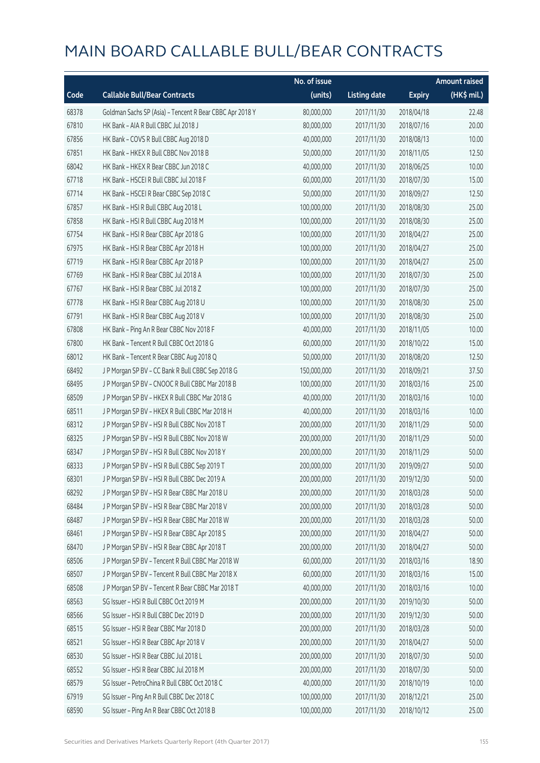# MAIN BOARD CALLABLE BULL/BEAR CONTRACTS

| Code | Callable Bull/Bear Contracts | No. of issue (units) | Listing date | Expiry | Amount raised (HK$ mil.) |
|---|---|---|---|---|---|
| 68378 | Goldman Sachs SP (Asia) – Tencent R Bear CBBC Apr 2018 Y | 80,000,000 | 2017/11/30 | 2018/04/18 | 22.48 |
| 67810 | HK Bank – AIA R Bull CBBC Jul 2018 J | 80,000,000 | 2017/11/30 | 2018/07/16 | 20.00 |
| 67856 | HK Bank – COVS R Bull CBBC Aug 2018 D | 40,000,000 | 2017/11/30 | 2018/08/13 | 10.00 |
| 67851 | HK Bank – HKEX R Bull CBBC Nov 2018 B | 50,000,000 | 2017/11/30 | 2018/11/05 | 12.50 |
| 68042 | HK Bank – HKEX R Bear CBBC Jun 2018 C | 40,000,000 | 2017/11/30 | 2018/06/25 | 10.00 |
| 67718 | HK Bank – HSCEI R Bull CBBC Jul 2018 F | 60,000,000 | 2017/11/30 | 2018/07/30 | 15.00 |
| 67714 | HK Bank – HSCEI R Bear CBBC Sep 2018 C | 50,000,000 | 2017/11/30 | 2018/09/27 | 12.50 |
| 67857 | HK Bank – HSI R Bull CBBC Aug 2018 L | 100,000,000 | 2017/11/30 | 2018/08/30 | 25.00 |
| 67858 | HK Bank – HSI R Bull CBBC Aug 2018 M | 100,000,000 | 2017/11/30 | 2018/08/30 | 25.00 |
| 67754 | HK Bank – HSI R Bear CBBC Apr 2018 G | 100,000,000 | 2017/11/30 | 2018/04/27 | 25.00 |
| 67975 | HK Bank – HSI R Bear CBBC Apr 2018 H | 100,000,000 | 2017/11/30 | 2018/04/27 | 25.00 |
| 67719 | HK Bank – HSI R Bear CBBC Apr 2018 P | 100,000,000 | 2017/11/30 | 2018/04/27 | 25.00 |
| 67769 | HK Bank – HSI R Bear CBBC Jul 2018 A | 100,000,000 | 2017/11/30 | 2018/07/30 | 25.00 |
| 67767 | HK Bank – HSI R Bear CBBC Jul 2018 Z | 100,000,000 | 2017/11/30 | 2018/07/30 | 25.00 |
| 67778 | HK Bank – HSI R Bear CBBC Aug 2018 U | 100,000,000 | 2017/11/30 | 2018/08/30 | 25.00 |
| 67791 | HK Bank – HSI R Bear CBBC Aug 2018 V | 100,000,000 | 2017/11/30 | 2018/08/30 | 25.00 |
| 67808 | HK Bank – Ping An R Bear CBBC Nov 2018 F | 40,000,000 | 2017/11/30 | 2018/11/05 | 10.00 |
| 67800 | HK Bank – Tencent R Bull CBBC Oct 2018 G | 60,000,000 | 2017/11/30 | 2018/10/22 | 15.00 |
| 68012 | HK Bank – Tencent R Bear CBBC Aug 2018 Q | 50,000,000 | 2017/11/30 | 2018/08/20 | 12.50 |
| 68492 | J P Morgan SP BV – CC Bank R Bull CBBC Sep 2018 G | 150,000,000 | 2017/11/30 | 2018/09/21 | 37.50 |
| 68495 | J P Morgan SP BV – CNOOC R Bull CBBC Mar 2018 B | 100,000,000 | 2017/11/30 | 2018/03/16 | 25.00 |
| 68509 | J P Morgan SP BV – HKEX R Bull CBBC Mar 2018 G | 40,000,000 | 2017/11/30 | 2018/03/16 | 10.00 |
| 68511 | J P Morgan SP BV – HKEX R Bull CBBC Mar 2018 H | 40,000,000 | 2017/11/30 | 2018/03/16 | 10.00 |
| 68312 | J P Morgan SP BV – HSI R Bull CBBC Nov 2018 T | 200,000,000 | 2017/11/30 | 2018/11/29 | 50.00 |
| 68325 | J P Morgan SP BV – HSI R Bull CBBC Nov 2018 W | 200,000,000 | 2017/11/30 | 2018/11/29 | 50.00 |
| 68347 | J P Morgan SP BV – HSI R Bull CBBC Nov 2018 Y | 200,000,000 | 2017/11/30 | 2018/11/29 | 50.00 |
| 68333 | J P Morgan SP BV – HSI R Bull CBBC Sep 2019 T | 200,000,000 | 2017/11/30 | 2019/09/27 | 50.00 |
| 68301 | J P Morgan SP BV – HSI R Bull CBBC Dec 2019 A | 200,000,000 | 2017/11/30 | 2019/12/30 | 50.00 |
| 68292 | J P Morgan SP BV – HSI R Bear CBBC Mar 2018 U | 200,000,000 | 2017/11/30 | 2018/03/28 | 50.00 |
| 68484 | J P Morgan SP BV – HSI R Bear CBBC Mar 2018 V | 200,000,000 | 2017/11/30 | 2018/03/28 | 50.00 |
| 68487 | J P Morgan SP BV – HSI R Bear CBBC Mar 2018 W | 200,000,000 | 2017/11/30 | 2018/03/28 | 50.00 |
| 68461 | J P Morgan SP BV – HSI R Bear CBBC Apr 2018 S | 200,000,000 | 2017/11/30 | 2018/04/27 | 50.00 |
| 68470 | J P Morgan SP BV – HSI R Bear CBBC Apr 2018 T | 200,000,000 | 2017/11/30 | 2018/04/27 | 50.00 |
| 68506 | J P Morgan SP BV – Tencent R Bull CBBC Mar 2018 W | 60,000,000 | 2017/11/30 | 2018/03/16 | 18.90 |
| 68507 | J P Morgan SP BV – Tencent R Bull CBBC Mar 2018 X | 60,000,000 | 2017/11/30 | 2018/03/16 | 15.00 |
| 68508 | J P Morgan SP BV – Tencent R Bear CBBC Mar 2018 T | 40,000,000 | 2017/11/30 | 2018/03/16 | 10.00 |
| 68563 | SG Issuer – HSI R Bull CBBC Oct 2019 M | 200,000,000 | 2017/11/30 | 2019/10/30 | 50.00 |
| 68566 | SG Issuer – HSI R Bull CBBC Dec 2019 D | 200,000,000 | 2017/11/30 | 2019/12/30 | 50.00 |
| 68515 | SG Issuer – HSI R Bear CBBC Mar 2018 D | 200,000,000 | 2017/11/30 | 2018/03/28 | 50.00 |
| 68521 | SG Issuer – HSI R Bear CBBC Apr 2018 V | 200,000,000 | 2017/11/30 | 2018/04/27 | 50.00 |
| 68530 | SG Issuer – HSI R Bear CBBC Jul 2018 L | 200,000,000 | 2017/11/30 | 2018/07/30 | 50.00 |
| 68552 | SG Issuer – HSI R Bear CBBC Jul 2018 M | 200,000,000 | 2017/11/30 | 2018/07/30 | 50.00 |
| 68579 | SG Issuer – PetroChina R Bull CBBC Oct 2018 C | 40,000,000 | 2017/11/30 | 2018/10/19 | 10.00 |
| 67919 | SG Issuer – Ping An R Bull CBBC Dec 2018 C | 100,000,000 | 2017/11/30 | 2018/12/21 | 25.00 |
| 68590 | SG Issuer – Ping An R Bear CBBC Oct 2018 B | 100,000,000 | 2017/11/30 | 2018/10/12 | 25.00 |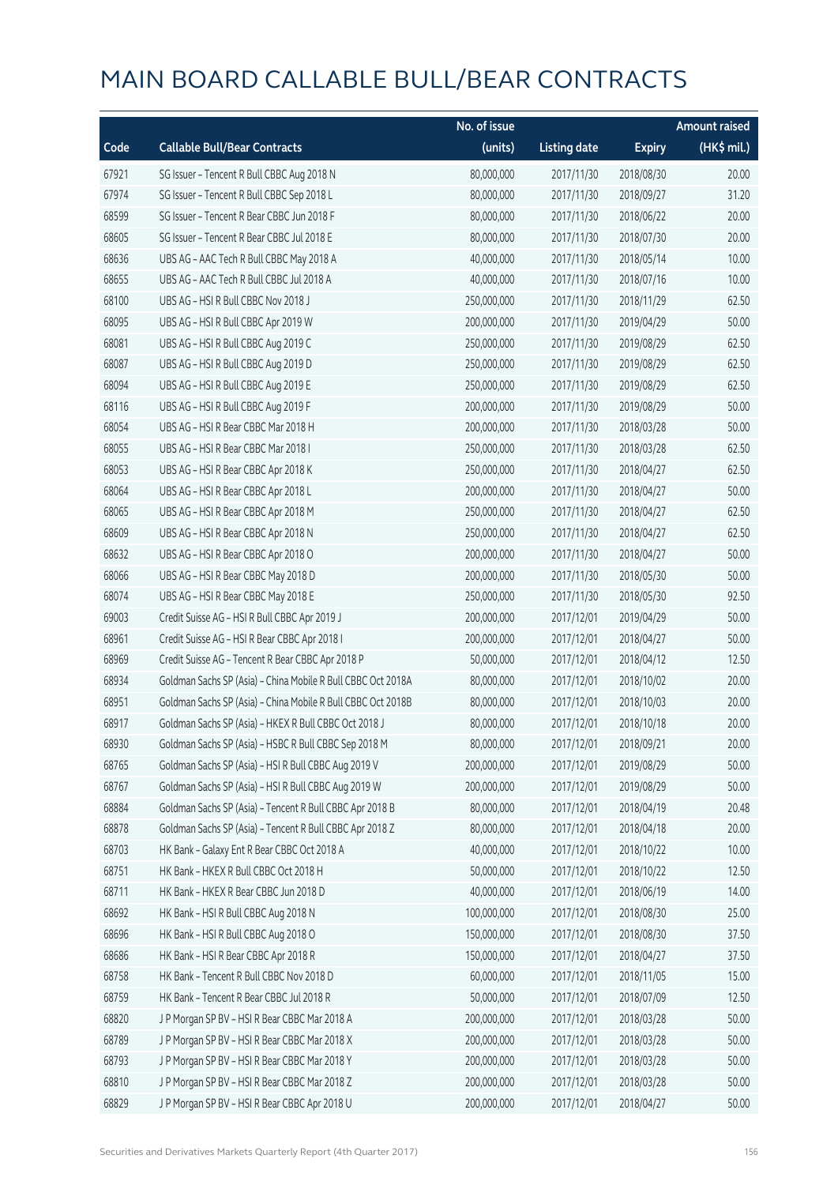# MAIN BOARD CALLABLE BULL/BEAR CONTRACTS

| Code | Callable Bull/Bear Contracts | No. of issue (units) | Listing date | Expiry | Amount raised (HK$ mil.) |
|---|---|---|---|---|---|
| 67921 | SG Issuer – Tencent R Bull CBBC Aug 2018 N | 80,000,000 | 2017/11/30 | 2018/08/30 | 20.00 |
| 67974 | SG Issuer – Tencent R Bull CBBC Sep 2018 L | 80,000,000 | 2017/11/30 | 2018/09/27 | 31.20 |
| 68599 | SG Issuer – Tencent R Bear CBBC Jun 2018 F | 80,000,000 | 2017/11/30 | 2018/06/22 | 20.00 |
| 68605 | SG Issuer – Tencent R Bear CBBC Jul 2018 E | 80,000,000 | 2017/11/30 | 2018/07/30 | 20.00 |
| 68636 | UBS AG – AAC Tech R Bull CBBC May 2018 A | 40,000,000 | 2017/11/30 | 2018/05/14 | 10.00 |
| 68655 | UBS AG – AAC Tech R Bull CBBC Jul 2018 A | 40,000,000 | 2017/11/30 | 2018/07/16 | 10.00 |
| 68100 | UBS AG – HSI R Bull CBBC Nov 2018 J | 250,000,000 | 2017/11/30 | 2018/11/29 | 62.50 |
| 68095 | UBS AG – HSI R Bull CBBC Apr 2019 W | 200,000,000 | 2017/11/30 | 2019/04/29 | 50.00 |
| 68081 | UBS AG – HSI R Bull CBBC Aug 2019 C | 250,000,000 | 2017/11/30 | 2019/08/29 | 62.50 |
| 68087 | UBS AG – HSI R Bull CBBC Aug 2019 D | 250,000,000 | 2017/11/30 | 2019/08/29 | 62.50 |
| 68094 | UBS AG – HSI R Bull CBBC Aug 2019 E | 250,000,000 | 2017/11/30 | 2019/08/29 | 62.50 |
| 68116 | UBS AG – HSI R Bull CBBC Aug 2019 F | 200,000,000 | 2017/11/30 | 2019/08/29 | 50.00 |
| 68054 | UBS AG – HSI R Bear CBBC Mar 2018 H | 200,000,000 | 2017/11/30 | 2018/03/28 | 50.00 |
| 68055 | UBS AG – HSI R Bear CBBC Mar 2018 I | 250,000,000 | 2017/11/30 | 2018/03/28 | 62.50 |
| 68053 | UBS AG – HSI R Bear CBBC Apr 2018 K | 250,000,000 | 2017/11/30 | 2018/04/27 | 62.50 |
| 68064 | UBS AG – HSI R Bear CBBC Apr 2018 L | 200,000,000 | 2017/11/30 | 2018/04/27 | 50.00 |
| 68065 | UBS AG – HSI R Bear CBBC Apr 2018 M | 250,000,000 | 2017/11/30 | 2018/04/27 | 62.50 |
| 68609 | UBS AG – HSI R Bear CBBC Apr 2018 N | 250,000,000 | 2017/11/30 | 2018/04/27 | 62.50 |
| 68632 | UBS AG – HSI R Bear CBBC Apr 2018 O | 200,000,000 | 2017/11/30 | 2018/04/27 | 50.00 |
| 68066 | UBS AG – HSI R Bear CBBC May 2018 D | 200,000,000 | 2017/11/30 | 2018/05/30 | 50.00 |
| 68074 | UBS AG – HSI R Bear CBBC May 2018 E | 250,000,000 | 2017/11/30 | 2018/05/30 | 92.50 |
| 69003 | Credit Suisse AG – HSI R Bull CBBC Apr 2019 J | 200,000,000 | 2017/12/01 | 2019/04/29 | 50.00 |
| 68961 | Credit Suisse AG – HSI R Bear CBBC Apr 2018 I | 200,000,000 | 2017/12/01 | 2018/04/27 | 50.00 |
| 68969 | Credit Suisse AG – Tencent R Bear CBBC Apr 2018 P | 50,000,000 | 2017/12/01 | 2018/04/12 | 12.50 |
| 68934 | Goldman Sachs SP (Asia) – China Mobile R Bull CBBC Oct 2018A | 80,000,000 | 2017/12/01 | 2018/10/02 | 20.00 |
| 68951 | Goldman Sachs SP (Asia) – China Mobile R Bull CBBC Oct 2018B | 80,000,000 | 2017/12/01 | 2018/10/03 | 20.00 |
| 68917 | Goldman Sachs SP (Asia) – HKEX R Bull CBBC Oct 2018 J | 80,000,000 | 2017/12/01 | 2018/10/18 | 20.00 |
| 68930 | Goldman Sachs SP (Asia) – HSBC R Bull CBBC Sep 2018 M | 80,000,000 | 2017/12/01 | 2018/09/21 | 20.00 |
| 68765 | Goldman Sachs SP (Asia) – HSI R Bull CBBC Aug 2019 V | 200,000,000 | 2017/12/01 | 2019/08/29 | 50.00 |
| 68767 | Goldman Sachs SP (Asia) – HSI R Bull CBBC Aug 2019 W | 200,000,000 | 2017/12/01 | 2019/08/29 | 50.00 |
| 68884 | Goldman Sachs SP (Asia) – Tencent R Bull CBBC Apr 2018 B | 80,000,000 | 2017/12/01 | 2018/04/19 | 20.48 |
| 68878 | Goldman Sachs SP (Asia) – Tencent R Bull CBBC Apr 2018 Z | 80,000,000 | 2017/12/01 | 2018/04/18 | 20.00 |
| 68703 | HK Bank – Galaxy Ent R Bear CBBC Oct 2018 A | 40,000,000 | 2017/12/01 | 2018/10/22 | 10.00 |
| 68751 | HK Bank – HKEX R Bull CBBC Oct 2018 H | 50,000,000 | 2017/12/01 | 2018/10/22 | 12.50 |
| 68711 | HK Bank – HKEX R Bear CBBC Jun 2018 D | 40,000,000 | 2017/12/01 | 2018/06/19 | 14.00 |
| 68692 | HK Bank – HSI R Bull CBBC Aug 2018 N | 100,000,000 | 2017/12/01 | 2018/08/30 | 25.00 |
| 68696 | HK Bank – HSI R Bull CBBC Aug 2018 O | 150,000,000 | 2017/12/01 | 2018/08/30 | 37.50 |
| 68686 | HK Bank – HSI R Bear CBBC Apr 2018 R | 150,000,000 | 2017/12/01 | 2018/04/27 | 37.50 |
| 68758 | HK Bank – Tencent R Bull CBBC Nov 2018 D | 60,000,000 | 2017/12/01 | 2018/11/05 | 15.00 |
| 68759 | HK Bank – Tencent R Bear CBBC Jul 2018 R | 50,000,000 | 2017/12/01 | 2018/07/09 | 12.50 |
| 68820 | J P Morgan SP BV – HSI R Bear CBBC Mar 2018 A | 200,000,000 | 2017/12/01 | 2018/03/28 | 50.00 |
| 68789 | J P Morgan SP BV – HSI R Bear CBBC Mar 2018 X | 200,000,000 | 2017/12/01 | 2018/03/28 | 50.00 |
| 68793 | J P Morgan SP BV – HSI R Bear CBBC Mar 2018 Y | 200,000,000 | 2017/12/01 | 2018/03/28 | 50.00 |
| 68810 | J P Morgan SP BV – HSI R Bear CBBC Mar 2018 Z | 200,000,000 | 2017/12/01 | 2018/03/28 | 50.00 |
| 68829 | J P Morgan SP BV – HSI R Bear CBBC Apr 2018 U | 200,000,000 | 2017/12/01 | 2018/04/27 | 50.00 |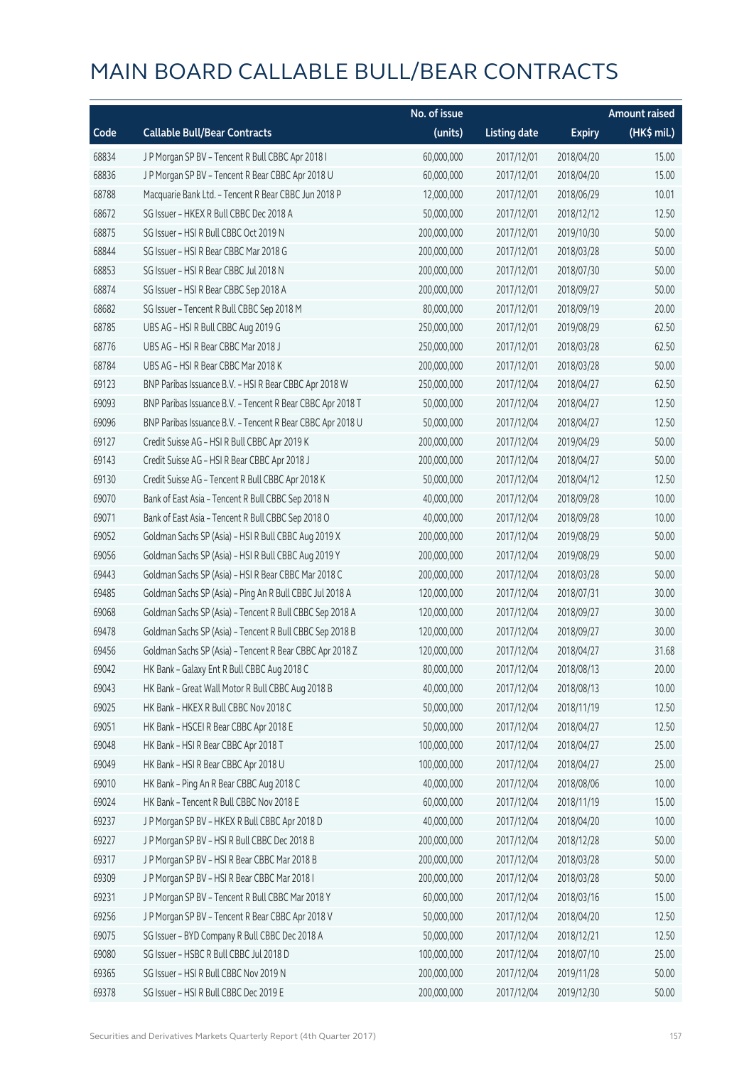# MAIN BOARD CALLABLE BULL/BEAR CONTRACTS

| Code | Callable Bull/Bear Contracts | No. of issue (units) | Listing date | Expiry | Amount raised (HK$ mil.) |
|---|---|---|---|---|---|
| 68834 | J P Morgan SP BV – Tencent R Bull CBBC Apr 2018 I | 60,000,000 | 2017/12/01 | 2018/04/20 | 15.00 |
| 68836 | J P Morgan SP BV – Tencent R Bear CBBC Apr 2018 U | 60,000,000 | 2017/12/01 | 2018/04/20 | 15.00 |
| 68788 | Macquarie Bank Ltd. – Tencent R Bear CBBC Jun 2018 P | 12,000,000 | 2017/12/01 | 2018/06/29 | 10.01 |
| 68672 | SG Issuer – HKEX R Bull CBBC Dec 2018 A | 50,000,000 | 2017/12/01 | 2018/12/12 | 12.50 |
| 68875 | SG Issuer – HSI R Bull CBBC Oct 2019 N | 200,000,000 | 2017/12/01 | 2019/10/30 | 50.00 |
| 68844 | SG Issuer – HSI R Bear CBBC Mar 2018 G | 200,000,000 | 2017/12/01 | 2018/03/28 | 50.00 |
| 68853 | SG Issuer – HSI R Bear CBBC Jul 2018 N | 200,000,000 | 2017/12/01 | 2018/07/30 | 50.00 |
| 68874 | SG Issuer – HSI R Bear CBBC Sep 2018 A | 200,000,000 | 2017/12/01 | 2018/09/27 | 50.00 |
| 68682 | SG Issuer – Tencent R Bull CBBC Sep 2018 M | 80,000,000 | 2017/12/01 | 2018/09/19 | 20.00 |
| 68785 | UBS AG – HSI R Bull CBBC Aug 2019 G | 250,000,000 | 2017/12/01 | 2019/08/29 | 62.50 |
| 68776 | UBS AG – HSI R Bear CBBC Mar 2018 J | 250,000,000 | 2017/12/01 | 2018/03/28 | 62.50 |
| 68784 | UBS AG – HSI R Bear CBBC Mar 2018 K | 200,000,000 | 2017/12/01 | 2018/03/28 | 50.00 |
| 69123 | BNP Paribas Issuance B.V. – HSI R Bear CBBC Apr 2018 W | 250,000,000 | 2017/12/04 | 2018/04/27 | 62.50 |
| 69093 | BNP Paribas Issuance B.V. – Tencent R Bear CBBC Apr 2018 T | 50,000,000 | 2017/12/04 | 2018/04/27 | 12.50 |
| 69096 | BNP Paribas Issuance B.V. – Tencent R Bear CBBC Apr 2018 U | 50,000,000 | 2017/12/04 | 2018/04/27 | 12.50 |
| 69127 | Credit Suisse AG – HSI R Bull CBBC Apr 2019 K | 200,000,000 | 2017/12/04 | 2019/04/29 | 50.00 |
| 69143 | Credit Suisse AG – HSI R Bear CBBC Apr 2018 J | 200,000,000 | 2017/12/04 | 2018/04/27 | 50.00 |
| 69130 | Credit Suisse AG – Tencent R Bull CBBC Apr 2018 K | 50,000,000 | 2017/12/04 | 2018/04/12 | 12.50 |
| 69070 | Bank of East Asia – Tencent R Bull CBBC Sep 2018 N | 40,000,000 | 2017/12/04 | 2018/09/28 | 10.00 |
| 69071 | Bank of East Asia – Tencent R Bull CBBC Sep 2018 O | 40,000,000 | 2017/12/04 | 2018/09/28 | 10.00 |
| 69052 | Goldman Sachs SP (Asia) – HSI R Bull CBBC Aug 2019 X | 200,000,000 | 2017/12/04 | 2019/08/29 | 50.00 |
| 69056 | Goldman Sachs SP (Asia) – HSI R Bull CBBC Aug 2019 Y | 200,000,000 | 2017/12/04 | 2019/08/29 | 50.00 |
| 69443 | Goldman Sachs SP (Asia) – HSI R Bear CBBC Mar 2018 C | 200,000,000 | 2017/12/04 | 2018/03/28 | 50.00 |
| 69485 | Goldman Sachs SP (Asia) – Ping An R Bull CBBC Jul 2018 A | 120,000,000 | 2017/12/04 | 2018/07/31 | 30.00 |
| 69068 | Goldman Sachs SP (Asia) – Tencent R Bull CBBC Sep 2018 A | 120,000,000 | 2017/12/04 | 2018/09/27 | 30.00 |
| 69478 | Goldman Sachs SP (Asia) – Tencent R Bull CBBC Sep 2018 B | 120,000,000 | 2017/12/04 | 2018/09/27 | 30.00 |
| 69456 | Goldman Sachs SP (Asia) – Tencent R Bear CBBC Apr 2018 Z | 120,000,000 | 2017/12/04 | 2018/04/27 | 31.68 |
| 69042 | HK Bank – Galaxy Ent R Bull CBBC Aug 2018 C | 80,000,000 | 2017/12/04 | 2018/08/13 | 20.00 |
| 69043 | HK Bank – Great Wall Motor R Bull CBBC Aug 2018 B | 40,000,000 | 2017/12/04 | 2018/08/13 | 10.00 |
| 69025 | HK Bank – HKEX R Bull CBBC Nov 2018 C | 50,000,000 | 2017/12/04 | 2018/11/19 | 12.50 |
| 69051 | HK Bank – HSCEI R Bear CBBC Apr 2018 E | 50,000,000 | 2017/12/04 | 2018/04/27 | 12.50 |
| 69048 | HK Bank – HSI R Bear CBBC Apr 2018 T | 100,000,000 | 2017/12/04 | 2018/04/27 | 25.00 |
| 69049 | HK Bank – HSI R Bear CBBC Apr 2018 U | 100,000,000 | 2017/12/04 | 2018/04/27 | 25.00 |
| 69010 | HK Bank – Ping An R Bear CBBC Aug 2018 C | 40,000,000 | 2017/12/04 | 2018/08/06 | 10.00 |
| 69024 | HK Bank – Tencent R Bull CBBC Nov 2018 E | 60,000,000 | 2017/12/04 | 2018/11/19 | 15.00 |
| 69237 | J P Morgan SP BV – HKEX R Bull CBBC Apr 2018 D | 40,000,000 | 2017/12/04 | 2018/04/20 | 10.00 |
| 69227 | J P Morgan SP BV – HSI R Bull CBBC Dec 2018 B | 200,000,000 | 2017/12/04 | 2018/12/28 | 50.00 |
| 69317 | J P Morgan SP BV – HSI R Bear CBBC Mar 2018 B | 200,000,000 | 2017/12/04 | 2018/03/28 | 50.00 |
| 69309 | J P Morgan SP BV – HSI R Bear CBBC Mar 2018 I | 200,000,000 | 2017/12/04 | 2018/03/28 | 50.00 |
| 69231 | J P Morgan SP BV – Tencent R Bull CBBC Mar 2018 Y | 60,000,000 | 2017/12/04 | 2018/03/16 | 15.00 |
| 69256 | J P Morgan SP BV – Tencent R Bear CBBC Apr 2018 V | 50,000,000 | 2017/12/04 | 2018/04/20 | 12.50 |
| 69075 | SG Issuer – BYD Company R Bull CBBC Dec 2018 A | 50,000,000 | 2017/12/04 | 2018/12/21 | 12.50 |
| 69080 | SG Issuer – HSBC R Bull CBBC Jul 2018 D | 100,000,000 | 2017/12/04 | 2018/07/10 | 25.00 |
| 69365 | SG Issuer – HSI R Bull CBBC Nov 2019 N | 200,000,000 | 2017/12/04 | 2019/11/28 | 50.00 |
| 69378 | SG Issuer – HSI R Bull CBBC Dec 2019 E | 200,000,000 | 2017/12/04 | 2019/12/30 | 50.00 |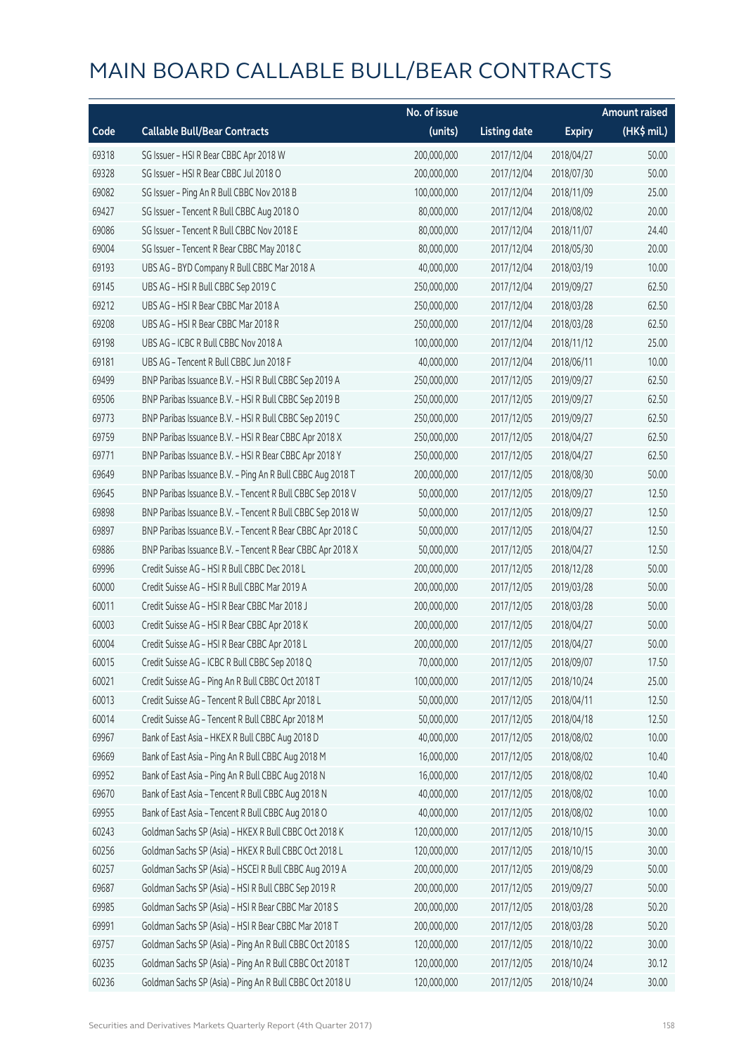# MAIN BOARD CALLABLE BULL/BEAR CONTRACTS

| Code | Callable Bull/Bear Contracts | No. of issue (units) | Listing date | Expiry | Amount raised (HK$ mil.) |
|---|---|---|---|---|---|
| 69318 | SG Issuer – HSI R Bear CBBC Apr 2018 W | 200,000,000 | 2017/12/04 | 2018/04/27 | 50.00 |
| 69328 | SG Issuer – HSI R Bear CBBC Jul 2018 O | 200,000,000 | 2017/12/04 | 2018/07/30 | 50.00 |
| 69082 | SG Issuer – Ping An R Bull CBBC Nov 2018 B | 100,000,000 | 2017/12/04 | 2018/11/09 | 25.00 |
| 69427 | SG Issuer – Tencent R Bull CBBC Aug 2018 O | 80,000,000 | 2017/12/04 | 2018/08/02 | 20.00 |
| 69086 | SG Issuer – Tencent R Bull CBBC Nov 2018 E | 80,000,000 | 2017/12/04 | 2018/11/07 | 24.40 |
| 69004 | SG Issuer – Tencent R Bear CBBC May 2018 C | 80,000,000 | 2017/12/04 | 2018/05/30 | 20.00 |
| 69193 | UBS AG – BYD Company R Bull CBBC Mar 2018 A | 40,000,000 | 2017/12/04 | 2018/03/19 | 10.00 |
| 69145 | UBS AG – HSI R Bull CBBC Sep 2019 C | 250,000,000 | 2017/12/04 | 2019/09/27 | 62.50 |
| 69212 | UBS AG – HSI R Bear CBBC Mar 2018 A | 250,000,000 | 2017/12/04 | 2018/03/28 | 62.50 |
| 69208 | UBS AG – HSI R Bear CBBC Mar 2018 R | 250,000,000 | 2017/12/04 | 2018/03/28 | 62.50 |
| 69198 | UBS AG – ICBC R Bull CBBC Nov 2018 A | 100,000,000 | 2017/12/04 | 2018/11/12 | 25.00 |
| 69181 | UBS AG – Tencent R Bull CBBC Jun 2018 F | 40,000,000 | 2017/12/04 | 2018/06/11 | 10.00 |
| 69499 | BNP Paribas Issuance B.V. – HSI R Bull CBBC Sep 2019 A | 250,000,000 | 2017/12/05 | 2019/09/27 | 62.50 |
| 69506 | BNP Paribas Issuance B.V. – HSI R Bull CBBC Sep 2019 B | 250,000,000 | 2017/12/05 | 2019/09/27 | 62.50 |
| 69773 | BNP Paribas Issuance B.V. – HSI R Bull CBBC Sep 2019 C | 250,000,000 | 2017/12/05 | 2019/09/27 | 62.50 |
| 69759 | BNP Paribas Issuance B.V. – HSI R Bear CBBC Apr 2018 X | 250,000,000 | 2017/12/05 | 2018/04/27 | 62.50 |
| 69771 | BNP Paribas Issuance B.V. – HSI R Bear CBBC Apr 2018 Y | 250,000,000 | 2017/12/05 | 2018/04/27 | 62.50 |
| 69649 | BNP Paribas Issuance B.V. – Ping An R Bull CBBC Aug 2018 T | 200,000,000 | 2017/12/05 | 2018/08/30 | 50.00 |
| 69645 | BNP Paribas Issuance B.V. – Tencent R Bull CBBC Sep 2018 V | 50,000,000 | 2017/12/05 | 2018/09/27 | 12.50 |
| 69898 | BNP Paribas Issuance B.V. – Tencent R Bull CBBC Sep 2018 W | 50,000,000 | 2017/12/05 | 2018/09/27 | 12.50 |
| 69897 | BNP Paribas Issuance B.V. – Tencent R Bear CBBC Apr 2018 C | 50,000,000 | 2017/12/05 | 2018/04/27 | 12.50 |
| 69886 | BNP Paribas Issuance B.V. – Tencent R Bear CBBC Apr 2018 X | 50,000,000 | 2017/12/05 | 2018/04/27 | 12.50 |
| 69996 | Credit Suisse AG – HSI R Bull CBBC Dec 2018 L | 200,000,000 | 2017/12/05 | 2018/12/28 | 50.00 |
| 60000 | Credit Suisse AG – HSI R Bull CBBC Mar 2019 A | 200,000,000 | 2017/12/05 | 2019/03/28 | 50.00 |
| 60011 | Credit Suisse AG – HSI R Bear CBBC Mar 2018 J | 200,000,000 | 2017/12/05 | 2018/03/28 | 50.00 |
| 60003 | Credit Suisse AG – HSI R Bear CBBC Apr 2018 K | 200,000,000 | 2017/12/05 | 2018/04/27 | 50.00 |
| 60004 | Credit Suisse AG – HSI R Bear CBBC Apr 2018 L | 200,000,000 | 2017/12/05 | 2018/04/27 | 50.00 |
| 60015 | Credit Suisse AG – ICBC R Bull CBBC Sep 2018 Q | 70,000,000 | 2017/12/05 | 2018/09/07 | 17.50 |
| 60021 | Credit Suisse AG – Ping An R Bull CBBC Oct 2018 T | 100,000,000 | 2017/12/05 | 2018/10/24 | 25.00 |
| 60013 | Credit Suisse AG – Tencent R Bull CBBC Apr 2018 L | 50,000,000 | 2017/12/05 | 2018/04/11 | 12.50 |
| 60014 | Credit Suisse AG – Tencent R Bull CBBC Apr 2018 M | 50,000,000 | 2017/12/05 | 2018/04/18 | 12.50 |
| 69967 | Bank of East Asia – HKEX R Bull CBBC Aug 2018 D | 40,000,000 | 2017/12/05 | 2018/08/02 | 10.00 |
| 69669 | Bank of East Asia – Ping An R Bull CBBC Aug 2018 M | 16,000,000 | 2017/12/05 | 2018/08/02 | 10.40 |
| 69952 | Bank of East Asia – Ping An R Bull CBBC Aug 2018 N | 16,000,000 | 2017/12/05 | 2018/08/02 | 10.40 |
| 69670 | Bank of East Asia – Tencent R Bull CBBC Aug 2018 N | 40,000,000 | 2017/12/05 | 2018/08/02 | 10.00 |
| 69955 | Bank of East Asia – Tencent R Bull CBBC Aug 2018 O | 40,000,000 | 2017/12/05 | 2018/08/02 | 10.00 |
| 60243 | Goldman Sachs SP (Asia) – HKEX R Bull CBBC Oct 2018 K | 120,000,000 | 2017/12/05 | 2018/10/15 | 30.00 |
| 60256 | Goldman Sachs SP (Asia) – HKEX R Bull CBBC Oct 2018 L | 120,000,000 | 2017/12/05 | 2018/10/15 | 30.00 |
| 60257 | Goldman Sachs SP (Asia) – HSCEI R Bull CBBC Aug 2019 A | 200,000,000 | 2017/12/05 | 2019/08/29 | 50.00 |
| 69687 | Goldman Sachs SP (Asia) – HSI R Bull CBBC Sep 2019 R | 200,000,000 | 2017/12/05 | 2019/09/27 | 50.00 |
| 69985 | Goldman Sachs SP (Asia) – HSI R Bear CBBC Mar 2018 S | 200,000,000 | 2017/12/05 | 2018/03/28 | 50.20 |
| 69991 | Goldman Sachs SP (Asia) – HSI R Bear CBBC Mar 2018 T | 200,000,000 | 2017/12/05 | 2018/03/28 | 50.20 |
| 69757 | Goldman Sachs SP (Asia) – Ping An R Bull CBBC Oct 2018 S | 120,000,000 | 2017/12/05 | 2018/10/22 | 30.00 |
| 60235 | Goldman Sachs SP (Asia) – Ping An R Bull CBBC Oct 2018 T | 120,000,000 | 2017/12/05 | 2018/10/24 | 30.12 |
| 60236 | Goldman Sachs SP (Asia) – Ping An R Bull CBBC Oct 2018 U | 120,000,000 | 2017/12/05 | 2018/10/24 | 30.00 |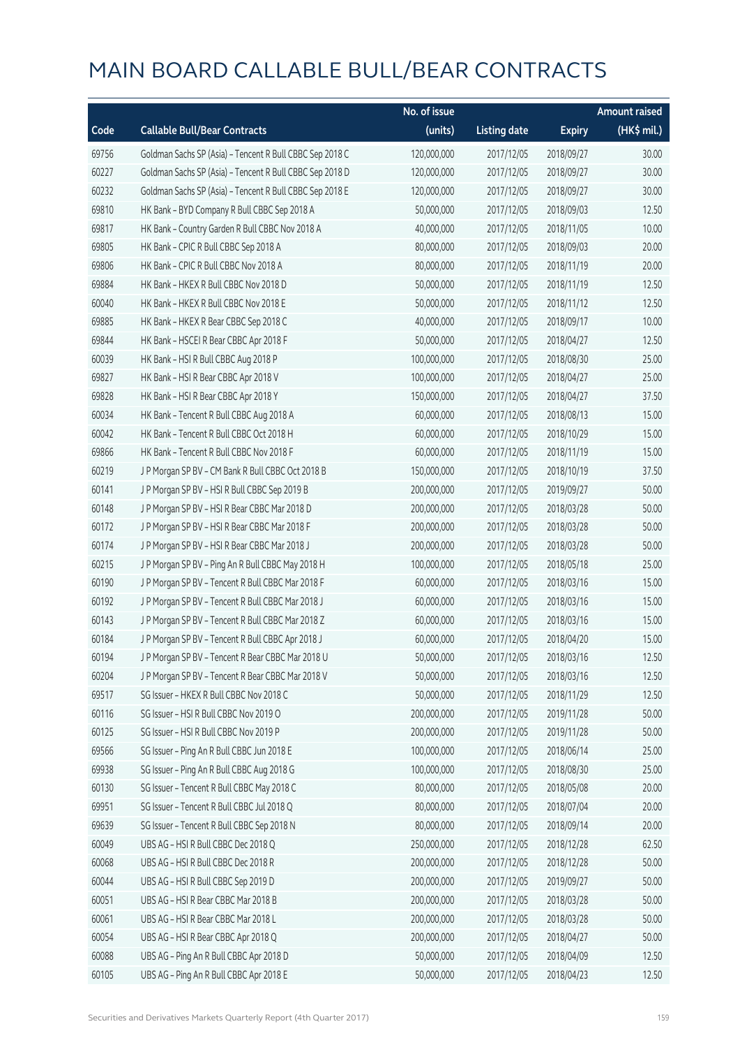# MAIN BOARD CALLABLE BULL/BEAR CONTRACTS

| Code | Callable Bull/Bear Contracts | No. of issue (units) | Listing date | Expiry | Amount raised (HK$ mil.) |
|---|---|---|---|---|---|
| 69756 | Goldman Sachs SP (Asia) - Tencent R Bull CBBC Sep 2018 C | 120,000,000 | 2017/12/05 | 2018/09/27 | 30.00 |
| 60227 | Goldman Sachs SP (Asia) - Tencent R Bull CBBC Sep 2018 D | 120,000,000 | 2017/12/05 | 2018/09/27 | 30.00 |
| 60232 | Goldman Sachs SP (Asia) - Tencent R Bull CBBC Sep 2018 E | 120,000,000 | 2017/12/05 | 2018/09/27 | 30.00 |
| 69810 | HK Bank - BYD Company R Bull CBBC Sep 2018 A | 50,000,000 | 2017/12/05 | 2018/09/03 | 12.50 |
| 69817 | HK Bank - Country Garden R Bull CBBC Nov 2018 A | 40,000,000 | 2017/12/05 | 2018/11/05 | 10.00 |
| 69805 | HK Bank - CPIC R Bull CBBC Sep 2018 A | 80,000,000 | 2017/12/05 | 2018/09/03 | 20.00 |
| 69806 | HK Bank - CPIC R Bull CBBC Nov 2018 A | 80,000,000 | 2017/12/05 | 2018/11/19 | 20.00 |
| 69884 | HK Bank - HKEX R Bull CBBC Nov 2018 D | 50,000,000 | 2017/12/05 | 2018/11/19 | 12.50 |
| 60040 | HK Bank - HKEX R Bull CBBC Nov 2018 E | 50,000,000 | 2017/12/05 | 2018/11/12 | 12.50 |
| 69885 | HK Bank - HKEX R Bear CBBC Sep 2018 C | 40,000,000 | 2017/12/05 | 2018/09/17 | 10.00 |
| 69844 | HK Bank - HSCEI R Bear CBBC Apr 2018 F | 50,000,000 | 2017/12/05 | 2018/04/27 | 12.50 |
| 60039 | HK Bank - HSI R Bull CBBC Aug 2018 P | 100,000,000 | 2017/12/05 | 2018/08/30 | 25.00 |
| 69827 | HK Bank - HSI R Bear CBBC Apr 2018 V | 100,000,000 | 2017/12/05 | 2018/04/27 | 25.00 |
| 69828 | HK Bank - HSI R Bear CBBC Apr 2018 Y | 150,000,000 | 2017/12/05 | 2018/04/27 | 37.50 |
| 60034 | HK Bank - Tencent R Bull CBBC Aug 2018 A | 60,000,000 | 2017/12/05 | 2018/08/13 | 15.00 |
| 60042 | HK Bank - Tencent R Bull CBBC Oct 2018 H | 60,000,000 | 2017/12/05 | 2018/10/29 | 15.00 |
| 69866 | HK Bank - Tencent R Bull CBBC Nov 2018 F | 60,000,000 | 2017/12/05 | 2018/11/19 | 15.00 |
| 60219 | J P Morgan SP BV - CM Bank R Bull CBBC Oct 2018 B | 150,000,000 | 2017/12/05 | 2018/10/19 | 37.50 |
| 60141 | J P Morgan SP BV - HSI R Bull CBBC Sep 2019 B | 200,000,000 | 2017/12/05 | 2019/09/27 | 50.00 |
| 60148 | J P Morgan SP BV - HSI R Bear CBBC Mar 2018 D | 200,000,000 | 2017/12/05 | 2018/03/28 | 50.00 |
| 60172 | J P Morgan SP BV - HSI R Bear CBBC Mar 2018 F | 200,000,000 | 2017/12/05 | 2018/03/28 | 50.00 |
| 60174 | J P Morgan SP BV - HSI R Bear CBBC Mar 2018 J | 200,000,000 | 2017/12/05 | 2018/03/28 | 50.00 |
| 60215 | J P Morgan SP BV - Ping An R Bull CBBC May 2018 H | 100,000,000 | 2017/12/05 | 2018/05/18 | 25.00 |
| 60190 | J P Morgan SP BV - Tencent R Bull CBBC Mar 2018 F | 60,000,000 | 2017/12/05 | 2018/03/16 | 15.00 |
| 60192 | J P Morgan SP BV - Tencent R Bull CBBC Mar 2018 J | 60,000,000 | 2017/12/05 | 2018/03/16 | 15.00 |
| 60143 | J P Morgan SP BV - Tencent R Bull CBBC Mar 2018 Z | 60,000,000 | 2017/12/05 | 2018/03/16 | 15.00 |
| 60184 | J P Morgan SP BV - Tencent R Bull CBBC Apr 2018 J | 60,000,000 | 2017/12/05 | 2018/04/20 | 15.00 |
| 60194 | J P Morgan SP BV - Tencent R Bear CBBC Mar 2018 U | 50,000,000 | 2017/12/05 | 2018/03/16 | 12.50 |
| 60204 | J P Morgan SP BV - Tencent R Bear CBBC Mar 2018 V | 50,000,000 | 2017/12/05 | 2018/03/16 | 12.50 |
| 69517 | SG Issuer - HKEX R Bull CBBC Nov 2018 C | 50,000,000 | 2017/12/05 | 2018/11/29 | 12.50 |
| 60116 | SG Issuer - HSI R Bull CBBC Nov 2019 O | 200,000,000 | 2017/12/05 | 2019/11/28 | 50.00 |
| 60125 | SG Issuer - HSI R Bull CBBC Nov 2019 P | 200,000,000 | 2017/12/05 | 2019/11/28 | 50.00 |
| 69566 | SG Issuer - Ping An R Bull CBBC Jun 2018 E | 100,000,000 | 2017/12/05 | 2018/06/14 | 25.00 |
| 69938 | SG Issuer - Ping An R Bull CBBC Aug 2018 G | 100,000,000 | 2017/12/05 | 2018/08/30 | 25.00 |
| 60130 | SG Issuer - Tencent R Bull CBBC May 2018 C | 80,000,000 | 2017/12/05 | 2018/05/08 | 20.00 |
| 69951 | SG Issuer - Tencent R Bull CBBC Jul 2018 Q | 80,000,000 | 2017/12/05 | 2018/07/04 | 20.00 |
| 69639 | SG Issuer - Tencent R Bull CBBC Sep 2018 N | 80,000,000 | 2017/12/05 | 2018/09/14 | 20.00 |
| 60049 | UBS AG - HSI R Bull CBBC Dec 2018 Q | 250,000,000 | 2017/12/05 | 2018/12/28 | 62.50 |
| 60068 | UBS AG - HSI R Bull CBBC Dec 2018 R | 200,000,000 | 2017/12/05 | 2018/12/28 | 50.00 |
| 60044 | UBS AG - HSI R Bull CBBC Sep 2019 D | 200,000,000 | 2017/12/05 | 2019/09/27 | 50.00 |
| 60051 | UBS AG - HSI R Bear CBBC Mar 2018 B | 200,000,000 | 2017/12/05 | 2018/03/28 | 50.00 |
| 60061 | UBS AG - HSI R Bear CBBC Mar 2018 L | 200,000,000 | 2017/12/05 | 2018/03/28 | 50.00 |
| 60054 | UBS AG - HSI R Bear CBBC Apr 2018 Q | 200,000,000 | 2017/12/05 | 2018/04/27 | 50.00 |
| 60088 | UBS AG - Ping An R Bull CBBC Apr 2018 D | 50,000,000 | 2017/12/05 | 2018/04/09 | 12.50 |
| 60105 | UBS AG - Ping An R Bull CBBC Apr 2018 E | 50,000,000 | 2017/12/05 | 2018/04/23 | 12.50 |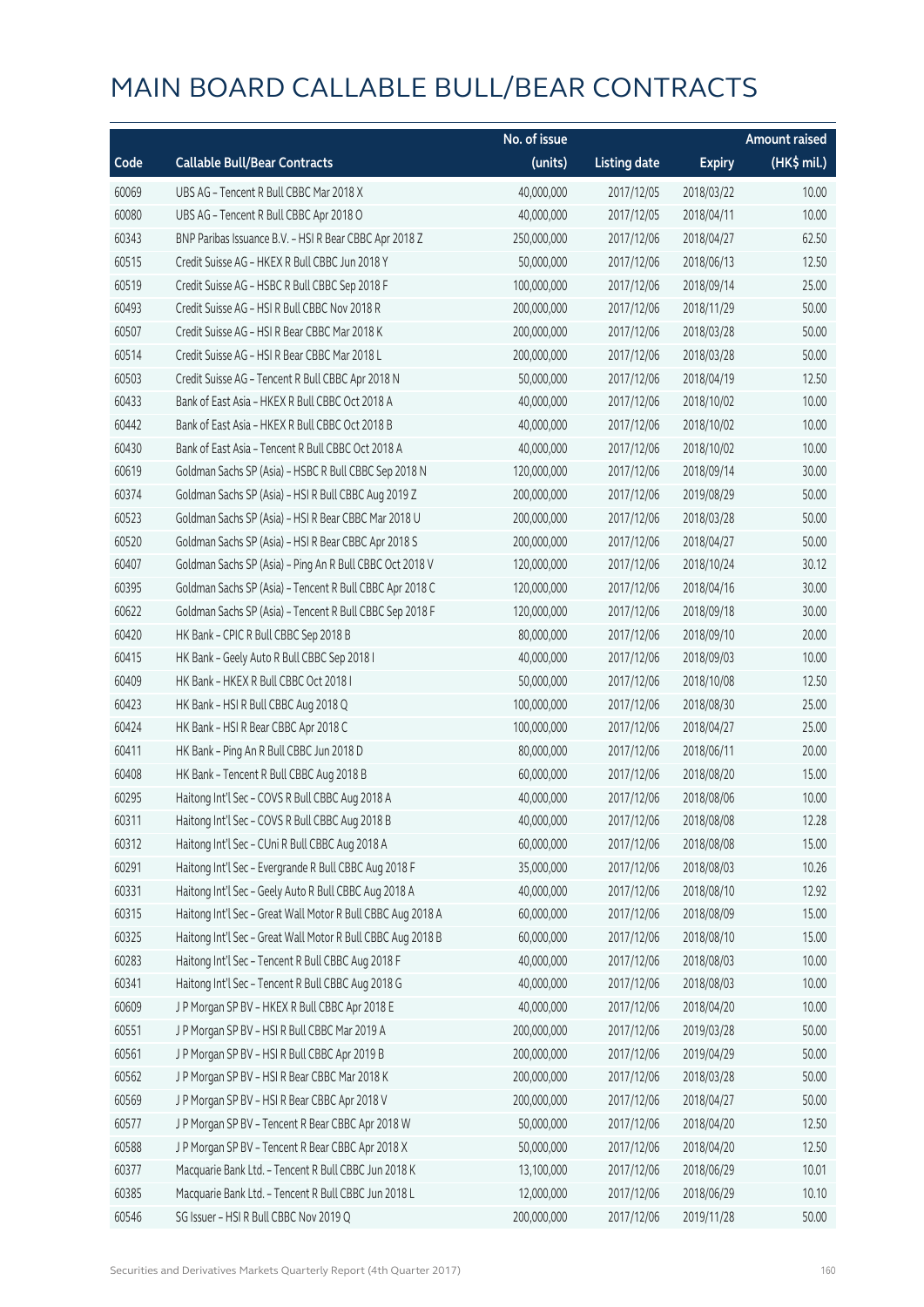# MAIN BOARD CALLABLE BULL/BEAR CONTRACTS

| Code | Callable Bull/Bear Contracts | No. of issue (units) | Listing date | Expiry | Amount raised (HK$ mil.) |
|---|---|---|---|---|---|
| 60069 | UBS AG – Tencent R Bull CBBC Mar 2018 X | 40,000,000 | 2017/12/05 | 2018/03/22 | 10.00 |
| 60080 | UBS AG – Tencent R Bull CBBC Apr 2018 O | 40,000,000 | 2017/12/05 | 2018/04/11 | 10.00 |
| 60343 | BNP Paribas Issuance B.V. – HSI R Bear CBBC Apr 2018 Z | 250,000,000 | 2017/12/06 | 2018/04/27 | 62.50 |
| 60515 | Credit Suisse AG – HKEX R Bull CBBC Jun 2018 Y | 50,000,000 | 2017/12/06 | 2018/06/13 | 12.50 |
| 60519 | Credit Suisse AG – HSBC R Bull CBBC Sep 2018 F | 100,000,000 | 2017/12/06 | 2018/09/14 | 25.00 |
| 60493 | Credit Suisse AG – HSI R Bull CBBC Nov 2018 R | 200,000,000 | 2017/12/06 | 2018/11/29 | 50.00 |
| 60507 | Credit Suisse AG – HSI R Bear CBBC Mar 2018 K | 200,000,000 | 2017/12/06 | 2018/03/28 | 50.00 |
| 60514 | Credit Suisse AG – HSI R Bear CBBC Mar 2018 L | 200,000,000 | 2017/12/06 | 2018/03/28 | 50.00 |
| 60503 | Credit Suisse AG – Tencent R Bull CBBC Apr 2018 N | 50,000,000 | 2017/12/06 | 2018/04/19 | 12.50 |
| 60433 | Bank of East Asia – HKEX R Bull CBBC Oct 2018 A | 40,000,000 | 2017/12/06 | 2018/10/02 | 10.00 |
| 60442 | Bank of East Asia – HKEX R Bull CBBC Oct 2018 B | 40,000,000 | 2017/12/06 | 2018/10/02 | 10.00 |
| 60430 | Bank of East Asia – Tencent R Bull CBBC Oct 2018 A | 40,000,000 | 2017/12/06 | 2018/10/02 | 10.00 |
| 60619 | Goldman Sachs SP (Asia) – HSBC R Bull CBBC Sep 2018 N | 120,000,000 | 2017/12/06 | 2018/09/14 | 30.00 |
| 60374 | Goldman Sachs SP (Asia) – HSI R Bull CBBC Aug 2019 Z | 200,000,000 | 2017/12/06 | 2019/08/29 | 50.00 |
| 60523 | Goldman Sachs SP (Asia) – HSI R Bear CBBC Mar 2018 U | 200,000,000 | 2017/12/06 | 2018/03/28 | 50.00 |
| 60520 | Goldman Sachs SP (Asia) – HSI R Bear CBBC Apr 2018 S | 200,000,000 | 2017/12/06 | 2018/04/27 | 50.00 |
| 60407 | Goldman Sachs SP (Asia) – Ping An R Bull CBBC Oct 2018 V | 120,000,000 | 2017/12/06 | 2018/10/24 | 30.12 |
| 60395 | Goldman Sachs SP (Asia) – Tencent R Bull CBBC Apr 2018 C | 120,000,000 | 2017/12/06 | 2018/04/16 | 30.00 |
| 60622 | Goldman Sachs SP (Asia) – Tencent R Bull CBBC Sep 2018 F | 120,000,000 | 2017/12/06 | 2018/09/18 | 30.00 |
| 60420 | HK Bank – CPIC R Bull CBBC Sep 2018 B | 80,000,000 | 2017/12/06 | 2018/09/10 | 20.00 |
| 60415 | HK Bank – Geely Auto R Bull CBBC Sep 2018 I | 40,000,000 | 2017/12/06 | 2018/09/03 | 10.00 |
| 60409 | HK Bank – HKEX R Bull CBBC Oct 2018 I | 50,000,000 | 2017/12/06 | 2018/10/08 | 12.50 |
| 60423 | HK Bank – HSI R Bull CBBC Aug 2018 Q | 100,000,000 | 2017/12/06 | 2018/08/30 | 25.00 |
| 60424 | HK Bank – HSI R Bear CBBC Apr 2018 C | 100,000,000 | 2017/12/06 | 2018/04/27 | 25.00 |
| 60411 | HK Bank – Ping An R Bull CBBC Jun 2018 D | 80,000,000 | 2017/12/06 | 2018/06/11 | 20.00 |
| 60408 | HK Bank – Tencent R Bull CBBC Aug 2018 B | 60,000,000 | 2017/12/06 | 2018/08/20 | 15.00 |
| 60295 | Haitong Int'l Sec – COVS R Bull CBBC Aug 2018 A | 40,000,000 | 2017/12/06 | 2018/08/06 | 10.00 |
| 60311 | Haitong Int'l Sec – COVS R Bull CBBC Aug 2018 B | 40,000,000 | 2017/12/06 | 2018/08/08 | 12.28 |
| 60312 | Haitong Int'l Sec – CUni R Bull CBBC Aug 2018 A | 60,000,000 | 2017/12/06 | 2018/08/08 | 15.00 |
| 60291 | Haitong Int'l Sec – Evergrande R Bull CBBC Aug 2018 F | 35,000,000 | 2017/12/06 | 2018/08/03 | 10.26 |
| 60331 | Haitong Int'l Sec – Geely Auto R Bull CBBC Aug 2018 A | 40,000,000 | 2017/12/06 | 2018/08/10 | 12.92 |
| 60315 | Haitong Int'l Sec – Great Wall Motor R Bull CBBC Aug 2018 A | 60,000,000 | 2017/12/06 | 2018/08/09 | 15.00 |
| 60325 | Haitong Int'l Sec – Great Wall Motor R Bull CBBC Aug 2018 B | 60,000,000 | 2017/12/06 | 2018/08/10 | 15.00 |
| 60283 | Haitong Int'l Sec – Tencent R Bull CBBC Aug 2018 F | 40,000,000 | 2017/12/06 | 2018/08/03 | 10.00 |
| 60341 | Haitong Int'l Sec – Tencent R Bull CBBC Aug 2018 G | 40,000,000 | 2017/12/06 | 2018/08/03 | 10.00 |
| 60609 | J P Morgan SP BV – HKEX R Bull CBBC Apr 2018 E | 40,000,000 | 2017/12/06 | 2018/04/20 | 10.00 |
| 60551 | J P Morgan SP BV – HSI R Bull CBBC Mar 2019 A | 200,000,000 | 2017/12/06 | 2019/03/28 | 50.00 |
| 60561 | J P Morgan SP BV – HSI R Bull CBBC Apr 2019 B | 200,000,000 | 2017/12/06 | 2019/04/29 | 50.00 |
| 60562 | J P Morgan SP BV – HSI R Bear CBBC Mar 2018 K | 200,000,000 | 2017/12/06 | 2018/03/28 | 50.00 |
| 60569 | J P Morgan SP BV – HSI R Bear CBBC Apr 2018 V | 200,000,000 | 2017/12/06 | 2018/04/27 | 50.00 |
| 60577 | J P Morgan SP BV – Tencent R Bear CBBC Apr 2018 W | 50,000,000 | 2017/12/06 | 2018/04/20 | 12.50 |
| 60588 | J P Morgan SP BV – Tencent R Bear CBBC Apr 2018 X | 50,000,000 | 2017/12/06 | 2018/04/20 | 12.50 |
| 60377 | Macquarie Bank Ltd. – Tencent R Bull CBBC Jun 2018 K | 13,100,000 | 2017/12/06 | 2018/06/29 | 10.01 |
| 60385 | Macquarie Bank Ltd. – Tencent R Bull CBBC Jun 2018 L | 12,000,000 | 2017/12/06 | 2018/06/29 | 10.10 |
| 60546 | SG Issuer – HSI R Bull CBBC Nov 2019 Q | 200,000,000 | 2017/12/06 | 2019/11/28 | 50.00 |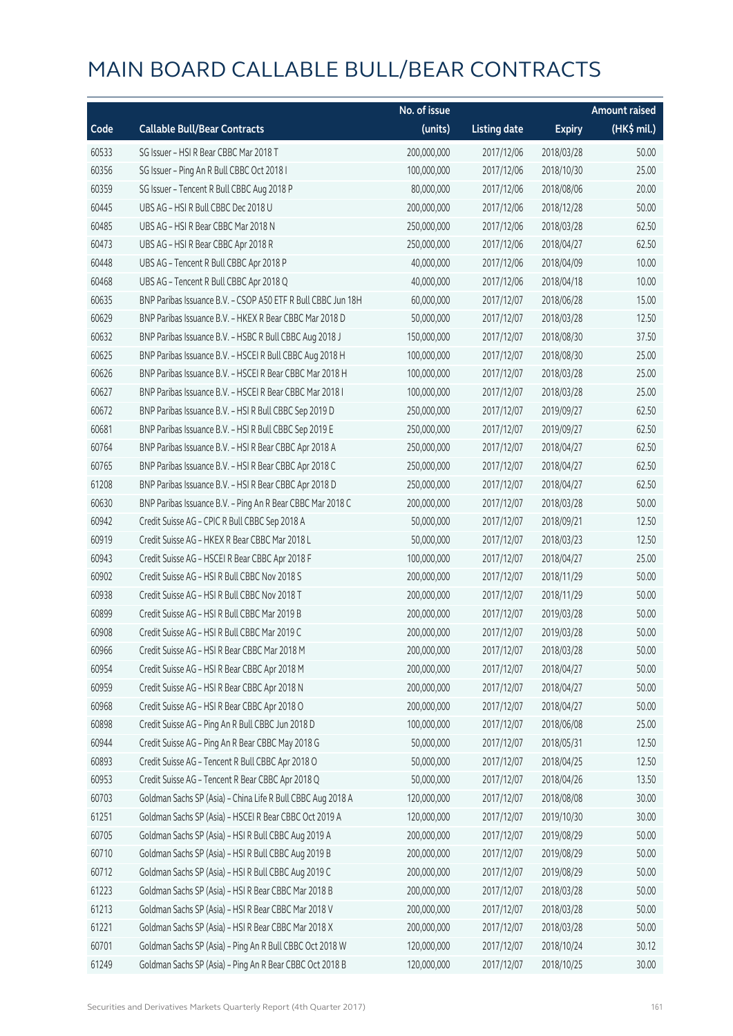# MAIN BOARD CALLABLE BULL/BEAR CONTRACTS

| Code | Callable Bull/Bear Contracts | No. of issue (units) | Listing date | Expiry | Amount raised (HK$ mil.) |
|---|---|---|---|---|---|
| 60533 | SG Issuer – HSI R Bear CBBC Mar 2018 T | 200,000,000 | 2017/12/06 | 2018/03/28 | 50.00 |
| 60356 | SG Issuer – Ping An R Bull CBBC Oct 2018 I | 100,000,000 | 2017/12/06 | 2018/10/30 | 25.00 |
| 60359 | SG Issuer – Tencent R Bull CBBC Aug 2018 P | 80,000,000 | 2017/12/06 | 2018/08/06 | 20.00 |
| 60445 | UBS AG – HSI R Bull CBBC Dec 2018 U | 200,000,000 | 2017/12/06 | 2018/12/28 | 50.00 |
| 60485 | UBS AG – HSI R Bear CBBC Mar 2018 N | 250,000,000 | 2017/12/06 | 2018/03/28 | 62.50 |
| 60473 | UBS AG – HSI R Bear CBBC Apr 2018 R | 250,000,000 | 2017/12/06 | 2018/04/27 | 62.50 |
| 60448 | UBS AG – Tencent R Bull CBBC Apr 2018 P | 40,000,000 | 2017/12/06 | 2018/04/09 | 10.00 |
| 60468 | UBS AG – Tencent R Bull CBBC Apr 2018 Q | 40,000,000 | 2017/12/06 | 2018/04/18 | 10.00 |
| 60635 | BNP Paribas Issuance B.V. – CSOP A50 ETF R Bull CBBC Jun 18H | 60,000,000 | 2017/12/07 | 2018/06/28 | 15.00 |
| 60629 | BNP Paribas Issuance B.V. – HKEX R Bear CBBC Mar 2018 D | 50,000,000 | 2017/12/07 | 2018/03/28 | 12.50 |
| 60632 | BNP Paribas Issuance B.V. – HSBC R Bull CBBC Aug 2018 J | 150,000,000 | 2017/12/07 | 2018/08/30 | 37.50 |
| 60625 | BNP Paribas Issuance B.V. – HSCEI R Bull CBBC Aug 2018 H | 100,000,000 | 2017/12/07 | 2018/08/30 | 25.00 |
| 60626 | BNP Paribas Issuance B.V. – HSCEI R Bear CBBC Mar 2018 H | 100,000,000 | 2017/12/07 | 2018/03/28 | 25.00 |
| 60627 | BNP Paribas Issuance B.V. – HSCEI R Bear CBBC Mar 2018 I | 100,000,000 | 2017/12/07 | 2018/03/28 | 25.00 |
| 60672 | BNP Paribas Issuance B.V. – HSI R Bull CBBC Sep 2019 D | 250,000,000 | 2017/12/07 | 2019/09/27 | 62.50 |
| 60681 | BNP Paribas Issuance B.V. – HSI R Bull CBBC Sep 2019 E | 250,000,000 | 2017/12/07 | 2019/09/27 | 62.50 |
| 60764 | BNP Paribas Issuance B.V. – HSI R Bear CBBC Apr 2018 A | 250,000,000 | 2017/12/07 | 2018/04/27 | 62.50 |
| 60765 | BNP Paribas Issuance B.V. – HSI R Bear CBBC Apr 2018 C | 250,000,000 | 2017/12/07 | 2018/04/27 | 62.50 |
| 61208 | BNP Paribas Issuance B.V. – HSI R Bear CBBC Apr 2018 D | 250,000,000 | 2017/12/07 | 2018/04/27 | 62.50 |
| 60630 | BNP Paribas Issuance B.V. – Ping An R Bear CBBC Mar 2018 C | 200,000,000 | 2017/12/07 | 2018/03/28 | 50.00 |
| 60942 | Credit Suisse AG – CPIC R Bull CBBC Sep 2018 A | 50,000,000 | 2017/12/07 | 2018/09/21 | 12.50 |
| 60919 | Credit Suisse AG – HKEX R Bear CBBC Mar 2018 L | 50,000,000 | 2017/12/07 | 2018/03/23 | 12.50 |
| 60943 | Credit Suisse AG – HSCEI R Bear CBBC Apr 2018 F | 100,000,000 | 2017/12/07 | 2018/04/27 | 25.00 |
| 60902 | Credit Suisse AG – HSI R Bull CBBC Nov 2018 S | 200,000,000 | 2017/12/07 | 2018/11/29 | 50.00 |
| 60938 | Credit Suisse AG – HSI R Bull CBBC Nov 2018 T | 200,000,000 | 2017/12/07 | 2018/11/29 | 50.00 |
| 60899 | Credit Suisse AG – HSI R Bull CBBC Mar 2019 B | 200,000,000 | 2017/12/07 | 2019/03/28 | 50.00 |
| 60908 | Credit Suisse AG – HSI R Bull CBBC Mar 2019 C | 200,000,000 | 2017/12/07 | 2019/03/28 | 50.00 |
| 60966 | Credit Suisse AG – HSI R Bear CBBC Mar 2018 M | 200,000,000 | 2017/12/07 | 2018/03/28 | 50.00 |
| 60954 | Credit Suisse AG – HSI R Bear CBBC Apr 2018 M | 200,000,000 | 2017/12/07 | 2018/04/27 | 50.00 |
| 60959 | Credit Suisse AG – HSI R Bear CBBC Apr 2018 N | 200,000,000 | 2017/12/07 | 2018/04/27 | 50.00 |
| 60968 | Credit Suisse AG – HSI R Bear CBBC Apr 2018 O | 200,000,000 | 2017/12/07 | 2018/04/27 | 50.00 |
| 60898 | Credit Suisse AG – Ping An R Bull CBBC Jun 2018 D | 100,000,000 | 2017/12/07 | 2018/06/08 | 25.00 |
| 60944 | Credit Suisse AG – Ping An R Bear CBBC May 2018 G | 50,000,000 | 2017/12/07 | 2018/05/31 | 12.50 |
| 60893 | Credit Suisse AG – Tencent R Bull CBBC Apr 2018 O | 50,000,000 | 2017/12/07 | 2018/04/25 | 12.50 |
| 60953 | Credit Suisse AG – Tencent R Bear CBBC Apr 2018 Q | 50,000,000 | 2017/12/07 | 2018/04/26 | 13.50 |
| 60703 | Goldman Sachs SP (Asia) – China Life R Bull CBBC Aug 2018 A | 120,000,000 | 2017/12/07 | 2018/08/08 | 30.00 |
| 61251 | Goldman Sachs SP (Asia) – HSCEI R Bear CBBC Oct 2019 A | 120,000,000 | 2017/12/07 | 2019/10/30 | 30.00 |
| 60705 | Goldman Sachs SP (Asia) – HSI R Bull CBBC Aug 2019 A | 200,000,000 | 2017/12/07 | 2019/08/29 | 50.00 |
| 60710 | Goldman Sachs SP (Asia) – HSI R Bull CBBC Aug 2019 B | 200,000,000 | 2017/12/07 | 2019/08/29 | 50.00 |
| 60712 | Goldman Sachs SP (Asia) – HSI R Bull CBBC Aug 2019 C | 200,000,000 | 2017/12/07 | 2019/08/29 | 50.00 |
| 61223 | Goldman Sachs SP (Asia) – HSI R Bear CBBC Mar 2018 B | 200,000,000 | 2017/12/07 | 2018/03/28 | 50.00 |
| 61213 | Goldman Sachs SP (Asia) – HSI R Bear CBBC Mar 2018 V | 200,000,000 | 2017/12/07 | 2018/03/28 | 50.00 |
| 61221 | Goldman Sachs SP (Asia) – HSI R Bear CBBC Mar 2018 X | 200,000,000 | 2017/12/07 | 2018/03/28 | 50.00 |
| 60701 | Goldman Sachs SP (Asia) – Ping An R Bull CBBC Oct 2018 W | 120,000,000 | 2017/12/07 | 2018/10/24 | 30.12 |
| 61249 | Goldman Sachs SP (Asia) – Ping An R Bear CBBC Oct 2018 B | 120,000,000 | 2017/12/07 | 2018/10/25 | 30.00 |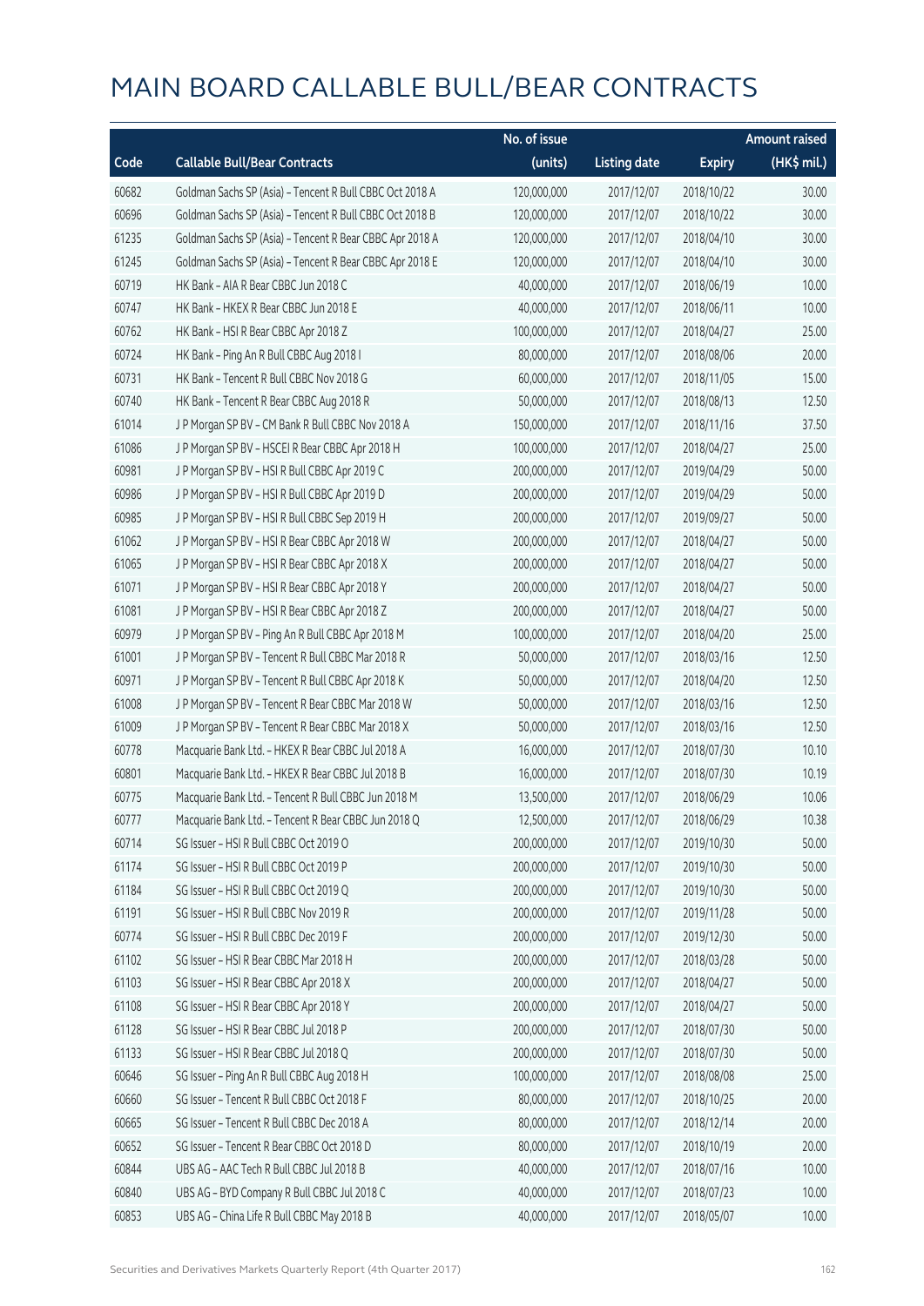# MAIN BOARD CALLABLE BULL/BEAR CONTRACTS

| Code | Callable Bull/Bear Contracts | No. of issue (units) | Listing date | Expiry | Amount raised (HK$ mil.) |
|---|---|---|---|---|---|
| 60682 | Goldman Sachs SP (Asia) - Tencent R Bull CBBC Oct 2018 A | 120,000,000 | 2017/12/07 | 2018/10/22 | 30.00 |
| 60696 | Goldman Sachs SP (Asia) - Tencent R Bull CBBC Oct 2018 B | 120,000,000 | 2017/12/07 | 2018/10/22 | 30.00 |
| 61235 | Goldman Sachs SP (Asia) - Tencent R Bear CBBC Apr 2018 A | 120,000,000 | 2017/12/07 | 2018/04/10 | 30.00 |
| 61245 | Goldman Sachs SP (Asia) - Tencent R Bear CBBC Apr 2018 E | 120,000,000 | 2017/12/07 | 2018/04/10 | 30.00 |
| 60719 | HK Bank - AIA R Bear CBBC Jun 2018 C | 40,000,000 | 2017/12/07 | 2018/06/19 | 10.00 |
| 60747 | HK Bank - HKEX R Bear CBBC Jun 2018 E | 40,000,000 | 2017/12/07 | 2018/06/11 | 10.00 |
| 60762 | HK Bank - HSI R Bear CBBC Apr 2018 Z | 100,000,000 | 2017/12/07 | 2018/04/27 | 25.00 |
| 60724 | HK Bank - Ping An R Bull CBBC Aug 2018 I | 80,000,000 | 2017/12/07 | 2018/08/06 | 20.00 |
| 60731 | HK Bank - Tencent R Bull CBBC Nov 2018 G | 60,000,000 | 2017/12/07 | 2018/11/05 | 15.00 |
| 60740 | HK Bank - Tencent R Bear CBBC Aug 2018 R | 50,000,000 | 2017/12/07 | 2018/08/13 | 12.50 |
| 61014 | J P Morgan SP BV - CM Bank R Bull CBBC Nov 2018 A | 150,000,000 | 2017/12/07 | 2018/11/16 | 37.50 |
| 61086 | J P Morgan SP BV - HSCEI R Bear CBBC Apr 2018 H | 100,000,000 | 2017/12/07 | 2018/04/27 | 25.00 |
| 60981 | J P Morgan SP BV - HSI R Bull CBBC Apr 2019 C | 200,000,000 | 2017/12/07 | 2019/04/29 | 50.00 |
| 60986 | J P Morgan SP BV - HSI R Bull CBBC Apr 2019 D | 200,000,000 | 2017/12/07 | 2019/04/29 | 50.00 |
| 60985 | J P Morgan SP BV - HSI R Bull CBBC Sep 2019 H | 200,000,000 | 2017/12/07 | 2019/09/27 | 50.00 |
| 61062 | J P Morgan SP BV - HSI R Bear CBBC Apr 2018 W | 200,000,000 | 2017/12/07 | 2018/04/27 | 50.00 |
| 61065 | J P Morgan SP BV - HSI R Bear CBBC Apr 2018 X | 200,000,000 | 2017/12/07 | 2018/04/27 | 50.00 |
| 61071 | J P Morgan SP BV - HSI R Bear CBBC Apr 2018 Y | 200,000,000 | 2017/12/07 | 2018/04/27 | 50.00 |
| 61081 | J P Morgan SP BV - HSI R Bear CBBC Apr 2018 Z | 200,000,000 | 2017/12/07 | 2018/04/27 | 50.00 |
| 60979 | J P Morgan SP BV - Ping An R Bull CBBC Apr 2018 M | 100,000,000 | 2017/12/07 | 2018/04/20 | 25.00 |
| 61001 | J P Morgan SP BV - Tencent R Bull CBBC Mar 2018 R | 50,000,000 | 2017/12/07 | 2018/03/16 | 12.50 |
| 60971 | J P Morgan SP BV - Tencent R Bull CBBC Apr 2018 K | 50,000,000 | 2017/12/07 | 2018/04/20 | 12.50 |
| 61008 | J P Morgan SP BV - Tencent R Bear CBBC Mar 2018 W | 50,000,000 | 2017/12/07 | 2018/03/16 | 12.50 |
| 61009 | J P Morgan SP BV - Tencent R Bear CBBC Mar 2018 X | 50,000,000 | 2017/12/07 | 2018/03/16 | 12.50 |
| 60778 | Macquarie Bank Ltd. - HKEX R Bear CBBC Jul 2018 A | 16,000,000 | 2017/12/07 | 2018/07/30 | 10.10 |
| 60801 | Macquarie Bank Ltd. - HKEX R Bear CBBC Jul 2018 B | 16,000,000 | 2017/12/07 | 2018/07/30 | 10.19 |
| 60775 | Macquarie Bank Ltd. - Tencent R Bull CBBC Jun 2018 M | 13,500,000 | 2017/12/07 | 2018/06/29 | 10.06 |
| 60777 | Macquarie Bank Ltd. - Tencent R Bear CBBC Jun 2018 Q | 12,500,000 | 2017/12/07 | 2018/06/29 | 10.38 |
| 60714 | SG Issuer - HSI R Bull CBBC Oct 2019 O | 200,000,000 | 2017/12/07 | 2019/10/30 | 50.00 |
| 61174 | SG Issuer - HSI R Bull CBBC Oct 2019 P | 200,000,000 | 2017/12/07 | 2019/10/30 | 50.00 |
| 61184 | SG Issuer - HSI R Bull CBBC Oct 2019 Q | 200,000,000 | 2017/12/07 | 2019/10/30 | 50.00 |
| 61191 | SG Issuer - HSI R Bull CBBC Nov 2019 R | 200,000,000 | 2017/12/07 | 2019/11/28 | 50.00 |
| 60774 | SG Issuer - HSI R Bull CBBC Dec 2019 F | 200,000,000 | 2017/12/07 | 2019/12/30 | 50.00 |
| 61102 | SG Issuer - HSI R Bear CBBC Mar 2018 H | 200,000,000 | 2017/12/07 | 2018/03/28 | 50.00 |
| 61103 | SG Issuer - HSI R Bear CBBC Apr 2018 X | 200,000,000 | 2017/12/07 | 2018/04/27 | 50.00 |
| 61108 | SG Issuer - HSI R Bear CBBC Apr 2018 Y | 200,000,000 | 2017/12/07 | 2018/04/27 | 50.00 |
| 61128 | SG Issuer - HSI R Bear CBBC Jul 2018 P | 200,000,000 | 2017/12/07 | 2018/07/30 | 50.00 |
| 61133 | SG Issuer - HSI R Bear CBBC Jul 2018 Q | 200,000,000 | 2017/12/07 | 2018/07/30 | 50.00 |
| 60646 | SG Issuer - Ping An R Bull CBBC Aug 2018 H | 100,000,000 | 2017/12/07 | 2018/08/08 | 25.00 |
| 60660 | SG Issuer - Tencent R Bull CBBC Oct 2018 F | 80,000,000 | 2017/12/07 | 2018/10/25 | 20.00 |
| 60665 | SG Issuer - Tencent R Bull CBBC Dec 2018 A | 80,000,000 | 2017/12/07 | 2018/12/14 | 20.00 |
| 60652 | SG Issuer - Tencent R Bear CBBC Oct 2018 D | 80,000,000 | 2017/12/07 | 2018/10/19 | 20.00 |
| 60844 | UBS AG - AAC Tech R Bull CBBC Jul 2018 B | 40,000,000 | 2017/12/07 | 2018/07/16 | 10.00 |
| 60840 | UBS AG - BYD Company R Bull CBBC Jul 2018 C | 40,000,000 | 2017/12/07 | 2018/07/23 | 10.00 |
| 60853 | UBS AG - China Life R Bull CBBC May 2018 B | 40,000,000 | 2017/12/07 | 2018/05/07 | 10.00 |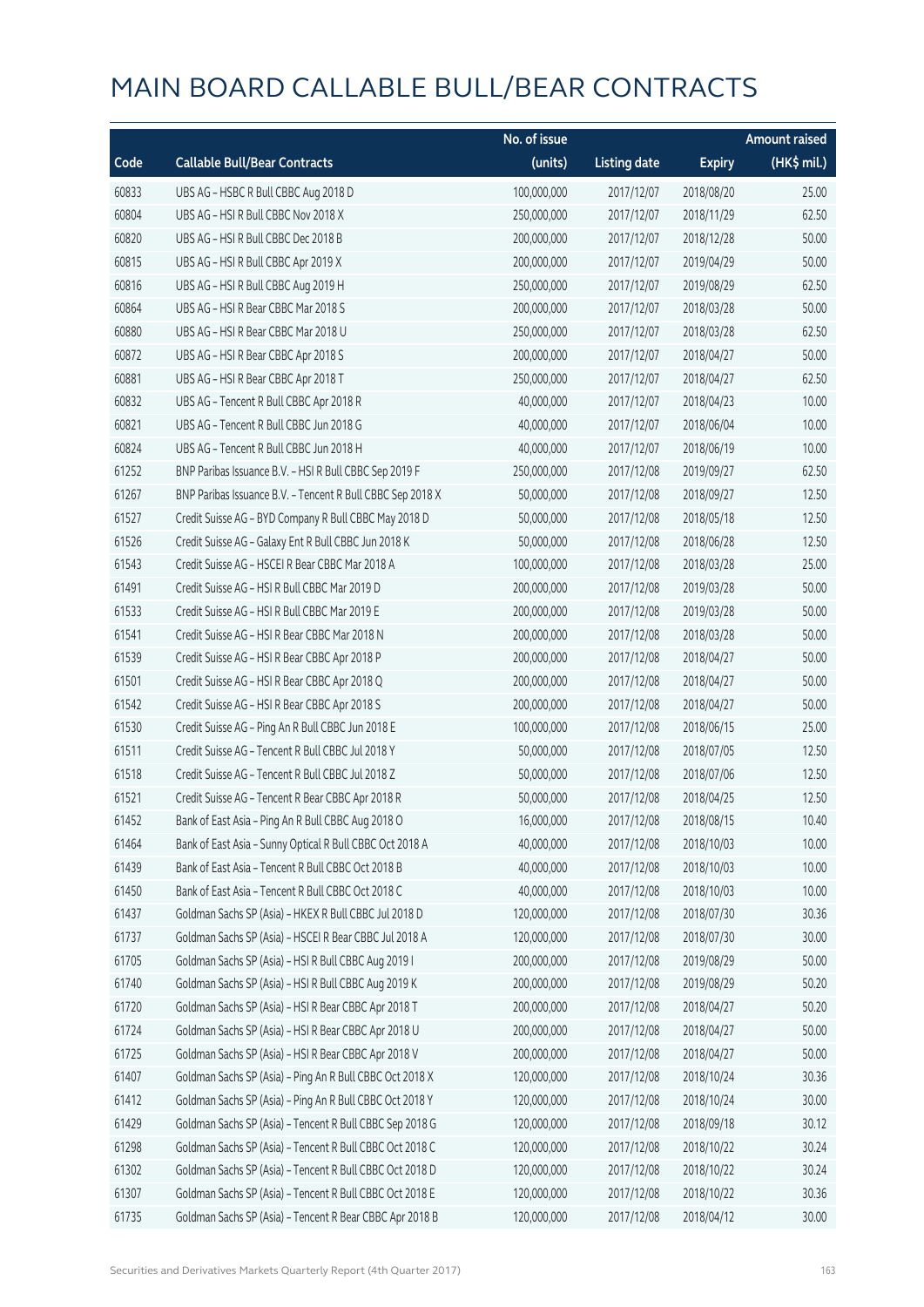# MAIN BOARD CALLABLE BULL/BEAR CONTRACTS

| Code | Callable Bull/Bear Contracts | No. of issue (units) | Listing date | Expiry | Amount raised (HK$ mil.) |
|---|---|---|---|---|---|
| 60833 | UBS AG – HSBC R Bull CBBC Aug 2018 D | 100,000,000 | 2017/12/07 | 2018/08/20 | 25.00 |
| 60804 | UBS AG – HSI R Bull CBBC Nov 2018 X | 250,000,000 | 2017/12/07 | 2018/11/29 | 62.50 |
| 60820 | UBS AG – HSI R Bull CBBC Dec 2018 B | 200,000,000 | 2017/12/07 | 2018/12/28 | 50.00 |
| 60815 | UBS AG – HSI R Bull CBBC Apr 2019 X | 200,000,000 | 2017/12/07 | 2019/04/29 | 50.00 |
| 60816 | UBS AG – HSI R Bull CBBC Aug 2019 H | 250,000,000 | 2017/12/07 | 2019/08/29 | 62.50 |
| 60864 | UBS AG – HSI R Bear CBBC Mar 2018 S | 200,000,000 | 2017/12/07 | 2018/03/28 | 50.00 |
| 60880 | UBS AG – HSI R Bear CBBC Mar 2018 U | 250,000,000 | 2017/12/07 | 2018/03/28 | 62.50 |
| 60872 | UBS AG – HSI R Bear CBBC Apr 2018 S | 200,000,000 | 2017/12/07 | 2018/04/27 | 50.00 |
| 60881 | UBS AG – HSI R Bear CBBC Apr 2018 T | 250,000,000 | 2017/12/07 | 2018/04/27 | 62.50 |
| 60832 | UBS AG – Tencent R Bull CBBC Apr 2018 R | 40,000,000 | 2017/12/07 | 2018/04/23 | 10.00 |
| 60821 | UBS AG – Tencent R Bull CBBC Jun 2018 G | 40,000,000 | 2017/12/07 | 2018/06/04 | 10.00 |
| 60824 | UBS AG – Tencent R Bull CBBC Jun 2018 H | 40,000,000 | 2017/12/07 | 2018/06/19 | 10.00 |
| 61252 | BNP Paribas Issuance B.V. – HSI R Bull CBBC Sep 2019 F | 250,000,000 | 2017/12/08 | 2019/09/27 | 62.50 |
| 61267 | BNP Paribas Issuance B.V. – Tencent R Bull CBBC Sep 2018 X | 50,000,000 | 2017/12/08 | 2018/09/27 | 12.50 |
| 61527 | Credit Suisse AG – BYD Company R Bull CBBC May 2018 D | 50,000,000 | 2017/12/08 | 2018/05/18 | 12.50 |
| 61526 | Credit Suisse AG – Galaxy Ent R Bull CBBC Jun 2018 K | 50,000,000 | 2017/12/08 | 2018/06/28 | 12.50 |
| 61543 | Credit Suisse AG – HSCEI R Bear CBBC Mar 2018 A | 100,000,000 | 2017/12/08 | 2018/03/28 | 25.00 |
| 61491 | Credit Suisse AG – HSI R Bull CBBC Mar 2019 D | 200,000,000 | 2017/12/08 | 2019/03/28 | 50.00 |
| 61533 | Credit Suisse AG – HSI R Bull CBBC Mar 2019 E | 200,000,000 | 2017/12/08 | 2019/03/28 | 50.00 |
| 61541 | Credit Suisse AG – HSI R Bear CBBC Mar 2018 N | 200,000,000 | 2017/12/08 | 2018/03/28 | 50.00 |
| 61539 | Credit Suisse AG – HSI R Bear CBBC Apr 2018 P | 200,000,000 | 2017/12/08 | 2018/04/27 | 50.00 |
| 61501 | Credit Suisse AG – HSI R Bear CBBC Apr 2018 Q | 200,000,000 | 2017/12/08 | 2018/04/27 | 50.00 |
| 61542 | Credit Suisse AG – HSI R Bear CBBC Apr 2018 S | 200,000,000 | 2017/12/08 | 2018/04/27 | 50.00 |
| 61530 | Credit Suisse AG – Ping An R Bull CBBC Jun 2018 E | 100,000,000 | 2017/12/08 | 2018/06/15 | 25.00 |
| 61511 | Credit Suisse AG – Tencent R Bull CBBC Jul 2018 Y | 50,000,000 | 2017/12/08 | 2018/07/05 | 12.50 |
| 61518 | Credit Suisse AG – Tencent R Bull CBBC Jul 2018 Z | 50,000,000 | 2017/12/08 | 2018/07/06 | 12.50 |
| 61521 | Credit Suisse AG – Tencent R Bear CBBC Apr 2018 R | 50,000,000 | 2017/12/08 | 2018/04/25 | 12.50 |
| 61452 | Bank of East Asia – Ping An R Bull CBBC Aug 2018 O | 16,000,000 | 2017/12/08 | 2018/08/15 | 10.40 |
| 61464 | Bank of East Asia – Sunny Optical R Bull CBBC Oct 2018 A | 40,000,000 | 2017/12/08 | 2018/10/03 | 10.00 |
| 61439 | Bank of East Asia – Tencent R Bull CBBC Oct 2018 B | 40,000,000 | 2017/12/08 | 2018/10/03 | 10.00 |
| 61450 | Bank of East Asia – Tencent R Bull CBBC Oct 2018 C | 40,000,000 | 2017/12/08 | 2018/10/03 | 10.00 |
| 61437 | Goldman Sachs SP (Asia) – HKEX R Bull CBBC Jul 2018 D | 120,000,000 | 2017/12/08 | 2018/07/30 | 30.36 |
| 61737 | Goldman Sachs SP (Asia) – HSCEI R Bear CBBC Jul 2018 A | 120,000,000 | 2017/12/08 | 2018/07/30 | 30.00 |
| 61705 | Goldman Sachs SP (Asia) – HSI R Bull CBBC Aug 2019 I | 200,000,000 | 2017/12/08 | 2019/08/29 | 50.00 |
| 61740 | Goldman Sachs SP (Asia) – HSI R Bull CBBC Aug 2019 K | 200,000,000 | 2017/12/08 | 2019/08/29 | 50.20 |
| 61720 | Goldman Sachs SP (Asia) – HSI R Bear CBBC Apr 2018 T | 200,000,000 | 2017/12/08 | 2018/04/27 | 50.20 |
| 61724 | Goldman Sachs SP (Asia) – HSI R Bear CBBC Apr 2018 U | 200,000,000 | 2017/12/08 | 2018/04/27 | 50.00 |
| 61725 | Goldman Sachs SP (Asia) – HSI R Bear CBBC Apr 2018 V | 200,000,000 | 2017/12/08 | 2018/04/27 | 50.00 |
| 61407 | Goldman Sachs SP (Asia) – Ping An R Bull CBBC Oct 2018 X | 120,000,000 | 2017/12/08 | 2018/10/24 | 30.36 |
| 61412 | Goldman Sachs SP (Asia) – Ping An R Bull CBBC Oct 2018 Y | 120,000,000 | 2017/12/08 | 2018/10/24 | 30.00 |
| 61429 | Goldman Sachs SP (Asia) – Tencent R Bull CBBC Sep 2018 G | 120,000,000 | 2017/12/08 | 2018/09/18 | 30.12 |
| 61298 | Goldman Sachs SP (Asia) – Tencent R Bull CBBC Oct 2018 C | 120,000,000 | 2017/12/08 | 2018/10/22 | 30.24 |
| 61302 | Goldman Sachs SP (Asia) – Tencent R Bull CBBC Oct 2018 D | 120,000,000 | 2017/12/08 | 2018/10/22 | 30.24 |
| 61307 | Goldman Sachs SP (Asia) – Tencent R Bull CBBC Oct 2018 E | 120,000,000 | 2017/12/08 | 2018/10/22 | 30.36 |
| 61735 | Goldman Sachs SP (Asia) – Tencent R Bear CBBC Apr 2018 B | 120,000,000 | 2017/12/08 | 2018/04/12 | 30.00 |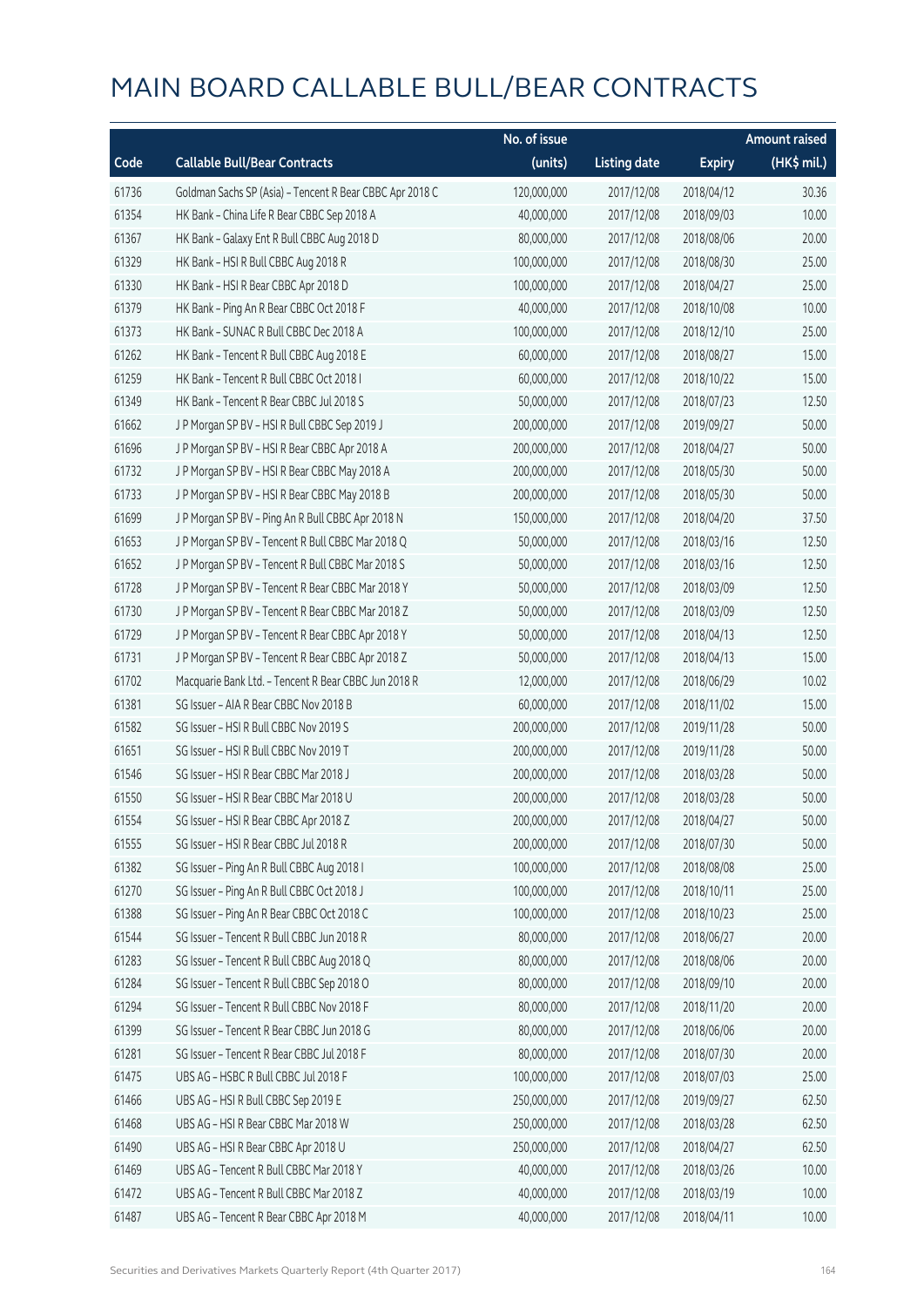# MAIN BOARD CALLABLE BULL/BEAR CONTRACTS

| Code | Callable Bull/Bear Contracts | No. of issue (units) | Listing date | Expiry | Amount raised (HK$ mil.) |
|---|---|---|---|---|---|
| 61736 | Goldman Sachs SP (Asia) - Tencent R Bear CBBC Apr 2018 C | 120,000,000 | 2017/12/08 | 2018/04/12 | 30.36 |
| 61354 | HK Bank - China Life R Bear CBBC Sep 2018 A | 40,000,000 | 2017/12/08 | 2018/09/03 | 10.00 |
| 61367 | HK Bank - Galaxy Ent R Bull CBBC Aug 2018 D | 80,000,000 | 2017/12/08 | 2018/08/06 | 20.00 |
| 61329 | HK Bank - HSI R Bull CBBC Aug 2018 R | 100,000,000 | 2017/12/08 | 2018/08/30 | 25.00 |
| 61330 | HK Bank - HSI R Bear CBBC Apr 2018 D | 100,000,000 | 2017/12/08 | 2018/04/27 | 25.00 |
| 61379 | HK Bank - Ping An R Bear CBBC Oct 2018 F | 40,000,000 | 2017/12/08 | 2018/10/08 | 10.00 |
| 61373 | HK Bank - SUNAC R Bull CBBC Dec 2018 A | 100,000,000 | 2017/12/08 | 2018/12/10 | 25.00 |
| 61262 | HK Bank - Tencent R Bull CBBC Aug 2018 E | 60,000,000 | 2017/12/08 | 2018/08/27 | 15.00 |
| 61259 | HK Bank - Tencent R Bull CBBC Oct 2018 I | 60,000,000 | 2017/12/08 | 2018/10/22 | 15.00 |
| 61349 | HK Bank - Tencent R Bear CBBC Jul 2018 S | 50,000,000 | 2017/12/08 | 2018/07/23 | 12.50 |
| 61662 | J P Morgan SP BV - HSI R Bull CBBC Sep 2019 J | 200,000,000 | 2017/12/08 | 2019/09/27 | 50.00 |
| 61696 | J P Morgan SP BV - HSI R Bear CBBC Apr 2018 A | 200,000,000 | 2017/12/08 | 2018/04/27 | 50.00 |
| 61732 | J P Morgan SP BV - HSI R Bear CBBC May 2018 A | 200,000,000 | 2017/12/08 | 2018/05/30 | 50.00 |
| 61733 | J P Morgan SP BV - HSI R Bear CBBC May 2018 B | 200,000,000 | 2017/12/08 | 2018/05/30 | 50.00 |
| 61699 | J P Morgan SP BV - Ping An R Bull CBBC Apr 2018 N | 150,000,000 | 2017/12/08 | 2018/04/20 | 37.50 |
| 61653 | J P Morgan SP BV - Tencent R Bull CBBC Mar 2018 Q | 50,000,000 | 2017/12/08 | 2018/03/16 | 12.50 |
| 61652 | J P Morgan SP BV - Tencent R Bull CBBC Mar 2018 S | 50,000,000 | 2017/12/08 | 2018/03/16 | 12.50 |
| 61728 | J P Morgan SP BV - Tencent R Bear CBBC Mar 2018 Y | 50,000,000 | 2017/12/08 | 2018/03/09 | 12.50 |
| 61730 | J P Morgan SP BV - Tencent R Bear CBBC Mar 2018 Z | 50,000,000 | 2017/12/08 | 2018/03/09 | 12.50 |
| 61729 | J P Morgan SP BV - Tencent R Bear CBBC Apr 2018 Y | 50,000,000 | 2017/12/08 | 2018/04/13 | 12.50 |
| 61731 | J P Morgan SP BV - Tencent R Bear CBBC Apr 2018 Z | 50,000,000 | 2017/12/08 | 2018/04/13 | 15.00 |
| 61702 | Macquarie Bank Ltd. - Tencent R Bear CBBC Jun 2018 R | 12,000,000 | 2017/12/08 | 2018/06/29 | 10.02 |
| 61381 | SG Issuer - AIA R Bear CBBC Nov 2018 B | 60,000,000 | 2017/12/08 | 2018/11/02 | 15.00 |
| 61582 | SG Issuer - HSI R Bull CBBC Nov 2019 S | 200,000,000 | 2017/12/08 | 2019/11/28 | 50.00 |
| 61651 | SG Issuer - HSI R Bull CBBC Nov 2019 T | 200,000,000 | 2017/12/08 | 2019/11/28 | 50.00 |
| 61546 | SG Issuer - HSI R Bear CBBC Mar 2018 J | 200,000,000 | 2017/12/08 | 2018/03/28 | 50.00 |
| 61550 | SG Issuer - HSI R Bear CBBC Mar 2018 U | 200,000,000 | 2017/12/08 | 2018/03/28 | 50.00 |
| 61554 | SG Issuer - HSI R Bear CBBC Apr 2018 Z | 200,000,000 | 2017/12/08 | 2018/04/27 | 50.00 |
| 61555 | SG Issuer - HSI R Bear CBBC Jul 2018 R | 200,000,000 | 2017/12/08 | 2018/07/30 | 50.00 |
| 61382 | SG Issuer - Ping An R Bull CBBC Aug 2018 I | 100,000,000 | 2017/12/08 | 2018/08/08 | 25.00 |
| 61270 | SG Issuer - Ping An R Bull CBBC Oct 2018 J | 100,000,000 | 2017/12/08 | 2018/10/11 | 25.00 |
| 61388 | SG Issuer - Ping An R Bear CBBC Oct 2018 C | 100,000,000 | 2017/12/08 | 2018/10/23 | 25.00 |
| 61544 | SG Issuer - Tencent R Bull CBBC Jun 2018 R | 80,000,000 | 2017/12/08 | 2018/06/27 | 20.00 |
| 61283 | SG Issuer - Tencent R Bull CBBC Aug 2018 Q | 80,000,000 | 2017/12/08 | 2018/08/06 | 20.00 |
| 61284 | SG Issuer - Tencent R Bull CBBC Sep 2018 O | 80,000,000 | 2017/12/08 | 2018/09/10 | 20.00 |
| 61294 | SG Issuer - Tencent R Bull CBBC Nov 2018 F | 80,000,000 | 2017/12/08 | 2018/11/20 | 20.00 |
| 61399 | SG Issuer - Tencent R Bear CBBC Jun 2018 G | 80,000,000 | 2017/12/08 | 2018/06/06 | 20.00 |
| 61281 | SG Issuer - Tencent R Bear CBBC Jul 2018 F | 80,000,000 | 2017/12/08 | 2018/07/30 | 20.00 |
| 61475 | UBS AG - HSBC R Bull CBBC Jul 2018 F | 100,000,000 | 2017/12/08 | 2018/07/03 | 25.00 |
| 61466 | UBS AG - HSI R Bull CBBC Sep 2019 E | 250,000,000 | 2017/12/08 | 2019/09/27 | 62.50 |
| 61468 | UBS AG - HSI R Bear CBBC Mar 2018 W | 250,000,000 | 2017/12/08 | 2018/03/28 | 62.50 |
| 61490 | UBS AG - HSI R Bear CBBC Apr 2018 U | 250,000,000 | 2017/12/08 | 2018/04/27 | 62.50 |
| 61469 | UBS AG - Tencent R Bull CBBC Mar 2018 Y | 40,000,000 | 2017/12/08 | 2018/03/26 | 10.00 |
| 61472 | UBS AG - Tencent R Bull CBBC Mar 2018 Z | 40,000,000 | 2017/12/08 | 2018/03/19 | 10.00 |
| 61487 | UBS AG - Tencent R Bear CBBC Apr 2018 M | 40,000,000 | 2017/12/08 | 2018/04/11 | 10.00 |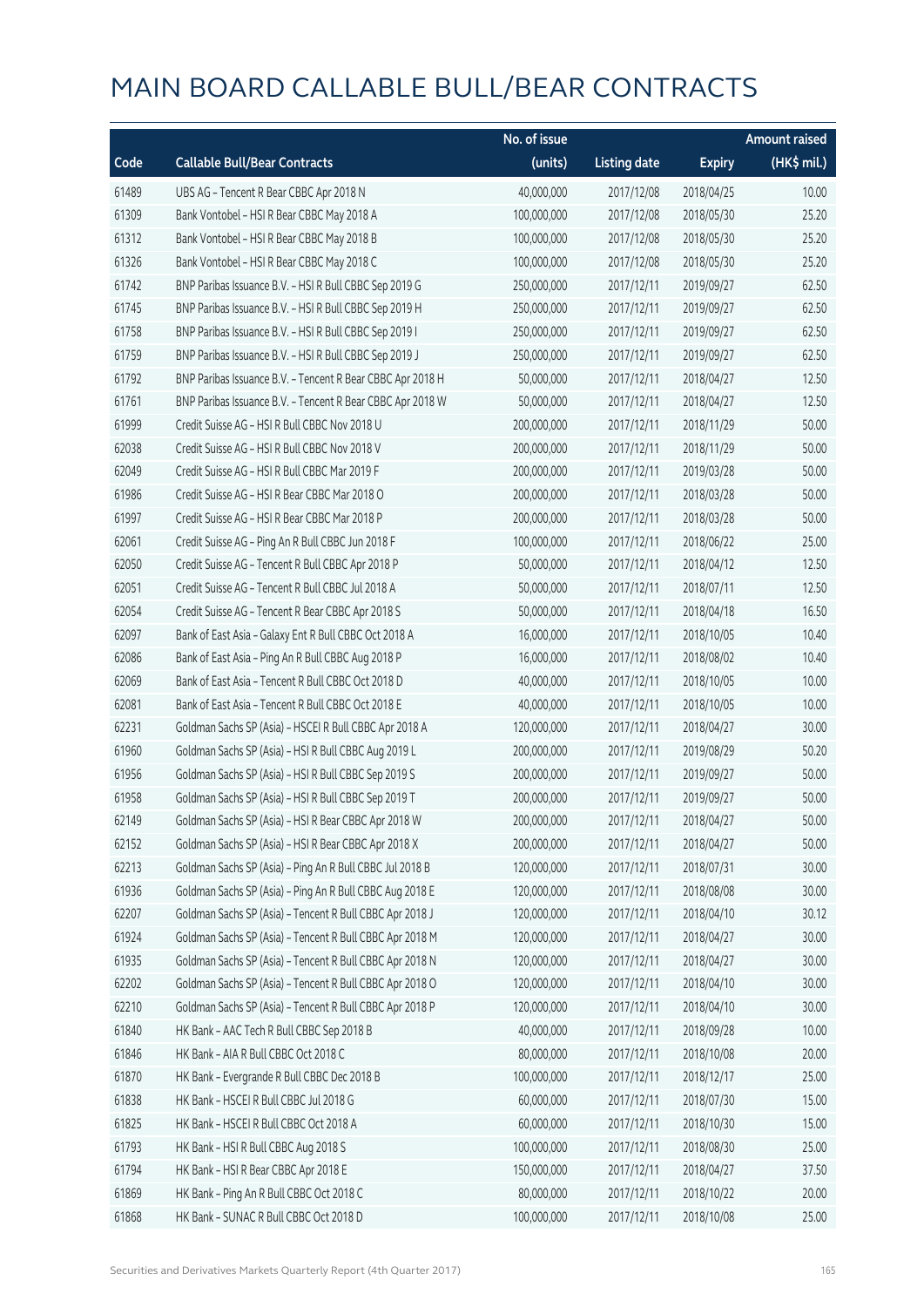# MAIN BOARD CALLABLE BULL/BEAR CONTRACTS

| Code | Callable Bull/Bear Contracts | No. of issue (units) | Listing date | Expiry | Amount raised (HK$ mil.) |
|---|---|---|---|---|---|
| 61489 | UBS AG – Tencent R Bear CBBC Apr 2018 N | 40,000,000 | 2017/12/08 | 2018/04/25 | 10.00 |
| 61309 | Bank Vontobel – HSI R Bear CBBC May 2018 A | 100,000,000 | 2017/12/08 | 2018/05/30 | 25.20 |
| 61312 | Bank Vontobel – HSI R Bear CBBC May 2018 B | 100,000,000 | 2017/12/08 | 2018/05/30 | 25.20 |
| 61326 | Bank Vontobel – HSI R Bear CBBC May 2018 C | 100,000,000 | 2017/12/08 | 2018/05/30 | 25.20 |
| 61742 | BNP Paribas Issuance B.V. – HSI R Bull CBBC Sep 2019 G | 250,000,000 | 2017/12/11 | 2019/09/27 | 62.50 |
| 61745 | BNP Paribas Issuance B.V. – HSI R Bull CBBC Sep 2019 H | 250,000,000 | 2017/12/11 | 2019/09/27 | 62.50 |
| 61758 | BNP Paribas Issuance B.V. – HSI R Bull CBBC Sep 2019 I | 250,000,000 | 2017/12/11 | 2019/09/27 | 62.50 |
| 61759 | BNP Paribas Issuance B.V. – HSI R Bull CBBC Sep 2019 J | 250,000,000 | 2017/12/11 | 2019/09/27 | 62.50 |
| 61792 | BNP Paribas Issuance B.V. – Tencent R Bear CBBC Apr 2018 H | 50,000,000 | 2017/12/11 | 2018/04/27 | 12.50 |
| 61761 | BNP Paribas Issuance B.V. – Tencent R Bear CBBC Apr 2018 W | 50,000,000 | 2017/12/11 | 2018/04/27 | 12.50 |
| 61999 | Credit Suisse AG – HSI R Bull CBBC Nov 2018 U | 200,000,000 | 2017/12/11 | 2018/11/29 | 50.00 |
| 62038 | Credit Suisse AG – HSI R Bull CBBC Nov 2018 V | 200,000,000 | 2017/12/11 | 2018/11/29 | 50.00 |
| 62049 | Credit Suisse AG – HSI R Bull CBBC Mar 2019 F | 200,000,000 | 2017/12/11 | 2019/03/28 | 50.00 |
| 61986 | Credit Suisse AG – HSI R Bear CBBC Mar 2018 O | 200,000,000 | 2017/12/11 | 2018/03/28 | 50.00 |
| 61997 | Credit Suisse AG – HSI R Bear CBBC Mar 2018 P | 200,000,000 | 2017/12/11 | 2018/03/28 | 50.00 |
| 62061 | Credit Suisse AG – Ping An R Bull CBBC Jun 2018 F | 100,000,000 | 2017/12/11 | 2018/06/22 | 25.00 |
| 62050 | Credit Suisse AG – Tencent R Bull CBBC Apr 2018 P | 50,000,000 | 2017/12/11 | 2018/04/12 | 12.50 |
| 62051 | Credit Suisse AG – Tencent R Bull CBBC Jul 2018 A | 50,000,000 | 2017/12/11 | 2018/07/11 | 12.50 |
| 62054 | Credit Suisse AG – Tencent R Bear CBBC Apr 2018 S | 50,000,000 | 2017/12/11 | 2018/04/18 | 16.50 |
| 62097 | Bank of East Asia – Galaxy Ent R Bull CBBC Oct 2018 A | 16,000,000 | 2017/12/11 | 2018/10/05 | 10.40 |
| 62086 | Bank of East Asia – Ping An R Bull CBBC Aug 2018 P | 16,000,000 | 2017/12/11 | 2018/08/02 | 10.40 |
| 62069 | Bank of East Asia – Tencent R Bull CBBC Oct 2018 D | 40,000,000 | 2017/12/11 | 2018/10/05 | 10.00 |
| 62081 | Bank of East Asia – Tencent R Bull CBBC Oct 2018 E | 40,000,000 | 2017/12/11 | 2018/10/05 | 10.00 |
| 62231 | Goldman Sachs SP (Asia) – HSCEI R Bull CBBC Apr 2018 A | 120,000,000 | 2017/12/11 | 2018/04/27 | 30.00 |
| 61960 | Goldman Sachs SP (Asia) – HSI R Bull CBBC Aug 2019 L | 200,000,000 | 2017/12/11 | 2019/08/29 | 50.20 |
| 61956 | Goldman Sachs SP (Asia) – HSI R Bull CBBC Sep 2019 S | 200,000,000 | 2017/12/11 | 2019/09/27 | 50.00 |
| 61958 | Goldman Sachs SP (Asia) – HSI R Bull CBBC Sep 2019 T | 200,000,000 | 2017/12/11 | 2019/09/27 | 50.00 |
| 62149 | Goldman Sachs SP (Asia) – HSI R Bear CBBC Apr 2018 W | 200,000,000 | 2017/12/11 | 2018/04/27 | 50.00 |
| 62152 | Goldman Sachs SP (Asia) – HSI R Bear CBBC Apr 2018 X | 200,000,000 | 2017/12/11 | 2018/04/27 | 50.00 |
| 62213 | Goldman Sachs SP (Asia) – Ping An R Bull CBBC Jul 2018 B | 120,000,000 | 2017/12/11 | 2018/07/31 | 30.00 |
| 61936 | Goldman Sachs SP (Asia) – Ping An R Bull CBBC Aug 2018 E | 120,000,000 | 2017/12/11 | 2018/08/08 | 30.00 |
| 62207 | Goldman Sachs SP (Asia) – Tencent R Bull CBBC Apr 2018 J | 120,000,000 | 2017/12/11 | 2018/04/10 | 30.12 |
| 61924 | Goldman Sachs SP (Asia) – Tencent R Bull CBBC Apr 2018 M | 120,000,000 | 2017/12/11 | 2018/04/27 | 30.00 |
| 61935 | Goldman Sachs SP (Asia) – Tencent R Bull CBBC Apr 2018 N | 120,000,000 | 2017/12/11 | 2018/04/27 | 30.00 |
| 62202 | Goldman Sachs SP (Asia) – Tencent R Bull CBBC Apr 2018 O | 120,000,000 | 2017/12/11 | 2018/04/10 | 30.00 |
| 62210 | Goldman Sachs SP (Asia) – Tencent R Bull CBBC Apr 2018 P | 120,000,000 | 2017/12/11 | 2018/04/10 | 30.00 |
| 61840 | HK Bank – AAC Tech R Bull CBBC Sep 2018 B | 40,000,000 | 2017/12/11 | 2018/09/28 | 10.00 |
| 61846 | HK Bank – AIA R Bull CBBC Oct 2018 C | 80,000,000 | 2017/12/11 | 2018/10/08 | 20.00 |
| 61870 | HK Bank – Evergrande R Bull CBBC Dec 2018 B | 100,000,000 | 2017/12/11 | 2018/12/17 | 25.00 |
| 61838 | HK Bank – HSCEI R Bull CBBC Jul 2018 G | 60,000,000 | 2017/12/11 | 2018/07/30 | 15.00 |
| 61825 | HK Bank – HSCEI R Bull CBBC Oct 2018 A | 60,000,000 | 2017/12/11 | 2018/10/30 | 15.00 |
| 61793 | HK Bank – HSI R Bull CBBC Aug 2018 S | 100,000,000 | 2017/12/11 | 2018/08/30 | 25.00 |
| 61794 | HK Bank – HSI R Bear CBBC Apr 2018 E | 150,000,000 | 2017/12/11 | 2018/04/27 | 37.50 |
| 61869 | HK Bank – Ping An R Bull CBBC Oct 2018 C | 80,000,000 | 2017/12/11 | 2018/10/22 | 20.00 |
| 61868 | HK Bank – SUNAC R Bull CBBC Oct 2018 D | 100,000,000 | 2017/12/11 | 2018/10/08 | 25.00 |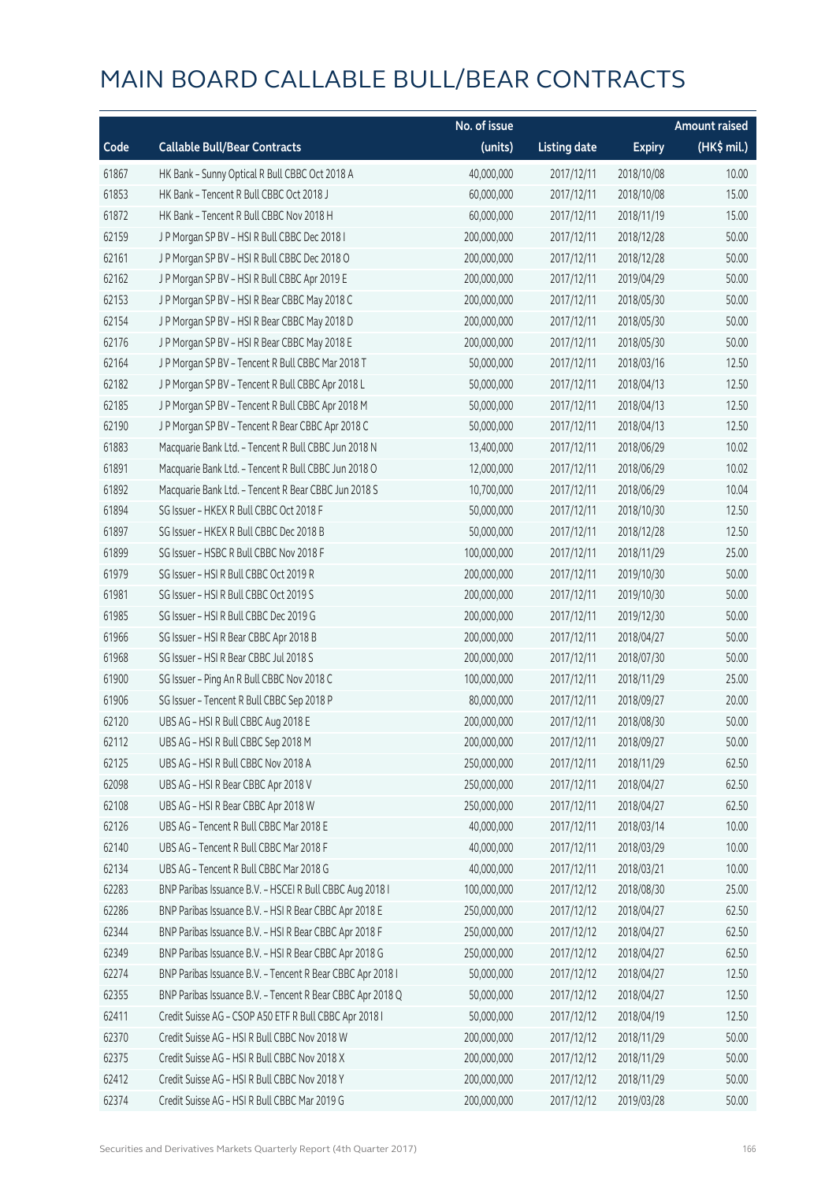# MAIN BOARD CALLABLE BULL/BEAR CONTRACTS

| Code | Callable Bull/Bear Contracts | No. of issue (units) | Listing date | Expiry | Amount raised (HK$ mil.) |
|---|---|---|---|---|---|
| 61867 | HK Bank – Sunny Optical R Bull CBBC Oct 2018 A | 40,000,000 | 2017/12/11 | 2018/10/08 | 10.00 |
| 61853 | HK Bank – Tencent R Bull CBBC Oct 2018 J | 60,000,000 | 2017/12/11 | 2018/10/08 | 15.00 |
| 61872 | HK Bank – Tencent R Bull CBBC Nov 2018 H | 60,000,000 | 2017/12/11 | 2018/11/19 | 15.00 |
| 62159 | J P Morgan SP BV – HSI R Bull CBBC Dec 2018 I | 200,000,000 | 2017/12/11 | 2018/12/28 | 50.00 |
| 62161 | J P Morgan SP BV – HSI R Bull CBBC Dec 2018 O | 200,000,000 | 2017/12/11 | 2018/12/28 | 50.00 |
| 62162 | J P Morgan SP BV – HSI R Bull CBBC Apr 2019 E | 200,000,000 | 2017/12/11 | 2019/04/29 | 50.00 |
| 62153 | J P Morgan SP BV – HSI R Bear CBBC May 2018 C | 200,000,000 | 2017/12/11 | 2018/05/30 | 50.00 |
| 62154 | J P Morgan SP BV – HSI R Bear CBBC May 2018 D | 200,000,000 | 2017/12/11 | 2018/05/30 | 50.00 |
| 62176 | J P Morgan SP BV – HSI R Bear CBBC May 2018 E | 200,000,000 | 2017/12/11 | 2018/05/30 | 50.00 |
| 62164 | J P Morgan SP BV – Tencent R Bull CBBC Mar 2018 T | 50,000,000 | 2017/12/11 | 2018/03/16 | 12.50 |
| 62182 | J P Morgan SP BV – Tencent R Bull CBBC Apr 2018 L | 50,000,000 | 2017/12/11 | 2018/04/13 | 12.50 |
| 62185 | J P Morgan SP BV – Tencent R Bull CBBC Apr 2018 M | 50,000,000 | 2017/12/11 | 2018/04/13 | 12.50 |
| 62190 | J P Morgan SP BV – Tencent R Bear CBBC Apr 2018 C | 50,000,000 | 2017/12/11 | 2018/04/13 | 12.50 |
| 61883 | Macquarie Bank Ltd. – Tencent R Bull CBBC Jun 2018 N | 13,400,000 | 2017/12/11 | 2018/06/29 | 10.02 |
| 61891 | Macquarie Bank Ltd. – Tencent R Bull CBBC Jun 2018 O | 12,000,000 | 2017/12/11 | 2018/06/29 | 10.02 |
| 61892 | Macquarie Bank Ltd. – Tencent R Bear CBBC Jun 2018 S | 10,700,000 | 2017/12/11 | 2018/06/29 | 10.04 |
| 61894 | SG Issuer – HKEX R Bull CBBC Oct 2018 F | 50,000,000 | 2017/12/11 | 2018/10/30 | 12.50 |
| 61897 | SG Issuer – HKEX R Bull CBBC Dec 2018 B | 50,000,000 | 2017/12/11 | 2018/12/28 | 12.50 |
| 61899 | SG Issuer – HSBC R Bull CBBC Nov 2018 F | 100,000,000 | 2017/12/11 | 2018/11/29 | 25.00 |
| 61979 | SG Issuer – HSI R Bull CBBC Oct 2019 R | 200,000,000 | 2017/12/11 | 2019/10/30 | 50.00 |
| 61981 | SG Issuer – HSI R Bull CBBC Oct 2019 S | 200,000,000 | 2017/12/11 | 2019/10/30 | 50.00 |
| 61985 | SG Issuer – HSI R Bull CBBC Dec 2019 G | 200,000,000 | 2017/12/11 | 2019/12/30 | 50.00 |
| 61966 | SG Issuer – HSI R Bear CBBC Apr 2018 B | 200,000,000 | 2017/12/11 | 2018/04/27 | 50.00 |
| 61968 | SG Issuer – HSI R Bear CBBC Jul 2018 S | 200,000,000 | 2017/12/11 | 2018/07/30 | 50.00 |
| 61900 | SG Issuer – Ping An R Bull CBBC Nov 2018 C | 100,000,000 | 2017/12/11 | 2018/11/29 | 25.00 |
| 61906 | SG Issuer – Tencent R Bull CBBC Sep 2018 P | 80,000,000 | 2017/12/11 | 2018/09/27 | 20.00 |
| 62120 | UBS AG – HSI R Bull CBBC Aug 2018 E | 200,000,000 | 2017/12/11 | 2018/08/30 | 50.00 |
| 62112 | UBS AG – HSI R Bull CBBC Sep 2018 M | 200,000,000 | 2017/12/11 | 2018/09/27 | 50.00 |
| 62125 | UBS AG – HSI R Bull CBBC Nov 2018 A | 250,000,000 | 2017/12/11 | 2018/11/29 | 62.50 |
| 62098 | UBS AG – HSI R Bear CBBC Apr 2018 V | 250,000,000 | 2017/12/11 | 2018/04/27 | 62.50 |
| 62108 | UBS AG – HSI R Bear CBBC Apr 2018 W | 250,000,000 | 2017/12/11 | 2018/04/27 | 62.50 |
| 62126 | UBS AG – Tencent R Bull CBBC Mar 2018 E | 40,000,000 | 2017/12/11 | 2018/03/14 | 10.00 |
| 62140 | UBS AG – Tencent R Bull CBBC Mar 2018 F | 40,000,000 | 2017/12/11 | 2018/03/29 | 10.00 |
| 62134 | UBS AG – Tencent R Bull CBBC Mar 2018 G | 40,000,000 | 2017/12/11 | 2018/03/21 | 10.00 |
| 62283 | BNP Paribas Issuance B.V. – HSCEI R Bull CBBC Aug 2018 I | 100,000,000 | 2017/12/12 | 2018/08/30 | 25.00 |
| 62286 | BNP Paribas Issuance B.V. – HSI R Bear CBBC Apr 2018 E | 250,000,000 | 2017/12/12 | 2018/04/27 | 62.50 |
| 62344 | BNP Paribas Issuance B.V. – HSI R Bear CBBC Apr 2018 F | 250,000,000 | 2017/12/12 | 2018/04/27 | 62.50 |
| 62349 | BNP Paribas Issuance B.V. – HSI R Bear CBBC Apr 2018 G | 250,000,000 | 2017/12/12 | 2018/04/27 | 62.50 |
| 62274 | BNP Paribas Issuance B.V. – Tencent R Bear CBBC Apr 2018 I | 50,000,000 | 2017/12/12 | 2018/04/27 | 12.50 |
| 62355 | BNP Paribas Issuance B.V. – Tencent R Bear CBBC Apr 2018 Q | 50,000,000 | 2017/12/12 | 2018/04/27 | 12.50 |
| 62411 | Credit Suisse AG – CSOP A50 ETF R Bull CBBC Apr 2018 I | 50,000,000 | 2017/12/12 | 2018/04/19 | 12.50 |
| 62370 | Credit Suisse AG – HSI R Bull CBBC Nov 2018 W | 200,000,000 | 2017/12/12 | 2018/11/29 | 50.00 |
| 62375 | Credit Suisse AG – HSI R Bull CBBC Nov 2018 X | 200,000,000 | 2017/12/12 | 2018/11/29 | 50.00 |
| 62412 | Credit Suisse AG – HSI R Bull CBBC Nov 2018 Y | 200,000,000 | 2017/12/12 | 2018/11/29 | 50.00 |
| 62374 | Credit Suisse AG – HSI R Bull CBBC Mar 2019 G | 200,000,000 | 2017/12/12 | 2019/03/28 | 50.00 |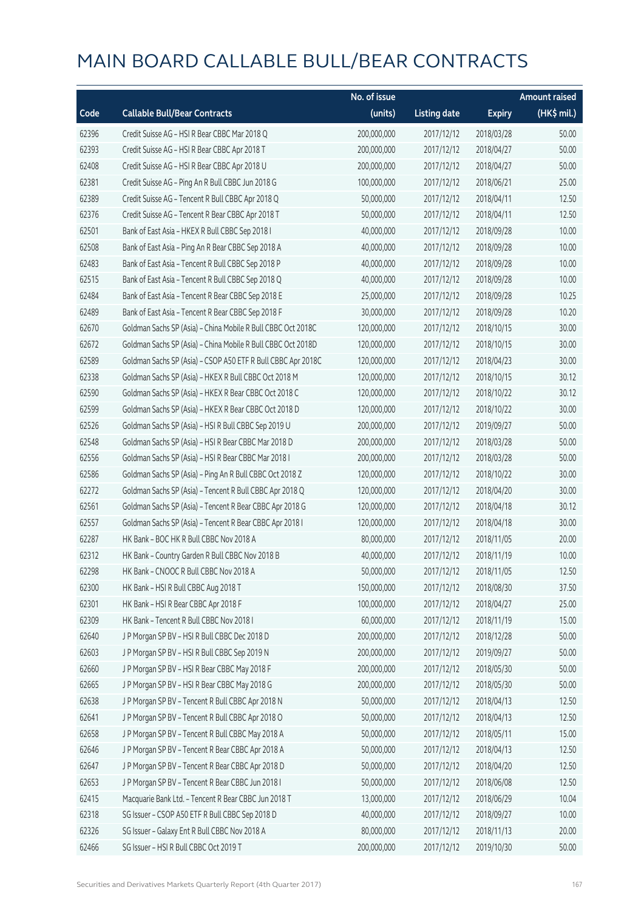# MAIN BOARD CALLABLE BULL/BEAR CONTRACTS

| Code | Callable Bull/Bear Contracts | No. of issue (units) | Listing date | Expiry | Amount raised (HK$ mil.) |
|---|---|---|---|---|---|
| 62396 | Credit Suisse AG – HSI R Bear CBBC Mar 2018 Q | 200,000,000 | 2017/12/12 | 2018/03/28 | 50.00 |
| 62393 | Credit Suisse AG – HSI R Bear CBBC Apr 2018 T | 200,000,000 | 2017/12/12 | 2018/04/27 | 50.00 |
| 62408 | Credit Suisse AG – HSI R Bear CBBC Apr 2018 U | 200,000,000 | 2017/12/12 | 2018/04/27 | 50.00 |
| 62381 | Credit Suisse AG – Ping An R Bull CBBC Jun 2018 G | 100,000,000 | 2017/12/12 | 2018/06/21 | 25.00 |
| 62389 | Credit Suisse AG – Tencent R Bull CBBC Apr 2018 Q | 50,000,000 | 2017/12/12 | 2018/04/11 | 12.50 |
| 62376 | Credit Suisse AG – Tencent R Bear CBBC Apr 2018 T | 50,000,000 | 2017/12/12 | 2018/04/11 | 12.50 |
| 62501 | Bank of East Asia – HKEX R Bull CBBC Sep 2018 I | 40,000,000 | 2017/12/12 | 2018/09/28 | 10.00 |
| 62508 | Bank of East Asia – Ping An R Bear CBBC Sep 2018 A | 40,000,000 | 2017/12/12 | 2018/09/28 | 10.00 |
| 62483 | Bank of East Asia – Tencent R Bull CBBC Sep 2018 P | 40,000,000 | 2017/12/12 | 2018/09/28 | 10.00 |
| 62515 | Bank of East Asia – Tencent R Bull CBBC Sep 2018 Q | 40,000,000 | 2017/12/12 | 2018/09/28 | 10.00 |
| 62484 | Bank of East Asia – Tencent R Bear CBBC Sep 2018 E | 25,000,000 | 2017/12/12 | 2018/09/28 | 10.25 |
| 62489 | Bank of East Asia – Tencent R Bear CBBC Sep 2018 F | 30,000,000 | 2017/12/12 | 2018/09/28 | 10.20 |
| 62670 | Goldman Sachs SP (Asia) – China Mobile R Bull CBBC Oct 2018C | 120,000,000 | 2017/12/12 | 2018/10/15 | 30.00 |
| 62672 | Goldman Sachs SP (Asia) – China Mobile R Bull CBBC Oct 2018D | 120,000,000 | 2017/12/12 | 2018/10/15 | 30.00 |
| 62589 | Goldman Sachs SP (Asia) – CSOP A50 ETF R Bull CBBC Apr 2018C | 120,000,000 | 2017/12/12 | 2018/04/23 | 30.00 |
| 62338 | Goldman Sachs SP (Asia) – HKEX R Bull CBBC Oct 2018 M | 120,000,000 | 2017/12/12 | 2018/10/15 | 30.12 |
| 62590 | Goldman Sachs SP (Asia) – HKEX R Bear CBBC Oct 2018 C | 120,000,000 | 2017/12/12 | 2018/10/22 | 30.12 |
| 62599 | Goldman Sachs SP (Asia) – HKEX R Bear CBBC Oct 2018 D | 120,000,000 | 2017/12/12 | 2018/10/22 | 30.00 |
| 62526 | Goldman Sachs SP (Asia) – HSI R Bull CBBC Sep 2019 U | 200,000,000 | 2017/12/12 | 2019/09/27 | 50.00 |
| 62548 | Goldman Sachs SP (Asia) – HSI R Bear CBBC Mar 2018 D | 200,000,000 | 2017/12/12 | 2018/03/28 | 50.00 |
| 62556 | Goldman Sachs SP (Asia) – HSI R Bear CBBC Mar 2018 I | 200,000,000 | 2017/12/12 | 2018/03/28 | 50.00 |
| 62586 | Goldman Sachs SP (Asia) – Ping An R Bull CBBC Oct 2018 Z | 120,000,000 | 2017/12/12 | 2018/10/22 | 30.00 |
| 62272 | Goldman Sachs SP (Asia) – Tencent R Bull CBBC Apr 2018 Q | 120,000,000 | 2017/12/12 | 2018/04/20 | 30.00 |
| 62561 | Goldman Sachs SP (Asia) – Tencent R Bear CBBC Apr 2018 G | 120,000,000 | 2017/12/12 | 2018/04/18 | 30.12 |
| 62557 | Goldman Sachs SP (Asia) – Tencent R Bear CBBC Apr 2018 I | 120,000,000 | 2017/12/12 | 2018/04/18 | 30.00 |
| 62287 | HK Bank – BOC HK R Bull CBBC Nov 2018 A | 80,000,000 | 2017/12/12 | 2018/11/05 | 20.00 |
| 62312 | HK Bank – Country Garden R Bull CBBC Nov 2018 B | 40,000,000 | 2017/12/12 | 2018/11/19 | 10.00 |
| 62298 | HK Bank – CNOOC R Bull CBBC Nov 2018 A | 50,000,000 | 2017/12/12 | 2018/11/05 | 12.50 |
| 62300 | HK Bank – HSI R Bull CBBC Aug 2018 T | 150,000,000 | 2017/12/12 | 2018/08/30 | 37.50 |
| 62301 | HK Bank – HSI R Bear CBBC Apr 2018 F | 100,000,000 | 2017/12/12 | 2018/04/27 | 25.00 |
| 62309 | HK Bank – Tencent R Bull CBBC Nov 2018 I | 60,000,000 | 2017/12/12 | 2018/11/19 | 15.00 |
| 62640 | J P Morgan SP BV – HSI R Bull CBBC Dec 2018 D | 200,000,000 | 2017/12/12 | 2018/12/28 | 50.00 |
| 62603 | J P Morgan SP BV – HSI R Bull CBBC Sep 2019 N | 200,000,000 | 2017/12/12 | 2019/09/27 | 50.00 |
| 62660 | J P Morgan SP BV – HSI R Bear CBBC May 2018 F | 200,000,000 | 2017/12/12 | 2018/05/30 | 50.00 |
| 62665 | J P Morgan SP BV – HSI R Bear CBBC May 2018 G | 200,000,000 | 2017/12/12 | 2018/05/30 | 50.00 |
| 62638 | J P Morgan SP BV – Tencent R Bull CBBC Apr 2018 N | 50,000,000 | 2017/12/12 | 2018/04/13 | 12.50 |
| 62641 | J P Morgan SP BV – Tencent R Bull CBBC Apr 2018 O | 50,000,000 | 2017/12/12 | 2018/04/13 | 12.50 |
| 62658 | J P Morgan SP BV – Tencent R Bull CBBC May 2018 A | 50,000,000 | 2017/12/12 | 2018/05/11 | 15.00 |
| 62646 | J P Morgan SP BV – Tencent R Bear CBBC Apr 2018 A | 50,000,000 | 2017/12/12 | 2018/04/13 | 12.50 |
| 62647 | J P Morgan SP BV – Tencent R Bear CBBC Apr 2018 D | 50,000,000 | 2017/12/12 | 2018/04/20 | 12.50 |
| 62653 | J P Morgan SP BV – Tencent R Bear CBBC Jun 2018 I | 50,000,000 | 2017/12/12 | 2018/06/08 | 12.50 |
| 62415 | Macquarie Bank Ltd. – Tencent R Bear CBBC Jun 2018 T | 13,000,000 | 2017/12/12 | 2018/06/29 | 10.04 |
| 62318 | SG Issuer – CSOP A50 ETF R Bull CBBC Sep 2018 D | 40,000,000 | 2017/12/12 | 2018/09/27 | 10.00 |
| 62326 | SG Issuer – Galaxy Ent R Bull CBBC Nov 2018 A | 80,000,000 | 2017/12/12 | 2018/11/13 | 20.00 |
| 62466 | SG Issuer – HSI R Bull CBBC Oct 2019 T | 200,000,000 | 2017/12/12 | 2019/10/30 | 50.00 |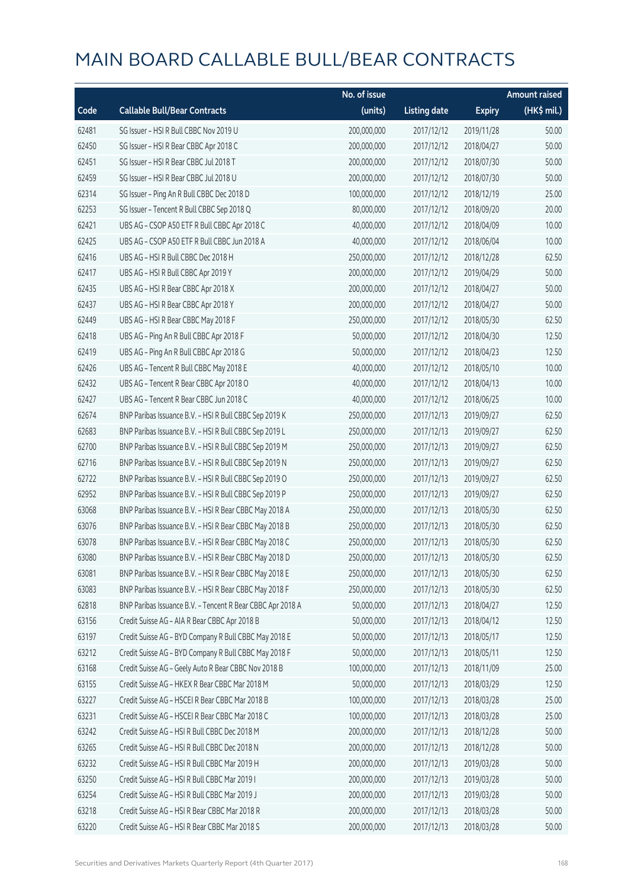# MAIN BOARD CALLABLE BULL/BEAR CONTRACTS

| Code | Callable Bull/Bear Contracts | No. of issue (units) | Listing date | Expiry | Amount raised (HK$ mil.) |
|---|---|---|---|---|---|
| 62481 | SG Issuer – HSI R Bull CBBC Nov 2019 U | 200,000,000 | 2017/12/12 | 2019/11/28 | 50.00 |
| 62450 | SG Issuer – HSI R Bear CBBC Apr 2018 C | 200,000,000 | 2017/12/12 | 2018/04/27 | 50.00 |
| 62451 | SG Issuer – HSI R Bear CBBC Jul 2018 T | 200,000,000 | 2017/12/12 | 2018/07/30 | 50.00 |
| 62459 | SG Issuer – HSI R Bear CBBC Jul 2018 U | 200,000,000 | 2017/12/12 | 2018/07/30 | 50.00 |
| 62314 | SG Issuer – Ping An R Bull CBBC Dec 2018 D | 100,000,000 | 2017/12/12 | 2018/12/19 | 25.00 |
| 62253 | SG Issuer – Tencent R Bull CBBC Sep 2018 Q | 80,000,000 | 2017/12/12 | 2018/09/20 | 20.00 |
| 62421 | UBS AG – CSOP A50 ETF R Bull CBBC Apr 2018 C | 40,000,000 | 2017/12/12 | 2018/04/09 | 10.00 |
| 62425 | UBS AG – CSOP A50 ETF R Bull CBBC Jun 2018 A | 40,000,000 | 2017/12/12 | 2018/06/04 | 10.00 |
| 62416 | UBS AG – HSI R Bull CBBC Dec 2018 H | 250,000,000 | 2017/12/12 | 2018/12/28 | 62.50 |
| 62417 | UBS AG – HSI R Bull CBBC Apr 2019 Y | 200,000,000 | 2017/12/12 | 2019/04/29 | 50.00 |
| 62435 | UBS AG – HSI R Bear CBBC Apr 2018 X | 200,000,000 | 2017/12/12 | 2018/04/27 | 50.00 |
| 62437 | UBS AG – HSI R Bear CBBC Apr 2018 Y | 200,000,000 | 2017/12/12 | 2018/04/27 | 50.00 |
| 62449 | UBS AG – HSI R Bear CBBC May 2018 F | 250,000,000 | 2017/12/12 | 2018/05/30 | 62.50 |
| 62418 | UBS AG – Ping An R Bull CBBC Apr 2018 F | 50,000,000 | 2017/12/12 | 2018/04/30 | 12.50 |
| 62419 | UBS AG – Ping An R Bull CBBC Apr 2018 G | 50,000,000 | 2017/12/12 | 2018/04/23 | 12.50 |
| 62426 | UBS AG – Tencent R Bull CBBC May 2018 E | 40,000,000 | 2017/12/12 | 2018/05/10 | 10.00 |
| 62432 | UBS AG – Tencent R Bear CBBC Apr 2018 O | 40,000,000 | 2017/12/12 | 2018/04/13 | 10.00 |
| 62427 | UBS AG – Tencent R Bear CBBC Jun 2018 C | 40,000,000 | 2017/12/12 | 2018/06/25 | 10.00 |
| 62674 | BNP Paribas Issuance B.V. – HSI R Bull CBBC Sep 2019 K | 250,000,000 | 2017/12/13 | 2019/09/27 | 62.50 |
| 62683 | BNP Paribas Issuance B.V. – HSI R Bull CBBC Sep 2019 L | 250,000,000 | 2017/12/13 | 2019/09/27 | 62.50 |
| 62700 | BNP Paribas Issuance B.V. – HSI R Bull CBBC Sep 2019 M | 250,000,000 | 2017/12/13 | 2019/09/27 | 62.50 |
| 62716 | BNP Paribas Issuance B.V. – HSI R Bull CBBC Sep 2019 N | 250,000,000 | 2017/12/13 | 2019/09/27 | 62.50 |
| 62722 | BNP Paribas Issuance B.V. – HSI R Bull CBBC Sep 2019 O | 250,000,000 | 2017/12/13 | 2019/09/27 | 62.50 |
| 62952 | BNP Paribas Issuance B.V. – HSI R Bull CBBC Sep 2019 P | 250,000,000 | 2017/12/13 | 2019/09/27 | 62.50 |
| 63068 | BNP Paribas Issuance B.V. – HSI R Bear CBBC May 2018 A | 250,000,000 | 2017/12/13 | 2018/05/30 | 62.50 |
| 63076 | BNP Paribas Issuance B.V. – HSI R Bear CBBC May 2018 B | 250,000,000 | 2017/12/13 | 2018/05/30 | 62.50 |
| 63078 | BNP Paribas Issuance B.V. – HSI R Bear CBBC May 2018 C | 250,000,000 | 2017/12/13 | 2018/05/30 | 62.50 |
| 63080 | BNP Paribas Issuance B.V. – HSI R Bear CBBC May 2018 D | 250,000,000 | 2017/12/13 | 2018/05/30 | 62.50 |
| 63081 | BNP Paribas Issuance B.V. – HSI R Bear CBBC May 2018 E | 250,000,000 | 2017/12/13 | 2018/05/30 | 62.50 |
| 63083 | BNP Paribas Issuance B.V. – HSI R Bear CBBC May 2018 F | 250,000,000 | 2017/12/13 | 2018/05/30 | 62.50 |
| 62818 | BNP Paribas Issuance B.V. – Tencent R Bear CBBC Apr 2018 A | 50,000,000 | 2017/12/13 | 2018/04/27 | 12.50 |
| 63156 | Credit Suisse AG – AIA R Bear CBBC Apr 2018 B | 50,000,000 | 2017/12/13 | 2018/04/12 | 12.50 |
| 63197 | Credit Suisse AG – BYD Company R Bull CBBC May 2018 E | 50,000,000 | 2017/12/13 | 2018/05/17 | 12.50 |
| 63212 | Credit Suisse AG – BYD Company R Bull CBBC May 2018 F | 50,000,000 | 2017/12/13 | 2018/05/11 | 12.50 |
| 63168 | Credit Suisse AG – Geely Auto R Bear CBBC Nov 2018 B | 100,000,000 | 2017/12/13 | 2018/11/09 | 25.00 |
| 63155 | Credit Suisse AG – HKEX R Bear CBBC Mar 2018 M | 50,000,000 | 2017/12/13 | 2018/03/29 | 12.50 |
| 63227 | Credit Suisse AG – HSCEI R Bear CBBC Mar 2018 B | 100,000,000 | 2017/12/13 | 2018/03/28 | 25.00 |
| 63231 | Credit Suisse AG – HSCEI R Bear CBBC Mar 2018 C | 100,000,000 | 2017/12/13 | 2018/03/28 | 25.00 |
| 63242 | Credit Suisse AG – HSI R Bull CBBC Dec 2018 M | 200,000,000 | 2017/12/13 | 2018/12/28 | 50.00 |
| 63265 | Credit Suisse AG – HSI R Bull CBBC Dec 2018 N | 200,000,000 | 2017/12/13 | 2018/12/28 | 50.00 |
| 63232 | Credit Suisse AG – HSI R Bull CBBC Mar 2019 H | 200,000,000 | 2017/12/13 | 2019/03/28 | 50.00 |
| 63250 | Credit Suisse AG – HSI R Bull CBBC Mar 2019 I | 200,000,000 | 2017/12/13 | 2019/03/28 | 50.00 |
| 63254 | Credit Suisse AG – HSI R Bull CBBC Mar 2019 J | 200,000,000 | 2017/12/13 | 2019/03/28 | 50.00 |
| 63218 | Credit Suisse AG – HSI R Bear CBBC Mar 2018 R | 200,000,000 | 2017/12/13 | 2018/03/28 | 50.00 |
| 63220 | Credit Suisse AG – HSI R Bear CBBC Mar 2018 S | 200,000,000 | 2017/12/13 | 2018/03/28 | 50.00 |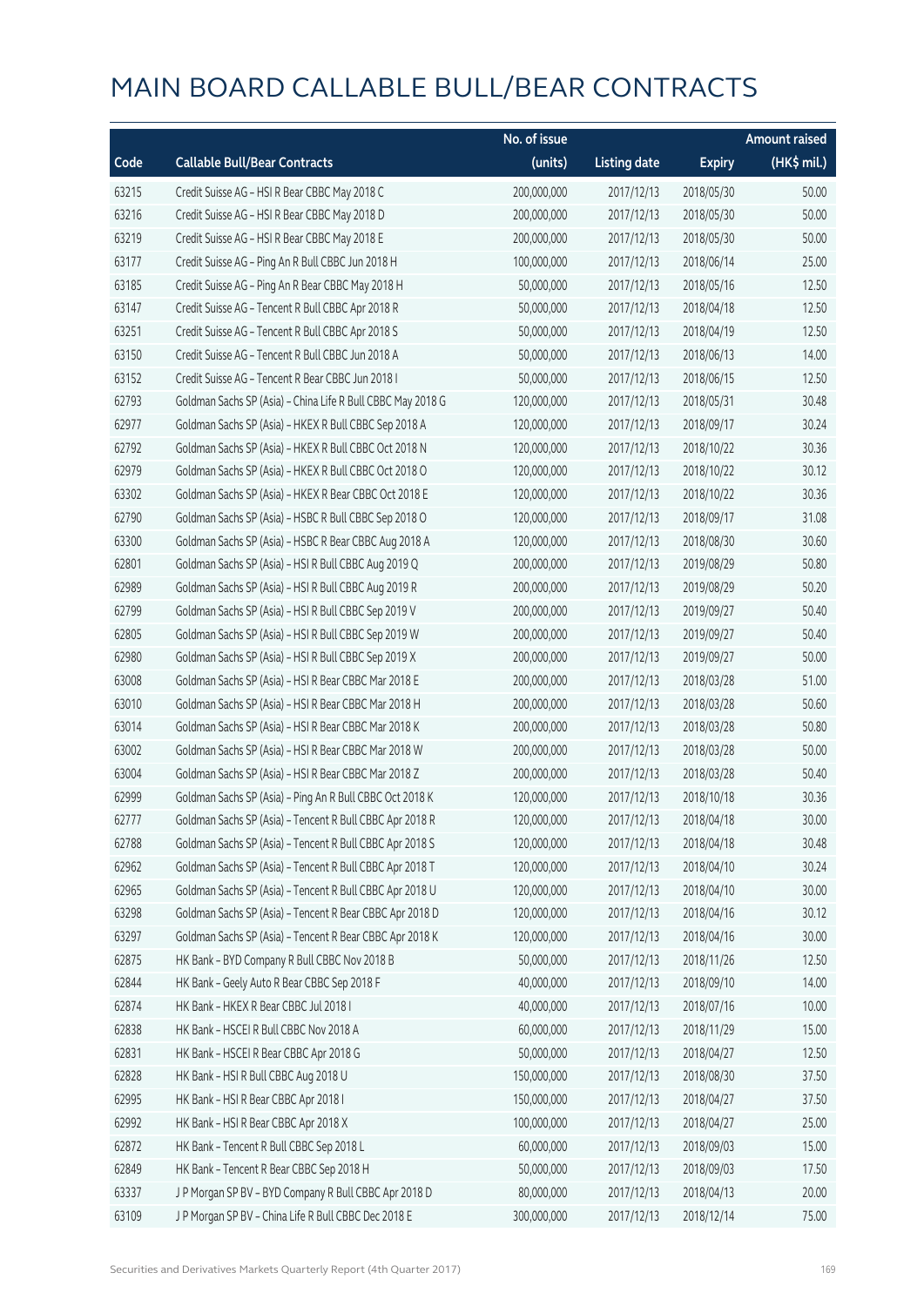# MAIN BOARD CALLABLE BULL/BEAR CONTRACTS

| Code | Callable Bull/Bear Contracts | No. of issue (units) | Listing date | Expiry | Amount raised (HK$ mil.) |
|---|---|---|---|---|---|
| 63215 | Credit Suisse AG – HSI R Bear CBBC May 2018 C | 200,000,000 | 2017/12/13 | 2018/05/30 | 50.00 |
| 63216 | Credit Suisse AG – HSI R Bear CBBC May 2018 D | 200,000,000 | 2017/12/13 | 2018/05/30 | 50.00 |
| 63219 | Credit Suisse AG – HSI R Bear CBBC May 2018 E | 200,000,000 | 2017/12/13 | 2018/05/30 | 50.00 |
| 63177 | Credit Suisse AG – Ping An R Bull CBBC Jun 2018 H | 100,000,000 | 2017/12/13 | 2018/06/14 | 25.00 |
| 63185 | Credit Suisse AG – Ping An R Bear CBBC May 2018 H | 50,000,000 | 2017/12/13 | 2018/05/16 | 12.50 |
| 63147 | Credit Suisse AG – Tencent R Bull CBBC Apr 2018 R | 50,000,000 | 2017/12/13 | 2018/04/18 | 12.50 |
| 63251 | Credit Suisse AG – Tencent R Bull CBBC Apr 2018 S | 50,000,000 | 2017/12/13 | 2018/04/19 | 12.50 |
| 63150 | Credit Suisse AG – Tencent R Bull CBBC Jun 2018 A | 50,000,000 | 2017/12/13 | 2018/06/13 | 14.00 |
| 63152 | Credit Suisse AG – Tencent R Bear CBBC Jun 2018 I | 50,000,000 | 2017/12/13 | 2018/06/15 | 12.50 |
| 62793 | Goldman Sachs SP (Asia) – China Life R Bull CBBC May 2018 G | 120,000,000 | 2017/12/13 | 2018/05/31 | 30.48 |
| 62977 | Goldman Sachs SP (Asia) – HKEX R Bull CBBC Sep 2018 A | 120,000,000 | 2017/12/13 | 2018/09/17 | 30.24 |
| 62792 | Goldman Sachs SP (Asia) – HKEX R Bull CBBC Oct 2018 N | 120,000,000 | 2017/12/13 | 2018/10/22 | 30.36 |
| 62979 | Goldman Sachs SP (Asia) – HKEX R Bull CBBC Oct 2018 O | 120,000,000 | 2017/12/13 | 2018/10/22 | 30.12 |
| 63302 | Goldman Sachs SP (Asia) – HKEX R Bear CBBC Oct 2018 E | 120,000,000 | 2017/12/13 | 2018/10/22 | 30.36 |
| 62790 | Goldman Sachs SP (Asia) – HSBC R Bull CBBC Sep 2018 O | 120,000,000 | 2017/12/13 | 2018/09/17 | 31.08 |
| 63300 | Goldman Sachs SP (Asia) – HSBC R Bear CBBC Aug 2018 A | 120,000,000 | 2017/12/13 | 2018/08/30 | 30.60 |
| 62801 | Goldman Sachs SP (Asia) – HSI R Bull CBBC Aug 2019 Q | 200,000,000 | 2017/12/13 | 2019/08/29 | 50.80 |
| 62989 | Goldman Sachs SP (Asia) – HSI R Bull CBBC Aug 2019 R | 200,000,000 | 2017/12/13 | 2019/08/29 | 50.20 |
| 62799 | Goldman Sachs SP (Asia) – HSI R Bull CBBC Sep 2019 V | 200,000,000 | 2017/12/13 | 2019/09/27 | 50.40 |
| 62805 | Goldman Sachs SP (Asia) – HSI R Bull CBBC Sep 2019 W | 200,000,000 | 2017/12/13 | 2019/09/27 | 50.40 |
| 62980 | Goldman Sachs SP (Asia) – HSI R Bull CBBC Sep 2019 X | 200,000,000 | 2017/12/13 | 2019/09/27 | 50.00 |
| 63008 | Goldman Sachs SP (Asia) – HSI R Bear CBBC Mar 2018 E | 200,000,000 | 2017/12/13 | 2018/03/28 | 51.00 |
| 63010 | Goldman Sachs SP (Asia) – HSI R Bear CBBC Mar 2018 H | 200,000,000 | 2017/12/13 | 2018/03/28 | 50.60 |
| 63014 | Goldman Sachs SP (Asia) – HSI R Bear CBBC Mar 2018 K | 200,000,000 | 2017/12/13 | 2018/03/28 | 50.80 |
| 63002 | Goldman Sachs SP (Asia) – HSI R Bear CBBC Mar 2018 W | 200,000,000 | 2017/12/13 | 2018/03/28 | 50.00 |
| 63004 | Goldman Sachs SP (Asia) – HSI R Bear CBBC Mar 2018 Z | 200,000,000 | 2017/12/13 | 2018/03/28 | 50.40 |
| 62999 | Goldman Sachs SP (Asia) – Ping An R Bull CBBC Oct 2018 K | 120,000,000 | 2017/12/13 | 2018/10/18 | 30.36 |
| 62777 | Goldman Sachs SP (Asia) – Tencent R Bull CBBC Apr 2018 R | 120,000,000 | 2017/12/13 | 2018/04/18 | 30.00 |
| 62788 | Goldman Sachs SP (Asia) – Tencent R Bull CBBC Apr 2018 S | 120,000,000 | 2017/12/13 | 2018/04/18 | 30.48 |
| 62962 | Goldman Sachs SP (Asia) – Tencent R Bull CBBC Apr 2018 T | 120,000,000 | 2017/12/13 | 2018/04/10 | 30.24 |
| 62965 | Goldman Sachs SP (Asia) – Tencent R Bull CBBC Apr 2018 U | 120,000,000 | 2017/12/13 | 2018/04/10 | 30.00 |
| 63298 | Goldman Sachs SP (Asia) – Tencent R Bear CBBC Apr 2018 D | 120,000,000 | 2017/12/13 | 2018/04/16 | 30.12 |
| 63297 | Goldman Sachs SP (Asia) – Tencent R Bear CBBC Apr 2018 K | 120,000,000 | 2017/12/13 | 2018/04/16 | 30.00 |
| 62875 | HK Bank – BYD Company R Bull CBBC Nov 2018 B | 50,000,000 | 2017/12/13 | 2018/11/26 | 12.50 |
| 62844 | HK Bank – Geely Auto R Bear CBBC Sep 2018 F | 40,000,000 | 2017/12/13 | 2018/09/10 | 14.00 |
| 62874 | HK Bank – HKEX R Bear CBBC Jul 2018 I | 40,000,000 | 2017/12/13 | 2018/07/16 | 10.00 |
| 62838 | HK Bank – HSCEI R Bull CBBC Nov 2018 A | 60,000,000 | 2017/12/13 | 2018/11/29 | 15.00 |
| 62831 | HK Bank – HSCEI R Bear CBBC Apr 2018 G | 50,000,000 | 2017/12/13 | 2018/04/27 | 12.50 |
| 62828 | HK Bank – HSI R Bull CBBC Aug 2018 U | 150,000,000 | 2017/12/13 | 2018/08/30 | 37.50 |
| 62995 | HK Bank – HSI R Bear CBBC Apr 2018 I | 150,000,000 | 2017/12/13 | 2018/04/27 | 37.50 |
| 62992 | HK Bank – HSI R Bear CBBC Apr 2018 X | 100,000,000 | 2017/12/13 | 2018/04/27 | 25.00 |
| 62872 | HK Bank – Tencent R Bull CBBC Sep 2018 L | 60,000,000 | 2017/12/13 | 2018/09/03 | 15.00 |
| 62849 | HK Bank – Tencent R Bear CBBC Sep 2018 H | 50,000,000 | 2017/12/13 | 2018/09/03 | 17.50 |
| 63337 | J P Morgan SP BV – BYD Company R Bull CBBC Apr 2018 D | 80,000,000 | 2017/12/13 | 2018/04/13 | 20.00 |
| 63109 | J P Morgan SP BV – China Life R Bull CBBC Dec 2018 E | 300,000,000 | 2017/12/13 | 2018/12/14 | 75.00 |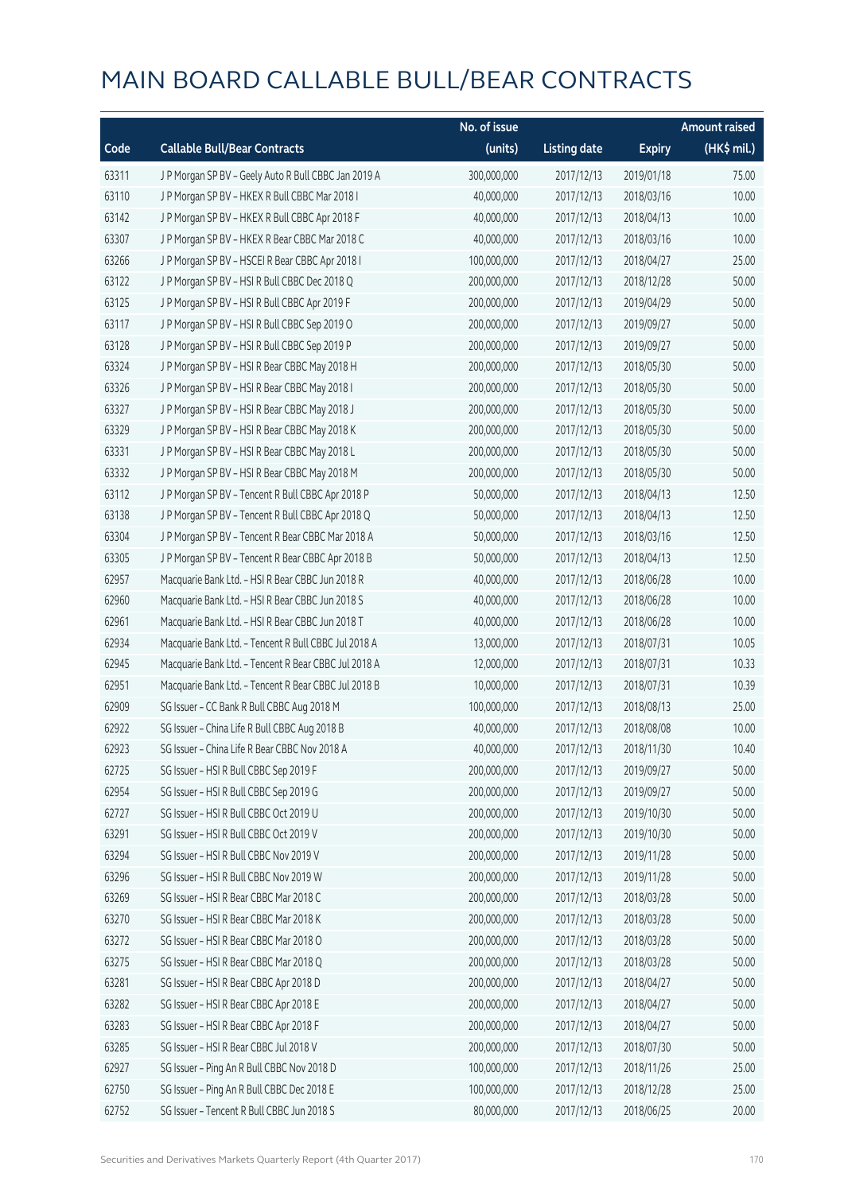# MAIN BOARD CALLABLE BULL/BEAR CONTRACTS

| Code | Callable Bull/Bear Contracts | No. of issue (units) | Listing date | Expiry | Amount raised (HK$ mil.) |
|---|---|---|---|---|---|
| 63311 | J P Morgan SP BV – Geely Auto R Bull CBBC Jan 2019 A | 300,000,000 | 2017/12/13 | 2019/01/18 | 75.00 |
| 63110 | J P Morgan SP BV – HKEX R Bull CBBC Mar 2018 I | 40,000,000 | 2017/12/13 | 2018/03/16 | 10.00 |
| 63142 | J P Morgan SP BV – HKEX R Bull CBBC Apr 2018 F | 40,000,000 | 2017/12/13 | 2018/04/13 | 10.00 |
| 63307 | J P Morgan SP BV – HKEX R Bear CBBC Mar 2018 C | 40,000,000 | 2017/12/13 | 2018/03/16 | 10.00 |
| 63266 | J P Morgan SP BV – HSCEI R Bear CBBC Apr 2018 I | 100,000,000 | 2017/12/13 | 2018/04/27 | 25.00 |
| 63122 | J P Morgan SP BV – HSI R Bull CBBC Dec 2018 Q | 200,000,000 | 2017/12/13 | 2018/12/28 | 50.00 |
| 63125 | J P Morgan SP BV – HSI R Bull CBBC Apr 2019 F | 200,000,000 | 2017/12/13 | 2019/04/29 | 50.00 |
| 63117 | J P Morgan SP BV – HSI R Bull CBBC Sep 2019 O | 200,000,000 | 2017/12/13 | 2019/09/27 | 50.00 |
| 63128 | J P Morgan SP BV – HSI R Bull CBBC Sep 2019 P | 200,000,000 | 2017/12/13 | 2019/09/27 | 50.00 |
| 63324 | J P Morgan SP BV – HSI R Bear CBBC May 2018 H | 200,000,000 | 2017/12/13 | 2018/05/30 | 50.00 |
| 63326 | J P Morgan SP BV – HSI R Bear CBBC May 2018 I | 200,000,000 | 2017/12/13 | 2018/05/30 | 50.00 |
| 63327 | J P Morgan SP BV – HSI R Bear CBBC May 2018 J | 200,000,000 | 2017/12/13 | 2018/05/30 | 50.00 |
| 63329 | J P Morgan SP BV – HSI R Bear CBBC May 2018 K | 200,000,000 | 2017/12/13 | 2018/05/30 | 50.00 |
| 63331 | J P Morgan SP BV – HSI R Bear CBBC May 2018 L | 200,000,000 | 2017/12/13 | 2018/05/30 | 50.00 |
| 63332 | J P Morgan SP BV – HSI R Bear CBBC May 2018 M | 200,000,000 | 2017/12/13 | 2018/05/30 | 50.00 |
| 63112 | J P Morgan SP BV – Tencent R Bull CBBC Apr 2018 P | 50,000,000 | 2017/12/13 | 2018/04/13 | 12.50 |
| 63138 | J P Morgan SP BV – Tencent R Bull CBBC Apr 2018 Q | 50,000,000 | 2017/12/13 | 2018/04/13 | 12.50 |
| 63304 | J P Morgan SP BV – Tencent R Bear CBBC Mar 2018 A | 50,000,000 | 2017/12/13 | 2018/03/16 | 12.50 |
| 63305 | J P Morgan SP BV – Tencent R Bear CBBC Apr 2018 B | 50,000,000 | 2017/12/13 | 2018/04/13 | 12.50 |
| 62957 | Macquarie Bank Ltd. – HSI R Bear CBBC Jun 2018 R | 40,000,000 | 2017/12/13 | 2018/06/28 | 10.00 |
| 62960 | Macquarie Bank Ltd. – HSI R Bear CBBC Jun 2018 S | 40,000,000 | 2017/12/13 | 2018/06/28 | 10.00 |
| 62961 | Macquarie Bank Ltd. – HSI R Bear CBBC Jun 2018 T | 40,000,000 | 2017/12/13 | 2018/06/28 | 10.00 |
| 62934 | Macquarie Bank Ltd. – Tencent R Bull CBBC Jul 2018 A | 13,000,000 | 2017/12/13 | 2018/07/31 | 10.05 |
| 62945 | Macquarie Bank Ltd. – Tencent R Bear CBBC Jul 2018 A | 12,000,000 | 2017/12/13 | 2018/07/31 | 10.33 |
| 62951 | Macquarie Bank Ltd. – Tencent R Bear CBBC Jul 2018 B | 10,000,000 | 2017/12/13 | 2018/07/31 | 10.39 |
| 62909 | SG Issuer – CC Bank R Bull CBBC Aug 2018 M | 100,000,000 | 2017/12/13 | 2018/08/13 | 25.00 |
| 62922 | SG Issuer – China Life R Bull CBBC Aug 2018 B | 40,000,000 | 2017/12/13 | 2018/08/08 | 10.00 |
| 62923 | SG Issuer – China Life R Bear CBBC Nov 2018 A | 40,000,000 | 2017/12/13 | 2018/11/30 | 10.40 |
| 62725 | SG Issuer – HSI R Bull CBBC Sep 2019 F | 200,000,000 | 2017/12/13 | 2019/09/27 | 50.00 |
| 62954 | SG Issuer – HSI R Bull CBBC Sep 2019 G | 200,000,000 | 2017/12/13 | 2019/09/27 | 50.00 |
| 62727 | SG Issuer – HSI R Bull CBBC Oct 2019 U | 200,000,000 | 2017/12/13 | 2019/10/30 | 50.00 |
| 63291 | SG Issuer – HSI R Bull CBBC Oct 2019 V | 200,000,000 | 2017/12/13 | 2019/10/30 | 50.00 |
| 63294 | SG Issuer – HSI R Bull CBBC Nov 2019 V | 200,000,000 | 2017/12/13 | 2019/11/28 | 50.00 |
| 63296 | SG Issuer – HSI R Bull CBBC Nov 2019 W | 200,000,000 | 2017/12/13 | 2019/11/28 | 50.00 |
| 63269 | SG Issuer – HSI R Bear CBBC Mar 2018 C | 200,000,000 | 2017/12/13 | 2018/03/28 | 50.00 |
| 63270 | SG Issuer – HSI R Bear CBBC Mar 2018 K | 200,000,000 | 2017/12/13 | 2018/03/28 | 50.00 |
| 63272 | SG Issuer – HSI R Bear CBBC Mar 2018 O | 200,000,000 | 2017/12/13 | 2018/03/28 | 50.00 |
| 63275 | SG Issuer – HSI R Bear CBBC Mar 2018 Q | 200,000,000 | 2017/12/13 | 2018/03/28 | 50.00 |
| 63281 | SG Issuer – HSI R Bear CBBC Apr 2018 D | 200,000,000 | 2017/12/13 | 2018/04/27 | 50.00 |
| 63282 | SG Issuer – HSI R Bear CBBC Apr 2018 E | 200,000,000 | 2017/12/13 | 2018/04/27 | 50.00 |
| 63283 | SG Issuer – HSI R Bear CBBC Apr 2018 F | 200,000,000 | 2017/12/13 | 2018/04/27 | 50.00 |
| 63285 | SG Issuer – HSI R Bear CBBC Jul 2018 V | 200,000,000 | 2017/12/13 | 2018/07/30 | 50.00 |
| 62927 | SG Issuer – Ping An R Bull CBBC Nov 2018 D | 100,000,000 | 2017/12/13 | 2018/11/26 | 25.00 |
| 62750 | SG Issuer – Ping An R Bull CBBC Dec 2018 E | 100,000,000 | 2017/12/13 | 2018/12/28 | 25.00 |
| 62752 | SG Issuer – Tencent R Bull CBBC Jun 2018 S | 80,000,000 | 2017/12/13 | 2018/06/25 | 20.00 |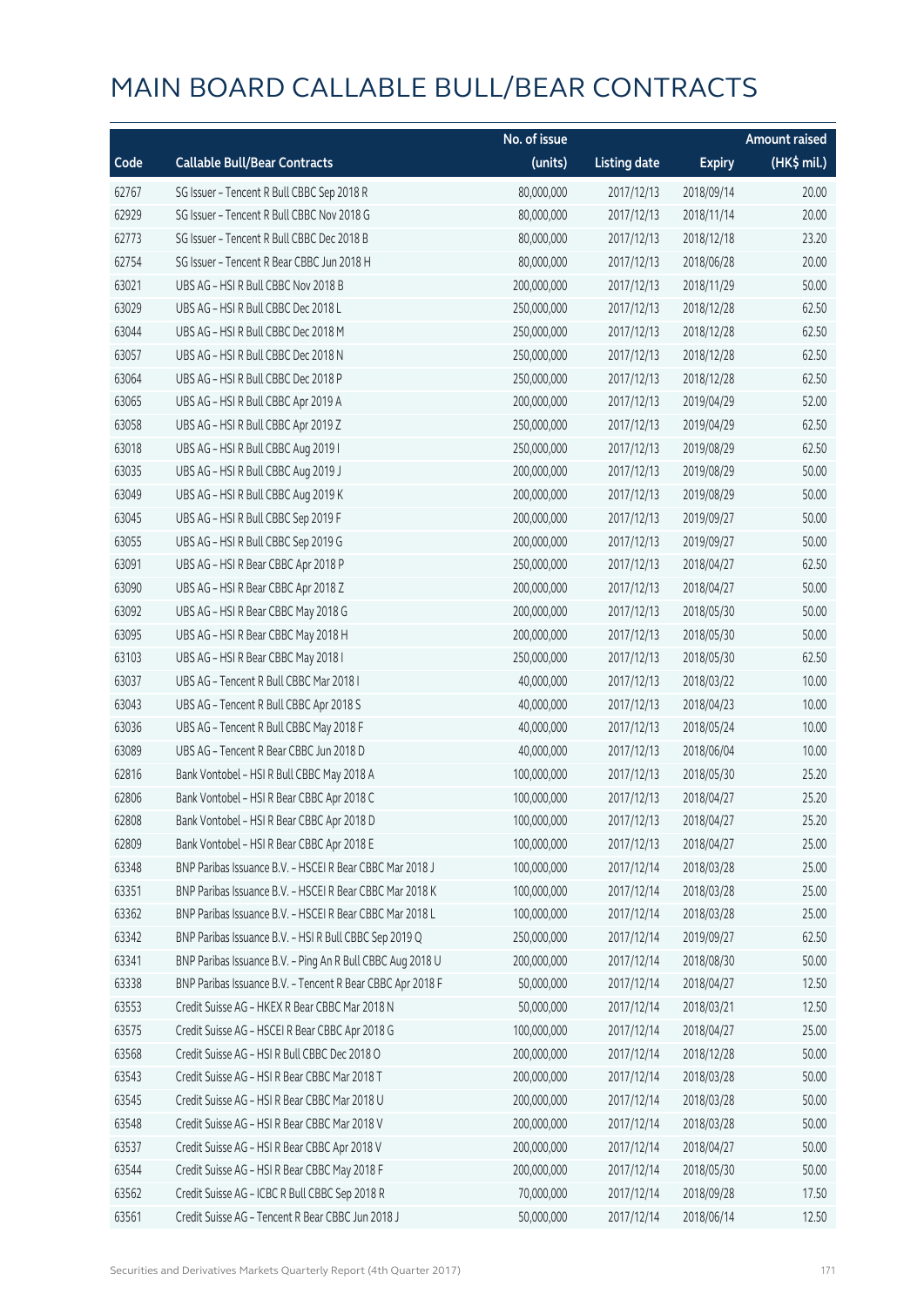# MAIN BOARD CALLABLE BULL/BEAR CONTRACTS

| Code | Callable Bull/Bear Contracts | No. of issue (units) | Listing date | Expiry | Amount raised (HK$ mil.) |
|---|---|---|---|---|---|
| 62767 | SG Issuer – Tencent R Bull CBBC Sep 2018 R | 80,000,000 | 2017/12/13 | 2018/09/14 | 20.00 |
| 62929 | SG Issuer – Tencent R Bull CBBC Nov 2018 G | 80,000,000 | 2017/12/13 | 2018/11/14 | 20.00 |
| 62773 | SG Issuer – Tencent R Bull CBBC Dec 2018 B | 80,000,000 | 2017/12/13 | 2018/12/18 | 23.20 |
| 62754 | SG Issuer – Tencent R Bear CBBC Jun 2018 H | 80,000,000 | 2017/12/13 | 2018/06/28 | 20.00 |
| 63021 | UBS AG – HSI R Bull CBBC Nov 2018 B | 200,000,000 | 2017/12/13 | 2018/11/29 | 50.00 |
| 63029 | UBS AG – HSI R Bull CBBC Dec 2018 L | 250,000,000 | 2017/12/13 | 2018/12/28 | 62.50 |
| 63044 | UBS AG – HSI R Bull CBBC Dec 2018 M | 250,000,000 | 2017/12/13 | 2018/12/28 | 62.50 |
| 63057 | UBS AG – HSI R Bull CBBC Dec 2018 N | 250,000,000 | 2017/12/13 | 2018/12/28 | 62.50 |
| 63064 | UBS AG – HSI R Bull CBBC Dec 2018 P | 250,000,000 | 2017/12/13 | 2018/12/28 | 62.50 |
| 63065 | UBS AG – HSI R Bull CBBC Apr 2019 A | 200,000,000 | 2017/12/13 | 2019/04/29 | 52.00 |
| 63058 | UBS AG – HSI R Bull CBBC Apr 2019 Z | 250,000,000 | 2017/12/13 | 2019/04/29 | 62.50 |
| 63018 | UBS AG – HSI R Bull CBBC Aug 2019 I | 250,000,000 | 2017/12/13 | 2019/08/29 | 62.50 |
| 63035 | UBS AG – HSI R Bull CBBC Aug 2019 J | 200,000,000 | 2017/12/13 | 2019/08/29 | 50.00 |
| 63049 | UBS AG – HSI R Bull CBBC Aug 2019 K | 200,000,000 | 2017/12/13 | 2019/08/29 | 50.00 |
| 63045 | UBS AG – HSI R Bull CBBC Sep 2019 F | 200,000,000 | 2017/12/13 | 2019/09/27 | 50.00 |
| 63055 | UBS AG – HSI R Bull CBBC Sep 2019 G | 200,000,000 | 2017/12/13 | 2019/09/27 | 50.00 |
| 63091 | UBS AG – HSI R Bear CBBC Apr 2018 P | 250,000,000 | 2017/12/13 | 2018/04/27 | 62.50 |
| 63090 | UBS AG – HSI R Bear CBBC Apr 2018 Z | 200,000,000 | 2017/12/13 | 2018/04/27 | 50.00 |
| 63092 | UBS AG – HSI R Bear CBBC May 2018 G | 200,000,000 | 2017/12/13 | 2018/05/30 | 50.00 |
| 63095 | UBS AG – HSI R Bear CBBC May 2018 H | 200,000,000 | 2017/12/13 | 2018/05/30 | 50.00 |
| 63103 | UBS AG – HSI R Bear CBBC May 2018 I | 250,000,000 | 2017/12/13 | 2018/05/30 | 62.50 |
| 63037 | UBS AG – Tencent R Bull CBBC Mar 2018 I | 40,000,000 | 2017/12/13 | 2018/03/22 | 10.00 |
| 63043 | UBS AG – Tencent R Bull CBBC Apr 2018 S | 40,000,000 | 2017/12/13 | 2018/04/23 | 10.00 |
| 63036 | UBS AG – Tencent R Bull CBBC May 2018 F | 40,000,000 | 2017/12/13 | 2018/05/24 | 10.00 |
| 63089 | UBS AG – Tencent R Bear CBBC Jun 2018 D | 40,000,000 | 2017/12/13 | 2018/06/04 | 10.00 |
| 62816 | Bank Vontobel – HSI R Bull CBBC May 2018 A | 100,000,000 | 2017/12/13 | 2018/05/30 | 25.20 |
| 62806 | Bank Vontobel – HSI R Bear CBBC Apr 2018 C | 100,000,000 | 2017/12/13 | 2018/04/27 | 25.20 |
| 62808 | Bank Vontobel – HSI R Bear CBBC Apr 2018 D | 100,000,000 | 2017/12/13 | 2018/04/27 | 25.20 |
| 62809 | Bank Vontobel – HSI R Bear CBBC Apr 2018 E | 100,000,000 | 2017/12/13 | 2018/04/27 | 25.00 |
| 63348 | BNP Paribas Issuance B.V. – HSCEI R Bear CBBC Mar 2018 J | 100,000,000 | 2017/12/14 | 2018/03/28 | 25.00 |
| 63351 | BNP Paribas Issuance B.V. – HSCEI R Bear CBBC Mar 2018 K | 100,000,000 | 2017/12/14 | 2018/03/28 | 25.00 |
| 63362 | BNP Paribas Issuance B.V. – HSCEI R Bear CBBC Mar 2018 L | 100,000,000 | 2017/12/14 | 2018/03/28 | 25.00 |
| 63342 | BNP Paribas Issuance B.V. – HSI R Bull CBBC Sep 2019 Q | 250,000,000 | 2017/12/14 | 2019/09/27 | 62.50 |
| 63341 | BNP Paribas Issuance B.V. – Ping An R Bull CBBC Aug 2018 U | 200,000,000 | 2017/12/14 | 2018/08/30 | 50.00 |
| 63338 | BNP Paribas Issuance B.V. – Tencent R Bear CBBC Apr 2018 F | 50,000,000 | 2017/12/14 | 2018/04/27 | 12.50 |
| 63553 | Credit Suisse AG – HKEX R Bear CBBC Mar 2018 N | 50,000,000 | 2017/12/14 | 2018/03/21 | 12.50 |
| 63575 | Credit Suisse AG – HSCEI R Bear CBBC Apr 2018 G | 100,000,000 | 2017/12/14 | 2018/04/27 | 25.00 |
| 63568 | Credit Suisse AG – HSI R Bull CBBC Dec 2018 O | 200,000,000 | 2017/12/14 | 2018/12/28 | 50.00 |
| 63543 | Credit Suisse AG – HSI R Bear CBBC Mar 2018 T | 200,000,000 | 2017/12/14 | 2018/03/28 | 50.00 |
| 63545 | Credit Suisse AG – HSI R Bear CBBC Mar 2018 U | 200,000,000 | 2017/12/14 | 2018/03/28 | 50.00 |
| 63548 | Credit Suisse AG – HSI R Bear CBBC Mar 2018 V | 200,000,000 | 2017/12/14 | 2018/03/28 | 50.00 |
| 63537 | Credit Suisse AG – HSI R Bear CBBC Apr 2018 V | 200,000,000 | 2017/12/14 | 2018/04/27 | 50.00 |
| 63544 | Credit Suisse AG – HSI R Bear CBBC May 2018 F | 200,000,000 | 2017/12/14 | 2018/05/30 | 50.00 |
| 63562 | Credit Suisse AG – ICBC R Bull CBBC Sep 2018 R | 70,000,000 | 2017/12/14 | 2018/09/28 | 17.50 |
| 63561 | Credit Suisse AG – Tencent R Bear CBBC Jun 2018 J | 50,000,000 | 2017/12/14 | 2018/06/14 | 12.50 |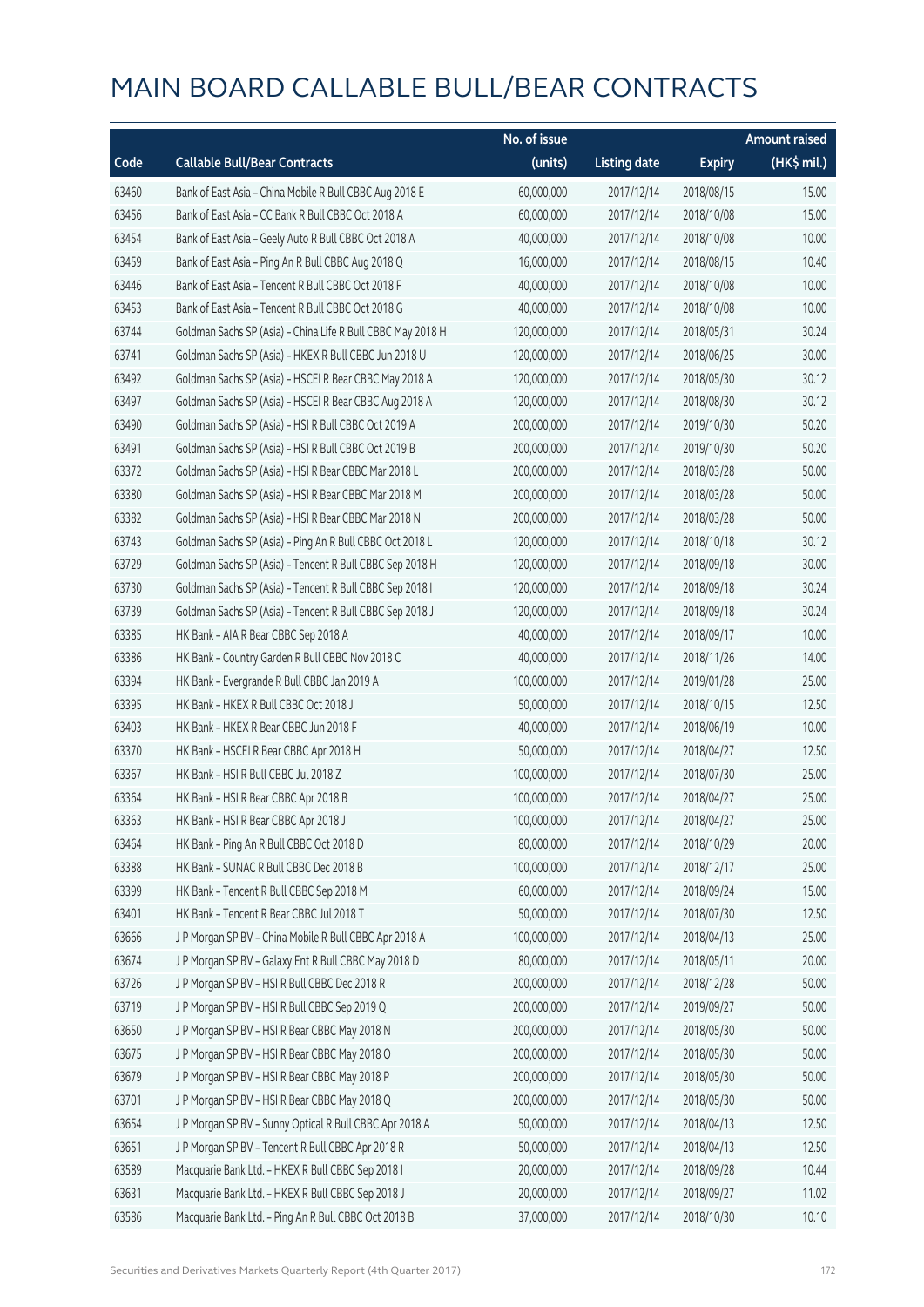# MAIN BOARD CALLABLE BULL/BEAR CONTRACTS

| Code | Callable Bull/Bear Contracts | No. of issue (units) | Listing date | Expiry | Amount raised (HK$ mil.) |
|---|---|---|---|---|---|
| 63460 | Bank of East Asia – China Mobile R Bull CBBC Aug 2018 E | 60,000,000 | 2017/12/14 | 2018/08/15 | 15.00 |
| 63456 | Bank of East Asia – CC Bank R Bull CBBC Oct 2018 A | 60,000,000 | 2017/12/14 | 2018/10/08 | 15.00 |
| 63454 | Bank of East Asia – Geely Auto R Bull CBBC Oct 2018 A | 40,000,000 | 2017/12/14 | 2018/10/08 | 10.00 |
| 63459 | Bank of East Asia – Ping An R Bull CBBC Aug 2018 Q | 16,000,000 | 2017/12/14 | 2018/08/15 | 10.40 |
| 63446 | Bank of East Asia – Tencent R Bull CBBC Oct 2018 F | 40,000,000 | 2017/12/14 | 2018/10/08 | 10.00 |
| 63453 | Bank of East Asia – Tencent R Bull CBBC Oct 2018 G | 40,000,000 | 2017/12/14 | 2018/10/08 | 10.00 |
| 63744 | Goldman Sachs SP (Asia) – China Life R Bull CBBC May 2018 H | 120,000,000 | 2017/12/14 | 2018/05/31 | 30.24 |
| 63741 | Goldman Sachs SP (Asia) – HKEX R Bull CBBC Jun 2018 U | 120,000,000 | 2017/12/14 | 2018/06/25 | 30.00 |
| 63492 | Goldman Sachs SP (Asia) – HSCEI R Bear CBBC May 2018 A | 120,000,000 | 2017/12/14 | 2018/05/30 | 30.12 |
| 63497 | Goldman Sachs SP (Asia) – HSCEI R Bear CBBC Aug 2018 A | 120,000,000 | 2017/12/14 | 2018/08/30 | 30.12 |
| 63490 | Goldman Sachs SP (Asia) – HSI R Bull CBBC Oct 2019 A | 200,000,000 | 2017/12/14 | 2019/10/30 | 50.20 |
| 63491 | Goldman Sachs SP (Asia) – HSI R Bull CBBC Oct 2019 B | 200,000,000 | 2017/12/14 | 2019/10/30 | 50.20 |
| 63372 | Goldman Sachs SP (Asia) – HSI R Bear CBBC Mar 2018 L | 200,000,000 | 2017/12/14 | 2018/03/28 | 50.00 |
| 63380 | Goldman Sachs SP (Asia) – HSI R Bear CBBC Mar 2018 M | 200,000,000 | 2017/12/14 | 2018/03/28 | 50.00 |
| 63382 | Goldman Sachs SP (Asia) – HSI R Bear CBBC Mar 2018 N | 200,000,000 | 2017/12/14 | 2018/03/28 | 50.00 |
| 63743 | Goldman Sachs SP (Asia) – Ping An R Bull CBBC Oct 2018 L | 120,000,000 | 2017/12/14 | 2018/10/18 | 30.12 |
| 63729 | Goldman Sachs SP (Asia) – Tencent R Bull CBBC Sep 2018 H | 120,000,000 | 2017/12/14 | 2018/09/18 | 30.00 |
| 63730 | Goldman Sachs SP (Asia) – Tencent R Bull CBBC Sep 2018 I | 120,000,000 | 2017/12/14 | 2018/09/18 | 30.24 |
| 63739 | Goldman Sachs SP (Asia) – Tencent R Bull CBBC Sep 2018 J | 120,000,000 | 2017/12/14 | 2018/09/18 | 30.24 |
| 63385 | HK Bank – AIA R Bear CBBC Sep 2018 A | 40,000,000 | 2017/12/14 | 2018/09/17 | 10.00 |
| 63386 | HK Bank – Country Garden R Bull CBBC Nov 2018 C | 40,000,000 | 2017/12/14 | 2018/11/26 | 14.00 |
| 63394 | HK Bank – Evergrande R Bull CBBC Jan 2019 A | 100,000,000 | 2017/12/14 | 2019/01/28 | 25.00 |
| 63395 | HK Bank – HKEX R Bull CBBC Oct 2018 J | 50,000,000 | 2017/12/14 | 2018/10/15 | 12.50 |
| 63403 | HK Bank – HKEX R Bear CBBC Jun 2018 F | 40,000,000 | 2017/12/14 | 2018/06/19 | 10.00 |
| 63370 | HK Bank – HSCEI R Bear CBBC Apr 2018 H | 50,000,000 | 2017/12/14 | 2018/04/27 | 12.50 |
| 63367 | HK Bank – HSI R Bull CBBC Jul 2018 Z | 100,000,000 | 2017/12/14 | 2018/07/30 | 25.00 |
| 63364 | HK Bank – HSI R Bear CBBC Apr 2018 B | 100,000,000 | 2017/12/14 | 2018/04/27 | 25.00 |
| 63363 | HK Bank – HSI R Bear CBBC Apr 2018 J | 100,000,000 | 2017/12/14 | 2018/04/27 | 25.00 |
| 63464 | HK Bank – Ping An R Bull CBBC Oct 2018 D | 80,000,000 | 2017/12/14 | 2018/10/29 | 20.00 |
| 63388 | HK Bank – SUNAC R Bull CBBC Dec 2018 B | 100,000,000 | 2017/12/14 | 2018/12/17 | 25.00 |
| 63399 | HK Bank – Tencent R Bull CBBC Sep 2018 M | 60,000,000 | 2017/12/14 | 2018/09/24 | 15.00 |
| 63401 | HK Bank – Tencent R Bear CBBC Jul 2018 T | 50,000,000 | 2017/12/14 | 2018/07/30 | 12.50 |
| 63666 | J P Morgan SP BV – China Mobile R Bull CBBC Apr 2018 A | 100,000,000 | 2017/12/14 | 2018/04/13 | 25.00 |
| 63674 | J P Morgan SP BV – Galaxy Ent R Bull CBBC May 2018 D | 80,000,000 | 2017/12/14 | 2018/05/11 | 20.00 |
| 63726 | J P Morgan SP BV – HSI R Bull CBBC Dec 2018 R | 200,000,000 | 2017/12/14 | 2018/12/28 | 50.00 |
| 63719 | J P Morgan SP BV – HSI R Bull CBBC Sep 2019 Q | 200,000,000 | 2017/12/14 | 2019/09/27 | 50.00 |
| 63650 | J P Morgan SP BV – HSI R Bear CBBC May 2018 N | 200,000,000 | 2017/12/14 | 2018/05/30 | 50.00 |
| 63675 | J P Morgan SP BV – HSI R Bear CBBC May 2018 O | 200,000,000 | 2017/12/14 | 2018/05/30 | 50.00 |
| 63679 | J P Morgan SP BV – HSI R Bear CBBC May 2018 P | 200,000,000 | 2017/12/14 | 2018/05/30 | 50.00 |
| 63701 | J P Morgan SP BV – HSI R Bear CBBC May 2018 Q | 200,000,000 | 2017/12/14 | 2018/05/30 | 50.00 |
| 63654 | J P Morgan SP BV – Sunny Optical R Bull CBBC Apr 2018 A | 50,000,000 | 2017/12/14 | 2018/04/13 | 12.50 |
| 63651 | J P Morgan SP BV – Tencent R Bull CBBC Apr 2018 R | 50,000,000 | 2017/12/14 | 2018/04/13 | 12.50 |
| 63589 | Macquarie Bank Ltd. – HKEX R Bull CBBC Sep 2018 I | 20,000,000 | 2017/12/14 | 2018/09/28 | 10.44 |
| 63631 | Macquarie Bank Ltd. – HKEX R Bull CBBC Sep 2018 J | 20,000,000 | 2017/12/14 | 2018/09/27 | 11.02 |
| 63586 | Macquarie Bank Ltd. – Ping An R Bull CBBC Oct 2018 B | 37,000,000 | 2017/12/14 | 2018/10/30 | 10.10 |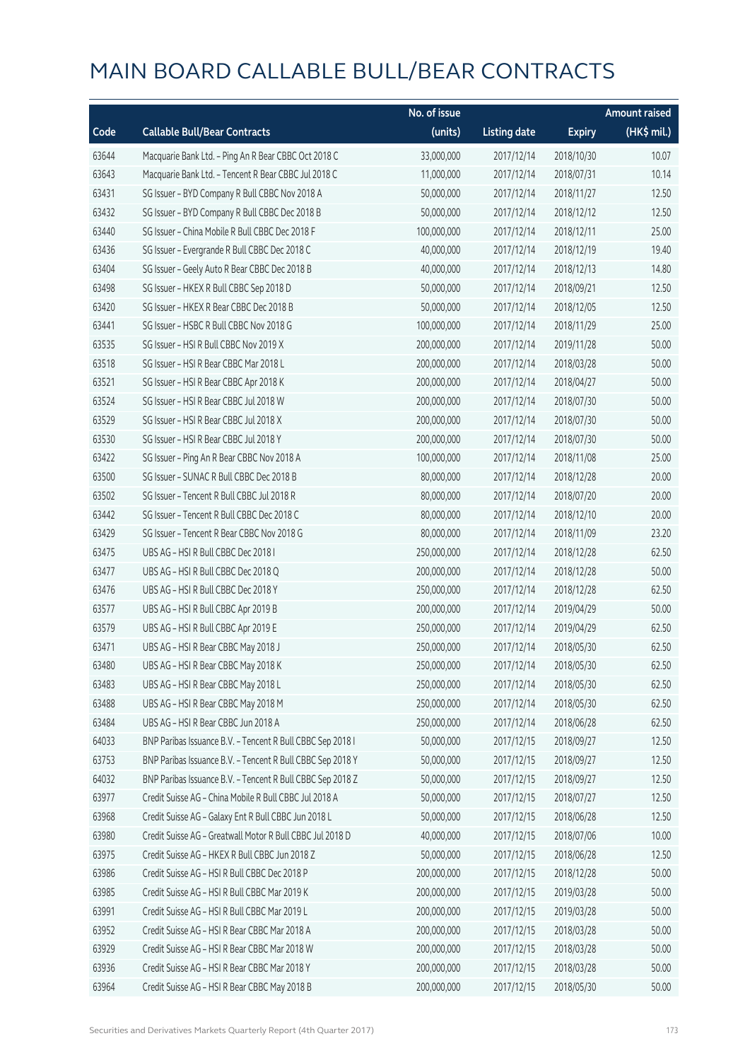# MAIN BOARD CALLABLE BULL/BEAR CONTRACTS

| Code | Callable Bull/Bear Contracts | No. of issue (units) | Listing date | Expiry | Amount raised (HK$ mil.) |
|---|---|---|---|---|---|
| 63644 | Macquarie Bank Ltd. – Ping An R Bear CBBC Oct 2018 C | 33,000,000 | 2017/12/14 | 2018/10/30 | 10.07 |
| 63643 | Macquarie Bank Ltd. – Tencent R Bear CBBC Jul 2018 C | 11,000,000 | 2017/12/14 | 2018/07/31 | 10.14 |
| 63431 | SG Issuer – BYD Company R Bull CBBC Nov 2018 A | 50,000,000 | 2017/12/14 | 2018/11/27 | 12.50 |
| 63432 | SG Issuer – BYD Company R Bull CBBC Dec 2018 B | 50,000,000 | 2017/12/14 | 2018/12/12 | 12.50 |
| 63440 | SG Issuer – China Mobile R Bull CBBC Dec 2018 F | 100,000,000 | 2017/12/14 | 2018/12/11 | 25.00 |
| 63436 | SG Issuer – Evergrande R Bull CBBC Dec 2018 C | 40,000,000 | 2017/12/14 | 2018/12/19 | 19.40 |
| 63404 | SG Issuer – Geely Auto R Bear CBBC Dec 2018 B | 40,000,000 | 2017/12/14 | 2018/12/13 | 14.80 |
| 63498 | SG Issuer – HKEX R Bull CBBC Sep 2018 D | 50,000,000 | 2017/12/14 | 2018/09/21 | 12.50 |
| 63420 | SG Issuer – HKEX R Bear CBBC Dec 2018 B | 50,000,000 | 2017/12/14 | 2018/12/05 | 12.50 |
| 63441 | SG Issuer – HSBC R Bull CBBC Nov 2018 G | 100,000,000 | 2017/12/14 | 2018/11/29 | 25.00 |
| 63535 | SG Issuer – HSI R Bull CBBC Nov 2019 X | 200,000,000 | 2017/12/14 | 2019/11/28 | 50.00 |
| 63518 | SG Issuer – HSI R Bear CBBC Mar 2018 L | 200,000,000 | 2017/12/14 | 2018/03/28 | 50.00 |
| 63521 | SG Issuer – HSI R Bear CBBC Apr 2018 K | 200,000,000 | 2017/12/14 | 2018/04/27 | 50.00 |
| 63524 | SG Issuer – HSI R Bear CBBC Jul 2018 W | 200,000,000 | 2017/12/14 | 2018/07/30 | 50.00 |
| 63529 | SG Issuer – HSI R Bear CBBC Jul 2018 X | 200,000,000 | 2017/12/14 | 2018/07/30 | 50.00 |
| 63530 | SG Issuer – HSI R Bear CBBC Jul 2018 Y | 200,000,000 | 2017/12/14 | 2018/07/30 | 50.00 |
| 63422 | SG Issuer – Ping An R Bear CBBC Nov 2018 A | 100,000,000 | 2017/12/14 | 2018/11/08 | 25.00 |
| 63500 | SG Issuer – SUNAC R Bull CBBC Dec 2018 B | 80,000,000 | 2017/12/14 | 2018/12/28 | 20.00 |
| 63502 | SG Issuer – Tencent R Bull CBBC Jul 2018 R | 80,000,000 | 2017/12/14 | 2018/07/20 | 20.00 |
| 63442 | SG Issuer – Tencent R Bull CBBC Dec 2018 C | 80,000,000 | 2017/12/14 | 2018/12/10 | 20.00 |
| 63429 | SG Issuer – Tencent R Bear CBBC Nov 2018 G | 80,000,000 | 2017/12/14 | 2018/11/09 | 23.20 |
| 63475 | UBS AG – HSI R Bull CBBC Dec 2018 I | 250,000,000 | 2017/12/14 | 2018/12/28 | 62.50 |
| 63477 | UBS AG – HSI R Bull CBBC Dec 2018 Q | 200,000,000 | 2017/12/14 | 2018/12/28 | 50.00 |
| 63476 | UBS AG – HSI R Bull CBBC Dec 2018 Y | 250,000,000 | 2017/12/14 | 2018/12/28 | 62.50 |
| 63577 | UBS AG – HSI R Bull CBBC Apr 2019 B | 200,000,000 | 2017/12/14 | 2019/04/29 | 50.00 |
| 63579 | UBS AG – HSI R Bull CBBC Apr 2019 E | 250,000,000 | 2017/12/14 | 2019/04/29 | 62.50 |
| 63471 | UBS AG – HSI R Bear CBBC May 2018 J | 250,000,000 | 2017/12/14 | 2018/05/30 | 62.50 |
| 63480 | UBS AG – HSI R Bear CBBC May 2018 K | 250,000,000 | 2017/12/14 | 2018/05/30 | 62.50 |
| 63483 | UBS AG – HSI R Bear CBBC May 2018 L | 250,000,000 | 2017/12/14 | 2018/05/30 | 62.50 |
| 63488 | UBS AG – HSI R Bear CBBC May 2018 M | 250,000,000 | 2017/12/14 | 2018/05/30 | 62.50 |
| 63484 | UBS AG – HSI R Bear CBBC Jun 2018 A | 250,000,000 | 2017/12/14 | 2018/06/28 | 62.50 |
| 64033 | BNP Paribas Issuance B.V. – Tencent R Bull CBBC Sep 2018 I | 50,000,000 | 2017/12/15 | 2018/09/27 | 12.50 |
| 63753 | BNP Paribas Issuance B.V. – Tencent R Bull CBBC Sep 2018 Y | 50,000,000 | 2017/12/15 | 2018/09/27 | 12.50 |
| 64032 | BNP Paribas Issuance B.V. – Tencent R Bull CBBC Sep 2018 Z | 50,000,000 | 2017/12/15 | 2018/09/27 | 12.50 |
| 63977 | Credit Suisse AG – China Mobile R Bull CBBC Jul 2018 A | 50,000,000 | 2017/12/15 | 2018/07/27 | 12.50 |
| 63968 | Credit Suisse AG – Galaxy Ent R Bull CBBC Jun 2018 L | 50,000,000 | 2017/12/15 | 2018/06/28 | 12.50 |
| 63980 | Credit Suisse AG – Greatwall Motor R Bull CBBC Jul 2018 D | 40,000,000 | 2017/12/15 | 2018/07/06 | 10.00 |
| 63975 | Credit Suisse AG – HKEX R Bull CBBC Jun 2018 Z | 50,000,000 | 2017/12/15 | 2018/06/28 | 12.50 |
| 63986 | Credit Suisse AG – HSI R Bull CBBC Dec 2018 P | 200,000,000 | 2017/12/15 | 2018/12/28 | 50.00 |
| 63985 | Credit Suisse AG – HSI R Bull CBBC Mar 2019 K | 200,000,000 | 2017/12/15 | 2019/03/28 | 50.00 |
| 63991 | Credit Suisse AG – HSI R Bull CBBC Mar 2019 L | 200,000,000 | 2017/12/15 | 2019/03/28 | 50.00 |
| 63952 | Credit Suisse AG – HSI R Bear CBBC Mar 2018 A | 200,000,000 | 2017/12/15 | 2018/03/28 | 50.00 |
| 63929 | Credit Suisse AG – HSI R Bear CBBC Mar 2018 W | 200,000,000 | 2017/12/15 | 2018/03/28 | 50.00 |
| 63936 | Credit Suisse AG – HSI R Bear CBBC Mar 2018 Y | 200,000,000 | 2017/12/15 | 2018/03/28 | 50.00 |
| 63964 | Credit Suisse AG – HSI R Bear CBBC May 2018 B | 200,000,000 | 2017/12/15 | 2018/05/30 | 50.00 |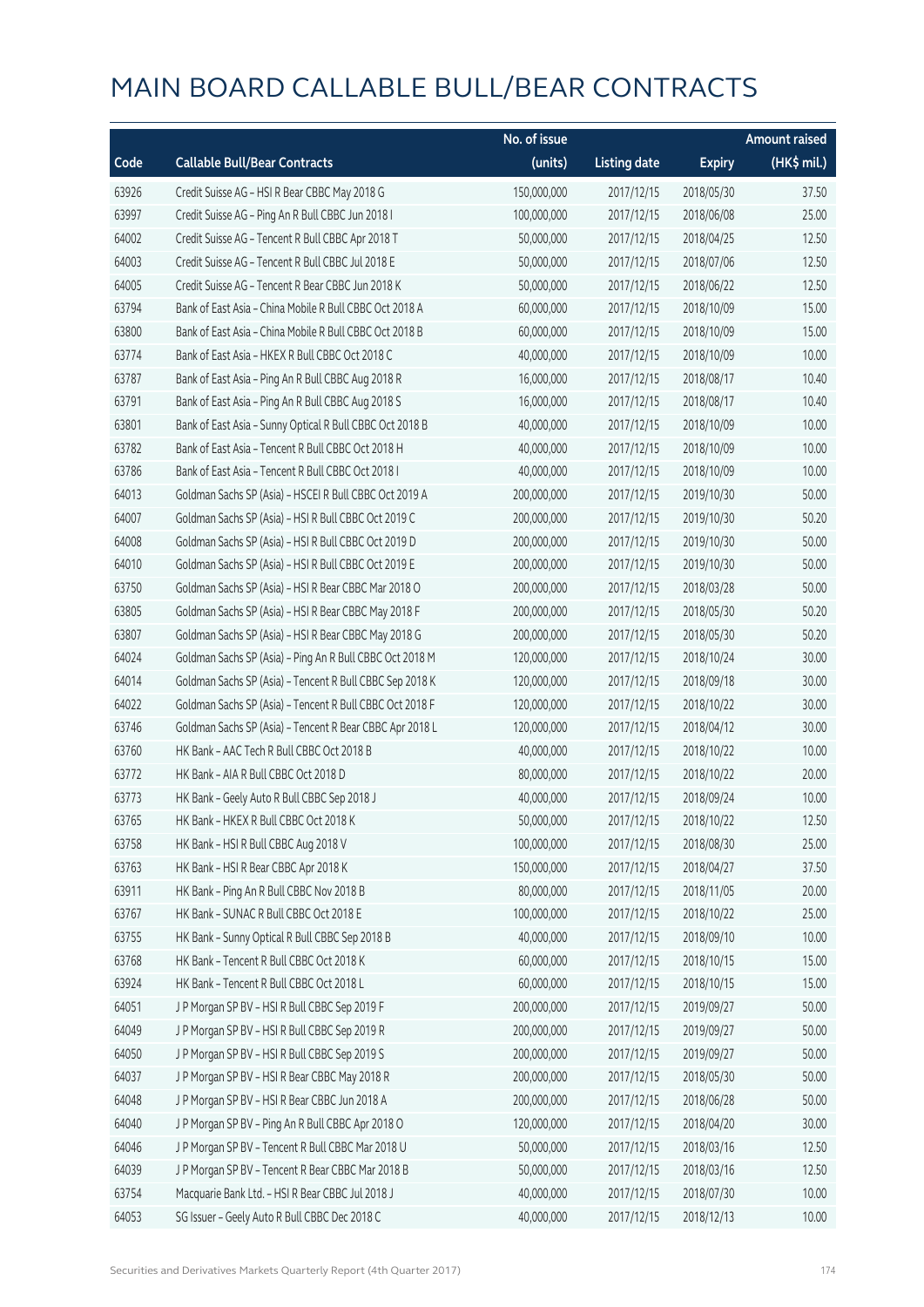# MAIN BOARD CALLABLE BULL/BEAR CONTRACTS

| Code | Callable Bull/Bear Contracts | No. of issue (units) | Listing date | Expiry | Amount raised (HK$ mil.) |
|---|---|---|---|---|---|
| 63926 | Credit Suisse AG – HSI R Bear CBBC May 2018 G | 150,000,000 | 2017/12/15 | 2018/05/30 | 37.50 |
| 63997 | Credit Suisse AG – Ping An R Bull CBBC Jun 2018 I | 100,000,000 | 2017/12/15 | 2018/06/08 | 25.00 |
| 64002 | Credit Suisse AG – Tencent R Bull CBBC Apr 2018 T | 50,000,000 | 2017/12/15 | 2018/04/25 | 12.50 |
| 64003 | Credit Suisse AG – Tencent R Bull CBBC Jul 2018 E | 50,000,000 | 2017/12/15 | 2018/07/06 | 12.50 |
| 64005 | Credit Suisse AG – Tencent R Bear CBBC Jun 2018 K | 50,000,000 | 2017/12/15 | 2018/06/22 | 12.50 |
| 63794 | Bank of East Asia – China Mobile R Bull CBBC Oct 2018 A | 60,000,000 | 2017/12/15 | 2018/10/09 | 15.00 |
| 63800 | Bank of East Asia – China Mobile R Bull CBBC Oct 2018 B | 60,000,000 | 2017/12/15 | 2018/10/09 | 15.00 |
| 63774 | Bank of East Asia – HKEX R Bull CBBC Oct 2018 C | 40,000,000 | 2017/12/15 | 2018/10/09 | 10.00 |
| 63787 | Bank of East Asia – Ping An R Bull CBBC Aug 2018 R | 16,000,000 | 2017/12/15 | 2018/08/17 | 10.40 |
| 63791 | Bank of East Asia – Ping An R Bull CBBC Aug 2018 S | 16,000,000 | 2017/12/15 | 2018/08/17 | 10.40 |
| 63801 | Bank of East Asia – Sunny Optical R Bull CBBC Oct 2018 B | 40,000,000 | 2017/12/15 | 2018/10/09 | 10.00 |
| 63782 | Bank of East Asia – Tencent R Bull CBBC Oct 2018 H | 40,000,000 | 2017/12/15 | 2018/10/09 | 10.00 |
| 63786 | Bank of East Asia – Tencent R Bull CBBC Oct 2018 I | 40,000,000 | 2017/12/15 | 2018/10/09 | 10.00 |
| 64013 | Goldman Sachs SP (Asia) – HSCEI R Bull CBBC Oct 2019 A | 200,000,000 | 2017/12/15 | 2019/10/30 | 50.00 |
| 64007 | Goldman Sachs SP (Asia) – HSI R Bull CBBC Oct 2019 C | 200,000,000 | 2017/12/15 | 2019/10/30 | 50.20 |
| 64008 | Goldman Sachs SP (Asia) – HSI R Bull CBBC Oct 2019 D | 200,000,000 | 2017/12/15 | 2019/10/30 | 50.00 |
| 64010 | Goldman Sachs SP (Asia) – HSI R Bull CBBC Oct 2019 E | 200,000,000 | 2017/12/15 | 2019/10/30 | 50.00 |
| 63750 | Goldman Sachs SP (Asia) – HSI R Bear CBBC Mar 2018 O | 200,000,000 | 2017/12/15 | 2018/03/28 | 50.00 |
| 63805 | Goldman Sachs SP (Asia) – HSI R Bear CBBC May 2018 F | 200,000,000 | 2017/12/15 | 2018/05/30 | 50.20 |
| 63807 | Goldman Sachs SP (Asia) – HSI R Bear CBBC May 2018 G | 200,000,000 | 2017/12/15 | 2018/05/30 | 50.20 |
| 64024 | Goldman Sachs SP (Asia) – Ping An R Bull CBBC Oct 2018 M | 120,000,000 | 2017/12/15 | 2018/10/24 | 30.00 |
| 64014 | Goldman Sachs SP (Asia) – Tencent R Bull CBBC Sep 2018 K | 120,000,000 | 2017/12/15 | 2018/09/18 | 30.00 |
| 64022 | Goldman Sachs SP (Asia) – Tencent R Bull CBBC Oct 2018 F | 120,000,000 | 2017/12/15 | 2018/10/22 | 30.00 |
| 63746 | Goldman Sachs SP (Asia) – Tencent R Bear CBBC Apr 2018 L | 120,000,000 | 2017/12/15 | 2018/04/12 | 30.00 |
| 63760 | HK Bank – AAC Tech R Bull CBBC Oct 2018 B | 40,000,000 | 2017/12/15 | 2018/10/22 | 10.00 |
| 63772 | HK Bank – AIA R Bull CBBC Oct 2018 D | 80,000,000 | 2017/12/15 | 2018/10/22 | 20.00 |
| 63773 | HK Bank – Geely Auto R Bull CBBC Sep 2018 J | 40,000,000 | 2017/12/15 | 2018/09/24 | 10.00 |
| 63765 | HK Bank – HKEX R Bull CBBC Oct 2018 K | 50,000,000 | 2017/12/15 | 2018/10/22 | 12.50 |
| 63758 | HK Bank – HSI R Bull CBBC Aug 2018 V | 100,000,000 | 2017/12/15 | 2018/08/30 | 25.00 |
| 63763 | HK Bank – HSI R Bear CBBC Apr 2018 K | 150,000,000 | 2017/12/15 | 2018/04/27 | 37.50 |
| 63911 | HK Bank – Ping An R Bull CBBC Nov 2018 B | 80,000,000 | 2017/12/15 | 2018/11/05 | 20.00 |
| 63767 | HK Bank – SUNAC R Bull CBBC Oct 2018 E | 100,000,000 | 2017/12/15 | 2018/10/22 | 25.00 |
| 63755 | HK Bank – Sunny Optical R Bull CBBC Sep 2018 B | 40,000,000 | 2017/12/15 | 2018/09/10 | 10.00 |
| 63768 | HK Bank – Tencent R Bull CBBC Oct 2018 K | 60,000,000 | 2017/12/15 | 2018/10/15 | 15.00 |
| 63924 | HK Bank – Tencent R Bull CBBC Oct 2018 L | 60,000,000 | 2017/12/15 | 2018/10/15 | 15.00 |
| 64051 | J P Morgan SP BV – HSI R Bull CBBC Sep 2019 F | 200,000,000 | 2017/12/15 | 2019/09/27 | 50.00 |
| 64049 | J P Morgan SP BV – HSI R Bull CBBC Sep 2019 R | 200,000,000 | 2017/12/15 | 2019/09/27 | 50.00 |
| 64050 | J P Morgan SP BV – HSI R Bull CBBC Sep 2019 S | 200,000,000 | 2017/12/15 | 2019/09/27 | 50.00 |
| 64037 | J P Morgan SP BV – HSI R Bear CBBC May 2018 R | 200,000,000 | 2017/12/15 | 2018/05/30 | 50.00 |
| 64048 | J P Morgan SP BV – HSI R Bear CBBC Jun 2018 A | 200,000,000 | 2017/12/15 | 2018/06/28 | 50.00 |
| 64040 | J P Morgan SP BV – Ping An R Bull CBBC Apr 2018 O | 120,000,000 | 2017/12/15 | 2018/04/20 | 30.00 |
| 64046 | J P Morgan SP BV – Tencent R Bull CBBC Mar 2018 U | 50,000,000 | 2017/12/15 | 2018/03/16 | 12.50 |
| 64039 | J P Morgan SP BV – Tencent R Bear CBBC Mar 2018 B | 50,000,000 | 2017/12/15 | 2018/03/16 | 12.50 |
| 63754 | Macquarie Bank Ltd. – HSI R Bear CBBC Jul 2018 J | 40,000,000 | 2017/12/15 | 2018/07/30 | 10.00 |
| 64053 | SG Issuer – Geely Auto R Bull CBBC Dec 2018 C | 40,000,000 | 2017/12/15 | 2018/12/13 | 10.00 |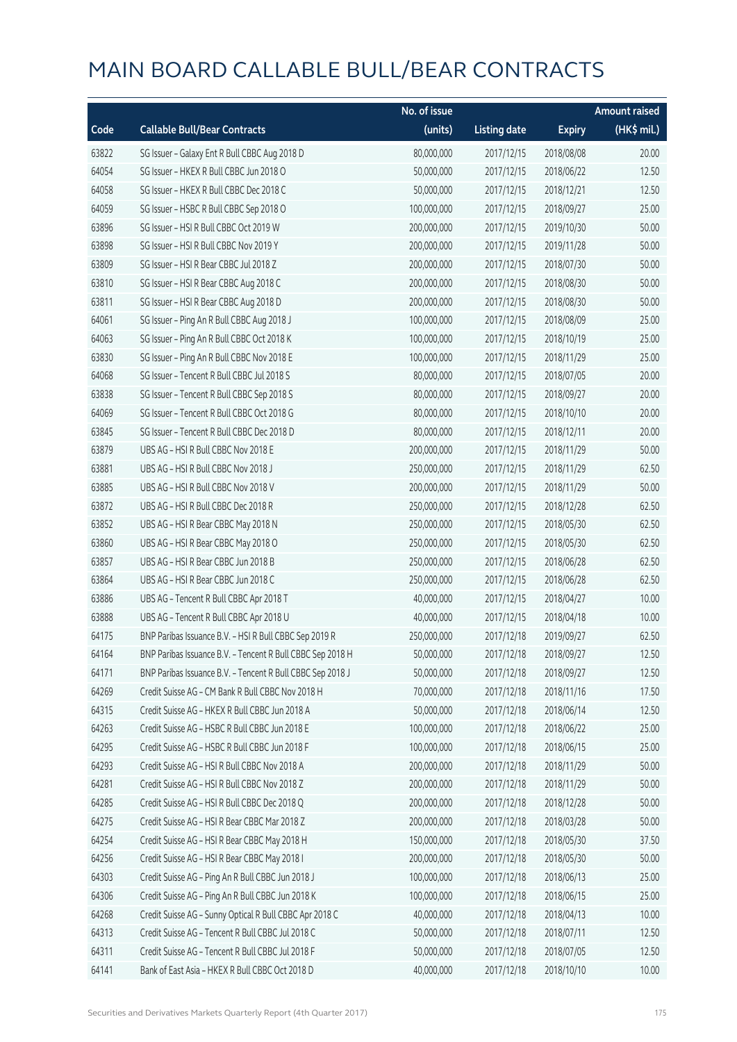# MAIN BOARD CALLABLE BULL/BEAR CONTRACTS

| Code | Callable Bull/Bear Contracts | No. of issue (units) | Listing date | Expiry | Amount raised (HK$ mil.) |
|---|---|---|---|---|---|
| 63822 | SG Issuer – Galaxy Ent R Bull CBBC Aug 2018 D | 80,000,000 | 2017/12/15 | 2018/08/08 | 20.00 |
| 64054 | SG Issuer – HKEX R Bull CBBC Jun 2018 O | 50,000,000 | 2017/12/15 | 2018/06/22 | 12.50 |
| 64058 | SG Issuer – HKEX R Bull CBBC Dec 2018 C | 50,000,000 | 2017/12/15 | 2018/12/21 | 12.50 |
| 64059 | SG Issuer – HSBC R Bull CBBC Sep 2018 O | 100,000,000 | 2017/12/15 | 2018/09/27 | 25.00 |
| 63896 | SG Issuer – HSI R Bull CBBC Oct 2019 W | 200,000,000 | 2017/12/15 | 2019/10/30 | 50.00 |
| 63898 | SG Issuer – HSI R Bull CBBC Nov 2019 Y | 200,000,000 | 2017/12/15 | 2019/11/28 | 50.00 |
| 63809 | SG Issuer – HSI R Bear CBBC Jul 2018 Z | 200,000,000 | 2017/12/15 | 2018/07/30 | 50.00 |
| 63810 | SG Issuer – HSI R Bear CBBC Aug 2018 C | 200,000,000 | 2017/12/15 | 2018/08/30 | 50.00 |
| 63811 | SG Issuer – HSI R Bear CBBC Aug 2018 D | 200,000,000 | 2017/12/15 | 2018/08/30 | 50.00 |
| 64061 | SG Issuer – Ping An R Bull CBBC Aug 2018 J | 100,000,000 | 2017/12/15 | 2018/08/09 | 25.00 |
| 64063 | SG Issuer – Ping An R Bull CBBC Oct 2018 K | 100,000,000 | 2017/12/15 | 2018/10/19 | 25.00 |
| 63830 | SG Issuer – Ping An R Bull CBBC Nov 2018 E | 100,000,000 | 2017/12/15 | 2018/11/29 | 25.00 |
| 64068 | SG Issuer – Tencent R Bull CBBC Jul 2018 S | 80,000,000 | 2017/12/15 | 2018/07/05 | 20.00 |
| 63838 | SG Issuer – Tencent R Bull CBBC Sep 2018 S | 80,000,000 | 2017/12/15 | 2018/09/27 | 20.00 |
| 64069 | SG Issuer – Tencent R Bull CBBC Oct 2018 G | 80,000,000 | 2017/12/15 | 2018/10/10 | 20.00 |
| 63845 | SG Issuer – Tencent R Bull CBBC Dec 2018 D | 80,000,000 | 2017/12/15 | 2018/12/11 | 20.00 |
| 63879 | UBS AG – HSI R Bull CBBC Nov 2018 E | 200,000,000 | 2017/12/15 | 2018/11/29 | 50.00 |
| 63881 | UBS AG – HSI R Bull CBBC Nov 2018 J | 250,000,000 | 2017/12/15 | 2018/11/29 | 62.50 |
| 63885 | UBS AG – HSI R Bull CBBC Nov 2018 V | 200,000,000 | 2017/12/15 | 2018/11/29 | 50.00 |
| 63872 | UBS AG – HSI R Bull CBBC Dec 2018 R | 250,000,000 | 2017/12/15 | 2018/12/28 | 62.50 |
| 63852 | UBS AG – HSI R Bear CBBC May 2018 N | 250,000,000 | 2017/12/15 | 2018/05/30 | 62.50 |
| 63860 | UBS AG – HSI R Bear CBBC May 2018 O | 250,000,000 | 2017/12/15 | 2018/05/30 | 62.50 |
| 63857 | UBS AG – HSI R Bear CBBC Jun 2018 B | 250,000,000 | 2017/12/15 | 2018/06/28 | 62.50 |
| 63864 | UBS AG – HSI R Bear CBBC Jun 2018 C | 250,000,000 | 2017/12/15 | 2018/06/28 | 62.50 |
| 63886 | UBS AG – Tencent R Bull CBBC Apr 2018 T | 40,000,000 | 2017/12/15 | 2018/04/27 | 10.00 |
| 63888 | UBS AG – Tencent R Bull CBBC Apr 2018 U | 40,000,000 | 2017/12/15 | 2018/04/18 | 10.00 |
| 64175 | BNP Paribas Issuance B.V. – HSI R Bull CBBC Sep 2019 R | 250,000,000 | 2017/12/18 | 2019/09/27 | 62.50 |
| 64164 | BNP Paribas Issuance B.V. – Tencent R Bull CBBC Sep 2018 H | 50,000,000 | 2017/12/18 | 2018/09/27 | 12.50 |
| 64171 | BNP Paribas Issuance B.V. – Tencent R Bull CBBC Sep 2018 J | 50,000,000 | 2017/12/18 | 2018/09/27 | 12.50 |
| 64269 | Credit Suisse AG – CM Bank R Bull CBBC Nov 2018 H | 70,000,000 | 2017/12/18 | 2018/11/16 | 17.50 |
| 64315 | Credit Suisse AG – HKEX R Bull CBBC Jun 2018 A | 50,000,000 | 2017/12/18 | 2018/06/14 | 12.50 |
| 64263 | Credit Suisse AG – HSBC R Bull CBBC Jun 2018 E | 100,000,000 | 2017/12/18 | 2018/06/22 | 25.00 |
| 64295 | Credit Suisse AG – HSBC R Bull CBBC Jun 2018 F | 100,000,000 | 2017/12/18 | 2018/06/15 | 25.00 |
| 64293 | Credit Suisse AG – HSI R Bull CBBC Nov 2018 A | 200,000,000 | 2017/12/18 | 2018/11/29 | 50.00 |
| 64281 | Credit Suisse AG – HSI R Bull CBBC Nov 2018 Z | 200,000,000 | 2017/12/18 | 2018/11/29 | 50.00 |
| 64285 | Credit Suisse AG – HSI R Bull CBBC Dec 2018 Q | 200,000,000 | 2017/12/18 | 2018/12/28 | 50.00 |
| 64275 | Credit Suisse AG – HSI R Bear CBBC Mar 2018 Z | 200,000,000 | 2017/12/18 | 2018/03/28 | 50.00 |
| 64254 | Credit Suisse AG – HSI R Bear CBBC May 2018 H | 150,000,000 | 2017/12/18 | 2018/05/30 | 37.50 |
| 64256 | Credit Suisse AG – HSI R Bear CBBC May 2018 I | 200,000,000 | 2017/12/18 | 2018/05/30 | 50.00 |
| 64303 | Credit Suisse AG – Ping An R Bull CBBC Jun 2018 J | 100,000,000 | 2017/12/18 | 2018/06/13 | 25.00 |
| 64306 | Credit Suisse AG – Ping An R Bull CBBC Jun 2018 K | 100,000,000 | 2017/12/18 | 2018/06/15 | 25.00 |
| 64268 | Credit Suisse AG – Sunny Optical R Bull CBBC Apr 2018 C | 40,000,000 | 2017/12/18 | 2018/04/13 | 10.00 |
| 64313 | Credit Suisse AG – Tencent R Bull CBBC Jul 2018 C | 50,000,000 | 2017/12/18 | 2018/07/11 | 12.50 |
| 64311 | Credit Suisse AG – Tencent R Bull CBBC Jul 2018 F | 50,000,000 | 2017/12/18 | 2018/07/05 | 12.50 |
| 64141 | Bank of East Asia – HKEX R Bull CBBC Oct 2018 D | 40,000,000 | 2017/12/18 | 2018/10/10 | 10.00 |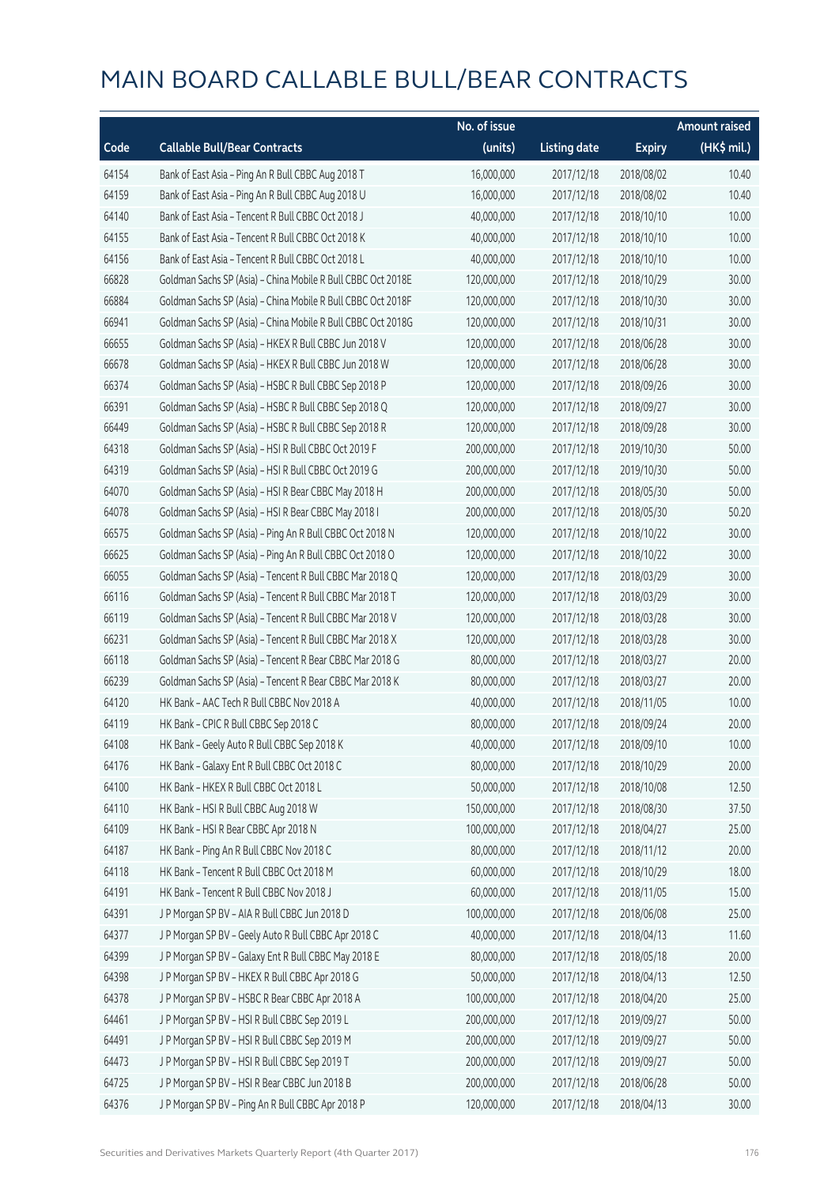# MAIN BOARD CALLABLE BULL/BEAR CONTRACTS

| Code | Callable Bull/Bear Contracts | No. of issue (units) | Listing date | Expiry | Amount raised (HK$ mil.) |
|---|---|---|---|---|---|
| 64154 | Bank of East Asia – Ping An R Bull CBBC Aug 2018 T | 16,000,000 | 2017/12/18 | 2018/08/02 | 10.40 |
| 64159 | Bank of East Asia – Ping An R Bull CBBC Aug 2018 U | 16,000,000 | 2017/12/18 | 2018/08/02 | 10.40 |
| 64140 | Bank of East Asia – Tencent R Bull CBBC Oct 2018 J | 40,000,000 | 2017/12/18 | 2018/10/10 | 10.00 |
| 64155 | Bank of East Asia – Tencent R Bull CBBC Oct 2018 K | 40,000,000 | 2017/12/18 | 2018/10/10 | 10.00 |
| 64156 | Bank of East Asia – Tencent R Bull CBBC Oct 2018 L | 40,000,000 | 2017/12/18 | 2018/10/10 | 10.00 |
| 66828 | Goldman Sachs SP (Asia) – China Mobile R Bull CBBC Oct 2018E | 120,000,000 | 2017/12/18 | 2018/10/29 | 30.00 |
| 66884 | Goldman Sachs SP (Asia) – China Mobile R Bull CBBC Oct 2018F | 120,000,000 | 2017/12/18 | 2018/10/30 | 30.00 |
| 66941 | Goldman Sachs SP (Asia) – China Mobile R Bull CBBC Oct 2018G | 120,000,000 | 2017/12/18 | 2018/10/31 | 30.00 |
| 66655 | Goldman Sachs SP (Asia) – HKEX R Bull CBBC Jun 2018 V | 120,000,000 | 2017/12/18 | 2018/06/28 | 30.00 |
| 66678 | Goldman Sachs SP (Asia) – HKEX R Bull CBBC Jun 2018 W | 120,000,000 | 2017/12/18 | 2018/06/28 | 30.00 |
| 66374 | Goldman Sachs SP (Asia) – HSBC R Bull CBBC Sep 2018 P | 120,000,000 | 2017/12/18 | 2018/09/26 | 30.00 |
| 66391 | Goldman Sachs SP (Asia) – HSBC R Bull CBBC Sep 2018 Q | 120,000,000 | 2017/12/18 | 2018/09/27 | 30.00 |
| 66449 | Goldman Sachs SP (Asia) – HSBC R Bull CBBC Sep 2018 R | 120,000,000 | 2017/12/18 | 2018/09/28 | 30.00 |
| 64318 | Goldman Sachs SP (Asia) – HSI R Bull CBBC Oct 2019 F | 200,000,000 | 2017/12/18 | 2019/10/30 | 50.00 |
| 64319 | Goldman Sachs SP (Asia) – HSI R Bull CBBC Oct 2019 G | 200,000,000 | 2017/12/18 | 2019/10/30 | 50.00 |
| 64070 | Goldman Sachs SP (Asia) – HSI R Bear CBBC May 2018 H | 200,000,000 | 2017/12/18 | 2018/05/30 | 50.00 |
| 64078 | Goldman Sachs SP (Asia) – HSI R Bear CBBC May 2018 I | 200,000,000 | 2017/12/18 | 2018/05/30 | 50.20 |
| 66575 | Goldman Sachs SP (Asia) – Ping An R Bull CBBC Oct 2018 N | 120,000,000 | 2017/12/18 | 2018/10/22 | 30.00 |
| 66625 | Goldman Sachs SP (Asia) – Ping An R Bull CBBC Oct 2018 O | 120,000,000 | 2017/12/18 | 2018/10/22 | 30.00 |
| 66055 | Goldman Sachs SP (Asia) – Tencent R Bull CBBC Mar 2018 Q | 120,000,000 | 2017/12/18 | 2018/03/29 | 30.00 |
| 66116 | Goldman Sachs SP (Asia) – Tencent R Bull CBBC Mar 2018 T | 120,000,000 | 2017/12/18 | 2018/03/29 | 30.00 |
| 66119 | Goldman Sachs SP (Asia) – Tencent R Bull CBBC Mar 2018 V | 120,000,000 | 2017/12/18 | 2018/03/28 | 30.00 |
| 66231 | Goldman Sachs SP (Asia) – Tencent R Bull CBBC Mar 2018 X | 120,000,000 | 2017/12/18 | 2018/03/28 | 30.00 |
| 66118 | Goldman Sachs SP (Asia) – Tencent R Bear CBBC Mar 2018 G | 80,000,000 | 2017/12/18 | 2018/03/27 | 20.00 |
| 66239 | Goldman Sachs SP (Asia) – Tencent R Bear CBBC Mar 2018 K | 80,000,000 | 2017/12/18 | 2018/03/27 | 20.00 |
| 64120 | HK Bank – AAC Tech R Bull CBBC Nov 2018 A | 40,000,000 | 2017/12/18 | 2018/11/05 | 10.00 |
| 64119 | HK Bank – CPIC R Bull CBBC Sep 2018 C | 80,000,000 | 2017/12/18 | 2018/09/24 | 20.00 |
| 64108 | HK Bank – Geely Auto R Bull CBBC Sep 2018 K | 40,000,000 | 2017/12/18 | 2018/09/10 | 10.00 |
| 64176 | HK Bank – Galaxy Ent R Bull CBBC Oct 2018 C | 80,000,000 | 2017/12/18 | 2018/10/29 | 20.00 |
| 64100 | HK Bank – HKEX R Bull CBBC Oct 2018 L | 50,000,000 | 2017/12/18 | 2018/10/08 | 12.50 |
| 64110 | HK Bank – HSI R Bull CBBC Aug 2018 W | 150,000,000 | 2017/12/18 | 2018/08/30 | 37.50 |
| 64109 | HK Bank – HSI R Bear CBBC Apr 2018 N | 100,000,000 | 2017/12/18 | 2018/04/27 | 25.00 |
| 64187 | HK Bank – Ping An R Bull CBBC Nov 2018 C | 80,000,000 | 2017/12/18 | 2018/11/12 | 20.00 |
| 64118 | HK Bank – Tencent R Bull CBBC Oct 2018 M | 60,000,000 | 2017/12/18 | 2018/10/29 | 18.00 |
| 64191 | HK Bank – Tencent R Bull CBBC Nov 2018 J | 60,000,000 | 2017/12/18 | 2018/11/05 | 15.00 |
| 64391 | J P Morgan SP BV – AIA R Bull CBBC Jun 2018 D | 100,000,000 | 2017/12/18 | 2018/06/08 | 25.00 |
| 64377 | J P Morgan SP BV – Geely Auto R Bull CBBC Apr 2018 C | 40,000,000 | 2017/12/18 | 2018/04/13 | 11.60 |
| 64399 | J P Morgan SP BV – Galaxy Ent R Bull CBBC May 2018 E | 80,000,000 | 2017/12/18 | 2018/05/18 | 20.00 |
| 64398 | J P Morgan SP BV – HKEX R Bull CBBC Apr 2018 G | 50,000,000 | 2017/12/18 | 2018/04/13 | 12.50 |
| 64378 | J P Morgan SP BV – HSBC R Bear CBBC Apr 2018 A | 100,000,000 | 2017/12/18 | 2018/04/20 | 25.00 |
| 64461 | J P Morgan SP BV – HSI R Bull CBBC Sep 2019 L | 200,000,000 | 2017/12/18 | 2019/09/27 | 50.00 |
| 64491 | J P Morgan SP BV – HSI R Bull CBBC Sep 2019 M | 200,000,000 | 2017/12/18 | 2019/09/27 | 50.00 |
| 64473 | J P Morgan SP BV – HSI R Bull CBBC Sep 2019 T | 200,000,000 | 2017/12/18 | 2019/09/27 | 50.00 |
| 64725 | J P Morgan SP BV – HSI R Bear CBBC Jun 2018 B | 200,000,000 | 2017/12/18 | 2018/06/28 | 50.00 |
| 64376 | J P Morgan SP BV – Ping An R Bull CBBC Apr 2018 P | 120,000,000 | 2017/12/18 | 2018/04/13 | 30.00 |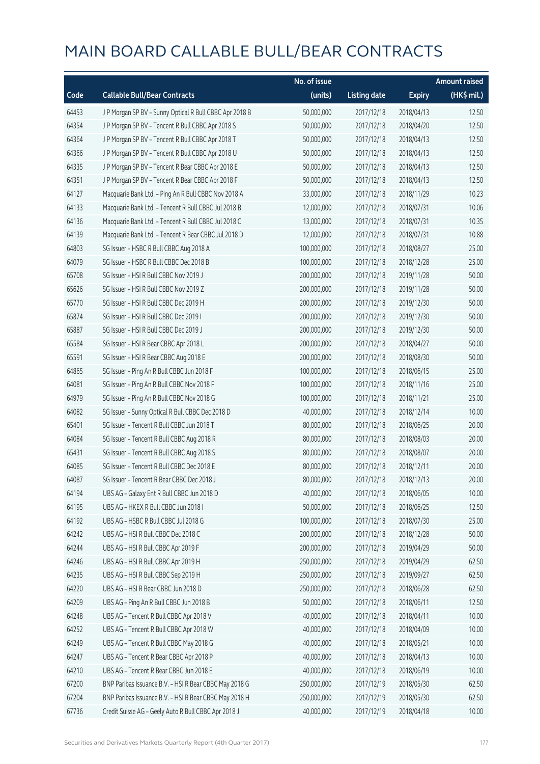# MAIN BOARD CALLABLE BULL/BEAR CONTRACTS

| Code | Callable Bull/Bear Contracts | No. of issue (units) | Listing date | Expiry | Amount raised (HK$ mil.) |
|---|---|---|---|---|---|
| 64453 | J P Morgan SP BV – Sunny Optical R Bull CBBC Apr 2018 B | 50,000,000 | 2017/12/18 | 2018/04/13 | 12.50 |
| 64354 | J P Morgan SP BV – Tencent R Bull CBBC Apr 2018 S | 50,000,000 | 2017/12/18 | 2018/04/20 | 12.50 |
| 64364 | J P Morgan SP BV – Tencent R Bull CBBC Apr 2018 T | 50,000,000 | 2017/12/18 | 2018/04/13 | 12.50 |
| 64366 | J P Morgan SP BV – Tencent R Bull CBBC Apr 2018 U | 50,000,000 | 2017/12/18 | 2018/04/13 | 12.50 |
| 64335 | J P Morgan SP BV – Tencent R Bear CBBC Apr 2018 E | 50,000,000 | 2017/12/18 | 2018/04/13 | 12.50 |
| 64351 | J P Morgan SP BV – Tencent R Bear CBBC Apr 2018 F | 50,000,000 | 2017/12/18 | 2018/04/13 | 12.50 |
| 64127 | Macquarie Bank Ltd. – Ping An R Bull CBBC Nov 2018 A | 33,000,000 | 2017/12/18 | 2018/11/29 | 10.23 |
| 64133 | Macquarie Bank Ltd. – Tencent R Bull CBBC Jul 2018 B | 12,000,000 | 2017/12/18 | 2018/07/31 | 10.06 |
| 64136 | Macquarie Bank Ltd. – Tencent R Bull CBBC Jul 2018 C | 13,000,000 | 2017/12/18 | 2018/07/31 | 10.35 |
| 64139 | Macquarie Bank Ltd. – Tencent R Bear CBBC Jul 2018 D | 12,000,000 | 2017/12/18 | 2018/07/31 | 10.88 |
| 64803 | SG Issuer – HSBC R Bull CBBC Aug 2018 A | 100,000,000 | 2017/12/18 | 2018/08/27 | 25.00 |
| 64079 | SG Issuer – HSBC R Bull CBBC Dec 2018 B | 100,000,000 | 2017/12/18 | 2018/12/28 | 25.00 |
| 65708 | SG Issuer – HSI R Bull CBBC Nov 2019 J | 200,000,000 | 2017/12/18 | 2019/11/28 | 50.00 |
| 65626 | SG Issuer – HSI R Bull CBBC Nov 2019 Z | 200,000,000 | 2017/12/18 | 2019/11/28 | 50.00 |
| 65770 | SG Issuer – HSI R Bull CBBC Dec 2019 H | 200,000,000 | 2017/12/18 | 2019/12/30 | 50.00 |
| 65874 | SG Issuer – HSI R Bull CBBC Dec 2019 I | 200,000,000 | 2017/12/18 | 2019/12/30 | 50.00 |
| 65887 | SG Issuer – HSI R Bull CBBC Dec 2019 J | 200,000,000 | 2017/12/18 | 2019/12/30 | 50.00 |
| 65584 | SG Issuer – HSI R Bear CBBC Apr 2018 L | 200,000,000 | 2017/12/18 | 2018/04/27 | 50.00 |
| 65591 | SG Issuer – HSI R Bear CBBC Aug 2018 E | 200,000,000 | 2017/12/18 | 2018/08/30 | 50.00 |
| 64865 | SG Issuer – Ping An R Bull CBBC Jun 2018 F | 100,000,000 | 2017/12/18 | 2018/06/15 | 25.00 |
| 64081 | SG Issuer – Ping An R Bull CBBC Nov 2018 F | 100,000,000 | 2017/12/18 | 2018/11/16 | 25.00 |
| 64979 | SG Issuer – Ping An R Bull CBBC Nov 2018 G | 100,000,000 | 2017/12/18 | 2018/11/21 | 25.00 |
| 64082 | SG Issuer – Sunny Optical R Bull CBBC Dec 2018 D | 40,000,000 | 2017/12/18 | 2018/12/14 | 10.00 |
| 65401 | SG Issuer – Tencent R Bull CBBC Jun 2018 T | 80,000,000 | 2017/12/18 | 2018/06/25 | 20.00 |
| 64084 | SG Issuer – Tencent R Bull CBBC Aug 2018 R | 80,000,000 | 2017/12/18 | 2018/08/03 | 20.00 |
| 65431 | SG Issuer – Tencent R Bull CBBC Aug 2018 S | 80,000,000 | 2017/12/18 | 2018/08/07 | 20.00 |
| 64085 | SG Issuer – Tencent R Bull CBBC Dec 2018 E | 80,000,000 | 2017/12/18 | 2018/12/11 | 20.00 |
| 64087 | SG Issuer – Tencent R Bear CBBC Dec 2018 J | 80,000,000 | 2017/12/18 | 2018/12/13 | 20.00 |
| 64194 | UBS AG – Galaxy Ent R Bull CBBC Jun 2018 D | 40,000,000 | 2017/12/18 | 2018/06/05 | 10.00 |
| 64195 | UBS AG – HKEX R Bull CBBC Jun 2018 I | 50,000,000 | 2017/12/18 | 2018/06/25 | 12.50 |
| 64192 | UBS AG – HSBC R Bull CBBC Jul 2018 G | 100,000,000 | 2017/12/18 | 2018/07/30 | 25.00 |
| 64242 | UBS AG – HSI R Bull CBBC Dec 2018 C | 200,000,000 | 2017/12/18 | 2018/12/28 | 50.00 |
| 64244 | UBS AG – HSI R Bull CBBC Apr 2019 F | 200,000,000 | 2017/12/18 | 2019/04/29 | 50.00 |
| 64246 | UBS AG – HSI R Bull CBBC Apr 2019 H | 250,000,000 | 2017/12/18 | 2019/04/29 | 62.50 |
| 64235 | UBS AG – HSI R Bull CBBC Sep 2019 H | 250,000,000 | 2017/12/18 | 2019/09/27 | 62.50 |
| 64220 | UBS AG – HSI R Bear CBBC Jun 2018 D | 250,000,000 | 2017/12/18 | 2018/06/28 | 62.50 |
| 64209 | UBS AG – Ping An R Bull CBBC Jun 2018 B | 50,000,000 | 2017/12/18 | 2018/06/11 | 12.50 |
| 64248 | UBS AG – Tencent R Bull CBBC Apr 2018 V | 40,000,000 | 2017/12/18 | 2018/04/11 | 10.00 |
| 64252 | UBS AG – Tencent R Bull CBBC Apr 2018 W | 40,000,000 | 2017/12/18 | 2018/04/09 | 10.00 |
| 64249 | UBS AG – Tencent R Bull CBBC May 2018 G | 40,000,000 | 2017/12/18 | 2018/05/21 | 10.00 |
| 64247 | UBS AG – Tencent R Bear CBBC Apr 2018 P | 40,000,000 | 2017/12/18 | 2018/04/13 | 10.00 |
| 64210 | UBS AG – Tencent R Bear CBBC Jun 2018 E | 40,000,000 | 2017/12/18 | 2018/06/19 | 10.00 |
| 67200 | BNP Paribas Issuance B.V. – HSI R Bear CBBC May 2018 G | 250,000,000 | 2017/12/19 | 2018/05/30 | 62.50 |
| 67204 | BNP Paribas Issuance B.V. – HSI R Bear CBBC May 2018 H | 250,000,000 | 2017/12/19 | 2018/05/30 | 62.50 |
| 67736 | Credit Suisse AG – Geely Auto R Bull CBBC Apr 2018 J | 40,000,000 | 2017/12/19 | 2018/04/18 | 10.00 |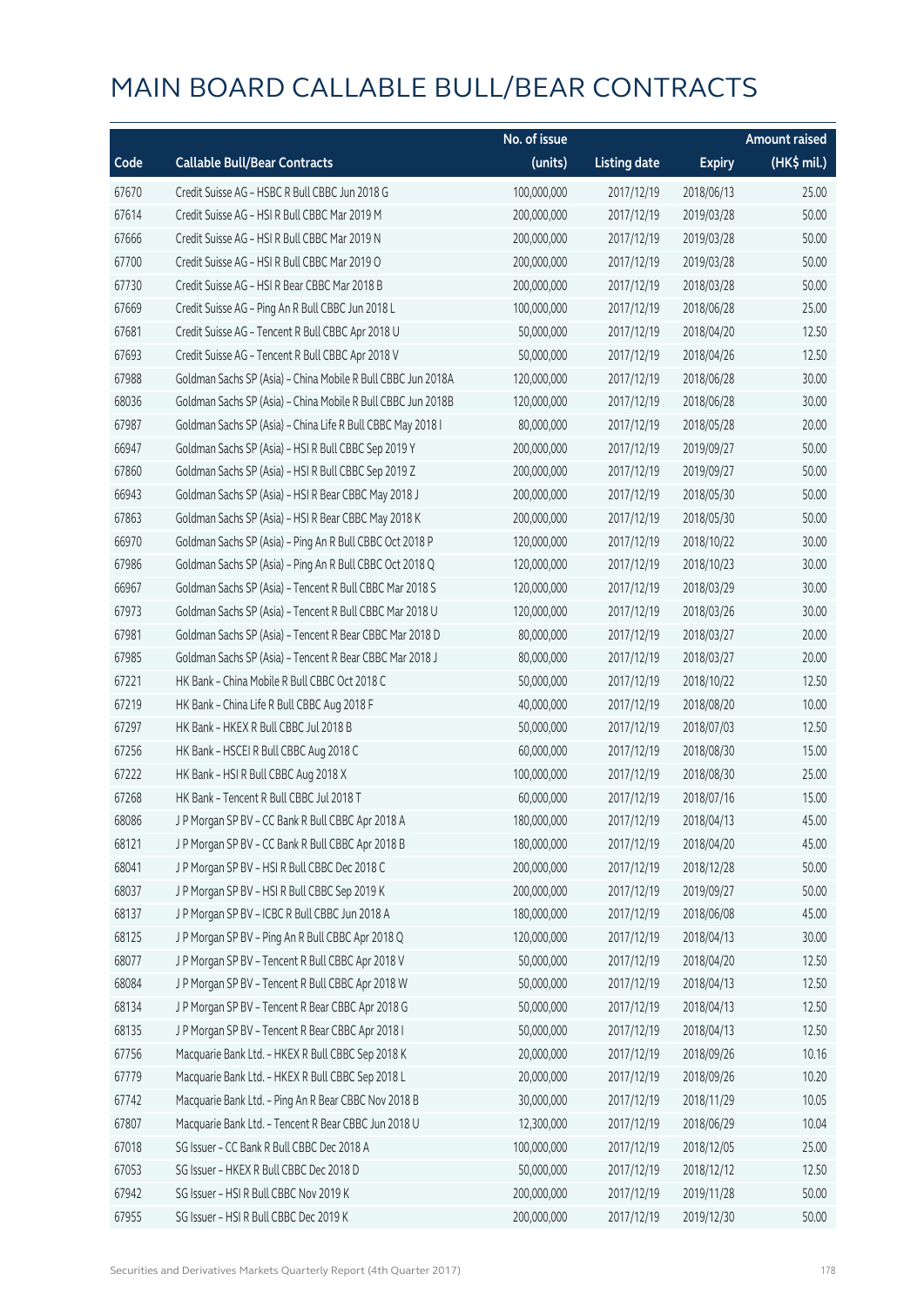# MAIN BOARD CALLABLE BULL/BEAR CONTRACTS

| Code | Callable Bull/Bear Contracts | No. of issue (units) | Listing date | Expiry | Amount raised (HK$ mil.) |
|---|---|---|---|---|---|
| 67670 | Credit Suisse AG – HSBC R Bull CBBC Jun 2018 G | 100,000,000 | 2017/12/19 | 2018/06/13 | 25.00 |
| 67614 | Credit Suisse AG – HSI R Bull CBBC Mar 2019 M | 200,000,000 | 2017/12/19 | 2019/03/28 | 50.00 |
| 67666 | Credit Suisse AG – HSI R Bull CBBC Mar 2019 N | 200,000,000 | 2017/12/19 | 2019/03/28 | 50.00 |
| 67700 | Credit Suisse AG – HSI R Bull CBBC Mar 2019 O | 200,000,000 | 2017/12/19 | 2019/03/28 | 50.00 |
| 67730 | Credit Suisse AG – HSI R Bear CBBC Mar 2018 B | 200,000,000 | 2017/12/19 | 2018/03/28 | 50.00 |
| 67669 | Credit Suisse AG – Ping An R Bull CBBC Jun 2018 L | 100,000,000 | 2017/12/19 | 2018/06/28 | 25.00 |
| 67681 | Credit Suisse AG – Tencent R Bull CBBC Apr 2018 U | 50,000,000 | 2017/12/19 | 2018/04/20 | 12.50 |
| 67693 | Credit Suisse AG – Tencent R Bull CBBC Apr 2018 V | 50,000,000 | 2017/12/19 | 2018/04/26 | 12.50 |
| 67988 | Goldman Sachs SP (Asia) – China Mobile R Bull CBBC Jun 2018A | 120,000,000 | 2017/12/19 | 2018/06/28 | 30.00 |
| 68036 | Goldman Sachs SP (Asia) – China Mobile R Bull CBBC Jun 2018B | 120,000,000 | 2017/12/19 | 2018/06/28 | 30.00 |
| 67987 | Goldman Sachs SP (Asia) – China Life R Bull CBBC May 2018 I | 80,000,000 | 2017/12/19 | 2018/05/28 | 20.00 |
| 66947 | Goldman Sachs SP (Asia) – HSI R Bull CBBC Sep 2019 Y | 200,000,000 | 2017/12/19 | 2019/09/27 | 50.00 |
| 67860 | Goldman Sachs SP (Asia) – HSI R Bull CBBC Sep 2019 Z | 200,000,000 | 2017/12/19 | 2019/09/27 | 50.00 |
| 66943 | Goldman Sachs SP (Asia) – HSI R Bear CBBC May 2018 J | 200,000,000 | 2017/12/19 | 2018/05/30 | 50.00 |
| 67863 | Goldman Sachs SP (Asia) – HSI R Bear CBBC May 2018 K | 200,000,000 | 2017/12/19 | 2018/05/30 | 50.00 |
| 66970 | Goldman Sachs SP (Asia) – Ping An R Bull CBBC Oct 2018 P | 120,000,000 | 2017/12/19 | 2018/10/22 | 30.00 |
| 67986 | Goldman Sachs SP (Asia) – Ping An R Bull CBBC Oct 2018 Q | 120,000,000 | 2017/12/19 | 2018/10/23 | 30.00 |
| 66967 | Goldman Sachs SP (Asia) – Tencent R Bull CBBC Mar 2018 S | 120,000,000 | 2017/12/19 | 2018/03/29 | 30.00 |
| 67973 | Goldman Sachs SP (Asia) – Tencent R Bull CBBC Mar 2018 U | 120,000,000 | 2017/12/19 | 2018/03/26 | 30.00 |
| 67981 | Goldman Sachs SP (Asia) – Tencent R Bear CBBC Mar 2018 D | 80,000,000 | 2017/12/19 | 2018/03/27 | 20.00 |
| 67985 | Goldman Sachs SP (Asia) – Tencent R Bear CBBC Mar 2018 J | 80,000,000 | 2017/12/19 | 2018/03/27 | 20.00 |
| 67221 | HK Bank – China Mobile R Bull CBBC Oct 2018 C | 50,000,000 | 2017/12/19 | 2018/10/22 | 12.50 |
| 67219 | HK Bank – China Life R Bull CBBC Aug 2018 F | 40,000,000 | 2017/12/19 | 2018/08/20 | 10.00 |
| 67297 | HK Bank – HKEX R Bull CBBC Jul 2018 B | 50,000,000 | 2017/12/19 | 2018/07/03 | 12.50 |
| 67256 | HK Bank – HSCEI R Bull CBBC Aug 2018 C | 60,000,000 | 2017/12/19 | 2018/08/30 | 15.00 |
| 67222 | HK Bank – HSI R Bull CBBC Aug 2018 X | 100,000,000 | 2017/12/19 | 2018/08/30 | 25.00 |
| 67268 | HK Bank – Tencent R Bull CBBC Jul 2018 T | 60,000,000 | 2017/12/19 | 2018/07/16 | 15.00 |
| 68086 | J P Morgan SP BV – CC Bank R Bull CBBC Apr 2018 A | 180,000,000 | 2017/12/19 | 2018/04/13 | 45.00 |
| 68121 | J P Morgan SP BV – CC Bank R Bull CBBC Apr 2018 B | 180,000,000 | 2017/12/19 | 2018/04/20 | 45.00 |
| 68041 | J P Morgan SP BV – HSI R Bull CBBC Dec 2018 C | 200,000,000 | 2017/12/19 | 2018/12/28 | 50.00 |
| 68037 | J P Morgan SP BV – HSI R Bull CBBC Sep 2019 K | 200,000,000 | 2017/12/19 | 2019/09/27 | 50.00 |
| 68137 | J P Morgan SP BV – ICBC R Bull CBBC Jun 2018 A | 180,000,000 | 2017/12/19 | 2018/06/08 | 45.00 |
| 68125 | J P Morgan SP BV – Ping An R Bull CBBC Apr 2018 Q | 120,000,000 | 2017/12/19 | 2018/04/13 | 30.00 |
| 68077 | J P Morgan SP BV – Tencent R Bull CBBC Apr 2018 V | 50,000,000 | 2017/12/19 | 2018/04/20 | 12.50 |
| 68084 | J P Morgan SP BV – Tencent R Bull CBBC Apr 2018 W | 50,000,000 | 2017/12/19 | 2018/04/13 | 12.50 |
| 68134 | J P Morgan SP BV – Tencent R Bear CBBC Apr 2018 G | 50,000,000 | 2017/12/19 | 2018/04/13 | 12.50 |
| 68135 | J P Morgan SP BV – Tencent R Bear CBBC Apr 2018 I | 50,000,000 | 2017/12/19 | 2018/04/13 | 12.50 |
| 67756 | Macquarie Bank Ltd. – HKEX R Bull CBBC Sep 2018 K | 20,000,000 | 2017/12/19 | 2018/09/26 | 10.16 |
| 67779 | Macquarie Bank Ltd. – HKEX R Bull CBBC Sep 2018 L | 20,000,000 | 2017/12/19 | 2018/09/26 | 10.20 |
| 67742 | Macquarie Bank Ltd. – Ping An R Bear CBBC Nov 2018 B | 30,000,000 | 2017/12/19 | 2018/11/29 | 10.05 |
| 67807 | Macquarie Bank Ltd. – Tencent R Bear CBBC Jun 2018 U | 12,300,000 | 2017/12/19 | 2018/06/29 | 10.04 |
| 67018 | SG Issuer – CC Bank R Bull CBBC Dec 2018 A | 100,000,000 | 2017/12/19 | 2018/12/05 | 25.00 |
| 67053 | SG Issuer – HKEX R Bull CBBC Dec 2018 D | 50,000,000 | 2017/12/19 | 2018/12/12 | 12.50 |
| 67942 | SG Issuer – HSI R Bull CBBC Nov 2019 K | 200,000,000 | 2017/12/19 | 2019/11/28 | 50.00 |
| 67955 | SG Issuer – HSI R Bull CBBC Dec 2019 K | 200,000,000 | 2017/12/19 | 2019/12/30 | 50.00 |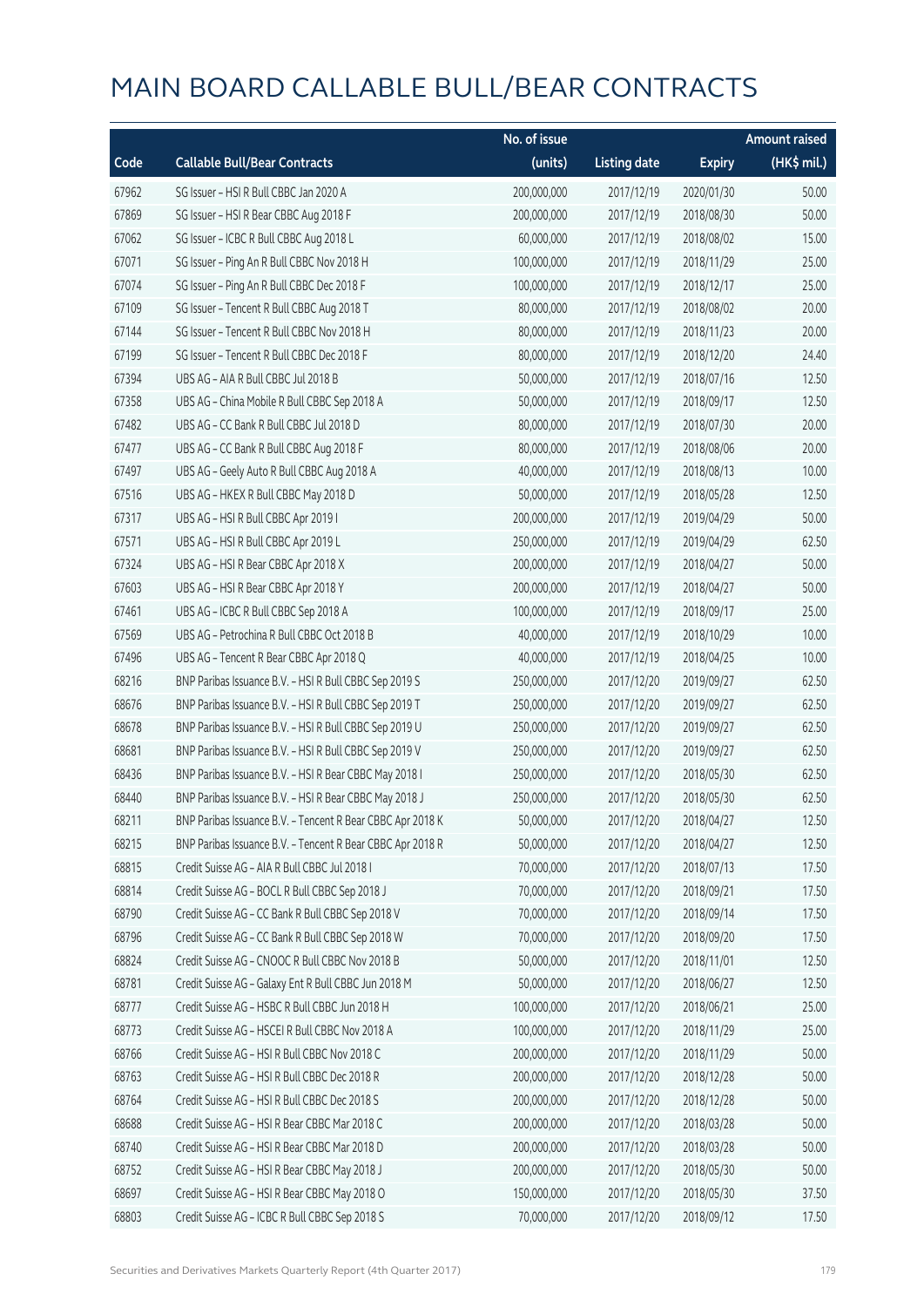# MAIN BOARD CALLABLE BULL/BEAR CONTRACTS

| Code | Callable Bull/Bear Contracts | No. of issue (units) | Listing date | Expiry | Amount raised (HK$ mil.) |
|---|---|---|---|---|---|
| 67962 | SG Issuer – HSI R Bull CBBC Jan 2020 A | 200,000,000 | 2017/12/19 | 2020/01/30 | 50.00 |
| 67869 | SG Issuer – HSI R Bear CBBC Aug 2018 F | 200,000,000 | 2017/12/19 | 2018/08/30 | 50.00 |
| 67062 | SG Issuer – ICBC R Bull CBBC Aug 2018 L | 60,000,000 | 2017/12/19 | 2018/08/02 | 15.00 |
| 67071 | SG Issuer – Ping An R Bull CBBC Nov 2018 H | 100,000,000 | 2017/12/19 | 2018/11/29 | 25.00 |
| 67074 | SG Issuer – Ping An R Bull CBBC Dec 2018 F | 100,000,000 | 2017/12/19 | 2018/12/17 | 25.00 |
| 67109 | SG Issuer – Tencent R Bull CBBC Aug 2018 T | 80,000,000 | 2017/12/19 | 2018/08/02 | 20.00 |
| 67144 | SG Issuer – Tencent R Bull CBBC Nov 2018 H | 80,000,000 | 2017/12/19 | 2018/11/23 | 20.00 |
| 67199 | SG Issuer – Tencent R Bull CBBC Dec 2018 F | 80,000,000 | 2017/12/19 | 2018/12/20 | 24.40 |
| 67394 | UBS AG – AIA R Bull CBBC Jul 2018 B | 50,000,000 | 2017/12/19 | 2018/07/16 | 12.50 |
| 67358 | UBS AG – China Mobile R Bull CBBC Sep 2018 A | 50,000,000 | 2017/12/19 | 2018/09/17 | 12.50 |
| 67482 | UBS AG – CC Bank R Bull CBBC Jul 2018 D | 80,000,000 | 2017/12/19 | 2018/07/30 | 20.00 |
| 67477 | UBS AG – CC Bank R Bull CBBC Aug 2018 F | 80,000,000 | 2017/12/19 | 2018/08/06 | 20.00 |
| 67497 | UBS AG – Geely Auto R Bull CBBC Aug 2018 A | 40,000,000 | 2017/12/19 | 2018/08/13 | 10.00 |
| 67516 | UBS AG – HKEX R Bull CBBC May 2018 D | 50,000,000 | 2017/12/19 | 2018/05/28 | 12.50 |
| 67317 | UBS AG – HSI R Bull CBBC Apr 2019 I | 200,000,000 | 2017/12/19 | 2019/04/29 | 50.00 |
| 67571 | UBS AG – HSI R Bull CBBC Apr 2019 L | 250,000,000 | 2017/12/19 | 2019/04/29 | 62.50 |
| 67324 | UBS AG – HSI R Bear CBBC Apr 2018 X | 200,000,000 | 2017/12/19 | 2018/04/27 | 50.00 |
| 67603 | UBS AG – HSI R Bear CBBC Apr 2018 Y | 200,000,000 | 2017/12/19 | 2018/04/27 | 50.00 |
| 67461 | UBS AG – ICBC R Bull CBBC Sep 2018 A | 100,000,000 | 2017/12/19 | 2018/09/17 | 25.00 |
| 67569 | UBS AG – Petrochina R Bull CBBC Oct 2018 B | 40,000,000 | 2017/12/19 | 2018/10/29 | 10.00 |
| 67496 | UBS AG – Tencent R Bear CBBC Apr 2018 Q | 40,000,000 | 2017/12/19 | 2018/04/25 | 10.00 |
| 68216 | BNP Paribas Issuance B.V. – HSI R Bull CBBC Sep 2019 S | 250,000,000 | 2017/12/20 | 2019/09/27 | 62.50 |
| 68676 | BNP Paribas Issuance B.V. – HSI R Bull CBBC Sep 2019 T | 250,000,000 | 2017/12/20 | 2019/09/27 | 62.50 |
| 68678 | BNP Paribas Issuance B.V. – HSI R Bull CBBC Sep 2019 U | 250,000,000 | 2017/12/20 | 2019/09/27 | 62.50 |
| 68681 | BNP Paribas Issuance B.V. – HSI R Bull CBBC Sep 2019 V | 250,000,000 | 2017/12/20 | 2019/09/27 | 62.50 |
| 68436 | BNP Paribas Issuance B.V. – HSI R Bear CBBC May 2018 I | 250,000,000 | 2017/12/20 | 2018/05/30 | 62.50 |
| 68440 | BNP Paribas Issuance B.V. – HSI R Bear CBBC May 2018 J | 250,000,000 | 2017/12/20 | 2018/05/30 | 62.50 |
| 68211 | BNP Paribas Issuance B.V. – Tencent R Bear CBBC Apr 2018 K | 50,000,000 | 2017/12/20 | 2018/04/27 | 12.50 |
| 68215 | BNP Paribas Issuance B.V. – Tencent R Bear CBBC Apr 2018 R | 50,000,000 | 2017/12/20 | 2018/04/27 | 12.50 |
| 68815 | Credit Suisse AG – AIA R Bull CBBC Jul 2018 I | 70,000,000 | 2017/12/20 | 2018/07/13 | 17.50 |
| 68814 | Credit Suisse AG – BOCL R Bull CBBC Sep 2018 J | 70,000,000 | 2017/12/20 | 2018/09/21 | 17.50 |
| 68790 | Credit Suisse AG – CC Bank R Bull CBBC Sep 2018 V | 70,000,000 | 2017/12/20 | 2018/09/14 | 17.50 |
| 68796 | Credit Suisse AG – CC Bank R Bull CBBC Sep 2018 W | 70,000,000 | 2017/12/20 | 2018/09/20 | 17.50 |
| 68824 | Credit Suisse AG – CNOOC R Bull CBBC Nov 2018 B | 50,000,000 | 2017/12/20 | 2018/11/01 | 12.50 |
| 68781 | Credit Suisse AG – Galaxy Ent R Bull CBBC Jun 2018 M | 50,000,000 | 2017/12/20 | 2018/06/27 | 12.50 |
| 68777 | Credit Suisse AG – HSBC R Bull CBBC Jun 2018 H | 100,000,000 | 2017/12/20 | 2018/06/21 | 25.00 |
| 68773 | Credit Suisse AG – HSCEI R Bull CBBC Nov 2018 A | 100,000,000 | 2017/12/20 | 2018/11/29 | 25.00 |
| 68766 | Credit Suisse AG – HSI R Bull CBBC Nov 2018 C | 200,000,000 | 2017/12/20 | 2018/11/29 | 50.00 |
| 68763 | Credit Suisse AG – HSI R Bull CBBC Dec 2018 R | 200,000,000 | 2017/12/20 | 2018/12/28 | 50.00 |
| 68764 | Credit Suisse AG – HSI R Bull CBBC Dec 2018 S | 200,000,000 | 2017/12/20 | 2018/12/28 | 50.00 |
| 68688 | Credit Suisse AG – HSI R Bear CBBC Mar 2018 C | 200,000,000 | 2017/12/20 | 2018/03/28 | 50.00 |
| 68740 | Credit Suisse AG – HSI R Bear CBBC Mar 2018 D | 200,000,000 | 2017/12/20 | 2018/03/28 | 50.00 |
| 68752 | Credit Suisse AG – HSI R Bear CBBC May 2018 J | 200,000,000 | 2017/12/20 | 2018/05/30 | 50.00 |
| 68697 | Credit Suisse AG – HSI R Bear CBBC May 2018 O | 150,000,000 | 2017/12/20 | 2018/05/30 | 37.50 |
| 68803 | Credit Suisse AG – ICBC R Bull CBBC Sep 2018 S | 70,000,000 | 2017/12/20 | 2018/09/12 | 17.50 |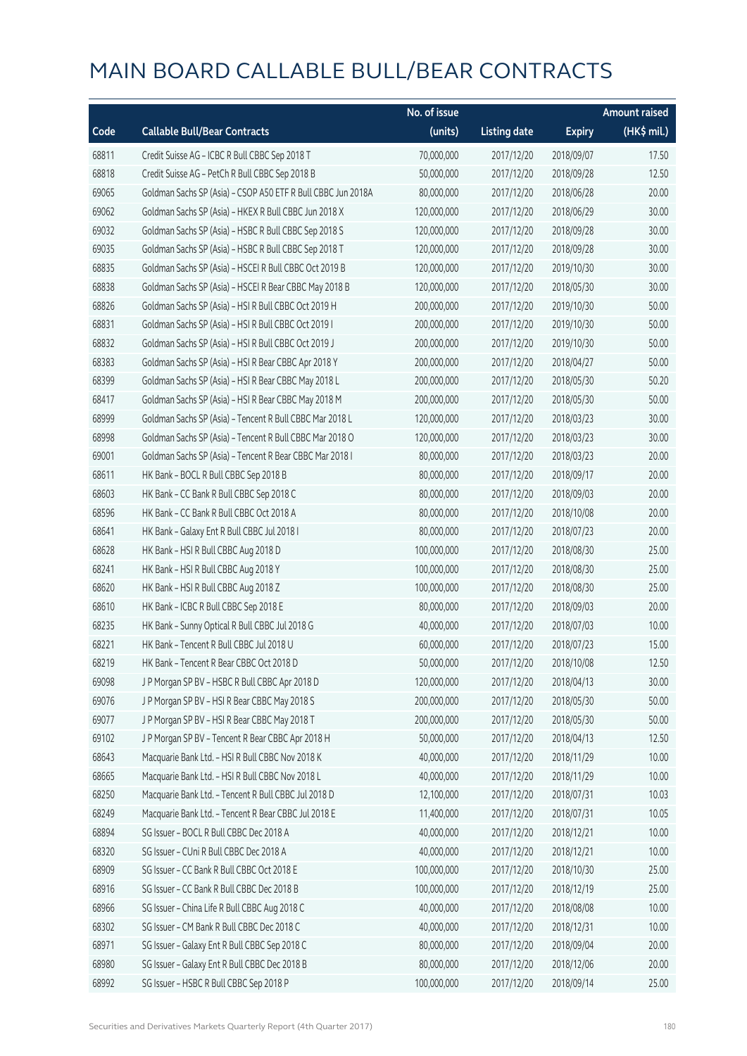# MAIN BOARD CALLABLE BULL/BEAR CONTRACTS

| Code | Callable Bull/Bear Contracts | No. of issue (units) | Listing date | Expiry | Amount raised (HK$ mil.) |
|---|---|---|---|---|---|
| 68811 | Credit Suisse AG – ICBC R Bull CBBC Sep 2018 T | 70,000,000 | 2017/12/20 | 2018/09/07 | 17.50 |
| 68818 | Credit Suisse AG – PetCh R Bull CBBC Sep 2018 B | 50,000,000 | 2017/12/20 | 2018/09/28 | 12.50 |
| 69065 | Goldman Sachs SP (Asia) – CSOP A50 ETF R Bull CBBC Jun 2018A | 80,000,000 | 2017/12/20 | 2018/06/28 | 20.00 |
| 69062 | Goldman Sachs SP (Asia) – HKEX R Bull CBBC Jun 2018 X | 120,000,000 | 2017/12/20 | 2018/06/29 | 30.00 |
| 69032 | Goldman Sachs SP (Asia) – HSBC R Bull CBBC Sep 2018 S | 120,000,000 | 2017/12/20 | 2018/09/28 | 30.00 |
| 69035 | Goldman Sachs SP (Asia) – HSBC R Bull CBBC Sep 2018 T | 120,000,000 | 2017/12/20 | 2018/09/28 | 30.00 |
| 68835 | Goldman Sachs SP (Asia) – HSCEI R Bull CBBC Oct 2019 B | 120,000,000 | 2017/12/20 | 2019/10/30 | 30.00 |
| 68838 | Goldman Sachs SP (Asia) – HSCEI R Bear CBBC May 2018 B | 120,000,000 | 2017/12/20 | 2018/05/30 | 30.00 |
| 68826 | Goldman Sachs SP (Asia) – HSI R Bull CBBC Oct 2019 H | 200,000,000 | 2017/12/20 | 2019/10/30 | 50.00 |
| 68831 | Goldman Sachs SP (Asia) – HSI R Bull CBBC Oct 2019 I | 200,000,000 | 2017/12/20 | 2019/10/30 | 50.00 |
| 68832 | Goldman Sachs SP (Asia) – HSI R Bull CBBC Oct 2019 J | 200,000,000 | 2017/12/20 | 2019/10/30 | 50.00 |
| 68383 | Goldman Sachs SP (Asia) – HSI R Bear CBBC Apr 2018 Y | 200,000,000 | 2017/12/20 | 2018/04/27 | 50.00 |
| 68399 | Goldman Sachs SP (Asia) – HSI R Bear CBBC May 2018 L | 200,000,000 | 2017/12/20 | 2018/05/30 | 50.20 |
| 68417 | Goldman Sachs SP (Asia) – HSI R Bear CBBC May 2018 M | 200,000,000 | 2017/12/20 | 2018/05/30 | 50.00 |
| 68999 | Goldman Sachs SP (Asia) – Tencent R Bull CBBC Mar 2018 L | 120,000,000 | 2017/12/20 | 2018/03/23 | 30.00 |
| 68998 | Goldman Sachs SP (Asia) – Tencent R Bull CBBC Mar 2018 O | 120,000,000 | 2017/12/20 | 2018/03/23 | 30.00 |
| 69001 | Goldman Sachs SP (Asia) – Tencent R Bear CBBC Mar 2018 I | 80,000,000 | 2017/12/20 | 2018/03/23 | 20.00 |
| 68611 | HK Bank – BOCL R Bull CBBC Sep 2018 B | 80,000,000 | 2017/12/20 | 2018/09/17 | 20.00 |
| 68603 | HK Bank – CC Bank R Bull CBBC Sep 2018 C | 80,000,000 | 2017/12/20 | 2018/09/03 | 20.00 |
| 68596 | HK Bank – CC Bank R Bull CBBC Oct 2018 A | 80,000,000 | 2017/12/20 | 2018/10/08 | 20.00 |
| 68641 | HK Bank – Galaxy Ent R Bull CBBC Jul 2018 I | 80,000,000 | 2017/12/20 | 2018/07/23 | 20.00 |
| 68628 | HK Bank – HSI R Bull CBBC Aug 2018 D | 100,000,000 | 2017/12/20 | 2018/08/30 | 25.00 |
| 68241 | HK Bank – HSI R Bull CBBC Aug 2018 Y | 100,000,000 | 2017/12/20 | 2018/08/30 | 25.00 |
| 68620 | HK Bank – HSI R Bull CBBC Aug 2018 Z | 100,000,000 | 2017/12/20 | 2018/08/30 | 25.00 |
| 68610 | HK Bank – ICBC R Bull CBBC Sep 2018 E | 80,000,000 | 2017/12/20 | 2018/09/03 | 20.00 |
| 68235 | HK Bank – Sunny Optical R Bull CBBC Jul 2018 G | 40,000,000 | 2017/12/20 | 2018/07/03 | 10.00 |
| 68221 | HK Bank – Tencent R Bull CBBC Jul 2018 U | 60,000,000 | 2017/12/20 | 2018/07/23 | 15.00 |
| 68219 | HK Bank – Tencent R Bear CBBC Oct 2018 D | 50,000,000 | 2017/12/20 | 2018/10/08 | 12.50 |
| 69098 | J P Morgan SP BV – HSBC R Bull CBBC Apr 2018 D | 120,000,000 | 2017/12/20 | 2018/04/13 | 30.00 |
| 69076 | J P Morgan SP BV – HSI R Bear CBBC May 2018 S | 200,000,000 | 2017/12/20 | 2018/05/30 | 50.00 |
| 69077 | J P Morgan SP BV – HSI R Bear CBBC May 2018 T | 200,000,000 | 2017/12/20 | 2018/05/30 | 50.00 |
| 69102 | J P Morgan SP BV – Tencent R Bear CBBC Apr 2018 H | 50,000,000 | 2017/12/20 | 2018/04/13 | 12.50 |
| 68643 | Macquarie Bank Ltd. – HSI R Bull CBBC Nov 2018 K | 40,000,000 | 2017/12/20 | 2018/11/29 | 10.00 |
| 68665 | Macquarie Bank Ltd. – HSI R Bull CBBC Nov 2018 L | 40,000,000 | 2017/12/20 | 2018/11/29 | 10.00 |
| 68250 | Macquarie Bank Ltd. – Tencent R Bull CBBC Jul 2018 D | 12,100,000 | 2017/12/20 | 2018/07/31 | 10.03 |
| 68249 | Macquarie Bank Ltd. – Tencent R Bear CBBC Jul 2018 E | 11,400,000 | 2017/12/20 | 2018/07/31 | 10.05 |
| 68894 | SG Issuer – BOCL R Bull CBBC Dec 2018 A | 40,000,000 | 2017/12/20 | 2018/12/21 | 10.00 |
| 68320 | SG Issuer – CUni R Bull CBBC Dec 2018 A | 40,000,000 | 2017/12/20 | 2018/12/21 | 10.00 |
| 68909 | SG Issuer – CC Bank R Bull CBBC Oct 2018 E | 100,000,000 | 2017/12/20 | 2018/10/30 | 25.00 |
| 68916 | SG Issuer – CC Bank R Bull CBBC Dec 2018 B | 100,000,000 | 2017/12/20 | 2018/12/19 | 25.00 |
| 68966 | SG Issuer – China Life R Bull CBBC Aug 2018 C | 40,000,000 | 2017/12/20 | 2018/08/08 | 10.00 |
| 68302 | SG Issuer – CM Bank R Bull CBBC Dec 2018 C | 40,000,000 | 2017/12/20 | 2018/12/31 | 10.00 |
| 68971 | SG Issuer – Galaxy Ent R Bull CBBC Sep 2018 C | 80,000,000 | 2017/12/20 | 2018/09/04 | 20.00 |
| 68980 | SG Issuer – Galaxy Ent R Bull CBBC Dec 2018 B | 80,000,000 | 2017/12/20 | 2018/12/06 | 20.00 |
| 68992 | SG Issuer – HSBC R Bull CBBC Sep 2018 P | 100,000,000 | 2017/12/20 | 2018/09/14 | 25.00 |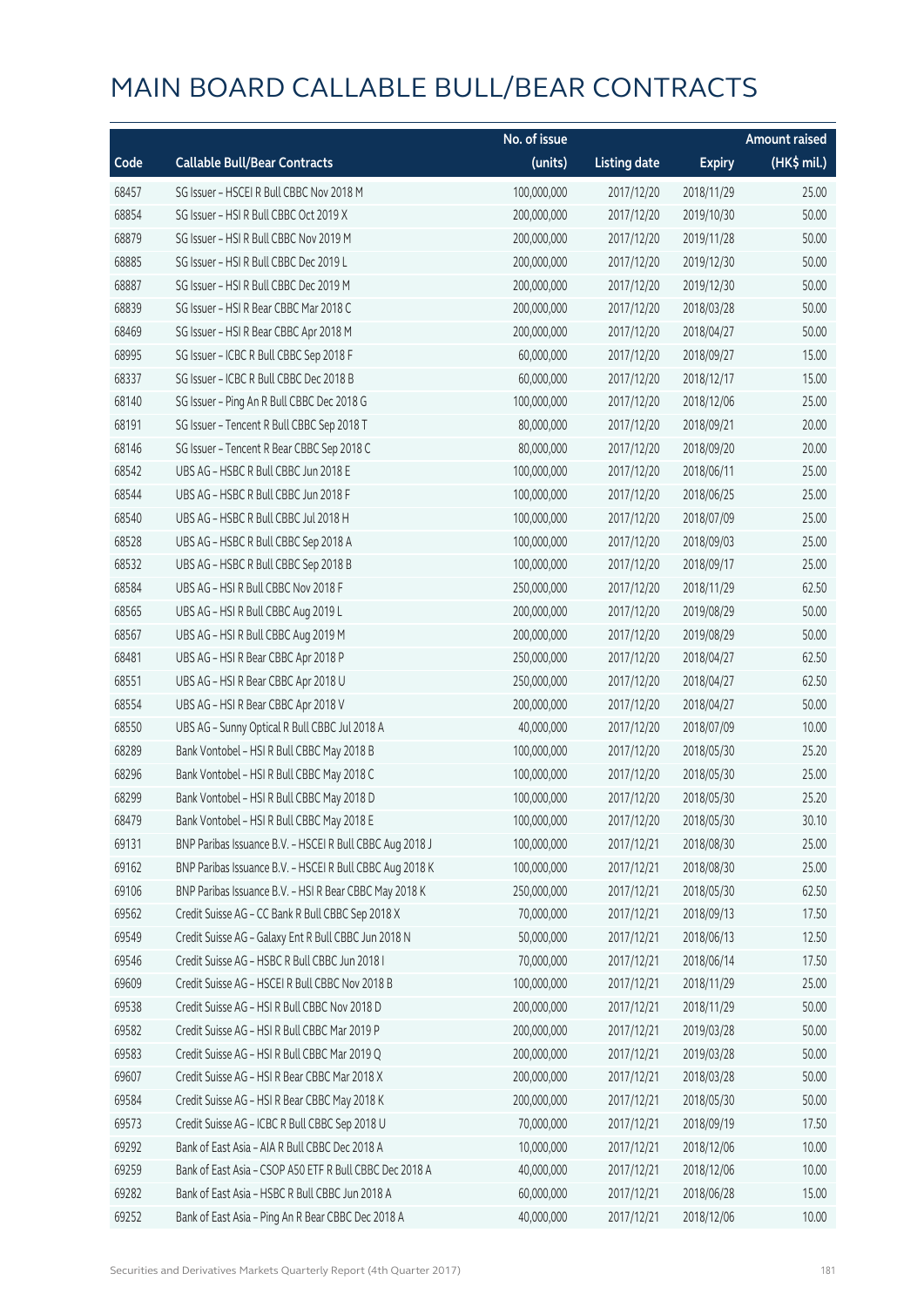# MAIN BOARD CALLABLE BULL/BEAR CONTRACTS

| Code | Callable Bull/Bear Contracts | No. of issue (units) | Listing date | Expiry | Amount raised (HK$ mil.) |
|---|---|---|---|---|---|
| 68457 | SG Issuer – HSCEI R Bull CBBC Nov 2018 M | 100,000,000 | 2017/12/20 | 2018/11/29 | 25.00 |
| 68854 | SG Issuer – HSI R Bull CBBC Oct 2019 X | 200,000,000 | 2017/12/20 | 2019/10/30 | 50.00 |
| 68879 | SG Issuer – HSI R Bull CBBC Nov 2019 M | 200,000,000 | 2017/12/20 | 2019/11/28 | 50.00 |
| 68885 | SG Issuer – HSI R Bull CBBC Dec 2019 L | 200,000,000 | 2017/12/20 | 2019/12/30 | 50.00 |
| 68887 | SG Issuer – HSI R Bull CBBC Dec 2019 M | 200,000,000 | 2017/12/20 | 2019/12/30 | 50.00 |
| 68839 | SG Issuer – HSI R Bear CBBC Mar 2018 C | 200,000,000 | 2017/12/20 | 2018/03/28 | 50.00 |
| 68469 | SG Issuer – HSI R Bear CBBC Apr 2018 M | 200,000,000 | 2017/12/20 | 2018/04/27 | 50.00 |
| 68995 | SG Issuer – ICBC R Bull CBBC Sep 2018 F | 60,000,000 | 2017/12/20 | 2018/09/27 | 15.00 |
| 68337 | SG Issuer – ICBC R Bull CBBC Dec 2018 B | 60,000,000 | 2017/12/20 | 2018/12/17 | 15.00 |
| 68140 | SG Issuer – Ping An R Bull CBBC Dec 2018 G | 100,000,000 | 2017/12/20 | 2018/12/06 | 25.00 |
| 68191 | SG Issuer – Tencent R Bull CBBC Sep 2018 T | 80,000,000 | 2017/12/20 | 2018/09/21 | 20.00 |
| 68146 | SG Issuer – Tencent R Bear CBBC Sep 2018 C | 80,000,000 | 2017/12/20 | 2018/09/20 | 20.00 |
| 68542 | UBS AG – HSBC R Bull CBBC Jun 2018 E | 100,000,000 | 2017/12/20 | 2018/06/11 | 25.00 |
| 68544 | UBS AG – HSBC R Bull CBBC Jun 2018 F | 100,000,000 | 2017/12/20 | 2018/06/25 | 25.00 |
| 68540 | UBS AG – HSBC R Bull CBBC Jul 2018 H | 100,000,000 | 2017/12/20 | 2018/07/09 | 25.00 |
| 68528 | UBS AG – HSBC R Bull CBBC Sep 2018 A | 100,000,000 | 2017/12/20 | 2018/09/03 | 25.00 |
| 68532 | UBS AG – HSBC R Bull CBBC Sep 2018 B | 100,000,000 | 2017/12/20 | 2018/09/17 | 25.00 |
| 68584 | UBS AG – HSI R Bull CBBC Nov 2018 F | 250,000,000 | 2017/12/20 | 2018/11/29 | 62.50 |
| 68565 | UBS AG – HSI R Bull CBBC Aug 2019 L | 200,000,000 | 2017/12/20 | 2019/08/29 | 50.00 |
| 68567 | UBS AG – HSI R Bull CBBC Aug 2019 M | 200,000,000 | 2017/12/20 | 2019/08/29 | 50.00 |
| 68481 | UBS AG – HSI R Bear CBBC Apr 2018 P | 250,000,000 | 2017/12/20 | 2018/04/27 | 62.50 |
| 68551 | UBS AG – HSI R Bear CBBC Apr 2018 U | 250,000,000 | 2017/12/20 | 2018/04/27 | 62.50 |
| 68554 | UBS AG – HSI R Bear CBBC Apr 2018 V | 200,000,000 | 2017/12/20 | 2018/04/27 | 50.00 |
| 68550 | UBS AG – Sunny Optical R Bull CBBC Jul 2018 A | 40,000,000 | 2017/12/20 | 2018/07/09 | 10.00 |
| 68289 | Bank Vontobel – HSI R Bull CBBC May 2018 B | 100,000,000 | 2017/12/20 | 2018/05/30 | 25.20 |
| 68296 | Bank Vontobel – HSI R Bull CBBC May 2018 C | 100,000,000 | 2017/12/20 | 2018/05/30 | 25.00 |
| 68299 | Bank Vontobel – HSI R Bull CBBC May 2018 D | 100,000,000 | 2017/12/20 | 2018/05/30 | 25.20 |
| 68479 | Bank Vontobel – HSI R Bull CBBC May 2018 E | 100,000,000 | 2017/12/20 | 2018/05/30 | 30.10 |
| 69131 | BNP Paribas Issuance B.V. – HSCEI R Bull CBBC Aug 2018 J | 100,000,000 | 2017/12/21 | 2018/08/30 | 25.00 |
| 69162 | BNP Paribas Issuance B.V. – HSCEI R Bull CBBC Aug 2018 K | 100,000,000 | 2017/12/21 | 2018/08/30 | 25.00 |
| 69106 | BNP Paribas Issuance B.V. – HSI R Bear CBBC May 2018 K | 250,000,000 | 2017/12/21 | 2018/05/30 | 62.50 |
| 69562 | Credit Suisse AG – CC Bank R Bull CBBC Sep 2018 X | 70,000,000 | 2017/12/21 | 2018/09/13 | 17.50 |
| 69549 | Credit Suisse AG – Galaxy Ent R Bull CBBC Jun 2018 N | 50,000,000 | 2017/12/21 | 2018/06/13 | 12.50 |
| 69546 | Credit Suisse AG – HSBC R Bull CBBC Jun 2018 I | 70,000,000 | 2017/12/21 | 2018/06/14 | 17.50 |
| 69609 | Credit Suisse AG – HSCEI R Bull CBBC Nov 2018 B | 100,000,000 | 2017/12/21 | 2018/11/29 | 25.00 |
| 69538 | Credit Suisse AG – HSI R Bull CBBC Nov 2018 D | 200,000,000 | 2017/12/21 | 2018/11/29 | 50.00 |
| 69582 | Credit Suisse AG – HSI R Bull CBBC Mar 2019 P | 200,000,000 | 2017/12/21 | 2019/03/28 | 50.00 |
| 69583 | Credit Suisse AG – HSI R Bull CBBC Mar 2019 Q | 200,000,000 | 2017/12/21 | 2019/03/28 | 50.00 |
| 69607 | Credit Suisse AG – HSI R Bear CBBC Mar 2018 X | 200,000,000 | 2017/12/21 | 2018/03/28 | 50.00 |
| 69584 | Credit Suisse AG – HSI R Bear CBBC May 2018 K | 200,000,000 | 2017/12/21 | 2018/05/30 | 50.00 |
| 69573 | Credit Suisse AG – ICBC R Bull CBBC Sep 2018 U | 70,000,000 | 2017/12/21 | 2018/09/19 | 17.50 |
| 69292 | Bank of East Asia – AIA R Bull CBBC Dec 2018 A | 10,000,000 | 2017/12/21 | 2018/12/06 | 10.00 |
| 69259 | Bank of East Asia – CSOP A50 ETF R Bull CBBC Dec 2018 A | 40,000,000 | 2017/12/21 | 2018/12/06 | 10.00 |
| 69282 | Bank of East Asia – HSBC R Bull CBBC Jun 2018 A | 60,000,000 | 2017/12/21 | 2018/06/28 | 15.00 |
| 69252 | Bank of East Asia – Ping An R Bear CBBC Dec 2018 A | 40,000,000 | 2017/12/21 | 2018/12/06 | 10.00 |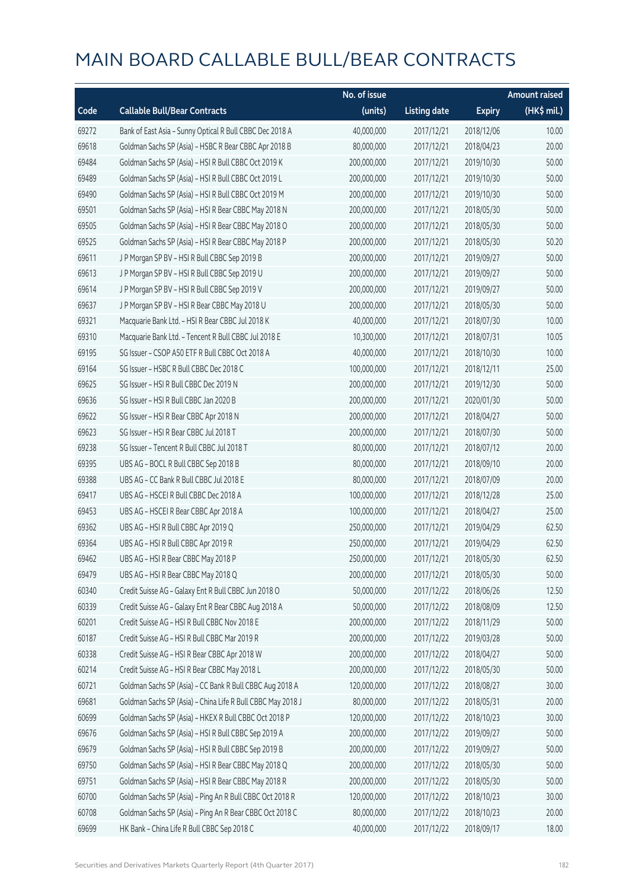# MAIN BOARD CALLABLE BULL/BEAR CONTRACTS

| Code | Callable Bull/Bear Contracts | No. of issue (units) | Listing date | Expiry | Amount raised (HK$ mil.) |
|---|---|---|---|---|---|
| 69272 | Bank of East Asia – Sunny Optical R Bull CBBC Dec 2018 A | 40,000,000 | 2017/12/21 | 2018/12/06 | 10.00 |
| 69618 | Goldman Sachs SP (Asia) – HSBC R Bear CBBC Apr 2018 B | 80,000,000 | 2017/12/21 | 2018/04/23 | 20.00 |
| 69484 | Goldman Sachs SP (Asia) – HSI R Bull CBBC Oct 2019 K | 200,000,000 | 2017/12/21 | 2019/10/30 | 50.00 |
| 69489 | Goldman Sachs SP (Asia) – HSI R Bull CBBC Oct 2019 L | 200,000,000 | 2017/12/21 | 2019/10/30 | 50.00 |
| 69490 | Goldman Sachs SP (Asia) – HSI R Bull CBBC Oct 2019 M | 200,000,000 | 2017/12/21 | 2019/10/30 | 50.00 |
| 69501 | Goldman Sachs SP (Asia) – HSI R Bear CBBC May 2018 N | 200,000,000 | 2017/12/21 | 2018/05/30 | 50.00 |
| 69505 | Goldman Sachs SP (Asia) – HSI R Bear CBBC May 2018 O | 200,000,000 | 2017/12/21 | 2018/05/30 | 50.00 |
| 69525 | Goldman Sachs SP (Asia) – HSI R Bear CBBC May 2018 P | 200,000,000 | 2017/12/21 | 2018/05/30 | 50.20 |
| 69611 | J P Morgan SP BV – HSI R Bull CBBC Sep 2019 B | 200,000,000 | 2017/12/21 | 2019/09/27 | 50.00 |
| 69613 | J P Morgan SP BV – HSI R Bull CBBC Sep 2019 U | 200,000,000 | 2017/12/21 | 2019/09/27 | 50.00 |
| 69614 | J P Morgan SP BV – HSI R Bull CBBC Sep 2019 V | 200,000,000 | 2017/12/21 | 2019/09/27 | 50.00 |
| 69637 | J P Morgan SP BV – HSI R Bear CBBC May 2018 U | 200,000,000 | 2017/12/21 | 2018/05/30 | 50.00 |
| 69321 | Macquarie Bank Ltd. – HSI R Bear CBBC Jul 2018 K | 40,000,000 | 2017/12/21 | 2018/07/30 | 10.00 |
| 69310 | Macquarie Bank Ltd. – Tencent R Bull CBBC Jul 2018 E | 10,300,000 | 2017/12/21 | 2018/07/31 | 10.05 |
| 69195 | SG Issuer – CSOP A50 ETF R Bull CBBC Oct 2018 A | 40,000,000 | 2017/12/21 | 2018/10/30 | 10.00 |
| 69164 | SG Issuer – HSBC R Bull CBBC Dec 2018 C | 100,000,000 | 2017/12/21 | 2018/12/11 | 25.00 |
| 69625 | SG Issuer – HSI R Bull CBBC Dec 2019 N | 200,000,000 | 2017/12/21 | 2019/12/30 | 50.00 |
| 69636 | SG Issuer – HSI R Bull CBBC Jan 2020 B | 200,000,000 | 2017/12/21 | 2020/01/30 | 50.00 |
| 69622 | SG Issuer – HSI R Bear CBBC Apr 2018 N | 200,000,000 | 2017/12/21 | 2018/04/27 | 50.00 |
| 69623 | SG Issuer – HSI R Bear CBBC Jul 2018 T | 200,000,000 | 2017/12/21 | 2018/07/30 | 50.00 |
| 69238 | SG Issuer – Tencent R Bull CBBC Jul 2018 T | 80,000,000 | 2017/12/21 | 2018/07/12 | 20.00 |
| 69395 | UBS AG – BOCL R Bull CBBC Sep 2018 B | 80,000,000 | 2017/12/21 | 2018/09/10 | 20.00 |
| 69388 | UBS AG – CC Bank R Bull CBBC Jul 2018 E | 80,000,000 | 2017/12/21 | 2018/07/09 | 20.00 |
| 69417 | UBS AG – HSCEI R Bull CBBC Dec 2018 A | 100,000,000 | 2017/12/21 | 2018/12/28 | 25.00 |
| 69453 | UBS AG – HSCEI R Bear CBBC Apr 2018 A | 100,000,000 | 2017/12/21 | 2018/04/27 | 25.00 |
| 69362 | UBS AG – HSI R Bull CBBC Apr 2019 Q | 250,000,000 | 2017/12/21 | 2019/04/29 | 62.50 |
| 69364 | UBS AG – HSI R Bull CBBC Apr 2019 R | 250,000,000 | 2017/12/21 | 2019/04/29 | 62.50 |
| 69462 | UBS AG – HSI R Bear CBBC May 2018 P | 250,000,000 | 2017/12/21 | 2018/05/30 | 62.50 |
| 69479 | UBS AG – HSI R Bear CBBC May 2018 Q | 200,000,000 | 2017/12/21 | 2018/05/30 | 50.00 |
| 60340 | Credit Suisse AG – Galaxy Ent R Bull CBBC Jun 2018 O | 50,000,000 | 2017/12/22 | 2018/06/26 | 12.50 |
| 60339 | Credit Suisse AG – Galaxy Ent R Bear CBBC Aug 2018 A | 50,000,000 | 2017/12/22 | 2018/08/09 | 12.50 |
| 60201 | Credit Suisse AG – HSI R Bull CBBC Nov 2018 E | 200,000,000 | 2017/12/22 | 2018/11/29 | 50.00 |
| 60187 | Credit Suisse AG – HSI R Bull CBBC Mar 2019 R | 200,000,000 | 2017/12/22 | 2019/03/28 | 50.00 |
| 60338 | Credit Suisse AG – HSI R Bear CBBC Apr 2018 W | 200,000,000 | 2017/12/22 | 2018/04/27 | 50.00 |
| 60214 | Credit Suisse AG – HSI R Bear CBBC May 2018 L | 200,000,000 | 2017/12/22 | 2018/05/30 | 50.00 |
| 60721 | Goldman Sachs SP (Asia) – CC Bank R Bull CBBC Aug 2018 A | 120,000,000 | 2017/12/22 | 2018/08/27 | 30.00 |
| 69681 | Goldman Sachs SP (Asia) – China Life R Bull CBBC May 2018 J | 80,000,000 | 2017/12/22 | 2018/05/31 | 20.00 |
| 60699 | Goldman Sachs SP (Asia) – HKEX R Bull CBBC Oct 2018 P | 120,000,000 | 2017/12/22 | 2018/10/23 | 30.00 |
| 69676 | Goldman Sachs SP (Asia) – HSI R Bull CBBC Sep 2019 A | 200,000,000 | 2017/12/22 | 2019/09/27 | 50.00 |
| 69679 | Goldman Sachs SP (Asia) – HSI R Bull CBBC Sep 2019 B | 200,000,000 | 2017/12/22 | 2019/09/27 | 50.00 |
| 69750 | Goldman Sachs SP (Asia) – HSI R Bear CBBC May 2018 Q | 200,000,000 | 2017/12/22 | 2018/05/30 | 50.00 |
| 69751 | Goldman Sachs SP (Asia) – HSI R Bear CBBC May 2018 R | 200,000,000 | 2017/12/22 | 2018/05/30 | 50.00 |
| 60700 | Goldman Sachs SP (Asia) – Ping An R Bull CBBC Oct 2018 R | 120,000,000 | 2017/12/22 | 2018/10/23 | 30.00 |
| 60708 | Goldman Sachs SP (Asia) – Ping An R Bear CBBC Oct 2018 C | 80,000,000 | 2017/12/22 | 2018/10/23 | 20.00 |
| 69699 | HK Bank – China Life R Bull CBBC Sep 2018 C | 40,000,000 | 2017/12/22 | 2018/09/17 | 18.00 |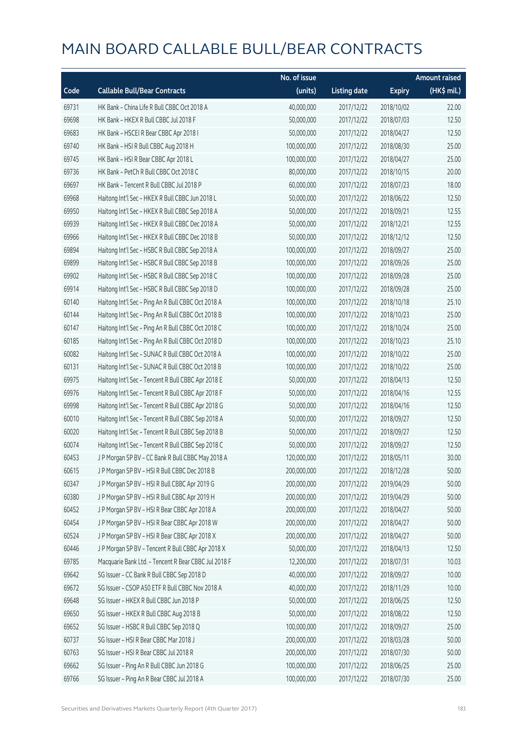# MAIN BOARD CALLABLE BULL/BEAR CONTRACTS

| Code | Callable Bull/Bear Contracts | No. of issue (units) | Listing date | Expiry | Amount raised (HK$ mil.) |
|---|---|---|---|---|---|
| 69731 | HK Bank – China Life R Bull CBBC Oct 2018 A | 40,000,000 | 2017/12/22 | 2018/10/02 | 22.00 |
| 69698 | HK Bank – HKEX R Bull CBBC Jul 2018 F | 50,000,000 | 2017/12/22 | 2018/07/03 | 12.50 |
| 69683 | HK Bank – HSCEI R Bear CBBC Apr 2018 I | 50,000,000 | 2017/12/22 | 2018/04/27 | 12.50 |
| 69740 | HK Bank – HSI R Bull CBBC Aug 2018 H | 100,000,000 | 2017/12/22 | 2018/08/30 | 25.00 |
| 69745 | HK Bank – HSI R Bear CBBC Apr 2018 L | 100,000,000 | 2017/12/22 | 2018/04/27 | 25.00 |
| 69736 | HK Bank – PetCh R Bull CBBC Oct 2018 C | 80,000,000 | 2017/12/22 | 2018/10/15 | 20.00 |
| 69697 | HK Bank – Tencent R Bull CBBC Jul 2018 P | 60,000,000 | 2017/12/22 | 2018/07/23 | 18.00 |
| 69968 | Haitong Int'l Sec – HKEX R Bull CBBC Jun 2018 L | 50,000,000 | 2017/12/22 | 2018/06/22 | 12.50 |
| 69950 | Haitong Int'l Sec – HKEX R Bull CBBC Sep 2018 A | 50,000,000 | 2017/12/22 | 2018/09/21 | 12.55 |
| 69939 | Haitong Int'l Sec – HKEX R Bull CBBC Dec 2018 A | 50,000,000 | 2017/12/22 | 2018/12/21 | 12.55 |
| 69966 | Haitong Int'l Sec – HKEX R Bull CBBC Dec 2018 B | 50,000,000 | 2017/12/22 | 2018/12/12 | 12.50 |
| 69894 | Haitong Int'l Sec – HSBC R Bull CBBC Sep 2018 A | 100,000,000 | 2017/12/22 | 2018/09/27 | 25.00 |
| 69899 | Haitong Int'l Sec – HSBC R Bull CBBC Sep 2018 B | 100,000,000 | 2017/12/22 | 2018/09/26 | 25.00 |
| 69902 | Haitong Int'l Sec – HSBC R Bull CBBC Sep 2018 C | 100,000,000 | 2017/12/22 | 2018/09/28 | 25.00 |
| 69914 | Haitong Int'l Sec – HSBC R Bull CBBC Sep 2018 D | 100,000,000 | 2017/12/22 | 2018/09/28 | 25.00 |
| 60140 | Haitong Int'l Sec – Ping An R Bull CBBC Oct 2018 A | 100,000,000 | 2017/12/22 | 2018/10/18 | 25.10 |
| 60144 | Haitong Int'l Sec – Ping An R Bull CBBC Oct 2018 B | 100,000,000 | 2017/12/22 | 2018/10/23 | 25.00 |
| 60147 | Haitong Int'l Sec – Ping An R Bull CBBC Oct 2018 C | 100,000,000 | 2017/12/22 | 2018/10/24 | 25.00 |
| 60185 | Haitong Int'l Sec – Ping An R Bull CBBC Oct 2018 D | 100,000,000 | 2017/12/22 | 2018/10/23 | 25.10 |
| 60082 | Haitong Int'l Sec – SUNAC R Bull CBBC Oct 2018 A | 100,000,000 | 2017/12/22 | 2018/10/22 | 25.00 |
| 60131 | Haitong Int'l Sec – SUNAC R Bull CBBC Oct 2018 B | 100,000,000 | 2017/12/22 | 2018/10/22 | 25.00 |
| 69975 | Haitong Int'l Sec – Tencent R Bull CBBC Apr 2018 E | 50,000,000 | 2017/12/22 | 2018/04/13 | 12.50 |
| 69976 | Haitong Int'l Sec – Tencent R Bull CBBC Apr 2018 F | 50,000,000 | 2017/12/22 | 2018/04/16 | 12.55 |
| 69998 | Haitong Int'l Sec – Tencent R Bull CBBC Apr 2018 G | 50,000,000 | 2017/12/22 | 2018/04/16 | 12.50 |
| 60010 | Haitong Int'l Sec – Tencent R Bull CBBC Sep 2018 A | 50,000,000 | 2017/12/22 | 2018/09/27 | 12.50 |
| 60020 | Haitong Int'l Sec – Tencent R Bull CBBC Sep 2018 B | 50,000,000 | 2017/12/22 | 2018/09/27 | 12.50 |
| 60074 | Haitong Int'l Sec – Tencent R Bull CBBC Sep 2018 C | 50,000,000 | 2017/12/22 | 2018/09/27 | 12.50 |
| 60453 | J P Morgan SP BV – CC Bank R Bull CBBC May 2018 A | 120,000,000 | 2017/12/22 | 2018/05/11 | 30.00 |
| 60615 | J P Morgan SP BV – HSI R Bull CBBC Dec 2018 B | 200,000,000 | 2017/12/22 | 2018/12/28 | 50.00 |
| 60347 | J P Morgan SP BV – HSI R Bull CBBC Apr 2019 G | 200,000,000 | 2017/12/22 | 2019/04/29 | 50.00 |
| 60380 | J P Morgan SP BV – HSI R Bull CBBC Apr 2019 H | 200,000,000 | 2017/12/22 | 2019/04/29 | 50.00 |
| 60452 | J P Morgan SP BV – HSI R Bear CBBC Apr 2018 A | 200,000,000 | 2017/12/22 | 2018/04/27 | 50.00 |
| 60454 | J P Morgan SP BV – HSI R Bear CBBC Apr 2018 W | 200,000,000 | 2017/12/22 | 2018/04/27 | 50.00 |
| 60524 | J P Morgan SP BV – HSI R Bear CBBC Apr 2018 X | 200,000,000 | 2017/12/22 | 2018/04/27 | 50.00 |
| 60446 | J P Morgan SP BV – Tencent R Bull CBBC Apr 2018 X | 50,000,000 | 2017/12/22 | 2018/04/13 | 12.50 |
| 69785 | Macquarie Bank Ltd. – Tencent R Bear CBBC Jul 2018 F | 12,200,000 | 2017/12/22 | 2018/07/31 | 10.03 |
| 69642 | SG Issuer – CC Bank R Bull CBBC Sep 2018 D | 40,000,000 | 2017/12/22 | 2018/09/27 | 10.00 |
| 69672 | SG Issuer – CSOP A50 ETF R Bull CBBC Nov 2018 A | 40,000,000 | 2017/12/22 | 2018/11/29 | 10.00 |
| 69648 | SG Issuer – HKEX R Bull CBBC Jun 2018 P | 50,000,000 | 2017/12/22 | 2018/06/25 | 12.50 |
| 69650 | SG Issuer – HKEX R Bull CBBC Aug 2018 B | 50,000,000 | 2017/12/22 | 2018/08/22 | 12.50 |
| 69652 | SG Issuer – HSBC R Bull CBBC Sep 2018 Q | 100,000,000 | 2017/12/22 | 2018/09/27 | 25.00 |
| 60737 | SG Issuer – HSI R Bear CBBC Mar 2018 J | 200,000,000 | 2017/12/22 | 2018/03/28 | 50.00 |
| 60763 | SG Issuer – HSI R Bear CBBC Jul 2018 R | 200,000,000 | 2017/12/22 | 2018/07/30 | 50.00 |
| 69662 | SG Issuer – Ping An R Bull CBBC Jun 2018 G | 100,000,000 | 2017/12/22 | 2018/06/25 | 25.00 |
| 69766 | SG Issuer – Ping An R Bear CBBC Jul 2018 A | 100,000,000 | 2017/12/22 | 2018/07/30 | 25.00 |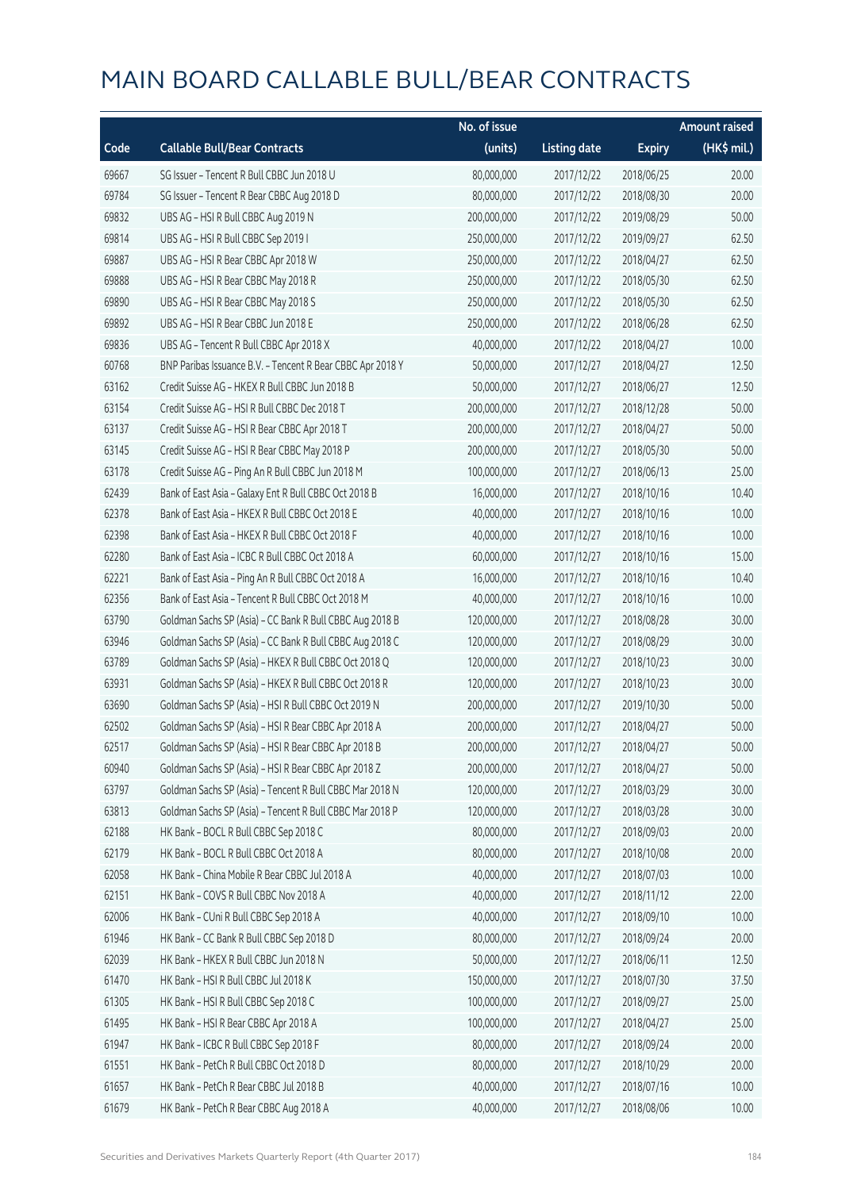# MAIN BOARD CALLABLE BULL/BEAR CONTRACTS

| Code | Callable Bull/Bear Contracts | No. of issue (units) | Listing date | Expiry | Amount raised (HK$ mil.) |
|---|---|---|---|---|---|
| 69667 | SG Issuer – Tencent R Bull CBBC Jun 2018 U | 80,000,000 | 2017/12/22 | 2018/06/25 | 20.00 |
| 69784 | SG Issuer – Tencent R Bear CBBC Aug 2018 D | 80,000,000 | 2017/12/22 | 2018/08/30 | 20.00 |
| 69832 | UBS AG – HSI R Bull CBBC Aug 2019 N | 200,000,000 | 2017/12/22 | 2019/08/29 | 50.00 |
| 69814 | UBS AG – HSI R Bull CBBC Sep 2019 I | 250,000,000 | 2017/12/22 | 2019/09/27 | 62.50 |
| 69887 | UBS AG – HSI R Bear CBBC Apr 2018 W | 250,000,000 | 2017/12/22 | 2018/04/27 | 62.50 |
| 69888 | UBS AG – HSI R Bear CBBC May 2018 R | 250,000,000 | 2017/12/22 | 2018/05/30 | 62.50 |
| 69890 | UBS AG – HSI R Bear CBBC May 2018 S | 250,000,000 | 2017/12/22 | 2018/05/30 | 62.50 |
| 69892 | UBS AG – HSI R Bear CBBC Jun 2018 E | 250,000,000 | 2017/12/22 | 2018/06/28 | 62.50 |
| 69836 | UBS AG – Tencent R Bull CBBC Apr 2018 X | 40,000,000 | 2017/12/22 | 2018/04/27 | 10.00 |
| 60768 | BNP Paribas Issuance B.V. – Tencent R Bear CBBC Apr 2018 Y | 50,000,000 | 2017/12/27 | 2018/04/27 | 12.50 |
| 63162 | Credit Suisse AG – HKEX R Bull CBBC Jun 2018 B | 50,000,000 | 2017/12/27 | 2018/06/27 | 12.50 |
| 63154 | Credit Suisse AG – HSI R Bull CBBC Dec 2018 T | 200,000,000 | 2017/12/27 | 2018/12/28 | 50.00 |
| 63137 | Credit Suisse AG – HSI R Bear CBBC Apr 2018 T | 200,000,000 | 2017/12/27 | 2018/04/27 | 50.00 |
| 63145 | Credit Suisse AG – HSI R Bear CBBC May 2018 P | 200,000,000 | 2017/12/27 | 2018/05/30 | 50.00 |
| 63178 | Credit Suisse AG – Ping An R Bull CBBC Jun 2018 M | 100,000,000 | 2017/12/27 | 2018/06/13 | 25.00 |
| 62439 | Bank of East Asia – Galaxy Ent R Bull CBBC Oct 2018 B | 16,000,000 | 2017/12/27 | 2018/10/16 | 10.40 |
| 62378 | Bank of East Asia – HKEX R Bull CBBC Oct 2018 E | 40,000,000 | 2017/12/27 | 2018/10/16 | 10.00 |
| 62398 | Bank of East Asia – HKEX R Bull CBBC Oct 2018 F | 40,000,000 | 2017/12/27 | 2018/10/16 | 10.00 |
| 62280 | Bank of East Asia – ICBC R Bull CBBC Oct 2018 A | 60,000,000 | 2017/12/27 | 2018/10/16 | 15.00 |
| 62221 | Bank of East Asia – Ping An R Bull CBBC Oct 2018 A | 16,000,000 | 2017/12/27 | 2018/10/16 | 10.40 |
| 62356 | Bank of East Asia – Tencent R Bull CBBC Oct 2018 M | 40,000,000 | 2017/12/27 | 2018/10/16 | 10.00 |
| 63790 | Goldman Sachs SP (Asia) – CC Bank R Bull CBBC Aug 2018 B | 120,000,000 | 2017/12/27 | 2018/08/28 | 30.00 |
| 63946 | Goldman Sachs SP (Asia) – CC Bank R Bull CBBC Aug 2018 C | 120,000,000 | 2017/12/27 | 2018/08/29 | 30.00 |
| 63789 | Goldman Sachs SP (Asia) – HKEX R Bull CBBC Oct 2018 Q | 120,000,000 | 2017/12/27 | 2018/10/23 | 30.00 |
| 63931 | Goldman Sachs SP (Asia) – HKEX R Bull CBBC Oct 2018 R | 120,000,000 | 2017/12/27 | 2018/10/23 | 30.00 |
| 63690 | Goldman Sachs SP (Asia) – HSI R Bull CBBC Oct 2019 N | 200,000,000 | 2017/12/27 | 2019/10/30 | 50.00 |
| 62502 | Goldman Sachs SP (Asia) – HSI R Bear CBBC Apr 2018 A | 200,000,000 | 2017/12/27 | 2018/04/27 | 50.00 |
| 62517 | Goldman Sachs SP (Asia) – HSI R Bear CBBC Apr 2018 B | 200,000,000 | 2017/12/27 | 2018/04/27 | 50.00 |
| 60940 | Goldman Sachs SP (Asia) – HSI R Bear CBBC Apr 2018 Z | 200,000,000 | 2017/12/27 | 2018/04/27 | 50.00 |
| 63797 | Goldman Sachs SP (Asia) – Tencent R Bull CBBC Mar 2018 N | 120,000,000 | 2017/12/27 | 2018/03/29 | 30.00 |
| 63813 | Goldman Sachs SP (Asia) – Tencent R Bull CBBC Mar 2018 P | 120,000,000 | 2017/12/27 | 2018/03/28 | 30.00 |
| 62188 | HK Bank – BOCL R Bull CBBC Sep 2018 C | 80,000,000 | 2017/12/27 | 2018/09/03 | 20.00 |
| 62179 | HK Bank – BOCL R Bull CBBC Oct 2018 A | 80,000,000 | 2017/12/27 | 2018/10/08 | 20.00 |
| 62058 | HK Bank – China Mobile R Bear CBBC Jul 2018 A | 40,000,000 | 2017/12/27 | 2018/07/03 | 10.00 |
| 62151 | HK Bank – COVS R Bull CBBC Nov 2018 A | 40,000,000 | 2017/12/27 | 2018/11/12 | 22.00 |
| 62006 | HK Bank – CUni R Bull CBBC Sep 2018 A | 40,000,000 | 2017/12/27 | 2018/09/10 | 10.00 |
| 61946 | HK Bank – CC Bank R Bull CBBC Sep 2018 D | 80,000,000 | 2017/12/27 | 2018/09/24 | 20.00 |
| 62039 | HK Bank – HKEX R Bull CBBC Jun 2018 N | 50,000,000 | 2017/12/27 | 2018/06/11 | 12.50 |
| 61470 | HK Bank – HSI R Bull CBBC Jul 2018 K | 150,000,000 | 2017/12/27 | 2018/07/30 | 37.50 |
| 61305 | HK Bank – HSI R Bull CBBC Sep 2018 C | 100,000,000 | 2017/12/27 | 2018/09/27 | 25.00 |
| 61495 | HK Bank – HSI R Bear CBBC Apr 2018 A | 100,000,000 | 2017/12/27 | 2018/04/27 | 25.00 |
| 61947 | HK Bank – ICBC R Bull CBBC Sep 2018 F | 80,000,000 | 2017/12/27 | 2018/09/24 | 20.00 |
| 61551 | HK Bank – PetCh R Bull CBBC Oct 2018 D | 80,000,000 | 2017/12/27 | 2018/10/29 | 20.00 |
| 61657 | HK Bank – PetCh R Bear CBBC Jul 2018 B | 40,000,000 | 2017/12/27 | 2018/07/16 | 10.00 |
| 61679 | HK Bank – PetCh R Bear CBBC Aug 2018 A | 40,000,000 | 2017/12/27 | 2018/08/06 | 10.00 |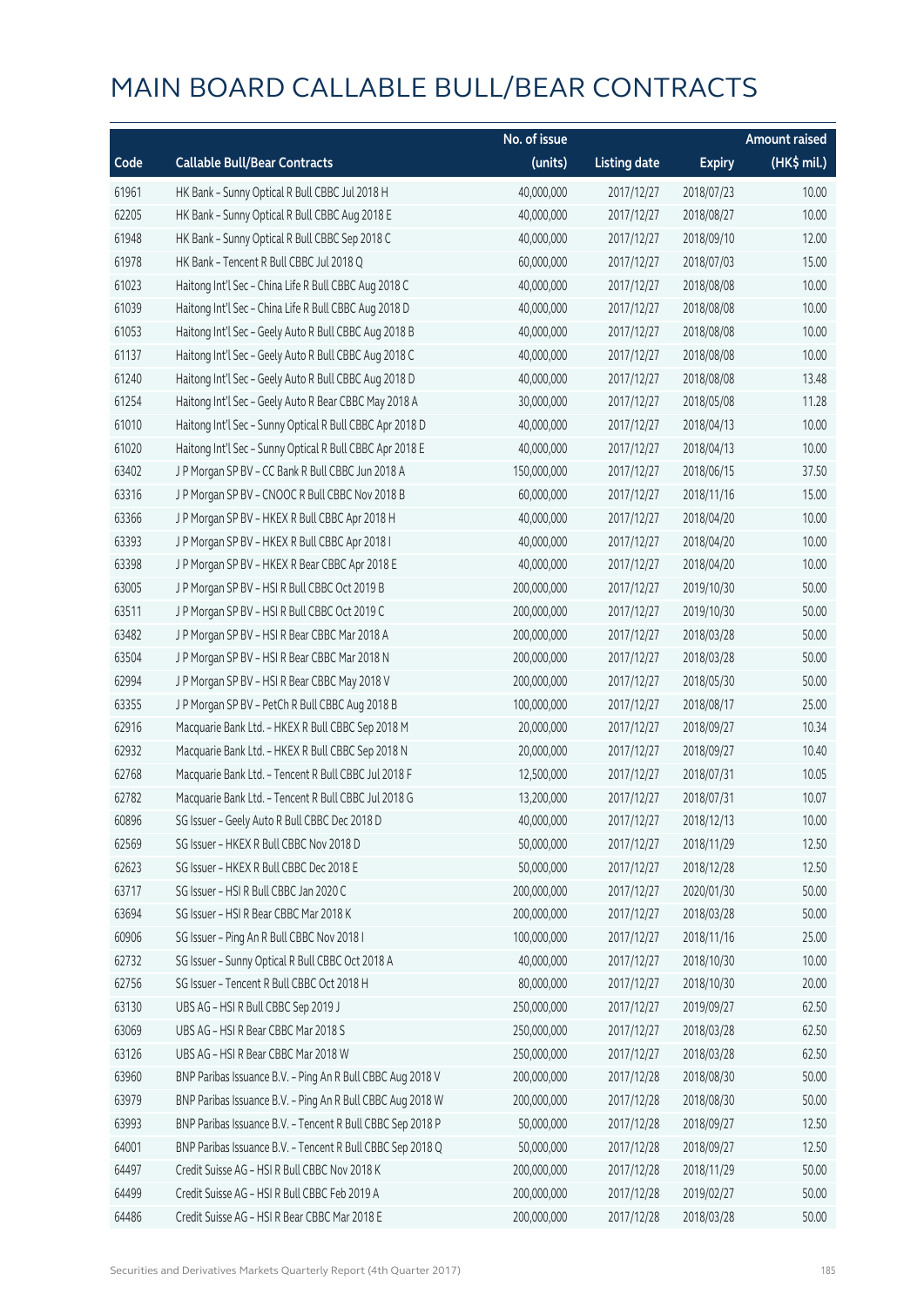# MAIN BOARD CALLABLE BULL/BEAR CONTRACTS

| Code | Callable Bull/Bear Contracts | No. of issue (units) | Listing date | Expiry | Amount raised (HK$ mil.) |
|---|---|---|---|---|---|
| 61961 | HK Bank – Sunny Optical R Bull CBBC Jul 2018 H | 40,000,000 | 2017/12/27 | 2018/07/23 | 10.00 |
| 62205 | HK Bank – Sunny Optical R Bull CBBC Aug 2018 E | 40,000,000 | 2017/12/27 | 2018/08/27 | 10.00 |
| 61948 | HK Bank – Sunny Optical R Bull CBBC Sep 2018 C | 40,000,000 | 2017/12/27 | 2018/09/10 | 12.00 |
| 61978 | HK Bank – Tencent R Bull CBBC Jul 2018 Q | 60,000,000 | 2017/12/27 | 2018/07/03 | 15.00 |
| 61023 | Haitong Int'l Sec – China Life R Bull CBBC Aug 2018 C | 40,000,000 | 2017/12/27 | 2018/08/08 | 10.00 |
| 61039 | Haitong Int'l Sec – China Life R Bull CBBC Aug 2018 D | 40,000,000 | 2017/12/27 | 2018/08/08 | 10.00 |
| 61053 | Haitong Int'l Sec – Geely Auto R Bull CBBC Aug 2018 B | 40,000,000 | 2017/12/27 | 2018/08/08 | 10.00 |
| 61137 | Haitong Int'l Sec – Geely Auto R Bull CBBC Aug 2018 C | 40,000,000 | 2017/12/27 | 2018/08/08 | 10.00 |
| 61240 | Haitong Int'l Sec – Geely Auto R Bull CBBC Aug 2018 D | 40,000,000 | 2017/12/27 | 2018/08/08 | 13.48 |
| 61254 | Haitong Int'l Sec – Geely Auto R Bear CBBC May 2018 A | 30,000,000 | 2017/12/27 | 2018/05/08 | 11.28 |
| 61010 | Haitong Int'l Sec – Sunny Optical R Bull CBBC Apr 2018 D | 40,000,000 | 2017/12/27 | 2018/04/13 | 10.00 |
| 61020 | Haitong Int'l Sec – Sunny Optical R Bull CBBC Apr 2018 E | 40,000,000 | 2017/12/27 | 2018/04/13 | 10.00 |
| 63402 | J P Morgan SP BV – CC Bank R Bull CBBC Jun 2018 A | 150,000,000 | 2017/12/27 | 2018/06/15 | 37.50 |
| 63316 | J P Morgan SP BV – CNOOC R Bull CBBC Nov 2018 B | 60,000,000 | 2017/12/27 | 2018/11/16 | 15.00 |
| 63366 | J P Morgan SP BV – HKEX R Bull CBBC Apr 2018 H | 40,000,000 | 2017/12/27 | 2018/04/20 | 10.00 |
| 63393 | J P Morgan SP BV – HKEX R Bull CBBC Apr 2018 I | 40,000,000 | 2017/12/27 | 2018/04/20 | 10.00 |
| 63398 | J P Morgan SP BV – HKEX R Bear CBBC Apr 2018 E | 40,000,000 | 2017/12/27 | 2018/04/20 | 10.00 |
| 63005 | J P Morgan SP BV – HSI R Bull CBBC Oct 2019 B | 200,000,000 | 2017/12/27 | 2019/10/30 | 50.00 |
| 63511 | J P Morgan SP BV – HSI R Bull CBBC Oct 2019 C | 200,000,000 | 2017/12/27 | 2019/10/30 | 50.00 |
| 63482 | J P Morgan SP BV – HSI R Bear CBBC Mar 2018 A | 200,000,000 | 2017/12/27 | 2018/03/28 | 50.00 |
| 63504 | J P Morgan SP BV – HSI R Bear CBBC Mar 2018 N | 200,000,000 | 2017/12/27 | 2018/03/28 | 50.00 |
| 62994 | J P Morgan SP BV – HSI R Bear CBBC May 2018 V | 200,000,000 | 2017/12/27 | 2018/05/30 | 50.00 |
| 63355 | J P Morgan SP BV – PetCh R Bull CBBC Aug 2018 B | 100,000,000 | 2017/12/27 | 2018/08/17 | 25.00 |
| 62916 | Macquarie Bank Ltd. – HKEX R Bull CBBC Sep 2018 M | 20,000,000 | 2017/12/27 | 2018/09/27 | 10.34 |
| 62932 | Macquarie Bank Ltd. – HKEX R Bull CBBC Sep 2018 N | 20,000,000 | 2017/12/27 | 2018/09/27 | 10.40 |
| 62768 | Macquarie Bank Ltd. – Tencent R Bull CBBC Jul 2018 F | 12,500,000 | 2017/12/27 | 2018/07/31 | 10.05 |
| 62782 | Macquarie Bank Ltd. – Tencent R Bull CBBC Jul 2018 G | 13,200,000 | 2017/12/27 | 2018/07/31 | 10.07 |
| 60896 | SG Issuer – Geely Auto R Bull CBBC Dec 2018 D | 40,000,000 | 2017/12/27 | 2018/12/13 | 10.00 |
| 62569 | SG Issuer – HKEX R Bull CBBC Nov 2018 D | 50,000,000 | 2017/12/27 | 2018/11/29 | 12.50 |
| 62623 | SG Issuer – HKEX R Bull CBBC Dec 2018 E | 50,000,000 | 2017/12/27 | 2018/12/28 | 12.50 |
| 63717 | SG Issuer – HSI R Bull CBBC Jan 2020 C | 200,000,000 | 2017/12/27 | 2020/01/30 | 50.00 |
| 63694 | SG Issuer – HSI R Bear CBBC Mar 2018 K | 200,000,000 | 2017/12/27 | 2018/03/28 | 50.00 |
| 60906 | SG Issuer – Ping An R Bull CBBC Nov 2018 I | 100,000,000 | 2017/12/27 | 2018/11/16 | 25.00 |
| 62732 | SG Issuer – Sunny Optical R Bull CBBC Oct 2018 A | 40,000,000 | 2017/12/27 | 2018/10/30 | 10.00 |
| 62756 | SG Issuer – Tencent R Bull CBBC Oct 2018 H | 80,000,000 | 2017/12/27 | 2018/10/30 | 20.00 |
| 63130 | UBS AG – HSI R Bull CBBC Sep 2019 J | 250,000,000 | 2017/12/27 | 2019/09/27 | 62.50 |
| 63069 | UBS AG – HSI R Bear CBBC Mar 2018 S | 250,000,000 | 2017/12/27 | 2018/03/28 | 62.50 |
| 63126 | UBS AG – HSI R Bear CBBC Mar 2018 W | 250,000,000 | 2017/12/27 | 2018/03/28 | 62.50 |
| 63960 | BNP Paribas Issuance B.V. – Ping An R Bull CBBC Aug 2018 V | 200,000,000 | 2017/12/28 | 2018/08/30 | 50.00 |
| 63979 | BNP Paribas Issuance B.V. – Ping An R Bull CBBC Aug 2018 W | 200,000,000 | 2017/12/28 | 2018/08/30 | 50.00 |
| 63993 | BNP Paribas Issuance B.V. – Tencent R Bull CBBC Sep 2018 P | 50,000,000 | 2017/12/28 | 2018/09/27 | 12.50 |
| 64001 | BNP Paribas Issuance B.V. – Tencent R Bull CBBC Sep 2018 Q | 50,000,000 | 2017/12/28 | 2018/09/27 | 12.50 |
| 64497 | Credit Suisse AG – HSI R Bull CBBC Nov 2018 K | 200,000,000 | 2017/12/28 | 2018/11/29 | 50.00 |
| 64499 | Credit Suisse AG – HSI R Bull CBBC Feb 2019 A | 200,000,000 | 2017/12/28 | 2019/02/27 | 50.00 |
| 64486 | Credit Suisse AG – HSI R Bear CBBC Mar 2018 E | 200,000,000 | 2017/12/28 | 2018/03/28 | 50.00 |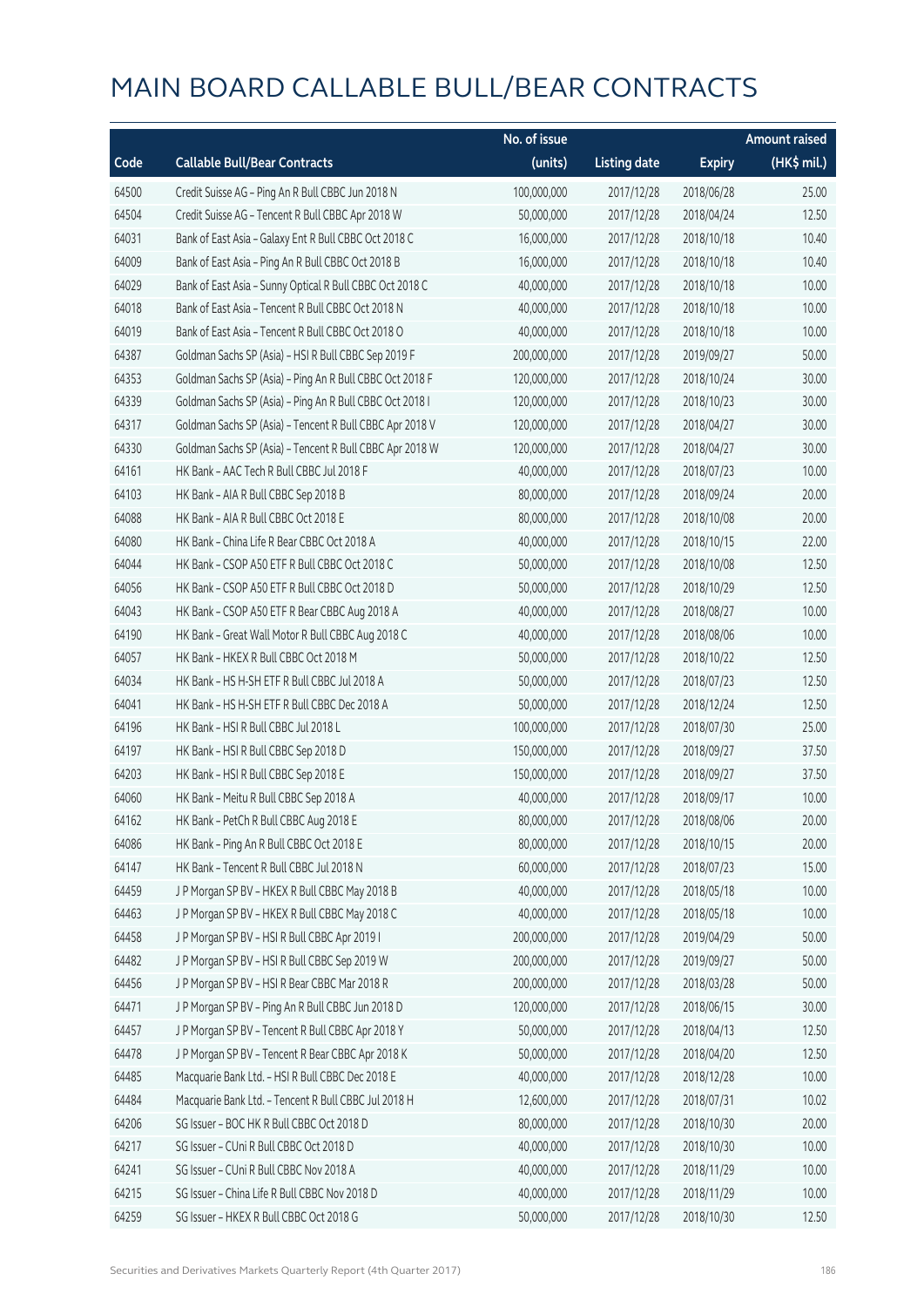# MAIN BOARD CALLABLE BULL/BEAR CONTRACTS

| Code | Callable Bull/Bear Contracts | No. of issue (units) | Listing date | Expiry | Amount raised (HK$ mil.) |
|---|---|---|---|---|---|
| 64500 | Credit Suisse AG - Ping An R Bull CBBC Jun 2018 N | 100,000,000 | 2017/12/28 | 2018/06/28 | 25.00 |
| 64504 | Credit Suisse AG - Tencent R Bull CBBC Apr 2018 W | 50,000,000 | 2017/12/28 | 2018/04/24 | 12.50 |
| 64031 | Bank of East Asia - Galaxy Ent R Bull CBBC Oct 2018 C | 16,000,000 | 2017/12/28 | 2018/10/18 | 10.40 |
| 64009 | Bank of East Asia - Ping An R Bull CBBC Oct 2018 B | 16,000,000 | 2017/12/28 | 2018/10/18 | 10.40 |
| 64029 | Bank of East Asia - Sunny Optical R Bull CBBC Oct 2018 C | 40,000,000 | 2017/12/28 | 2018/10/18 | 10.00 |
| 64018 | Bank of East Asia - Tencent R Bull CBBC Oct 2018 N | 40,000,000 | 2017/12/28 | 2018/10/18 | 10.00 |
| 64019 | Bank of East Asia - Tencent R Bull CBBC Oct 2018 O | 40,000,000 | 2017/12/28 | 2018/10/18 | 10.00 |
| 64387 | Goldman Sachs SP (Asia) - HSI R Bull CBBC Sep 2019 F | 200,000,000 | 2017/12/28 | 2019/09/27 | 50.00 |
| 64353 | Goldman Sachs SP (Asia) - Ping An R Bull CBBC Oct 2018 F | 120,000,000 | 2017/12/28 | 2018/10/24 | 30.00 |
| 64339 | Goldman Sachs SP (Asia) - Ping An R Bull CBBC Oct 2018 I | 120,000,000 | 2017/12/28 | 2018/10/23 | 30.00 |
| 64317 | Goldman Sachs SP (Asia) - Tencent R Bull CBBC Apr 2018 V | 120,000,000 | 2017/12/28 | 2018/04/27 | 30.00 |
| 64330 | Goldman Sachs SP (Asia) - Tencent R Bull CBBC Apr 2018 W | 120,000,000 | 2017/12/28 | 2018/04/27 | 30.00 |
| 64161 | HK Bank - AAC Tech R Bull CBBC Jul 2018 F | 40,000,000 | 2017/12/28 | 2018/07/23 | 10.00 |
| 64103 | HK Bank - AIA R Bull CBBC Sep 2018 B | 80,000,000 | 2017/12/28 | 2018/09/24 | 20.00 |
| 64088 | HK Bank - AIA R Bull CBBC Oct 2018 E | 80,000,000 | 2017/12/28 | 2018/10/08 | 20.00 |
| 64080 | HK Bank - China Life R Bear CBBC Oct 2018 A | 40,000,000 | 2017/12/28 | 2018/10/15 | 22.00 |
| 64044 | HK Bank - CSOP A50 ETF R Bull CBBC Oct 2018 C | 50,000,000 | 2017/12/28 | 2018/10/08 | 12.50 |
| 64056 | HK Bank - CSOP A50 ETF R Bull CBBC Oct 2018 D | 50,000,000 | 2017/12/28 | 2018/10/29 | 12.50 |
| 64043 | HK Bank - CSOP A50 ETF R Bear CBBC Aug 2018 A | 40,000,000 | 2017/12/28 | 2018/08/27 | 10.00 |
| 64190 | HK Bank - Great Wall Motor R Bull CBBC Aug 2018 C | 40,000,000 | 2017/12/28 | 2018/08/06 | 10.00 |
| 64057 | HK Bank - HKEX R Bull CBBC Oct 2018 M | 50,000,000 | 2017/12/28 | 2018/10/22 | 12.50 |
| 64034 | HK Bank - HS H-SH ETF R Bull CBBC Jul 2018 A | 50,000,000 | 2017/12/28 | 2018/07/23 | 12.50 |
| 64041 | HK Bank - HS H-SH ETF R Bull CBBC Dec 2018 A | 50,000,000 | 2017/12/28 | 2018/12/24 | 12.50 |
| 64196 | HK Bank - HSI R Bull CBBC Jul 2018 L | 100,000,000 | 2017/12/28 | 2018/07/30 | 25.00 |
| 64197 | HK Bank - HSI R Bull CBBC Sep 2018 D | 150,000,000 | 2017/12/28 | 2018/09/27 | 37.50 |
| 64203 | HK Bank - HSI R Bull CBBC Sep 2018 E | 150,000,000 | 2017/12/28 | 2018/09/27 | 37.50 |
| 64060 | HK Bank - Meitu R Bull CBBC Sep 2018 A | 40,000,000 | 2017/12/28 | 2018/09/17 | 10.00 |
| 64162 | HK Bank - PetCh R Bull CBBC Aug 2018 E | 80,000,000 | 2017/12/28 | 2018/08/06 | 20.00 |
| 64086 | HK Bank - Ping An R Bull CBBC Oct 2018 E | 80,000,000 | 2017/12/28 | 2018/10/15 | 20.00 |
| 64147 | HK Bank - Tencent R Bull CBBC Jul 2018 N | 60,000,000 | 2017/12/28 | 2018/07/23 | 15.00 |
| 64459 | J P Morgan SP BV - HKEX R Bull CBBC May 2018 B | 40,000,000 | 2017/12/28 | 2018/05/18 | 10.00 |
| 64463 | J P Morgan SP BV - HKEX R Bull CBBC May 2018 C | 40,000,000 | 2017/12/28 | 2018/05/18 | 10.00 |
| 64458 | J P Morgan SP BV - HSI R Bull CBBC Apr 2019 I | 200,000,000 | 2017/12/28 | 2019/04/29 | 50.00 |
| 64482 | J P Morgan SP BV - HSI R Bull CBBC Sep 2019 W | 200,000,000 | 2017/12/28 | 2019/09/27 | 50.00 |
| 64456 | J P Morgan SP BV - HSI R Bear CBBC Mar 2018 R | 200,000,000 | 2017/12/28 | 2018/03/28 | 50.00 |
| 64471 | J P Morgan SP BV - Ping An R Bull CBBC Jun 2018 D | 120,000,000 | 2017/12/28 | 2018/06/15 | 30.00 |
| 64457 | J P Morgan SP BV - Tencent R Bull CBBC Apr 2018 Y | 50,000,000 | 2017/12/28 | 2018/04/13 | 12.50 |
| 64478 | J P Morgan SP BV - Tencent R Bear CBBC Apr 2018 K | 50,000,000 | 2017/12/28 | 2018/04/20 | 12.50 |
| 64485 | Macquarie Bank Ltd. - HSI R Bull CBBC Dec 2018 E | 40,000,000 | 2017/12/28 | 2018/12/28 | 10.00 |
| 64484 | Macquarie Bank Ltd. - Tencent R Bull CBBC Jul 2018 H | 12,600,000 | 2017/12/28 | 2018/07/31 | 10.02 |
| 64206 | SG Issuer - BOC HK R Bull CBBC Oct 2018 D | 80,000,000 | 2017/12/28 | 2018/10/30 | 20.00 |
| 64217 | SG Issuer - CUni R Bull CBBC Oct 2018 D | 40,000,000 | 2017/12/28 | 2018/10/30 | 10.00 |
| 64241 | SG Issuer - CUni R Bull CBBC Nov 2018 A | 40,000,000 | 2017/12/28 | 2018/11/29 | 10.00 |
| 64215 | SG Issuer - China Life R Bull CBBC Nov 2018 D | 40,000,000 | 2017/12/28 | 2018/11/29 | 10.00 |
| 64259 | SG Issuer - HKEX R Bull CBBC Oct 2018 G | 50,000,000 | 2017/12/28 | 2018/10/30 | 12.50 |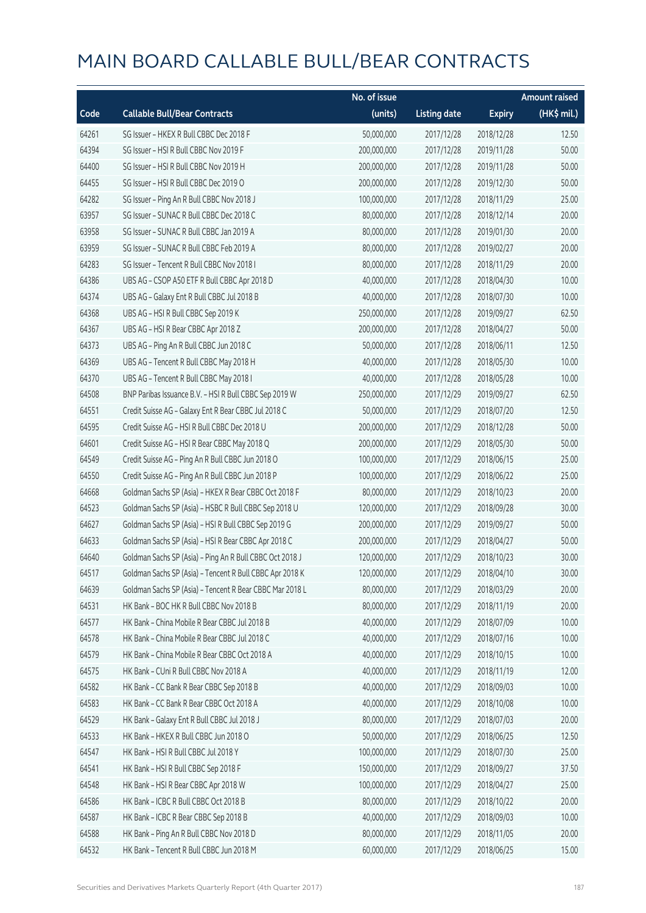# MAIN BOARD CALLABLE BULL/BEAR CONTRACTS

| Code | Callable Bull/Bear Contracts | No. of issue (units) | Listing date | Expiry | Amount raised (HK$ mil.) |
|---|---|---|---|---|---|
| 64261 | SG Issuer – HKEX R Bull CBBC Dec 2018 F | 50,000,000 | 2017/12/28 | 2018/12/28 | 12.50 |
| 64394 | SG Issuer – HSI R Bull CBBC Nov 2019 F | 200,000,000 | 2017/12/28 | 2019/11/28 | 50.00 |
| 64400 | SG Issuer – HSI R Bull CBBC Nov 2019 H | 200,000,000 | 2017/12/28 | 2019/11/28 | 50.00 |
| 64455 | SG Issuer – HSI R Bull CBBC Dec 2019 O | 200,000,000 | 2017/12/28 | 2019/12/30 | 50.00 |
| 64282 | SG Issuer – Ping An R Bull CBBC Nov 2018 J | 100,000,000 | 2017/12/28 | 2018/11/29 | 25.00 |
| 63957 | SG Issuer – SUNAC R Bull CBBC Dec 2018 C | 80,000,000 | 2017/12/28 | 2018/12/14 | 20.00 |
| 63958 | SG Issuer – SUNAC R Bull CBBC Jan 2019 A | 80,000,000 | 2017/12/28 | 2019/01/30 | 20.00 |
| 63959 | SG Issuer – SUNAC R Bull CBBC Feb 2019 A | 80,000,000 | 2017/12/28 | 2019/02/27 | 20.00 |
| 64283 | SG Issuer – Tencent R Bull CBBC Nov 2018 I | 80,000,000 | 2017/12/28 | 2018/11/29 | 20.00 |
| 64386 | UBS AG – CSOP A50 ETF R Bull CBBC Apr 2018 D | 40,000,000 | 2017/12/28 | 2018/04/30 | 10.00 |
| 64374 | UBS AG – Galaxy Ent R Bull CBBC Jul 2018 B | 40,000,000 | 2017/12/28 | 2018/07/30 | 10.00 |
| 64368 | UBS AG – HSI R Bull CBBC Sep 2019 K | 250,000,000 | 2017/12/28 | 2019/09/27 | 62.50 |
| 64367 | UBS AG – HSI R Bear CBBC Apr 2018 Z | 200,000,000 | 2017/12/28 | 2018/04/27 | 50.00 |
| 64373 | UBS AG – Ping An R Bull CBBC Jun 2018 C | 50,000,000 | 2017/12/28 | 2018/06/11 | 12.50 |
| 64369 | UBS AG – Tencent R Bull CBBC May 2018 H | 40,000,000 | 2017/12/28 | 2018/05/30 | 10.00 |
| 64370 | UBS AG – Tencent R Bull CBBC May 2018 I | 40,000,000 | 2017/12/28 | 2018/05/28 | 10.00 |
| 64508 | BNP Paribas Issuance B.V. – HSI R Bull CBBC Sep 2019 W | 250,000,000 | 2017/12/29 | 2019/09/27 | 62.50 |
| 64551 | Credit Suisse AG – Galaxy Ent R Bear CBBC Jul 2018 C | 50,000,000 | 2017/12/29 | 2018/07/20 | 12.50 |
| 64595 | Credit Suisse AG – HSI R Bull CBBC Dec 2018 U | 200,000,000 | 2017/12/29 | 2018/12/28 | 50.00 |
| 64601 | Credit Suisse AG – HSI R Bear CBBC May 2018 Q | 200,000,000 | 2017/12/29 | 2018/05/30 | 50.00 |
| 64549 | Credit Suisse AG – Ping An R Bull CBBC Jun 2018 O | 100,000,000 | 2017/12/29 | 2018/06/15 | 25.00 |
| 64550 | Credit Suisse AG – Ping An R Bull CBBC Jun 2018 P | 100,000,000 | 2017/12/29 | 2018/06/22 | 25.00 |
| 64668 | Goldman Sachs SP (Asia) – HKEX R Bear CBBC Oct 2018 F | 80,000,000 | 2017/12/29 | 2018/10/23 | 20.00 |
| 64523 | Goldman Sachs SP (Asia) – HSBC R Bull CBBC Sep 2018 U | 120,000,000 | 2017/12/29 | 2018/09/28 | 30.00 |
| 64627 | Goldman Sachs SP (Asia) – HSI R Bull CBBC Sep 2019 G | 200,000,000 | 2017/12/29 | 2019/09/27 | 50.00 |
| 64633 | Goldman Sachs SP (Asia) – HSI R Bear CBBC Apr 2018 C | 200,000,000 | 2017/12/29 | 2018/04/27 | 50.00 |
| 64640 | Goldman Sachs SP (Asia) – Ping An R Bull CBBC Oct 2018 J | 120,000,000 | 2017/12/29 | 2018/10/23 | 30.00 |
| 64517 | Goldman Sachs SP (Asia) – Tencent R Bull CBBC Apr 2018 K | 120,000,000 | 2017/12/29 | 2018/04/10 | 30.00 |
| 64639 | Goldman Sachs SP (Asia) – Tencent R Bear CBBC Mar 2018 L | 80,000,000 | 2017/12/29 | 2018/03/29 | 20.00 |
| 64531 | HK Bank – BOC HK R Bull CBBC Nov 2018 B | 80,000,000 | 2017/12/29 | 2018/11/19 | 20.00 |
| 64577 | HK Bank – China Mobile R Bear CBBC Jul 2018 B | 40,000,000 | 2017/12/29 | 2018/07/09 | 10.00 |
| 64578 | HK Bank – China Mobile R Bear CBBC Jul 2018 C | 40,000,000 | 2017/12/29 | 2018/07/16 | 10.00 |
| 64579 | HK Bank – China Mobile R Bear CBBC Oct 2018 A | 40,000,000 | 2017/12/29 | 2018/10/15 | 10.00 |
| 64575 | HK Bank – CUni R Bull CBBC Nov 2018 A | 40,000,000 | 2017/12/29 | 2018/11/19 | 12.00 |
| 64582 | HK Bank – CC Bank R Bear CBBC Sep 2018 B | 40,000,000 | 2017/12/29 | 2018/09/03 | 10.00 |
| 64583 | HK Bank – CC Bank R Bear CBBC Oct 2018 A | 40,000,000 | 2017/12/29 | 2018/10/08 | 10.00 |
| 64529 | HK Bank – Galaxy Ent R Bull CBBC Jul 2018 J | 80,000,000 | 2017/12/29 | 2018/07/03 | 20.00 |
| 64533 | HK Bank – HKEX R Bull CBBC Jun 2018 O | 50,000,000 | 2017/12/29 | 2018/06/25 | 12.50 |
| 64547 | HK Bank – HSI R Bull CBBC Jul 2018 Y | 100,000,000 | 2017/12/29 | 2018/07/30 | 25.00 |
| 64541 | HK Bank – HSI R Bull CBBC Sep 2018 F | 150,000,000 | 2017/12/29 | 2018/09/27 | 37.50 |
| 64548 | HK Bank – HSI R Bear CBBC Apr 2018 W | 100,000,000 | 2017/12/29 | 2018/04/27 | 25.00 |
| 64586 | HK Bank – ICBC R Bull CBBC Oct 2018 B | 80,000,000 | 2017/12/29 | 2018/10/22 | 20.00 |
| 64587 | HK Bank – ICBC R Bear CBBC Sep 2018 B | 40,000,000 | 2017/12/29 | 2018/09/03 | 10.00 |
| 64588 | HK Bank – Ping An R Bull CBBC Nov 2018 D | 80,000,000 | 2017/12/29 | 2018/11/05 | 20.00 |
| 64532 | HK Bank – Tencent R Bull CBBC Jun 2018 M | 60,000,000 | 2017/12/29 | 2018/06/25 | 15.00 |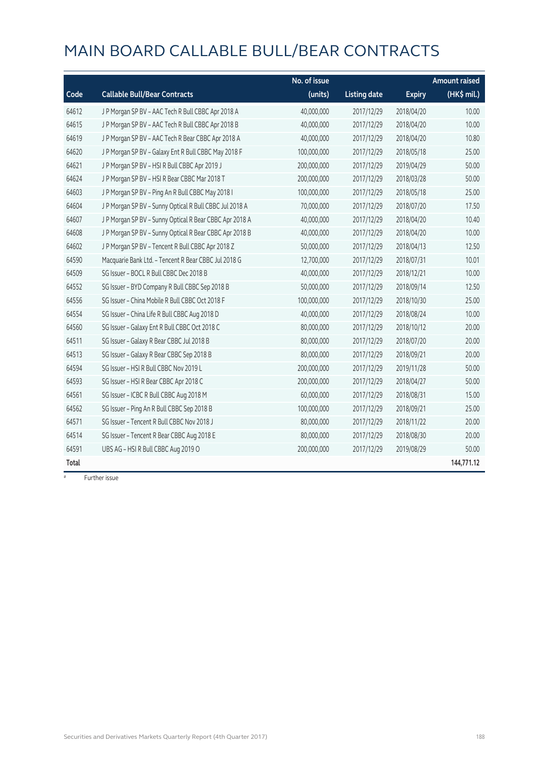# MAIN BOARD CALLABLE BULL/BEAR CONTRACTS

| Code | Callable Bull/Bear Contracts | No. of issue (units) | Listing date | Expiry | Amount raised (HK$ mil.) |
|---|---|---|---|---|---|
| 64612 | J P Morgan SP BV - AAC Tech R Bull CBBC Apr 2018 A | 40,000,000 | 2017/12/29 | 2018/04/20 | 10.00 |
| 64615 | J P Morgan SP BV - AAC Tech R Bull CBBC Apr 2018 B | 40,000,000 | 2017/12/29 | 2018/04/20 | 10.00 |
| 64619 | J P Morgan SP BV - AAC Tech R Bear CBBC Apr 2018 A | 40,000,000 | 2017/12/29 | 2018/04/20 | 10.80 |
| 64620 | J P Morgan SP BV - Galaxy Ent R Bull CBBC May 2018 F | 100,000,000 | 2017/12/29 | 2018/05/18 | 25.00 |
| 64621 | J P Morgan SP BV - HSI R Bull CBBC Apr 2019 J | 200,000,000 | 2017/12/29 | 2019/04/29 | 50.00 |
| 64624 | J P Morgan SP BV - HSI R Bear CBBC Mar 2018 T | 200,000,000 | 2017/12/29 | 2018/03/28 | 50.00 |
| 64603 | J P Morgan SP BV - Ping An R Bull CBBC May 2018 I | 100,000,000 | 2017/12/29 | 2018/05/18 | 25.00 |
| 64604 | J P Morgan SP BV - Sunny Optical R Bull CBBC Jul 2018 A | 70,000,000 | 2017/12/29 | 2018/07/20 | 17.50 |
| 64607 | J P Morgan SP BV - Sunny Optical R Bear CBBC Apr 2018 A | 40,000,000 | 2017/12/29 | 2018/04/20 | 10.40 |
| 64608 | J P Morgan SP BV - Sunny Optical R Bear CBBC Apr 2018 B | 40,000,000 | 2017/12/29 | 2018/04/20 | 10.00 |
| 64602 | J P Morgan SP BV - Tencent R Bull CBBC Apr 2018 Z | 50,000,000 | 2017/12/29 | 2018/04/13 | 12.50 |
| 64590 | Macquarie Bank Ltd. - Tencent R Bear CBBC Jul 2018 G | 12,700,000 | 2017/12/29 | 2018/07/31 | 10.01 |
| 64509 | SG Issuer - BOCL R Bull CBBC Dec 2018 B | 40,000,000 | 2017/12/29 | 2018/12/21 | 10.00 |
| 64552 | SG Issuer - BYD Company R Bull CBBC Sep 2018 B | 50,000,000 | 2017/12/29 | 2018/09/14 | 12.50 |
| 64556 | SG Issuer - China Mobile R Bull CBBC Oct 2018 F | 100,000,000 | 2017/12/29 | 2018/10/30 | 25.00 |
| 64554 | SG Issuer - China Life R Bull CBBC Aug 2018 D | 40,000,000 | 2017/12/29 | 2018/08/24 | 10.00 |
| 64560 | SG Issuer - Galaxy Ent R Bull CBBC Oct 2018 C | 80,000,000 | 2017/12/29 | 2018/10/12 | 20.00 |
| 64511 | SG Issuer - Galaxy R Bear CBBC Jul 2018 B | 80,000,000 | 2017/12/29 | 2018/07/20 | 20.00 |
| 64513 | SG Issuer - Galaxy R Bear CBBC Sep 2018 B | 80,000,000 | 2017/12/29 | 2018/09/21 | 20.00 |
| 64594 | SG Issuer - HSI R Bull CBBC Nov 2019 L | 200,000,000 | 2017/12/29 | 2019/11/28 | 50.00 |
| 64593 | SG Issuer - HSI R Bear CBBC Apr 2018 C | 200,000,000 | 2017/12/29 | 2018/04/27 | 50.00 |
| 64561 | SG Issuer - ICBC R Bull CBBC Aug 2018 M | 60,000,000 | 2017/12/29 | 2018/08/31 | 15.00 |
| 64562 | SG Issuer - Ping An R Bull CBBC Sep 2018 B | 100,000,000 | 2017/12/29 | 2018/09/21 | 25.00 |
| 64571 | SG Issuer - Tencent R Bull CBBC Nov 2018 J | 80,000,000 | 2017/12/29 | 2018/11/22 | 20.00 |
| 64514 | SG Issuer - Tencent R Bear CBBC Aug 2018 E | 80,000,000 | 2017/12/29 | 2018/08/30 | 20.00 |
| 64591 | UBS AG - HSI R Bull CBBC Aug 2019 O | 200,000,000 | 2017/12/29 | 2019/08/29 | 50.00 |
| **Total** | | | | | **144,771.12** |

# Further issue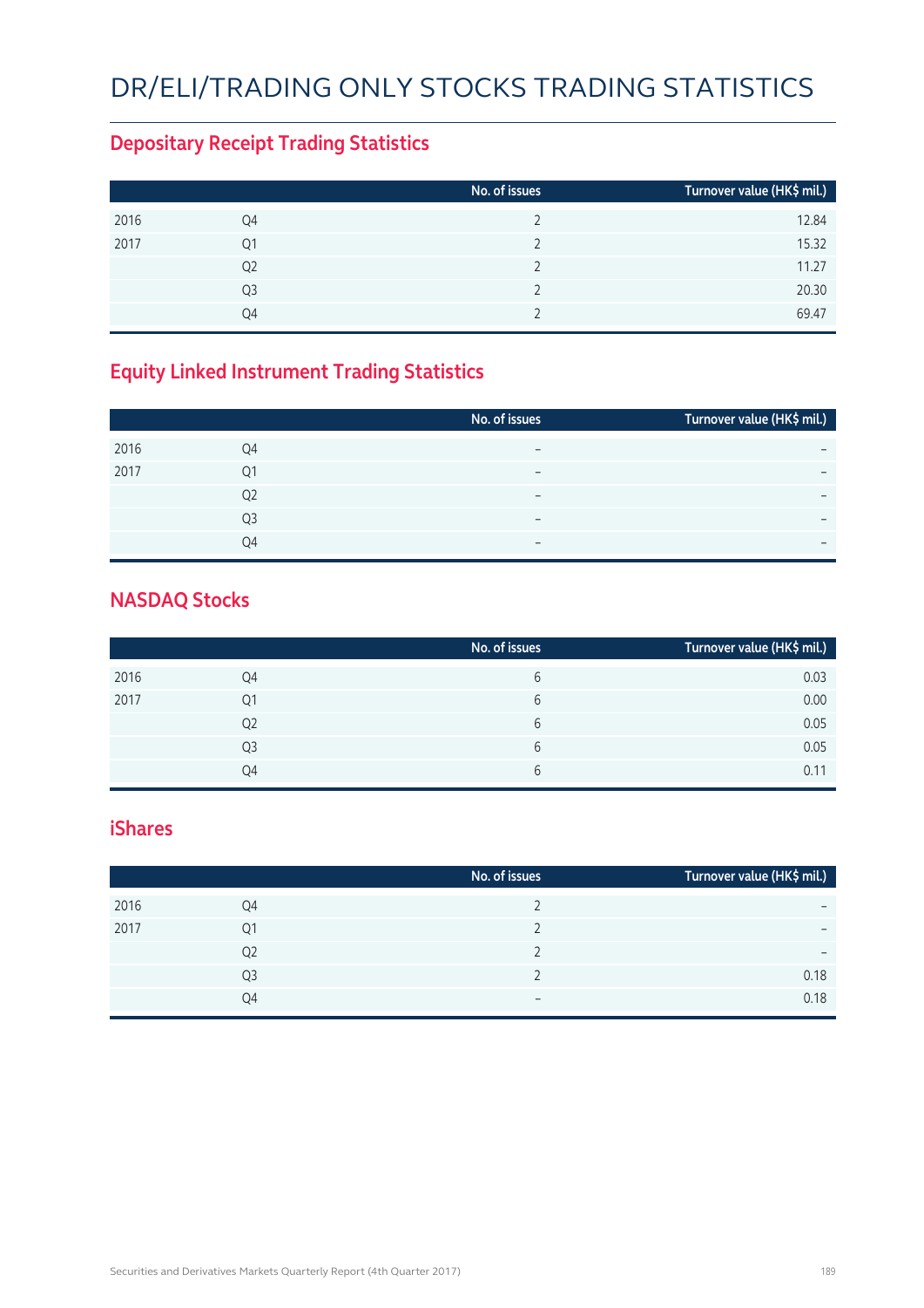# DR/ELI/TRADING ONLY STOCKS TRADING STATISTICS

## Depositary Receipt Trading Statistics

| | | No. of issues | Turnover value (HK$ mil.) |
|---|---|---|---|
| 2016 | Q4 | 2 | 12.84 |
| 2017 | Q1 | 2 | 15.32 |
| | Q2 | 2 | 11.27 |
| | Q3 | 2 | 20.30 |
| | Q4 | 2 | 69.47 |

## Equity Linked Instrument Trading Statistics

| | | No. of issues | Turnover value (HK$ mil.) |
|---|---|---|---|
| 2016 | Q4 | – | – |
| 2017 | Q1 | – | – |
| | Q2 | – | – |
| | Q3 | – | – |
| | Q4 | – | – |

## NASDAQ Stocks

| | | No. of issues | Turnover value (HK$ mil.) |
|---|---|---|---|
| 2016 | Q4 | 6 | 0.03 |
| 2017 | Q1 | 6 | 0.00 |
| | Q2 | 6 | 0.05 |
| | Q3 | 6 | 0.05 |
| | Q4 | 6 | 0.11 |

## iShares

| | | No. of issues | Turnover value (HK$ mil.) |
|---|---|---|---|
| 2016 | Q4 | 2 | – |
| 2017 | Q1 | 2 | – |
| | Q2 | 2 | – |
| | Q3 | 2 | 0.18 |
| | Q4 | – | 0.18 |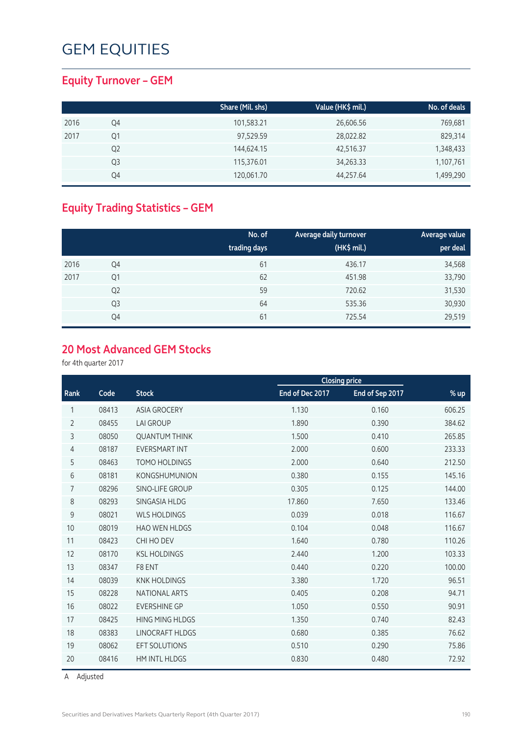# GEM EQUITIES

## Equity Turnover – GEM

| | | Share (Mil. shs) | Value (HK$ mil.) | No. of deals |
|---|---|---|---|---|
| 2016 | Q4 | 101,583.21 | 26,606.56 | 769,681 |
| 2017 | Q1 | 97,529.59 | 28,022.82 | 829,314 |
| | Q2 | 144,624.15 | 42,516.37 | 1,348,433 |
| | Q3 | 115,376.01 | 34,263.33 | 1,107,761 |
| | Q4 | 120,061.70 | 44,257.64 | 1,499,290 |

## Equity Trading Statistics – GEM

| | | No. of trading days | Average daily turnover (HK$ mil.) | Average value per deal |
|---|---|---|---|---|
| 2016 | Q4 | 61 | 436.17 | 34,568 |
| 2017 | Q1 | 62 | 451.98 | 33,790 |
| | Q2 | 59 | 720.62 | 31,530 |
| | Q3 | 64 | 535.36 | 30,930 |
| | Q4 | 61 | 725.54 | 29,519 |

## 20 Most Advanced GEM Stocks

for 4th quarter 2017

| | | | Closing price | | |
|---|---|---|---|---|---|
| Rank | Code | Stock | End of Dec 2017 | End of Sep 2017 | % up |
| 1 | 08413 | ASIA GROCERY | 1.130 | 0.160 | 606.25 |
| 2 | 08455 | LAI GROUP | 1.890 | 0.390 | 384.62 |
| 3 | 08050 | QUANTUM THINK | 1.500 | 0.410 | 265.85 |
| 4 | 08187 | EVERSMART INT | 2.000 | 0.600 | 233.33 |
| 5 | 08463 | TOMO HOLDINGS | 2.000 | 0.640 | 212.50 |
| 6 | 08181 | KONGSHUMUNION | 0.380 | 0.155 | 145.16 |
| 7 | 08296 | SINO-LIFE GROUP | 0.305 | 0.125 | 144.00 |
| 8 | 08293 | SINGASIA HLDG | 17.860 | 7.650 | 133.46 |
| 9 | 08021 | WLS HOLDINGS | 0.039 | 0.018 | 116.67 |
| 10 | 08019 | HAO WEN HLDGS | 0.104 | 0.048 | 116.67 |
| 11 | 08423 | CHI HO DEV | 1.640 | 0.780 | 110.26 |
| 12 | 08170 | KSL HOLDINGS | 2.440 | 1.200 | 103.33 |
| 13 | 08347 | F8 ENT | 0.440 | 0.220 | 100.00 |
| 14 | 08039 | KNK HOLDINGS | 3.380 | 1.720 | 96.51 |
| 15 | 08228 | NATIONAL ARTS | 0.405 | 0.208 | 94.71 |
| 16 | 08022 | EVERSHINE GP | 1.050 | 0.550 | 90.91 |
| 17 | 08425 | HING MING HLDGS | 1.350 | 0.740 | 82.43 |
| 18 | 08383 | LINOCRAFT HLDGS | 0.680 | 0.385 | 76.62 |
| 19 | 08062 | EFT SOLUTIONS | 0.510 | 0.290 | 75.86 |
| 20 | 08416 | HM INTL HLDGS | 0.830 | 0.480 | 72.92 |

A Adjusted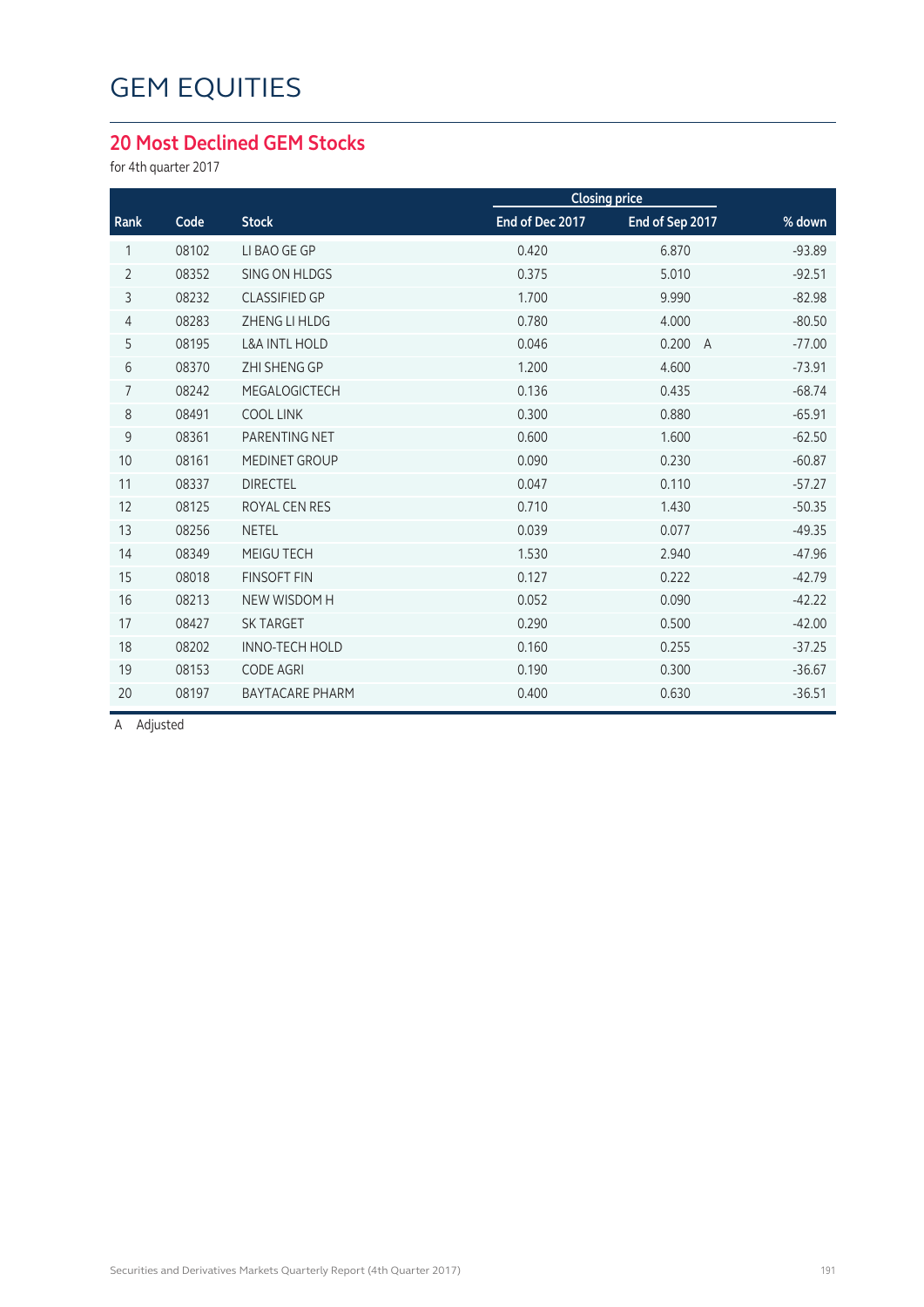# GEM EQUITIES

## 20 Most Declined GEM Stocks

for 4th quarter 2017

| Rank | Code | Stock | Closing price | | % down |
|---|---|---|---|---|---|
| | | | End of Dec 2017 | End of Sep 2017 | |
| 1 | 08102 | LI BAO GE GP | 0.420 | 6.870 | -93.89 |
| 2 | 08352 | SING ON HLDGS | 0.375 | 5.010 | -92.51 |
| 3 | 08232 | CLASSIFIED GP | 1.700 | 9.990 | -82.98 |
| 4 | 08283 | ZHENG LI HLDG | 0.780 | 4.000 | -80.50 |
| 5 | 08195 | L&A INTL HOLD | 0.046 | 0.200 A | -77.00 |
| 6 | 08370 | ZHI SHENG GP | 1.200 | 4.600 | -73.91 |
| 7 | 08242 | MEGALOGICTECH | 0.136 | 0.435 | -68.74 |
| 8 | 08491 | COOL LINK | 0.300 | 0.880 | -65.91 |
| 9 | 08361 | PARENTING NET | 0.600 | 1.600 | -62.50 |
| 10 | 08161 | MEDINET GROUP | 0.090 | 0.230 | -60.87 |
| 11 | 08337 | DIRECTEL | 0.047 | 0.110 | -57.27 |
| 12 | 08125 | ROYAL CEN RES | 0.710 | 1.430 | -50.35 |
| 13 | 08256 | NETEL | 0.039 | 0.077 | -49.35 |
| 14 | 08349 | MEIGU TECH | 1.530 | 2.940 | -47.96 |
| 15 | 08018 | FINSOFT FIN | 0.127 | 0.222 | -42.79 |
| 16 | 08213 | NEW WISDOM H | 0.052 | 0.090 | -42.22 |
| 17 | 08427 | SK TARGET | 0.290 | 0.500 | -42.00 |
| 18 | 08202 | INNO-TECH HOLD | 0.160 | 0.255 | -37.25 |
| 19 | 08153 | CODE AGRI | 0.190 | 0.300 | -36.67 |
| 20 | 08197 | BAYTACARE PHARM | 0.400 | 0.630 | -36.51 |

A Adjusted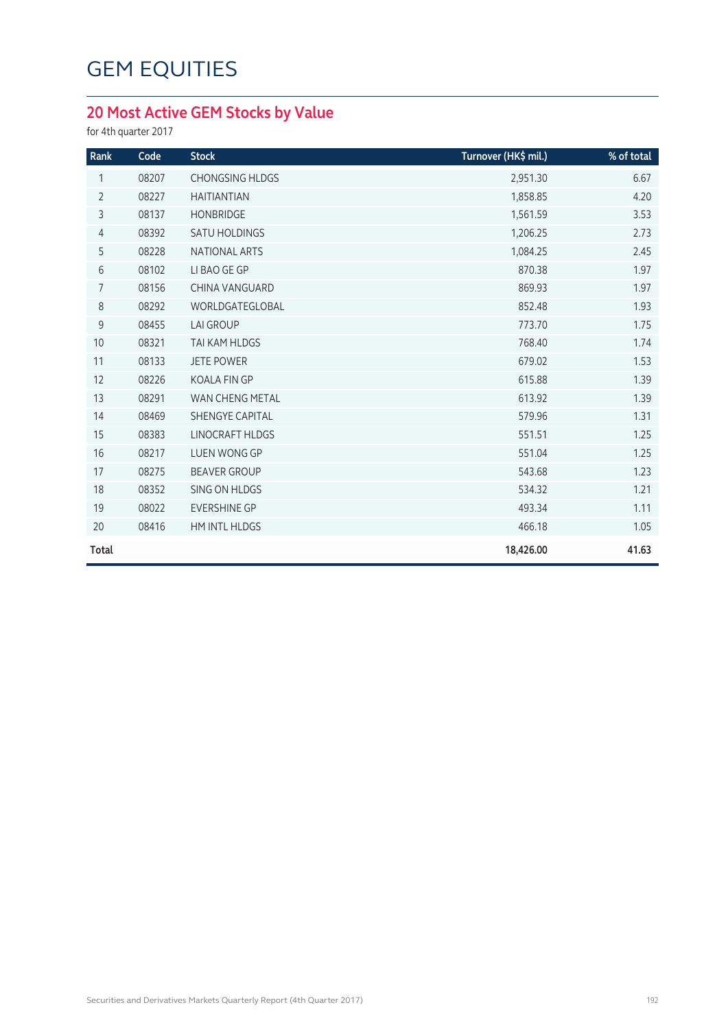# GEM EQUITIES

## 20 Most Active GEM Stocks by Value

for 4th quarter 2017

| Rank | Code | Stock | Turnover (HK$ mil.) | % of total |
|---|---|---|---|---|
| 1 | 08207 | CHONGSING HLDGS | 2,951.30 | 6.67 |
| 2 | 08227 | HAITIANTIAN | 1,858.85 | 4.20 |
| 3 | 08137 | HONBRIDGE | 1,561.59 | 3.53 |
| 4 | 08392 | SATU HOLDINGS | 1,206.25 | 2.73 |
| 5 | 08228 | NATIONAL ARTS | 1,084.25 | 2.45 |
| 6 | 08102 | LI BAO GE GP | 870.38 | 1.97 |
| 7 | 08156 | CHINA VANGUARD | 869.93 | 1.97 |
| 8 | 08292 | WORLDGATEGLOBAL | 852.48 | 1.93 |
| 9 | 08455 | LAI GROUP | 773.70 | 1.75 |
| 10 | 08321 | TAI KAM HLDGS | 768.40 | 1.74 |
| 11 | 08133 | JETE POWER | 679.02 | 1.53 |
| 12 | 08226 | KOALA FIN GP | 615.88 | 1.39 |
| 13 | 08291 | WAN CHENG METAL | 613.92 | 1.39 |
| 14 | 08469 | SHENGYE CAPITAL | 579.96 | 1.31 |
| 15 | 08383 | LINOCRAFT HLDGS | 551.51 | 1.25 |
| 16 | 08217 | LUEN WONG GP | 551.04 | 1.25 |
| 17 | 08275 | BEAVER GROUP | 543.68 | 1.23 |
| 18 | 08352 | SING ON HLDGS | 534.32 | 1.21 |
| 19 | 08022 | EVERSHINE GP | 493.34 | 1.11 |
| 20 | 08416 | HM INTL HLDGS | 466.18 | 1.05 |
| **Total** | | | **18,426.00** | **41.63** |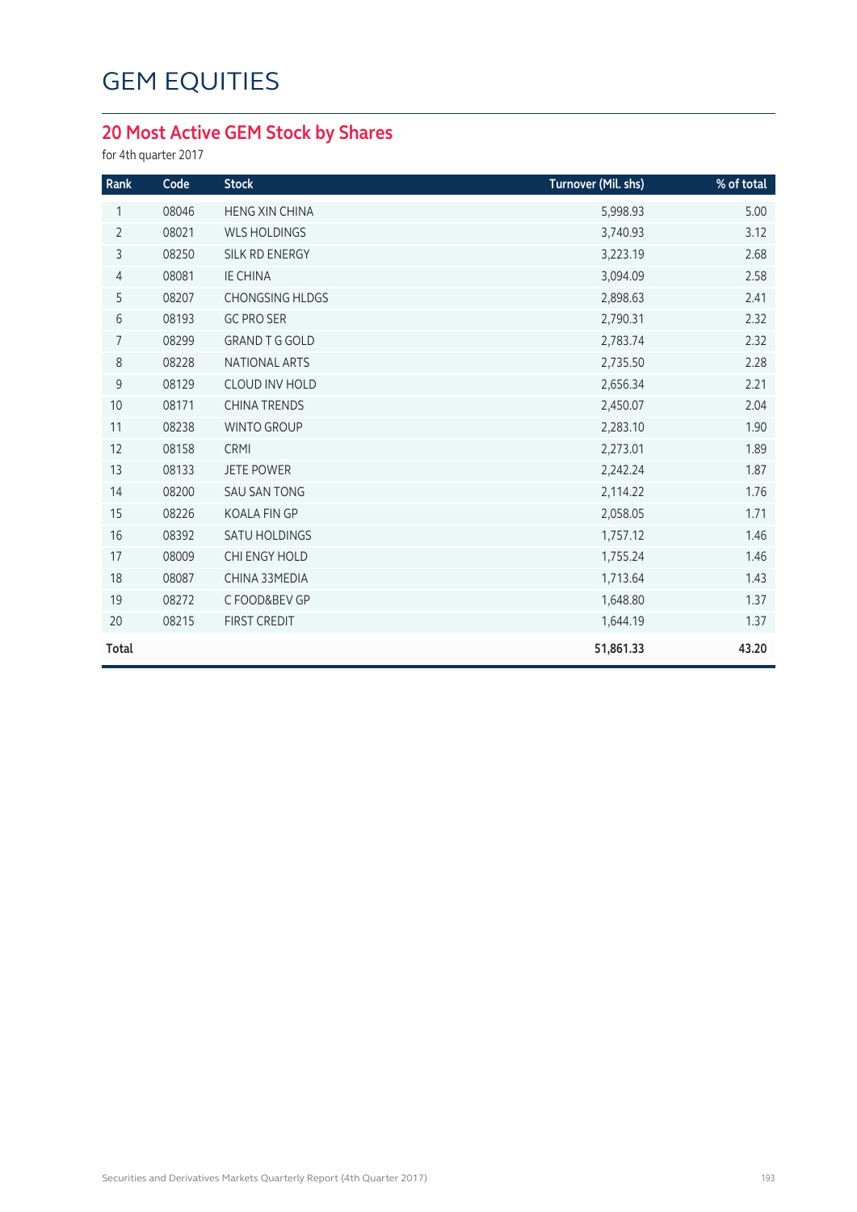# GEM EQUITIES

## 20 Most Active GEM Stock by Shares

for 4th quarter 2017

| Rank | Code | Stock | Turnover (Mil. shs) | % of total |
|---|---|---|---|---|
| 1 | 08046 | HENG XIN CHINA | 5,998.93 | 5.00 |
| 2 | 08021 | WLS HOLDINGS | 3,740.93 | 3.12 |
| 3 | 08250 | SILK RD ENERGY | 3,223.19 | 2.68 |
| 4 | 08081 | IE CHINA | 3,094.09 | 2.58 |
| 5 | 08207 | CHONGSING HLDGS | 2,898.63 | 2.41 |
| 6 | 08193 | GC PRO SER | 2,790.31 | 2.32 |
| 7 | 08299 | GRAND T G GOLD | 2,783.74 | 2.32 |
| 8 | 08228 | NATIONAL ARTS | 2,735.50 | 2.28 |
| 9 | 08129 | CLOUD INV HOLD | 2,656.34 | 2.21 |
| 10 | 08171 | CHINA TRENDS | 2,450.07 | 2.04 |
| 11 | 08238 | WINTO GROUP | 2,283.10 | 1.90 |
| 12 | 08158 | CRMI | 2,273.01 | 1.89 |
| 13 | 08133 | JETE POWER | 2,242.24 | 1.87 |
| 14 | 08200 | SAU SAN TONG | 2,114.22 | 1.76 |
| 15 | 08226 | KOALA FIN GP | 2,058.05 | 1.71 |
| 16 | 08392 | SATU HOLDINGS | 1,757.12 | 1.46 |
| 17 | 08009 | CHI ENGY HOLD | 1,755.24 | 1.46 |
| 18 | 08087 | CHINA 33MEDIA | 1,713.64 | 1.43 |
| 19 | 08272 | C FOOD&BEV GP | 1,648.80 | 1.37 |
| 20 | 08215 | FIRST CREDIT | 1,644.19 | 1.37 |
| **Total** | | | **51,861.33** | **43.20** |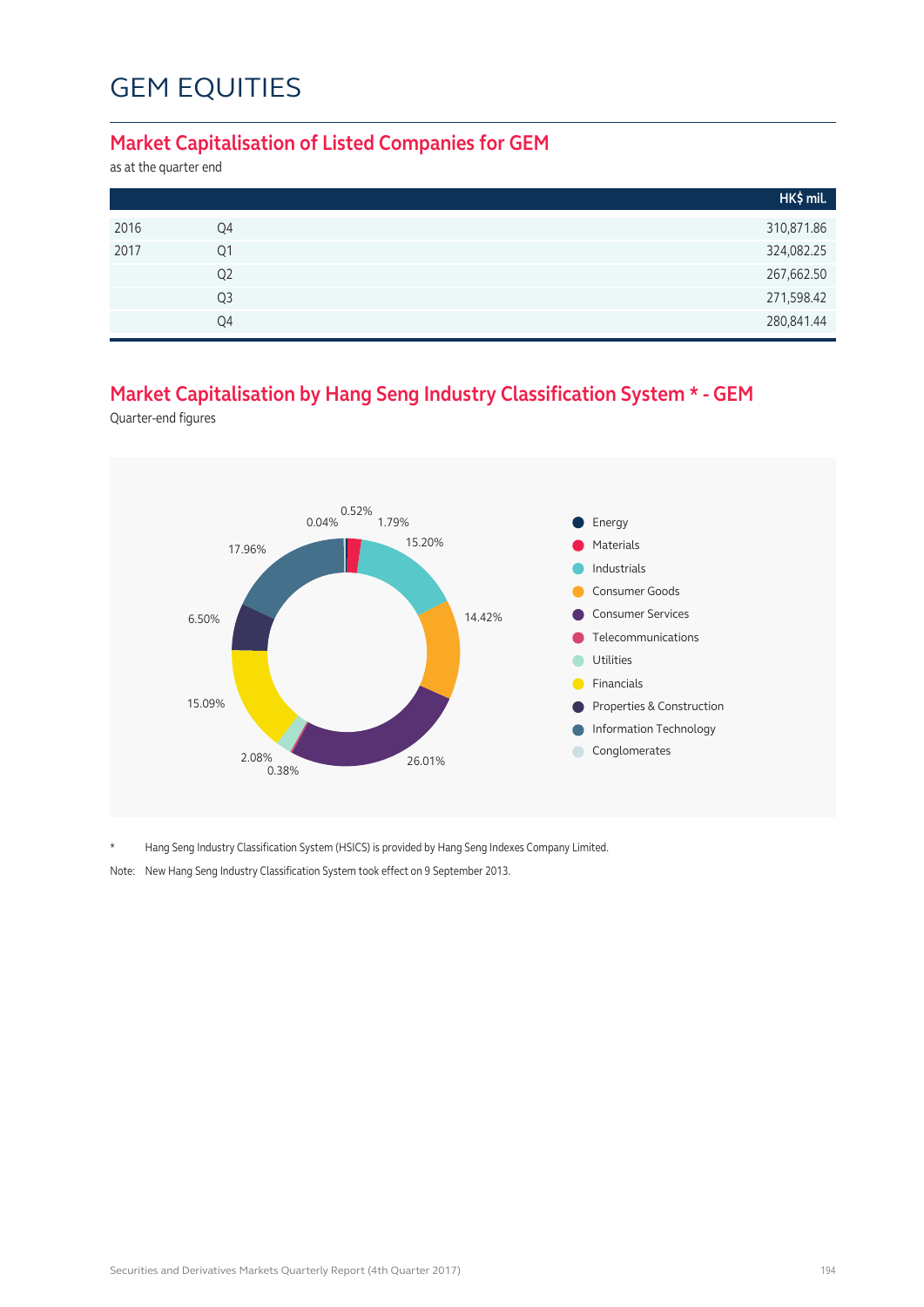# GEM EQUITIES

## Market Capitalisation of Listed Companies for GEM

as at the quarter end

| | | HK$ mil. |
|---|---|---|
| 2016 | Q4 | 310,871.86 |
| 2017 | Q1 | 324,082.25 |
| | Q2 | 267,662.50 |
| | Q3 | 271,598.42 |
| | Q4 | 280,841.44 |

## Market Capitalisation by Hang Seng Industry Classification System * - GEM

Quarter-end figures

| Industry | % |
|---|---|
| Energy | 0.52% |
| Materials | 1.79% |
| Industrials | 15.20% |
| Consumer Goods | 14.42% |
| Consumer Services | 26.01% |
| Telecommunications | 0.38% |
| Utilities | 2.08% |
| Financials | 15.09% |
| Properties & Construction | 6.50% |
| Information Technology | 17.96% |
| Conglomerates | 0.04% |

\* Hang Seng Industry Classification System (HSICS) is provided by Hang Seng Indexes Company Limited.

Note: New Hang Seng Industry Classification System took effect on 9 September 2013.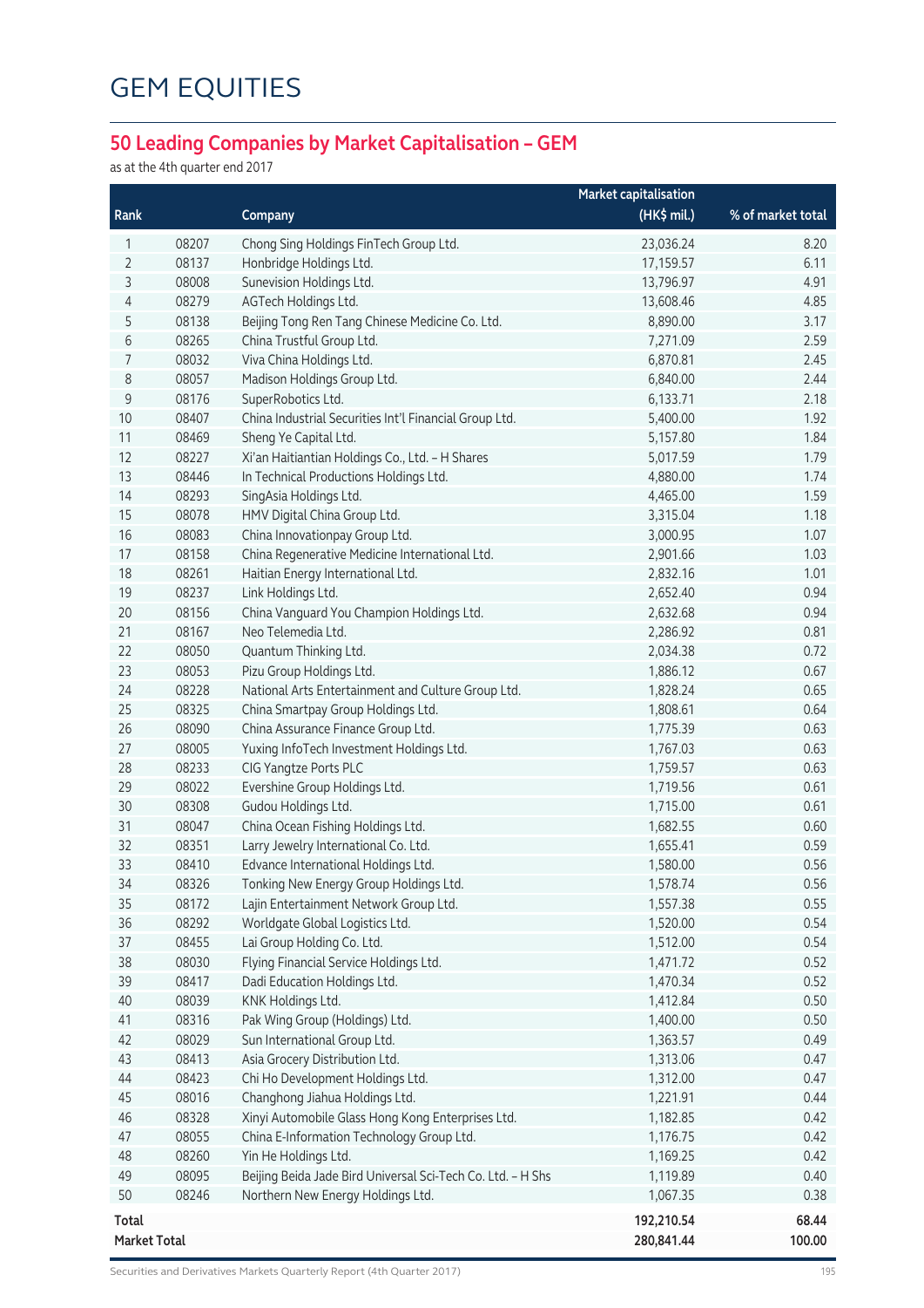# GEM EQUITIES

## 50 Leading Companies by Market Capitalisation – GEM

as at the 4th quarter end 2017

| Rank | | Company | Market capitalisation (HK$ mil.) | % of market total |
|---|---|---|---|---|
| 1 | 08207 | Chong Sing Holdings FinTech Group Ltd. | 23,036.24 | 8.20 |
| 2 | 08137 | Honbridge Holdings Ltd. | 17,159.57 | 6.11 |
| 3 | 08008 | Sunevision Holdings Ltd. | 13,796.97 | 4.91 |
| 4 | 08279 | AGTech Holdings Ltd. | 13,608.46 | 4.85 |
| 5 | 08138 | Beijing Tong Ren Tang Chinese Medicine Co. Ltd. | 8,890.00 | 3.17 |
| 6 | 08265 | China Trustful Group Ltd. | 7,271.09 | 2.59 |
| 7 | 08032 | Viva China Holdings Ltd. | 6,870.81 | 2.45 |
| 8 | 08057 | Madison Holdings Group Ltd. | 6,840.00 | 2.44 |
| 9 | 08176 | SuperRobotics Ltd. | 6,133.71 | 2.18 |
| 10 | 08407 | China Industrial Securities Int'l Financial Group Ltd. | 5,400.00 | 1.92 |
| 11 | 08469 | Sheng Ye Capital Ltd. | 5,157.80 | 1.84 |
| 12 | 08227 | Xi'an Haitiantian Holdings Co., Ltd. – H Shares | 5,017.59 | 1.79 |
| 13 | 08446 | In Technical Productions Holdings Ltd. | 4,880.00 | 1.74 |
| 14 | 08293 | SingAsia Holdings Ltd. | 4,465.00 | 1.59 |
| 15 | 08078 | HMV Digital China Group Ltd. | 3,315.04 | 1.18 |
| 16 | 08083 | China Innovationpay Group Ltd. | 3,000.95 | 1.07 |
| 17 | 08158 | China Regenerative Medicine International Ltd. | 2,901.66 | 1.03 |
| 18 | 08261 | Haitian Energy International Ltd. | 2,832.16 | 1.01 |
| 19 | 08237 | Link Holdings Ltd. | 2,652.40 | 0.94 |
| 20 | 08156 | China Vanguard You Champion Holdings Ltd. | 2,632.68 | 0.94 |
| 21 | 08167 | Neo Telemedia Ltd. | 2,286.92 | 0.81 |
| 22 | 08050 | Quantum Thinking Ltd. | 2,034.38 | 0.72 |
| 23 | 08053 | Pizu Group Holdings Ltd. | 1,886.12 | 0.67 |
| 24 | 08228 | National Arts Entertainment and Culture Group Ltd. | 1,828.24 | 0.65 |
| 25 | 08325 | China Smartpay Group Holdings Ltd. | 1,808.61 | 0.64 |
| 26 | 08090 | China Assurance Finance Group Ltd. | 1,775.39 | 0.63 |
| 27 | 08005 | Yuxing InfoTech Investment Holdings Ltd. | 1,767.03 | 0.63 |
| 28 | 08233 | CIG Yangtze Ports PLC | 1,759.57 | 0.63 |
| 29 | 08022 | Evershine Group Holdings Ltd. | 1,719.56 | 0.61 |
| 30 | 08308 | Gudou Holdings Ltd. | 1,715.00 | 0.61 |
| 31 | 08047 | China Ocean Fishing Holdings Ltd. | 1,682.55 | 0.60 |
| 32 | 08351 | Larry Jewelry International Co. Ltd. | 1,655.41 | 0.59 |
| 33 | 08410 | Edvance International Holdings Ltd. | 1,580.00 | 0.56 |
| 34 | 08326 | Tonking New Energy Group Holdings Ltd. | 1,578.74 | 0.56 |
| 35 | 08172 | Lajin Entertainment Network Group Ltd. | 1,557.38 | 0.55 |
| 36 | 08292 | Worldgate Global Logistics Ltd. | 1,520.00 | 0.54 |
| 37 | 08455 | Lai Group Holding Co. Ltd. | 1,512.00 | 0.54 |
| 38 | 08030 | Flying Financial Service Holdings Ltd. | 1,471.72 | 0.52 |
| 39 | 08417 | Dadi Education Holdings Ltd. | 1,470.34 | 0.52 |
| 40 | 08039 | KNK Holdings Ltd. | 1,412.84 | 0.50 |
| 41 | 08316 | Pak Wing Group (Holdings) Ltd. | 1,400.00 | 0.50 |
| 42 | 08029 | Sun International Group Ltd. | 1,363.57 | 0.49 |
| 43 | 08413 | Asia Grocery Distribution Ltd. | 1,313.06 | 0.47 |
| 44 | 08423 | Chi Ho Development Holdings Ltd. | 1,312.00 | 0.47 |
| 45 | 08016 | Changhong Jiahua Holdings Ltd. | 1,221.91 | 0.44 |
| 46 | 08328 | Xinyi Automobile Glass Hong Kong Enterprises Ltd. | 1,182.85 | 0.42 |
| 47 | 08055 | China E-Information Technology Group Ltd. | 1,176.75 | 0.42 |
| 48 | 08260 | Yin He Holdings Ltd. | 1,169.25 | 0.42 |
| 49 | 08095 | Beijing Beida Jade Bird Universal Sci-Tech Co. Ltd. – H Shs | 1,119.89 | 0.40 |
| 50 | 08246 | Northern New Energy Holdings Ltd. | 1,067.35 | 0.38 |
| **Total** | | | **192,210.54** | **68.44** |
| **Market Total** | | | **280,841.44** | **100.00** |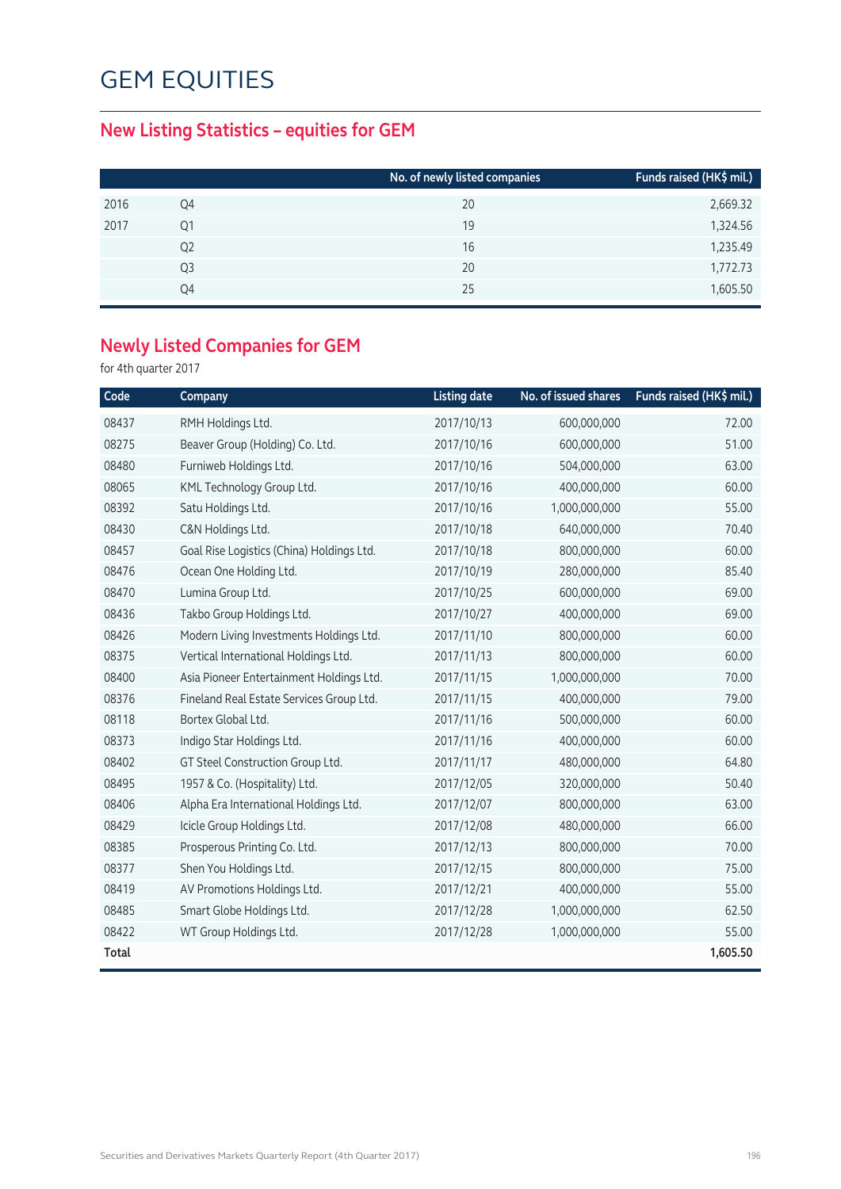# GEM EQUITIES

## New Listing Statistics – equities for GEM

| | | No. of newly listed companies | Funds raised (HK$ mil.) |
|---|---|---|---|
| 2016 | Q4 | 20 | 2,669.32 |
| 2017 | Q1 | 19 | 1,324.56 |
| | Q2 | 16 | 1,235.49 |
| | Q3 | 20 | 1,772.73 |
| | Q4 | 25 | 1,605.50 |

## Newly Listed Companies for GEM

for 4th quarter 2017

| Code | Company | Listing date | No. of issued shares | Funds raised (HK$ mil.) |
|---|---|---|---|---|
| 08437 | RMH Holdings Ltd. | 2017/10/13 | 600,000,000 | 72.00 |
| 08275 | Beaver Group (Holding) Co. Ltd. | 2017/10/16 | 600,000,000 | 51.00 |
| 08480 | Furniweb Holdings Ltd. | 2017/10/16 | 504,000,000 | 63.00 |
| 08065 | KML Technology Group Ltd. | 2017/10/16 | 400,000,000 | 60.00 |
| 08392 | Satu Holdings Ltd. | 2017/10/16 | 1,000,000,000 | 55.00 |
| 08430 | C&N Holdings Ltd. | 2017/10/18 | 640,000,000 | 70.40 |
| 08457 | Goal Rise Logistics (China) Holdings Ltd. | 2017/10/18 | 800,000,000 | 60.00 |
| 08476 | Ocean One Holding Ltd. | 2017/10/19 | 280,000,000 | 85.40 |
| 08470 | Lumina Group Ltd. | 2017/10/25 | 600,000,000 | 69.00 |
| 08436 | Takbo Group Holdings Ltd. | 2017/10/27 | 400,000,000 | 69.00 |
| 08426 | Modern Living Investments Holdings Ltd. | 2017/11/10 | 800,000,000 | 60.00 |
| 08375 | Vertical International Holdings Ltd. | 2017/11/13 | 800,000,000 | 60.00 |
| 08400 | Asia Pioneer Entertainment Holdings Ltd. | 2017/11/15 | 1,000,000,000 | 70.00 |
| 08376 | Fineland Real Estate Services Group Ltd. | 2017/11/15 | 400,000,000 | 79.00 |
| 08118 | Bortex Global Ltd. | 2017/11/16 | 500,000,000 | 60.00 |
| 08373 | Indigo Star Holdings Ltd. | 2017/11/16 | 400,000,000 | 60.00 |
| 08402 | GT Steel Construction Group Ltd. | 2017/11/17 | 480,000,000 | 64.80 |
| 08495 | 1957 & Co. (Hospitality) Ltd. | 2017/12/05 | 320,000,000 | 50.40 |
| 08406 | Alpha Era International Holdings Ltd. | 2017/12/07 | 800,000,000 | 63.00 |
| 08429 | Icicle Group Holdings Ltd. | 2017/12/08 | 480,000,000 | 66.00 |
| 08385 | Prosperous Printing Co. Ltd. | 2017/12/13 | 800,000,000 | 70.00 |
| 08377 | Shen You Holdings Ltd. | 2017/12/15 | 800,000,000 | 75.00 |
| 08419 | AV Promotions Holdings Ltd. | 2017/12/21 | 400,000,000 | 55.00 |
| 08485 | Smart Globe Holdings Ltd. | 2017/12/28 | 1,000,000,000 | 62.50 |
| 08422 | WT Group Holdings Ltd. | 2017/12/28 | 1,000,000,000 | 55.00 |
| **Total** | | | | **1,605.50** |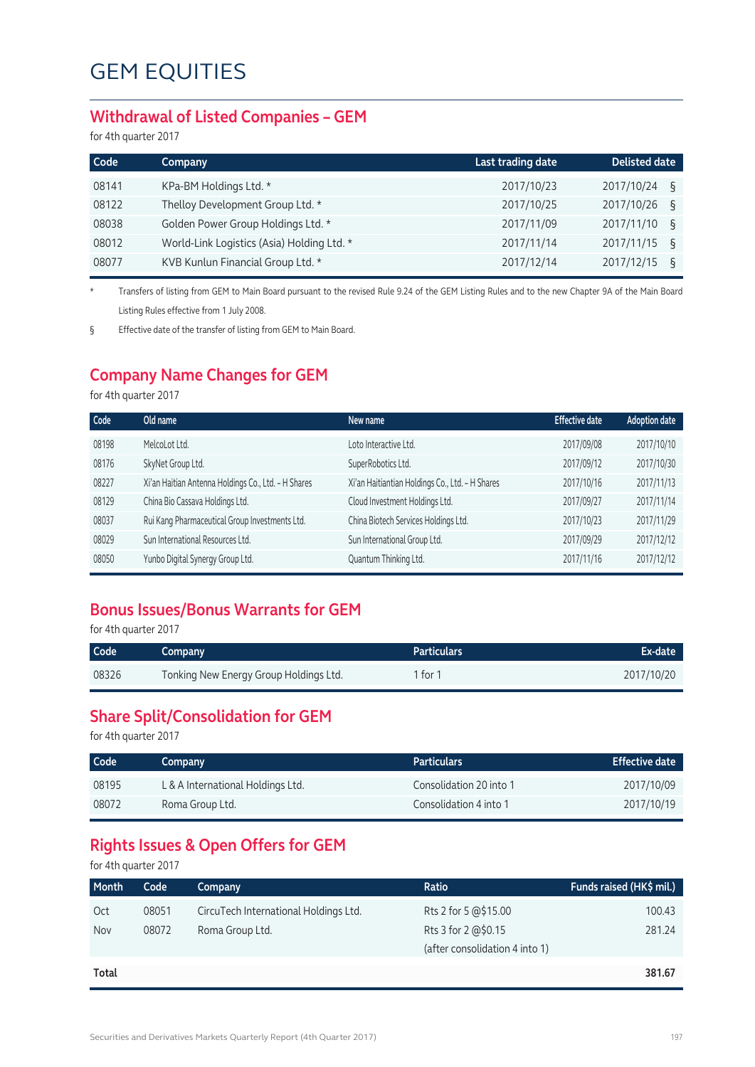# GEM EQUITIES

## Withdrawal of Listed Companies – GEM

for 4th quarter 2017

| Code | Company | Last trading date | Delisted date |
|---|---|---|---|
| 08141 | KPa-BM Holdings Ltd. * | 2017/10/23 | 2017/10/24 § |
| 08122 | Thelloy Development Group Ltd. * | 2017/10/25 | 2017/10/26 § |
| 08038 | Golden Power Group Holdings Ltd. * | 2017/11/09 | 2017/11/10 § |
| 08012 | World-Link Logistics (Asia) Holding Ltd. * | 2017/11/14 | 2017/11/15 § |
| 08077 | KVB Kunlun Financial Group Ltd. * | 2017/12/14 | 2017/12/15 § |

* Transfers of listing from GEM to Main Board pursuant to the revised Rule 9.24 of the GEM Listing Rules and to the new Chapter 9A of the Main Board Listing Rules effective from 1 July 2008.

§ Effective date of the transfer of listing from GEM to Main Board.

## Company Name Changes for GEM

for 4th quarter 2017

| Code | Old name | New name | Effective date | Adoption date |
|---|---|---|---|---|
| 08198 | MelcoLot Ltd. | Loto Interactive Ltd. | 2017/09/08 | 2017/10/10 |
| 08176 | SkyNet Group Ltd. | SuperRobotics Ltd. | 2017/09/12 | 2017/10/30 |
| 08227 | Xi'an Haitian Antenna Holdings Co., Ltd. - H Shares | Xi'an Haitiantian Holdings Co., Ltd. - H Shares | 2017/10/16 | 2017/11/13 |
| 08129 | China Bio Cassava Holdings Ltd. | Cloud Investment Holdings Ltd. | 2017/09/27 | 2017/11/14 |
| 08037 | Rui Kang Pharmaceutical Group Investments Ltd. | China Biotech Services Holdings Ltd. | 2017/10/23 | 2017/11/29 |
| 08029 | Sun International Resources Ltd. | Sun International Group Ltd. | 2017/09/29 | 2017/12/12 |
| 08050 | Yunbo Digital Synergy Group Ltd. | Quantum Thinking Ltd. | 2017/11/16 | 2017/12/12 |

## Bonus Issues/Bonus Warrants for GEM

for 4th quarter 2017

| Code | Company | Particulars | Ex-date |
|---|---|---|---|
| 08326 | Tonking New Energy Group Holdings Ltd. | 1 for 1 | 2017/10/20 |

## Share Split/Consolidation for GEM

for 4th quarter 2017

| Code | Company | Particulars | Effective date |
|---|---|---|---|
| 08195 | L & A International Holdings Ltd. | Consolidation 20 into 1 | 2017/10/09 |
| 08072 | Roma Group Ltd. | Consolidation 4 into 1 | 2017/10/19 |

## Rights Issues & Open Offers for GEM

for 4th quarter 2017

| Month | Code | Company | Ratio | Funds raised (HK$ mil.) |
|---|---|---|---|---|
| Oct | 08051 | CircuTech International Holdings Ltd. | Rts 2 for 5 @$15.00 | 100.43 |
| Nov | 08072 | Roma Group Ltd. | Rts 3 for 2 @$0.15 (after consolidation 4 into 1) | 281.24 |
| **Total** | | | | **381.67** |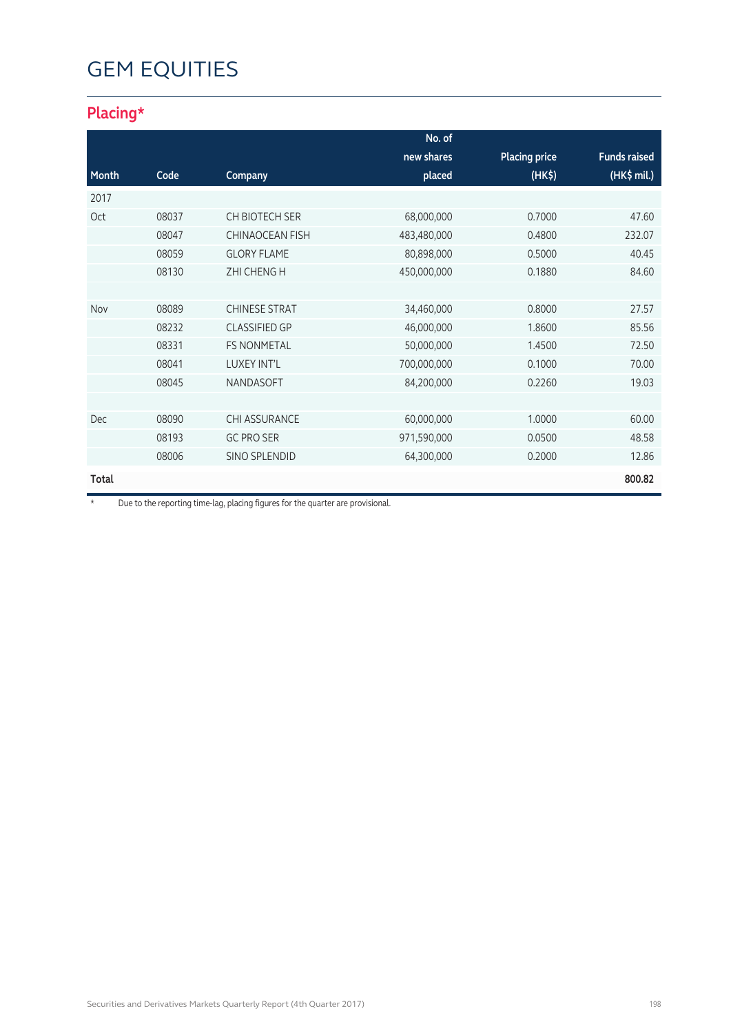# GEM EQUITIES

## Placing*

| Month | Code | Company | No. of new shares placed | Placing price (HK$) | Funds raised (HK$ mil.) |
|---|---|---|---|---|---|
| 2017 | | | | | |
| Oct | 08037 | CH BIOTECH SER | 68,000,000 | 0.7000 | 47.60 |
| | 08047 | CHINAOCEAN FISH | 483,480,000 | 0.4800 | 232.07 |
| | 08059 | GLORY FLAME | 80,898,000 | 0.5000 | 40.45 |
| | 08130 | ZHI CHENG H | 450,000,000 | 0.1880 | 84.60 |
| | | | | | |
| Nov | 08089 | CHINESE STRAT | 34,460,000 | 0.8000 | 27.57 |
| | 08232 | CLASSIFIED GP | 46,000,000 | 1.8600 | 85.56 |
| | 08331 | FS NONMETAL | 50,000,000 | 1.4500 | 72.50 |
| | 08041 | LUXEY INT'L | 700,000,000 | 0.1000 | 70.00 |
| | 08045 | NANDASOFT | 84,200,000 | 0.2260 | 19.03 |
| | | | | | |
| Dec | 08090 | CHI ASSURANCE | 60,000,000 | 1.0000 | 60.00 |
| | 08193 | GC PRO SER | 971,590,000 | 0.0500 | 48.58 |
| | 08006 | SINO SPLENDID | 64,300,000 | 0.2000 | 12.86 |
| **Total** | | | | | **800.82** |

* Due to the reporting time-lag, placing figures for the quarter are provisional.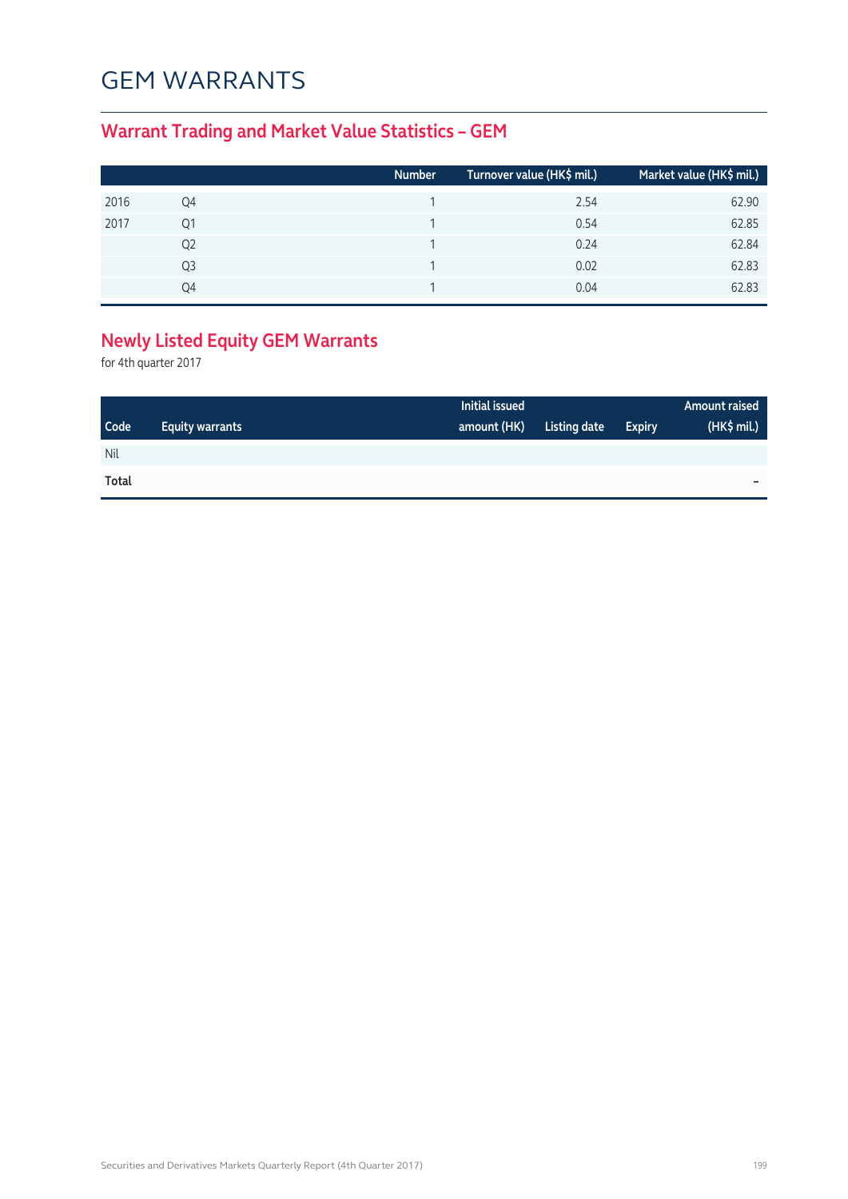# GEM WARRANTS

## Warrant Trading and Market Value Statistics – GEM

| | | Number | Turnover value (HK$ mil.) | Market value (HK$ mil.) |
|---|---|---|---|---|
| 2016 | Q4 | 1 | 2.54 | 62.90 |
| 2017 | Q1 | 1 | 0.54 | 62.85 |
| | Q2 | 1 | 0.24 | 62.84 |
| | Q3 | 1 | 0.02 | 62.83 |
| | Q4 | 1 | 0.04 | 62.83 |

## Newly Listed Equity GEM Warrants

for 4th quarter 2017

| Code | Equity warrants | Initial issued amount (HK) | Listing date | Expiry | Amount raised (HK$ mil.) |
|---|---|---|---|---|---|
| Nil | | | | | |
| **Total** | | | | | – |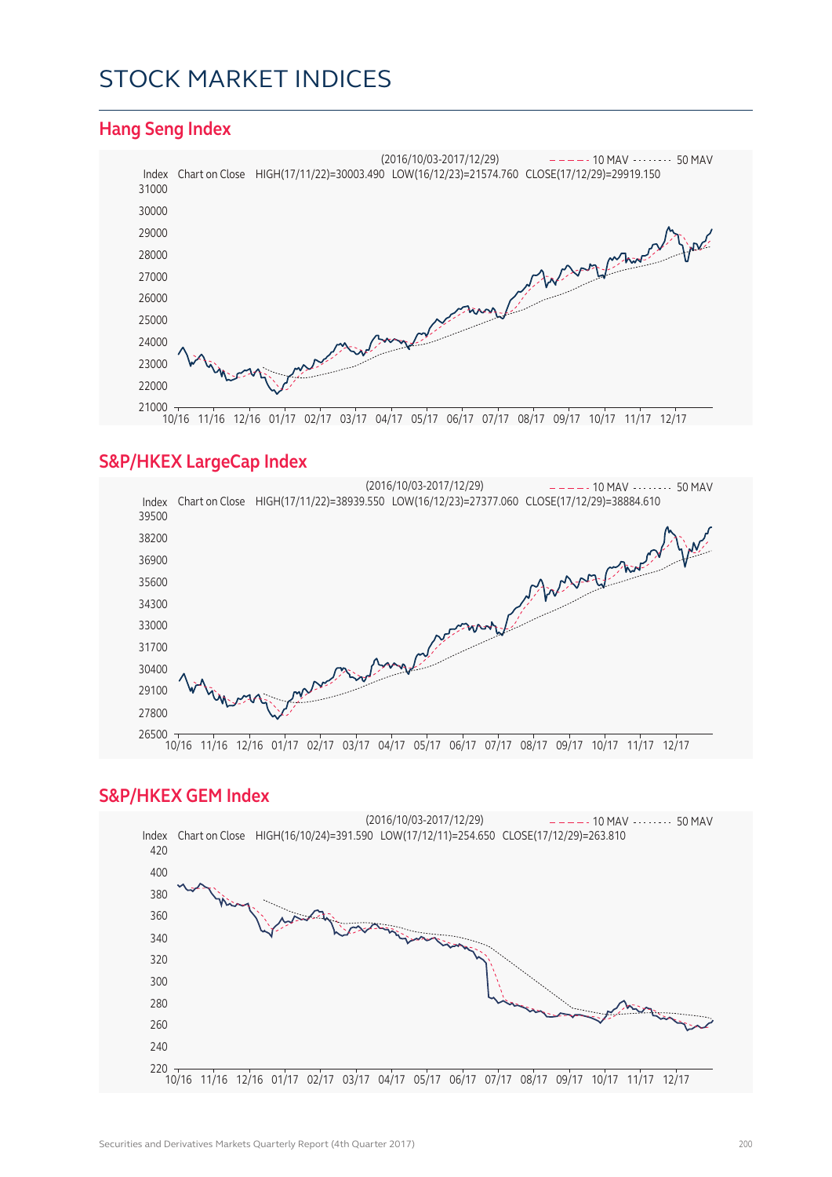# STOCK MARKET INDICES

## Hang Seng Index

(2016/10/03-2017/12/29) 10 MAV 50 MAV

Index Chart on Close HIGH(17/11/22)=30003.490 LOW(16/12/23)=21574.760 CLOSE(17/12/29)=29919.150

## S&P/HKEX LargeCap Index

(2016/10/03-2017/12/29) 10 MAV 50 MAV

Index Chart on Close HIGH(17/11/22)=38939.550 LOW(16/12/23)=27377.060 CLOSE(17/12/29)=38884.610

## S&P/HKEX GEM Index

(2016/10/03-2017/12/29) 10 MAV 50 MAV

Index Chart on Close HIGH(16/10/24)=391.590 LOW(17/12/11)=254.650 CLOSE(17/12/29)=263.810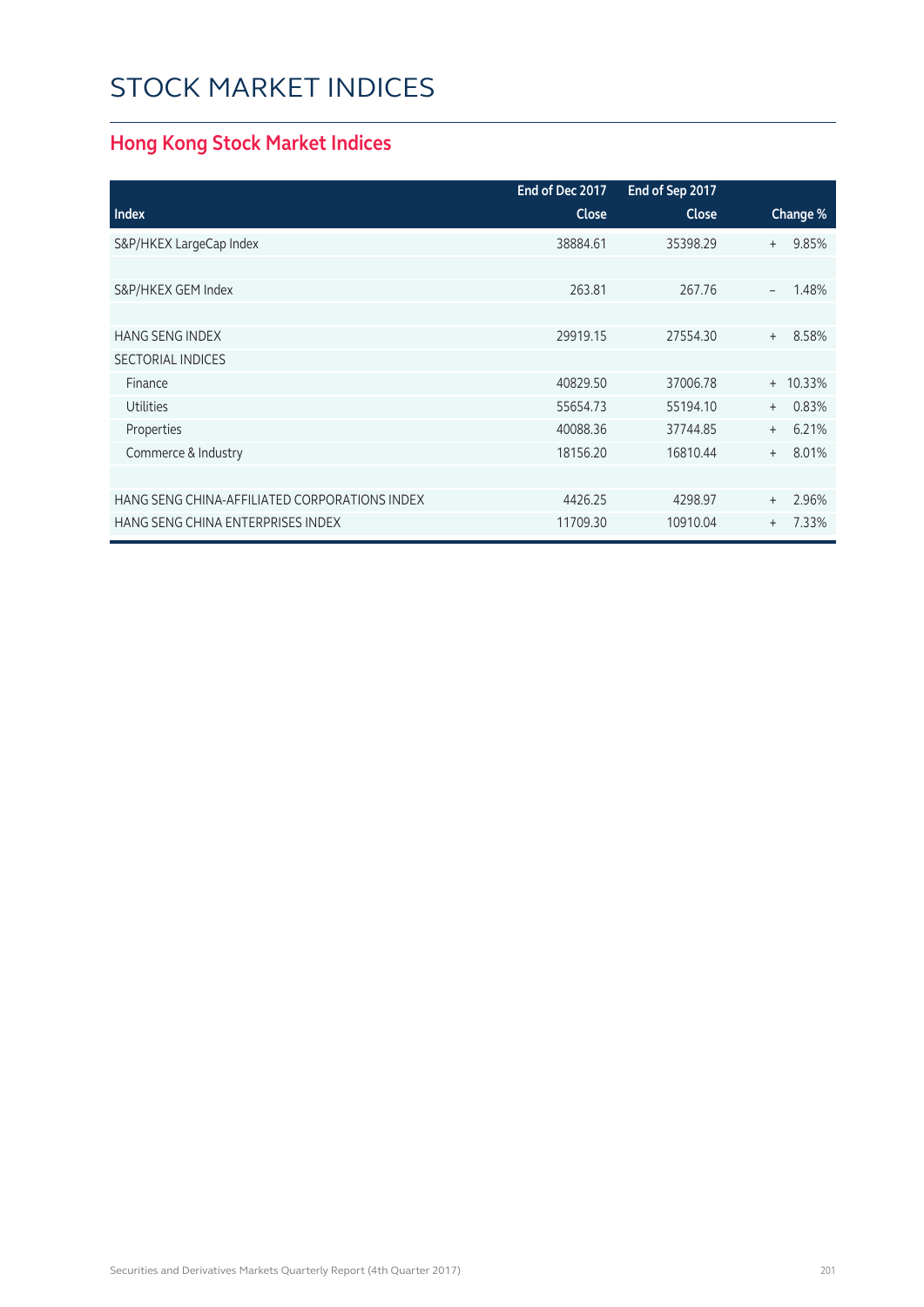# STOCK MARKET INDICES

## Hong Kong Stock Market Indices

| Index | End of Dec 2017 Close | End of Sep 2017 Close | Change % |
|---|---|---|---|
| S&P/HKEX LargeCap Index | 38884.61 | 35398.29 | + 9.85% |
| | | | |
| S&P/HKEX GEM Index | 263.81 | 267.76 | – 1.48% |
| | | | |
| HANG SENG INDEX | 29919.15 | 27554.30 | + 8.58% |
| SECTORIAL INDICES | | | |
| Finance | 40829.50 | 37006.78 | + 10.33% |
| Utilities | 55654.73 | 55194.10 | + 0.83% |
| Properties | 40088.36 | 37744.85 | + 6.21% |
| Commerce & Industry | 18156.20 | 16810.44 | + 8.01% |
| | | | |
| HANG SENG CHINA-AFFILIATED CORPORATIONS INDEX | 4426.25 | 4298.97 | + 2.96% |
| HANG SENG CHINA ENTERPRISES INDEX | 11709.30 | 10910.04 | + 7.33% |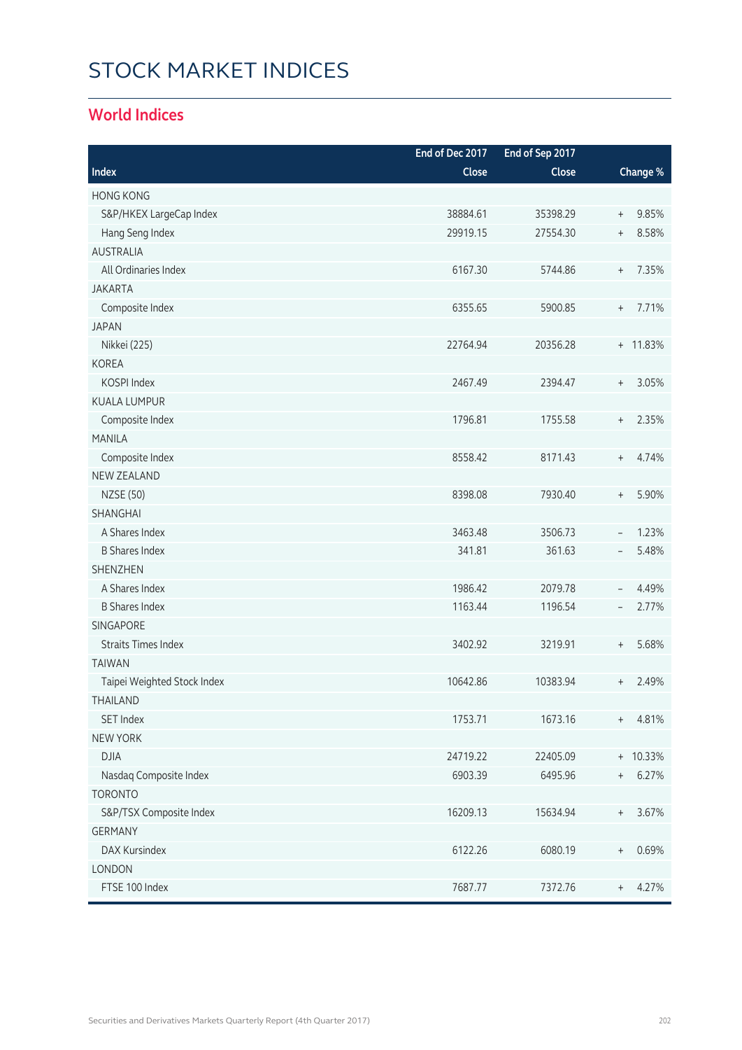# STOCK MARKET INDICES

## World Indices

| Index | End of Dec 2017 Close | End of Sep 2017 Close | Change % |
|---|---|---|---|
| HONG KONG | | | |
| S&P/HKEX LargeCap Index | 38884.61 | 35398.29 | + 9.85% |
| Hang Seng Index | 29919.15 | 27554.30 | + 8.58% |
| AUSTRALIA | | | |
| All Ordinaries Index | 6167.30 | 5744.86 | + 7.35% |
| JAKARTA | | | |
| Composite Index | 6355.65 | 5900.85 | + 7.71% |
| JAPAN | | | |
| Nikkei (225) | 22764.94 | 20356.28 | + 11.83% |
| KOREA | | | |
| KOSPI Index | 2467.49 | 2394.47 | + 3.05% |
| KUALA LUMPUR | | | |
| Composite Index | 1796.81 | 1755.58 | + 2.35% |
| MANILA | | | |
| Composite Index | 8558.42 | 8171.43 | + 4.74% |
| NEW ZEALAND | | | |
| NZSE (50) | 8398.08 | 7930.40 | + 5.90% |
| SHANGHAI | | | |
| A Shares Index | 3463.48 | 3506.73 | – 1.23% |
| B Shares Index | 341.81 | 361.63 | – 5.48% |
| SHENZHEN | | | |
| A Shares Index | 1986.42 | 2079.78 | – 4.49% |
| B Shares Index | 1163.44 | 1196.54 | – 2.77% |
| SINGAPORE | | | |
| Straits Times Index | 3402.92 | 3219.91 | + 5.68% |
| TAIWAN | | | |
| Taipei Weighted Stock Index | 10642.86 | 10383.94 | + 2.49% |
| THAILAND | | | |
| SET Index | 1753.71 | 1673.16 | + 4.81% |
| NEW YORK | | | |
| DJIA | 24719.22 | 22405.09 | + 10.33% |
| Nasdaq Composite Index | 6903.39 | 6495.96 | + 6.27% |
| TORONTO | | | |
| S&P/TSX Composite Index | 16209.13 | 15634.94 | + 3.67% |
| GERMANY | | | |
| DAX Kursindex | 6122.26 | 6080.19 | + 0.69% |
| LONDON | | | |
| FTSE 100 Index | 7687.77 | 7372.76 | + 4.27% |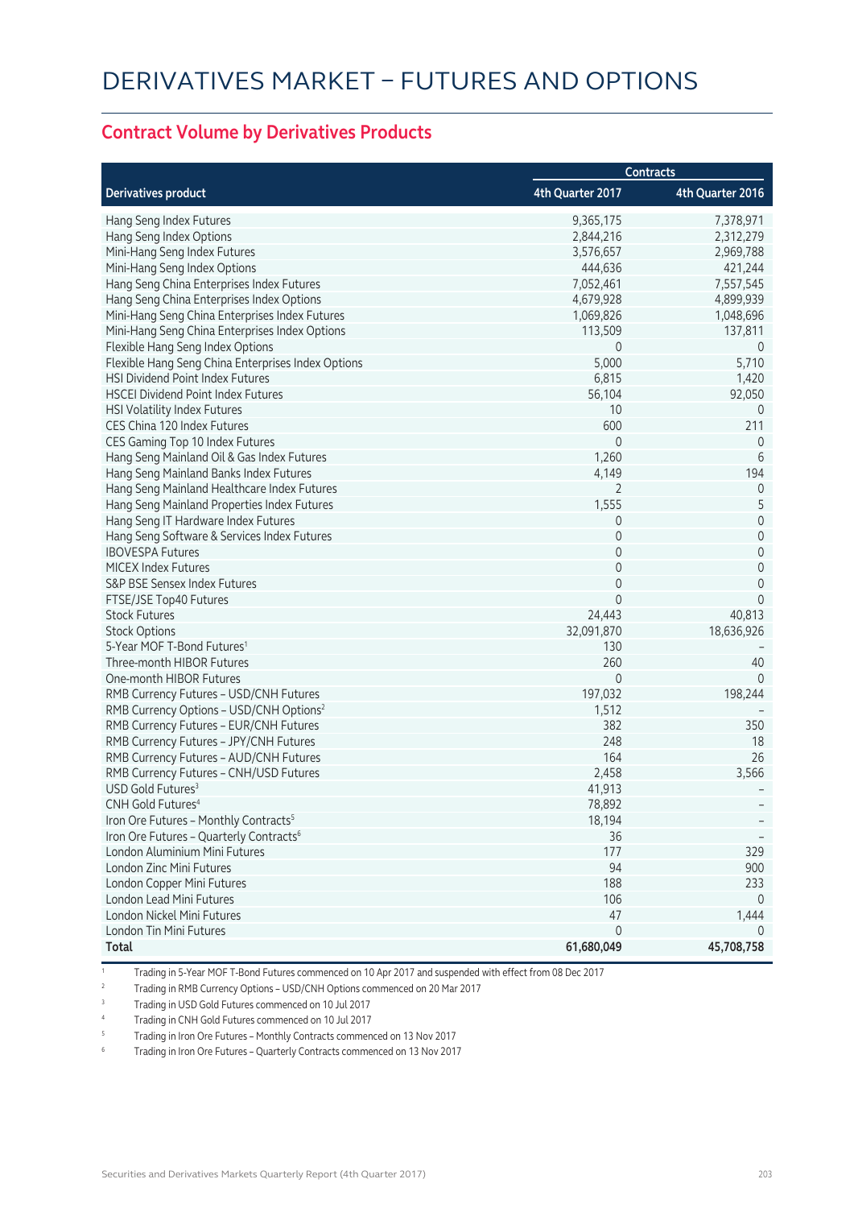# DERIVATIVES MARKET – FUTURES AND OPTIONS

## Contract Volume by Derivatives Products

| Derivatives product | Contracts | |
|---|---|---|
| | 4th Quarter 2017 | 4th Quarter 2016 |
| Hang Seng Index Futures | 9,365,175 | 7,378,971 |
| Hang Seng Index Options | 2,844,216 | 2,312,279 |
| Mini-Hang Seng Index Futures | 3,576,657 | 2,969,788 |
| Mini-Hang Seng Index Options | 444,636 | 421,244 |
| Hang Seng China Enterprises Index Futures | 7,052,461 | 7,557,545 |
| Hang Seng China Enterprises Index Options | 4,679,928 | 4,899,939 |
| Mini-Hang Seng China Enterprises Index Futures | 1,069,826 | 1,048,696 |
| Mini-Hang Seng China Enterprises Index Options | 113,509 | 137,811 |
| Flexible Hang Seng Index Options | 0 | 0 |
| Flexible Hang Seng China Enterprises Index Options | 5,000 | 5,710 |
| HSI Dividend Point Index Futures | 6,815 | 1,420 |
| HSCEI Dividend Point Index Futures | 56,104 | 92,050 |
| HSI Volatility Index Futures | 10 | 0 |
| CES China 120 Index Futures | 600 | 211 |
| CES Gaming Top 10 Index Futures | 0 | 0 |
| Hang Seng Mainland Oil & Gas Index Futures | 1,260 | 6 |
| Hang Seng Mainland Banks Index Futures | 4,149 | 194 |
| Hang Seng Mainland Healthcare Index Futures | 2 | 0 |
| Hang Seng Mainland Properties Index Futures | 1,555 | 5 |
| Hang Seng IT Hardware Index Futures | 0 | 0 |
| Hang Seng Software & Services Index Futures | 0 | 0 |
| IBOVESPA Futures | 0 | 0 |
| MICEX Index Futures | 0 | 0 |
| S&P BSE Sensex Index Futures | 0 | 0 |
| FTSE/JSE Top40 Futures | 0 | 0 |
| Stock Futures | 24,443 | 40,813 |
| Stock Options | 32,091,870 | 18,636,926 |
| 5-Year MOF T-Bond Futures[1] | 130 | – |
| Three-month HIBOR Futures | 260 | 40 |
| One-month HIBOR Futures | 0 | 0 |
| RMB Currency Futures – USD/CNH Futures | 197,032 | 198,244 |
| RMB Currency Options – USD/CNH Options[2] | 1,512 | – |
| RMB Currency Futures – EUR/CNH Futures | 382 | 350 |
| RMB Currency Futures – JPY/CNH Futures | 248 | 18 |
| RMB Currency Futures – AUD/CNH Futures | 164 | 26 |
| RMB Currency Futures – CNH/USD Futures | 2,458 | 3,566 |
| USD Gold Futures[3] | 41,913 | – |
| CNH Gold Futures[4] | 78,892 | – |
| Iron Ore Futures – Monthly Contracts[5] | 18,194 | – |
| Iron Ore Futures – Quarterly Contracts[6] | 36 | – |
| London Aluminium Mini Futures | 177 | 329 |
| London Zinc Mini Futures | 94 | 900 |
| London Copper Mini Futures | 188 | 233 |
| London Lead Mini Futures | 106 | 0 |
| London Nickel Mini Futures | 47 | 1,444 |
| London Tin Mini Futures | 0 | 0 |
| **Total** | **61,680,049** | **45,708,758** |

1. Trading in 5-Year MOF T-Bond Futures commenced on 10 Apr 2017 and suspended with effect from 08 Dec 2017
2. Trading in RMB Currency Options – USD/CNH Options commenced on 20 Mar 2017
3. Trading in USD Gold Futures commenced on 10 Jul 2017
4. Trading in CNH Gold Futures commenced on 10 Jul 2017
5. Trading in Iron Ore Futures – Monthly Contracts commenced on 13 Nov 2017
6. Trading in Iron Ore Futures – Quarterly Contracts commenced on 13 Nov 2017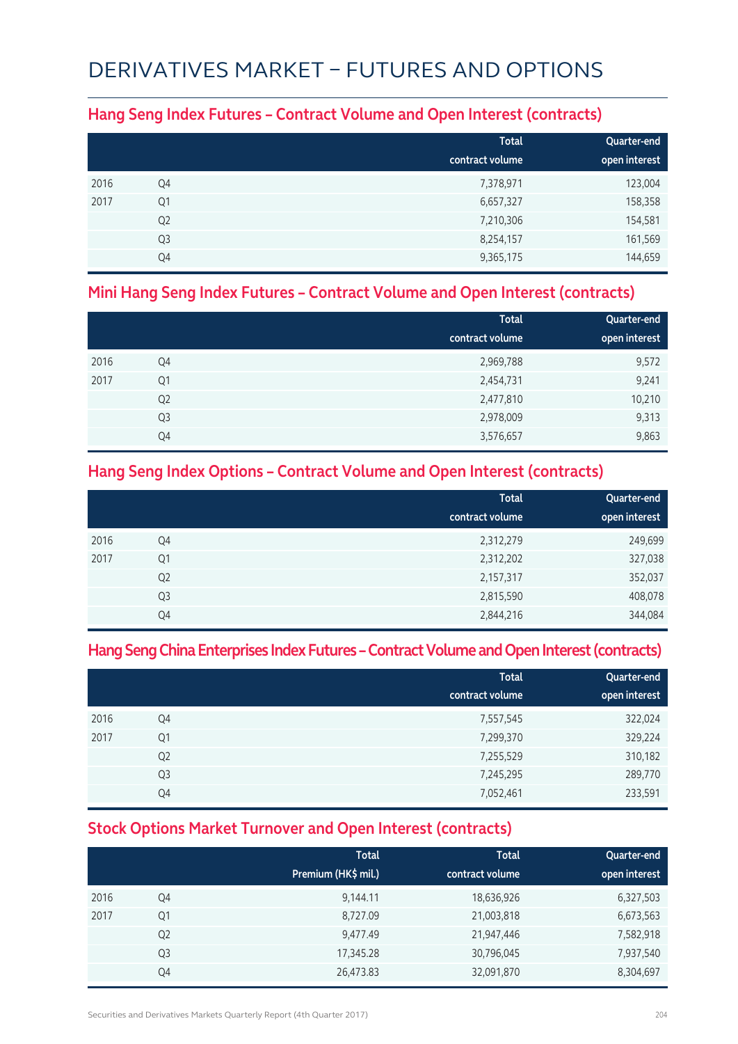# DERIVATIVES MARKET – FUTURES AND OPTIONS

## Hang Seng Index Futures – Contract Volume and Open Interest (contracts)

| | | Total contract volume | Quarter-end open interest |
|---|---|---|---|
| 2016 | Q4 | 7,378,971 | 123,004 |
| 2017 | Q1 | 6,657,327 | 158,358 |
| | Q2 | 7,210,306 | 154,581 |
| | Q3 | 8,254,157 | 161,569 |
| | Q4 | 9,365,175 | 144,659 |

## Mini Hang Seng Index Futures – Contract Volume and Open Interest (contracts)

| | | Total contract volume | Quarter-end open interest |
|---|---|---|---|
| 2016 | Q4 | 2,969,788 | 9,572 |
| 2017 | Q1 | 2,454,731 | 9,241 |
| | Q2 | 2,477,810 | 10,210 |
| | Q3 | 2,978,009 | 9,313 |
| | Q4 | 3,576,657 | 9,863 |

## Hang Seng Index Options – Contract Volume and Open Interest (contracts)

| | | Total contract volume | Quarter-end open interest |
|---|---|---|---|
| 2016 | Q4 | 2,312,279 | 249,699 |
| 2017 | Q1 | 2,312,202 | 327,038 |
| | Q2 | 2,157,317 | 352,037 |
| | Q3 | 2,815,590 | 408,078 |
| | Q4 | 2,844,216 | 344,084 |

## Hang Seng China Enterprises Index Futures – Contract Volume and Open Interest (contracts)

| | | Total contract volume | Quarter-end open interest |
|---|---|---|---|
| 2016 | Q4 | 7,557,545 | 322,024 |
| 2017 | Q1 | 7,299,370 | 329,224 |
| | Q2 | 7,255,529 | 310,182 |
| | Q3 | 7,245,295 | 289,770 |
| | Q4 | 7,052,461 | 233,591 |

## Stock Options Market Turnover and Open Interest (contracts)

| | | Total Premium (HK$ mil.) | Total contract volume | Quarter-end open interest |
|---|---|---|---|---|
| 2016 | Q4 | 9,144.11 | 18,636,926 | 6,327,503 |
| 2017 | Q1 | 8,727.09 | 21,003,818 | 6,673,563 |
| | Q2 | 9,477.49 | 21,947,446 | 7,582,918 |
| | Q3 | 17,345.28 | 30,796,045 | 7,937,540 |
| | Q4 | 26,473.83 | 32,091,870 | 8,304,697 |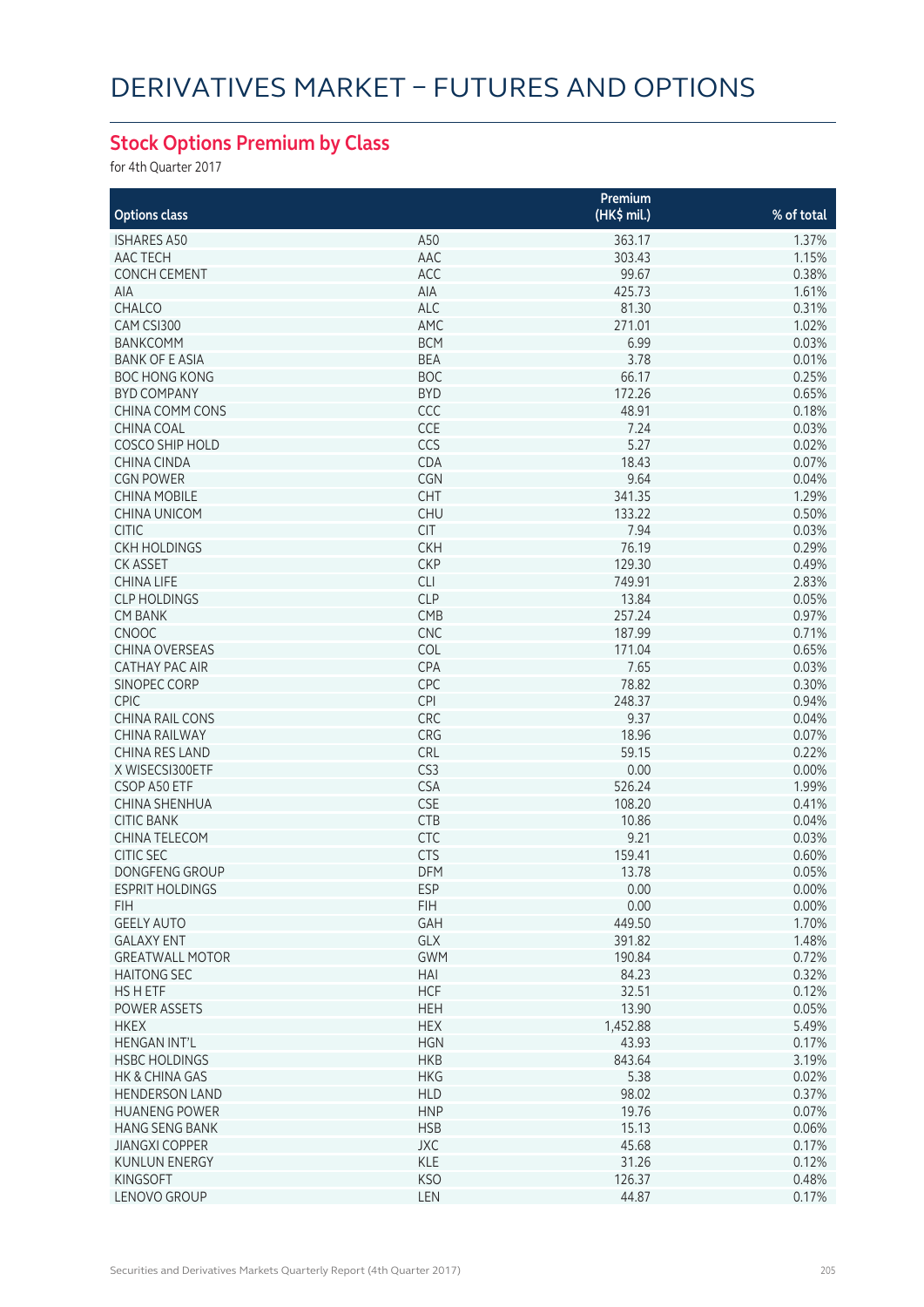# DERIVATIVES MARKET – FUTURES AND OPTIONS

## Stock Options Premium by Class

for 4th Quarter 2017

| Options class | | Premium (HK$ mil.) | % of total |
|---|---|---|---|
| ISHARES A50 | A50 | 363.17 | 1.37% |
| AAC TECH | AAC | 303.43 | 1.15% |
| CONCH CEMENT | ACC | 99.67 | 0.38% |
| AIA | AIA | 425.73 | 1.61% |
| CHALCO | ALC | 81.30 | 0.31% |
| CAM CSI300 | AMC | 271.01 | 1.02% |
| BANKCOMM | BCM | 6.99 | 0.03% |
| BANK OF E ASIA | BEA | 3.78 | 0.01% |
| BOC HONG KONG | BOC | 66.17 | 0.25% |
| BYD COMPANY | BYD | 172.26 | 0.65% |
| CHINA COMM CONS | CCC | 48.91 | 0.18% |
| CHINA COAL | CCE | 7.24 | 0.03% |
| COSCO SHIP HOLD | CCS | 5.27 | 0.02% |
| CHINA CINDA | CDA | 18.43 | 0.07% |
| CGN POWER | CGN | 9.64 | 0.04% |
| CHINA MOBILE | CHT | 341.35 | 1.29% |
| CHINA UNICOM | CHU | 133.22 | 0.50% |
| CITIC | CIT | 7.94 | 0.03% |
| CKH HOLDINGS | CKH | 76.19 | 0.29% |
| CK ASSET | CKP | 129.30 | 0.49% |
| CHINA LIFE | CLI | 749.91 | 2.83% |
| CLP HOLDINGS | CLP | 13.84 | 0.05% |
| CM BANK | CMB | 257.24 | 0.97% |
| CNOOC | CNC | 187.99 | 0.71% |
| CHINA OVERSEAS | COL | 171.04 | 0.65% |
| CATHAY PAC AIR | CPA | 7.65 | 0.03% |
| SINOPEC CORP | CPC | 78.82 | 0.30% |
| CPIC | CPI | 248.37 | 0.94% |
| CHINA RAIL CONS | CRC | 9.37 | 0.04% |
| CHINA RAILWAY | CRG | 18.96 | 0.07% |
| CHINA RES LAND | CRL | 59.15 | 0.22% |
| X WISECSI300ETF | CS3 | 0.00 | 0.00% |
| CSOP A50 ETF | CSA | 526.24 | 1.99% |
| CHINA SHENHUA | CSE | 108.20 | 0.41% |
| CITIC BANK | CTB | 10.86 | 0.04% |
| CHINA TELECOM | CTC | 9.21 | 0.03% |
| CITIC SEC | CTS | 159.41 | 0.60% |
| DONGFENG GROUP | DFM | 13.78 | 0.05% |
| ESPRIT HOLDINGS | ESP | 0.00 | 0.00% |
| FIH | FIH | 0.00 | 0.00% |
| GEELY AUTO | GAH | 449.50 | 1.70% |
| GALAXY ENT | GLX | 391.82 | 1.48% |
| GREATWALL MOTOR | GWM | 190.84 | 0.72% |
| HAITONG SEC | HAI | 84.23 | 0.32% |
| HS H ETF | HCF | 32.51 | 0.12% |
| POWER ASSETS | HEH | 13.90 | 0.05% |
| HKEX | HEX | 1,452.88 | 5.49% |
| HENGAN INT'L | HGN | 43.93 | 0.17% |
| HSBC HOLDINGS | HKB | 843.64 | 3.19% |
| HK & CHINA GAS | HKG | 5.38 | 0.02% |
| HENDERSON LAND | HLD | 98.02 | 0.37% |
| HUANENG POWER | HNP | 19.76 | 0.07% |
| HANG SENG BANK | HSB | 15.13 | 0.06% |
| JIANGXI COPPER | JXC | 45.68 | 0.17% |
| KUNLUN ENERGY | KLE | 31.26 | 0.12% |
| KINGSOFT | KSO | 126.37 | 0.48% |
| LENOVO GROUP | LEN | 44.87 | 0.17% |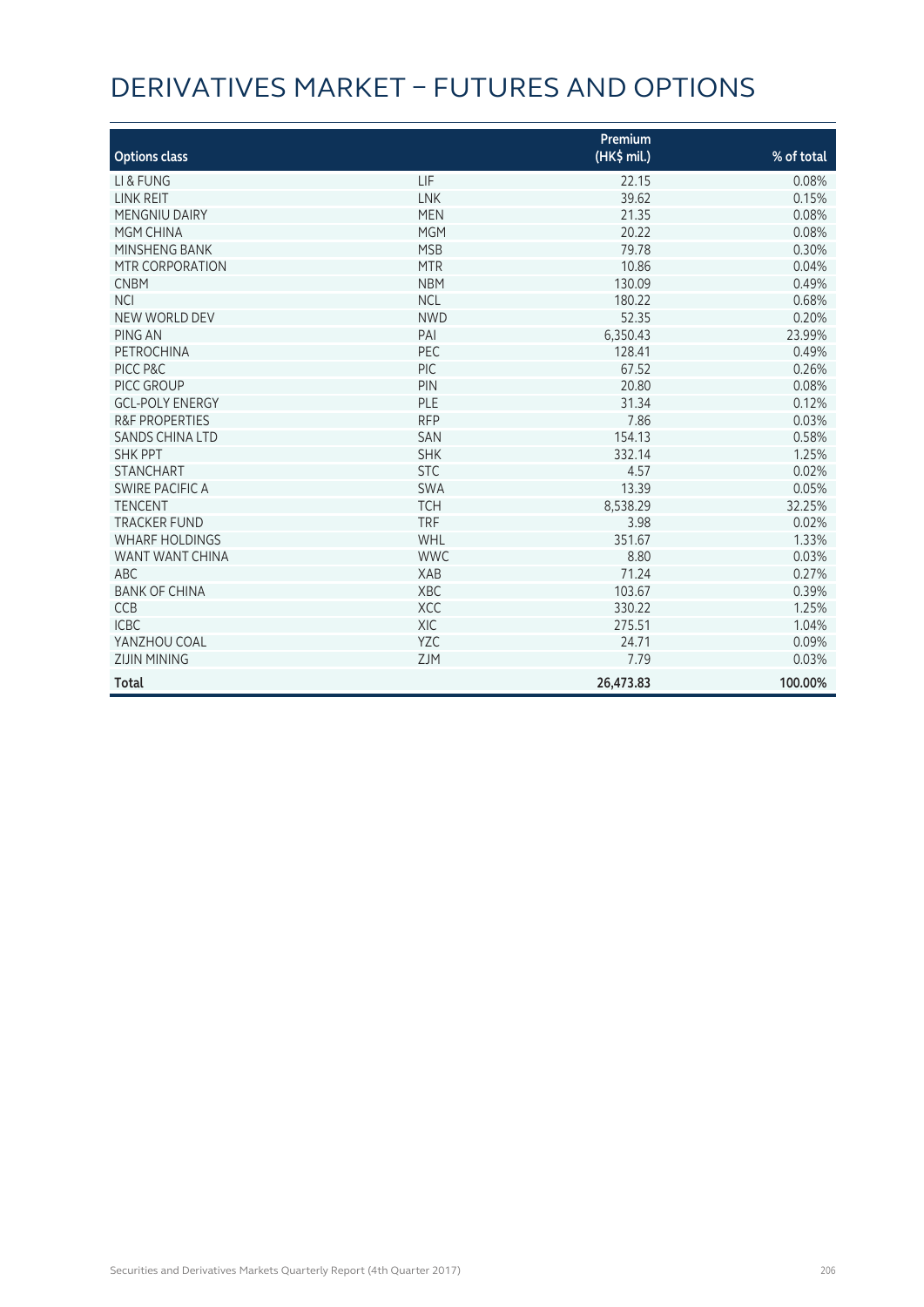# DERIVATIVES MARKET – FUTURES AND OPTIONS

| Options class | | Premium (HK$ mil.) | % of total |
|---|---|---|---|
| LI & FUNG | LIF | 22.15 | 0.08% |
| LINK REIT | LNK | 39.62 | 0.15% |
| MENGNIU DAIRY | MEN | 21.35 | 0.08% |
| MGM CHINA | MGM | 20.22 | 0.08% |
| MINSHENG BANK | MSB | 79.78 | 0.30% |
| MTR CORPORATION | MTR | 10.86 | 0.04% |
| CNBM | NBM | 130.09 | 0.49% |
| NCI | NCL | 180.22 | 0.68% |
| NEW WORLD DEV | NWD | 52.35 | 0.20% |
| PING AN | PAI | 6,350.43 | 23.99% |
| PETROCHINA | PEC | 128.41 | 0.49% |
| PICC P&C | PIC | 67.52 | 0.26% |
| PICC GROUP | PIN | 20.80 | 0.08% |
| GCL-POLY ENERGY | PLE | 31.34 | 0.12% |
| R&F PROPERTIES | RFP | 7.86 | 0.03% |
| SANDS CHINA LTD | SAN | 154.13 | 0.58% |
| SHK PPT | SHK | 332.14 | 1.25% |
| STANCHART | STC | 4.57 | 0.02% |
| SWIRE PACIFIC A | SWA | 13.39 | 0.05% |
| TENCENT | TCH | 8,538.29 | 32.25% |
| TRACKER FUND | TRF | 3.98 | 0.02% |
| WHARF HOLDINGS | WHL | 351.67 | 1.33% |
| WANT WANT CHINA | WWC | 8.80 | 0.03% |
| ABC | XAB | 71.24 | 0.27% |
| BANK OF CHINA | XBC | 103.67 | 0.39% |
| CCB | XCC | 330.22 | 1.25% |
| ICBC | XIC | 275.51 | 1.04% |
| YANZHOU COAL | YZC | 24.71 | 0.09% |
| ZIJIN MINING | ZJM | 7.79 | 0.03% |
| **Total** | | **26,473.83** | **100.00%** |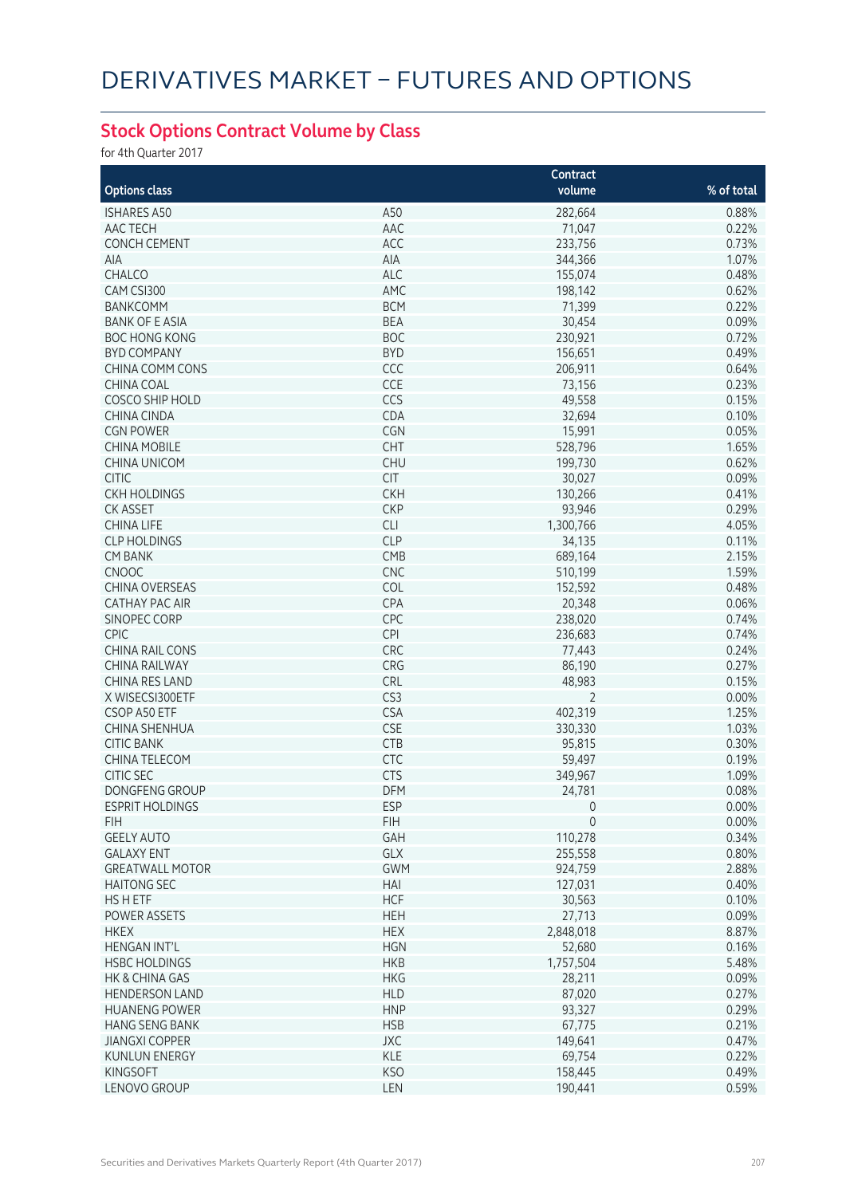# DERIVATIVES MARKET – FUTURES AND OPTIONS

## Stock Options Contract Volume by Class

for 4th Quarter 2017

| Options class | | Contract volume | % of total |
|---|---|---|---|
| ISHARES A50 | A50 | 282,664 | 0.88% |
| AAC TECH | AAC | 71,047 | 0.22% |
| CONCH CEMENT | ACC | 233,756 | 0.73% |
| AIA | AIA | 344,366 | 1.07% |
| CHALCO | ALC | 155,074 | 0.48% |
| CAM CSI300 | AMC | 198,142 | 0.62% |
| BANKCOMM | BCM | 71,399 | 0.22% |
| BANK OF E ASIA | BEA | 30,454 | 0.09% |
| BOC HONG KONG | BOC | 230,921 | 0.72% |
| BYD COMPANY | BYD | 156,651 | 0.49% |
| CHINA COMM CONS | CCC | 206,911 | 0.64% |
| CHINA COAL | CCE | 73,156 | 0.23% |
| COSCO SHIP HOLD | CCS | 49,558 | 0.15% |
| CHINA CINDA | CDA | 32,694 | 0.10% |
| CGN POWER | CGN | 15,991 | 0.05% |
| CHINA MOBILE | CHT | 528,796 | 1.65% |
| CHINA UNICOM | CHU | 199,730 | 0.62% |
| CITIC | CIT | 30,027 | 0.09% |
| CKH HOLDINGS | CKH | 130,266 | 0.41% |
| CK ASSET | CKP | 93,946 | 0.29% |
| CHINA LIFE | CLI | 1,300,766 | 4.05% |
| CLP HOLDINGS | CLP | 34,135 | 0.11% |
| CM BANK | CMB | 689,164 | 2.15% |
| CNOOC | CNC | 510,199 | 1.59% |
| CHINA OVERSEAS | COL | 152,592 | 0.48% |
| CATHAY PAC AIR | CPA | 20,348 | 0.06% |
| SINOPEC CORP | CPC | 238,020 | 0.74% |
| CPIC | CPI | 236,683 | 0.74% |
| CHINA RAIL CONS | CRC | 77,443 | 0.24% |
| CHINA RAILWAY | CRG | 86,190 | 0.27% |
| CHINA RES LAND | CRL | 48,983 | 0.15% |
| X WISECSI300ETF | CS3 | 2 | 0.00% |
| CSOP A50 ETF | CSA | 402,319 | 1.25% |
| CHINA SHENHUA | CSE | 330,330 | 1.03% |
| CITIC BANK | CTB | 95,815 | 0.30% |
| CHINA TELECOM | CTC | 59,497 | 0.19% |
| CITIC SEC | CTS | 349,967 | 1.09% |
| DONGFENG GROUP | DFM | 24,781 | 0.08% |
| ESPRIT HOLDINGS | ESP | 0 | 0.00% |
| FIH | FIH | 0 | 0.00% |
| GEELY AUTO | GAH | 110,278 | 0.34% |
| GALAXY ENT | GLX | 255,558 | 0.80% |
| GREATWALL MOTOR | GWM | 924,759 | 2.88% |
| HAITONG SEC | HAI | 127,031 | 0.40% |
| HS H ETF | HCF | 30,563 | 0.10% |
| POWER ASSETS | HEH | 27,713 | 0.09% |
| HKEX | HEX | 2,848,018 | 8.87% |
| HENGAN INT'L | HGN | 52,680 | 0.16% |
| HSBC HOLDINGS | HKB | 1,757,504 | 5.48% |
| HK & CHINA GAS | HKG | 28,211 | 0.09% |
| HENDERSON LAND | HLD | 87,020 | 0.27% |
| HUANENG POWER | HNP | 93,327 | 0.29% |
| HANG SENG BANK | HSB | 67,775 | 0.21% |
| JIANGXI COPPER | JXC | 149,641 | 0.47% |
| KUNLUN ENERGY | KLE | 69,754 | 0.22% |
| KINGSOFT | KSO | 158,445 | 0.49% |
| LENOVO GROUP | LEN | 190,441 | 0.59% |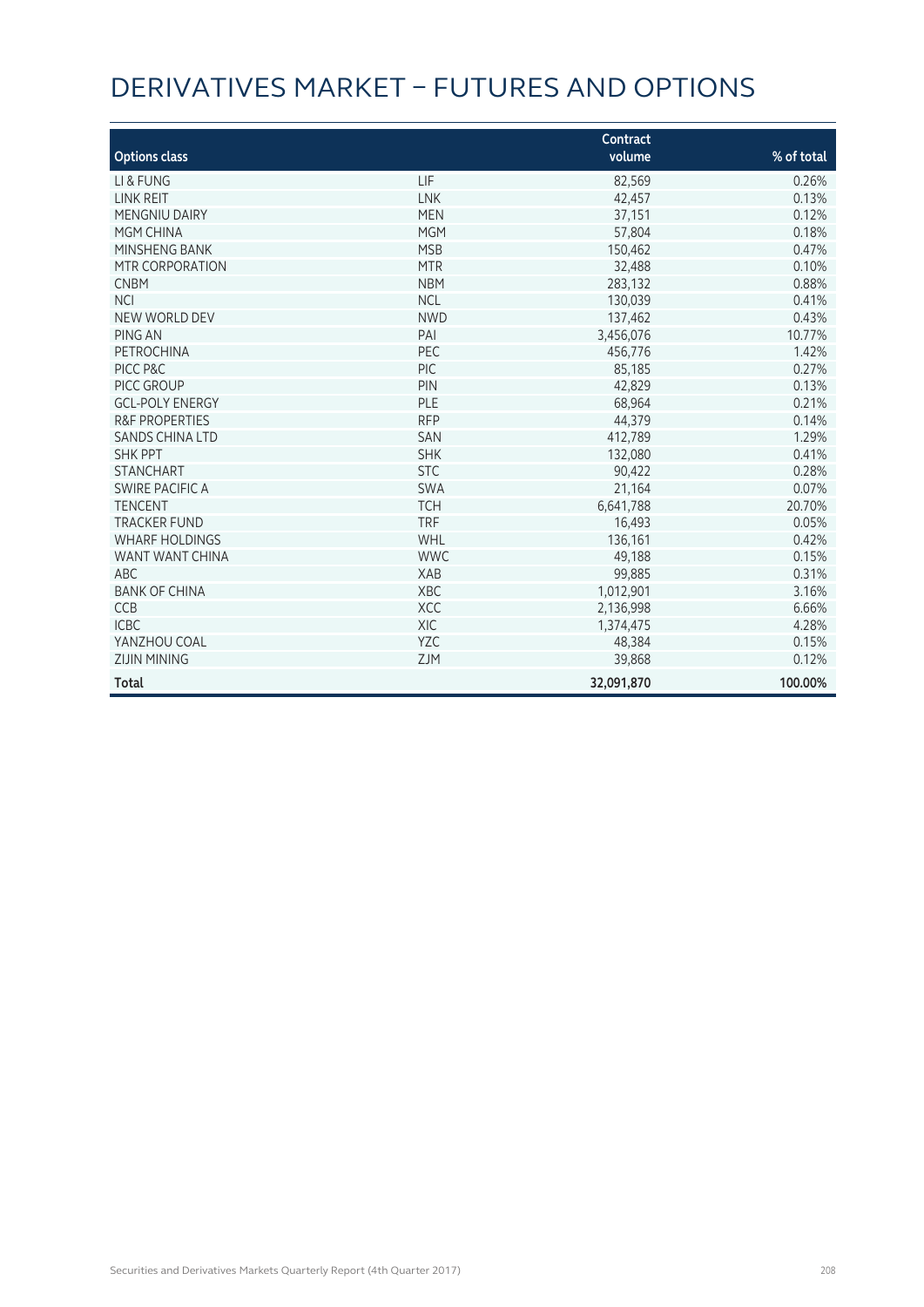# DERIVATIVES MARKET – FUTURES AND OPTIONS

| Options class | | Contract volume | % of total |
|---|---|---|---|
| LI & FUNG | LIF | 82,569 | 0.26% |
| LINK REIT | LNK | 42,457 | 0.13% |
| MENGNIU DAIRY | MEN | 37,151 | 0.12% |
| MGM CHINA | MGM | 57,804 | 0.18% |
| MINSHENG BANK | MSB | 150,462 | 0.47% |
| MTR CORPORATION | MTR | 32,488 | 0.10% |
| CNBM | NBM | 283,132 | 0.88% |
| NCI | NCL | 130,039 | 0.41% |
| NEW WORLD DEV | NWD | 137,462 | 0.43% |
| PING AN | PAI | 3,456,076 | 10.77% |
| PETROCHINA | PEC | 456,776 | 1.42% |
| PICC P&C | PIC | 85,185 | 0.27% |
| PICC GROUP | PIN | 42,829 | 0.13% |
| GCL-POLY ENERGY | PLE | 68,964 | 0.21% |
| R&F PROPERTIES | RFP | 44,379 | 0.14% |
| SANDS CHINA LTD | SAN | 412,789 | 1.29% |
| SHK PPT | SHK | 132,080 | 0.41% |
| STANCHART | STC | 90,422 | 0.28% |
| SWIRE PACIFIC A | SWA | 21,164 | 0.07% |
| TENCENT | TCH | 6,641,788 | 20.70% |
| TRACKER FUND | TRF | 16,493 | 0.05% |
| WHARF HOLDINGS | WHL | 136,161 | 0.42% |
| WANT WANT CHINA | WWC | 49,188 | 0.15% |
| ABC | XAB | 99,885 | 0.31% |
| BANK OF CHINA | XBC | 1,012,901 | 3.16% |
| CCB | XCC | 2,136,998 | 6.66% |
| ICBC | XIC | 1,374,475 | 4.28% |
| YANZHOU COAL | YZC | 48,384 | 0.15% |
| ZIJIN MINING | ZJM | 39,868 | 0.12% |
| **Total** | | **32,091,870** | **100.00%** |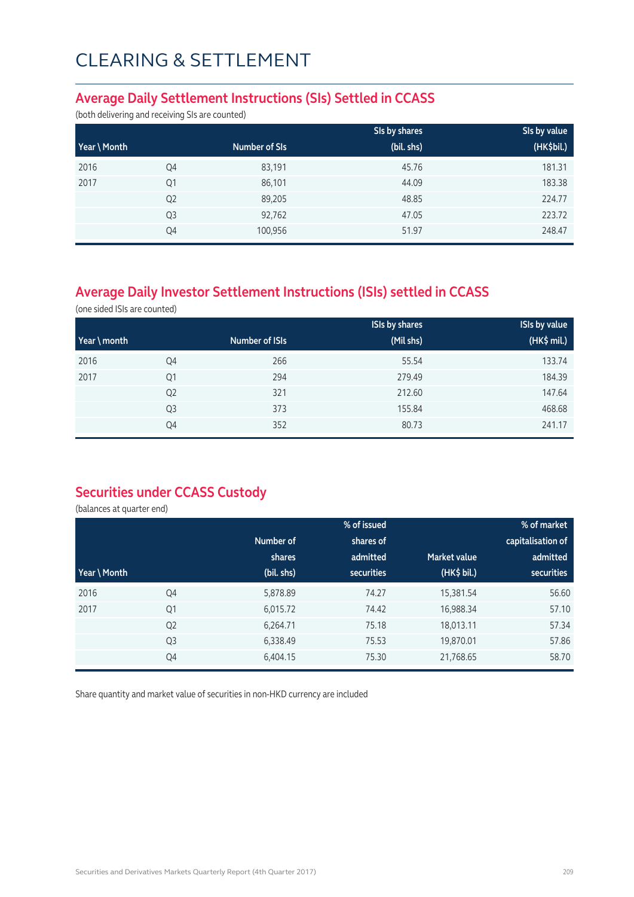# CLEARING & SETTLEMENT

## Average Daily Settlement Instructions (SIs) Settled in CCASS

(both delivering and receiving SIs are counted)

| Year \ Month | | Number of SIs | SIs by shares (bil. shs) | SIs by value (HK$bil.) |
|---|---|---|---|---|
| 2016 | Q4 | 83,191 | 45.76 | 181.31 |
| 2017 | Q1 | 86,101 | 44.09 | 183.38 |
| | Q2 | 89,205 | 48.85 | 224.77 |
| | Q3 | 92,762 | 47.05 | 223.72 |
| | Q4 | 100,956 | 51.97 | 248.47 |

## Average Daily Investor Settlement Instructions (ISIs) settled in CCASS

(one sided ISIs are counted)

| Year \ month | | Number of ISIs | ISIs by shares (Mil shs) | ISIs by value (HK$ mil.) |
|---|---|---|---|---|
| 2016 | Q4 | 266 | 55.54 | 133.74 |
| 2017 | Q1 | 294 | 279.49 | 184.39 |
| | Q2 | 321 | 212.60 | 147.64 |
| | Q3 | 373 | 155.84 | 468.68 |
| | Q4 | 352 | 80.73 | 241.17 |

## Securities under CCASS Custody

(balances at quarter end)

| Year \ Month | | Number of shares (bil. shs) | % of issued shares of admitted securities | Market value (HK$ bil.) | % of market capitalisation of admitted securities |
|---|---|---|---|---|---|
| 2016 | Q4 | 5,878.89 | 74.27 | 15,381.54 | 56.60 |
| 2017 | Q1 | 6,015.72 | 74.42 | 16,988.34 | 57.10 |
| | Q2 | 6,264.71 | 75.18 | 18,013.11 | 57.34 |
| | Q3 | 6,338.49 | 75.53 | 19,870.01 | 57.86 |
| | Q4 | 6,404.15 | 75.30 | 21,768.65 | 58.70 |

Share quantity and market value of securities in non-HKD currency are included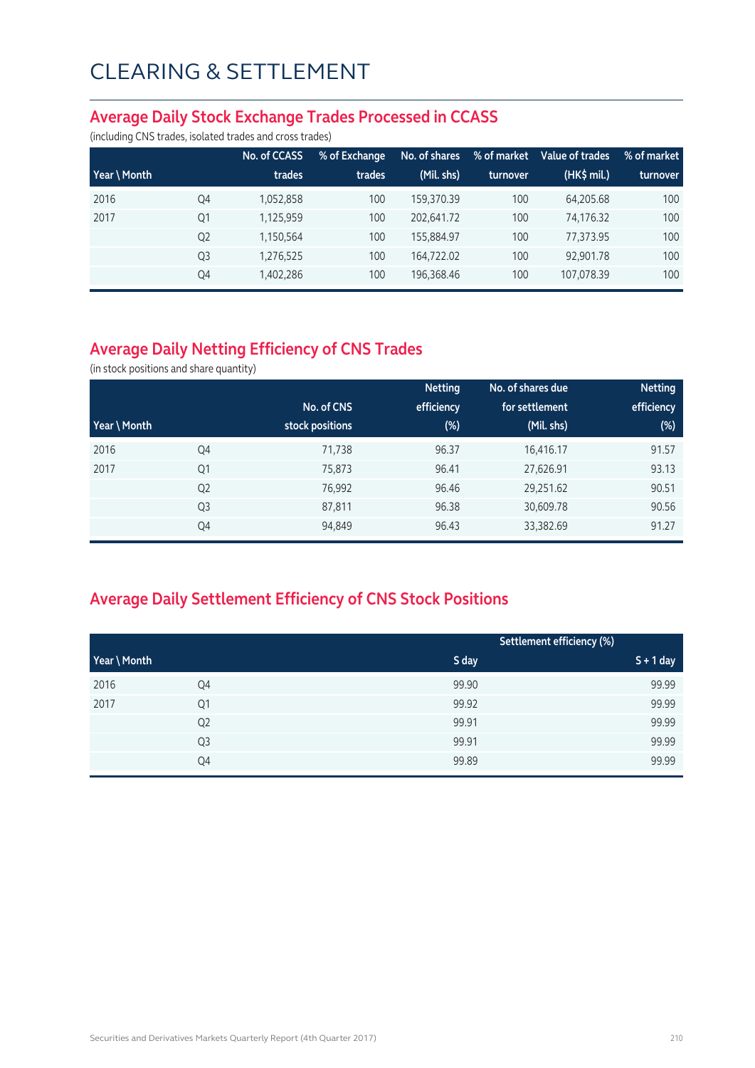# CLEARING & SETTLEMENT

## Average Daily Stock Exchange Trades Processed in CCASS

(including CNS trades, isolated trades and cross trades)

| Year \ Month | | No. of CCASS trades | % of Exchange trades | No. of shares (Mil. shs) | % of market turnover | Value of trades (HK$ mil.) | % of market turnover |
|---|---|---|---|---|---|---|---|
| 2016 | Q4 | 1,052,858 | 100 | 159,370.39 | 100 | 64,205.68 | 100 |
| 2017 | Q1 | 1,125,959 | 100 | 202,641.72 | 100 | 74,176.32 | 100 |
| | Q2 | 1,150,564 | 100 | 155,884.97 | 100 | 77,373.95 | 100 |
| | Q3 | 1,276,525 | 100 | 164,722.02 | 100 | 92,901.78 | 100 |
| | Q4 | 1,402,286 | 100 | 196,368.46 | 100 | 107,078.39 | 100 |

## Average Daily Netting Efficiency of CNS Trades

(in stock positions and share quantity)

| Year \ Month | | No. of CNS stock positions | Netting efficiency (%) | No. of shares due for settlement (Mil. shs) | Netting efficiency (%) |
|---|---|---|---|---|---|
| 2016 | Q4 | 71,738 | 96.37 | 16,416.17 | 91.57 |
| 2017 | Q1 | 75,873 | 96.41 | 27,626.91 | 93.13 |
| | Q2 | 76,992 | 96.46 | 29,251.62 | 90.51 |
| | Q3 | 87,811 | 96.38 | 30,609.78 | 90.56 |
| | Q4 | 94,849 | 96.43 | 33,382.69 | 91.27 |

## Average Daily Settlement Efficiency of CNS Stock Positions

| | | Settlement efficiency (%) | |
|---|---|---|---|
| Year \ Month | | S day | S + 1 day |
| 2016 | Q4 | 99.90 | 99.99 |
| 2017 | Q1 | 99.92 | 99.99 |
| | Q2 | 99.91 | 99.99 |
| | Q3 | 99.91 | 99.99 |
| | Q4 | 99.89 | 99.99 |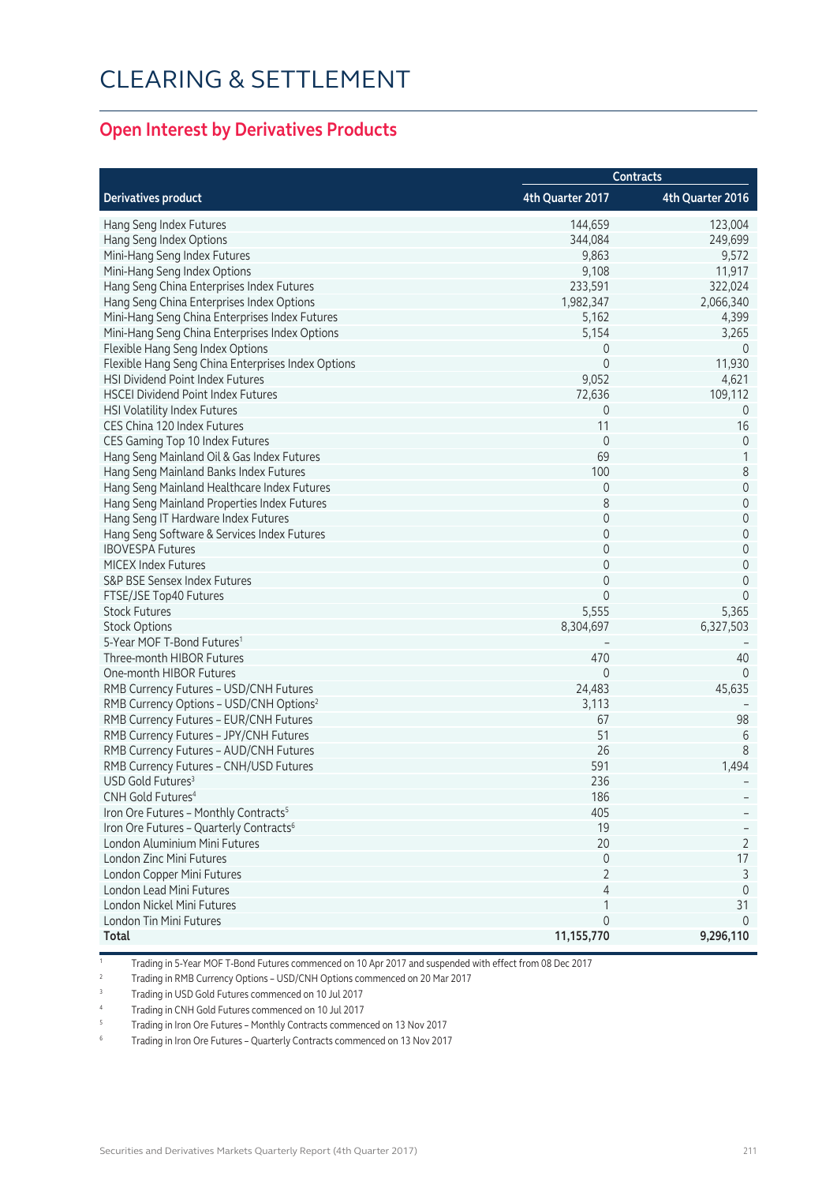# CLEARING & SETTLEMENT

## Open Interest by Derivatives Products

| | Contracts | |
|---|---|---|
| Derivatives product | 4th Quarter 2017 | 4th Quarter 2016 |
| Hang Seng Index Futures | 144,659 | 123,004 |
| Hang Seng Index Options | 344,084 | 249,699 |
| Mini-Hang Seng Index Futures | 9,863 | 9,572 |
| Mini-Hang Seng Index Options | 9,108 | 11,917 |
| Hang Seng China Enterprises Index Futures | 233,591 | 322,024 |
| Hang Seng China Enterprises Index Options | 1,982,347 | 2,066,340 |
| Mini-Hang Seng China Enterprises Index Futures | 5,162 | 4,399 |
| Mini-Hang Seng China Enterprises Index Options | 5,154 | 3,265 |
| Flexible Hang Seng Index Options | 0 | 0 |
| Flexible Hang Seng China Enterprises Index Options | 0 | 11,930 |
| HSI Dividend Point Index Futures | 9,052 | 4,621 |
| HSCEI Dividend Point Index Futures | 72,636 | 109,112 |
| HSI Volatility Index Futures | 0 | 0 |
| CES China 120 Index Futures | 11 | 16 |
| CES Gaming Top 10 Index Futures | 0 | 0 |
| Hang Seng Mainland Oil & Gas Index Futures | 69 | 1 |
| Hang Seng Mainland Banks Index Futures | 100 | 8 |
| Hang Seng Mainland Healthcare Index Futures | 0 | 0 |
| Hang Seng Mainland Properties Index Futures | 8 | 0 |
| Hang Seng IT Hardware Index Futures | 0 | 0 |
| Hang Seng Software & Services Index Futures | 0 | 0 |
| IBOVESPA Futures | 0 | 0 |
| MICEX Index Futures | 0 | 0 |
| S&P BSE Sensex Index Futures | 0 | 0 |
| FTSE/JSE Top40 Futures | 0 | 0 |
| Stock Futures | 5,555 | 5,365 |
| Stock Options | 8,304,697 | 6,327,503 |
| 5-Year MOF T-Bond Futures[1] | – | – |
| Three-month HIBOR Futures | 470 | 40 |
| One-month HIBOR Futures | 0 | 0 |
| RMB Currency Futures – USD/CNH Futures | 24,483 | 45,635 |
| RMB Currency Options – USD/CNH Options[2] | 3,113 | – |
| RMB Currency Futures – EUR/CNH Futures | 67 | 98 |
| RMB Currency Futures – JPY/CNH Futures | 51 | 6 |
| RMB Currency Futures – AUD/CNH Futures | 26 | 8 |
| RMB Currency Futures – CNH/USD Futures | 591 | 1,494 |
| USD Gold Futures[3] | 236 | – |
| CNH Gold Futures[4] | 186 | – |
| Iron Ore Futures – Monthly Contracts[5] | 405 | – |
| Iron Ore Futures – Quarterly Contracts[6] | 19 | – |
| London Aluminium Mini Futures | 20 | 2 |
| London Zinc Mini Futures | 0 | 17 |
| London Copper Mini Futures | 2 | 3 |
| London Lead Mini Futures | 4 | 0 |
| London Nickel Mini Futures | 1 | 31 |
| London Tin Mini Futures | 0 | 0 |
| **Total** | **11,155,770** | **9,296,110** |

1 Trading in 5-Year MOF T-Bond Futures commenced on 10 Apr 2017 and suspended with effect from 08 Dec 2017

2 Trading in RMB Currency Options – USD/CNH Options commenced on 20 Mar 2017

3 Trading in USD Gold Futures commenced on 10 Jul 2017

4 Trading in CNH Gold Futures commenced on 10 Jul 2017

5 Trading in Iron Ore Futures – Monthly Contracts commenced on 13 Nov 2017

6 Trading in Iron Ore Futures – Quarterly Contracts commenced on 13 Nov 2017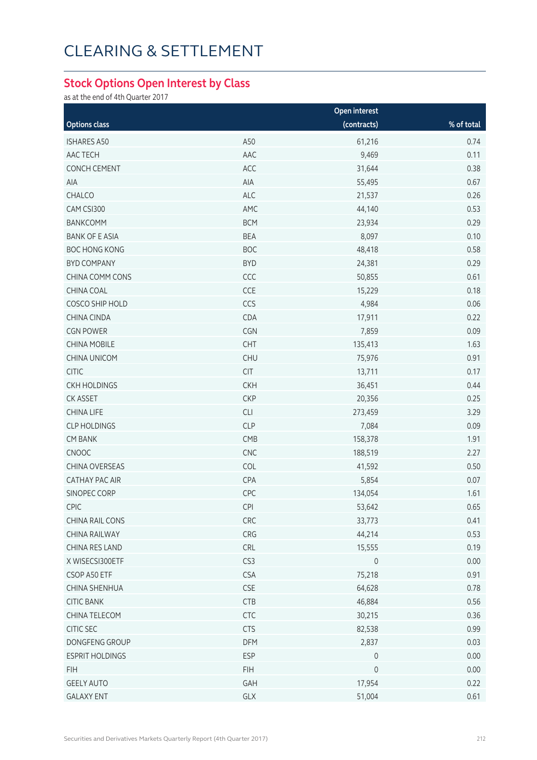# CLEARING & SETTLEMENT

## Stock Options Open Interest by Class

as at the end of 4th Quarter 2017

| Options class | | Open interest (contracts) | % of total |
|---|---|---|---|
| ISHARES A50 | A50 | 61,216 | 0.74 |
| AAC TECH | AAC | 9,469 | 0.11 |
| CONCH CEMENT | ACC | 31,644 | 0.38 |
| AIA | AIA | 55,495 | 0.67 |
| CHALCO | ALC | 21,537 | 0.26 |
| CAM CSI300 | AMC | 44,140 | 0.53 |
| BANKCOMM | BCM | 23,934 | 0.29 |
| BANK OF E ASIA | BEA | 8,097 | 0.10 |
| BOC HONG KONG | BOC | 48,418 | 0.58 |
| BYD COMPANY | BYD | 24,381 | 0.29 |
| CHINA COMM CONS | CCC | 50,855 | 0.61 |
| CHINA COAL | CCE | 15,229 | 0.18 |
| COSCO SHIP HOLD | CCS | 4,984 | 0.06 |
| CHINA CINDA | CDA | 17,911 | 0.22 |
| CGN POWER | CGN | 7,859 | 0.09 |
| CHINA MOBILE | CHT | 135,413 | 1.63 |
| CHINA UNICOM | CHU | 75,976 | 0.91 |
| CITIC | CIT | 13,711 | 0.17 |
| CKH HOLDINGS | CKH | 36,451 | 0.44 |
| CK ASSET | CKP | 20,356 | 0.25 |
| CHINA LIFE | CLI | 273,459 | 3.29 |
| CLP HOLDINGS | CLP | 7,084 | 0.09 |
| CM BANK | CMB | 158,378 | 1.91 |
| CNOOC | CNC | 188,519 | 2.27 |
| CHINA OVERSEAS | COL | 41,592 | 0.50 |
| CATHAY PAC AIR | CPA | 5,854 | 0.07 |
| SINOPEC CORP | CPC | 134,054 | 1.61 |
| CPIC | CPI | 53,642 | 0.65 |
| CHINA RAIL CONS | CRC | 33,773 | 0.41 |
| CHINA RAILWAY | CRG | 44,214 | 0.53 |
| CHINA RES LAND | CRL | 15,555 | 0.19 |
| X WISECSI300ETF | CS3 | 0 | 0.00 |
| CSOP A50 ETF | CSA | 75,218 | 0.91 |
| CHINA SHENHUA | CSE | 64,628 | 0.78 |
| CITIC BANK | CTB | 46,884 | 0.56 |
| CHINA TELECOM | CTC | 30,215 | 0.36 |
| CITIC SEC | CTS | 82,538 | 0.99 |
| DONGFENG GROUP | DFM | 2,837 | 0.03 |
| ESPRIT HOLDINGS | ESP | 0 | 0.00 |
| FIH | FIH | 0 | 0.00 |
| GEELY AUTO | GAH | 17,954 | 0.22 |
| GALAXY ENT | GLX | 51,004 | 0.61 |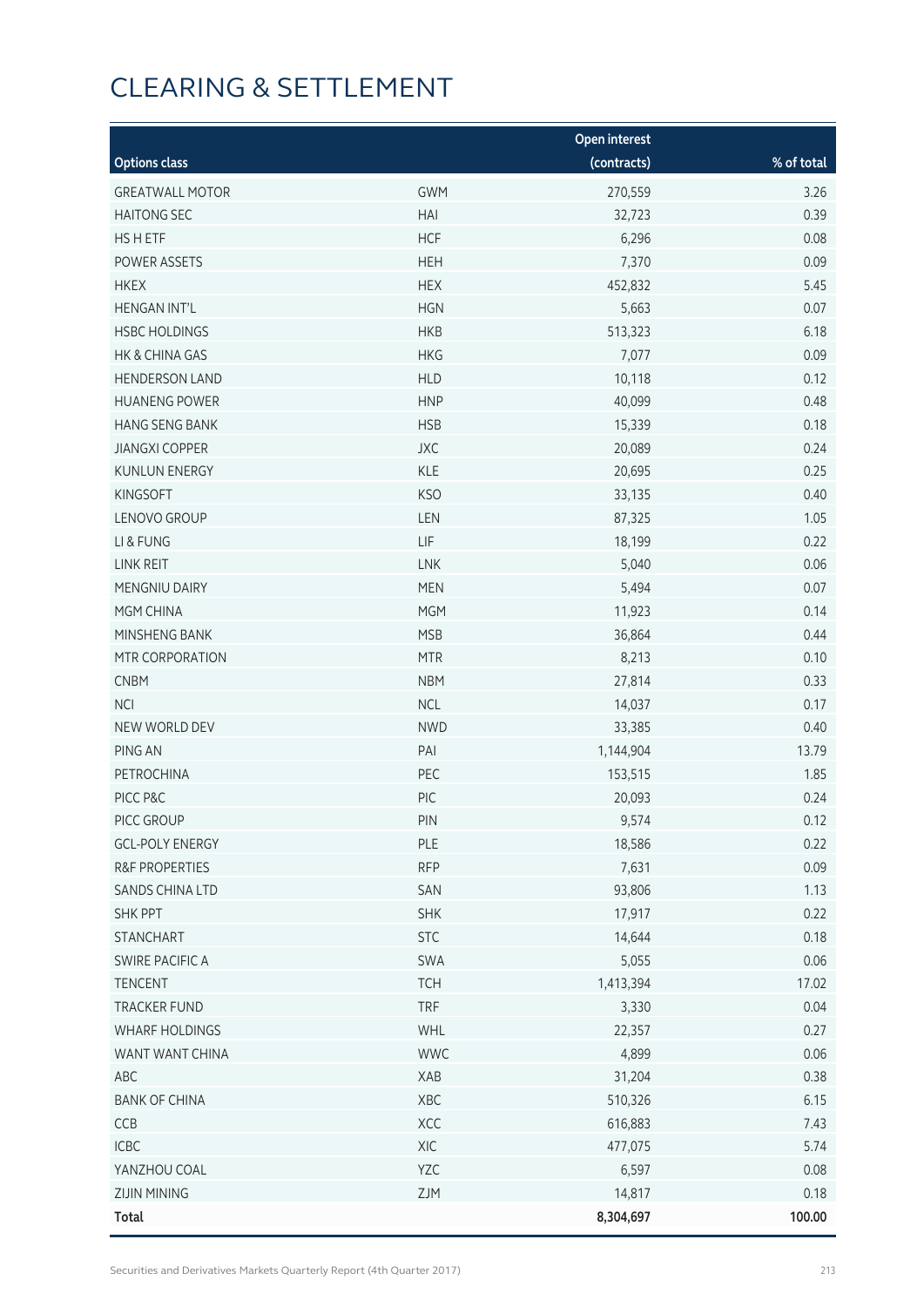# CLEARING & SETTLEMENT

| Options class | | Open interest (contracts) | % of total |
|---|---|---|---|
| GREATWALL MOTOR | GWM | 270,559 | 3.26 |
| HAITONG SEC | HAI | 32,723 | 0.39 |
| HS H ETF | HCF | 6,296 | 0.08 |
| POWER ASSETS | HEH | 7,370 | 0.09 |
| HKEX | HEX | 452,832 | 5.45 |
| HENGAN INT'L | HGN | 5,663 | 0.07 |
| HSBC HOLDINGS | HKB | 513,323 | 6.18 |
| HK & CHINA GAS | HKG | 7,077 | 0.09 |
| HENDERSON LAND | HLD | 10,118 | 0.12 |
| HUANENG POWER | HNP | 40,099 | 0.48 |
| HANG SENG BANK | HSB | 15,339 | 0.18 |
| JIANGXI COPPER | JXC | 20,089 | 0.24 |
| KUNLUN ENERGY | KLE | 20,695 | 0.25 |
| KINGSOFT | KSO | 33,135 | 0.40 |
| LENOVO GROUP | LEN | 87,325 | 1.05 |
| LI & FUNG | LIF | 18,199 | 0.22 |
| LINK REIT | LNK | 5,040 | 0.06 |
| MENGNIU DAIRY | MEN | 5,494 | 0.07 |
| MGM CHINA | MGM | 11,923 | 0.14 |
| MINSHENG BANK | MSB | 36,864 | 0.44 |
| MTR CORPORATION | MTR | 8,213 | 0.10 |
| CNBM | NBM | 27,814 | 0.33 |
| NCI | NCL | 14,037 | 0.17 |
| NEW WORLD DEV | NWD | 33,385 | 0.40 |
| PING AN | PAI | 1,144,904 | 13.79 |
| PETROCHINA | PEC | 153,515 | 1.85 |
| PICC P&C | PIC | 20,093 | 0.24 |
| PICC GROUP | PIN | 9,574 | 0.12 |
| GCL-POLY ENERGY | PLE | 18,586 | 0.22 |
| R&F PROPERTIES | RFP | 7,631 | 0.09 |
| SANDS CHINA LTD | SAN | 93,806 | 1.13 |
| SHK PPT | SHK | 17,917 | 0.22 |
| STANCHART | STC | 14,644 | 0.18 |
| SWIRE PACIFIC A | SWA | 5,055 | 0.06 |
| TENCENT | TCH | 1,413,394 | 17.02 |
| TRACKER FUND | TRF | 3,330 | 0.04 |
| WHARF HOLDINGS | WHL | 22,357 | 0.27 |
| WANT WANT CHINA | WWC | 4,899 | 0.06 |
| ABC | XAB | 31,204 | 0.38 |
| BANK OF CHINA | XBC | 510,326 | 6.15 |
| CCB | XCC | 616,883 | 7.43 |
| ICBC | XIC | 477,075 | 5.74 |
| YANZHOU COAL | YZC | 6,597 | 0.08 |
| ZIJIN MINING | ZJM | 14,817 | 0.18 |
| **Total** | | **8,304,697** | **100.00** |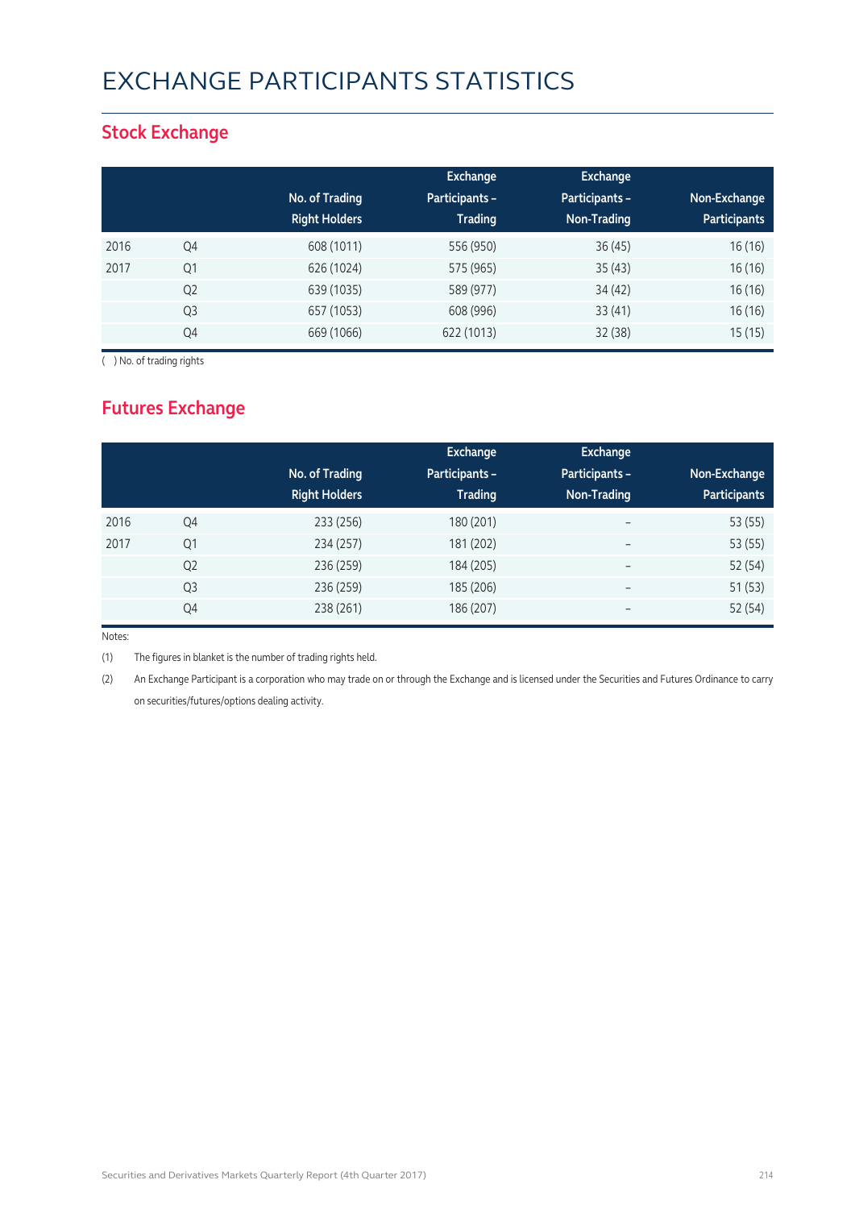# EXCHANGE PARTICIPANTS STATISTICS

## Stock Exchange

| | | No. of Trading Right Holders | Exchange Participants – Trading | Exchange Participants – Non-Trading | Non-Exchange Participants |
|---|---|---|---|---|---|
| 2016 | Q4 | 608 (1011) | 556 (950) | 36 (45) | 16 (16) |
| 2017 | Q1 | 626 (1024) | 575 (965) | 35 (43) | 16 (16) |
| | Q2 | 639 (1035) | 589 (977) | 34 (42) | 16 (16) |
| | Q3 | 657 (1053) | 608 (996) | 33 (41) | 16 (16) |
| | Q4 | 669 (1066) | 622 (1013) | 32 (38) | 15 (15) |

( ) No. of trading rights

## Futures Exchange

| | | No. of Trading Right Holders | Exchange Participants – Trading | Exchange Participants – Non-Trading | Non-Exchange Participants |
|---|---|---|---|---|---|
| 2016 | Q4 | 233 (256) | 180 (201) | – | 53 (55) |
| 2017 | Q1 | 234 (257) | 181 (202) | – | 53 (55) |
| | Q2 | 236 (259) | 184 (205) | – | 52 (54) |
| | Q3 | 236 (259) | 185 (206) | – | 51 (53) |
| | Q4 | 238 (261) | 186 (207) | – | 52 (54) |

Notes:

(1) The figures in blanket is the number of trading rights held.

(2) An Exchange Participant is a corporation who may trade on or through the Exchange and is licensed under the Securities and Futures Ordinance to carry on securities/futures/options dealing activity.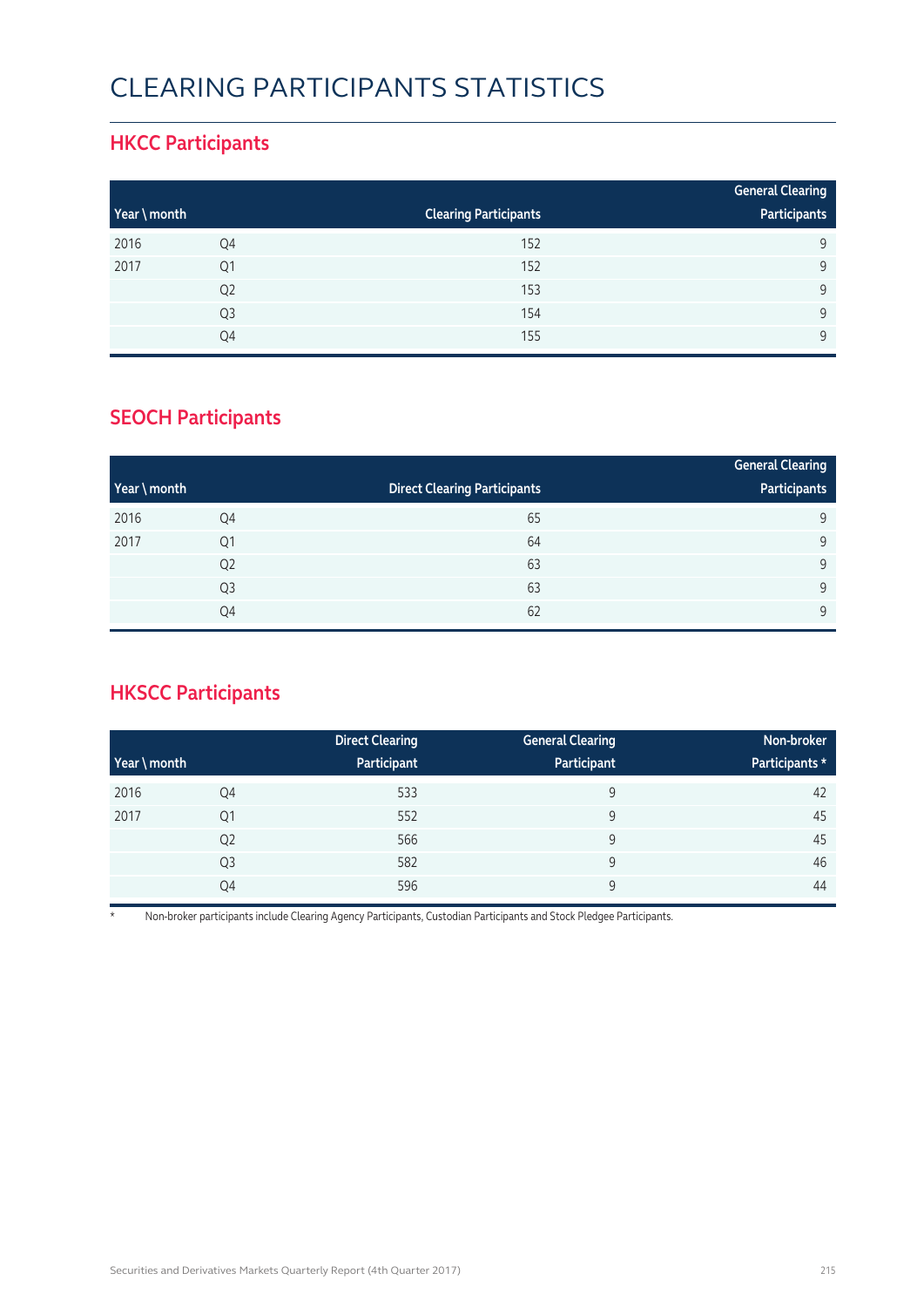# CLEARING PARTICIPANTS STATISTICS

## HKCC Participants

| Year \ month | | Clearing Participants | General Clearing Participants |
|---|---|---|---|
| 2016 | Q4 | 152 | 9 |
| 2017 | Q1 | 152 | 9 |
| | Q2 | 153 | 9 |
| | Q3 | 154 | 9 |
| | Q4 | 155 | 9 |

## SEOCH Participants

| Year \ month | | Direct Clearing Participants | General Clearing Participants |
|---|---|---|---|
| 2016 | Q4 | 65 | 9 |
| 2017 | Q1 | 64 | 9 |
| | Q2 | 63 | 9 |
| | Q3 | 63 | 9 |
| | Q4 | 62 | 9 |

## HKSCC Participants

| Year \ month | | Direct Clearing Participant | General Clearing Participant | Non-broker Participants * |
|---|---|---|---|---|
| 2016 | Q4 | 533 | 9 | 42 |
| 2017 | Q1 | 552 | 9 | 45 |
| | Q2 | 566 | 9 | 45 |
| | Q3 | 582 | 9 | 46 |
| | Q4 | 596 | 9 | 44 |

* Non-broker participants include Clearing Agency Participants, Custodian Participants and Stock Pledgee Participants.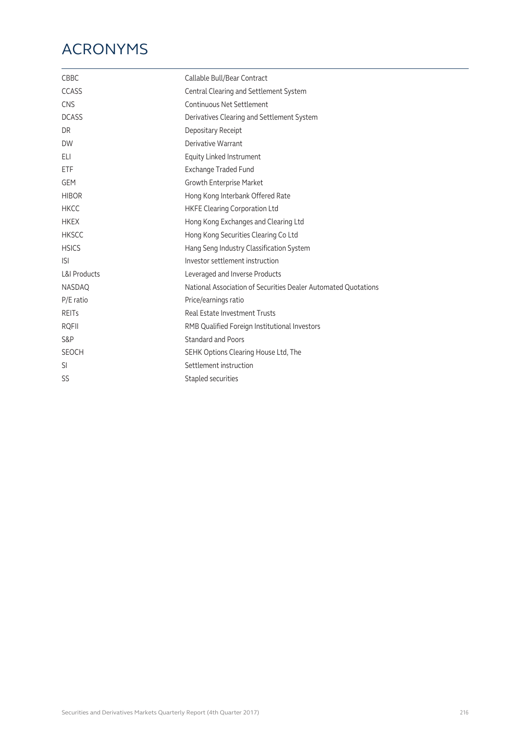# ACRONYMS

| | |
|---|---|
| CBBC | Callable Bull/Bear Contract |
| CCASS | Central Clearing and Settlement System |
| CNS | Continuous Net Settlement |
| DCASS | Derivatives Clearing and Settlement System |
| DR | Depositary Receipt |
| DW | Derivative Warrant |
| ELI | Equity Linked Instrument |
| ETF | Exchange Traded Fund |
| GEM | Growth Enterprise Market |
| HIBOR | Hong Kong Interbank Offered Rate |
| HKCC | HKFE Clearing Corporation Ltd |
| HKEX | Hong Kong Exchanges and Clearing Ltd |
| HKSCC | Hong Kong Securities Clearing Co Ltd |
| HSICS | Hang Seng Industry Classification System |
| ISI | Investor settlement instruction |
| L&I Products | Leveraged and Inverse Products |
| NASDAQ | National Association of Securities Dealer Automated Quotations |
| P/E ratio | Price/earnings ratio |
| REITs | Real Estate Investment Trusts |
| RQFII | RMB Qualified Foreign Institutional Investors |
| S&P | Standard and Poors |
| SEOCH | SEHK Options Clearing House Ltd, The |
| SI | Settlement instruction |
| SS | Stapled securities |